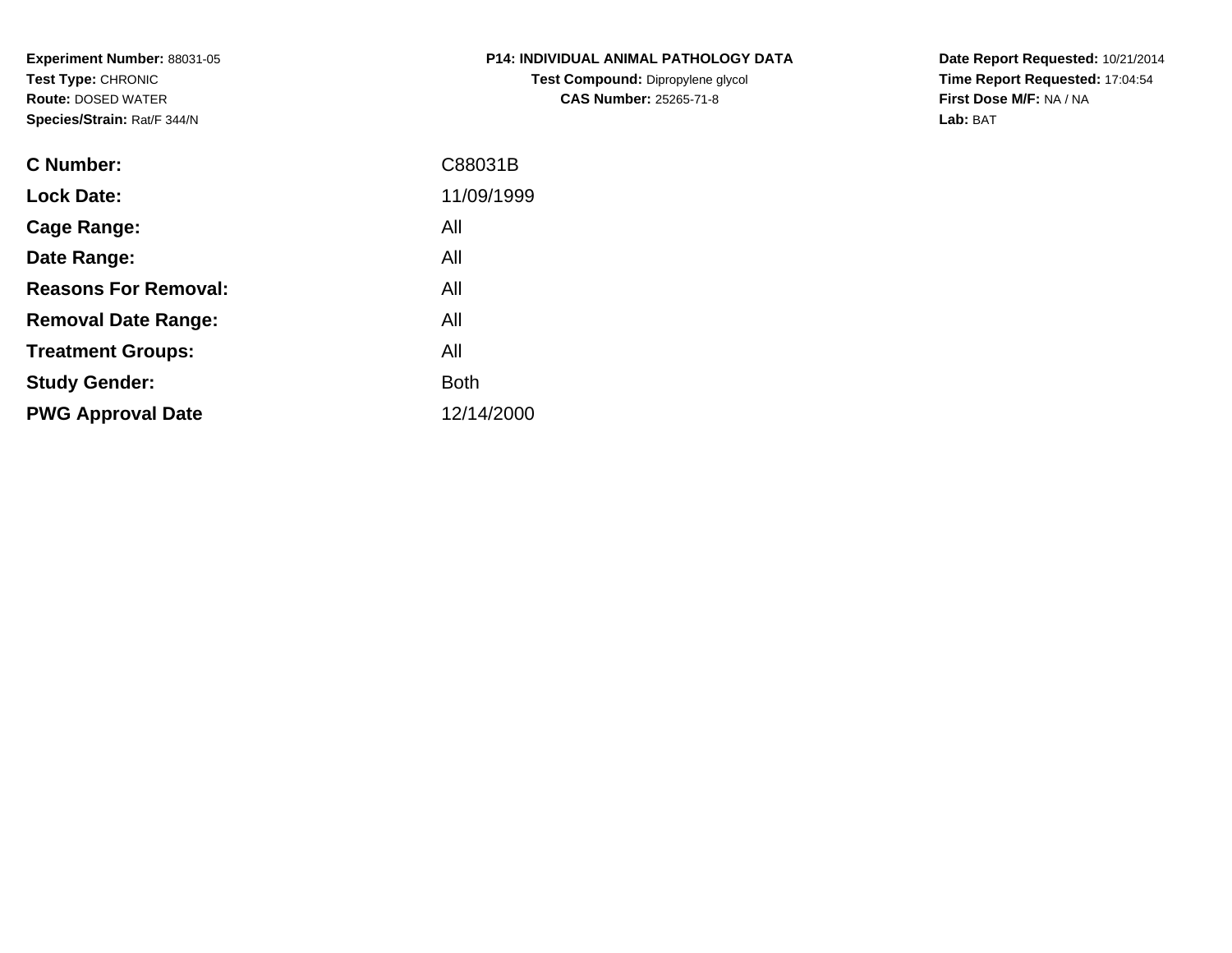**Experiment Number:** 88031-05
**Test Type:** CHRONIC
**Route:** DOSED WATER
**Species/Strain:** Rat/F 344/N

**P14: INDIVIDUAL ANIMAL PATHOLOGY DATA**
**Test Compound:** Dipropylene glycol
**CAS Number:** 25265-71-8

**Date Report Requested:** 10/21/2014
**Time Report Requested:** 17:04:54
**First Dose M/F:** NA / NA
**Lab:** BAT

| | |
|---|---|
| **C Number:** | C88031B |
| **Lock Date:** | 11/09/1999 |
| **Cage Range:** | All |
| **Date Range:** | All |
| **Reasons For Removal:** | All |
| **Removal Date Range:** | All |
| **Treatment Groups:** | All |
| **Study Gender:** | Both |
| **PWG Approval Date** | 12/14/2000 |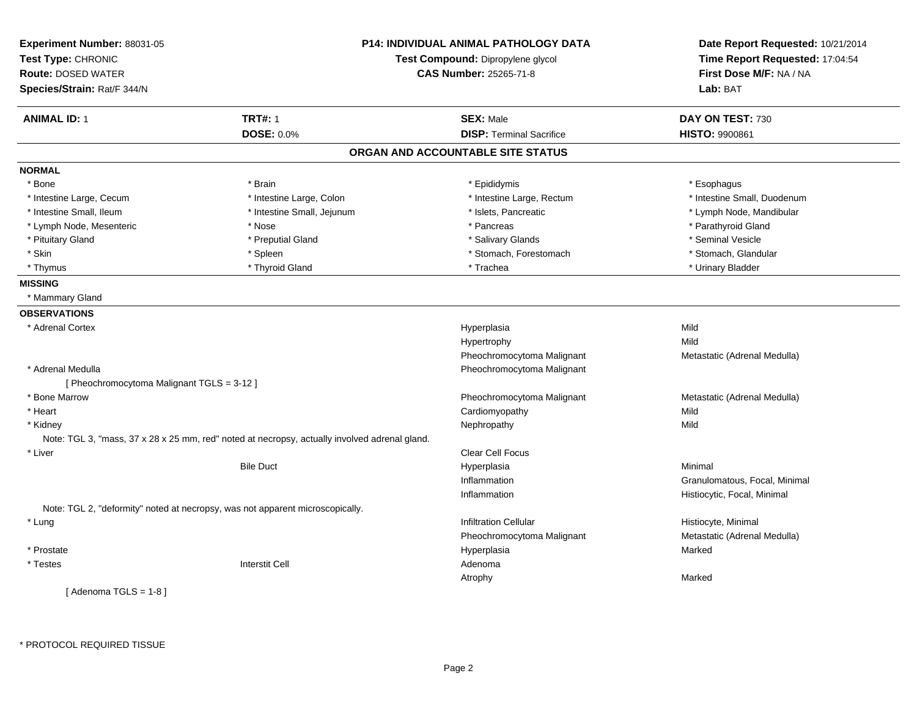**Experiment Number:** 88031-05
**Test Type:** CHRONIC
**Route:** DOSED WATER
**Species/Strain:** Rat/F 344/N

**P14: INDIVIDUAL ANIMAL PATHOLOGY DATA**
**Test Compound:** Dipropylene glycol
**CAS Number:** 25265-71-8

**Date Report Requested:** 10/21/2014
**Time Report Requested:** 17:04:54
**First Dose M/F:** NA / NA
**Lab:** BAT

| **ANIMAL ID:** 1 | **TRT#:** 1 | **SEX:** Male | **DAY ON TEST:** 730 |
|---|---|---|---|
| | **DOSE:** 0.0% | **DISP:** Terminal Sacrifice | **HISTO:** 9900861 |

## ORGAN AND ACCOUNTABLE SITE STATUS

**NORMAL**

| | | | |
|---|---|---|---|
| * Bone | * Brain | * Epididymis | * Esophagus |
| * Intestine Large, Cecum | * Intestine Large, Colon | * Intestine Large, Rectum | * Intestine Small, Duodenum |
| * Intestine Small, Ileum | * Intestine Small, Jejunum | * Islets, Pancreatic | * Lymph Node, Mandibular |
| * Lymph Node, Mesenteric | * Nose | * Pancreas | * Parathyroid Gland |
| * Pituitary Gland | * Preputial Gland | * Salivary Glands | * Seminal Vesicle |
| * Skin | * Spleen | * Stomach, Forestomach | * Stomach, Glandular |
| * Thymus | * Thyroid Gland | * Trachea | * Urinary Bladder |

**MISSING**

* Mammary Gland

**OBSERVATIONS**

| | | | |
|---|---|---|---|
| * Adrenal Cortex | | Hyperplasia | Mild |
| | | Hypertrophy | Mild |
| | | Pheochromocytoma Malignant | Metastatic (Adrenal Medulla) |
| * Adrenal Medulla | | Pheochromocytoma Malignant | |
| [ Pheochromocytoma Malignant TGLS = 3-12 ] | | | |
| * Bone Marrow | | Pheochromocytoma Malignant | Metastatic (Adrenal Medulla) |
| * Heart | | Cardiomyopathy | Mild |
| * Kidney | | Nephropathy | Mild |
| Note: TGL 3, "mass, 37 x 28 x 25 mm, red" noted at necropsy, actually involved adrenal gland. | | | |
| * Liver | | Clear Cell Focus | |
| | Bile Duct | Hyperplasia | Minimal |
| | | Inflammation | Granulomatous, Focal, Minimal |
| | | Inflammation | Histiocytic, Focal, Minimal |
| Note: TGL 2, "deformity" noted at necropsy, was not apparent microscopically. | | | |
| * Lung | | Infiltration Cellular | Histiocyte, Minimal |
| | | Pheochromocytoma Malignant | Metastatic (Adrenal Medulla) |
| * Prostate | | Hyperplasia | Marked |
| * Testes | Interstit Cell | Adenoma | |
| | | Atrophy | Marked |
| [ Adenoma TGLS = 1-8 ] | | | |

* PROTOCOL REQUIRED TISSUE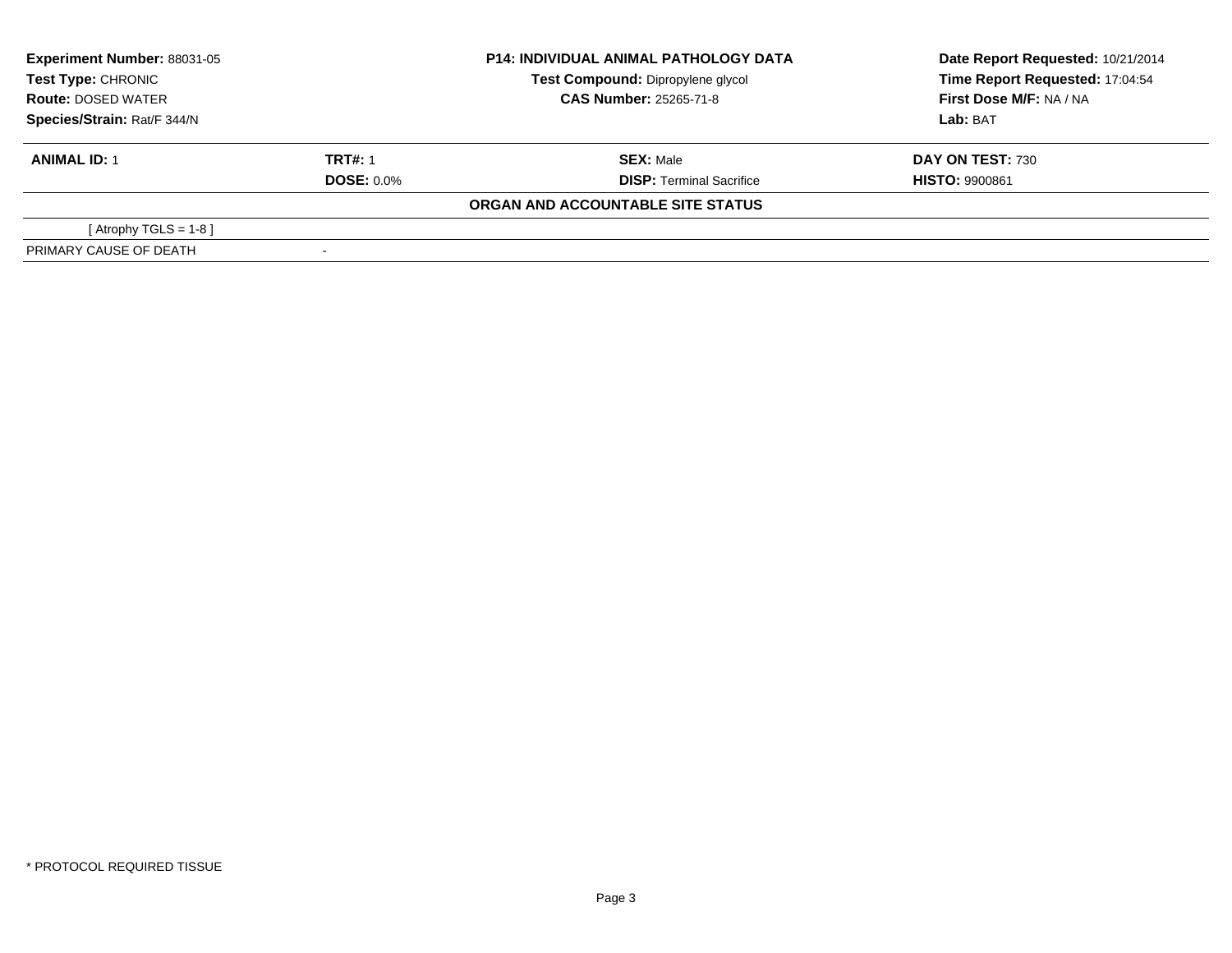**Experiment Number:** 88031-05
**Test Type:** CHRONIC
**Route:** DOSED WATER
**Species/Strain:** Rat/F 344/N

**P14: INDIVIDUAL ANIMAL PATHOLOGY DATA**
**Test Compound:** Dipropylene glycol
**CAS Number:** 25265-71-8

**Date Report Requested:** 10/21/2014
**Time Report Requested:** 17:04:54
**First Dose M/F:** NA / NA
**Lab:** BAT

| **ANIMAL ID:** 1 | **TRT#:** 1 | **SEX:** Male | **DAY ON TEST:** 730 |
|---|---|---|---|
| | **DOSE:** 0.0% | **DISP:** Terminal Sacrifice | **HISTO:** 9900861 |

**ORGAN AND ACCOUNTABLE SITE STATUS**

| | |
|---|---|
| [ Atrophy TGLS = 1-8 ] | |
| PRIMARY CAUSE OF DEATH | - |

* PROTOCOL REQUIRED TISSUE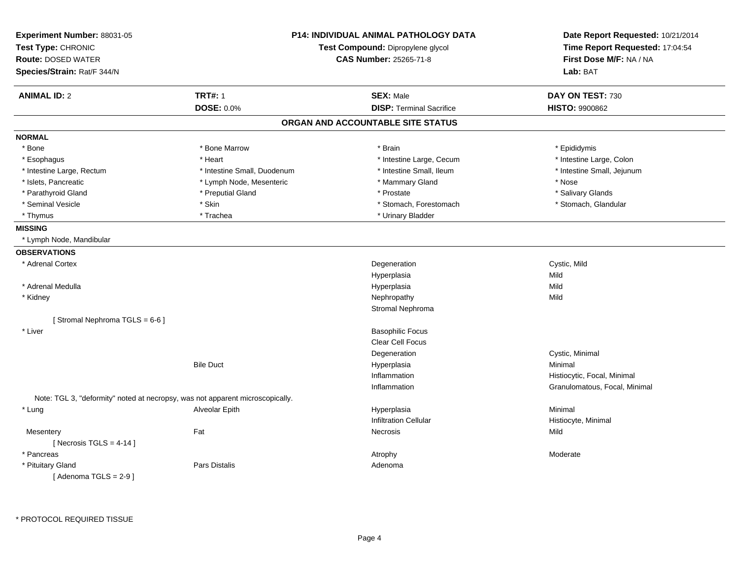**Experiment Number:** 88031-05
**Test Type:** CHRONIC
**Route:** DOSED WATER
**Species/Strain:** Rat/F 344/N

**P14: INDIVIDUAL ANIMAL PATHOLOGY DATA**
**Test Compound:** Dipropylene glycol
**CAS Number:** 25265-71-8

**Date Report Requested:** 10/21/2014
**Time Report Requested:** 17:04:54
**First Dose M/F:** NA / NA
**Lab:** BAT

| **ANIMAL ID:** 2 | **TRT#:** 1 | **SEX:** Male | **DAY ON TEST:** 730 |
|---|---|---|---|
| | **DOSE:** 0.0% | **DISP:** Terminal Sacrifice | **HISTO:** 9900862 |

## ORGAN AND ACCOUNTABLE SITE STATUS

**NORMAL**

| | | | |
|---|---|---|---|
| * Bone | * Bone Marrow | * Brain | * Epididymis |
| * Esophagus | * Heart | * Intestine Large, Cecum | * Intestine Large, Colon |
| * Intestine Large, Rectum | * Intestine Small, Duodenum | * Intestine Small, Ileum | * Intestine Small, Jejunum |
| * Islets, Pancreatic | * Lymph Node, Mesenteric | * Mammary Gland | * Nose |
| * Parathyroid Gland | * Preputial Gland | * Prostate | * Salivary Glands |
| * Seminal Vesicle | * Skin | * Stomach, Forestomach | * Stomach, Glandular |
| * Thymus | * Trachea | * Urinary Bladder | |

**MISSING**

* Lymph Node, Mandibular

**OBSERVATIONS**

| Organ | Site | Observation | Qualifier |
|---|---|---|---|
| * Adrenal Cortex | | Degeneration | Cystic, Mild |
| | | Hyperplasia | Mild |
| * Adrenal Medulla | | Hyperplasia | Mild |
| * Kidney | | Nephropathy | Mild |
| | | Stromal Nephroma | |
| [ Stromal Nephroma TGLS = 6-6 ] | | | |
| * Liver | | Basophilic Focus | |
| | | Clear Cell Focus | |
| | | Degeneration | Cystic, Minimal |
| | Bile Duct | Hyperplasia | Minimal |
| | | Inflammation | Histiocytic, Focal, Minimal |
| | | Inflammation | Granulomatous, Focal, Minimal |
| Note: TGL 3, "deformity" noted at necropsy, was not apparent microscopically. | | | |
| * Lung | Alveolar Epith | Hyperplasia | Minimal |
| | | Infiltration Cellular | Histiocyte, Minimal |
| Mesentery | Fat | Necrosis | Mild |
| [ Necrosis TGLS = 4-14 ] | | | |
| * Pancreas | | Atrophy | Moderate |
| * Pituitary Gland | Pars Distalis | Adenoma | |
| [ Adenoma TGLS = 2-9 ] | | | |

* PROTOCOL REQUIRED TISSUE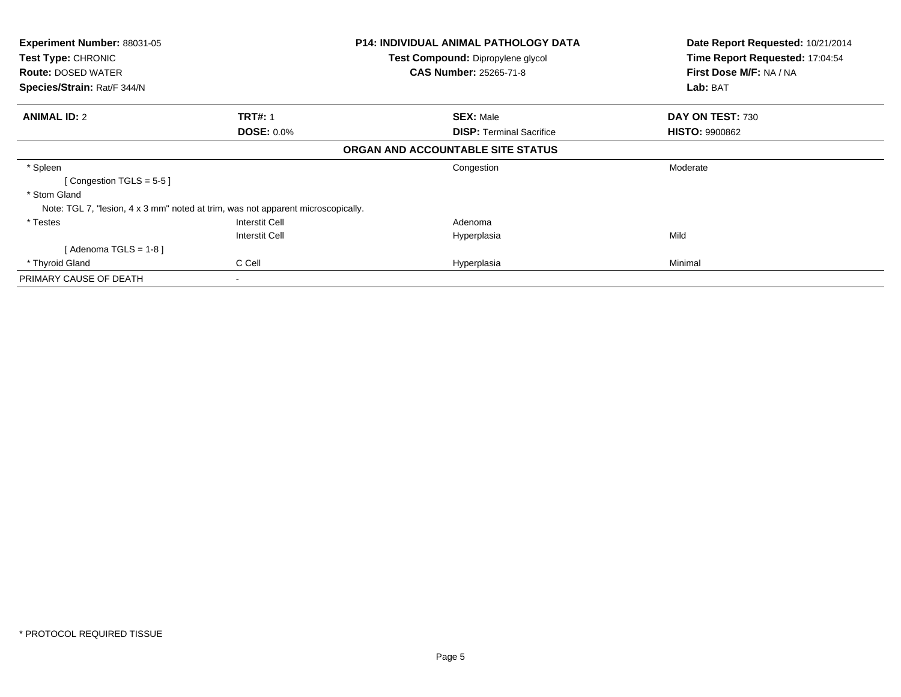**Experiment Number:** 88031-05
**Test Type:** CHRONIC
**Route:** DOSED WATER
**Species/Strain:** Rat/F 344/N

**P14: INDIVIDUAL ANIMAL PATHOLOGY DATA**
**Test Compound:** Dipropylene glycol
**CAS Number:** 25265-71-8

**Date Report Requested:** 10/21/2014
**Time Report Requested:** 17:04:54
**First Dose M/F:** NA / NA
**Lab:** BAT

| **ANIMAL ID:** 2 | **TRT#:** 1 | **SEX:** Male | **DAY ON TEST:** 730 |
|---|---|---|---|
| | **DOSE:** 0.0% | **DISP:** Terminal Sacrifice | **HISTO:** 9900862 |

**ORGAN AND ACCOUNTABLE SITE STATUS**

| | | | |
|---|---|---|---|
| * Spleen | | Congestion | Moderate |
| [ Congestion TGLS = 5-5 ] | | | |
| * Stom Gland | | | |
| Note: TGL 7, "lesion, 4 x 3 mm" noted at trim, was not apparent microscopically. | | | |
| * Testes | Interstit Cell | Adenoma | |
| | Interstit Cell | Hyperplasia | Mild |
| [ Adenoma TGLS = 1-8 ] | | | |
| * Thyroid Gland | C Cell | Hyperplasia | Minimal |
| PRIMARY CAUSE OF DEATH | - | | |

* PROTOCOL REQUIRED TISSUE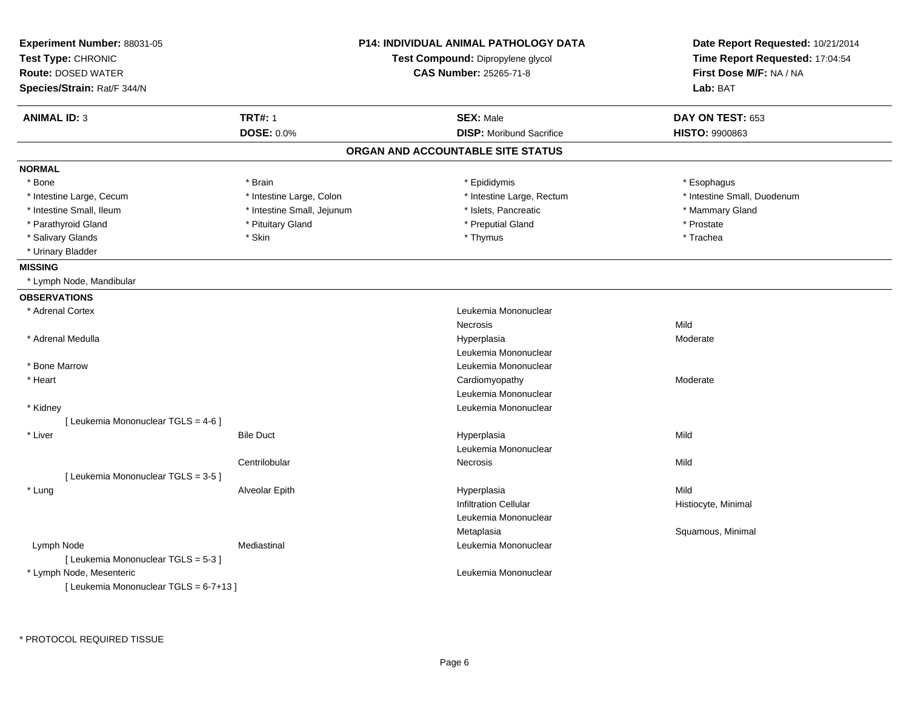**Experiment Number:** 88031-05
**Test Type:** CHRONIC
**Route:** DOSED WATER
**Species/Strain:** Rat/F 344/N

**P14: INDIVIDUAL ANIMAL PATHOLOGY DATA**
**Test Compound:** Dipropylene glycol
**CAS Number:** 25265-71-8

**Date Report Requested:** 10/21/2014
**Time Report Requested:** 17:04:54
**First Dose M/F:** NA / NA
**Lab:** BAT

| **ANIMAL ID:** 3 | **TRT#:** 1 | **SEX:** Male | **DAY ON TEST:** 653 |
|---|---|---|---|
| | **DOSE:** 0.0% | **DISP:** Moribund Sacrifice | **HISTO:** 9900863 |

## ORGAN AND ACCOUNTABLE SITE STATUS

**NORMAL**

| | | | |
|---|---|---|---|
| * Bone | * Brain | * Epididymis | * Esophagus |
| * Intestine Large, Cecum | * Intestine Large, Colon | * Intestine Large, Rectum | * Intestine Small, Duodenum |
| * Intestine Small, Ileum | * Intestine Small, Jejunum | * Islets, Pancreatic | * Mammary Gland |
| * Parathyroid Gland | * Pituitary Gland | * Preputial Gland | * Prostate |
| * Salivary Glands | * Skin | * Thymus | * Trachea |
| * Urinary Bladder | | | |

**MISSING**

* Lymph Node, Mandibular

**OBSERVATIONS**

| | | | |
|---|---|---|---|
| * Adrenal Cortex | | Leukemia Mononuclear | |
| | | Necrosis | Mild |
| * Adrenal Medulla | | Hyperplasia | Moderate |
| | | Leukemia Mononuclear | |
| * Bone Marrow | | Leukemia Mononuclear | |
| * Heart | | Cardiomyopathy | Moderate |
| | | Leukemia Mononuclear | |
| * Kidney | | Leukemia Mononuclear | |
| [ Leukemia Mononuclear TGLS = 4-6 ] | | | |
| * Liver | Bile Duct | Hyperplasia | Mild |
| | | Leukemia Mononuclear | |
| | Centrilobular | Necrosis | Mild |
| [ Leukemia Mononuclear TGLS = 3-5 ] | | | |
| * Lung | Alveolar Epith | Hyperplasia | Mild |
| | | Infiltration Cellular | Histiocyte, Minimal |
| | | Leukemia Mononuclear | |
| | | Metaplasia | Squamous, Minimal |
| Lymph Node | Mediastinal | Leukemia Mononuclear | |
| [ Leukemia Mononuclear TGLS = 5-3 ] | | | |
| * Lymph Node, Mesenteric | | Leukemia Mononuclear | |
| [ Leukemia Mononuclear TGLS = 6-7+13 ] | | | |

* PROTOCOL REQUIRED TISSUE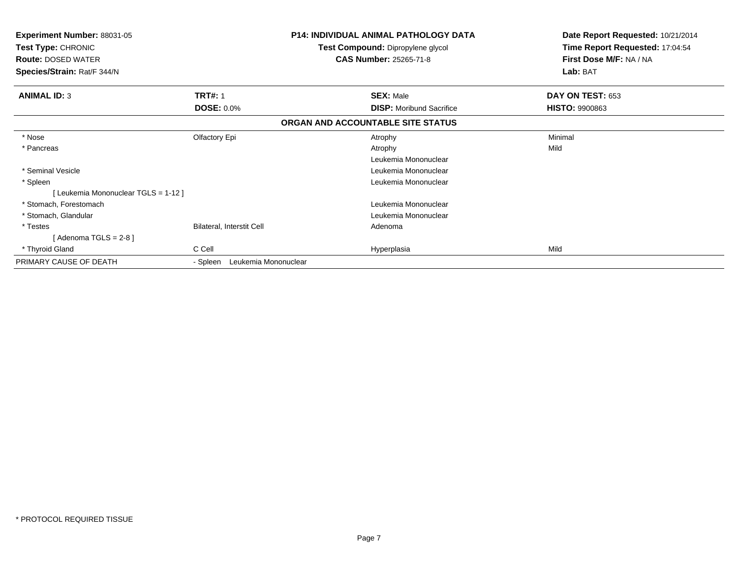**Experiment Number:** 88031-05
**Test Type:** CHRONIC
**Route:** DOSED WATER
**Species/Strain:** Rat/F 344/N

**P14: INDIVIDUAL ANIMAL PATHOLOGY DATA**
**Test Compound:** Dipropylene glycol
**CAS Number:** 25265-71-8

**Date Report Requested:** 10/21/2014
**Time Report Requested:** 17:04:54
**First Dose M/F:** NA / NA
**Lab:** BAT

| **ANIMAL ID:** 3 | **TRT#:** 1 | **SEX:** Male | **DAY ON TEST:** 653 |
|---|---|---|---|
| | **DOSE:** 0.0% | **DISP:** Moribund Sacrifice | **HISTO:** 9900863 |

## ORGAN AND ACCOUNTABLE SITE STATUS

| | | | |
|---|---|---|---|
| * Nose | Olfactory Epi | Atrophy | Minimal |
| * Pancreas | | Atrophy | Mild |
| | | Leukemia Mononuclear | |
| * Seminal Vesicle | | Leukemia Mononuclear | |
| * Spleen | | Leukemia Mononuclear | |
| [ Leukemia Mononuclear TGLS = 1-12 ] | | | |
| * Stomach, Forestomach | | Leukemia Mononuclear | |
| * Stomach, Glandular | | Leukemia Mononuclear | |
| * Testes | Bilateral, Interstit Cell | Adenoma | |
| [ Adenoma TGLS = 2-8 ] | | | |
| * Thyroid Gland | C Cell | Hyperplasia | Mild |
| PRIMARY CAUSE OF DEATH | - Spleen Leukemia Mononuclear | | |

* PROTOCOL REQUIRED TISSUE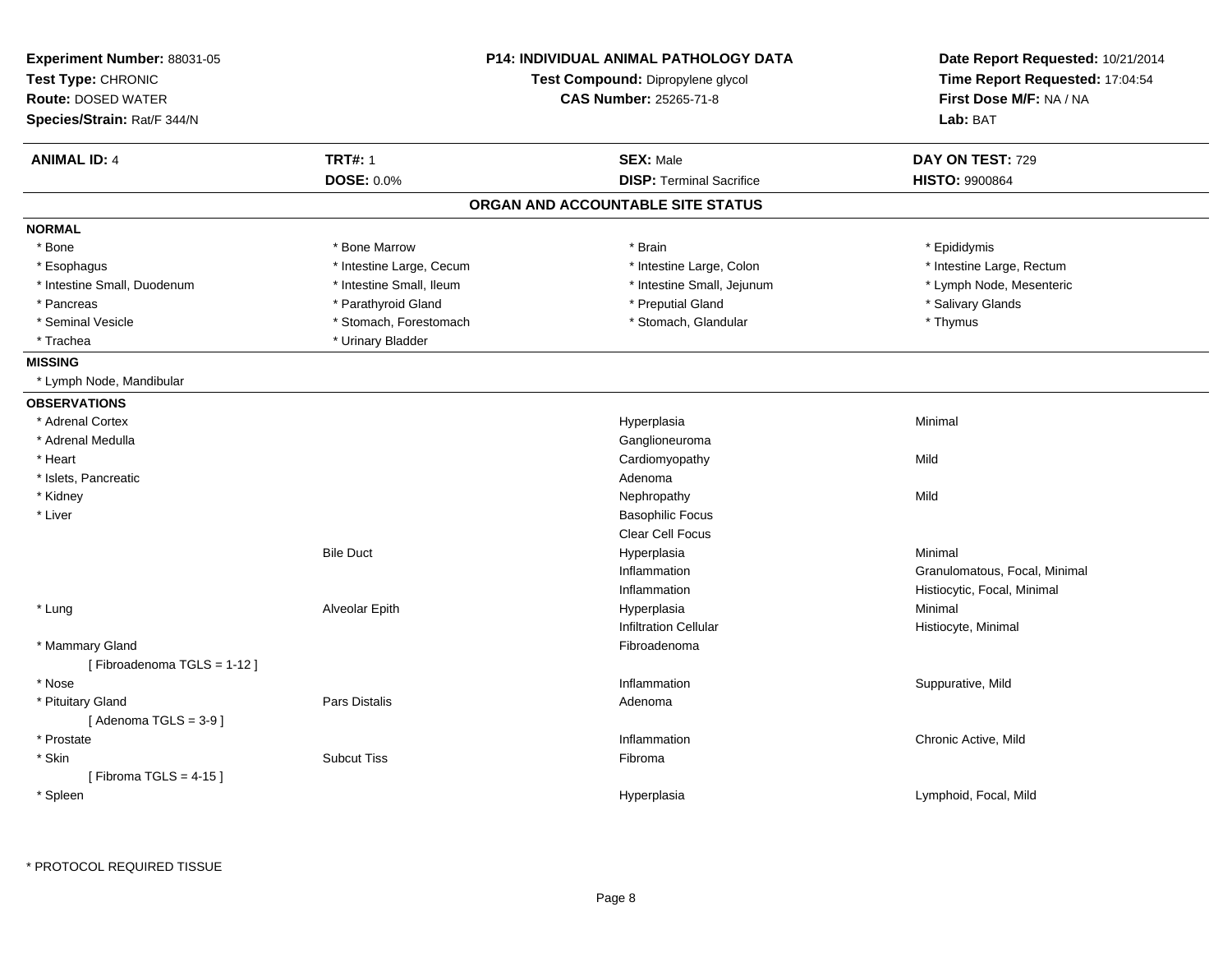**Experiment Number:** 88031-05
**Test Type:** CHRONIC
**Route:** DOSED WATER
**Species/Strain:** Rat/F 344/N

**P14: INDIVIDUAL ANIMAL PATHOLOGY DATA**
**Test Compound:** Dipropylene glycol
**CAS Number:** 25265-71-8

**Date Report Requested:** 10/21/2014
**Time Report Requested:** 17:04:54
**First Dose M/F:** NA / NA
**Lab:** BAT

| **ANIMAL ID:** 4 | **TRT#:** 1 | **SEX:** Male | **DAY ON TEST:** 729 |
|---|---|---|---|
| | **DOSE:** 0.0% | **DISP:** Terminal Sacrifice | **HISTO:** 9900864 |

## ORGAN AND ACCOUNTABLE SITE STATUS

**NORMAL**

| | | | |
|---|---|---|---|
| * Bone | * Bone Marrow | * Brain | * Epididymis |
| * Esophagus | * Intestine Large, Cecum | * Intestine Large, Colon | * Intestine Large, Rectum |
| * Intestine Small, Duodenum | * Intestine Small, Ileum | * Intestine Small, Jejunum | * Lymph Node, Mesenteric |
| * Pancreas | * Parathyroid Gland | * Preputial Gland | * Salivary Glands |
| * Seminal Vesicle | * Stomach, Forestomach | * Stomach, Glandular | * Thymus |
| * Trachea | * Urinary Bladder | | |

**MISSING**

* Lymph Node, Mandibular

**OBSERVATIONS**

| | | | |
|---|---|---|---|
| * Adrenal Cortex | | Hyperplasia | Minimal |
| * Adrenal Medulla | | Ganglioneuroma | |
| * Heart | | Cardiomyopathy | Mild |
| * Islets, Pancreatic | | Adenoma | |
| * Kidney | | Nephropathy | Mild |
| * Liver | | Basophilic Focus | |
| | | Clear Cell Focus | |
| | Bile Duct | Hyperplasia | Minimal |
| | | Inflammation | Granulomatous, Focal, Minimal |
| | | Inflammation | Histiocytic, Focal, Minimal |
| * Lung | Alveolar Epith | Hyperplasia | Minimal |
| | | Infiltration Cellular | Histiocyte, Minimal |
| * Mammary Gland | | Fibroadenoma | |
| [ Fibroadenoma TGLS = 1-12 ] | | | |
| * Nose | | Inflammation | Suppurative, Mild |
| * Pituitary Gland | Pars Distalis | Adenoma | |
| [ Adenoma TGLS = 3-9 ] | | | |
| * Prostate | | Inflammation | Chronic Active, Mild |
| * Skin | Subcut Tiss | Fibroma | |
| [ Fibroma TGLS = 4-15 ] | | | |
| * Spleen | | Hyperplasia | Lymphoid, Focal, Mild |

* PROTOCOL REQUIRED TISSUE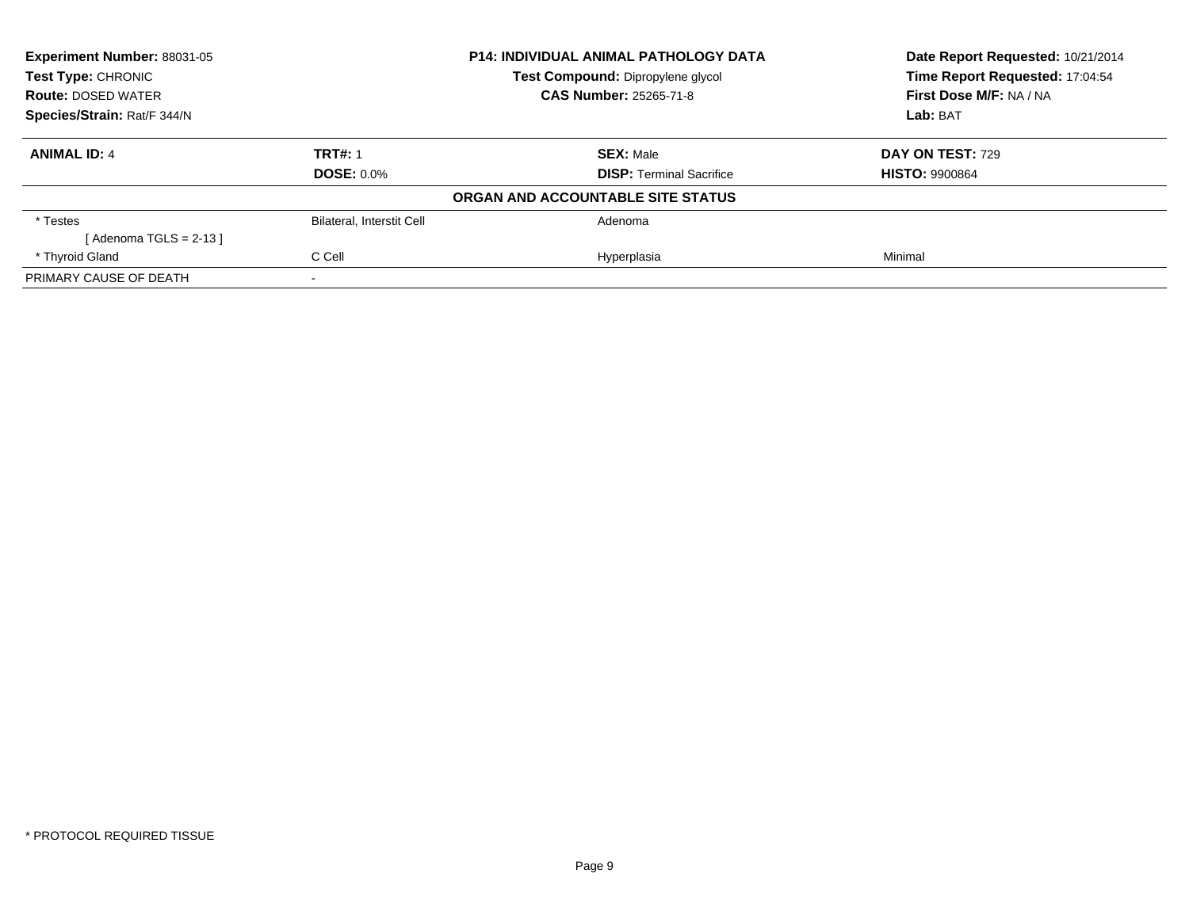**Experiment Number:** 88031-05
**Test Type:** CHRONIC
**Route:** DOSED WATER
**Species/Strain:** Rat/F 344/N

**P14: INDIVIDUAL ANIMAL PATHOLOGY DATA**
**Test Compound:** Dipropylene glycol
**CAS Number:** 25265-71-8

**Date Report Requested:** 10/21/2014
**Time Report Requested:** 17:04:54
**First Dose M/F:** NA / NA
**Lab:** BAT

| **ANIMAL ID:** 4 | **TRT#:** 1 | **SEX:** Male | **DAY ON TEST:** 729 |
|---|---|---|---|
| | **DOSE:** 0.0% | **DISP:** Terminal Sacrifice | **HISTO:** 9900864 |

**ORGAN AND ACCOUNTABLE SITE STATUS**

| | | | |
|---|---|---|---|
| * Testes | Bilateral, Interstit Cell | Adenoma | |
| [ Adenoma TGLS = 2-13 ] | | | |
| * Thyroid Gland | C Cell | Hyperplasia | Minimal |
| PRIMARY CAUSE OF DEATH | - | | |

* PROTOCOL REQUIRED TISSUE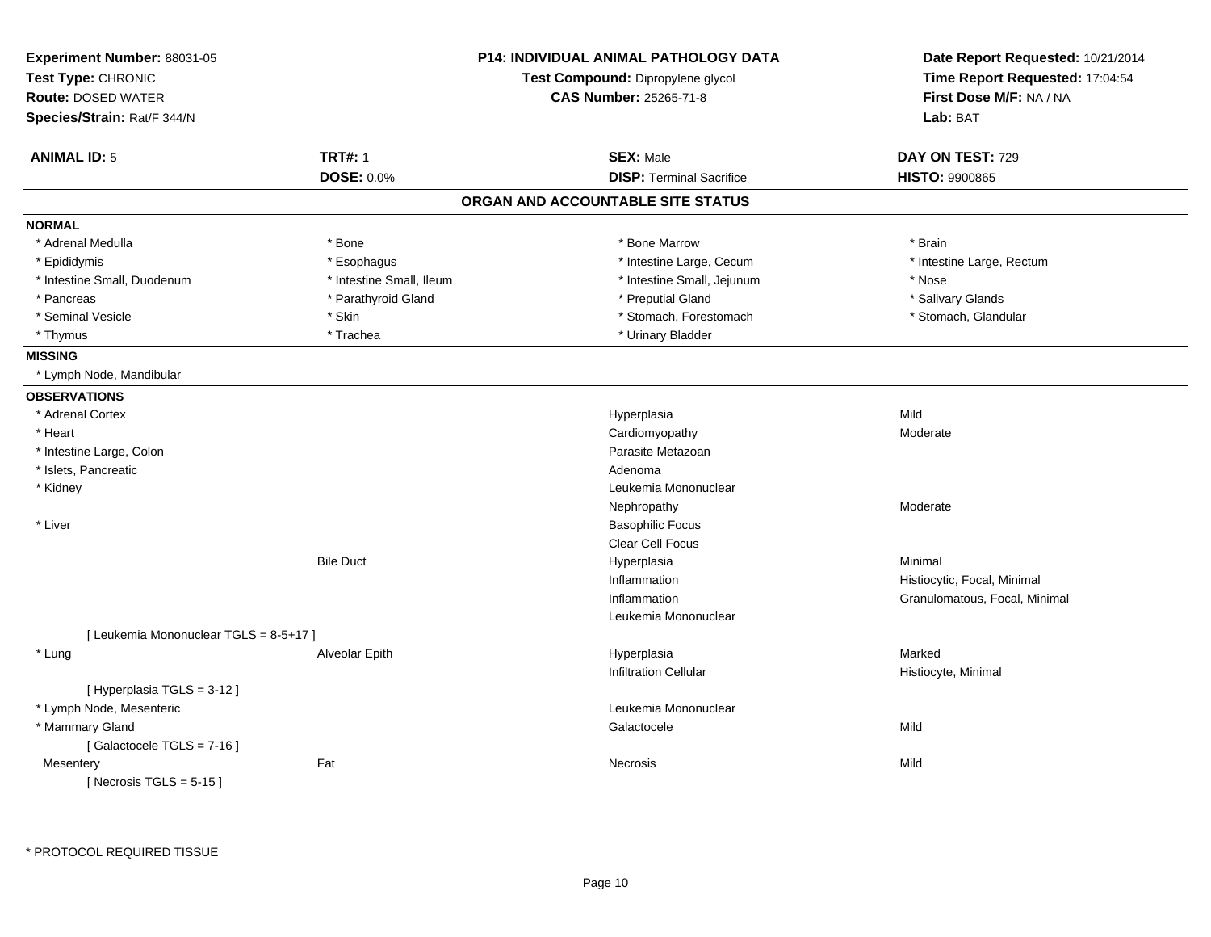**Experiment Number:** 88031-05
**Test Type:** CHRONIC
**Route:** DOSED WATER
**Species/Strain:** Rat/F 344/N

**P14: INDIVIDUAL ANIMAL PATHOLOGY DATA**
**Test Compound:** Dipropylene glycol
**CAS Number:** 25265-71-8

**Date Report Requested:** 10/21/2014
**Time Report Requested:** 17:04:54
**First Dose M/F:** NA / NA
**Lab:** BAT

| **ANIMAL ID:** 5 | **TRT#:** 1 | **SEX:** Male | **DAY ON TEST:** 729 |
|---|---|---|---|
| | **DOSE:** 0.0% | **DISP:** Terminal Sacrifice | **HISTO:** 9900865 |

## ORGAN AND ACCOUNTABLE SITE STATUS

**NORMAL**

| | | | |
|---|---|---|---|
| * Adrenal Medulla | * Bone | * Bone Marrow | * Brain |
| * Epididymis | * Esophagus | * Intestine Large, Cecum | * Intestine Large, Rectum |
| * Intestine Small, Duodenum | * Intestine Small, Ileum | * Intestine Small, Jejunum | * Nose |
| * Pancreas | * Parathyroid Gland | * Preputial Gland | * Salivary Glands |
| * Seminal Vesicle | * Skin | * Stomach, Forestomach | * Stomach, Glandular |
| * Thymus | * Trachea | * Urinary Bladder | |

**MISSING**

* Lymph Node, Mandibular

**OBSERVATIONS**

| | | | |
|---|---|---|---|
| * Adrenal Cortex | | Hyperplasia | Mild |
| * Heart | | Cardiomyopathy | Moderate |
| * Intestine Large, Colon | | Parasite Metazoan | |
| * Islets, Pancreatic | | Adenoma | |
| * Kidney | | Leukemia Mononuclear | |
| | | Nephropathy | Moderate |
| * Liver | | Basophilic Focus | |
| | | Clear Cell Focus | |
| | Bile Duct | Hyperplasia | Minimal |
| | | Inflammation | Histiocytic, Focal, Minimal |
| | | Inflammation | Granulomatous, Focal, Minimal |
| | | Leukemia Mononuclear | |
| [ Leukemia Mononuclear TGLS = 8-5+17 ] | | | |
| * Lung | Alveolar Epith | Hyperplasia | Marked |
| | | Infiltration Cellular | Histiocyte, Minimal |
| [ Hyperplasia TGLS = 3-12 ] | | | |
| * Lymph Node, Mesenteric | | Leukemia Mononuclear | |
| * Mammary Gland | | Galactocele | Mild |
| [ Galactocele TGLS = 7-16 ] | | | |
| Mesentery | Fat | Necrosis | Mild |
| [ Necrosis TGLS = 5-15 ] | | | |

\* PROTOCOL REQUIRED TISSUE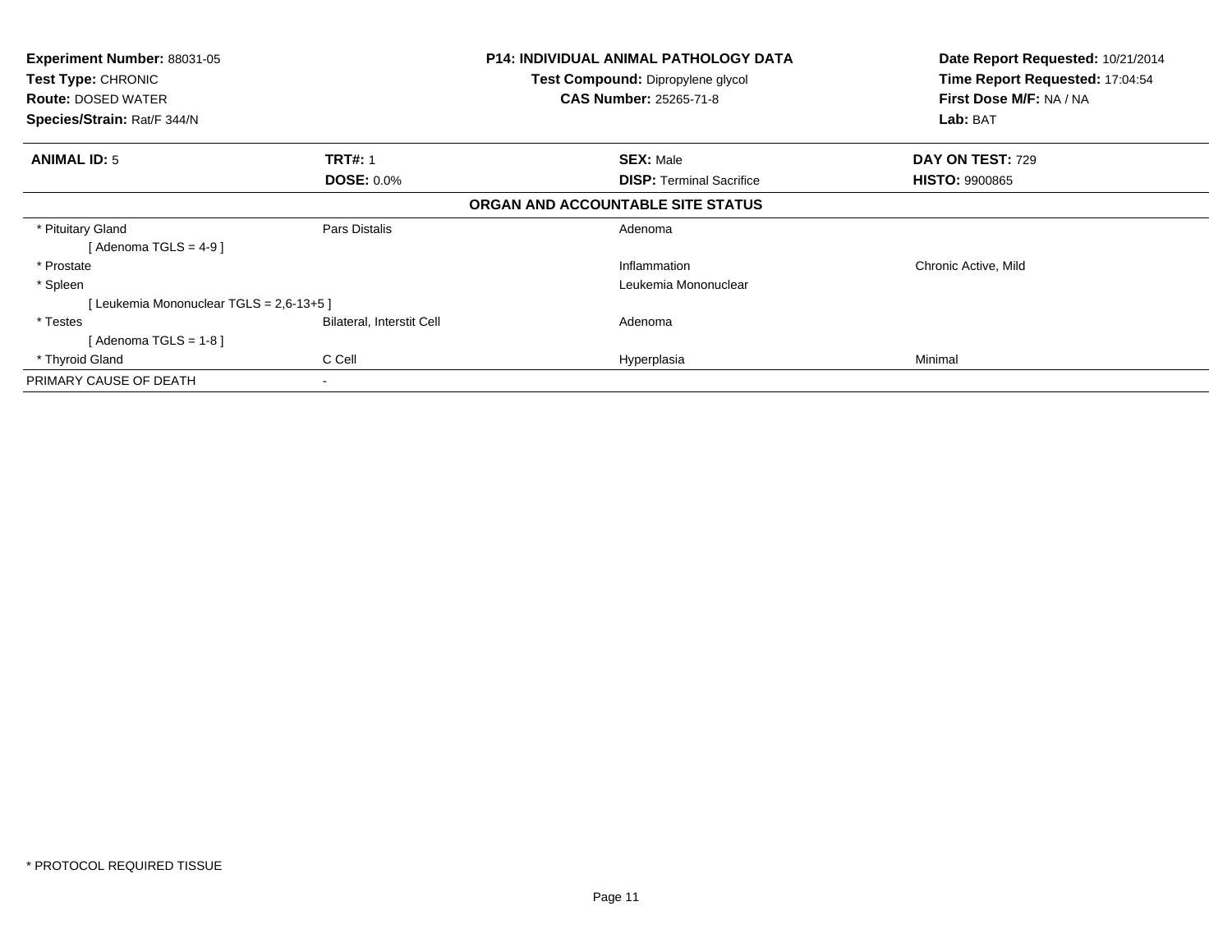**Experiment Number:** 88031-05
**Test Type:** CHRONIC
**Route:** DOSED WATER
**Species/Strain:** Rat/F 344/N

**P14: INDIVIDUAL ANIMAL PATHOLOGY DATA**
**Test Compound:** Dipropylene glycol
**CAS Number:** 25265-71-8

**Date Report Requested:** 10/21/2014
**Time Report Requested:** 17:04:54
**First Dose M/F:** NA / NA
**Lab:** BAT

| **ANIMAL ID:** 5 | **TRT#:** 1 | **SEX:** Male | **DAY ON TEST:** 729 |
|---|---|---|---|
| | **DOSE:** 0.0% | **DISP:** Terminal Sacrifice | **HISTO:** 9900865 |

**ORGAN AND ACCOUNTABLE SITE STATUS**

| | | | |
|---|---|---|---|
| * Pituitary Gland | Pars Distalis | Adenoma | |
| [ Adenoma TGLS = 4-9 ] | | | |
| * Prostate | | Inflammation | Chronic Active, Mild |
| * Spleen | | Leukemia Mononuclear | |
| [ Leukemia Mononuclear TGLS = 2,6-13+5 ] | | | |
| * Testes | Bilateral, Interstit Cell | Adenoma | |
| [ Adenoma TGLS = 1-8 ] | | | |
| * Thyroid Gland | C Cell | Hyperplasia | Minimal |
| PRIMARY CAUSE OF DEATH | - | | |

* PROTOCOL REQUIRED TISSUE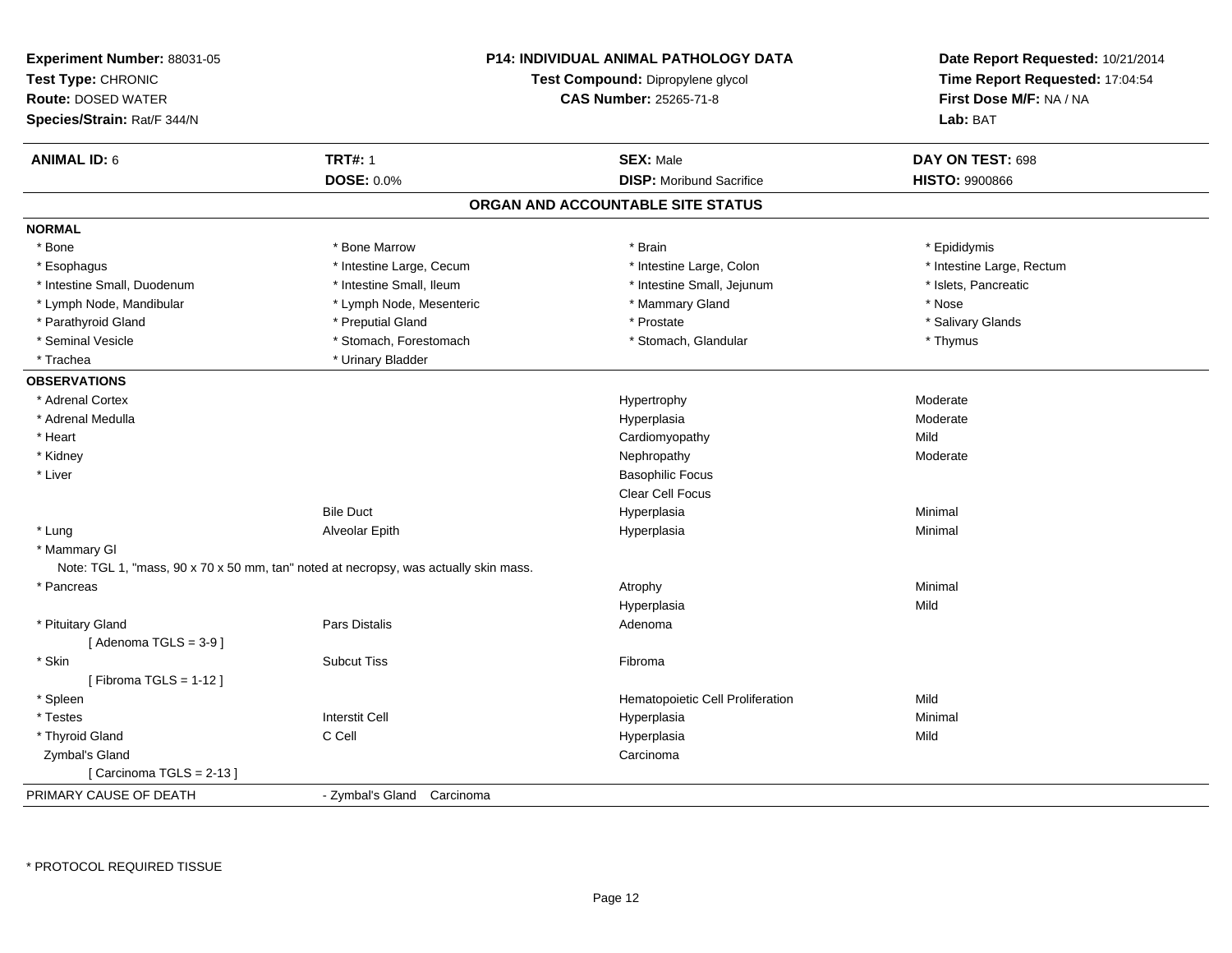**Experiment Number:** 88031-05
**Test Type:** CHRONIC
**Route:** DOSED WATER
**Species/Strain:** Rat/F 344/N

**P14: INDIVIDUAL ANIMAL PATHOLOGY DATA**
**Test Compound:** Dipropylene glycol
**CAS Number:** 25265-71-8

**Date Report Requested:** 10/21/2014
**Time Report Requested:** 17:04:54
**First Dose M/F:** NA / NA
**Lab:** BAT

| **ANIMAL ID:** 6 | **TRT#:** 1 | **SEX:** Male | **DAY ON TEST:** 698 |
|---|---|---|---|
| | **DOSE:** 0.0% | **DISP:** Moribund Sacrifice | **HISTO:** 9900866 |

## ORGAN AND ACCOUNTABLE SITE STATUS

**NORMAL**

| | | | |
|---|---|---|---|
| * Bone | * Bone Marrow | * Brain | * Epididymis |
| * Esophagus | * Intestine Large, Cecum | * Intestine Large, Colon | * Intestine Large, Rectum |
| * Intestine Small, Duodenum | * Intestine Small, Ileum | * Intestine Small, Jejunum | * Islets, Pancreatic |
| * Lymph Node, Mandibular | * Lymph Node, Mesenteric | * Mammary Gland | * Nose |
| * Parathyroid Gland | * Preputial Gland | * Prostate | * Salivary Glands |
| * Seminal Vesicle | * Stomach, Forestomach | * Stomach, Glandular | * Thymus |
| * Trachea | * Urinary Bladder | | |

**OBSERVATIONS**

| | | | |
|---|---|---|---|
| * Adrenal Cortex | | Hypertrophy | Moderate |
| * Adrenal Medulla | | Hyperplasia | Moderate |
| * Heart | | Cardiomyopathy | Mild |
| * Kidney | | Nephropathy | Moderate |
| * Liver | | Basophilic Focus | |
| | | Clear Cell Focus | |
| | Bile Duct | Hyperplasia | Minimal |
| * Lung | Alveolar Epith | Hyperplasia | Minimal |
| * Mammary Gl | | | |
| Note: TGL 1, "mass, 90 x 70 x 50 mm, tan" noted at necropsy, was actually skin mass. | | | |
| * Pancreas | | Atrophy | Minimal |
| | | Hyperplasia | Mild |
| * Pituitary Gland | Pars Distalis | Adenoma | |
| [ Adenoma TGLS = 3-9 ] | | | |
| * Skin | Subcut Tiss | Fibroma | |
| [ Fibroma TGLS = 1-12 ] | | | |
| * Spleen | | Hematopoietic Cell Proliferation | Mild |
| * Testes | Interstit Cell | Hyperplasia | Minimal |
| * Thyroid Gland | C Cell | Hyperplasia | Mild |
| Zymbal's Gland | | Carcinoma | |
| [ Carcinoma TGLS = 2-13 ] | | | |

| | |
|---|---|
| PRIMARY CAUSE OF DEATH | - Zymbal's Gland Carcinoma |

\* PROTOCOL REQUIRED TISSUE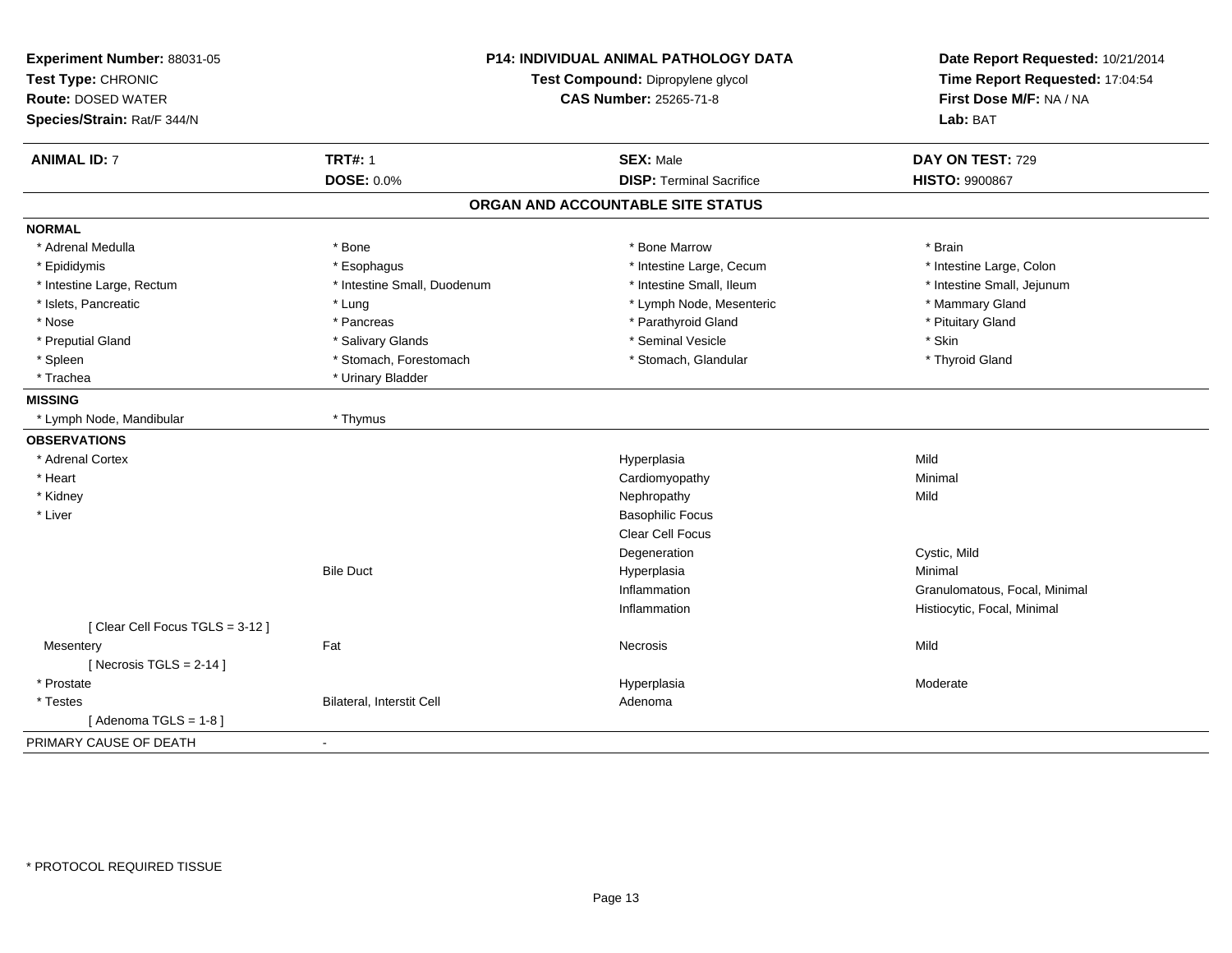**Experiment Number:** 88031-05
**Test Type:** CHRONIC
**Route:** DOSED WATER
**Species/Strain:** Rat/F 344/N

**P14: INDIVIDUAL ANIMAL PATHOLOGY DATA**
**Test Compound:** Dipropylene glycol
**CAS Number:** 25265-71-8

**Date Report Requested:** 10/21/2014
**Time Report Requested:** 17:04:54
**First Dose M/F:** NA / NA
**Lab:** BAT

| **ANIMAL ID:** 7 | **TRT#:** 1 | **SEX:** Male | **DAY ON TEST:** 729 |
|---|---|---|---|
| | **DOSE:** 0.0% | **DISP:** Terminal Sacrifice | **HISTO:** 9900867 |

## ORGAN AND ACCOUNTABLE SITE STATUS

| | | | |
|---|---|---|---|
| **NORMAL** | | | |
| * Adrenal Medulla | * Bone | * Bone Marrow | * Brain |
| * Epididymis | * Esophagus | * Intestine Large, Cecum | * Intestine Large, Colon |
| * Intestine Large, Rectum | * Intestine Small, Duodenum | * Intestine Small, Ileum | * Intestine Small, Jejunum |
| * Islets, Pancreatic | * Lung | * Lymph Node, Mesenteric | * Mammary Gland |
| * Nose | * Pancreas | * Parathyroid Gland | * Pituitary Gland |
| * Preputial Gland | * Salivary Glands | * Seminal Vesicle | * Skin |
| * Spleen | * Stomach, Forestomach | * Stomach, Glandular | * Thyroid Gland |
| * Trachea | * Urinary Bladder | | |
| **MISSING** | | | |
| * Lymph Node, Mandibular | * Thymus | | |
| **OBSERVATIONS** | | | |
| * Adrenal Cortex | | Hyperplasia | Mild |
| * Heart | | Cardiomyopathy | Minimal |
| * Kidney | | Nephropathy | Mild |
| * Liver | | Basophilic Focus | |
| | | Clear Cell Focus | |
| | | Degeneration | Cystic, Mild |
| | Bile Duct | Hyperplasia | Minimal |
| | | Inflammation | Granulomatous, Focal, Minimal |
| | | Inflammation | Histiocytic, Focal, Minimal |
| [ Clear Cell Focus TGLS = 3-12 ] | | | |
| Mesentery | Fat | Necrosis | Mild |
| [ Necrosis TGLS = 2-14 ] | | | |
| * Prostate | | Hyperplasia | Moderate |
| * Testes | Bilateral, Interstit Cell | Adenoma | |
| [ Adenoma TGLS = 1-8 ] | | | |
| PRIMARY CAUSE OF DEATH | - | | |

* PROTOCOL REQUIRED TISSUE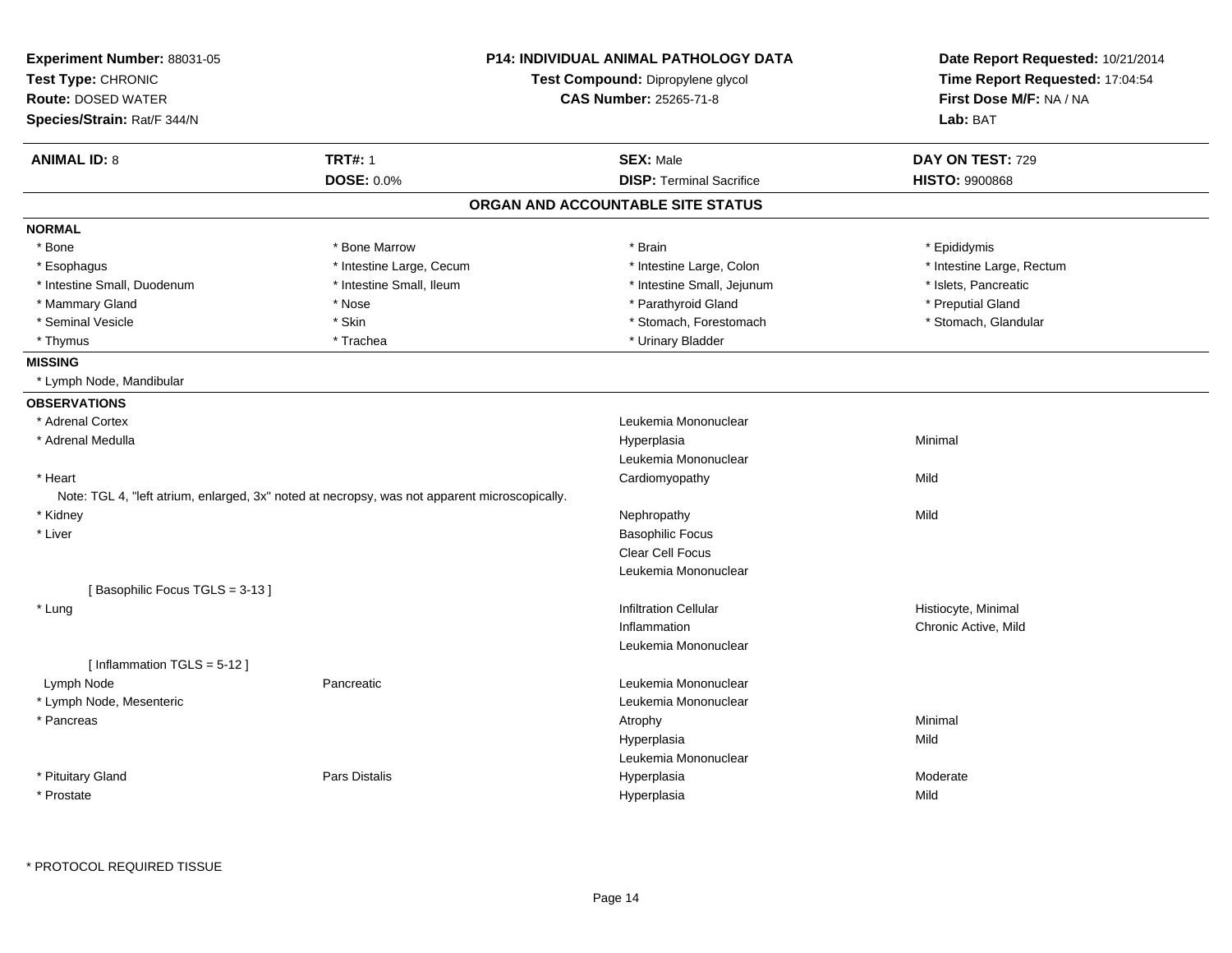**Experiment Number:** 88031-05
**Test Type:** CHRONIC
**Route:** DOSED WATER
**Species/Strain:** Rat/F 344/N

**P14: INDIVIDUAL ANIMAL PATHOLOGY DATA**
**Test Compound:** Dipropylene glycol
**CAS Number:** 25265-71-8

**Date Report Requested:** 10/21/2014
**Time Report Requested:** 17:04:54
**First Dose M/F:** NA / NA
**Lab:** BAT

| **ANIMAL ID:** 8 | **TRT#:** 1 | **SEX:** Male | **DAY ON TEST:** 729 |
|---|---|---|---|
| | **DOSE:** 0.0% | **DISP:** Terminal Sacrifice | **HISTO:** 9900868 |

## ORGAN AND ACCOUNTABLE SITE STATUS

**NORMAL**

| | | | |
|---|---|---|---|
| * Bone | * Bone Marrow | * Brain | * Epididymis |
| * Esophagus | * Intestine Large, Cecum | * Intestine Large, Colon | * Intestine Large, Rectum |
| * Intestine Small, Duodenum | * Intestine Small, Ileum | * Intestine Small, Jejunum | * Islets, Pancreatic |
| * Mammary Gland | * Nose | * Parathyroid Gland | * Preputial Gland |
| * Seminal Vesicle | * Skin | * Stomach, Forestomach | * Stomach, Glandular |
| * Thymus | * Trachea | * Urinary Bladder | |

**MISSING**

* Lymph Node, Mandibular

**OBSERVATIONS**

| | | | |
|---|---|---|---|
| * Adrenal Cortex | | Leukemia Mononuclear | |
| * Adrenal Medulla | | Hyperplasia | Minimal |
| | | Leukemia Mononuclear | |
| * Heart | | Cardiomyopathy | Mild |
| Note: TGL 4, "left atrium, enlarged, 3x" noted at necropsy, was not apparent microscopically. | | | |
| * Kidney | | Nephropathy | Mild |
| * Liver | | Basophilic Focus | |
| | | Clear Cell Focus | |
| | | Leukemia Mononuclear | |
| [ Basophilic Focus TGLS = 3-13 ] | | | |
| * Lung | | Infiltration Cellular | Histiocyte, Minimal |
| | | Inflammation | Chronic Active, Mild |
| | | Leukemia Mononuclear | |
| [ Inflammation TGLS = 5-12 ] | | | |
| Lymph Node | Pancreatic | Leukemia Mononuclear | |
| * Lymph Node, Mesenteric | | Leukemia Mononuclear | |
| * Pancreas | | Atrophy | Minimal |
| | | Hyperplasia | Mild |
| | | Leukemia Mononuclear | |
| * Pituitary Gland | Pars Distalis | Hyperplasia | Moderate |
| * Prostate | | Hyperplasia | Mild |

\* PROTOCOL REQUIRED TISSUE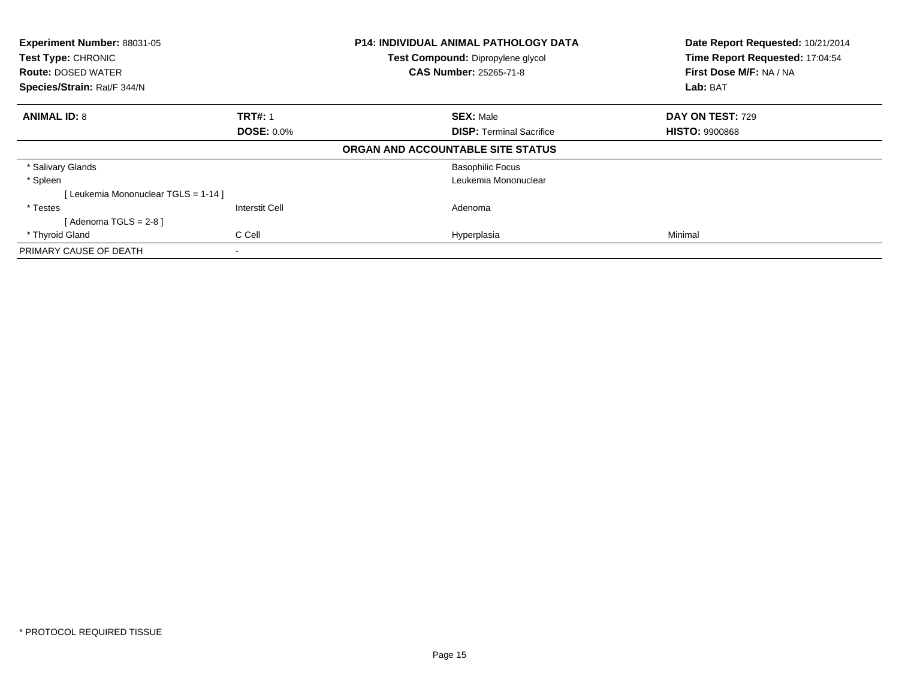**Experiment Number:** 88031-05
**Test Type:** CHRONIC
**Route:** DOSED WATER
**Species/Strain:** Rat/F 344/N

**P14: INDIVIDUAL ANIMAL PATHOLOGY DATA**
**Test Compound:** Dipropylene glycol
**CAS Number:** 25265-71-8

**Date Report Requested:** 10/21/2014
**Time Report Requested:** 17:04:54
**First Dose M/F:** NA / NA
**Lab:** BAT

| **ANIMAL ID:** 8 | **TRT#:** 1 | **SEX:** Male | **DAY ON TEST:** 729 |
|---|---|---|---|
| | **DOSE:** 0.0% | **DISP:** Terminal Sacrifice | **HISTO:** 9900868 |

**ORGAN AND ACCOUNTABLE SITE STATUS**

| | | | |
|---|---|---|---|
| * Salivary Glands | | Basophilic Focus | |
| * Spleen | | Leukemia Mononuclear | |
| [ Leukemia Mononuclear TGLS = 1-14 ] | | | |
| * Testes | Interstit Cell | Adenoma | |
| [ Adenoma TGLS = 2-8 ] | | | |
| * Thyroid Gland | C Cell | Hyperplasia | Minimal |
| PRIMARY CAUSE OF DEATH | - | | |

* PROTOCOL REQUIRED TISSUE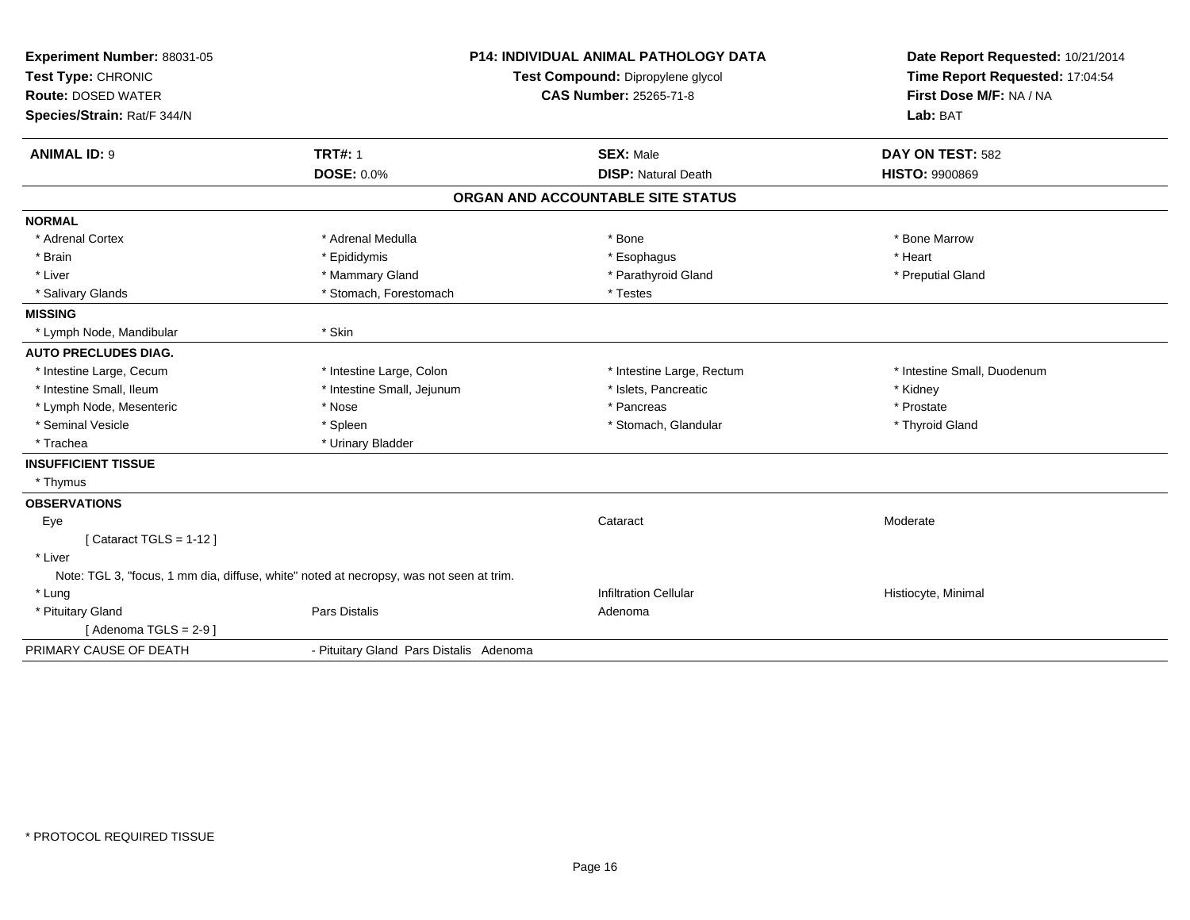**Experiment Number:** 88031-05
**Test Type:** CHRONIC
**Route:** DOSED WATER
**Species/Strain:** Rat/F 344/N

**P14: INDIVIDUAL ANIMAL PATHOLOGY DATA**
**Test Compound:** Dipropylene glycol
**CAS Number:** 25265-71-8

**Date Report Requested:** 10/21/2014
**Time Report Requested:** 17:04:54
**First Dose M/F:** NA / NA
**Lab:** BAT

| **ANIMAL ID:** 9 | **TRT#:** 1 | **SEX:** Male | **DAY ON TEST:** 582 |
|---|---|---|---|
| | **DOSE:** 0.0% | **DISP:** Natural Death | **HISTO:** 9900869 |

**ORGAN AND ACCOUNTABLE SITE STATUS**

| | | | |
|---|---|---|---|
| **NORMAL** | | | |
| * Adrenal Cortex | * Adrenal Medulla | * Bone | * Bone Marrow |
| * Brain | * Epididymis | * Esophagus | * Heart |
| * Liver | * Mammary Gland | * Parathyroid Gland | * Preputial Gland |
| * Salivary Glands | * Stomach, Forestomach | * Testes | |
| **MISSING** | | | |
| * Lymph Node, Mandibular | * Skin | | |
| **AUTO PRECLUDES DIAG.** | | | |
| * Intestine Large, Cecum | * Intestine Large, Colon | * Intestine Large, Rectum | * Intestine Small, Duodenum |
| * Intestine Small, Ileum | * Intestine Small, Jejunum | * Islets, Pancreatic | * Kidney |
| * Lymph Node, Mesenteric | * Nose | * Pancreas | * Prostate |
| * Seminal Vesicle | * Spleen | * Stomach, Glandular | * Thyroid Gland |
| * Trachea | * Urinary Bladder | | |
| **INSUFFICIENT TISSUE** | | | |
| * Thymus | | | |
| **OBSERVATIONS** | | | |
| Eye | | Cataract | Moderate |
| [ Cataract TGLS = 1-12 ] | | | |
| * Liver | | | |
| Note: TGL 3, "focus, 1 mm dia, diffuse, white" noted at necropsy, was not seen at trim. | | | |
| * Lung | | Infiltration Cellular | Histiocyte, Minimal |
| * Pituitary Gland | Pars Distalis | Adenoma | |
| [ Adenoma TGLS = 2-9 ] | | | |
| PRIMARY CAUSE OF DEATH | - Pituitary Gland Pars Distalis Adenoma | | |

* PROTOCOL REQUIRED TISSUE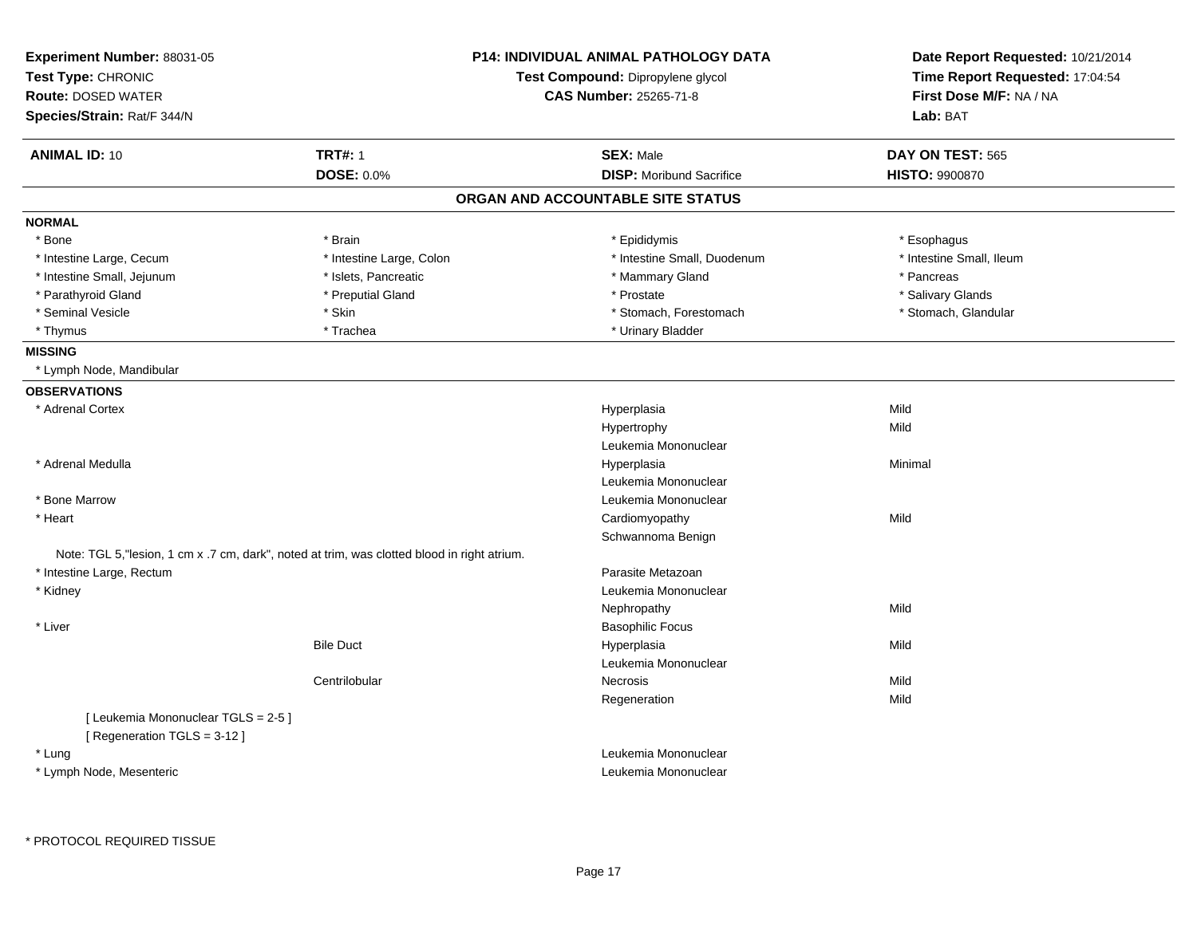**Experiment Number:** 88031-05
**Test Type:** CHRONIC
**Route:** DOSED WATER
**Species/Strain:** Rat/F 344/N

**P14: INDIVIDUAL ANIMAL PATHOLOGY DATA**
**Test Compound:** Dipropylene glycol
**CAS Number:** 25265-71-8

**Date Report Requested:** 10/21/2014
**Time Report Requested:** 17:04:54
**First Dose M/F:** NA / NA
**Lab:** BAT

| **ANIMAL ID:** 10 | **TRT#:** 1 | **SEX:** Male | **DAY ON TEST:** 565 |
|---|---|---|---|
| | **DOSE:** 0.0% | **DISP:** Moribund Sacrifice | **HISTO:** 9900870 |

## ORGAN AND ACCOUNTABLE SITE STATUS

**NORMAL**

| | | | |
|---|---|---|---|
| * Bone | * Brain | * Epididymis | * Esophagus |
| * Intestine Large, Cecum | * Intestine Large, Colon | * Intestine Small, Duodenum | * Intestine Small, Ileum |
| * Intestine Small, Jejunum | * Islets, Pancreatic | * Mammary Gland | * Pancreas |
| * Parathyroid Gland | * Preputial Gland | * Prostate | * Salivary Glands |
| * Seminal Vesicle | * Skin | * Stomach, Forestomach | * Stomach, Glandular |
| * Thymus | * Trachea | * Urinary Bladder | |

**MISSING**

* Lymph Node, Mandibular

**OBSERVATIONS**

| Organ | Site | Observation | Severity |
|---|---|---|---|
| * Adrenal Cortex | | Hyperplasia | Mild |
| | | Hypertrophy | Mild |
| | | Leukemia Mononuclear | |
| * Adrenal Medulla | | Hyperplasia | Minimal |
| | | Leukemia Mononuclear | |
| * Bone Marrow | | Leukemia Mononuclear | |
| * Heart | | Cardiomyopathy | Mild |
| | | Schwannoma Benign | |

Note: TGL 5,"lesion, 1 cm x .7 cm, dark", noted at trim, was clotted blood in right atrium.

| Organ | Site | Observation | Severity |
|---|---|---|---|
| * Intestine Large, Rectum | | Parasite Metazoan | |
| * Kidney | | Leukemia Mononuclear | |
| | | Nephropathy | Mild |
| * Liver | | Basophilic Focus | |
| | Bile Duct | Hyperplasia | Mild |
| | | Leukemia Mononuclear | |
| | Centrilobular | Necrosis | Mild |
| | | Regeneration | Mild |

[ Leukemia Mononuclear TGLS = 2-5 ]
[ Regeneration TGLS = 3-12 ]

| Organ | Site | Observation | Severity |
|---|---|---|---|
| * Lung | | Leukemia Mononuclear | |
| * Lymph Node, Mesenteric | | Leukemia Mononuclear | |

* PROTOCOL REQUIRED TISSUE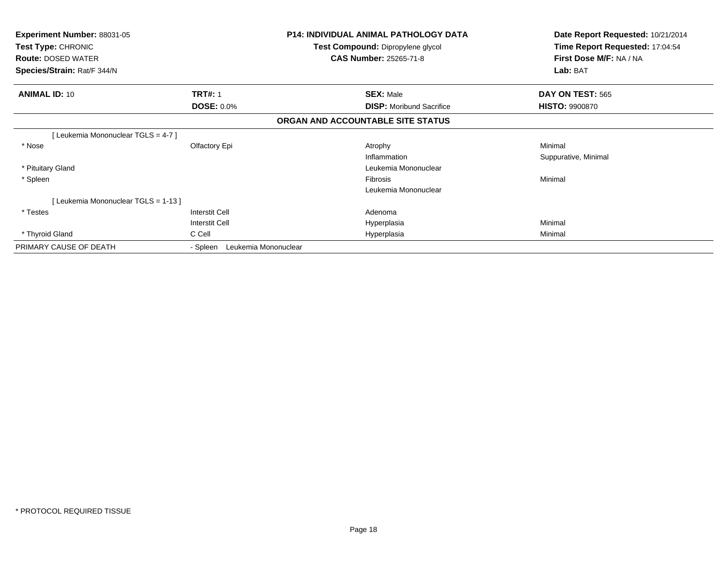**Experiment Number:** 88031-05
**Test Type:** CHRONIC
**Route:** DOSED WATER
**Species/Strain:** Rat/F 344/N

**P14: INDIVIDUAL ANIMAL PATHOLOGY DATA**
**Test Compound:** Dipropylene glycol
**CAS Number:** 25265-71-8

**Date Report Requested:** 10/21/2014
**Time Report Requested:** 17:04:54
**First Dose M/F:** NA / NA
**Lab:** BAT

| **ANIMAL ID:** 10 | **TRT#:** 1 | **SEX:** Male | **DAY ON TEST:** 565 |
|---|---|---|---|
| | **DOSE:** 0.0% | **DISP:** Moribund Sacrifice | **HISTO:** 9900870 |

## ORGAN AND ACCOUNTABLE SITE STATUS

| | | | |
|---|---|---|---|
| [ Leukemia Mononuclear TGLS = 4-7 ] | | | |
| * Nose | Olfactory Epi | Atrophy | Minimal |
| | | Inflammation | Suppurative, Minimal |
| * Pituitary Gland | | Leukemia Mononuclear | |
| * Spleen | | Fibrosis | Minimal |
| | | Leukemia Mononuclear | |
| [ Leukemia Mononuclear TGLS = 1-13 ] | | | |
| * Testes | Interstit Cell | Adenoma | |
| | Interstit Cell | Hyperplasia | Minimal |
| * Thyroid Gland | C Cell | Hyperplasia | Minimal |
| PRIMARY CAUSE OF DEATH | - Spleen Leukemia Mononuclear | | |

* PROTOCOL REQUIRED TISSUE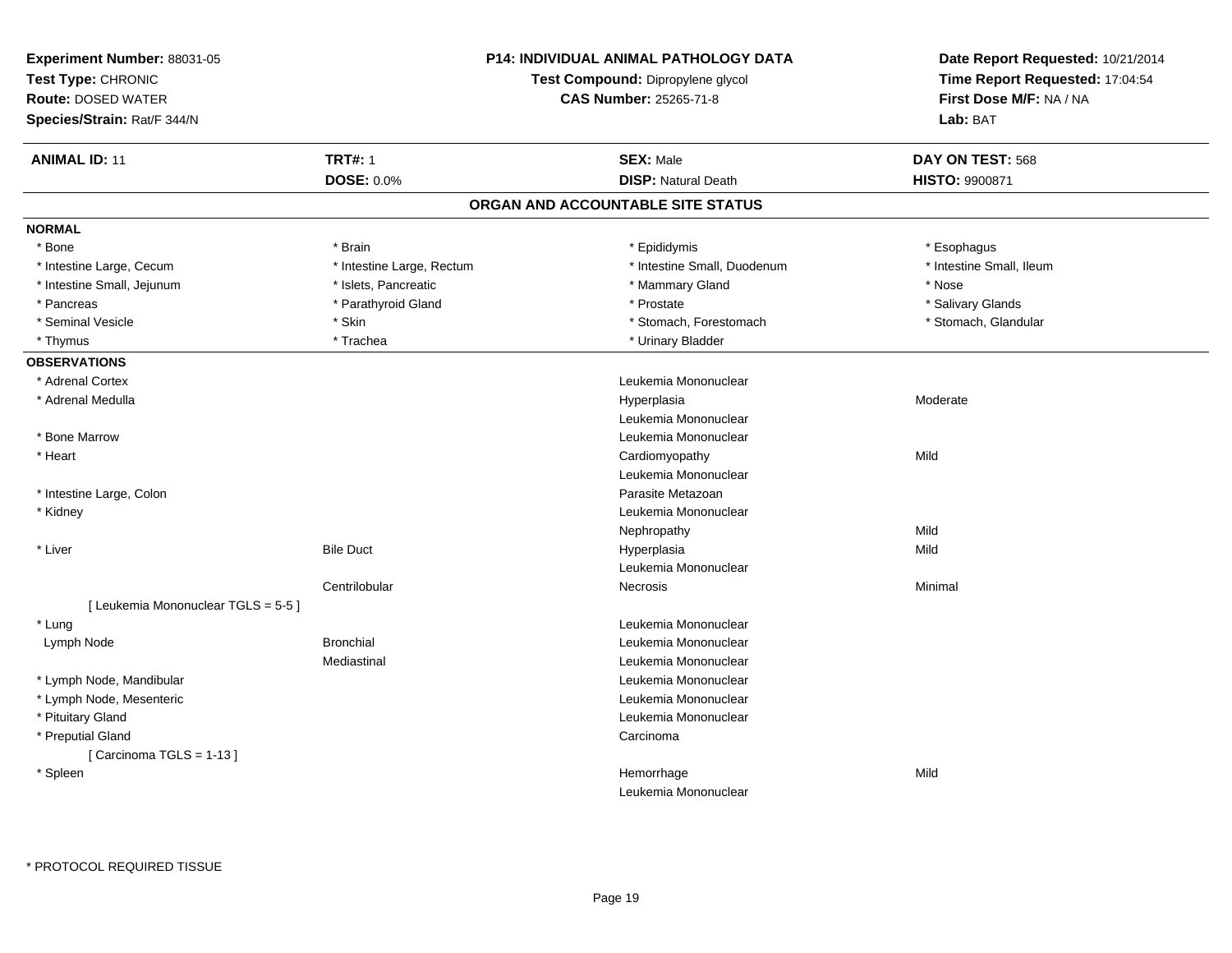**Experiment Number:** 88031-05
**Test Type:** CHRONIC
**Route:** DOSED WATER
**Species/Strain:** Rat/F 344/N

**P14: INDIVIDUAL ANIMAL PATHOLOGY DATA**
**Test Compound:** Dipropylene glycol
**CAS Number:** 25265-71-8

**Date Report Requested:** 10/21/2014
**Time Report Requested:** 17:04:54
**First Dose M/F:** NA / NA
**Lab:** BAT

| **ANIMAL ID:** 11 | **TRT#:** 1 | **SEX:** Male | **DAY ON TEST:** 568 |
|---|---|---|---|
| | **DOSE:** 0.0% | **DISP:** Natural Death | **HISTO:** 9900871 |

## ORGAN AND ACCOUNTABLE SITE STATUS

**NORMAL**

| | | | |
|---|---|---|---|
| * Bone | * Brain | * Epididymis | * Esophagus |
| * Intestine Large, Cecum | * Intestine Large, Rectum | * Intestine Small, Duodenum | * Intestine Small, Ileum |
| * Intestine Small, Jejunum | * Islets, Pancreatic | * Mammary Gland | * Nose |
| * Pancreas | * Parathyroid Gland | * Prostate | * Salivary Glands |
| * Seminal Vesicle | * Skin | * Stomach, Forestomach | * Stomach, Glandular |
| * Thymus | * Trachea | * Urinary Bladder | |

**OBSERVATIONS**

| | | | |
|---|---|---|---|
| * Adrenal Cortex | | Leukemia Mononuclear | |
| * Adrenal Medulla | | Hyperplasia | Moderate |
| | | Leukemia Mononuclear | |
| * Bone Marrow | | Leukemia Mononuclear | |
| * Heart | | Cardiomyopathy | Mild |
| | | Leukemia Mononuclear | |
| * Intestine Large, Colon | | Parasite Metazoan | |
| * Kidney | | Leukemia Mononuclear | |
| | | Nephropathy | Mild |
| * Liver | Bile Duct | Hyperplasia | Mild |
| | | Leukemia Mononuclear | |
| | Centrilobular | Necrosis | Minimal |
| [ Leukemia Mononuclear TGLS = 5-5 ] | | | |
| * Lung | | Leukemia Mononuclear | |
| Lymph Node | Bronchial | Leukemia Mononuclear | |
| | Mediastinal | Leukemia Mononuclear | |
| * Lymph Node, Mandibular | | Leukemia Mononuclear | |
| * Lymph Node, Mesenteric | | Leukemia Mononuclear | |
| * Pituitary Gland | | Leukemia Mononuclear | |
| * Preputial Gland | | Carcinoma | |
| [ Carcinoma TGLS = 1-13 ] | | | |
| * Spleen | | Hemorrhage | Mild |
| | | Leukemia Mononuclear | |

* PROTOCOL REQUIRED TISSUE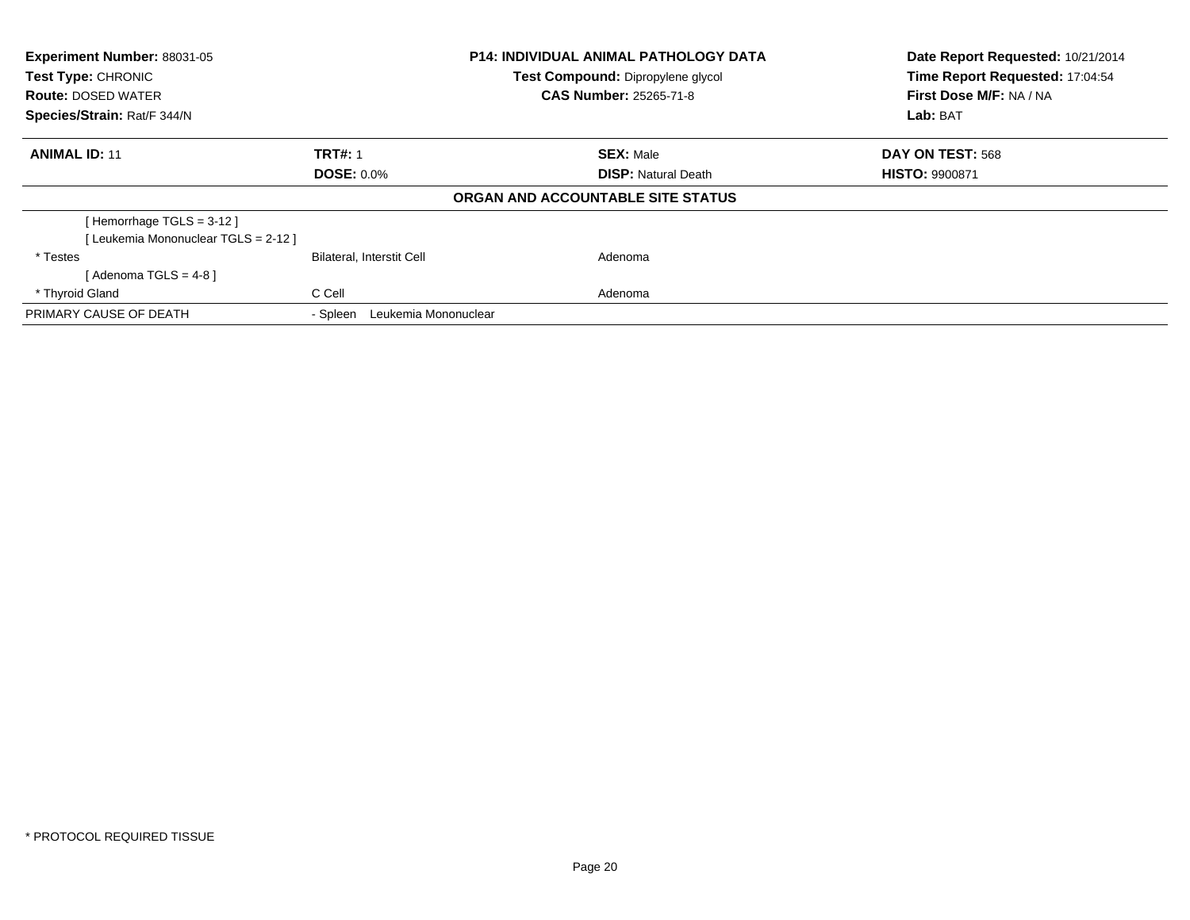| **Experiment Number:** 88031-05 | **P14: INDIVIDUAL ANIMAL PATHOLOGY DATA** | **Date Report Requested:** 10/21/2014 |
|---|---|---|
| **Test Type:** CHRONIC | **Test Compound:** Dipropylene glycol | **Time Report Requested:** 17:04:54 |
| **Route:** DOSED WATER | **CAS Number:** 25265-71-8 | **First Dose M/F:** NA / NA |
| **Species/Strain:** Rat/F 344/N | | **Lab:** BAT |

| **ANIMAL ID:** 11 | **TRT#:** 1 | **SEX:** Male | **DAY ON TEST:** 568 |
|---|---|---|---|
| | **DOSE:** 0.0% | **DISP:** Natural Death | **HISTO:** 9900871 |

**ORGAN AND ACCOUNTABLE SITE STATUS**

| | | |
|---|---|---|
| [ Hemorrhage TGLS = 3-12 ] | | |
| [ Leukemia Mononuclear TGLS = 2-12 ] | | |
| * Testes | Bilateral, Interstit Cell | Adenoma |
| [ Adenoma TGLS = 4-8 ] | | |
| * Thyroid Gland | C Cell | Adenoma |
| PRIMARY CAUSE OF DEATH | - Spleen Leukemia Mononuclear | |

* PROTOCOL REQUIRED TISSUE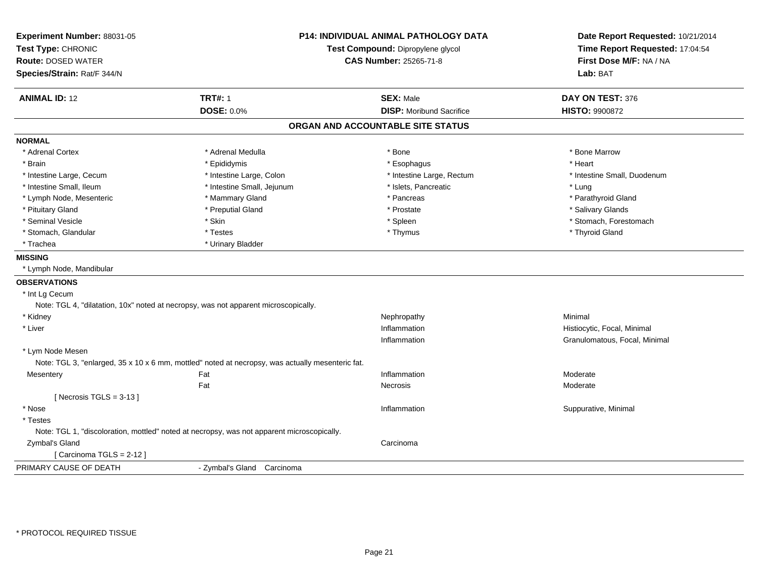**Experiment Number:** 88031-05
**Test Type:** CHRONIC
**Route:** DOSED WATER
**Species/Strain:** Rat/F 344/N

**P14: INDIVIDUAL ANIMAL PATHOLOGY DATA**
**Test Compound:** Dipropylene glycol
**CAS Number:** 25265-71-8

**Date Report Requested:** 10/21/2014
**Time Report Requested:** 17:04:54
**First Dose M/F:** NA / NA
**Lab:** BAT

| **ANIMAL ID:** 12 | **TRT#:** 1 | **SEX:** Male | **DAY ON TEST:** 376 |
|---|---|---|---|
| | **DOSE:** 0.0% | **DISP:** Moribund Sacrifice | **HISTO:** 9900872 |

## ORGAN AND ACCOUNTABLE SITE STATUS

**NORMAL**

| | | | |
|---|---|---|---|
| * Adrenal Cortex | * Adrenal Medulla | * Bone | * Bone Marrow |
| * Brain | * Epididymis | * Esophagus | * Heart |
| * Intestine Large, Cecum | * Intestine Large, Colon | * Intestine Large, Rectum | * Intestine Small, Duodenum |
| * Intestine Small, Ileum | * Intestine Small, Jejunum | * Islets, Pancreatic | * Lung |
| * Lymph Node, Mesenteric | * Mammary Gland | * Pancreas | * Parathyroid Gland |
| * Pituitary Gland | * Preputial Gland | * Prostate | * Salivary Glands |
| * Seminal Vesicle | * Skin | * Spleen | * Stomach, Forestomach |
| * Stomach, Glandular | * Testes | * Thymus | * Thyroid Gland |
| * Trachea | * Urinary Bladder | | |

**MISSING**

* Lymph Node, Mandibular

**OBSERVATIONS**

* Int Lg Cecum
  Note: TGL 4, "dilatation, 10x" noted at necropsy, was not apparent microscopically.

| | | | |
|---|---|---|---|
| * Kidney | | Nephropathy | Minimal |
| * Liver | | Inflammation | Histiocytic, Focal, Minimal |
| | | Inflammation | Granulomatous, Focal, Minimal |

* Lym Node Mesen
  Note: TGL 3, "enlarged, 35 x 10 x 6 mm, mottled" noted at necropsy, was actually mesenteric fat.

| | | | |
|---|---|---|---|
| Mesentery | Fat | Inflammation | Moderate |
| | Fat | Necrosis | Moderate |

[ Necrosis TGLS = 3-13 ]

| | | | |
|---|---|---|---|
| * Nose | | Inflammation | Suppurative, Minimal |

* Testes
  Note: TGL 1, "discoloration, mottled" noted at necropsy, was not apparent microscopically.

| | | | |
|---|---|---|---|
| Zymbal's Gland | | Carcinoma | |

[ Carcinoma TGLS = 2-12 ]

PRIMARY CAUSE OF DEATH - Zymbal's Gland Carcinoma

* PROTOCOL REQUIRED TISSUE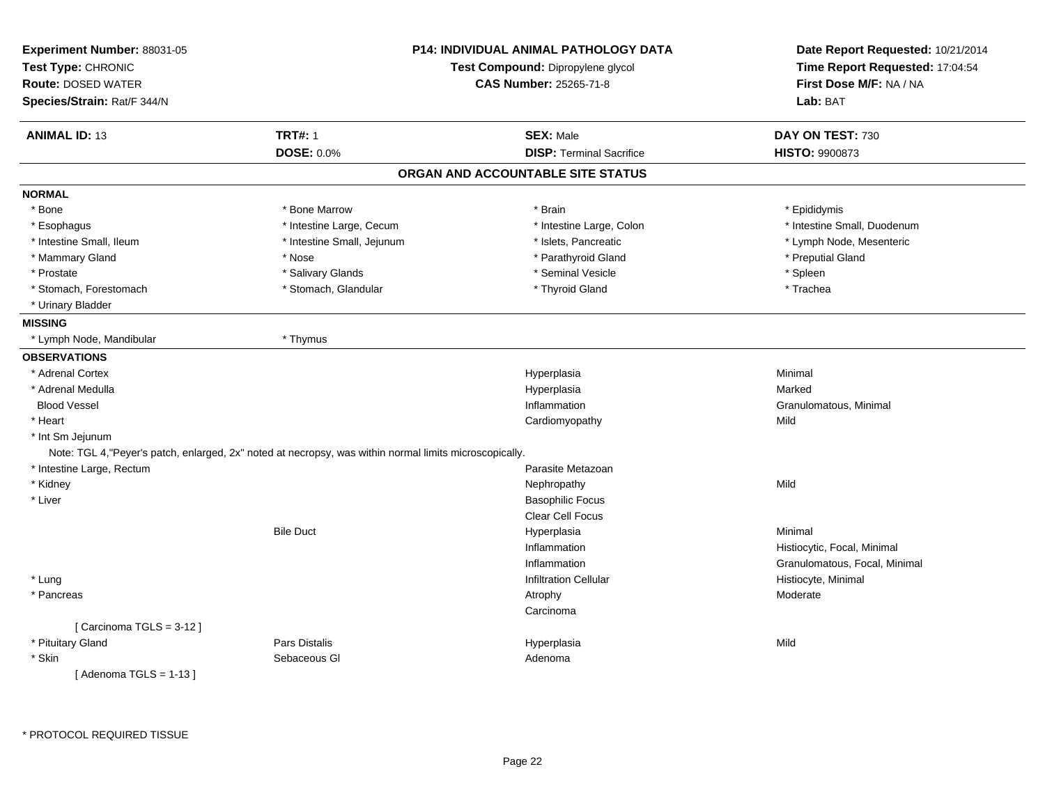**Experiment Number:** 88031-05
**Test Type:** CHRONIC
**Route:** DOSED WATER
**Species/Strain:** Rat/F 344/N

**P14: INDIVIDUAL ANIMAL PATHOLOGY DATA**
**Test Compound:** Dipropylene glycol
**CAS Number:** 25265-71-8

**Date Report Requested:** 10/21/2014
**Time Report Requested:** 17:04:54
**First Dose M/F:** NA / NA
**Lab:** BAT

| **ANIMAL ID:** 13 | **TRT#:** 1 | **SEX:** Male | **DAY ON TEST:** 730 |
|---|---|---|---|
| | **DOSE:** 0.0% | **DISP:** Terminal Sacrifice | **HISTO:** 9900873 |

## ORGAN AND ACCOUNTABLE SITE STATUS

**NORMAL**

| | | | |
|---|---|---|---|
| * Bone | * Bone Marrow | * Brain | * Epididymis |
| * Esophagus | * Intestine Large, Cecum | * Intestine Large, Colon | * Intestine Small, Duodenum |
| * Intestine Small, Ileum | * Intestine Small, Jejunum | * Islets, Pancreatic | * Lymph Node, Mesenteric |
| * Mammary Gland | * Nose | * Parathyroid Gland | * Preputial Gland |
| * Prostate | * Salivary Glands | * Seminal Vesicle | * Spleen |
| * Stomach, Forestomach | * Stomach, Glandular | * Thyroid Gland | * Trachea |
| * Urinary Bladder | | | |

**MISSING**

| | |
|---|---|
| * Lymph Node, Mandibular | * Thymus |

**OBSERVATIONS**

| Organ | Site | Observation | Severity |
|---|---|---|---|
| * Adrenal Cortex | | Hyperplasia | Minimal |
| * Adrenal Medulla | | Hyperplasia | Marked |
| Blood Vessel | | Inflammation | Granulomatous, Minimal |
| * Heart | | Cardiomyopathy | Mild |
| * Int Sm Jejunum | | | |
| Note: TGL 4,"Peyer's patch, enlarged, 2x" noted at necropsy, was within normal limits microscopically. | | | |
| * Intestine Large, Rectum | | Parasite Metazoan | |
| * Kidney | | Nephropathy | Mild |
| * Liver | | Basophilic Focus | |
| | | Clear Cell Focus | |
| | Bile Duct | Hyperplasia | Minimal |
| | | Inflammation | Histiocytic, Focal, Minimal |
| | | Inflammation | Granulomatous, Focal, Minimal |
| * Lung | | Infiltration Cellular | Histiocyte, Minimal |
| * Pancreas | | Atrophy | Moderate |
| | | Carcinoma | |
| [ Carcinoma TGLS = 3-12 ] | | | |
| * Pituitary Gland | Pars Distalis | Hyperplasia | Mild |
| * Skin | Sebaceous Gl | Adenoma | |
| [ Adenoma TGLS = 1-13 ] | | | |

\* PROTOCOL REQUIRED TISSUE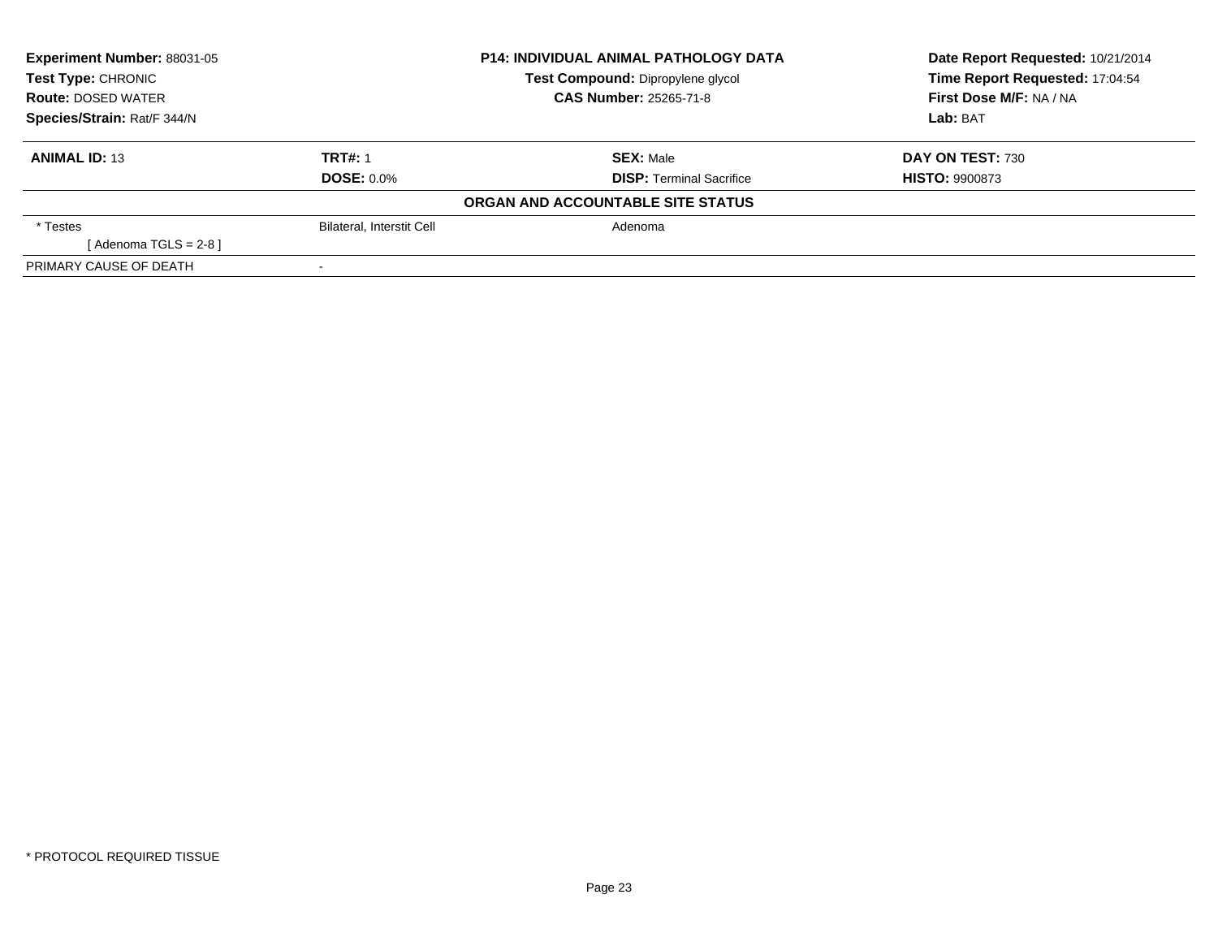| **Experiment Number:** 88031-05 | **P14: INDIVIDUAL ANIMAL PATHOLOGY DATA** | **Date Report Requested:** 10/21/2014 |
|---|---|---|
| **Test Type:** CHRONIC | **Test Compound:** Dipropylene glycol | **Time Report Requested:** 17:04:54 |
| **Route:** DOSED WATER | **CAS Number:** 25265-71-8 | **First Dose M/F:** NA / NA |
| **Species/Strain:** Rat/F 344/N | | **Lab:** BAT |

| **ANIMAL ID:** 13 | **TRT#:** 1 | **SEX:** Male | **DAY ON TEST:** 730 |
|---|---|---|---|
| | **DOSE:** 0.0% | **DISP:** Terminal Sacrifice | **HISTO:** 9900873 |

**ORGAN AND ACCOUNTABLE SITE STATUS**

| | | |
|---|---|---|
| * Testes | Bilateral, Interstit Cell | Adenoma |
| [ Adenoma TGLS = 2-8 ] | | |
| PRIMARY CAUSE OF DEATH | - | |

* PROTOCOL REQUIRED TISSUE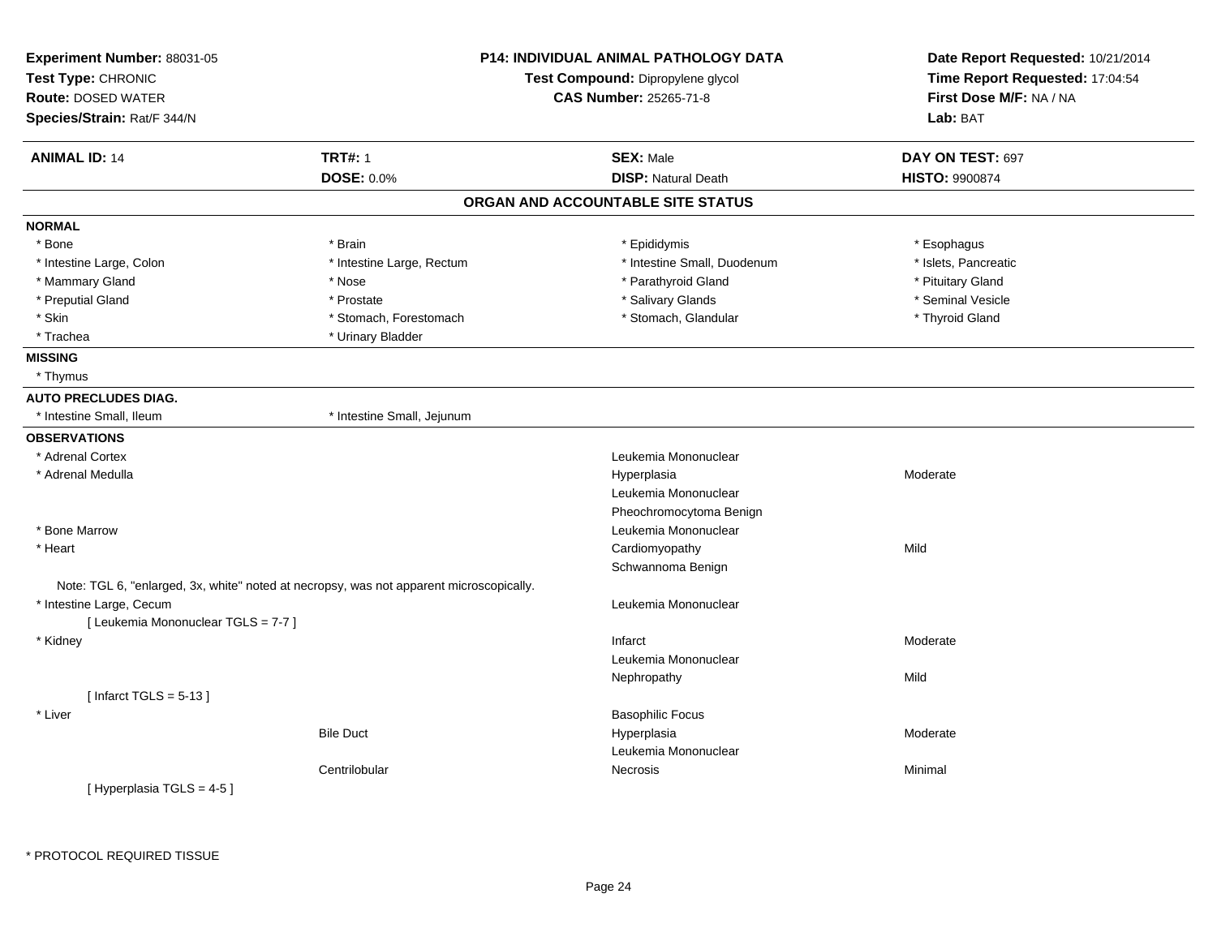**Experiment Number:** 88031-05
**Test Type:** CHRONIC
**Route:** DOSED WATER
**Species/Strain:** Rat/F 344/N

**P14: INDIVIDUAL ANIMAL PATHOLOGY DATA**
**Test Compound:** Dipropylene glycol
**CAS Number:** 25265-71-8

**Date Report Requested:** 10/21/2014
**Time Report Requested:** 17:04:54
**First Dose M/F:** NA / NA
**Lab:** BAT

| **ANIMAL ID:** 14 | **TRT#:** 1 | **SEX:** Male | **DAY ON TEST:** 697 |
|---|---|---|---|
| | **DOSE:** 0.0% | **DISP:** Natural Death | **HISTO:** 9900874 |

## ORGAN AND ACCOUNTABLE SITE STATUS

**NORMAL**

| | | | |
|---|---|---|---|
| * Bone | * Brain | * Epididymis | * Esophagus |
| * Intestine Large, Colon | * Intestine Large, Rectum | * Intestine Small, Duodenum | * Islets, Pancreatic |
| * Mammary Gland | * Nose | * Parathyroid Gland | * Pituitary Gland |
| * Preputial Gland | * Prostate | * Salivary Glands | * Seminal Vesicle |
| * Skin | * Stomach, Forestomach | * Stomach, Glandular | * Thyroid Gland |
| * Trachea | * Urinary Bladder | | |

**MISSING**

* Thymus

**AUTO PRECLUDES DIAG.**

| | |
|---|---|
| * Intestine Small, Ileum | * Intestine Small, Jejunum |

**OBSERVATIONS**

| Organ | Site | Observation | Severity |
|---|---|---|---|
| * Adrenal Cortex | | Leukemia Mononuclear | |
| * Adrenal Medulla | | Hyperplasia | Moderate |
| | | Leukemia Mononuclear | |
| | | Pheochromocytoma Benign | |
| * Bone Marrow | | Leukemia Mononuclear | |
| * Heart | | Cardiomyopathy | Mild |
| | | Schwannoma Benign | |

Note: TGL 6, "enlarged, 3x, white" noted at necropsy, was not apparent microscopically.

| Organ | Site | Observation | Severity |
|---|---|---|---|
| * Intestine Large, Cecum | | Leukemia Mononuclear | |
| [ Leukemia Mononuclear TGLS = 7-7 ] | | | |
| * Kidney | | Infarct | Moderate |
| | | Leukemia Mononuclear | |
| | | Nephropathy | Mild |
| [ Infarct TGLS = 5-13 ] | | | |
| * Liver | | Basophilic Focus | |
| | Bile Duct | Hyperplasia | Moderate |
| | | Leukemia Mononuclear | |
| | Centrilobular | Necrosis | Minimal |
| [ Hyperplasia TGLS = 4-5 ] | | | |

* PROTOCOL REQUIRED TISSUE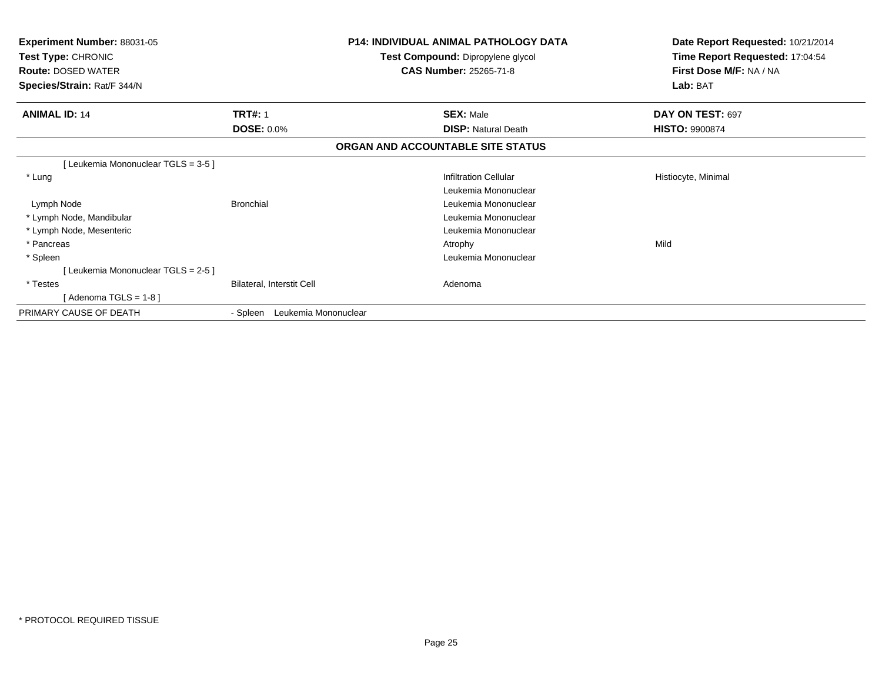**Experiment Number:** 88031-05
**Test Type:** CHRONIC
**Route:** DOSED WATER
**Species/Strain:** Rat/F 344/N

**P14: INDIVIDUAL ANIMAL PATHOLOGY DATA**
**Test Compound:** Dipropylene glycol
**CAS Number:** 25265-71-8

**Date Report Requested:** 10/21/2014
**Time Report Requested:** 17:04:54
**First Dose M/F:** NA / NA
**Lab:** BAT

| **ANIMAL ID:** 14 | **TRT#:** 1 | **SEX:** Male | **DAY ON TEST:** 697 |
|---|---|---|---|
| | **DOSE:** 0.0% | **DISP:** Natural Death | **HISTO:** 9900874 |

**ORGAN AND ACCOUNTABLE SITE STATUS**

| | | | |
|---|---|---|---|
| [ Leukemia Mononuclear TGLS = 3-5 ] | | | |
| * Lung | | Infiltration Cellular | Histiocyte, Minimal |
| | | Leukemia Mononuclear | |
| Lymph Node | Bronchial | Leukemia Mononuclear | |
| * Lymph Node, Mandibular | | Leukemia Mononuclear | |
| * Lymph Node, Mesenteric | | Leukemia Mononuclear | |
| * Pancreas | | Atrophy | Mild |
| * Spleen | | Leukemia Mononuclear | |
| [ Leukemia Mononuclear TGLS = 2-5 ] | | | |
| * Testes | Bilateral, Interstit Cell | Adenoma | |
| [ Adenoma TGLS = 1-8 ] | | | |
| PRIMARY CAUSE OF DEATH | - Spleen Leukemia Mononuclear | | |

* PROTOCOL REQUIRED TISSUE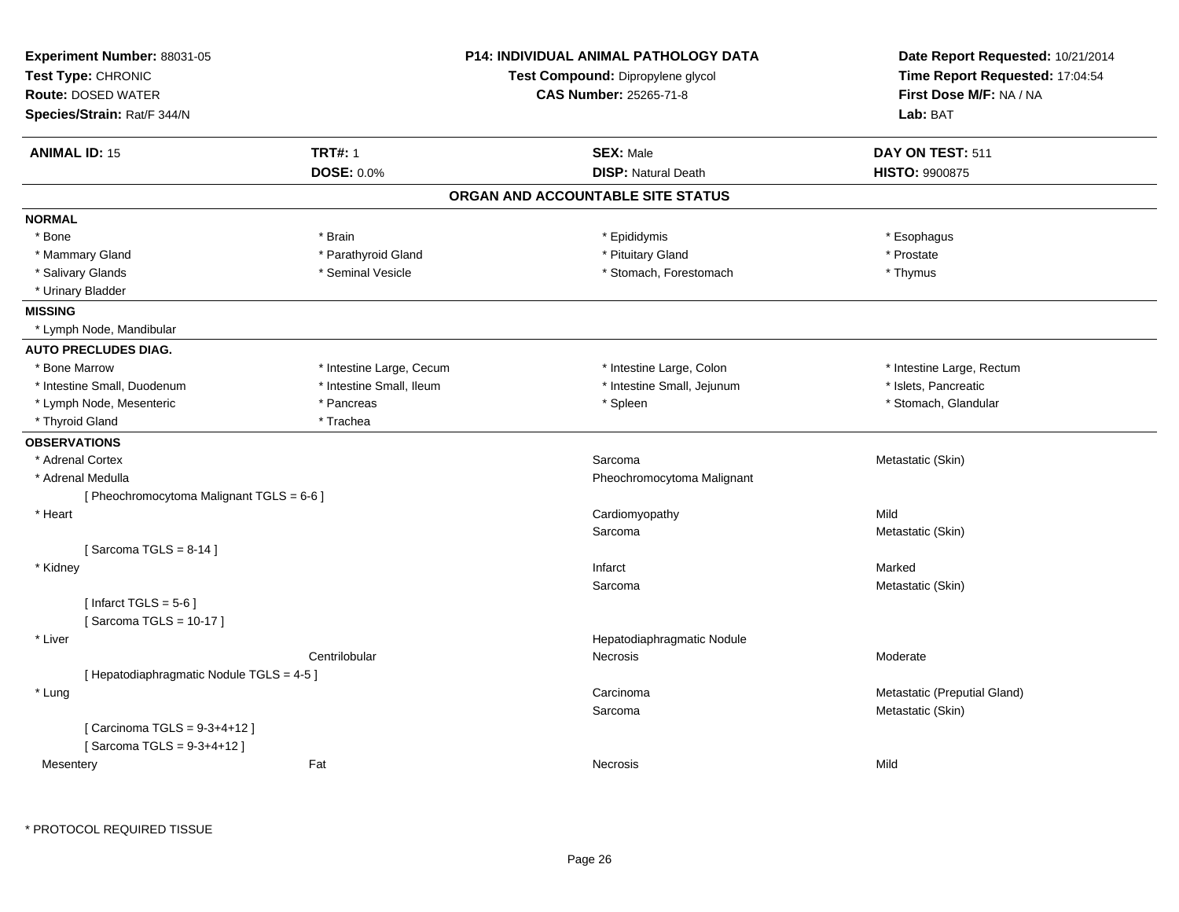**Experiment Number:** 88031-05
**Test Type:** CHRONIC
**Route:** DOSED WATER
**Species/Strain:** Rat/F 344/N

**P14: INDIVIDUAL ANIMAL PATHOLOGY DATA**
**Test Compound:** Dipropylene glycol
**CAS Number:** 25265-71-8

**Date Report Requested:** 10/21/2014
**Time Report Requested:** 17:04:54
**First Dose M/F:** NA / NA
**Lab:** BAT

| **ANIMAL ID:** 15 | **TRT#:** 1 | **SEX:** Male | **DAY ON TEST:** 511 |
|---|---|---|---|
| | **DOSE:** 0.0% | **DISP:** Natural Death | **HISTO:** 9900875 |

## ORGAN AND ACCOUNTABLE SITE STATUS

**NORMAL**

| | | | |
|---|---|---|---|
| * Bone | * Brain | * Epididymis | * Esophagus |
| * Mammary Gland | * Parathyroid Gland | * Pituitary Gland | * Prostate |
| * Salivary Glands | * Seminal Vesicle | * Stomach, Forestomach | * Thymus |
| * Urinary Bladder | | | |

**MISSING**

* Lymph Node, Mandibular

**AUTO PRECLUDES DIAG.**

| | | | |
|---|---|---|---|
| * Bone Marrow | * Intestine Large, Cecum | * Intestine Large, Colon | * Intestine Large, Rectum |
| * Intestine Small, Duodenum | * Intestine Small, Ileum | * Intestine Small, Jejunum | * Islets, Pancreatic |
| * Lymph Node, Mesenteric | * Pancreas | * Spleen | * Stomach, Glandular |
| * Thyroid Gland | * Trachea | | |

**OBSERVATIONS**

| | | | |
|---|---|---|---|
| * Adrenal Cortex | | Sarcoma | Metastatic (Skin) |
| * Adrenal Medulla | | Pheochromocytoma Malignant | |
| [ Pheochromocytoma Malignant TGLS = 6-6 ] | | | |
| * Heart | | Cardiomyopathy | Mild |
| | | Sarcoma | Metastatic (Skin) |
| [ Sarcoma TGLS = 8-14 ] | | | |
| * Kidney | | Infarct | Marked |
| | | Sarcoma | Metastatic (Skin) |
| [ Infarct TGLS = 5-6 ] | | | |
| [ Sarcoma TGLS = 10-17 ] | | | |
| * Liver | | Hepatodiaphragmatic Nodule | |
| | Centrilobular | Necrosis | Moderate |
| [ Hepatodiaphragmatic Nodule TGLS = 4-5 ] | | | |
| * Lung | | Carcinoma | Metastatic (Preputial Gland) |
| | | Sarcoma | Metastatic (Skin) |
| [ Carcinoma TGLS = 9-3+4+12 ] | | | |
| [ Sarcoma TGLS = 9-3+4+12 ] | | | |
| Mesentery | Fat | Necrosis | Mild |

* PROTOCOL REQUIRED TISSUE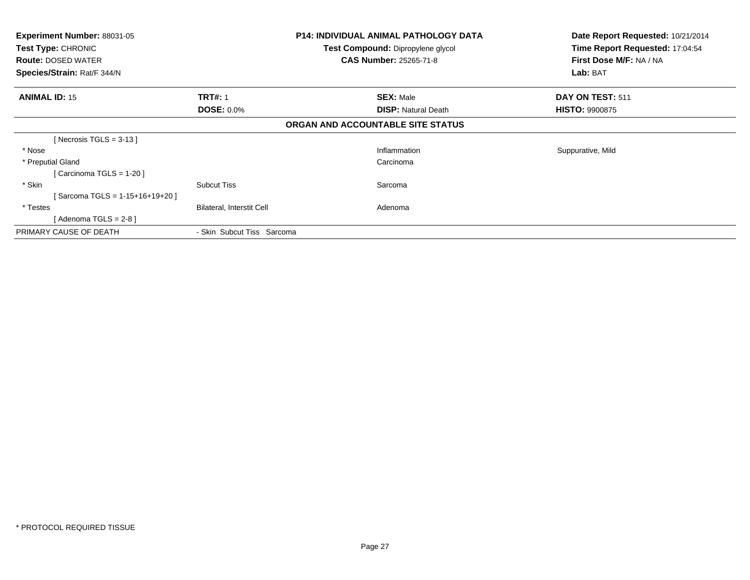**Experiment Number:** 88031-05
**Test Type:** CHRONIC
**Route:** DOSED WATER
**Species/Strain:** Rat/F 344/N

**P14: INDIVIDUAL ANIMAL PATHOLOGY DATA**
**Test Compound:** Dipropylene glycol
**CAS Number:** 25265-71-8

**Date Report Requested:** 10/21/2014
**Time Report Requested:** 17:04:54
**First Dose M/F:** NA / NA
**Lab:** BAT

| **ANIMAL ID:** 15 | **TRT#:** 1 | **SEX:** Male | **DAY ON TEST:** 511 |
|---|---|---|---|
| | **DOSE:** 0.0% | **DISP:** Natural Death | **HISTO:** 9900875 |

**ORGAN AND ACCOUNTABLE SITE STATUS**

| | | | |
|---|---|---|---|
| [ Necrosis TGLS = 3-13 ] | | | |
| * Nose | | Inflammation | Suppurative, Mild |
| * Preputial Gland | | Carcinoma | |
| [ Carcinoma TGLS = 1-20 ] | | | |
| * Skin | Subcut Tiss | Sarcoma | |
| [ Sarcoma TGLS = 1-15+16+19+20 ] | | | |
| * Testes | Bilateral, Interstit Cell | Adenoma | |
| [ Adenoma TGLS = 2-8 ] | | | |
| PRIMARY CAUSE OF DEATH | - Skin Subcut Tiss Sarcoma | | |

* PROTOCOL REQUIRED TISSUE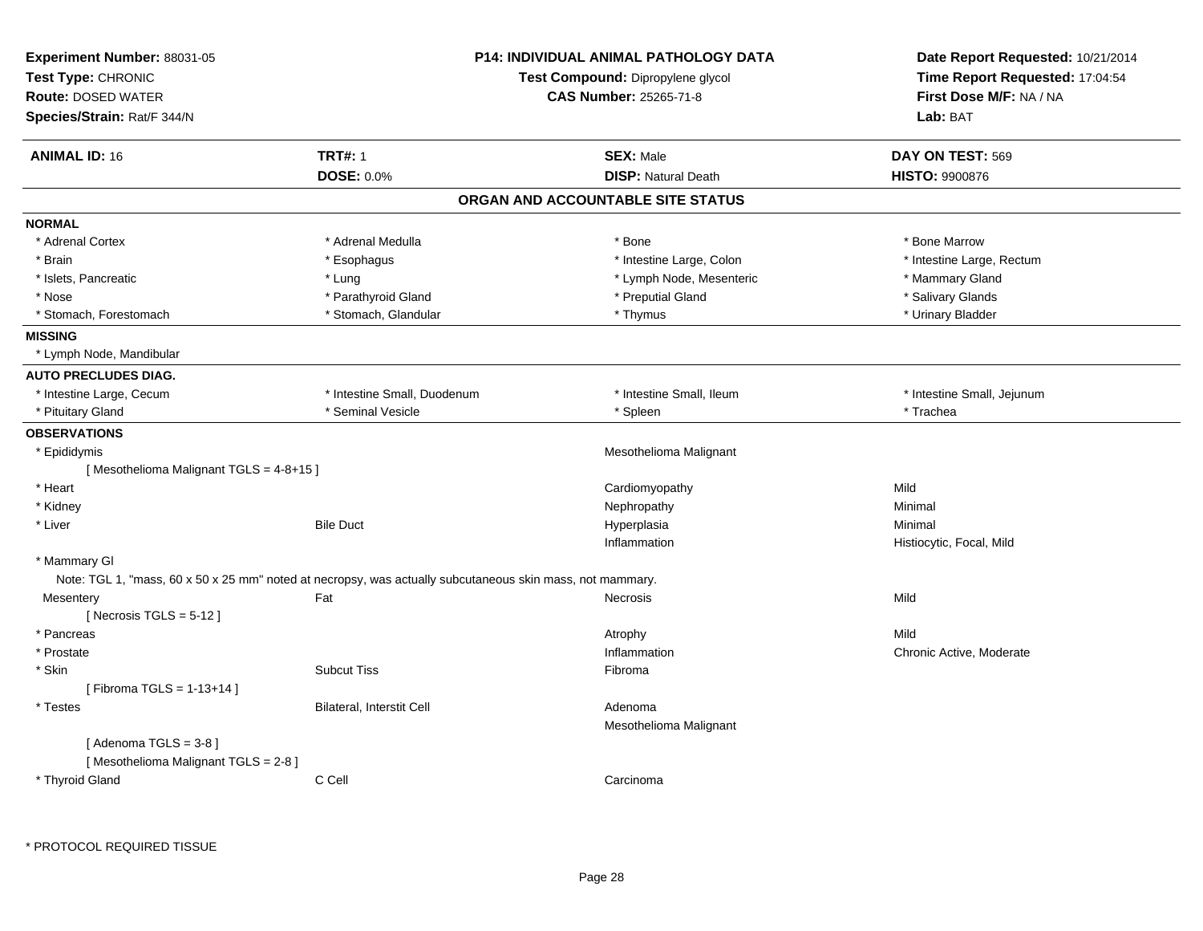**Experiment Number:** 88031-05
**Test Type:** CHRONIC
**Route:** DOSED WATER
**Species/Strain:** Rat/F 344/N

**P14: INDIVIDUAL ANIMAL PATHOLOGY DATA**
**Test Compound:** Dipropylene glycol
**CAS Number:** 25265-71-8

**Date Report Requested:** 10/21/2014
**Time Report Requested:** 17:04:54
**First Dose M/F:** NA / NA
**Lab:** BAT

| **ANIMAL ID:** 16 | **TRT#:** 1 | **SEX:** Male | **DAY ON TEST:** 569 |
|---|---|---|---|
| | **DOSE:** 0.0% | **DISP:** Natural Death | **HISTO:** 9900876 |

## ORGAN AND ACCOUNTABLE SITE STATUS

**NORMAL**

| | | | |
|---|---|---|---|
| * Adrenal Cortex | * Adrenal Medulla | * Bone | * Bone Marrow |
| * Brain | * Esophagus | * Intestine Large, Colon | * Intestine Large, Rectum |
| * Islets, Pancreatic | * Lung | * Lymph Node, Mesenteric | * Mammary Gland |
| * Nose | * Parathyroid Gland | * Preputial Gland | * Salivary Glands |
| * Stomach, Forestomach | * Stomach, Glandular | * Thymus | * Urinary Bladder |

**MISSING**

* Lymph Node, Mandibular

**AUTO PRECLUDES DIAG.**

| | | | |
|---|---|---|---|
| * Intestine Large, Cecum | * Intestine Small, Duodenum | * Intestine Small, Ileum | * Intestine Small, Jejunum |
| * Pituitary Gland | * Seminal Vesicle | * Spleen | * Trachea |

**OBSERVATIONS**

| | | | |
|---|---|---|---|
| * Epididymis | | Mesothelioma Malignant | |
| [ Mesothelioma Malignant TGLS = 4-8+15 ] | | | |
| * Heart | | Cardiomyopathy | Mild |
| * Kidney | | Nephropathy | Minimal |
| * Liver | Bile Duct | Hyperplasia | Minimal |
| | | Inflammation | Histiocytic, Focal, Mild |
| * Mammary Gl | | | |
| Note: TGL 1, "mass, 60 x 50 x 25 mm" noted at necropsy, was actually subcutaneous skin mass, not mammary. | | | |
| Mesentery | Fat | Necrosis | Mild |
| [ Necrosis TGLS = 5-12 ] | | | |
| * Pancreas | | Atrophy | Mild |
| * Prostate | | Inflammation | Chronic Active, Moderate |
| * Skin | Subcut Tiss | Fibroma | |
| [ Fibroma TGLS = 1-13+14 ] | | | |
| * Testes | Bilateral, Interstit Cell | Adenoma | |
| | | Mesothelioma Malignant | |
| [ Adenoma TGLS = 3-8 ] | | | |
| [ Mesothelioma Malignant TGLS = 2-8 ] | | | |
| * Thyroid Gland | C Cell | Carcinoma | |

\* PROTOCOL REQUIRED TISSUE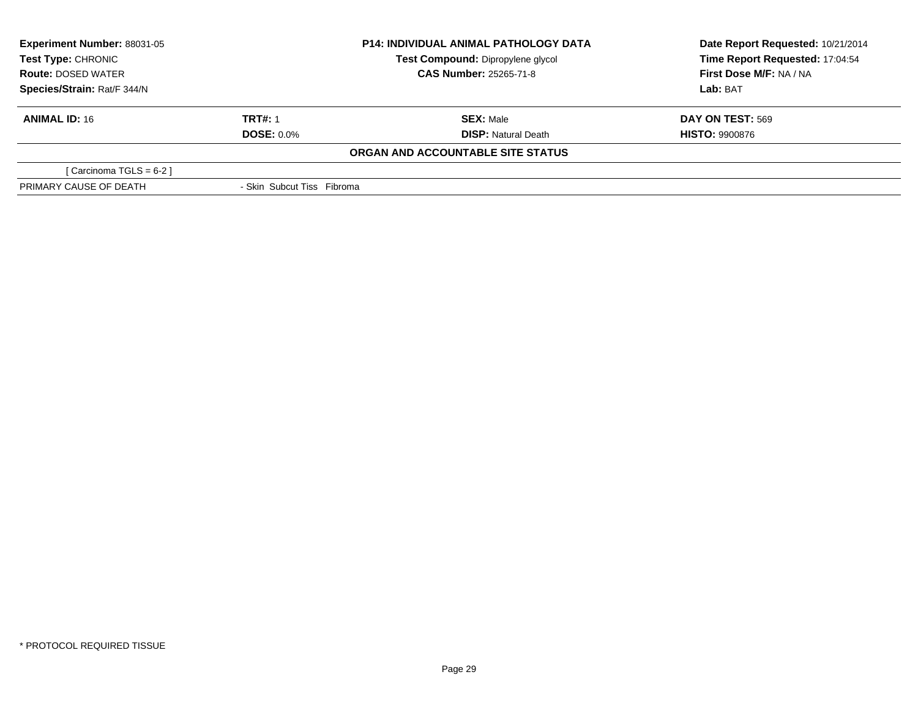| Experiment Number: 88031-05 | P14: INDIVIDUAL ANIMAL PATHOLOGY DATA | Date Report Requested: 10/21/2014 |
|---|---|---|
| Test Type: CHRONIC | Test Compound: Dipropylene glycol | Time Report Requested: 17:04:54 |
| Route: DOSED WATER | CAS Number: 25265-71-8 | First Dose M/F: NA / NA |
| Species/Strain: Rat/F 344/N | | Lab: BAT |

| ANIMAL ID: 16 | TRT#: 1 | SEX: Male | DAY ON TEST: 569 |
|---|---|---|---|
| | DOSE: 0.0% | DISP: Natural Death | HISTO: 9900876 |

**ORGAN AND ACCOUNTABLE SITE STATUS**

| | |
|---|---|
| [ Carcinoma TGLS = 6-2 ] | |
| PRIMARY CAUSE OF DEATH | - Skin Subcut Tiss Fibroma |

* PROTOCOL REQUIRED TISSUE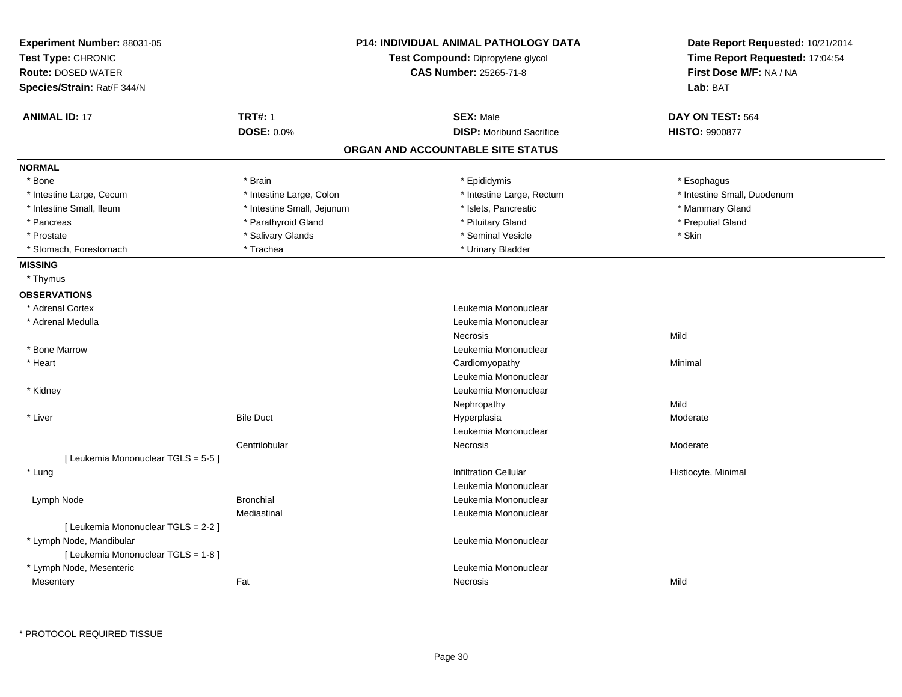**Experiment Number:** 88031-05
**Test Type:** CHRONIC
**Route:** DOSED WATER
**Species/Strain:** Rat/F 344/N

**P14: INDIVIDUAL ANIMAL PATHOLOGY DATA**
**Test Compound:** Dipropylene glycol
**CAS Number:** 25265-71-8

**Date Report Requested:** 10/21/2014
**Time Report Requested:** 17:04:54
**First Dose M/F:** NA / NA
**Lab:** BAT

| **ANIMAL ID:** 17 | **TRT#:** 1 | **SEX:** Male | **DAY ON TEST:** 564 |
|---|---|---|---|
| | **DOSE:** 0.0% | **DISP:** Moribund Sacrifice | **HISTO:** 9900877 |

## ORGAN AND ACCOUNTABLE SITE STATUS

**NORMAL**

| | | | |
|---|---|---|---|
| * Bone | * Brain | * Epididymis | * Esophagus |
| * Intestine Large, Cecum | * Intestine Large, Colon | * Intestine Large, Rectum | * Intestine Small, Duodenum |
| * Intestine Small, Ileum | * Intestine Small, Jejunum | * Islets, Pancreatic | * Mammary Gland |
| * Pancreas | * Parathyroid Gland | * Pituitary Gland | * Preputial Gland |
| * Prostate | * Salivary Glands | * Seminal Vesicle | * Skin |
| * Stomach, Forestomach | * Trachea | * Urinary Bladder | |

**MISSING**

* Thymus

**OBSERVATIONS**

| | | | |
|---|---|---|---|
| * Adrenal Cortex | | Leukemia Mononuclear | |
| * Adrenal Medulla | | Leukemia Mononuclear | |
| | | Necrosis | Mild |
| * Bone Marrow | | Leukemia Mononuclear | |
| * Heart | | Cardiomyopathy | Minimal |
| | | Leukemia Mononuclear | |
| * Kidney | | Leukemia Mononuclear | |
| | | Nephropathy | Mild |
| * Liver | Bile Duct | Hyperplasia | Moderate |
| | | Leukemia Mononuclear | |
| | Centrilobular | Necrosis | Moderate |
| [ Leukemia Mononuclear TGLS = 5-5 ] | | | |
| * Lung | | Infiltration Cellular | Histiocyte, Minimal |
| | | Leukemia Mononuclear | |
| Lymph Node | Bronchial | Leukemia Mononuclear | |
| | Mediastinal | Leukemia Mononuclear | |
| [ Leukemia Mononuclear TGLS = 2-2 ] | | | |
| * Lymph Node, Mandibular | | Leukemia Mononuclear | |
| [ Leukemia Mononuclear TGLS = 1-8 ] | | | |
| * Lymph Node, Mesenteric | | Leukemia Mononuclear | |
| Mesentery | Fat | Necrosis | Mild |

\* PROTOCOL REQUIRED TISSUE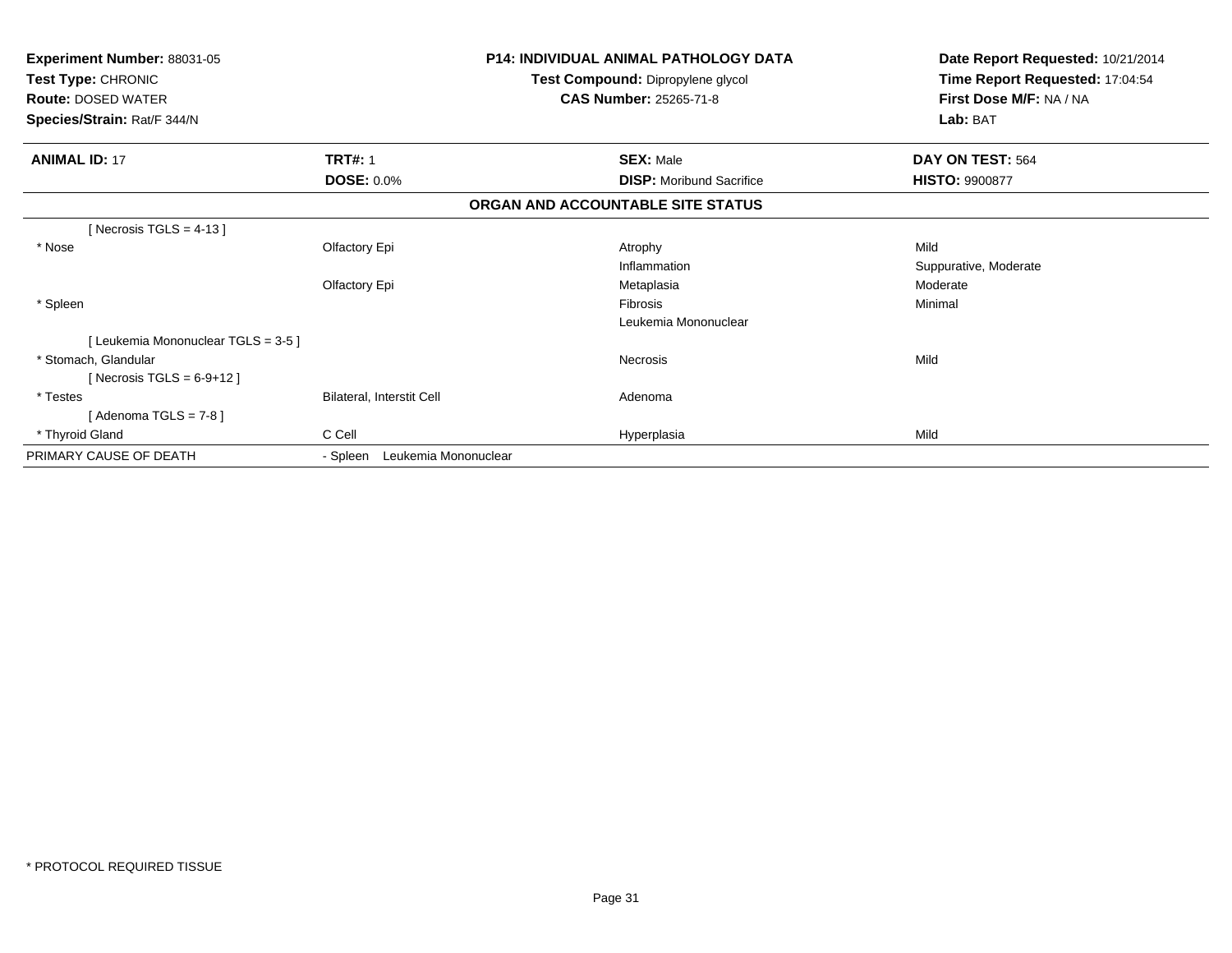**Experiment Number:** 88031-05
**Test Type:** CHRONIC
**Route:** DOSED WATER
**Species/Strain:** Rat/F 344/N

**P14: INDIVIDUAL ANIMAL PATHOLOGY DATA**
**Test Compound:** Dipropylene glycol
**CAS Number:** 25265-71-8

**Date Report Requested:** 10/21/2014
**Time Report Requested:** 17:04:54
**First Dose M/F:** NA / NA
**Lab:** BAT

| **ANIMAL ID:** 17 | **TRT#:** 1 | **SEX:** Male | **DAY ON TEST:** 564 |
|---|---|---|---|
| | **DOSE:** 0.0% | **DISP:** Moribund Sacrifice | **HISTO:** 9900877 |

**ORGAN AND ACCOUNTABLE SITE STATUS**

| | | | |
|---|---|---|---|
| [ Necrosis TGLS = 4-13 ] | | | |
| * Nose | Olfactory Epi | Atrophy | Mild |
| | | Inflammation | Suppurative, Moderate |
| | Olfactory Epi | Metaplasia | Moderate |
| * Spleen | | Fibrosis | Minimal |
| | | Leukemia Mononuclear | |
| [ Leukemia Mononuclear TGLS = 3-5 ] | | | |
| * Stomach, Glandular | | Necrosis | Mild |
| [ Necrosis TGLS = 6-9+12 ] | | | |
| * Testes | Bilateral, Interstit Cell | Adenoma | |
| [ Adenoma TGLS = 7-8 ] | | | |
| * Thyroid Gland | C Cell | Hyperplasia | Mild |
| PRIMARY CAUSE OF DEATH | - Spleen Leukemia Mononuclear | | |

* PROTOCOL REQUIRED TISSUE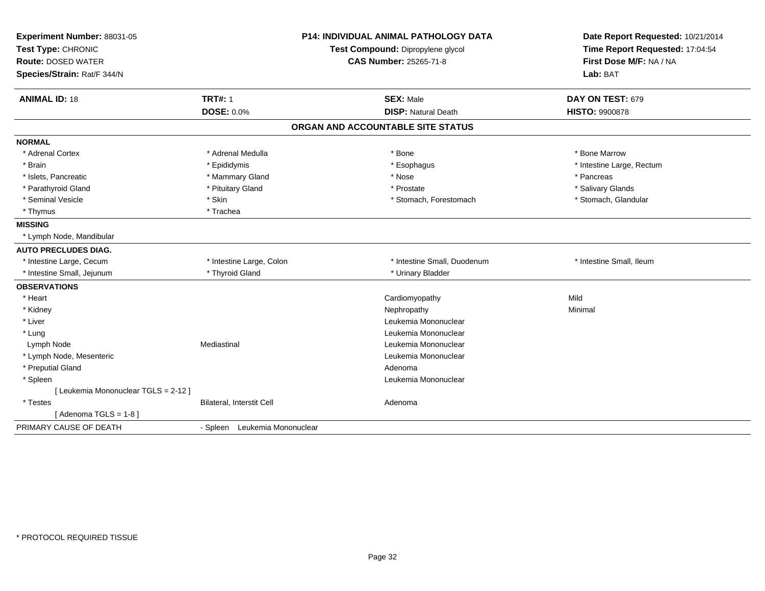**Experiment Number:** 88031-05
**Test Type:** CHRONIC
**Route:** DOSED WATER
**Species/Strain:** Rat/F 344/N

**P14: INDIVIDUAL ANIMAL PATHOLOGY DATA**
**Test Compound:** Dipropylene glycol
**CAS Number:** 25265-71-8

**Date Report Requested:** 10/21/2014
**Time Report Requested:** 17:04:54
**First Dose M/F:** NA / NA
**Lab:** BAT

| **ANIMAL ID:** 18 | **TRT#:** 1 | **SEX:** Male | **DAY ON TEST:** 679 |
|---|---|---|---|
| | **DOSE:** 0.0% | **DISP:** Natural Death | **HISTO:** 9900878 |

## ORGAN AND ACCOUNTABLE SITE STATUS

| | | | |
|---|---|---|---|
| **NORMAL** | | | |
| * Adrenal Cortex | * Adrenal Medulla | * Bone | * Bone Marrow |
| * Brain | * Epididymis | * Esophagus | * Intestine Large, Rectum |
| * Islets, Pancreatic | * Mammary Gland | * Nose | * Pancreas |
| * Parathyroid Gland | * Pituitary Gland | * Prostate | * Salivary Glands |
| * Seminal Vesicle | * Skin | * Stomach, Forestomach | * Stomach, Glandular |
| * Thymus | * Trachea | | |
| **MISSING** | | | |
| * Lymph Node, Mandibular | | | |
| **AUTO PRECLUDES DIAG.** | | | |
| * Intestine Large, Cecum | * Intestine Large, Colon | * Intestine Small, Duodenum | * Intestine Small, Ileum |
| * Intestine Small, Jejunum | * Thyroid Gland | * Urinary Bladder | |
| **OBSERVATIONS** | | | |
| * Heart | | Cardiomyopathy | Mild |
| * Kidney | | Nephropathy | Minimal |
| * Liver | | Leukemia Mononuclear | |
| * Lung | | Leukemia Mononuclear | |
| Lymph Node | Mediastinal | Leukemia Mononuclear | |
| * Lymph Node, Mesenteric | | Leukemia Mononuclear | |
| * Preputial Gland | | Adenoma | |
| * Spleen | | Leukemia Mononuclear | |
| [ Leukemia Mononuclear TGLS = 2-12 ] | | | |
| * Testes | Bilateral, Interstit Cell | Adenoma | |
| [ Adenoma TGLS = 1-8 ] | | | |
| PRIMARY CAUSE OF DEATH | - Spleen Leukemia Mononuclear | | |

* PROTOCOL REQUIRED TISSUE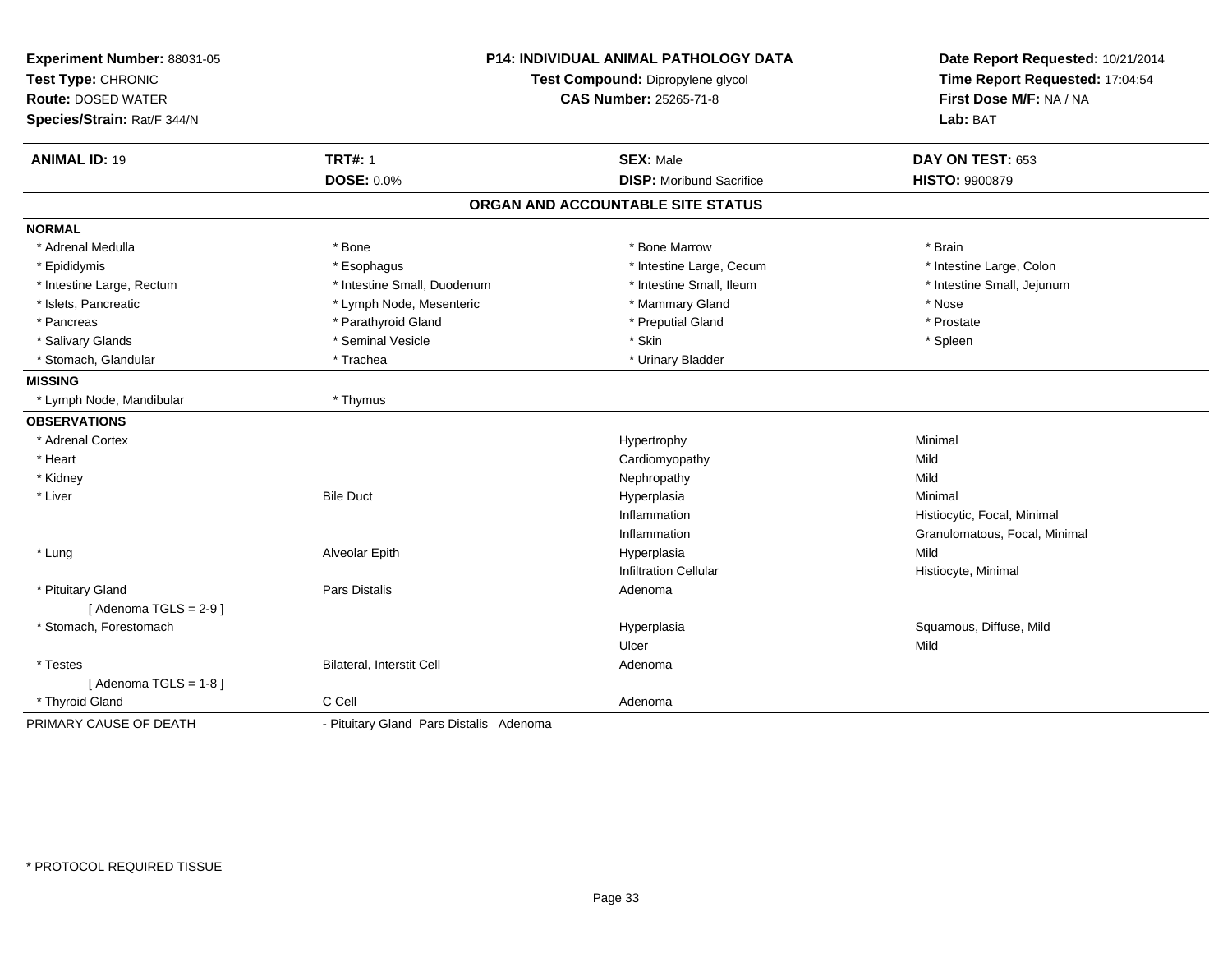**Experiment Number:** 88031-05
**Test Type:** CHRONIC
**Route:** DOSED WATER
**Species/Strain:** Rat/F 344/N

**P14: INDIVIDUAL ANIMAL PATHOLOGY DATA**
**Test Compound:** Dipropylene glycol
**CAS Number:** 25265-71-8

**Date Report Requested:** 10/21/2014
**Time Report Requested:** 17:04:54
**First Dose M/F:** NA / NA
**Lab:** BAT

| **ANIMAL ID:** 19 | **TRT#:** 1 | **SEX:** Male | **DAY ON TEST:** 653 |
|---|---|---|---|
| | **DOSE:** 0.0% | **DISP:** Moribund Sacrifice | **HISTO:** 9900879 |

## ORGAN AND ACCOUNTABLE SITE STATUS

**NORMAL**

| | | | |
|---|---|---|---|
| * Adrenal Medulla | * Bone | * Bone Marrow | * Brain |
| * Epididymis | * Esophagus | * Intestine Large, Cecum | * Intestine Large, Colon |
| * Intestine Large, Rectum | * Intestine Small, Duodenum | * Intestine Small, Ileum | * Intestine Small, Jejunum |
| * Islets, Pancreatic | * Lymph Node, Mesenteric | * Mammary Gland | * Nose |
| * Pancreas | * Parathyroid Gland | * Preputial Gland | * Prostate |
| * Salivary Glands | * Seminal Vesicle | * Skin | * Spleen |
| * Stomach, Glandular | * Trachea | * Urinary Bladder | |

**MISSING**

| | |
|---|---|
| * Lymph Node, Mandibular | * Thymus |

**OBSERVATIONS**

| | | | |
|---|---|---|---|
| * Adrenal Cortex | | Hypertrophy | Minimal |
| * Heart | | Cardiomyopathy | Mild |
| * Kidney | | Nephropathy | Mild |
| * Liver | Bile Duct | Hyperplasia | Minimal |
| | | Inflammation | Histiocytic, Focal, Minimal |
| | | Inflammation | Granulomatous, Focal, Minimal |
| * Lung | Alveolar Epith | Hyperplasia | Mild |
| | | Infiltration Cellular | Histiocyte, Minimal |
| * Pituitary Gland | Pars Distalis | Adenoma | |
| [ Adenoma TGLS = 2-9 ] | | | |
| * Stomach, Forestomach | | Hyperplasia | Squamous, Diffuse, Mild |
| | | Ulcer | Mild |
| * Testes | Bilateral, Interstit Cell | Adenoma | |
| [ Adenoma TGLS = 1-8 ] | | | |
| * Thyroid Gland | C Cell | Adenoma | |

PRIMARY CAUSE OF DEATH - Pituitary Gland Pars Distalis Adenoma

* PROTOCOL REQUIRED TISSUE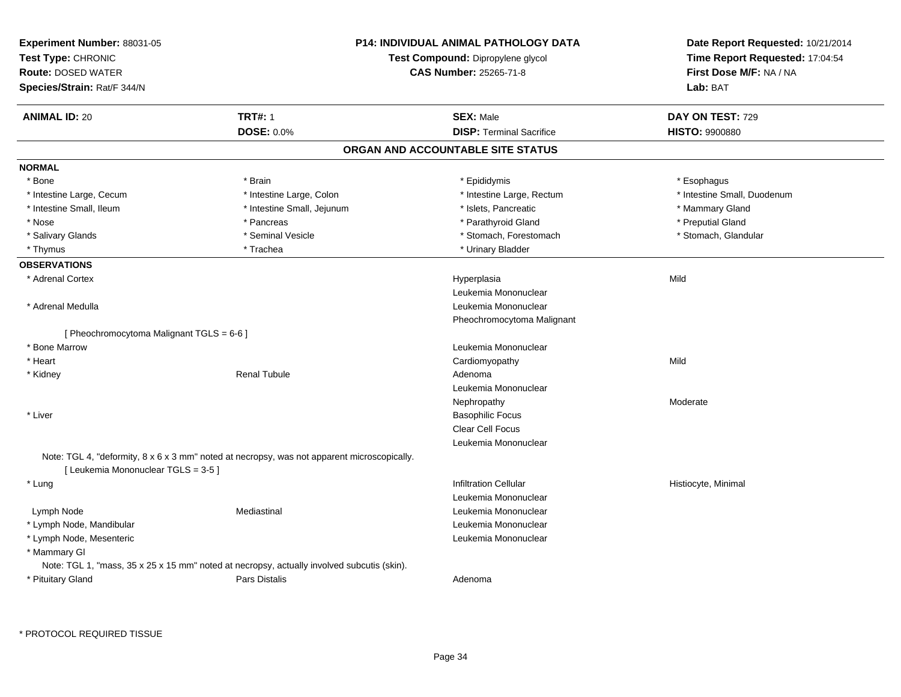**Experiment Number:** 88031-05
**Test Type:** CHRONIC
**Route:** DOSED WATER
**Species/Strain:** Rat/F 344/N

**P14: INDIVIDUAL ANIMAL PATHOLOGY DATA**
**Test Compound:** Dipropylene glycol
**CAS Number:** 25265-71-8

**Date Report Requested:** 10/21/2014
**Time Report Requested:** 17:04:54
**First Dose M/F:** NA / NA
**Lab:** BAT

| **ANIMAL ID:** 20 | **TRT#:** 1 | **SEX:** Male | **DAY ON TEST:** 729 |
|---|---|---|---|
| | **DOSE:** 0.0% | **DISP:** Terminal Sacrifice | **HISTO:** 9900880 |

## ORGAN AND ACCOUNTABLE SITE STATUS

**NORMAL**

| | | | |
|---|---|---|---|
| * Bone | * Brain | * Epididymis | * Esophagus |
| * Intestine Large, Cecum | * Intestine Large, Colon | * Intestine Large, Rectum | * Intestine Small, Duodenum |
| * Intestine Small, Ileum | * Intestine Small, Jejunum | * Islets, Pancreatic | * Mammary Gland |
| * Nose | * Pancreas | * Parathyroid Gland | * Preputial Gland |
| * Salivary Glands | * Seminal Vesicle | * Stomach, Forestomach | * Stomach, Glandular |
| * Thymus | * Trachea | * Urinary Bladder | |

**OBSERVATIONS**

| | | | |
|---|---|---|---|
| * Adrenal Cortex | | Hyperplasia | Mild |
| | | Leukemia Mononuclear | |
| * Adrenal Medulla | | Leukemia Mononuclear | |
| | | Pheochromocytoma Malignant | |
| [ Pheochromocytoma Malignant TGLS = 6-6 ] | | | |
| * Bone Marrow | | Leukemia Mononuclear | |
| * Heart | | Cardiomyopathy | Mild |
| * Kidney | Renal Tubule | Adenoma | |
| | | Leukemia Mononuclear | |
| | | Nephropathy | Moderate |
| * Liver | | Basophilic Focus | |
| | | Clear Cell Focus | |
| | | Leukemia Mononuclear | |
| Note: TGL 4, "deformity, 8 x 6 x 3 mm" noted at necropsy, was not apparent microscopically. | | | |
| [ Leukemia Mononuclear TGLS = 3-5 ] | | | |
| * Lung | | Infiltration Cellular | Histiocyte, Minimal |
| | | Leukemia Mononuclear | |
| Lymph Node | Mediastinal | Leukemia Mononuclear | |
| * Lymph Node, Mandibular | | Leukemia Mononuclear | |
| * Lymph Node, Mesenteric | | Leukemia Mononuclear | |
| * Mammary Gl | | | |
| Note: TGL 1, "mass, 35 x 25 x 15 mm" noted at necropsy, actually involved subcutis (skin). | | | |
| * Pituitary Gland | Pars Distalis | Adenoma | |

\* PROTOCOL REQUIRED TISSUE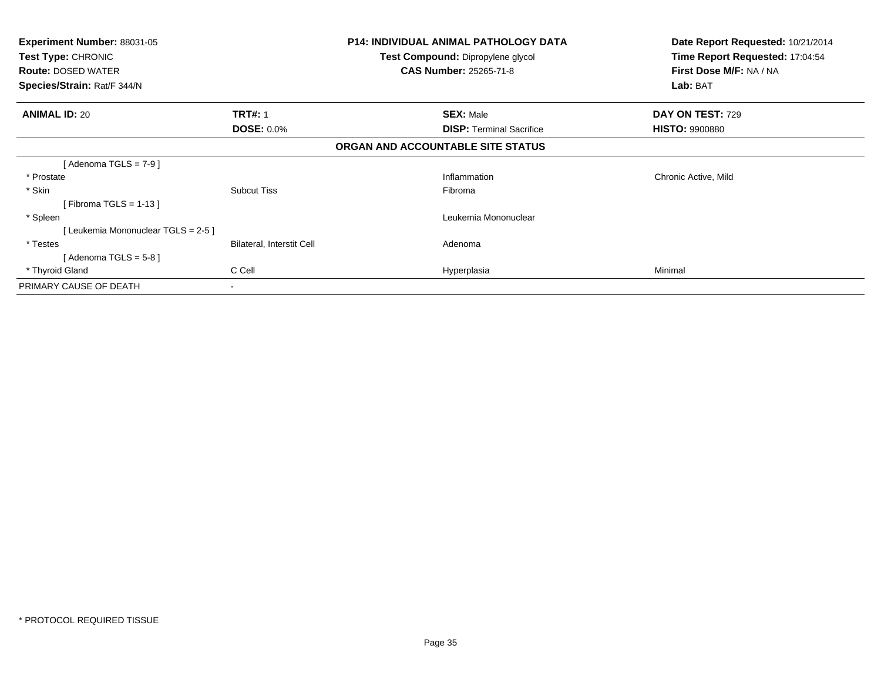**Experiment Number:** 88031-05
**Test Type:** CHRONIC
**Route:** DOSED WATER
**Species/Strain:** Rat/F 344/N

**P14: INDIVIDUAL ANIMAL PATHOLOGY DATA**
**Test Compound:** Dipropylene glycol
**CAS Number:** 25265-71-8

**Date Report Requested:** 10/21/2014
**Time Report Requested:** 17:04:54
**First Dose M/F:** NA / NA
**Lab:** BAT

| **ANIMAL ID:** 20 | **TRT#:** 1 | **SEX:** Male | **DAY ON TEST:** 729 |
|---|---|---|---|
| | **DOSE:** 0.0% | **DISP:** Terminal Sacrifice | **HISTO:** 9900880 |

**ORGAN AND ACCOUNTABLE SITE STATUS**

| | | | |
|---|---|---|---|
| [ Adenoma TGLS = 7-9 ] | | | |
| * Prostate | | Inflammation | Chronic Active, Mild |
| * Skin | Subcut Tiss | Fibroma | |
| [ Fibroma TGLS = 1-13 ] | | | |
| * Spleen | | Leukemia Mononuclear | |
| [ Leukemia Mononuclear TGLS = 2-5 ] | | | |
| * Testes | Bilateral, Interstit Cell | Adenoma | |
| [ Adenoma TGLS = 5-8 ] | | | |
| * Thyroid Gland | C Cell | Hyperplasia | Minimal |
| PRIMARY CAUSE OF DEATH | - | | |

* PROTOCOL REQUIRED TISSUE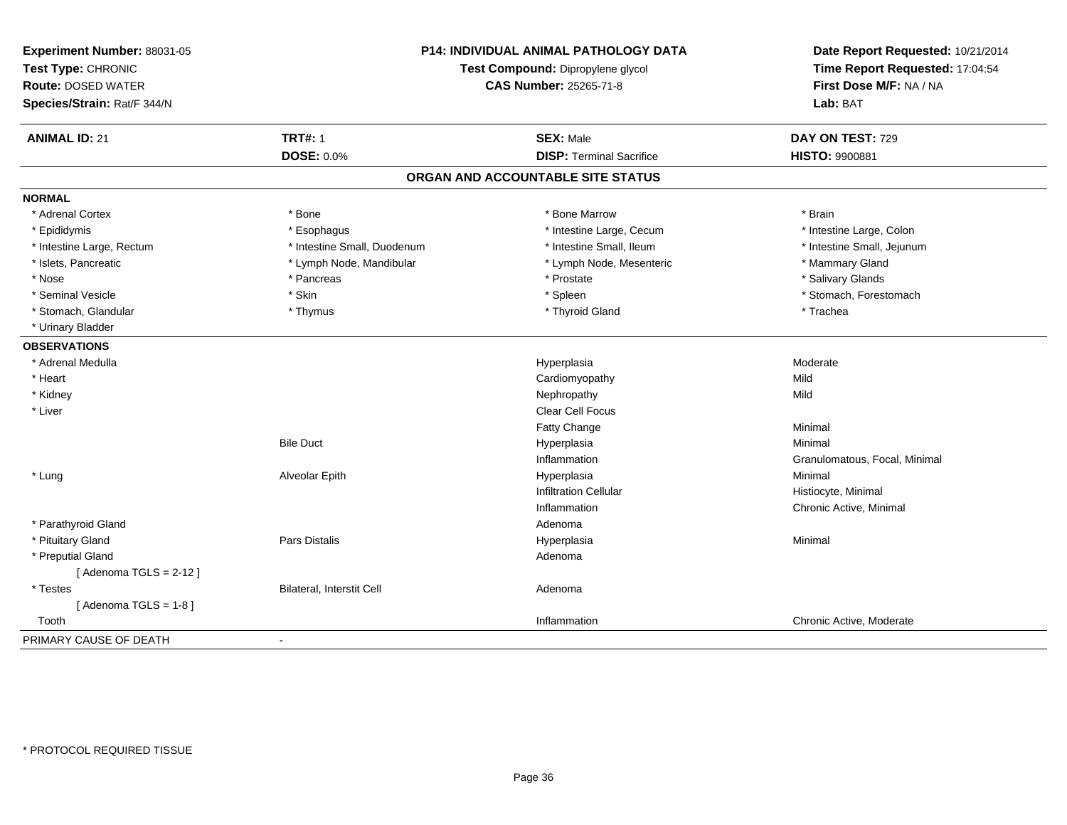**Experiment Number:** 88031-05
**Test Type:** CHRONIC
**Route:** DOSED WATER
**Species/Strain:** Rat/F 344/N

**P14: INDIVIDUAL ANIMAL PATHOLOGY DATA**
**Test Compound:** Dipropylene glycol
**CAS Number:** 25265-71-8

**Date Report Requested:** 10/21/2014
**Time Report Requested:** 17:04:54
**First Dose M/F:** NA / NA
**Lab:** BAT

| **ANIMAL ID:** 21 | **TRT#:** 1 | **SEX:** Male | **DAY ON TEST:** 729 |
|---|---|---|---|
| | **DOSE:** 0.0% | **DISP:** Terminal Sacrifice | **HISTO:** 9900881 |

## ORGAN AND ACCOUNTABLE SITE STATUS

**NORMAL**

| | | | |
|---|---|---|---|
| * Adrenal Cortex | * Bone | * Bone Marrow | * Brain |
| * Epididymis | * Esophagus | * Intestine Large, Cecum | * Intestine Large, Colon |
| * Intestine Large, Rectum | * Intestine Small, Duodenum | * Intestine Small, Ileum | * Intestine Small, Jejunum |
| * Islets, Pancreatic | * Lymph Node, Mandibular | * Lymph Node, Mesenteric | * Mammary Gland |
| * Nose | * Pancreas | * Prostate | * Salivary Glands |
| * Seminal Vesicle | * Skin | * Spleen | * Stomach, Forestomach |
| * Stomach, Glandular | * Thymus | * Thyroid Gland | * Trachea |
| * Urinary Bladder | | | |

**OBSERVATIONS**

| | | | |
|---|---|---|---|
| * Adrenal Medulla | | Hyperplasia | Moderate |
| * Heart | | Cardiomyopathy | Mild |
| * Kidney | | Nephropathy | Mild |
| * Liver | | Clear Cell Focus | |
| | | Fatty Change | Minimal |
| | Bile Duct | Hyperplasia | Minimal |
| | | Inflammation | Granulomatous, Focal, Minimal |
| * Lung | Alveolar Epith | Hyperplasia | Minimal |
| | | Infiltration Cellular | Histiocyte, Minimal |
| | | Inflammation | Chronic Active, Minimal |
| * Parathyroid Gland | | Adenoma | |
| * Pituitary Gland | Pars Distalis | Hyperplasia | Minimal |
| * Preputial Gland | | Adenoma | |
| [ Adenoma TGLS = 2-12 ] | | | |
| * Testes | Bilateral, Interstit Cell | Adenoma | |
| [ Adenoma TGLS = 1-8 ] | | | |
| Tooth | | Inflammation | Chronic Active, Moderate |

PRIMARY CAUSE OF DEATH -

* PROTOCOL REQUIRED TISSUE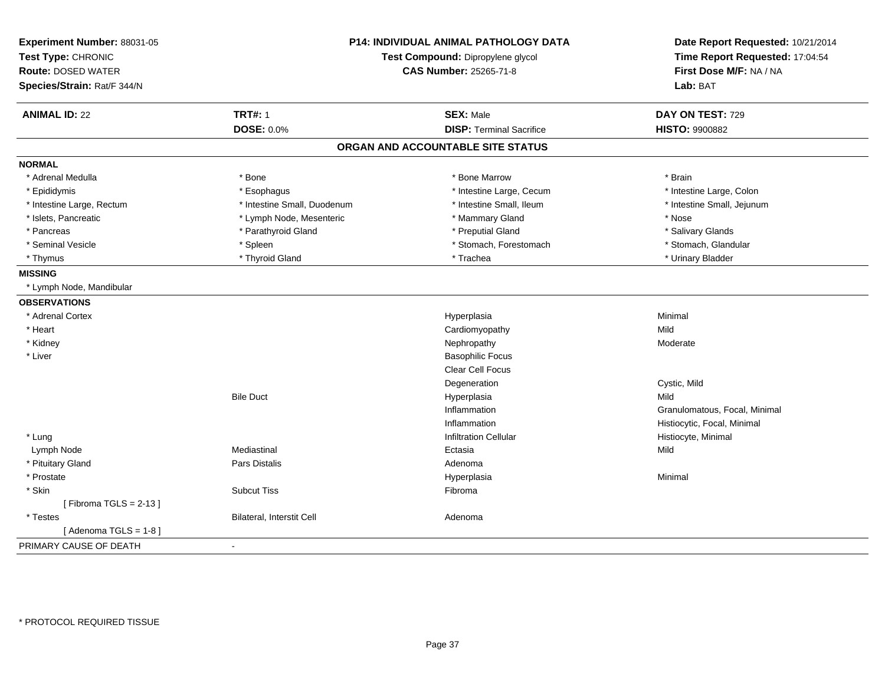**Experiment Number:** 88031-05
**Test Type:** CHRONIC
**Route:** DOSED WATER
**Species/Strain:** Rat/F 344/N

**P14: INDIVIDUAL ANIMAL PATHOLOGY DATA**
**Test Compound:** Dipropylene glycol
**CAS Number:** 25265-71-8

**Date Report Requested:** 10/21/2014
**Time Report Requested:** 17:04:54
**First Dose M/F:** NA / NA
**Lab:** BAT

| **ANIMAL ID:** 22 | **TRT#:** 1 | **SEX:** Male | **DAY ON TEST:** 729 |
|---|---|---|---|
| | **DOSE:** 0.0% | **DISP:** Terminal Sacrifice | **HISTO:** 9900882 |

## ORGAN AND ACCOUNTABLE SITE STATUS

**NORMAL**

| | | | |
|---|---|---|---|
| * Adrenal Medulla | * Bone | * Bone Marrow | * Brain |
| * Epididymis | * Esophagus | * Intestine Large, Cecum | * Intestine Large, Colon |
| * Intestine Large, Rectum | * Intestine Small, Duodenum | * Intestine Small, Ileum | * Intestine Small, Jejunum |
| * Islets, Pancreatic | * Lymph Node, Mesenteric | * Mammary Gland | * Nose |
| * Pancreas | * Parathyroid Gland | * Preputial Gland | * Salivary Glands |
| * Seminal Vesicle | * Spleen | * Stomach, Forestomach | * Stomach, Glandular |
| * Thymus | * Thyroid Gland | * Trachea | * Urinary Bladder |

**MISSING**

* Lymph Node, Mandibular

**OBSERVATIONS**

| | | | |
|---|---|---|---|
| * Adrenal Cortex | | Hyperplasia | Minimal |
| * Heart | | Cardiomyopathy | Mild |
| * Kidney | | Nephropathy | Moderate |
| * Liver | | Basophilic Focus | |
| | | Clear Cell Focus | |
| | | Degeneration | Cystic, Mild |
| | Bile Duct | Hyperplasia | Mild |
| | | Inflammation | Granulomatous, Focal, Minimal |
| | | Inflammation | Histiocytic, Focal, Minimal |
| * Lung | | Infiltration Cellular | Histiocyte, Minimal |
| Lymph Node | Mediastinal | Ectasia | Mild |
| * Pituitary Gland | Pars Distalis | Adenoma | |
| * Prostate | | Hyperplasia | Minimal |
| * Skin | Subcut Tiss | Fibroma | |
| [ Fibroma TGLS = 2-13 ] | | | |
| * Testes | Bilateral, Interstit Cell | Adenoma | |
| [ Adenoma TGLS = 1-8 ] | | | |

PRIMARY CAUSE OF DEATH -

* PROTOCOL REQUIRED TISSUE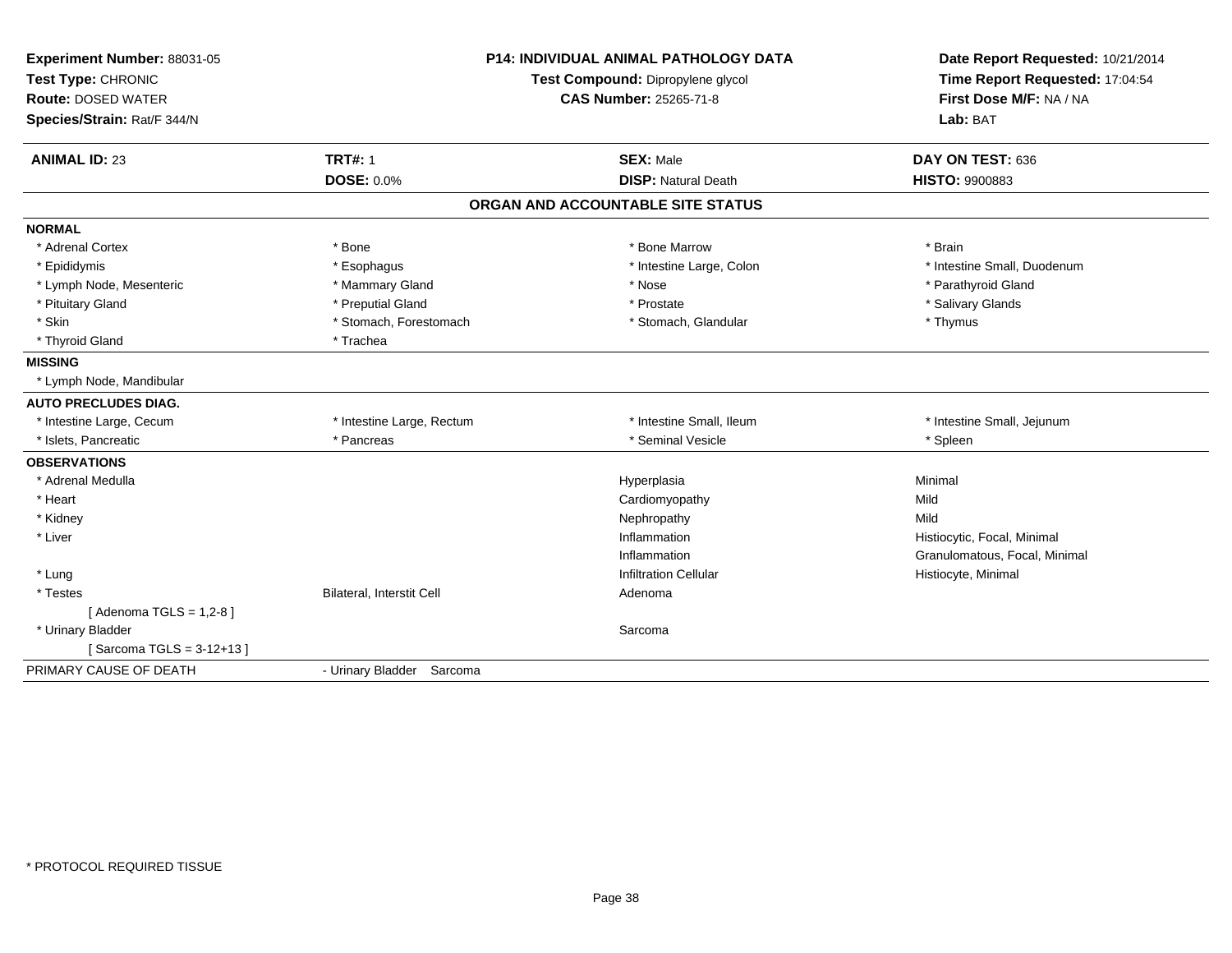**Experiment Number:** 88031-05
**Test Type:** CHRONIC
**Route:** DOSED WATER
**Species/Strain:** Rat/F 344/N

**P14: INDIVIDUAL ANIMAL PATHOLOGY DATA**
**Test Compound:** Dipropylene glycol
**CAS Number:** 25265-71-8

**Date Report Requested:** 10/21/2014
**Time Report Requested:** 17:04:54
**First Dose M/F:** NA / NA
**Lab:** BAT

| **ANIMAL ID:** 23 | **TRT#:** 1 | **SEX:** Male | **DAY ON TEST:** 636 |
|---|---|---|---|
| | **DOSE:** 0.0% | **DISP:** Natural Death | **HISTO:** 9900883 |

## ORGAN AND ACCOUNTABLE SITE STATUS

| | | | |
|---|---|---|---|
| **NORMAL** | | | |
| * Adrenal Cortex | * Bone | * Bone Marrow | * Brain |
| * Epididymis | * Esophagus | * Intestine Large, Colon | * Intestine Small, Duodenum |
| * Lymph Node, Mesenteric | * Mammary Gland | * Nose | * Parathyroid Gland |
| * Pituitary Gland | * Preputial Gland | * Prostate | * Salivary Glands |
| * Skin | * Stomach, Forestomach | * Stomach, Glandular | * Thymus |
| * Thyroid Gland | * Trachea | | |
| **MISSING** | | | |
| * Lymph Node, Mandibular | | | |
| **AUTO PRECLUDES DIAG.** | | | |
| * Intestine Large, Cecum | * Intestine Large, Rectum | * Intestine Small, Ileum | * Intestine Small, Jejunum |
| * Islets, Pancreatic | * Pancreas | * Seminal Vesicle | * Spleen |
| **OBSERVATIONS** | | | |
| * Adrenal Medulla | | Hyperplasia | Minimal |
| * Heart | | Cardiomyopathy | Mild |
| * Kidney | | Nephropathy | Mild |
| * Liver | | Inflammation | Histiocytic, Focal, Minimal |
| | | Inflammation | Granulomatous, Focal, Minimal |
| * Lung | | Infiltration Cellular | Histiocyte, Minimal |
| * Testes | Bilateral, Interstit Cell | Adenoma | |
| [ Adenoma TGLS = 1,2-8 ] | | | |
| * Urinary Bladder | | Sarcoma | |
| [ Sarcoma TGLS = 3-12+13 ] | | | |
| PRIMARY CAUSE OF DEATH | - Urinary Bladder Sarcoma | | |

* PROTOCOL REQUIRED TISSUE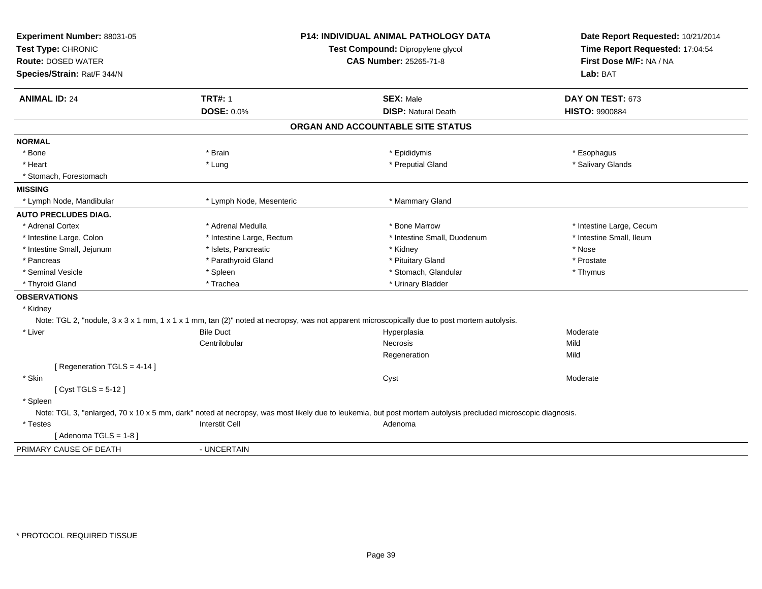**Experiment Number:** 88031-05
**Test Type:** CHRONIC
**Route:** DOSED WATER
**Species/Strain:** Rat/F 344/N

**P14: INDIVIDUAL ANIMAL PATHOLOGY DATA**
**Test Compound:** Dipropylene glycol
**CAS Number:** 25265-71-8

**Date Report Requested:** 10/21/2014
**Time Report Requested:** 17:04:54
**First Dose M/F:** NA / NA
**Lab:** BAT

| **ANIMAL ID:** 24 | **TRT#:** 1 | **SEX:** Male | **DAY ON TEST:** 673 |
|---|---|---|---|
| | **DOSE:** 0.0% | **DISP:** Natural Death | **HISTO:** 9900884 |

## ORGAN AND ACCOUNTABLE SITE STATUS

**NORMAL**

| | | | |
|---|---|---|---|
| * Bone | * Brain | * Epididymis | * Esophagus |
| * Heart | * Lung | * Preputial Gland | * Salivary Glands |
| * Stomach, Forestomach | | | |

**MISSING**

| | | |
|---|---|---|
| * Lymph Node, Mandibular | * Lymph Node, Mesenteric | * Mammary Gland |

**AUTO PRECLUDES DIAG.**

| | | | |
|---|---|---|---|
| * Adrenal Cortex | * Adrenal Medulla | * Bone Marrow | * Intestine Large, Cecum |
| * Intestine Large, Colon | * Intestine Large, Rectum | * Intestine Small, Duodenum | * Intestine Small, Ileum |
| * Intestine Small, Jejunum | * Islets, Pancreatic | * Kidney | * Nose |
| * Pancreas | * Parathyroid Gland | * Pituitary Gland | * Prostate |
| * Seminal Vesicle | * Spleen | * Stomach, Glandular | * Thymus |
| * Thyroid Gland | * Trachea | * Urinary Bladder | |

**OBSERVATIONS**

* Kidney

Note: TGL 2, "nodule, 3 x 3 x 1 mm, 1 x 1 x 1 mm, tan (2)" noted at necropsy, was not apparent microscopically due to post mortem autolysis.

| | | | |
|---|---|---|---|
| * Liver | Bile Duct | Hyperplasia | Moderate |
| | Centrilobular | Necrosis | Mild |
| | | Regeneration | Mild |
| [ Regeneration TGLS = 4-14 ] | | | |
| * Skin | | Cyst | Moderate |
| [ Cyst TGLS = 5-12 ] | | | |

* Spleen

Note: TGL 3, "enlarged, 70 x 10 x 5 mm, dark" noted at necropsy, was most likely due to leukemia, but post mortem autolysis precluded microscopic diagnosis.

| | | | |
|---|---|---|---|
| * Testes | Interstit Cell | Adenoma | |
| [ Adenoma TGLS = 1-8 ] | | | |

PRIMARY CAUSE OF DEATH - UNCERTAIN

* PROTOCOL REQUIRED TISSUE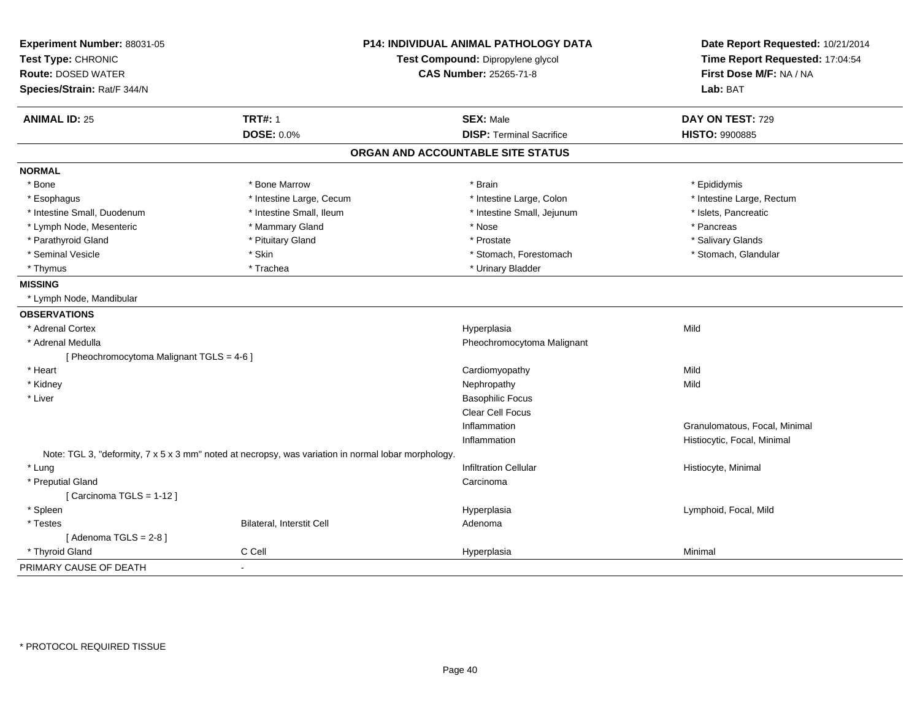**Experiment Number:** 88031-05
**Test Type:** CHRONIC
**Route:** DOSED WATER
**Species/Strain:** Rat/F 344/N

**P14: INDIVIDUAL ANIMAL PATHOLOGY DATA**
**Test Compound:** Dipropylene glycol
**CAS Number:** 25265-71-8

**Date Report Requested:** 10/21/2014
**Time Report Requested:** 17:04:54
**First Dose M/F:** NA / NA
**Lab:** BAT

| **ANIMAL ID:** 25 | **TRT#:** 1 | **SEX:** Male | **DAY ON TEST:** 729 |
|---|---|---|---|
| | **DOSE:** 0.0% | **DISP:** Terminal Sacrifice | **HISTO:** 9900885 |

## ORGAN AND ACCOUNTABLE SITE STATUS

**NORMAL**

| | | | |
|---|---|---|---|
| * Bone | * Bone Marrow | * Brain | * Epididymis |
| * Esophagus | * Intestine Large, Cecum | * Intestine Large, Colon | * Intestine Large, Rectum |
| * Intestine Small, Duodenum | * Intestine Small, Ileum | * Intestine Small, Jejunum | * Islets, Pancreatic |
| * Lymph Node, Mesenteric | * Mammary Gland | * Nose | * Pancreas |
| * Parathyroid Gland | * Pituitary Gland | * Prostate | * Salivary Glands |
| * Seminal Vesicle | * Skin | * Stomach, Forestomach | * Stomach, Glandular |
| * Thymus | * Trachea | * Urinary Bladder | |

**MISSING**

* Lymph Node, Mandibular

**OBSERVATIONS**

| | | | |
|---|---|---|---|
| * Adrenal Cortex | | Hyperplasia | Mild |
| * Adrenal Medulla | | Pheochromocytoma Malignant | |
| [ Pheochromocytoma Malignant TGLS = 4-6 ] | | | |
| * Heart | | Cardiomyopathy | Mild |
| * Kidney | | Nephropathy | Mild |
| * Liver | | Basophilic Focus | |
| | | Clear Cell Focus | |
| | | Inflammation | Granulomatous, Focal, Minimal |
| | | Inflammation | Histiocytic, Focal, Minimal |
| Note: TGL 3, "deformity, 7 x 5 x 3 mm" noted at necropsy, was variation in normal lobar morphology. | | | |
| * Lung | | Infiltration Cellular | Histiocyte, Minimal |
| * Preputial Gland | | Carcinoma | |
| [ Carcinoma TGLS = 1-12 ] | | | |
| * Spleen | | Hyperplasia | Lymphoid, Focal, Mild |
| * Testes | Bilateral, Interstit Cell | Adenoma | |
| [ Adenoma TGLS = 2-8 ] | | | |
| * Thyroid Gland | C Cell | Hyperplasia | Minimal |

PRIMARY CAUSE OF DEATH -

* PROTOCOL REQUIRED TISSUE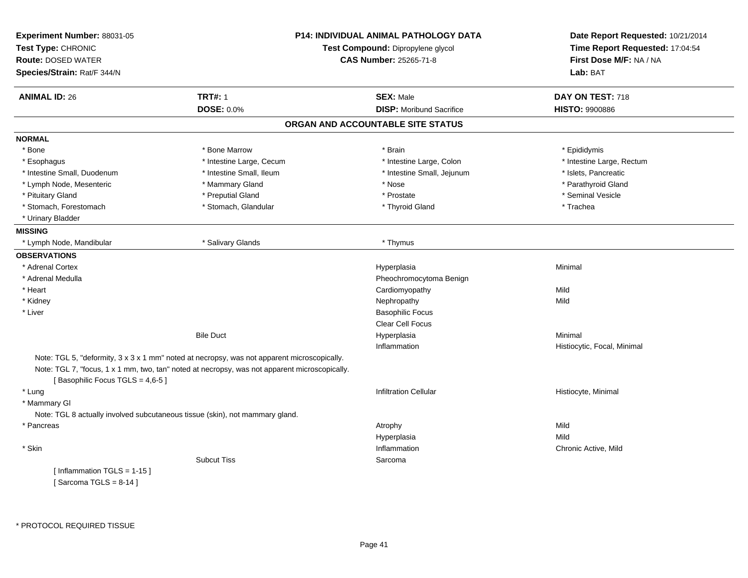**Experiment Number:** 88031-05
**Test Type:** CHRONIC
**Route:** DOSED WATER
**Species/Strain:** Rat/F 344/N

**P14: INDIVIDUAL ANIMAL PATHOLOGY DATA**
**Test Compound:** Dipropylene glycol
**CAS Number:** 25265-71-8

**Date Report Requested:** 10/21/2014
**Time Report Requested:** 17:04:54
**First Dose M/F:** NA / NA
**Lab:** BAT

| **ANIMAL ID:** 26 | **TRT#:** 1 | **SEX:** Male | **DAY ON TEST:** 718 |
|---|---|---|---|
| | **DOSE:** 0.0% | **DISP:** Moribund Sacrifice | **HISTO:** 9900886 |

## ORGAN AND ACCOUNTABLE SITE STATUS

**NORMAL**

| | | | |
|---|---|---|---|
| * Bone | * Bone Marrow | * Brain | * Epididymis |
| * Esophagus | * Intestine Large, Cecum | * Intestine Large, Colon | * Intestine Large, Rectum |
| * Intestine Small, Duodenum | * Intestine Small, Ileum | * Intestine Small, Jejunum | * Islets, Pancreatic |
| * Lymph Node, Mesenteric | * Mammary Gland | * Nose | * Parathyroid Gland |
| * Pituitary Gland | * Preputial Gland | * Prostate | * Seminal Vesicle |
| * Stomach, Forestomach | * Stomach, Glandular | * Thyroid Gland | * Trachea |
| * Urinary Bladder | | | |

**MISSING**

| | | |
|---|---|---|
| * Lymph Node, Mandibular | * Salivary Glands | * Thymus |

**OBSERVATIONS**

| Organ | Site | Observation | Severity |
|---|---|---|---|
| * Adrenal Cortex | | Hyperplasia | Minimal |
| * Adrenal Medulla | | Pheochromocytoma Benign | |
| * Heart | | Cardiomyopathy | Mild |
| * Kidney | | Nephropathy | Mild |
| * Liver | | Basophilic Focus | |
| | | Clear Cell Focus | |
| | Bile Duct | Hyperplasia | Minimal |
| | | Inflammation | Histiocytic, Focal, Minimal |

Note: TGL 5, "deformity, 3 x 3 x 1 mm" noted at necropsy, was not apparent microscopically.
Note: TGL 7, "focus, 1 x 1 mm, two, tan" noted at necropsy, was not apparent microscopically.
[ Basophilic Focus TGLS = 4,6-5 ]

| Organ | Site | Observation | Severity |
|---|---|---|---|
| * Lung | | Infiltration Cellular | Histiocyte, Minimal |
| * Mammary Gl | | | |

Note: TGL 8 actually involved subcutaneous tissue (skin), not mammary gland.

| Organ | Site | Observation | Severity |
|---|---|---|---|
| * Pancreas | | Atrophy | Mild |
| | | Hyperplasia | Mild |
| * Skin | | Inflammation | Chronic Active, Mild |
| | Subcut Tiss | Sarcoma | |

[ Inflammation TGLS = 1-15 ]
[ Sarcoma TGLS = 8-14 ]

\* PROTOCOL REQUIRED TISSUE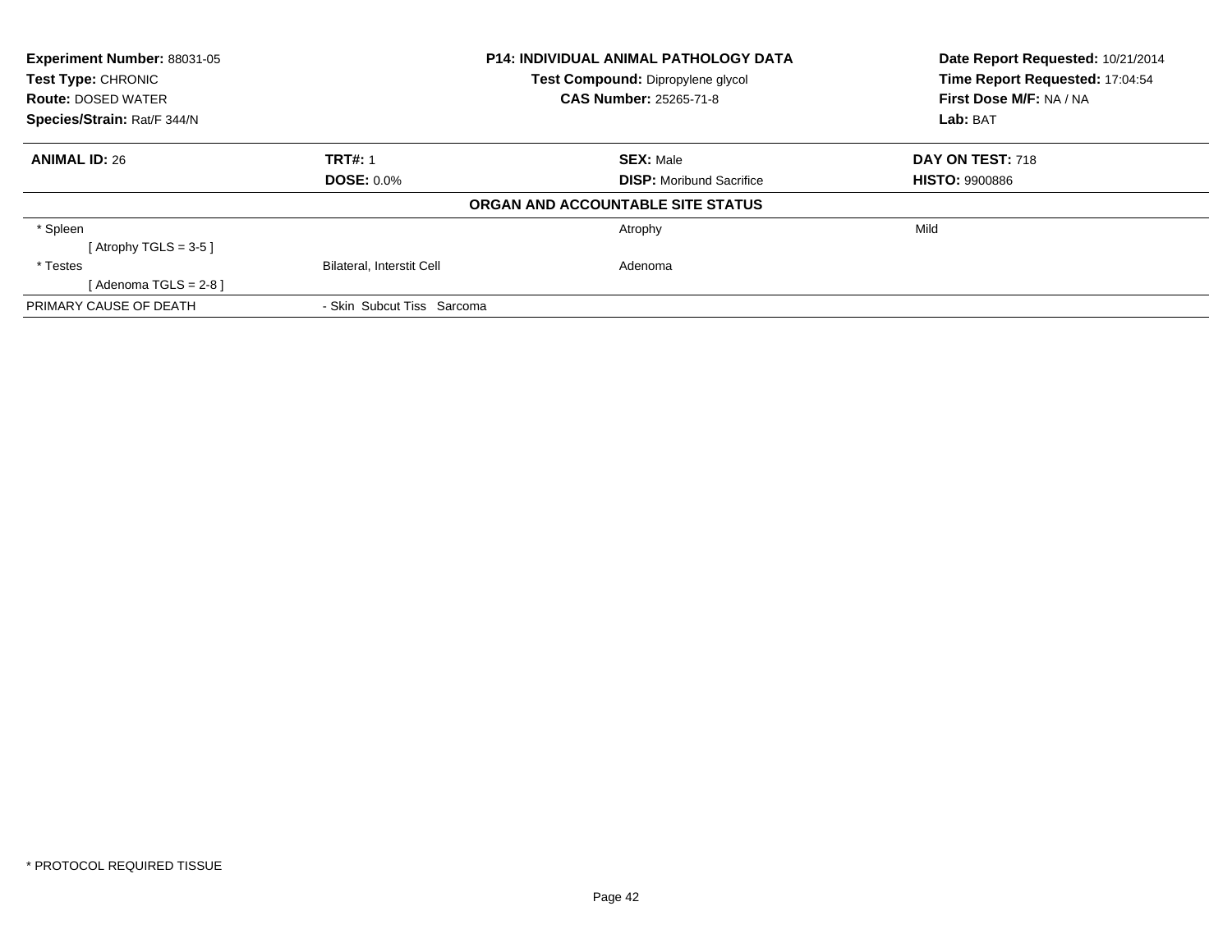**Experiment Number:** 88031-05
**Test Type:** CHRONIC
**Route:** DOSED WATER
**Species/Strain:** Rat/F 344/N

**P14: INDIVIDUAL ANIMAL PATHOLOGY DATA**
**Test Compound:** Dipropylene glycol
**CAS Number:** 25265-71-8

**Date Report Requested:** 10/21/2014
**Time Report Requested:** 17:04:54
**First Dose M/F:** NA / NA
**Lab:** BAT

| **ANIMAL ID:** 26 | **TRT#:** 1 | **SEX:** Male | **DAY ON TEST:** 718 |
|---|---|---|---|
| | **DOSE:** 0.0% | **DISP:** Moribund Sacrifice | **HISTO:** 9900886 |

**ORGAN AND ACCOUNTABLE SITE STATUS**

| | | | |
|---|---|---|---|
| * Spleen | | Atrophy | Mild |
| [ Atrophy TGLS = 3-5 ] | | | |
| * Testes | Bilateral, Interstit Cell | Adenoma | |
| [ Adenoma TGLS = 2-8 ] | | | |
| PRIMARY CAUSE OF DEATH | - Skin Subcut Tiss Sarcoma | | |

* PROTOCOL REQUIRED TISSUE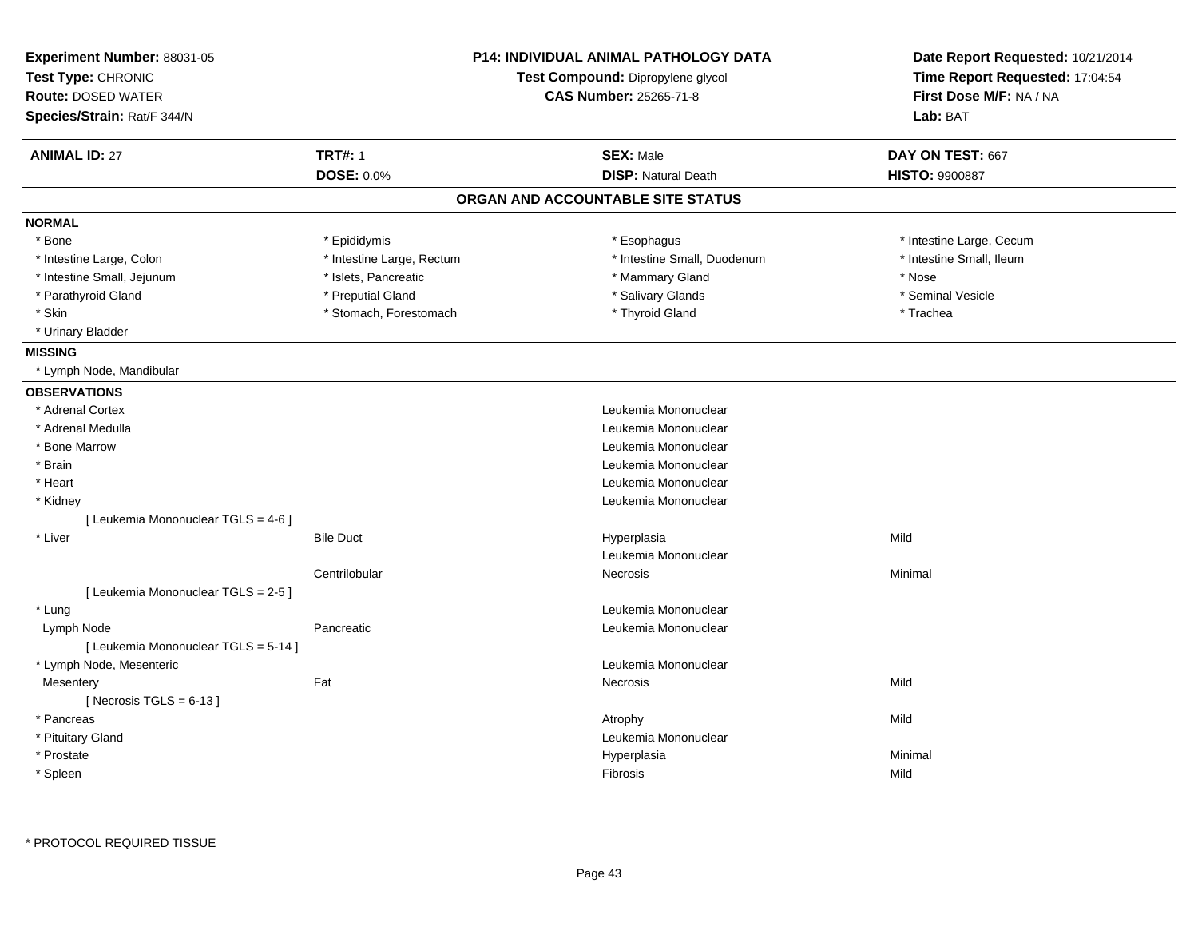| **Experiment Number:** 88031-05 | **P14: INDIVIDUAL ANIMAL PATHOLOGY DATA** | **Date Report Requested:** 10/21/2014 |
|---|---|---|
| **Test Type:** CHRONIC | **Test Compound:** Dipropylene glycol | **Time Report Requested:** 17:04:54 |
| **Route:** DOSED WATER | **CAS Number:** 25265-71-8 | **First Dose M/F:** NA / NA |
| **Species/Strain:** Rat/F 344/N | | **Lab:** BAT |

| **ANIMAL ID:** 27 | **TRT#:** 1 | **SEX:** Male | **DAY ON TEST:** 667 |
|---|---|---|---|
| | **DOSE:** 0.0% | **DISP:** Natural Death | **HISTO:** 9900887 |

## ORGAN AND ACCOUNTABLE SITE STATUS

**NORMAL**

| | | | |
|---|---|---|---|
| * Bone | * Epididymis | * Esophagus | * Intestine Large, Cecum |
| * Intestine Large, Colon | * Intestine Large, Rectum | * Intestine Small, Duodenum | * Intestine Small, Ileum |
| * Intestine Small, Jejunum | * Islets, Pancreatic | * Mammary Gland | * Nose |
| * Parathyroid Gland | * Preputial Gland | * Salivary Glands | * Seminal Vesicle |
| * Skin | * Stomach, Forestomach | * Thyroid Gland | * Trachea |
| * Urinary Bladder | | | |

**MISSING**

* Lymph Node, Mandibular

**OBSERVATIONS**

| Organ | Site | Observation | Severity |
|---|---|---|---|
| * Adrenal Cortex | | Leukemia Mononuclear | |
| * Adrenal Medulla | | Leukemia Mononuclear | |
| * Bone Marrow | | Leukemia Mononuclear | |
| * Brain | | Leukemia Mononuclear | |
| * Heart | | Leukemia Mononuclear | |
| * Kidney | | Leukemia Mononuclear | |
| [ Leukemia Mononuclear TGLS = 4-6 ] | | | |
| * Liver | Bile Duct | Hyperplasia | Mild |
| | | Leukemia Mononuclear | |
| | Centrilobular | Necrosis | Minimal |
| [ Leukemia Mononuclear TGLS = 2-5 ] | | | |
| * Lung | | Leukemia Mononuclear | |
| Lymph Node | Pancreatic | Leukemia Mononuclear | |
| [ Leukemia Mononuclear TGLS = 5-14 ] | | | |
| * Lymph Node, Mesenteric | | Leukemia Mononuclear | |
| Mesentery | Fat | Necrosis | Mild |
| [ Necrosis TGLS = 6-13 ] | | | |
| * Pancreas | | Atrophy | Mild |
| * Pituitary Gland | | Leukemia Mononuclear | |
| * Prostate | | Hyperplasia | Minimal |
| * Spleen | | Fibrosis | Mild |

* PROTOCOL REQUIRED TISSUE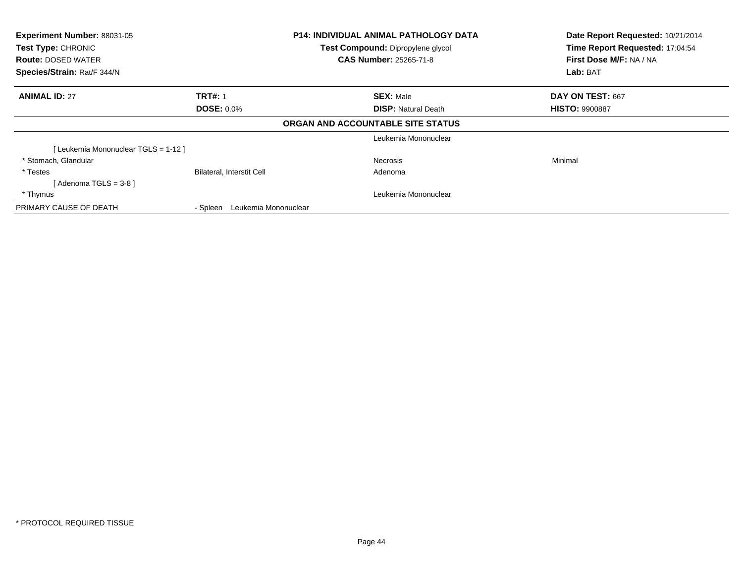**Experiment Number:** 88031-05
**Test Type:** CHRONIC
**Route:** DOSED WATER
**Species/Strain:** Rat/F 344/N

**P14: INDIVIDUAL ANIMAL PATHOLOGY DATA**
**Test Compound:** Dipropylene glycol
**CAS Number:** 25265-71-8

**Date Report Requested:** 10/21/2014
**Time Report Requested:** 17:04:54
**First Dose M/F:** NA / NA
**Lab:** BAT

| **ANIMAL ID:** 27 | **TRT#:** 1 | **SEX:** Male | **DAY ON TEST:** 667 |
|---|---|---|---|
| | **DOSE:** 0.0% | **DISP:** Natural Death | **HISTO:** 9900887 |

**ORGAN AND ACCOUNTABLE SITE STATUS**

| | | | |
|---|---|---|---|
| | | Leukemia Mononuclear | |
| [ Leukemia Mononuclear TGLS = 1-12 ] | | | |
| * Stomach, Glandular | | Necrosis | Minimal |
| * Testes | Bilateral, Interstit Cell | Adenoma | |
| [ Adenoma TGLS = 3-8 ] | | | |
| * Thymus | | Leukemia Mononuclear | |
| PRIMARY CAUSE OF DEATH | - Spleen Leukemia Mononuclear | | |

* PROTOCOL REQUIRED TISSUE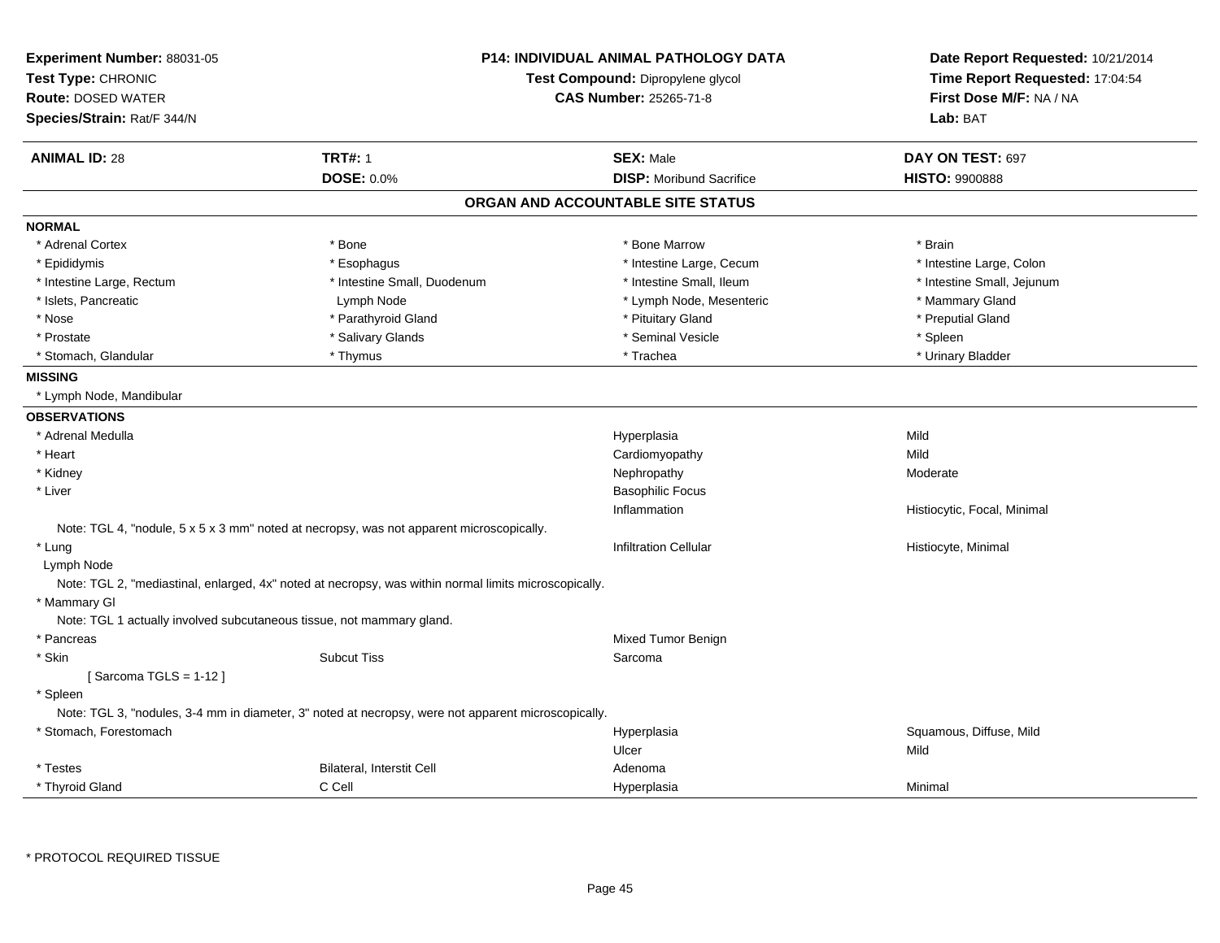**Experiment Number:** 88031-05
**Test Type:** CHRONIC
**Route:** DOSED WATER
**Species/Strain:** Rat/F 344/N

**P14: INDIVIDUAL ANIMAL PATHOLOGY DATA**
**Test Compound:** Dipropylene glycol
**CAS Number:** 25265-71-8

**Date Report Requested:** 10/21/2014
**Time Report Requested:** 17:04:54
**First Dose M/F:** NA / NA
**Lab:** BAT

| **ANIMAL ID:** 28 | **TRT#:** 1 | **SEX:** Male | **DAY ON TEST:** 697 |
|---|---|---|---|
| | **DOSE:** 0.0% | **DISP:** Moribund Sacrifice | **HISTO:** 9900888 |

## ORGAN AND ACCOUNTABLE SITE STATUS

**NORMAL**

| | | | |
|---|---|---|---|
| * Adrenal Cortex | * Bone | * Bone Marrow | * Brain |
| * Epididymis | * Esophagus | * Intestine Large, Cecum | * Intestine Large, Colon |
| * Intestine Large, Rectum | * Intestine Small, Duodenum | * Intestine Small, Ileum | * Intestine Small, Jejunum |
| * Islets, Pancreatic | Lymph Node | * Lymph Node, Mesenteric | * Mammary Gland |
| * Nose | * Parathyroid Gland | * Pituitary Gland | * Preputial Gland |
| * Prostate | * Salivary Glands | * Seminal Vesicle | * Spleen |
| * Stomach, Glandular | * Thymus | * Trachea | * Urinary Bladder |

**MISSING**

* Lymph Node, Mandibular

**OBSERVATIONS**

| | | | |
|---|---|---|---|
| * Adrenal Medulla | | Hyperplasia | Mild |
| * Heart | | Cardiomyopathy | Mild |
| * Kidney | | Nephropathy | Moderate |
| * Liver | | Basophilic Focus | |
| | | Inflammation | Histiocytic, Focal, Minimal |

Note: TGL 4, "nodule, 5 x 5 x 3 mm" noted at necropsy, was not apparent microscopically.

| | | | |
|---|---|---|---|
| * Lung | | Infiltration Cellular | Histiocyte, Minimal |
| Lymph Node | | | |

Note: TGL 2, "mediastinal, enlarged, 4x" noted at necropsy, was within normal limits microscopically.

* Mammary Gl

Note: TGL 1 actually involved subcutaneous tissue, not mammary gland.

| | | | |
|---|---|---|---|
| * Pancreas | | Mixed Tumor Benign | |
| * Skin | Subcut Tiss | Sarcoma | |

[ Sarcoma TGLS = 1-12 ]

* Spleen

Note: TGL 3, "nodules, 3-4 mm in diameter, 3" noted at necropsy, were not apparent microscopically.

| | | | |
|---|---|---|---|
| * Stomach, Forestomach | | Hyperplasia | Squamous, Diffuse, Mild |
| | | Ulcer | Mild |
| * Testes | Bilateral, Interstit Cell | Adenoma | |
| * Thyroid Gland | C Cell | Hyperplasia | Minimal |

* PROTOCOL REQUIRED TISSUE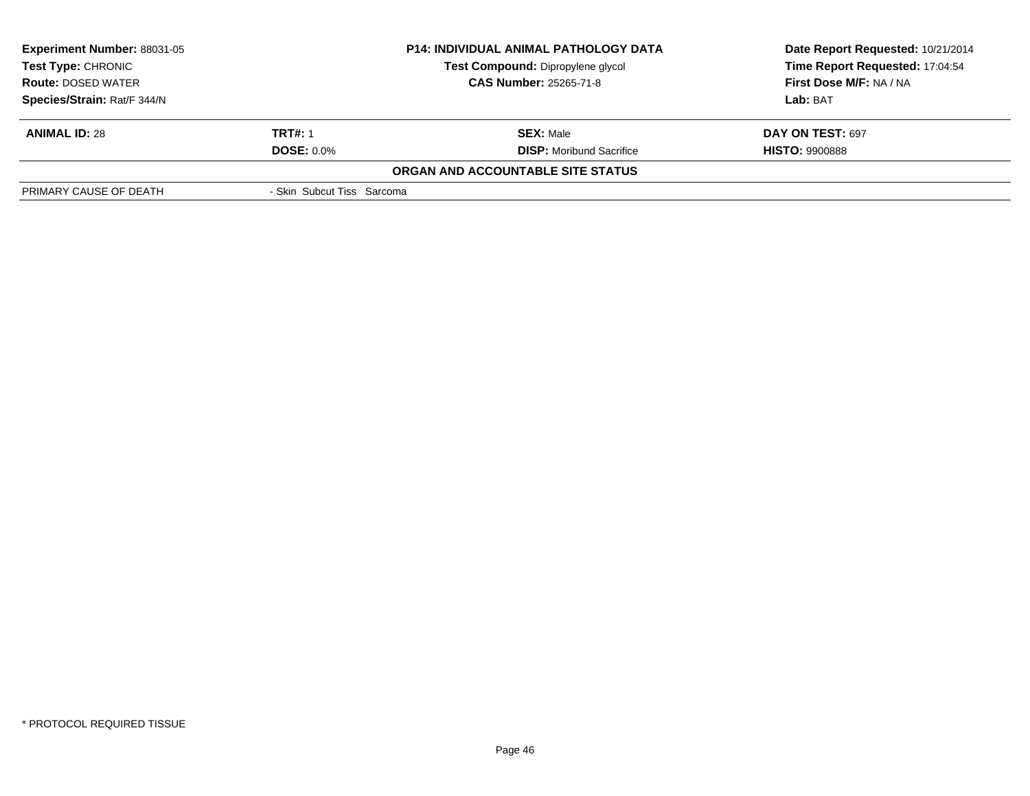| **Experiment Number:** 88031-05 | **P14: INDIVIDUAL ANIMAL PATHOLOGY DATA** | **Date Report Requested:** 10/21/2014 |
|---|---|---|
| **Test Type:** CHRONIC | **Test Compound:** Dipropylene glycol | **Time Report Requested:** 17:04:54 |
| **Route:** DOSED WATER | **CAS Number:** 25265-71-8 | **First Dose M/F:** NA / NA |
| **Species/Strain:** Rat/F 344/N | | **Lab:** BAT |

| **ANIMAL ID:** 28 | **TRT#:** 1 | **SEX:** Male | **DAY ON TEST:** 697 |
|---|---|---|---|
| | **DOSE:** 0.0% | **DISP:** Moribund Sacrifice | **HISTO:** 9900888 |

**ORGAN AND ACCOUNTABLE SITE STATUS**

| | |
|---|---|
| PRIMARY CAUSE OF DEATH | - Skin Subcut Tiss Sarcoma |

* PROTOCOL REQUIRED TISSUE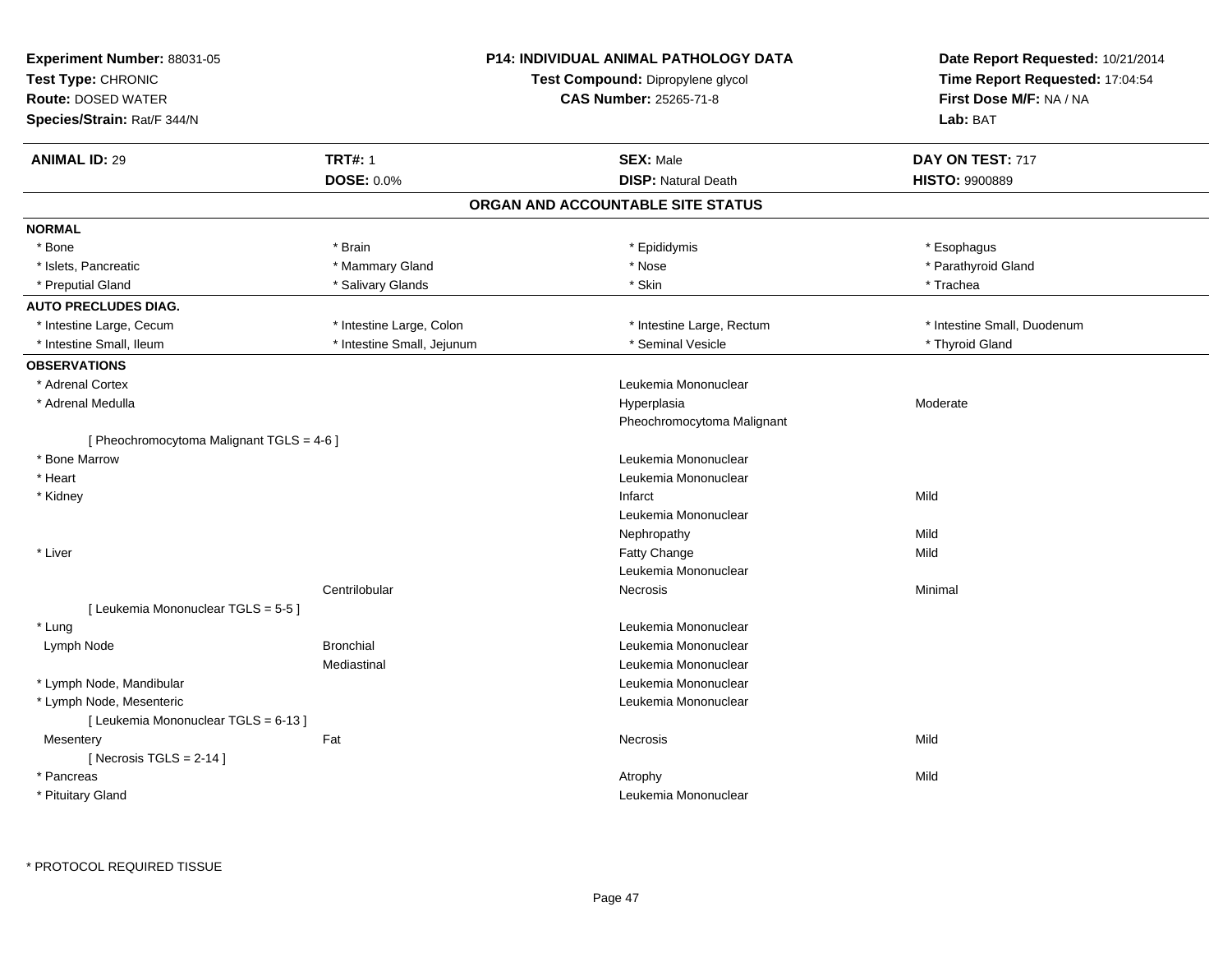**Experiment Number:** 88031-05
**Test Type:** CHRONIC
**Route:** DOSED WATER
**Species/Strain:** Rat/F 344/N

**P14: INDIVIDUAL ANIMAL PATHOLOGY DATA**
**Test Compound:** Dipropylene glycol
**CAS Number:** 25265-71-8

**Date Report Requested:** 10/21/2014
**Time Report Requested:** 17:04:54
**First Dose M/F:** NA / NA
**Lab:** BAT

| **ANIMAL ID:** 29 | **TRT#:** 1 | **SEX:** Male | **DAY ON TEST:** 717 |
|---|---|---|---|
| | **DOSE:** 0.0% | **DISP:** Natural Death | **HISTO:** 9900889 |

## ORGAN AND ACCOUNTABLE SITE STATUS

**NORMAL**

| | | | |
|---|---|---|---|
| * Bone | * Brain | * Epididymis | * Esophagus |
| * Islets, Pancreatic | * Mammary Gland | * Nose | * Parathyroid Gland |
| * Preputial Gland | * Salivary Glands | * Skin | * Trachea |

**AUTO PRECLUDES DIAG.**

| | | | |
|---|---|---|---|
| * Intestine Large, Cecum | * Intestine Large, Colon | * Intestine Large, Rectum | * Intestine Small, Duodenum |
| * Intestine Small, Ileum | * Intestine Small, Jejunum | * Seminal Vesicle | * Thyroid Gland |

**OBSERVATIONS**

| Organ | Site | Observation | Severity |
|---|---|---|---|
| * Adrenal Cortex | | Leukemia Mononuclear | |
| * Adrenal Medulla | | Hyperplasia | Moderate |
| | | Pheochromocytoma Malignant | |
| [ Pheochromocytoma Malignant TGLS = 4-6 ] | | | |
| * Bone Marrow | | Leukemia Mononuclear | |
| * Heart | | Leukemia Mononuclear | |
| * Kidney | | Infarct | Mild |
| | | Leukemia Mononuclear | |
| | | Nephropathy | Mild |
| * Liver | | Fatty Change | Mild |
| | | Leukemia Mononuclear | |
| | Centrilobular | Necrosis | Minimal |
| [ Leukemia Mononuclear TGLS = 5-5 ] | | | |
| * Lung | | Leukemia Mononuclear | |
| Lymph Node | Bronchial | Leukemia Mononuclear | |
| | Mediastinal | Leukemia Mononuclear | |
| * Lymph Node, Mandibular | | Leukemia Mononuclear | |
| * Lymph Node, Mesenteric | | Leukemia Mononuclear | |
| [ Leukemia Mononuclear TGLS = 6-13 ] | | | |
| Mesentery | Fat | Necrosis | Mild |
| [ Necrosis TGLS = 2-14 ] | | | |
| * Pancreas | | Atrophy | Mild |
| * Pituitary Gland | | Leukemia Mononuclear | |

* PROTOCOL REQUIRED TISSUE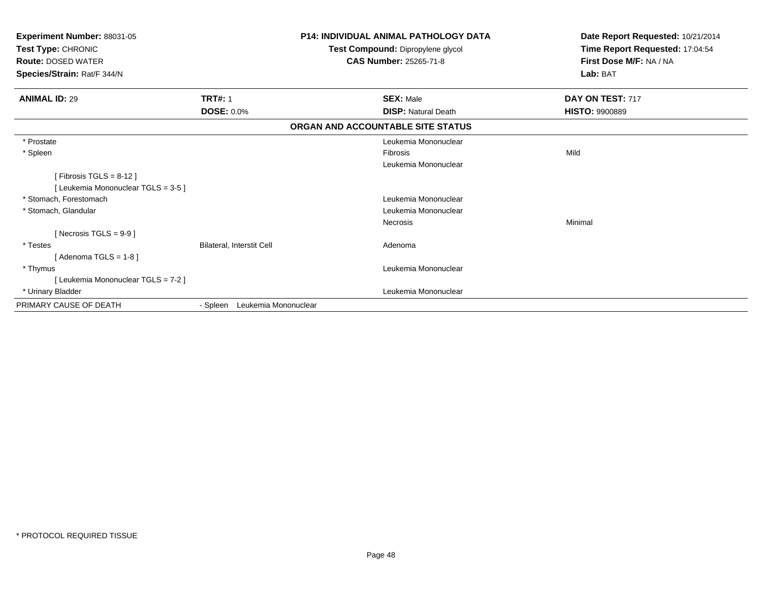**Experiment Number:** 88031-05
**Test Type:** CHRONIC
**Route:** DOSED WATER
**Species/Strain:** Rat/F 344/N

**P14: INDIVIDUAL ANIMAL PATHOLOGY DATA**
**Test Compound:** Dipropylene glycol
**CAS Number:** 25265-71-8

**Date Report Requested:** 10/21/2014
**Time Report Requested:** 17:04:54
**First Dose M/F:** NA / NA
**Lab:** BAT

| **ANIMAL ID:** 29 | **TRT#:** 1 | **SEX:** Male | **DAY ON TEST:** 717 |
|---|---|---|---|
| | **DOSE:** 0.0% | **DISP:** Natural Death | **HISTO:** 9900889 |

**ORGAN AND ACCOUNTABLE SITE STATUS**

| | | | |
|---|---|---|---|
| * Prostate | | Leukemia Mononuclear | |
| * Spleen | | Fibrosis | Mild |
| | | Leukemia Mononuclear | |
| [ Fibrosis TGLS = 8-12 ] | | | |
| [ Leukemia Mononuclear TGLS = 3-5 ] | | | |
| * Stomach, Forestomach | | Leukemia Mononuclear | |
| * Stomach, Glandular | | Leukemia Mononuclear | |
| | | Necrosis | Minimal |
| [ Necrosis TGLS = 9-9 ] | | | |
| * Testes | Bilateral, Interstit Cell | Adenoma | |
| [ Adenoma TGLS = 1-8 ] | | | |
| * Thymus | | Leukemia Mononuclear | |
| [ Leukemia Mononuclear TGLS = 7-2 ] | | | |
| * Urinary Bladder | | Leukemia Mononuclear | |
| PRIMARY CAUSE OF DEATH | - Spleen Leukemia Mononuclear | | |

* PROTOCOL REQUIRED TISSUE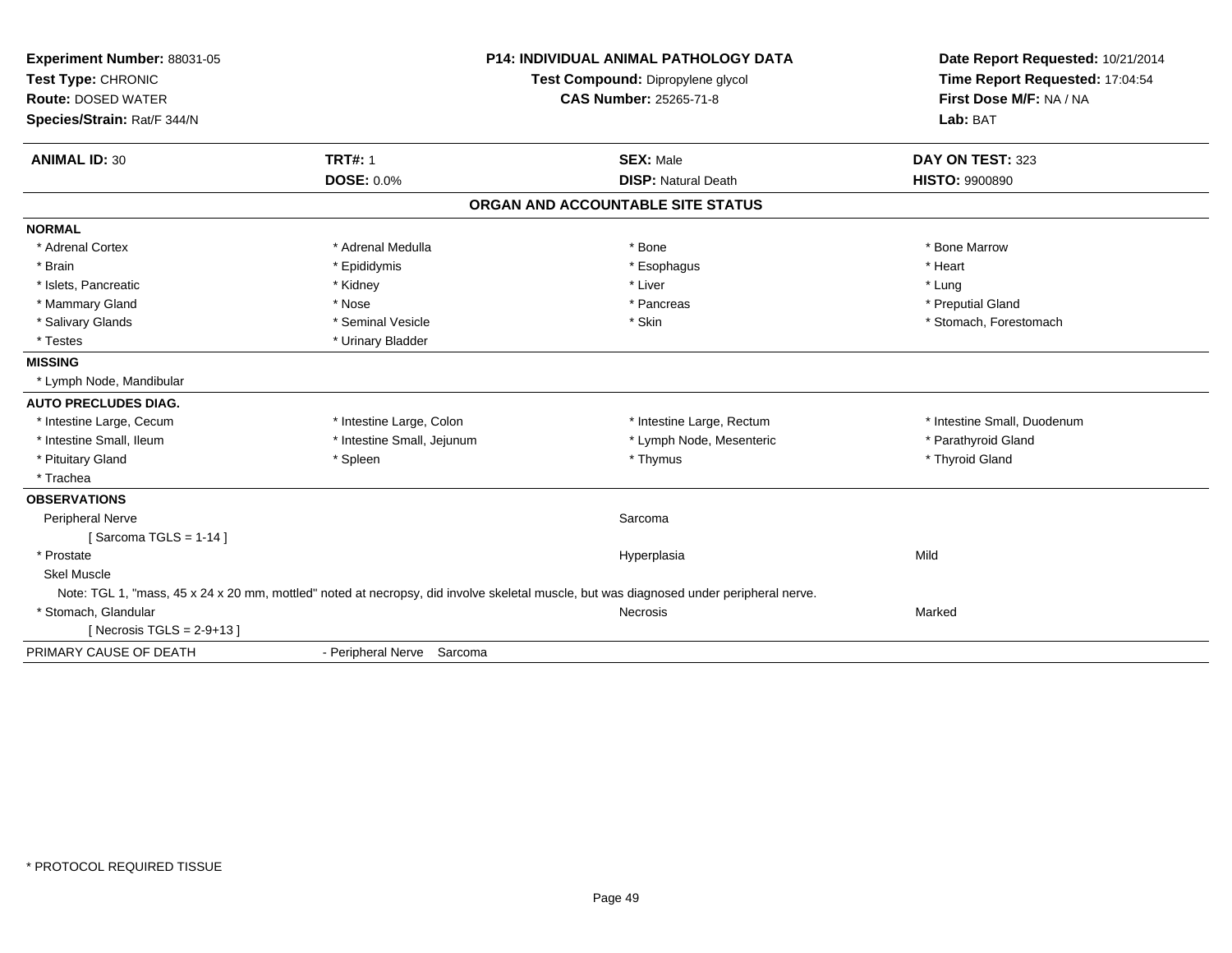**Experiment Number:** 88031-05
**Test Type:** CHRONIC
**Route:** DOSED WATER
**Species/Strain:** Rat/F 344/N

**P14: INDIVIDUAL ANIMAL PATHOLOGY DATA**
**Test Compound:** Dipropylene glycol
**CAS Number:** 25265-71-8

**Date Report Requested:** 10/21/2014
**Time Report Requested:** 17:04:54
**First Dose M/F:** NA / NA
**Lab:** BAT

| **ANIMAL ID:** 30 | **TRT#:** 1 | **SEX:** Male | **DAY ON TEST:** 323 |
|---|---|---|---|
| | **DOSE:** 0.0% | **DISP:** Natural Death | **HISTO:** 9900890 |

## ORGAN AND ACCOUNTABLE SITE STATUS

| | | | |
|---|---|---|---|
| **NORMAL** | | | |
| * Adrenal Cortex | * Adrenal Medulla | * Bone | * Bone Marrow |
| * Brain | * Epididymis | * Esophagus | * Heart |
| * Islets, Pancreatic | * Kidney | * Liver | * Lung |
| * Mammary Gland | * Nose | * Pancreas | * Preputial Gland |
| * Salivary Glands | * Seminal Vesicle | * Skin | * Stomach, Forestomach |
| * Testes | * Urinary Bladder | | |
| **MISSING** | | | |
| * Lymph Node, Mandibular | | | |
| **AUTO PRECLUDES DIAG.** | | | |
| * Intestine Large, Cecum | * Intestine Large, Colon | * Intestine Large, Rectum | * Intestine Small, Duodenum |
| * Intestine Small, Ileum | * Intestine Small, Jejunum | * Lymph Node, Mesenteric | * Parathyroid Gland |
| * Pituitary Gland | * Spleen | * Thymus | * Thyroid Gland |
| * Trachea | | | |
| **OBSERVATIONS** | | | |
| Peripheral Nerve | | Sarcoma | |
| [ Sarcoma TGLS = 1-14 ] | | | |
| * Prostate | | Hyperplasia | Mild |
| Skel Muscle | | | |
| Note: TGL 1, "mass, 45 x 24 x 20 mm, mottled" noted at necropsy, did involve skeletal muscle, but was diagnosed under peripheral nerve. | | | |
| * Stomach, Glandular | | Necrosis | Marked |
| [ Necrosis TGLS = 2-9+13 ] | | | |
| PRIMARY CAUSE OF DEATH | - Peripheral Nerve Sarcoma | | |

* PROTOCOL REQUIRED TISSUE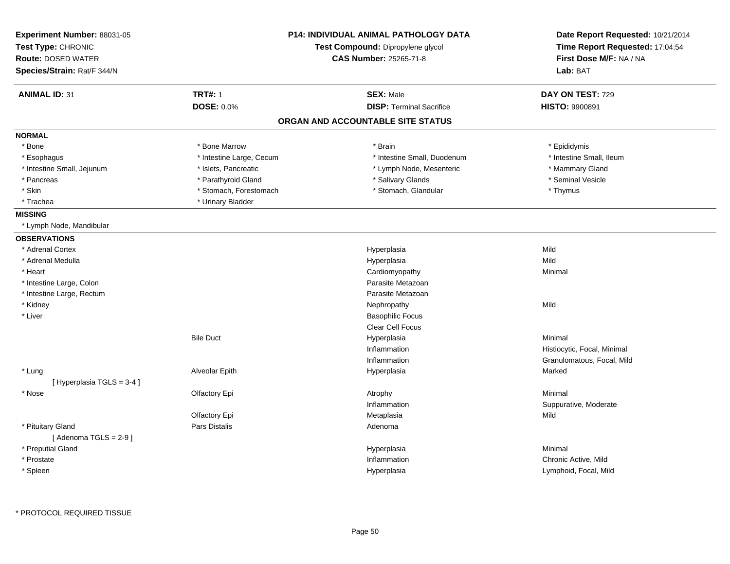**Experiment Number:** 88031-05
**Test Type:** CHRONIC
**Route:** DOSED WATER
**Species/Strain:** Rat/F 344/N

**P14: INDIVIDUAL ANIMAL PATHOLOGY DATA**
**Test Compound:** Dipropylene glycol
**CAS Number:** 25265-71-8

**Date Report Requested:** 10/21/2014
**Time Report Requested:** 17:04:54
**First Dose M/F:** NA / NA
**Lab:** BAT

| **ANIMAL ID:** 31 | **TRT#:** 1 | **SEX:** Male | **DAY ON TEST:** 729 |
|---|---|---|---|
| | **DOSE:** 0.0% | **DISP:** Terminal Sacrifice | **HISTO:** 9900891 |

## ORGAN AND ACCOUNTABLE SITE STATUS

**NORMAL**

| | | | |
|---|---|---|---|
| * Bone | * Bone Marrow | * Brain | * Epididymis |
| * Esophagus | * Intestine Large, Cecum | * Intestine Small, Duodenum | * Intestine Small, Ileum |
| * Intestine Small, Jejunum | * Islets, Pancreatic | * Lymph Node, Mesenteric | * Mammary Gland |
| * Pancreas | * Parathyroid Gland | * Salivary Glands | * Seminal Vesicle |
| * Skin | * Stomach, Forestomach | * Stomach, Glandular | * Thymus |
| * Trachea | * Urinary Bladder | | |

**MISSING**

* Lymph Node, Mandibular

**OBSERVATIONS**

| | | | |
|---|---|---|---|
| * Adrenal Cortex | | Hyperplasia | Mild |
| * Adrenal Medulla | | Hyperplasia | Mild |
| * Heart | | Cardiomyopathy | Minimal |
| * Intestine Large, Colon | | Parasite Metazoan | |
| * Intestine Large, Rectum | | Parasite Metazoan | |
| * Kidney | | Nephropathy | Mild |
| * Liver | | Basophilic Focus | |
| | | Clear Cell Focus | |
| | Bile Duct | Hyperplasia | Minimal |
| | | Inflammation | Histiocytic, Focal, Minimal |
| | | Inflammation | Granulomatous, Focal, Mild |
| * Lung | Alveolar Epith | Hyperplasia | Marked |
| [ Hyperplasia TGLS = 3-4 ] | | | |
| * Nose | Olfactory Epi | Atrophy | Minimal |
| | | Inflammation | Suppurative, Moderate |
| | Olfactory Epi | Metaplasia | Mild |
| * Pituitary Gland | Pars Distalis | Adenoma | |
| [ Adenoma TGLS = 2-9 ] | | | |
| * Preputial Gland | | Hyperplasia | Minimal |
| * Prostate | | Inflammation | Chronic Active, Mild |
| * Spleen | | Hyperplasia | Lymphoid, Focal, Mild |

* PROTOCOL REQUIRED TISSUE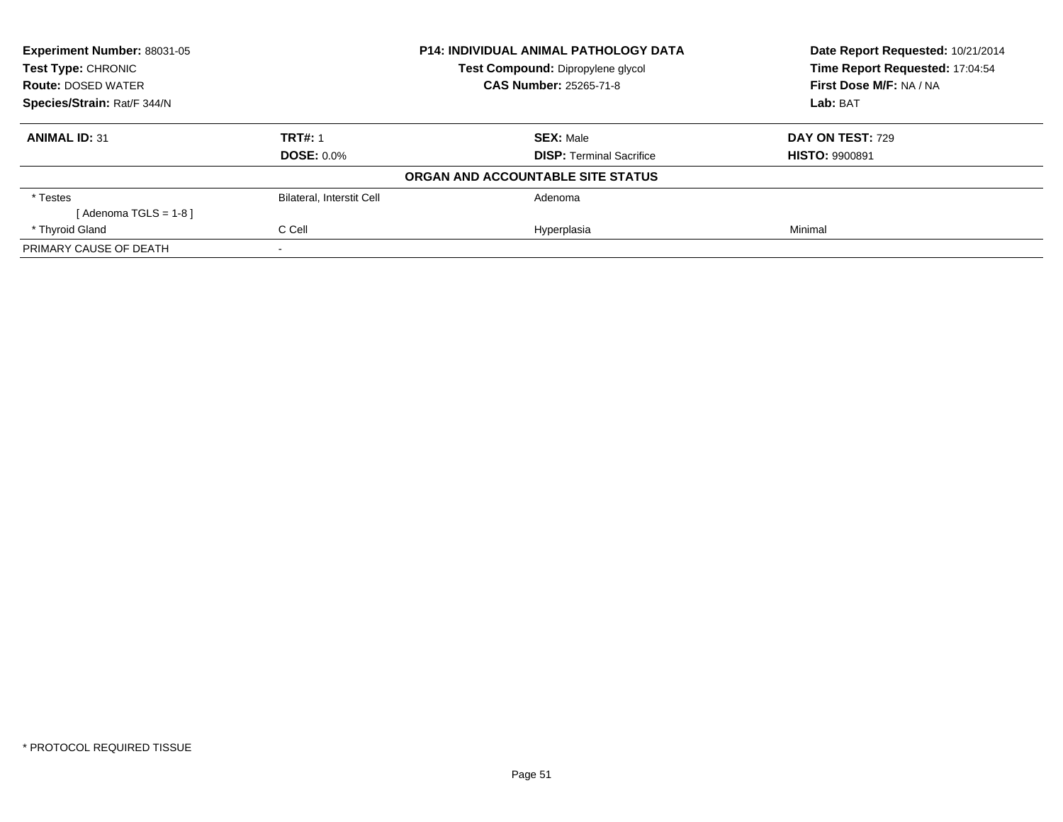**Experiment Number:** 88031-05
**Test Type:** CHRONIC
**Route:** DOSED WATER
**Species/Strain:** Rat/F 344/N

**P14: INDIVIDUAL ANIMAL PATHOLOGY DATA**
**Test Compound:** Dipropylene glycol
**CAS Number:** 25265-71-8

**Date Report Requested:** 10/21/2014
**Time Report Requested:** 17:04:54
**First Dose M/F:** NA / NA
**Lab:** BAT

| **ANIMAL ID:** 31 | **TRT#:** 1 | **SEX:** Male | **DAY ON TEST:** 729 |
|---|---|---|---|
| | **DOSE:** 0.0% | **DISP:** Terminal Sacrifice | **HISTO:** 9900891 |

**ORGAN AND ACCOUNTABLE SITE STATUS**

| | | | |
|---|---|---|---|
| * Testes | Bilateral, Interstit Cell | Adenoma | |
| [ Adenoma TGLS = 1-8 ] | | | |
| * Thyroid Gland | C Cell | Hyperplasia | Minimal |
| PRIMARY CAUSE OF DEATH | - | | |

* PROTOCOL REQUIRED TISSUE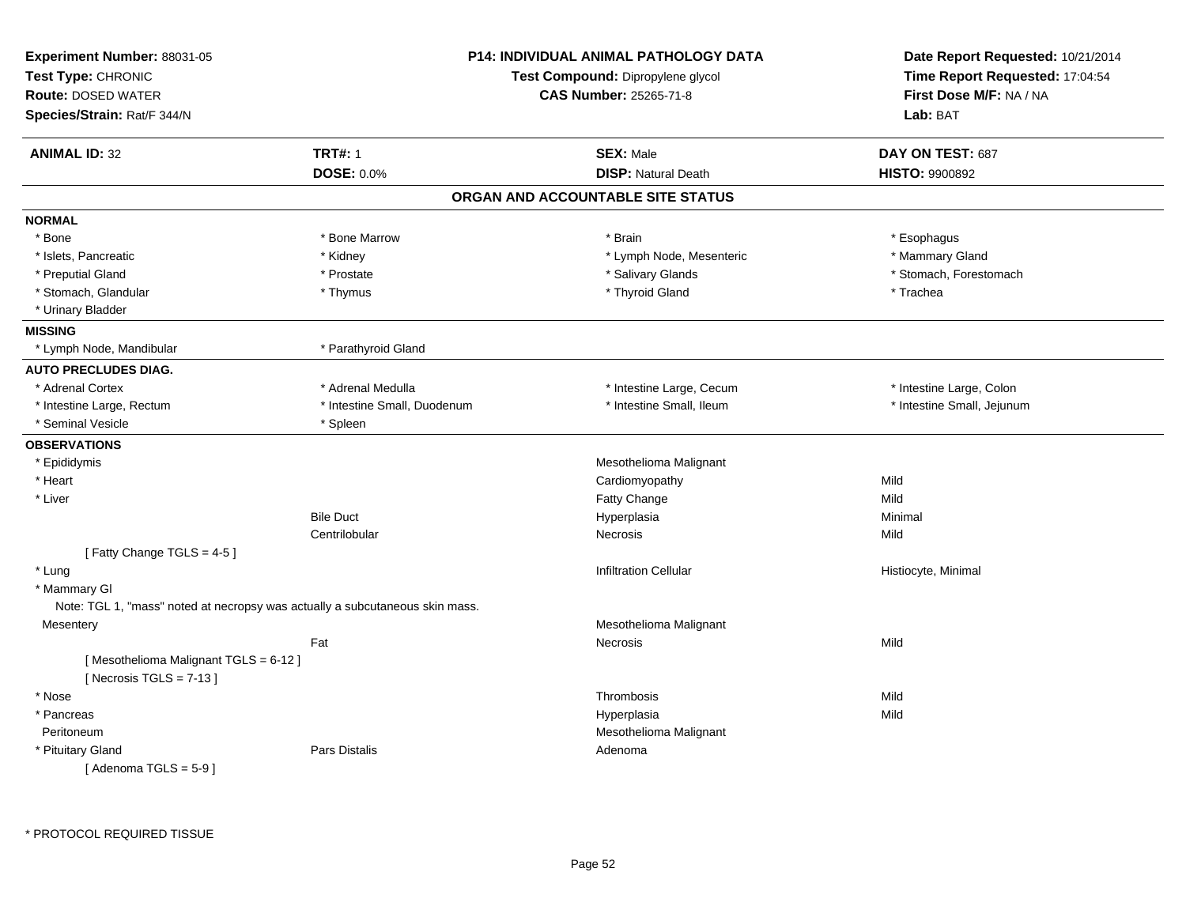**Experiment Number:** 88031-05
**Test Type:** CHRONIC
**Route:** DOSED WATER
**Species/Strain:** Rat/F 344/N

**P14: INDIVIDUAL ANIMAL PATHOLOGY DATA**
**Test Compound:** Dipropylene glycol
**CAS Number:** 25265-71-8

**Date Report Requested:** 10/21/2014
**Time Report Requested:** 17:04:54
**First Dose M/F:** NA / NA
**Lab:** BAT

| **ANIMAL ID:** 32 | **TRT#:** 1 | **SEX:** Male | **DAY ON TEST:** 687 |
|---|---|---|---|
| | **DOSE:** 0.0% | **DISP:** Natural Death | **HISTO:** 9900892 |

## ORGAN AND ACCOUNTABLE SITE STATUS

**NORMAL**

| | | | |
|---|---|---|---|
| * Bone | * Bone Marrow | * Brain | * Esophagus |
| * Islets, Pancreatic | * Kidney | * Lymph Node, Mesenteric | * Mammary Gland |
| * Preputial Gland | * Prostate | * Salivary Glands | * Stomach, Forestomach |
| * Stomach, Glandular | * Thymus | * Thyroid Gland | * Trachea |
| * Urinary Bladder | | | |

**MISSING**

| | |
|---|---|
| * Lymph Node, Mandibular | * Parathyroid Gland |

**AUTO PRECLUDES DIAG.**

| | | | |
|---|---|---|---|
| * Adrenal Cortex | * Adrenal Medulla | * Intestine Large, Cecum | * Intestine Large, Colon |
| * Intestine Large, Rectum | * Intestine Small, Duodenum | * Intestine Small, Ileum | * Intestine Small, Jejunum |
| * Seminal Vesicle | * Spleen | | |

**OBSERVATIONS**

| | | | |
|---|---|---|---|
| * Epididymis | | Mesothelioma Malignant | |
| * Heart | | Cardiomyopathy | Mild |
| * Liver | | Fatty Change | Mild |
| | Bile Duct | Hyperplasia | Minimal |
| | Centrilobular | Necrosis | Mild |
| [ Fatty Change TGLS = 4-5 ] | | | |
| * Lung | | Infiltration Cellular | Histiocyte, Minimal |
| * Mammary Gl | | | |
| Note: TGL 1, "mass" noted at necropsy was actually a subcutaneous skin mass. | | | |
| Mesentery | | Mesothelioma Malignant | |
| | Fat | Necrosis | Mild |
| [ Mesothelioma Malignant TGLS = 6-12 ] | | | |
| [ Necrosis TGLS = 7-13 ] | | | |
| * Nose | | Thrombosis | Mild |
| * Pancreas | | Hyperplasia | Mild |
| Peritoneum | | Mesothelioma Malignant | |
| * Pituitary Gland | Pars Distalis | Adenoma | |
| [ Adenoma TGLS = 5-9 ] | | | |

* PROTOCOL REQUIRED TISSUE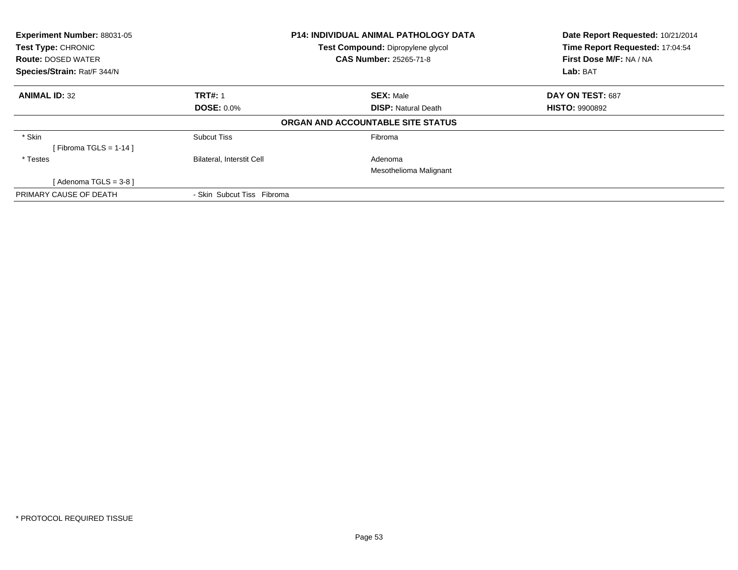| **Experiment Number:** 88031-05 | **P14: INDIVIDUAL ANIMAL PATHOLOGY DATA** | **Date Report Requested:** 10/21/2014 |
|---|---|---|
| **Test Type:** CHRONIC | **Test Compound:** Dipropylene glycol | **Time Report Requested:** 17:04:54 |
| **Route:** DOSED WATER | **CAS Number:** 25265-71-8 | **First Dose M/F:** NA / NA |
| **Species/Strain:** Rat/F 344/N | | **Lab:** BAT |

| **ANIMAL ID:** 32 | **TRT#:** 1 | **SEX:** Male | **DAY ON TEST:** 687 |
|---|---|---|---|
| | **DOSE:** 0.0% | **DISP:** Natural Death | **HISTO:** 9900892 |

**ORGAN AND ACCOUNTABLE SITE STATUS**

| | | |
|---|---|---|
| * Skin | Subcut Tiss | Fibroma |
| [ Fibroma TGLS = 1-14 ] | | |
| * Testes | Bilateral, Interstit Cell | Adenoma |
| | | Mesothelioma Malignant |
| [ Adenoma TGLS = 3-8 ] | | |
| PRIMARY CAUSE OF DEATH | - Skin Subcut Tiss Fibroma | |

* PROTOCOL REQUIRED TISSUE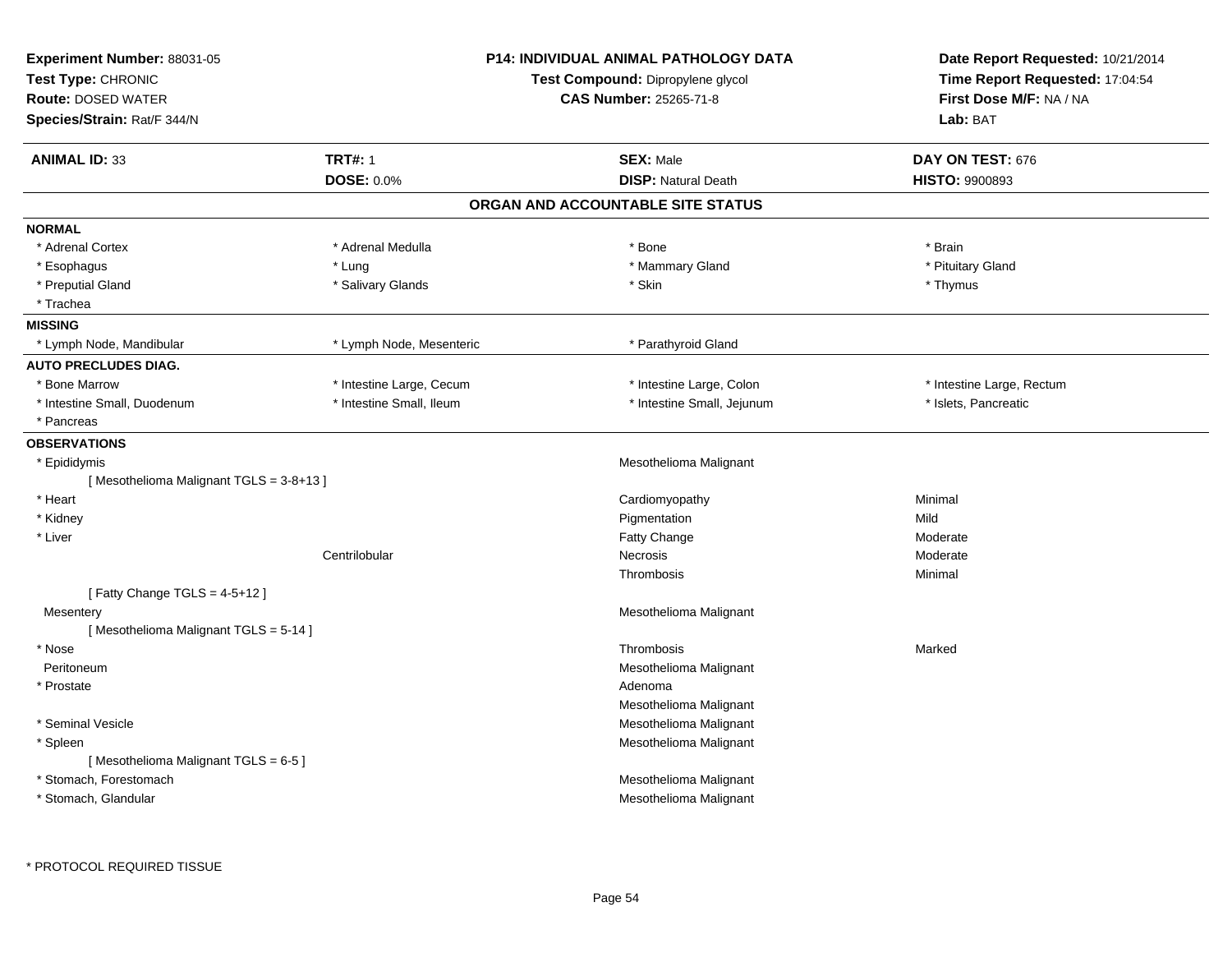**Experiment Number:** 88031-05
**Test Type:** CHRONIC
**Route:** DOSED WATER
**Species/Strain:** Rat/F 344/N

**P14: INDIVIDUAL ANIMAL PATHOLOGY DATA**
**Test Compound:** Dipropylene glycol
**CAS Number:** 25265-71-8

**Date Report Requested:** 10/21/2014
**Time Report Requested:** 17:04:54
**First Dose M/F:** NA / NA
**Lab:** BAT

| **ANIMAL ID:** 33 | **TRT#:** 1 | **SEX:** Male | **DAY ON TEST:** 676 |
|---|---|---|---|
| | **DOSE:** 0.0% | **DISP:** Natural Death | **HISTO:** 9900893 |

## ORGAN AND ACCOUNTABLE SITE STATUS

**NORMAL**

| | | | |
|---|---|---|---|
| * Adrenal Cortex | * Adrenal Medulla | * Bone | * Brain |
| * Esophagus | * Lung | * Mammary Gland | * Pituitary Gland |
| * Preputial Gland | * Salivary Glands | * Skin | * Thymus |
| * Trachea | | | |

**MISSING**

| | | |
|---|---|---|
| * Lymph Node, Mandibular | * Lymph Node, Mesenteric | * Parathyroid Gland |

**AUTO PRECLUDES DIAG.**

| | | | |
|---|---|---|---|
| * Bone Marrow | * Intestine Large, Cecum | * Intestine Large, Colon | * Intestine Large, Rectum |
| * Intestine Small, Duodenum | * Intestine Small, Ileum | * Intestine Small, Jejunum | * Islets, Pancreatic |
| * Pancreas | | | |

**OBSERVATIONS**

| Organ | Location | Observation | Severity |
|---|---|---|---|
| * Epididymis | | Mesothelioma Malignant | |
| [ Mesothelioma Malignant TGLS = 3-8+13 ] | | | |
| * Heart | | Cardiomyopathy | Minimal |
| * Kidney | | Pigmentation | Mild |
| * Liver | | Fatty Change | Moderate |
| | Centrilobular | Necrosis | Moderate |
| | | Thrombosis | Minimal |
| [ Fatty Change TGLS = 4-5+12 ] | | | |
| Mesentery | | Mesothelioma Malignant | |
| [ Mesothelioma Malignant TGLS = 5-14 ] | | | |
| * Nose | | Thrombosis | Marked |
| Peritoneum | | Mesothelioma Malignant | |
| * Prostate | | Adenoma | |
| | | Mesothelioma Malignant | |
| * Seminal Vesicle | | Mesothelioma Malignant | |
| * Spleen | | Mesothelioma Malignant | |
| [ Mesothelioma Malignant TGLS = 6-5 ] | | | |
| * Stomach, Forestomach | | Mesothelioma Malignant | |
| * Stomach, Glandular | | Mesothelioma Malignant | |

\* PROTOCOL REQUIRED TISSUE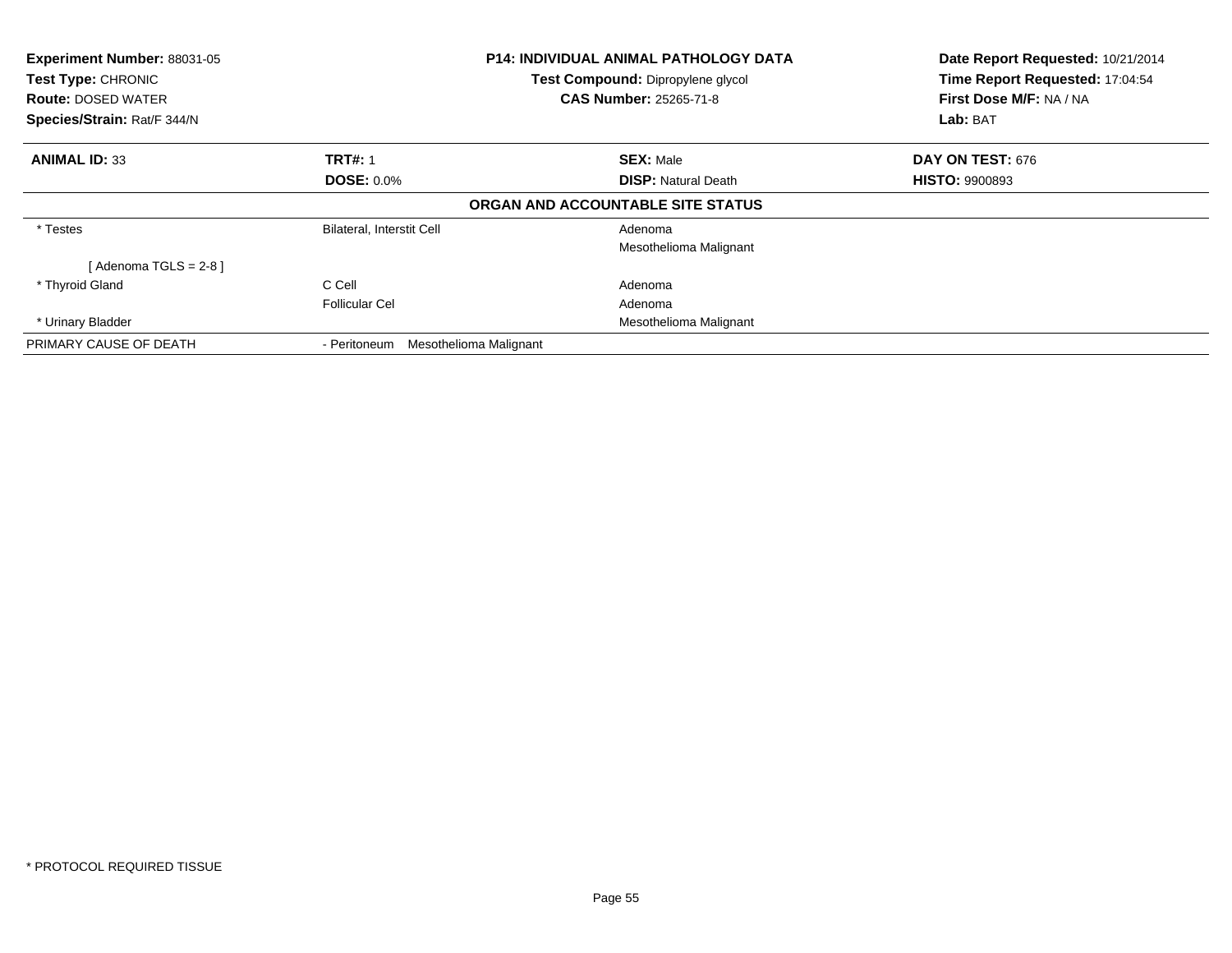**Experiment Number:** 88031-05
**Test Type:** CHRONIC
**Route:** DOSED WATER
**Species/Strain:** Rat/F 344/N

**P14: INDIVIDUAL ANIMAL PATHOLOGY DATA**
**Test Compound:** Dipropylene glycol
**CAS Number:** 25265-71-8

**Date Report Requested:** 10/21/2014
**Time Report Requested:** 17:04:54
**First Dose M/F:** NA / NA
**Lab:** BAT

| **ANIMAL ID:** 33 | **TRT#:** 1 | **SEX:** Male | **DAY ON TEST:** 676 |
|---|---|---|---|
| | **DOSE:** 0.0% | **DISP:** Natural Death | **HISTO:** 9900893 |

**ORGAN AND ACCOUNTABLE SITE STATUS**

| | | |
|---|---|---|
| * Testes | Bilateral, Interstit Cell | Adenoma |
| | | Mesothelioma Malignant |
| [ Adenoma TGLS = 2-8 ] | | |
| * Thyroid Gland | C Cell | Adenoma |
| | Follicular Cel | Adenoma |
| * Urinary Bladder | | Mesothelioma Malignant |
| PRIMARY CAUSE OF DEATH | - Peritoneum Mesothelioma Malignant | |

* PROTOCOL REQUIRED TISSUE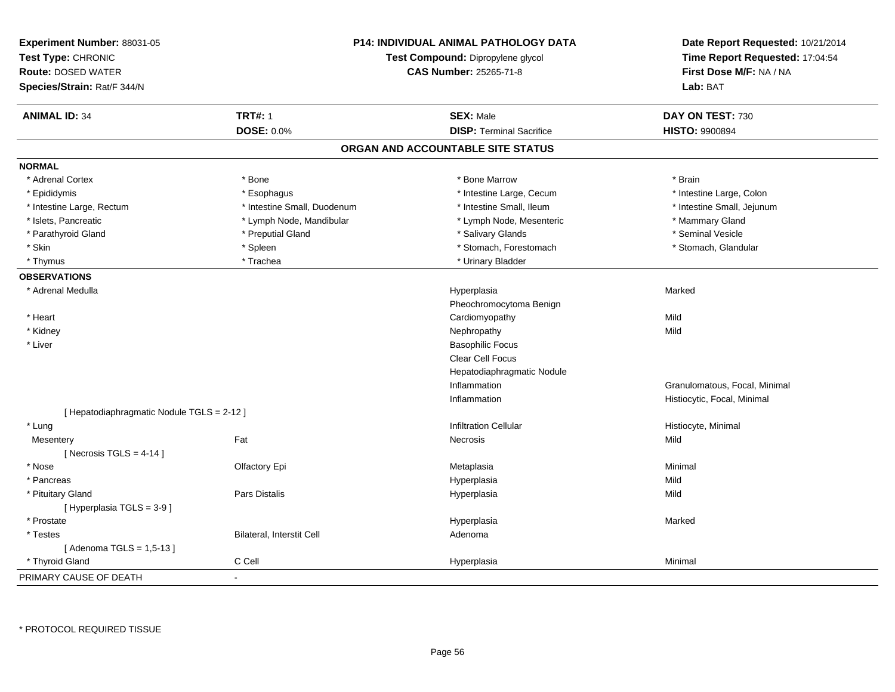| Experiment Number: 88031-05 | P14: INDIVIDUAL ANIMAL PATHOLOGY DATA | Date Report Requested: 10/21/2014 |
|---|---|---|
| Test Type: CHRONIC | Test Compound: Dipropylene glycol | Time Report Requested: 17:04:54 |
| Route: DOSED WATER | CAS Number: 25265-71-8 | First Dose M/F: NA / NA |
| Species/Strain: Rat/F 344/N | | Lab: BAT |

| ANIMAL ID: 34 | TRT#: 1 | SEX: Male | DAY ON TEST: 730 |
|---|---|---|---|
| | DOSE: 0.0% | DISP: Terminal Sacrifice | HISTO: 9900894 |

## ORGAN AND ACCOUNTABLE SITE STATUS

**NORMAL**

| | | | |
|---|---|---|---|
| * Adrenal Cortex | * Bone | * Bone Marrow | * Brain |
| * Epididymis | * Esophagus | * Intestine Large, Cecum | * Intestine Large, Colon |
| * Intestine Large, Rectum | * Intestine Small, Duodenum | * Intestine Small, Ileum | * Intestine Small, Jejunum |
| * Islets, Pancreatic | * Lymph Node, Mandibular | * Lymph Node, Mesenteric | * Mammary Gland |
| * Parathyroid Gland | * Preputial Gland | * Salivary Glands | * Seminal Vesicle |
| * Skin | * Spleen | * Stomach, Forestomach | * Stomach, Glandular |
| * Thymus | * Trachea | * Urinary Bladder | |

**OBSERVATIONS**

| | | | |
|---|---|---|---|
| * Adrenal Medulla | | Hyperplasia | Marked |
| | | Pheochromocytoma Benign | |
| * Heart | | Cardiomyopathy | Mild |
| * Kidney | | Nephropathy | Mild |
| * Liver | | Basophilic Focus | |
| | | Clear Cell Focus | |
| | | Hepatodiaphragmatic Nodule | |
| | | Inflammation | Granulomatous, Focal, Minimal |
| | | Inflammation | Histiocytic, Focal, Minimal |
| [ Hepatodiaphragmatic Nodule TGLS = 2-12 ] | | | |
| * Lung | | Infiltration Cellular | Histiocyte, Minimal |
| Mesentery | Fat | Necrosis | Mild |
| [ Necrosis TGLS = 4-14 ] | | | |
| * Nose | Olfactory Epi | Metaplasia | Minimal |
| * Pancreas | | Hyperplasia | Mild |
| * Pituitary Gland | Pars Distalis | Hyperplasia | Mild |
| [ Hyperplasia TGLS = 3-9 ] | | | |
| * Prostate | | Hyperplasia | Marked |
| * Testes | Bilateral, Interstit Cell | Adenoma | |
| [ Adenoma TGLS = 1,5-13 ] | | | |
| * Thyroid Gland | C Cell | Hyperplasia | Minimal |

PRIMARY CAUSE OF DEATH -

* PROTOCOL REQUIRED TISSUE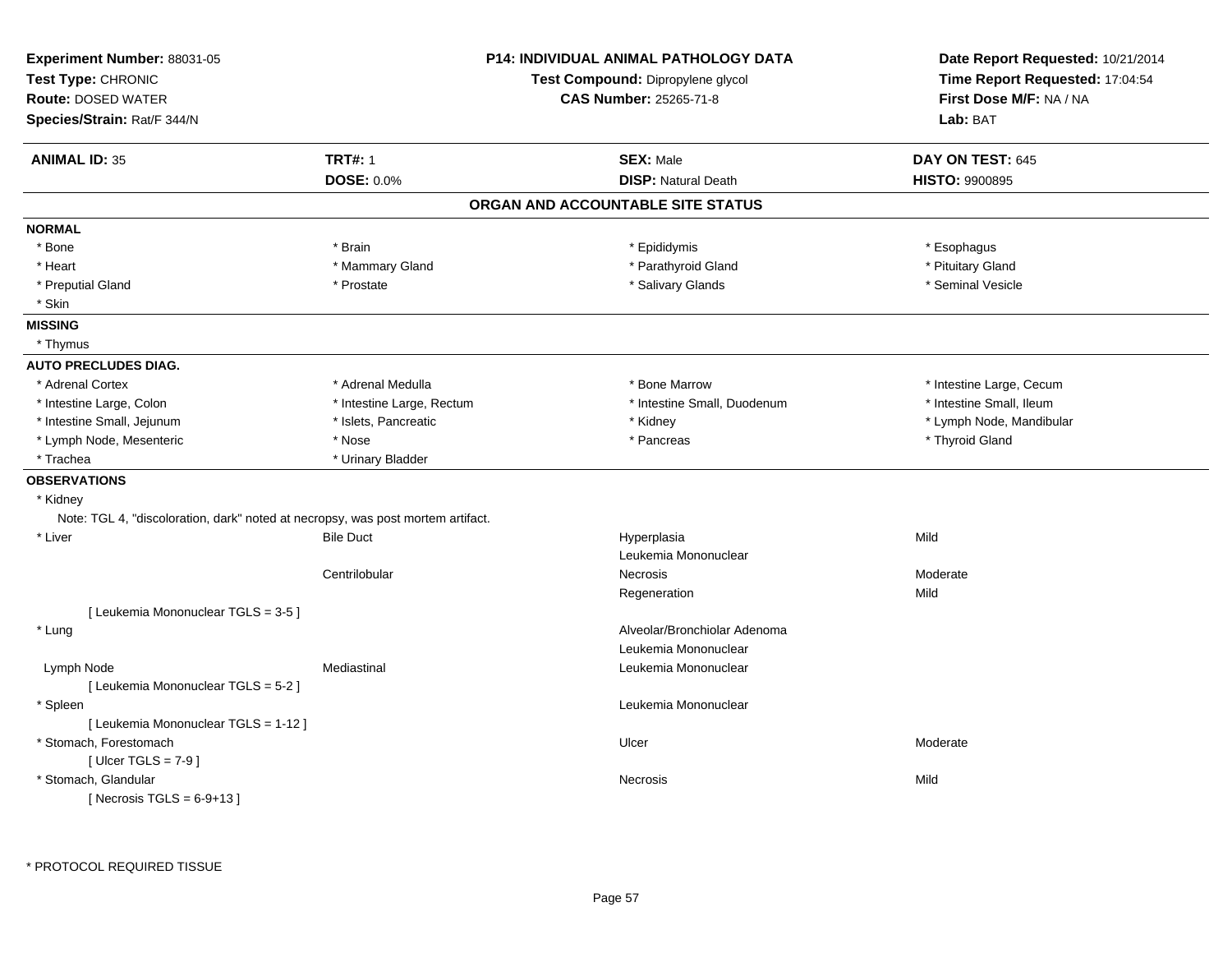**Experiment Number:** 88031-05
**Test Type:** CHRONIC
**Route:** DOSED WATER
**Species/Strain:** Rat/F 344/N

**P14: INDIVIDUAL ANIMAL PATHOLOGY DATA**
**Test Compound:** Dipropylene glycol
**CAS Number:** 25265-71-8

**Date Report Requested:** 10/21/2014
**Time Report Requested:** 17:04:54
**First Dose M/F:** NA / NA
**Lab:** BAT

| **ANIMAL ID:** 35 | **TRT#:** 1 | **SEX:** Male | **DAY ON TEST:** 645 |
|---|---|---|---|
| | **DOSE:** 0.0% | **DISP:** Natural Death | **HISTO:** 9900895 |

## ORGAN AND ACCOUNTABLE SITE STATUS

**NORMAL**

| | | | |
|---|---|---|---|
| * Bone | * Brain | * Epididymis | * Esophagus |
| * Heart | * Mammary Gland | * Parathyroid Gland | * Pituitary Gland |
| * Preputial Gland | * Prostate | * Salivary Glands | * Seminal Vesicle |
| * Skin | | | |

**MISSING**

* Thymus

**AUTO PRECLUDES DIAG.**

| | | | |
|---|---|---|---|
| * Adrenal Cortex | * Adrenal Medulla | * Bone Marrow | * Intestine Large, Cecum |
| * Intestine Large, Colon | * Intestine Large, Rectum | * Intestine Small, Duodenum | * Intestine Small, Ileum |
| * Intestine Small, Jejunum | * Islets, Pancreatic | * Kidney | * Lymph Node, Mandibular |
| * Lymph Node, Mesenteric | * Nose | * Pancreas | * Thyroid Gland |
| * Trachea | * Urinary Bladder | | |

**OBSERVATIONS**

* Kidney

Note: TGL 4, "discoloration, dark" noted at necropsy, was post mortem artifact.

| Organ | Site | Observation | Severity |
|---|---|---|---|
| * Liver | Bile Duct | Hyperplasia | Mild |
| | | Leukemia Mononuclear | |
| | Centrilobular | Necrosis | Moderate |
| | | Regeneration | Mild |
| [ Leukemia Mononuclear TGLS = 3-5 ] | | | |
| * Lung | | Alveolar/Bronchiolar Adenoma | |
| | | Leukemia Mononuclear | |
| Lymph Node | Mediastinal | Leukemia Mononuclear | |
| [ Leukemia Mononuclear TGLS = 5-2 ] | | | |
| * Spleen | | Leukemia Mononuclear | |
| [ Leukemia Mononuclear TGLS = 1-12 ] | | | |
| * Stomach, Forestomach | | Ulcer | Moderate |
| [ Ulcer TGLS = 7-9 ] | | | |
| * Stomach, Glandular | | Necrosis | Mild |
| [ Necrosis TGLS = 6-9+13 ] | | | |

* PROTOCOL REQUIRED TISSUE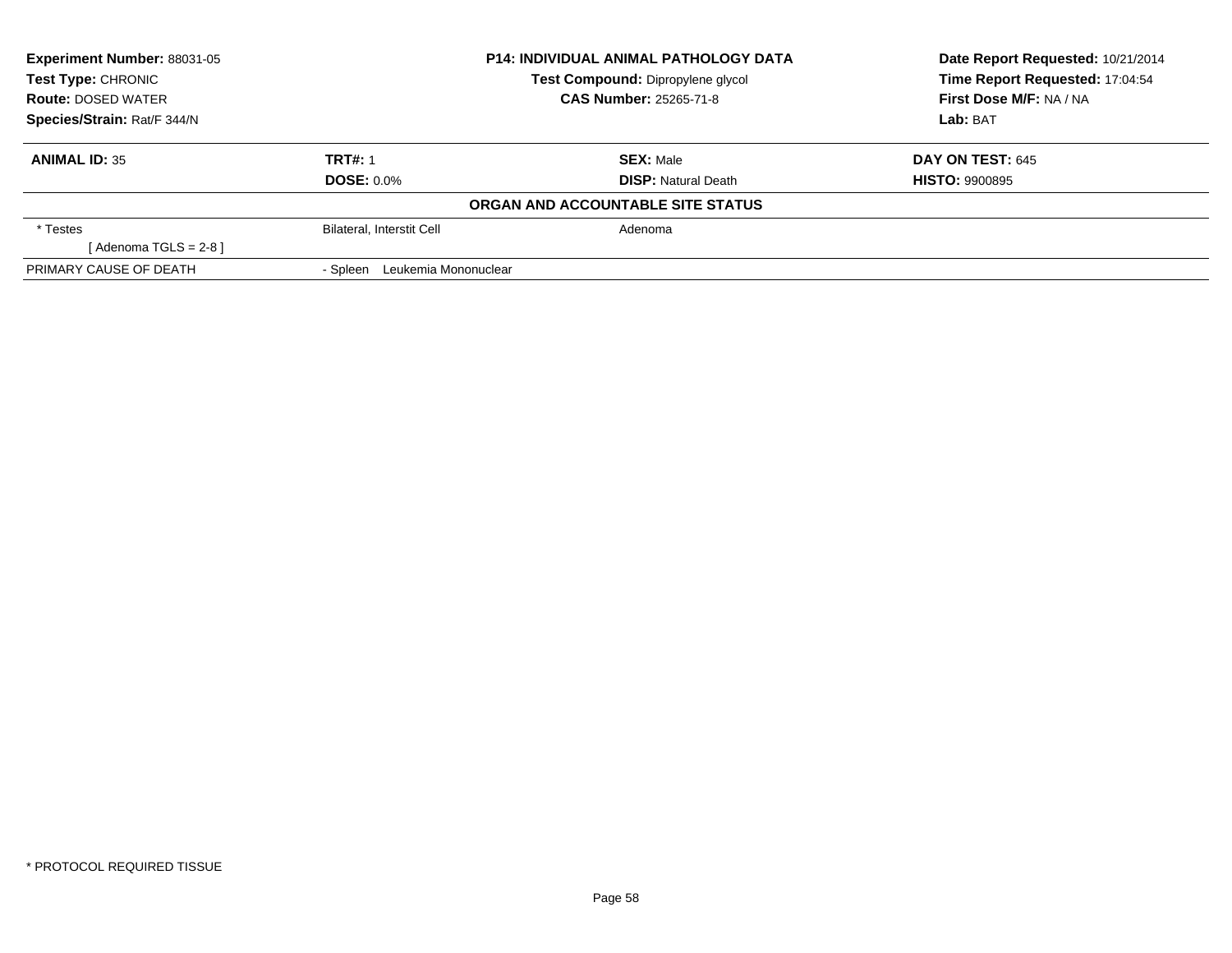| Experiment Number: 88031-05 | P14: INDIVIDUAL ANIMAL PATHOLOGY DATA | Date Report Requested: 10/21/2014 |
|---|---|---|
| Test Type: CHRONIC | Test Compound: Dipropylene glycol | Time Report Requested: 17:04:54 |
| Route: DOSED WATER | CAS Number: 25265-71-8 | First Dose M/F: NA / NA |
| Species/Strain: Rat/F 344/N | | Lab: BAT |

| ANIMAL ID: 35 | TRT#: 1 | SEX: Male | DAY ON TEST: 645 |
|---|---|---|---|
| | DOSE: 0.0% | DISP: Natural Death | HISTO: 9900895 |

**ORGAN AND ACCOUNTABLE SITE STATUS**

| | | |
|---|---|---|
| * Testes | Bilateral, Interstit Cell | Adenoma |
| [ Adenoma TGLS = 2-8 ] | | |
| PRIMARY CAUSE OF DEATH | - Spleen Leukemia Mononuclear | |

* PROTOCOL REQUIRED TISSUE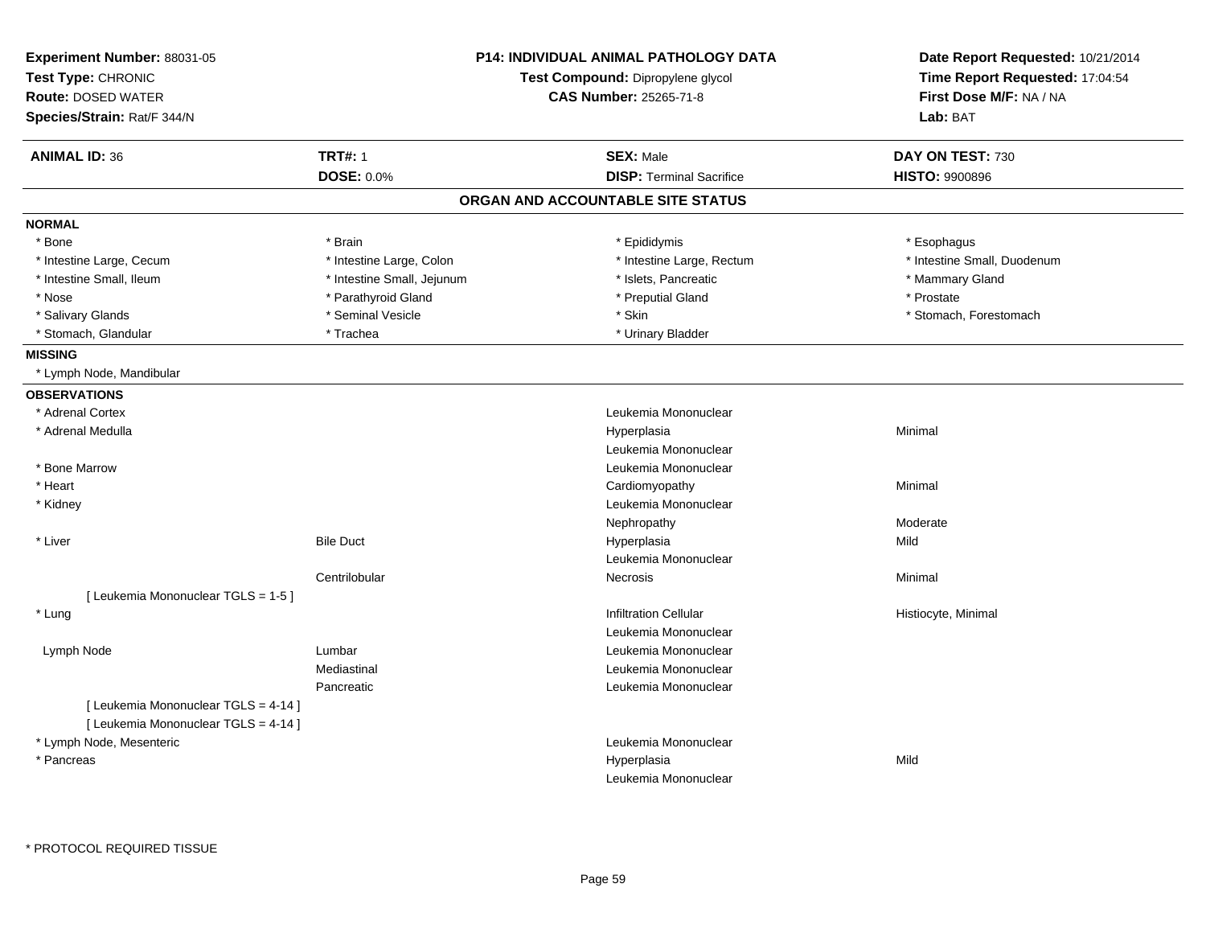**Experiment Number:** 88031-05
**Test Type:** CHRONIC
**Route:** DOSED WATER
**Species/Strain:** Rat/F 344/N

**P14: INDIVIDUAL ANIMAL PATHOLOGY DATA**
**Test Compound:** Dipropylene glycol
**CAS Number:** 25265-71-8

**Date Report Requested:** 10/21/2014
**Time Report Requested:** 17:04:54
**First Dose M/F:** NA / NA
**Lab:** BAT

| **ANIMAL ID:** 36 | **TRT#:** 1 | **SEX:** Male | **DAY ON TEST:** 730 |
|---|---|---|---|
| | **DOSE:** 0.0% | **DISP:** Terminal Sacrifice | **HISTO:** 9900896 |

## ORGAN AND ACCOUNTABLE SITE STATUS

**NORMAL**

| | | | |
|---|---|---|---|
| * Bone | * Brain | * Epididymis | * Esophagus |
| * Intestine Large, Cecum | * Intestine Large, Colon | * Intestine Large, Rectum | * Intestine Small, Duodenum |
| * Intestine Small, Ileum | * Intestine Small, Jejunum | * Islets, Pancreatic | * Mammary Gland |
| * Nose | * Parathyroid Gland | * Preputial Gland | * Prostate |
| * Salivary Glands | * Seminal Vesicle | * Skin | * Stomach, Forestomach |
| * Stomach, Glandular | * Trachea | * Urinary Bladder | |

**MISSING**

* Lymph Node, Mandibular

**OBSERVATIONS**

| Organ | Site | Observation | Severity |
|---|---|---|---|
| * Adrenal Cortex | | Leukemia Mononuclear | |
| * Adrenal Medulla | | Hyperplasia | Minimal |
| | | Leukemia Mononuclear | |
| * Bone Marrow | | Leukemia Mononuclear | |
| * Heart | | Cardiomyopathy | Minimal |
| * Kidney | | Leukemia Mononuclear | |
| | | Nephropathy | Moderate |
| * Liver | Bile Duct | Hyperplasia | Mild |
| | | Leukemia Mononuclear | |
| | Centrilobular | Necrosis | Minimal |
| [ Leukemia Mononuclear TGLS = 1-5 ] | | | |
| * Lung | | Infiltration Cellular | Histiocyte, Minimal |
| | | Leukemia Mononuclear | |
| Lymph Node | Lumbar | Leukemia Mononuclear | |
| | Mediastinal | Leukemia Mononuclear | |
| | Pancreatic | Leukemia Mononuclear | |
| [ Leukemia Mononuclear TGLS = 4-14 ] | | | |
| [ Leukemia Mononuclear TGLS = 4-14 ] | | | |
| * Lymph Node, Mesenteric | | Leukemia Mononuclear | |
| * Pancreas | | Hyperplasia | Mild |
| | | Leukemia Mononuclear | |

* PROTOCOL REQUIRED TISSUE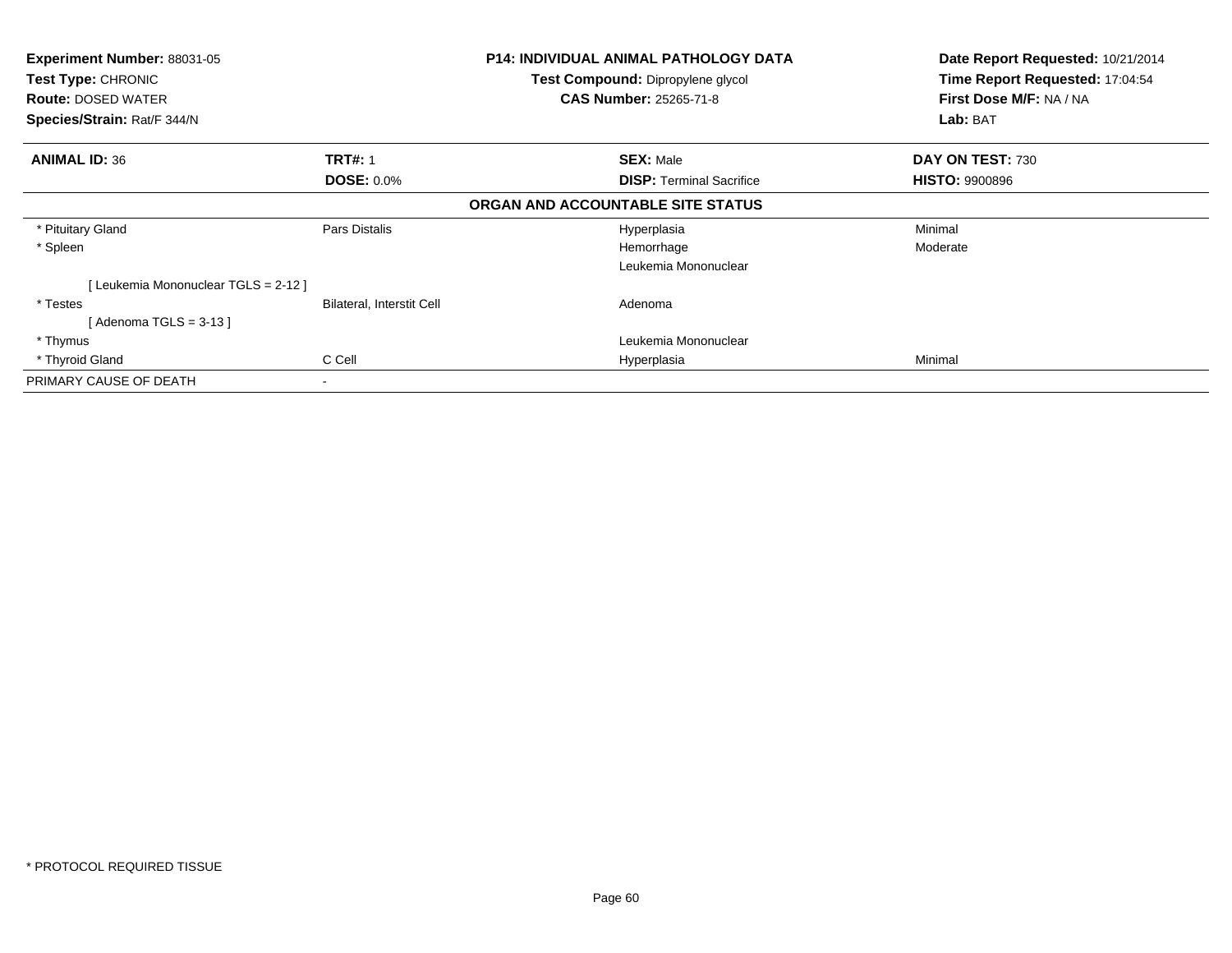**Experiment Number:** 88031-05
**Test Type:** CHRONIC
**Route:** DOSED WATER
**Species/Strain:** Rat/F 344/N

**P14: INDIVIDUAL ANIMAL PATHOLOGY DATA**
**Test Compound:** Dipropylene glycol
**CAS Number:** 25265-71-8

**Date Report Requested:** 10/21/2014
**Time Report Requested:** 17:04:54
**First Dose M/F:** NA / NA
**Lab:** BAT

| **ANIMAL ID:** 36 | **TRT#:** 1 | **SEX:** Male | **DAY ON TEST:** 730 |
|---|---|---|---|
| | **DOSE:** 0.0% | **DISP:** Terminal Sacrifice | **HISTO:** 9900896 |

**ORGAN AND ACCOUNTABLE SITE STATUS**

| | | | |
|---|---|---|---|
| * Pituitary Gland | Pars Distalis | Hyperplasia | Minimal |
| * Spleen | | Hemorrhage | Moderate |
| | | Leukemia Mononuclear | |
| [ Leukemia Mononuclear TGLS = 2-12 ] | | | |
| * Testes | Bilateral, Interstit Cell | Adenoma | |
| [ Adenoma TGLS = 3-13 ] | | | |
| * Thymus | | Leukemia Mononuclear | |
| * Thyroid Gland | C Cell | Hyperplasia | Minimal |
| PRIMARY CAUSE OF DEATH | - | | |

* PROTOCOL REQUIRED TISSUE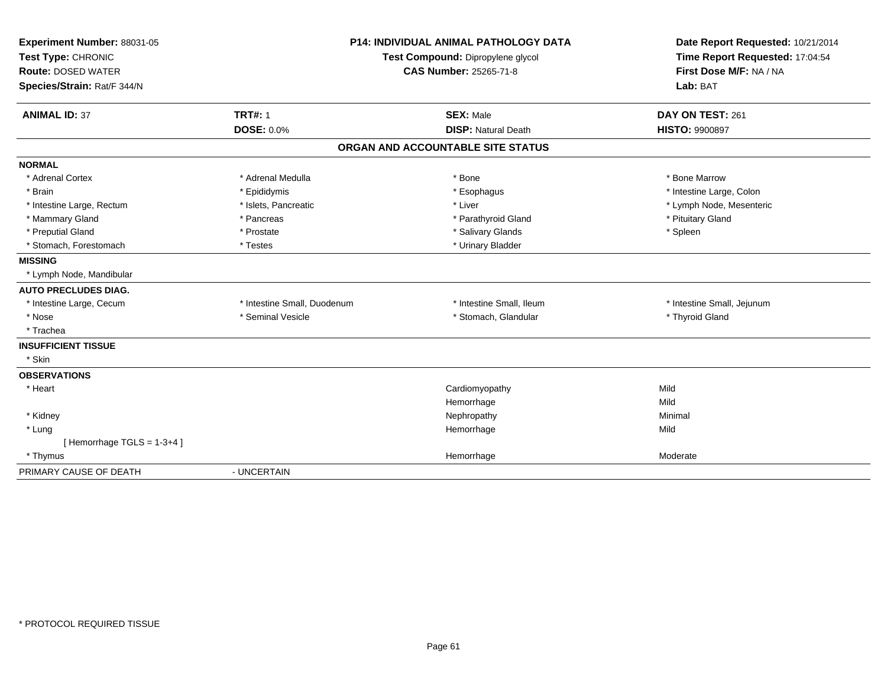**Experiment Number:** 88031-05
**Test Type:** CHRONIC
**Route:** DOSED WATER
**Species/Strain:** Rat/F 344/N

**P14: INDIVIDUAL ANIMAL PATHOLOGY DATA**
**Test Compound:** Dipropylene glycol
**CAS Number:** 25265-71-8

**Date Report Requested:** 10/21/2014
**Time Report Requested:** 17:04:54
**First Dose M/F:** NA / NA
**Lab:** BAT

| **ANIMAL ID:** 37 | **TRT#:** 1 | **SEX:** Male | **DAY ON TEST:** 261 |
|---|---|---|---|
| | **DOSE:** 0.0% | **DISP:** Natural Death | **HISTO:** 9900897 |

## ORGAN AND ACCOUNTABLE SITE STATUS

| | | | |
|---|---|---|---|
| **NORMAL** | | | |
| * Adrenal Cortex | * Adrenal Medulla | * Bone | * Bone Marrow |
| * Brain | * Epididymis | * Esophagus | * Intestine Large, Colon |
| * Intestine Large, Rectum | * Islets, Pancreatic | * Liver | * Lymph Node, Mesenteric |
| * Mammary Gland | * Pancreas | * Parathyroid Gland | * Pituitary Gland |
| * Preputial Gland | * Prostate | * Salivary Glands | * Spleen |
| * Stomach, Forestomach | * Testes | * Urinary Bladder | |
| **MISSING** | | | |
| * Lymph Node, Mandibular | | | |
| **AUTO PRECLUDES DIAG.** | | | |
| * Intestine Large, Cecum | * Intestine Small, Duodenum | * Intestine Small, Ileum | * Intestine Small, Jejunum |
| * Nose | * Seminal Vesicle | * Stomach, Glandular | * Thyroid Gland |
| * Trachea | | | |
| **INSUFFICIENT TISSUE** | | | |
| * Skin | | | |
| **OBSERVATIONS** | | | |
| * Heart | | Cardiomyopathy | Mild |
| | | Hemorrhage | Mild |
| * Kidney | | Nephropathy | Minimal |
| * Lung | | Hemorrhage | Mild |
| [ Hemorrhage TGLS = 1-3+4 ] | | | |
| * Thymus | | Hemorrhage | Moderate |
| PRIMARY CAUSE OF DEATH | - UNCERTAIN | | |

* PROTOCOL REQUIRED TISSUE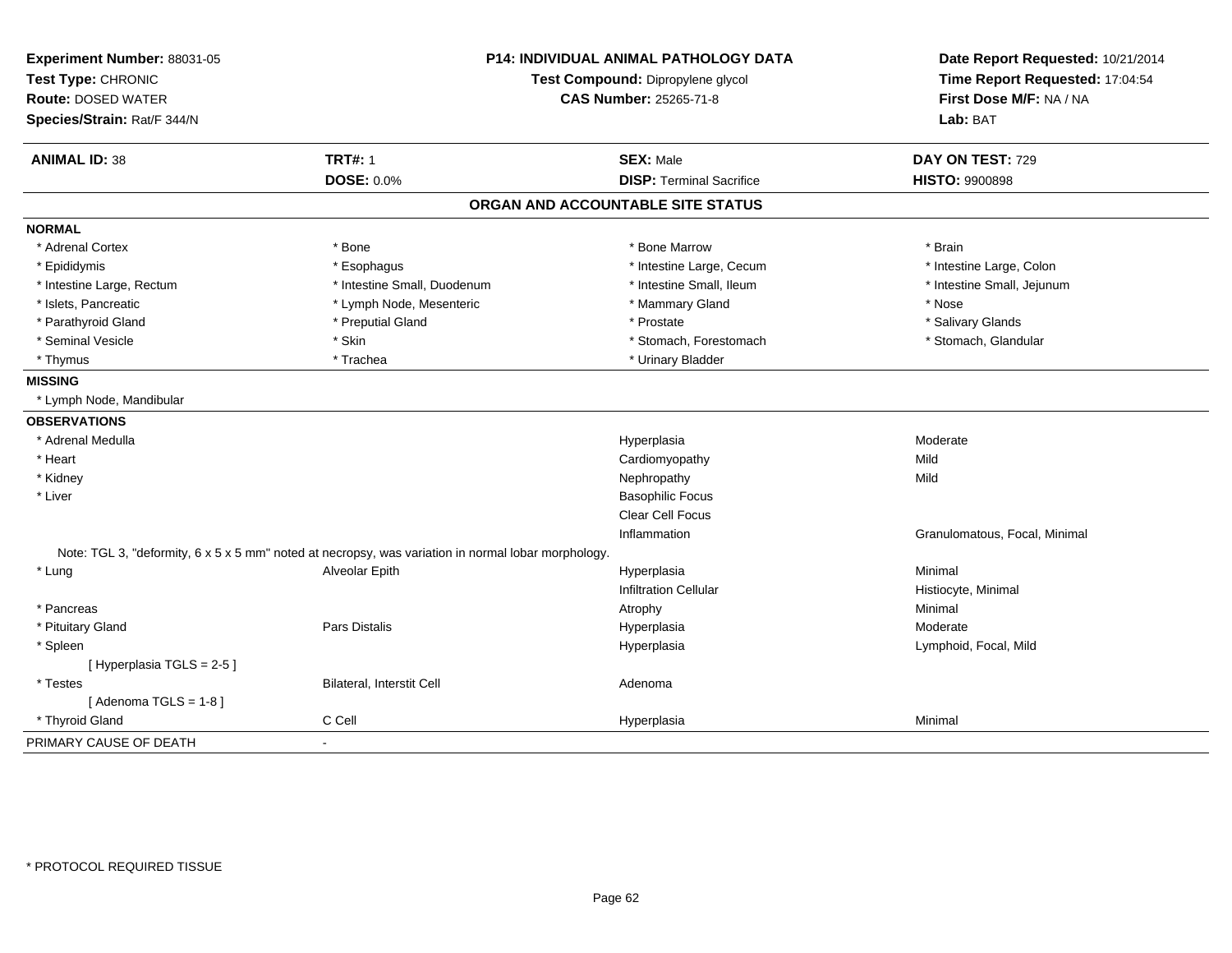**Experiment Number:** 88031-05
**Test Type:** CHRONIC
**Route:** DOSED WATER
**Species/Strain:** Rat/F 344/N

**P14: INDIVIDUAL ANIMAL PATHOLOGY DATA**
**Test Compound:** Dipropylene glycol
**CAS Number:** 25265-71-8

**Date Report Requested:** 10/21/2014
**Time Report Requested:** 17:04:54
**First Dose M/F:** NA / NA
**Lab:** BAT

| **ANIMAL ID:** 38 | **TRT#:** 1 | **SEX:** Male | **DAY ON TEST:** 729 |
|---|---|---|---|
| | **DOSE:** 0.0% | **DISP:** Terminal Sacrifice | **HISTO:** 9900898 |

## ORGAN AND ACCOUNTABLE SITE STATUS

**NORMAL**

| | | | |
|---|---|---|---|
| * Adrenal Cortex | * Bone | * Bone Marrow | * Brain |
| * Epididymis | * Esophagus | * Intestine Large, Cecum | * Intestine Large, Colon |
| * Intestine Large, Rectum | * Intestine Small, Duodenum | * Intestine Small, Ileum | * Intestine Small, Jejunum |
| * Islets, Pancreatic | * Lymph Node, Mesenteric | * Mammary Gland | * Nose |
| * Parathyroid Gland | * Preputial Gland | * Prostate | * Salivary Glands |
| * Seminal Vesicle | * Skin | * Stomach, Forestomach | * Stomach, Glandular |
| * Thymus | * Trachea | * Urinary Bladder | |

**MISSING**

* Lymph Node, Mandibular

**OBSERVATIONS**

| | | | |
|---|---|---|---|
| * Adrenal Medulla | | Hyperplasia | Moderate |
| * Heart | | Cardiomyopathy | Mild |
| * Kidney | | Nephropathy | Mild |
| * Liver | | Basophilic Focus | |
| | | Clear Cell Focus | |
| | | Inflammation | Granulomatous, Focal, Minimal |
| Note: TGL 3, "deformity, 6 x 5 x 5 mm" noted at necropsy, was variation in normal lobar morphology. | | | |
| * Lung | Alveolar Epith | Hyperplasia | Minimal |
| | | Infiltration Cellular | Histiocyte, Minimal |
| * Pancreas | | Atrophy | Minimal |
| * Pituitary Gland | Pars Distalis | Hyperplasia | Moderate |
| * Spleen | | Hyperplasia | Lymphoid, Focal, Mild |
| [ Hyperplasia TGLS = 2-5 ] | | | |
| * Testes | Bilateral, Interstit Cell | Adenoma | |
| [ Adenoma TGLS = 1-8 ] | | | |
| * Thyroid Gland | C Cell | Hyperplasia | Minimal |

PRIMARY CAUSE OF DEATH -

* PROTOCOL REQUIRED TISSUE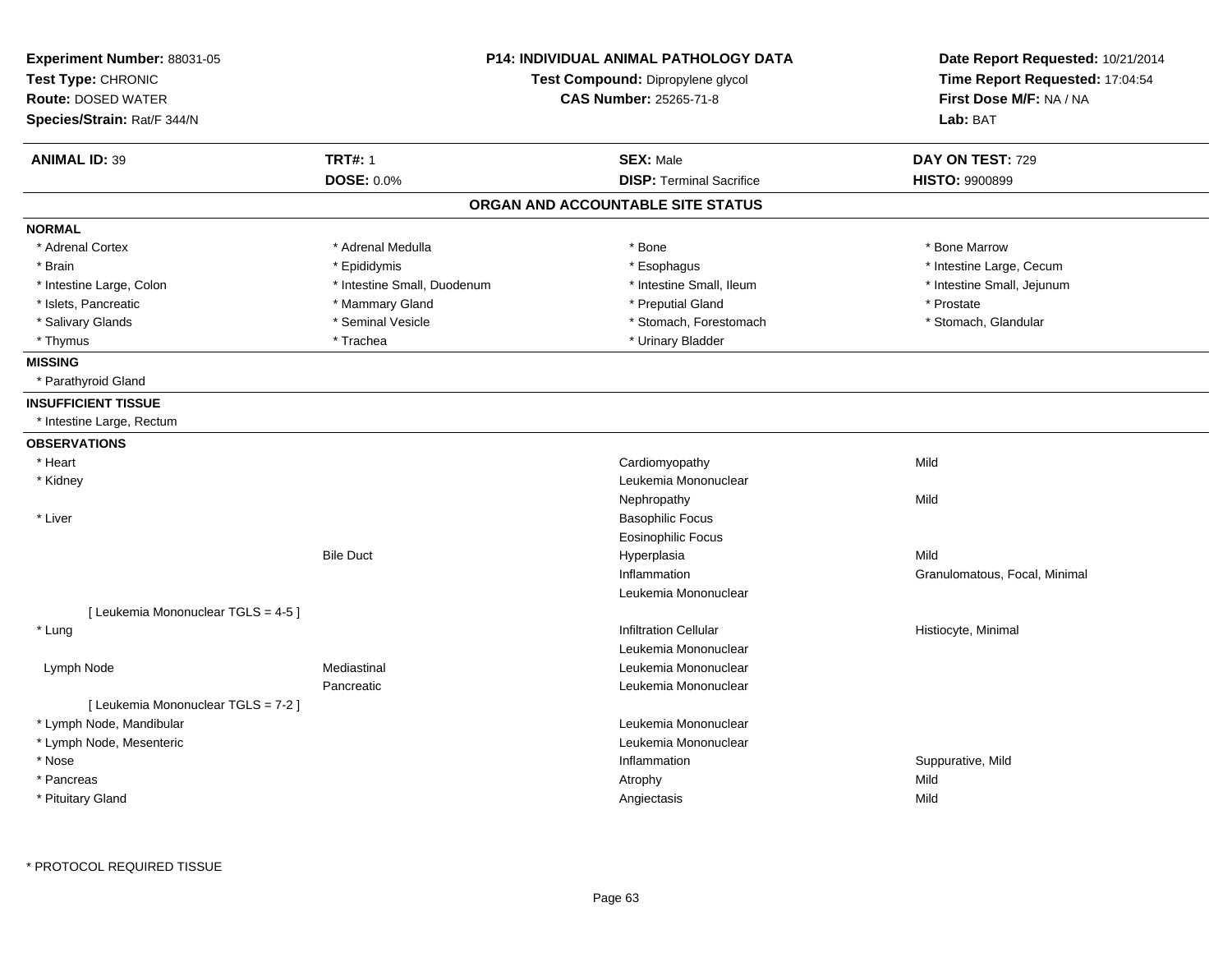**Experiment Number:** 88031-05
**Test Type:** CHRONIC
**Route:** DOSED WATER
**Species/Strain:** Rat/F 344/N

**P14: INDIVIDUAL ANIMAL PATHOLOGY DATA**
**Test Compound:** Dipropylene glycol
**CAS Number:** 25265-71-8

**Date Report Requested:** 10/21/2014
**Time Report Requested:** 17:04:54
**First Dose M/F:** NA / NA
**Lab:** BAT

| **ANIMAL ID:** 39 | **TRT#:** 1 | **SEX:** Male | **DAY ON TEST:** 729 |
|---|---|---|---|
| | **DOSE:** 0.0% | **DISP:** Terminal Sacrifice | **HISTO:** 9900899 |

## ORGAN AND ACCOUNTABLE SITE STATUS

**NORMAL**

| | | | |
|---|---|---|---|
| * Adrenal Cortex | * Adrenal Medulla | * Bone | * Bone Marrow |
| * Brain | * Epididymis | * Esophagus | * Intestine Large, Cecum |
| * Intestine Large, Colon | * Intestine Small, Duodenum | * Intestine Small, Ileum | * Intestine Small, Jejunum |
| * Islets, Pancreatic | * Mammary Gland | * Preputial Gland | * Prostate |
| * Salivary Glands | * Seminal Vesicle | * Stomach, Forestomach | * Stomach, Glandular |
| * Thymus | * Trachea | * Urinary Bladder | |

**MISSING**

* Parathyroid Gland

**INSUFFICIENT TISSUE**

* Intestine Large, Rectum

**OBSERVATIONS**

| | | | |
|---|---|---|---|
| * Heart | | Cardiomyopathy | Mild |
| * Kidney | | Leukemia Mononuclear | |
| | | Nephropathy | Mild |
| * Liver | | Basophilic Focus | |
| | | Eosinophilic Focus | |
| | Bile Duct | Hyperplasia | Mild |
| | | Inflammation | Granulomatous, Focal, Minimal |
| | | Leukemia Mononuclear | |
| [ Leukemia Mononuclear TGLS = 4-5 ] | | | |
| * Lung | | Infiltration Cellular | Histiocyte, Minimal |
| | | Leukemia Mononuclear | |
| Lymph Node | Mediastinal | Leukemia Mononuclear | |
| | Pancreatic | Leukemia Mononuclear | |
| [ Leukemia Mononuclear TGLS = 7-2 ] | | | |
| * Lymph Node, Mandibular | | Leukemia Mononuclear | |
| * Lymph Node, Mesenteric | | Leukemia Mononuclear | |
| * Nose | | Inflammation | Suppurative, Mild |
| * Pancreas | | Atrophy | Mild |
| * Pituitary Gland | | Angiectasis | Mild |

* PROTOCOL REQUIRED TISSUE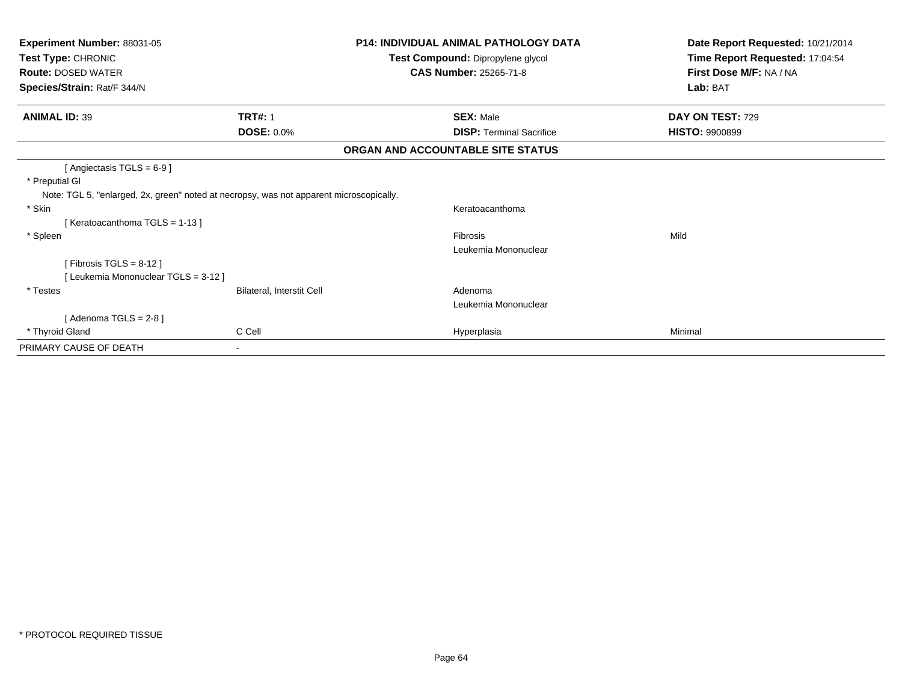**Experiment Number:** 88031-05
**Test Type:** CHRONIC
**Route:** DOSED WATER
**Species/Strain:** Rat/F 344/N

**P14: INDIVIDUAL ANIMAL PATHOLOGY DATA**
**Test Compound:** Dipropylene glycol
**CAS Number:** 25265-71-8

**Date Report Requested:** 10/21/2014
**Time Report Requested:** 17:04:54
**First Dose M/F:** NA / NA
**Lab:** BAT

| **ANIMAL ID:** 39 | **TRT#:** 1 | **SEX:** Male | **DAY ON TEST:** 729 |
|---|---|---|---|
| | **DOSE:** 0.0% | **DISP:** Terminal Sacrifice | **HISTO:** 9900899 |

**ORGAN AND ACCOUNTABLE SITE STATUS**

| | | | |
|---|---|---|---|
| [ Angiectasis TGLS = 6-9 ] | | | |
| * Preputial Gl | | | |
| Note: TGL 5, "enlarged, 2x, green" noted at necropsy, was not apparent microscopically. | | | |
| * Skin | | Keratoacanthoma | |
| [ Keratoacanthoma TGLS = 1-13 ] | | | |
| * Spleen | | Fibrosis | Mild |
| | | Leukemia Mononuclear | |
| [ Fibrosis TGLS = 8-12 ] | | | |
| [ Leukemia Mononuclear TGLS = 3-12 ] | | | |
| * Testes | Bilateral, Interstit Cell | Adenoma | |
| | | Leukemia Mononuclear | |
| [ Adenoma TGLS = 2-8 ] | | | |
| * Thyroid Gland | C Cell | Hyperplasia | Minimal |
| PRIMARY CAUSE OF DEATH | - | | |

* PROTOCOL REQUIRED TISSUE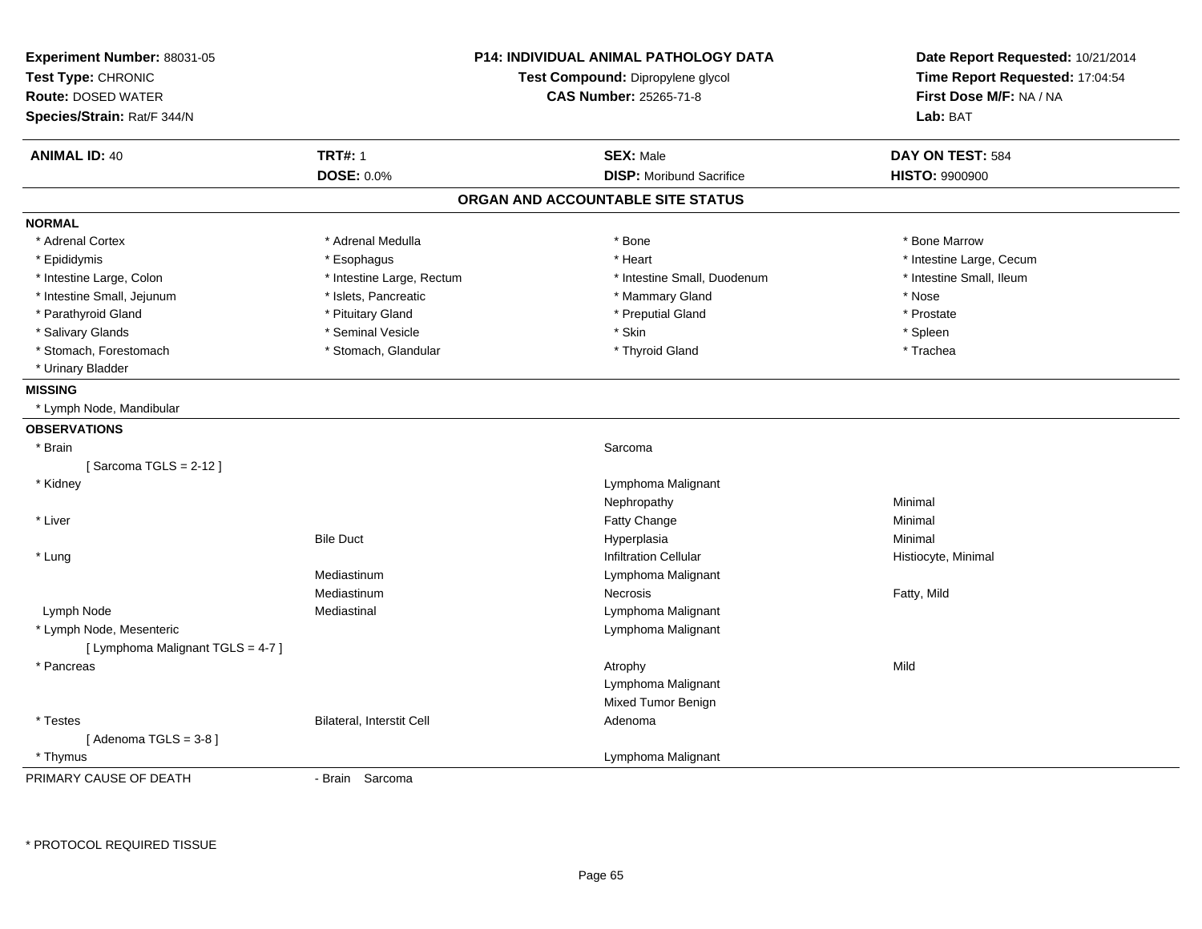**Experiment Number:** 88031-05
**Test Type:** CHRONIC
**Route:** DOSED WATER
**Species/Strain:** Rat/F 344/N

**P14: INDIVIDUAL ANIMAL PATHOLOGY DATA**
**Test Compound:** Dipropylene glycol
**CAS Number:** 25265-71-8

**Date Report Requested:** 10/21/2014
**Time Report Requested:** 17:04:54
**First Dose M/F:** NA / NA
**Lab:** BAT

| **ANIMAL ID:** 40 | **TRT#:** 1 | **SEX:** Male | **DAY ON TEST:** 584 |
|---|---|---|---|
| | **DOSE:** 0.0% | **DISP:** Moribund Sacrifice | **HISTO:** 9900900 |

## ORGAN AND ACCOUNTABLE SITE STATUS

**NORMAL**

| | | | |
|---|---|---|---|
| * Adrenal Cortex | * Adrenal Medulla | * Bone | * Bone Marrow |
| * Epididymis | * Esophagus | * Heart | * Intestine Large, Cecum |
| * Intestine Large, Colon | * Intestine Large, Rectum | * Intestine Small, Duodenum | * Intestine Small, Ileum |
| * Intestine Small, Jejunum | * Islets, Pancreatic | * Mammary Gland | * Nose |
| * Parathyroid Gland | * Pituitary Gland | * Preputial Gland | * Prostate |
| * Salivary Glands | * Seminal Vesicle | * Skin | * Spleen |
| * Stomach, Forestomach | * Stomach, Glandular | * Thyroid Gland | * Trachea |
| * Urinary Bladder | | | |

**MISSING**

* Lymph Node, Mandibular

**OBSERVATIONS**

| | | | |
|---|---|---|---|
| * Brain | | Sarcoma | |
| [ Sarcoma TGLS = 2-12 ] | | | |
| * Kidney | | Lymphoma Malignant | |
| | | Nephropathy | Minimal |
| * Liver | | Fatty Change | Minimal |
| | Bile Duct | Hyperplasia | Minimal |
| * Lung | | Infiltration Cellular | Histiocyte, Minimal |
| | Mediastinum | Lymphoma Malignant | |
| | Mediastinum | Necrosis | Fatty, Mild |
| Lymph Node | Mediastinal | Lymphoma Malignant | |
| * Lymph Node, Mesenteric | | Lymphoma Malignant | |
| [ Lymphoma Malignant TGLS = 4-7 ] | | | |
| * Pancreas | | Atrophy | Mild |
| | | Lymphoma Malignant | |
| | | Mixed Tumor Benign | |
| * Testes | Bilateral, Interstit Cell | Adenoma | |
| [ Adenoma TGLS = 3-8 ] | | | |
| * Thymus | | Lymphoma Malignant | |

PRIMARY CAUSE OF DEATH - Brain Sarcoma

* PROTOCOL REQUIRED TISSUE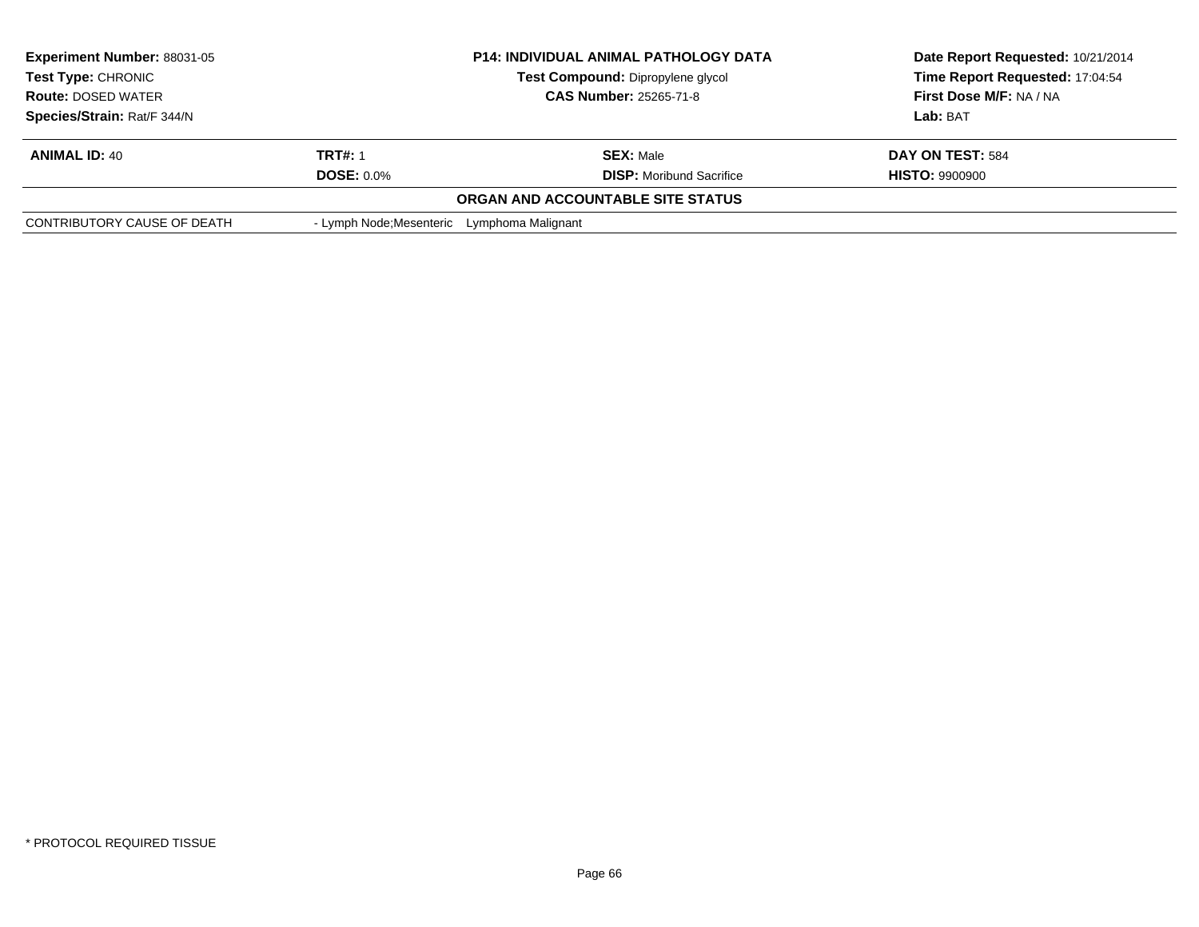| **Experiment Number:** 88031-05 | **P14: INDIVIDUAL ANIMAL PATHOLOGY DATA** | **Date Report Requested:** 10/21/2014 |
|---|---|---|
| **Test Type:** CHRONIC | **Test Compound:** Dipropylene glycol | **Time Report Requested:** 17:04:54 |
| **Route:** DOSED WATER | **CAS Number:** 25265-71-8 | **First Dose M/F:** NA / NA |
| **Species/Strain:** Rat/F 344/N | | **Lab:** BAT |

| **ANIMAL ID:** 40 | **TRT#:** 1 | **SEX:** Male | **DAY ON TEST:** 584 |
|---|---|---|---|
| | **DOSE:** 0.0% | **DISP:** Moribund Sacrifice | **HISTO:** 9900900 |

**ORGAN AND ACCOUNTABLE SITE STATUS**

| | |
|---|---|
| CONTRIBUTORY CAUSE OF DEATH | - Lymph Node;Mesenteric Lymphoma Malignant |

\* PROTOCOL REQUIRED TISSUE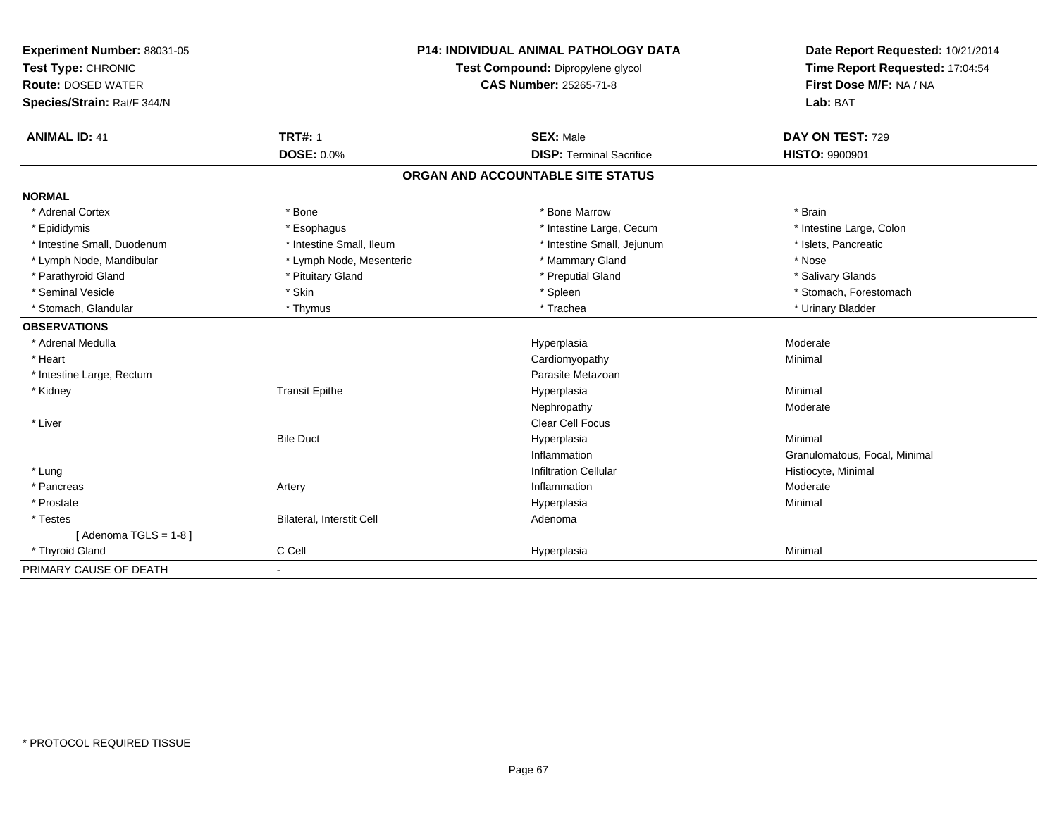**Experiment Number:** 88031-05
**Test Type:** CHRONIC
**Route:** DOSED WATER
**Species/Strain:** Rat/F 344/N

**P14: INDIVIDUAL ANIMAL PATHOLOGY DATA**
**Test Compound:** Dipropylene glycol
**CAS Number:** 25265-71-8

**Date Report Requested:** 10/21/2014
**Time Report Requested:** 17:04:54
**First Dose M/F:** NA / NA
**Lab:** BAT

| **ANIMAL ID:** 41 | **TRT#:** 1 | **SEX:** Male | **DAY ON TEST:** 729 |
|---|---|---|---|
| | **DOSE:** 0.0% | **DISP:** Terminal Sacrifice | **HISTO:** 9900901 |

## ORGAN AND ACCOUNTABLE SITE STATUS

| | | | |
|---|---|---|---|
| **NORMAL** | | | |
| * Adrenal Cortex | * Bone | * Bone Marrow | * Brain |
| * Epididymis | * Esophagus | * Intestine Large, Cecum | * Intestine Large, Colon |
| * Intestine Small, Duodenum | * Intestine Small, Ileum | * Intestine Small, Jejunum | * Islets, Pancreatic |
| * Lymph Node, Mandibular | * Lymph Node, Mesenteric | * Mammary Gland | * Nose |
| * Parathyroid Gland | * Pituitary Gland | * Preputial Gland | * Salivary Glands |
| * Seminal Vesicle | * Skin | * Spleen | * Stomach, Forestomach |
| * Stomach, Glandular | * Thymus | * Trachea | * Urinary Bladder |
| **OBSERVATIONS** | | | |
| * Adrenal Medulla | | Hyperplasia | Moderate |
| * Heart | | Cardiomyopathy | Minimal |
| * Intestine Large, Rectum | | Parasite Metazoan | |
| * Kidney | Transit Epithe | Hyperplasia | Minimal |
| | | Nephropathy | Moderate |
| * Liver | | Clear Cell Focus | |
| | Bile Duct | Hyperplasia | Minimal |
| | | Inflammation | Granulomatous, Focal, Minimal |
| * Lung | | Infiltration Cellular | Histiocyte, Minimal |
| * Pancreas | Artery | Inflammation | Moderate |
| * Prostate | | Hyperplasia | Minimal |
| * Testes | Bilateral, Interstit Cell | Adenoma | |
| [ Adenoma TGLS = 1-8 ] | | | |
| * Thyroid Gland | C Cell | Hyperplasia | Minimal |
| PRIMARY CAUSE OF DEATH | - | | |

* PROTOCOL REQUIRED TISSUE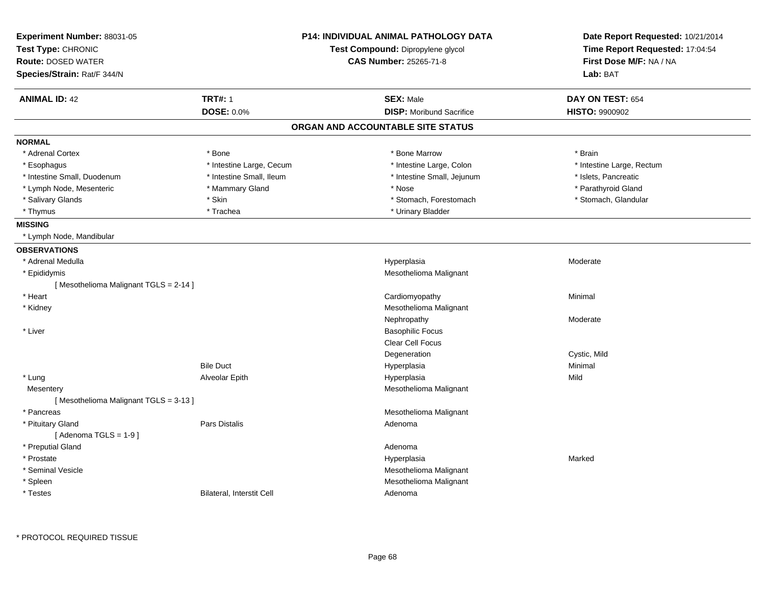**Experiment Number:** 88031-05
**Test Type:** CHRONIC
**Route:** DOSED WATER
**Species/Strain:** Rat/F 344/N

**P14: INDIVIDUAL ANIMAL PATHOLOGY DATA**
**Test Compound:** Dipropylene glycol
**CAS Number:** 25265-71-8

**Date Report Requested:** 10/21/2014
**Time Report Requested:** 17:04:54
**First Dose M/F:** NA / NA
**Lab:** BAT

| **ANIMAL ID:** 42 | **TRT#:** 1 | **SEX:** Male | **DAY ON TEST:** 654 |
|---|---|---|---|
| | **DOSE:** 0.0% | **DISP:** Moribund Sacrifice | **HISTO:** 9900902 |

## ORGAN AND ACCOUNTABLE SITE STATUS

**NORMAL**

| | | | |
|---|---|---|---|
| * Adrenal Cortex | * Bone | * Bone Marrow | * Brain |
| * Esophagus | * Intestine Large, Cecum | * Intestine Large, Colon | * Intestine Large, Rectum |
| * Intestine Small, Duodenum | * Intestine Small, Ileum | * Intestine Small, Jejunum | * Islets, Pancreatic |
| * Lymph Node, Mesenteric | * Mammary Gland | * Nose | * Parathyroid Gland |
| * Salivary Glands | * Skin | * Stomach, Forestomach | * Stomach, Glandular |
| * Thymus | * Trachea | * Urinary Bladder | |

**MISSING**

* Lymph Node, Mandibular

**OBSERVATIONS**

| | | | |
|---|---|---|---|
| * Adrenal Medulla | | Hyperplasia | Moderate |
| * Epididymis | | Mesothelioma Malignant | |
| [ Mesothelioma Malignant TGLS = 2-14 ] | | | |
| * Heart | | Cardiomyopathy | Minimal |
| * Kidney | | Mesothelioma Malignant | |
| | | Nephropathy | Moderate |
| * Liver | | Basophilic Focus | |
| | | Clear Cell Focus | |
| | | Degeneration | Cystic, Mild |
| | Bile Duct | Hyperplasia | Minimal |
| * Lung | Alveolar Epith | Hyperplasia | Mild |
| Mesentery | | Mesothelioma Malignant | |
| [ Mesothelioma Malignant TGLS = 3-13 ] | | | |
| * Pancreas | | Mesothelioma Malignant | |
| * Pituitary Gland | Pars Distalis | Adenoma | |
| [ Adenoma TGLS = 1-9 ] | | | |
| * Preputial Gland | | Adenoma | |
| * Prostate | | Hyperplasia | Marked |
| * Seminal Vesicle | | Mesothelioma Malignant | |
| * Spleen | | Mesothelioma Malignant | |
| * Testes | Bilateral, Interstit Cell | Adenoma | |

\* PROTOCOL REQUIRED TISSUE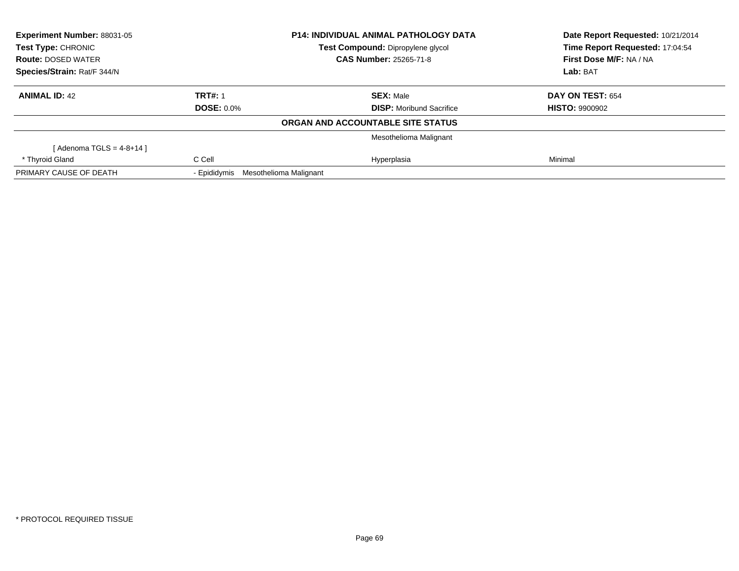| **Experiment Number:** 88031-05 | **P14: INDIVIDUAL ANIMAL PATHOLOGY DATA** | **Date Report Requested:** 10/21/2014 |
|---|---|---|
| **Test Type:** CHRONIC | **Test Compound:** Dipropylene glycol | **Time Report Requested:** 17:04:54 |
| **Route:** DOSED WATER | **CAS Number:** 25265-71-8 | **First Dose M/F:** NA / NA |
| **Species/Strain:** Rat/F 344/N | | **Lab:** BAT |

| **ANIMAL ID:** 42 | **TRT#:** 1 | **SEX:** Male | **DAY ON TEST:** 654 |
|---|---|---|---|
| | **DOSE:** 0.0% | **DISP:** Moribund Sacrifice | **HISTO:** 9900902 |
| | | **ORGAN AND ACCOUNTABLE SITE STATUS** | |
| | | Mesothelioma Malignant | |
| [ Adenoma TGLS = 4-8+14 ] | | | |
| * Thyroid Gland | C Cell | Hyperplasia | Minimal |
| PRIMARY CAUSE OF DEATH | - Epididymis Mesothelioma Malignant | | |

* PROTOCOL REQUIRED TISSUE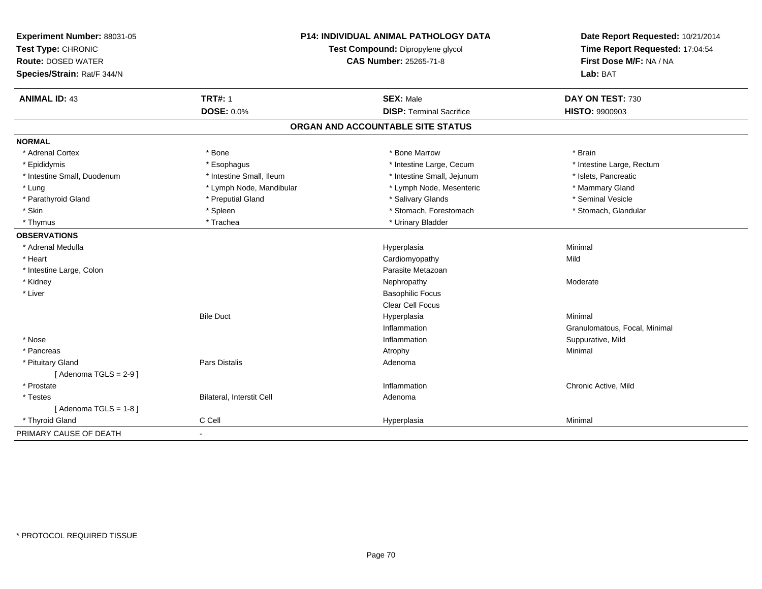**Experiment Number:** 88031-05
**Test Type:** CHRONIC
**Route:** DOSED WATER
**Species/Strain:** Rat/F 344/N

**P14: INDIVIDUAL ANIMAL PATHOLOGY DATA**
**Test Compound:** Dipropylene glycol
**CAS Number:** 25265-71-8

**Date Report Requested:** 10/21/2014
**Time Report Requested:** 17:04:54
**First Dose M/F:** NA / NA
**Lab:** BAT

| **ANIMAL ID:** 43 | **TRT#:** 1 | **SEX:** Male | **DAY ON TEST:** 730 |
|---|---|---|---|
| | **DOSE:** 0.0% | **DISP:** Terminal Sacrifice | **HISTO:** 9900903 |

## ORGAN AND ACCOUNTABLE SITE STATUS

| | | | |
|---|---|---|---|
| **NORMAL** | | | |
| * Adrenal Cortex | * Bone | * Bone Marrow | * Brain |
| * Epididymis | * Esophagus | * Intestine Large, Cecum | * Intestine Large, Rectum |
| * Intestine Small, Duodenum | * Intestine Small, Ileum | * Intestine Small, Jejunum | * Islets, Pancreatic |
| * Lung | * Lymph Node, Mandibular | * Lymph Node, Mesenteric | * Mammary Gland |
| * Parathyroid Gland | * Preputial Gland | * Salivary Glands | * Seminal Vesicle |
| * Skin | * Spleen | * Stomach, Forestomach | * Stomach, Glandular |
| * Thymus | * Trachea | * Urinary Bladder | |
| **OBSERVATIONS** | | | |
| * Adrenal Medulla | | Hyperplasia | Minimal |
| * Heart | | Cardiomyopathy | Mild |
| * Intestine Large, Colon | | Parasite Metazoan | |
| * Kidney | | Nephropathy | Moderate |
| * Liver | | Basophilic Focus | |
| | | Clear Cell Focus | |
| | Bile Duct | Hyperplasia | Minimal |
| | | Inflammation | Granulomatous, Focal, Minimal |
| * Nose | | Inflammation | Suppurative, Mild |
| * Pancreas | | Atrophy | Minimal |
| * Pituitary Gland | Pars Distalis | Adenoma | |
| [ Adenoma TGLS = 2-9 ] | | | |
| * Prostate | | Inflammation | Chronic Active, Mild |
| * Testes | Bilateral, Interstit Cell | Adenoma | |
| [ Adenoma TGLS = 1-8 ] | | | |
| * Thyroid Gland | C Cell | Hyperplasia | Minimal |
| PRIMARY CAUSE OF DEATH | - | | |

* PROTOCOL REQUIRED TISSUE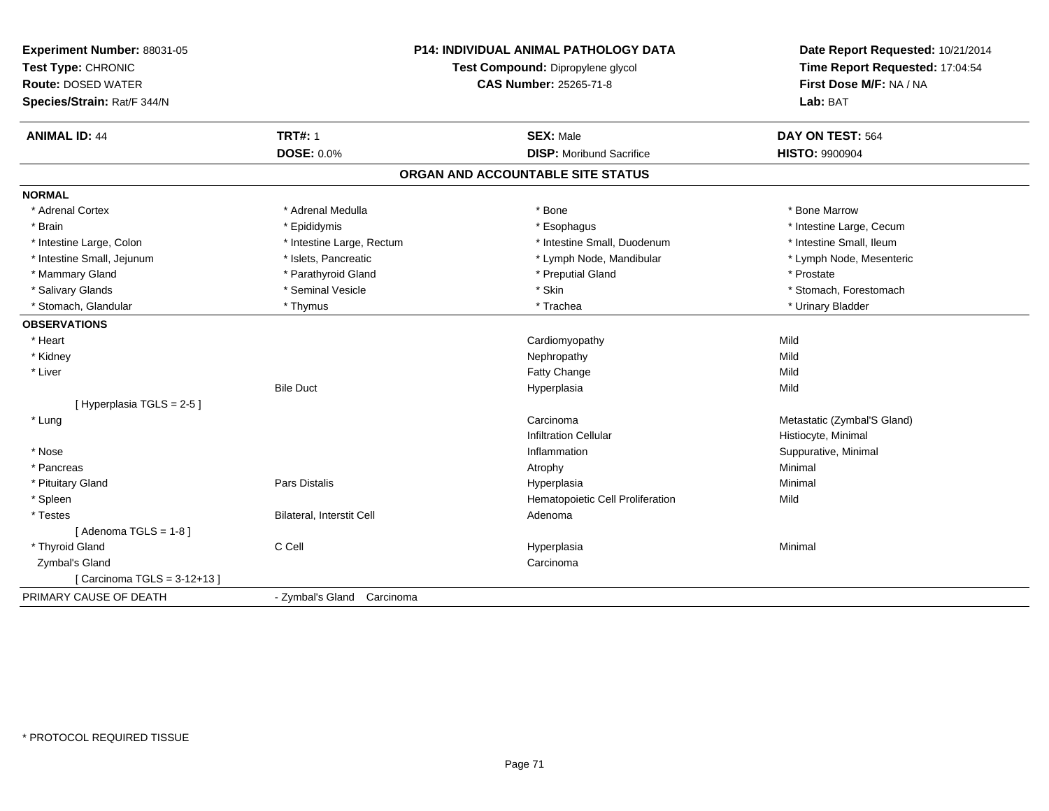**Experiment Number:** 88031-05
**Test Type:** CHRONIC
**Route:** DOSED WATER
**Species/Strain:** Rat/F 344/N

**P14: INDIVIDUAL ANIMAL PATHOLOGY DATA**
**Test Compound:** Dipropylene glycol
**CAS Number:** 25265-71-8

**Date Report Requested:** 10/21/2014
**Time Report Requested:** 17:04:54
**First Dose M/F:** NA / NA
**Lab:** BAT

| **ANIMAL ID:** 44 | **TRT#:** 1 | **SEX:** Male | **DAY ON TEST:** 564 |
|---|---|---|---|
| | **DOSE:** 0.0% | **DISP:** Moribund Sacrifice | **HISTO:** 9900904 |

## ORGAN AND ACCOUNTABLE SITE STATUS

**NORMAL**

| | | | |
|---|---|---|---|
| * Adrenal Cortex | * Adrenal Medulla | * Bone | * Bone Marrow |
| * Brain | * Epididymis | * Esophagus | * Intestine Large, Cecum |
| * Intestine Large, Colon | * Intestine Large, Rectum | * Intestine Small, Duodenum | * Intestine Small, Ileum |
| * Intestine Small, Jejunum | * Islets, Pancreatic | * Lymph Node, Mandibular | * Lymph Node, Mesenteric |
| * Mammary Gland | * Parathyroid Gland | * Preputial Gland | * Prostate |
| * Salivary Glands | * Seminal Vesicle | * Skin | * Stomach, Forestomach |
| * Stomach, Glandular | * Thymus | * Trachea | * Urinary Bladder |

**OBSERVATIONS**

| | | | |
|---|---|---|---|
| * Heart | | Cardiomyopathy | Mild |
| * Kidney | | Nephropathy | Mild |
| * Liver | | Fatty Change | Mild |
| | Bile Duct | Hyperplasia | Mild |
| [ Hyperplasia TGLS = 2-5 ] | | | |
| * Lung | | Carcinoma | Metastatic (Zymbal'S Gland) |
| | | Infiltration Cellular | Histiocyte, Minimal |
| * Nose | | Inflammation | Suppurative, Minimal |
| * Pancreas | | Atrophy | Minimal |
| * Pituitary Gland | Pars Distalis | Hyperplasia | Minimal |
| * Spleen | | Hematopoietic Cell Proliferation | Mild |
| * Testes | Bilateral, Interstit Cell | Adenoma | |
| [ Adenoma TGLS = 1-8 ] | | | |
| * Thyroid Gland | C Cell | Hyperplasia | Minimal |
| Zymbal's Gland | | Carcinoma | |
| [ Carcinoma TGLS = 3-12+13 ] | | | |

PRIMARY CAUSE OF DEATH - Zymbal's Gland Carcinoma

* PROTOCOL REQUIRED TISSUE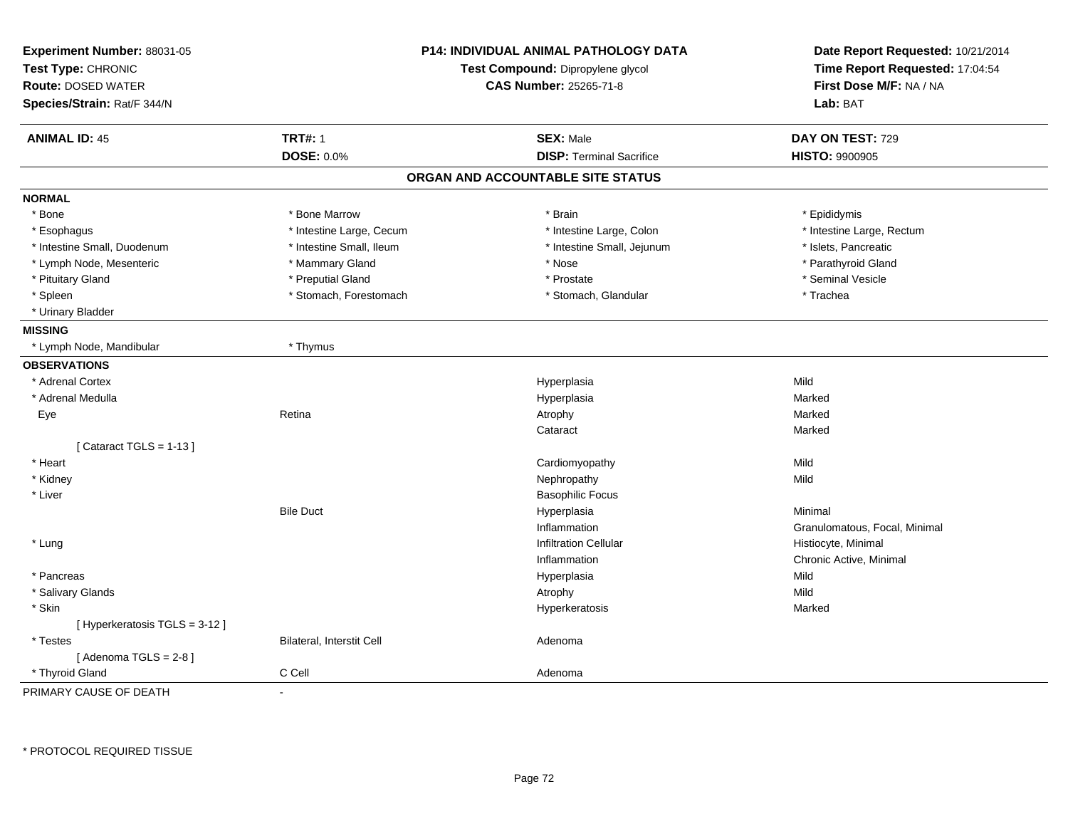**Experiment Number:** 88031-05
**Test Type:** CHRONIC
**Route:** DOSED WATER
**Species/Strain:** Rat/F 344/N

**P14: INDIVIDUAL ANIMAL PATHOLOGY DATA**
**Test Compound:** Dipropylene glycol
**CAS Number:** 25265-71-8

**Date Report Requested:** 10/21/2014
**Time Report Requested:** 17:04:54
**First Dose M/F:** NA / NA
**Lab:** BAT

| **ANIMAL ID:** 45 | **TRT#:** 1 | **SEX:** Male | **DAY ON TEST:** 729 |
|---|---|---|---|
| | **DOSE:** 0.0% | **DISP:** Terminal Sacrifice | **HISTO:** 9900905 |

## ORGAN AND ACCOUNTABLE SITE STATUS

**NORMAL**

| | | | |
|---|---|---|---|
| * Bone | * Bone Marrow | * Brain | * Epididymis |
| * Esophagus | * Intestine Large, Cecum | * Intestine Large, Colon | * Intestine Large, Rectum |
| * Intestine Small, Duodenum | * Intestine Small, Ileum | * Intestine Small, Jejunum | * Islets, Pancreatic |
| * Lymph Node, Mesenteric | * Mammary Gland | * Nose | * Parathyroid Gland |
| * Pituitary Gland | * Preputial Gland | * Prostate | * Seminal Vesicle |
| * Spleen | * Stomach, Forestomach | * Stomach, Glandular | * Trachea |
| * Urinary Bladder | | | |

**MISSING**

| | |
|---|---|
| * Lymph Node, Mandibular | * Thymus |

**OBSERVATIONS**

| | | | |
|---|---|---|---|
| * Adrenal Cortex | | Hyperplasia | Mild |
| * Adrenal Medulla | | Hyperplasia | Marked |
| Eye | Retina | Atrophy | Marked |
| | | Cataract | Marked |
| [ Cataract TGLS = 1-13 ] | | | |
| * Heart | | Cardiomyopathy | Mild |
| * Kidney | | Nephropathy | Mild |
| * Liver | | Basophilic Focus | |
| | Bile Duct | Hyperplasia | Minimal |
| | | Inflammation | Granulomatous, Focal, Minimal |
| * Lung | | Infiltration Cellular | Histiocyte, Minimal |
| | | Inflammation | Chronic Active, Minimal |
| * Pancreas | | Hyperplasia | Mild |
| * Salivary Glands | | Atrophy | Mild |
| * Skin | | Hyperkeratosis | Marked |
| [ Hyperkeratosis TGLS = 3-12 ] | | | |
| * Testes | Bilateral, Interstit Cell | Adenoma | |
| [ Adenoma TGLS = 2-8 ] | | | |
| * Thyroid Gland | C Cell | Adenoma | |

PRIMARY CAUSE OF DEATH -

* PROTOCOL REQUIRED TISSUE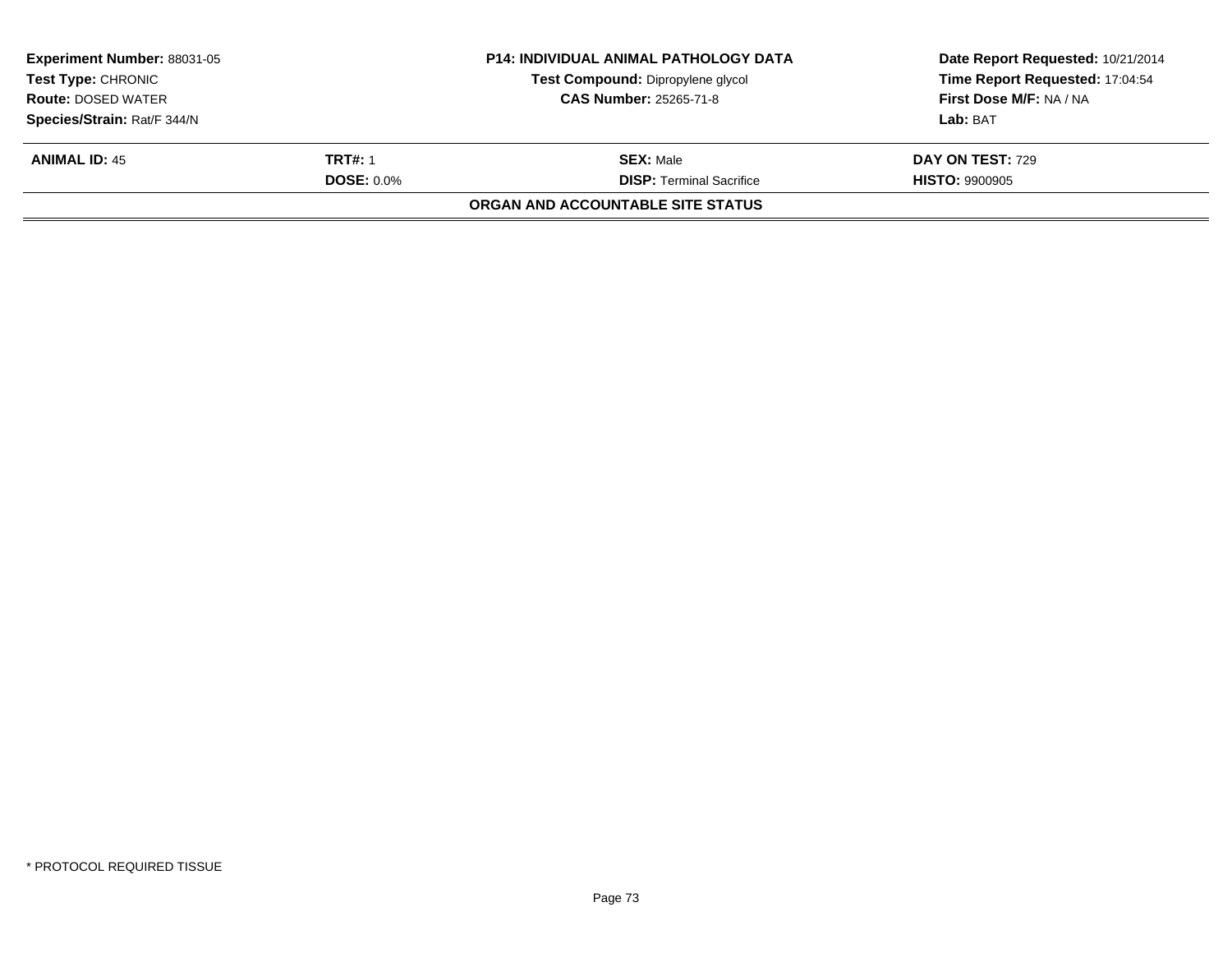| Experiment Number: 88031-05 | P14: INDIVIDUAL ANIMAL PATHOLOGY DATA | Date Report Requested: 10/21/2014 |
|---|---|---|
| Test Type: CHRONIC | Test Compound: Dipropylene glycol | Time Report Requested: 17:04:54 |
| Route: DOSED WATER | CAS Number: 25265-71-8 | First Dose M/F: NA / NA |
| Species/Strain: Rat/F 344/N | | Lab: BAT |

| ANIMAL ID: 45 | TRT#: 1 | SEX: Male | DAY ON TEST: 729 |
|---|---|---|---|
| | DOSE: 0.0% | DISP: Terminal Sacrifice | HISTO: 9900905 |

**ORGAN AND ACCOUNTABLE SITE STATUS**

* PROTOCOL REQUIRED TISSUE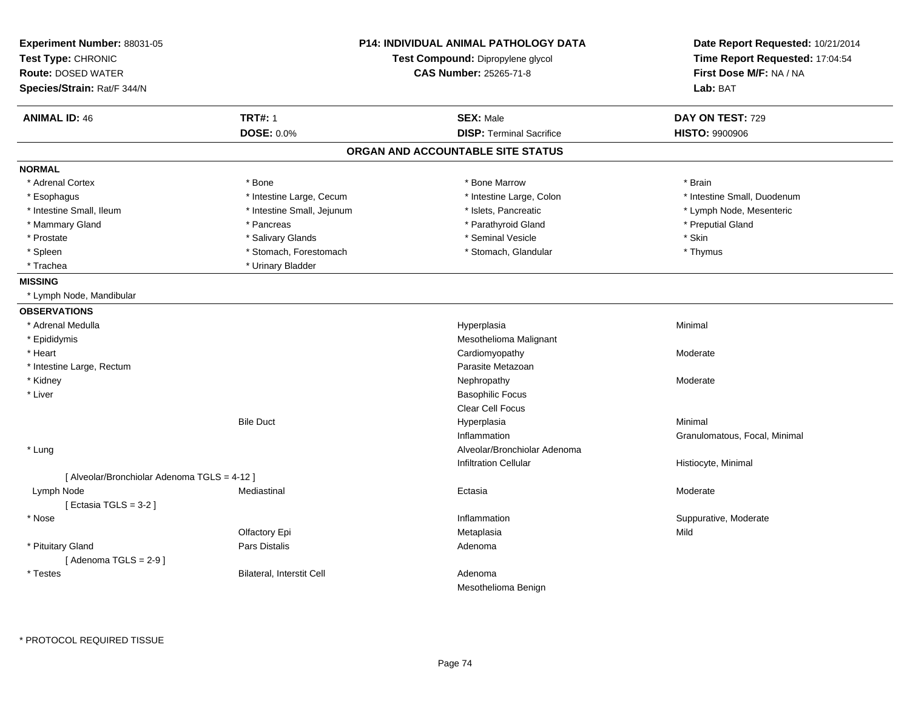**Experiment Number:** 88031-05
**Test Type:** CHRONIC
**Route:** DOSED WATER
**Species/Strain:** Rat/F 344/N

**P14: INDIVIDUAL ANIMAL PATHOLOGY DATA**
**Test Compound:** Dipropylene glycol
**CAS Number:** 25265-71-8

**Date Report Requested:** 10/21/2014
**Time Report Requested:** 17:04:54
**First Dose M/F:** NA / NA
**Lab:** BAT

| **ANIMAL ID:** 46 | **TRT#:** 1 | **SEX:** Male | **DAY ON TEST:** 729 |
|---|---|---|---|
| | **DOSE:** 0.0% | **DISP:** Terminal Sacrifice | **HISTO:** 9900906 |

## ORGAN AND ACCOUNTABLE SITE STATUS

**NORMAL**

| | | | |
|---|---|---|---|
| * Adrenal Cortex | * Bone | * Bone Marrow | * Brain |
| * Esophagus | * Intestine Large, Cecum | * Intestine Large, Colon | * Intestine Small, Duodenum |
| * Intestine Small, Ileum | * Intestine Small, Jejunum | * Islets, Pancreatic | * Lymph Node, Mesenteric |
| * Mammary Gland | * Pancreas | * Parathyroid Gland | * Preputial Gland |
| * Prostate | * Salivary Glands | * Seminal Vesicle | * Skin |
| * Spleen | * Stomach, Forestomach | * Stomach, Glandular | * Thymus |
| * Trachea | * Urinary Bladder | | |

**MISSING**

* Lymph Node, Mandibular

**OBSERVATIONS**

| | | | |
|---|---|---|---|
| * Adrenal Medulla | | Hyperplasia | Minimal |
| * Epididymis | | Mesothelioma Malignant | |
| * Heart | | Cardiomyopathy | Moderate |
| * Intestine Large, Rectum | | Parasite Metazoan | |
| * Kidney | | Nephropathy | Moderate |
| * Liver | | Basophilic Focus | |
| | | Clear Cell Focus | |
| | Bile Duct | Hyperplasia | Minimal |
| | | Inflammation | Granulomatous, Focal, Minimal |
| * Lung | | Alveolar/Bronchiolar Adenoma | |
| | | Infiltration Cellular | Histiocyte, Minimal |
| [ Alveolar/Bronchiolar Adenoma TGLS = 4-12 ] | | | |
| Lymph Node | Mediastinal | Ectasia | Moderate |
| [ Ectasia TGLS = 3-2 ] | | | |
| * Nose | | Inflammation | Suppurative, Moderate |
| | Olfactory Epi | Metaplasia | Mild |
| * Pituitary Gland | Pars Distalis | Adenoma | |
| [ Adenoma TGLS = 2-9 ] | | | |
| * Testes | Bilateral, Interstit Cell | Adenoma | |
| | | Mesothelioma Benign | |

* PROTOCOL REQUIRED TISSUE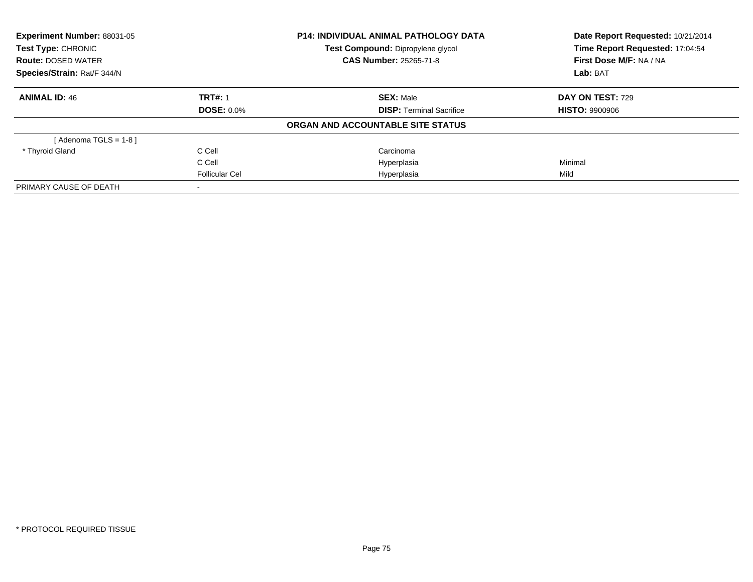| **Experiment Number:** 88031-05 | **P14: INDIVIDUAL ANIMAL PATHOLOGY DATA** | **Date Report Requested:** 10/21/2014 |
|---|---|---|
| **Test Type:** CHRONIC | **Test Compound:** Dipropylene glycol | **Time Report Requested:** 17:04:54 |
| **Route:** DOSED WATER | **CAS Number:** 25265-71-8 | **First Dose M/F:** NA / NA |
| **Species/Strain:** Rat/F 344/N | | **Lab:** BAT |

| **ANIMAL ID:** 46 | **TRT#:** 1 | **SEX:** Male | **DAY ON TEST:** 729 |
|---|---|---|---|
| | **DOSE:** 0.0% | **DISP:** Terminal Sacrifice | **HISTO:** 9900906 |

**ORGAN AND ACCOUNTABLE SITE STATUS**

| | | | |
|---|---|---|---|
| [ Adenoma TGLS = 1-8 ] | | | |
| * Thyroid Gland | C Cell | Carcinoma | |
| | C Cell | Hyperplasia | Minimal |
| | Follicular Cel | Hyperplasia | Mild |
| PRIMARY CAUSE OF DEATH | - | | |

* PROTOCOL REQUIRED TISSUE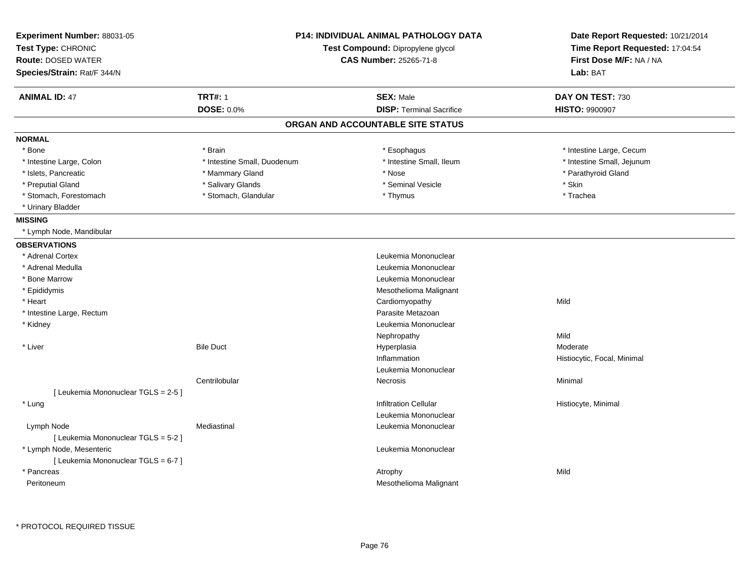**Experiment Number:** 88031-05
**Test Type:** CHRONIC
**Route:** DOSED WATER
**Species/Strain:** Rat/F 344/N

**P14: INDIVIDUAL ANIMAL PATHOLOGY DATA**
**Test Compound:** Dipropylene glycol
**CAS Number:** 25265-71-8

**Date Report Requested:** 10/21/2014
**Time Report Requested:** 17:04:54
**First Dose M/F:** NA / NA
**Lab:** BAT

| **ANIMAL ID:** 47 | **TRT#:** 1 | **SEX:** Male | **DAY ON TEST:** 730 |
|---|---|---|---|
| | **DOSE:** 0.0% | **DISP:** Terminal Sacrifice | **HISTO:** 9900907 |

## ORGAN AND ACCOUNTABLE SITE STATUS

**NORMAL**

| | | | |
|---|---|---|---|
| * Bone | * Brain | * Esophagus | * Intestine Large, Cecum |
| * Intestine Large, Colon | * Intestine Small, Duodenum | * Intestine Small, Ileum | * Intestine Small, Jejunum |
| * Islets, Pancreatic | * Mammary Gland | * Nose | * Parathyroid Gland |
| * Preputial Gland | * Salivary Glands | * Seminal Vesicle | * Skin |
| * Stomach, Forestomach | * Stomach, Glandular | * Thymus | * Trachea |
| * Urinary Bladder | | | |

**MISSING**

* Lymph Node, Mandibular

**OBSERVATIONS**

| Organ | Site | Observation | Severity |
|---|---|---|---|
| * Adrenal Cortex | | Leukemia Mononuclear | |
| * Adrenal Medulla | | Leukemia Mononuclear | |
| * Bone Marrow | | Leukemia Mononuclear | |
| * Epididymis | | Mesothelioma Malignant | |
| * Heart | | Cardiomyopathy | Mild |
| * Intestine Large, Rectum | | Parasite Metazoan | |
| * Kidney | | Leukemia Mononuclear | |
| | | Nephropathy | Mild |
| * Liver | Bile Duct | Hyperplasia | Moderate |
| | | Inflammation | Histiocytic, Focal, Minimal |
| | | Leukemia Mononuclear | |
| | Centrilobular | Necrosis | Minimal |
| [ Leukemia Mononuclear TGLS = 2-5 ] | | | |
| * Lung | | Infiltration Cellular | Histiocyte, Minimal |
| | | Leukemia Mononuclear | |
| Lymph Node | Mediastinal | Leukemia Mononuclear | |
| [ Leukemia Mononuclear TGLS = 5-2 ] | | | |
| * Lymph Node, Mesenteric | | Leukemia Mononuclear | |
| [ Leukemia Mononuclear TGLS = 6-7 ] | | | |
| * Pancreas | | Atrophy | Mild |
| Peritoneum | | Mesothelioma Malignant | |

* PROTOCOL REQUIRED TISSUE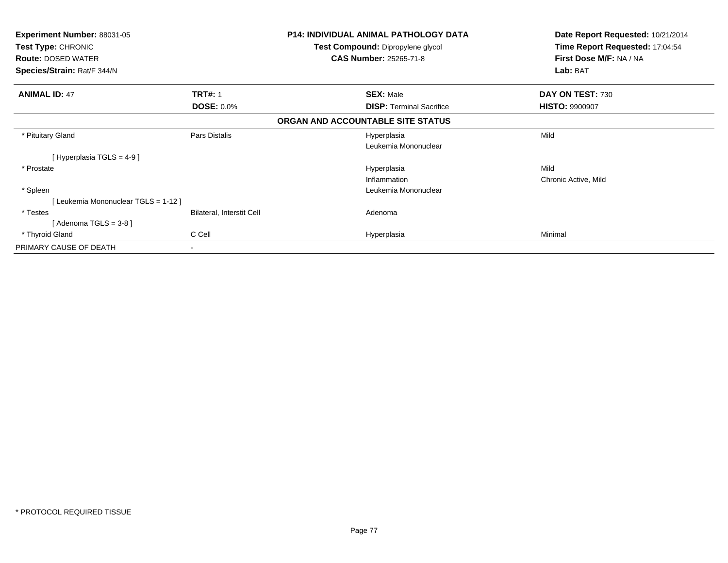**Experiment Number:** 88031-05
**Test Type:** CHRONIC
**Route:** DOSED WATER
**Species/Strain:** Rat/F 344/N

**P14: INDIVIDUAL ANIMAL PATHOLOGY DATA**
**Test Compound:** Dipropylene glycol
**CAS Number:** 25265-71-8

**Date Report Requested:** 10/21/2014
**Time Report Requested:** 17:04:54
**First Dose M/F:** NA / NA
**Lab:** BAT

| **ANIMAL ID:** 47 | **TRT#:** 1 | **SEX:** Male | **DAY ON TEST:** 730 |
|---|---|---|---|
| | **DOSE:** 0.0% | **DISP:** Terminal Sacrifice | **HISTO:** 9900907 |

**ORGAN AND ACCOUNTABLE SITE STATUS**

| | | | |
|---|---|---|---|
| * Pituitary Gland | Pars Distalis | Hyperplasia | Mild |
| | | Leukemia Mononuclear | |
| [ Hyperplasia TGLS = 4-9 ] | | | |
| * Prostate | | Hyperplasia | Mild |
| | | Inflammation | Chronic Active, Mild |
| * Spleen | | Leukemia Mononuclear | |
| [ Leukemia Mononuclear TGLS = 1-12 ] | | | |
| * Testes | Bilateral, Interstit Cell | Adenoma | |
| [ Adenoma TGLS = 3-8 ] | | | |
| * Thyroid Gland | C Cell | Hyperplasia | Minimal |
| PRIMARY CAUSE OF DEATH | - | | |

* PROTOCOL REQUIRED TISSUE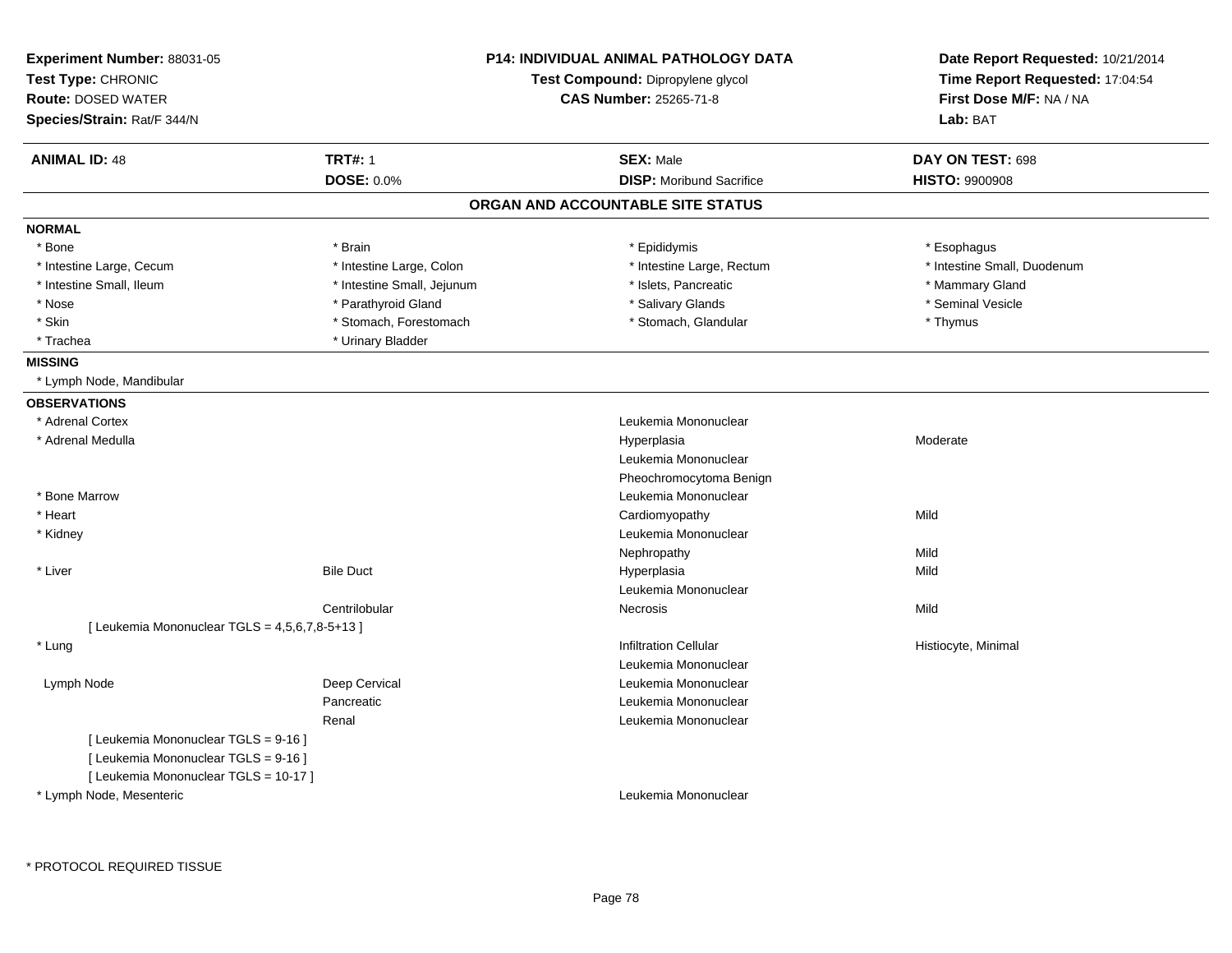**Experiment Number:** 88031-05
**Test Type:** CHRONIC
**Route:** DOSED WATER
**Species/Strain:** Rat/F 344/N

**P14: INDIVIDUAL ANIMAL PATHOLOGY DATA**
**Test Compound:** Dipropylene glycol
**CAS Number:** 25265-71-8

**Date Report Requested:** 10/21/2014
**Time Report Requested:** 17:04:54
**First Dose M/F:** NA / NA
**Lab:** BAT

| **ANIMAL ID:** 48 | **TRT#:** 1 | **SEX:** Male | **DAY ON TEST:** 698 |
|---|---|---|---|
| | **DOSE:** 0.0% | **DISP:** Moribund Sacrifice | **HISTO:** 9900908 |

## ORGAN AND ACCOUNTABLE SITE STATUS

**NORMAL**

| | | | |
|---|---|---|---|
| * Bone | * Brain | * Epididymis | * Esophagus |
| * Intestine Large, Cecum | * Intestine Large, Colon | * Intestine Large, Rectum | * Intestine Small, Duodenum |
| * Intestine Small, Ileum | * Intestine Small, Jejunum | * Islets, Pancreatic | * Mammary Gland |
| * Nose | * Parathyroid Gland | * Salivary Glands | * Seminal Vesicle |
| * Skin | * Stomach, Forestomach | * Stomach, Glandular | * Thymus |
| * Trachea | * Urinary Bladder | | |

**MISSING**

* Lymph Node, Mandibular

**OBSERVATIONS**

| | | | |
|---|---|---|---|
| * Adrenal Cortex | | Leukemia Mononuclear | |
| * Adrenal Medulla | | Hyperplasia | Moderate |
| | | Leukemia Mononuclear | |
| | | Pheochromocytoma Benign | |
| * Bone Marrow | | Leukemia Mononuclear | |
| * Heart | | Cardiomyopathy | Mild |
| * Kidney | | Leukemia Mononuclear | |
| | | Nephropathy | Mild |
| * Liver | Bile Duct | Hyperplasia | Mild |
| | | Leukemia Mononuclear | |
| | Centrilobular | Necrosis | Mild |
| [ Leukemia Mononuclear TGLS = 4,5,6,7,8-5+13 ] | | | |
| * Lung | | Infiltration Cellular | Histiocyte, Minimal |
| | | Leukemia Mononuclear | |
| Lymph Node | Deep Cervical | Leukemia Mononuclear | |
| | Pancreatic | Leukemia Mononuclear | |
| | Renal | Leukemia Mononuclear | |
| [ Leukemia Mononuclear TGLS = 9-16 ] | | | |
| [ Leukemia Mononuclear TGLS = 9-16 ] | | | |
| [ Leukemia Mononuclear TGLS = 10-17 ] | | | |
| * Lymph Node, Mesenteric | | Leukemia Mononuclear | |

* PROTOCOL REQUIRED TISSUE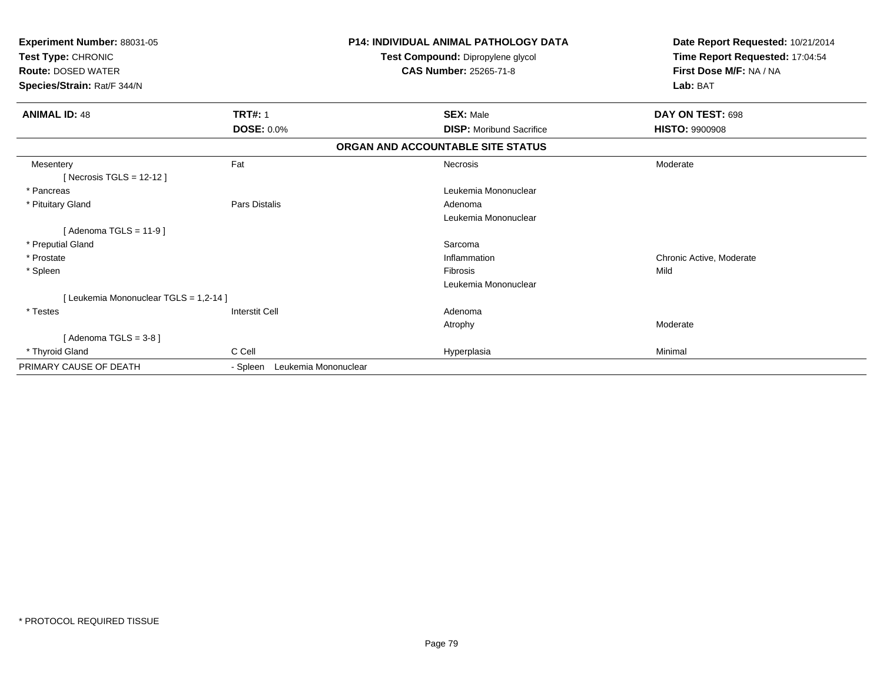**Experiment Number:** 88031-05
**Test Type:** CHRONIC
**Route:** DOSED WATER
**Species/Strain:** Rat/F 344/N

**P14: INDIVIDUAL ANIMAL PATHOLOGY DATA**
**Test Compound:** Dipropylene glycol
**CAS Number:** 25265-71-8

**Date Report Requested:** 10/21/2014
**Time Report Requested:** 17:04:54
**First Dose M/F:** NA / NA
**Lab:** BAT

| **ANIMAL ID:** 48 | **TRT#:** 1 | **SEX:** Male | **DAY ON TEST:** 698 |
|---|---|---|---|
| | **DOSE:** 0.0% | **DISP:** Moribund Sacrifice | **HISTO:** 9900908 |

**ORGAN AND ACCOUNTABLE SITE STATUS**

| | | | |
|---|---|---|---|
| Mesentery | Fat | Necrosis | Moderate |
| [ Necrosis TGLS = 12-12 ] | | | |
| * Pancreas | | Leukemia Mononuclear | |
| * Pituitary Gland | Pars Distalis | Adenoma | |
| | | Leukemia Mononuclear | |
| [ Adenoma TGLS = 11-9 ] | | | |
| * Preputial Gland | | Sarcoma | |
| * Prostate | | Inflammation | Chronic Active, Moderate |
| * Spleen | | Fibrosis | Mild |
| | | Leukemia Mononuclear | |
| [ Leukemia Mononuclear TGLS = 1,2-14 ] | | | |
| * Testes | Interstit Cell | Adenoma | |
| | | Atrophy | Moderate |
| [ Adenoma TGLS = 3-8 ] | | | |
| * Thyroid Gland | C Cell | Hyperplasia | Minimal |
| PRIMARY CAUSE OF DEATH | - Spleen Leukemia Mononuclear | | |

* PROTOCOL REQUIRED TISSUE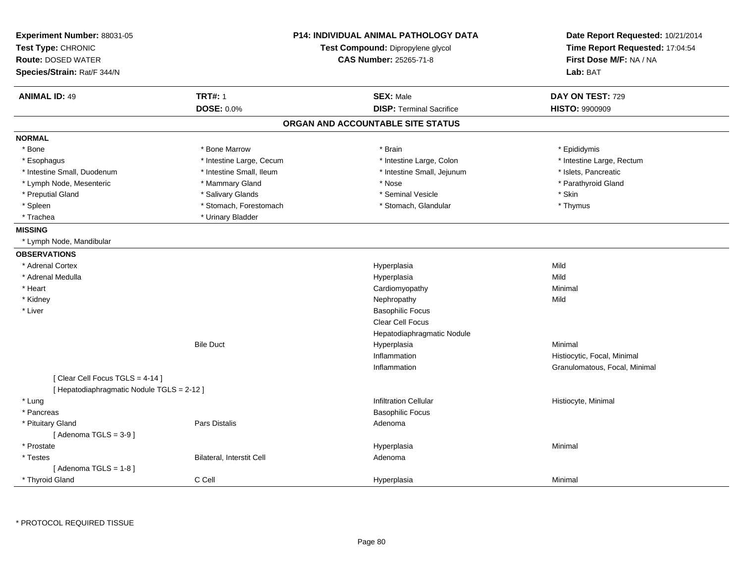**Experiment Number:** 88031-05
**Test Type:** CHRONIC
**Route:** DOSED WATER
**Species/Strain:** Rat/F 344/N

**P14: INDIVIDUAL ANIMAL PATHOLOGY DATA**
**Test Compound:** Dipropylene glycol
**CAS Number:** 25265-71-8

**Date Report Requested:** 10/21/2014
**Time Report Requested:** 17:04:54
**First Dose M/F:** NA / NA
**Lab:** BAT

| **ANIMAL ID:** 49 | **TRT#:** 1 | **SEX:** Male | **DAY ON TEST:** 729 |
|---|---|---|---|
| | **DOSE:** 0.0% | **DISP:** Terminal Sacrifice | **HISTO:** 9900909 |

## ORGAN AND ACCOUNTABLE SITE STATUS

**NORMAL**

| | | | |
|---|---|---|---|
| * Bone | * Bone Marrow | * Brain | * Epididymis |
| * Esophagus | * Intestine Large, Cecum | * Intestine Large, Colon | * Intestine Large, Rectum |
| * Intestine Small, Duodenum | * Intestine Small, Ileum | * Intestine Small, Jejunum | * Islets, Pancreatic |
| * Lymph Node, Mesenteric | * Mammary Gland | * Nose | * Parathyroid Gland |
| * Preputial Gland | * Salivary Glands | * Seminal Vesicle | * Skin |
| * Spleen | * Stomach, Forestomach | * Stomach, Glandular | * Thymus |
| * Trachea | * Urinary Bladder | | |

**MISSING**

* Lymph Node, Mandibular

**OBSERVATIONS**

| | | | |
|---|---|---|---|
| * Adrenal Cortex | | Hyperplasia | Mild |
| * Adrenal Medulla | | Hyperplasia | Mild |
| * Heart | | Cardiomyopathy | Minimal |
| * Kidney | | Nephropathy | Mild |
| * Liver | | Basophilic Focus | |
| | | Clear Cell Focus | |
| | | Hepatodiaphragmatic Nodule | |
| | Bile Duct | Hyperplasia | Minimal |
| | | Inflammation | Histiocytic, Focal, Minimal |
| | | Inflammation | Granulomatous, Focal, Minimal |
| [ Clear Cell Focus TGLS = 4-14 ] | | | |
| [ Hepatodiaphragmatic Nodule TGLS = 2-12 ] | | | |
| * Lung | | Infiltration Cellular | Histiocyte, Minimal |
| * Pancreas | | Basophilic Focus | |
| * Pituitary Gland | Pars Distalis | Adenoma | |
| [ Adenoma TGLS = 3-9 ] | | | |
| * Prostate | | Hyperplasia | Minimal |
| * Testes | Bilateral, Interstit Cell | Adenoma | |
| [ Adenoma TGLS = 1-8 ] | | | |
| * Thyroid Gland | C Cell | Hyperplasia | Minimal |

* PROTOCOL REQUIRED TISSUE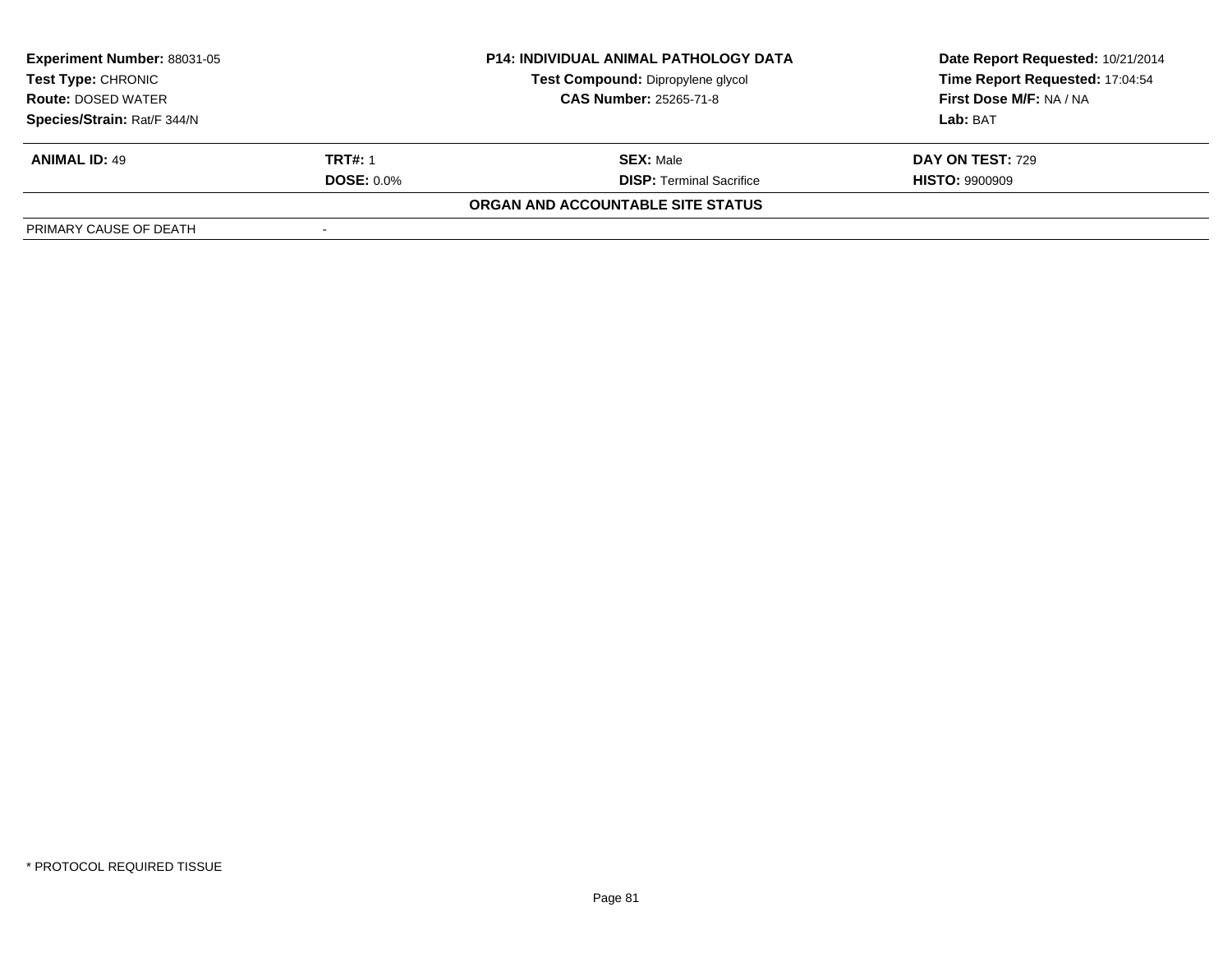| Experiment Number: 88031-05 | P14: INDIVIDUAL ANIMAL PATHOLOGY DATA | Date Report Requested: 10/21/2014 |
|---|---|---|
| Test Type: CHRONIC | Test Compound: Dipropylene glycol | Time Report Requested: 17:04:54 |
| Route: DOSED WATER | CAS Number: 25265-71-8 | First Dose M/F: NA / NA |
| Species/Strain: Rat/F 344/N | | Lab: BAT |

| ANIMAL ID: 49 | TRT#: 1 | SEX: Male | DAY ON TEST: 729 |
|---|---|---|---|
| | DOSE: 0.0% | DISP: Terminal Sacrifice | HISTO: 9900909 |

**ORGAN AND ACCOUNTABLE SITE STATUS**

| PRIMARY CAUSE OF DEATH | - |
|---|---|

* PROTOCOL REQUIRED TISSUE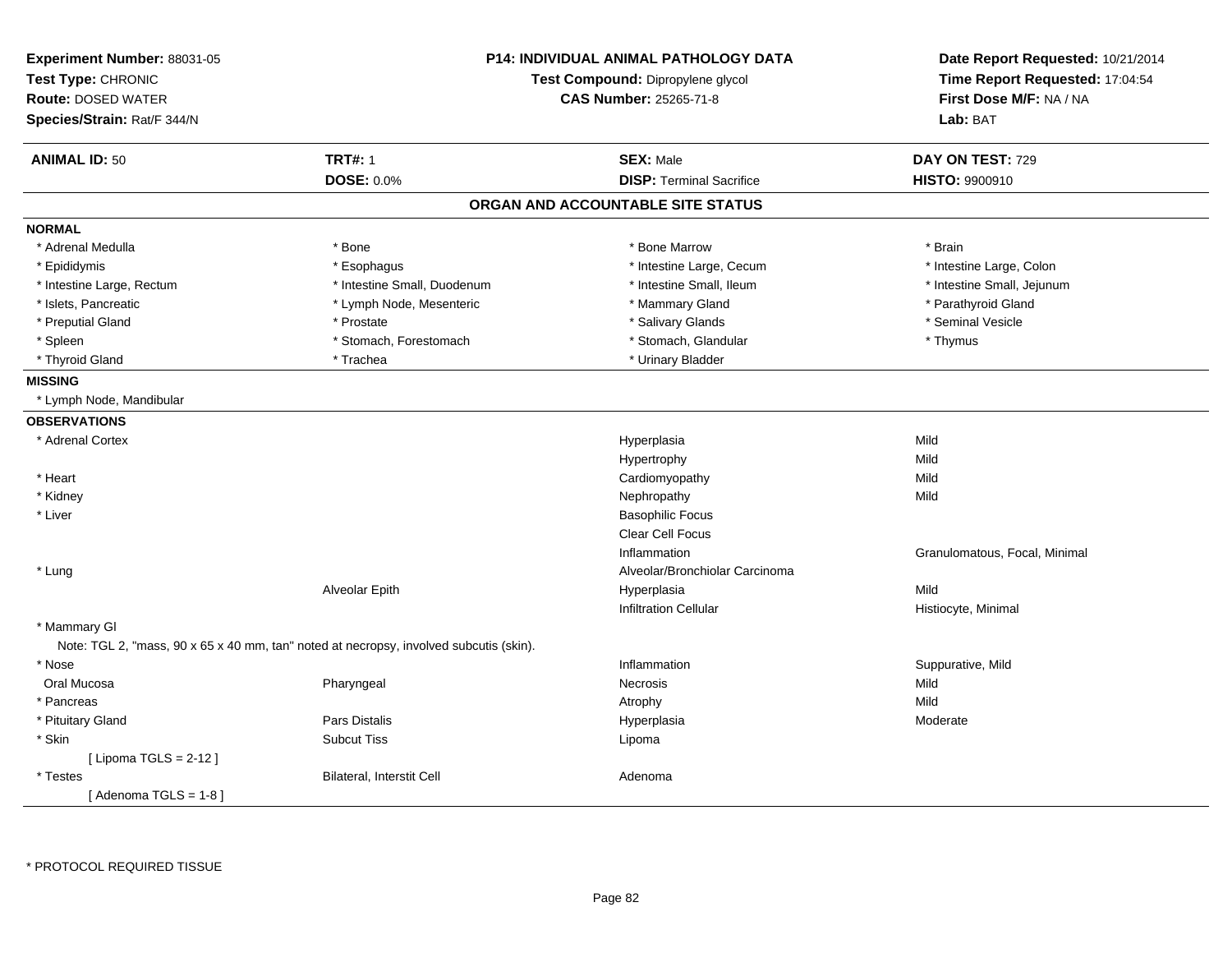**Experiment Number:** 88031-05
**Test Type:** CHRONIC
**Route:** DOSED WATER
**Species/Strain:** Rat/F 344/N

**P14: INDIVIDUAL ANIMAL PATHOLOGY DATA**
**Test Compound:** Dipropylene glycol
**CAS Number:** 25265-71-8

**Date Report Requested:** 10/21/2014
**Time Report Requested:** 17:04:54
**First Dose M/F:** NA / NA
**Lab:** BAT

| **ANIMAL ID:** 50 | **TRT#:** 1 | **SEX:** Male | **DAY ON TEST:** 729 |
|---|---|---|---|
| | **DOSE:** 0.0% | **DISP:** Terminal Sacrifice | **HISTO:** 9900910 |

## ORGAN AND ACCOUNTABLE SITE STATUS

**NORMAL**

| | | | |
|---|---|---|---|
| * Adrenal Medulla | * Bone | * Bone Marrow | * Brain |
| * Epididymis | * Esophagus | * Intestine Large, Cecum | * Intestine Large, Colon |
| * Intestine Large, Rectum | * Intestine Small, Duodenum | * Intestine Small, Ileum | * Intestine Small, Jejunum |
| * Islets, Pancreatic | * Lymph Node, Mesenteric | * Mammary Gland | * Parathyroid Gland |
| * Preputial Gland | * Prostate | * Salivary Glands | * Seminal Vesicle |
| * Spleen | * Stomach, Forestomach | * Stomach, Glandular | * Thymus |
| * Thyroid Gland | * Trachea | * Urinary Bladder | |

**MISSING**

* Lymph Node, Mandibular

**OBSERVATIONS**

| | | | |
|---|---|---|---|
| * Adrenal Cortex | | Hyperplasia | Mild |
| | | Hypertrophy | Mild |
| * Heart | | Cardiomyopathy | Mild |
| * Kidney | | Nephropathy | Mild |
| * Liver | | Basophilic Focus | |
| | | Clear Cell Focus | |
| | | Inflammation | Granulomatous, Focal, Minimal |
| * Lung | | Alveolar/Bronchiolar Carcinoma | |
| | Alveolar Epith | Hyperplasia | Mild |
| | | Infiltration Cellular | Histiocyte, Minimal |
| * Mammary Gl | | | |
| Note: TGL 2, "mass, 90 x 65 x 40 mm, tan" noted at necropsy, involved subcutis (skin). | | | |
| * Nose | | Inflammation | Suppurative, Mild |
| Oral Mucosa | Pharyngeal | Necrosis | Mild |
| * Pancreas | | Atrophy | Mild |
| * Pituitary Gland | Pars Distalis | Hyperplasia | Moderate |
| * Skin | Subcut Tiss | Lipoma | |
| [ Lipoma TGLS = 2-12 ] | | | |
| * Testes | Bilateral, Interstit Cell | Adenoma | |
| [ Adenoma TGLS = 1-8 ] | | | |

* PROTOCOL REQUIRED TISSUE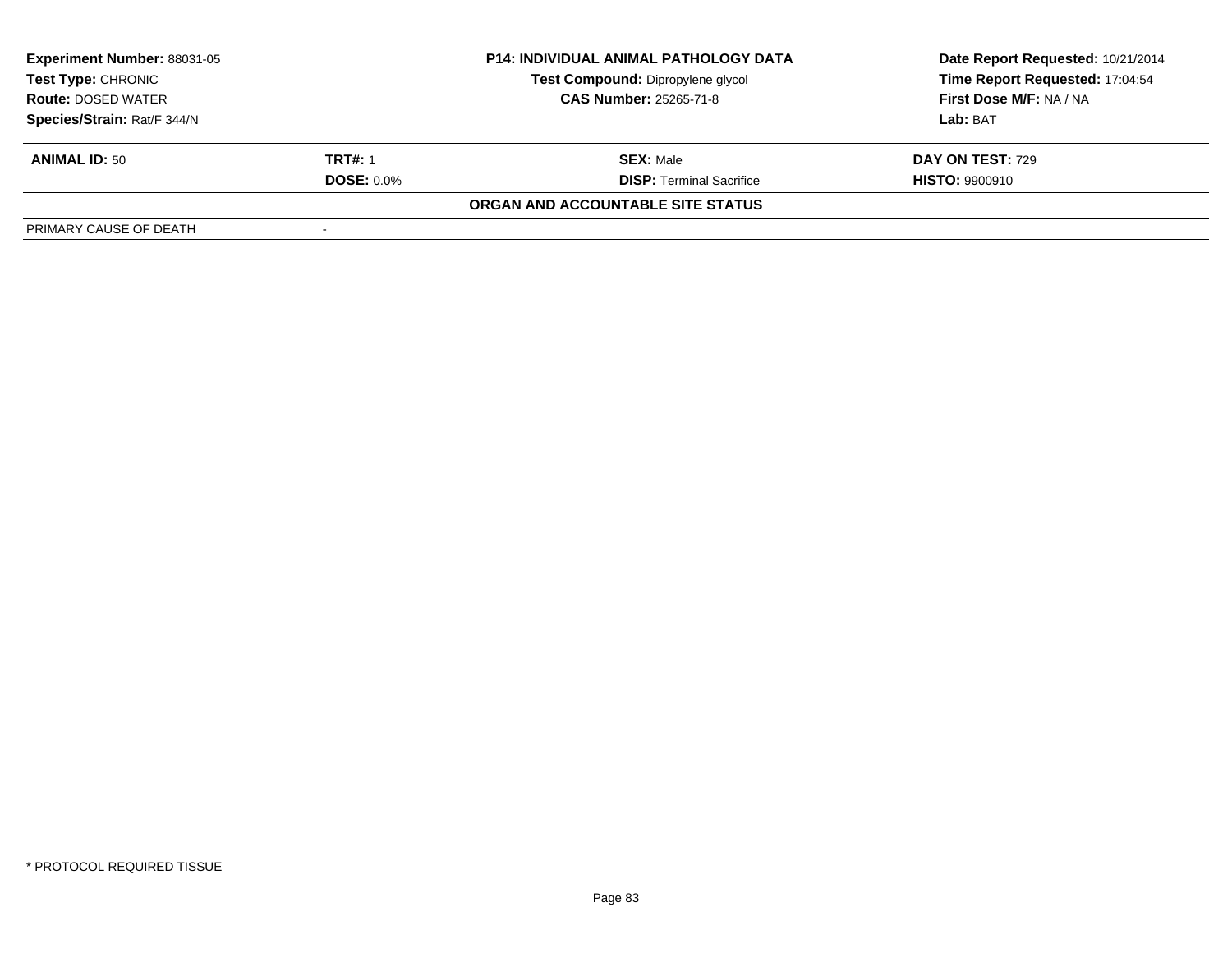| **Experiment Number:** 88031-05 | **P14: INDIVIDUAL ANIMAL PATHOLOGY DATA** | **Date Report Requested:** 10/21/2014 |
|---|---|---|
| **Test Type:** CHRONIC | **Test Compound:** Dipropylene glycol | **Time Report Requested:** 17:04:54 |
| **Route:** DOSED WATER | **CAS Number:** 25265-71-8 | **First Dose M/F:** NA / NA |
| **Species/Strain:** Rat/F 344/N | | **Lab:** BAT |

| **ANIMAL ID:** 50 | **TRT#:** 1 | **SEX:** Male | **DAY ON TEST:** 729 |
|---|---|---|---|
| | **DOSE:** 0.0% | **DISP:** Terminal Sacrifice | **HISTO:** 9900910 |

**ORGAN AND ACCOUNTABLE SITE STATUS**

| | |
|---|---|
| PRIMARY CAUSE OF DEATH | - |

\* PROTOCOL REQUIRED TISSUE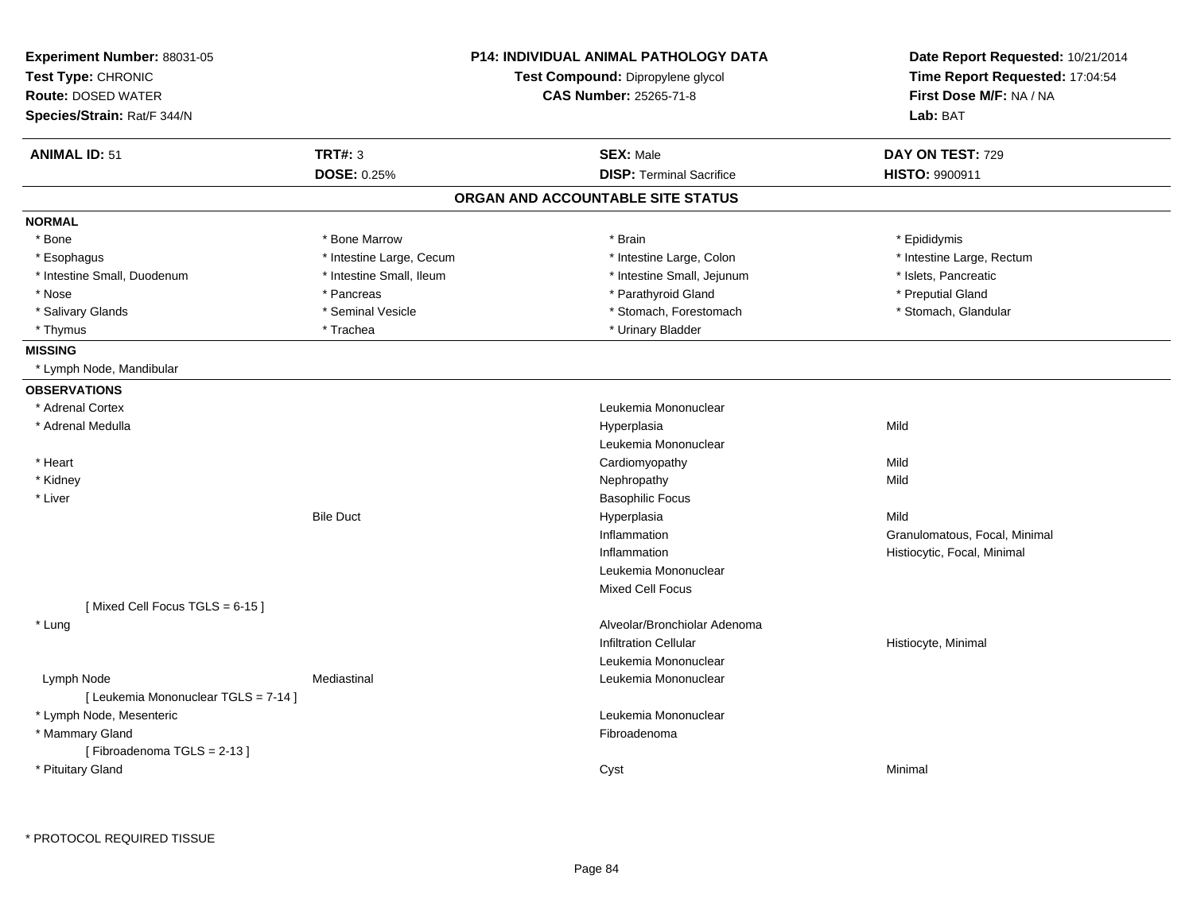**Experiment Number:** 88031-05
**Test Type:** CHRONIC
**Route:** DOSED WATER
**Species/Strain:** Rat/F 344/N

**P14: INDIVIDUAL ANIMAL PATHOLOGY DATA**
**Test Compound:** Dipropylene glycol
**CAS Number:** 25265-71-8

**Date Report Requested:** 10/21/2014
**Time Report Requested:** 17:04:54
**First Dose M/F:** NA / NA
**Lab:** BAT

| **ANIMAL ID:** 51 | **TRT#:** 3 | **SEX:** Male | **DAY ON TEST:** 729 |
|---|---|---|---|
| | **DOSE:** 0.25% | **DISP:** Terminal Sacrifice | **HISTO:** 9900911 |

## ORGAN AND ACCOUNTABLE SITE STATUS

**NORMAL**

| | | | |
|---|---|---|---|
| * Bone | * Bone Marrow | * Brain | * Epididymis |
| * Esophagus | * Intestine Large, Cecum | * Intestine Large, Colon | * Intestine Large, Rectum |
| * Intestine Small, Duodenum | * Intestine Small, Ileum | * Intestine Small, Jejunum | * Islets, Pancreatic |
| * Nose | * Pancreas | * Parathyroid Gland | * Preputial Gland |
| * Salivary Glands | * Seminal Vesicle | * Stomach, Forestomach | * Stomach, Glandular |
| * Thymus | * Trachea | * Urinary Bladder | |

**MISSING**

* Lymph Node, Mandibular

**OBSERVATIONS**

| Organ | Site | Observation | Severity |
|---|---|---|---|
| * Adrenal Cortex | | Leukemia Mononuclear | |
| * Adrenal Medulla | | Hyperplasia | Mild |
| | | Leukemia Mononuclear | |
| * Heart | | Cardiomyopathy | Mild |
| * Kidney | | Nephropathy | Mild |
| * Liver | | Basophilic Focus | |
| | Bile Duct | Hyperplasia | Mild |
| | | Inflammation | Granulomatous, Focal, Minimal |
| | | Inflammation | Histiocytic, Focal, Minimal |
| | | Leukemia Mononuclear | |
| | | Mixed Cell Focus | |
| [ Mixed Cell Focus TGLS = 6-15 ] | | | |
| * Lung | | Alveolar/Bronchiolar Adenoma | |
| | | Infiltration Cellular | Histiocyte, Minimal |
| | | Leukemia Mononuclear | |
| Lymph Node | Mediastinal | Leukemia Mononuclear | |
| [ Leukemia Mononuclear TGLS = 7-14 ] | | | |
| * Lymph Node, Mesenteric | | Leukemia Mononuclear | |
| * Mammary Gland | | Fibroadenoma | |
| [ Fibroadenoma TGLS = 2-13 ] | | | |
| * Pituitary Gland | | Cyst | Minimal |

* PROTOCOL REQUIRED TISSUE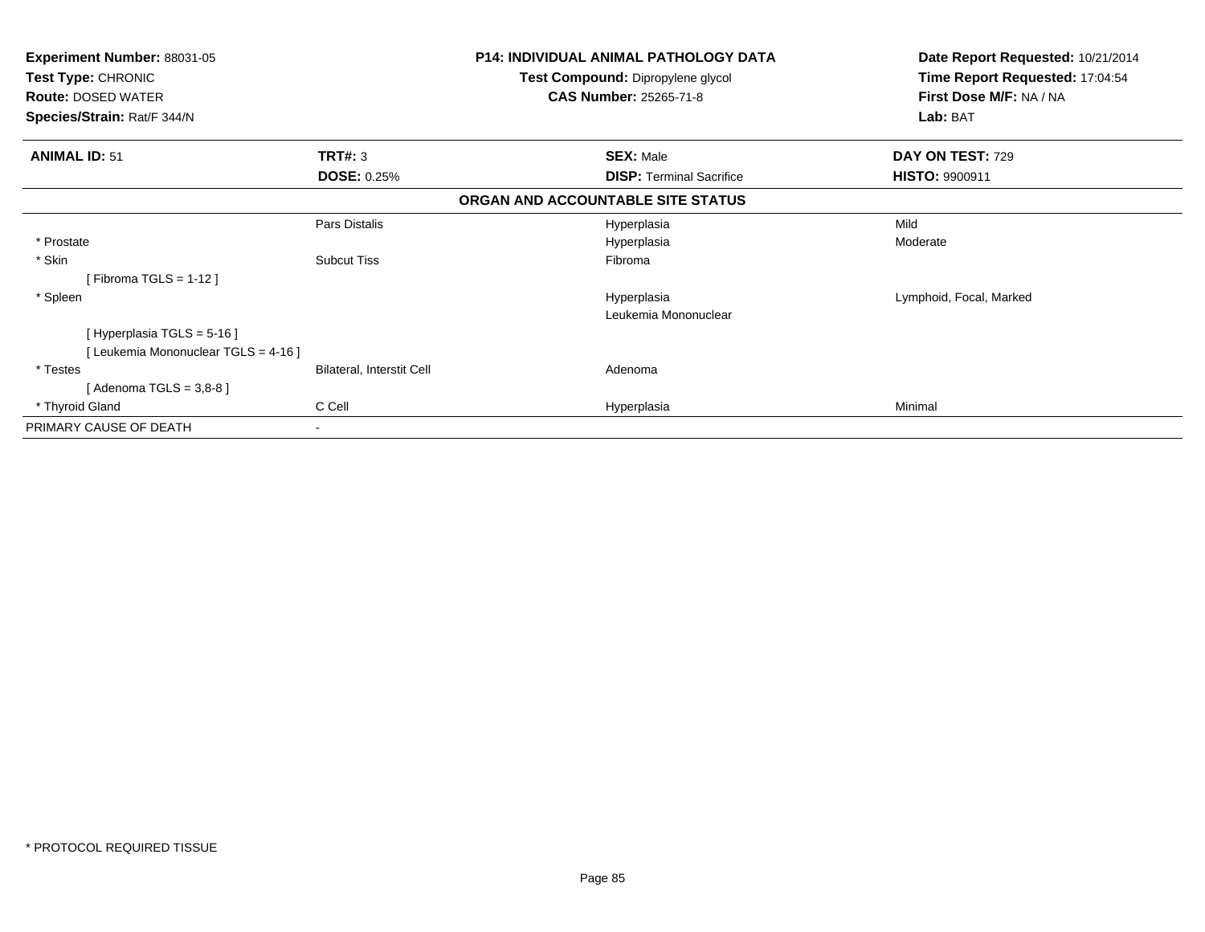**Experiment Number:** 88031-05
**Test Type:** CHRONIC
**Route:** DOSED WATER
**Species/Strain:** Rat/F 344/N

**P14: INDIVIDUAL ANIMAL PATHOLOGY DATA**
**Test Compound:** Dipropylene glycol
**CAS Number:** 25265-71-8

**Date Report Requested:** 10/21/2014
**Time Report Requested:** 17:04:54
**First Dose M/F:** NA / NA
**Lab:** BAT

| **ANIMAL ID:** 51 | **TRT#:** 3 | **SEX:** Male | **DAY ON TEST:** 729 |
|---|---|---|---|
| | **DOSE:** 0.25% | **DISP:** Terminal Sacrifice | **HISTO:** 9900911 |

**ORGAN AND ACCOUNTABLE SITE STATUS**

| | | | |
|---|---|---|---|
| | Pars Distalis | Hyperplasia | Mild |
| * Prostate | | Hyperplasia | Moderate |
| * Skin | Subcut Tiss | Fibroma | |
| [ Fibroma TGLS = 1-12 ] | | | |
| * Spleen | | Hyperplasia | Lymphoid, Focal, Marked |
| | | Leukemia Mononuclear | |
| [ Hyperplasia TGLS = 5-16 ] | | | |
| [ Leukemia Mononuclear TGLS = 4-16 ] | | | |
| * Testes | Bilateral, Interstit Cell | Adenoma | |
| [ Adenoma TGLS = 3,8-8 ] | | | |
| * Thyroid Gland | C Cell | Hyperplasia | Minimal |
| PRIMARY CAUSE OF DEATH | - | | |

* PROTOCOL REQUIRED TISSUE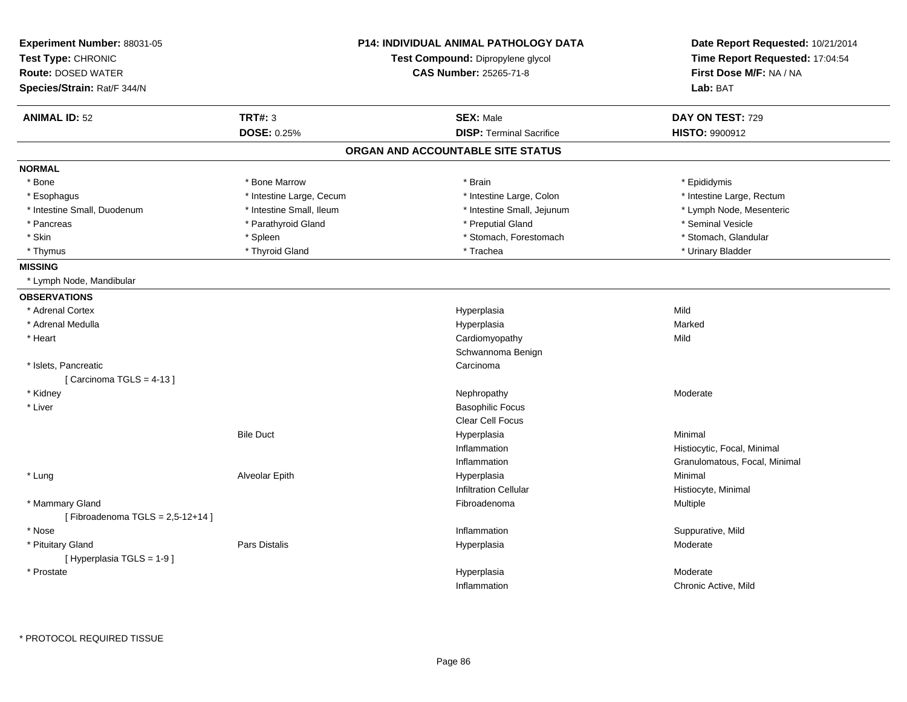**Experiment Number:** 88031-05
**Test Type:** CHRONIC
**Route:** DOSED WATER
**Species/Strain:** Rat/F 344/N

**P14: INDIVIDUAL ANIMAL PATHOLOGY DATA**
**Test Compound:** Dipropylene glycol
**CAS Number:** 25265-71-8

**Date Report Requested:** 10/21/2014
**Time Report Requested:** 17:04:54
**First Dose M/F:** NA / NA
**Lab:** BAT

| **ANIMAL ID:** 52 | **TRT#:** 3 | **SEX:** Male | **DAY ON TEST:** 729 |
|---|---|---|---|
| | **DOSE:** 0.25% | **DISP:** Terminal Sacrifice | **HISTO:** 9900912 |

## ORGAN AND ACCOUNTABLE SITE STATUS

**NORMAL**

| | | | |
|---|---|---|---|
| * Bone | * Bone Marrow | * Brain | * Epididymis |
| * Esophagus | * Intestine Large, Cecum | * Intestine Large, Colon | * Intestine Large, Rectum |
| * Intestine Small, Duodenum | * Intestine Small, Ileum | * Intestine Small, Jejunum | * Lymph Node, Mesenteric |
| * Pancreas | * Parathyroid Gland | * Preputial Gland | * Seminal Vesicle |
| * Skin | * Spleen | * Stomach, Forestomach | * Stomach, Glandular |
| * Thymus | * Thyroid Gland | * Trachea | * Urinary Bladder |

**MISSING**

* Lymph Node, Mandibular

**OBSERVATIONS**

| Organ | Site | Observation | Grade/Description |
|---|---|---|---|
| * Adrenal Cortex | | Hyperplasia | Mild |
| * Adrenal Medulla | | Hyperplasia | Marked |
| * Heart | | Cardiomyopathy | Mild |
| | | Schwannoma Benign | |
| * Islets, Pancreatic | | Carcinoma | |
| [ Carcinoma TGLS = 4-13 ] | | | |
| * Kidney | | Nephropathy | Moderate |
| * Liver | | Basophilic Focus | |
| | | Clear Cell Focus | |
| | Bile Duct | Hyperplasia | Minimal |
| | | Inflammation | Histiocytic, Focal, Minimal |
| | | Inflammation | Granulomatous, Focal, Minimal |
| * Lung | Alveolar Epith | Hyperplasia | Minimal |
| | | Infiltration Cellular | Histiocyte, Minimal |
| * Mammary Gland | | Fibroadenoma | Multiple |
| [ Fibroadenoma TGLS = 2,5-12+14 ] | | | |
| * Nose | | Inflammation | Suppurative, Mild |
| * Pituitary Gland | Pars Distalis | Hyperplasia | Moderate |
| [ Hyperplasia TGLS = 1-9 ] | | | |
| * Prostate | | Hyperplasia | Moderate |
| | | Inflammation | Chronic Active, Mild |

\* PROTOCOL REQUIRED TISSUE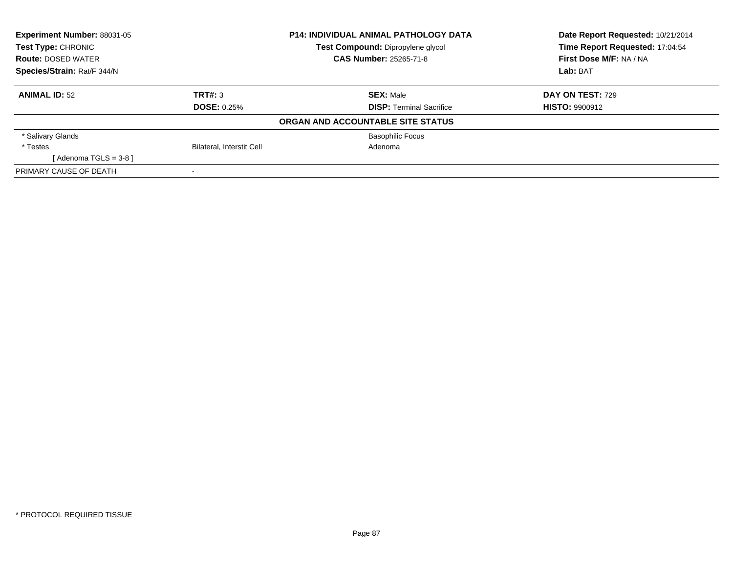**Experiment Number:** 88031-05
**Test Type:** CHRONIC
**Route:** DOSED WATER
**Species/Strain:** Rat/F 344/N

**P14: INDIVIDUAL ANIMAL PATHOLOGY DATA**
**Test Compound:** Dipropylene glycol
**CAS Number:** 25265-71-8

**Date Report Requested:** 10/21/2014
**Time Report Requested:** 17:04:54
**First Dose M/F:** NA / NA
**Lab:** BAT

| **ANIMAL ID:** 52 | **TRT#:** 3 | **SEX:** Male | **DAY ON TEST:** 729 |
|---|---|---|---|
| | **DOSE:** 0.25% | **DISP:** Terminal Sacrifice | **HISTO:** 9900912 |

**ORGAN AND ACCOUNTABLE SITE STATUS**

| | | |
|---|---|---|
| * Salivary Glands | | Basophilic Focus |
| * Testes | Bilateral, Interstit Cell | Adenoma |
| [ Adenoma TGLS = 3-8 ] | | |
| PRIMARY CAUSE OF DEATH | - | |

* PROTOCOL REQUIRED TISSUE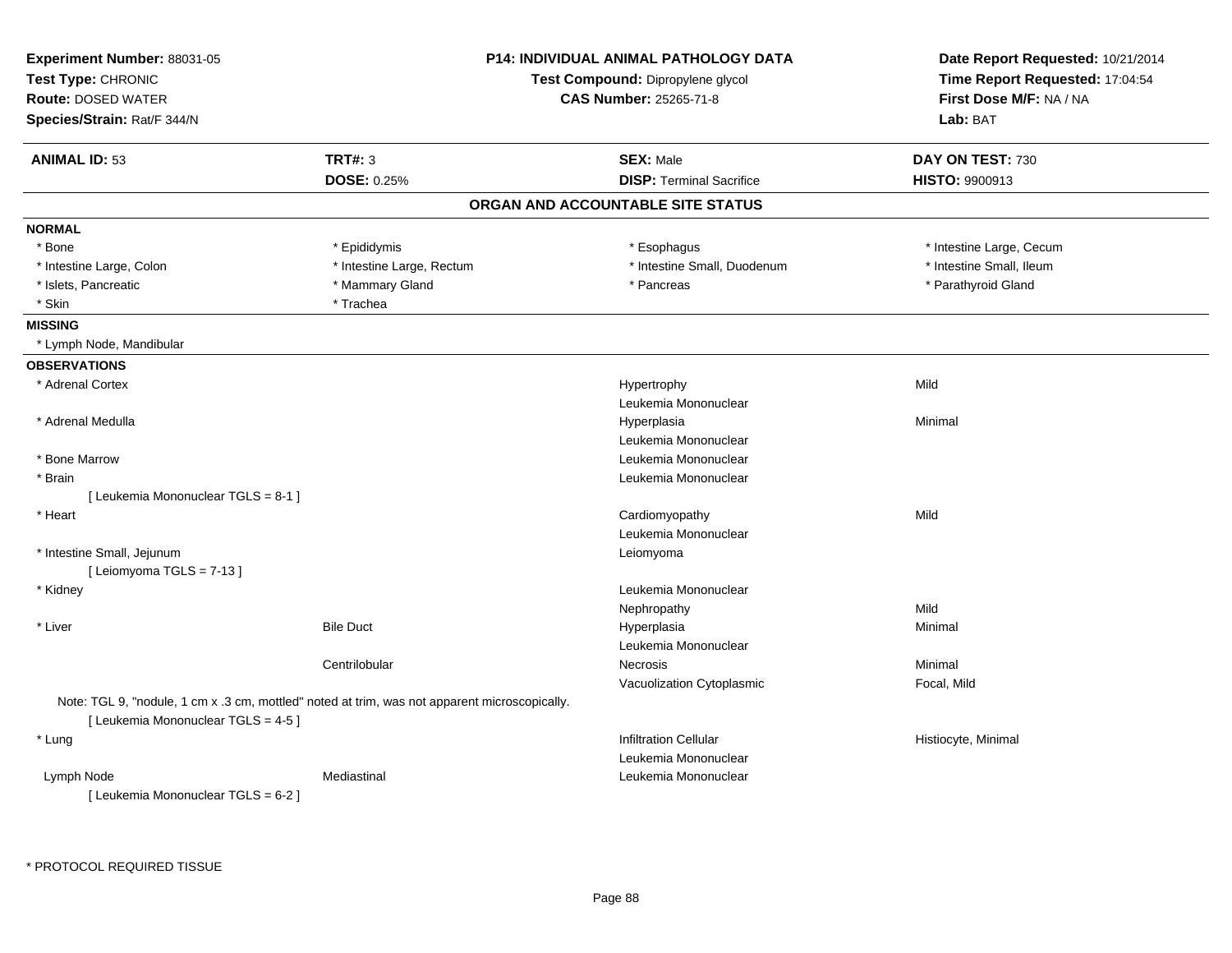**Experiment Number:** 88031-05
**Test Type:** CHRONIC
**Route:** DOSED WATER
**Species/Strain:** Rat/F 344/N

**P14: INDIVIDUAL ANIMAL PATHOLOGY DATA**
**Test Compound:** Dipropylene glycol
**CAS Number:** 25265-71-8

**Date Report Requested:** 10/21/2014
**Time Report Requested:** 17:04:54
**First Dose M/F:** NA / NA
**Lab:** BAT

| **ANIMAL ID:** 53 | **TRT#:** 3 | **SEX:** Male | **DAY ON TEST:** 730 |
|---|---|---|---|
| | **DOSE:** 0.25% | **DISP:** Terminal Sacrifice | **HISTO:** 9900913 |

## ORGAN AND ACCOUNTABLE SITE STATUS

**NORMAL**

| | | | |
|---|---|---|---|
| * Bone | * Epididymis | * Esophagus | * Intestine Large, Cecum |
| * Intestine Large, Colon | * Intestine Large, Rectum | * Intestine Small, Duodenum | * Intestine Small, Ileum |
| * Islets, Pancreatic | * Mammary Gland | * Pancreas | * Parathyroid Gland |
| * Skin | * Trachea | | |

**MISSING**

* Lymph Node, Mandibular

**OBSERVATIONS**

| Organ | Site | Observation | Severity |
|---|---|---|---|
| * Adrenal Cortex | | Hypertrophy | Mild |
| | | Leukemia Mononuclear | |
| * Adrenal Medulla | | Hyperplasia | Minimal |
| | | Leukemia Mononuclear | |
| * Bone Marrow | | Leukemia Mononuclear | |
| * Brain | | Leukemia Mononuclear | |
| [ Leukemia Mononuclear TGLS = 8-1 ] | | | |
| * Heart | | Cardiomyopathy | Mild |
| | | Leukemia Mononuclear | |
| * Intestine Small, Jejunum | | Leiomyoma | |
| [ Leiomyoma TGLS = 7-13 ] | | | |
| * Kidney | | Leukemia Mononuclear | |
| | | Nephropathy | Mild |
| * Liver | Bile Duct | Hyperplasia | Minimal |
| | | Leukemia Mononuclear | |
| | Centrilobular | Necrosis | Minimal |
| | | Vacuolization Cytoplasmic | Focal, Mild |
| Note: TGL 9, "nodule, 1 cm x .3 cm, mottled" noted at trim, was not apparent microscopically. | | | |
| [ Leukemia Mononuclear TGLS = 4-5 ] | | | |
| * Lung | | Infiltration Cellular | Histiocyte, Minimal |
| | | Leukemia Mononuclear | |
| Lymph Node | Mediastinal | Leukemia Mononuclear | |
| [ Leukemia Mononuclear TGLS = 6-2 ] | | | |

\* PROTOCOL REQUIRED TISSUE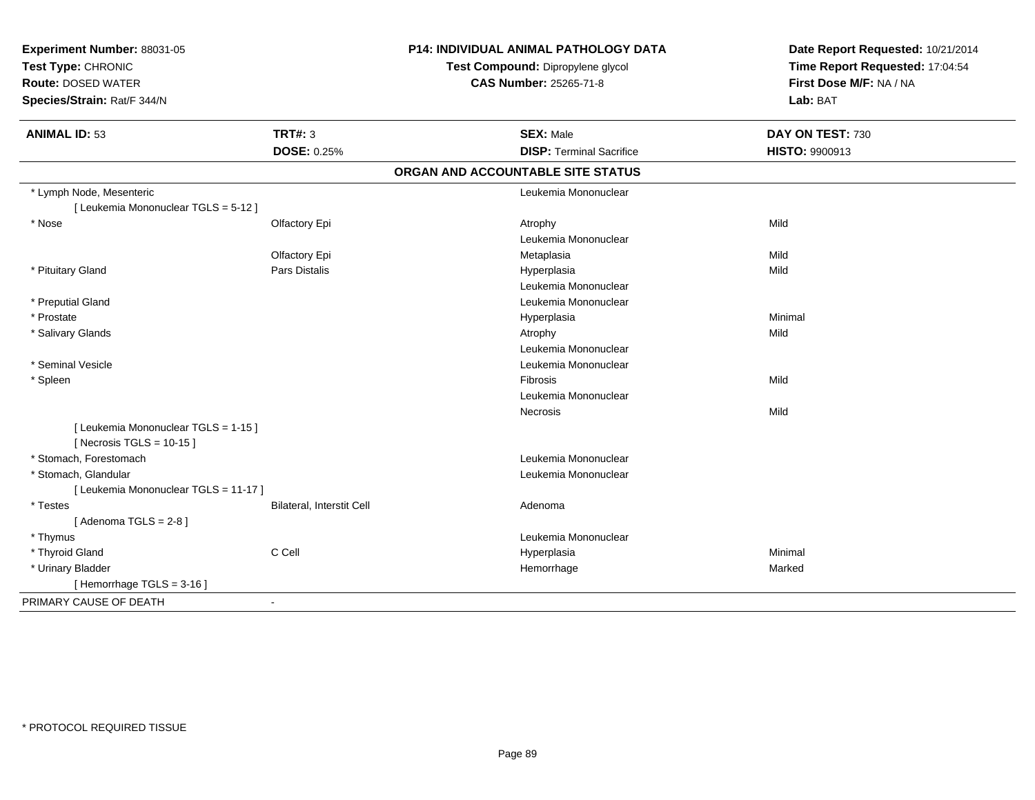**Experiment Number:** 88031-05
**Test Type:** CHRONIC
**Route:** DOSED WATER
**Species/Strain:** Rat/F 344/N

**P14: INDIVIDUAL ANIMAL PATHOLOGY DATA**
**Test Compound:** Dipropylene glycol
**CAS Number:** 25265-71-8

**Date Report Requested:** 10/21/2014
**Time Report Requested:** 17:04:54
**First Dose M/F:** NA / NA
**Lab:** BAT

| **ANIMAL ID:** 53 | **TRT#:** 3 | **SEX:** Male | **DAY ON TEST:** 730 |
|---|---|---|---|
| | **DOSE:** 0.25% | **DISP:** Terminal Sacrifice | **HISTO:** 9900913 |

**ORGAN AND ACCOUNTABLE SITE STATUS**

| | | | |
|---|---|---|---|
| * Lymph Node, Mesenteric | | Leukemia Mononuclear | |
| [ Leukemia Mononuclear TGLS = 5-12 ] | | | |
| * Nose | Olfactory Epi | Atrophy | Mild |
| | | Leukemia Mononuclear | |
| | Olfactory Epi | Metaplasia | Mild |
| * Pituitary Gland | Pars Distalis | Hyperplasia | Mild |
| | | Leukemia Mononuclear | |
| * Preputial Gland | | Leukemia Mononuclear | |
| * Prostate | | Hyperplasia | Minimal |
| * Salivary Glands | | Atrophy | Mild |
| | | Leukemia Mononuclear | |
| * Seminal Vesicle | | Leukemia Mononuclear | |
| * Spleen | | Fibrosis | Mild |
| | | Leukemia Mononuclear | |
| | | Necrosis | Mild |
| [ Leukemia Mononuclear TGLS = 1-15 ] | | | |
| [ Necrosis TGLS = 10-15 ] | | | |
| * Stomach, Forestomach | | Leukemia Mononuclear | |
| * Stomach, Glandular | | Leukemia Mononuclear | |
| [ Leukemia Mononuclear TGLS = 11-17 ] | | | |
| * Testes | Bilateral, Interstit Cell | Adenoma | |
| [ Adenoma TGLS = 2-8 ] | | | |
| * Thymus | | Leukemia Mononuclear | |
| * Thyroid Gland | C Cell | Hyperplasia | Minimal |
| * Urinary Bladder | | Hemorrhage | Marked |
| [ Hemorrhage TGLS = 3-16 ] | | | |
| PRIMARY CAUSE OF DEATH | - | | |

* PROTOCOL REQUIRED TISSUE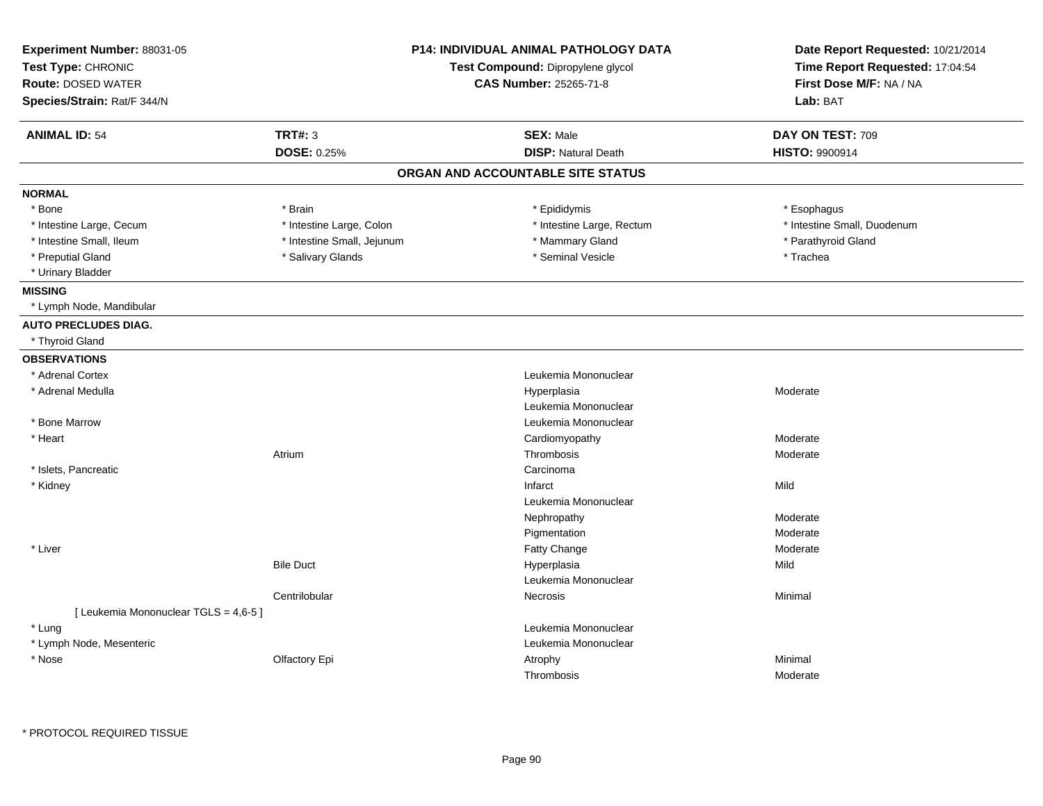**Experiment Number:** 88031-05
**Test Type:** CHRONIC
**Route:** DOSED WATER
**Species/Strain:** Rat/F 344/N

**P14: INDIVIDUAL ANIMAL PATHOLOGY DATA**
**Test Compound:** Dipropylene glycol
**CAS Number:** 25265-71-8

**Date Report Requested:** 10/21/2014
**Time Report Requested:** 17:04:54
**First Dose M/F:** NA / NA
**Lab:** BAT

| **ANIMAL ID:** 54 | **TRT#:** 3 | **SEX:** Male | **DAY ON TEST:** 709 |
|---|---|---|---|
| | **DOSE:** 0.25% | **DISP:** Natural Death | **HISTO:** 9900914 |

## ORGAN AND ACCOUNTABLE SITE STATUS

**NORMAL**

| | | | |
|---|---|---|---|
| * Bone | * Brain | * Epididymis | * Esophagus |
| * Intestine Large, Cecum | * Intestine Large, Colon | * Intestine Large, Rectum | * Intestine Small, Duodenum |
| * Intestine Small, Ileum | * Intestine Small, Jejunum | * Mammary Gland | * Parathyroid Gland |
| * Preputial Gland | * Salivary Glands | * Seminal Vesicle | * Trachea |
| * Urinary Bladder | | | |

**MISSING**

* Lymph Node, Mandibular

**AUTO PRECLUDES DIAG.**

* Thyroid Gland

**OBSERVATIONS**

| Organ | Site | Observation | Severity |
|---|---|---|---|
| * Adrenal Cortex | | Leukemia Mononuclear | |
| * Adrenal Medulla | | Hyperplasia | Moderate |
| | | Leukemia Mononuclear | |
| * Bone Marrow | | Leukemia Mononuclear | |
| * Heart | | Cardiomyopathy | Moderate |
| | Atrium | Thrombosis | Moderate |
| * Islets, Pancreatic | | Carcinoma | |
| * Kidney | | Infarct | Mild |
| | | Leukemia Mononuclear | |
| | | Nephropathy | Moderate |
| | | Pigmentation | Moderate |
| * Liver | | Fatty Change | Moderate |
| | Bile Duct | Hyperplasia | Mild |
| | | Leukemia Mononuclear | |
| | Centrilobular | Necrosis | Minimal |
| [ Leukemia Mononuclear TGLS = 4,6-5 ] | | | |
| * Lung | | Leukemia Mononuclear | |
| * Lymph Node, Mesenteric | | Leukemia Mononuclear | |
| * Nose | Olfactory Epi | Atrophy | Minimal |
| | | Thrombosis | Moderate |

\* PROTOCOL REQUIRED TISSUE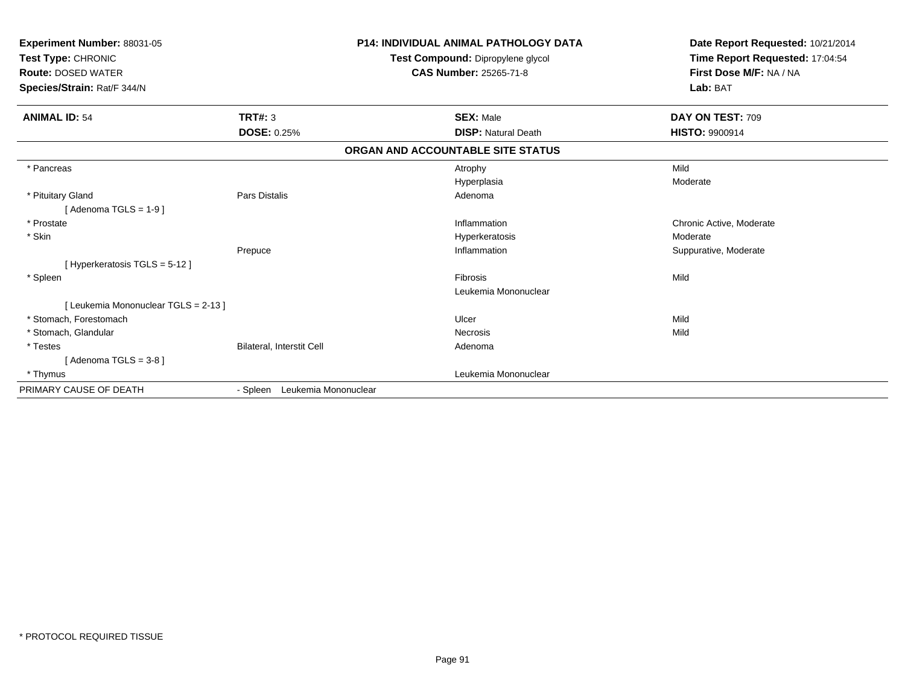**Experiment Number:** 88031-05
**Test Type:** CHRONIC
**Route:** DOSED WATER
**Species/Strain:** Rat/F 344/N

**P14: INDIVIDUAL ANIMAL PATHOLOGY DATA**
**Test Compound:** Dipropylene glycol
**CAS Number:** 25265-71-8

**Date Report Requested:** 10/21/2014
**Time Report Requested:** 17:04:54
**First Dose M/F:** NA / NA
**Lab:** BAT

| **ANIMAL ID:** 54 | **TRT#:** 3 | **SEX:** Male | **DAY ON TEST:** 709 |
|---|---|---|---|
| | **DOSE:** 0.25% | **DISP:** Natural Death | **HISTO:** 9900914 |

**ORGAN AND ACCOUNTABLE SITE STATUS**

| | | | |
|---|---|---|---|
| * Pancreas | | Atrophy | Mild |
| | | Hyperplasia | Moderate |
| * Pituitary Gland | Pars Distalis | Adenoma | |
| [ Adenoma TGLS = 1-9 ] | | | |
| * Prostate | | Inflammation | Chronic Active, Moderate |
| * Skin | | Hyperkeratosis | Moderate |
| | Prepuce | Inflammation | Suppurative, Moderate |
| [ Hyperkeratosis TGLS = 5-12 ] | | | |
| * Spleen | | Fibrosis | Mild |
| | | Leukemia Mononuclear | |
| [ Leukemia Mononuclear TGLS = 2-13 ] | | | |
| * Stomach, Forestomach | | Ulcer | Mild |
| * Stomach, Glandular | | Necrosis | Mild |
| * Testes | Bilateral, Interstit Cell | Adenoma | |
| [ Adenoma TGLS = 3-8 ] | | | |
| * Thymus | | Leukemia Mononuclear | |
| PRIMARY CAUSE OF DEATH | - Spleen Leukemia Mononuclear | | |

* PROTOCOL REQUIRED TISSUE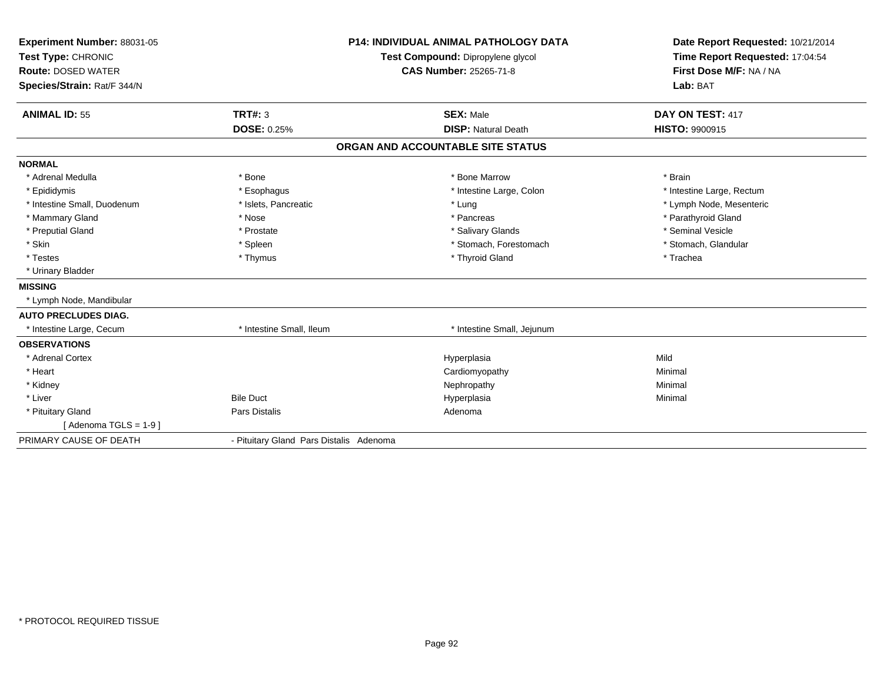**Experiment Number:** 88031-05
**Test Type:** CHRONIC
**Route:** DOSED WATER
**Species/Strain:** Rat/F 344/N

**P14: INDIVIDUAL ANIMAL PATHOLOGY DATA**
**Test Compound:** Dipropylene glycol
**CAS Number:** 25265-71-8

**Date Report Requested:** 10/21/2014
**Time Report Requested:** 17:04:54
**First Dose M/F:** NA / NA
**Lab:** BAT

| **ANIMAL ID:** 55 | **TRT#:** 3 | **SEX:** Male | **DAY ON TEST:** 417 |
|---|---|---|---|
| | **DOSE:** 0.25% | **DISP:** Natural Death | **HISTO:** 9900915 |

## ORGAN AND ACCOUNTABLE SITE STATUS

| | | | |
|---|---|---|---|
| **NORMAL** | | | |
| * Adrenal Medulla | * Bone | * Bone Marrow | * Brain |
| * Epididymis | * Esophagus | * Intestine Large, Colon | * Intestine Large, Rectum |
| * Intestine Small, Duodenum | * Islets, Pancreatic | * Lung | * Lymph Node, Mesenteric |
| * Mammary Gland | * Nose | * Pancreas | * Parathyroid Gland |
| * Preputial Gland | * Prostate | * Salivary Glands | * Seminal Vesicle |
| * Skin | * Spleen | * Stomach, Forestomach | * Stomach, Glandular |
| * Testes | * Thymus | * Thyroid Gland | * Trachea |
| * Urinary Bladder | | | |
| **MISSING** | | | |
| * Lymph Node, Mandibular | | | |
| **AUTO PRECLUDES DIAG.** | | | |
| * Intestine Large, Cecum | * Intestine Small, Ileum | * Intestine Small, Jejunum | |
| **OBSERVATIONS** | | | |
| * Adrenal Cortex | | Hyperplasia | Mild |
| * Heart | | Cardiomyopathy | Minimal |
| * Kidney | | Nephropathy | Minimal |
| * Liver | Bile Duct | Hyperplasia | Minimal |
| * Pituitary Gland | Pars Distalis | Adenoma | |
| [ Adenoma TGLS = 1-9 ] | | | |
| PRIMARY CAUSE OF DEATH | - Pituitary Gland Pars Distalis Adenoma | | |

* PROTOCOL REQUIRED TISSUE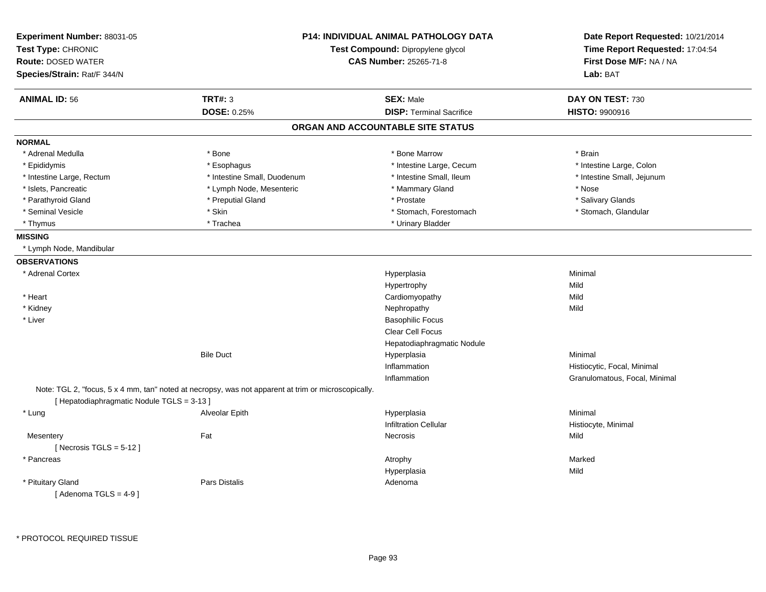**Experiment Number:** 88031-05
**Test Type:** CHRONIC
**Route:** DOSED WATER
**Species/Strain:** Rat/F 344/N

**P14: INDIVIDUAL ANIMAL PATHOLOGY DATA**
**Test Compound:** Dipropylene glycol
**CAS Number:** 25265-71-8

**Date Report Requested:** 10/21/2014
**Time Report Requested:** 17:04:54
**First Dose M/F:** NA / NA
**Lab:** BAT

| **ANIMAL ID:** 56 | **TRT#:** 3 | **SEX:** Male | **DAY ON TEST:** 730 |
|---|---|---|---|
| | **DOSE:** 0.25% | **DISP:** Terminal Sacrifice | **HISTO:** 9900916 |

## ORGAN AND ACCOUNTABLE SITE STATUS

**NORMAL**

| | | | |
|---|---|---|---|
| * Adrenal Medulla | * Bone | * Bone Marrow | * Brain |
| * Epididymis | * Esophagus | * Intestine Large, Cecum | * Intestine Large, Colon |
| * Intestine Large, Rectum | * Intestine Small, Duodenum | * Intestine Small, Ileum | * Intestine Small, Jejunum |
| * Islets, Pancreatic | * Lymph Node, Mesenteric | * Mammary Gland | * Nose |
| * Parathyroid Gland | * Preputial Gland | * Prostate | * Salivary Glands |
| * Seminal Vesicle | * Skin | * Stomach, Forestomach | * Stomach, Glandular |
| * Thymus | * Trachea | * Urinary Bladder | |

**MISSING**

* Lymph Node, Mandibular

**OBSERVATIONS**

| | | | |
|---|---|---|---|
| * Adrenal Cortex | | Hyperplasia | Minimal |
| | | Hypertrophy | Mild |
| * Heart | | Cardiomyopathy | Mild |
| * Kidney | | Nephropathy | Mild |
| * Liver | | Basophilic Focus | |
| | | Clear Cell Focus | |
| | | Hepatodiaphragmatic Nodule | |
| | Bile Duct | Hyperplasia | Minimal |
| | | Inflammation | Histiocytic, Focal, Minimal |
| | | Inflammation | Granulomatous, Focal, Minimal |

Note: TGL 2, "focus, 5 x 4 mm, tan" noted at necropsy, was not apparent at trim or microscopically.
[ Hepatodiaphragmatic Nodule TGLS = 3-13 ]

| | | | |
|---|---|---|---|
| * Lung | Alveolar Epith | Hyperplasia | Minimal |
| | | Infiltration Cellular | Histiocyte, Minimal |
| Mesentery | Fat | Necrosis | Mild |
| [ Necrosis TGLS = 5-12 ] | | | |
| * Pancreas | | Atrophy | Marked |
| | | Hyperplasia | Mild |
| * Pituitary Gland | Pars Distalis | Adenoma | |
| [ Adenoma TGLS = 4-9 ] | | | |

* PROTOCOL REQUIRED TISSUE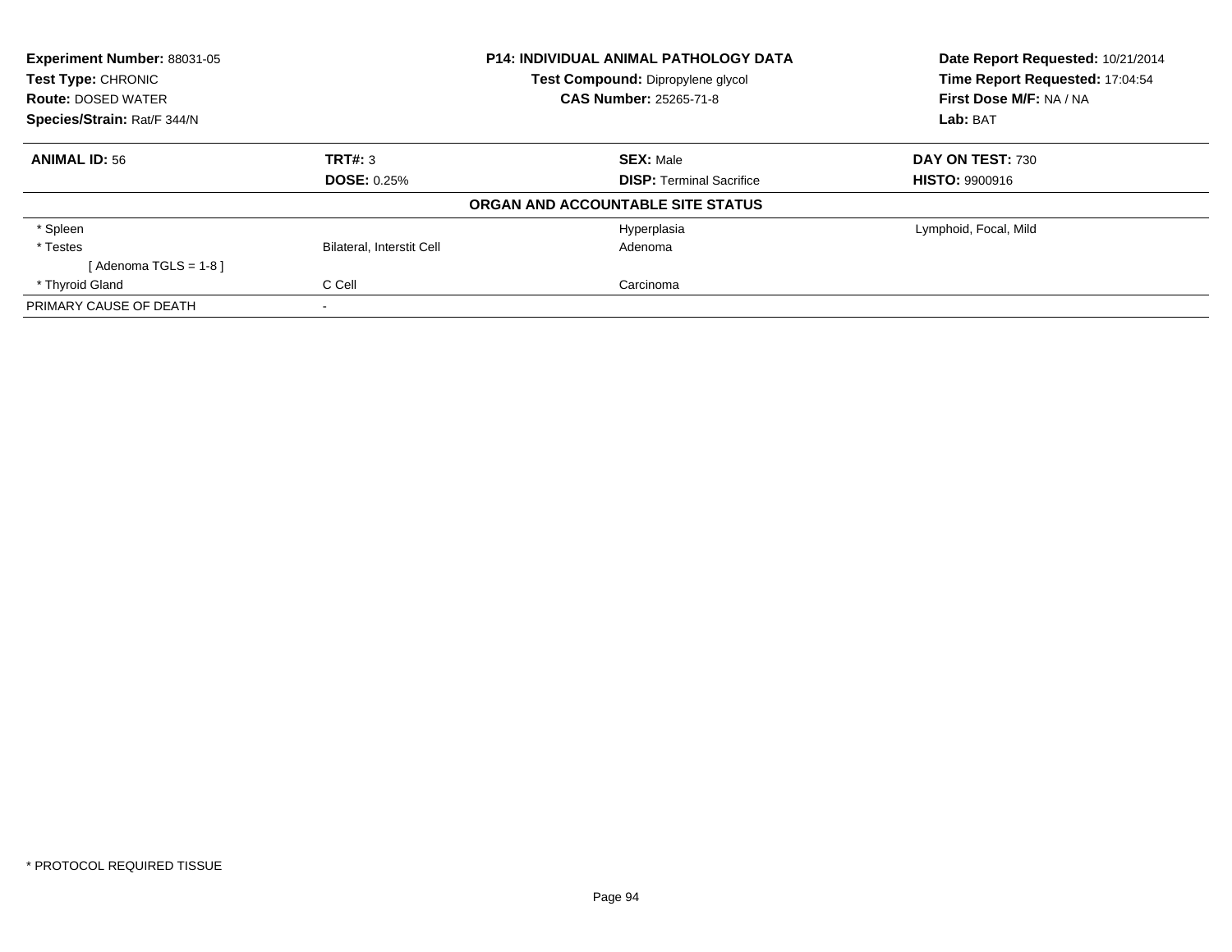| **Experiment Number:** 88031-05 | **P14: INDIVIDUAL ANIMAL PATHOLOGY DATA** | **Date Report Requested:** 10/21/2014 |
|---|---|---|
| **Test Type:** CHRONIC | **Test Compound:** Dipropylene glycol | **Time Report Requested:** 17:04:54 |
| **Route:** DOSED WATER | **CAS Number:** 25265-71-8 | **First Dose M/F:** NA / NA |
| **Species/Strain:** Rat/F 344/N | | **Lab:** BAT |

| **ANIMAL ID:** 56 | **TRT#:** 3 | **SEX:** Male | **DAY ON TEST:** 730 |
|---|---|---|---|
| | **DOSE:** 0.25% | **DISP:** Terminal Sacrifice | **HISTO:** 9900916 |
| | | **ORGAN AND ACCOUNTABLE SITE STATUS** | |
| * Spleen | | Hyperplasia | Lymphoid, Focal, Mild |
| * Testes | Bilateral, Interstit Cell | Adenoma | |
| [ Adenoma TGLS = 1-8 ] | | | |
| * Thyroid Gland | C Cell | Carcinoma | |
| PRIMARY CAUSE OF DEATH | - | | |

* PROTOCOL REQUIRED TISSUE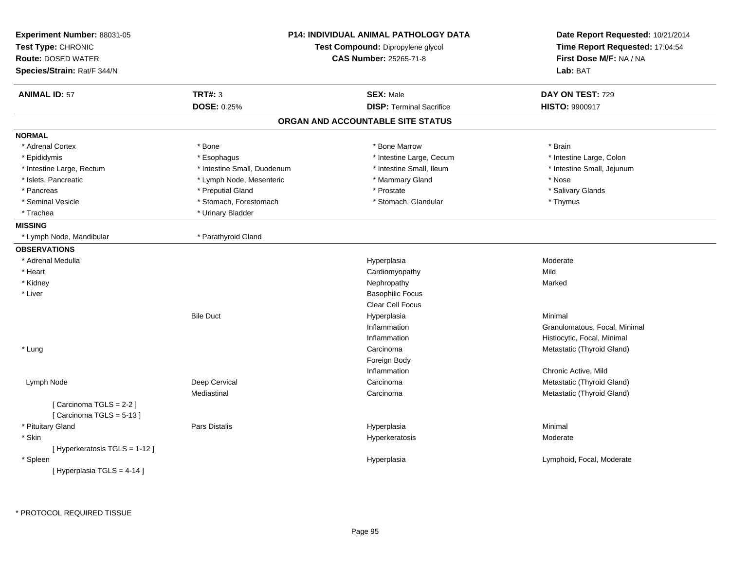**Experiment Number:** 88031-05
**Test Type:** CHRONIC
**Route:** DOSED WATER
**Species/Strain:** Rat/F 344/N

**P14: INDIVIDUAL ANIMAL PATHOLOGY DATA**
**Test Compound:** Dipropylene glycol
**CAS Number:** 25265-71-8

**Date Report Requested:** 10/21/2014
**Time Report Requested:** 17:04:54
**First Dose M/F:** NA / NA
**Lab:** BAT

| **ANIMAL ID:** 57 | **TRT#:** 3 | **SEX:** Male | **DAY ON TEST:** 729 |
|---|---|---|---|
| | **DOSE:** 0.25% | **DISP:** Terminal Sacrifice | **HISTO:** 9900917 |

## ORGAN AND ACCOUNTABLE SITE STATUS

**NORMAL**

| | | | |
|---|---|---|---|
| * Adrenal Cortex | * Bone | * Bone Marrow | * Brain |
| * Epididymis | * Esophagus | * Intestine Large, Cecum | * Intestine Large, Colon |
| * Intestine Large, Rectum | * Intestine Small, Duodenum | * Intestine Small, Ileum | * Intestine Small, Jejunum |
| * Islets, Pancreatic | * Lymph Node, Mesenteric | * Mammary Gland | * Nose |
| * Pancreas | * Preputial Gland | * Prostate | * Salivary Glands |
| * Seminal Vesicle | * Stomach, Forestomach | * Stomach, Glandular | * Thymus |
| * Trachea | * Urinary Bladder | | |

**MISSING**

| | |
|---|---|
| * Lymph Node, Mandibular | * Parathyroid Gland |

**OBSERVATIONS**

| | | | |
|---|---|---|---|
| * Adrenal Medulla | | Hyperplasia | Moderate |
| * Heart | | Cardiomyopathy | Mild |
| * Kidney | | Nephropathy | Marked |
| * Liver | | Basophilic Focus | |
| | | Clear Cell Focus | |
| | Bile Duct | Hyperplasia | Minimal |
| | | Inflammation | Granulomatous, Focal, Minimal |
| | | Inflammation | Histiocytic, Focal, Minimal |
| * Lung | | Carcinoma | Metastatic (Thyroid Gland) |
| | | Foreign Body | |
| | | Inflammation | Chronic Active, Mild |
| Lymph Node | Deep Cervical | Carcinoma | Metastatic (Thyroid Gland) |
| | Mediastinal | Carcinoma | Metastatic (Thyroid Gland) |
| [ Carcinoma TGLS = 2-2 ] | | | |
| [ Carcinoma TGLS = 5-13 ] | | | |
| * Pituitary Gland | Pars Distalis | Hyperplasia | Minimal |
| * Skin | | Hyperkeratosis | Moderate |
| [ Hyperkeratosis TGLS = 1-12 ] | | | |
| * Spleen | | Hyperplasia | Lymphoid, Focal, Moderate |
| [ Hyperplasia TGLS = 4-14 ] | | | |

* PROTOCOL REQUIRED TISSUE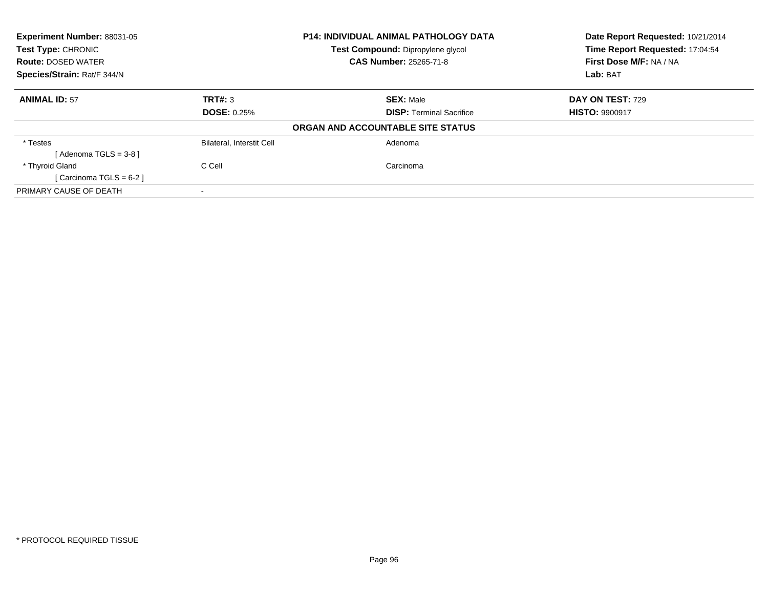**Experiment Number:** 88031-05
**Test Type:** CHRONIC
**Route:** DOSED WATER
**Species/Strain:** Rat/F 344/N

**P14: INDIVIDUAL ANIMAL PATHOLOGY DATA**
**Test Compound:** Dipropylene glycol
**CAS Number:** 25265-71-8

**Date Report Requested:** 10/21/2014
**Time Report Requested:** 17:04:54
**First Dose M/F:** NA / NA
**Lab:** BAT

| **ANIMAL ID:** 57 | **TRT#:** 3 | **SEX:** Male | **DAY ON TEST:** 729 |
|---|---|---|---|
| | **DOSE:** 0.25% | **DISP:** Terminal Sacrifice | **HISTO:** 9900917 |

**ORGAN AND ACCOUNTABLE SITE STATUS**

| | | |
|---|---|---|
| * Testes | Bilateral, Interstit Cell | Adenoma |
| [ Adenoma TGLS = 3-8 ] | | |
| * Thyroid Gland | C Cell | Carcinoma |
| [ Carcinoma TGLS = 6-2 ] | | |
| PRIMARY CAUSE OF DEATH | - | |

* PROTOCOL REQUIRED TISSUE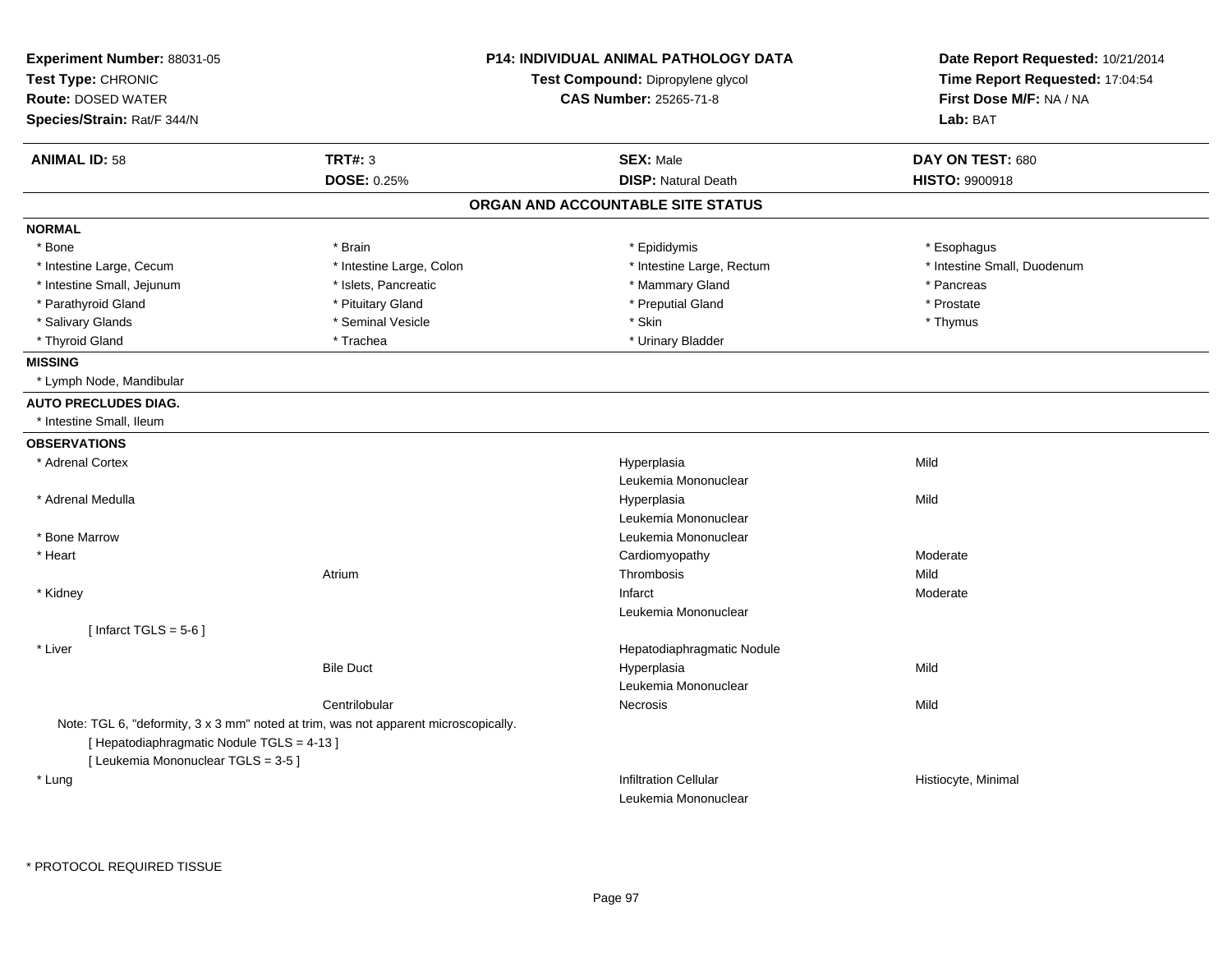**Experiment Number:** 88031-05
**Test Type:** CHRONIC
**Route:** DOSED WATER
**Species/Strain:** Rat/F 344/N

**P14: INDIVIDUAL ANIMAL PATHOLOGY DATA**
**Test Compound:** Dipropylene glycol
**CAS Number:** 25265-71-8

**Date Report Requested:** 10/21/2014
**Time Report Requested:** 17:04:54
**First Dose M/F:** NA / NA
**Lab:** BAT

| **ANIMAL ID:** 58 | **TRT#:** 3 | **SEX:** Male | **DAY ON TEST:** 680 |
|---|---|---|---|
| | **DOSE:** 0.25% | **DISP:** Natural Death | **HISTO:** 9900918 |

## ORGAN AND ACCOUNTABLE SITE STATUS

**NORMAL**

| | | | |
|---|---|---|---|
| * Bone | * Brain | * Epididymis | * Esophagus |
| * Intestine Large, Cecum | * Intestine Large, Colon | * Intestine Large, Rectum | * Intestine Small, Duodenum |
| * Intestine Small, Jejunum | * Islets, Pancreatic | * Mammary Gland | * Pancreas |
| * Parathyroid Gland | * Pituitary Gland | * Preputial Gland | * Prostate |
| * Salivary Glands | * Seminal Vesicle | * Skin | * Thymus |
| * Thyroid Gland | * Trachea | * Urinary Bladder | |

**MISSING**

* Lymph Node, Mandibular

**AUTO PRECLUDES DIAG.**

* Intestine Small, Ileum

**OBSERVATIONS**

| Organ | Site | Observation | Severity |
|---|---|---|---|
| * Adrenal Cortex | | Hyperplasia | Mild |
| | | Leukemia Mononuclear | |
| * Adrenal Medulla | | Hyperplasia | Mild |
| | | Leukemia Mononuclear | |
| * Bone Marrow | | Leukemia Mononuclear | |
| * Heart | | Cardiomyopathy | Moderate |
| | Atrium | Thrombosis | Mild |
| * Kidney | | Infarct | Moderate |
| | | Leukemia Mononuclear | |
| [ Infarct TGLS = 5-6 ] | | | |
| * Liver | | Hepatodiaphragmatic Nodule | |
| | Bile Duct | Hyperplasia | Mild |
| | | Leukemia Mononuclear | |
| | Centrilobular | Necrosis | Mild |
| Note: TGL 6, "deformity, 3 x 3 mm" noted at trim, was not apparent microscopically. | | | |
| [ Hepatodiaphragmatic Nodule TGLS = 4-13 ] | | | |
| [ Leukemia Mononuclear TGLS = 3-5 ] | | | |
| * Lung | | Infiltration Cellular | Histiocyte, Minimal |
| | | Leukemia Mononuclear | |

* PROTOCOL REQUIRED TISSUE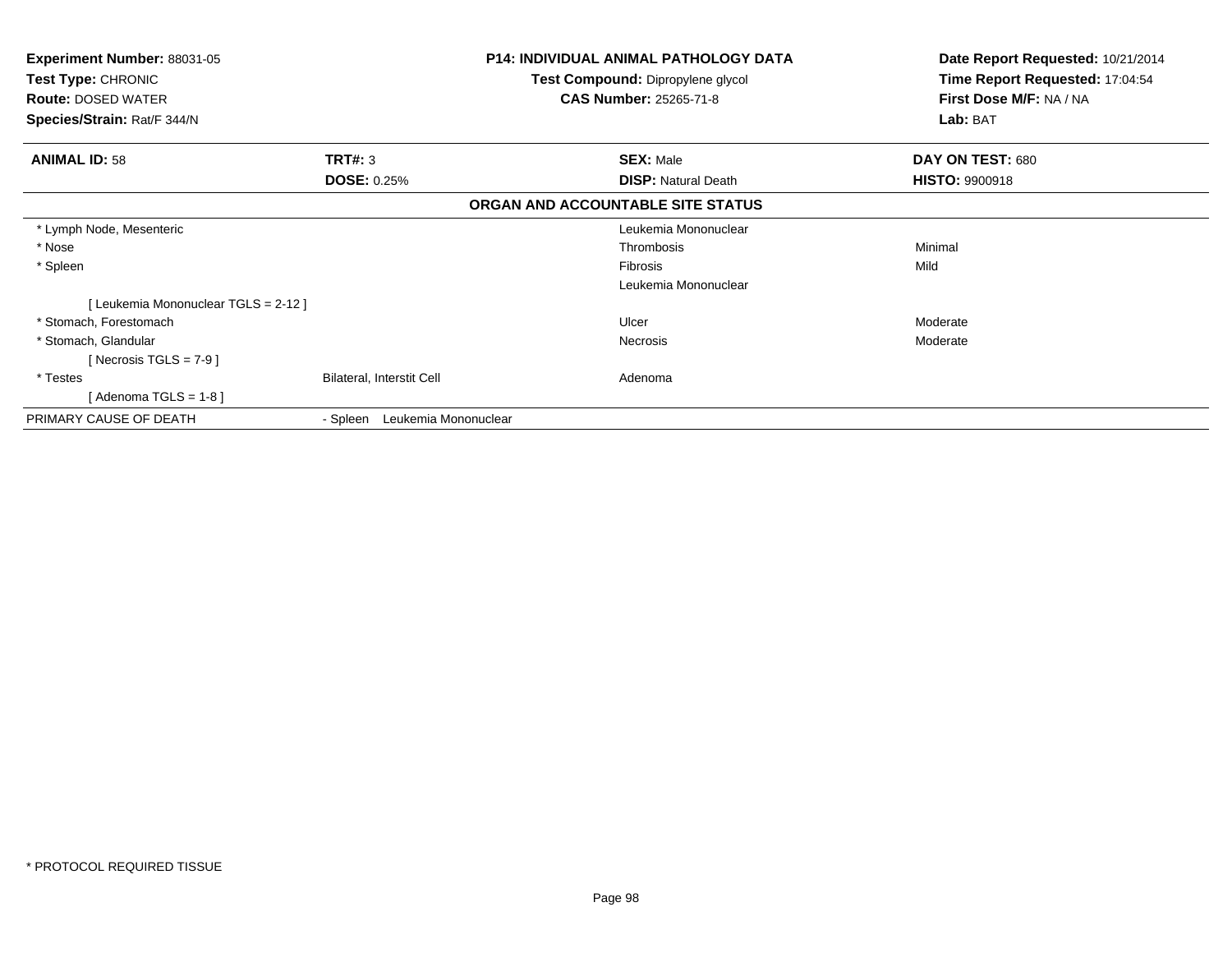**Experiment Number:** 88031-05
**Test Type:** CHRONIC
**Route:** DOSED WATER
**Species/Strain:** Rat/F 344/N

**P14: INDIVIDUAL ANIMAL PATHOLOGY DATA**
**Test Compound:** Dipropylene glycol
**CAS Number:** 25265-71-8

**Date Report Requested:** 10/21/2014
**Time Report Requested:** 17:04:54
**First Dose M/F:** NA / NA
**Lab:** BAT

| **ANIMAL ID:** 58 | **TRT#:** 3 | **SEX:** Male | **DAY ON TEST:** 680 |
|---|---|---|---|
| | **DOSE:** 0.25% | **DISP:** Natural Death | **HISTO:** 9900918 |

**ORGAN AND ACCOUNTABLE SITE STATUS**

| | | | |
|---|---|---|---|
| * Lymph Node, Mesenteric | | Leukemia Mononuclear | |
| * Nose | | Thrombosis | Minimal |
| * Spleen | | Fibrosis | Mild |
| | | Leukemia Mononuclear | |
| [ Leukemia Mononuclear TGLS = 2-12 ] | | | |
| * Stomach, Forestomach | | Ulcer | Moderate |
| * Stomach, Glandular | | Necrosis | Moderate |
| [ Necrosis TGLS = 7-9 ] | | | |
| * Testes | Bilateral, Interstit Cell | Adenoma | |
| [ Adenoma TGLS = 1-8 ] | | | |
| PRIMARY CAUSE OF DEATH | - Spleen Leukemia Mononuclear | | |

* PROTOCOL REQUIRED TISSUE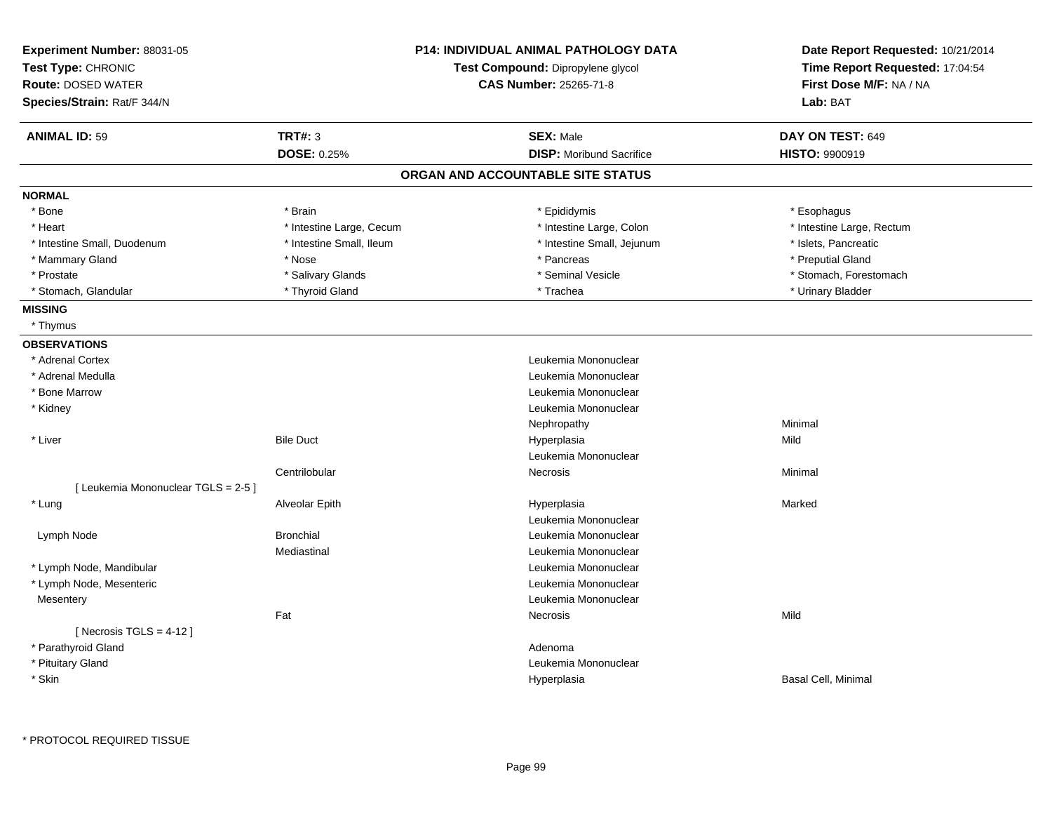**Experiment Number:** 88031-05
**Test Type:** CHRONIC
**Route:** DOSED WATER
**Species/Strain:** Rat/F 344/N

**P14: INDIVIDUAL ANIMAL PATHOLOGY DATA**
**Test Compound:** Dipropylene glycol
**CAS Number:** 25265-71-8

**Date Report Requested:** 10/21/2014
**Time Report Requested:** 17:04:54
**First Dose M/F:** NA / NA
**Lab:** BAT

| **ANIMAL ID:** 59 | **TRT#:** 3 | **SEX:** Male | **DAY ON TEST:** 649 |
|---|---|---|---|
| | **DOSE:** 0.25% | **DISP:** Moribund Sacrifice | **HISTO:** 9900919 |

## ORGAN AND ACCOUNTABLE SITE STATUS

**NORMAL**

| | | | |
|---|---|---|---|
| * Bone | * Brain | * Epididymis | * Esophagus |
| * Heart | * Intestine Large, Cecum | * Intestine Large, Colon | * Intestine Large, Rectum |
| * Intestine Small, Duodenum | * Intestine Small, Ileum | * Intestine Small, Jejunum | * Islets, Pancreatic |
| * Mammary Gland | * Nose | * Pancreas | * Preputial Gland |
| * Prostate | * Salivary Glands | * Seminal Vesicle | * Stomach, Forestomach |
| * Stomach, Glandular | * Thyroid Gland | * Trachea | * Urinary Bladder |

**MISSING**

* Thymus

**OBSERVATIONS**

| | | | |
|---|---|---|---|
| * Adrenal Cortex | | Leukemia Mononuclear | |
| * Adrenal Medulla | | Leukemia Mononuclear | |
| * Bone Marrow | | Leukemia Mononuclear | |
| * Kidney | | Leukemia Mononuclear | |
| | | Nephropathy | Minimal |
| * Liver | Bile Duct | Hyperplasia | Mild |
| | | Leukemia Mononuclear | |
| | Centrilobular | Necrosis | Minimal |
| [ Leukemia Mononuclear TGLS = 2-5 ] | | | |
| * Lung | Alveolar Epith | Hyperplasia | Marked |
| | | Leukemia Mononuclear | |
| Lymph Node | Bronchial | Leukemia Mononuclear | |
| | Mediastinal | Leukemia Mononuclear | |
| * Lymph Node, Mandibular | | Leukemia Mononuclear | |
| * Lymph Node, Mesenteric | | Leukemia Mononuclear | |
| Mesentery | | Leukemia Mononuclear | |
| | Fat | Necrosis | Mild |
| [ Necrosis TGLS = 4-12 ] | | | |
| * Parathyroid Gland | | Adenoma | |
| * Pituitary Gland | | Leukemia Mononuclear | |
| * Skin | | Hyperplasia | Basal Cell, Minimal |

* PROTOCOL REQUIRED TISSUE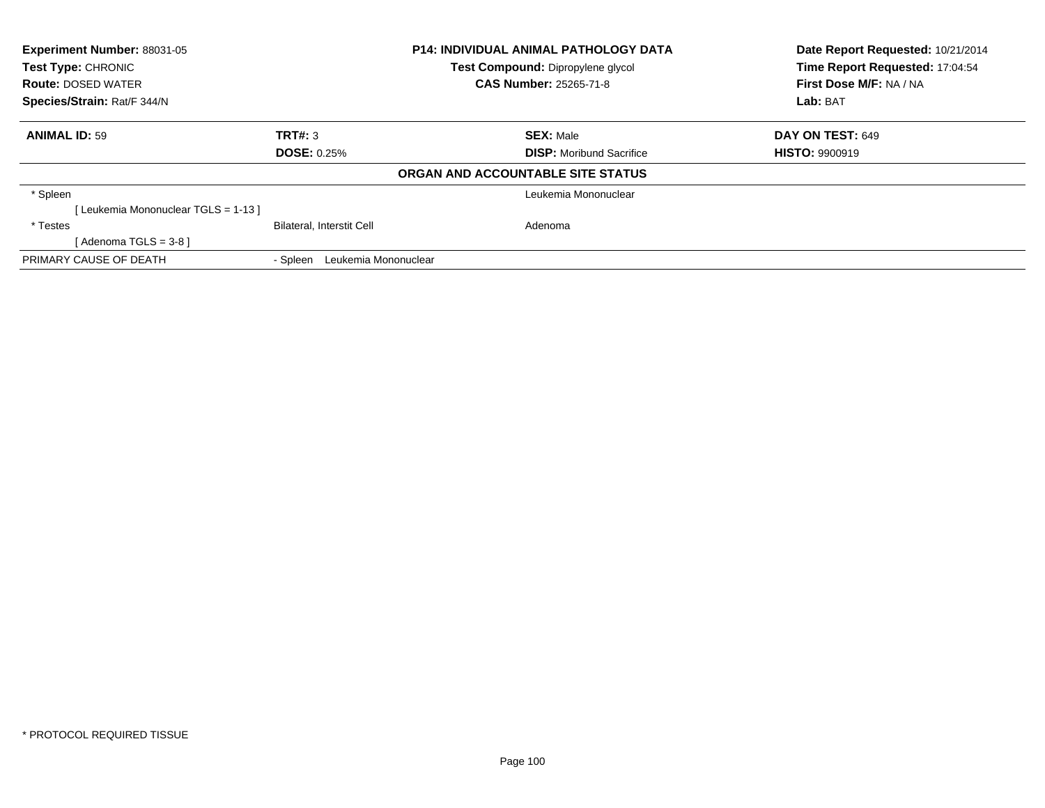**Experiment Number:** 88031-05
**Test Type:** CHRONIC
**Route:** DOSED WATER
**Species/Strain:** Rat/F 344/N

**P14: INDIVIDUAL ANIMAL PATHOLOGY DATA**
**Test Compound:** Dipropylene glycol
**CAS Number:** 25265-71-8

**Date Report Requested:** 10/21/2014
**Time Report Requested:** 17:04:54
**First Dose M/F:** NA / NA
**Lab:** BAT

| **ANIMAL ID:** 59 | **TRT#:** 3 | **SEX:** Male | **DAY ON TEST:** 649 |
|---|---|---|---|
| | **DOSE:** 0.25% | **DISP:** Moribund Sacrifice | **HISTO:** 9900919 |

**ORGAN AND ACCOUNTABLE SITE STATUS**

| | | | |
|---|---|---|---|
| * Spleen | | Leukemia Mononuclear | |
| [ Leukemia Mononuclear TGLS = 1-13 ] | | | |
| * Testes | Bilateral, Interstit Cell | Adenoma | |
| [ Adenoma TGLS = 3-8 ] | | | |
| PRIMARY CAUSE OF DEATH | - Spleen Leukemia Mononuclear | | |

* PROTOCOL REQUIRED TISSUE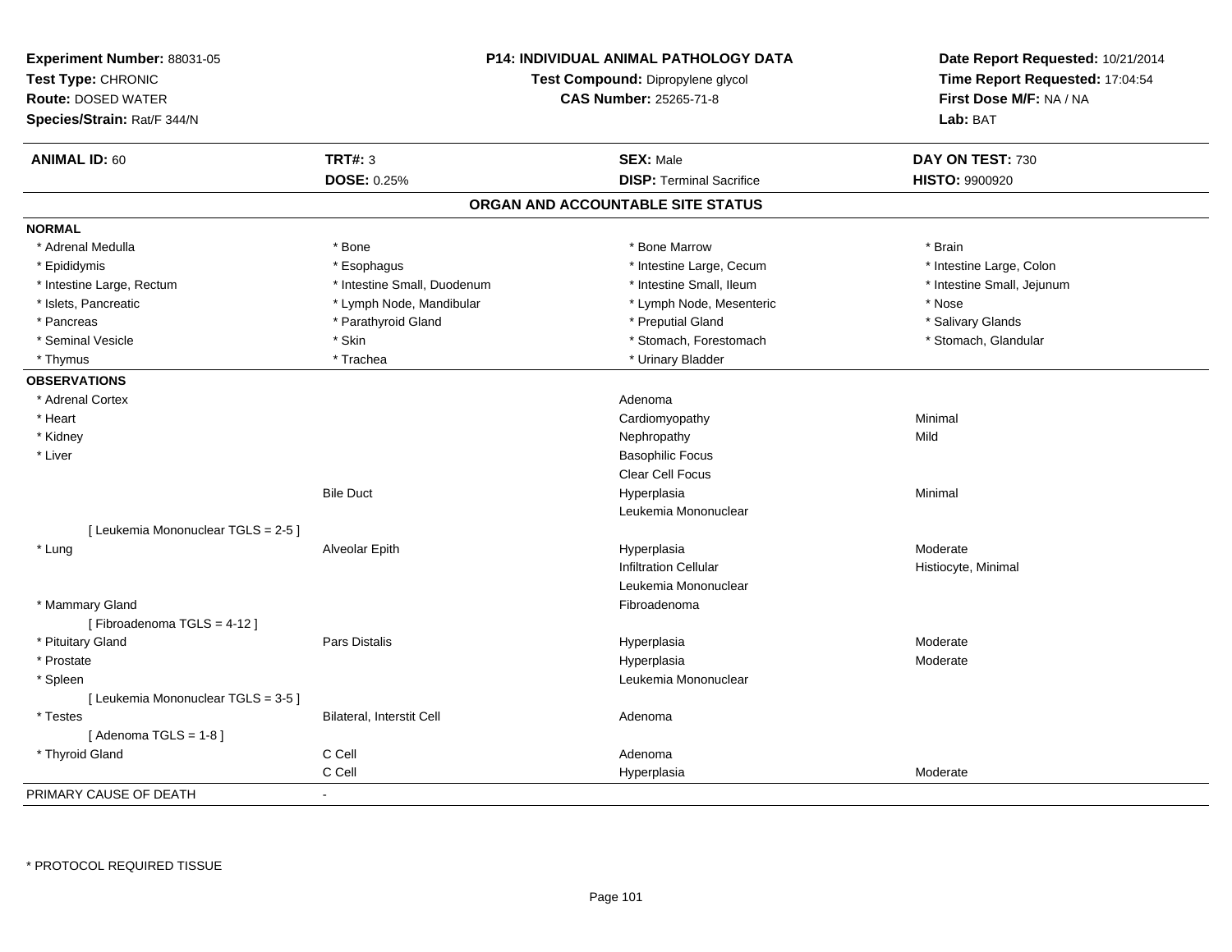**Experiment Number:** 88031-05
**Test Type:** CHRONIC
**Route:** DOSED WATER
**Species/Strain:** Rat/F 344/N

**P14: INDIVIDUAL ANIMAL PATHOLOGY DATA**
**Test Compound:** Dipropylene glycol
**CAS Number:** 25265-71-8

**Date Report Requested:** 10/21/2014
**Time Report Requested:** 17:04:54
**First Dose M/F:** NA / NA
**Lab:** BAT

| **ANIMAL ID:** 60 | **TRT#:** 3 | **SEX:** Male | **DAY ON TEST:** 730 |
|---|---|---|---|
| | **DOSE:** 0.25% | **DISP:** Terminal Sacrifice | **HISTO:** 9900920 |

## ORGAN AND ACCOUNTABLE SITE STATUS

**NORMAL**

| | | | |
|---|---|---|---|
| * Adrenal Medulla | * Bone | * Bone Marrow | * Brain |
| * Epididymis | * Esophagus | * Intestine Large, Cecum | * Intestine Large, Colon |
| * Intestine Large, Rectum | * Intestine Small, Duodenum | * Intestine Small, Ileum | * Intestine Small, Jejunum |
| * Islets, Pancreatic | * Lymph Node, Mandibular | * Lymph Node, Mesenteric | * Nose |
| * Pancreas | * Parathyroid Gland | * Preputial Gland | * Salivary Glands |
| * Seminal Vesicle | * Skin | * Stomach, Forestomach | * Stomach, Glandular |
| * Thymus | * Trachea | * Urinary Bladder | |

**OBSERVATIONS**

| | | | |
|---|---|---|---|
| * Adrenal Cortex | | Adenoma | |
| * Heart | | Cardiomyopathy | Minimal |
| * Kidney | | Nephropathy | Mild |
| * Liver | | Basophilic Focus | |
| | | Clear Cell Focus | |
| | Bile Duct | Hyperplasia | Minimal |
| | | Leukemia Mononuclear | |
| [ Leukemia Mononuclear TGLS = 2-5 ] | | | |
| * Lung | Alveolar Epith | Hyperplasia | Moderate |
| | | Infiltration Cellular | Histiocyte, Minimal |
| | | Leukemia Mononuclear | |
| * Mammary Gland | | Fibroadenoma | |
| [ Fibroadenoma TGLS = 4-12 ] | | | |
| * Pituitary Gland | Pars Distalis | Hyperplasia | Moderate |
| * Prostate | | Hyperplasia | Moderate |
| * Spleen | | Leukemia Mononuclear | |
| [ Leukemia Mononuclear TGLS = 3-5 ] | | | |
| * Testes | Bilateral, Interstit Cell | Adenoma | |
| [ Adenoma TGLS = 1-8 ] | | | |
| * Thyroid Gland | C Cell | Adenoma | |
| | C Cell | Hyperplasia | Moderate |

PRIMARY CAUSE OF DEATH -

* PROTOCOL REQUIRED TISSUE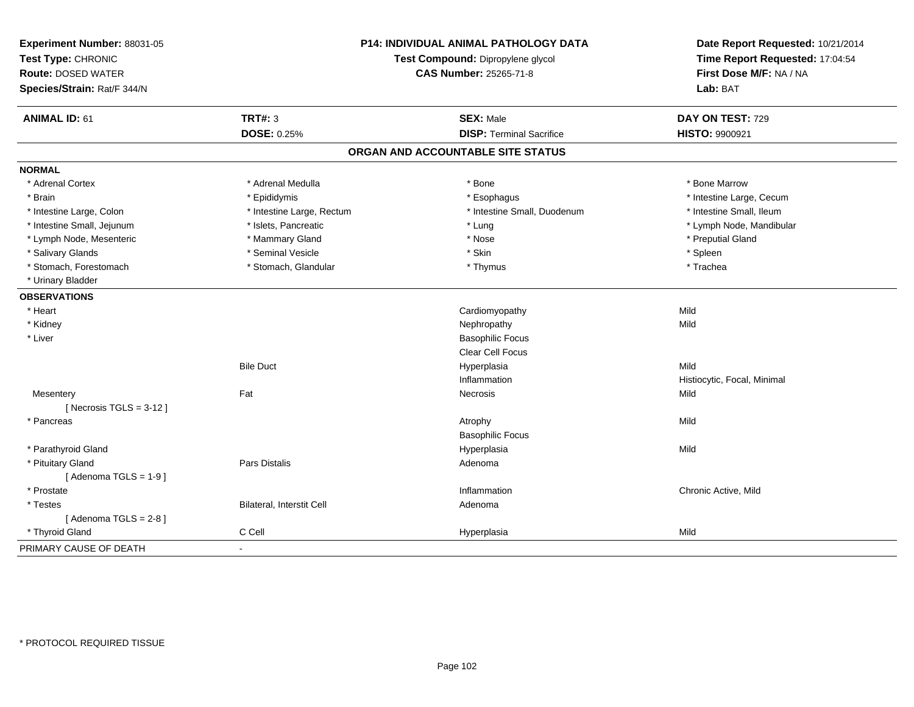**Experiment Number:** 88031-05
**Test Type:** CHRONIC
**Route:** DOSED WATER
**Species/Strain:** Rat/F 344/N

**P14: INDIVIDUAL ANIMAL PATHOLOGY DATA**
**Test Compound:** Dipropylene glycol
**CAS Number:** 25265-71-8

**Date Report Requested:** 10/21/2014
**Time Report Requested:** 17:04:54
**First Dose M/F:** NA / NA
**Lab:** BAT

| **ANIMAL ID:** 61 | **TRT#:** 3 | **SEX:** Male | **DAY ON TEST:** 729 |
|---|---|---|---|
| | **DOSE:** 0.25% | **DISP:** Terminal Sacrifice | **HISTO:** 9900921 |

## ORGAN AND ACCOUNTABLE SITE STATUS

**NORMAL**

| | | | |
|---|---|---|---|
| * Adrenal Cortex | * Adrenal Medulla | * Bone | * Bone Marrow |
| * Brain | * Epididymis | * Esophagus | * Intestine Large, Cecum |
| * Intestine Large, Colon | * Intestine Large, Rectum | * Intestine Small, Duodenum | * Intestine Small, Ileum |
| * Intestine Small, Jejunum | * Islets, Pancreatic | * Lung | * Lymph Node, Mandibular |
| * Lymph Node, Mesenteric | * Mammary Gland | * Nose | * Preputial Gland |
| * Salivary Glands | * Seminal Vesicle | * Skin | * Spleen |
| * Stomach, Forestomach | * Stomach, Glandular | * Thymus | * Trachea |
| * Urinary Bladder | | | |

**OBSERVATIONS**

| | | | |
|---|---|---|---|
| * Heart | | Cardiomyopathy | Mild |
| * Kidney | | Nephropathy | Mild |
| * Liver | | Basophilic Focus | |
| | | Clear Cell Focus | |
| | Bile Duct | Hyperplasia | Mild |
| | | Inflammation | Histiocytic, Focal, Minimal |
| Mesentery | Fat | Necrosis | Mild |
| [ Necrosis TGLS = 3-12 ] | | | |
| * Pancreas | | Atrophy | Mild |
| | | Basophilic Focus | |
| * Parathyroid Gland | | Hyperplasia | Mild |
| * Pituitary Gland | Pars Distalis | Adenoma | |
| [ Adenoma TGLS = 1-9 ] | | | |
| * Prostate | | Inflammation | Chronic Active, Mild |
| * Testes | Bilateral, Interstit Cell | Adenoma | |
| [ Adenoma TGLS = 2-8 ] | | | |
| * Thyroid Gland | C Cell | Hyperplasia | Mild |

PRIMARY CAUSE OF DEATH -

* PROTOCOL REQUIRED TISSUE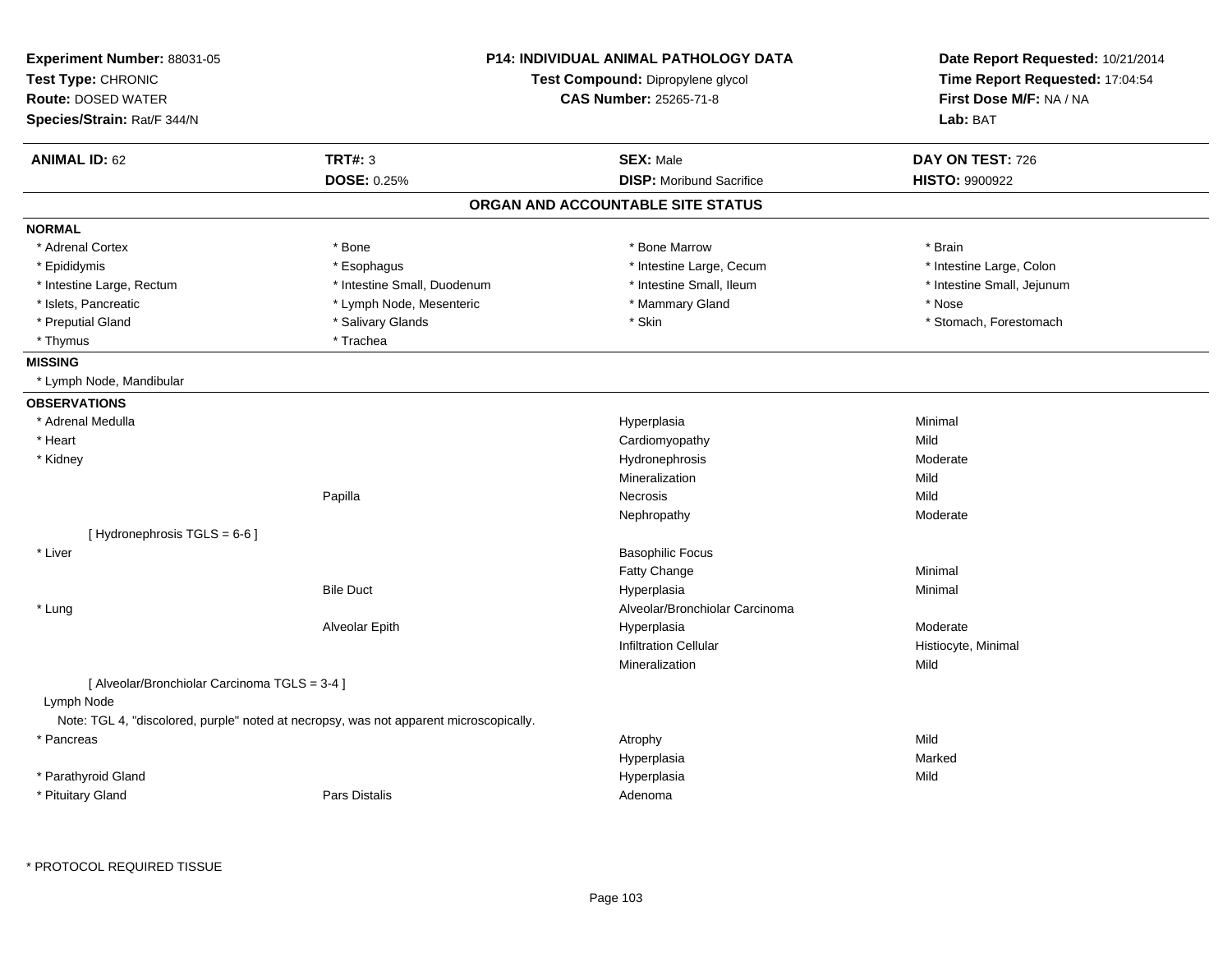**Experiment Number:** 88031-05
**Test Type:** CHRONIC
**Route:** DOSED WATER
**Species/Strain:** Rat/F 344/N

**P14: INDIVIDUAL ANIMAL PATHOLOGY DATA**
**Test Compound:** Dipropylene glycol
**CAS Number:** 25265-71-8

**Date Report Requested:** 10/21/2014
**Time Report Requested:** 17:04:54
**First Dose M/F:** NA / NA
**Lab:** BAT

| **ANIMAL ID:** 62 | **TRT#:** 3 | **SEX:** Male | **DAY ON TEST:** 726 |
|---|---|---|---|
| | **DOSE:** 0.25% | **DISP:** Moribund Sacrifice | **HISTO:** 9900922 |

## ORGAN AND ACCOUNTABLE SITE STATUS

**NORMAL**

| | | | |
|---|---|---|---|
| * Adrenal Cortex | * Bone | * Bone Marrow | * Brain |
| * Epididymis | * Esophagus | * Intestine Large, Cecum | * Intestine Large, Colon |
| * Intestine Large, Rectum | * Intestine Small, Duodenum | * Intestine Small, Ileum | * Intestine Small, Jejunum |
| * Islets, Pancreatic | * Lymph Node, Mesenteric | * Mammary Gland | * Nose |
| * Preputial Gland | * Salivary Glands | * Skin | * Stomach, Forestomach |
| * Thymus | * Trachea | | |

**MISSING**

* Lymph Node, Mandibular

**OBSERVATIONS**

| | | | |
|---|---|---|---|
| * Adrenal Medulla | | Hyperplasia | Minimal |
| * Heart | | Cardiomyopathy | Mild |
| * Kidney | | Hydronephrosis | Moderate |
| | | Mineralization | Mild |
| | Papilla | Necrosis | Mild |
| | | Nephropathy | Moderate |
| [ Hydronephrosis TGLS = 6-6 ] | | | |
| * Liver | | Basophilic Focus | |
| | | Fatty Change | Minimal |
| | Bile Duct | Hyperplasia | Minimal |
| * Lung | | Alveolar/Bronchiolar Carcinoma | |
| | Alveolar Epith | Hyperplasia | Moderate |
| | | Infiltration Cellular | Histiocyte, Minimal |
| | | Mineralization | Mild |
| [ Alveolar/Bronchiolar Carcinoma TGLS = 3-4 ] | | | |
| Lymph Node | | | |
| Note: TGL 4, "discolored, purple" noted at necropsy, was not apparent microscopically. | | | |
| * Pancreas | | Atrophy | Mild |
| | | Hyperplasia | Marked |
| * Parathyroid Gland | | Hyperplasia | Mild |
| * Pituitary Gland | Pars Distalis | Adenoma | |

\* PROTOCOL REQUIRED TISSUE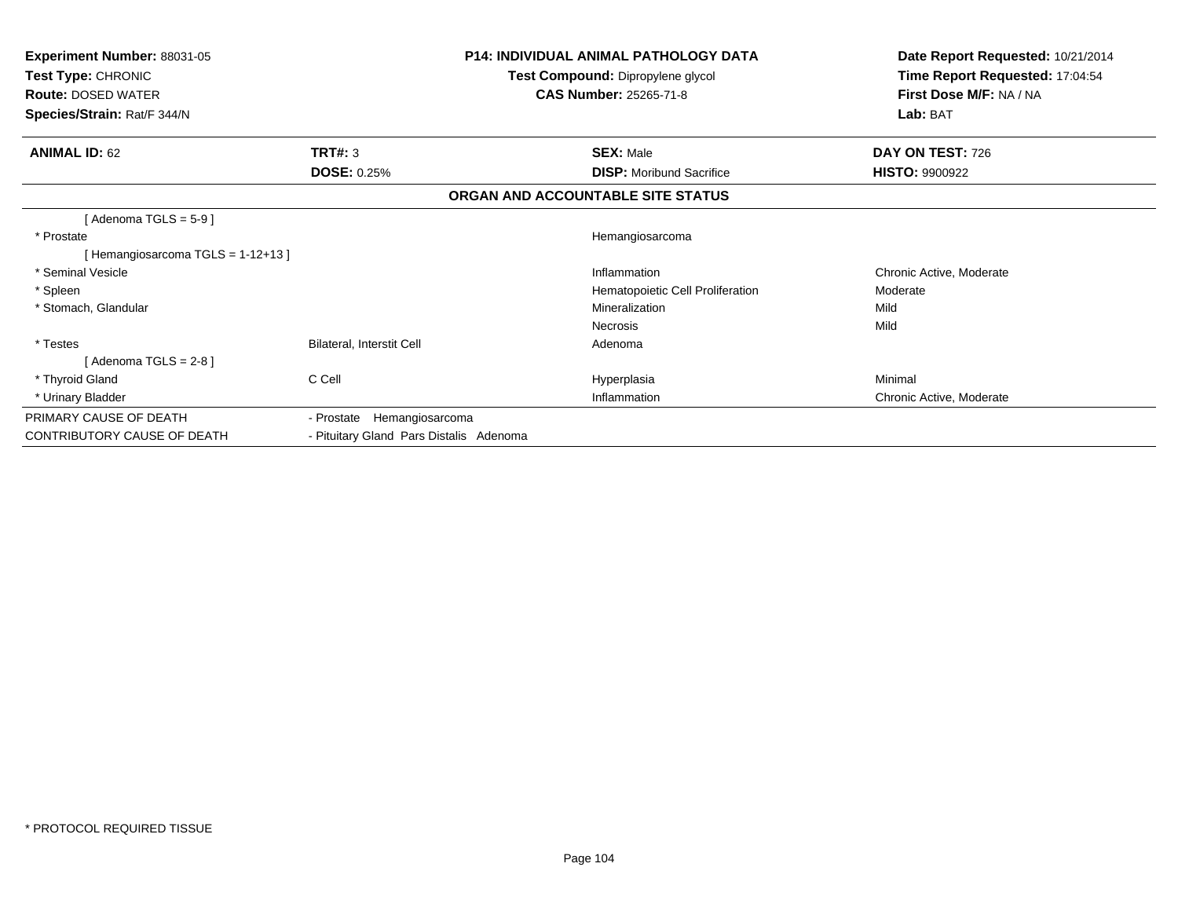**Experiment Number:** 88031-05
**Test Type:** CHRONIC
**Route:** DOSED WATER
**Species/Strain:** Rat/F 344/N

**P14: INDIVIDUAL ANIMAL PATHOLOGY DATA**
**Test Compound:** Dipropylene glycol
**CAS Number:** 25265-71-8

**Date Report Requested:** 10/21/2014
**Time Report Requested:** 17:04:54
**First Dose M/F:** NA / NA
**Lab:** BAT

| **ANIMAL ID:** 62 | **TRT#:** 3 | **SEX:** Male | **DAY ON TEST:** 726 |
|---|---|---|---|
| | **DOSE:** 0.25% | **DISP:** Moribund Sacrifice | **HISTO:** 9900922 |

## ORGAN AND ACCOUNTABLE SITE STATUS

| | | | |
|---|---|---|---|
| [ Adenoma TGLS = 5-9 ] | | | |
| * Prostate | | Hemangiosarcoma | |
| [ Hemangiosarcoma TGLS = 1-12+13 ] | | | |
| * Seminal Vesicle | | Inflammation | Chronic Active, Moderate |
| * Spleen | | Hematopoietic Cell Proliferation | Moderate |
| * Stomach, Glandular | | Mineralization | Mild |
| | | Necrosis | Mild |
| * Testes | Bilateral, Interstit Cell | Adenoma | |
| [ Adenoma TGLS = 2-8 ] | | | |
| * Thyroid Gland | C Cell | Hyperplasia | Minimal |
| * Urinary Bladder | | Inflammation | Chronic Active, Moderate |
| PRIMARY CAUSE OF DEATH | - Prostate Hemangiosarcoma | | |
| CONTRIBUTORY CAUSE OF DEATH | - Pituitary Gland Pars Distalis Adenoma | | |

* PROTOCOL REQUIRED TISSUE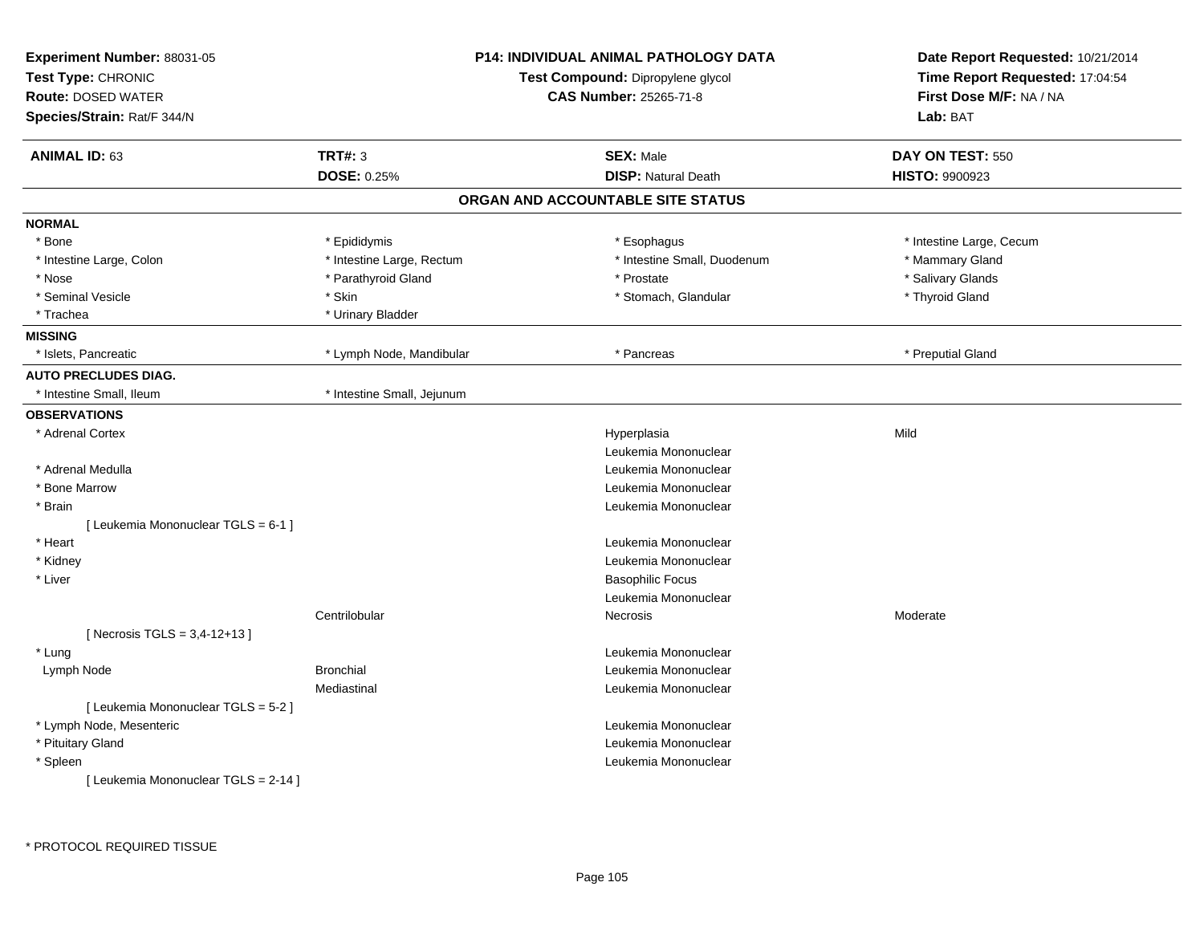**Experiment Number:** 88031-05
**Test Type:** CHRONIC
**Route:** DOSED WATER
**Species/Strain:** Rat/F 344/N

**P14: INDIVIDUAL ANIMAL PATHOLOGY DATA**
**Test Compound:** Dipropylene glycol
**CAS Number:** 25265-71-8

**Date Report Requested:** 10/21/2014
**Time Report Requested:** 17:04:54
**First Dose M/F:** NA / NA
**Lab:** BAT

| **ANIMAL ID:** 63 | **TRT#:** 3 | **SEX:** Male | **DAY ON TEST:** 550 |
|---|---|---|---|
| | **DOSE:** 0.25% | **DISP:** Natural Death | **HISTO:** 9900923 |

## ORGAN AND ACCOUNTABLE SITE STATUS

**NORMAL**

| | | | |
|---|---|---|---|
| * Bone | * Epididymis | * Esophagus | * Intestine Large, Cecum |
| * Intestine Large, Colon | * Intestine Large, Rectum | * Intestine Small, Duodenum | * Mammary Gland |
| * Nose | * Parathyroid Gland | * Prostate | * Salivary Glands |
| * Seminal Vesicle | * Skin | * Stomach, Glandular | * Thyroid Gland |
| * Trachea | * Urinary Bladder | | |

**MISSING**

| | | | |
|---|---|---|---|
| * Islets, Pancreatic | * Lymph Node, Mandibular | * Pancreas | * Preputial Gland |

**AUTO PRECLUDES DIAG.**

| | |
|---|---|
| * Intestine Small, Ileum | * Intestine Small, Jejunum |

**OBSERVATIONS**

| Organ | Site | Observation | Severity |
|---|---|---|---|
| * Adrenal Cortex | | Hyperplasia | Mild |
| | | Leukemia Mononuclear | |
| * Adrenal Medulla | | Leukemia Mononuclear | |
| * Bone Marrow | | Leukemia Mononuclear | |
| * Brain | | Leukemia Mononuclear | |
| [ Leukemia Mononuclear TGLS = 6-1 ] | | | |
| * Heart | | Leukemia Mononuclear | |
| * Kidney | | Leukemia Mononuclear | |
| * Liver | | Basophilic Focus | |
| | | Leukemia Mononuclear | |
| | Centrilobular | Necrosis | Moderate |
| [ Necrosis TGLS = 3,4-12+13 ] | | | |
| * Lung | | Leukemia Mononuclear | |
| Lymph Node | Bronchial | Leukemia Mononuclear | |
| | Mediastinal | Leukemia Mononuclear | |
| [ Leukemia Mononuclear TGLS = 5-2 ] | | | |
| * Lymph Node, Mesenteric | | Leukemia Mononuclear | |
| * Pituitary Gland | | Leukemia Mononuclear | |
| * Spleen | | Leukemia Mononuclear | |
| [ Leukemia Mononuclear TGLS = 2-14 ] | | | |

* PROTOCOL REQUIRED TISSUE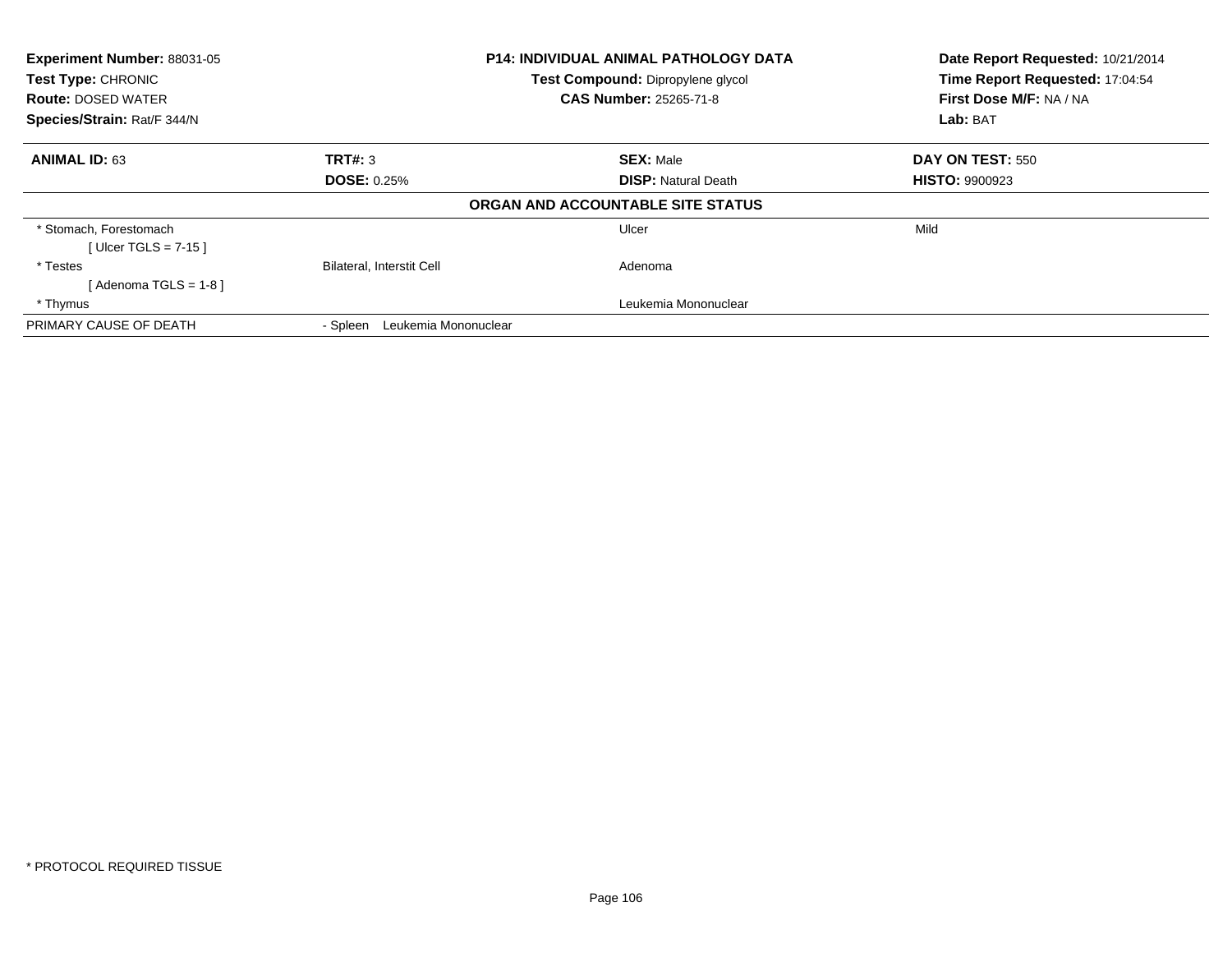**Experiment Number:** 88031-05
**Test Type:** CHRONIC
**Route:** DOSED WATER
**Species/Strain:** Rat/F 344/N

**P14: INDIVIDUAL ANIMAL PATHOLOGY DATA**
**Test Compound:** Dipropylene glycol
**CAS Number:** 25265-71-8

**Date Report Requested:** 10/21/2014
**Time Report Requested:** 17:04:54
**First Dose M/F:** NA / NA
**Lab:** BAT

| **ANIMAL ID:** 63 | **TRT#:** 3 | **SEX:** Male | **DAY ON TEST:** 550 |
|---|---|---|---|
| | **DOSE:** 0.25% | **DISP:** Natural Death | **HISTO:** 9900923 |

**ORGAN AND ACCOUNTABLE SITE STATUS**

| | | | |
|---|---|---|---|
| * Stomach, Forestomach | | Ulcer | Mild |
| [ Ulcer TGLS = 7-15 ] | | | |
| * Testes | Bilateral, Interstit Cell | Adenoma | |
| [ Adenoma TGLS = 1-8 ] | | | |
| * Thymus | | Leukemia Mononuclear | |
| PRIMARY CAUSE OF DEATH | - Spleen Leukemia Mononuclear | | |

* PROTOCOL REQUIRED TISSUE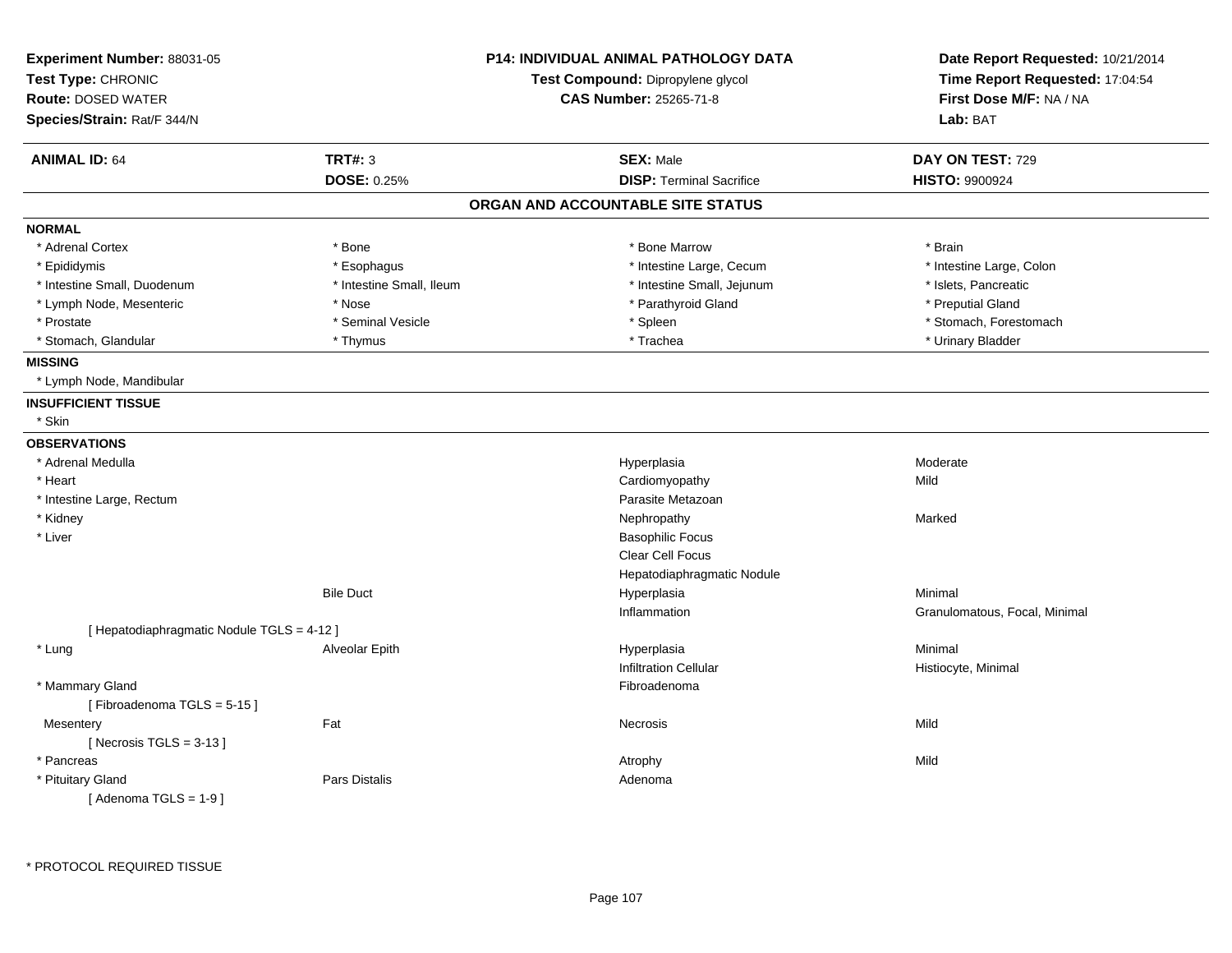**Experiment Number:** 88031-05
**Test Type:** CHRONIC
**Route:** DOSED WATER
**Species/Strain:** Rat/F 344/N

**P14: INDIVIDUAL ANIMAL PATHOLOGY DATA**
**Test Compound:** Dipropylene glycol
**CAS Number:** 25265-71-8

**Date Report Requested:** 10/21/2014
**Time Report Requested:** 17:04:54
**First Dose M/F:** NA / NA
**Lab:** BAT

| **ANIMAL ID:** 64 | **TRT#:** 3 | **SEX:** Male | **DAY ON TEST:** 729 |
|---|---|---|---|
| | **DOSE:** 0.25% | **DISP:** Terminal Sacrifice | **HISTO:** 9900924 |

## ORGAN AND ACCOUNTABLE SITE STATUS

**NORMAL**

| | | | |
|---|---|---|---|
| * Adrenal Cortex | * Bone | * Bone Marrow | * Brain |
| * Epididymis | * Esophagus | * Intestine Large, Cecum | * Intestine Large, Colon |
| * Intestine Small, Duodenum | * Intestine Small, Ileum | * Intestine Small, Jejunum | * Islets, Pancreatic |
| * Lymph Node, Mesenteric | * Nose | * Parathyroid Gland | * Preputial Gland |
| * Prostate | * Seminal Vesicle | * Spleen | * Stomach, Forestomach |
| * Stomach, Glandular | * Thymus | * Trachea | * Urinary Bladder |

**MISSING**

* Lymph Node, Mandibular

**INSUFFICIENT TISSUE**

* Skin

**OBSERVATIONS**

| | | | |
|---|---|---|---|
| * Adrenal Medulla | | Hyperplasia | Moderate |
| * Heart | | Cardiomyopathy | Mild |
| * Intestine Large, Rectum | | Parasite Metazoan | |
| * Kidney | | Nephropathy | Marked |
| * Liver | | Basophilic Focus | |
| | | Clear Cell Focus | |
| | | Hepatodiaphragmatic Nodule | |
| | Bile Duct | Hyperplasia | Minimal |
| | | Inflammation | Granulomatous, Focal, Minimal |
| [ Hepatodiaphragmatic Nodule TGLS = 4-12 ] | | | |
| * Lung | Alveolar Epith | Hyperplasia | Minimal |
| | | Infiltration Cellular | Histiocyte, Minimal |
| * Mammary Gland | | Fibroadenoma | |
| [ Fibroadenoma TGLS = 5-15 ] | | | |
| Mesentery | Fat | Necrosis | Mild |
| [ Necrosis TGLS = 3-13 ] | | | |
| * Pancreas | | Atrophy | Mild |
| * Pituitary Gland | Pars Distalis | Adenoma | |
| [ Adenoma TGLS = 1-9 ] | | | |

\* PROTOCOL REQUIRED TISSUE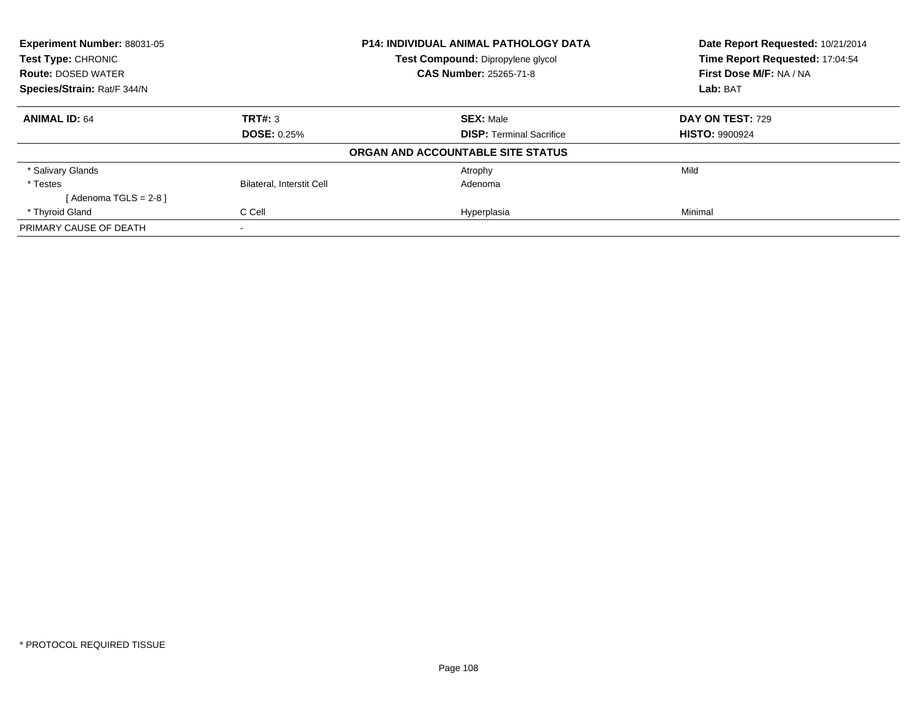**Experiment Number:** 88031-05
**Test Type:** CHRONIC
**Route:** DOSED WATER
**Species/Strain:** Rat/F 344/N

**P14: INDIVIDUAL ANIMAL PATHOLOGY DATA**
**Test Compound:** Dipropylene glycol
**CAS Number:** 25265-71-8

**Date Report Requested:** 10/21/2014
**Time Report Requested:** 17:04:54
**First Dose M/F:** NA / NA
**Lab:** BAT

| **ANIMAL ID:** 64 | **TRT#:** 3 | **SEX:** Male | **DAY ON TEST:** 729 |
|---|---|---|---|
| | **DOSE:** 0.25% | **DISP:** Terminal Sacrifice | **HISTO:** 9900924 |

**ORGAN AND ACCOUNTABLE SITE STATUS**

| | | | |
|---|---|---|---|
| * Salivary Glands | | Atrophy | Mild |
| * Testes | Bilateral, Interstit Cell | Adenoma | |
| [ Adenoma TGLS = 2-8 ] | | | |
| * Thyroid Gland | C Cell | Hyperplasia | Minimal |
| PRIMARY CAUSE OF DEATH | - | | |

* PROTOCOL REQUIRED TISSUE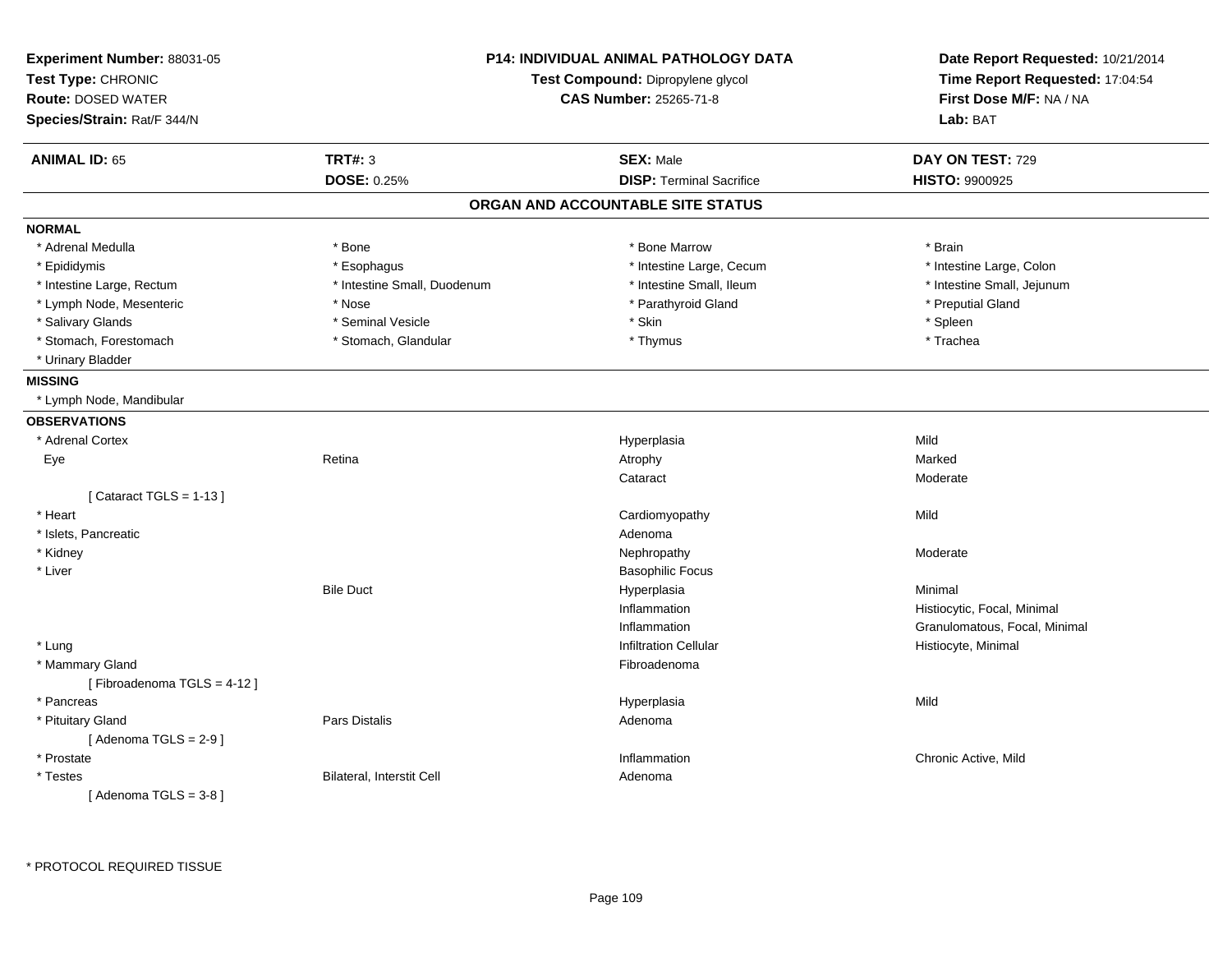**Experiment Number:** 88031-05
**Test Type:** CHRONIC
**Route:** DOSED WATER
**Species/Strain:** Rat/F 344/N

**P14: INDIVIDUAL ANIMAL PATHOLOGY DATA**
**Test Compound:** Dipropylene glycol
**CAS Number:** 25265-71-8

**Date Report Requested:** 10/21/2014
**Time Report Requested:** 17:04:54
**First Dose M/F:** NA / NA
**Lab:** BAT

| **ANIMAL ID:** 65 | **TRT#:** 3 | **SEX:** Male | **DAY ON TEST:** 729 |
|---|---|---|---|
| | **DOSE:** 0.25% | **DISP:** Terminal Sacrifice | **HISTO:** 9900925 |

## ORGAN AND ACCOUNTABLE SITE STATUS

**NORMAL**

| | | | |
|---|---|---|---|
| * Adrenal Medulla | * Bone | * Bone Marrow | * Brain |
| * Epididymis | * Esophagus | * Intestine Large, Cecum | * Intestine Large, Colon |
| * Intestine Large, Rectum | * Intestine Small, Duodenum | * Intestine Small, Ileum | * Intestine Small, Jejunum |
| * Lymph Node, Mesenteric | * Nose | * Parathyroid Gland | * Preputial Gland |
| * Salivary Glands | * Seminal Vesicle | * Skin | * Spleen |
| * Stomach, Forestomach | * Stomach, Glandular | * Thymus | * Trachea |
| * Urinary Bladder | | | |

**MISSING**

* Lymph Node, Mandibular

**OBSERVATIONS**

| | | | |
|---|---|---|---|
| * Adrenal Cortex | | Hyperplasia | Mild |
| Eye | Retina | Atrophy | Marked |
| | | Cataract | Moderate |
| [ Cataract TGLS = 1-13 ] | | | |
| * Heart | | Cardiomyopathy | Mild |
| * Islets, Pancreatic | | Adenoma | |
| * Kidney | | Nephropathy | Moderate |
| * Liver | | Basophilic Focus | |
| | Bile Duct | Hyperplasia | Minimal |
| | | Inflammation | Histiocytic, Focal, Minimal |
| | | Inflammation | Granulomatous, Focal, Minimal |
| * Lung | | Infiltration Cellular | Histiocyte, Minimal |
| * Mammary Gland | | Fibroadenoma | |
| [ Fibroadenoma TGLS = 4-12 ] | | | |
| * Pancreas | | Hyperplasia | Mild |
| * Pituitary Gland | Pars Distalis | Adenoma | |
| [ Adenoma TGLS = 2-9 ] | | | |
| * Prostate | | Inflammation | Chronic Active, Mild |
| * Testes | Bilateral, Interstit Cell | Adenoma | |
| [ Adenoma TGLS = 3-8 ] | | | |

* PROTOCOL REQUIRED TISSUE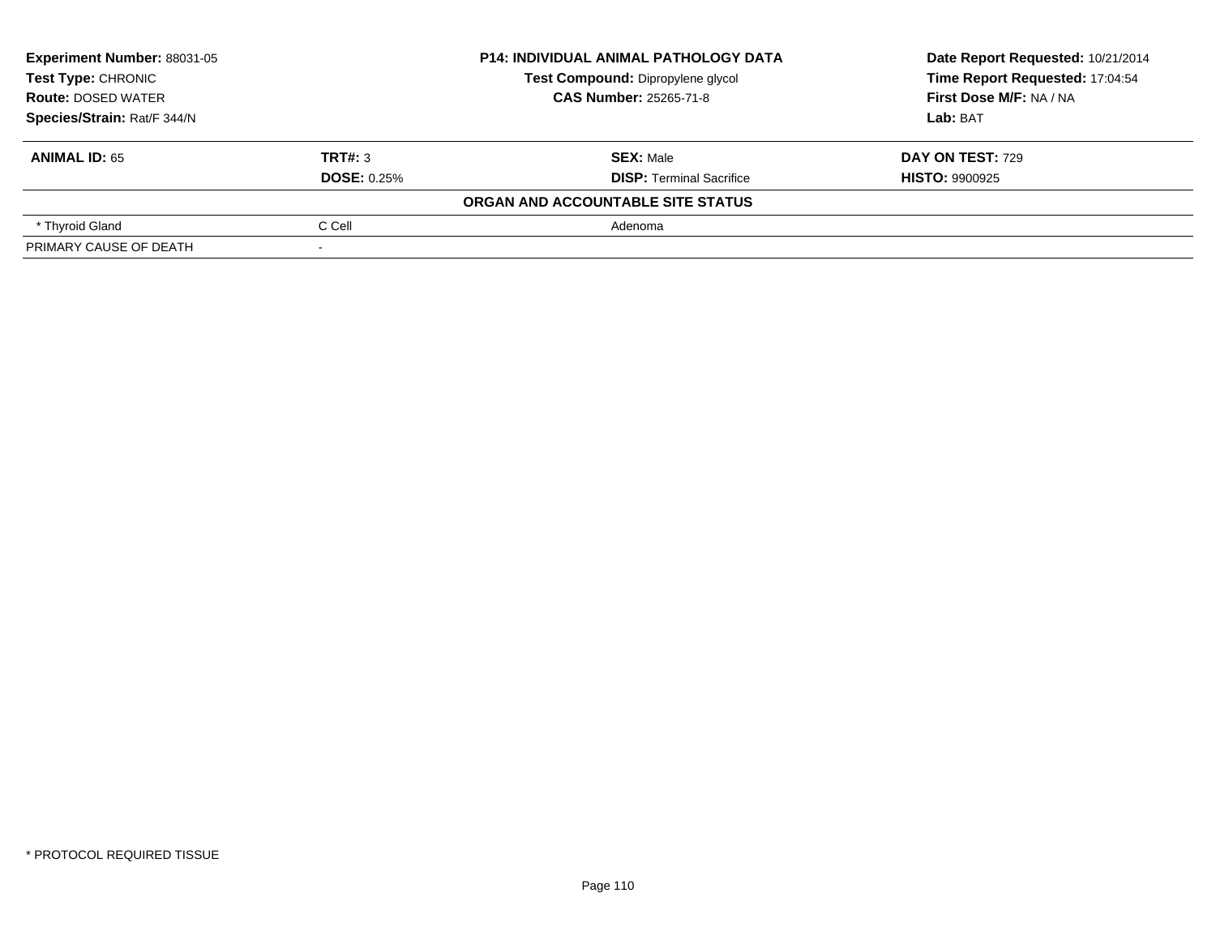**Experiment Number:** 88031-05
**Test Type:** CHRONIC
**Route:** DOSED WATER
**Species/Strain:** Rat/F 344/N

**P14: INDIVIDUAL ANIMAL PATHOLOGY DATA**
**Test Compound:** Dipropylene glycol
**CAS Number:** 25265-71-8

**Date Report Requested:** 10/21/2014
**Time Report Requested:** 17:04:54
**First Dose M/F:** NA / NA
**Lab:** BAT

| **ANIMAL ID:** 65 | **TRT#:** 3 | **SEX:** Male | **DAY ON TEST:** 729 |
|---|---|---|---|
| | **DOSE:** 0.25% | **DISP:** Terminal Sacrifice | **HISTO:** 9900925 |

**ORGAN AND ACCOUNTABLE SITE STATUS**

| | | |
|---|---|---|
| * Thyroid Gland | C Cell | Adenoma |
| PRIMARY CAUSE OF DEATH | - | |

* PROTOCOL REQUIRED TISSUE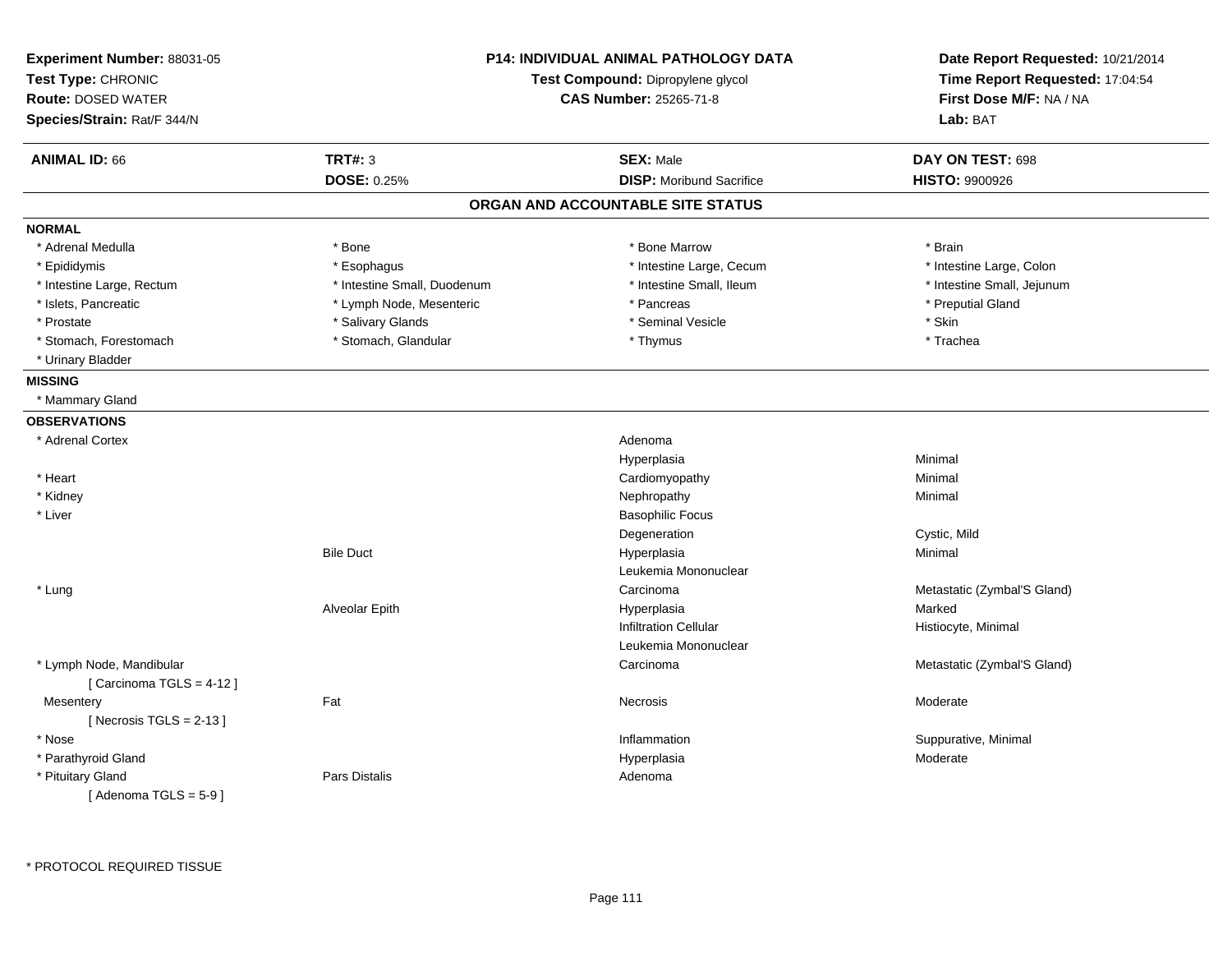| Experiment Number: 88031-05 | P14: INDIVIDUAL ANIMAL PATHOLOGY DATA | Date Report Requested: 10/21/2014 |
|---|---|---|
| Test Type: CHRONIC | Test Compound: Dipropylene glycol | Time Report Requested: 17:04:54 |
| Route: DOSED WATER | CAS Number: 25265-71-8 | First Dose M/F: NA / NA |
| Species/Strain: Rat/F 344/N | | Lab: BAT |

| ANIMAL ID: 66 | TRT#: 3 | SEX: Male | DAY ON TEST: 698 |
|---|---|---|---|
| | DOSE: 0.25% | DISP: Moribund Sacrifice | HISTO: 9900926 |

## ORGAN AND ACCOUNTABLE SITE STATUS

**NORMAL**

| | | | |
|---|---|---|---|
| * Adrenal Medulla | * Bone | * Bone Marrow | * Brain |
| * Epididymis | * Esophagus | * Intestine Large, Cecum | * Intestine Large, Colon |
| * Intestine Large, Rectum | * Intestine Small, Duodenum | * Intestine Small, Ileum | * Intestine Small, Jejunum |
| * Islets, Pancreatic | * Lymph Node, Mesenteric | * Pancreas | * Preputial Gland |
| * Prostate | * Salivary Glands | * Seminal Vesicle | * Skin |
| * Stomach, Forestomach | * Stomach, Glandular | * Thymus | * Trachea |
| * Urinary Bladder | | | |

**MISSING**

* Mammary Gland

**OBSERVATIONS**

| Organ | Site | Observation | Qualifier |
|---|---|---|---|
| * Adrenal Cortex | | Adenoma | |
| | | Hyperplasia | Minimal |
| * Heart | | Cardiomyopathy | Minimal |
| * Kidney | | Nephropathy | Minimal |
| * Liver | | Basophilic Focus | |
| | | Degeneration | Cystic, Mild |
| | Bile Duct | Hyperplasia | Minimal |
| | | Leukemia Mononuclear | |
| * Lung | | Carcinoma | Metastatic (Zymbal'S Gland) |
| | Alveolar Epith | Hyperplasia | Marked |
| | | Infiltration Cellular | Histiocyte, Minimal |
| | | Leukemia Mononuclear | |
| * Lymph Node, Mandibular<br>[ Carcinoma TGLS = 4-12 ] | | Carcinoma | Metastatic (Zymbal'S Gland) |
| Mesentery<br>[ Necrosis TGLS = 2-13 ] | Fat | Necrosis | Moderate |
| * Nose | | Inflammation | Suppurative, Minimal |
| * Parathyroid Gland | | Hyperplasia | Moderate |
| * Pituitary Gland<br>[ Adenoma TGLS = 5-9 ] | Pars Distalis | Adenoma | |

* PROTOCOL REQUIRED TISSUE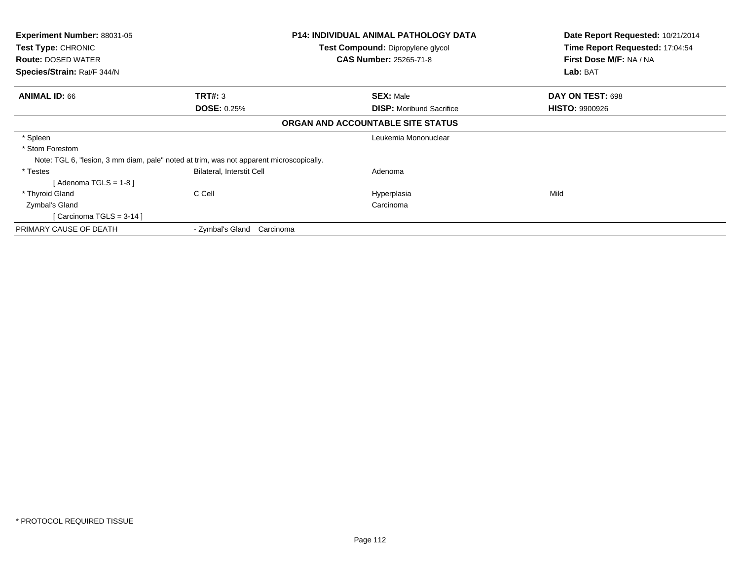**Experiment Number:** 88031-05
**Test Type:** CHRONIC
**Route:** DOSED WATER
**Species/Strain:** Rat/F 344/N

**P14: INDIVIDUAL ANIMAL PATHOLOGY DATA**
**Test Compound:** Dipropylene glycol
**CAS Number:** 25265-71-8

**Date Report Requested:** 10/21/2014
**Time Report Requested:** 17:04:54
**First Dose M/F:** NA / NA
**Lab:** BAT

| **ANIMAL ID:** 66 | **TRT#:** 3 | **SEX:** Male | **DAY ON TEST:** 698 |
|---|---|---|---|
| | **DOSE:** 0.25% | **DISP:** Moribund Sacrifice | **HISTO:** 9900926 |

**ORGAN AND ACCOUNTABLE SITE STATUS**

| | | | |
|---|---|---|---|
| * Spleen | | Leukemia Mononuclear | |
| * Stom Forestom | | | |
| Note: TGL 6, "lesion, 3 mm diam, pale" noted at trim, was not apparent microscopically. | | | |
| * Testes | Bilateral, Interstit Cell | Adenoma | |
| [ Adenoma TGLS = 1-8 ] | | | |
| * Thyroid Gland | C Cell | Hyperplasia | Mild |
| Zymbal's Gland | | Carcinoma | |
| [ Carcinoma TGLS = 3-14 ] | | | |
| PRIMARY CAUSE OF DEATH | - Zymbal's Gland Carcinoma | | |

* PROTOCOL REQUIRED TISSUE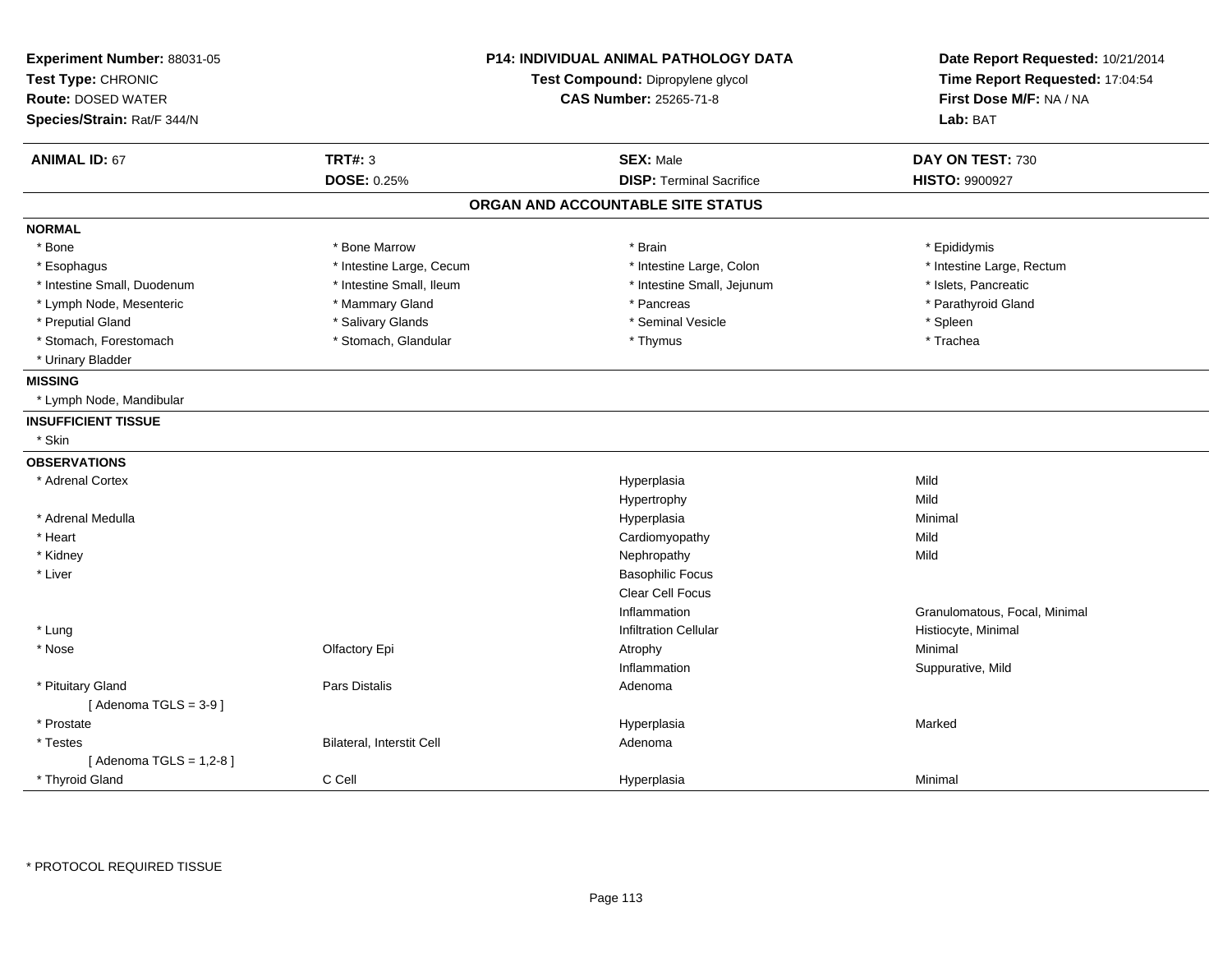**Experiment Number:** 88031-05
**Test Type:** CHRONIC
**Route:** DOSED WATER
**Species/Strain:** Rat/F 344/N

**P14: INDIVIDUAL ANIMAL PATHOLOGY DATA**
**Test Compound:** Dipropylene glycol
**CAS Number:** 25265-71-8

**Date Report Requested:** 10/21/2014
**Time Report Requested:** 17:04:54
**First Dose M/F:** NA / NA
**Lab:** BAT

| **ANIMAL ID:** 67 | **TRT#:** 3 | **SEX:** Male | **DAY ON TEST:** 730 |
|---|---|---|---|
| | **DOSE:** 0.25% | **DISP:** Terminal Sacrifice | **HISTO:** 9900927 |

## ORGAN AND ACCOUNTABLE SITE STATUS

**NORMAL**

| | | | |
|---|---|---|---|
| * Bone | * Bone Marrow | * Brain | * Epididymis |
| * Esophagus | * Intestine Large, Cecum | * Intestine Large, Colon | * Intestine Large, Rectum |
| * Intestine Small, Duodenum | * Intestine Small, Ileum | * Intestine Small, Jejunum | * Islets, Pancreatic |
| * Lymph Node, Mesenteric | * Mammary Gland | * Pancreas | * Parathyroid Gland |
| * Preputial Gland | * Salivary Glands | * Seminal Vesicle | * Spleen |
| * Stomach, Forestomach | * Stomach, Glandular | * Thymus | * Trachea |
| * Urinary Bladder | | | |

**MISSING**

* Lymph Node, Mandibular

**INSUFFICIENT TISSUE**

* Skin

**OBSERVATIONS**

| | | | |
|---|---|---|---|
| * Adrenal Cortex | | Hyperplasia | Mild |
| | | Hypertrophy | Mild |
| * Adrenal Medulla | | Hyperplasia | Minimal |
| * Heart | | Cardiomyopathy | Mild |
| * Kidney | | Nephropathy | Mild |
| * Liver | | Basophilic Focus | |
| | | Clear Cell Focus | |
| | | Inflammation | Granulomatous, Focal, Minimal |
| * Lung | | Infiltration Cellular | Histiocyte, Minimal |
| * Nose | Olfactory Epi | Atrophy | Minimal |
| | | Inflammation | Suppurative, Mild |
| * Pituitary Gland | Pars Distalis | Adenoma | |
| [ Adenoma TGLS = 3-9 ] | | | |
| * Prostate | | Hyperplasia | Marked |
| * Testes | Bilateral, Interstit Cell | Adenoma | |
| [ Adenoma TGLS = 1,2-8 ] | | | |
| * Thyroid Gland | C Cell | Hyperplasia | Minimal |

* PROTOCOL REQUIRED TISSUE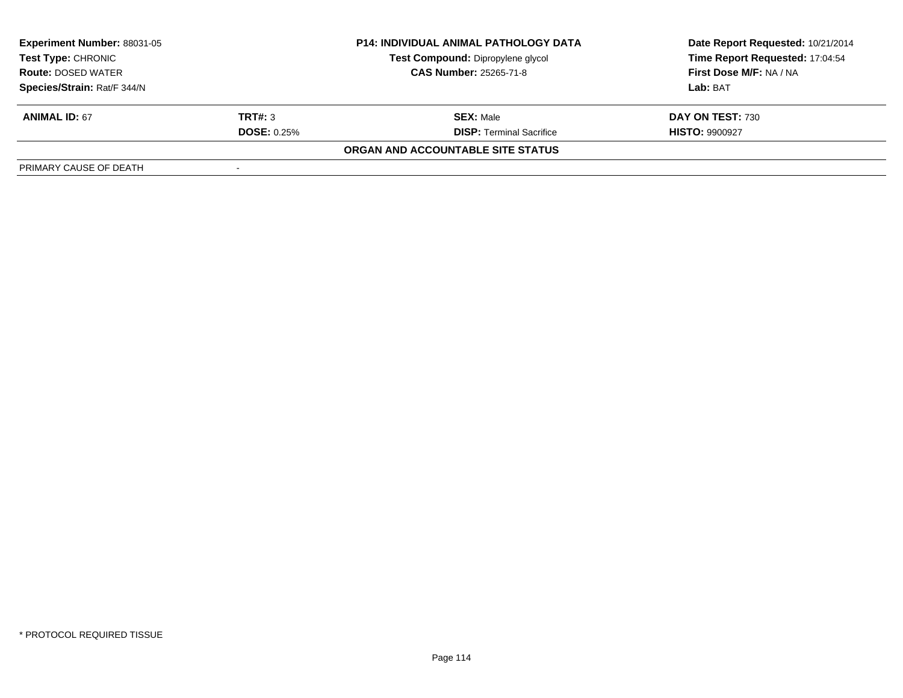| Experiment Number: 88031-05 | P14: INDIVIDUAL ANIMAL PATHOLOGY DATA | Date Report Requested: 10/21/2014 |
|---|---|---|
| Test Type: CHRONIC | Test Compound: Dipropylene glycol | Time Report Requested: 17:04:54 |
| Route: DOSED WATER | CAS Number: 25265-71-8 | First Dose M/F: NA / NA |
| Species/Strain: Rat/F 344/N | | Lab: BAT |

| ANIMAL ID: 67 | TRT#: 3 | SEX: Male | DAY ON TEST: 730 |
|---|---|---|---|
| | DOSE: 0.25% | DISP: Terminal Sacrifice | HISTO: 9900927 |

**ORGAN AND ACCOUNTABLE SITE STATUS**

| PRIMARY CAUSE OF DEATH | - |
|---|---|

* PROTOCOL REQUIRED TISSUE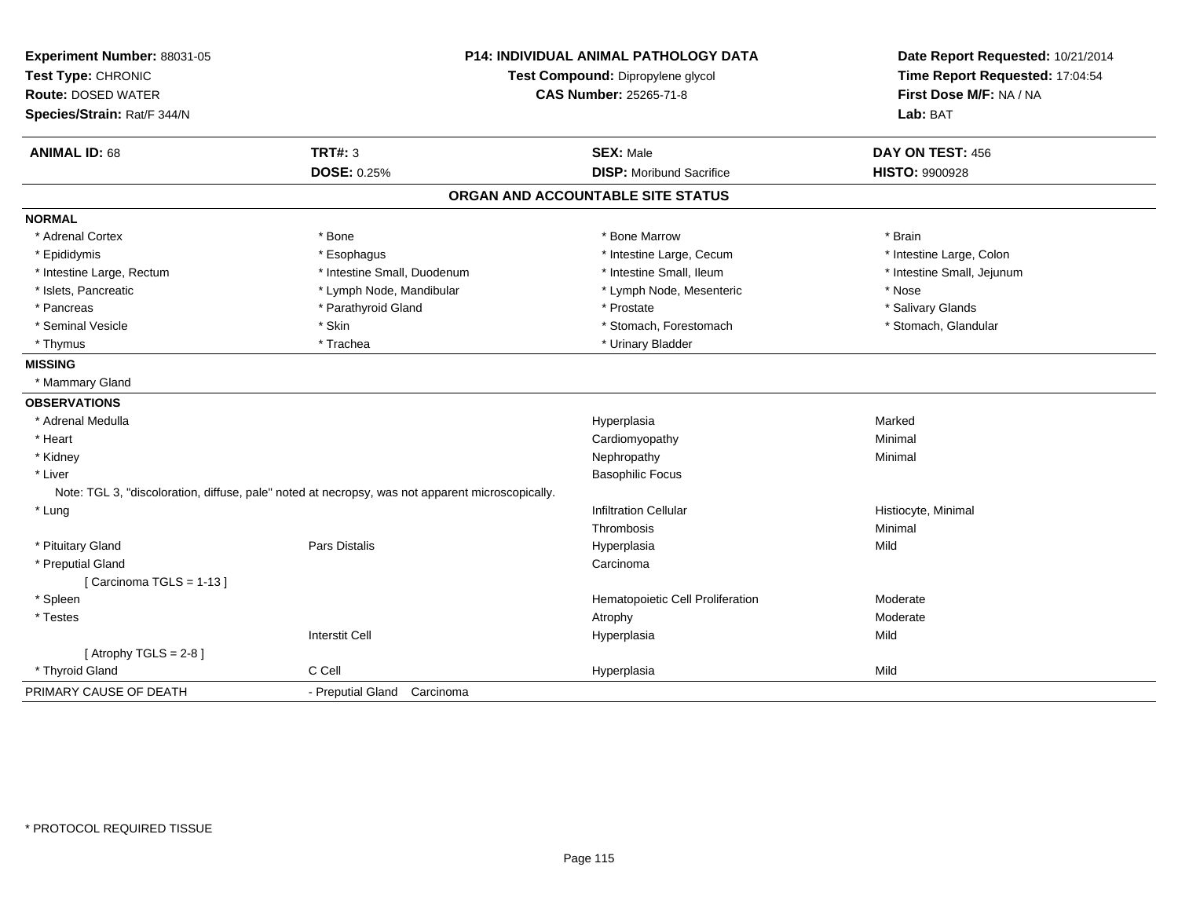**Experiment Number:** 88031-05
**Test Type:** CHRONIC
**Route:** DOSED WATER
**Species/Strain:** Rat/F 344/N

**P14: INDIVIDUAL ANIMAL PATHOLOGY DATA**
**Test Compound:** Dipropylene glycol
**CAS Number:** 25265-71-8

**Date Report Requested:** 10/21/2014
**Time Report Requested:** 17:04:54
**First Dose M/F:** NA / NA
**Lab:** BAT

| **ANIMAL ID:** 68 | **TRT#:** 3 | **SEX:** Male | **DAY ON TEST:** 456 |
|---|---|---|---|
| | **DOSE:** 0.25% | **DISP:** Moribund Sacrifice | **HISTO:** 9900928 |

## ORGAN AND ACCOUNTABLE SITE STATUS

**NORMAL**

| | | | |
|---|---|---|---|
| * Adrenal Cortex | * Bone | * Bone Marrow | * Brain |
| * Epididymis | * Esophagus | * Intestine Large, Cecum | * Intestine Large, Colon |
| * Intestine Large, Rectum | * Intestine Small, Duodenum | * Intestine Small, Ileum | * Intestine Small, Jejunum |
| * Islets, Pancreatic | * Lymph Node, Mandibular | * Lymph Node, Mesenteric | * Nose |
| * Pancreas | * Parathyroid Gland | * Prostate | * Salivary Glands |
| * Seminal Vesicle | * Skin | * Stomach, Forestomach | * Stomach, Glandular |
| * Thymus | * Trachea | * Urinary Bladder | |

**MISSING**

* Mammary Gland

**OBSERVATIONS**

| | | | |
|---|---|---|---|
| * Adrenal Medulla | | Hyperplasia | Marked |
| * Heart | | Cardiomyopathy | Minimal |
| * Kidney | | Nephropathy | Minimal |
| * Liver | | Basophilic Focus | |
| Note: TGL 3, "discoloration, diffuse, pale" noted at necropsy, was not apparent microscopically. | | | |
| * Lung | | Infiltration Cellular | Histiocyte, Minimal |
| | | Thrombosis | Minimal |
| * Pituitary Gland | Pars Distalis | Hyperplasia | Mild |
| * Preputial Gland | | Carcinoma | |
| [ Carcinoma TGLS = 1-13 ] | | | |
| * Spleen | | Hematopoietic Cell Proliferation | Moderate |
| * Testes | | Atrophy | Moderate |
| | Interstit Cell | Hyperplasia | Mild |
| [ Atrophy TGLS = 2-8 ] | | | |
| * Thyroid Gland | C Cell | Hyperplasia | Mild |

PRIMARY CAUSE OF DEATH - Preputial Gland Carcinoma

* PROTOCOL REQUIRED TISSUE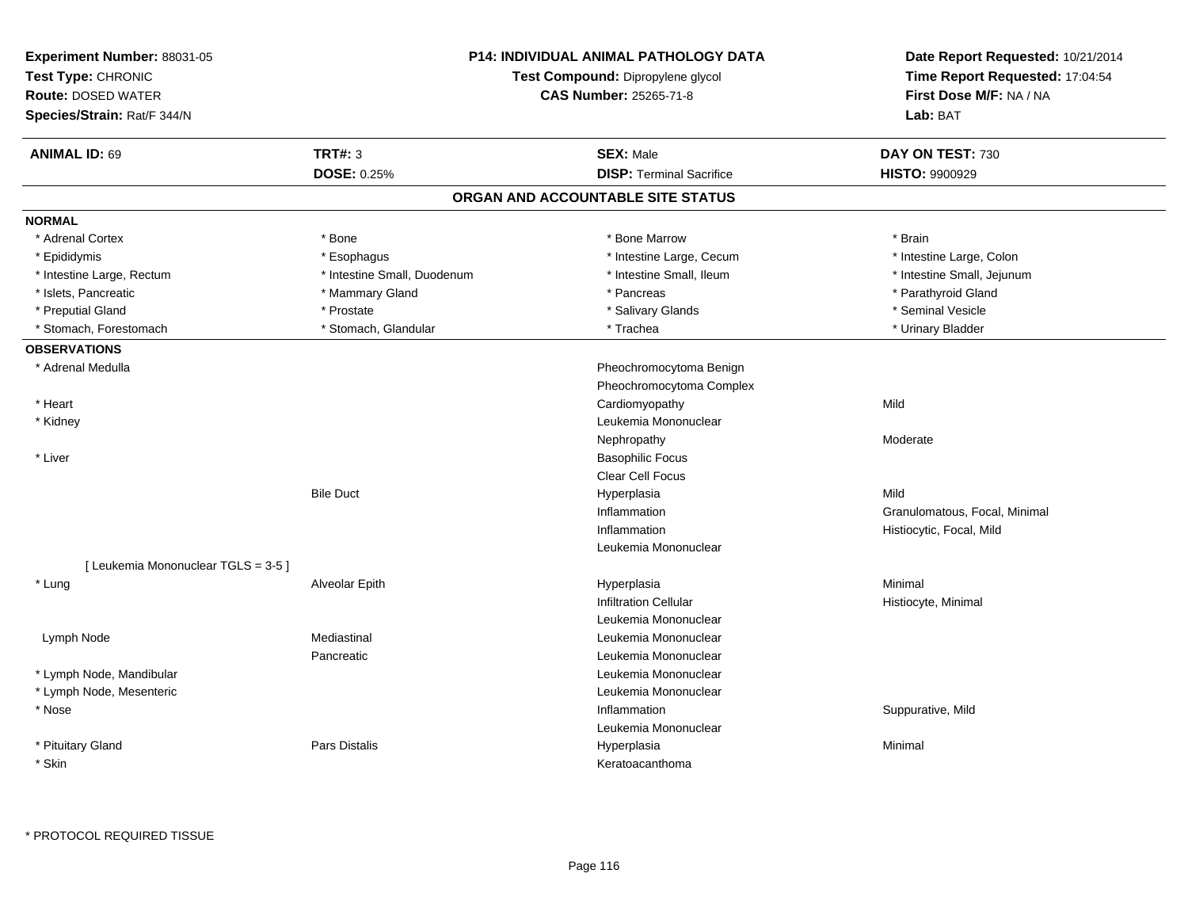**Experiment Number:** 88031-05
**Test Type:** CHRONIC
**Route:** DOSED WATER
**Species/Strain:** Rat/F 344/N

**P14: INDIVIDUAL ANIMAL PATHOLOGY DATA**
**Test Compound:** Dipropylene glycol
**CAS Number:** 25265-71-8

**Date Report Requested:** 10/21/2014
**Time Report Requested:** 17:04:54
**First Dose M/F:** NA / NA
**Lab:** BAT

| **ANIMAL ID:** 69 | **TRT#:** 3 | **SEX:** Male | **DAY ON TEST:** 730 |
|---|---|---|---|
| | **DOSE:** 0.25% | **DISP:** Terminal Sacrifice | **HISTO:** 9900929 |

## ORGAN AND ACCOUNTABLE SITE STATUS

**NORMAL**

| | | | |
|---|---|---|---|
| * Adrenal Cortex | * Bone | * Bone Marrow | * Brain |
| * Epididymis | * Esophagus | * Intestine Large, Cecum | * Intestine Large, Colon |
| * Intestine Large, Rectum | * Intestine Small, Duodenum | * Intestine Small, Ileum | * Intestine Small, Jejunum |
| * Islets, Pancreatic | * Mammary Gland | * Pancreas | * Parathyroid Gland |
| * Preputial Gland | * Prostate | * Salivary Glands | * Seminal Vesicle |
| * Stomach, Forestomach | * Stomach, Glandular | * Trachea | * Urinary Bladder |

**OBSERVATIONS**

| | | | |
|---|---|---|---|
| * Adrenal Medulla | | Pheochromocytoma Benign | |
| | | Pheochromocytoma Complex | |
| * Heart | | Cardiomyopathy | Mild |
| * Kidney | | Leukemia Mononuclear | |
| | | Nephropathy | Moderate |
| * Liver | | Basophilic Focus | |
| | | Clear Cell Focus | |
| | Bile Duct | Hyperplasia | Mild |
| | | Inflammation | Granulomatous, Focal, Minimal |
| | | Inflammation | Histiocytic, Focal, Mild |
| | | Leukemia Mononuclear | |
| [ Leukemia Mononuclear TGLS = 3-5 ] | | | |
| * Lung | Alveolar Epith | Hyperplasia | Minimal |
| | | Infiltration Cellular | Histiocyte, Minimal |
| | | Leukemia Mononuclear | |
| Lymph Node | Mediastinal | Leukemia Mononuclear | |
| | Pancreatic | Leukemia Mononuclear | |
| * Lymph Node, Mandibular | | Leukemia Mononuclear | |
| * Lymph Node, Mesenteric | | Leukemia Mononuclear | |
| * Nose | | Inflammation | Suppurative, Mild |
| | | Leukemia Mononuclear | |
| * Pituitary Gland | Pars Distalis | Hyperplasia | Minimal |
| * Skin | | Keratoacanthoma | |

* PROTOCOL REQUIRED TISSUE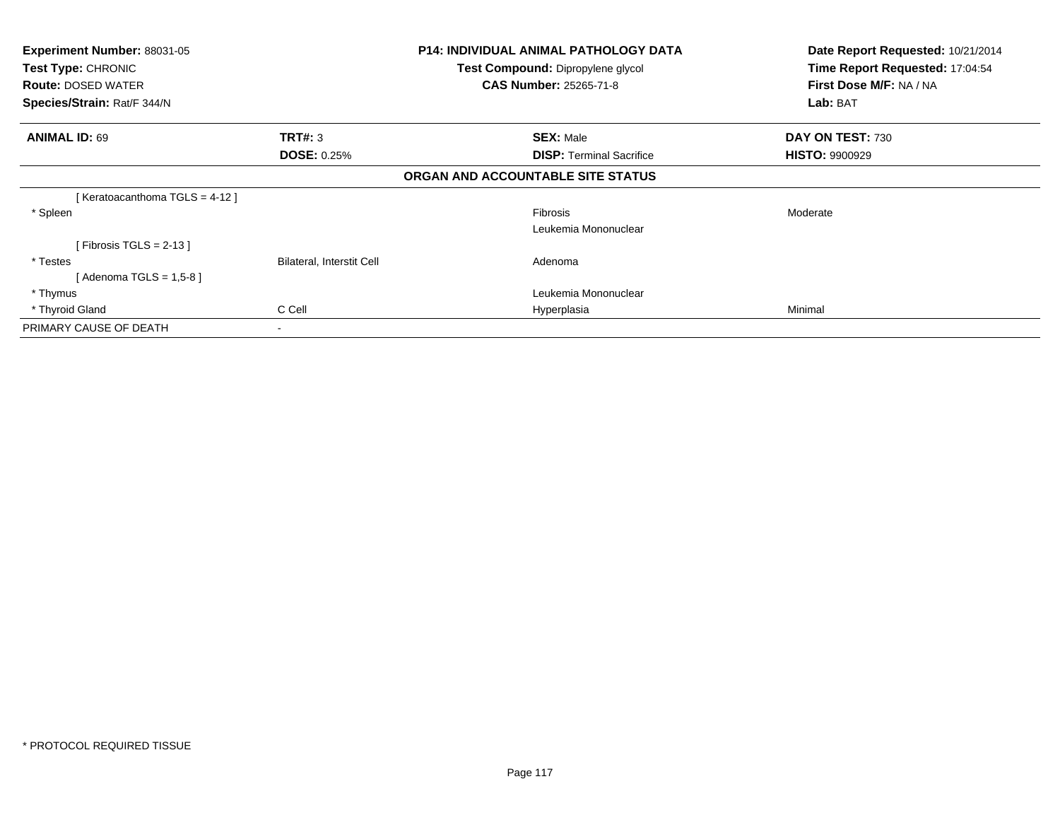**Experiment Number:** 88031-05
**Test Type:** CHRONIC
**Route:** DOSED WATER
**Species/Strain:** Rat/F 344/N

**P14: INDIVIDUAL ANIMAL PATHOLOGY DATA**
**Test Compound:** Dipropylene glycol
**CAS Number:** 25265-71-8

**Date Report Requested:** 10/21/2014
**Time Report Requested:** 17:04:54
**First Dose M/F:** NA / NA
**Lab:** BAT

| **ANIMAL ID:** 69 | **TRT#:** 3 | **SEX:** Male | **DAY ON TEST:** 730 |
|---|---|---|---|
| | **DOSE:** 0.25% | **DISP:** Terminal Sacrifice | **HISTO:** 9900929 |

**ORGAN AND ACCOUNTABLE SITE STATUS**

| | | | |
|---|---|---|---|
| [ Keratoacanthoma TGLS = 4-12 ] | | | |
| * Spleen | | Fibrosis | Moderate |
| | | Leukemia Mononuclear | |
| [ Fibrosis TGLS = 2-13 ] | | | |
| * Testes | Bilateral, Interstit Cell | Adenoma | |
| [ Adenoma TGLS = 1,5-8 ] | | | |
| * Thymus | | Leukemia Mononuclear | |
| * Thyroid Gland | C Cell | Hyperplasia | Minimal |
| PRIMARY CAUSE OF DEATH | - | | |

* PROTOCOL REQUIRED TISSUE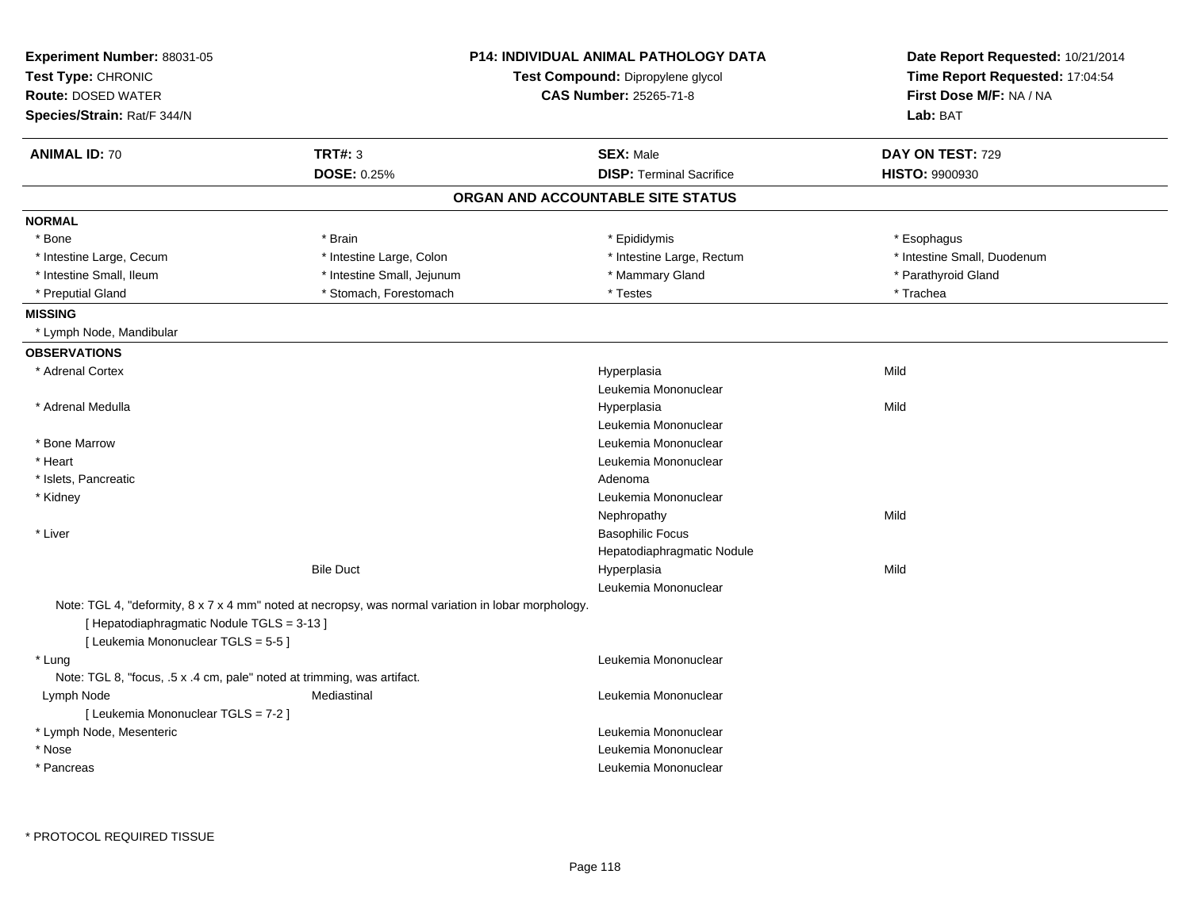**Experiment Number:** 88031-05
**Test Type:** CHRONIC
**Route:** DOSED WATER
**Species/Strain:** Rat/F 344/N

**P14: INDIVIDUAL ANIMAL PATHOLOGY DATA**
**Test Compound:** Dipropylene glycol
**CAS Number:** 25265-71-8

**Date Report Requested:** 10/21/2014
**Time Report Requested:** 17:04:54
**First Dose M/F:** NA / NA
**Lab:** BAT

| **ANIMAL ID:** 70 | **TRT#:** 3 | **SEX:** Male | **DAY ON TEST:** 729 |
|---|---|---|---|
| | **DOSE:** 0.25% | **DISP:** Terminal Sacrifice | **HISTO:** 9900930 |

## ORGAN AND ACCOUNTABLE SITE STATUS

**NORMAL**

| | | | |
|---|---|---|---|
| * Bone | * Brain | * Epididymis | * Esophagus |
| * Intestine Large, Cecum | * Intestine Large, Colon | * Intestine Large, Rectum | * Intestine Small, Duodenum |
| * Intestine Small, Ileum | * Intestine Small, Jejunum | * Mammary Gland | * Parathyroid Gland |
| * Preputial Gland | * Stomach, Forestomach | * Testes | * Trachea |

**MISSING**

* Lymph Node, Mandibular

**OBSERVATIONS**

| Organ | Site | Observation | Severity |
|---|---|---|---|
| * Adrenal Cortex | | Hyperplasia | Mild |
| | | Leukemia Mononuclear | |
| * Adrenal Medulla | | Hyperplasia | Mild |
| | | Leukemia Mononuclear | |
| * Bone Marrow | | Leukemia Mononuclear | |
| * Heart | | Leukemia Mononuclear | |
| * Islets, Pancreatic | | Adenoma | |
| * Kidney | | Leukemia Mononuclear | |
| | | Nephropathy | Mild |
| * Liver | | Basophilic Focus | |
| | | Hepatodiaphragmatic Nodule | |
| | Bile Duct | Hyperplasia | Mild |
| | | Leukemia Mononuclear | |

Note: TGL 4, "deformity, 8 x 7 x 4 mm" noted at necropsy, was normal variation in lobar morphology.
[ Hepatodiaphragmatic Nodule TGLS = 3-13 ]
[ Leukemia Mononuclear TGLS = 5-5 ]

| Organ | Site | Observation | Severity |
|---|---|---|---|
| * Lung | | Leukemia Mononuclear | |

Note: TGL 8, "focus, .5 x .4 cm, pale" noted at trimming, was artifact.

| Organ | Site | Observation | Severity |
|---|---|---|---|
| Lymph Node | Mediastinal | Leukemia Mononuclear | |

[ Leukemia Mononuclear TGLS = 7-2 ]

| Organ | Site | Observation | Severity |
|---|---|---|---|
| * Lymph Node, Mesenteric | | Leukemia Mononuclear | |
| * Nose | | Leukemia Mononuclear | |
| * Pancreas | | Leukemia Mononuclear | |

\* PROTOCOL REQUIRED TISSUE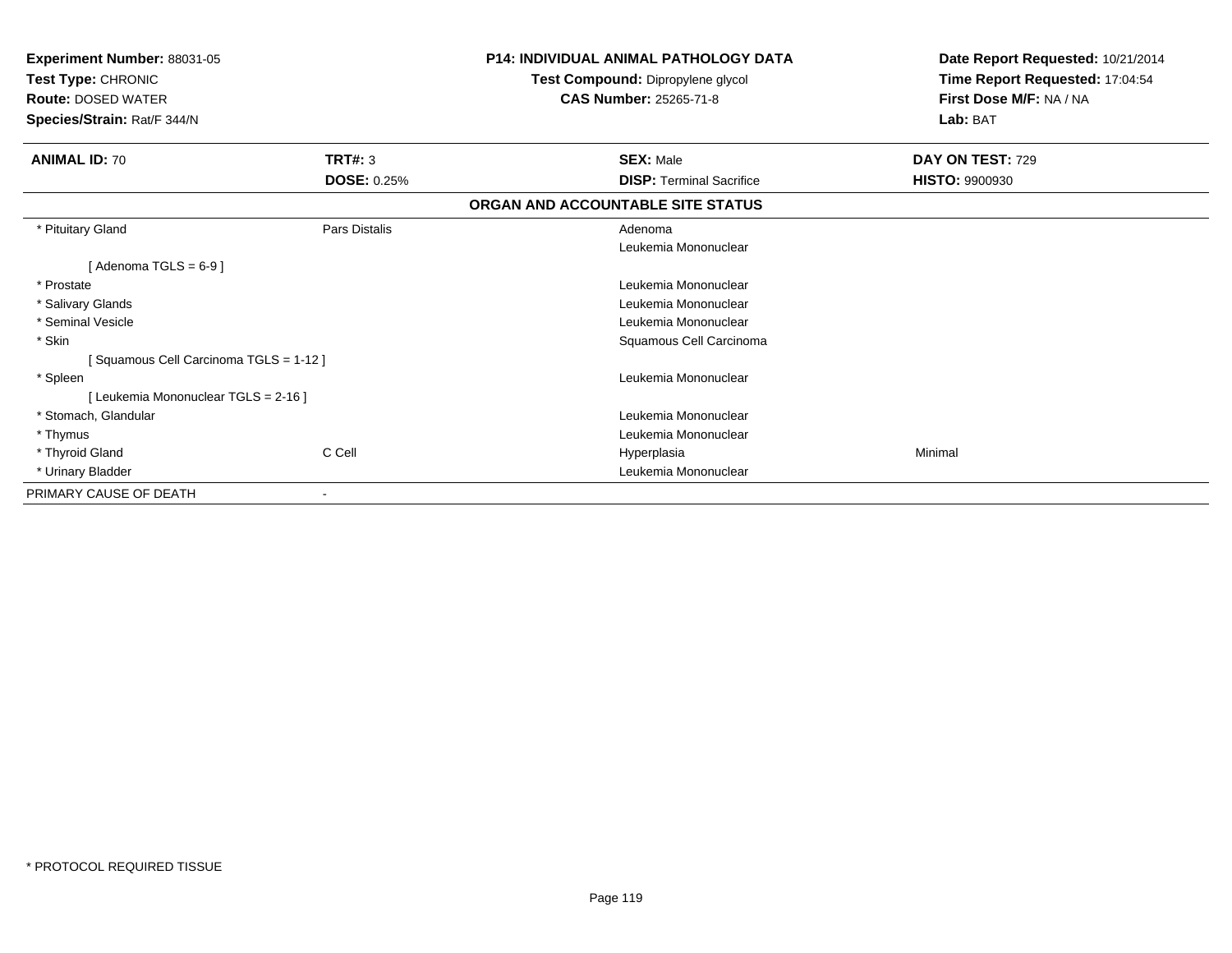**Experiment Number:** 88031-05
**Test Type:** CHRONIC
**Route:** DOSED WATER
**Species/Strain:** Rat/F 344/N

**P14: INDIVIDUAL ANIMAL PATHOLOGY DATA**
**Test Compound:** Dipropylene glycol
**CAS Number:** 25265-71-8

**Date Report Requested:** 10/21/2014
**Time Report Requested:** 17:04:54
**First Dose M/F:** NA / NA
**Lab:** BAT

| **ANIMAL ID:** 70 | **TRT#:** 3 | **SEX:** Male | **DAY ON TEST:** 729 |
|---|---|---|---|
| | **DOSE:** 0.25% | **DISP:** Terminal Sacrifice | **HISTO:** 9900930 |

**ORGAN AND ACCOUNTABLE SITE STATUS**

| | | | |
|---|---|---|---|
| * Pituitary Gland | Pars Distalis | Adenoma | |
| | | Leukemia Mononuclear | |
| [ Adenoma TGLS = 6-9 ] | | | |
| * Prostate | | Leukemia Mononuclear | |
| * Salivary Glands | | Leukemia Mononuclear | |
| * Seminal Vesicle | | Leukemia Mononuclear | |
| * Skin | | Squamous Cell Carcinoma | |
| [ Squamous Cell Carcinoma TGLS = 1-12 ] | | | |
| * Spleen | | Leukemia Mononuclear | |
| [ Leukemia Mononuclear TGLS = 2-16 ] | | | |
| * Stomach, Glandular | | Leukemia Mononuclear | |
| * Thymus | | Leukemia Mononuclear | |
| * Thyroid Gland | C Cell | Hyperplasia | Minimal |
| * Urinary Bladder | | Leukemia Mononuclear | |
| PRIMARY CAUSE OF DEATH | - | | |

* PROTOCOL REQUIRED TISSUE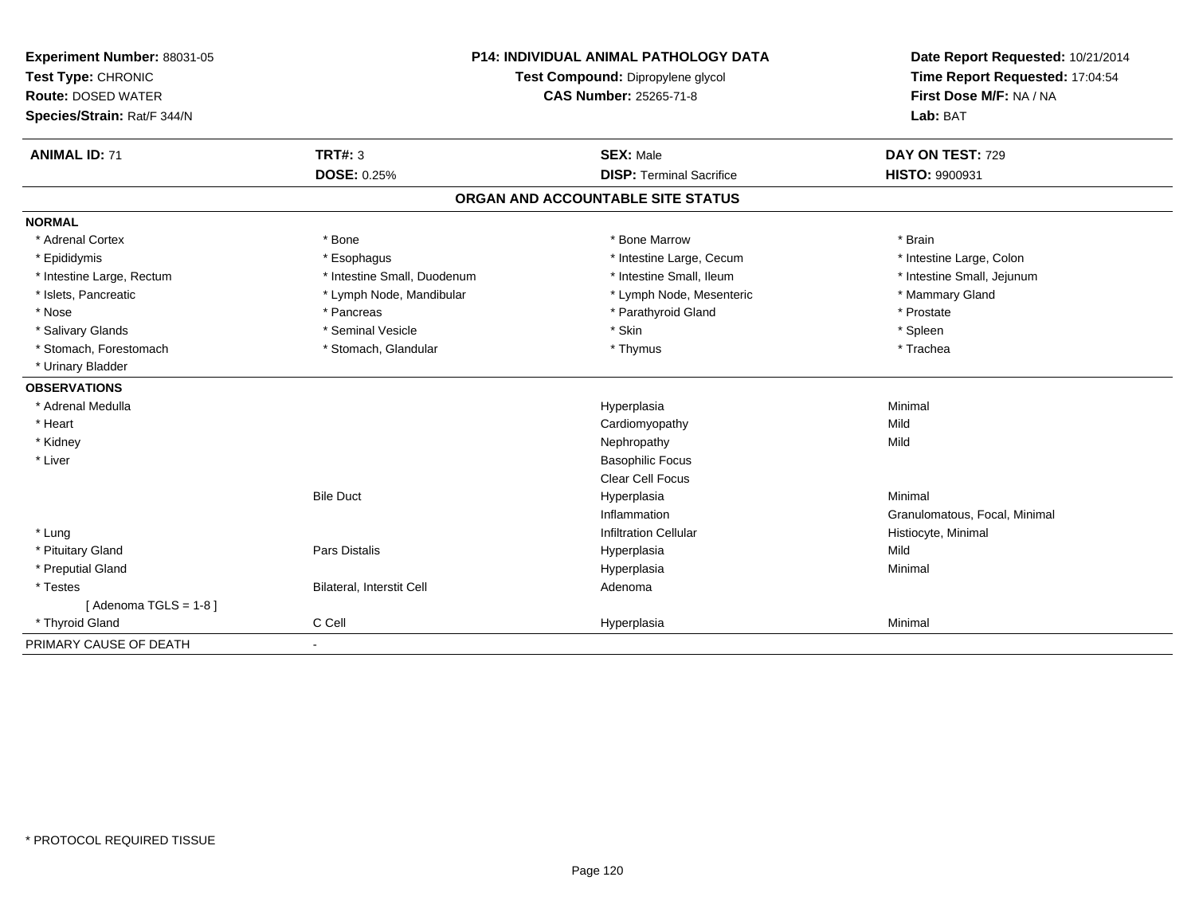**Experiment Number:** 88031-05
**Test Type:** CHRONIC
**Route:** DOSED WATER
**Species/Strain:** Rat/F 344/N

**P14: INDIVIDUAL ANIMAL PATHOLOGY DATA**
**Test Compound:** Dipropylene glycol
**CAS Number:** 25265-71-8

**Date Report Requested:** 10/21/2014
**Time Report Requested:** 17:04:54
**First Dose M/F:** NA / NA
**Lab:** BAT

| **ANIMAL ID:** 71 | **TRT#:** 3 | **SEX:** Male | **DAY ON TEST:** 729 |
|---|---|---|---|
| | **DOSE:** 0.25% | **DISP:** Terminal Sacrifice | **HISTO:** 9900931 |

## ORGAN AND ACCOUNTABLE SITE STATUS

**NORMAL**

| | | | |
|---|---|---|---|
| * Adrenal Cortex | * Bone | * Bone Marrow | * Brain |
| * Epididymis | * Esophagus | * Intestine Large, Cecum | * Intestine Large, Colon |
| * Intestine Large, Rectum | * Intestine Small, Duodenum | * Intestine Small, Ileum | * Intestine Small, Jejunum |
| * Islets, Pancreatic | * Lymph Node, Mandibular | * Lymph Node, Mesenteric | * Mammary Gland |
| * Nose | * Pancreas | * Parathyroid Gland | * Prostate |
| * Salivary Glands | * Seminal Vesicle | * Skin | * Spleen |
| * Stomach, Forestomach | * Stomach, Glandular | * Thymus | * Trachea |
| * Urinary Bladder | | | |

**OBSERVATIONS**

| | | | |
|---|---|---|---|
| * Adrenal Medulla | | Hyperplasia | Minimal |
| * Heart | | Cardiomyopathy | Mild |
| * Kidney | | Nephropathy | Mild |
| * Liver | | Basophilic Focus | |
| | | Clear Cell Focus | |
| | Bile Duct | Hyperplasia | Minimal |
| | | Inflammation | Granulomatous, Focal, Minimal |
| * Lung | | Infiltration Cellular | Histiocyte, Minimal |
| * Pituitary Gland | Pars Distalis | Hyperplasia | Mild |
| * Preputial Gland | | Hyperplasia | Minimal |
| * Testes | Bilateral, Interstit Cell | Adenoma | |
| [ Adenoma TGLS = 1-8 ] | | | |
| * Thyroid Gland | C Cell | Hyperplasia | Minimal |

| PRIMARY CAUSE OF DEATH | - |
|---|---|

* PROTOCOL REQUIRED TISSUE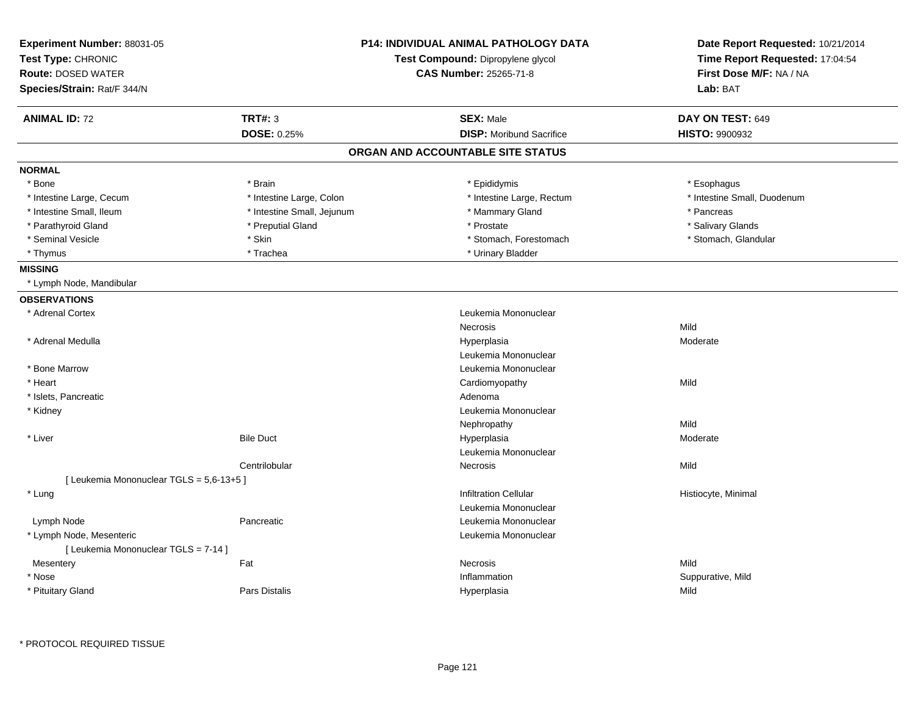**Experiment Number:** 88031-05
**Test Type:** CHRONIC
**Route:** DOSED WATER
**Species/Strain:** Rat/F 344/N

**P14: INDIVIDUAL ANIMAL PATHOLOGY DATA**
**Test Compound:** Dipropylene glycol
**CAS Number:** 25265-71-8

**Date Report Requested:** 10/21/2014
**Time Report Requested:** 17:04:54
**First Dose M/F:** NA / NA
**Lab:** BAT

| **ANIMAL ID:** 72 | **TRT#:** 3 | **SEX:** Male | **DAY ON TEST:** 649 |
|---|---|---|---|
| | **DOSE:** 0.25% | **DISP:** Moribund Sacrifice | **HISTO:** 9900932 |

## ORGAN AND ACCOUNTABLE SITE STATUS

**NORMAL**

| | | | |
|---|---|---|---|
| * Bone | * Brain | * Epididymis | * Esophagus |
| * Intestine Large, Cecum | * Intestine Large, Colon | * Intestine Large, Rectum | * Intestine Small, Duodenum |
| * Intestine Small, Ileum | * Intestine Small, Jejunum | * Mammary Gland | * Pancreas |
| * Parathyroid Gland | * Preputial Gland | * Prostate | * Salivary Glands |
| * Seminal Vesicle | * Skin | * Stomach, Forestomach | * Stomach, Glandular |
| * Thymus | * Trachea | * Urinary Bladder | |

**MISSING**

* Lymph Node, Mandibular

**OBSERVATIONS**

| | | | |
|---|---|---|---|
| * Adrenal Cortex | | Leukemia Mononuclear | |
| | | Necrosis | Mild |
| * Adrenal Medulla | | Hyperplasia | Moderate |
| | | Leukemia Mononuclear | |
| * Bone Marrow | | Leukemia Mononuclear | |
| * Heart | | Cardiomyopathy | Mild |
| * Islets, Pancreatic | | Adenoma | |
| * Kidney | | Leukemia Mononuclear | |
| | | Nephropathy | Mild |
| * Liver | Bile Duct | Hyperplasia | Moderate |
| | | Leukemia Mononuclear | |
| | Centrilobular | Necrosis | Mild |
| [ Leukemia Mononuclear TGLS = 5,6-13+5 ] | | | |
| * Lung | | Infiltration Cellular | Histiocyte, Minimal |
| | | Leukemia Mononuclear | |
| Lymph Node | Pancreatic | Leukemia Mononuclear | |
| * Lymph Node, Mesenteric | | Leukemia Mononuclear | |
| [ Leukemia Mononuclear TGLS = 7-14 ] | | | |
| Mesentery | Fat | Necrosis | Mild |
| * Nose | | Inflammation | Suppurative, Mild |
| * Pituitary Gland | Pars Distalis | Hyperplasia | Mild |

* PROTOCOL REQUIRED TISSUE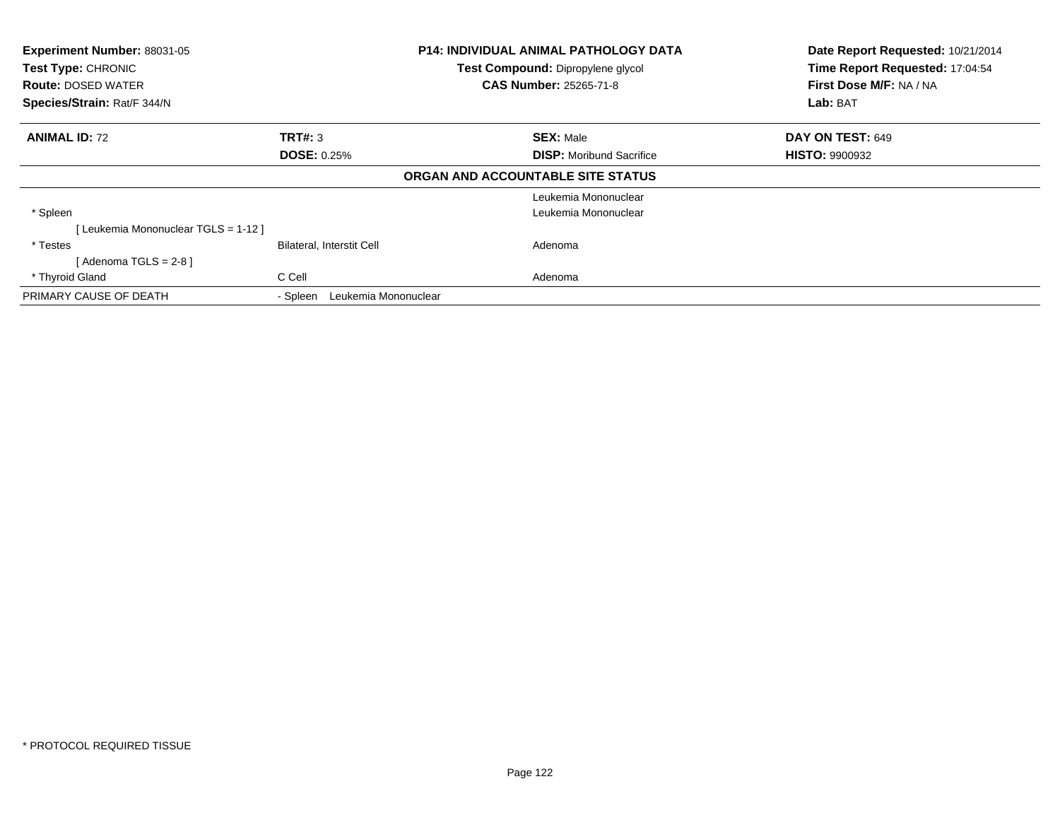**Experiment Number:** 88031-05
**Test Type:** CHRONIC
**Route:** DOSED WATER
**Species/Strain:** Rat/F 344/N

**P14: INDIVIDUAL ANIMAL PATHOLOGY DATA**
**Test Compound:** Dipropylene glycol
**CAS Number:** 25265-71-8

**Date Report Requested:** 10/21/2014
**Time Report Requested:** 17:04:54
**First Dose M/F:** NA / NA
**Lab:** BAT

| **ANIMAL ID:** 72 | **TRT#:** 3 | **SEX:** Male | **DAY ON TEST:** 649 |
|---|---|---|---|
| | **DOSE:** 0.25% | **DISP:** Moribund Sacrifice | **HISTO:** 9900932 |

**ORGAN AND ACCOUNTABLE SITE STATUS**

| | | |
|---|---|---|
| | | Leukemia Mononuclear |
| * Spleen | | Leukemia Mononuclear |
| [ Leukemia Mononuclear TGLS = 1-12 ] | | |
| * Testes | Bilateral, Interstit Cell | Adenoma |
| [ Adenoma TGLS = 2-8 ] | | |
| * Thyroid Gland | C Cell | Adenoma |
| PRIMARY CAUSE OF DEATH | - Spleen Leukemia Mononuclear | |

* PROTOCOL REQUIRED TISSUE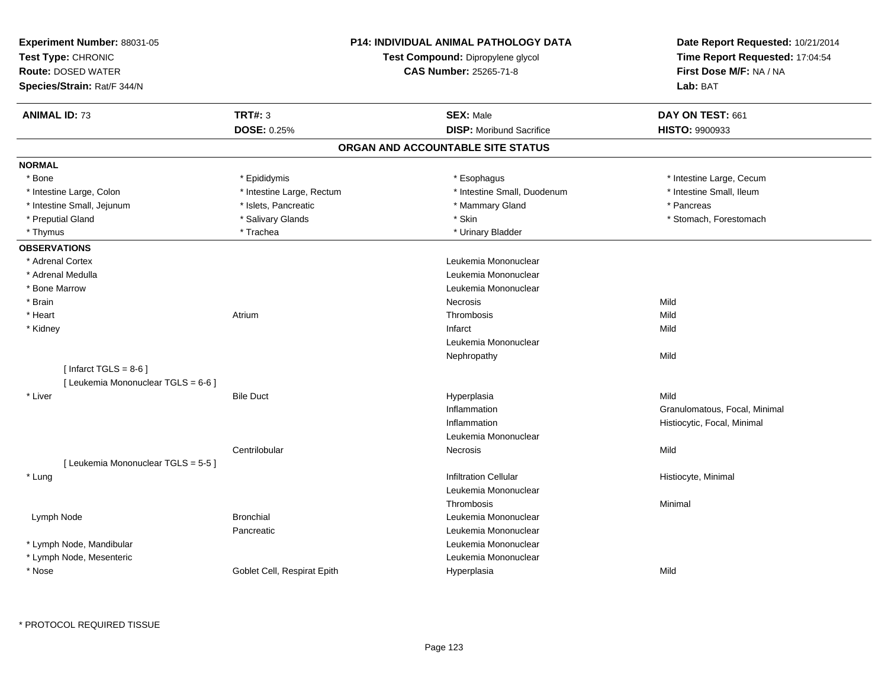**Experiment Number:** 88031-05
**Test Type:** CHRONIC
**Route:** DOSED WATER
**Species/Strain:** Rat/F 344/N

**P14: INDIVIDUAL ANIMAL PATHOLOGY DATA**
**Test Compound:** Dipropylene glycol
**CAS Number:** 25265-71-8

**Date Report Requested:** 10/21/2014
**Time Report Requested:** 17:04:54
**First Dose M/F:** NA / NA
**Lab:** BAT

| **ANIMAL ID:** 73 | **TRT#:** 3 | **SEX:** Male | **DAY ON TEST:** 661 |
|---|---|---|---|
| | **DOSE:** 0.25% | **DISP:** Moribund Sacrifice | **HISTO:** 9900933 |

## ORGAN AND ACCOUNTABLE SITE STATUS

**NORMAL**

| | | | |
|---|---|---|---|
| * Bone | * Epididymis | * Esophagus | * Intestine Large, Cecum |
| * Intestine Large, Colon | * Intestine Large, Rectum | * Intestine Small, Duodenum | * Intestine Small, Ileum |
| * Intestine Small, Jejunum | * Islets, Pancreatic | * Mammary Gland | * Pancreas |
| * Preputial Gland | * Salivary Glands | * Skin | * Stomach, Forestomach |
| * Thymus | * Trachea | * Urinary Bladder | |

**OBSERVATIONS**

| | | | |
|---|---|---|---|
| * Adrenal Cortex | | Leukemia Mononuclear | |
| * Adrenal Medulla | | Leukemia Mononuclear | |
| * Bone Marrow | | Leukemia Mononuclear | |
| * Brain | | Necrosis | Mild |
| * Heart | Atrium | Thrombosis | Mild |
| * Kidney | | Infarct | Mild |
| | | Leukemia Mononuclear | |
| | | Nephropathy | Mild |
| [ Infarct TGLS = 8-6 ] | | | |
| [ Leukemia Mononuclear TGLS = 6-6 ] | | | |
| * Liver | Bile Duct | Hyperplasia | Mild |
| | | Inflammation | Granulomatous, Focal, Minimal |
| | | Inflammation | Histiocytic, Focal, Minimal |
| | | Leukemia Mononuclear | |
| | Centrilobular | Necrosis | Mild |
| [ Leukemia Mononuclear TGLS = 5-5 ] | | | |
| * Lung | | Infiltration Cellular | Histiocyte, Minimal |
| | | Leukemia Mononuclear | |
| | | Thrombosis | Minimal |
| Lymph Node | Bronchial | Leukemia Mononuclear | |
| | Pancreatic | Leukemia Mononuclear | |
| * Lymph Node, Mandibular | | Leukemia Mononuclear | |
| * Lymph Node, Mesenteric | | Leukemia Mononuclear | |
| * Nose | Goblet Cell, Respirat Epith | Hyperplasia | Mild |

* PROTOCOL REQUIRED TISSUE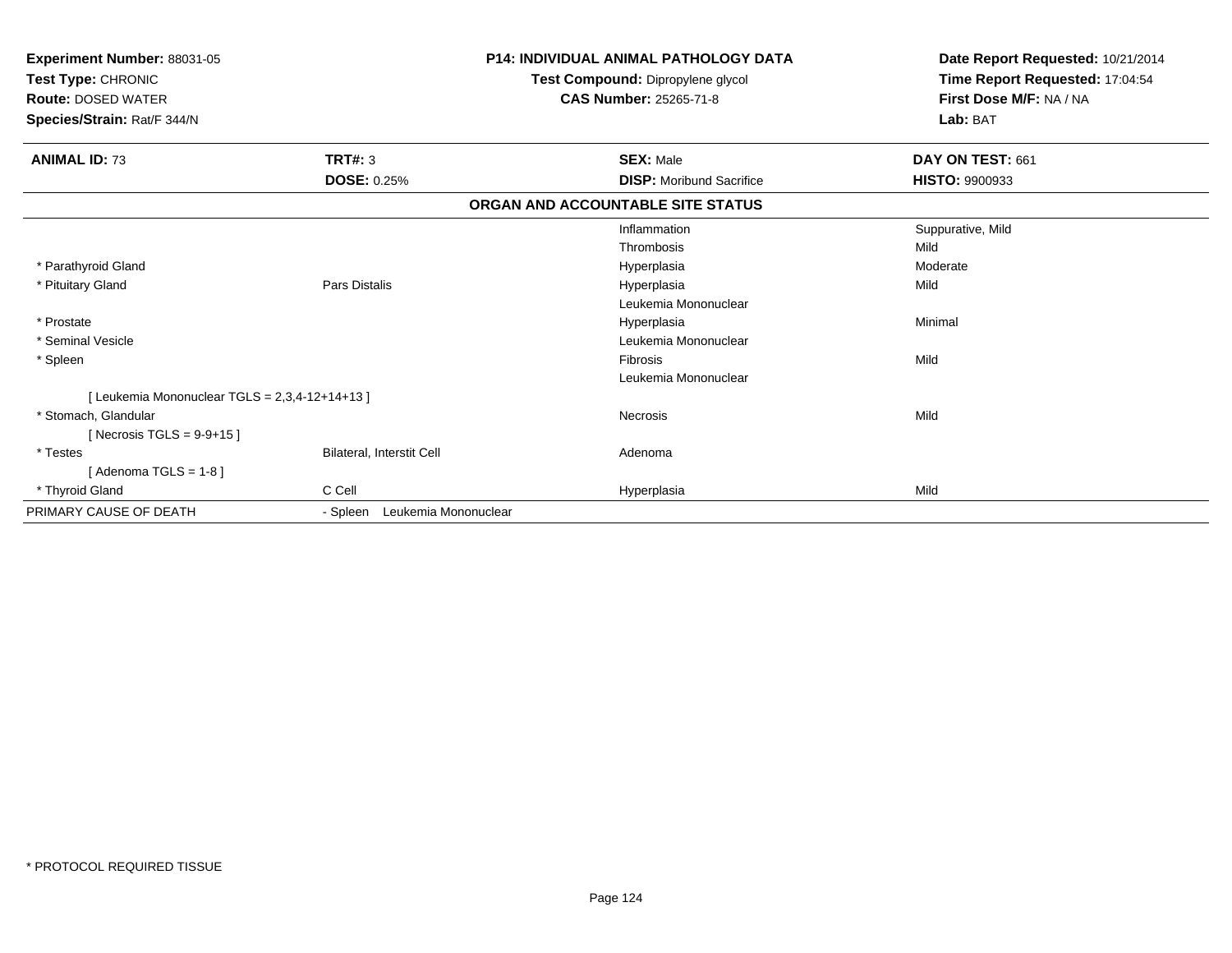**Experiment Number:** 88031-05
**Test Type:** CHRONIC
**Route:** DOSED WATER
**Species/Strain:** Rat/F 344/N

**P14: INDIVIDUAL ANIMAL PATHOLOGY DATA**
**Test Compound:** Dipropylene glycol
**CAS Number:** 25265-71-8

**Date Report Requested:** 10/21/2014
**Time Report Requested:** 17:04:54
**First Dose M/F:** NA / NA
**Lab:** BAT

| **ANIMAL ID:** 73 | **TRT#:** 3 | **SEX:** Male | **DAY ON TEST:** 661 |
|---|---|---|---|
| | **DOSE:** 0.25% | **DISP:** Moribund Sacrifice | **HISTO:** 9900933 |

**ORGAN AND ACCOUNTABLE SITE STATUS**

| | | | |
|---|---|---|---|
| | | Inflammation | Suppurative, Mild |
| | | Thrombosis | Mild |
| * Parathyroid Gland | | Hyperplasia | Moderate |
| * Pituitary Gland | Pars Distalis | Hyperplasia | Mild |
| | | Leukemia Mononuclear | |
| * Prostate | | Hyperplasia | Minimal |
| * Seminal Vesicle | | Leukemia Mononuclear | |
| * Spleen | | Fibrosis | Mild |
| | | Leukemia Mononuclear | |
| [ Leukemia Mononuclear TGLS = 2,3,4-12+14+13 ] | | | |
| * Stomach, Glandular | | Necrosis | Mild |
| [ Necrosis TGLS = 9-9+15 ] | | | |
| * Testes | Bilateral, Interstit Cell | Adenoma | |
| [ Adenoma TGLS = 1-8 ] | | | |
| * Thyroid Gland | C Cell | Hyperplasia | Mild |
| PRIMARY CAUSE OF DEATH | - Spleen Leukemia Mononuclear | | |

* PROTOCOL REQUIRED TISSUE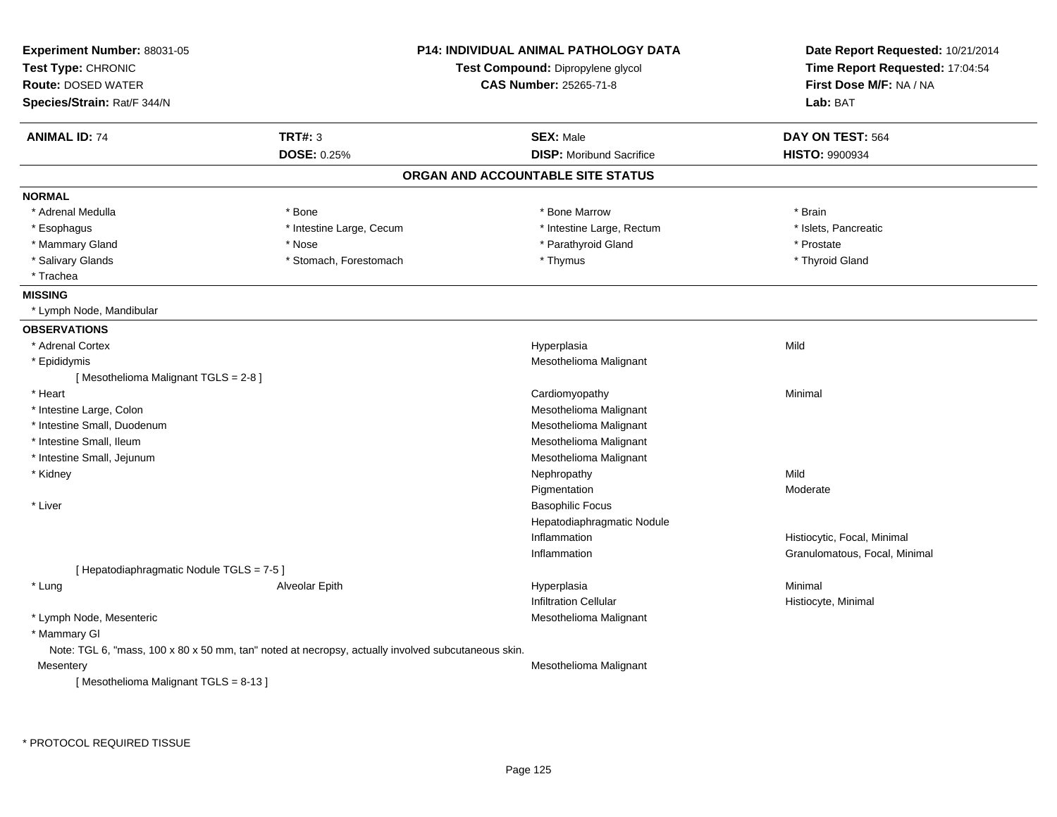**Experiment Number:** 88031-05
**Test Type:** CHRONIC
**Route:** DOSED WATER
**Species/Strain:** Rat/F 344/N

**P14: INDIVIDUAL ANIMAL PATHOLOGY DATA**
**Test Compound:** Dipropylene glycol
**CAS Number:** 25265-71-8

**Date Report Requested:** 10/21/2014
**Time Report Requested:** 17:04:54
**First Dose M/F:** NA / NA
**Lab:** BAT

| **ANIMAL ID:** 74 | **TRT#:** 3 | **SEX:** Male | **DAY ON TEST:** 564 |
|---|---|---|---|
| | **DOSE:** 0.25% | **DISP:** Moribund Sacrifice | **HISTO:** 9900934 |

## ORGAN AND ACCOUNTABLE SITE STATUS

**NORMAL**

| | | | |
|---|---|---|---|
| * Adrenal Medulla | * Bone | * Bone Marrow | * Brain |
| * Esophagus | * Intestine Large, Cecum | * Intestine Large, Rectum | * Islets, Pancreatic |
| * Mammary Gland | * Nose | * Parathyroid Gland | * Prostate |
| * Salivary Glands | * Stomach, Forestomach | * Thymus | * Thyroid Gland |
| * Trachea | | | |

**MISSING**

* Lymph Node, Mandibular

**OBSERVATIONS**

| Organ | Site | Observation | Qualifier |
|---|---|---|---|
| * Adrenal Cortex | | Hyperplasia | Mild |
| * Epididymis | | Mesothelioma Malignant | |
| [ Mesothelioma Malignant TGLS = 2-8 ] | | | |
| * Heart | | Cardiomyopathy | Minimal |
| * Intestine Large, Colon | | Mesothelioma Malignant | |
| * Intestine Small, Duodenum | | Mesothelioma Malignant | |
| * Intestine Small, Ileum | | Mesothelioma Malignant | |
| * Intestine Small, Jejunum | | Mesothelioma Malignant | |
| * Kidney | | Nephropathy | Mild |
| | | Pigmentation | Moderate |
| * Liver | | Basophilic Focus | |
| | | Hepatodiaphragmatic Nodule | |
| | | Inflammation | Histiocytic, Focal, Minimal |
| | | Inflammation | Granulomatous, Focal, Minimal |
| [ Hepatodiaphragmatic Nodule TGLS = 7-5 ] | | | |
| * Lung | Alveolar Epith | Hyperplasia | Minimal |
| | | Infiltration Cellular | Histiocyte, Minimal |
| * Lymph Node, Mesenteric | | Mesothelioma Malignant | |
| * Mammary Gl | | | |
| Note: TGL 6, "mass, 100 x 80 x 50 mm, tan" noted at necropsy, actually involved subcutaneous skin. | | | |
| Mesentery | | Mesothelioma Malignant | |
| [ Mesothelioma Malignant TGLS = 8-13 ] | | | |

* PROTOCOL REQUIRED TISSUE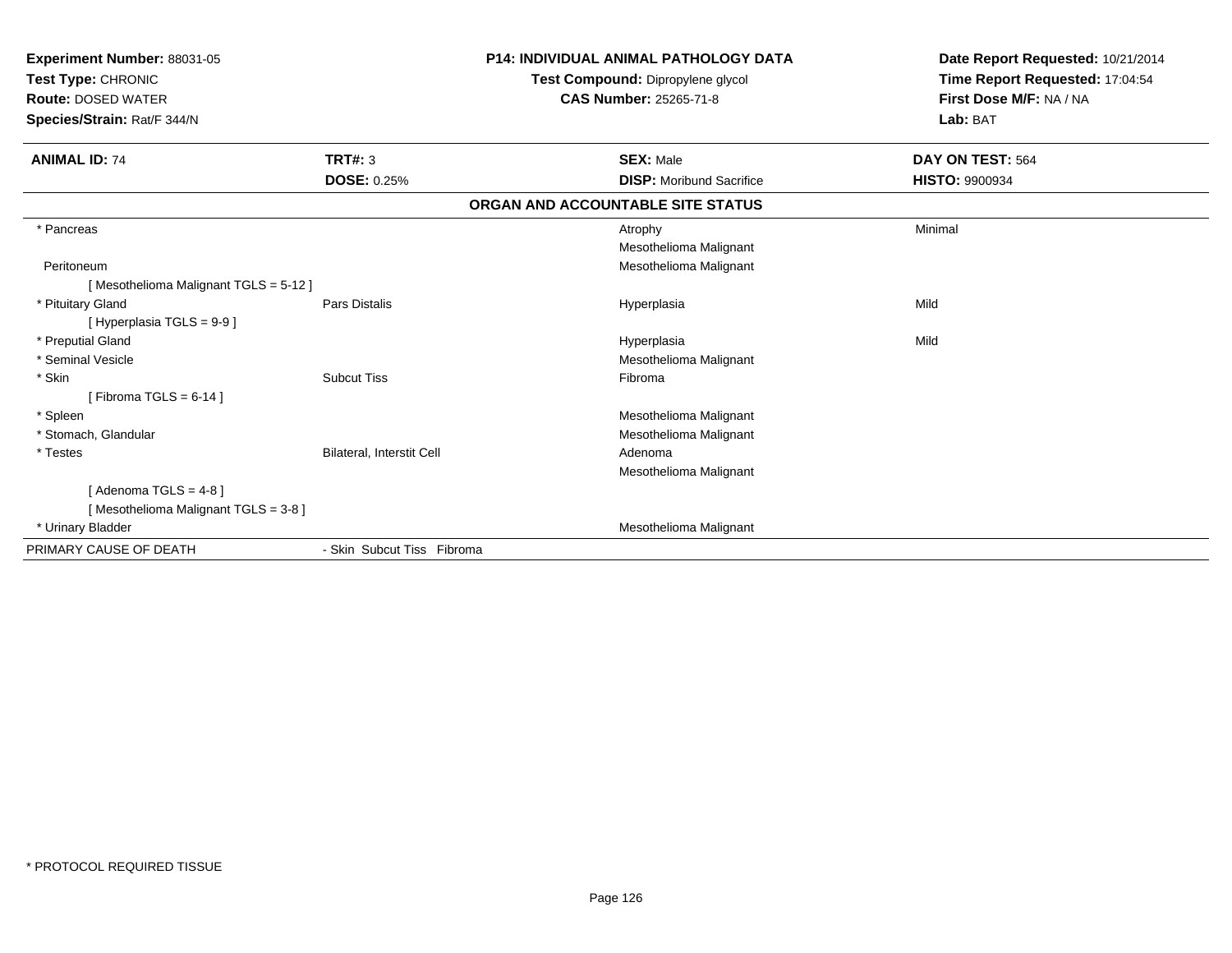**Experiment Number:** 88031-05
**Test Type:** CHRONIC
**Route:** DOSED WATER
**Species/Strain:** Rat/F 344/N

**P14: INDIVIDUAL ANIMAL PATHOLOGY DATA**
**Test Compound:** Dipropylene glycol
**CAS Number:** 25265-71-8

**Date Report Requested:** 10/21/2014
**Time Report Requested:** 17:04:54
**First Dose M/F:** NA / NA
**Lab:** BAT

| **ANIMAL ID:** 74 | **TRT#:** 3 | **SEX:** Male | **DAY ON TEST:** 564 |
|---|---|---|---|
| | **DOSE:** 0.25% | **DISP:** Moribund Sacrifice | **HISTO:** 9900934 |

## ORGAN AND ACCOUNTABLE SITE STATUS

| | | | |
|---|---|---|---|
| * Pancreas | | Atrophy | Minimal |
| | | Mesothelioma Malignant | |
| Peritoneum | | Mesothelioma Malignant | |
| [ Mesothelioma Malignant TGLS = 5-12 ] | | | |
| * Pituitary Gland | Pars Distalis | Hyperplasia | Mild |
| [ Hyperplasia TGLS = 9-9 ] | | | |
| * Preputial Gland | | Hyperplasia | Mild |
| * Seminal Vesicle | | Mesothelioma Malignant | |
| * Skin | Subcut Tiss | Fibroma | |
| [ Fibroma TGLS = 6-14 ] | | | |
| * Spleen | | Mesothelioma Malignant | |
| * Stomach, Glandular | | Mesothelioma Malignant | |
| * Testes | Bilateral, Interstit Cell | Adenoma | |
| | | Mesothelioma Malignant | |
| [ Adenoma TGLS = 4-8 ] | | | |
| [ Mesothelioma Malignant TGLS = 3-8 ] | | | |
| * Urinary Bladder | | Mesothelioma Malignant | |
| PRIMARY CAUSE OF DEATH | - Skin Subcut Tiss Fibroma | | |

* PROTOCOL REQUIRED TISSUE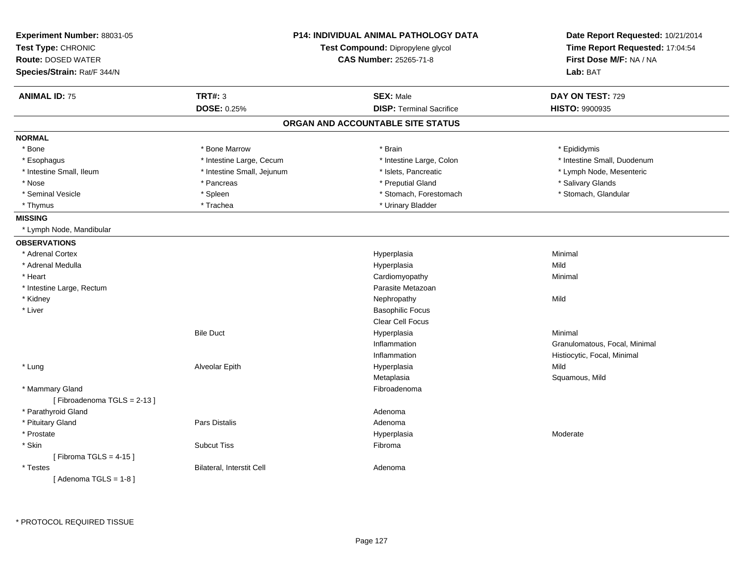**Experiment Number:** 88031-05
**Test Type:** CHRONIC
**Route:** DOSED WATER
**Species/Strain:** Rat/F 344/N

**P14: INDIVIDUAL ANIMAL PATHOLOGY DATA**
**Test Compound:** Dipropylene glycol
**CAS Number:** 25265-71-8

**Date Report Requested:** 10/21/2014
**Time Report Requested:** 17:04:54
**First Dose M/F:** NA / NA
**Lab:** BAT

| **ANIMAL ID:** 75 | **TRT#:** 3 | **SEX:** Male | **DAY ON TEST:** 729 |
|---|---|---|---|
| | **DOSE:** 0.25% | **DISP:** Terminal Sacrifice | **HISTO:** 9900935 |

## ORGAN AND ACCOUNTABLE SITE STATUS

**NORMAL**

| | | | |
|---|---|---|---|
| * Bone | * Bone Marrow | * Brain | * Epididymis |
| * Esophagus | * Intestine Large, Cecum | * Intestine Large, Colon | * Intestine Small, Duodenum |
| * Intestine Small, Ileum | * Intestine Small, Jejunum | * Islets, Pancreatic | * Lymph Node, Mesenteric |
| * Nose | * Pancreas | * Preputial Gland | * Salivary Glands |
| * Seminal Vesicle | * Spleen | * Stomach, Forestomach | * Stomach, Glandular |
| * Thymus | * Trachea | * Urinary Bladder | |

**MISSING**

* Lymph Node, Mandibular

**OBSERVATIONS**

| Organ | Site | Observation | Severity |
|---|---|---|---|
| * Adrenal Cortex | | Hyperplasia | Minimal |
| * Adrenal Medulla | | Hyperplasia | Mild |
| * Heart | | Cardiomyopathy | Minimal |
| * Intestine Large, Rectum | | Parasite Metazoan | |
| * Kidney | | Nephropathy | Mild |
| * Liver | | Basophilic Focus | |
| | | Clear Cell Focus | |
| | Bile Duct | Hyperplasia | Minimal |
| | | Inflammation | Granulomatous, Focal, Minimal |
| | | Inflammation | Histiocytic, Focal, Minimal |
| * Lung | Alveolar Epith | Hyperplasia | Mild |
| | | Metaplasia | Squamous, Mild |
| * Mammary Gland | | Fibroadenoma | |
| [ Fibroadenoma TGLS = 2-13 ] | | | |
| * Parathyroid Gland | | Adenoma | |
| * Pituitary Gland | Pars Distalis | Adenoma | |
| * Prostate | | Hyperplasia | Moderate |
| * Skin | Subcut Tiss | Fibroma | |
| [ Fibroma TGLS = 4-15 ] | | | |
| * Testes | Bilateral, Interstit Cell | Adenoma | |
| [ Adenoma TGLS = 1-8 ] | | | |

* PROTOCOL REQUIRED TISSUE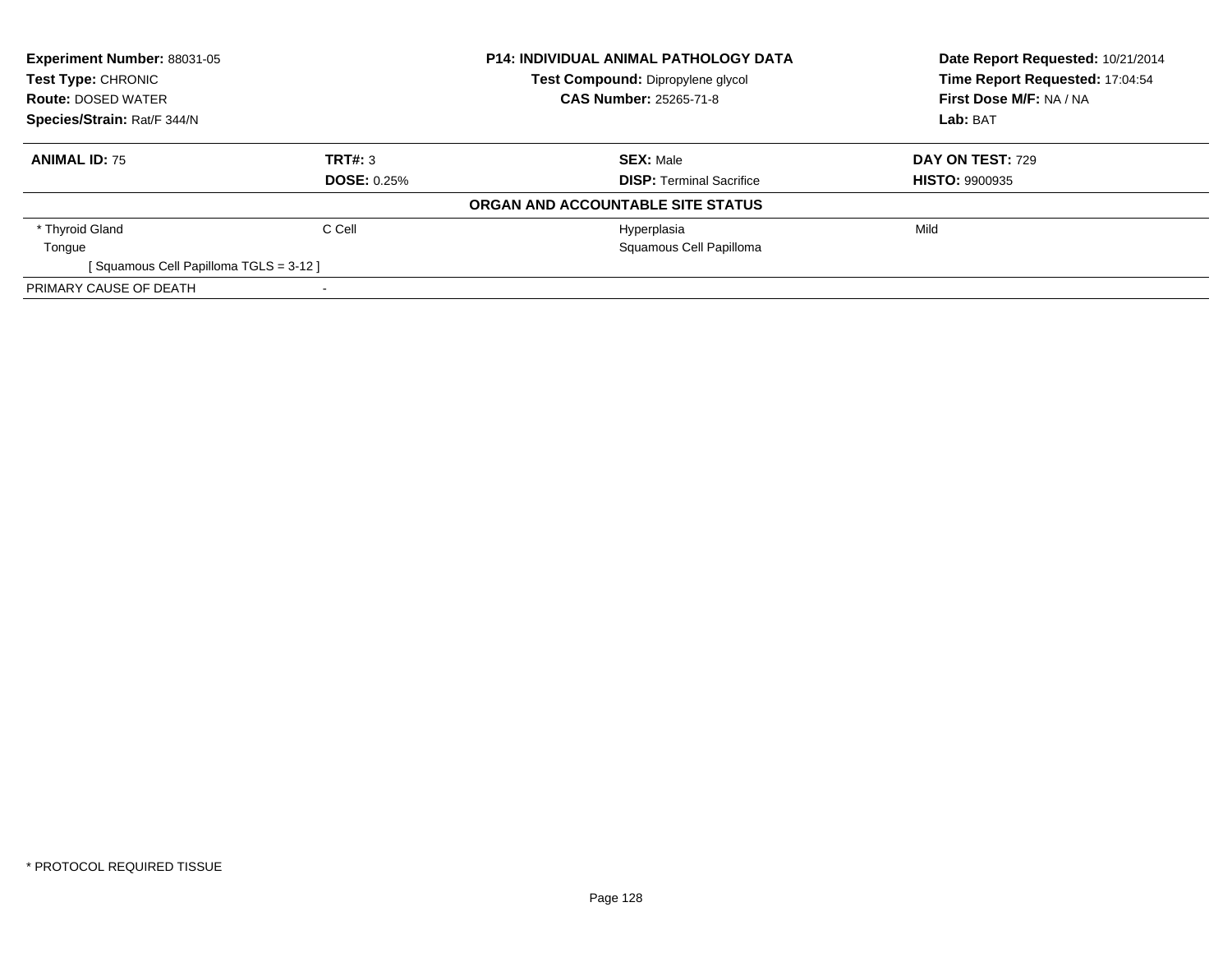**Experiment Number:** 88031-05
**Test Type:** CHRONIC
**Route:** DOSED WATER
**Species/Strain:** Rat/F 344/N

**P14: INDIVIDUAL ANIMAL PATHOLOGY DATA**
**Test Compound:** Dipropylene glycol
**CAS Number:** 25265-71-8

**Date Report Requested:** 10/21/2014
**Time Report Requested:** 17:04:54
**First Dose M/F:** NA / NA
**Lab:** BAT

| **ANIMAL ID:** 75 | **TRT#:** 3 | **SEX:** Male | **DAY ON TEST:** 729 |
|---|---|---|---|
| | **DOSE:** 0.25% | **DISP:** Terminal Sacrifice | **HISTO:** 9900935 |

**ORGAN AND ACCOUNTABLE SITE STATUS**

| | | | |
|---|---|---|---|
| * Thyroid Gland | C Cell | Hyperplasia | Mild |
| Tongue | | Squamous Cell Papilloma | |
| [ Squamous Cell Papilloma TGLS = 3-12 ] | | | |
| PRIMARY CAUSE OF DEATH | - | | |

* PROTOCOL REQUIRED TISSUE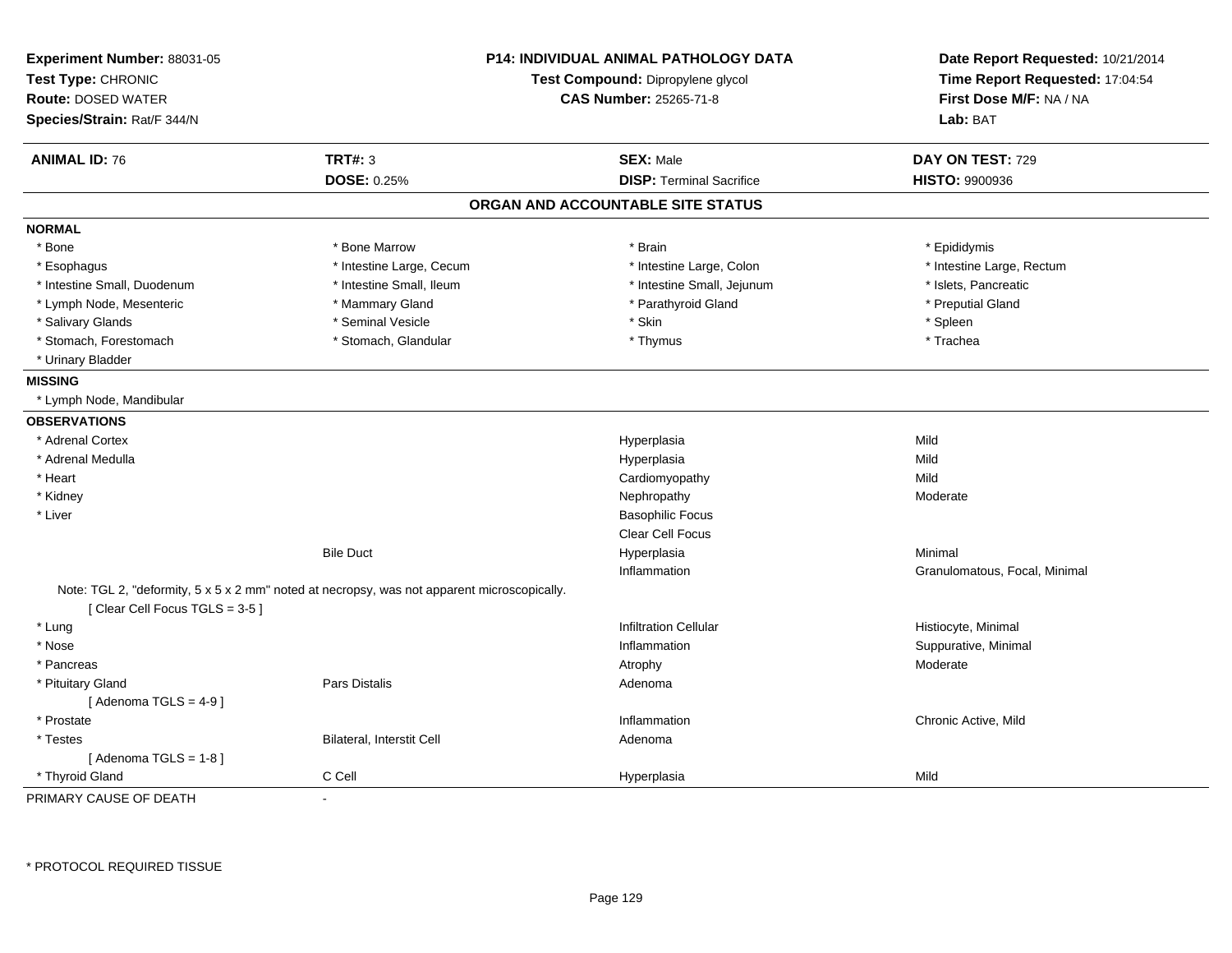**Experiment Number:** 88031-05
**Test Type:** CHRONIC
**Route:** DOSED WATER
**Species/Strain:** Rat/F 344/N

**P14: INDIVIDUAL ANIMAL PATHOLOGY DATA**
**Test Compound:** Dipropylene glycol
**CAS Number:** 25265-71-8

**Date Report Requested:** 10/21/2014
**Time Report Requested:** 17:04:54
**First Dose M/F:** NA / NA
**Lab:** BAT

| **ANIMAL ID:** 76 | **TRT#:** 3 | **SEX:** Male | **DAY ON TEST:** 729 |
|---|---|---|---|
| | **DOSE:** 0.25% | **DISP:** Terminal Sacrifice | **HISTO:** 9900936 |

## ORGAN AND ACCOUNTABLE SITE STATUS

**NORMAL**

| | | | |
|---|---|---|---|
| * Bone | * Bone Marrow | * Brain | * Epididymis |
| * Esophagus | * Intestine Large, Cecum | * Intestine Large, Colon | * Intestine Large, Rectum |
| * Intestine Small, Duodenum | * Intestine Small, Ileum | * Intestine Small, Jejunum | * Islets, Pancreatic |
| * Lymph Node, Mesenteric | * Mammary Gland | * Parathyroid Gland | * Preputial Gland |
| * Salivary Glands | * Seminal Vesicle | * Skin | * Spleen |
| * Stomach, Forestomach | * Stomach, Glandular | * Thymus | * Trachea |
| * Urinary Bladder | | | |

**MISSING**

* Lymph Node, Mandibular

**OBSERVATIONS**

| | | | |
|---|---|---|---|
| * Adrenal Cortex | | Hyperplasia | Mild |
| * Adrenal Medulla | | Hyperplasia | Mild |
| * Heart | | Cardiomyopathy | Mild |
| * Kidney | | Nephropathy | Moderate |
| * Liver | | Basophilic Focus | |
| | | Clear Cell Focus | |
| | Bile Duct | Hyperplasia | Minimal |
| | | Inflammation | Granulomatous, Focal, Minimal |

Note: TGL 2, "deformity, 5 x 5 x 2 mm" noted at necropsy, was not apparent microscopically.
[ Clear Cell Focus TGLS = 3-5 ]

| | | | |
|---|---|---|---|
| * Lung | | Infiltration Cellular | Histiocyte, Minimal |
| * Nose | | Inflammation | Suppurative, Minimal |
| * Pancreas | | Atrophy | Moderate |
| * Pituitary Gland | Pars Distalis | Adenoma | |
| [ Adenoma TGLS = 4-9 ] | | | |
| * Prostate | | Inflammation | Chronic Active, Mild |
| * Testes | Bilateral, Interstit Cell | Adenoma | |
| [ Adenoma TGLS = 1-8 ] | | | |
| * Thyroid Gland | C Cell | Hyperplasia | Mild |

PRIMARY CAUSE OF DEATH -

* PROTOCOL REQUIRED TISSUE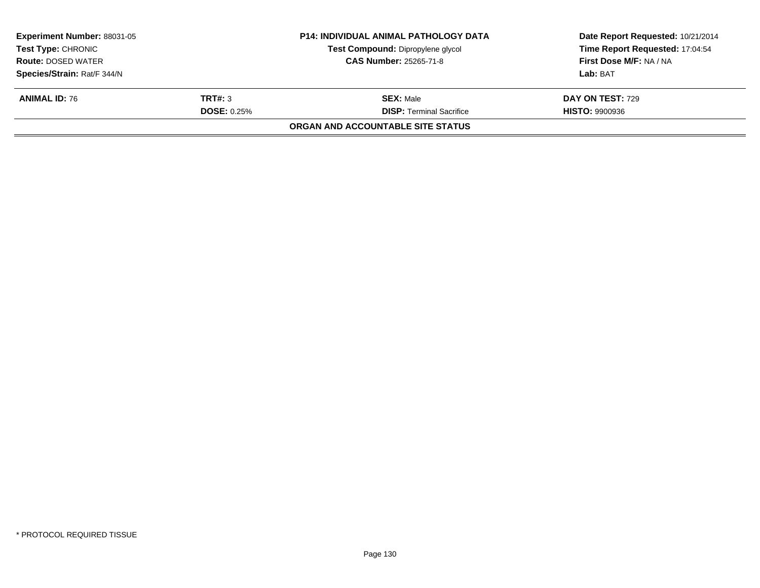| **Experiment Number:** 88031-05 | **P14: INDIVIDUAL ANIMAL PATHOLOGY DATA** | **Date Report Requested:** 10/21/2014 |
|---|---|---|
| **Test Type:** CHRONIC | **Test Compound:** Dipropylene glycol | **Time Report Requested:** 17:04:54 |
| **Route:** DOSED WATER | **CAS Number:** 25265-71-8 | **First Dose M/F:** NA / NA |
| **Species/Strain:** Rat/F 344/N | | **Lab:** BAT |

| **ANIMAL ID:** 76 | **TRT#:** 3 | **SEX:** Male | **DAY ON TEST:** 729 |
|---|---|---|---|
| | **DOSE:** 0.25% | **DISP:** Terminal Sacrifice | **HISTO:** 9900936 |

**ORGAN AND ACCOUNTABLE SITE STATUS**

* PROTOCOL REQUIRED TISSUE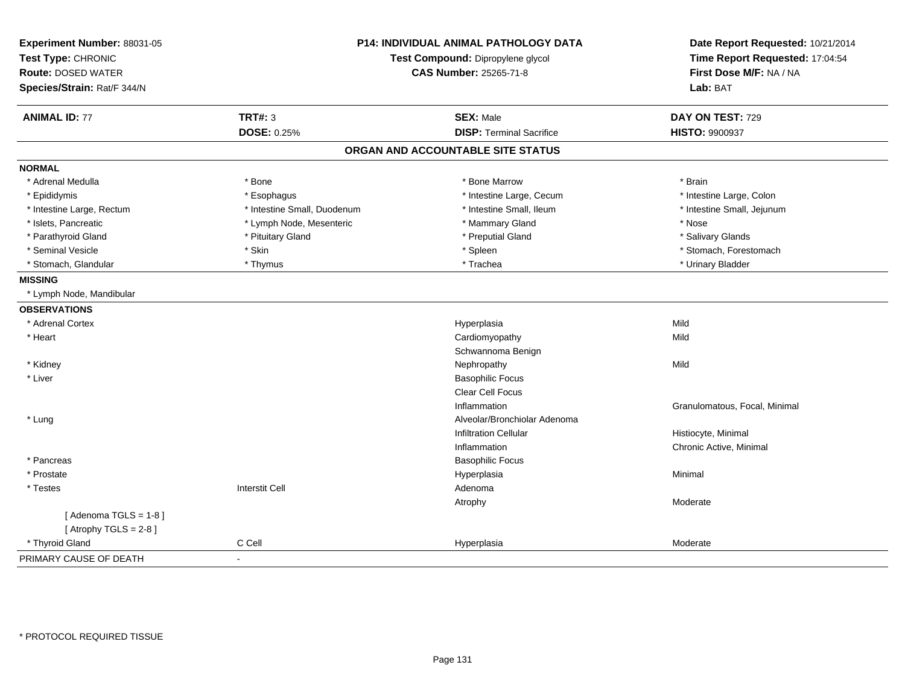**Experiment Number:** 88031-05
**Test Type:** CHRONIC
**Route:** DOSED WATER
**Species/Strain:** Rat/F 344/N

**P14: INDIVIDUAL ANIMAL PATHOLOGY DATA**
**Test Compound:** Dipropylene glycol
**CAS Number:** 25265-71-8

**Date Report Requested:** 10/21/2014
**Time Report Requested:** 17:04:54
**First Dose M/F:** NA / NA
**Lab:** BAT

| **ANIMAL ID:** 77 | **TRT#:** 3 | **SEX:** Male | **DAY ON TEST:** 729 |
|---|---|---|---|
| | **DOSE:** 0.25% | **DISP:** Terminal Sacrifice | **HISTO:** 9900937 |

## ORGAN AND ACCOUNTABLE SITE STATUS

**NORMAL**

| | | | |
|---|---|---|---|
| * Adrenal Medulla | * Bone | * Bone Marrow | * Brain |
| * Epididymis | * Esophagus | * Intestine Large, Cecum | * Intestine Large, Colon |
| * Intestine Large, Rectum | * Intestine Small, Duodenum | * Intestine Small, Ileum | * Intestine Small, Jejunum |
| * Islets, Pancreatic | * Lymph Node, Mesenteric | * Mammary Gland | * Nose |
| * Parathyroid Gland | * Pituitary Gland | * Preputial Gland | * Salivary Glands |
| * Seminal Vesicle | * Skin | * Spleen | * Stomach, Forestomach |
| * Stomach, Glandular | * Thymus | * Trachea | * Urinary Bladder |

**MISSING**

* Lymph Node, Mandibular

**OBSERVATIONS**

| | | | |
|---|---|---|---|
| * Adrenal Cortex | | Hyperplasia | Mild |
| * Heart | | Cardiomyopathy | Mild |
| | | Schwannoma Benign | |
| * Kidney | | Nephropathy | Mild |
| * Liver | | Basophilic Focus | |
| | | Clear Cell Focus | |
| | | Inflammation | Granulomatous, Focal, Minimal |
| * Lung | | Alveolar/Bronchiolar Adenoma | |
| | | Infiltration Cellular | Histiocyte, Minimal |
| | | Inflammation | Chronic Active, Minimal |
| * Pancreas | | Basophilic Focus | |
| * Prostate | | Hyperplasia | Minimal |
| * Testes | Interstit Cell | Adenoma | |
| | | Atrophy | Moderate |
| [ Adenoma TGLS = 1-8 ] | | | |
| [ Atrophy TGLS = 2-8 ] | | | |
| * Thyroid Gland | C Cell | Hyperplasia | Moderate |

PRIMARY CAUSE OF DEATH -

* PROTOCOL REQUIRED TISSUE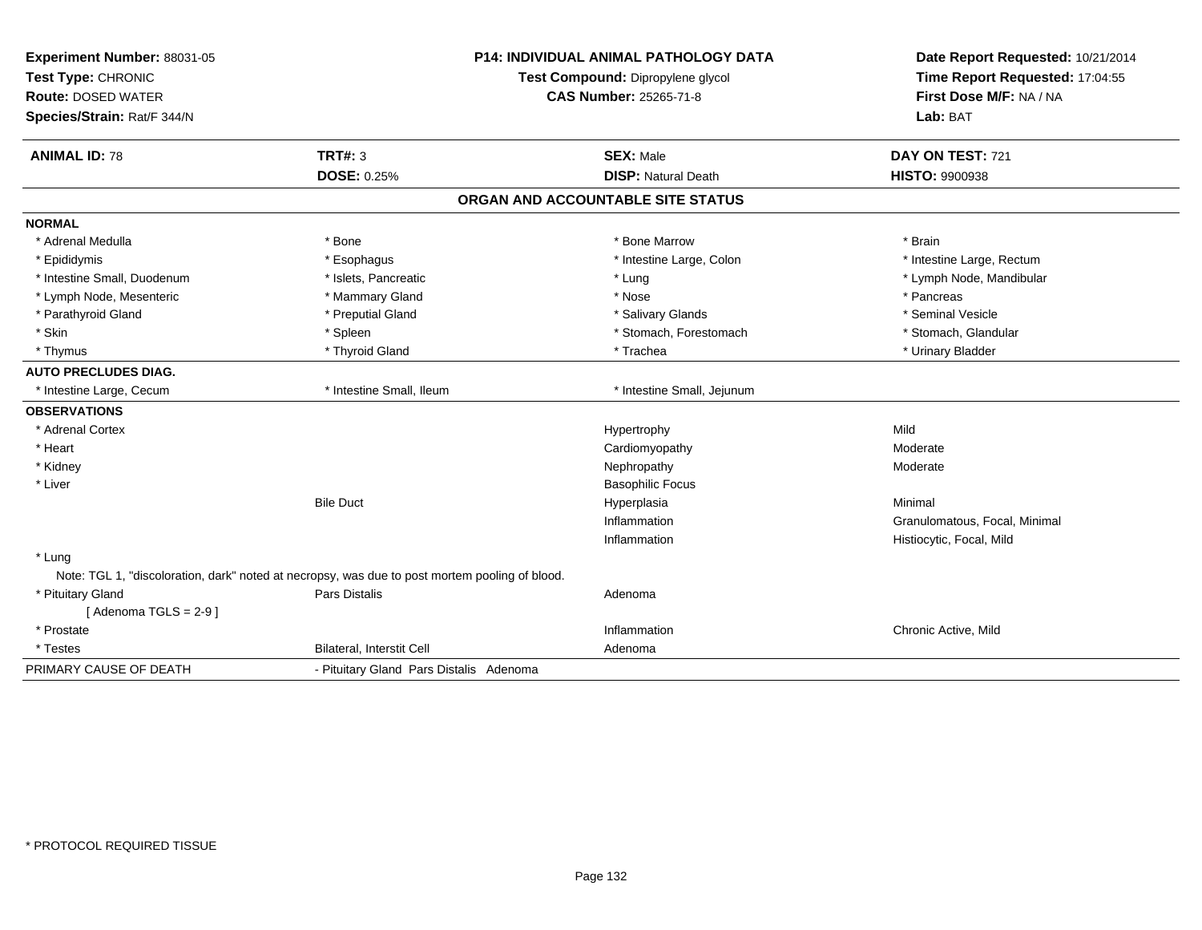**Experiment Number:** 88031-05
**Test Type:** CHRONIC
**Route:** DOSED WATER
**Species/Strain:** Rat/F 344/N

**P14: INDIVIDUAL ANIMAL PATHOLOGY DATA**
**Test Compound:** Dipropylene glycol
**CAS Number:** 25265-71-8

**Date Report Requested:** 10/21/2014
**Time Report Requested:** 17:04:55
**First Dose M/F:** NA / NA
**Lab:** BAT

| **ANIMAL ID:** 78 | **TRT#:** 3 | **SEX:** Male | **DAY ON TEST:** 721 |
|---|---|---|---|
| | **DOSE:** 0.25% | **DISP:** Natural Death | **HISTO:** 9900938 |

## ORGAN AND ACCOUNTABLE SITE STATUS

**NORMAL**

| | | | |
|---|---|---|---|
| * Adrenal Medulla | * Bone | * Bone Marrow | * Brain |
| * Epididymis | * Esophagus | * Intestine Large, Colon | * Intestine Large, Rectum |
| * Intestine Small, Duodenum | * Islets, Pancreatic | * Lung | * Lymph Node, Mandibular |
| * Lymph Node, Mesenteric | * Mammary Gland | * Nose | * Pancreas |
| * Parathyroid Gland | * Preputial Gland | * Salivary Glands | * Seminal Vesicle |
| * Skin | * Spleen | * Stomach, Forestomach | * Stomach, Glandular |
| * Thymus | * Thyroid Gland | * Trachea | * Urinary Bladder |

**AUTO PRECLUDES DIAG.**

| | | |
|---|---|---|
| * Intestine Large, Cecum | * Intestine Small, Ileum | * Intestine Small, Jejunum |

**OBSERVATIONS**

| | | | |
|---|---|---|---|
| * Adrenal Cortex | | Hypertrophy | Mild |
| * Heart | | Cardiomyopathy | Moderate |
| * Kidney | | Nephropathy | Moderate |
| * Liver | | Basophilic Focus | |
| | Bile Duct | Hyperplasia | Minimal |
| | | Inflammation | Granulomatous, Focal, Minimal |
| | | Inflammation | Histiocytic, Focal, Mild |
| * Lung | | | |

Note: TGL 1, "discoloration, dark" noted at necropsy, was due to post mortem pooling of blood.

| | | | |
|---|---|---|---|
| * Pituitary Gland | Pars Distalis | Adenoma | |
| [ Adenoma TGLS = 2-9 ] | | | |
| * Prostate | | Inflammation | Chronic Active, Mild |
| * Testes | Bilateral, Interstit Cell | Adenoma | |

PRIMARY CAUSE OF DEATH - Pituitary Gland Pars Distalis Adenoma

* PROTOCOL REQUIRED TISSUE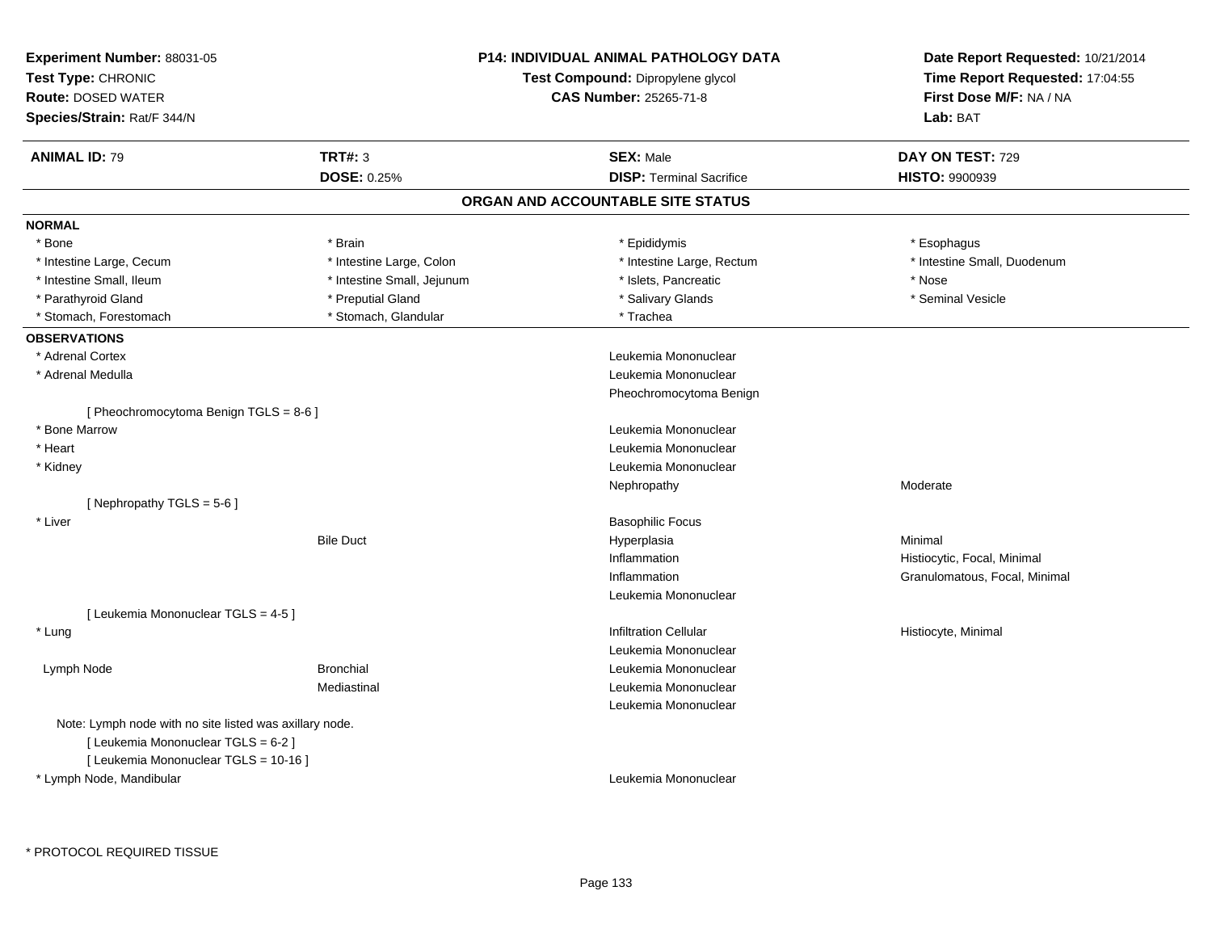**Experiment Number:** 88031-05
**Test Type:** CHRONIC
**Route:** DOSED WATER
**Species/Strain:** Rat/F 344/N

**P14: INDIVIDUAL ANIMAL PATHOLOGY DATA**
**Test Compound:** Dipropylene glycol
**CAS Number:** 25265-71-8

**Date Report Requested:** 10/21/2014
**Time Report Requested:** 17:04:55
**First Dose M/F:** NA / NA
**Lab:** BAT

| **ANIMAL ID:** 79 | **TRT#:** 3 | **SEX:** Male | **DAY ON TEST:** 729 |
|---|---|---|---|
| | **DOSE:** 0.25% | **DISP:** Terminal Sacrifice | **HISTO:** 9900939 |

## ORGAN AND ACCOUNTABLE SITE STATUS

**NORMAL**

| | | | |
|---|---|---|---|
| * Bone | * Brain | * Epididymis | * Esophagus |
| * Intestine Large, Cecum | * Intestine Large, Colon | * Intestine Large, Rectum | * Intestine Small, Duodenum |
| * Intestine Small, Ileum | * Intestine Small, Jejunum | * Islets, Pancreatic | * Nose |
| * Parathyroid Gland | * Preputial Gland | * Salivary Glands | * Seminal Vesicle |
| * Stomach, Forestomach | * Stomach, Glandular | * Trachea | |

**OBSERVATIONS**

| | | | |
|---|---|---|---|
| * Adrenal Cortex | | Leukemia Mononuclear | |
| * Adrenal Medulla | | Leukemia Mononuclear | |
| | | Pheochromocytoma Benign | |
| [ Pheochromocytoma Benign TGLS = 8-6 ] | | | |
| * Bone Marrow | | Leukemia Mononuclear | |
| * Heart | | Leukemia Mononuclear | |
| * Kidney | | Leukemia Mononuclear | |
| | | Nephropathy | Moderate |
| [ Nephropathy TGLS = 5-6 ] | | | |
| * Liver | | Basophilic Focus | |
| | Bile Duct | Hyperplasia | Minimal |
| | | Inflammation | Histiocytic, Focal, Minimal |
| | | Inflammation | Granulomatous, Focal, Minimal |
| | | Leukemia Mononuclear | |
| [ Leukemia Mononuclear TGLS = 4-5 ] | | | |
| * Lung | | Infiltration Cellular | Histiocyte, Minimal |
| | | Leukemia Mononuclear | |
| Lymph Node | Bronchial | Leukemia Mononuclear | |
| | Mediastinal | Leukemia Mononuclear | |
| | | Leukemia Mononuclear | |
| Note: Lymph node with no site listed was axillary node. | | | |
| [ Leukemia Mononuclear TGLS = 6-2 ] | | | |
| [ Leukemia Mononuclear TGLS = 10-16 ] | | | |
| * Lymph Node, Mandibular | | Leukemia Mononuclear | |

* PROTOCOL REQUIRED TISSUE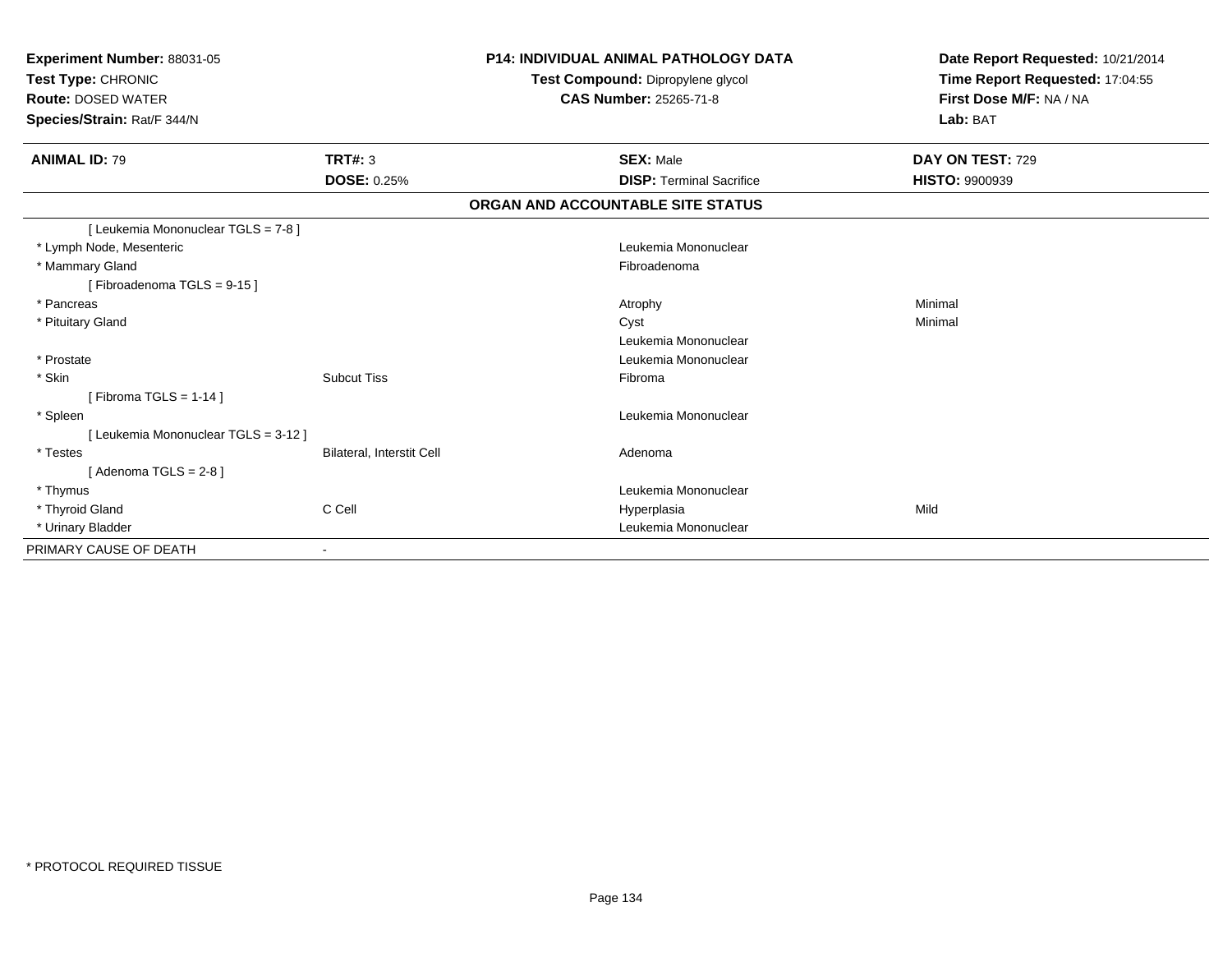**Experiment Number:** 88031-05
**Test Type:** CHRONIC
**Route:** DOSED WATER
**Species/Strain:** Rat/F 344/N

**P14: INDIVIDUAL ANIMAL PATHOLOGY DATA**
**Test Compound:** Dipropylene glycol
**CAS Number:** 25265-71-8

**Date Report Requested:** 10/21/2014
**Time Report Requested:** 17:04:55
**First Dose M/F:** NA / NA
**Lab:** BAT

| **ANIMAL ID:** 79 | **TRT#:** 3 | **SEX:** Male | **DAY ON TEST:** 729 |
|---|---|---|---|
| | **DOSE:** 0.25% | **DISP:** Terminal Sacrifice | **HISTO:** 9900939 |

**ORGAN AND ACCOUNTABLE SITE STATUS**

| | | | |
|---|---|---|---|
| [ Leukemia Mononuclear TGLS = 7-8 ] | | | |
| * Lymph Node, Mesenteric | | Leukemia Mononuclear | |
| * Mammary Gland | | Fibroadenoma | |
| [ Fibroadenoma TGLS = 9-15 ] | | | |
| * Pancreas | | Atrophy | Minimal |
| * Pituitary Gland | | Cyst | Minimal |
| | | Leukemia Mononuclear | |
| * Prostate | | Leukemia Mononuclear | |
| * Skin | Subcut Tiss | Fibroma | |
| [ Fibroma TGLS = 1-14 ] | | | |
| * Spleen | | Leukemia Mononuclear | |
| [ Leukemia Mononuclear TGLS = 3-12 ] | | | |
| * Testes | Bilateral, Interstit Cell | Adenoma | |
| [ Adenoma TGLS = 2-8 ] | | | |
| * Thymus | | Leukemia Mononuclear | |
| * Thyroid Gland | C Cell | Hyperplasia | Mild |
| * Urinary Bladder | | Leukemia Mononuclear | |
| PRIMARY CAUSE OF DEATH | - | | |

* PROTOCOL REQUIRED TISSUE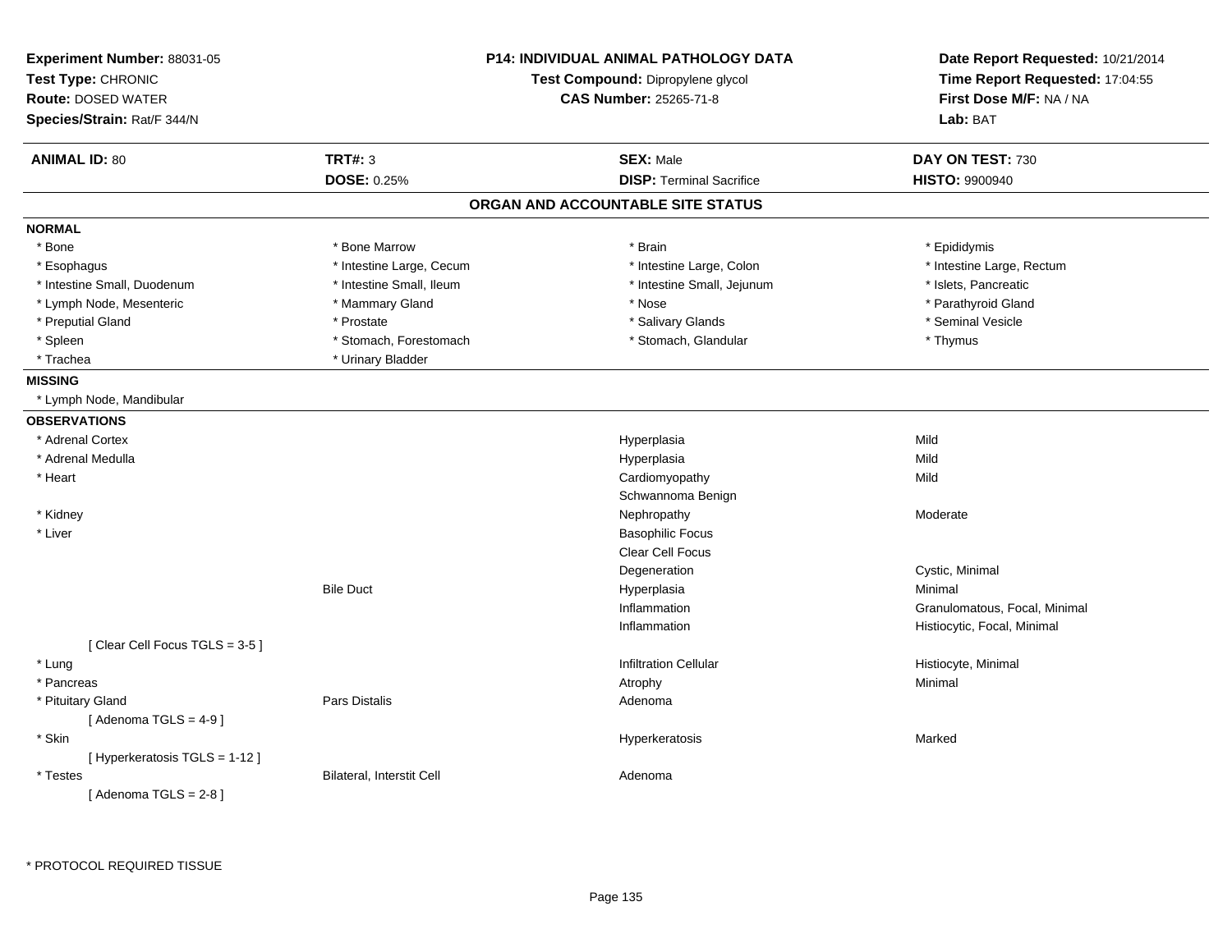**Experiment Number:** 88031-05
**Test Type:** CHRONIC
**Route:** DOSED WATER
**Species/Strain:** Rat/F 344/N

**P14: INDIVIDUAL ANIMAL PATHOLOGY DATA**
**Test Compound:** Dipropylene glycol
**CAS Number:** 25265-71-8

**Date Report Requested:** 10/21/2014
**Time Report Requested:** 17:04:55
**First Dose M/F:** NA / NA
**Lab:** BAT

| **ANIMAL ID:** 80 | **TRT#:** 3 | **SEX:** Male | **DAY ON TEST:** 730 |
|---|---|---|---|
| | **DOSE:** 0.25% | **DISP:** Terminal Sacrifice | **HISTO:** 9900940 |

## ORGAN AND ACCOUNTABLE SITE STATUS

**NORMAL**

| | | | |
|---|---|---|---|
| * Bone | * Bone Marrow | * Brain | * Epididymis |
| * Esophagus | * Intestine Large, Cecum | * Intestine Large, Colon | * Intestine Large, Rectum |
| * Intestine Small, Duodenum | * Intestine Small, Ileum | * Intestine Small, Jejunum | * Islets, Pancreatic |
| * Lymph Node, Mesenteric | * Mammary Gland | * Nose | * Parathyroid Gland |
| * Preputial Gland | * Prostate | * Salivary Glands | * Seminal Vesicle |
| * Spleen | * Stomach, Forestomach | * Stomach, Glandular | * Thymus |
| * Trachea | * Urinary Bladder | | |

**MISSING**

* Lymph Node, Mandibular

**OBSERVATIONS**

| | | | |
|---|---|---|---|
| * Adrenal Cortex | | Hyperplasia | Mild |
| * Adrenal Medulla | | Hyperplasia | Mild |
| * Heart | | Cardiomyopathy | Mild |
| | | Schwannoma Benign | |
| * Kidney | | Nephropathy | Moderate |
| * Liver | | Basophilic Focus | |
| | | Clear Cell Focus | |
| | | Degeneration | Cystic, Minimal |
| | Bile Duct | Hyperplasia | Minimal |
| | | Inflammation | Granulomatous, Focal, Minimal |
| | | Inflammation | Histiocytic, Focal, Minimal |
| [ Clear Cell Focus TGLS = 3-5 ] | | | |
| * Lung | | Infiltration Cellular | Histiocyte, Minimal |
| * Pancreas | | Atrophy | Minimal |
| * Pituitary Gland | Pars Distalis | Adenoma | |
| [ Adenoma TGLS = 4-9 ] | | | |
| * Skin | | Hyperkeratosis | Marked |
| [ Hyperkeratosis TGLS = 1-12 ] | | | |
| * Testes | Bilateral, Interstit Cell | Adenoma | |
| [ Adenoma TGLS = 2-8 ] | | | |

* PROTOCOL REQUIRED TISSUE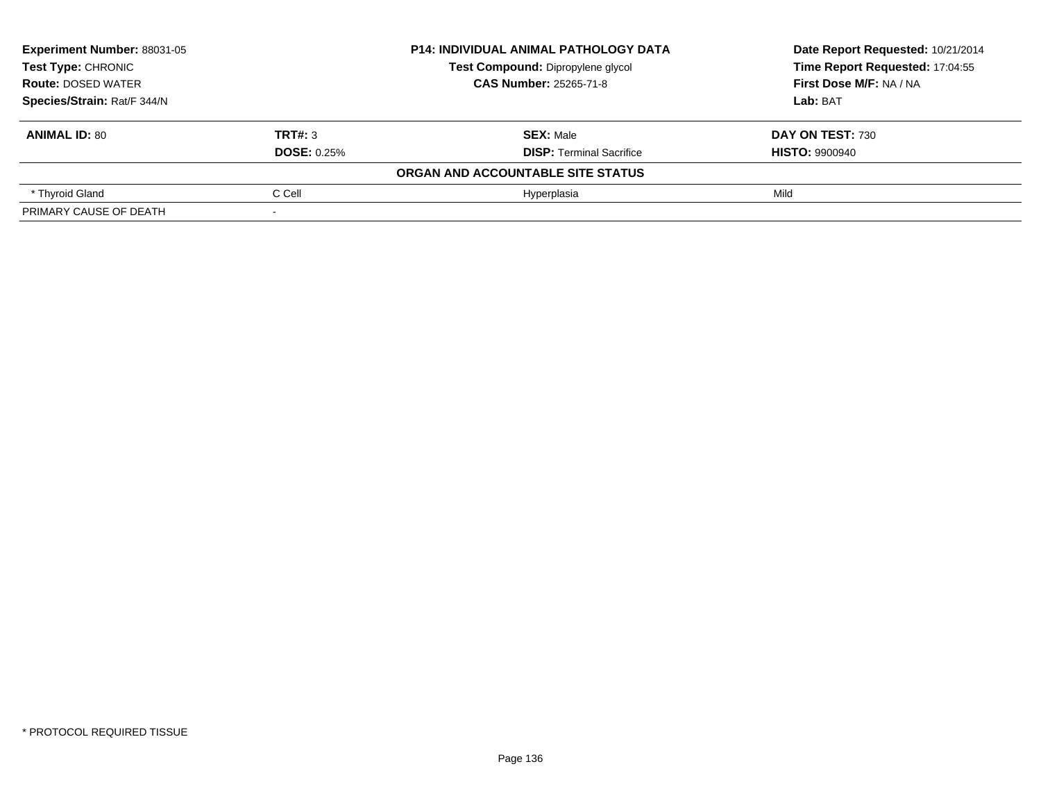**Experiment Number:** 88031-05
**Test Type:** CHRONIC
**Route:** DOSED WATER
**Species/Strain:** Rat/F 344/N

**P14: INDIVIDUAL ANIMAL PATHOLOGY DATA**
**Test Compound:** Dipropylene glycol
**CAS Number:** 25265-71-8

**Date Report Requested:** 10/21/2014
**Time Report Requested:** 17:04:55
**First Dose M/F:** NA / NA
**Lab:** BAT

| **ANIMAL ID:** 80 | **TRT#:** 3 | **SEX:** Male | **DAY ON TEST:** 730 |
|---|---|---|---|
| | **DOSE:** 0.25% | **DISP:** Terminal Sacrifice | **HISTO:** 9900940 |
| | | **ORGAN AND ACCOUNTABLE SITE STATUS** | |
| * Thyroid Gland | C Cell | Hyperplasia | Mild |
| PRIMARY CAUSE OF DEATH | - | | |

* PROTOCOL REQUIRED TISSUE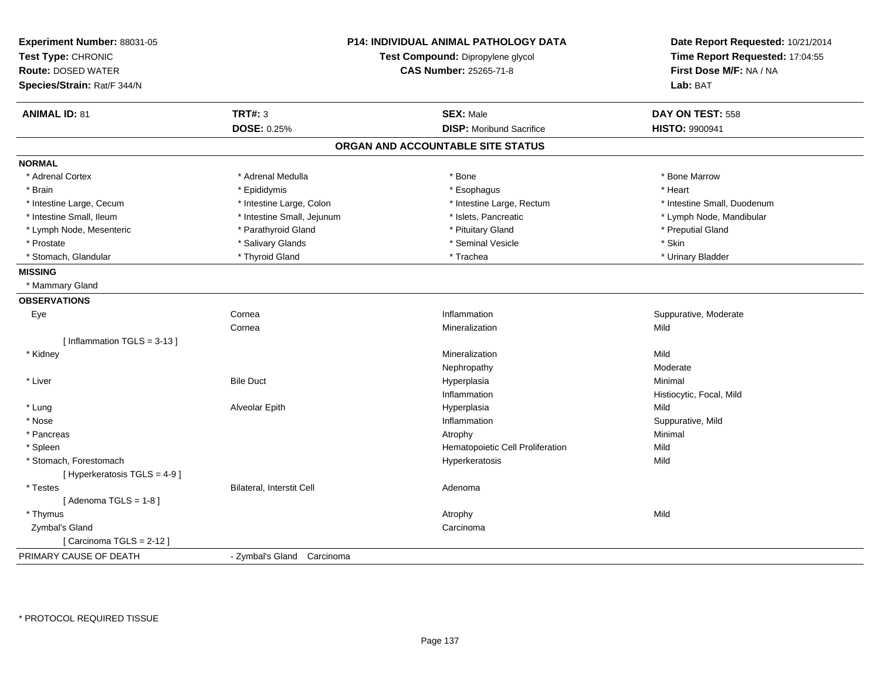**Experiment Number:** 88031-05
**Test Type:** CHRONIC
**Route:** DOSED WATER
**Species/Strain:** Rat/F 344/N

**P14: INDIVIDUAL ANIMAL PATHOLOGY DATA**
**Test Compound:** Dipropylene glycol
**CAS Number:** 25265-71-8

**Date Report Requested:** 10/21/2014
**Time Report Requested:** 17:04:55
**First Dose M/F:** NA / NA
**Lab:** BAT

| **ANIMAL ID:** 81 | **TRT#:** 3 | **SEX:** Male | **DAY ON TEST:** 558 |
|---|---|---|---|
| | **DOSE:** 0.25% | **DISP:** Moribund Sacrifice | **HISTO:** 9900941 |

## ORGAN AND ACCOUNTABLE SITE STATUS

**NORMAL**

| | | | |
|---|---|---|---|
| * Adrenal Cortex | * Adrenal Medulla | * Bone | * Bone Marrow |
| * Brain | * Epididymis | * Esophagus | * Heart |
| * Intestine Large, Cecum | * Intestine Large, Colon | * Intestine Large, Rectum | * Intestine Small, Duodenum |
| * Intestine Small, Ileum | * Intestine Small, Jejunum | * Islets, Pancreatic | * Lymph Node, Mandibular |
| * Lymph Node, Mesenteric | * Parathyroid Gland | * Pituitary Gland | * Preputial Gland |
| * Prostate | * Salivary Glands | * Seminal Vesicle | * Skin |
| * Stomach, Glandular | * Thyroid Gland | * Trachea | * Urinary Bladder |

**MISSING**

* Mammary Gland

**OBSERVATIONS**

| | | | |
|---|---|---|---|
| Eye | Cornea | Inflammation | Suppurative, Moderate |
| | Cornea | Mineralization | Mild |
| [ Inflammation TGLS = 3-13 ] | | | |
| * Kidney | | Mineralization | Mild |
| | | Nephropathy | Moderate |
| * Liver | Bile Duct | Hyperplasia | Minimal |
| | | Inflammation | Histiocytic, Focal, Mild |
| * Lung | Alveolar Epith | Hyperplasia | Mild |
| * Nose | | Inflammation | Suppurative, Mild |
| * Pancreas | | Atrophy | Minimal |
| * Spleen | | Hematopoietic Cell Proliferation | Mild |
| * Stomach, Forestomach | | Hyperkeratosis | Mild |
| [ Hyperkeratosis TGLS = 4-9 ] | | | |
| * Testes | Bilateral, Interstit Cell | Adenoma | |
| [ Adenoma TGLS = 1-8 ] | | | |
| * Thymus | | Atrophy | Mild |
| Zymbal's Gland | | Carcinoma | |
| [ Carcinoma TGLS = 2-12 ] | | | |

PRIMARY CAUSE OF DEATH - Zymbal's Gland Carcinoma

* PROTOCOL REQUIRED TISSUE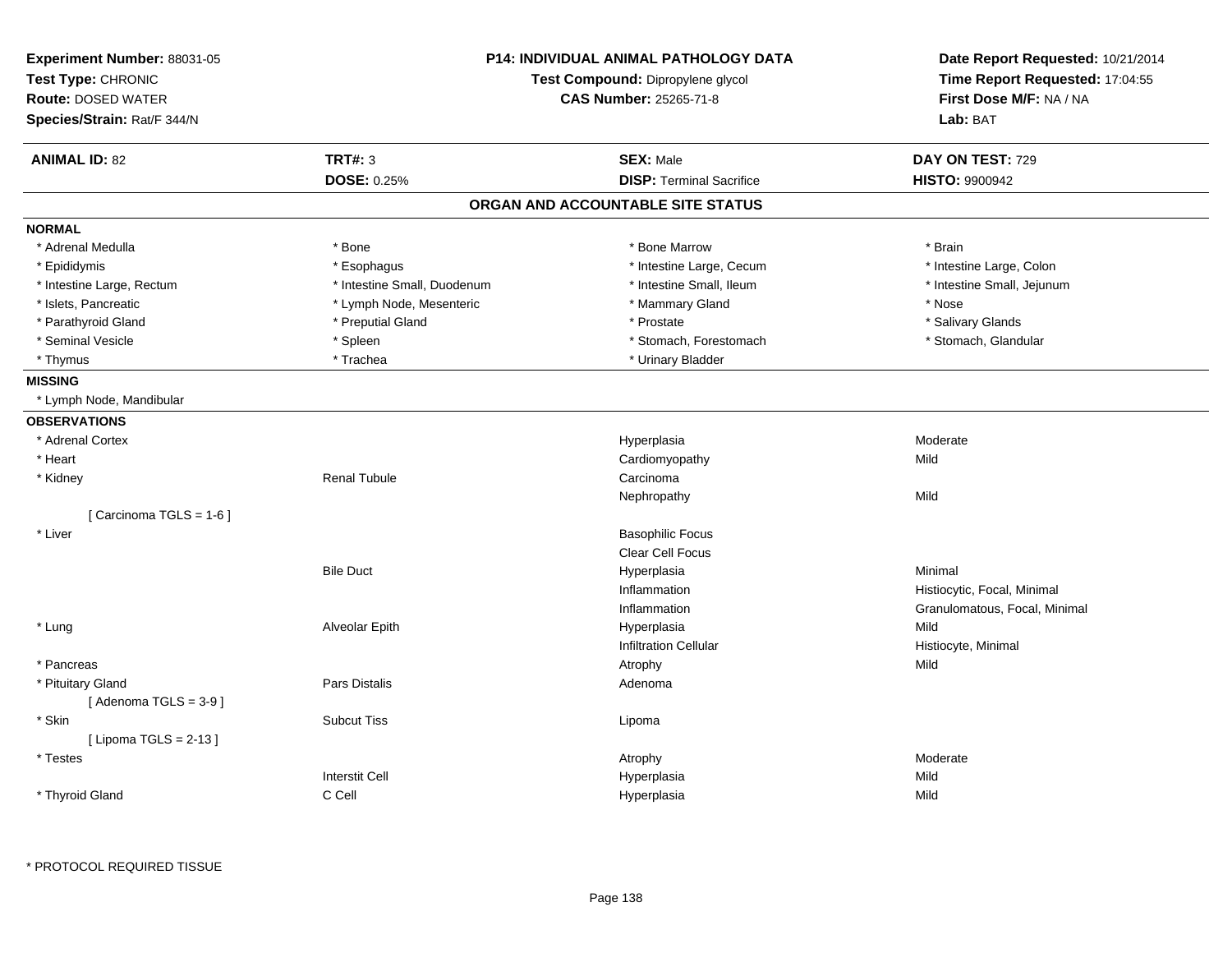**Experiment Number:** 88031-05
**Test Type:** CHRONIC
**Route:** DOSED WATER
**Species/Strain:** Rat/F 344/N

**P14: INDIVIDUAL ANIMAL PATHOLOGY DATA**
**Test Compound:** Dipropylene glycol
**CAS Number:** 25265-71-8

**Date Report Requested:** 10/21/2014
**Time Report Requested:** 17:04:55
**First Dose M/F:** NA / NA
**Lab:** BAT

| **ANIMAL ID:** 82 | **TRT#:** 3 | **SEX:** Male | **DAY ON TEST:** 729 |
|---|---|---|---|
| | **DOSE:** 0.25% | **DISP:** Terminal Sacrifice | **HISTO:** 9900942 |

## ORGAN AND ACCOUNTABLE SITE STATUS

**NORMAL**

| | | | |
|---|---|---|---|
| * Adrenal Medulla | * Bone | * Bone Marrow | * Brain |
| * Epididymis | * Esophagus | * Intestine Large, Cecum | * Intestine Large, Colon |
| * Intestine Large, Rectum | * Intestine Small, Duodenum | * Intestine Small, Ileum | * Intestine Small, Jejunum |
| * Islets, Pancreatic | * Lymph Node, Mesenteric | * Mammary Gland | * Nose |
| * Parathyroid Gland | * Preputial Gland | * Prostate | * Salivary Glands |
| * Seminal Vesicle | * Spleen | * Stomach, Forestomach | * Stomach, Glandular |
| * Thymus | * Trachea | * Urinary Bladder | |

**MISSING**

* Lymph Node, Mandibular

**OBSERVATIONS**

| | | | |
|---|---|---|---|
| * Adrenal Cortex | | Hyperplasia | Moderate |
| * Heart | | Cardiomyopathy | Mild |
| * Kidney | Renal Tubule | Carcinoma | |
| | | Nephropathy | Mild |
| [ Carcinoma TGLS = 1-6 ] | | | |
| * Liver | | Basophilic Focus | |
| | | Clear Cell Focus | |
| | Bile Duct | Hyperplasia | Minimal |
| | | Inflammation | Histiocytic, Focal, Minimal |
| | | Inflammation | Granulomatous, Focal, Minimal |
| * Lung | Alveolar Epith | Hyperplasia | Mild |
| | | Infiltration Cellular | Histiocyte, Minimal |
| * Pancreas | | Atrophy | Mild |
| * Pituitary Gland | Pars Distalis | Adenoma | |
| [ Adenoma TGLS = 3-9 ] | | | |
| * Skin | Subcut Tiss | Lipoma | |
| [ Lipoma TGLS = 2-13 ] | | | |
| * Testes | | Atrophy | Moderate |
| | Interstit Cell | Hyperplasia | Mild |
| * Thyroid Gland | C Cell | Hyperplasia | Mild |

\* PROTOCOL REQUIRED TISSUE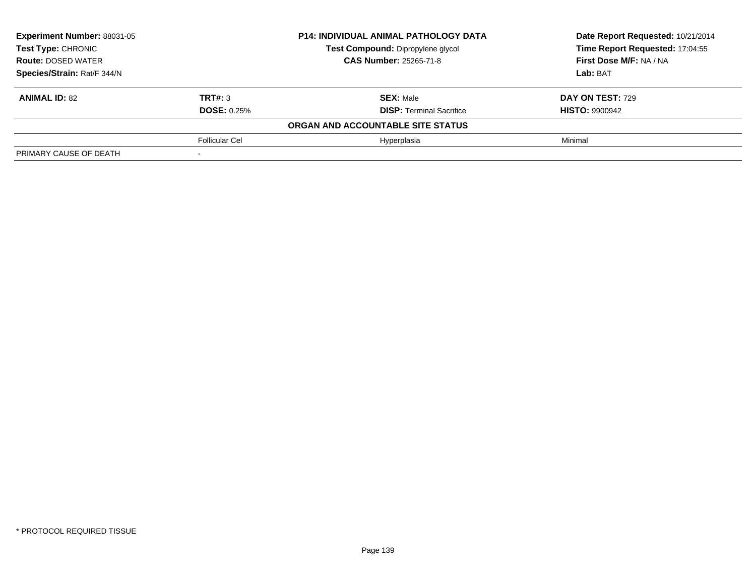| **Experiment Number:** 88031-05 | **P14: INDIVIDUAL ANIMAL PATHOLOGY DATA** | **Date Report Requested:** 10/21/2014 |
|---|---|---|
| **Test Type:** CHRONIC | **Test Compound:** Dipropylene glycol | **Time Report Requested:** 17:04:55 |
| **Route:** DOSED WATER | **CAS Number:** 25265-71-8 | **First Dose M/F:** NA / NA |
| **Species/Strain:** Rat/F 344/N | | **Lab:** BAT |

| **ANIMAL ID:** 82 | **TRT#:** 3 | **SEX:** Male | **DAY ON TEST:** 729 |
|---|---|---|---|
| | **DOSE:** 0.25% | **DISP:** Terminal Sacrifice | **HISTO:** 9900942 |
| | | **ORGAN AND ACCOUNTABLE SITE STATUS** | |
| | Follicular Cel | Hyperplasia | Minimal |
| PRIMARY CAUSE OF DEATH | - | | |

\* PROTOCOL REQUIRED TISSUE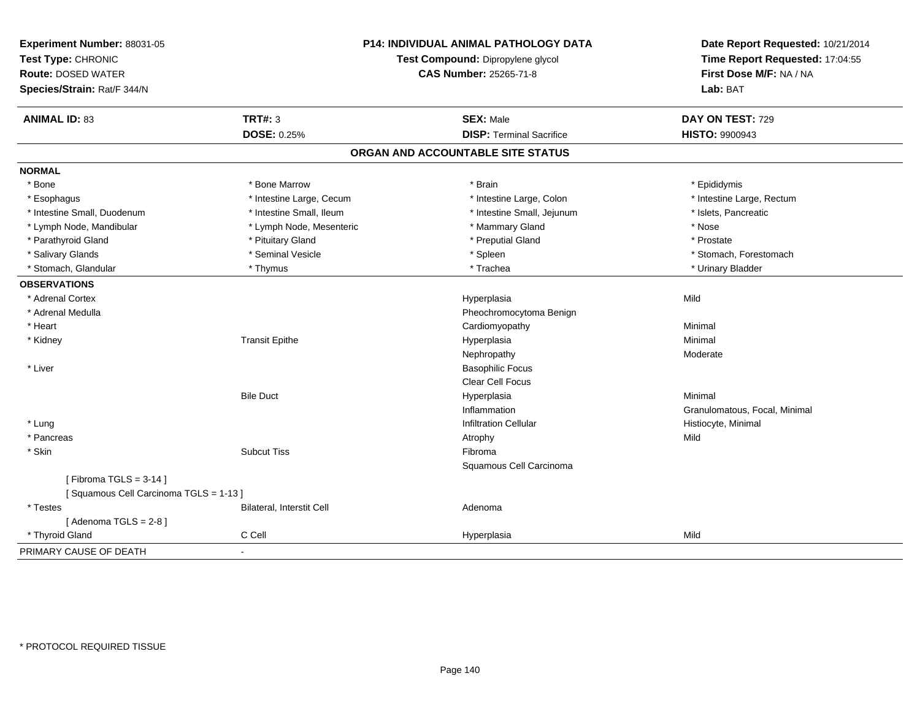**Experiment Number:** 88031-05
**Test Type:** CHRONIC
**Route:** DOSED WATER
**Species/Strain:** Rat/F 344/N

**P14: INDIVIDUAL ANIMAL PATHOLOGY DATA**
**Test Compound:** Dipropylene glycol
**CAS Number:** 25265-71-8

**Date Report Requested:** 10/21/2014
**Time Report Requested:** 17:04:55
**First Dose M/F:** NA / NA
**Lab:** BAT

| **ANIMAL ID:** 83 | **TRT#:** 3 | **SEX:** Male | **DAY ON TEST:** 729 |
|---|---|---|---|
| | **DOSE:** 0.25% | **DISP:** Terminal Sacrifice | **HISTO:** 9900943 |

## ORGAN AND ACCOUNTABLE SITE STATUS

| | | | |
|---|---|---|---|
| **NORMAL** | | | |
| * Bone | * Bone Marrow | * Brain | * Epididymis |
| * Esophagus | * Intestine Large, Cecum | * Intestine Large, Colon | * Intestine Large, Rectum |
| * Intestine Small, Duodenum | * Intestine Small, Ileum | * Intestine Small, Jejunum | * Islets, Pancreatic |
| * Lymph Node, Mandibular | * Lymph Node, Mesenteric | * Mammary Gland | * Nose |
| * Parathyroid Gland | * Pituitary Gland | * Preputial Gland | * Prostate |
| * Salivary Glands | * Seminal Vesicle | * Spleen | * Stomach, Forestomach |
| * Stomach, Glandular | * Thymus | * Trachea | * Urinary Bladder |
| **OBSERVATIONS** | | | |
| * Adrenal Cortex | | Hyperplasia | Mild |
| * Adrenal Medulla | | Pheochromocytoma Benign | |
| * Heart | | Cardiomyopathy | Minimal |
| * Kidney | Transit Epithe | Hyperplasia | Minimal |
| | | Nephropathy | Moderate |
| * Liver | | Basophilic Focus | |
| | | Clear Cell Focus | |
| | Bile Duct | Hyperplasia | Minimal |
| | | Inflammation | Granulomatous, Focal, Minimal |
| * Lung | | Infiltration Cellular | Histiocyte, Minimal |
| * Pancreas | | Atrophy | Mild |
| * Skin | Subcut Tiss | Fibroma | |
| | | Squamous Cell Carcinoma | |
| [ Fibroma TGLS = 3-14 ] | | | |
| [ Squamous Cell Carcinoma TGLS = 1-13 ] | | | |
| * Testes | Bilateral, Interstit Cell | Adenoma | |
| [ Adenoma TGLS = 2-8 ] | | | |
| * Thyroid Gland | C Cell | Hyperplasia | Mild |
| PRIMARY CAUSE OF DEATH | - | | |

* PROTOCOL REQUIRED TISSUE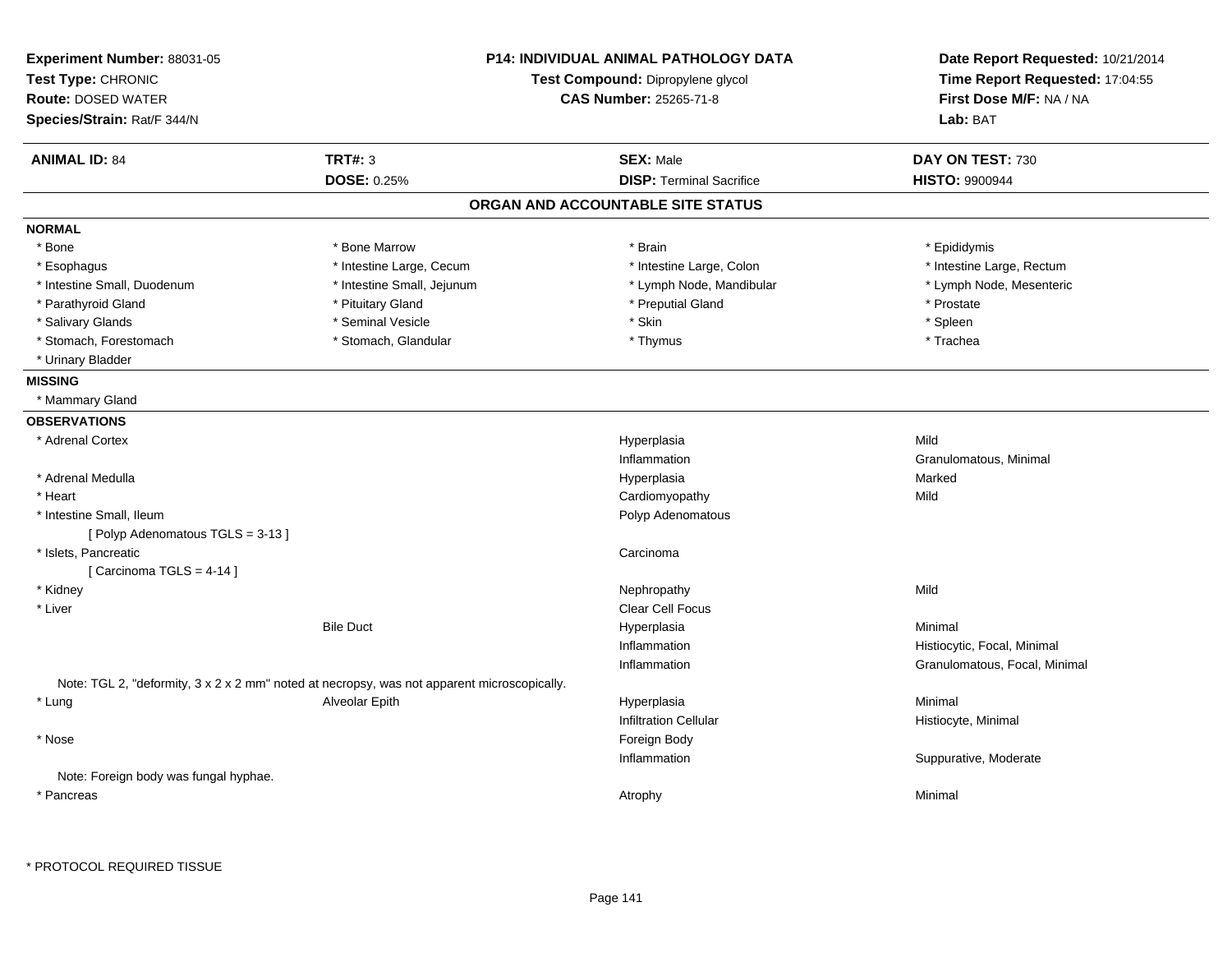**Experiment Number:** 88031-05
**Test Type:** CHRONIC
**Route:** DOSED WATER
**Species/Strain:** Rat/F 344/N

**P14: INDIVIDUAL ANIMAL PATHOLOGY DATA**
**Test Compound:** Dipropylene glycol
**CAS Number:** 25265-71-8

**Date Report Requested:** 10/21/2014
**Time Report Requested:** 17:04:55
**First Dose M/F:** NA / NA
**Lab:** BAT

| **ANIMAL ID:** 84 | **TRT#:** 3 | **SEX:** Male | **DAY ON TEST:** 730 |
|---|---|---|---|
| | **DOSE:** 0.25% | **DISP:** Terminal Sacrifice | **HISTO:** 9900944 |

## ORGAN AND ACCOUNTABLE SITE STATUS

**NORMAL**

| | | | |
|---|---|---|---|
| * Bone | * Bone Marrow | * Brain | * Epididymis |
| * Esophagus | * Intestine Large, Cecum | * Intestine Large, Colon | * Intestine Large, Rectum |
| * Intestine Small, Duodenum | * Intestine Small, Jejunum | * Lymph Node, Mandibular | * Lymph Node, Mesenteric |
| * Parathyroid Gland | * Pituitary Gland | * Preputial Gland | * Prostate |
| * Salivary Glands | * Seminal Vesicle | * Skin | * Spleen |
| * Stomach, Forestomach | * Stomach, Glandular | * Thymus | * Trachea |
| * Urinary Bladder | | | |

**MISSING**

* Mammary Gland

**OBSERVATIONS**

| Organ | Site | Observation | Qualifier |
|---|---|---|---|
| * Adrenal Cortex | | Hyperplasia | Mild |
| | | Inflammation | Granulomatous, Minimal |
| * Adrenal Medulla | | Hyperplasia | Marked |
| * Heart | | Cardiomyopathy | Mild |
| * Intestine Small, Ileum | | Polyp Adenomatous | |
| [ Polyp Adenomatous TGLS = 3-13 ] | | | |
| * Islets, Pancreatic | | Carcinoma | |
| [ Carcinoma TGLS = 4-14 ] | | | |
| * Kidney | | Nephropathy | Mild |
| * Liver | | Clear Cell Focus | |
| | Bile Duct | Hyperplasia | Minimal |
| | | Inflammation | Histiocytic, Focal, Minimal |
| | | Inflammation | Granulomatous, Focal, Minimal |

Note: TGL 2, "deformity, 3 x 2 x 2 mm" noted at necropsy, was not apparent microscopically.

| Organ | Site | Observation | Qualifier |
|---|---|---|---|
| * Lung | Alveolar Epith | Hyperplasia | Minimal |
| | | Infiltration Cellular | Histiocyte, Minimal |
| * Nose | | Foreign Body | |
| | | Inflammation | Suppurative, Moderate |

Note: Foreign body was fungal hyphae.

| Organ | Site | Observation | Qualifier |
|---|---|---|---|
| * Pancreas | | Atrophy | Minimal |

\* PROTOCOL REQUIRED TISSUE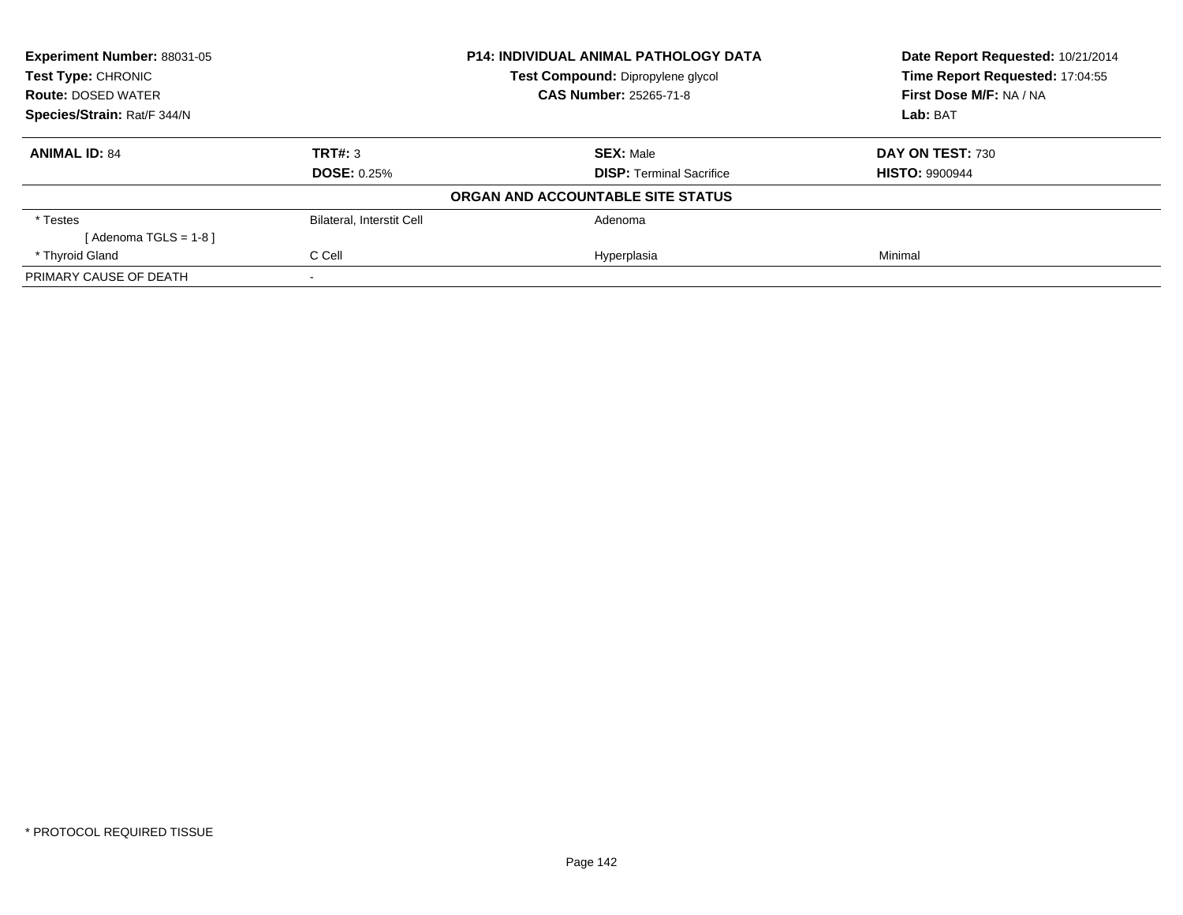**Experiment Number:** 88031-05
**Test Type:** CHRONIC
**Route:** DOSED WATER
**Species/Strain:** Rat/F 344/N

**P14: INDIVIDUAL ANIMAL PATHOLOGY DATA**
**Test Compound:** Dipropylene glycol
**CAS Number:** 25265-71-8

**Date Report Requested:** 10/21/2014
**Time Report Requested:** 17:04:55
**First Dose M/F:** NA / NA
**Lab:** BAT

| **ANIMAL ID:** 84 | **TRT#:** 3 | **SEX:** Male | **DAY ON TEST:** 730 |
|---|---|---|---|
| | **DOSE:** 0.25% | **DISP:** Terminal Sacrifice | **HISTO:** 9900944 |

**ORGAN AND ACCOUNTABLE SITE STATUS**

| | | | |
|---|---|---|---|
| * Testes | Bilateral, Interstit Cell | Adenoma | |
| [ Adenoma TGLS = 1-8 ] | | | |
| * Thyroid Gland | C Cell | Hyperplasia | Minimal |
| PRIMARY CAUSE OF DEATH | - | | |

* PROTOCOL REQUIRED TISSUE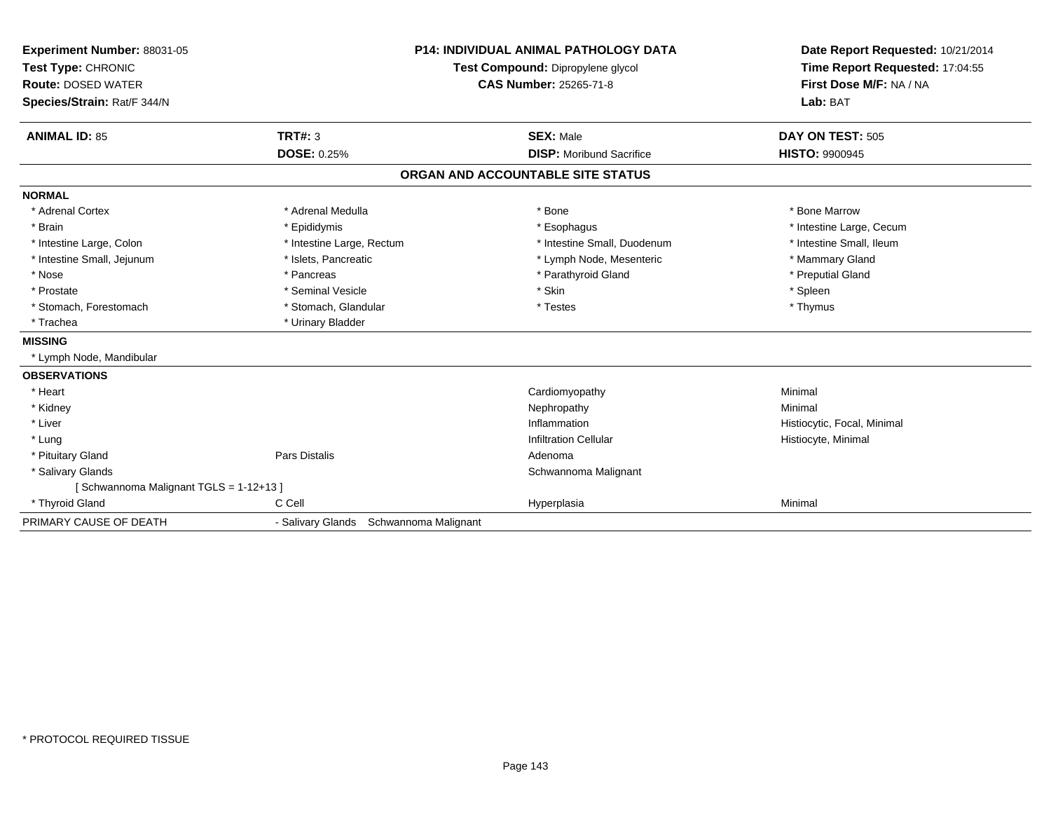**Experiment Number:** 88031-05
**Test Type:** CHRONIC
**Route:** DOSED WATER
**Species/Strain:** Rat/F 344/N

**P14: INDIVIDUAL ANIMAL PATHOLOGY DATA**
**Test Compound:** Dipropylene glycol
**CAS Number:** 25265-71-8

**Date Report Requested:** 10/21/2014
**Time Report Requested:** 17:04:55
**First Dose M/F:** NA / NA
**Lab:** BAT

| **ANIMAL ID:** 85 | **TRT#:** 3 | **SEX:** Male | **DAY ON TEST:** 505 |
|---|---|---|---|
| | **DOSE:** 0.25% | **DISP:** Moribund Sacrifice | **HISTO:** 9900945 |

## ORGAN AND ACCOUNTABLE SITE STATUS

| | | | |
|---|---|---|---|
| **NORMAL** | | | |
| * Adrenal Cortex | * Adrenal Medulla | * Bone | * Bone Marrow |
| * Brain | * Epididymis | * Esophagus | * Intestine Large, Cecum |
| * Intestine Large, Colon | * Intestine Large, Rectum | * Intestine Small, Duodenum | * Intestine Small, Ileum |
| * Intestine Small, Jejunum | * Islets, Pancreatic | * Lymph Node, Mesenteric | * Mammary Gland |
| * Nose | * Pancreas | * Parathyroid Gland | * Preputial Gland |
| * Prostate | * Seminal Vesicle | * Skin | * Spleen |
| * Stomach, Forestomach | * Stomach, Glandular | * Testes | * Thymus |
| * Trachea | * Urinary Bladder | | |
| **MISSING** | | | |
| * Lymph Node, Mandibular | | | |
| **OBSERVATIONS** | | | |
| * Heart | | Cardiomyopathy | Minimal |
| * Kidney | | Nephropathy | Minimal |
| * Liver | | Inflammation | Histiocytic, Focal, Minimal |
| * Lung | | Infiltration Cellular | Histiocyte, Minimal |
| * Pituitary Gland | Pars Distalis | Adenoma | |
| * Salivary Glands | | Schwannoma Malignant | |
| [ Schwannoma Malignant TGLS = 1-12+13 ] | | | |
| * Thyroid Gland | C Cell | Hyperplasia | Minimal |
| PRIMARY CAUSE OF DEATH | - Salivary Glands Schwannoma Malignant | | |

* PROTOCOL REQUIRED TISSUE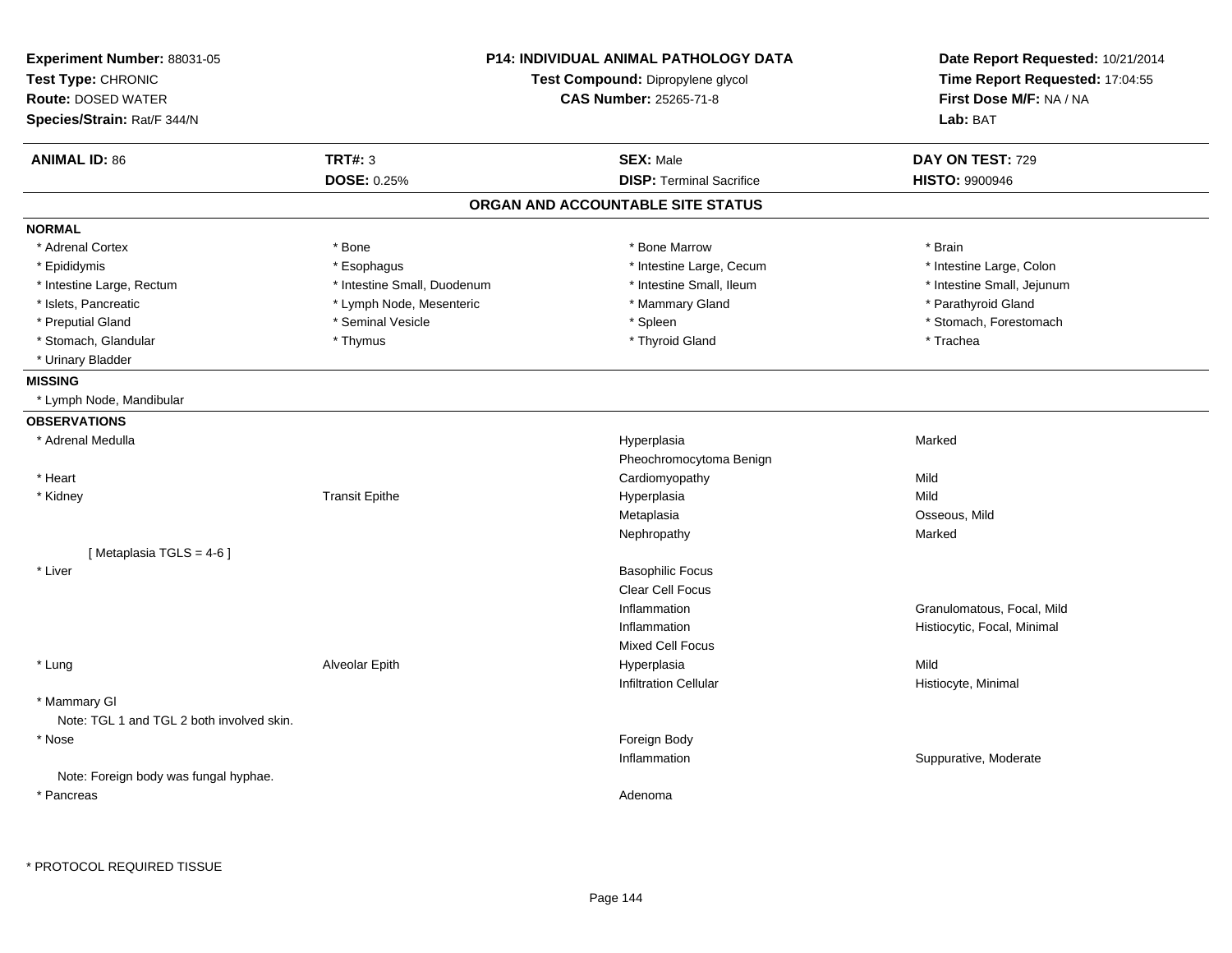**Experiment Number:** 88031-05
**Test Type:** CHRONIC
**Route:** DOSED WATER
**Species/Strain:** Rat/F 344/N

**P14: INDIVIDUAL ANIMAL PATHOLOGY DATA**
**Test Compound:** Dipropylene glycol
**CAS Number:** 25265-71-8

**Date Report Requested:** 10/21/2014
**Time Report Requested:** 17:04:55
**First Dose M/F:** NA / NA
**Lab:** BAT

| **ANIMAL ID:** 86 | **TRT#:** 3 | **SEX:** Male | **DAY ON TEST:** 729 |
|---|---|---|---|
| | **DOSE:** 0.25% | **DISP:** Terminal Sacrifice | **HISTO:** 9900946 |

## ORGAN AND ACCOUNTABLE SITE STATUS

**NORMAL**

| | | | |
|---|---|---|---|
| * Adrenal Cortex | * Bone | * Bone Marrow | * Brain |
| * Epididymis | * Esophagus | * Intestine Large, Cecum | * Intestine Large, Colon |
| * Intestine Large, Rectum | * Intestine Small, Duodenum | * Intestine Small, Ileum | * Intestine Small, Jejunum |
| * Islets, Pancreatic | * Lymph Node, Mesenteric | * Mammary Gland | * Parathyroid Gland |
| * Preputial Gland | * Seminal Vesicle | * Spleen | * Stomach, Forestomach |
| * Stomach, Glandular | * Thymus | * Thyroid Gland | * Trachea |
| * Urinary Bladder | | | |

**MISSING**

* Lymph Node, Mandibular

**OBSERVATIONS**

| | | | |
|---|---|---|---|
| * Adrenal Medulla | | Hyperplasia | Marked |
| | | Pheochromocytoma Benign | |
| * Heart | | Cardiomyopathy | Mild |
| * Kidney | Transit Epithe | Hyperplasia | Mild |
| | | Metaplasia | Osseous, Mild |
| | | Nephropathy | Marked |
| [ Metaplasia TGLS = 4-6 ] | | | |
| * Liver | | Basophilic Focus | |
| | | Clear Cell Focus | |
| | | Inflammation | Granulomatous, Focal, Mild |
| | | Inflammation | Histiocytic, Focal, Minimal |
| | | Mixed Cell Focus | |
| * Lung | Alveolar Epith | Hyperplasia | Mild |
| | | Infiltration Cellular | Histiocyte, Minimal |
| * Mammary Gl | | | |
| Note: TGL 1 and TGL 2 both involved skin. | | | |
| * Nose | | Foreign Body | |
| | | Inflammation | Suppurative, Moderate |
| Note: Foreign body was fungal hyphae. | | | |
| * Pancreas | | Adenoma | |

\* PROTOCOL REQUIRED TISSUE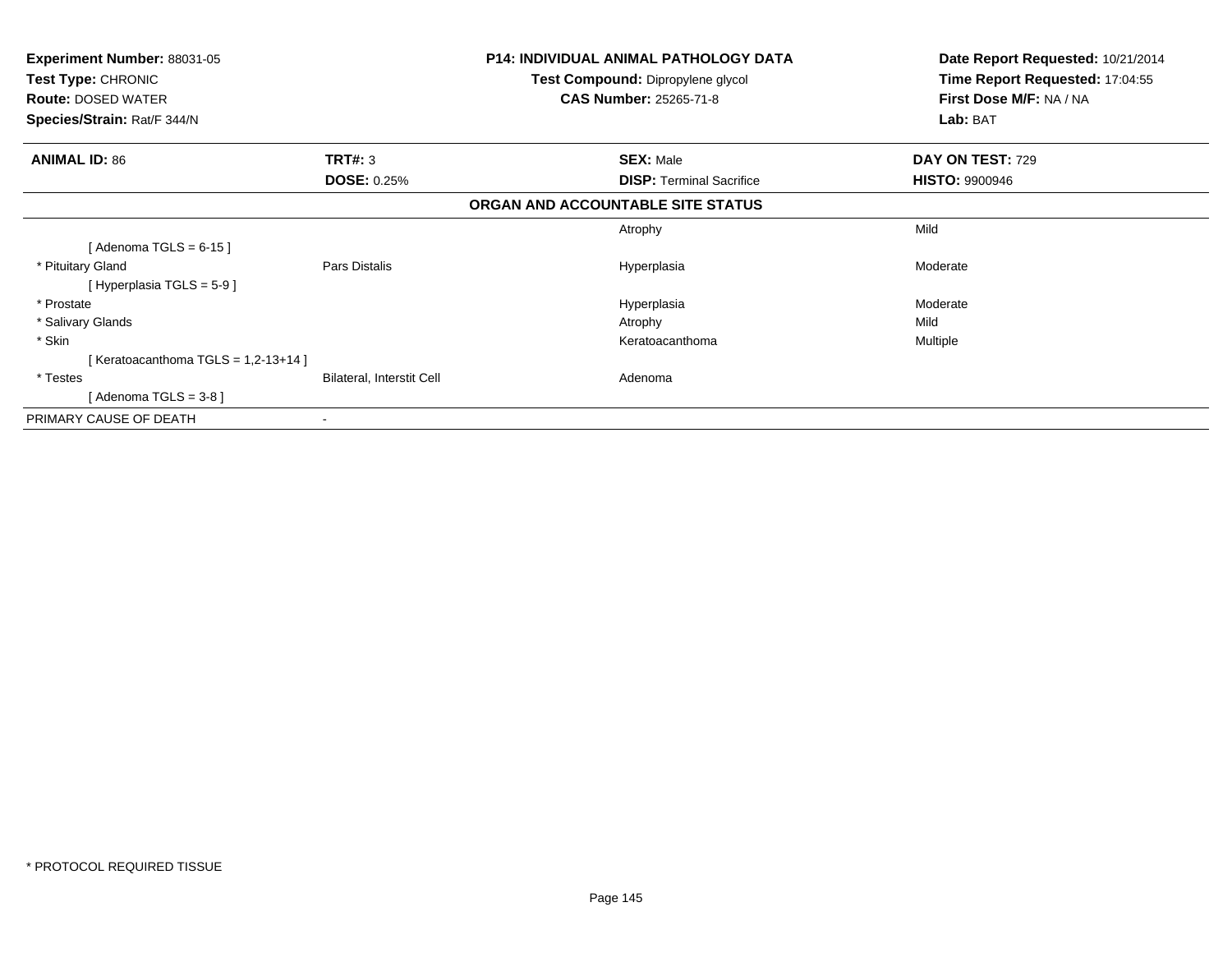**Experiment Number:** 88031-05
**Test Type:** CHRONIC
**Route:** DOSED WATER
**Species/Strain:** Rat/F 344/N

**P14: INDIVIDUAL ANIMAL PATHOLOGY DATA**
**Test Compound:** Dipropylene glycol
**CAS Number:** 25265-71-8

**Date Report Requested:** 10/21/2014
**Time Report Requested:** 17:04:55
**First Dose M/F:** NA / NA
**Lab:** BAT

| **ANIMAL ID:** 86 | **TRT#:** 3 | **SEX:** Male | **DAY ON TEST:** 729 |
|---|---|---|---|
| | **DOSE:** 0.25% | **DISP:** Terminal Sacrifice | **HISTO:** 9900946 |

**ORGAN AND ACCOUNTABLE SITE STATUS**

| | | | |
|---|---|---|---|
| | | Atrophy | Mild |
| [ Adenoma TGLS = 6-15 ] | | | |
| * Pituitary Gland | Pars Distalis | Hyperplasia | Moderate |
| [ Hyperplasia TGLS = 5-9 ] | | | |
| * Prostate | | Hyperplasia | Moderate |
| * Salivary Glands | | Atrophy | Mild |
| * Skin | | Keratoacanthoma | Multiple |
| [ Keratoacanthoma TGLS = 1,2-13+14 ] | | | |
| * Testes | Bilateral, Interstit Cell | Adenoma | |
| [ Adenoma TGLS = 3-8 ] | | | |
| PRIMARY CAUSE OF DEATH | - | | |

* PROTOCOL REQUIRED TISSUE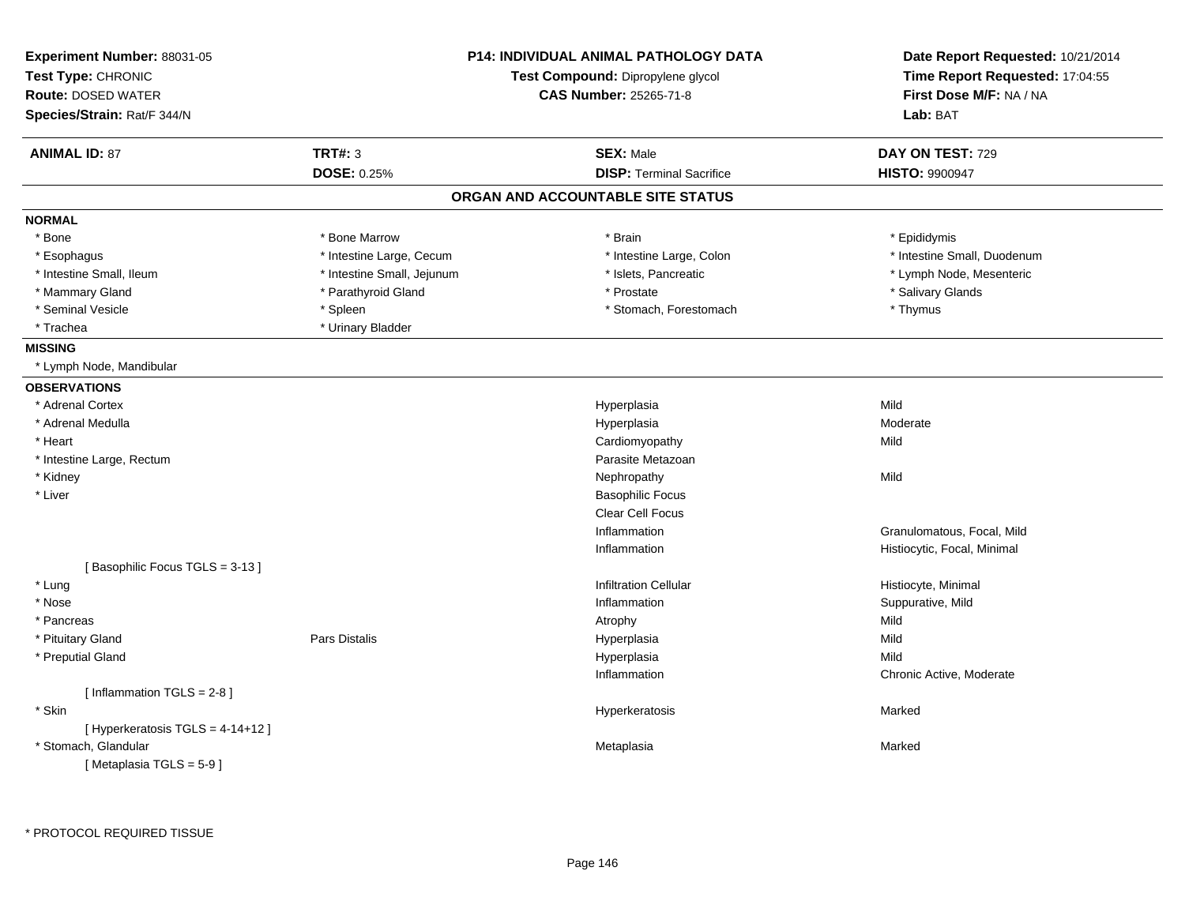**Experiment Number:** 88031-05
**Test Type:** CHRONIC
**Route:** DOSED WATER
**Species/Strain:** Rat/F 344/N

**P14: INDIVIDUAL ANIMAL PATHOLOGY DATA**
**Test Compound:** Dipropylene glycol
**CAS Number:** 25265-71-8

**Date Report Requested:** 10/21/2014
**Time Report Requested:** 17:04:55
**First Dose M/F:** NA / NA
**Lab:** BAT

| **ANIMAL ID:** 87 | **TRT#:** 3 | **SEX:** Male | **DAY ON TEST:** 729 |
|---|---|---|---|
| | **DOSE:** 0.25% | **DISP:** Terminal Sacrifice | **HISTO:** 9900947 |

## ORGAN AND ACCOUNTABLE SITE STATUS

**NORMAL**

| | | | |
|---|---|---|---|
| * Bone | * Bone Marrow | * Brain | * Epididymis |
| * Esophagus | * Intestine Large, Cecum | * Intestine Large, Colon | * Intestine Small, Duodenum |
| * Intestine Small, Ileum | * Intestine Small, Jejunum | * Islets, Pancreatic | * Lymph Node, Mesenteric |
| * Mammary Gland | * Parathyroid Gland | * Prostate | * Salivary Glands |
| * Seminal Vesicle | * Spleen | * Stomach, Forestomach | * Thymus |
| * Trachea | * Urinary Bladder | | |

**MISSING**

* Lymph Node, Mandibular

**OBSERVATIONS**

| Organ | Site | Observation | Severity |
|---|---|---|---|
| * Adrenal Cortex | | Hyperplasia | Mild |
| * Adrenal Medulla | | Hyperplasia | Moderate |
| * Heart | | Cardiomyopathy | Mild |
| * Intestine Large, Rectum | | Parasite Metazoan | |
| * Kidney | | Nephropathy | Mild |
| * Liver | | Basophilic Focus | |
| | | Clear Cell Focus | |
| | | Inflammation | Granulomatous, Focal, Mild |
| | | Inflammation | Histiocytic, Focal, Minimal |
| [ Basophilic Focus TGLS = 3-13 ] | | | |
| * Lung | | Infiltration Cellular | Histiocyte, Minimal |
| * Nose | | Inflammation | Suppurative, Mild |
| * Pancreas | | Atrophy | Mild |
| * Pituitary Gland | Pars Distalis | Hyperplasia | Mild |
| * Preputial Gland | | Hyperplasia | Mild |
| | | Inflammation | Chronic Active, Moderate |
| [ Inflammation TGLS = 2-8 ] | | | |
| * Skin | | Hyperkeratosis | Marked |
| [ Hyperkeratosis TGLS = 4-14+12 ] | | | |
| * Stomach, Glandular | | Metaplasia | Marked |
| [ Metaplasia TGLS = 5-9 ] | | | |

\* PROTOCOL REQUIRED TISSUE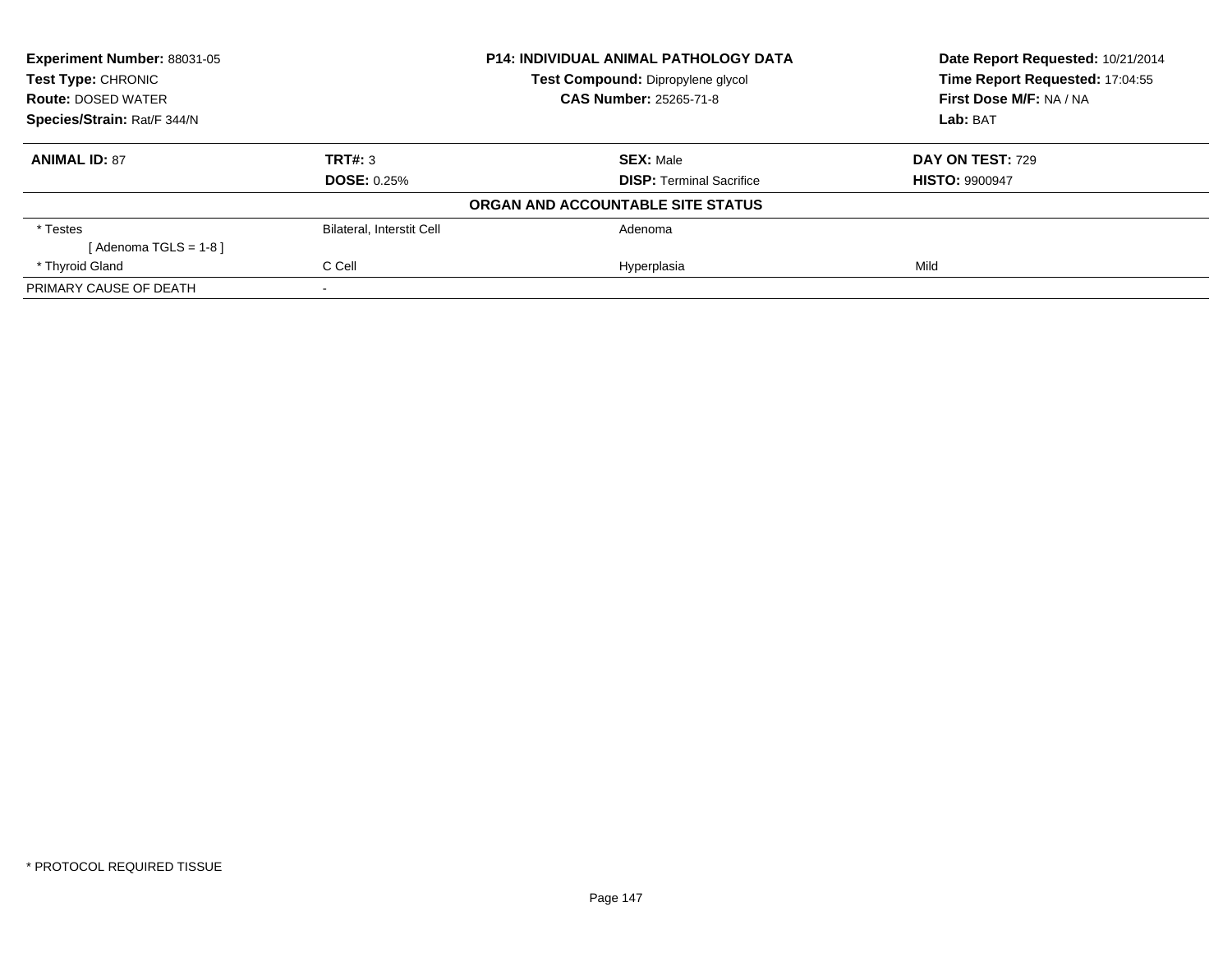**Experiment Number:** 88031-05
**Test Type:** CHRONIC
**Route:** DOSED WATER
**Species/Strain:** Rat/F 344/N

**P14: INDIVIDUAL ANIMAL PATHOLOGY DATA**
**Test Compound:** Dipropylene glycol
**CAS Number:** 25265-71-8

**Date Report Requested:** 10/21/2014
**Time Report Requested:** 17:04:55
**First Dose M/F:** NA / NA
**Lab:** BAT

| **ANIMAL ID:** 87 | **TRT#:** 3 | **SEX:** Male | **DAY ON TEST:** 729 |
|---|---|---|---|
| | **DOSE:** 0.25% | **DISP:** Terminal Sacrifice | **HISTO:** 9900947 |

**ORGAN AND ACCOUNTABLE SITE STATUS**

| | | | |
|---|---|---|---|
| * Testes | Bilateral, Interstit Cell | Adenoma | |
| [ Adenoma TGLS = 1-8 ] | | | |
| * Thyroid Gland | C Cell | Hyperplasia | Mild |
| PRIMARY CAUSE OF DEATH | - | | |

* PROTOCOL REQUIRED TISSUE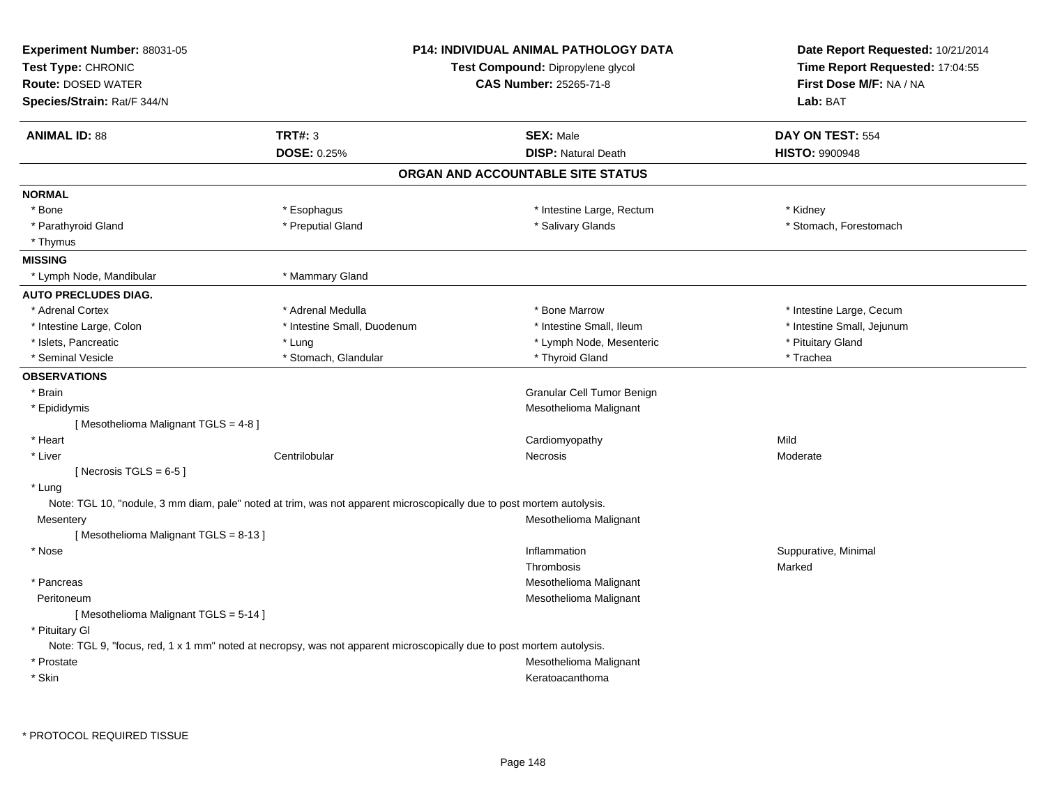**Experiment Number:** 88031-05
**Test Type:** CHRONIC
**Route:** DOSED WATER
**Species/Strain:** Rat/F 344/N

**P14: INDIVIDUAL ANIMAL PATHOLOGY DATA**
**Test Compound:** Dipropylene glycol
**CAS Number:** 25265-71-8

**Date Report Requested:** 10/21/2014
**Time Report Requested:** 17:04:55
**First Dose M/F:** NA / NA
**Lab:** BAT

| **ANIMAL ID:** 88 | **TRT#:** 3 | **SEX:** Male | **DAY ON TEST:** 554 |
|---|---|---|---|
| | **DOSE:** 0.25% | **DISP:** Natural Death | **HISTO:** 9900948 |

## ORGAN AND ACCOUNTABLE SITE STATUS

**NORMAL**

| | | | |
|---|---|---|---|
| * Bone | * Esophagus | * Intestine Large, Rectum | * Kidney |
| * Parathyroid Gland | * Preputial Gland | * Salivary Glands | * Stomach, Forestomach |
| * Thymus | | | |

**MISSING**

| | |
|---|---|
| * Lymph Node, Mandibular | * Mammary Gland |

**AUTO PRECLUDES DIAG.**

| | | | |
|---|---|---|---|
| * Adrenal Cortex | * Adrenal Medulla | * Bone Marrow | * Intestine Large, Cecum |
| * Intestine Large, Colon | * Intestine Small, Duodenum | * Intestine Small, Ileum | * Intestine Small, Jejunum |
| * Islets, Pancreatic | * Lung | * Lymph Node, Mesenteric | * Pituitary Gland |
| * Seminal Vesicle | * Stomach, Glandular | * Thyroid Gland | * Trachea |

**OBSERVATIONS**

| | | | |
|---|---|---|---|
| * Brain | | Granular Cell Tumor Benign | |
| * Epididymis | | Mesothelioma Malignant | |
| [ Mesothelioma Malignant TGLS = 4-8 ] | | | |
| * Heart | | Cardiomyopathy | Mild |
| * Liver | Centrilobular | Necrosis | Moderate |
| [ Necrosis TGLS = 6-5 ] | | | |
| * Lung | | | |

Note: TGL 10, "nodule, 3 mm diam, pale" noted at trim, was not apparent microscopically due to post mortem autolysis.

| | | | |
|---|---|---|---|
| Mesentery | | Mesothelioma Malignant | |
| [ Mesothelioma Malignant TGLS = 8-13 ] | | | |
| * Nose | | Inflammation | Suppurative, Minimal |
| | | Thrombosis | Marked |
| * Pancreas | | Mesothelioma Malignant | |
| Peritoneum | | Mesothelioma Malignant | |
| [ Mesothelioma Malignant TGLS = 5-14 ] | | | |
| * Pituitary Gl | | | |

Note: TGL 9, "focus, red, 1 x 1 mm" noted at necropsy, was not apparent microscopically due to post mortem autolysis.

| | | | |
|---|---|---|---|
| * Prostate | | Mesothelioma Malignant | |
| * Skin | | Keratoacanthoma | |

* PROTOCOL REQUIRED TISSUE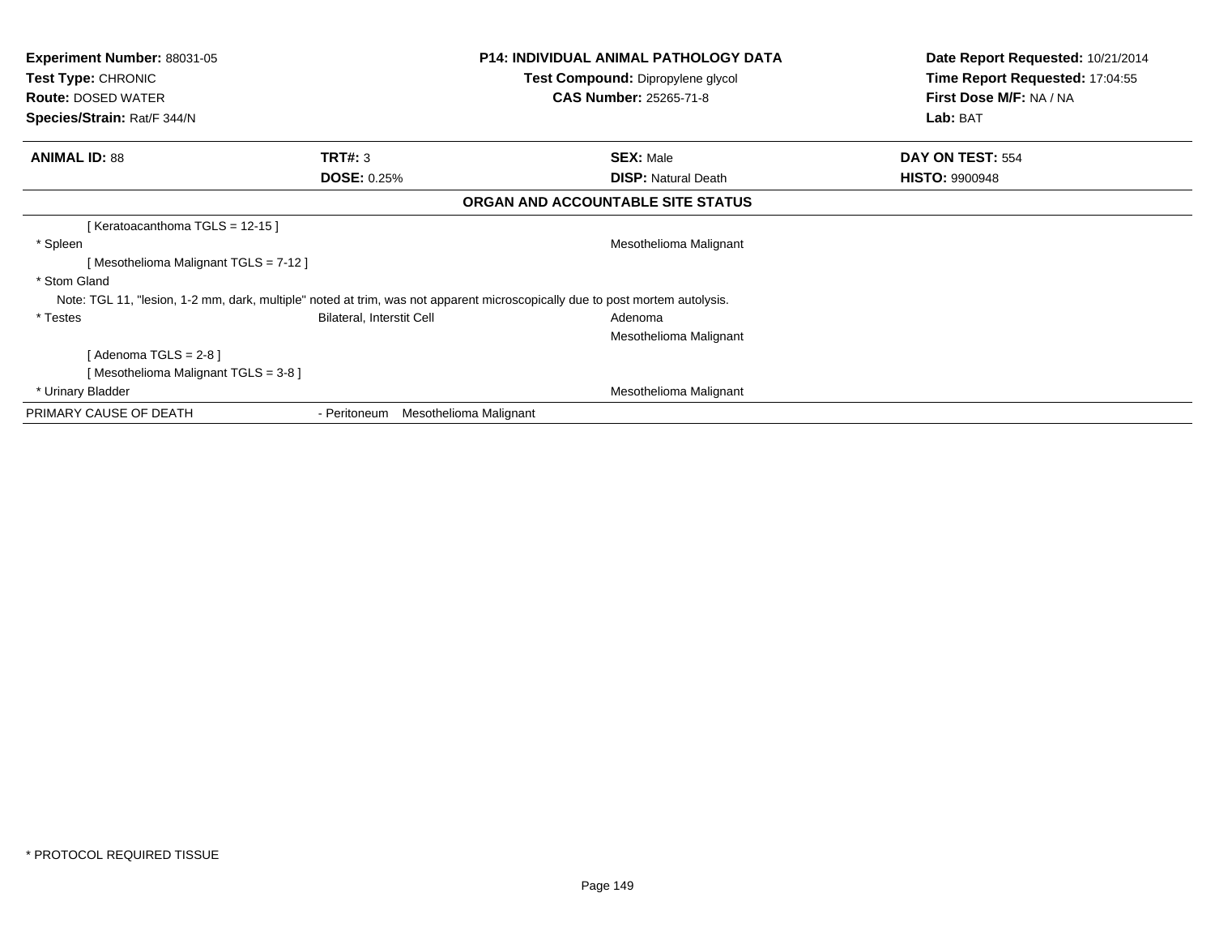**Experiment Number:** 88031-05
**Test Type:** CHRONIC
**Route:** DOSED WATER
**Species/Strain:** Rat/F 344/N

**P14: INDIVIDUAL ANIMAL PATHOLOGY DATA**
**Test Compound:** Dipropylene glycol
**CAS Number:** 25265-71-8

**Date Report Requested:** 10/21/2014
**Time Report Requested:** 17:04:55
**First Dose M/F:** NA / NA
**Lab:** BAT

| **ANIMAL ID:** 88 | **TRT#:** 3 | **SEX:** Male | **DAY ON TEST:** 554 |
|---|---|---|---|
| | **DOSE:** 0.25% | **DISP:** Natural Death | **HISTO:** 9900948 |

**ORGAN AND ACCOUNTABLE SITE STATUS**

[ Keratoacanthoma TGLS = 12-15 ]

| | | |
|---|---|---|
| * Spleen | | Mesothelioma Malignant |
| [ Mesothelioma Malignant TGLS = 7-12 ] | | |
| * Stom Gland | | |

Note: TGL 11, "lesion, 1-2 mm, dark, multiple" noted at trim, was not apparent microscopically due to post mortem autolysis.

| | | |
|---|---|---|
| * Testes | Bilateral, Interstit Cell | Adenoma |
| | | Mesothelioma Malignant |
| [ Adenoma TGLS = 2-8 ] | | |
| [ Mesothelioma Malignant TGLS = 3-8 ] | | |
| * Urinary Bladder | | Mesothelioma Malignant |

PRIMARY CAUSE OF DEATH - Peritoneum Mesothelioma Malignant

* PROTOCOL REQUIRED TISSUE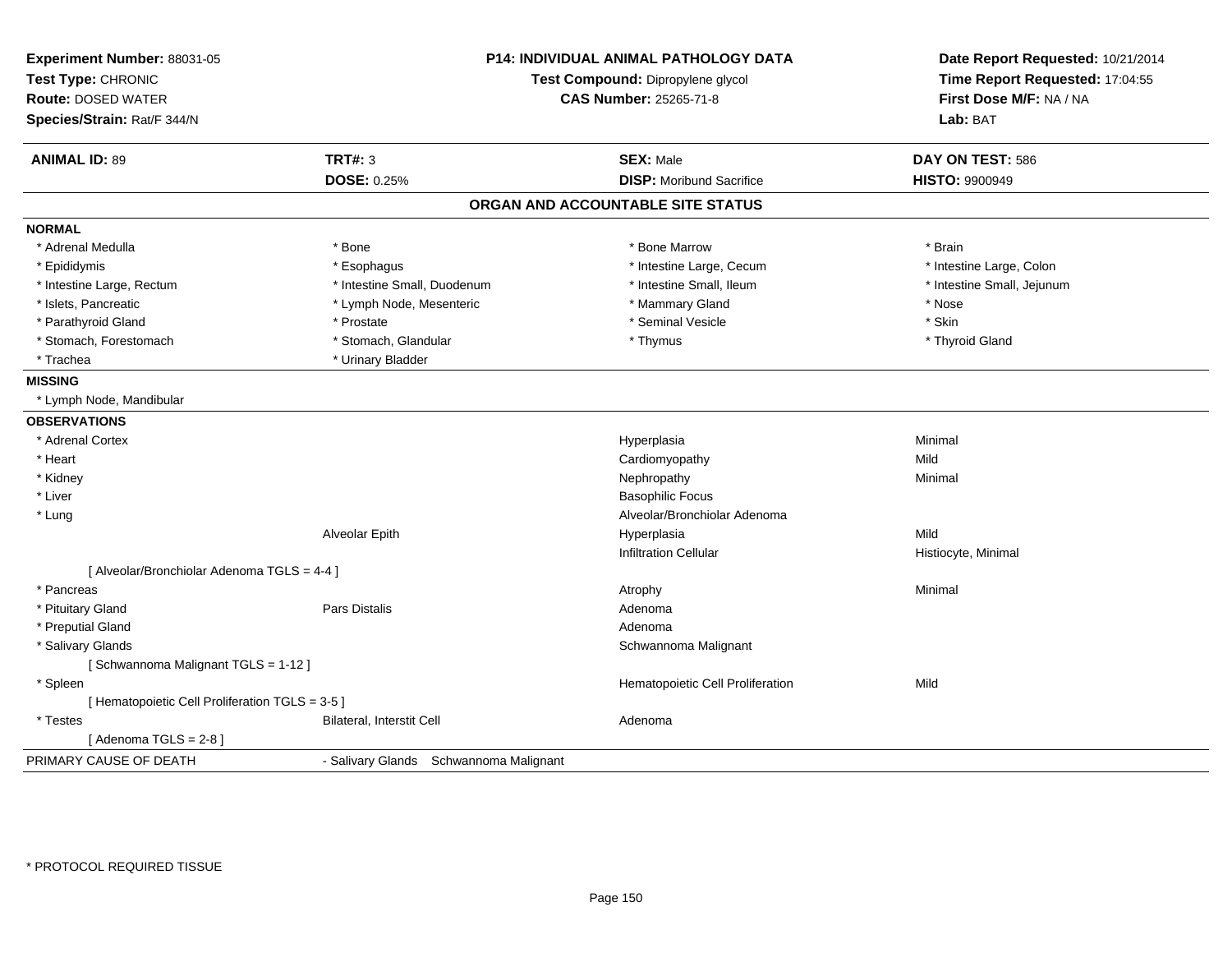**Experiment Number:** 88031-05
**Test Type:** CHRONIC
**Route:** DOSED WATER
**Species/Strain:** Rat/F 344/N

**P14: INDIVIDUAL ANIMAL PATHOLOGY DATA**
**Test Compound:** Dipropylene glycol
**CAS Number:** 25265-71-8

**Date Report Requested:** 10/21/2014
**Time Report Requested:** 17:04:55
**First Dose M/F:** NA / NA
**Lab:** BAT

| **ANIMAL ID:** 89 | **TRT#:** 3 | **SEX:** Male | **DAY ON TEST:** 586 |
|---|---|---|---|
| | **DOSE:** 0.25% | **DISP:** Moribund Sacrifice | **HISTO:** 9900949 |

## ORGAN AND ACCOUNTABLE SITE STATUS

**NORMAL**

| | | | |
|---|---|---|---|
| * Adrenal Medulla | * Bone | * Bone Marrow | * Brain |
| * Epididymis | * Esophagus | * Intestine Large, Cecum | * Intestine Large, Colon |
| * Intestine Large, Rectum | * Intestine Small, Duodenum | * Intestine Small, Ileum | * Intestine Small, Jejunum |
| * Islets, Pancreatic | * Lymph Node, Mesenteric | * Mammary Gland | * Nose |
| * Parathyroid Gland | * Prostate | * Seminal Vesicle | * Skin |
| * Stomach, Forestomach | * Stomach, Glandular | * Thymus | * Thyroid Gland |
| * Trachea | * Urinary Bladder | | |

**MISSING**

* Lymph Node, Mandibular

**OBSERVATIONS**

| | | | |
|---|---|---|---|
| * Adrenal Cortex | | Hyperplasia | Minimal |
| * Heart | | Cardiomyopathy | Mild |
| * Kidney | | Nephropathy | Minimal |
| * Liver | | Basophilic Focus | |
| * Lung | | Alveolar/Bronchiolar Adenoma | |
| | Alveolar Epith | Hyperplasia | Mild |
| | | Infiltration Cellular | Histiocyte, Minimal |
| [ Alveolar/Bronchiolar Adenoma TGLS = 4-4 ] | | | |
| * Pancreas | | Atrophy | Minimal |
| * Pituitary Gland | Pars Distalis | Adenoma | |
| * Preputial Gland | | Adenoma | |
| * Salivary Glands | | Schwannoma Malignant | |
| [ Schwannoma Malignant TGLS = 1-12 ] | | | |
| * Spleen | | Hematopoietic Cell Proliferation | Mild |
| [ Hematopoietic Cell Proliferation TGLS = 3-5 ] | | | |
| * Testes | Bilateral, Interstit Cell | Adenoma | |
| [ Adenoma TGLS = 2-8 ] | | | |

PRIMARY CAUSE OF DEATH - Salivary Glands Schwannoma Malignant

* PROTOCOL REQUIRED TISSUE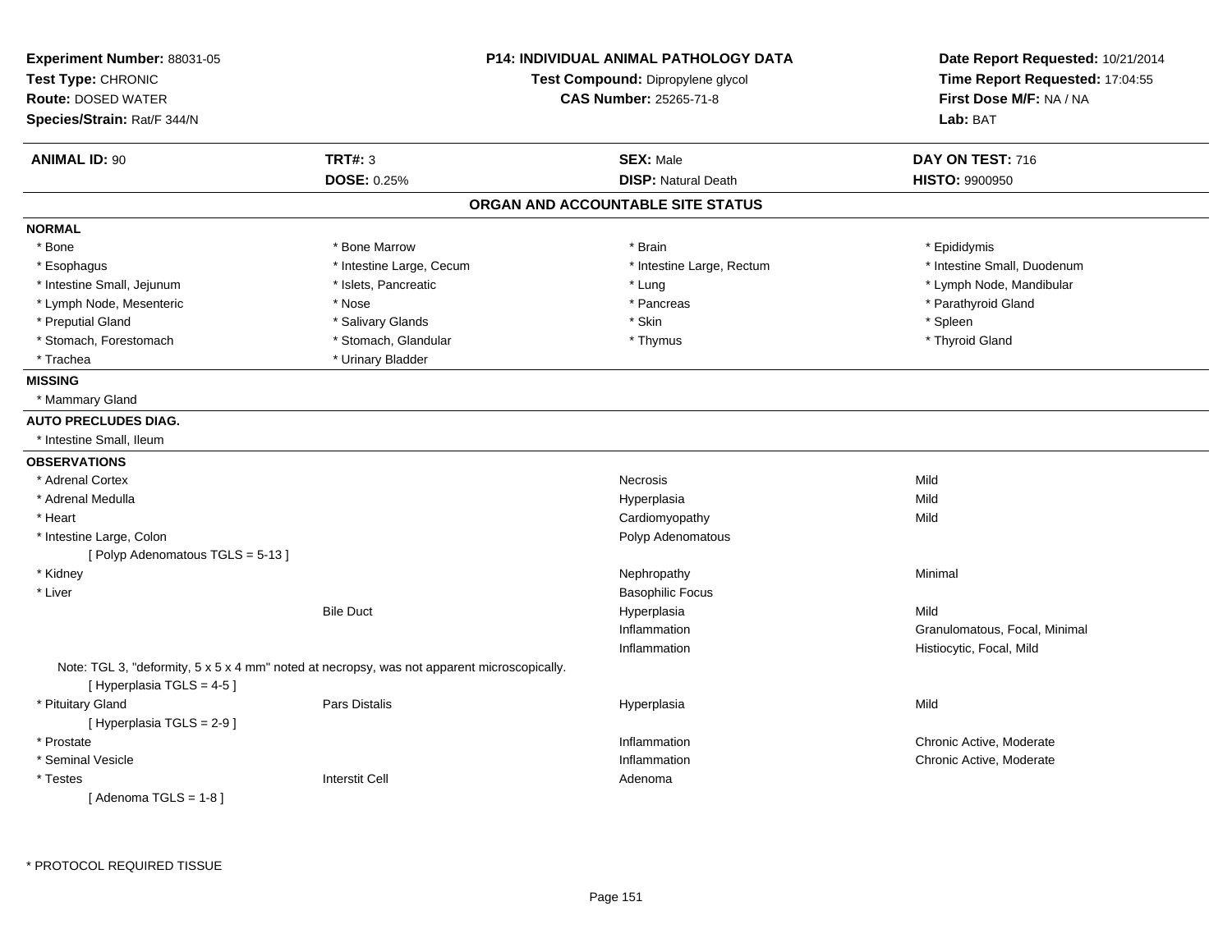**Experiment Number:** 88031-05
**Test Type:** CHRONIC
**Route:** DOSED WATER
**Species/Strain:** Rat/F 344/N

**P14: INDIVIDUAL ANIMAL PATHOLOGY DATA**
**Test Compound:** Dipropylene glycol
**CAS Number:** 25265-71-8

**Date Report Requested:** 10/21/2014
**Time Report Requested:** 17:04:55
**First Dose M/F:** NA / NA
**Lab:** BAT

| **ANIMAL ID:** 90 | **TRT#:** 3 | **SEX:** Male | **DAY ON TEST:** 716 |
|---|---|---|---|
| | **DOSE:** 0.25% | **DISP:** Natural Death | **HISTO:** 9900950 |

## ORGAN AND ACCOUNTABLE SITE STATUS

**NORMAL**

| | | | |
|---|---|---|---|
| * Bone | * Bone Marrow | * Brain | * Epididymis |
| * Esophagus | * Intestine Large, Cecum | * Intestine Large, Rectum | * Intestine Small, Duodenum |
| * Intestine Small, Jejunum | * Islets, Pancreatic | * Lung | * Lymph Node, Mandibular |
| * Lymph Node, Mesenteric | * Nose | * Pancreas | * Parathyroid Gland |
| * Preputial Gland | * Salivary Glands | * Skin | * Spleen |
| * Stomach, Forestomach | * Stomach, Glandular | * Thymus | * Thyroid Gland |
| * Trachea | * Urinary Bladder | | |

**MISSING**

* Mammary Gland

**AUTO PRECLUDES DIAG.**

* Intestine Small, Ileum

**OBSERVATIONS**

| | | | |
|---|---|---|---|
| * Adrenal Cortex | | Necrosis | Mild |
| * Adrenal Medulla | | Hyperplasia | Mild |
| * Heart | | Cardiomyopathy | Mild |
| * Intestine Large, Colon | | Polyp Adenomatous | |
| [ Polyp Adenomatous TGLS = 5-13 ] | | | |
| * Kidney | | Nephropathy | Minimal |
| * Liver | | Basophilic Focus | |
| | Bile Duct | Hyperplasia | Mild |
| | | Inflammation | Granulomatous, Focal, Minimal |
| | | Inflammation | Histiocytic, Focal, Mild |
| Note: TGL 3, "deformity, 5 x 5 x 4 mm" noted at necropsy, was not apparent microscopically. | | | |
| [ Hyperplasia TGLS = 4-5 ] | | | |
| * Pituitary Gland | Pars Distalis | Hyperplasia | Mild |
| [ Hyperplasia TGLS = 2-9 ] | | | |
| * Prostate | | Inflammation | Chronic Active, Moderate |
| * Seminal Vesicle | | Inflammation | Chronic Active, Moderate |
| * Testes | Interstit Cell | Adenoma | |
| [ Adenoma TGLS = 1-8 ] | | | |

* PROTOCOL REQUIRED TISSUE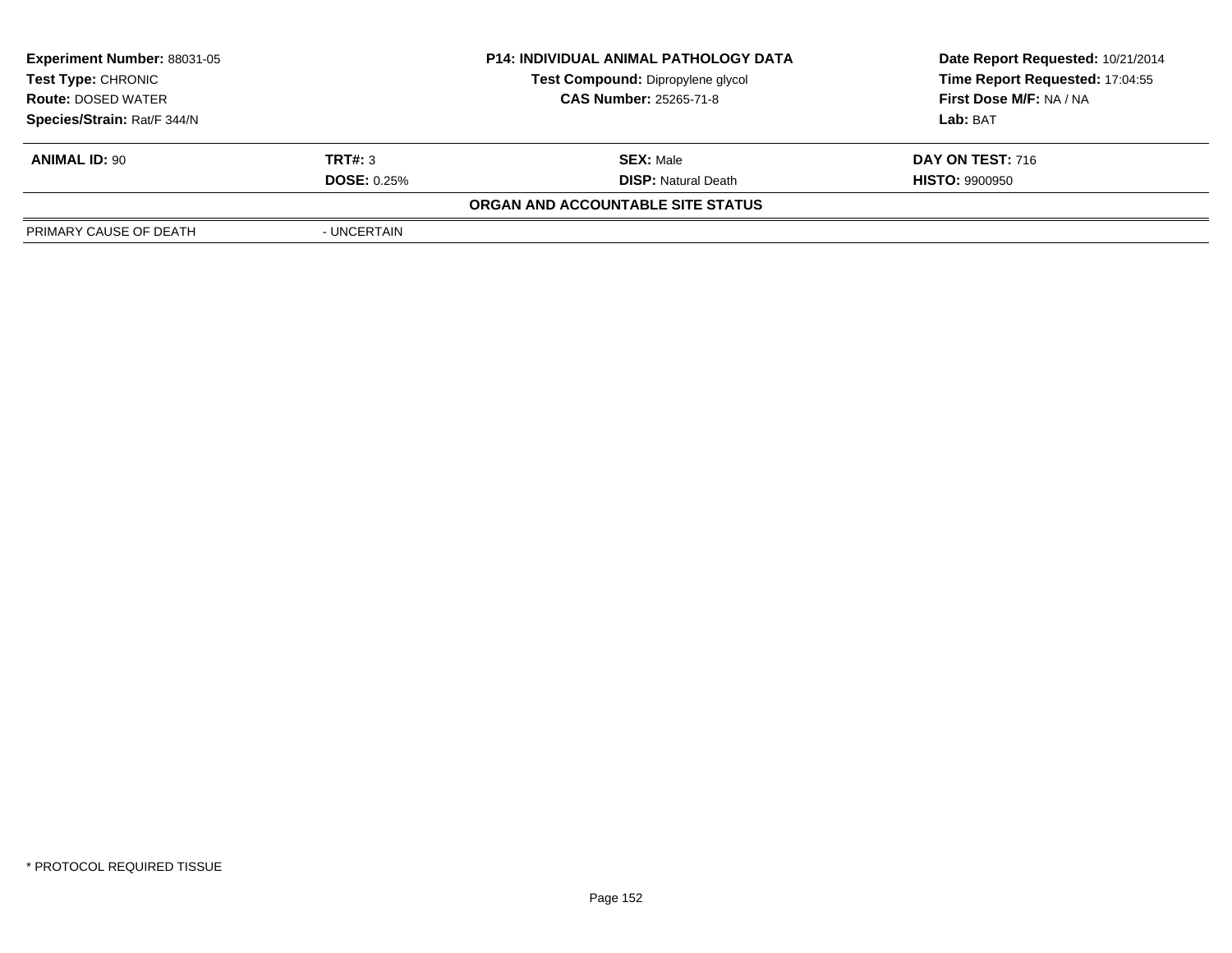| Experiment Number: 88031-05 | P14: INDIVIDUAL ANIMAL PATHOLOGY DATA | Date Report Requested: 10/21/2014 |
|---|---|---|
| Test Type: CHRONIC | Test Compound: Dipropylene glycol | Time Report Requested: 17:04:55 |
| Route: DOSED WATER | CAS Number: 25265-71-8 | First Dose M/F: NA / NA |
| Species/Strain: Rat/F 344/N | | Lab: BAT |

| ANIMAL ID: 90 | TRT#: 3 | SEX: Male | DAY ON TEST: 716 |
|---|---|---|---|
| | DOSE: 0.25% | DISP: Natural Death | HISTO: 9900950 |

**ORGAN AND ACCOUNTABLE SITE STATUS**

| | |
|---|---|
| PRIMARY CAUSE OF DEATH | - UNCERTAIN |

* PROTOCOL REQUIRED TISSUE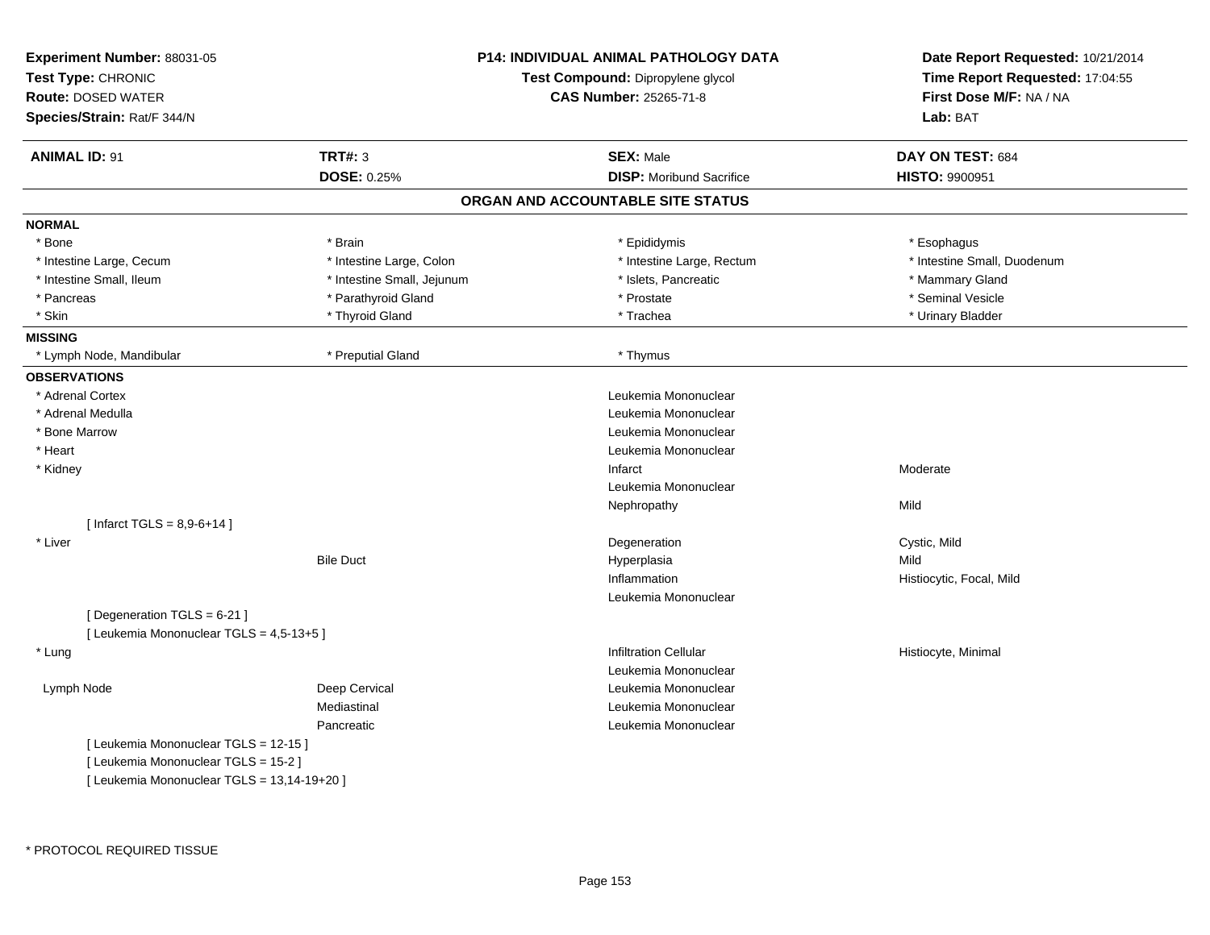**Experiment Number:** 88031-05
**Test Type:** CHRONIC
**Route:** DOSED WATER
**Species/Strain:** Rat/F 344/N

**P14: INDIVIDUAL ANIMAL PATHOLOGY DATA**
**Test Compound:** Dipropylene glycol
**CAS Number:** 25265-71-8

**Date Report Requested:** 10/21/2014
**Time Report Requested:** 17:04:55
**First Dose M/F:** NA / NA
**Lab:** BAT

| **ANIMAL ID:** 91 | **TRT#:** 3 | **SEX:** Male | **DAY ON TEST:** 684 |
|---|---|---|---|
| | **DOSE:** 0.25% | **DISP:** Moribund Sacrifice | **HISTO:** 9900951 |

## ORGAN AND ACCOUNTABLE SITE STATUS

**NORMAL**

| | | | |
|---|---|---|---|
| * Bone | * Brain | * Epididymis | * Esophagus |
| * Intestine Large, Cecum | * Intestine Large, Colon | * Intestine Large, Rectum | * Intestine Small, Duodenum |
| * Intestine Small, Ileum | * Intestine Small, Jejunum | * Islets, Pancreatic | * Mammary Gland |
| * Pancreas | * Parathyroid Gland | * Prostate | * Seminal Vesicle |
| * Skin | * Thyroid Gland | * Trachea | * Urinary Bladder |

**MISSING**

| | | |
|---|---|---|
| * Lymph Node, Mandibular | * Preputial Gland | * Thymus |

**OBSERVATIONS**

| Organ | Site | Observation | Qualifier |
|---|---|---|---|
| * Adrenal Cortex | | Leukemia Mononuclear | |
| * Adrenal Medulla | | Leukemia Mononuclear | |
| * Bone Marrow | | Leukemia Mononuclear | |
| * Heart | | Leukemia Mononuclear | |
| * Kidney | | Infarct | Moderate |
| | | Leukemia Mononuclear | |
| | | Nephropathy | Mild |
| [ Infarct TGLS = 8,9-6+14 ] | | | |
| * Liver | | Degeneration | Cystic, Mild |
| | Bile Duct | Hyperplasia | Mild |
| | | Inflammation | Histiocytic, Focal, Mild |
| | | Leukemia Mononuclear | |
| [ Degeneration TGLS = 6-21 ] | | | |
| [ Leukemia Mononuclear TGLS = 4,5-13+5 ] | | | |
| * Lung | | Infiltration Cellular | Histiocyte, Minimal |
| | | Leukemia Mononuclear | |
| Lymph Node | Deep Cervical | Leukemia Mononuclear | |
| | Mediastinal | Leukemia Mononuclear | |
| | Pancreatic | Leukemia Mononuclear | |
| [ Leukemia Mononuclear TGLS = 12-15 ] | | | |
| [ Leukemia Mononuclear TGLS = 15-2 ] | | | |
| [ Leukemia Mononuclear TGLS = 13,14-19+20 ] | | | |

* PROTOCOL REQUIRED TISSUE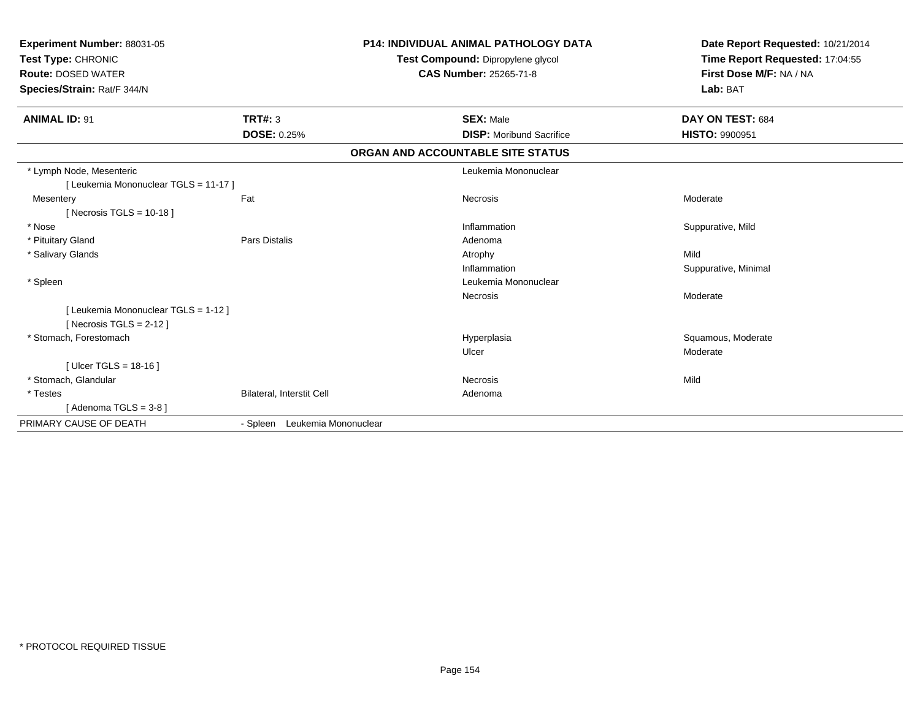**Experiment Number:** 88031-05
**Test Type:** CHRONIC
**Route:** DOSED WATER
**Species/Strain:** Rat/F 344/N

**P14: INDIVIDUAL ANIMAL PATHOLOGY DATA**
**Test Compound:** Dipropylene glycol
**CAS Number:** 25265-71-8

**Date Report Requested:** 10/21/2014
**Time Report Requested:** 17:04:55
**First Dose M/F:** NA / NA
**Lab:** BAT

| **ANIMAL ID:** 91 | **TRT#:** 3 | **SEX:** Male | **DAY ON TEST:** 684 |
|---|---|---|---|
| | **DOSE:** 0.25% | **DISP:** Moribund Sacrifice | **HISTO:** 9900951 |

## ORGAN AND ACCOUNTABLE SITE STATUS

| | | | |
|---|---|---|---|
| * Lymph Node, Mesenteric | | Leukemia Mononuclear | |
| [ Leukemia Mononuclear TGLS = 11-17 ] | | | |
| Mesentery | Fat | Necrosis | Moderate |
| [ Necrosis TGLS = 10-18 ] | | | |
| * Nose | | Inflammation | Suppurative, Mild |
| * Pituitary Gland | Pars Distalis | Adenoma | |
| * Salivary Glands | | Atrophy | Mild |
| | | Inflammation | Suppurative, Minimal |
| * Spleen | | Leukemia Mononuclear | |
| | | Necrosis | Moderate |
| [ Leukemia Mononuclear TGLS = 1-12 ] | | | |
| [ Necrosis TGLS = 2-12 ] | | | |
| * Stomach, Forestomach | | Hyperplasia | Squamous, Moderate |
| | | Ulcer | Moderate |
| [ Ulcer TGLS = 18-16 ] | | | |
| * Stomach, Glandular | | Necrosis | Mild |
| * Testes | Bilateral, Interstit Cell | Adenoma | |
| [ Adenoma TGLS = 3-8 ] | | | |
| PRIMARY CAUSE OF DEATH | - Spleen Leukemia Mononuclear | | |

* PROTOCOL REQUIRED TISSUE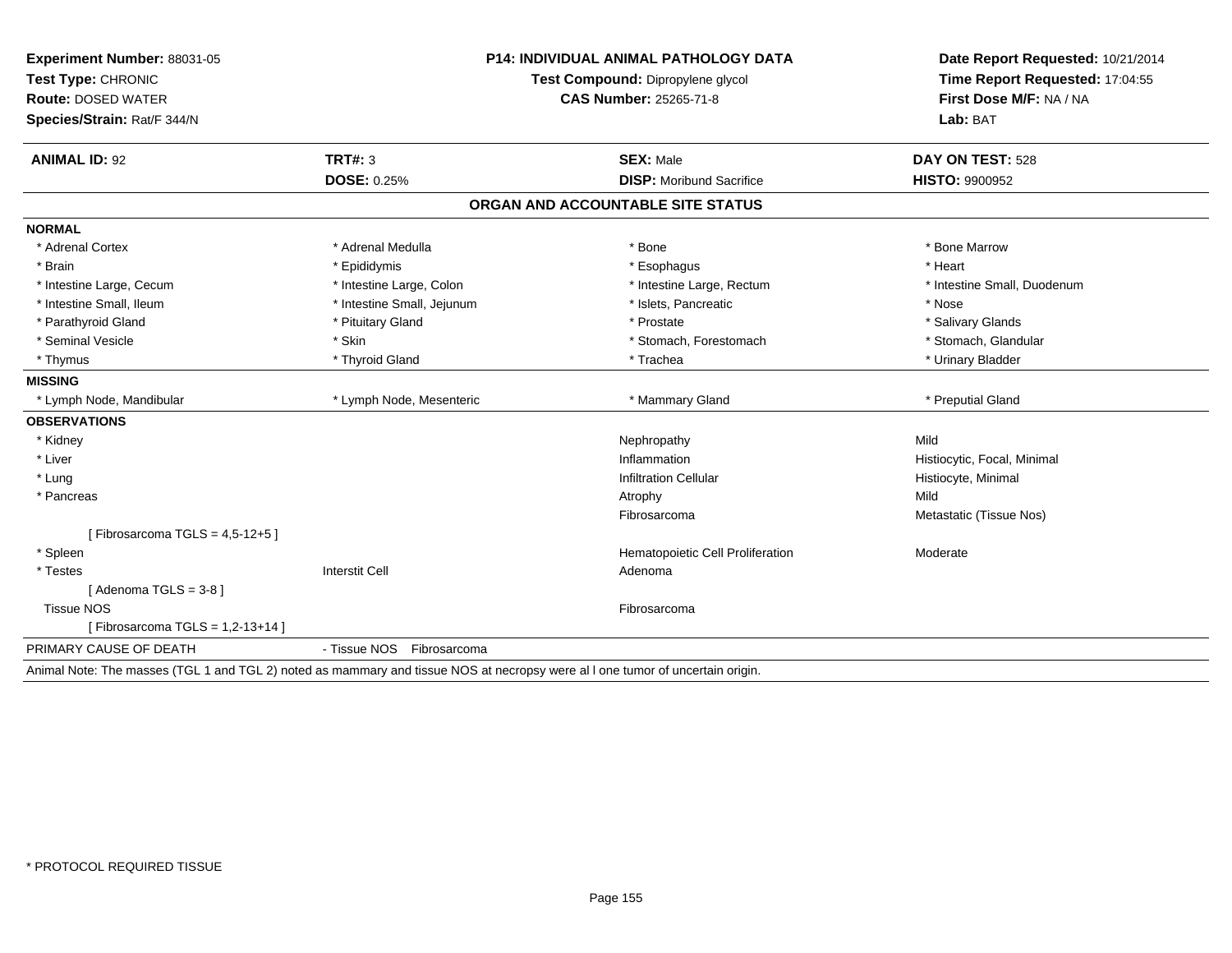**Experiment Number:** 88031-05
**Test Type:** CHRONIC
**Route:** DOSED WATER
**Species/Strain:** Rat/F 344/N

**P14: INDIVIDUAL ANIMAL PATHOLOGY DATA**
**Test Compound:** Dipropylene glycol
**CAS Number:** 25265-71-8

**Date Report Requested:** 10/21/2014
**Time Report Requested:** 17:04:55
**First Dose M/F:** NA / NA
**Lab:** BAT

| **ANIMAL ID:** 92 | **TRT#:** 3 | **SEX:** Male | **DAY ON TEST:** 528 |
|---|---|---|---|
| | **DOSE:** 0.25% | **DISP:** Moribund Sacrifice | **HISTO:** 9900952 |

## ORGAN AND ACCOUNTABLE SITE STATUS

**NORMAL**

| | | | |
|---|---|---|---|
| * Adrenal Cortex | * Adrenal Medulla | * Bone | * Bone Marrow |
| * Brain | * Epididymis | * Esophagus | * Heart |
| * Intestine Large, Cecum | * Intestine Large, Colon | * Intestine Large, Rectum | * Intestine Small, Duodenum |
| * Intestine Small, Ileum | * Intestine Small, Jejunum | * Islets, Pancreatic | * Nose |
| * Parathyroid Gland | * Pituitary Gland | * Prostate | * Salivary Glands |
| * Seminal Vesicle | * Skin | * Stomach, Forestomach | * Stomach, Glandular |
| * Thymus | * Thyroid Gland | * Trachea | * Urinary Bladder |

**MISSING**

| | | | |
|---|---|---|---|
| * Lymph Node, Mandibular | * Lymph Node, Mesenteric | * Mammary Gland | * Preputial Gland |

**OBSERVATIONS**

| | | | |
|---|---|---|---|
| * Kidney | | Nephropathy | Mild |
| * Liver | | Inflammation | Histiocytic, Focal, Minimal |
| * Lung | | Infiltration Cellular | Histiocyte, Minimal |
| * Pancreas | | Atrophy | Mild |
| | | Fibrosarcoma | Metastatic (Tissue Nos) |
| [ Fibrosarcoma TGLS = 4,5-12+5 ] | | | |
| * Spleen | | Hematopoietic Cell Proliferation | Moderate |
| * Testes | Interstit Cell | Adenoma | |
| [ Adenoma TGLS = 3-8 ] | | | |
| Tissue NOS | | Fibrosarcoma | |
| [ Fibrosarcoma TGLS = 1,2-13+14 ] | | | |

PRIMARY CAUSE OF DEATH - Tissue NOS Fibrosarcoma

Animal Note: The masses (TGL 1 and TGL 2) noted as mammary and tissue NOS at necropsy were al l one tumor of uncertain origin.

* PROTOCOL REQUIRED TISSUE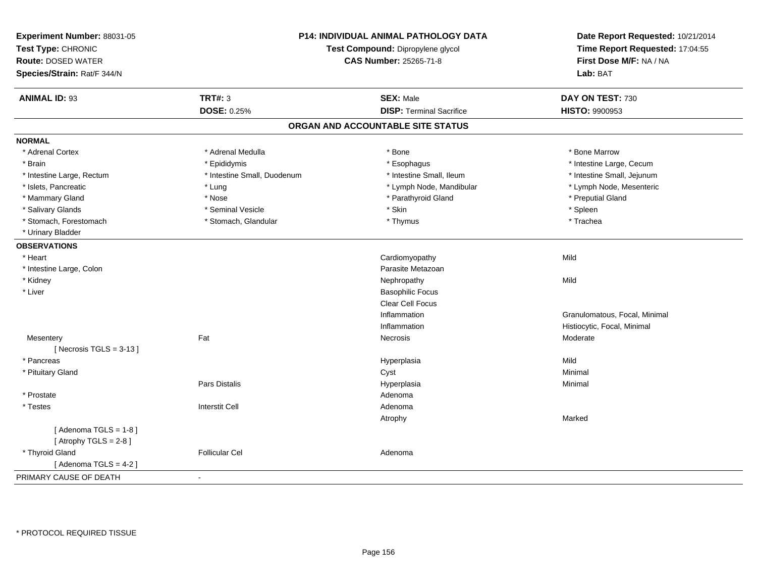**Experiment Number:** 88031-05
**Test Type:** CHRONIC
**Route:** DOSED WATER
**Species/Strain:** Rat/F 344/N

**P14: INDIVIDUAL ANIMAL PATHOLOGY DATA**
**Test Compound:** Dipropylene glycol
**CAS Number:** 25265-71-8

**Date Report Requested:** 10/21/2014
**Time Report Requested:** 17:04:55
**First Dose M/F:** NA / NA
**Lab:** BAT

| **ANIMAL ID:** 93 | **TRT#:** 3 | **SEX:** Male | **DAY ON TEST:** 730 |
|---|---|---|---|
| | **DOSE:** 0.25% | **DISP:** Terminal Sacrifice | **HISTO:** 9900953 |

## ORGAN AND ACCOUNTABLE SITE STATUS

**NORMAL**

| | | | |
|---|---|---|---|
| * Adrenal Cortex | * Adrenal Medulla | * Bone | * Bone Marrow |
| * Brain | * Epididymis | * Esophagus | * Intestine Large, Cecum |
| * Intestine Large, Rectum | * Intestine Small, Duodenum | * Intestine Small, Ileum | * Intestine Small, Jejunum |
| * Islets, Pancreatic | * Lung | * Lymph Node, Mandibular | * Lymph Node, Mesenteric |
| * Mammary Gland | * Nose | * Parathyroid Gland | * Preputial Gland |
| * Salivary Glands | * Seminal Vesicle | * Skin | * Spleen |
| * Stomach, Forestomach | * Stomach, Glandular | * Thymus | * Trachea |
| * Urinary Bladder | | | |

**OBSERVATIONS**

| | | | |
|---|---|---|---|
| * Heart | | Cardiomyopathy | Mild |
| * Intestine Large, Colon | | Parasite Metazoan | |
| * Kidney | | Nephropathy | Mild |
| * Liver | | Basophilic Focus | |
| | | Clear Cell Focus | |
| | | Inflammation | Granulomatous, Focal, Minimal |
| | | Inflammation | Histiocytic, Focal, Minimal |
| Mesentery | Fat | Necrosis | Moderate |
| [ Necrosis TGLS = 3-13 ] | | | |
| * Pancreas | | Hyperplasia | Mild |
| * Pituitary Gland | | Cyst | Minimal |
| | Pars Distalis | Hyperplasia | Minimal |
| * Prostate | | Adenoma | |
| * Testes | Interstit Cell | Adenoma | |
| | | Atrophy | Marked |
| [ Adenoma TGLS = 1-8 ] | | | |
| [ Atrophy TGLS = 2-8 ] | | | |
| * Thyroid Gland | Follicular Cel | Adenoma | |
| [ Adenoma TGLS = 4-2 ] | | | |

PRIMARY CAUSE OF DEATH -

* PROTOCOL REQUIRED TISSUE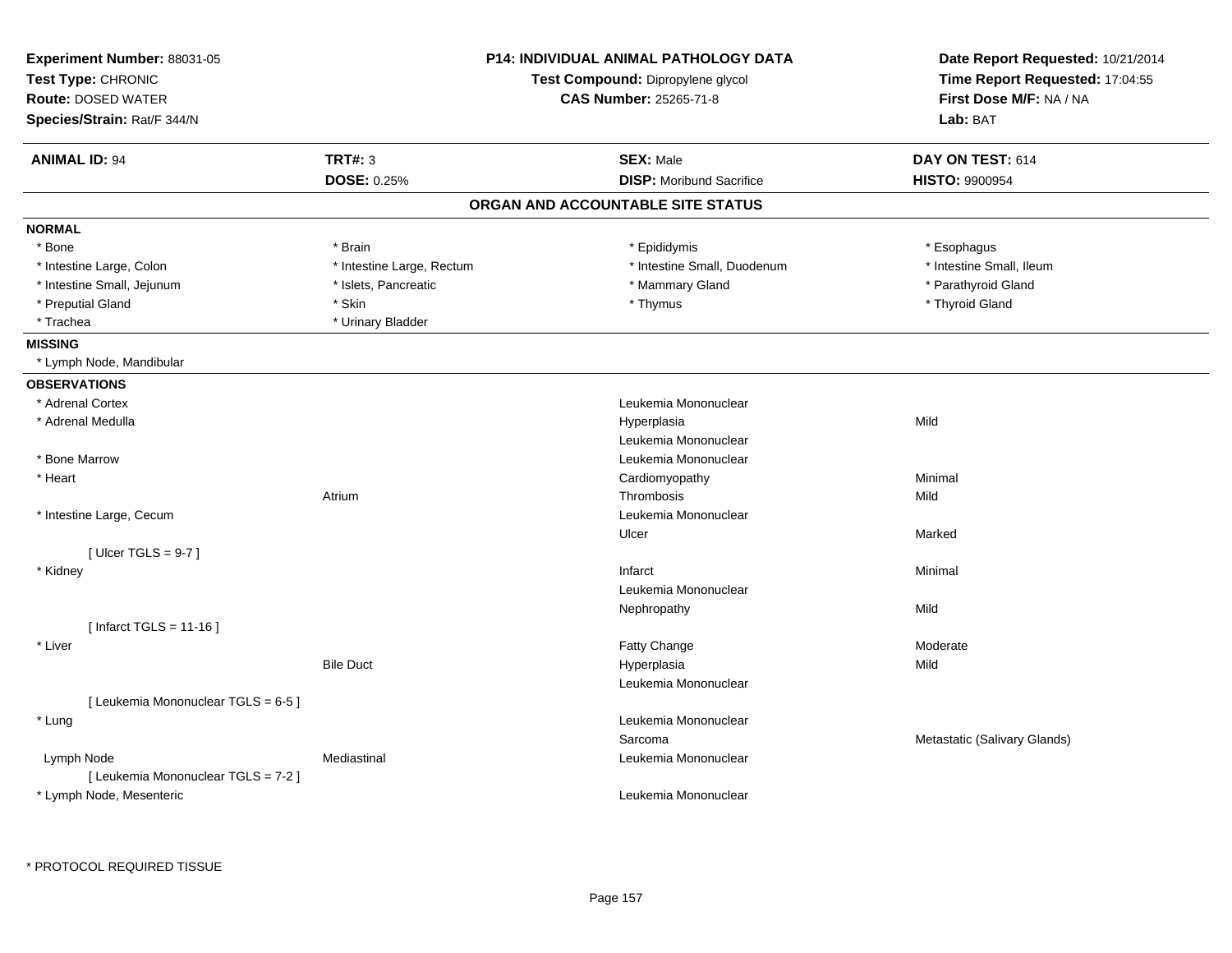**Experiment Number:** 88031-05
**Test Type:** CHRONIC
**Route:** DOSED WATER
**Species/Strain:** Rat/F 344/N

**P14: INDIVIDUAL ANIMAL PATHOLOGY DATA**
**Test Compound:** Dipropylene glycol
**CAS Number:** 25265-71-8

**Date Report Requested:** 10/21/2014
**Time Report Requested:** 17:04:55
**First Dose M/F:** NA / NA
**Lab:** BAT

| **ANIMAL ID:** 94 | **TRT#:** 3 | **SEX:** Male | **DAY ON TEST:** 614 |
|---|---|---|---|
| | **DOSE:** 0.25% | **DISP:** Moribund Sacrifice | **HISTO:** 9900954 |

## ORGAN AND ACCOUNTABLE SITE STATUS

**NORMAL**

| | | | |
|---|---|---|---|
| * Bone | * Brain | * Epididymis | * Esophagus |
| * Intestine Large, Colon | * Intestine Large, Rectum | * Intestine Small, Duodenum | * Intestine Small, Ileum |
| * Intestine Small, Jejunum | * Islets, Pancreatic | * Mammary Gland | * Parathyroid Gland |
| * Preputial Gland | * Skin | * Thymus | * Thyroid Gland |
| * Trachea | * Urinary Bladder | | |

**MISSING**

* Lymph Node, Mandibular

**OBSERVATIONS**

| Organ | Site | Observation | Severity |
|---|---|---|---|
| * Adrenal Cortex | | Leukemia Mononuclear | |
| * Adrenal Medulla | | Hyperplasia | Mild |
| | | Leukemia Mononuclear | |
| * Bone Marrow | | Leukemia Mononuclear | |
| * Heart | | Cardiomyopathy | Minimal |
| | Atrium | Thrombosis | Mild |
| * Intestine Large, Cecum | | Leukemia Mononuclear | |
| | | Ulcer | Marked |
| [ Ulcer TGLS = 9-7 ] | | | |
| * Kidney | | Infarct | Minimal |
| | | Leukemia Mononuclear | |
| | | Nephropathy | Mild |
| [ Infarct TGLS = 11-16 ] | | | |
| * Liver | | Fatty Change | Moderate |
| | Bile Duct | Hyperplasia | Mild |
| | | Leukemia Mononuclear | |
| [ Leukemia Mononuclear TGLS = 6-5 ] | | | |
| * Lung | | Leukemia Mononuclear | |
| | | Sarcoma | Metastatic (Salivary Glands) |
| Lymph Node | Mediastinal | Leukemia Mononuclear | |
| [ Leukemia Mononuclear TGLS = 7-2 ] | | | |
| * Lymph Node, Mesenteric | | Leukemia Mononuclear | |

\* PROTOCOL REQUIRED TISSUE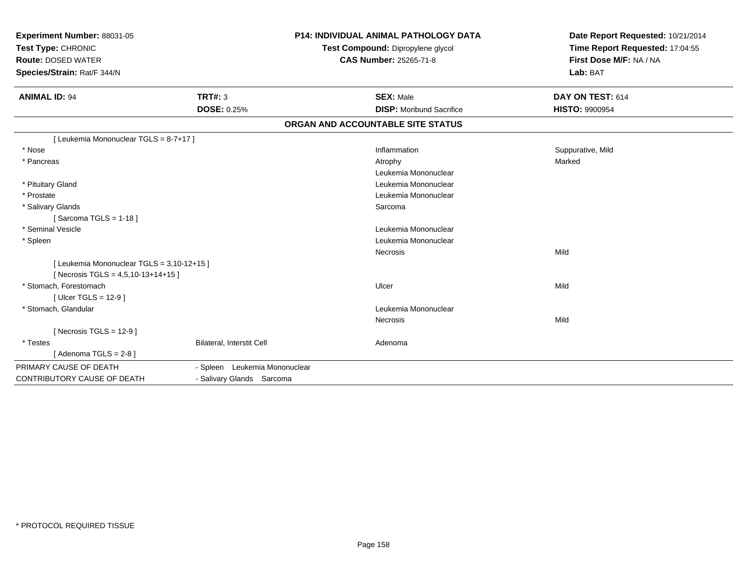**Experiment Number:** 88031-05
**Test Type:** CHRONIC
**Route:** DOSED WATER
**Species/Strain:** Rat/F 344/N

**P14: INDIVIDUAL ANIMAL PATHOLOGY DATA**
**Test Compound:** Dipropylene glycol
**CAS Number:** 25265-71-8

**Date Report Requested:** 10/21/2014
**Time Report Requested:** 17:04:55
**First Dose M/F:** NA / NA
**Lab:** BAT

| **ANIMAL ID:** 94 | **TRT#:** 3 | **SEX:** Male | **DAY ON TEST:** 614 |
|---|---|---|---|
| | **DOSE:** 0.25% | **DISP:** Moribund Sacrifice | **HISTO:** 9900954 |

## ORGAN AND ACCOUNTABLE SITE STATUS

| | | | |
|---|---|---|---|
| [ Leukemia Mononuclear TGLS = 8-7+17 ] | | | |
| * Nose | | Inflammation | Suppurative, Mild |
| * Pancreas | | Atrophy | Marked |
| | | Leukemia Mononuclear | |
| * Pituitary Gland | | Leukemia Mononuclear | |
| * Prostate | | Leukemia Mononuclear | |
| * Salivary Glands | | Sarcoma | |
| [ Sarcoma TGLS = 1-18 ] | | | |
| * Seminal Vesicle | | Leukemia Mononuclear | |
| * Spleen | | Leukemia Mononuclear | |
| | | Necrosis | Mild |
| [ Leukemia Mononuclear TGLS = 3,10-12+15 ] | | | |
| [ Necrosis TGLS = 4,5,10-13+14+15 ] | | | |
| * Stomach, Forestomach | | Ulcer | Mild |
| [ Ulcer TGLS = 12-9 ] | | | |
| * Stomach, Glandular | | Leukemia Mononuclear | |
| | | Necrosis | Mild |
| [ Necrosis TGLS = 12-9 ] | | | |
| * Testes | Bilateral, Interstit Cell | Adenoma | |
| [ Adenoma TGLS = 2-8 ] | | | |
| PRIMARY CAUSE OF DEATH | - Spleen Leukemia Mononuclear | | |
| CONTRIBUTORY CAUSE OF DEATH | - Salivary Glands Sarcoma | | |

* PROTOCOL REQUIRED TISSUE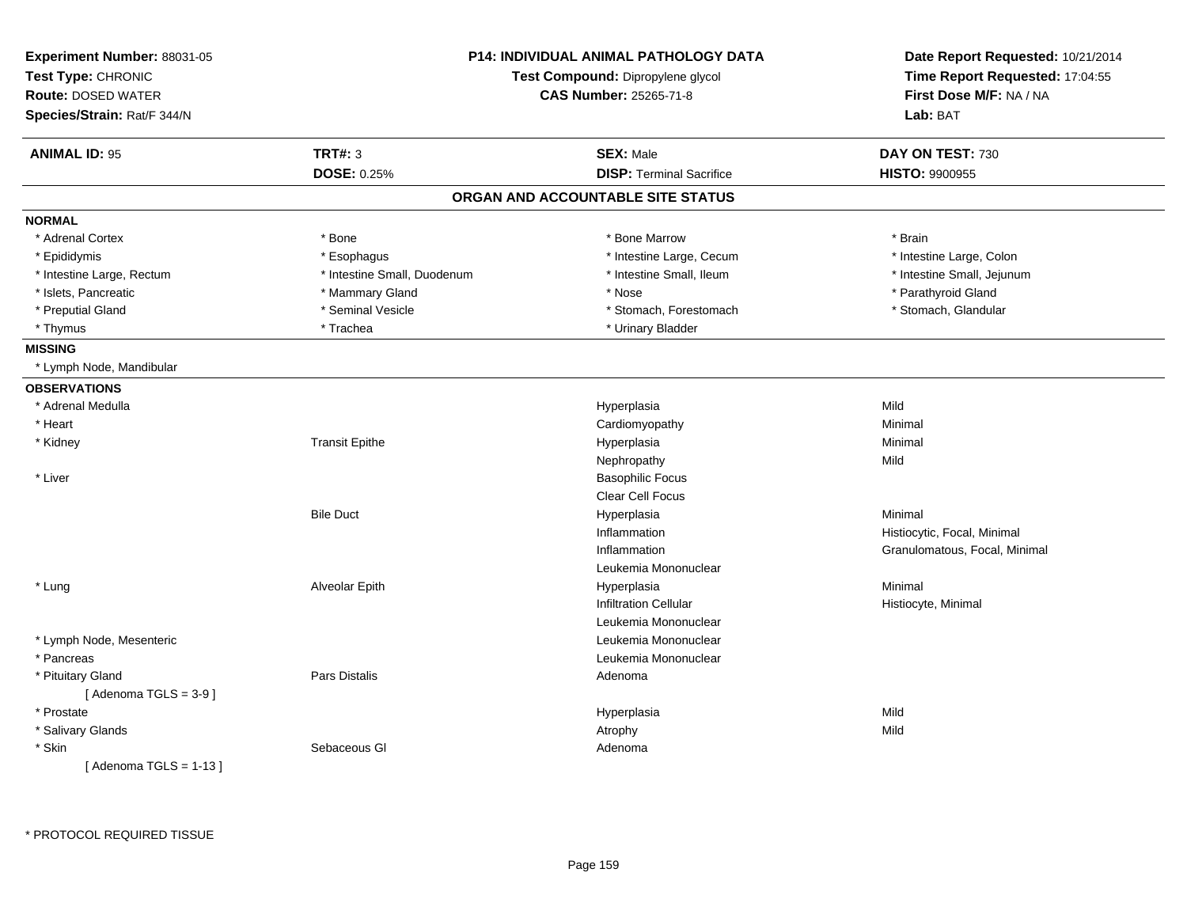**Experiment Number:** 88031-05
**Test Type:** CHRONIC
**Route:** DOSED WATER
**Species/Strain:** Rat/F 344/N

**P14: INDIVIDUAL ANIMAL PATHOLOGY DATA**
**Test Compound:** Dipropylene glycol
**CAS Number:** 25265-71-8

**Date Report Requested:** 10/21/2014
**Time Report Requested:** 17:04:55
**First Dose M/F:** NA / NA
**Lab:** BAT

| **ANIMAL ID:** 95 | **TRT#:** 3 | **SEX:** Male | **DAY ON TEST:** 730 |
|---|---|---|---|
| | **DOSE:** 0.25% | **DISP:** Terminal Sacrifice | **HISTO:** 9900955 |

## ORGAN AND ACCOUNTABLE SITE STATUS

**NORMAL**

| | | | |
|---|---|---|---|
| * Adrenal Cortex | * Bone | * Bone Marrow | * Brain |
| * Epididymis | * Esophagus | * Intestine Large, Cecum | * Intestine Large, Colon |
| * Intestine Large, Rectum | * Intestine Small, Duodenum | * Intestine Small, Ileum | * Intestine Small, Jejunum |
| * Islets, Pancreatic | * Mammary Gland | * Nose | * Parathyroid Gland |
| * Preputial Gland | * Seminal Vesicle | * Stomach, Forestomach | * Stomach, Glandular |
| * Thymus | * Trachea | * Urinary Bladder | |

**MISSING**

* Lymph Node, Mandibular

**OBSERVATIONS**

| | | | |
|---|---|---|---|
| * Adrenal Medulla | | Hyperplasia | Mild |
| * Heart | | Cardiomyopathy | Minimal |
| * Kidney | Transit Epithe | Hyperplasia | Minimal |
| | | Nephropathy | Mild |
| * Liver | | Basophilic Focus | |
| | | Clear Cell Focus | |
| | Bile Duct | Hyperplasia | Minimal |
| | | Inflammation | Histiocytic, Focal, Minimal |
| | | Inflammation | Granulomatous, Focal, Minimal |
| | | Leukemia Mononuclear | |
| * Lung | Alveolar Epith | Hyperplasia | Minimal |
| | | Infiltration Cellular | Histiocyte, Minimal |
| | | Leukemia Mononuclear | |
| * Lymph Node, Mesenteric | | Leukemia Mononuclear | |
| * Pancreas | | Leukemia Mononuclear | |
| * Pituitary Gland | Pars Distalis | Adenoma | |
| [ Adenoma TGLS = 3-9 ] | | | |
| * Prostate | | Hyperplasia | Mild |
| * Salivary Glands | | Atrophy | Mild |
| * Skin | Sebaceous Gl | Adenoma | |
| [ Adenoma TGLS = 1-13 ] | | | |

* PROTOCOL REQUIRED TISSUE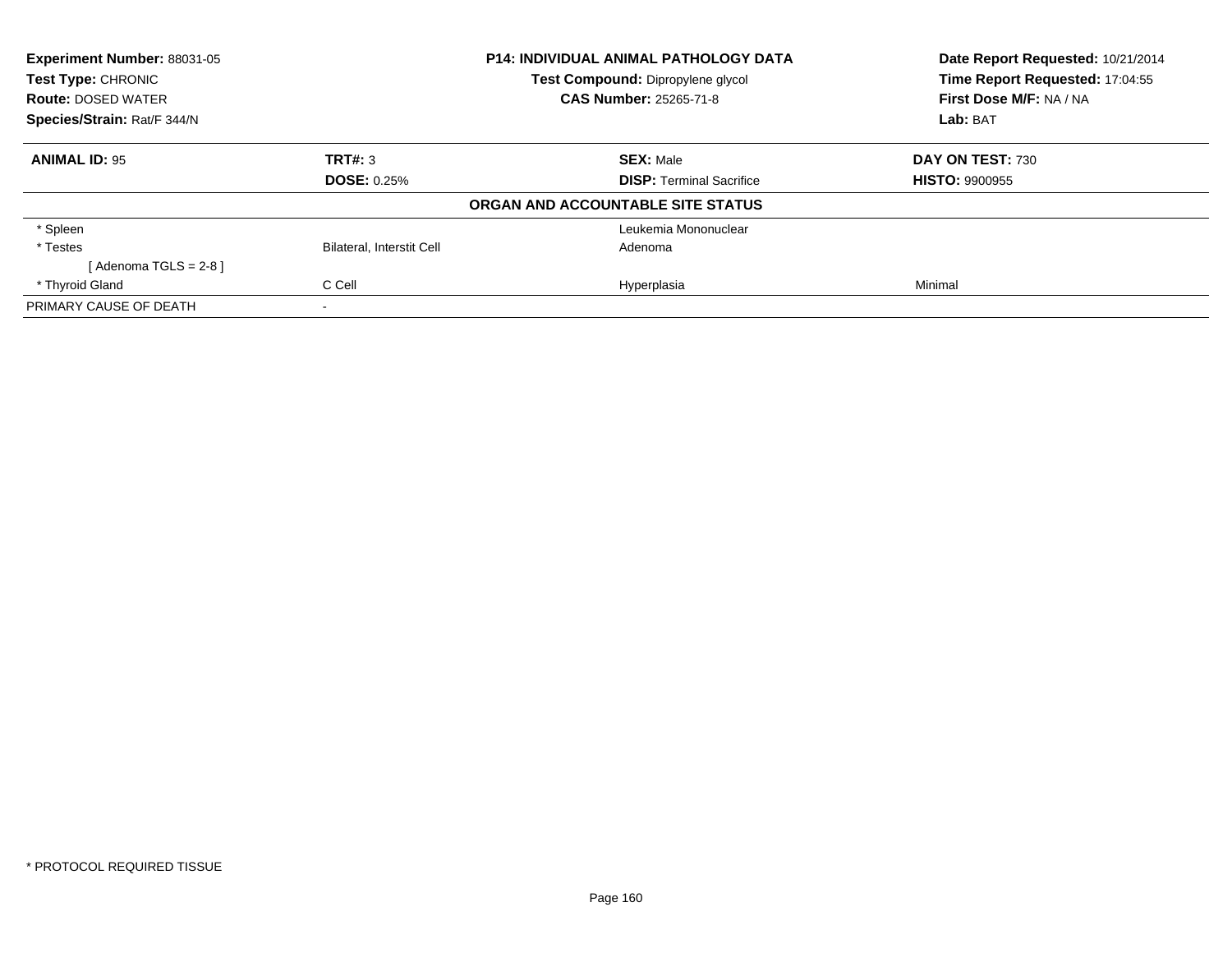**Experiment Number:** 88031-05
**Test Type:** CHRONIC
**Route:** DOSED WATER
**Species/Strain:** Rat/F 344/N

**P14: INDIVIDUAL ANIMAL PATHOLOGY DATA**
**Test Compound:** Dipropylene glycol
**CAS Number:** 25265-71-8

**Date Report Requested:** 10/21/2014
**Time Report Requested:** 17:04:55
**First Dose M/F:** NA / NA
**Lab:** BAT

| **ANIMAL ID:** 95 | **TRT#:** 3 | **SEX:** Male | **DAY ON TEST:** 730 |
|---|---|---|---|
| | **DOSE:** 0.25% | **DISP:** Terminal Sacrifice | **HISTO:** 9900955 |

### ORGAN AND ACCOUNTABLE SITE STATUS

| | | | |
|---|---|---|---|
| * Spleen | | Leukemia Mononuclear | |
| * Testes | Bilateral, Interstit Cell | Adenoma | |
| [ Adenoma TGLS = 2-8 ] | | | |
| * Thyroid Gland | C Cell | Hyperplasia | Minimal |
| PRIMARY CAUSE OF DEATH | - | | |

* PROTOCOL REQUIRED TISSUE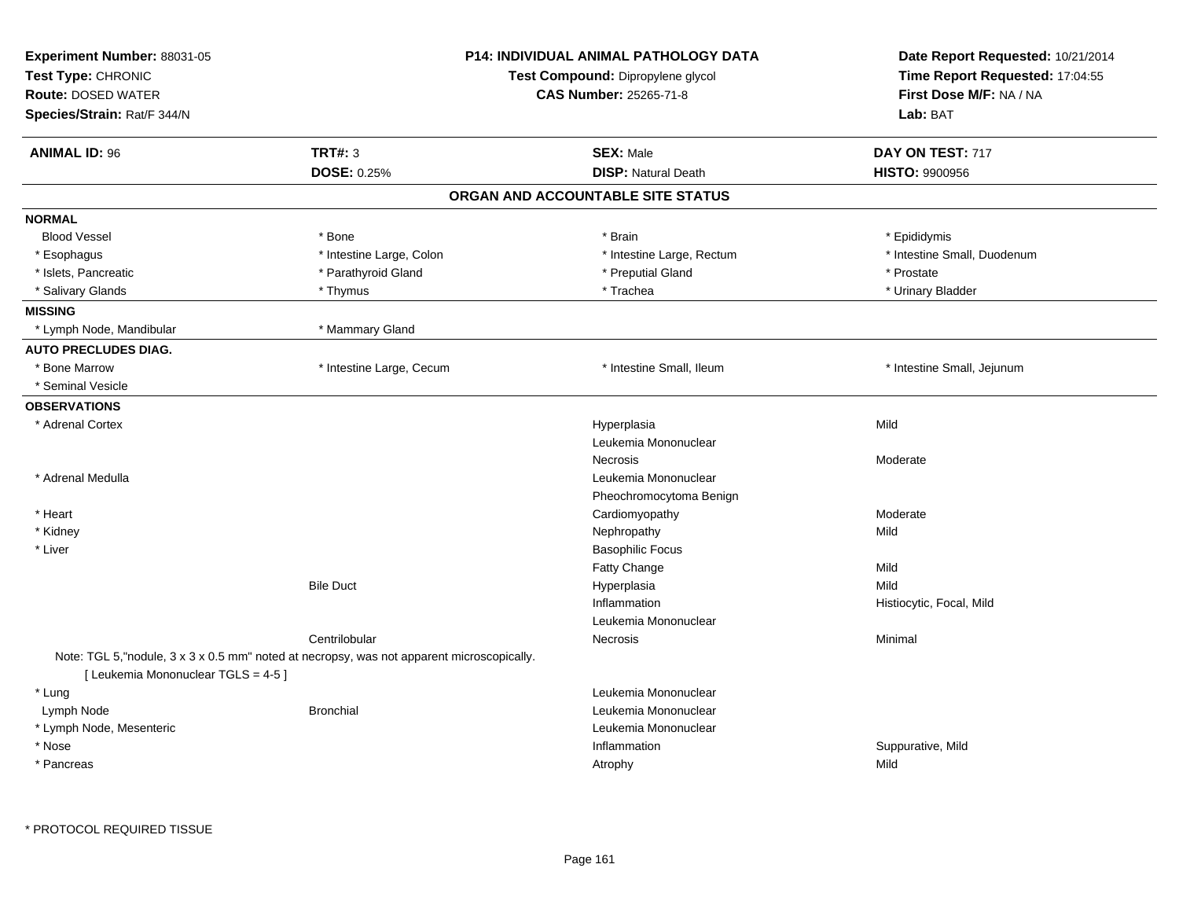**Experiment Number:** 88031-05
**Test Type:** CHRONIC
**Route:** DOSED WATER
**Species/Strain:** Rat/F 344/N

**P14: INDIVIDUAL ANIMAL PATHOLOGY DATA**
**Test Compound:** Dipropylene glycol
**CAS Number:** 25265-71-8

**Date Report Requested:** 10/21/2014
**Time Report Requested:** 17:04:55
**First Dose M/F:** NA / NA
**Lab:** BAT

| **ANIMAL ID:** 96 | **TRT#:** 3 | **SEX:** Male | **DAY ON TEST:** 717 |
|---|---|---|---|
| | **DOSE:** 0.25% | **DISP:** Natural Death | **HISTO:** 9900956 |

## ORGAN AND ACCOUNTABLE SITE STATUS

| | | | |
|---|---|---|---|
| **NORMAL** | | | |
| Blood Vessel | * Bone | * Brain | * Epididymis |
| * Esophagus | * Intestine Large, Colon | * Intestine Large, Rectum | * Intestine Small, Duodenum |
| * Islets, Pancreatic | * Parathyroid Gland | * Preputial Gland | * Prostate |
| * Salivary Glands | * Thymus | * Trachea | * Urinary Bladder |
| **MISSING** | | | |
| * Lymph Node, Mandibular | * Mammary Gland | | |
| **AUTO PRECLUDES DIAG.** | | | |
| * Bone Marrow | * Intestine Large, Cecum | * Intestine Small, Ileum | * Intestine Small, Jejunum |
| * Seminal Vesicle | | | |
| **OBSERVATIONS** | | | |
| * Adrenal Cortex | | Hyperplasia | Mild |
| | | Leukemia Mononuclear | |
| | | Necrosis | Moderate |
| * Adrenal Medulla | | Leukemia Mononuclear | |
| | | Pheochromocytoma Benign | |
| * Heart | | Cardiomyopathy | Moderate |
| * Kidney | | Nephropathy | Mild |
| * Liver | | Basophilic Focus | |
| | | Fatty Change | Mild |
| | Bile Duct | Hyperplasia | Mild |
| | | Inflammation | Histiocytic, Focal, Mild |
| | | Leukemia Mononuclear | |
| | Centrilobular | Necrosis | Minimal |
| Note: TGL 5,"nodule, 3 x 3 x 0.5 mm" noted at necropsy, was not apparent microscopically. | | | |
| [ Leukemia Mononuclear TGLS = 4-5 ] | | | |
| * Lung | | Leukemia Mononuclear | |
| Lymph Node | Bronchial | Leukemia Mononuclear | |
| * Lymph Node, Mesenteric | | Leukemia Mononuclear | |
| * Nose | | Inflammation | Suppurative, Mild |
| * Pancreas | | Atrophy | Mild |

\* PROTOCOL REQUIRED TISSUE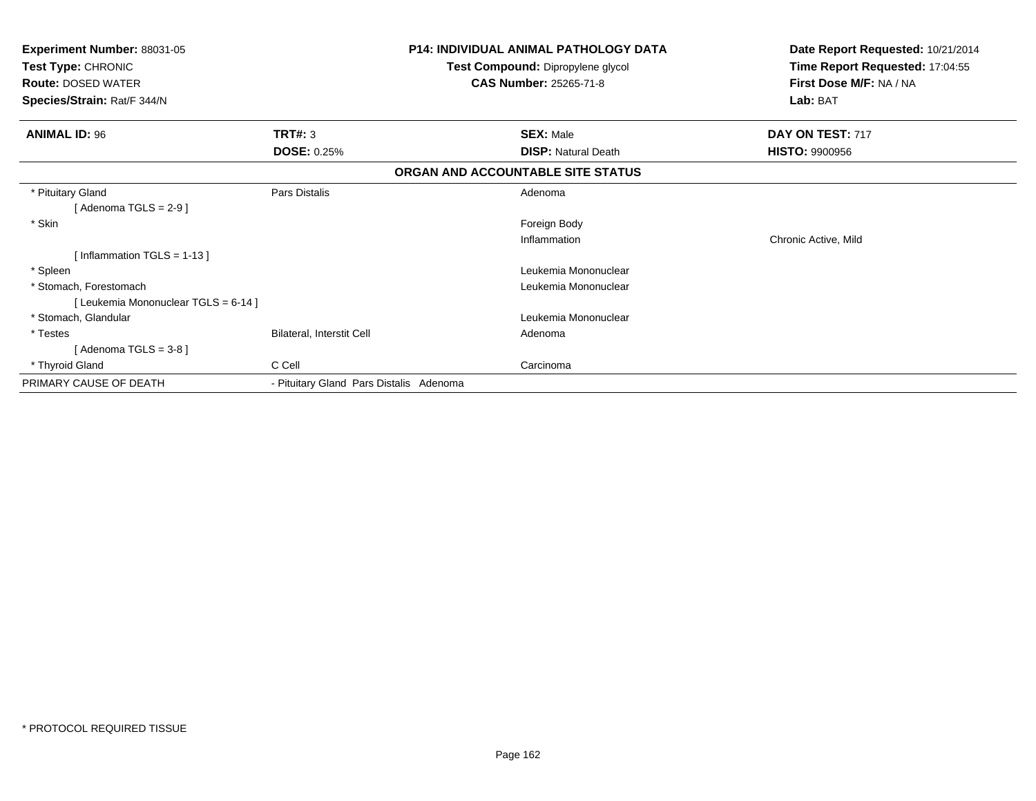**Experiment Number:** 88031-05
**Test Type:** CHRONIC
**Route:** DOSED WATER
**Species/Strain:** Rat/F 344/N

**P14: INDIVIDUAL ANIMAL PATHOLOGY DATA**
**Test Compound:** Dipropylene glycol
**CAS Number:** 25265-71-8

**Date Report Requested:** 10/21/2014
**Time Report Requested:** 17:04:55
**First Dose M/F:** NA / NA
**Lab:** BAT

| **ANIMAL ID:** 96 | **TRT#:** 3 | **SEX:** Male | **DAY ON TEST:** 717 |
|---|---|---|---|
| | **DOSE:** 0.25% | **DISP:** Natural Death | **HISTO:** 9900956 |

**ORGAN AND ACCOUNTABLE SITE STATUS**

| | | | |
|---|---|---|---|
| * Pituitary Gland | Pars Distalis | Adenoma | |
| [ Adenoma TGLS = 2-9 ] | | | |
| * Skin | | Foreign Body | |
| | | Inflammation | Chronic Active, Mild |
| [ Inflammation TGLS = 1-13 ] | | | |
| * Spleen | | Leukemia Mononuclear | |
| * Stomach, Forestomach | | Leukemia Mononuclear | |
| [ Leukemia Mononuclear TGLS = 6-14 ] | | | |
| * Stomach, Glandular | | Leukemia Mononuclear | |
| * Testes | Bilateral, Interstit Cell | Adenoma | |
| [ Adenoma TGLS = 3-8 ] | | | |
| * Thyroid Gland | C Cell | Carcinoma | |
| PRIMARY CAUSE OF DEATH | - Pituitary Gland Pars Distalis Adenoma | | |

* PROTOCOL REQUIRED TISSUE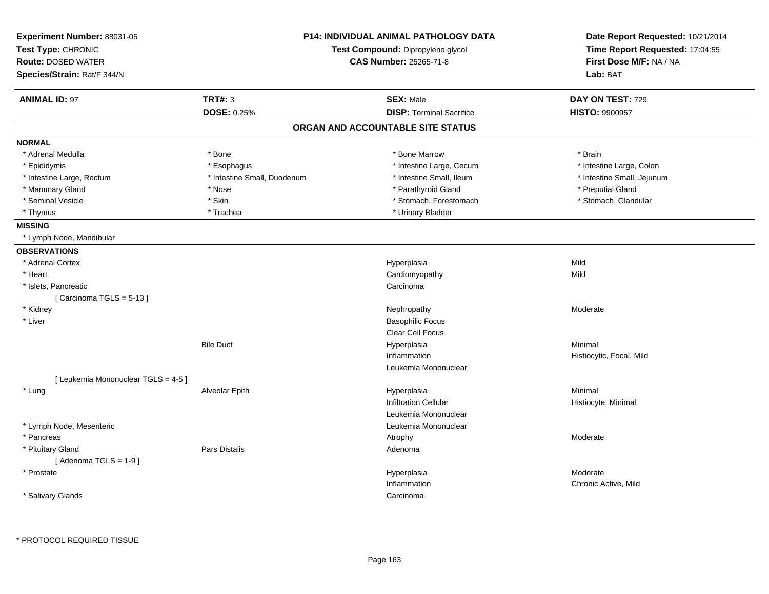**Experiment Number:** 88031-05
**Test Type:** CHRONIC
**Route:** DOSED WATER
**Species/Strain:** Rat/F 344/N

**P14: INDIVIDUAL ANIMAL PATHOLOGY DATA**
**Test Compound:** Dipropylene glycol
**CAS Number:** 25265-71-8

**Date Report Requested:** 10/21/2014
**Time Report Requested:** 17:04:55
**First Dose M/F:** NA / NA
**Lab:** BAT

| **ANIMAL ID:** 97 | **TRT#:** 3 | **SEX:** Male | **DAY ON TEST:** 729 |
|---|---|---|---|
| | **DOSE:** 0.25% | **DISP:** Terminal Sacrifice | **HISTO:** 9900957 |

## ORGAN AND ACCOUNTABLE SITE STATUS

**NORMAL**

| | | | |
|---|---|---|---|
| * Adrenal Medulla | * Bone | * Bone Marrow | * Brain |
| * Epididymis | * Esophagus | * Intestine Large, Cecum | * Intestine Large, Colon |
| * Intestine Large, Rectum | * Intestine Small, Duodenum | * Intestine Small, Ileum | * Intestine Small, Jejunum |
| * Mammary Gland | * Nose | * Parathyroid Gland | * Preputial Gland |
| * Seminal Vesicle | * Skin | * Stomach, Forestomach | * Stomach, Glandular |
| * Thymus | * Trachea | * Urinary Bladder | |

**MISSING**

* Lymph Node, Mandibular

**OBSERVATIONS**

| | | | |
|---|---|---|---|
| * Adrenal Cortex | | Hyperplasia | Mild |
| * Heart | | Cardiomyopathy | Mild |
| * Islets, Pancreatic | | Carcinoma | |
| [ Carcinoma TGLS = 5-13 ] | | | |
| * Kidney | | Nephropathy | Moderate |
| * Liver | | Basophilic Focus | |
| | | Clear Cell Focus | |
| | Bile Duct | Hyperplasia | Minimal |
| | | Inflammation | Histiocytic, Focal, Mild |
| | | Leukemia Mononuclear | |
| [ Leukemia Mononuclear TGLS = 4-5 ] | | | |
| * Lung | Alveolar Epith | Hyperplasia | Minimal |
| | | Infiltration Cellular | Histiocyte, Minimal |
| | | Leukemia Mononuclear | |
| * Lymph Node, Mesenteric | | Leukemia Mononuclear | |
| * Pancreas | | Atrophy | Moderate |
| * Pituitary Gland | Pars Distalis | Adenoma | |
| [ Adenoma TGLS = 1-9 ] | | | |
| * Prostate | | Hyperplasia | Moderate |
| | | Inflammation | Chronic Active, Mild |
| * Salivary Glands | | Carcinoma | |

* PROTOCOL REQUIRED TISSUE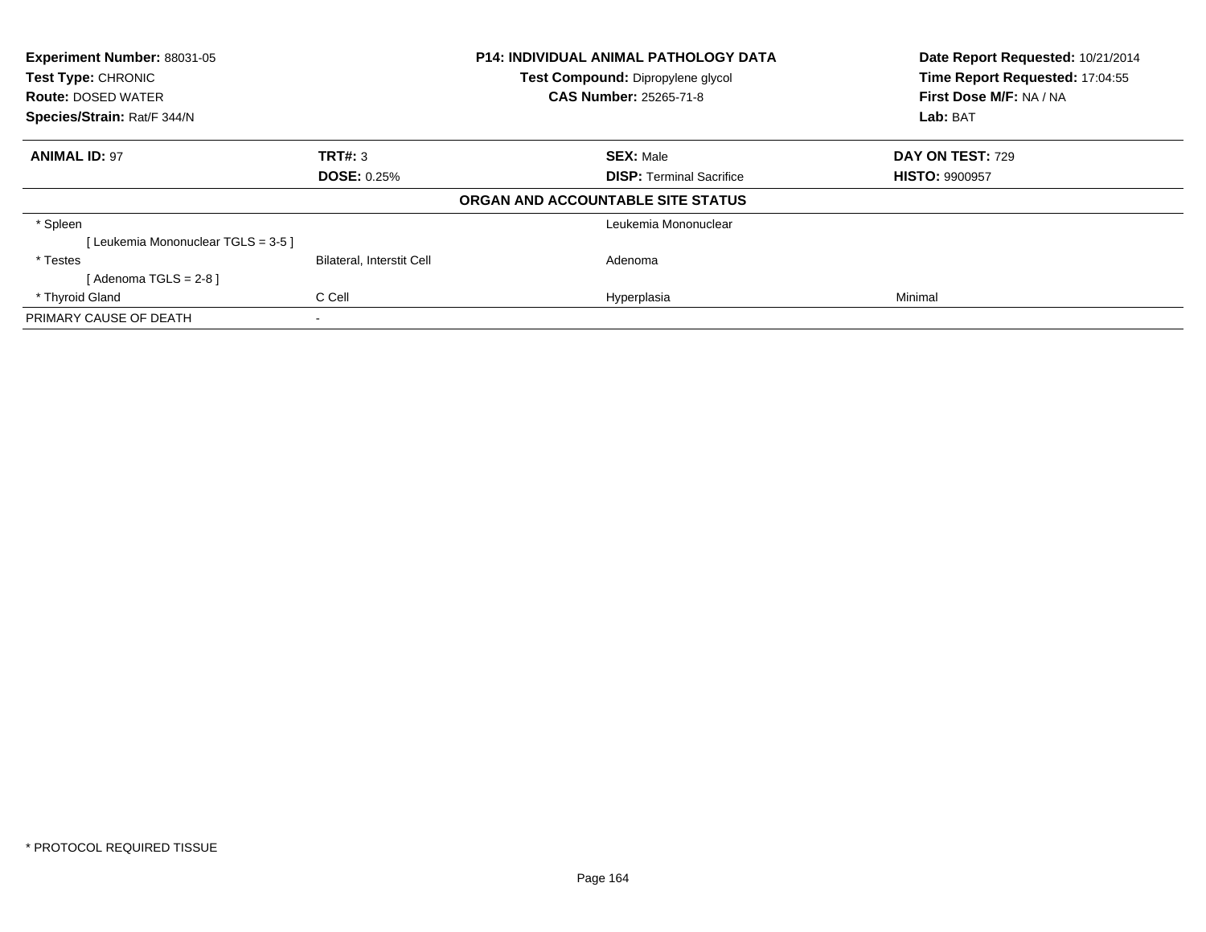**Experiment Number:** 88031-05
**Test Type:** CHRONIC
**Route:** DOSED WATER
**Species/Strain:** Rat/F 344/N

**P14: INDIVIDUAL ANIMAL PATHOLOGY DATA**
**Test Compound:** Dipropylene glycol
**CAS Number:** 25265-71-8

**Date Report Requested:** 10/21/2014
**Time Report Requested:** 17:04:55
**First Dose M/F:** NA / NA
**Lab:** BAT

| **ANIMAL ID:** 97 | **TRT#:** 3 | **SEX:** Male | **DAY ON TEST:** 729 |
|---|---|---|---|
| | **DOSE:** 0.25% | **DISP:** Terminal Sacrifice | **HISTO:** 9900957 |

**ORGAN AND ACCOUNTABLE SITE STATUS**

| | | | |
|---|---|---|---|
| * Spleen | | Leukemia Mononuclear | |
| [ Leukemia Mononuclear TGLS = 3-5 ] | | | |
| * Testes | Bilateral, Interstit Cell | Adenoma | |
| [ Adenoma TGLS = 2-8 ] | | | |
| * Thyroid Gland | C Cell | Hyperplasia | Minimal |
| PRIMARY CAUSE OF DEATH | - | | |

* PROTOCOL REQUIRED TISSUE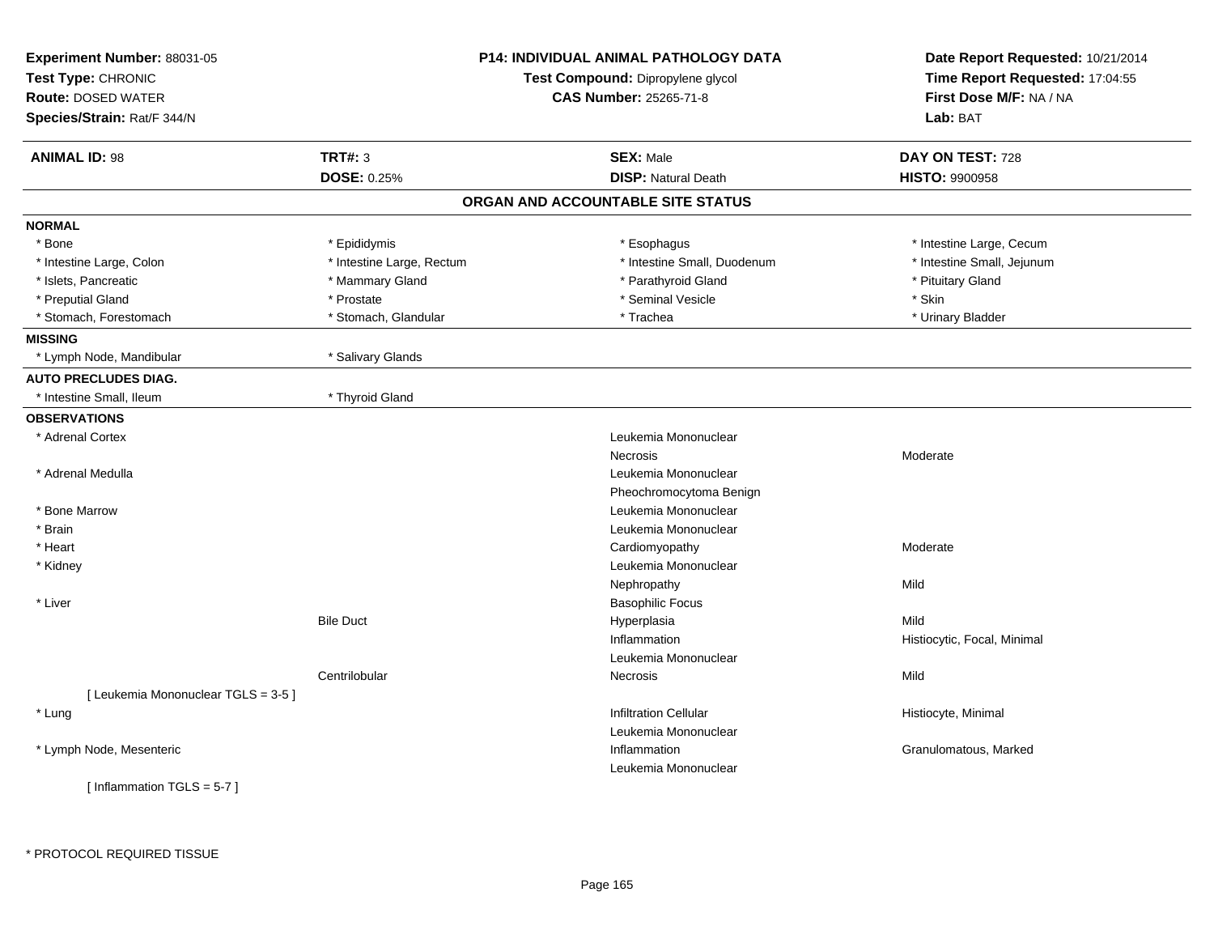**Experiment Number:** 88031-05
**Test Type:** CHRONIC
**Route:** DOSED WATER
**Species/Strain:** Rat/F 344/N

**P14: INDIVIDUAL ANIMAL PATHOLOGY DATA**
**Test Compound:** Dipropylene glycol
**CAS Number:** 25265-71-8

**Date Report Requested:** 10/21/2014
**Time Report Requested:** 17:04:55
**First Dose M/F:** NA / NA
**Lab:** BAT

| **ANIMAL ID:** 98 | **TRT#:** 3 | **SEX:** Male | **DAY ON TEST:** 728 |
|---|---|---|---|
| | **DOSE:** 0.25% | **DISP:** Natural Death | **HISTO:** 9900958 |

## ORGAN AND ACCOUNTABLE SITE STATUS

**NORMAL**

| | | | |
|---|---|---|---|
| * Bone | * Epididymis | * Esophagus | * Intestine Large, Cecum |
| * Intestine Large, Colon | * Intestine Large, Rectum | * Intestine Small, Duodenum | * Intestine Small, Jejunum |
| * Islets, Pancreatic | * Mammary Gland | * Parathyroid Gland | * Pituitary Gland |
| * Preputial Gland | * Prostate | * Seminal Vesicle | * Skin |
| * Stomach, Forestomach | * Stomach, Glandular | * Trachea | * Urinary Bladder |

**MISSING**

| | |
|---|---|
| * Lymph Node, Mandibular | * Salivary Glands |

**AUTO PRECLUDES DIAG.**

| | |
|---|---|
| * Intestine Small, Ileum | * Thyroid Gland |

**OBSERVATIONS**

| | | | |
|---|---|---|---|
| * Adrenal Cortex | | Leukemia Mononuclear | |
| | | Necrosis | Moderate |
| * Adrenal Medulla | | Leukemia Mononuclear | |
| | | Pheochromocytoma Benign | |
| * Bone Marrow | | Leukemia Mononuclear | |
| * Brain | | Leukemia Mononuclear | |
| * Heart | | Cardiomyopathy | Moderate |
| * Kidney | | Leukemia Mononuclear | |
| | | Nephropathy | Mild |
| * Liver | | Basophilic Focus | |
| | Bile Duct | Hyperplasia | Mild |
| | | Inflammation | Histiocytic, Focal, Minimal |
| | | Leukemia Mononuclear | |
| | Centrilobular | Necrosis | Mild |
| [ Leukemia Mononuclear TGLS = 3-5 ] | | | |
| * Lung | | Infiltration Cellular | Histiocyte, Minimal |
| | | Leukemia Mononuclear | |
| * Lymph Node, Mesenteric | | Inflammation | Granulomatous, Marked |
| | | Leukemia Mononuclear | |
| [ Inflammation TGLS = 5-7 ] | | | |

* PROTOCOL REQUIRED TISSUE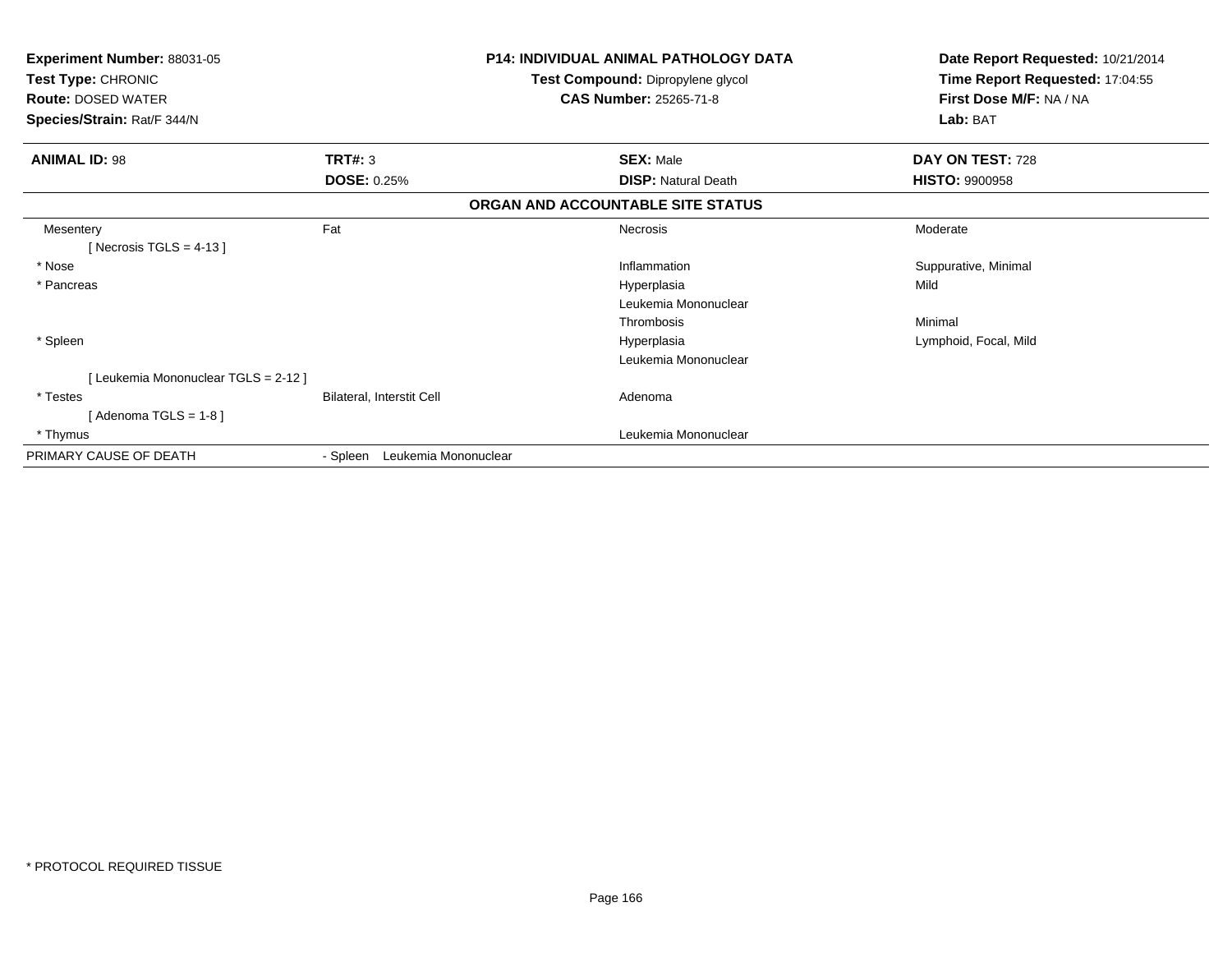**Experiment Number:** 88031-05
**Test Type:** CHRONIC
**Route:** DOSED WATER
**Species/Strain:** Rat/F 344/N

**P14: INDIVIDUAL ANIMAL PATHOLOGY DATA**
**Test Compound:** Dipropylene glycol
**CAS Number:** 25265-71-8

**Date Report Requested:** 10/21/2014
**Time Report Requested:** 17:04:55
**First Dose M/F:** NA / NA
**Lab:** BAT

| **ANIMAL ID:** 98 | **TRT#:** 3 | **SEX:** Male | **DAY ON TEST:** 728 |
|---|---|---|---|
| | **DOSE:** 0.25% | **DISP:** Natural Death | **HISTO:** 9900958 |

**ORGAN AND ACCOUNTABLE SITE STATUS**

| | | | |
|---|---|---|---|
| Mesentery | Fat | Necrosis | Moderate |
| [ Necrosis TGLS = 4-13 ] | | | |
| * Nose | | Inflammation | Suppurative, Minimal |
| * Pancreas | | Hyperplasia | Mild |
| | | Leukemia Mononuclear | |
| | | Thrombosis | Minimal |
| * Spleen | | Hyperplasia | Lymphoid, Focal, Mild |
| | | Leukemia Mononuclear | |
| [ Leukemia Mononuclear TGLS = 2-12 ] | | | |
| * Testes | Bilateral, Interstit Cell | Adenoma | |
| [ Adenoma TGLS = 1-8 ] | | | |
| * Thymus | | Leukemia Mononuclear | |
| PRIMARY CAUSE OF DEATH | - Spleen Leukemia Mononuclear | | |

* PROTOCOL REQUIRED TISSUE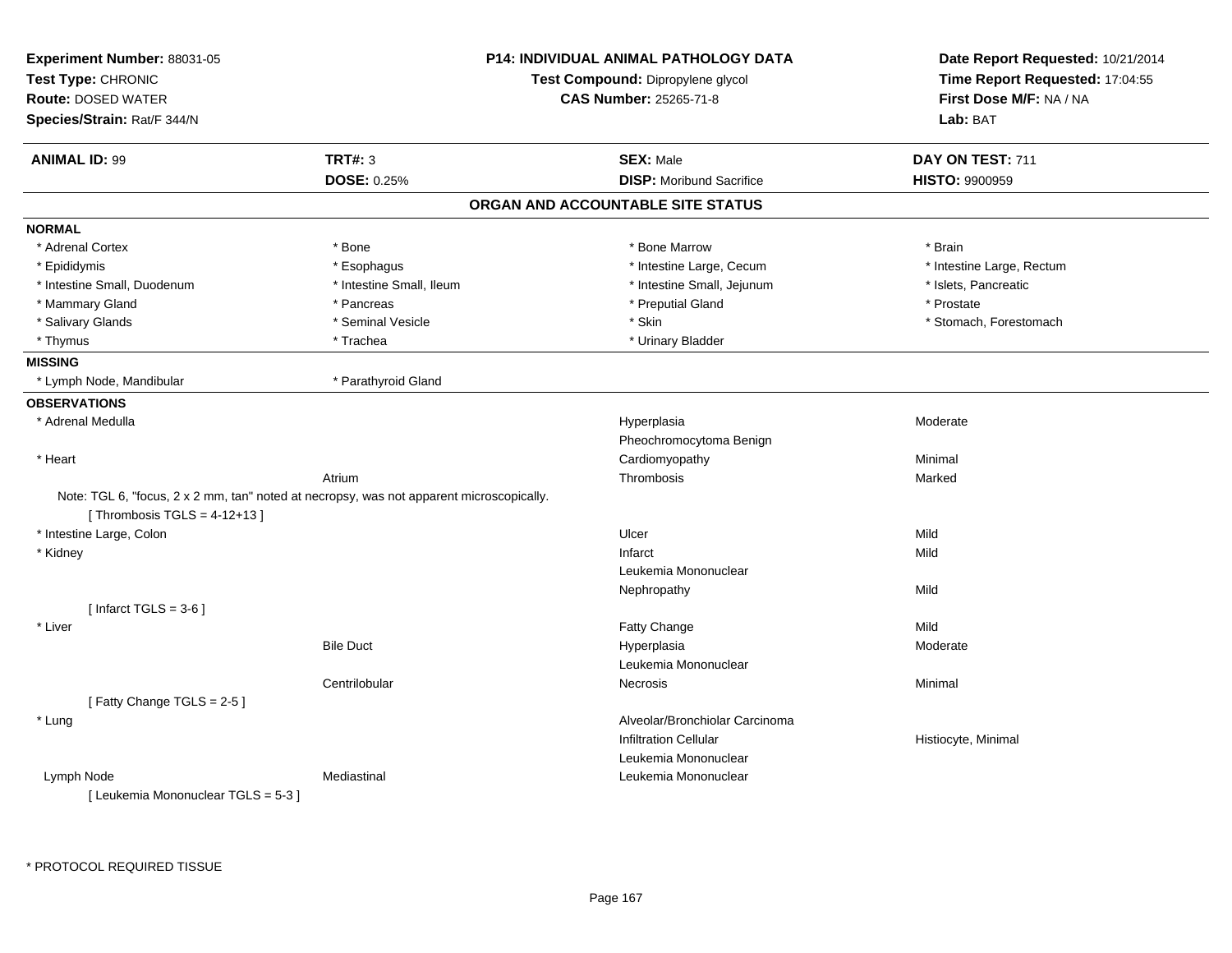**Experiment Number:** 88031-05
**Test Type:** CHRONIC
**Route:** DOSED WATER
**Species/Strain:** Rat/F 344/N

**P14: INDIVIDUAL ANIMAL PATHOLOGY DATA**
**Test Compound:** Dipropylene glycol
**CAS Number:** 25265-71-8

**Date Report Requested:** 10/21/2014
**Time Report Requested:** 17:04:55
**First Dose M/F:** NA / NA
**Lab:** BAT

| **ANIMAL ID:** 99 | **TRT#:** 3 | **SEX:** Male | **DAY ON TEST:** 711 |
|---|---|---|---|
| | **DOSE:** 0.25% | **DISP:** Moribund Sacrifice | **HISTO:** 9900959 |

## ORGAN AND ACCOUNTABLE SITE STATUS

### NORMAL

| | | | |
|---|---|---|---|
| * Adrenal Cortex | * Bone | * Bone Marrow | * Brain |
| * Epididymis | * Esophagus | * Intestine Large, Cecum | * Intestine Large, Rectum |
| * Intestine Small, Duodenum | * Intestine Small, Ileum | * Intestine Small, Jejunum | * Islets, Pancreatic |
| * Mammary Gland | * Pancreas | * Preputial Gland | * Prostate |
| * Salivary Glands | * Seminal Vesicle | * Skin | * Stomach, Forestomach |
| * Thymus | * Trachea | * Urinary Bladder | |

### MISSING

| | |
|---|---|
| * Lymph Node, Mandibular | * Parathyroid Gland |

### OBSERVATIONS

| Organ | Site | Observation | Severity |
|---|---|---|---|
| * Adrenal Medulla | | Hyperplasia | Moderate |
| | | Pheochromocytoma Benign | |
| * Heart | | Cardiomyopathy | Minimal |
| | Atrium | Thrombosis | Marked |

Note: TGL 6, "focus, 2 x 2 mm, tan" noted at necropsy, was not apparent microscopically.
[ Thrombosis TGLS = 4-12+13 ]

| Organ | Site | Observation | Severity |
|---|---|---|---|
| * Intestine Large, Colon | | Ulcer | Mild |
| * Kidney | | Infarct | Mild |
| | | Leukemia Mononuclear | |
| | | Nephropathy | Mild |

[ Infarct TGLS = 3-6 ]

| Organ | Site | Observation | Severity |
|---|---|---|---|
| * Liver | | Fatty Change | Mild |
| | Bile Duct | Hyperplasia | Moderate |
| | | Leukemia Mononuclear | |
| | Centrilobular | Necrosis | Minimal |

[ Fatty Change TGLS = 2-5 ]

| Organ | Site | Observation | Severity |
|---|---|---|---|
| * Lung | | Alveolar/Bronchiolar Carcinoma | |
| | | Infiltration Cellular | Histiocyte, Minimal |
| | | Leukemia Mononuclear | |
| Lymph Node | Mediastinal | Leukemia Mononuclear | |

[ Leukemia Mononuclear TGLS = 5-3 ]

\* PROTOCOL REQUIRED TISSUE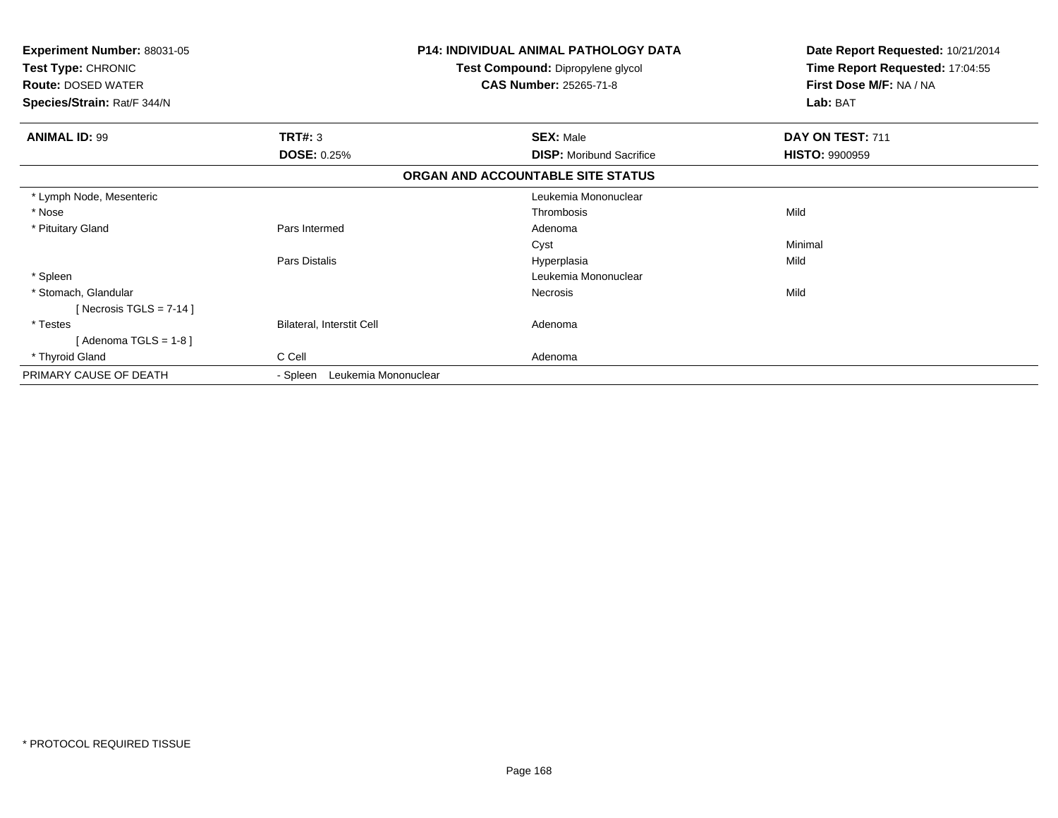**Experiment Number:** 88031-05
**Test Type:** CHRONIC
**Route:** DOSED WATER
**Species/Strain:** Rat/F 344/N

**P14: INDIVIDUAL ANIMAL PATHOLOGY DATA**
**Test Compound:** Dipropylene glycol
**CAS Number:** 25265-71-8

**Date Report Requested:** 10/21/2014
**Time Report Requested:** 17:04:55
**First Dose M/F:** NA / NA
**Lab:** BAT

| **ANIMAL ID:** 99 | **TRT#:** 3 | **SEX:** Male | **DAY ON TEST:** 711 |
|---|---|---|---|
| | **DOSE:** 0.25% | **DISP:** Moribund Sacrifice | **HISTO:** 9900959 |

**ORGAN AND ACCOUNTABLE SITE STATUS**

| | | | |
|---|---|---|---|
| * Lymph Node, Mesenteric | | Leukemia Mononuclear | |
| * Nose | | Thrombosis | Mild |
| * Pituitary Gland | Pars Intermed | Adenoma | |
| | | Cyst | Minimal |
| | Pars Distalis | Hyperplasia | Mild |
| * Spleen | | Leukemia Mononuclear | |
| * Stomach, Glandular | | Necrosis | Mild |
| [ Necrosis TGLS = 7-14 ] | | | |
| * Testes | Bilateral, Interstit Cell | Adenoma | |
| [ Adenoma TGLS = 1-8 ] | | | |
| * Thyroid Gland | C Cell | Adenoma | |
| PRIMARY CAUSE OF DEATH | - Spleen Leukemia Mononuclear | | |

* PROTOCOL REQUIRED TISSUE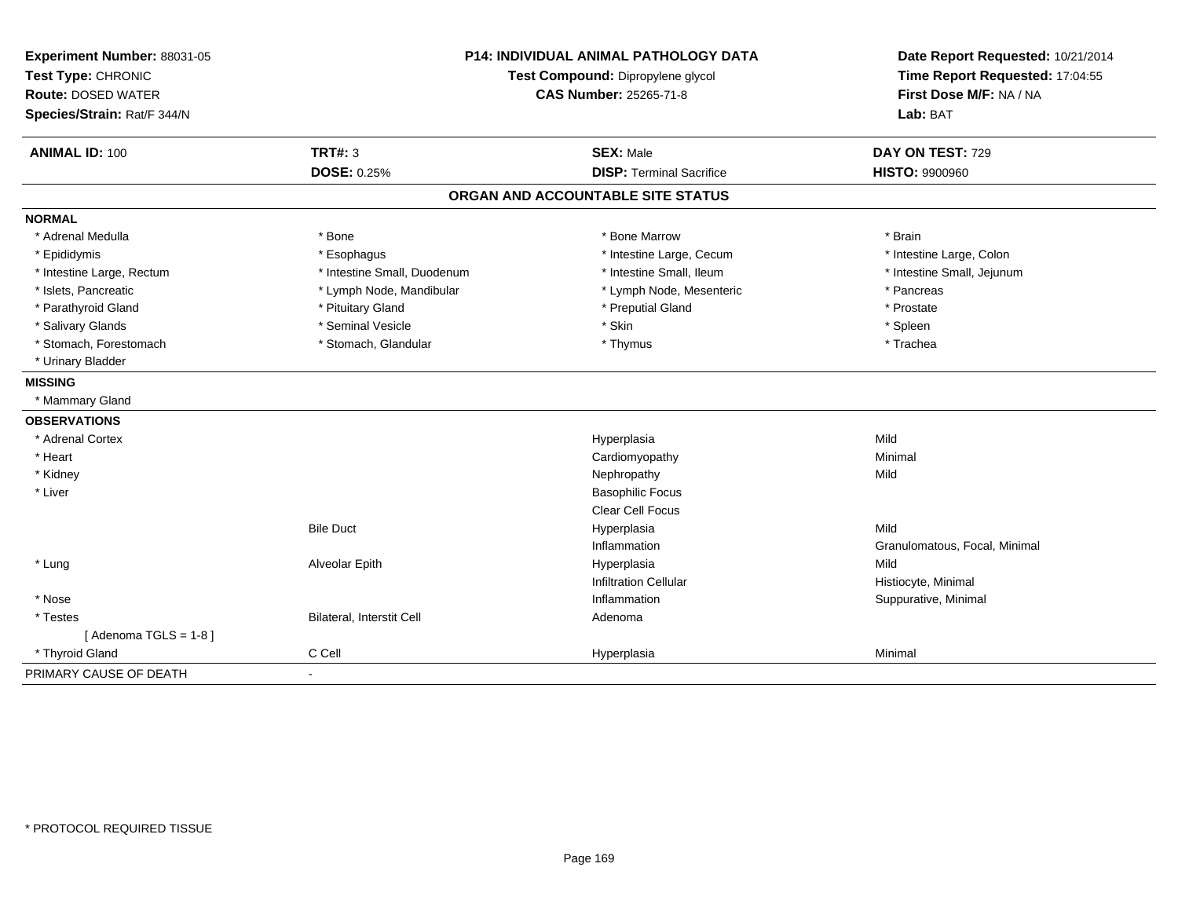**Experiment Number:** 88031-05
**Test Type:** CHRONIC
**Route:** DOSED WATER
**Species/Strain:** Rat/F 344/N

**P14: INDIVIDUAL ANIMAL PATHOLOGY DATA**
**Test Compound:** Dipropylene glycol
**CAS Number:** 25265-71-8

**Date Report Requested:** 10/21/2014
**Time Report Requested:** 17:04:55
**First Dose M/F:** NA / NA
**Lab:** BAT

| **ANIMAL ID:** 100 | **TRT#:** 3 | **SEX:** Male | **DAY ON TEST:** 729 |
|---|---|---|---|
| | **DOSE:** 0.25% | **DISP:** Terminal Sacrifice | **HISTO:** 9900960 |

## ORGAN AND ACCOUNTABLE SITE STATUS

**NORMAL**

| | | | |
|---|---|---|---|
| * Adrenal Medulla | * Bone | * Bone Marrow | * Brain |
| * Epididymis | * Esophagus | * Intestine Large, Cecum | * Intestine Large, Colon |
| * Intestine Large, Rectum | * Intestine Small, Duodenum | * Intestine Small, Ileum | * Intestine Small, Jejunum |
| * Islets, Pancreatic | * Lymph Node, Mandibular | * Lymph Node, Mesenteric | * Pancreas |
| * Parathyroid Gland | * Pituitary Gland | * Preputial Gland | * Prostate |
| * Salivary Glands | * Seminal Vesicle | * Skin | * Spleen |
| * Stomach, Forestomach | * Stomach, Glandular | * Thymus | * Trachea |
| * Urinary Bladder | | | |

**MISSING**

* Mammary Gland

**OBSERVATIONS**

| | | | |
|---|---|---|---|
| * Adrenal Cortex | | Hyperplasia | Mild |
| * Heart | | Cardiomyopathy | Minimal |
| * Kidney | | Nephropathy | Mild |
| * Liver | | Basophilic Focus | |
| | | Clear Cell Focus | |
| | Bile Duct | Hyperplasia | Mild |
| | | Inflammation | Granulomatous, Focal, Minimal |
| * Lung | Alveolar Epith | Hyperplasia | Mild |
| | | Infiltration Cellular | Histiocyte, Minimal |
| * Nose | | Inflammation | Suppurative, Minimal |
| * Testes | Bilateral, Interstit Cell | Adenoma | |
| [ Adenoma TGLS = 1-8 ] | | | |
| * Thyroid Gland | C Cell | Hyperplasia | Minimal |

PRIMARY CAUSE OF DEATH -

* PROTOCOL REQUIRED TISSUE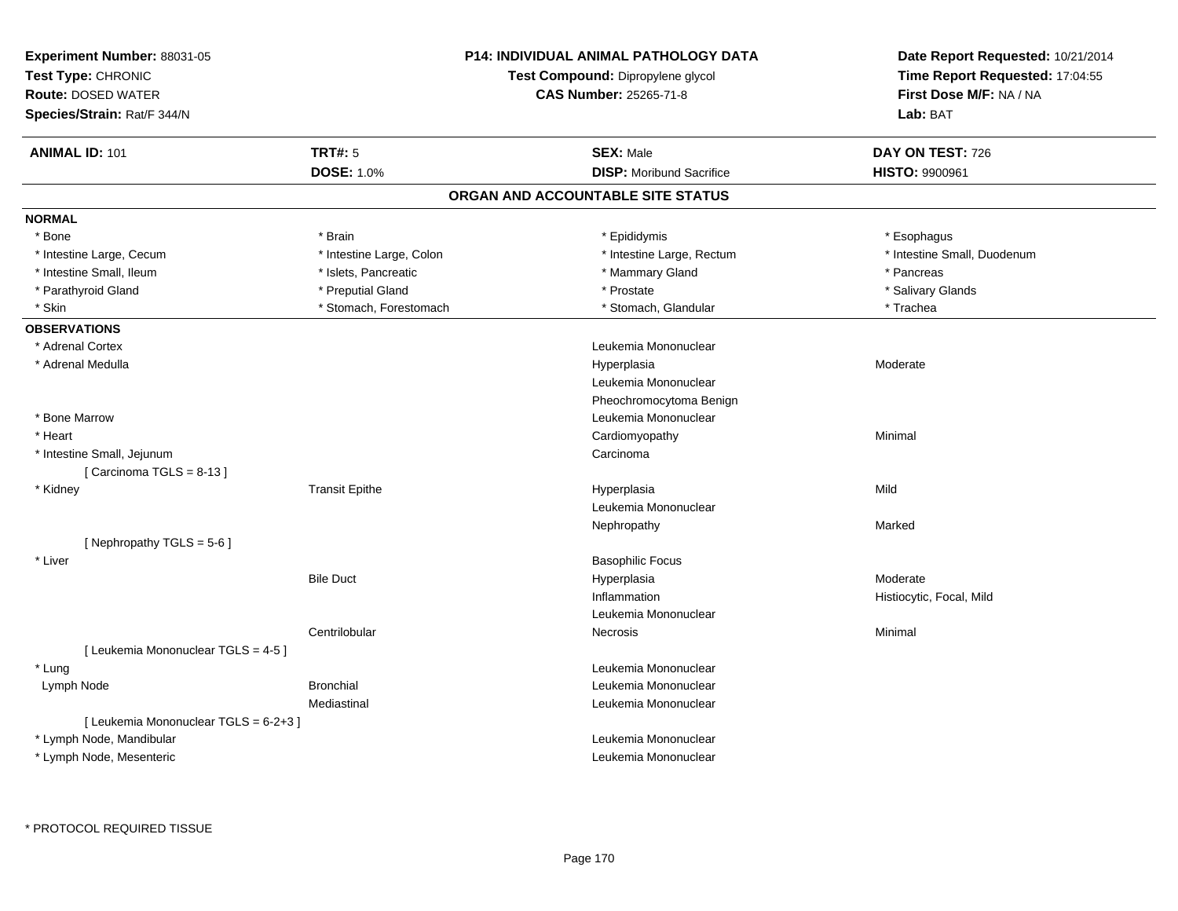**Experiment Number:** 88031-05
**Test Type:** CHRONIC
**Route:** DOSED WATER
**Species/Strain:** Rat/F 344/N

**P14: INDIVIDUAL ANIMAL PATHOLOGY DATA**
**Test Compound:** Dipropylene glycol
**CAS Number:** 25265-71-8

**Date Report Requested:** 10/21/2014
**Time Report Requested:** 17:04:55
**First Dose M/F:** NA / NA
**Lab:** BAT

| **ANIMAL ID:** 101 | **TRT#:** 5 | **SEX:** Male | **DAY ON TEST:** 726 |
|---|---|---|---|
| | **DOSE:** 1.0% | **DISP:** Moribund Sacrifice | **HISTO:** 9900961 |

## ORGAN AND ACCOUNTABLE SITE STATUS

**NORMAL**

| | | | |
|---|---|---|---|
| * Bone | * Brain | * Epididymis | * Esophagus |
| * Intestine Large, Cecum | * Intestine Large, Colon | * Intestine Large, Rectum | * Intestine Small, Duodenum |
| * Intestine Small, Ileum | * Islets, Pancreatic | * Mammary Gland | * Pancreas |
| * Parathyroid Gland | * Preputial Gland | * Prostate | * Salivary Glands |
| * Skin | * Stomach, Forestomach | * Stomach, Glandular | * Trachea |

**OBSERVATIONS**

| | | | |
|---|---|---|---|
| * Adrenal Cortex | | Leukemia Mononuclear | |
| * Adrenal Medulla | | Hyperplasia | Moderate |
| | | Leukemia Mononuclear | |
| | | Pheochromocytoma Benign | |
| * Bone Marrow | | Leukemia Mononuclear | |
| * Heart | | Cardiomyopathy | Minimal |
| * Intestine Small, Jejunum | | Carcinoma | |
| [ Carcinoma TGLS = 8-13 ] | | | |
| * Kidney | Transit Epithe | Hyperplasia | Mild |
| | | Leukemia Mononuclear | |
| | | Nephropathy | Marked |
| [ Nephropathy TGLS = 5-6 ] | | | |
| * Liver | | Basophilic Focus | |
| | Bile Duct | Hyperplasia | Moderate |
| | | Inflammation | Histiocytic, Focal, Mild |
| | | Leukemia Mononuclear | |
| | Centrilobular | Necrosis | Minimal |
| [ Leukemia Mononuclear TGLS = 4-5 ] | | | |
| * Lung | | Leukemia Mononuclear | |
| Lymph Node | Bronchial | Leukemia Mononuclear | |
| | Mediastinal | Leukemia Mononuclear | |
| [ Leukemia Mononuclear TGLS = 6-2+3 ] | | | |
| * Lymph Node, Mandibular | | Leukemia Mononuclear | |
| * Lymph Node, Mesenteric | | Leukemia Mononuclear | |

\* PROTOCOL REQUIRED TISSUE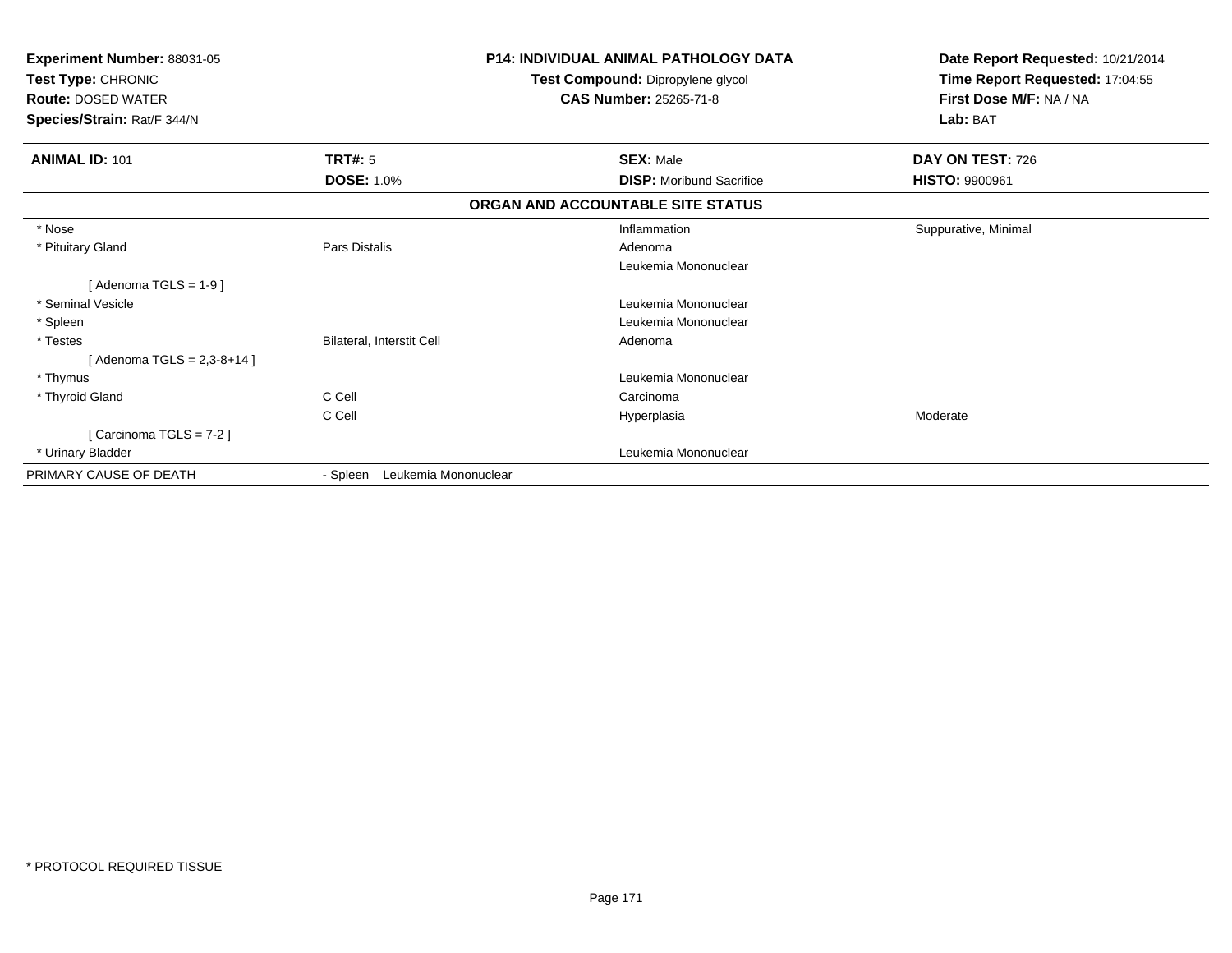**Experiment Number:** 88031-05
**Test Type:** CHRONIC
**Route:** DOSED WATER
**Species/Strain:** Rat/F 344/N

**P14: INDIVIDUAL ANIMAL PATHOLOGY DATA**
**Test Compound:** Dipropylene glycol
**CAS Number:** 25265-71-8

**Date Report Requested:** 10/21/2014
**Time Report Requested:** 17:04:55
**First Dose M/F:** NA / NA
**Lab:** BAT

| **ANIMAL ID:** 101 | **TRT#:** 5 | **SEX:** Male | **DAY ON TEST:** 726 |
|---|---|---|---|
| | **DOSE:** 1.0% | **DISP:** Moribund Sacrifice | **HISTO:** 9900961 |

**ORGAN AND ACCOUNTABLE SITE STATUS**

| | | | |
|---|---|---|---|
| * Nose | | Inflammation | Suppurative, Minimal |
| * Pituitary Gland | Pars Distalis | Adenoma | |
| | | Leukemia Mononuclear | |
| [ Adenoma TGLS = 1-9 ] | | | |
| * Seminal Vesicle | | Leukemia Mononuclear | |
| * Spleen | | Leukemia Mononuclear | |
| * Testes | Bilateral, Interstit Cell | Adenoma | |
| [ Adenoma TGLS = 2,3-8+14 ] | | | |
| * Thymus | | Leukemia Mononuclear | |
| * Thyroid Gland | C Cell | Carcinoma | |
| | C Cell | Hyperplasia | Moderate |
| [ Carcinoma TGLS = 7-2 ] | | | |
| * Urinary Bladder | | Leukemia Mononuclear | |
| PRIMARY CAUSE OF DEATH | - Spleen Leukemia Mononuclear | | |

* PROTOCOL REQUIRED TISSUE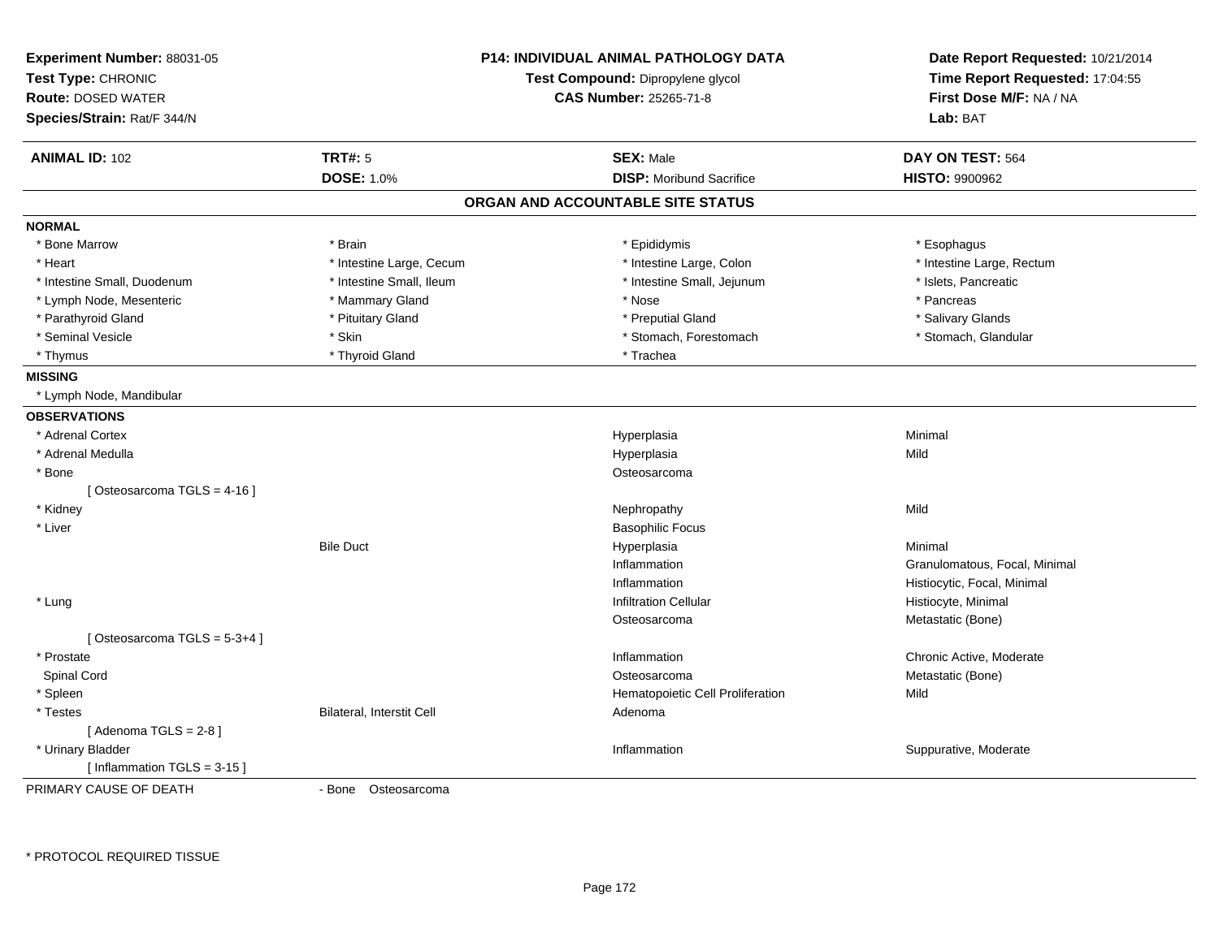**Experiment Number:** 88031-05
**Test Type:** CHRONIC
**Route:** DOSED WATER
**Species/Strain:** Rat/F 344/N

**P14: INDIVIDUAL ANIMAL PATHOLOGY DATA**
**Test Compound:** Dipropylene glycol
**CAS Number:** 25265-71-8

**Date Report Requested:** 10/21/2014
**Time Report Requested:** 17:04:55
**First Dose M/F:** NA / NA
**Lab:** BAT

| **ANIMAL ID:** 102 | **TRT#:** 5 | **SEX:** Male | **DAY ON TEST:** 564 |
|---|---|---|---|
| | **DOSE:** 1.0% | **DISP:** Moribund Sacrifice | **HISTO:** 9900962 |

## ORGAN AND ACCOUNTABLE SITE STATUS

**NORMAL**

| | | | |
|---|---|---|---|
| * Bone Marrow | * Brain | * Epididymis | * Esophagus |
| * Heart | * Intestine Large, Cecum | * Intestine Large, Colon | * Intestine Large, Rectum |
| * Intestine Small, Duodenum | * Intestine Small, Ileum | * Intestine Small, Jejunum | * Islets, Pancreatic |
| * Lymph Node, Mesenteric | * Mammary Gland | * Nose | * Pancreas |
| * Parathyroid Gland | * Pituitary Gland | * Preputial Gland | * Salivary Glands |
| * Seminal Vesicle | * Skin | * Stomach, Forestomach | * Stomach, Glandular |
| * Thymus | * Thyroid Gland | * Trachea | |

**MISSING**

* Lymph Node, Mandibular

**OBSERVATIONS**

| Organ | Site | Observation | Qualifier |
|---|---|---|---|
| * Adrenal Cortex | | Hyperplasia | Minimal |
| * Adrenal Medulla | | Hyperplasia | Mild |
| * Bone | | Osteosarcoma | |
| [ Osteosarcoma TGLS = 4-16 ] | | | |
| * Kidney | | Nephropathy | Mild |
| * Liver | | Basophilic Focus | |
| | Bile Duct | Hyperplasia | Minimal |
| | | Inflammation | Granulomatous, Focal, Minimal |
| | | Inflammation | Histiocytic, Focal, Minimal |
| * Lung | | Infiltration Cellular | Histiocyte, Minimal |
| | | Osteosarcoma | Metastatic (Bone) |
| [ Osteosarcoma TGLS = 5-3+4 ] | | | |
| * Prostate | | Inflammation | Chronic Active, Moderate |
| Spinal Cord | | Osteosarcoma | Metastatic (Bone) |
| * Spleen | | Hematopoietic Cell Proliferation | Mild |
| * Testes | Bilateral, Interstit Cell | Adenoma | |
| [ Adenoma TGLS = 2-8 ] | | | |
| * Urinary Bladder | | Inflammation | Suppurative, Moderate |
| [ Inflammation TGLS = 3-15 ] | | | |

PRIMARY CAUSE OF DEATH - Bone Osteosarcoma

* PROTOCOL REQUIRED TISSUE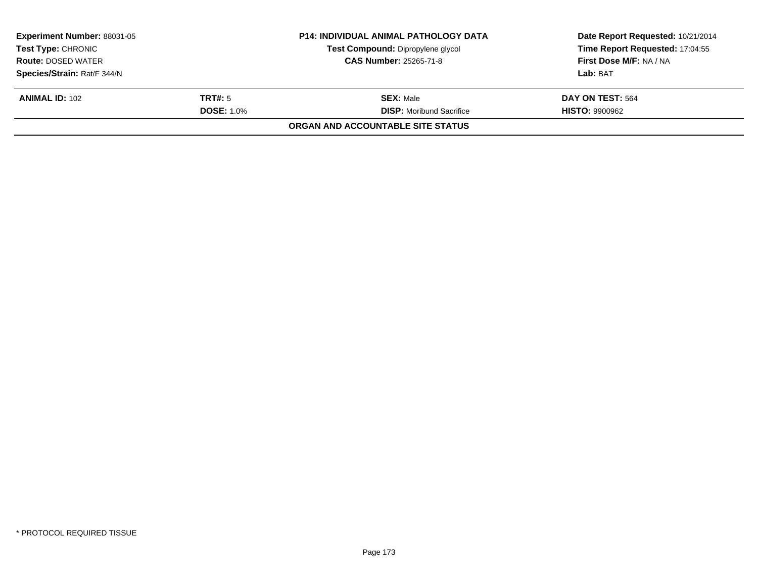| **Experiment Number:** 88031-05 | **P14: INDIVIDUAL ANIMAL PATHOLOGY DATA** | **Date Report Requested:** 10/21/2014 |
|---|---|---|
| **Test Type:** CHRONIC | **Test Compound:** Dipropylene glycol | **Time Report Requested:** 17:04:55 |
| **Route:** DOSED WATER | **CAS Number:** 25265-71-8 | **First Dose M/F:** NA / NA |
| **Species/Strain:** Rat/F 344/N | | **Lab:** BAT |

| **ANIMAL ID:** 102 | **TRT#:** 5 | **SEX:** Male | **DAY ON TEST:** 564 |
|---|---|---|---|
| | **DOSE:** 1.0% | **DISP:** Moribund Sacrifice | **HISTO:** 9900962 |

**ORGAN AND ACCOUNTABLE SITE STATUS**

* PROTOCOL REQUIRED TISSUE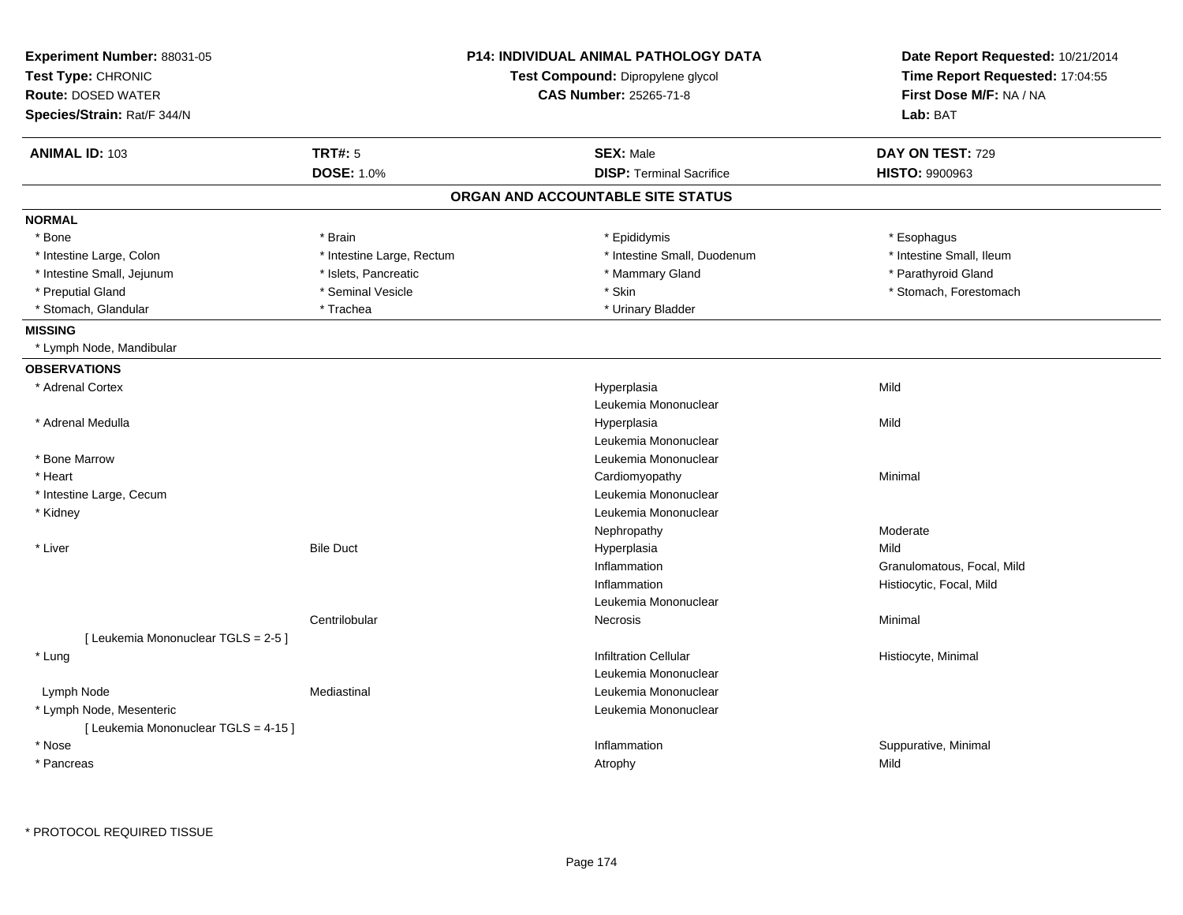**Experiment Number:** 88031-05
**Test Type:** CHRONIC
**Route:** DOSED WATER
**Species/Strain:** Rat/F 344/N

**P14: INDIVIDUAL ANIMAL PATHOLOGY DATA**
**Test Compound:** Dipropylene glycol
**CAS Number:** 25265-71-8

**Date Report Requested:** 10/21/2014
**Time Report Requested:** 17:04:55
**First Dose M/F:** NA / NA
**Lab:** BAT

| **ANIMAL ID:** 103 | **TRT#:** 5 | **SEX:** Male | **DAY ON TEST:** 729 |
|---|---|---|---|
| | **DOSE:** 1.0% | **DISP:** Terminal Sacrifice | **HISTO:** 9900963 |

## ORGAN AND ACCOUNTABLE SITE STATUS

**NORMAL**

| | | | |
|---|---|---|---|
| * Bone | * Brain | * Epididymis | * Esophagus |
| * Intestine Large, Colon | * Intestine Large, Rectum | * Intestine Small, Duodenum | * Intestine Small, Ileum |
| * Intestine Small, Jejunum | * Islets, Pancreatic | * Mammary Gland | * Parathyroid Gland |
| * Preputial Gland | * Seminal Vesicle | * Skin | * Stomach, Forestomach |
| * Stomach, Glandular | * Trachea | * Urinary Bladder | |

**MISSING**

* Lymph Node, Mandibular

**OBSERVATIONS**

| Organ | Site | Observation | Qualifier |
|---|---|---|---|
| * Adrenal Cortex | | Hyperplasia | Mild |
| | | Leukemia Mononuclear | |
| * Adrenal Medulla | | Hyperplasia | Mild |
| | | Leukemia Mononuclear | |
| * Bone Marrow | | Leukemia Mononuclear | |
| * Heart | | Cardiomyopathy | Minimal |
| * Intestine Large, Cecum | | Leukemia Mononuclear | |
| * Kidney | | Leukemia Mononuclear | |
| | | Nephropathy | Moderate |
| * Liver | Bile Duct | Hyperplasia | Mild |
| | | Inflammation | Granulomatous, Focal, Mild |
| | | Inflammation | Histiocytic, Focal, Mild |
| | | Leukemia Mononuclear | |
| | Centrilobular | Necrosis | Minimal |
| [ Leukemia Mononuclear TGLS = 2-5 ] | | | |
| * Lung | | Infiltration Cellular | Histiocyte, Minimal |
| | | Leukemia Mononuclear | |
| Lymph Node | Mediastinal | Leukemia Mononuclear | |
| * Lymph Node, Mesenteric | | Leukemia Mononuclear | |
| [ Leukemia Mononuclear TGLS = 4-15 ] | | | |
| * Nose | | Inflammation | Suppurative, Minimal |
| * Pancreas | | Atrophy | Mild |

* PROTOCOL REQUIRED TISSUE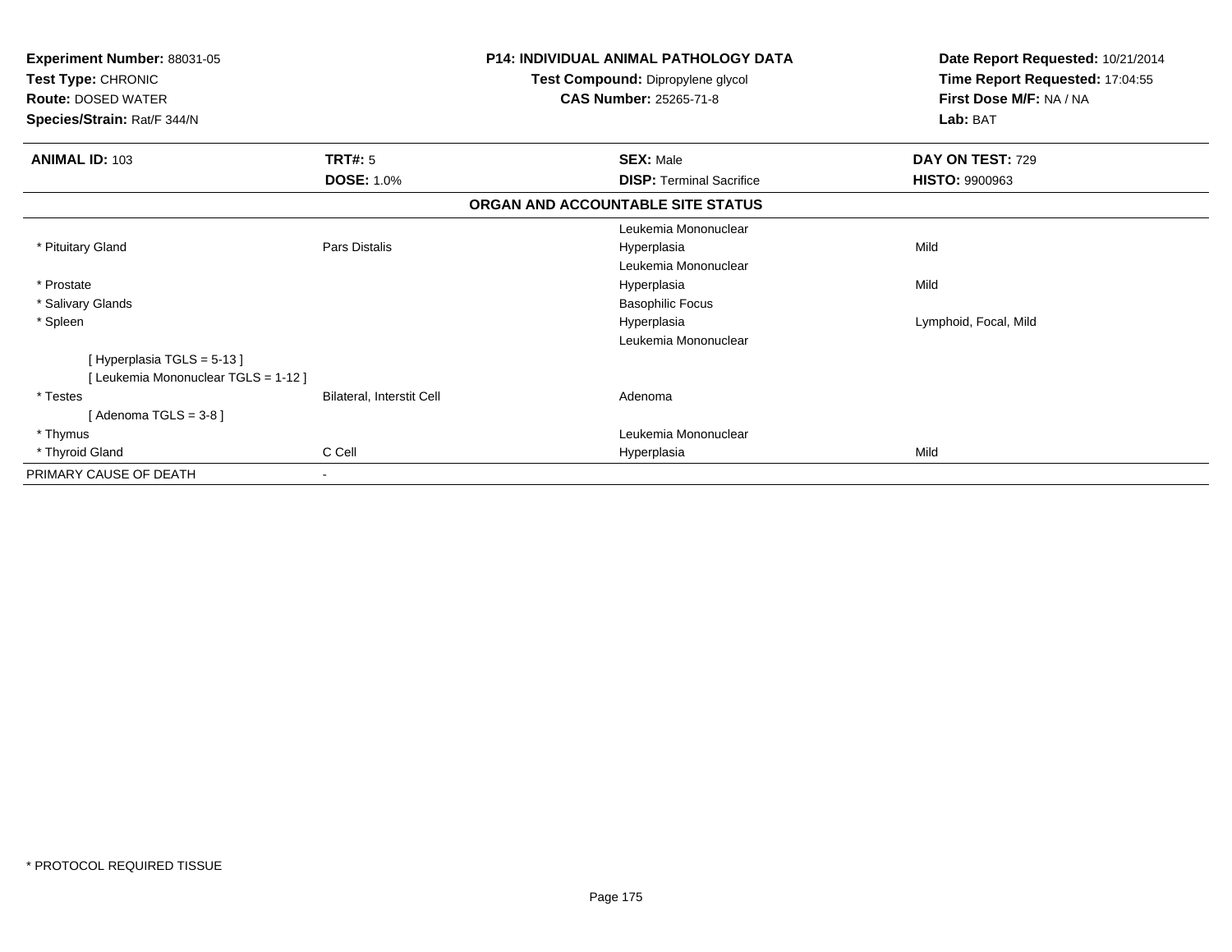**Experiment Number:** 88031-05
**Test Type:** CHRONIC
**Route:** DOSED WATER
**Species/Strain:** Rat/F 344/N

**P14: INDIVIDUAL ANIMAL PATHOLOGY DATA**
**Test Compound:** Dipropylene glycol
**CAS Number:** 25265-71-8

**Date Report Requested:** 10/21/2014
**Time Report Requested:** 17:04:55
**First Dose M/F:** NA / NA
**Lab:** BAT

| **ANIMAL ID:** 103 | **TRT#:** 5 | **SEX:** Male | **DAY ON TEST:** 729 |
|---|---|---|---|
| | **DOSE:** 1.0% | **DISP:** Terminal Sacrifice | **HISTO:** 9900963 |

**ORGAN AND ACCOUNTABLE SITE STATUS**

| | | | |
|---|---|---|---|
| | | Leukemia Mononuclear | |
| * Pituitary Gland | Pars Distalis | Hyperplasia | Mild |
| | | Leukemia Mononuclear | |
| * Prostate | | Hyperplasia | Mild |
| * Salivary Glands | | Basophilic Focus | |
| * Spleen | | Hyperplasia | Lymphoid, Focal, Mild |
| | | Leukemia Mononuclear | |
| [ Hyperplasia TGLS = 5-13 ] | | | |
| [ Leukemia Mononuclear TGLS = 1-12 ] | | | |
| * Testes | Bilateral, Interstit Cell | Adenoma | |
| [ Adenoma TGLS = 3-8 ] | | | |
| * Thymus | | Leukemia Mononuclear | |
| * Thyroid Gland | C Cell | Hyperplasia | Mild |
| PRIMARY CAUSE OF DEATH | - | | |

* PROTOCOL REQUIRED TISSUE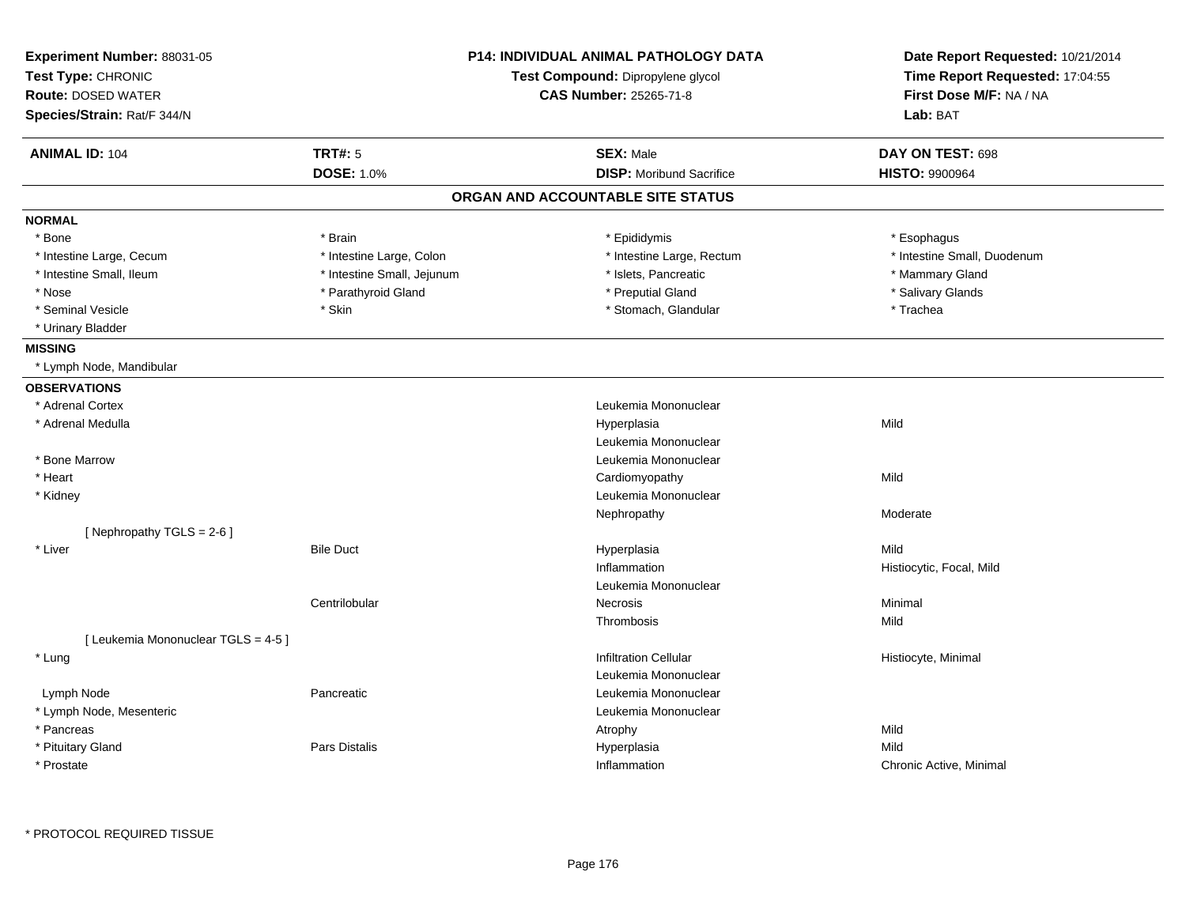**Experiment Number:** 88031-05
**Test Type:** CHRONIC
**Route:** DOSED WATER
**Species/Strain:** Rat/F 344/N

**P14: INDIVIDUAL ANIMAL PATHOLOGY DATA**
**Test Compound:** Dipropylene glycol
**CAS Number:** 25265-71-8

**Date Report Requested:** 10/21/2014
**Time Report Requested:** 17:04:55
**First Dose M/F:** NA / NA
**Lab:** BAT

| **ANIMAL ID:** 104 | **TRT#:** 5 | **SEX:** Male | **DAY ON TEST:** 698 |
|---|---|---|---|
| | **DOSE:** 1.0% | **DISP:** Moribund Sacrifice | **HISTO:** 9900964 |

## ORGAN AND ACCOUNTABLE SITE STATUS

**NORMAL**

| | | | |
|---|---|---|---|
| * Bone | * Brain | * Epididymis | * Esophagus |
| * Intestine Large, Cecum | * Intestine Large, Colon | * Intestine Large, Rectum | * Intestine Small, Duodenum |
| * Intestine Small, Ileum | * Intestine Small, Jejunum | * Islets, Pancreatic | * Mammary Gland |
| * Nose | * Parathyroid Gland | * Preputial Gland | * Salivary Glands |
| * Seminal Vesicle | * Skin | * Stomach, Glandular | * Trachea |
| * Urinary Bladder | | | |

**MISSING**

* Lymph Node, Mandibular

**OBSERVATIONS**

| | | | |
|---|---|---|---|
| * Adrenal Cortex | | Leukemia Mononuclear | |
| * Adrenal Medulla | | Hyperplasia | Mild |
| | | Leukemia Mononuclear | |
| * Bone Marrow | | Leukemia Mononuclear | |
| * Heart | | Cardiomyopathy | Mild |
| * Kidney | | Leukemia Mononuclear | |
| | | Nephropathy | Moderate |
| [ Nephropathy TGLS = 2-6 ] | | | |
| * Liver | Bile Duct | Hyperplasia | Mild |
| | | Inflammation | Histiocytic, Focal, Mild |
| | | Leukemia Mononuclear | |
| | Centrilobular | Necrosis | Minimal |
| | | Thrombosis | Mild |
| [ Leukemia Mononuclear TGLS = 4-5 ] | | | |
| * Lung | | Infiltration Cellular | Histiocyte, Minimal |
| | | Leukemia Mononuclear | |
| Lymph Node | Pancreatic | Leukemia Mononuclear | |
| * Lymph Node, Mesenteric | | Leukemia Mononuclear | |
| * Pancreas | | Atrophy | Mild |
| * Pituitary Gland | Pars Distalis | Hyperplasia | Mild |
| * Prostate | | Inflammation | Chronic Active, Minimal |

\* PROTOCOL REQUIRED TISSUE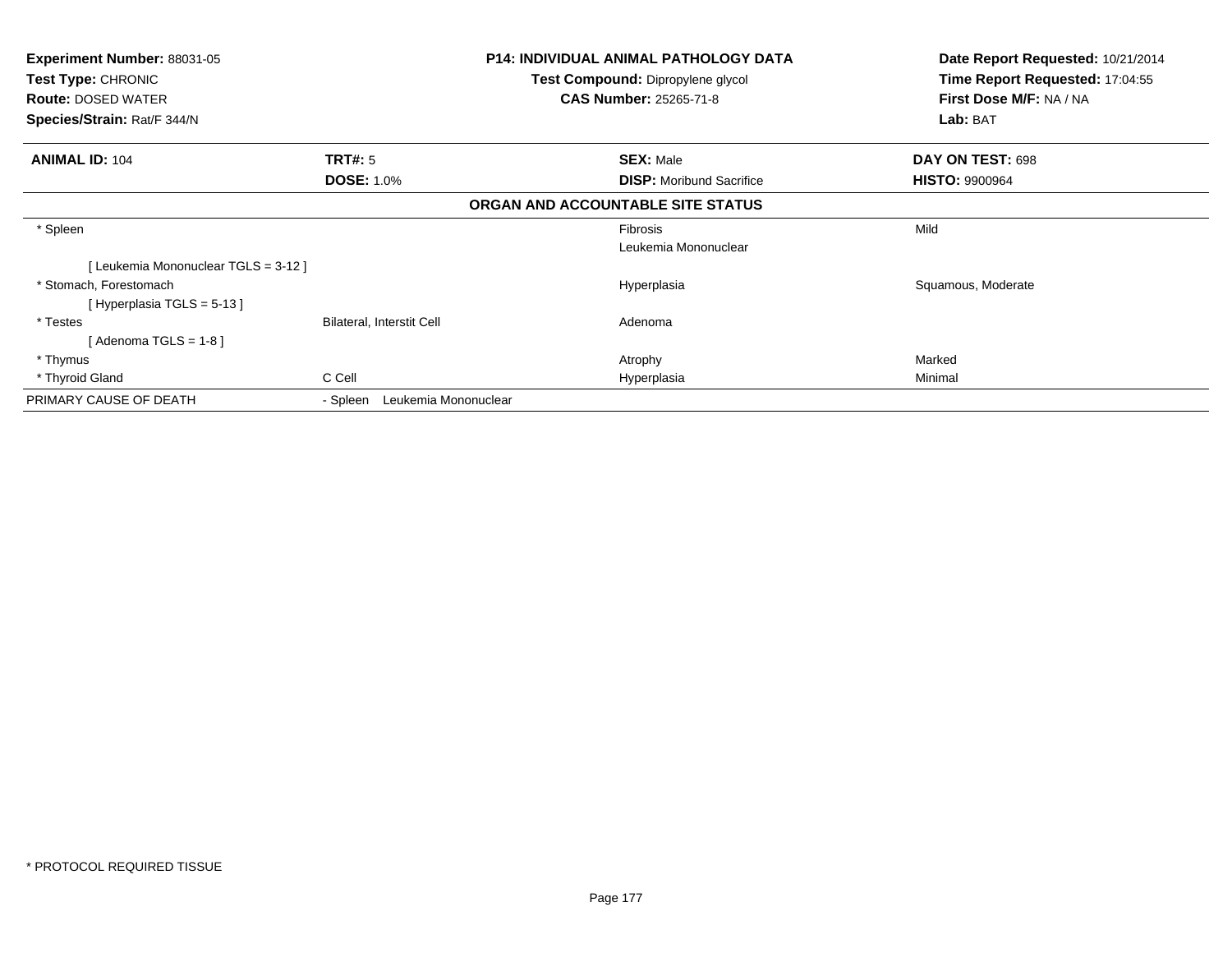**Experiment Number:** 88031-05
**Test Type:** CHRONIC
**Route:** DOSED WATER
**Species/Strain:** Rat/F 344/N

**P14: INDIVIDUAL ANIMAL PATHOLOGY DATA**
**Test Compound:** Dipropylene glycol
**CAS Number:** 25265-71-8

**Date Report Requested:** 10/21/2014
**Time Report Requested:** 17:04:55
**First Dose M/F:** NA / NA
**Lab:** BAT

| **ANIMAL ID:** 104 | **TRT#:** 5 | **SEX:** Male | **DAY ON TEST:** 698 |
|---|---|---|---|
| | **DOSE:** 1.0% | **DISP:** Moribund Sacrifice | **HISTO:** 9900964 |

**ORGAN AND ACCOUNTABLE SITE STATUS**

| | | | |
|---|---|---|---|
| * Spleen | | Fibrosis | Mild |
| | | Leukemia Mononuclear | |
| [ Leukemia Mononuclear TGLS = 3-12 ] | | | |
| * Stomach, Forestomach | | Hyperplasia | Squamous, Moderate |
| [ Hyperplasia TGLS = 5-13 ] | | | |
| * Testes | Bilateral, Interstit Cell | Adenoma | |
| [ Adenoma TGLS = 1-8 ] | | | |
| * Thymus | | Atrophy | Marked |
| * Thyroid Gland | C Cell | Hyperplasia | Minimal |
| PRIMARY CAUSE OF DEATH | - Spleen Leukemia Mononuclear | | |

* PROTOCOL REQUIRED TISSUE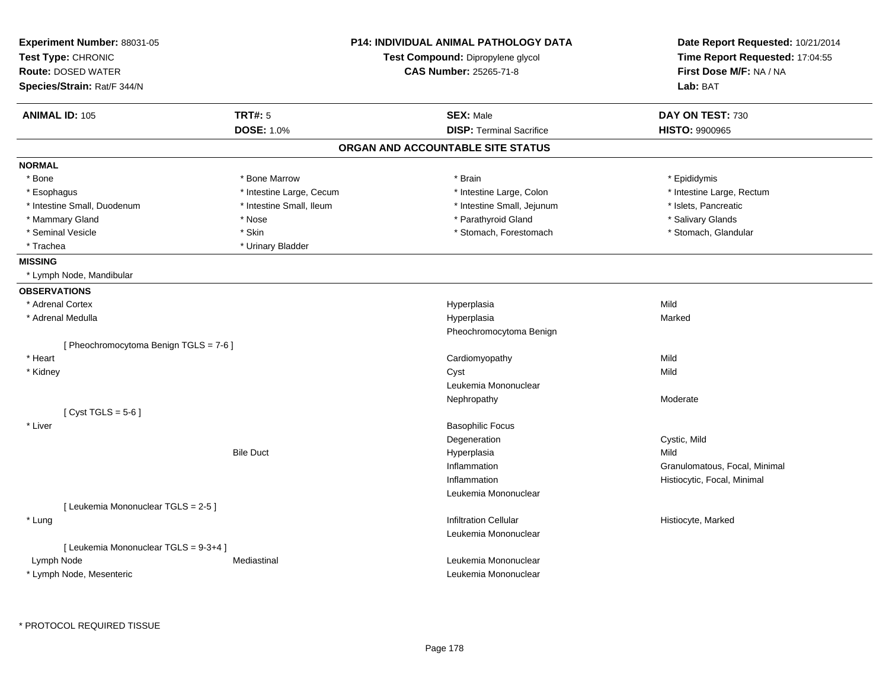**Experiment Number:** 88031-05
**Test Type:** CHRONIC
**Route:** DOSED WATER
**Species/Strain:** Rat/F 344/N

**P14: INDIVIDUAL ANIMAL PATHOLOGY DATA**
**Test Compound:** Dipropylene glycol
**CAS Number:** 25265-71-8

**Date Report Requested:** 10/21/2014
**Time Report Requested:** 17:04:55
**First Dose M/F:** NA / NA
**Lab:** BAT

| **ANIMAL ID:** 105 | **TRT#:** 5 | **SEX:** Male | **DAY ON TEST:** 730 |
|---|---|---|---|
| | **DOSE:** 1.0% | **DISP:** Terminal Sacrifice | **HISTO:** 9900965 |

## ORGAN AND ACCOUNTABLE SITE STATUS

**NORMAL**

| | | | |
|---|---|---|---|
| * Bone | * Bone Marrow | * Brain | * Epididymis |
| * Esophagus | * Intestine Large, Cecum | * Intestine Large, Colon | * Intestine Large, Rectum |
| * Intestine Small, Duodenum | * Intestine Small, Ileum | * Intestine Small, Jejunum | * Islets, Pancreatic |
| * Mammary Gland | * Nose | * Parathyroid Gland | * Salivary Glands |
| * Seminal Vesicle | * Skin | * Stomach, Forestomach | * Stomach, Glandular |
| * Trachea | * Urinary Bladder | | |

**MISSING**

* Lymph Node, Mandibular

**OBSERVATIONS**

| | | | |
|---|---|---|---|
| * Adrenal Cortex | | Hyperplasia | Mild |
| * Adrenal Medulla | | Hyperplasia | Marked |
| | | Pheochromocytoma Benign | |
| [ Pheochromocytoma Benign TGLS = 7-6 ] | | | |
| * Heart | | Cardiomyopathy | Mild |
| * Kidney | | Cyst | Mild |
| | | Leukemia Mononuclear | |
| | | Nephropathy | Moderate |
| [ Cyst TGLS = 5-6 ] | | | |
| * Liver | | Basophilic Focus | |
| | | Degeneration | Cystic, Mild |
| | Bile Duct | Hyperplasia | Mild |
| | | Inflammation | Granulomatous, Focal, Minimal |
| | | Inflammation | Histiocytic, Focal, Minimal |
| | | Leukemia Mononuclear | |
| [ Leukemia Mononuclear TGLS = 2-5 ] | | | |
| * Lung | | Infiltration Cellular | Histiocyte, Marked |
| | | Leukemia Mononuclear | |
| [ Leukemia Mononuclear TGLS = 9-3+4 ] | | | |
| Lymph Node | Mediastinal | Leukemia Mononuclear | |
| * Lymph Node, Mesenteric | | Leukemia Mononuclear | |

* PROTOCOL REQUIRED TISSUE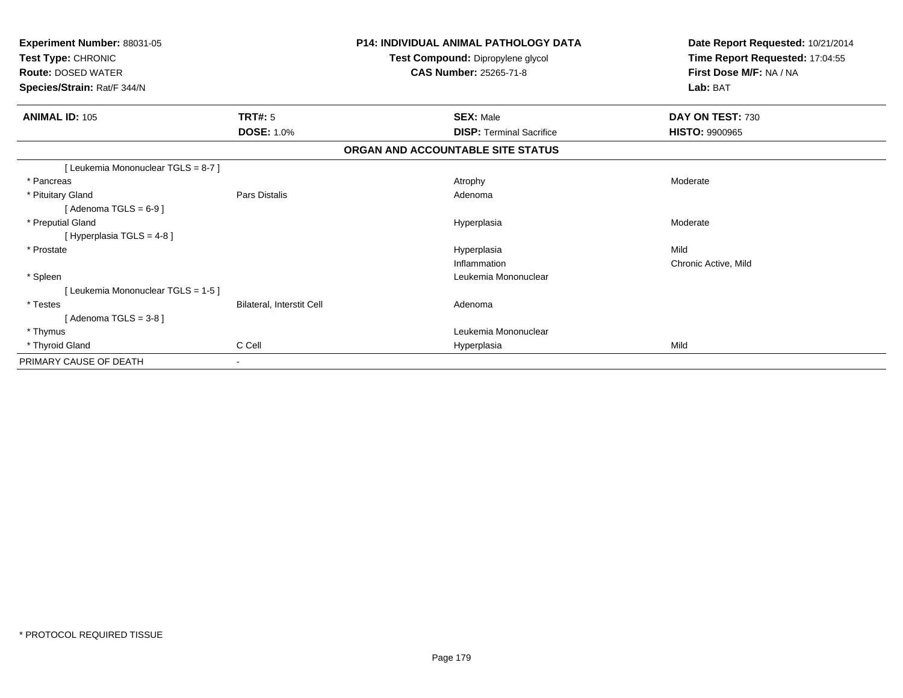**Experiment Number:** 88031-05
**Test Type:** CHRONIC
**Route:** DOSED WATER
**Species/Strain:** Rat/F 344/N

**P14: INDIVIDUAL ANIMAL PATHOLOGY DATA**
**Test Compound:** Dipropylene glycol
**CAS Number:** 25265-71-8

**Date Report Requested:** 10/21/2014
**Time Report Requested:** 17:04:55
**First Dose M/F:** NA / NA
**Lab:** BAT

| **ANIMAL ID:** 105 | **TRT#:** 5 | **SEX:** Male | **DAY ON TEST:** 730 |
|---|---|---|---|
| | **DOSE:** 1.0% | **DISP:** Terminal Sacrifice | **HISTO:** 9900965 |

**ORGAN AND ACCOUNTABLE SITE STATUS**

| | | | |
|---|---|---|---|
| [ Leukemia Mononuclear TGLS = 8-7 ] | | | |
| * Pancreas | | Atrophy | Moderate |
| * Pituitary Gland | Pars Distalis | Adenoma | |
| [ Adenoma TGLS = 6-9 ] | | | |
| * Preputial Gland | | Hyperplasia | Moderate |
| [ Hyperplasia TGLS = 4-8 ] | | | |
| * Prostate | | Hyperplasia | Mild |
| | | Inflammation | Chronic Active, Mild |
| * Spleen | | Leukemia Mononuclear | |
| [ Leukemia Mononuclear TGLS = 1-5 ] | | | |
| * Testes | Bilateral, Interstit Cell | Adenoma | |
| [ Adenoma TGLS = 3-8 ] | | | |
| * Thymus | | Leukemia Mononuclear | |
| * Thyroid Gland | C Cell | Hyperplasia | Mild |
| PRIMARY CAUSE OF DEATH | - | | |

\* PROTOCOL REQUIRED TISSUE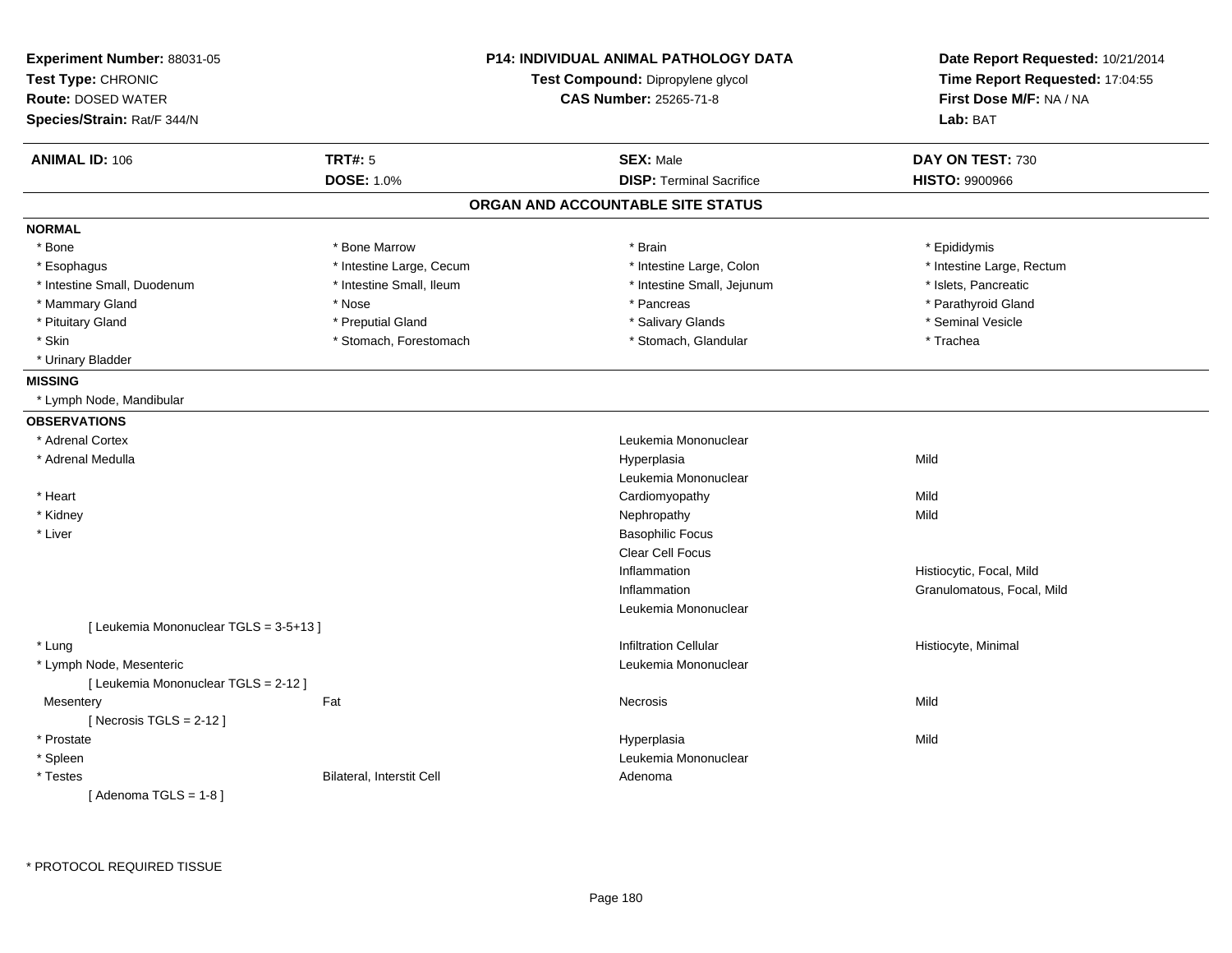**Experiment Number:** 88031-05
**Test Type:** CHRONIC
**Route:** DOSED WATER
**Species/Strain:** Rat/F 344/N

**P14: INDIVIDUAL ANIMAL PATHOLOGY DATA**
**Test Compound:** Dipropylene glycol
**CAS Number:** 25265-71-8

**Date Report Requested:** 10/21/2014
**Time Report Requested:** 17:04:55
**First Dose M/F:** NA / NA
**Lab:** BAT

| **ANIMAL ID:** 106 | **TRT#:** 5 | **SEX:** Male | **DAY ON TEST:** 730 |
|---|---|---|---|
| | **DOSE:** 1.0% | **DISP:** Terminal Sacrifice | **HISTO:** 9900966 |

## ORGAN AND ACCOUNTABLE SITE STATUS

**NORMAL**

| | | | |
|---|---|---|---|
| * Bone | * Bone Marrow | * Brain | * Epididymis |
| * Esophagus | * Intestine Large, Cecum | * Intestine Large, Colon | * Intestine Large, Rectum |
| * Intestine Small, Duodenum | * Intestine Small, Ileum | * Intestine Small, Jejunum | * Islets, Pancreatic |
| * Mammary Gland | * Nose | * Pancreas | * Parathyroid Gland |
| * Pituitary Gland | * Preputial Gland | * Salivary Glands | * Seminal Vesicle |
| * Skin | * Stomach, Forestomach | * Stomach, Glandular | * Trachea |
| * Urinary Bladder | | | |

**MISSING**

* Lymph Node, Mandibular

**OBSERVATIONS**

| | | | |
|---|---|---|---|
| * Adrenal Cortex | | Leukemia Mononuclear | |
| * Adrenal Medulla | | Hyperplasia | Mild |
| | | Leukemia Mononuclear | |
| * Heart | | Cardiomyopathy | Mild |
| * Kidney | | Nephropathy | Mild |
| * Liver | | Basophilic Focus | |
| | | Clear Cell Focus | |
| | | Inflammation | Histiocytic, Focal, Mild |
| | | Inflammation | Granulomatous, Focal, Mild |
| | | Leukemia Mononuclear | |
| [ Leukemia Mononuclear TGLS = 3-5+13 ] | | | |
| * Lung | | Infiltration Cellular | Histiocyte, Minimal |
| * Lymph Node, Mesenteric | | Leukemia Mononuclear | |
| [ Leukemia Mononuclear TGLS = 2-12 ] | | | |
| Mesentery | Fat | Necrosis | Mild |
| [ Necrosis TGLS = 2-12 ] | | | |
| * Prostate | | Hyperplasia | Mild |
| * Spleen | | Leukemia Mononuclear | |
| * Testes | Bilateral, Interstit Cell | Adenoma | |
| [ Adenoma TGLS = 1-8 ] | | | |

* PROTOCOL REQUIRED TISSUE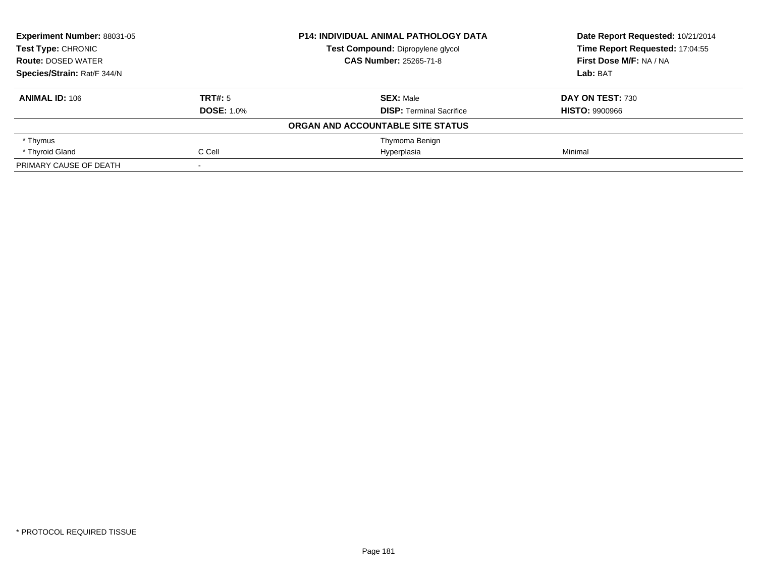| **Experiment Number:** 88031-05 | **P14: INDIVIDUAL ANIMAL PATHOLOGY DATA** | **Date Report Requested:** 10/21/2014 |
|---|---|---|
| **Test Type:** CHRONIC | **Test Compound:** Dipropylene glycol | **Time Report Requested:** 17:04:55 |
| **Route:** DOSED WATER | **CAS Number:** 25265-71-8 | **First Dose M/F:** NA / NA |
| **Species/Strain:** Rat/F 344/N | | **Lab:** BAT |

| **ANIMAL ID:** 106 | **TRT#:** 5 | **SEX:** Male | **DAY ON TEST:** 730 |
|---|---|---|---|
| | **DOSE:** 1.0% | **DISP:** Terminal Sacrifice | **HISTO:** 9900966 |
| | | **ORGAN AND ACCOUNTABLE SITE STATUS** | |
| * Thymus | | Thymoma Benign | |
| * Thyroid Gland | C Cell | Hyperplasia | Minimal |
| PRIMARY CAUSE OF DEATH | - | | |

* PROTOCOL REQUIRED TISSUE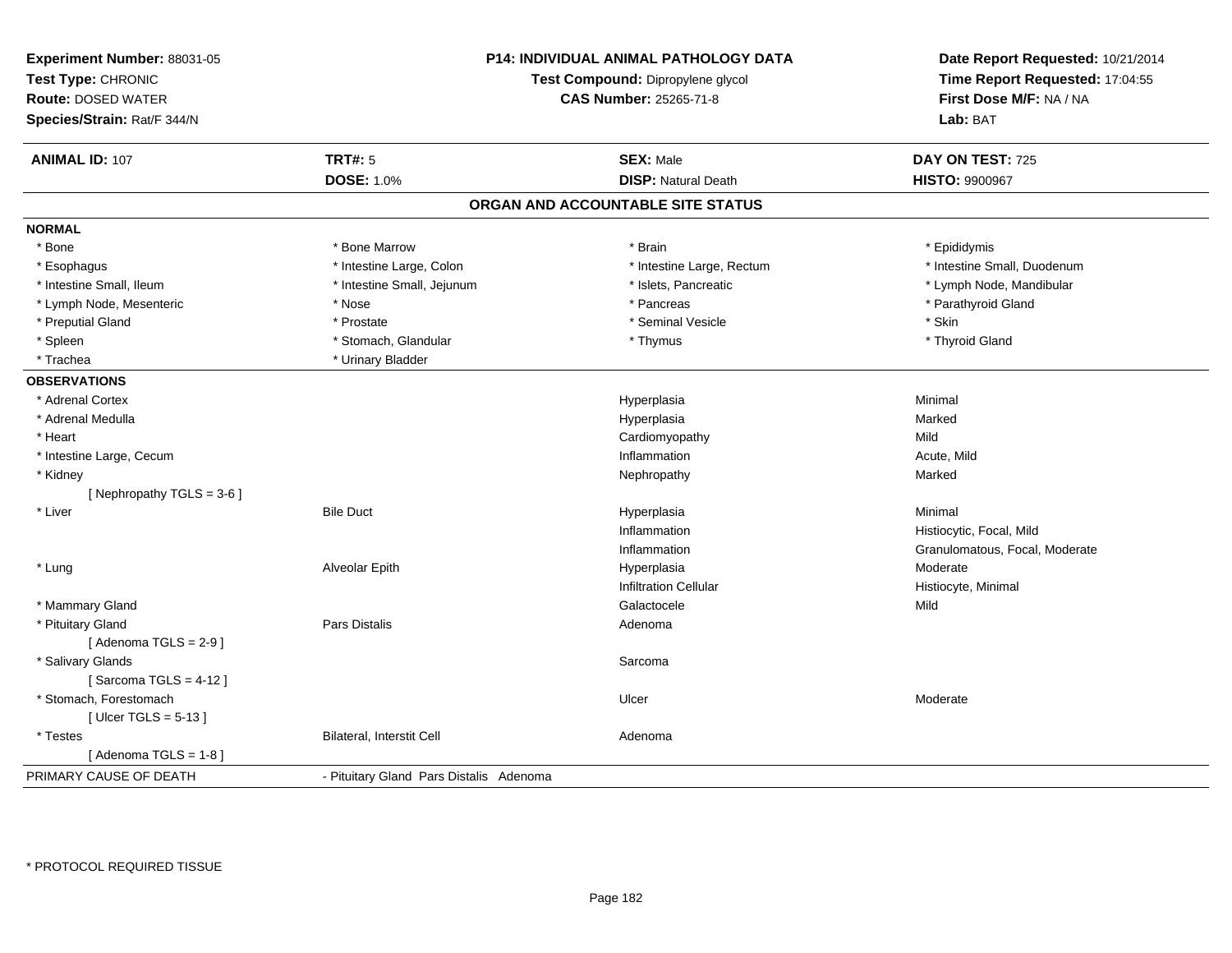**Experiment Number:** 88031-05
**Test Type:** CHRONIC
**Route:** DOSED WATER
**Species/Strain:** Rat/F 344/N

**P14: INDIVIDUAL ANIMAL PATHOLOGY DATA**
**Test Compound:** Dipropylene glycol
**CAS Number:** 25265-71-8

**Date Report Requested:** 10/21/2014
**Time Report Requested:** 17:04:55
**First Dose M/F:** NA / NA
**Lab:** BAT

| **ANIMAL ID:** 107 | **TRT#:** 5 | **SEX:** Male | **DAY ON TEST:** 725 |
|---|---|---|---|
| | **DOSE:** 1.0% | **DISP:** Natural Death | **HISTO:** 9900967 |

## ORGAN AND ACCOUNTABLE SITE STATUS

**NORMAL**

| | | | |
|---|---|---|---|
| * Bone | * Bone Marrow | * Brain | * Epididymis |
| * Esophagus | * Intestine Large, Colon | * Intestine Large, Rectum | * Intestine Small, Duodenum |
| * Intestine Small, Ileum | * Intestine Small, Jejunum | * Islets, Pancreatic | * Lymph Node, Mandibular |
| * Lymph Node, Mesenteric | * Nose | * Pancreas | * Parathyroid Gland |
| * Preputial Gland | * Prostate | * Seminal Vesicle | * Skin |
| * Spleen | * Stomach, Glandular | * Thymus | * Thyroid Gland |
| * Trachea | * Urinary Bladder | | |

**OBSERVATIONS**

| | | | |
|---|---|---|---|
| * Adrenal Cortex | | Hyperplasia | Minimal |
| * Adrenal Medulla | | Hyperplasia | Marked |
| * Heart | | Cardiomyopathy | Mild |
| * Intestine Large, Cecum | | Inflammation | Acute, Mild |
| * Kidney | | Nephropathy | Marked |
| [ Nephropathy TGLS = 3-6 ] | | | |
| * Liver | Bile Duct | Hyperplasia | Minimal |
| | | Inflammation | Histiocytic, Focal, Mild |
| | | Inflammation | Granulomatous, Focal, Moderate |
| * Lung | Alveolar Epith | Hyperplasia | Moderate |
| | | Infiltration Cellular | Histiocyte, Minimal |
| * Mammary Gland | | Galactocele | Mild |
| * Pituitary Gland | Pars Distalis | Adenoma | |
| [ Adenoma TGLS = 2-9 ] | | | |
| * Salivary Glands | | Sarcoma | |
| [ Sarcoma TGLS = 4-12 ] | | | |
| * Stomach, Forestomach | | Ulcer | Moderate |
| [ Ulcer TGLS = 5-13 ] | | | |
| * Testes | Bilateral, Interstit Cell | Adenoma | |
| [ Adenoma TGLS = 1-8 ] | | | |

PRIMARY CAUSE OF DEATH - Pituitary Gland Pars Distalis Adenoma

* PROTOCOL REQUIRED TISSUE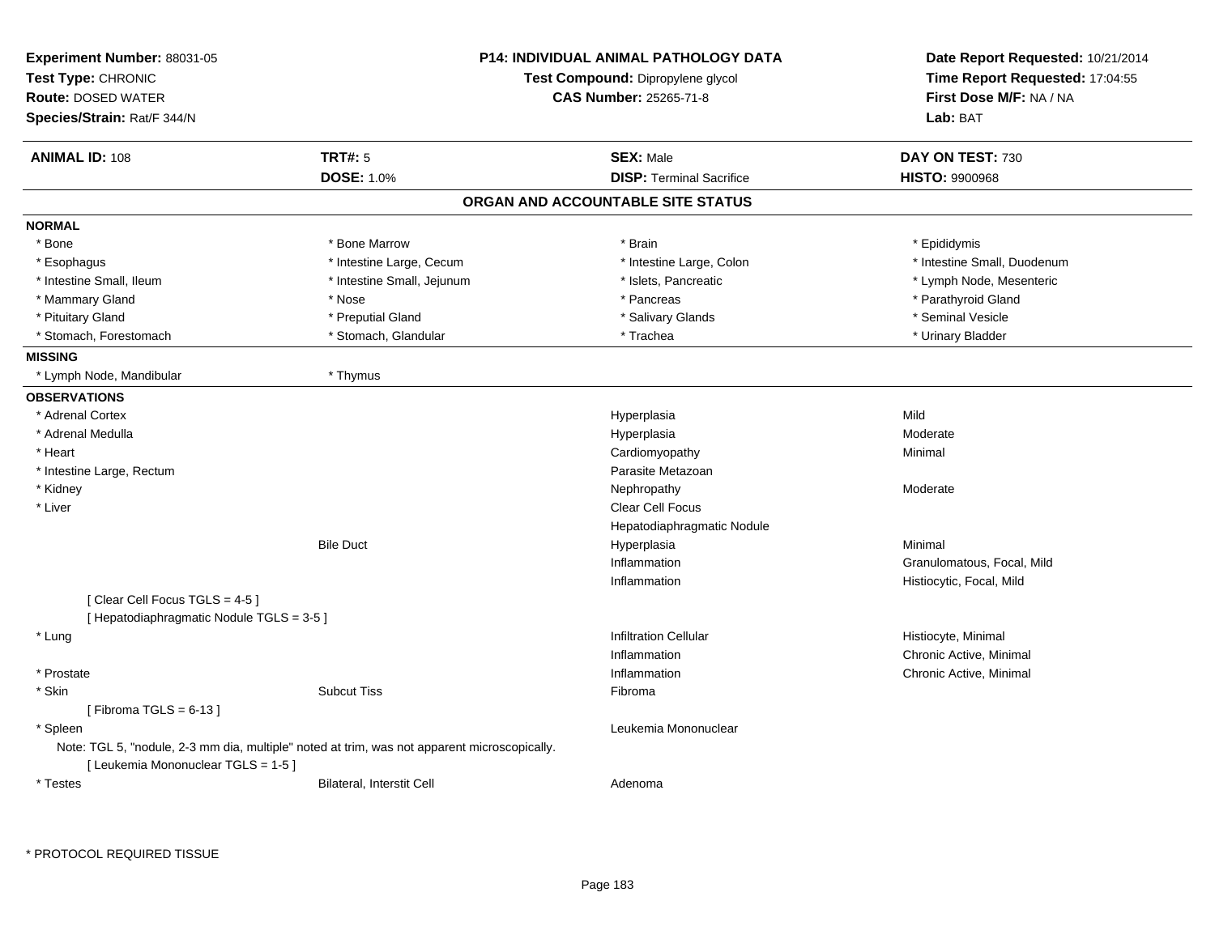**Experiment Number:** 88031-05
**Test Type:** CHRONIC
**Route:** DOSED WATER
**Species/Strain:** Rat/F 344/N

**P14: INDIVIDUAL ANIMAL PATHOLOGY DATA**
**Test Compound:** Dipropylene glycol
**CAS Number:** 25265-71-8

**Date Report Requested:** 10/21/2014
**Time Report Requested:** 17:04:55
**First Dose M/F:** NA / NA
**Lab:** BAT

| **ANIMAL ID:** 108 | **TRT#:** 5 | **SEX:** Male | **DAY ON TEST:** 730 |
|---|---|---|---|
| | **DOSE:** 1.0% | **DISP:** Terminal Sacrifice | **HISTO:** 9900968 |

## ORGAN AND ACCOUNTABLE SITE STATUS

**NORMAL**

| | | | |
|---|---|---|---|
| * Bone | * Bone Marrow | * Brain | * Epididymis |
| * Esophagus | * Intestine Large, Cecum | * Intestine Large, Colon | * Intestine Small, Duodenum |
| * Intestine Small, Ileum | * Intestine Small, Jejunum | * Islets, Pancreatic | * Lymph Node, Mesenteric |
| * Mammary Gland | * Nose | * Pancreas | * Parathyroid Gland |
| * Pituitary Gland | * Preputial Gland | * Salivary Glands | * Seminal Vesicle |
| * Stomach, Forestomach | * Stomach, Glandular | * Trachea | * Urinary Bladder |

**MISSING**

| | |
|---|---|
| * Lymph Node, Mandibular | * Thymus |

**OBSERVATIONS**

| | | | |
|---|---|---|---|
| * Adrenal Cortex | | Hyperplasia | Mild |
| * Adrenal Medulla | | Hyperplasia | Moderate |
| * Heart | | Cardiomyopathy | Minimal |
| * Intestine Large, Rectum | | Parasite Metazoan | |
| * Kidney | | Nephropathy | Moderate |
| * Liver | | Clear Cell Focus | |
| | | Hepatodiaphragmatic Nodule | |
| | Bile Duct | Hyperplasia | Minimal |
| | | Inflammation | Granulomatous, Focal, Mild |
| | | Inflammation | Histiocytic, Focal, Mild |
| [ Clear Cell Focus TGLS = 4-5 ] | | | |
| [ Hepatodiaphragmatic Nodule TGLS = 3-5 ] | | | |
| * Lung | | Infiltration Cellular | Histiocyte, Minimal |
| | | Inflammation | Chronic Active, Minimal |
| * Prostate | | Inflammation | Chronic Active, Minimal |
| * Skin | Subcut Tiss | Fibroma | |
| [ Fibroma TGLS = 6-13 ] | | | |
| * Spleen | | Leukemia Mononuclear | |
| Note: TGL 5, "nodule, 2-3 mm dia, multiple" noted at trim, was not apparent microscopically. | | | |
| [ Leukemia Mononuclear TGLS = 1-5 ] | | | |
| * Testes | Bilateral, Interstit Cell | Adenoma | |

* PROTOCOL REQUIRED TISSUE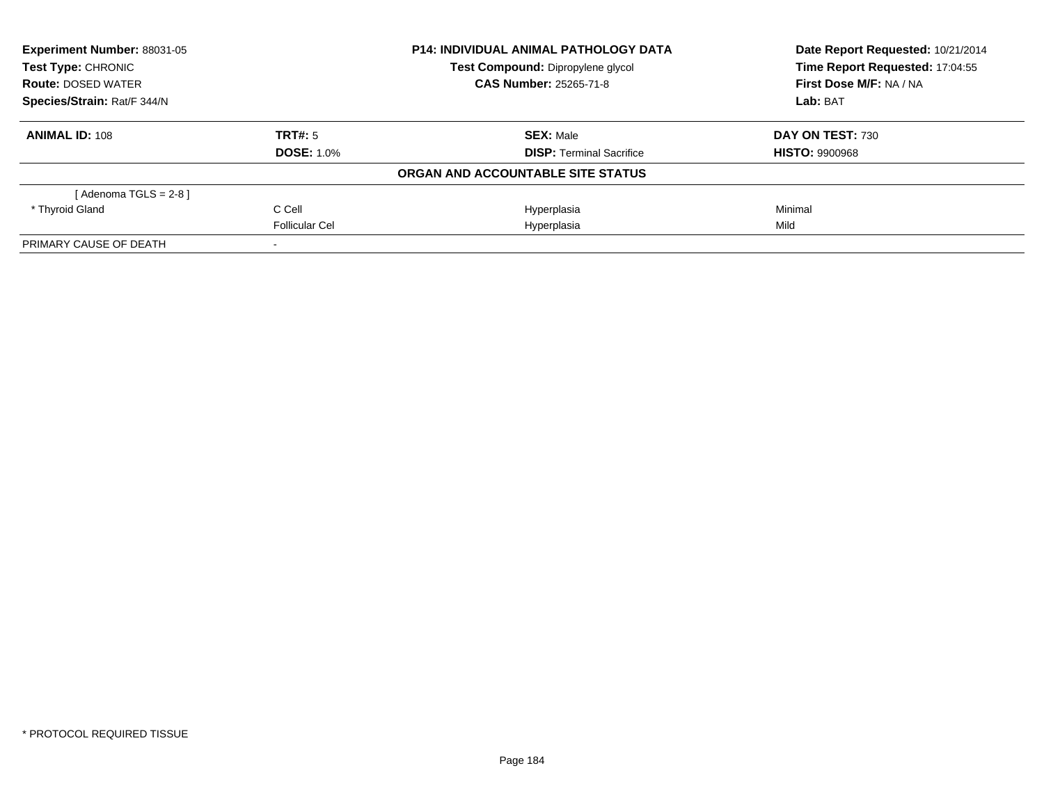| **Experiment Number:** 88031-05 | **P14: INDIVIDUAL ANIMAL PATHOLOGY DATA** | **Date Report Requested:** 10/21/2014 |
|---|---|---|
| **Test Type:** CHRONIC | **Test Compound:** Dipropylene glycol | **Time Report Requested:** 17:04:55 |
| **Route:** DOSED WATER | **CAS Number:** 25265-71-8 | **First Dose M/F:** NA / NA |
| **Species/Strain:** Rat/F 344/N | | **Lab:** BAT |

| **ANIMAL ID:** 108 | **TRT#:** 5 | **SEX:** Male | **DAY ON TEST:** 730 |
|---|---|---|---|
| | **DOSE:** 1.0% | **DISP:** Terminal Sacrifice | **HISTO:** 9900968 |

**ORGAN AND ACCOUNTABLE SITE STATUS**

| | | | |
|---|---|---|---|
| [ Adenoma TGLS = 2-8 ] | | | |
| * Thyroid Gland | C Cell | Hyperplasia | Minimal |
| | Follicular Cel | Hyperplasia | Mild |
| PRIMARY CAUSE OF DEATH | - | | |

* PROTOCOL REQUIRED TISSUE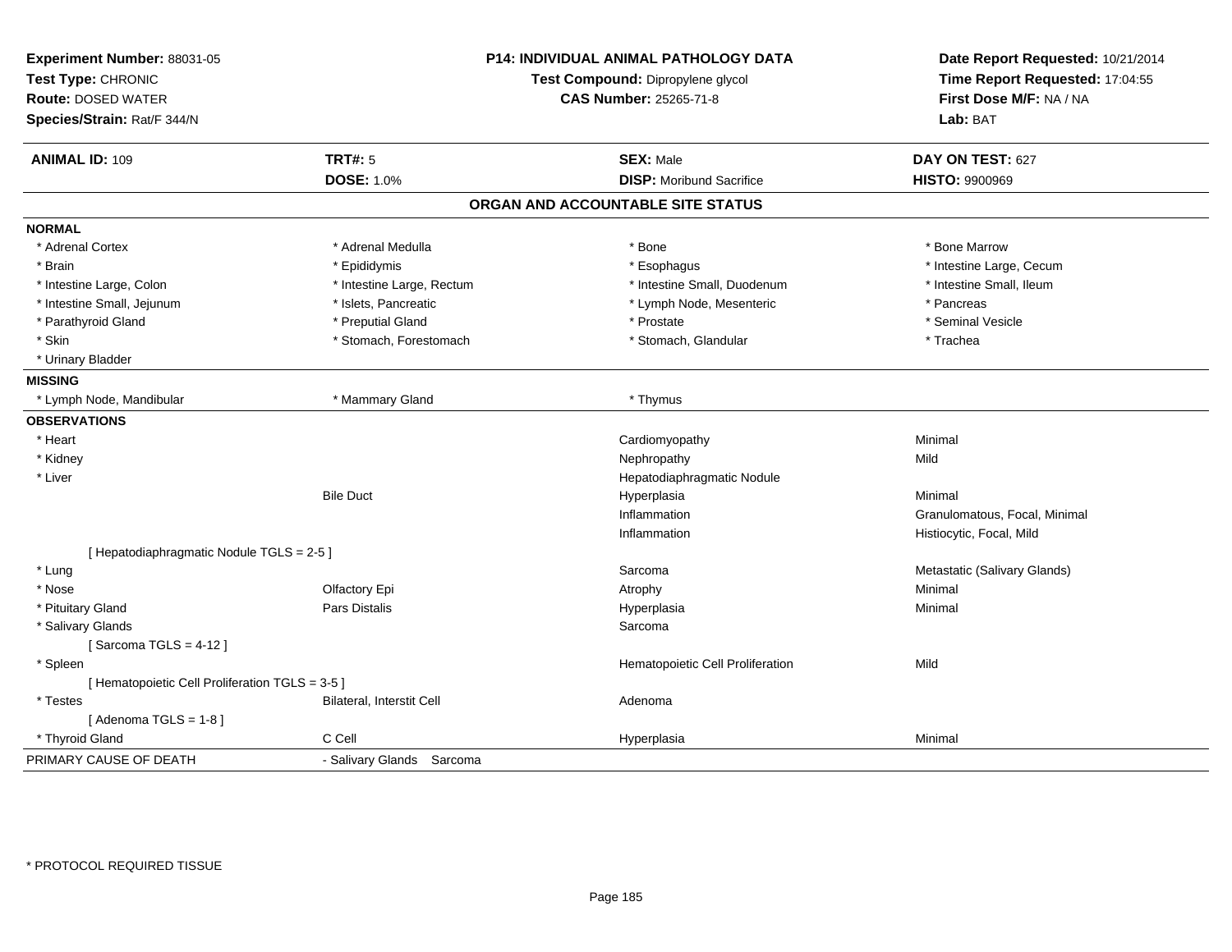**Experiment Number:** 88031-05
**Test Type:** CHRONIC
**Route:** DOSED WATER
**Species/Strain:** Rat/F 344/N

**P14: INDIVIDUAL ANIMAL PATHOLOGY DATA**
**Test Compound:** Dipropylene glycol
**CAS Number:** 25265-71-8

**Date Report Requested:** 10/21/2014
**Time Report Requested:** 17:04:55
**First Dose M/F:** NA / NA
**Lab:** BAT

| **ANIMAL ID:** 109 | **TRT#:** 5 | **SEX:** Male | **DAY ON TEST:** 627 |
|---|---|---|---|
| | **DOSE:** 1.0% | **DISP:** Moribund Sacrifice | **HISTO:** 9900969 |

## ORGAN AND ACCOUNTABLE SITE STATUS

**NORMAL**

| | | | |
|---|---|---|---|
| * Adrenal Cortex | * Adrenal Medulla | * Bone | * Bone Marrow |
| * Brain | * Epididymis | * Esophagus | * Intestine Large, Cecum |
| * Intestine Large, Colon | * Intestine Large, Rectum | * Intestine Small, Duodenum | * Intestine Small, Ileum |
| * Intestine Small, Jejunum | * Islets, Pancreatic | * Lymph Node, Mesenteric | * Pancreas |
| * Parathyroid Gland | * Preputial Gland | * Prostate | * Seminal Vesicle |
| * Skin | * Stomach, Forestomach | * Stomach, Glandular | * Trachea |
| * Urinary Bladder | | | |

**MISSING**

| | | |
|---|---|---|
| * Lymph Node, Mandibular | * Mammary Gland | * Thymus |

**OBSERVATIONS**

| Organ | Site | Observation | Qualifier |
|---|---|---|---|
| * Heart | | Cardiomyopathy | Minimal |
| * Kidney | | Nephropathy | Mild |
| * Liver | | Hepatodiaphragmatic Nodule | |
| | Bile Duct | Hyperplasia | Minimal |
| | | Inflammation | Granulomatous, Focal, Minimal |
| | | Inflammation | Histiocytic, Focal, Mild |
| [ Hepatodiaphragmatic Nodule TGLS = 2-5 ] | | | |
| * Lung | | Sarcoma | Metastatic (Salivary Glands) |
| * Nose | Olfactory Epi | Atrophy | Minimal |
| * Pituitary Gland | Pars Distalis | Hyperplasia | Minimal |
| * Salivary Glands | | Sarcoma | |
| [ Sarcoma TGLS = 4-12 ] | | | |
| * Spleen | | Hematopoietic Cell Proliferation | Mild |
| [ Hematopoietic Cell Proliferation TGLS = 3-5 ] | | | |
| * Testes | Bilateral, Interstit Cell | Adenoma | |
| [ Adenoma TGLS = 1-8 ] | | | |
| * Thyroid Gland | C Cell | Hyperplasia | Minimal |

PRIMARY CAUSE OF DEATH - Salivary Glands Sarcoma

\* PROTOCOL REQUIRED TISSUE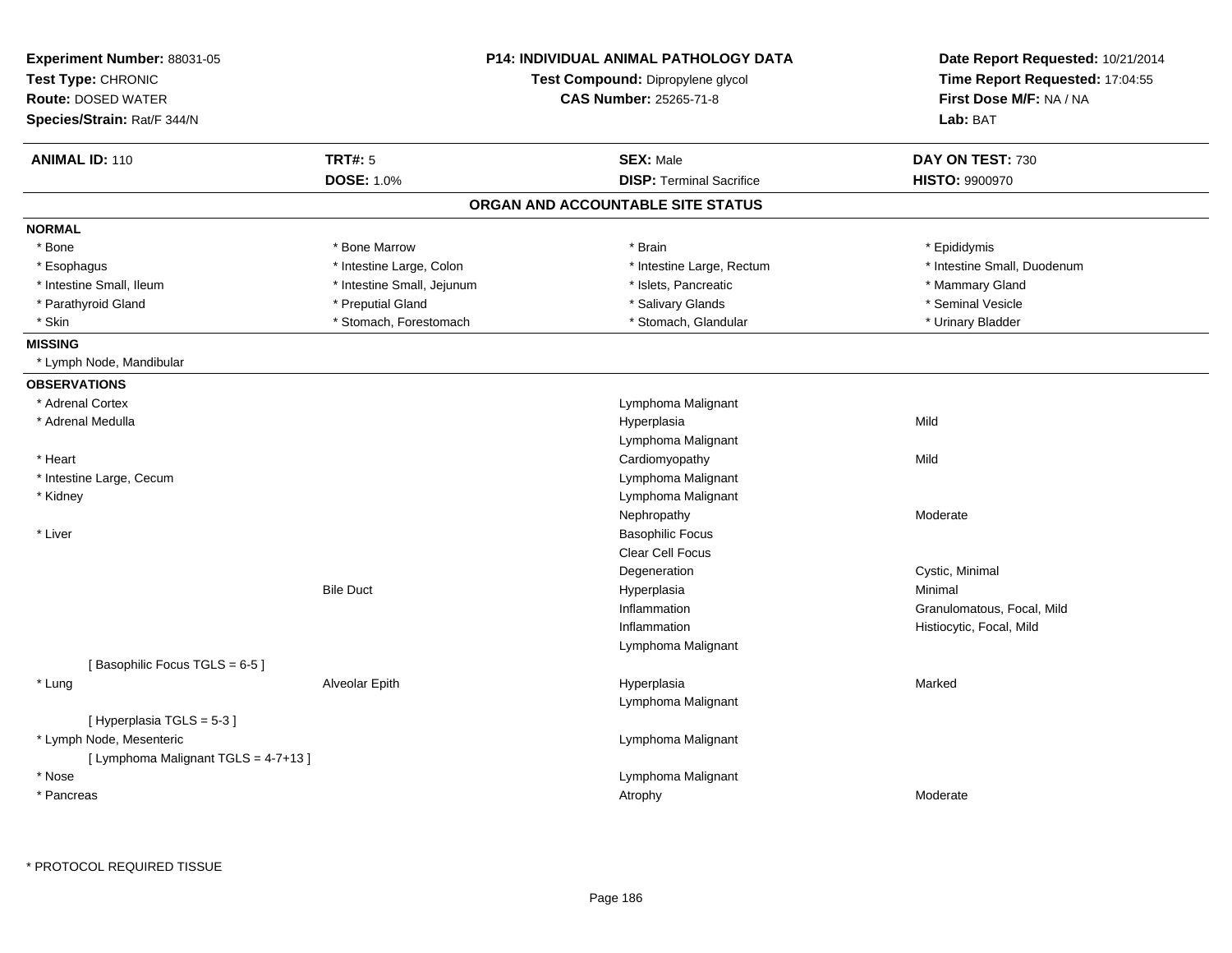**Experiment Number:** 88031-05
**Test Type:** CHRONIC
**Route:** DOSED WATER
**Species/Strain:** Rat/F 344/N

**P14: INDIVIDUAL ANIMAL PATHOLOGY DATA**
**Test Compound:** Dipropylene glycol
**CAS Number:** 25265-71-8

**Date Report Requested:** 10/21/2014
**Time Report Requested:** 17:04:55
**First Dose M/F:** NA / NA
**Lab:** BAT

| **ANIMAL ID:** 110 | **TRT#:** 5 | **SEX:** Male | **DAY ON TEST:** 730 |
|---|---|---|---|
| | **DOSE:** 1.0% | **DISP:** Terminal Sacrifice | **HISTO:** 9900970 |

## ORGAN AND ACCOUNTABLE SITE STATUS

**NORMAL**

| | | | |
|---|---|---|---|
| * Bone | * Bone Marrow | * Brain | * Epididymis |
| * Esophagus | * Intestine Large, Colon | * Intestine Large, Rectum | * Intestine Small, Duodenum |
| * Intestine Small, Ileum | * Intestine Small, Jejunum | * Islets, Pancreatic | * Mammary Gland |
| * Parathyroid Gland | * Preputial Gland | * Salivary Glands | * Seminal Vesicle |
| * Skin | * Stomach, Forestomach | * Stomach, Glandular | * Urinary Bladder |

**MISSING**

* Lymph Node, Mandibular

**OBSERVATIONS**

| Organ | Site | Observation | Qualifier |
|---|---|---|---|
| * Adrenal Cortex | | Lymphoma Malignant | |
| * Adrenal Medulla | | Hyperplasia | Mild |
| | | Lymphoma Malignant | |
| * Heart | | Cardiomyopathy | Mild |
| * Intestine Large, Cecum | | Lymphoma Malignant | |
| * Kidney | | Lymphoma Malignant | |
| | | Nephropathy | Moderate |
| * Liver | | Basophilic Focus | |
| | | Clear Cell Focus | |
| | | Degeneration | Cystic, Minimal |
| | Bile Duct | Hyperplasia | Minimal |
| | | Inflammation | Granulomatous, Focal, Mild |
| | | Inflammation | Histiocytic, Focal, Mild |
| | | Lymphoma Malignant | |
| [ Basophilic Focus TGLS = 6-5 ] | | | |
| * Lung | Alveolar Epith | Hyperplasia | Marked |
| | | Lymphoma Malignant | |
| [ Hyperplasia TGLS = 5-3 ] | | | |
| * Lymph Node, Mesenteric | | Lymphoma Malignant | |
| [ Lymphoma Malignant TGLS = 4-7+13 ] | | | |
| * Nose | | Lymphoma Malignant | |
| * Pancreas | | Atrophy | Moderate |

* PROTOCOL REQUIRED TISSUE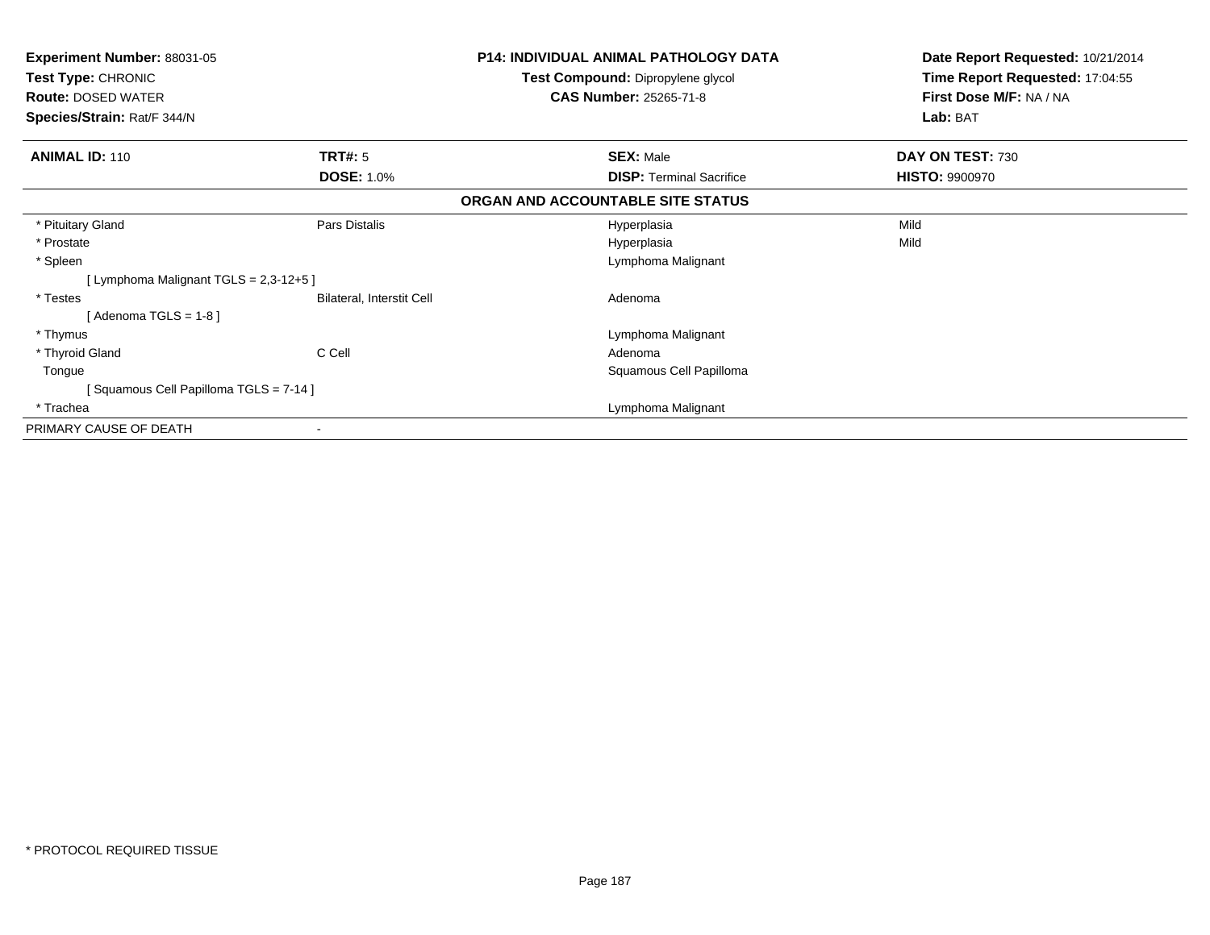**Experiment Number:** 88031-05
**Test Type:** CHRONIC
**Route:** DOSED WATER
**Species/Strain:** Rat/F 344/N

**P14: INDIVIDUAL ANIMAL PATHOLOGY DATA**
**Test Compound:** Dipropylene glycol
**CAS Number:** 25265-71-8

**Date Report Requested:** 10/21/2014
**Time Report Requested:** 17:04:55
**First Dose M/F:** NA / NA
**Lab:** BAT

| **ANIMAL ID:** 110 | **TRT#:** 5 | **SEX:** Male | **DAY ON TEST:** 730 |
|---|---|---|---|
| | **DOSE:** 1.0% | **DISP:** Terminal Sacrifice | **HISTO:** 9900970 |

**ORGAN AND ACCOUNTABLE SITE STATUS**

| | | | |
|---|---|---|---|
| * Pituitary Gland | Pars Distalis | Hyperplasia | Mild |
| * Prostate | | Hyperplasia | Mild |
| * Spleen | | Lymphoma Malignant | |
| [ Lymphoma Malignant TGLS = 2,3-12+5 ] | | | |
| * Testes | Bilateral, Interstit Cell | Adenoma | |
| [ Adenoma TGLS = 1-8 ] | | | |
| * Thymus | | Lymphoma Malignant | |
| * Thyroid Gland | C Cell | Adenoma | |
| Tongue | | Squamous Cell Papilloma | |
| [ Squamous Cell Papilloma TGLS = 7-14 ] | | | |
| * Trachea | | Lymphoma Malignant | |
| PRIMARY CAUSE OF DEATH | - | | |

* PROTOCOL REQUIRED TISSUE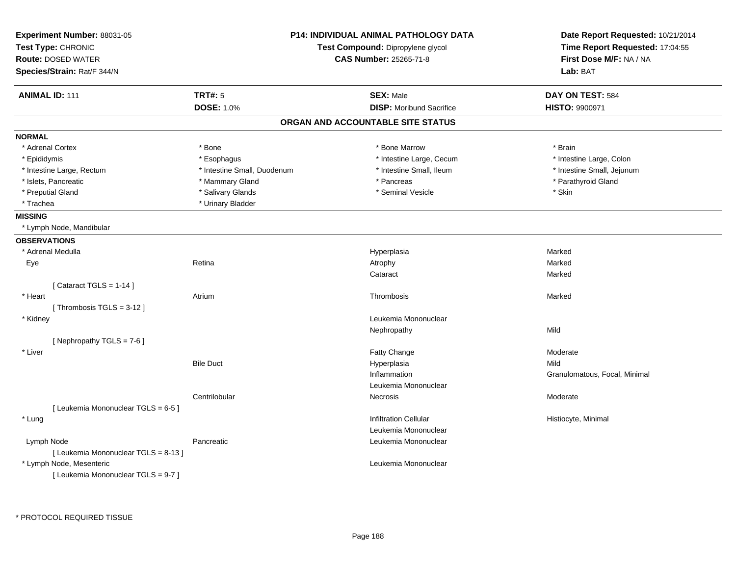**Experiment Number:** 88031-05
**Test Type:** CHRONIC
**Route:** DOSED WATER
**Species/Strain:** Rat/F 344/N

**P14: INDIVIDUAL ANIMAL PATHOLOGY DATA**
**Test Compound:** Dipropylene glycol
**CAS Number:** 25265-71-8

**Date Report Requested:** 10/21/2014
**Time Report Requested:** 17:04:55
**First Dose M/F:** NA / NA
**Lab:** BAT

| **ANIMAL ID:** 111 | **TRT#:** 5 | **SEX:** Male | **DAY ON TEST:** 584 |
|---|---|---|---|
| | **DOSE:** 1.0% | **DISP:** Moribund Sacrifice | **HISTO:** 9900971 |

## ORGAN AND ACCOUNTABLE SITE STATUS

**NORMAL**

| | | | |
|---|---|---|---|
| * Adrenal Cortex | * Bone | * Bone Marrow | * Brain |
| * Epididymis | * Esophagus | * Intestine Large, Cecum | * Intestine Large, Colon |
| * Intestine Large, Rectum | * Intestine Small, Duodenum | * Intestine Small, Ileum | * Intestine Small, Jejunum |
| * Islets, Pancreatic | * Mammary Gland | * Pancreas | * Parathyroid Gland |
| * Preputial Gland | * Salivary Glands | * Seminal Vesicle | * Skin |
| * Trachea | * Urinary Bladder | | |

**MISSING**

* Lymph Node, Mandibular

**OBSERVATIONS**

| Organ | Site | Observation | Severity |
|---|---|---|---|
| * Adrenal Medulla | | Hyperplasia | Marked |
| Eye | Retina | Atrophy | Marked |
| | | Cataract | Marked |
| [ Cataract TGLS = 1-14 ] | | | |
| * Heart | Atrium | Thrombosis | Marked |
| [ Thrombosis TGLS = 3-12 ] | | | |
| * Kidney | | Leukemia Mononuclear | |
| | | Nephropathy | Mild |
| [ Nephropathy TGLS = 7-6 ] | | | |
| * Liver | | Fatty Change | Moderate |
| | Bile Duct | Hyperplasia | Mild |
| | | Inflammation | Granulomatous, Focal, Minimal |
| | | Leukemia Mononuclear | |
| | Centrilobular | Necrosis | Moderate |
| [ Leukemia Mononuclear TGLS = 6-5 ] | | | |
| * Lung | | Infiltration Cellular | Histiocyte, Minimal |
| | | Leukemia Mononuclear | |
| Lymph Node | Pancreatic | Leukemia Mononuclear | |
| [ Leukemia Mononuclear TGLS = 8-13 ] | | | |
| * Lymph Node, Mesenteric | | Leukemia Mononuclear | |
| [ Leukemia Mononuclear TGLS = 9-7 ] | | | |

\* PROTOCOL REQUIRED TISSUE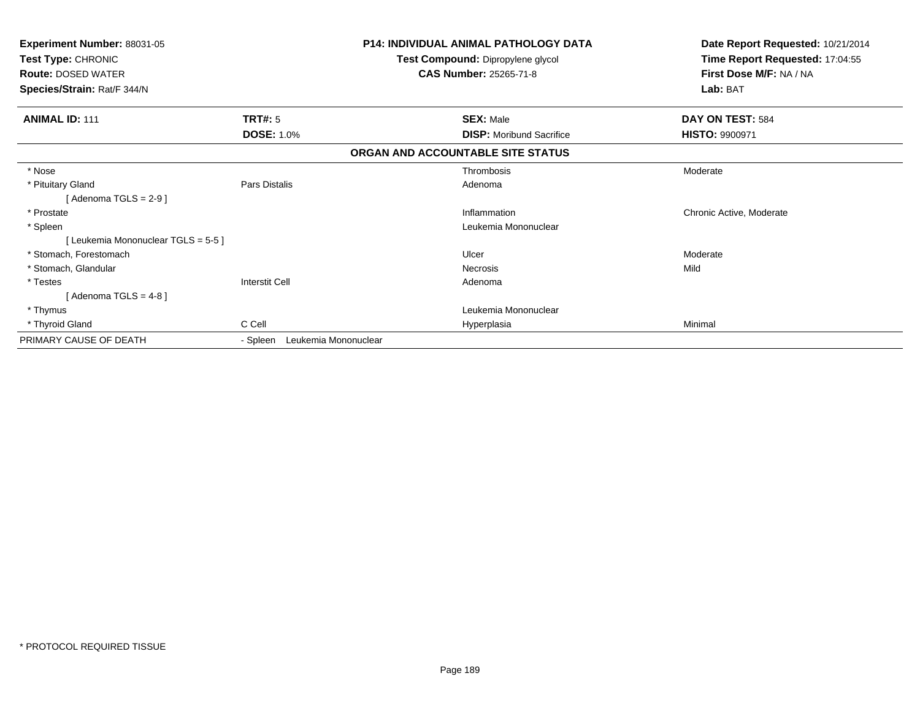**Experiment Number:** 88031-05
**Test Type:** CHRONIC
**Route:** DOSED WATER
**Species/Strain:** Rat/F 344/N

**P14: INDIVIDUAL ANIMAL PATHOLOGY DATA**
**Test Compound:** Dipropylene glycol
**CAS Number:** 25265-71-8

**Date Report Requested:** 10/21/2014
**Time Report Requested:** 17:04:55
**First Dose M/F:** NA / NA
**Lab:** BAT

| **ANIMAL ID:** 111 | **TRT#:** 5 | **SEX:** Male | **DAY ON TEST:** 584 |
|---|---|---|---|
| | **DOSE:** 1.0% | **DISP:** Moribund Sacrifice | **HISTO:** 9900971 |

**ORGAN AND ACCOUNTABLE SITE STATUS**

| | | | |
|---|---|---|---|
| * Nose | | Thrombosis | Moderate |
| * Pituitary Gland | Pars Distalis | Adenoma | |
| [ Adenoma TGLS = 2-9 ] | | | |
| * Prostate | | Inflammation | Chronic Active, Moderate |
| * Spleen | | Leukemia Mononuclear | |
| [ Leukemia Mononuclear TGLS = 5-5 ] | | | |
| * Stomach, Forestomach | | Ulcer | Moderate |
| * Stomach, Glandular | | Necrosis | Mild |
| * Testes | Interstit Cell | Adenoma | |
| [ Adenoma TGLS = 4-8 ] | | | |
| * Thymus | | Leukemia Mononuclear | |
| * Thyroid Gland | C Cell | Hyperplasia | Minimal |
| PRIMARY CAUSE OF DEATH | - Spleen Leukemia Mononuclear | | |

* PROTOCOL REQUIRED TISSUE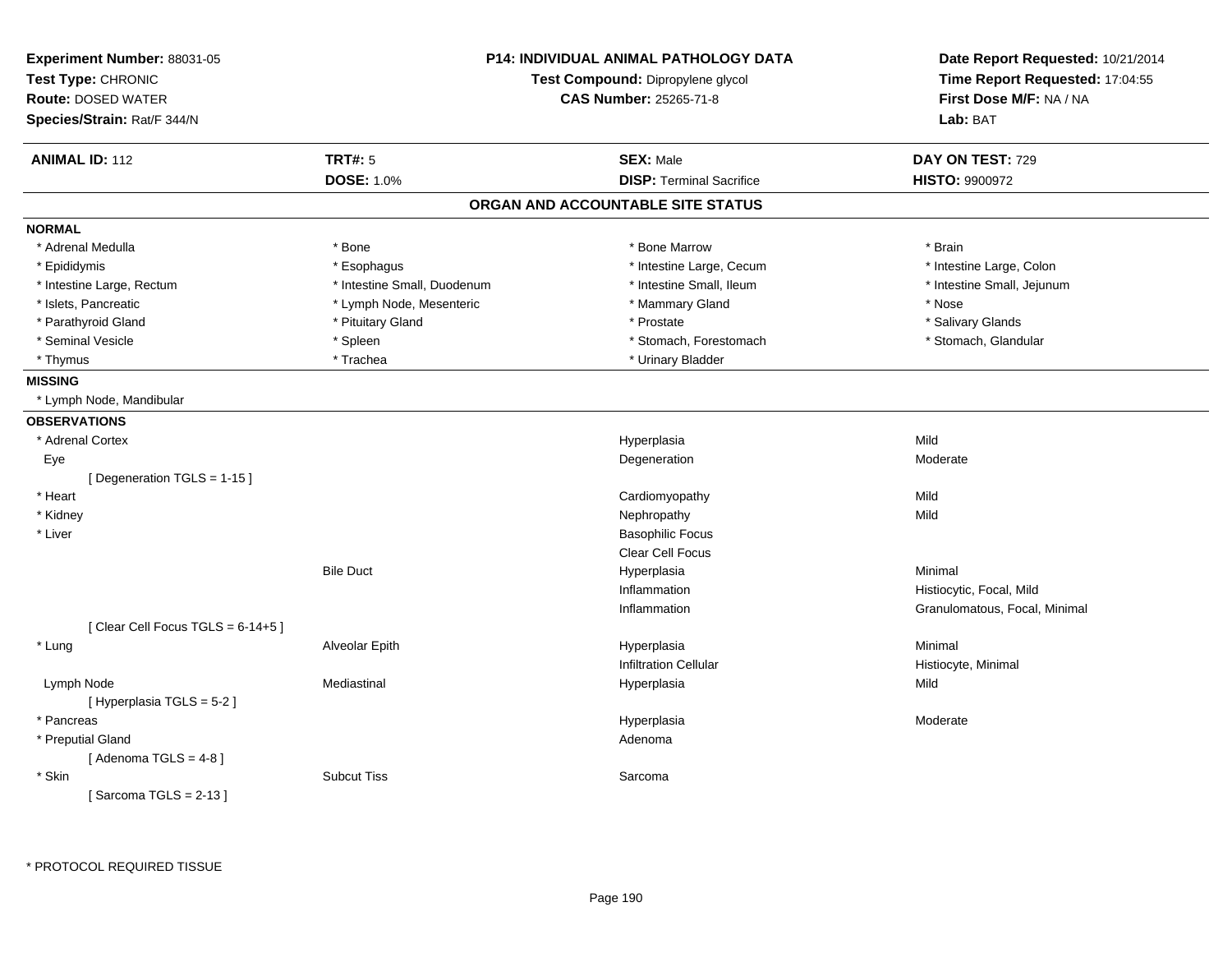**Experiment Number:** 88031-05
**Test Type:** CHRONIC
**Route:** DOSED WATER
**Species/Strain:** Rat/F 344/N

**P14: INDIVIDUAL ANIMAL PATHOLOGY DATA**
**Test Compound:** Dipropylene glycol
**CAS Number:** 25265-71-8

**Date Report Requested:** 10/21/2014
**Time Report Requested:** 17:04:55
**First Dose M/F:** NA / NA
**Lab:** BAT

| **ANIMAL ID:** 112 | **TRT#:** 5 | **SEX:** Male | **DAY ON TEST:** 729 |
|---|---|---|---|
| | **DOSE:** 1.0% | **DISP:** Terminal Sacrifice | **HISTO:** 9900972 |

## ORGAN AND ACCOUNTABLE SITE STATUS

**NORMAL**

| | | | |
|---|---|---|---|
| * Adrenal Medulla | * Bone | * Bone Marrow | * Brain |
| * Epididymis | * Esophagus | * Intestine Large, Cecum | * Intestine Large, Colon |
| * Intestine Large, Rectum | * Intestine Small, Duodenum | * Intestine Small, Ileum | * Intestine Small, Jejunum |
| * Islets, Pancreatic | * Lymph Node, Mesenteric | * Mammary Gland | * Nose |
| * Parathyroid Gland | * Pituitary Gland | * Prostate | * Salivary Glands |
| * Seminal Vesicle | * Spleen | * Stomach, Forestomach | * Stomach, Glandular |
| * Thymus | * Trachea | * Urinary Bladder | |

**MISSING**

* Lymph Node, Mandibular

**OBSERVATIONS**

| | | | |
|---|---|---|---|
| * Adrenal Cortex | | Hyperplasia | Mild |
| Eye | | Degeneration | Moderate |
| [ Degeneration TGLS = 1-15 ] | | | |
| * Heart | | Cardiomyopathy | Mild |
| * Kidney | | Nephropathy | Mild |
| * Liver | | Basophilic Focus | |
| | | Clear Cell Focus | |
| | Bile Duct | Hyperplasia | Minimal |
| | | Inflammation | Histiocytic, Focal, Mild |
| | | Inflammation | Granulomatous, Focal, Minimal |
| [ Clear Cell Focus TGLS = 6-14+5 ] | | | |
| * Lung | Alveolar Epith | Hyperplasia | Minimal |
| | | Infiltration Cellular | Histiocyte, Minimal |
| Lymph Node | Mediastinal | Hyperplasia | Mild |
| [ Hyperplasia TGLS = 5-2 ] | | | |
| * Pancreas | | Hyperplasia | Moderate |
| * Preputial Gland | | Adenoma | |
| [ Adenoma TGLS = 4-8 ] | | | |
| * Skin | Subcut Tiss | Sarcoma | |
| [ Sarcoma TGLS = 2-13 ] | | | |

* PROTOCOL REQUIRED TISSUE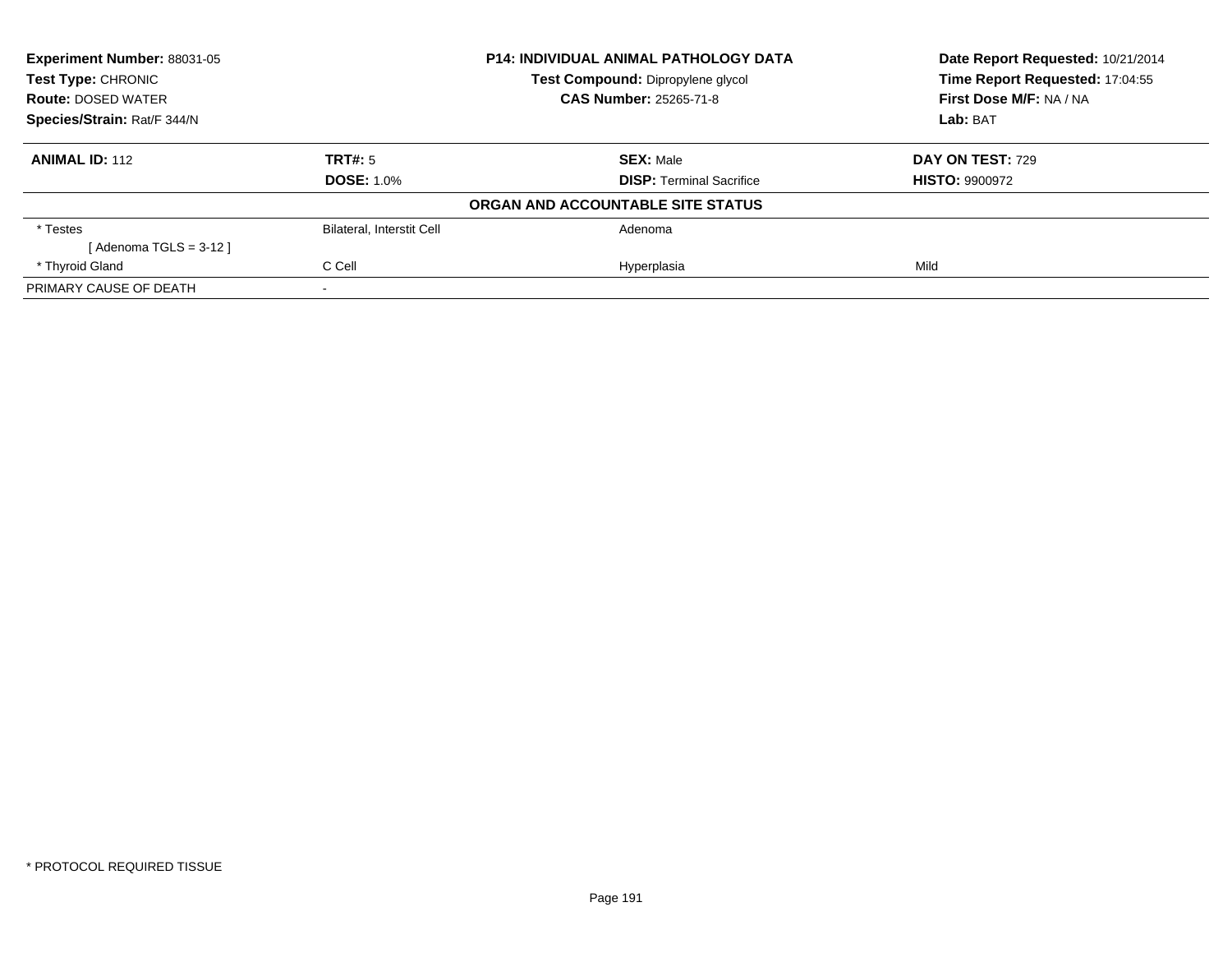| **Experiment Number:** 88031-05 | **P14: INDIVIDUAL ANIMAL PATHOLOGY DATA** | **Date Report Requested:** 10/21/2014 |
|---|---|---|
| **Test Type:** CHRONIC | **Test Compound:** Dipropylene glycol | **Time Report Requested:** 17:04:55 |
| **Route:** DOSED WATER | **CAS Number:** 25265-71-8 | **First Dose M/F:** NA / NA |
| **Species/Strain:** Rat/F 344/N | | **Lab:** BAT |

| **ANIMAL ID:** 112 | **TRT#:** 5 | **SEX:** Male | **DAY ON TEST:** 729 |
|---|---|---|---|
| | **DOSE:** 1.0% | **DISP:** Terminal Sacrifice | **HISTO:** 9900972 |

**ORGAN AND ACCOUNTABLE SITE STATUS**

| | | | |
|---|---|---|---|
| * Testes | Bilateral, Interstit Cell | Adenoma | |
| [ Adenoma TGLS = 3-12 ] | | | |
| * Thyroid Gland | C Cell | Hyperplasia | Mild |
| PRIMARY CAUSE OF DEATH | - | | |

* PROTOCOL REQUIRED TISSUE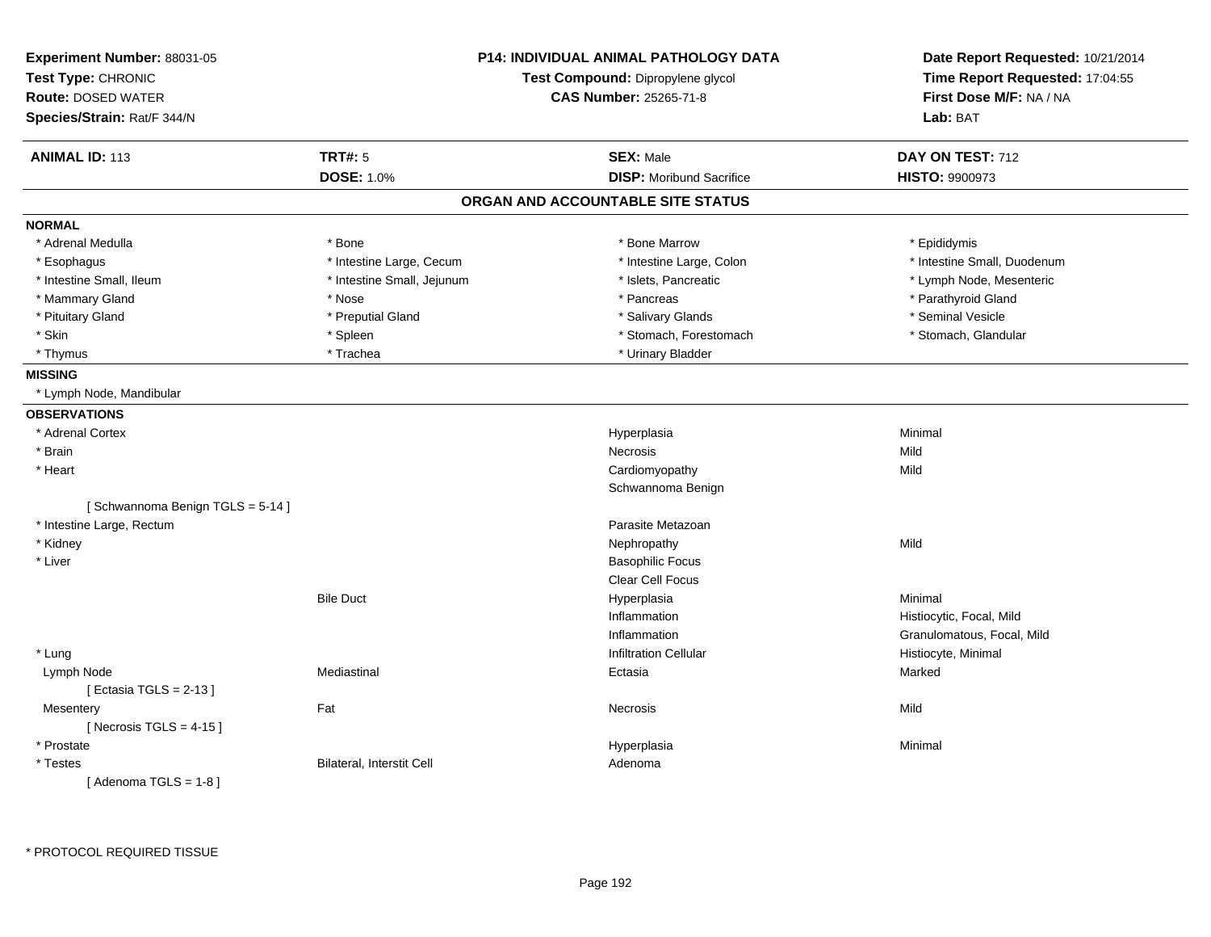**Experiment Number:** 88031-05
**Test Type:** CHRONIC
**Route:** DOSED WATER
**Species/Strain:** Rat/F 344/N

**P14: INDIVIDUAL ANIMAL PATHOLOGY DATA**
**Test Compound:** Dipropylene glycol
**CAS Number:** 25265-71-8

**Date Report Requested:** 10/21/2014
**Time Report Requested:** 17:04:55
**First Dose M/F:** NA / NA
**Lab:** BAT

| **ANIMAL ID:** 113 | **TRT#:** 5 | **SEX:** Male | **DAY ON TEST:** 712 |
|---|---|---|---|
| | **DOSE:** 1.0% | **DISP:** Moribund Sacrifice | **HISTO:** 9900973 |

## ORGAN AND ACCOUNTABLE SITE STATUS

**NORMAL**

| | | | |
|---|---|---|---|
| * Adrenal Medulla | * Bone | * Bone Marrow | * Epididymis |
| * Esophagus | * Intestine Large, Cecum | * Intestine Large, Colon | * Intestine Small, Duodenum |
| * Intestine Small, Ileum | * Intestine Small, Jejunum | * Islets, Pancreatic | * Lymph Node, Mesenteric |
| * Mammary Gland | * Nose | * Pancreas | * Parathyroid Gland |
| * Pituitary Gland | * Preputial Gland | * Salivary Glands | * Seminal Vesicle |
| * Skin | * Spleen | * Stomach, Forestomach | * Stomach, Glandular |
| * Thymus | * Trachea | * Urinary Bladder | |

**MISSING**

* Lymph Node, Mandibular

**OBSERVATIONS**

| | | | |
|---|---|---|---|
| * Adrenal Cortex | | Hyperplasia | Minimal |
| * Brain | | Necrosis | Mild |
| * Heart | | Cardiomyopathy | Mild |
| | | Schwannoma Benign | |
| [ Schwannoma Benign TGLS = 5-14 ] | | | |
| * Intestine Large, Rectum | | Parasite Metazoan | |
| * Kidney | | Nephropathy | Mild |
| * Liver | | Basophilic Focus | |
| | | Clear Cell Focus | |
| | Bile Duct | Hyperplasia | Minimal |
| | | Inflammation | Histiocytic, Focal, Mild |
| | | Inflammation | Granulomatous, Focal, Mild |
| * Lung | | Infiltration Cellular | Histiocyte, Minimal |
| Lymph Node | Mediastinal | Ectasia | Marked |
| [ Ectasia TGLS = 2-13 ] | | | |
| Mesentery | Fat | Necrosis | Mild |
| [ Necrosis TGLS = 4-15 ] | | | |
| * Prostate | | Hyperplasia | Minimal |
| * Testes | Bilateral, Interstit Cell | Adenoma | |
| [ Adenoma TGLS = 1-8 ] | | | |

* PROTOCOL REQUIRED TISSUE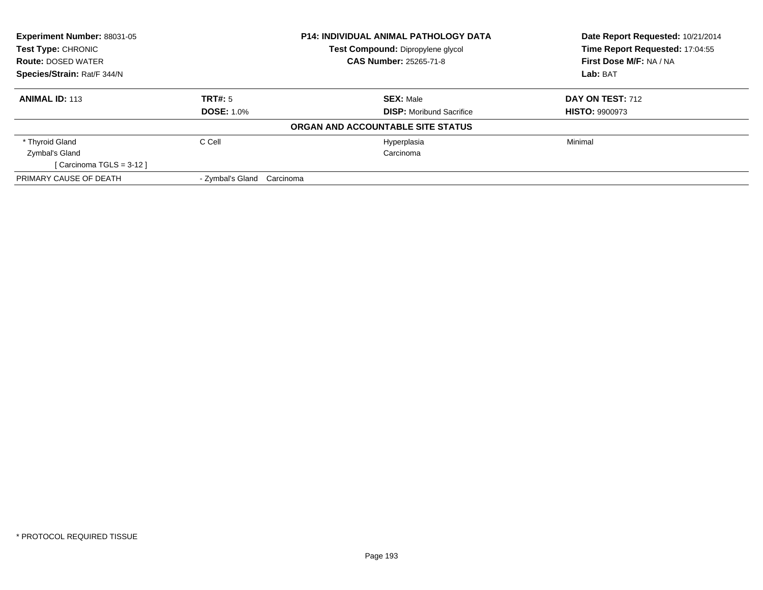| **Experiment Number:** 88031-05 | **P14: INDIVIDUAL ANIMAL PATHOLOGY DATA** | **Date Report Requested:** 10/21/2014 |
|---|---|---|
| **Test Type:** CHRONIC | **Test Compound:** Dipropylene glycol | **Time Report Requested:** 17:04:55 |
| **Route:** DOSED WATER | **CAS Number:** 25265-71-8 | **First Dose M/F:** NA / NA |
| **Species/Strain:** Rat/F 344/N | | **Lab:** BAT |

| **ANIMAL ID:** 113 | **TRT#:** 5 | **SEX:** Male | **DAY ON TEST:** 712 |
|---|---|---|---|
| | **DOSE:** 1.0% | **DISP:** Moribund Sacrifice | **HISTO:** 9900973 |
| | | **ORGAN AND ACCOUNTABLE SITE STATUS** | |
| * Thyroid Gland | C Cell | Hyperplasia | Minimal |
| Zymbal's Gland | | Carcinoma | |
| [ Carcinoma TGLS = 3-12 ] | | | |
| PRIMARY CAUSE OF DEATH | - Zymbal's Gland Carcinoma | | |

* PROTOCOL REQUIRED TISSUE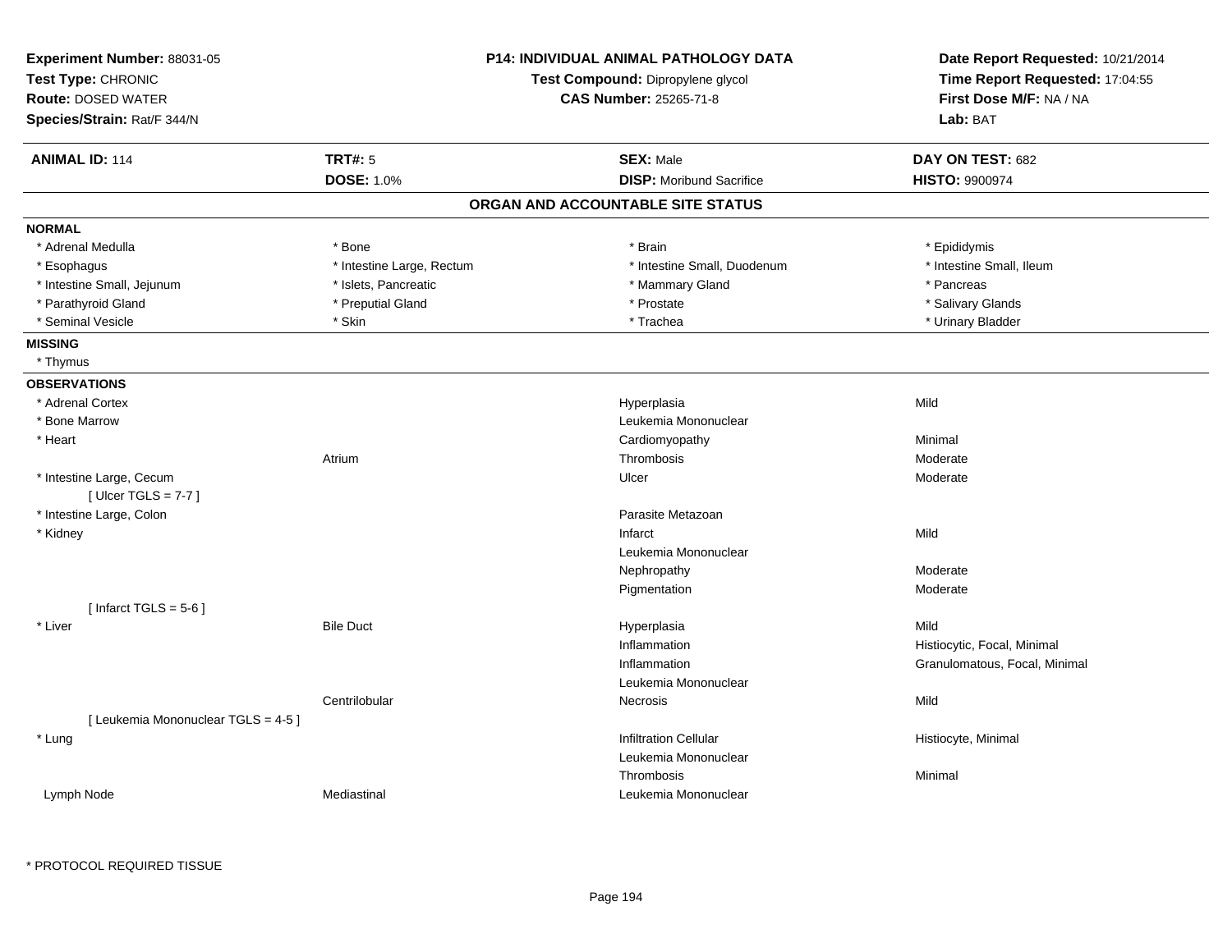**Experiment Number:** 88031-05
**Test Type:** CHRONIC
**Route:** DOSED WATER
**Species/Strain:** Rat/F 344/N

**P14: INDIVIDUAL ANIMAL PATHOLOGY DATA**
**Test Compound:** Dipropylene glycol
**CAS Number:** 25265-71-8

**Date Report Requested:** 10/21/2014
**Time Report Requested:** 17:04:55
**First Dose M/F:** NA / NA
**Lab:** BAT

| **ANIMAL ID:** 114 | **TRT#:** 5 | **SEX:** Male | **DAY ON TEST:** 682 |
|---|---|---|---|
| | **DOSE:** 1.0% | **DISP:** Moribund Sacrifice | **HISTO:** 9900974 |

## ORGAN AND ACCOUNTABLE SITE STATUS

**NORMAL**

| | | | |
|---|---|---|---|
| * Adrenal Medulla | * Bone | * Brain | * Epididymis |
| * Esophagus | * Intestine Large, Rectum | * Intestine Small, Duodenum | * Intestine Small, Ileum |
| * Intestine Small, Jejunum | * Islets, Pancreatic | * Mammary Gland | * Pancreas |
| * Parathyroid Gland | * Preputial Gland | * Prostate | * Salivary Glands |
| * Seminal Vesicle | * Skin | * Trachea | * Urinary Bladder |

**MISSING**

* Thymus

**OBSERVATIONS**

| | | | |
|---|---|---|---|
| * Adrenal Cortex | | Hyperplasia | Mild |
| * Bone Marrow | | Leukemia Mononuclear | |
| * Heart | | Cardiomyopathy | Minimal |
| | Atrium | Thrombosis | Moderate |
| * Intestine Large, Cecum | | Ulcer | Moderate |
| [ Ulcer TGLS = 7-7 ] | | | |
| * Intestine Large, Colon | | Parasite Metazoan | |
| * Kidney | | Infarct | Mild |
| | | Leukemia Mononuclear | |
| | | Nephropathy | Moderate |
| | | Pigmentation | Moderate |
| [ Infarct TGLS = 5-6 ] | | | |
| * Liver | Bile Duct | Hyperplasia | Mild |
| | | Inflammation | Histiocytic, Focal, Minimal |
| | | Inflammation | Granulomatous, Focal, Minimal |
| | | Leukemia Mononuclear | |
| | Centrilobular | Necrosis | Mild |
| [ Leukemia Mononuclear TGLS = 4-5 ] | | | |
| * Lung | | Infiltration Cellular | Histiocyte, Minimal |
| | | Leukemia Mononuclear | |
| | | Thrombosis | Minimal |
| Lymph Node | Mediastinal | Leukemia Mononuclear | |

\* PROTOCOL REQUIRED TISSUE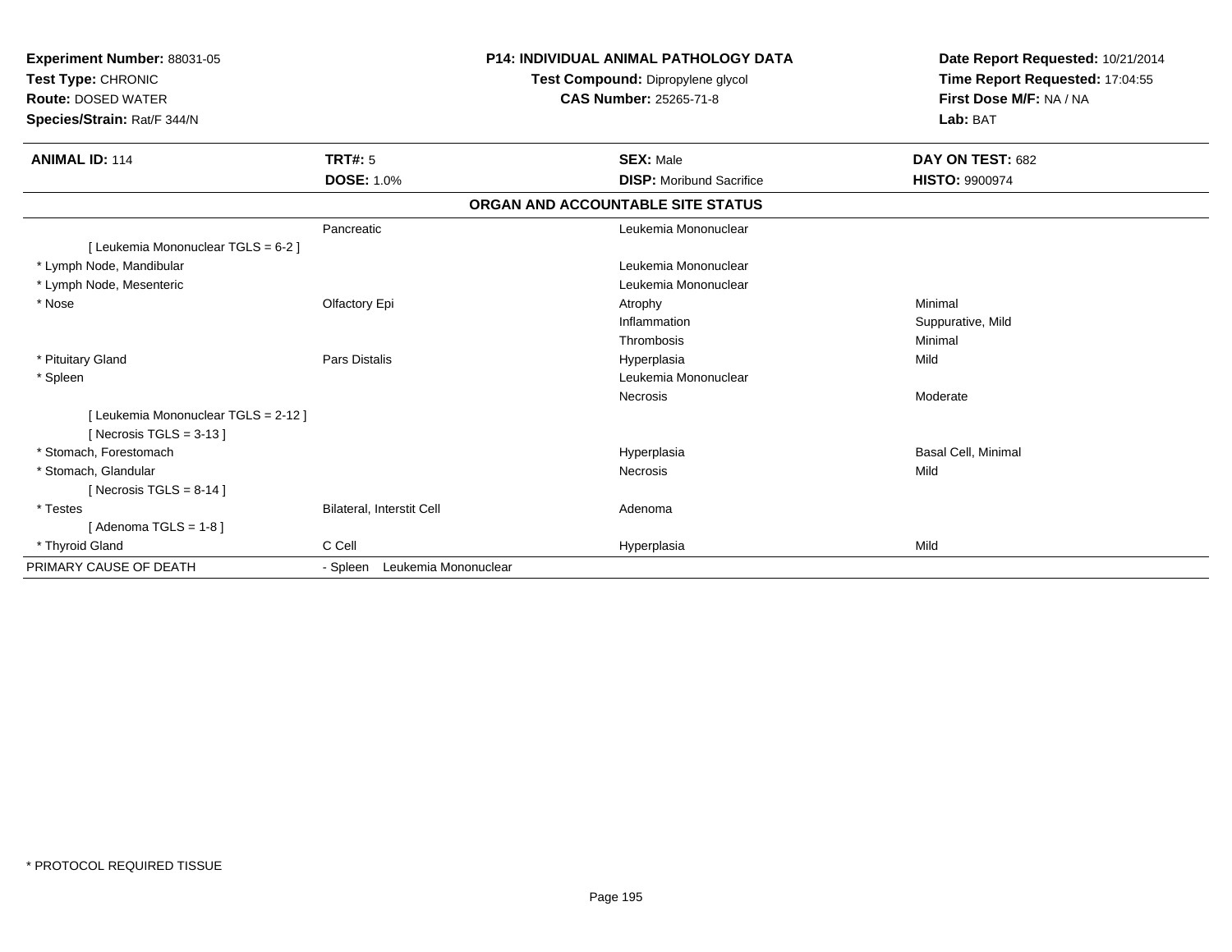**Experiment Number:** 88031-05
**Test Type:** CHRONIC
**Route:** DOSED WATER
**Species/Strain:** Rat/F 344/N

**P14: INDIVIDUAL ANIMAL PATHOLOGY DATA**
**Test Compound:** Dipropylene glycol
**CAS Number:** 25265-71-8

**Date Report Requested:** 10/21/2014
**Time Report Requested:** 17:04:55
**First Dose M/F:** NA / NA
**Lab:** BAT

| **ANIMAL ID:** 114 | **TRT#:** 5 | **SEX:** Male | **DAY ON TEST:** 682 |
|---|---|---|---|
| | **DOSE:** 1.0% | **DISP:** Moribund Sacrifice | **HISTO:** 9900974 |

**ORGAN AND ACCOUNTABLE SITE STATUS**

| | | | |
|---|---|---|---|
| | Pancreatic | Leukemia Mononuclear | |
| [ Leukemia Mononuclear TGLS = 6-2 ] | | | |
| * Lymph Node, Mandibular | | Leukemia Mononuclear | |
| * Lymph Node, Mesenteric | | Leukemia Mononuclear | |
| * Nose | Olfactory Epi | Atrophy | Minimal |
| | | Inflammation | Suppurative, Mild |
| | | Thrombosis | Minimal |
| * Pituitary Gland | Pars Distalis | Hyperplasia | Mild |
| * Spleen | | Leukemia Mononuclear | |
| | | Necrosis | Moderate |
| [ Leukemia Mononuclear TGLS = 2-12 ] | | | |
| [ Necrosis TGLS = 3-13 ] | | | |
| * Stomach, Forestomach | | Hyperplasia | Basal Cell, Minimal |
| * Stomach, Glandular | | Necrosis | Mild |
| [ Necrosis TGLS = 8-14 ] | | | |
| * Testes | Bilateral, Interstit Cell | Adenoma | |
| [ Adenoma TGLS = 1-8 ] | | | |
| * Thyroid Gland | C Cell | Hyperplasia | Mild |
| PRIMARY CAUSE OF DEATH | - Spleen Leukemia Mononuclear | | |

* PROTOCOL REQUIRED TISSUE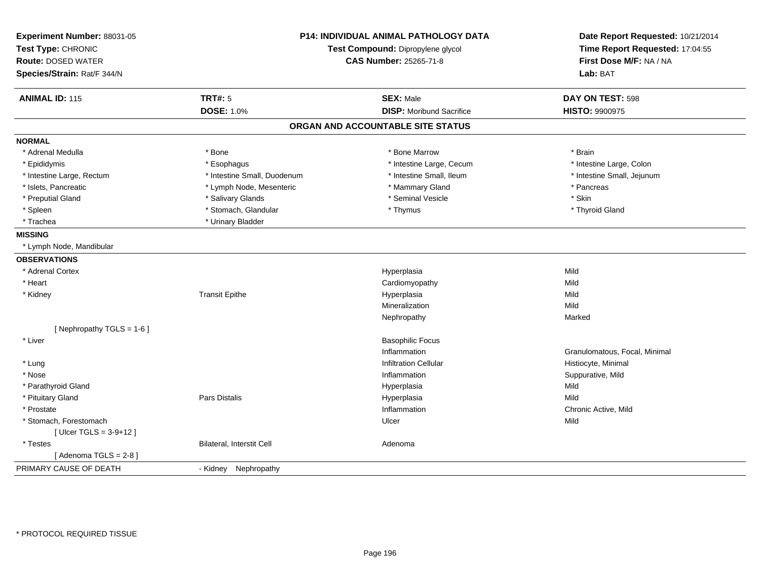**Experiment Number:** 88031-05
**Test Type:** CHRONIC
**Route:** DOSED WATER
**Species/Strain:** Rat/F 344/N

**P14: INDIVIDUAL ANIMAL PATHOLOGY DATA**
**Test Compound:** Dipropylene glycol
**CAS Number:** 25265-71-8

**Date Report Requested:** 10/21/2014
**Time Report Requested:** 17:04:55
**First Dose M/F:** NA / NA
**Lab:** BAT

| **ANIMAL ID:** 115 | **TRT#:** 5 | **SEX:** Male | **DAY ON TEST:** 598 |
|---|---|---|---|
| | **DOSE:** 1.0% | **DISP:** Moribund Sacrifice | **HISTO:** 9900975 |

## ORGAN AND ACCOUNTABLE SITE STATUS

| | | | |
|---|---|---|---|
| **NORMAL** | | | |
| * Adrenal Medulla | * Bone | * Bone Marrow | * Brain |
| * Epididymis | * Esophagus | * Intestine Large, Cecum | * Intestine Large, Colon |
| * Intestine Large, Rectum | * Intestine Small, Duodenum | * Intestine Small, Ileum | * Intestine Small, Jejunum |
| * Islets, Pancreatic | * Lymph Node, Mesenteric | * Mammary Gland | * Pancreas |
| * Preputial Gland | * Salivary Glands | * Seminal Vesicle | * Skin |
| * Spleen | * Stomach, Glandular | * Thymus | * Thyroid Gland |
| * Trachea | * Urinary Bladder | | |
| **MISSING** | | | |
| * Lymph Node, Mandibular | | | |
| **OBSERVATIONS** | | | |
| * Adrenal Cortex | | Hyperplasia | Mild |
| * Heart | | Cardiomyopathy | Mild |
| * Kidney | Transit Epithe | Hyperplasia | Mild |
| | | Mineralization | Mild |
| | | Nephropathy | Marked |
| [ Nephropathy TGLS = 1-6 ] | | | |
| * Liver | | Basophilic Focus | |
| | | Inflammation | Granulomatous, Focal, Minimal |
| * Lung | | Infiltration Cellular | Histiocyte, Minimal |
| * Nose | | Inflammation | Suppurative, Mild |
| * Parathyroid Gland | | Hyperplasia | Mild |
| * Pituitary Gland | Pars Distalis | Hyperplasia | Mild |
| * Prostate | | Inflammation | Chronic Active, Mild |
| * Stomach, Forestomach | | Ulcer | Mild |
| [ Ulcer TGLS = 3-9+12 ] | | | |
| * Testes | Bilateral, Interstit Cell | Adenoma | |
| [ Adenoma TGLS = 2-8 ] | | | |
| PRIMARY CAUSE OF DEATH | - Kidney Nephropathy | | |

* PROTOCOL REQUIRED TISSUE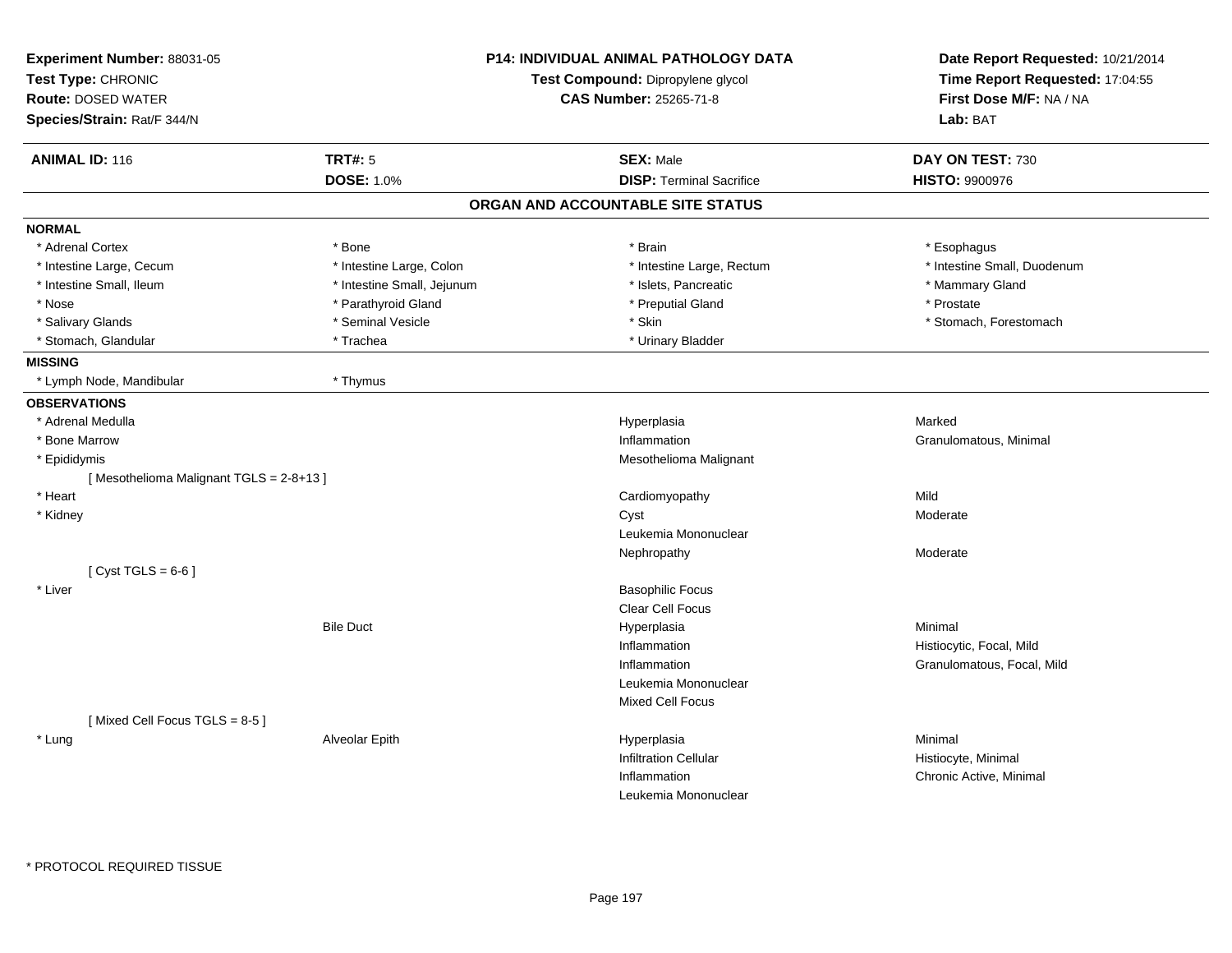**Experiment Number:** 88031-05
**Test Type:** CHRONIC
**Route:** DOSED WATER
**Species/Strain:** Rat/F 344/N

**P14: INDIVIDUAL ANIMAL PATHOLOGY DATA**
**Test Compound:** Dipropylene glycol
**CAS Number:** 25265-71-8

**Date Report Requested:** 10/21/2014
**Time Report Requested:** 17:04:55
**First Dose M/F:** NA / NA
**Lab:** BAT

| **ANIMAL ID:** 116 | **TRT#:** 5 | **SEX:** Male | **DAY ON TEST:** 730 |
|---|---|---|---|
| | **DOSE:** 1.0% | **DISP:** Terminal Sacrifice | **HISTO:** 9900976 |

## ORGAN AND ACCOUNTABLE SITE STATUS

**NORMAL**

| | | | |
|---|---|---|---|
| * Adrenal Cortex | * Bone | * Brain | * Esophagus |
| * Intestine Large, Cecum | * Intestine Large, Colon | * Intestine Large, Rectum | * Intestine Small, Duodenum |
| * Intestine Small, Ileum | * Intestine Small, Jejunum | * Islets, Pancreatic | * Mammary Gland |
| * Nose | * Parathyroid Gland | * Preputial Gland | * Prostate |
| * Salivary Glands | * Seminal Vesicle | * Skin | * Stomach, Forestomach |
| * Stomach, Glandular | * Trachea | * Urinary Bladder | |

**MISSING**

| | |
|---|---|
| * Lymph Node, Mandibular | * Thymus |

**OBSERVATIONS**

| Organ | Site | Observation | Qualifier |
|---|---|---|---|
| * Adrenal Medulla | | Hyperplasia | Marked |
| * Bone Marrow | | Inflammation | Granulomatous, Minimal |
| * Epididymis | | Mesothelioma Malignant | |
| [ Mesothelioma Malignant TGLS = 2-8+13 ] | | | |
| * Heart | | Cardiomyopathy | Mild |
| * Kidney | | Cyst | Moderate |
| | | Leukemia Mononuclear | |
| | | Nephropathy | Moderate |
| [ Cyst TGLS = 6-6 ] | | | |
| * Liver | | Basophilic Focus | |
| | | Clear Cell Focus | |
| | Bile Duct | Hyperplasia | Minimal |
| | | Inflammation | Histiocytic, Focal, Mild |
| | | Inflammation | Granulomatous, Focal, Mild |
| | | Leukemia Mononuclear | |
| | | Mixed Cell Focus | |
| [ Mixed Cell Focus TGLS = 8-5 ] | | | |
| * Lung | Alveolar Epith | Hyperplasia | Minimal |
| | | Infiltration Cellular | Histiocyte, Minimal |
| | | Inflammation | Chronic Active, Minimal |
| | | Leukemia Mononuclear | |

* PROTOCOL REQUIRED TISSUE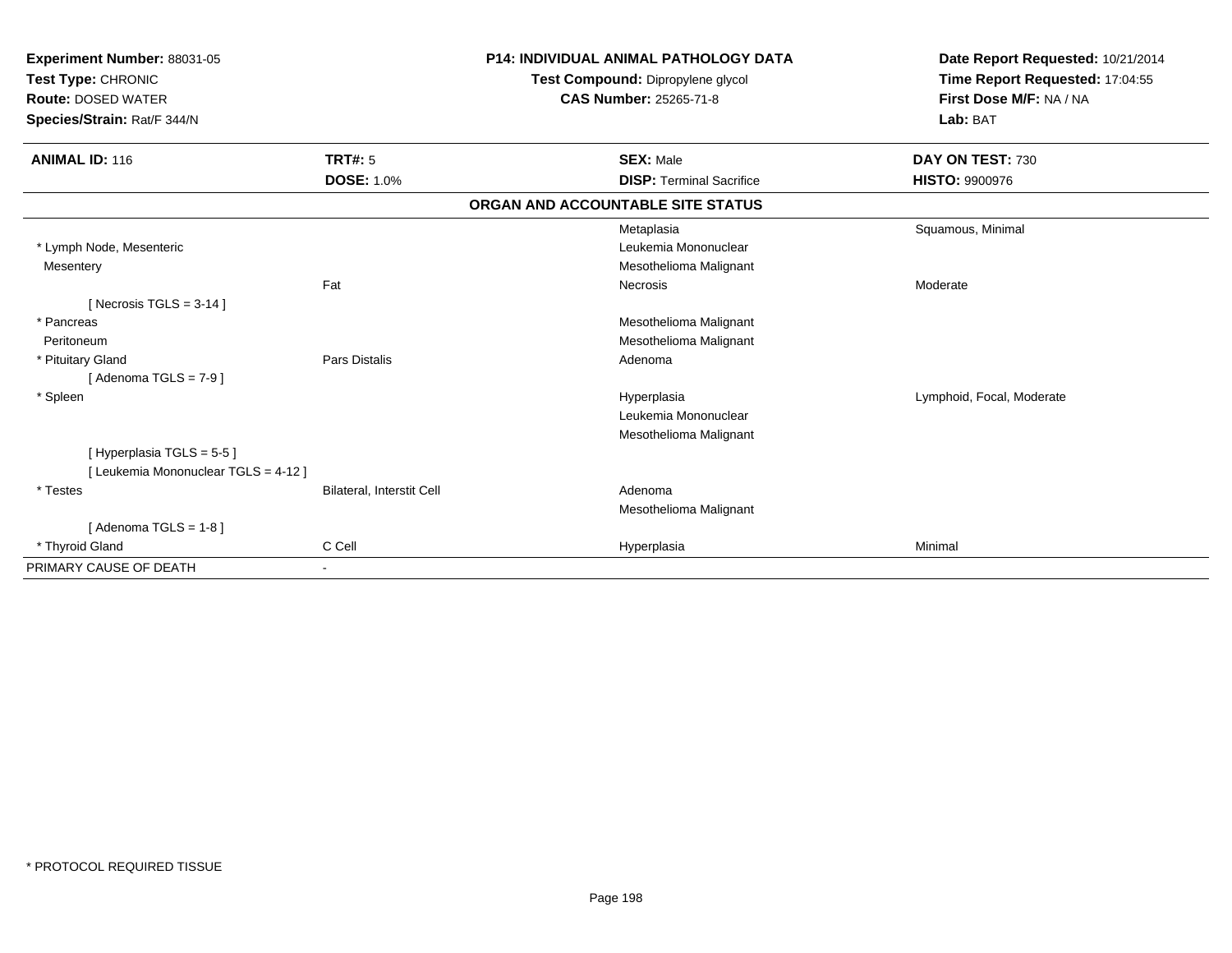**Experiment Number:** 88031-05
**Test Type:** CHRONIC
**Route:** DOSED WATER
**Species/Strain:** Rat/F 344/N

**P14: INDIVIDUAL ANIMAL PATHOLOGY DATA**
**Test Compound:** Dipropylene glycol
**CAS Number:** 25265-71-8

**Date Report Requested:** 10/21/2014
**Time Report Requested:** 17:04:55
**First Dose M/F:** NA / NA
**Lab:** BAT

| **ANIMAL ID:** 116 | **TRT#:** 5 | **SEX:** Male | **DAY ON TEST:** 730 |
|---|---|---|---|
| | **DOSE:** 1.0% | **DISP:** Terminal Sacrifice | **HISTO:** 9900976 |

**ORGAN AND ACCOUNTABLE SITE STATUS**

| | | | |
|---|---|---|---|
| | | Metaplasia | Squamous, Minimal |
| * Lymph Node, Mesenteric | | Leukemia Mononuclear | |
| Mesentery | | Mesothelioma Malignant | |
| | Fat | Necrosis | Moderate |
| [ Necrosis TGLS = 3-14 ] | | | |
| * Pancreas | | Mesothelioma Malignant | |
| Peritoneum | | Mesothelioma Malignant | |
| * Pituitary Gland | Pars Distalis | Adenoma | |
| [ Adenoma TGLS = 7-9 ] | | | |
| * Spleen | | Hyperplasia | Lymphoid, Focal, Moderate |
| | | Leukemia Mononuclear | |
| | | Mesothelioma Malignant | |
| [ Hyperplasia TGLS = 5-5 ] | | | |
| [ Leukemia Mononuclear TGLS = 4-12 ] | | | |
| * Testes | Bilateral, Interstit Cell | Adenoma | |
| | | Mesothelioma Malignant | |
| [ Adenoma TGLS = 1-8 ] | | | |
| * Thyroid Gland | C Cell | Hyperplasia | Minimal |
| PRIMARY CAUSE OF DEATH | - | | |

* PROTOCOL REQUIRED TISSUE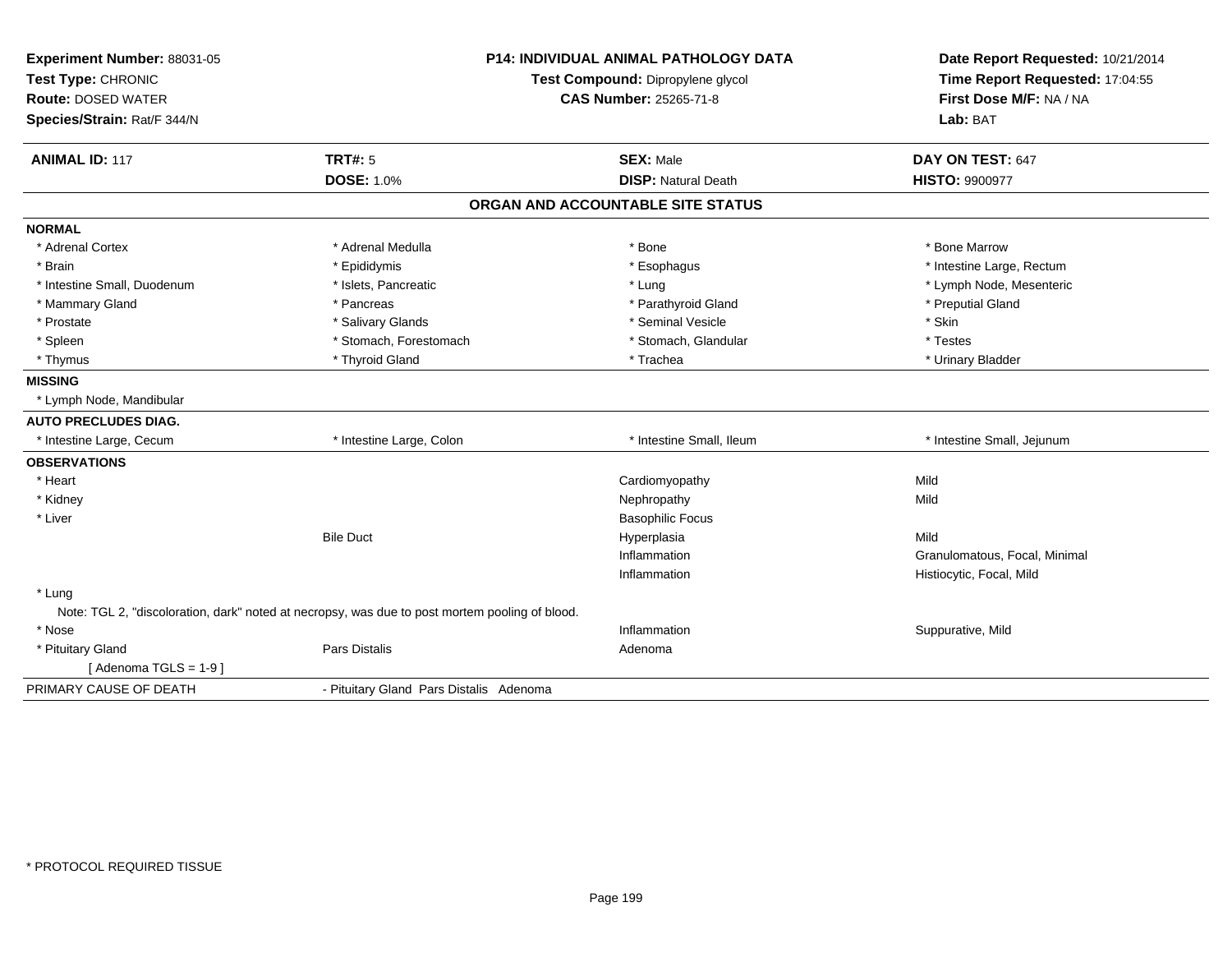**Experiment Number:** 88031-05
**Test Type:** CHRONIC
**Route:** DOSED WATER
**Species/Strain:** Rat/F 344/N

**P14: INDIVIDUAL ANIMAL PATHOLOGY DATA**
**Test Compound:** Dipropylene glycol
**CAS Number:** 25265-71-8

**Date Report Requested:** 10/21/2014
**Time Report Requested:** 17:04:55
**First Dose M/F:** NA / NA
**Lab:** BAT

| **ANIMAL ID:** 117 | **TRT#:** 5 | **SEX:** Male | **DAY ON TEST:** 647 |
|---|---|---|---|
| | **DOSE:** 1.0% | **DISP:** Natural Death | **HISTO:** 9900977 |

## ORGAN AND ACCOUNTABLE SITE STATUS

| | | | |
|---|---|---|---|
| **NORMAL** | | | |
| * Adrenal Cortex | * Adrenal Medulla | * Bone | * Bone Marrow |
| * Brain | * Epididymis | * Esophagus | * Intestine Large, Rectum |
| * Intestine Small, Duodenum | * Islets, Pancreatic | * Lung | * Lymph Node, Mesenteric |
| * Mammary Gland | * Pancreas | * Parathyroid Gland | * Preputial Gland |
| * Prostate | * Salivary Glands | * Seminal Vesicle | * Skin |
| * Spleen | * Stomach, Forestomach | * Stomach, Glandular | * Testes |
| * Thymus | * Thyroid Gland | * Trachea | * Urinary Bladder |
| **MISSING** | | | |
| * Lymph Node, Mandibular | | | |
| **AUTO PRECLUDES DIAG.** | | | |
| * Intestine Large, Cecum | * Intestine Large, Colon | * Intestine Small, Ileum | * Intestine Small, Jejunum |
| **OBSERVATIONS** | | | |
| * Heart | | Cardiomyopathy | Mild |
| * Kidney | | Nephropathy | Mild |
| * Liver | | Basophilic Focus | |
| | Bile Duct | Hyperplasia | Mild |
| | | Inflammation | Granulomatous, Focal, Minimal |
| | | Inflammation | Histiocytic, Focal, Mild |
| * Lung | | | |
| Note: TGL 2, "discoloration, dark" noted at necropsy, was due to post mortem pooling of blood. | | | |
| * Nose | | Inflammation | Suppurative, Mild |
| * Pituitary Gland | Pars Distalis | Adenoma | |
| [ Adenoma TGLS = 1-9 ] | | | |
| PRIMARY CAUSE OF DEATH | - Pituitary Gland Pars Distalis Adenoma | | |

* PROTOCOL REQUIRED TISSUE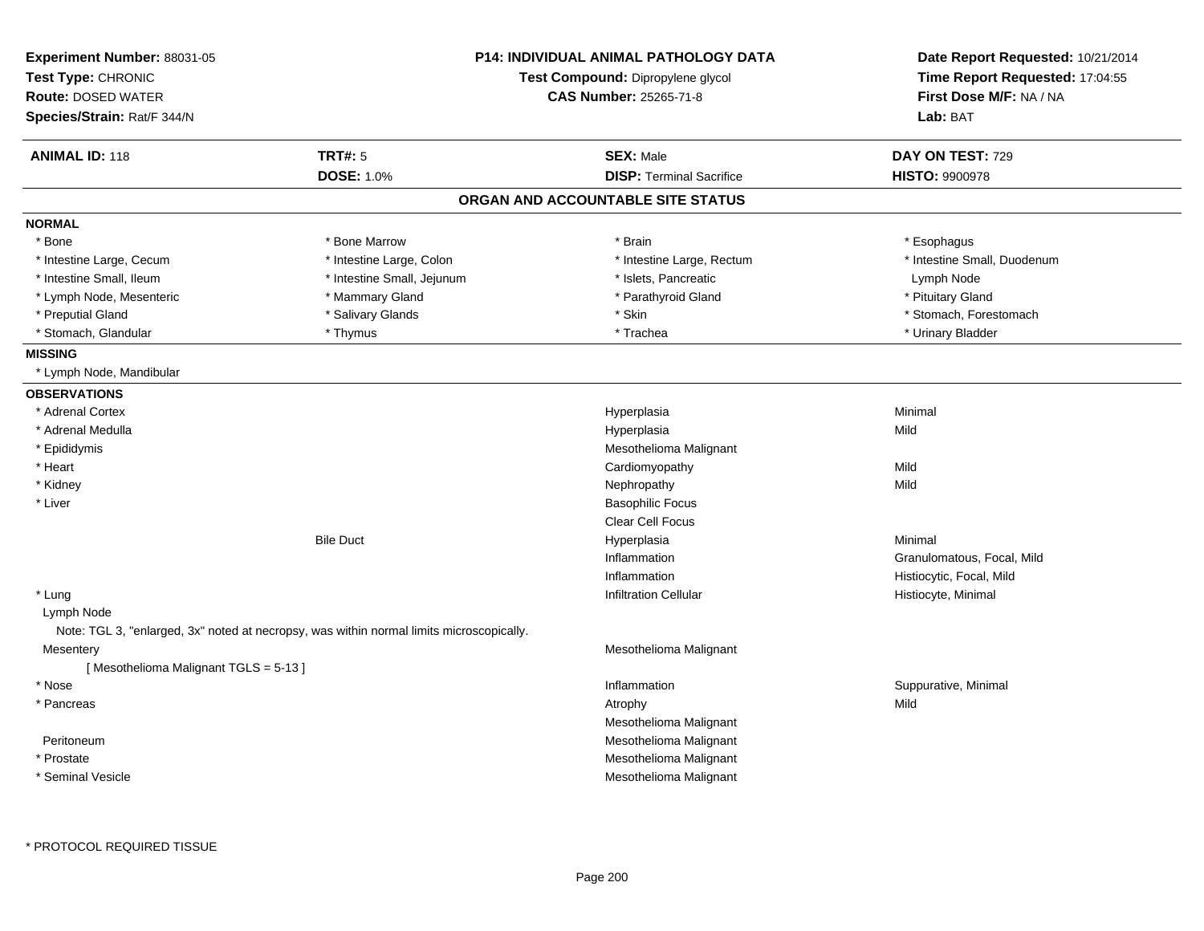**Experiment Number:** 88031-05
**Test Type:** CHRONIC
**Route:** DOSED WATER
**Species/Strain:** Rat/F 344/N

**P14: INDIVIDUAL ANIMAL PATHOLOGY DATA**
**Test Compound:** Dipropylene glycol
**CAS Number:** 25265-71-8

**Date Report Requested:** 10/21/2014
**Time Report Requested:** 17:04:55
**First Dose M/F:** NA / NA
**Lab:** BAT

| **ANIMAL ID:** 118 | **TRT#:** 5 | **SEX:** Male | **DAY ON TEST:** 729 |
|---|---|---|---|
| | **DOSE:** 1.0% | **DISP:** Terminal Sacrifice | **HISTO:** 9900978 |

## ORGAN AND ACCOUNTABLE SITE STATUS

**NORMAL**

| | | | |
|---|---|---|---|
| * Bone | * Bone Marrow | * Brain | * Esophagus |
| * Intestine Large, Cecum | * Intestine Large, Colon | * Intestine Large, Rectum | * Intestine Small, Duodenum |
| * Intestine Small, Ileum | * Intestine Small, Jejunum | * Islets, Pancreatic | Lymph Node |
| * Lymph Node, Mesenteric | * Mammary Gland | * Parathyroid Gland | * Pituitary Gland |
| * Preputial Gland | * Salivary Glands | * Skin | * Stomach, Forestomach |
| * Stomach, Glandular | * Thymus | * Trachea | * Urinary Bladder |

**MISSING**

* Lymph Node, Mandibular

**OBSERVATIONS**

| Organ | Site | Observation | Qualifier |
|---|---|---|---|
| * Adrenal Cortex | | Hyperplasia | Minimal |
| * Adrenal Medulla | | Hyperplasia | Mild |
| * Epididymis | | Mesothelioma Malignant | |
| * Heart | | Cardiomyopathy | Mild |
| * Kidney | | Nephropathy | Mild |
| * Liver | | Basophilic Focus | |
| | | Clear Cell Focus | |
| | Bile Duct | Hyperplasia | Minimal |
| | | Inflammation | Granulomatous, Focal, Mild |
| | | Inflammation | Histiocytic, Focal, Mild |
| * Lung | | Infiltration Cellular | Histiocyte, Minimal |
| Lymph Node | | | |

Note: TGL 3, "enlarged, 3x" noted at necropsy, was within normal limits microscopically.

| Organ | Site | Observation | Qualifier |
|---|---|---|---|
| Mesentery | | Mesothelioma Malignant | |
| [ Mesothelioma Malignant TGLS = 5-13 ] | | | |
| * Nose | | Inflammation | Suppurative, Minimal |
| * Pancreas | | Atrophy | Mild |
| | | Mesothelioma Malignant | |
| Peritoneum | | Mesothelioma Malignant | |
| * Prostate | | Mesothelioma Malignant | |
| * Seminal Vesicle | | Mesothelioma Malignant | |

* PROTOCOL REQUIRED TISSUE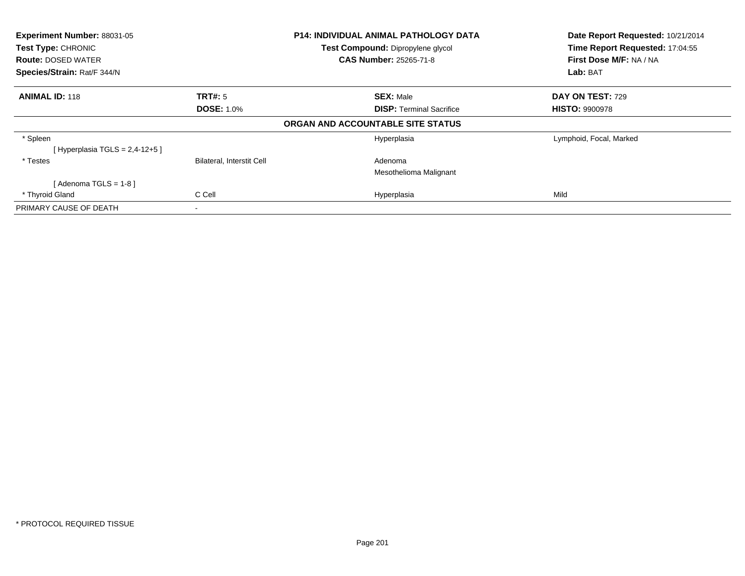**Experiment Number:** 88031-05
**Test Type:** CHRONIC
**Route:** DOSED WATER
**Species/Strain:** Rat/F 344/N

**P14: INDIVIDUAL ANIMAL PATHOLOGY DATA**
**Test Compound:** Dipropylene glycol
**CAS Number:** 25265-71-8

**Date Report Requested:** 10/21/2014
**Time Report Requested:** 17:04:55
**First Dose M/F:** NA / NA
**Lab:** BAT

| **ANIMAL ID:** 118 | **TRT#:** 5 | **SEX:** Male | **DAY ON TEST:** 729 |
|---|---|---|---|
| | **DOSE:** 1.0% | **DISP:** Terminal Sacrifice | **HISTO:** 9900978 |

**ORGAN AND ACCOUNTABLE SITE STATUS**

| | | | |
|---|---|---|---|
| * Spleen | | Hyperplasia | Lymphoid, Focal, Marked |
| [ Hyperplasia TGLS = 2,4-12+5 ] | | | |
| * Testes | Bilateral, Interstit Cell | Adenoma | |
| | | Mesothelioma Malignant | |
| [ Adenoma TGLS = 1-8 ] | | | |
| * Thyroid Gland | C Cell | Hyperplasia | Mild |
| PRIMARY CAUSE OF DEATH | - | | |

* PROTOCOL REQUIRED TISSUE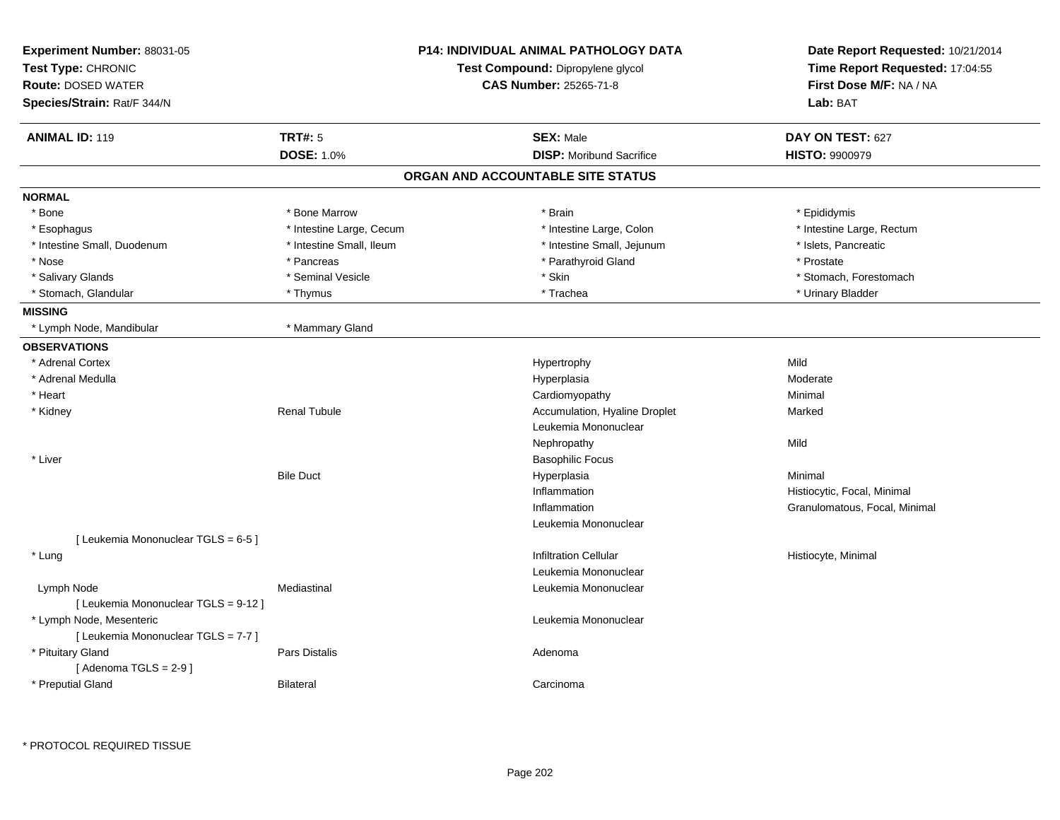**Experiment Number:** 88031-05
**Test Type:** CHRONIC
**Route:** DOSED WATER
**Species/Strain:** Rat/F 344/N

**P14: INDIVIDUAL ANIMAL PATHOLOGY DATA**
**Test Compound:** Dipropylene glycol
**CAS Number:** 25265-71-8

**Date Report Requested:** 10/21/2014
**Time Report Requested:** 17:04:55
**First Dose M/F:** NA / NA
**Lab:** BAT

| **ANIMAL ID:** 119 | **TRT#:** 5 | **SEX:** Male | **DAY ON TEST:** 627 |
|---|---|---|---|
| | **DOSE:** 1.0% | **DISP:** Moribund Sacrifice | **HISTO:** 9900979 |

## ORGAN AND ACCOUNTABLE SITE STATUS

**NORMAL**

| | | | |
|---|---|---|---|
| * Bone | * Bone Marrow | * Brain | * Epididymis |
| * Esophagus | * Intestine Large, Cecum | * Intestine Large, Colon | * Intestine Large, Rectum |
| * Intestine Small, Duodenum | * Intestine Small, Ileum | * Intestine Small, Jejunum | * Islets, Pancreatic |
| * Nose | * Pancreas | * Parathyroid Gland | * Prostate |
| * Salivary Glands | * Seminal Vesicle | * Skin | * Stomach, Forestomach |
| * Stomach, Glandular | * Thymus | * Trachea | * Urinary Bladder |

**MISSING**

| | |
|---|---|
| * Lymph Node, Mandibular | * Mammary Gland |

**OBSERVATIONS**

| Organ | Site | Observation | Severity/Qualifier |
|---|---|---|---|
| * Adrenal Cortex | | Hypertrophy | Mild |
| * Adrenal Medulla | | Hyperplasia | Moderate |
| * Heart | | Cardiomyopathy | Minimal |
| * Kidney | Renal Tubule | Accumulation, Hyaline Droplet | Marked |
| | | Leukemia Mononuclear | |
| | | Nephropathy | Mild |
| * Liver | | Basophilic Focus | |
| | Bile Duct | Hyperplasia | Minimal |
| | | Inflammation | Histiocytic, Focal, Minimal |
| | | Inflammation | Granulomatous, Focal, Minimal |
| | | Leukemia Mononuclear | |
| [ Leukemia Mononuclear TGLS = 6-5 ] | | | |
| * Lung | | Infiltration Cellular | Histiocyte, Minimal |
| | | Leukemia Mononuclear | |
| Lymph Node | Mediastinal | Leukemia Mononuclear | |
| [ Leukemia Mononuclear TGLS = 9-12 ] | | | |
| * Lymph Node, Mesenteric | | Leukemia Mononuclear | |
| [ Leukemia Mononuclear TGLS = 7-7 ] | | | |
| * Pituitary Gland | Pars Distalis | Adenoma | |
| [ Adenoma TGLS = 2-9 ] | | | |
| * Preputial Gland | Bilateral | Carcinoma | |

* PROTOCOL REQUIRED TISSUE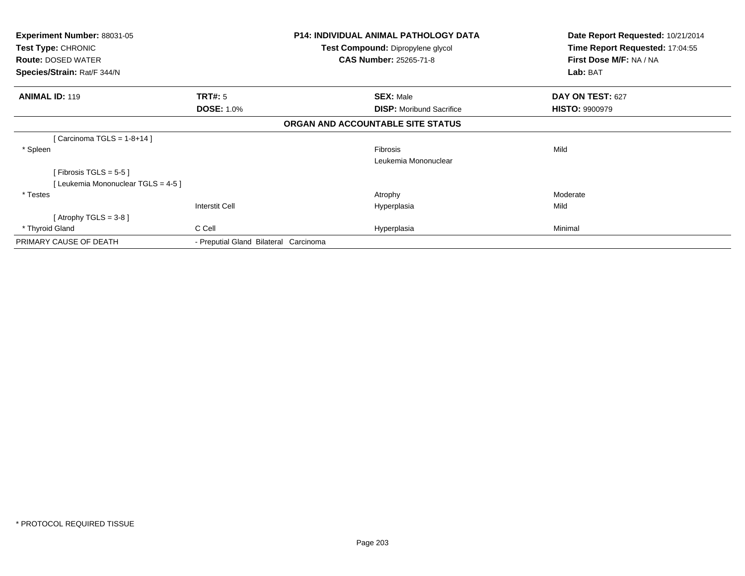**Experiment Number:** 88031-05
**Test Type:** CHRONIC
**Route:** DOSED WATER
**Species/Strain:** Rat/F 344/N

**P14: INDIVIDUAL ANIMAL PATHOLOGY DATA**
**Test Compound:** Dipropylene glycol
**CAS Number:** 25265-71-8

**Date Report Requested:** 10/21/2014
**Time Report Requested:** 17:04:55
**First Dose M/F:** NA / NA
**Lab:** BAT

| **ANIMAL ID:** 119 | **TRT#:** 5 | **SEX:** Male | **DAY ON TEST:** 627 |
|---|---|---|---|
| | **DOSE:** 1.0% | **DISP:** Moribund Sacrifice | **HISTO:** 9900979 |

**ORGAN AND ACCOUNTABLE SITE STATUS**

| | | | |
|---|---|---|---|
| [ Carcinoma TGLS = 1-8+14 ] | | | |
| * Spleen | | Fibrosis | Mild |
| | | Leukemia Mononuclear | |
| [ Fibrosis TGLS = 5-5 ] | | | |
| [ Leukemia Mononuclear TGLS = 4-5 ] | | | |
| * Testes | | Atrophy | Moderate |
| | Interstit Cell | Hyperplasia | Mild |
| [ Atrophy TGLS = 3-8 ] | | | |
| * Thyroid Gland | C Cell | Hyperplasia | Minimal |
| PRIMARY CAUSE OF DEATH | - Preputial Gland Bilateral Carcinoma | | |

* PROTOCOL REQUIRED TISSUE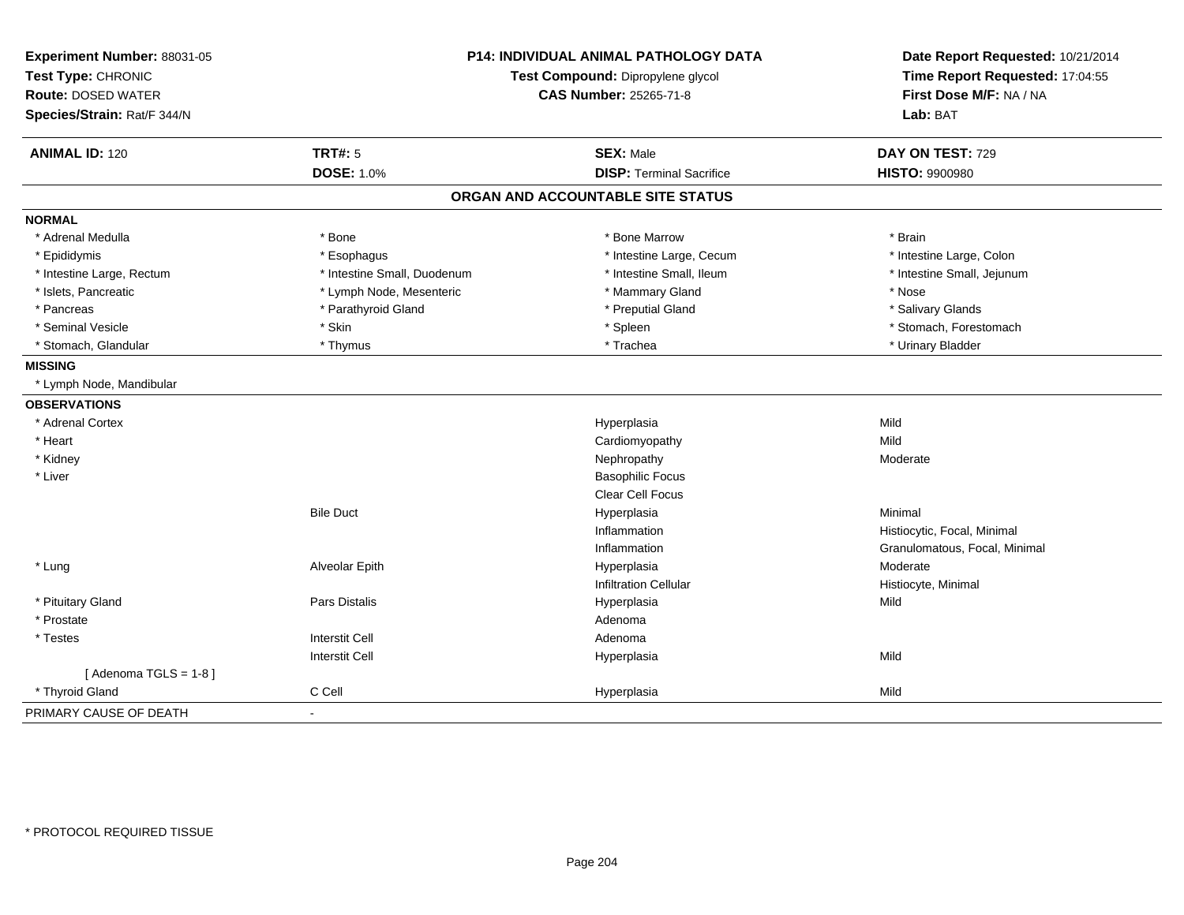**Experiment Number:** 88031-05
**Test Type:** CHRONIC
**Route:** DOSED WATER
**Species/Strain:** Rat/F 344/N

**P14: INDIVIDUAL ANIMAL PATHOLOGY DATA**
**Test Compound:** Dipropylene glycol
**CAS Number:** 25265-71-8

**Date Report Requested:** 10/21/2014
**Time Report Requested:** 17:04:55
**First Dose M/F:** NA / NA
**Lab:** BAT

| **ANIMAL ID:** 120 | **TRT#:** 5 | **SEX:** Male | **DAY ON TEST:** 729 |
|---|---|---|---|
| | **DOSE:** 1.0% | **DISP:** Terminal Sacrifice | **HISTO:** 9900980 |

## ORGAN AND ACCOUNTABLE SITE STATUS

**NORMAL**

| | | | |
|---|---|---|---|
| * Adrenal Medulla | * Bone | * Bone Marrow | * Brain |
| * Epididymis | * Esophagus | * Intestine Large, Cecum | * Intestine Large, Colon |
| * Intestine Large, Rectum | * Intestine Small, Duodenum | * Intestine Small, Ileum | * Intestine Small, Jejunum |
| * Islets, Pancreatic | * Lymph Node, Mesenteric | * Mammary Gland | * Nose |
| * Pancreas | * Parathyroid Gland | * Preputial Gland | * Salivary Glands |
| * Seminal Vesicle | * Skin | * Spleen | * Stomach, Forestomach |
| * Stomach, Glandular | * Thymus | * Trachea | * Urinary Bladder |

**MISSING**

* Lymph Node, Mandibular

**OBSERVATIONS**

| | | | |
|---|---|---|---|
| * Adrenal Cortex | | Hyperplasia | Mild |
| * Heart | | Cardiomyopathy | Mild |
| * Kidney | | Nephropathy | Moderate |
| * Liver | | Basophilic Focus | |
| | | Clear Cell Focus | |
| | Bile Duct | Hyperplasia | Minimal |
| | | Inflammation | Histiocytic, Focal, Minimal |
| | | Inflammation | Granulomatous, Focal, Minimal |
| * Lung | Alveolar Epith | Hyperplasia | Moderate |
| | | Infiltration Cellular | Histiocyte, Minimal |
| * Pituitary Gland | Pars Distalis | Hyperplasia | Mild |
| * Prostate | | Adenoma | |
| * Testes | Interstit Cell | Adenoma | |
| | Interstit Cell | Hyperplasia | Mild |
| [ Adenoma TGLS = 1-8 ] | | | |
| * Thyroid Gland | C Cell | Hyperplasia | Mild |

PRIMARY CAUSE OF DEATH -

* PROTOCOL REQUIRED TISSUE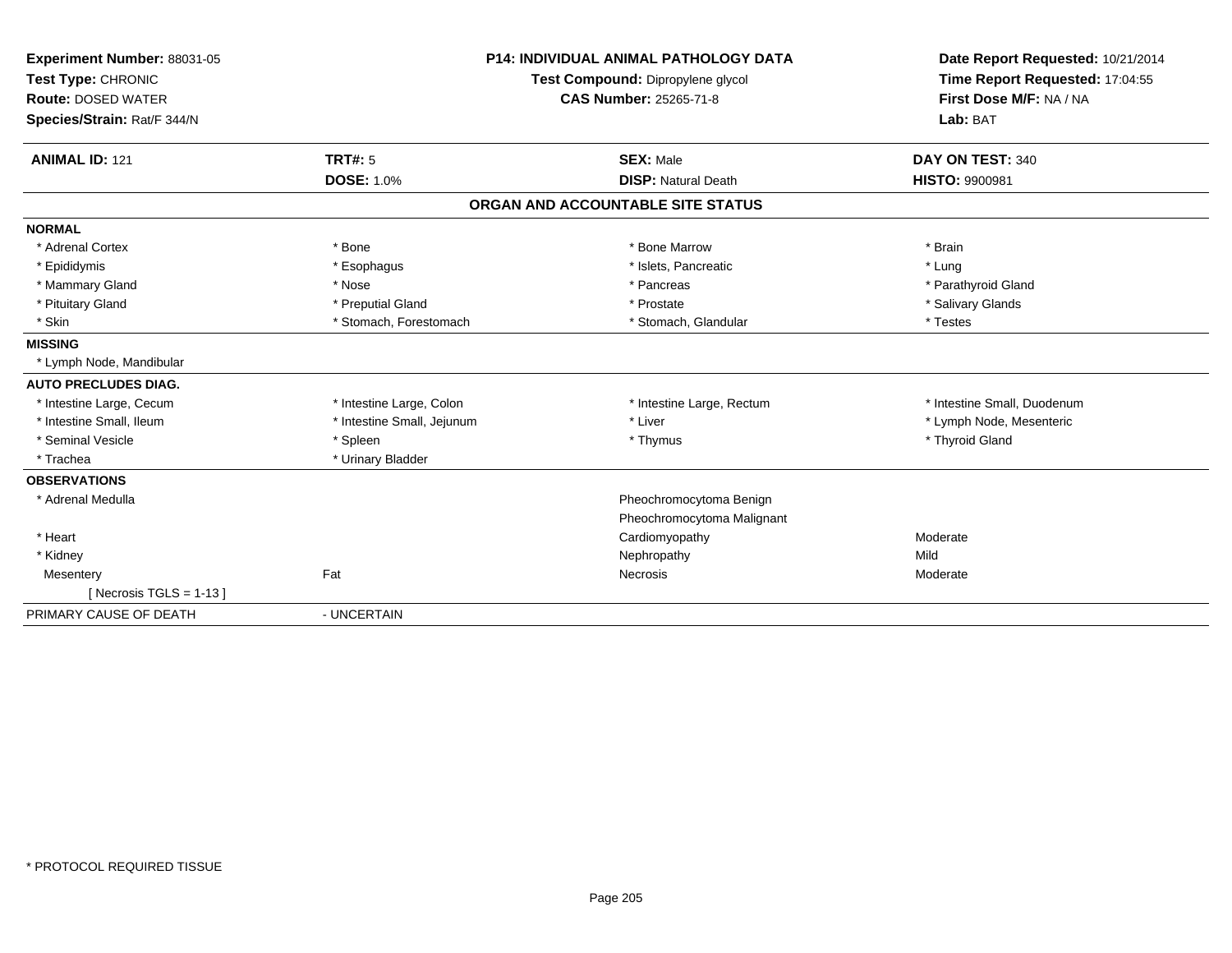**Experiment Number:** 88031-05
**Test Type:** CHRONIC
**Route:** DOSED WATER
**Species/Strain:** Rat/F 344/N

**P14: INDIVIDUAL ANIMAL PATHOLOGY DATA**
**Test Compound:** Dipropylene glycol
**CAS Number:** 25265-71-8

**Date Report Requested:** 10/21/2014
**Time Report Requested:** 17:04:55
**First Dose M/F:** NA / NA
**Lab:** BAT

| **ANIMAL ID:** 121 | **TRT#:** 5 | **SEX:** Male | **DAY ON TEST:** 340 |
|---|---|---|---|
| | **DOSE:** 1.0% | **DISP:** Natural Death | **HISTO:** 9900981 |

## ORGAN AND ACCOUNTABLE SITE STATUS

| | | | |
|---|---|---|---|
| **NORMAL** | | | |
| * Adrenal Cortex | * Bone | * Bone Marrow | * Brain |
| * Epididymis | * Esophagus | * Islets, Pancreatic | * Lung |
| * Mammary Gland | * Nose | * Pancreas | * Parathyroid Gland |
| * Pituitary Gland | * Preputial Gland | * Prostate | * Salivary Glands |
| * Skin | * Stomach, Forestomach | * Stomach, Glandular | * Testes |
| **MISSING** | | | |
| * Lymph Node, Mandibular | | | |
| **AUTO PRECLUDES DIAG.** | | | |
| * Intestine Large, Cecum | * Intestine Large, Colon | * Intestine Large, Rectum | * Intestine Small, Duodenum |
| * Intestine Small, Ileum | * Intestine Small, Jejunum | * Liver | * Lymph Node, Mesenteric |
| * Seminal Vesicle | * Spleen | * Thymus | * Thyroid Gland |
| * Trachea | * Urinary Bladder | | |
| **OBSERVATIONS** | | | |
| * Adrenal Medulla | | Pheochromocytoma Benign | |
| | | Pheochromocytoma Malignant | |
| * Heart | | Cardiomyopathy | Moderate |
| * Kidney | | Nephropathy | Mild |
| Mesentery | Fat | Necrosis | Moderate |
| [ Necrosis TGLS = 1-13 ] | | | |
| PRIMARY CAUSE OF DEATH | - UNCERTAIN | | |

* PROTOCOL REQUIRED TISSUE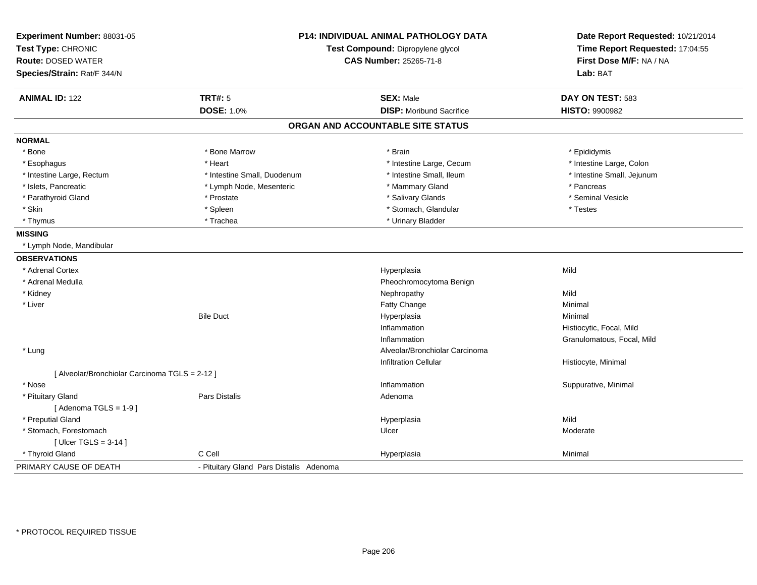**Experiment Number:** 88031-05
**Test Type:** CHRONIC
**Route:** DOSED WATER
**Species/Strain:** Rat/F 344/N

**P14: INDIVIDUAL ANIMAL PATHOLOGY DATA**
**Test Compound:** Dipropylene glycol
**CAS Number:** 25265-71-8

**Date Report Requested:** 10/21/2014
**Time Report Requested:** 17:04:55
**First Dose M/F:** NA / NA
**Lab:** BAT

| **ANIMAL ID:** 122 | **TRT#:** 5 | **SEX:** Male | **DAY ON TEST:** 583 |
|---|---|---|---|
| | **DOSE:** 1.0% | **DISP:** Moribund Sacrifice | **HISTO:** 9900982 |

## ORGAN AND ACCOUNTABLE SITE STATUS

**NORMAL**

| | | | |
|---|---|---|---|
| * Bone | * Bone Marrow | * Brain | * Epididymis |
| * Esophagus | * Heart | * Intestine Large, Cecum | * Intestine Large, Colon |
| * Intestine Large, Rectum | * Intestine Small, Duodenum | * Intestine Small, Ileum | * Intestine Small, Jejunum |
| * Islets, Pancreatic | * Lymph Node, Mesenteric | * Mammary Gland | * Pancreas |
| * Parathyroid Gland | * Prostate | * Salivary Glands | * Seminal Vesicle |
| * Skin | * Spleen | * Stomach, Glandular | * Testes |
| * Thymus | * Trachea | * Urinary Bladder | |

**MISSING**

* Lymph Node, Mandibular

**OBSERVATIONS**

| | | | |
|---|---|---|---|
| * Adrenal Cortex | | Hyperplasia | Mild |
| * Adrenal Medulla | | Pheochromocytoma Benign | |
| * Kidney | | Nephropathy | Mild |
| * Liver | | Fatty Change | Minimal |
| | Bile Duct | Hyperplasia | Minimal |
| | | Inflammation | Histiocytic, Focal, Mild |
| | | Inflammation | Granulomatous, Focal, Mild |
| * Lung | | Alveolar/Bronchiolar Carcinoma | |
| | | Infiltration Cellular | Histiocyte, Minimal |
| [ Alveolar/Bronchiolar Carcinoma TGLS = 2-12 ] | | | |
| * Nose | | Inflammation | Suppurative, Minimal |
| * Pituitary Gland | Pars Distalis | Adenoma | |
| [ Adenoma TGLS = 1-9 ] | | | |
| * Preputial Gland | | Hyperplasia | Mild |
| * Stomach, Forestomach | | Ulcer | Moderate |
| [ Ulcer TGLS = 3-14 ] | | | |
| * Thyroid Gland | C Cell | Hyperplasia | Minimal |

PRIMARY CAUSE OF DEATH - Pituitary Gland Pars Distalis Adenoma

* PROTOCOL REQUIRED TISSUE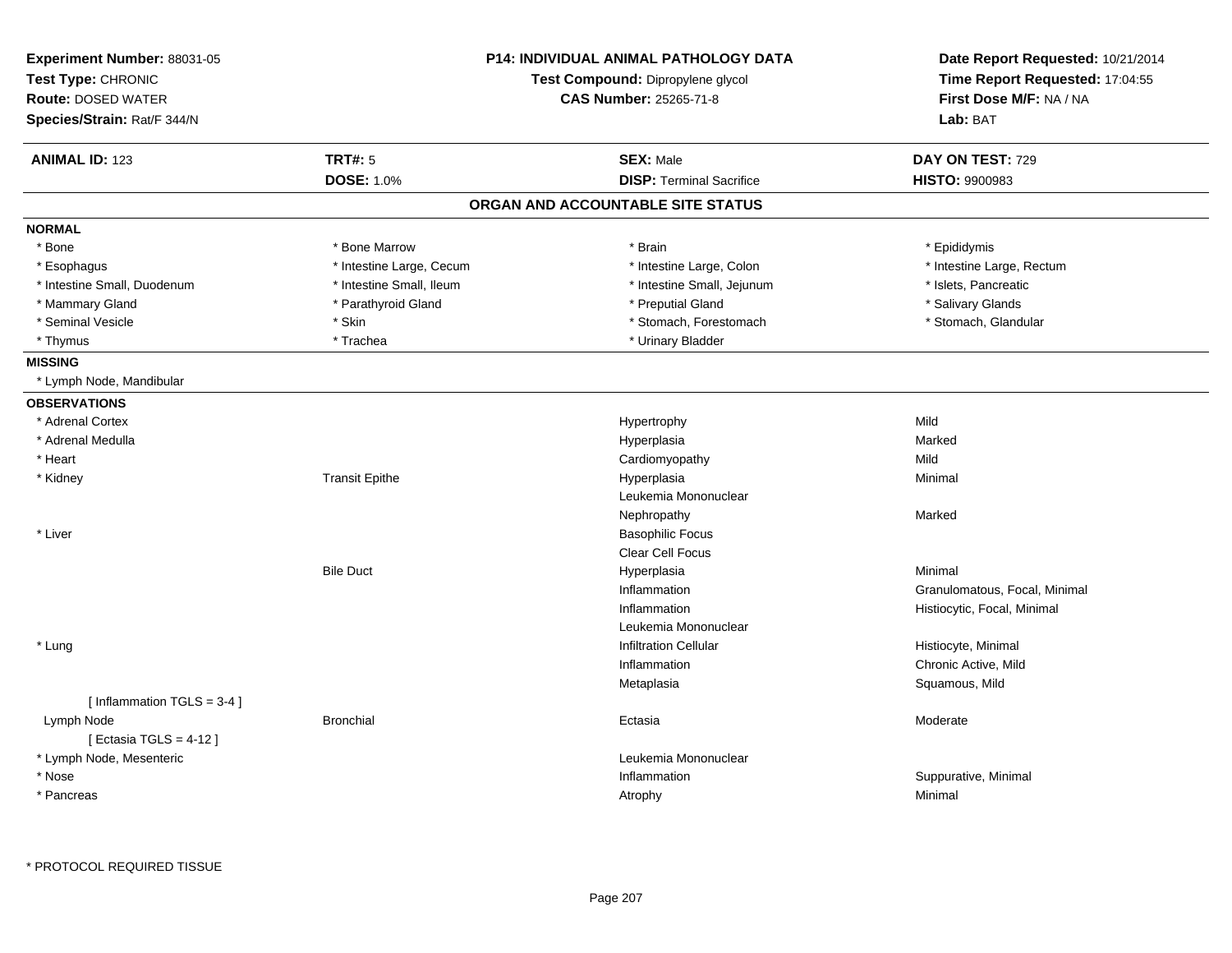**Experiment Number:** 88031-05
**Test Type:** CHRONIC
**Route:** DOSED WATER
**Species/Strain:** Rat/F 344/N

**P14: INDIVIDUAL ANIMAL PATHOLOGY DATA**
**Test Compound:** Dipropylene glycol
**CAS Number:** 25265-71-8

**Date Report Requested:** 10/21/2014
**Time Report Requested:** 17:04:55
**First Dose M/F:** NA / NA
**Lab:** BAT

| **ANIMAL ID:** 123 | **TRT#:** 5 | **SEX:** Male | **DAY ON TEST:** 729 |
|---|---|---|---|
| | **DOSE:** 1.0% | **DISP:** Terminal Sacrifice | **HISTO:** 9900983 |

## ORGAN AND ACCOUNTABLE SITE STATUS

### NORMAL

| | | | |
|---|---|---|---|
| * Bone | * Bone Marrow | * Brain | * Epididymis |
| * Esophagus | * Intestine Large, Cecum | * Intestine Large, Colon | * Intestine Large, Rectum |
| * Intestine Small, Duodenum | * Intestine Small, Ileum | * Intestine Small, Jejunum | * Islets, Pancreatic |
| * Mammary Gland | * Parathyroid Gland | * Preputial Gland | * Salivary Glands |
| * Seminal Vesicle | * Skin | * Stomach, Forestomach | * Stomach, Glandular |
| * Thymus | * Trachea | * Urinary Bladder | |

### MISSING

* Lymph Node, Mandibular

### OBSERVATIONS

| Organ | Site | Observation | Qualifier |
|---|---|---|---|
| * Adrenal Cortex | | Hypertrophy | Mild |
| * Adrenal Medulla | | Hyperplasia | Marked |
| * Heart | | Cardiomyopathy | Mild |
| * Kidney | Transit Epithe | Hyperplasia | Minimal |
| | | Leukemia Mononuclear | |
| | | Nephropathy | Marked |
| * Liver | | Basophilic Focus | |
| | | Clear Cell Focus | |
| | Bile Duct | Hyperplasia | Minimal |
| | | Inflammation | Granulomatous, Focal, Minimal |
| | | Inflammation | Histiocytic, Focal, Minimal |
| | | Leukemia Mononuclear | |
| * Lung | | Infiltration Cellular | Histiocyte, Minimal |
| | | Inflammation | Chronic Active, Mild |
| | | Metaplasia | Squamous, Mild |
| [ Inflammation TGLS = 3-4 ] | | | |
| Lymph Node | Bronchial | Ectasia | Moderate |
| [ Ectasia TGLS = 4-12 ] | | | |
| * Lymph Node, Mesenteric | | Leukemia Mononuclear | |
| * Nose | | Inflammation | Suppurative, Minimal |
| * Pancreas | | Atrophy | Minimal |

* PROTOCOL REQUIRED TISSUE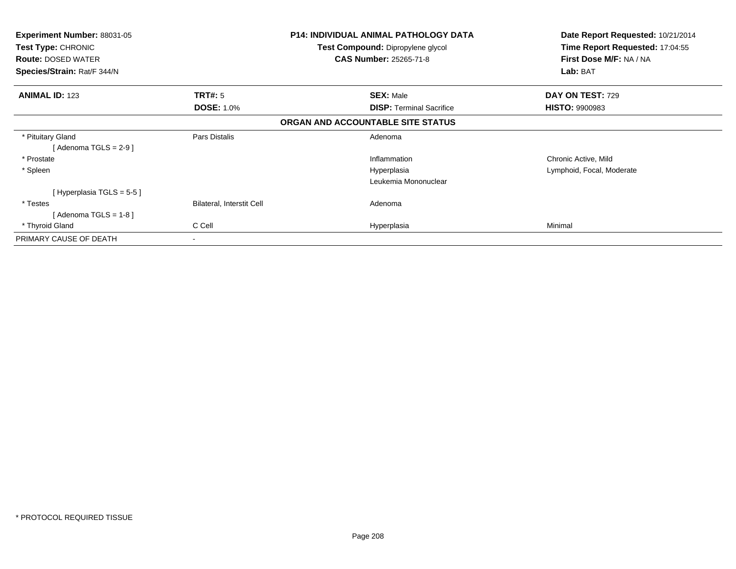**Experiment Number:** 88031-05
**Test Type:** CHRONIC
**Route:** DOSED WATER
**Species/Strain:** Rat/F 344/N

**P14: INDIVIDUAL ANIMAL PATHOLOGY DATA**
**Test Compound:** Dipropylene glycol
**CAS Number:** 25265-71-8

**Date Report Requested:** 10/21/2014
**Time Report Requested:** 17:04:55
**First Dose M/F:** NA / NA
**Lab:** BAT

| **ANIMAL ID:** 123 | **TRT#:** 5 | **SEX:** Male | **DAY ON TEST:** 729 |
|---|---|---|---|
| | **DOSE:** 1.0% | **DISP:** Terminal Sacrifice | **HISTO:** 9900983 |

**ORGAN AND ACCOUNTABLE SITE STATUS**

| | | | |
|---|---|---|---|
| * Pituitary Gland | Pars Distalis | Adenoma | |
| [ Adenoma TGLS = 2-9 ] | | | |
| * Prostate | | Inflammation | Chronic Active, Mild |
| * Spleen | | Hyperplasia | Lymphoid, Focal, Moderate |
| | | Leukemia Mononuclear | |
| [ Hyperplasia TGLS = 5-5 ] | | | |
| * Testes | Bilateral, Interstit Cell | Adenoma | |
| [ Adenoma TGLS = 1-8 ] | | | |
| * Thyroid Gland | C Cell | Hyperplasia | Minimal |
| PRIMARY CAUSE OF DEATH | - | | |

* PROTOCOL REQUIRED TISSUE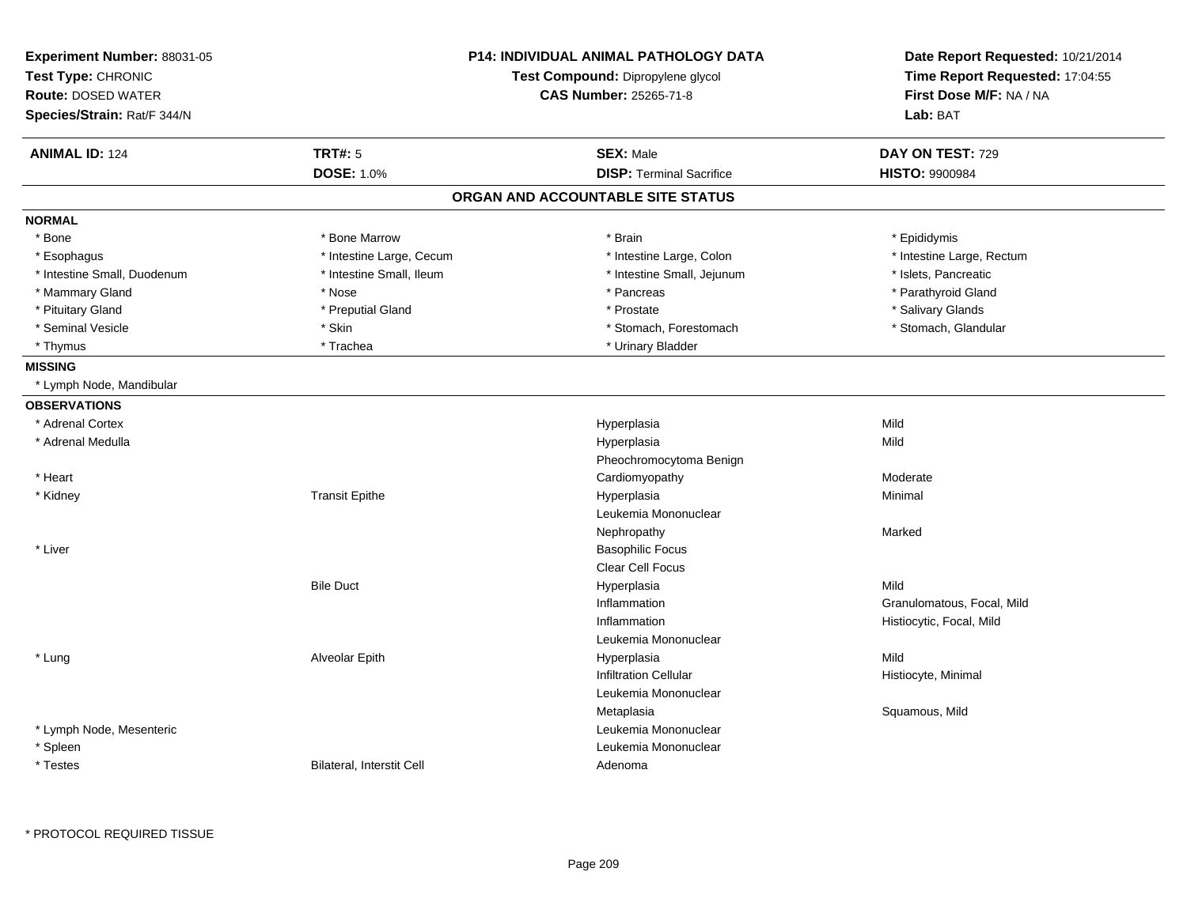**Experiment Number:** 88031-05
**Test Type:** CHRONIC
**Route:** DOSED WATER
**Species/Strain:** Rat/F 344/N

**P14: INDIVIDUAL ANIMAL PATHOLOGY DATA**
**Test Compound:** Dipropylene glycol
**CAS Number:** 25265-71-8

**Date Report Requested:** 10/21/2014
**Time Report Requested:** 17:04:55
**First Dose M/F:** NA / NA
**Lab:** BAT

| **ANIMAL ID:** 124 | **TRT#:** 5 | **SEX:** Male | **DAY ON TEST:** 729 |
|---|---|---|---|
| | **DOSE:** 1.0% | **DISP:** Terminal Sacrifice | **HISTO:** 9900984 |

## ORGAN AND ACCOUNTABLE SITE STATUS

**NORMAL**

| | | | |
|---|---|---|---|
| * Bone | * Bone Marrow | * Brain | * Epididymis |
| * Esophagus | * Intestine Large, Cecum | * Intestine Large, Colon | * Intestine Large, Rectum |
| * Intestine Small, Duodenum | * Intestine Small, Ileum | * Intestine Small, Jejunum | * Islets, Pancreatic |
| * Mammary Gland | * Nose | * Pancreas | * Parathyroid Gland |
| * Pituitary Gland | * Preputial Gland | * Prostate | * Salivary Glands |
| * Seminal Vesicle | * Skin | * Stomach, Forestomach | * Stomach, Glandular |
| * Thymus | * Trachea | * Urinary Bladder | |

**MISSING**

* Lymph Node, Mandibular

**OBSERVATIONS**

| | | | |
|---|---|---|---|
| * Adrenal Cortex | | Hyperplasia | Mild |
| * Adrenal Medulla | | Hyperplasia | Mild |
| | | Pheochromocytoma Benign | |
| * Heart | | Cardiomyopathy | Moderate |
| * Kidney | Transit Epithe | Hyperplasia | Minimal |
| | | Leukemia Mononuclear | |
| | | Nephropathy | Marked |
| * Liver | | Basophilic Focus | |
| | | Clear Cell Focus | |
| | Bile Duct | Hyperplasia | Mild |
| | | Inflammation | Granulomatous, Focal, Mild |
| | | Inflammation | Histiocytic, Focal, Mild |
| | | Leukemia Mononuclear | |
| * Lung | Alveolar Epith | Hyperplasia | Mild |
| | | Infiltration Cellular | Histiocyte, Minimal |
| | | Leukemia Mononuclear | |
| | | Metaplasia | Squamous, Mild |
| * Lymph Node, Mesenteric | | Leukemia Mononuclear | |
| * Spleen | | Leukemia Mononuclear | |
| * Testes | Bilateral, Interstit Cell | Adenoma | |

* PROTOCOL REQUIRED TISSUE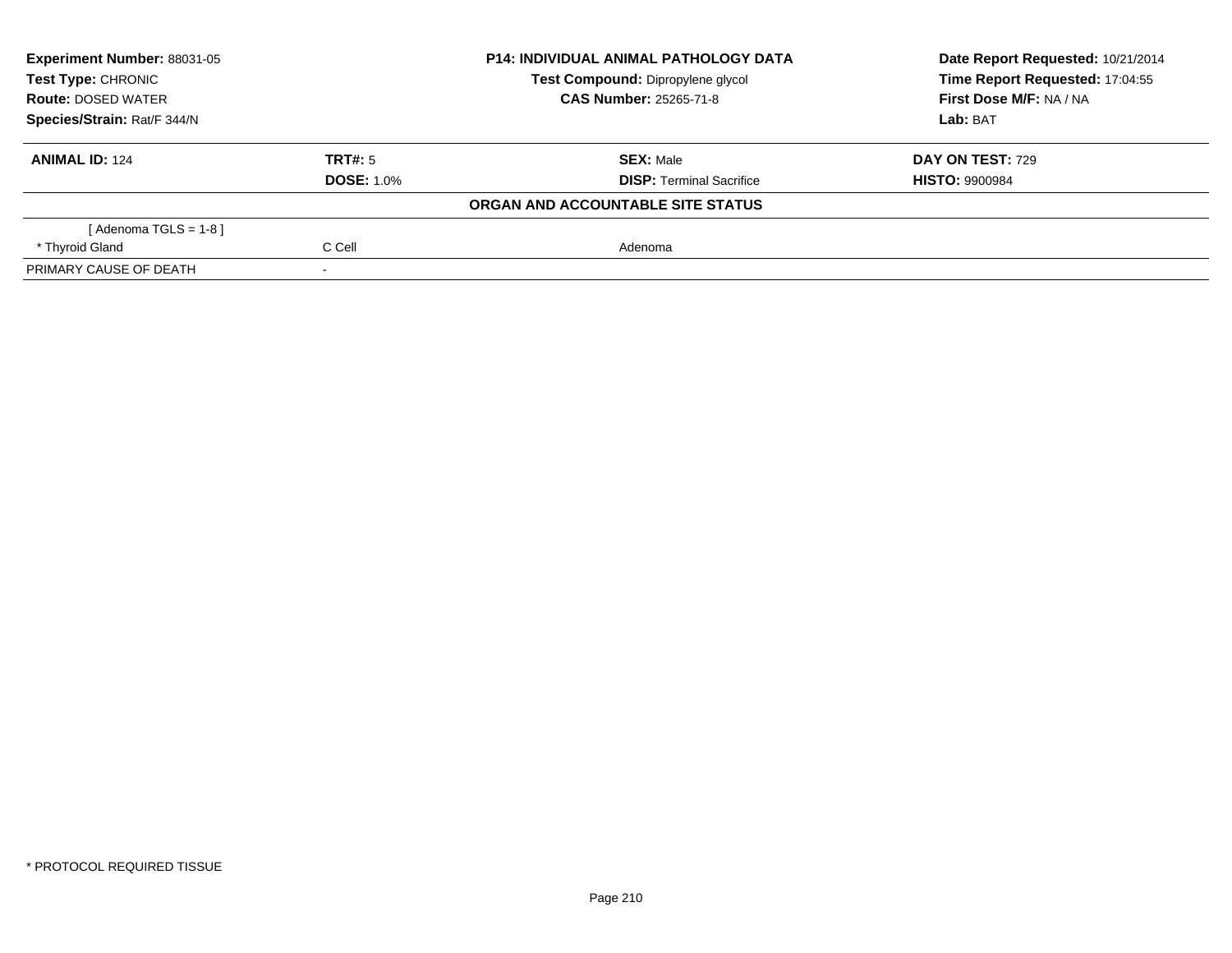**Experiment Number:** 88031-05
**Test Type:** CHRONIC
**Route:** DOSED WATER
**Species/Strain:** Rat/F 344/N

**P14: INDIVIDUAL ANIMAL PATHOLOGY DATA**
**Test Compound:** Dipropylene glycol
**CAS Number:** 25265-71-8

**Date Report Requested:** 10/21/2014
**Time Report Requested:** 17:04:55
**First Dose M/F:** NA / NA
**Lab:** BAT

| **ANIMAL ID:** 124 | **TRT#:** 5 | **SEX:** Male | **DAY ON TEST:** 729 |
|---|---|---|---|
| | **DOSE:** 1.0% | **DISP:** Terminal Sacrifice | **HISTO:** 9900984 |

**ORGAN AND ACCOUNTABLE SITE STATUS**

| | | |
|---|---|---|
| [ Adenoma TGLS = 1-8 ] | | |
| * Thyroid Gland | C Cell | Adenoma |
| PRIMARY CAUSE OF DEATH | - | |

* PROTOCOL REQUIRED TISSUE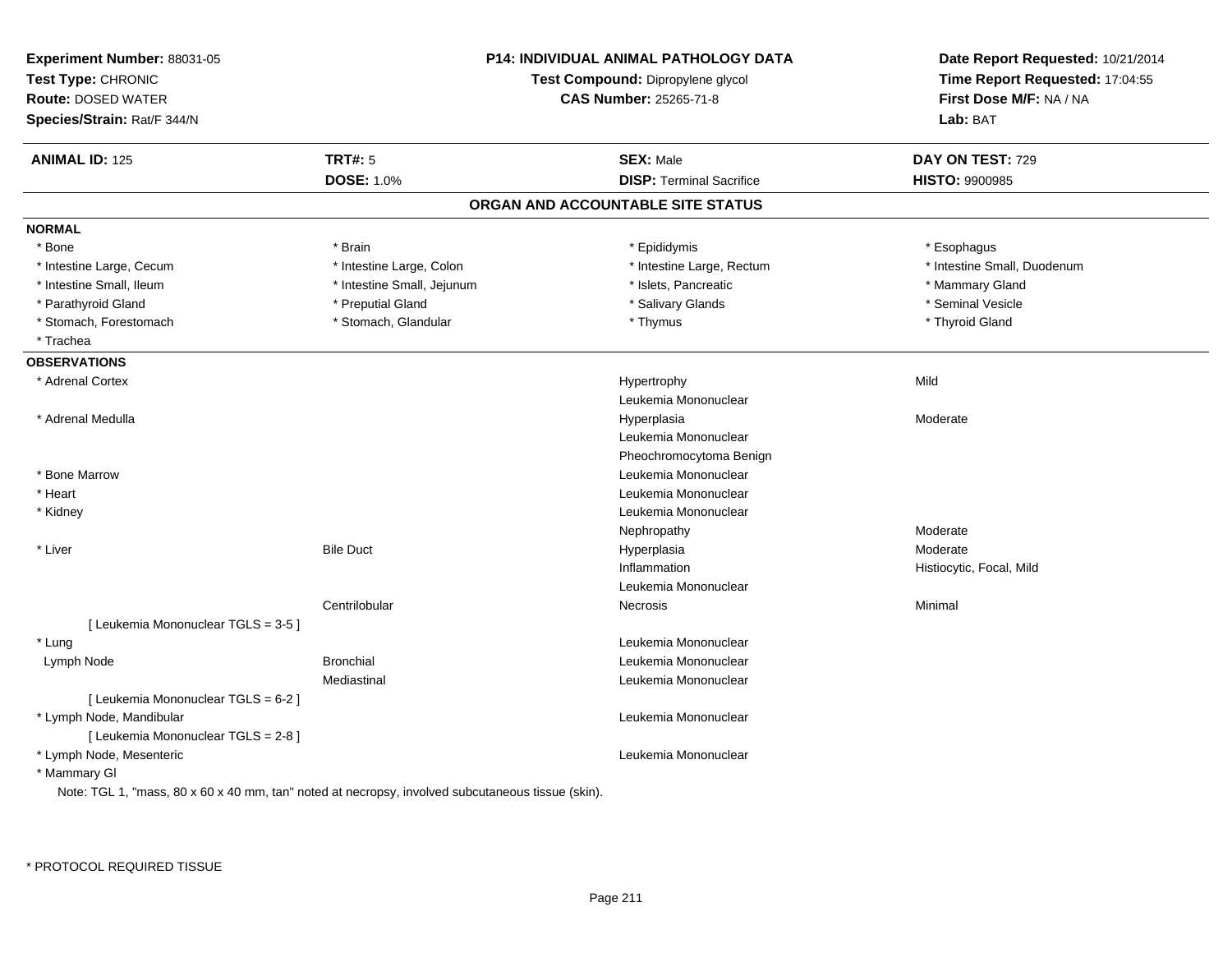**Experiment Number:** 88031-05
**Test Type:** CHRONIC
**Route:** DOSED WATER
**Species/Strain:** Rat/F 344/N

**P14: INDIVIDUAL ANIMAL PATHOLOGY DATA**
**Test Compound:** Dipropylene glycol
**CAS Number:** 25265-71-8

**Date Report Requested:** 10/21/2014
**Time Report Requested:** 17:04:55
**First Dose M/F:** NA / NA
**Lab:** BAT

| **ANIMAL ID:** 125 | **TRT#:** 5 | **SEX:** Male | **DAY ON TEST:** 729 |
|---|---|---|---|
| | **DOSE:** 1.0% | **DISP:** Terminal Sacrifice | **HISTO:** 9900985 |

## ORGAN AND ACCOUNTABLE SITE STATUS

**NORMAL**

| | | | |
|---|---|---|---|
| * Bone | * Brain | * Epididymis | * Esophagus |
| * Intestine Large, Cecum | * Intestine Large, Colon | * Intestine Large, Rectum | * Intestine Small, Duodenum |
| * Intestine Small, Ileum | * Intestine Small, Jejunum | * Islets, Pancreatic | * Mammary Gland |
| * Parathyroid Gland | * Preputial Gland | * Salivary Glands | * Seminal Vesicle |
| * Stomach, Forestomach | * Stomach, Glandular | * Thymus | * Thyroid Gland |
| * Trachea | | | |

**OBSERVATIONS**

| | | | |
|---|---|---|---|
| * Adrenal Cortex | | Hypertrophy | Mild |
| | | Leukemia Mononuclear | |
| * Adrenal Medulla | | Hyperplasia | Moderate |
| | | Leukemia Mononuclear | |
| | | Pheochromocytoma Benign | |
| * Bone Marrow | | Leukemia Mononuclear | |
| * Heart | | Leukemia Mononuclear | |
| * Kidney | | Leukemia Mononuclear | |
| | | Nephropathy | Moderate |
| * Liver | Bile Duct | Hyperplasia | Moderate |
| | | Inflammation | Histiocytic, Focal, Mild |
| | | Leukemia Mononuclear | |
| | Centrilobular | Necrosis | Minimal |
| [ Leukemia Mononuclear TGLS = 3-5 ] | | | |
| * Lung | | Leukemia Mononuclear | |
| Lymph Node | Bronchial | Leukemia Mononuclear | |
| | Mediastinal | Leukemia Mononuclear | |
| [ Leukemia Mononuclear TGLS = 6-2 ] | | | |
| * Lymph Node, Mandibular | | Leukemia Mononuclear | |
| [ Leukemia Mononuclear TGLS = 2-8 ] | | | |
| * Lymph Node, Mesenteric | | Leukemia Mononuclear | |
| * Mammary Gl | | | |

Note: TGL 1, "mass, 80 x 60 x 40 mm, tan" noted at necropsy, involved subcutaneous tissue (skin).

\* PROTOCOL REQUIRED TISSUE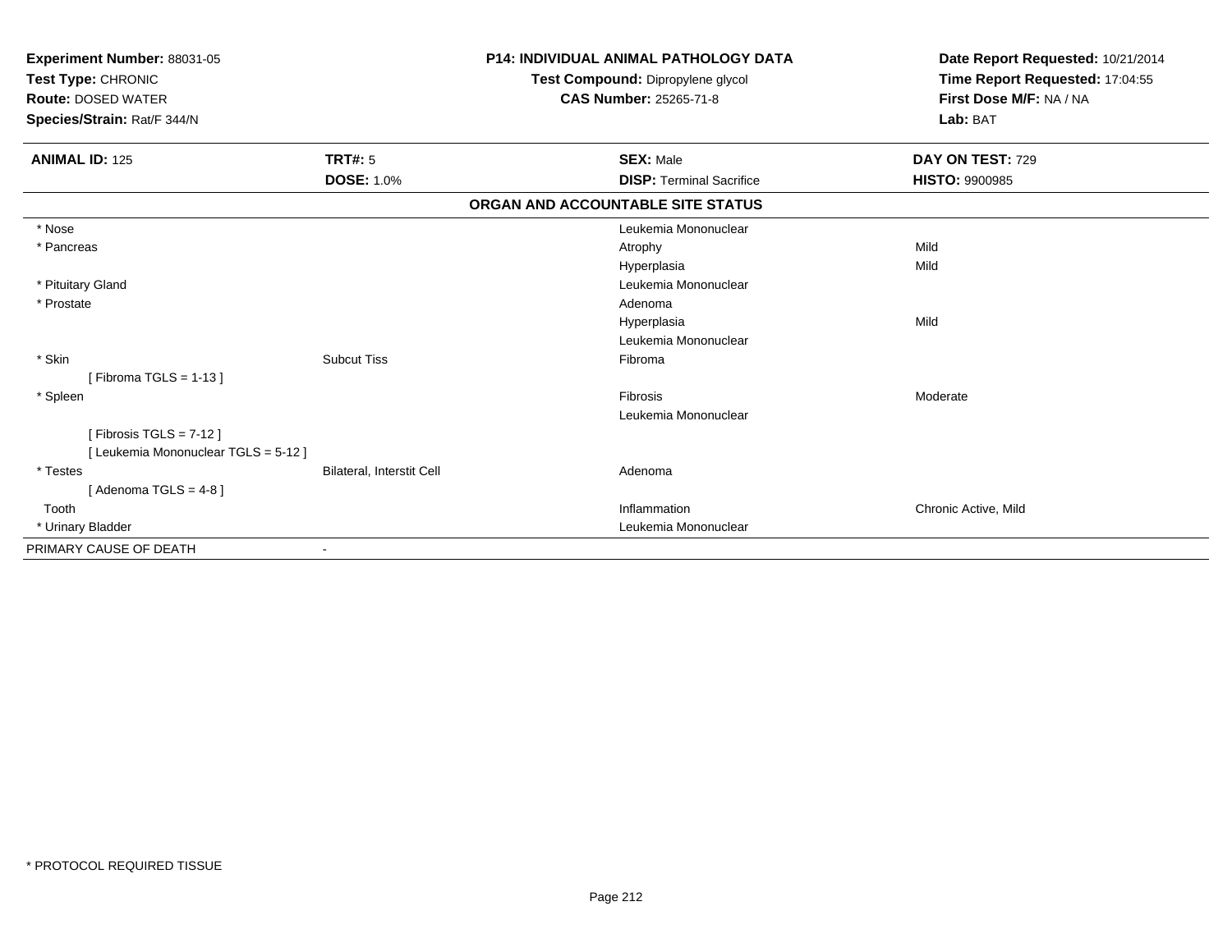**Experiment Number:** 88031-05
**Test Type:** CHRONIC
**Route:** DOSED WATER
**Species/Strain:** Rat/F 344/N

**P14: INDIVIDUAL ANIMAL PATHOLOGY DATA**
**Test Compound:** Dipropylene glycol
**CAS Number:** 25265-71-8

**Date Report Requested:** 10/21/2014
**Time Report Requested:** 17:04:55
**First Dose M/F:** NA / NA
**Lab:** BAT

| **ANIMAL ID:** 125 | **TRT#:** 5 | **SEX:** Male | **DAY ON TEST:** 729 |
|---|---|---|---|
| | **DOSE:** 1.0% | **DISP:** Terminal Sacrifice | **HISTO:** 9900985 |

**ORGAN AND ACCOUNTABLE SITE STATUS**

| | | | |
|---|---|---|---|
| * Nose | | Leukemia Mononuclear | |
| * Pancreas | | Atrophy | Mild |
| | | Hyperplasia | Mild |
| * Pituitary Gland | | Leukemia Mononuclear | |
| * Prostate | | Adenoma | |
| | | Hyperplasia | Mild |
| | | Leukemia Mononuclear | |
| * Skin | Subcut Tiss | Fibroma | |
| [ Fibroma TGLS = 1-13 ] | | | |
| * Spleen | | Fibrosis | Moderate |
| | | Leukemia Mononuclear | |
| [ Fibrosis TGLS = 7-12 ] | | | |
| [ Leukemia Mononuclear TGLS = 5-12 ] | | | |
| * Testes | Bilateral, Interstit Cell | Adenoma | |
| [ Adenoma TGLS = 4-8 ] | | | |
| Tooth | | Inflammation | Chronic Active, Mild |
| * Urinary Bladder | | Leukemia Mononuclear | |
| PRIMARY CAUSE OF DEATH | - | | |

* PROTOCOL REQUIRED TISSUE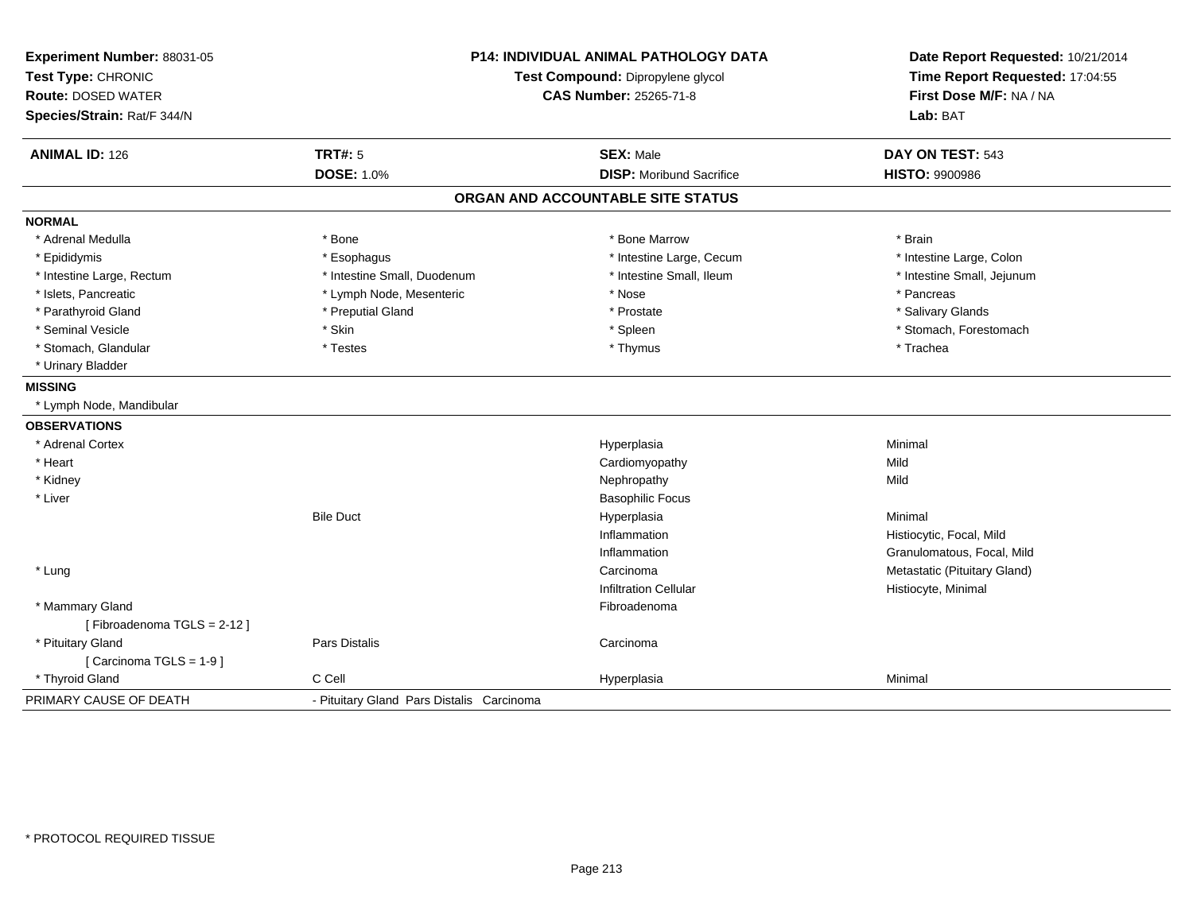**Experiment Number:** 88031-05
**Test Type:** CHRONIC
**Route:** DOSED WATER
**Species/Strain:** Rat/F 344/N

**P14: INDIVIDUAL ANIMAL PATHOLOGY DATA**
**Test Compound:** Dipropylene glycol
**CAS Number:** 25265-71-8

**Date Report Requested:** 10/21/2014
**Time Report Requested:** 17:04:55
**First Dose M/F:** NA / NA
**Lab:** BAT

| **ANIMAL ID:** 126 | **TRT#:** 5 | **SEX:** Male | **DAY ON TEST:** 543 |
|---|---|---|---|
| | **DOSE:** 1.0% | **DISP:** Moribund Sacrifice | **HISTO:** 9900986 |

## ORGAN AND ACCOUNTABLE SITE STATUS

**NORMAL**

| | | | |
|---|---|---|---|
| * Adrenal Medulla | * Bone | * Bone Marrow | * Brain |
| * Epididymis | * Esophagus | * Intestine Large, Cecum | * Intestine Large, Colon |
| * Intestine Large, Rectum | * Intestine Small, Duodenum | * Intestine Small, Ileum | * Intestine Small, Jejunum |
| * Islets, Pancreatic | * Lymph Node, Mesenteric | * Nose | * Pancreas |
| * Parathyroid Gland | * Preputial Gland | * Prostate | * Salivary Glands |
| * Seminal Vesicle | * Skin | * Spleen | * Stomach, Forestomach |
| * Stomach, Glandular | * Testes | * Thymus | * Trachea |
| * Urinary Bladder | | | |

**MISSING**

* Lymph Node, Mandibular

**OBSERVATIONS**

| | | | |
|---|---|---|---|
| * Adrenal Cortex | | Hyperplasia | Minimal |
| * Heart | | Cardiomyopathy | Mild |
| * Kidney | | Nephropathy | Mild |
| * Liver | | Basophilic Focus | |
| | Bile Duct | Hyperplasia | Minimal |
| | | Inflammation | Histiocytic, Focal, Mild |
| | | Inflammation | Granulomatous, Focal, Mild |
| * Lung | | Carcinoma | Metastatic (Pituitary Gland) |
| | | Infiltration Cellular | Histiocyte, Minimal |
| * Mammary Gland | | Fibroadenoma | |
| [ Fibroadenoma TGLS = 2-12 ] | | | |
| * Pituitary Gland | Pars Distalis | Carcinoma | |
| [ Carcinoma TGLS = 1-9 ] | | | |
| * Thyroid Gland | C Cell | Hyperplasia | Minimal |

| PRIMARY CAUSE OF DEATH | - Pituitary Gland Pars Distalis Carcinoma |
|---|---|

\* PROTOCOL REQUIRED TISSUE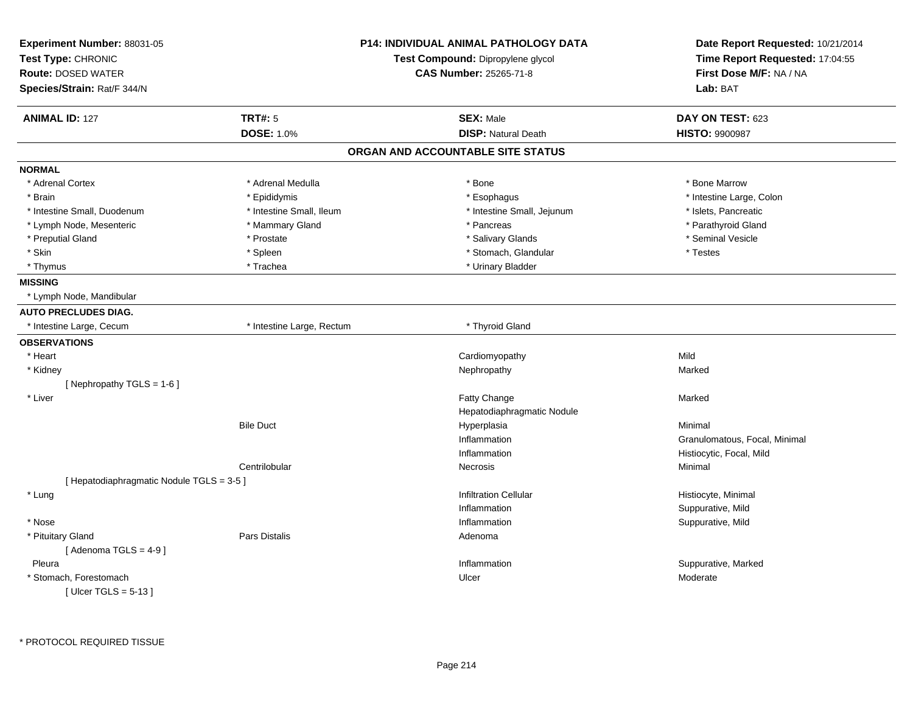**Experiment Number:** 88031-05
**Test Type:** CHRONIC
**Route:** DOSED WATER
**Species/Strain:** Rat/F 344/N

**P14: INDIVIDUAL ANIMAL PATHOLOGY DATA**
**Test Compound:** Dipropylene glycol
**CAS Number:** 25265-71-8

**Date Report Requested:** 10/21/2014
**Time Report Requested:** 17:04:55
**First Dose M/F:** NA / NA
**Lab:** BAT

| **ANIMAL ID:** 127 | **TRT#:** 5 | **SEX:** Male | **DAY ON TEST:** 623 |
|---|---|---|---|
| | **DOSE:** 1.0% | **DISP:** Natural Death | **HISTO:** 9900987 |

## ORGAN AND ACCOUNTABLE SITE STATUS

**NORMAL**

| | | | |
|---|---|---|---|
| * Adrenal Cortex | * Adrenal Medulla | * Bone | * Bone Marrow |
| * Brain | * Epididymis | * Esophagus | * Intestine Large, Colon |
| * Intestine Small, Duodenum | * Intestine Small, Ileum | * Intestine Small, Jejunum | * Islets, Pancreatic |
| * Lymph Node, Mesenteric | * Mammary Gland | * Pancreas | * Parathyroid Gland |
| * Preputial Gland | * Prostate | * Salivary Glands | * Seminal Vesicle |
| * Skin | * Spleen | * Stomach, Glandular | * Testes |
| * Thymus | * Trachea | * Urinary Bladder | |

**MISSING**

* Lymph Node, Mandibular

**AUTO PRECLUDES DIAG.**

| | | |
|---|---|---|
| * Intestine Large, Cecum | * Intestine Large, Rectum | * Thyroid Gland |

**OBSERVATIONS**

| Organ | Site | Observation | Severity |
|---|---|---|---|
| * Heart | | Cardiomyopathy | Mild |
| * Kidney | | Nephropathy | Marked |
| [ Nephropathy TGLS = 1-6 ] | | | |
| * Liver | | Fatty Change | Marked |
| | | Hepatodiaphragmatic Nodule | |
| | Bile Duct | Hyperplasia | Minimal |
| | | Inflammation | Granulomatous, Focal, Minimal |
| | | Inflammation | Histiocytic, Focal, Mild |
| | Centrilobular | Necrosis | Minimal |
| [ Hepatodiaphragmatic Nodule TGLS = 3-5 ] | | | |
| * Lung | | Infiltration Cellular | Histiocyte, Minimal |
| | | Inflammation | Suppurative, Mild |
| * Nose | | Inflammation | Suppurative, Mild |
| * Pituitary Gland | Pars Distalis | Adenoma | |
| [ Adenoma TGLS = 4-9 ] | | | |
| Pleura | | Inflammation | Suppurative, Marked |
| * Stomach, Forestomach | | Ulcer | Moderate |
| [ Ulcer TGLS = 5-13 ] | | | |

* PROTOCOL REQUIRED TISSUE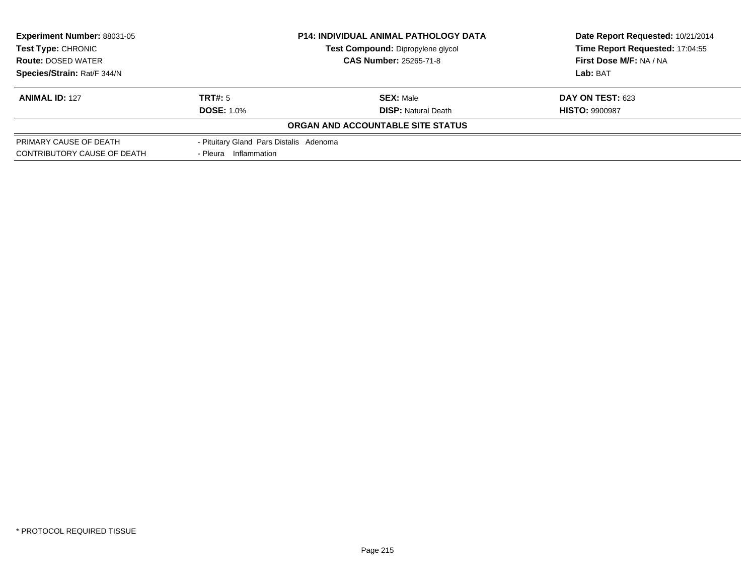**Experiment Number:** 88031-05
**Test Type:** CHRONIC
**Route:** DOSED WATER
**Species/Strain:** Rat/F 344/N

**P14: INDIVIDUAL ANIMAL PATHOLOGY DATA**
**Test Compound:** Dipropylene glycol
**CAS Number:** 25265-71-8

**Date Report Requested:** 10/21/2014
**Time Report Requested:** 17:04:55
**First Dose M/F:** NA / NA
**Lab:** BAT

| **ANIMAL ID:** 127 | **TRT#:** 5 | **SEX:** Male | **DAY ON TEST:** 623 |
|---|---|---|---|
| | **DOSE:** 1.0% | **DISP:** Natural Death | **HISTO:** 9900987 |

**ORGAN AND ACCOUNTABLE SITE STATUS**

| | |
|---|---|
| PRIMARY CAUSE OF DEATH | - Pituitary Gland Pars Distalis Adenoma |
| CONTRIBUTORY CAUSE OF DEATH | - Pleura Inflammation |

* PROTOCOL REQUIRED TISSUE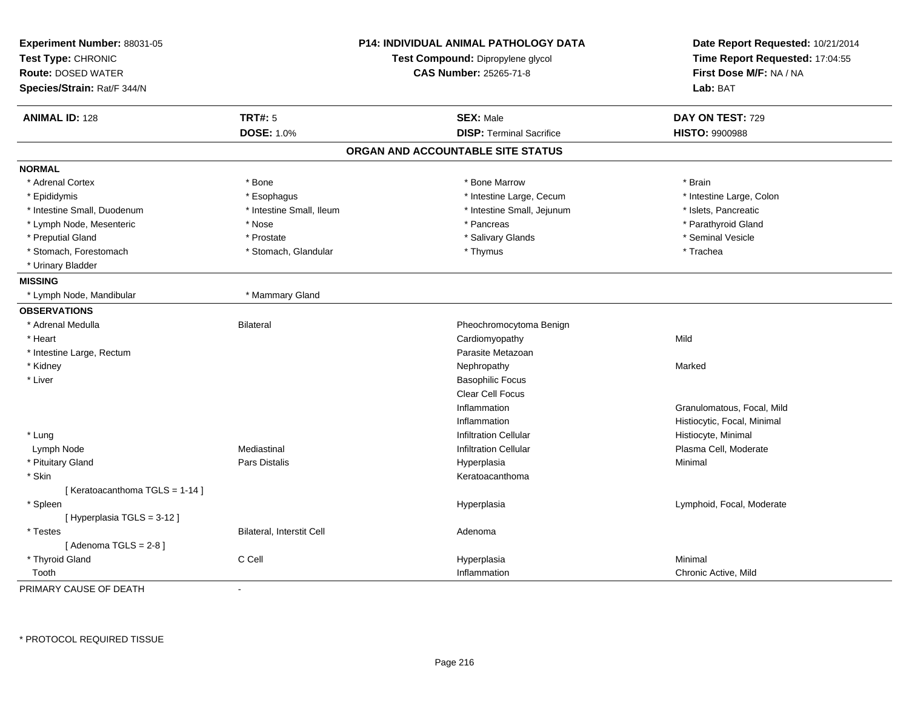**Experiment Number:** 88031-05
**Test Type:** CHRONIC
**Route:** DOSED WATER
**Species/Strain:** Rat/F 344/N

**P14: INDIVIDUAL ANIMAL PATHOLOGY DATA**
**Test Compound:** Dipropylene glycol
**CAS Number:** 25265-71-8

**Date Report Requested:** 10/21/2014
**Time Report Requested:** 17:04:55
**First Dose M/F:** NA / NA
**Lab:** BAT

| **ANIMAL ID:** 128 | **TRT#:** 5 | **SEX:** Male | **DAY ON TEST:** 729 |
|---|---|---|---|
| | **DOSE:** 1.0% | **DISP:** Terminal Sacrifice | **HISTO:** 9900988 |

## ORGAN AND ACCOUNTABLE SITE STATUS

**NORMAL**

| | | | |
|---|---|---|---|
| * Adrenal Cortex | * Bone | * Bone Marrow | * Brain |
| * Epididymis | * Esophagus | * Intestine Large, Cecum | * Intestine Large, Colon |
| * Intestine Small, Duodenum | * Intestine Small, Ileum | * Intestine Small, Jejunum | * Islets, Pancreatic |
| * Lymph Node, Mesenteric | * Nose | * Pancreas | * Parathyroid Gland |
| * Preputial Gland | * Prostate | * Salivary Glands | * Seminal Vesicle |
| * Stomach, Forestomach | * Stomach, Glandular | * Thymus | * Trachea |
| * Urinary Bladder | | | |

**MISSING**

| | |
|---|---|
| * Lymph Node, Mandibular | * Mammary Gland |

**OBSERVATIONS**

| | | | |
|---|---|---|---|
| * Adrenal Medulla | Bilateral | Pheochromocytoma Benign | |
| * Heart | | Cardiomyopathy | Mild |
| * Intestine Large, Rectum | | Parasite Metazoan | |
| * Kidney | | Nephropathy | Marked |
| * Liver | | Basophilic Focus | |
| | | Clear Cell Focus | |
| | | Inflammation | Granulomatous, Focal, Mild |
| | | Inflammation | Histiocytic, Focal, Minimal |
| * Lung | | Infiltration Cellular | Histiocyte, Minimal |
| Lymph Node | Mediastinal | Infiltration Cellular | Plasma Cell, Moderate |
| * Pituitary Gland | Pars Distalis | Hyperplasia | Minimal |
| * Skin | | Keratoacanthoma | |
| [ Keratoacanthoma TGLS = 1-14 ] | | | |
| * Spleen | | Hyperplasia | Lymphoid, Focal, Moderate |
| [ Hyperplasia TGLS = 3-12 ] | | | |
| * Testes | Bilateral, Interstit Cell | Adenoma | |
| [ Adenoma TGLS = 2-8 ] | | | |
| * Thyroid Gland | C Cell | Hyperplasia | Minimal |
| Tooth | | Inflammation | Chronic Active, Mild |

PRIMARY CAUSE OF DEATH -

* PROTOCOL REQUIRED TISSUE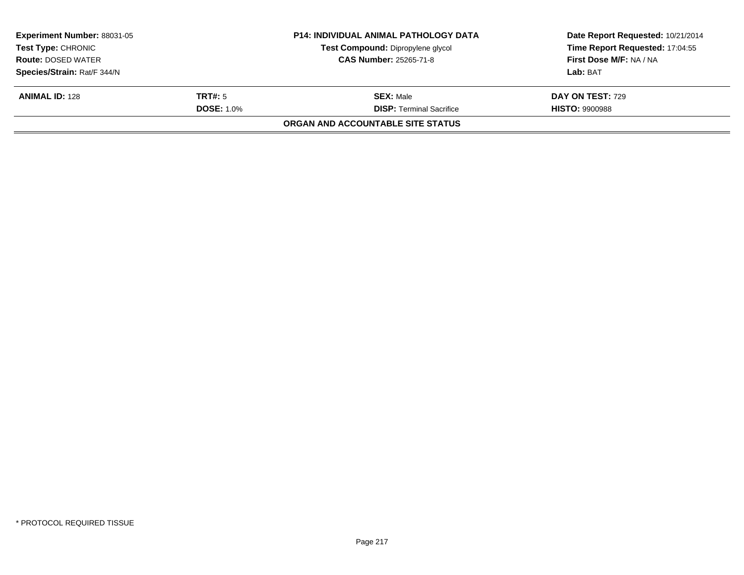| Experiment Number: 88031-05 | P14: INDIVIDUAL ANIMAL PATHOLOGY DATA | Date Report Requested: 10/21/2014 |
|---|---|---|
| Test Type: CHRONIC | Test Compound: Dipropylene glycol | Time Report Requested: 17:04:55 |
| Route: DOSED WATER | CAS Number: 25265-71-8 | First Dose M/F: NA / NA |
| Species/Strain: Rat/F 344/N | | Lab: BAT |

| ANIMAL ID: 128 | TRT#: 5 | SEX: Male | DAY ON TEST: 729 |
|---|---|---|---|
| | DOSE: 1.0% | DISP: Terminal Sacrifice | HISTO: 9900988 |

**ORGAN AND ACCOUNTABLE SITE STATUS**

* PROTOCOL REQUIRED TISSUE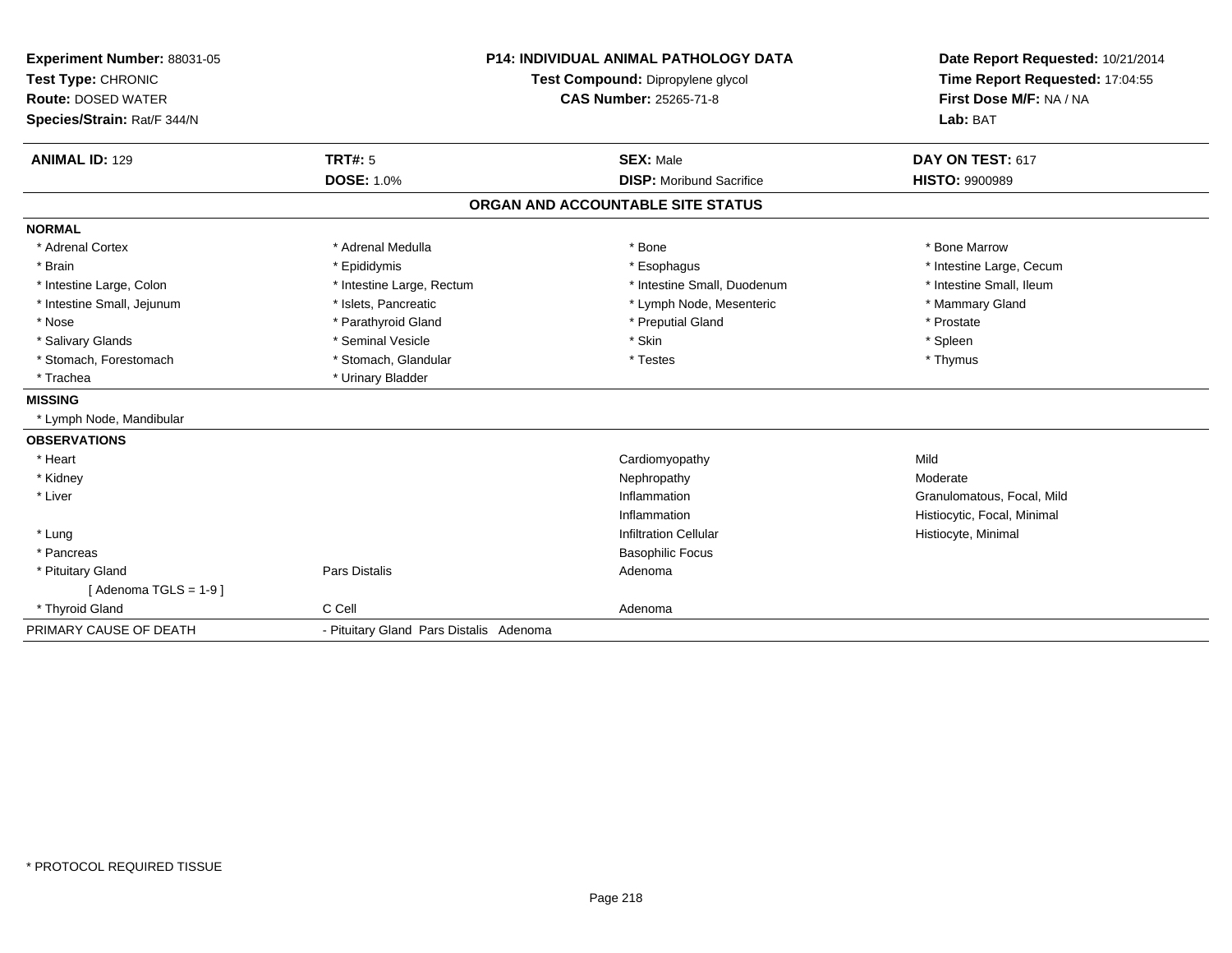**Experiment Number:** 88031-05
**Test Type:** CHRONIC
**Route:** DOSED WATER
**Species/Strain:** Rat/F 344/N

**P14: INDIVIDUAL ANIMAL PATHOLOGY DATA**
**Test Compound:** Dipropylene glycol
**CAS Number:** 25265-71-8

**Date Report Requested:** 10/21/2014
**Time Report Requested:** 17:04:55
**First Dose M/F:** NA / NA
**Lab:** BAT

| **ANIMAL ID:** 129 | **TRT#:** 5 | **SEX:** Male | **DAY ON TEST:** 617 |
|---|---|---|---|
| | **DOSE:** 1.0% | **DISP:** Moribund Sacrifice | **HISTO:** 9900989 |

## ORGAN AND ACCOUNTABLE SITE STATUS

**NORMAL**

| | | | |
|---|---|---|---|
| * Adrenal Cortex | * Adrenal Medulla | * Bone | * Bone Marrow |
| * Brain | * Epididymis | * Esophagus | * Intestine Large, Cecum |
| * Intestine Large, Colon | * Intestine Large, Rectum | * Intestine Small, Duodenum | * Intestine Small, Ileum |
| * Intestine Small, Jejunum | * Islets, Pancreatic | * Lymph Node, Mesenteric | * Mammary Gland |
| * Nose | * Parathyroid Gland | * Preputial Gland | * Prostate |
| * Salivary Glands | * Seminal Vesicle | * Skin | * Spleen |
| * Stomach, Forestomach | * Stomach, Glandular | * Testes | * Thymus |
| * Trachea | * Urinary Bladder | | |

**MISSING**

* Lymph Node, Mandibular

**OBSERVATIONS**

| | | | |
|---|---|---|---|
| * Heart | | Cardiomyopathy | Mild |
| * Kidney | | Nephropathy | Moderate |
| * Liver | | Inflammation | Granulomatous, Focal, Mild |
| | | Inflammation | Histiocytic, Focal, Minimal |
| * Lung | | Infiltration Cellular | Histiocyte, Minimal |
| * Pancreas | | Basophilic Focus | |
| * Pituitary Gland | Pars Distalis | Adenoma | |
| [ Adenoma TGLS = 1-9 ] | | | |
| * Thyroid Gland | C Cell | Adenoma | |

PRIMARY CAUSE OF DEATH - Pituitary Gland Pars Distalis Adenoma

* PROTOCOL REQUIRED TISSUE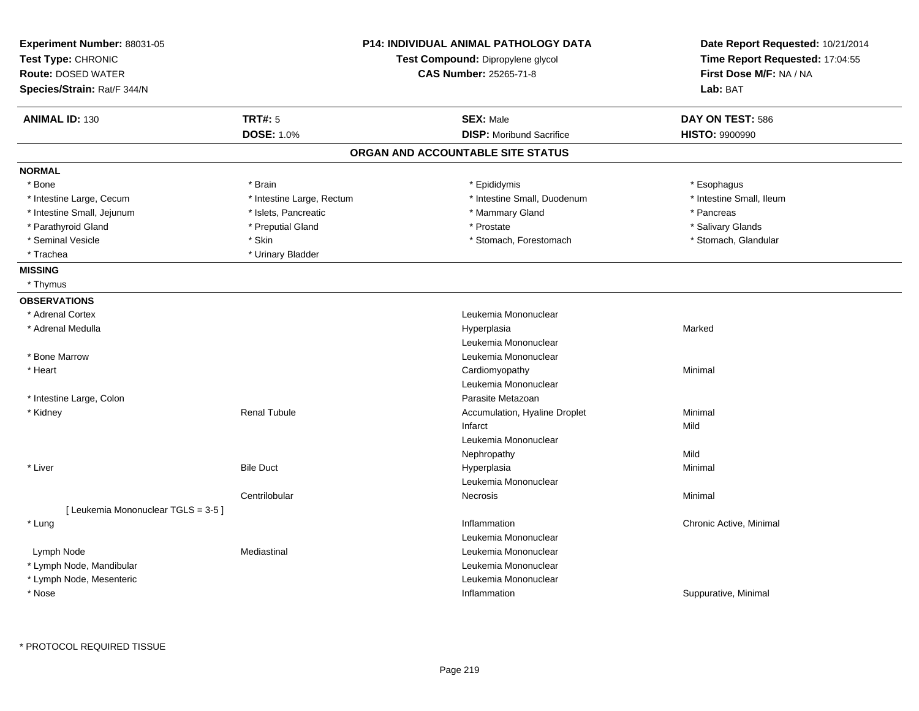**Experiment Number:** 88031-05
**Test Type:** CHRONIC
**Route:** DOSED WATER
**Species/Strain:** Rat/F 344/N

**P14: INDIVIDUAL ANIMAL PATHOLOGY DATA**
**Test Compound:** Dipropylene glycol
**CAS Number:** 25265-71-8

**Date Report Requested:** 10/21/2014
**Time Report Requested:** 17:04:55
**First Dose M/F:** NA / NA
**Lab:** BAT

| **ANIMAL ID:** 130 | **TRT#:** 5 | **SEX:** Male | **DAY ON TEST:** 586 |
|---|---|---|---|
| | **DOSE:** 1.0% | **DISP:** Moribund Sacrifice | **HISTO:** 9900990 |

## ORGAN AND ACCOUNTABLE SITE STATUS

**NORMAL**

| | | | |
|---|---|---|---|
| * Bone | * Brain | * Epididymis | * Esophagus |
| * Intestine Large, Cecum | * Intestine Large, Rectum | * Intestine Small, Duodenum | * Intestine Small, Ileum |
| * Intestine Small, Jejunum | * Islets, Pancreatic | * Mammary Gland | * Pancreas |
| * Parathyroid Gland | * Preputial Gland | * Prostate | * Salivary Glands |
| * Seminal Vesicle | * Skin | * Stomach, Forestomach | * Stomach, Glandular |
| * Trachea | * Urinary Bladder | | |

**MISSING**

* Thymus

**OBSERVATIONS**

| | | | |
|---|---|---|---|
| * Adrenal Cortex | | Leukemia Mononuclear | |
| * Adrenal Medulla | | Hyperplasia | Marked |
| | | Leukemia Mononuclear | |
| * Bone Marrow | | Leukemia Mononuclear | |
| * Heart | | Cardiomyopathy | Minimal |
| | | Leukemia Mononuclear | |
| * Intestine Large, Colon | | Parasite Metazoan | |
| * Kidney | Renal Tubule | Accumulation, Hyaline Droplet | Minimal |
| | | Infarct | Mild |
| | | Leukemia Mononuclear | |
| | | Nephropathy | Mild |
| * Liver | Bile Duct | Hyperplasia | Minimal |
| | | Leukemia Mononuclear | |
| | Centrilobular | Necrosis | Minimal |
| [ Leukemia Mononuclear TGLS = 3-5 ] | | | |
| * Lung | | Inflammation | Chronic Active, Minimal |
| | | Leukemia Mononuclear | |
| Lymph Node | Mediastinal | Leukemia Mononuclear | |
| * Lymph Node, Mandibular | | Leukemia Mononuclear | |
| * Lymph Node, Mesenteric | | Leukemia Mononuclear | |
| * Nose | | Inflammation | Suppurative, Minimal |

* PROTOCOL REQUIRED TISSUE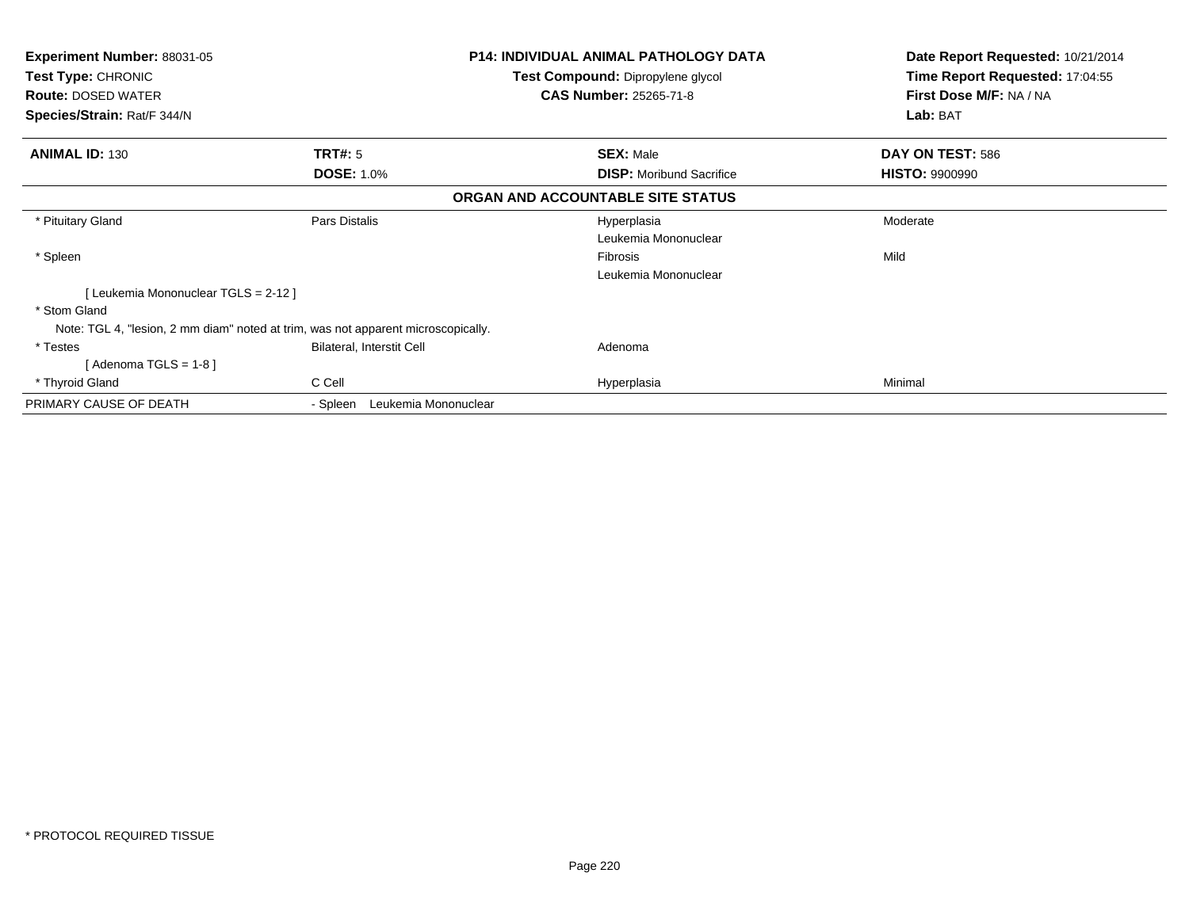**Experiment Number:** 88031-05
**Test Type:** CHRONIC
**Route:** DOSED WATER
**Species/Strain:** Rat/F 344/N

**P14: INDIVIDUAL ANIMAL PATHOLOGY DATA**
**Test Compound:** Dipropylene glycol
**CAS Number:** 25265-71-8

**Date Report Requested:** 10/21/2014
**Time Report Requested:** 17:04:55
**First Dose M/F:** NA / NA
**Lab:** BAT

| **ANIMAL ID:** 130 | **TRT#:** 5 | **SEX:** Male | **DAY ON TEST:** 586 |
|---|---|---|---|
| | **DOSE:** 1.0% | **DISP:** Moribund Sacrifice | **HISTO:** 9900990 |

**ORGAN AND ACCOUNTABLE SITE STATUS**

| | | | |
|---|---|---|---|
| * Pituitary Gland | Pars Distalis | Hyperplasia | Moderate |
| | | Leukemia Mononuclear | |
| * Spleen | | Fibrosis | Mild |
| | | Leukemia Mononuclear | |
| [ Leukemia Mononuclear TGLS = 2-12 ] | | | |
| * Stom Gland | | | |
| Note: TGL 4, "lesion, 2 mm diam" noted at trim, was not apparent microscopically. | | | |
| * Testes | Bilateral, Interstit Cell | Adenoma | |
| [ Adenoma TGLS = 1-8 ] | | | |
| * Thyroid Gland | C Cell | Hyperplasia | Minimal |
| PRIMARY CAUSE OF DEATH | - Spleen Leukemia Mononuclear | | |

* PROTOCOL REQUIRED TISSUE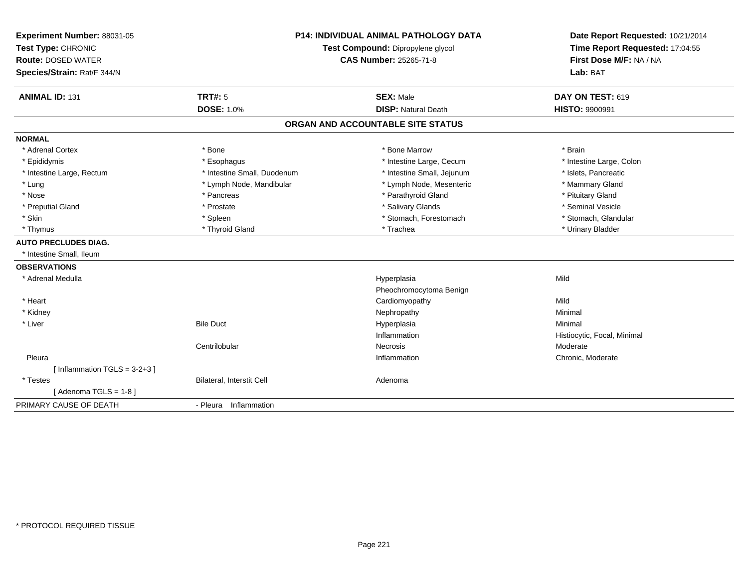**Experiment Number:** 88031-05
**Test Type:** CHRONIC
**Route:** DOSED WATER
**Species/Strain:** Rat/F 344/N

**P14: INDIVIDUAL ANIMAL PATHOLOGY DATA**
**Test Compound:** Dipropylene glycol
**CAS Number:** 25265-71-8

**Date Report Requested:** 10/21/2014
**Time Report Requested:** 17:04:55
**First Dose M/F:** NA / NA
**Lab:** BAT

| **ANIMAL ID:** 131 | **TRT#:** 5 | **SEX:** Male | **DAY ON TEST:** 619 |
|---|---|---|---|
| | **DOSE:** 1.0% | **DISP:** Natural Death | **HISTO:** 9900991 |

## ORGAN AND ACCOUNTABLE SITE STATUS

**NORMAL**

| | | | |
|---|---|---|---|
| * Adrenal Cortex | * Bone | * Bone Marrow | * Brain |
| * Epididymis | * Esophagus | * Intestine Large, Cecum | * Intestine Large, Colon |
| * Intestine Large, Rectum | * Intestine Small, Duodenum | * Intestine Small, Jejunum | * Islets, Pancreatic |
| * Lung | * Lymph Node, Mandibular | * Lymph Node, Mesenteric | * Mammary Gland |
| * Nose | * Pancreas | * Parathyroid Gland | * Pituitary Gland |
| * Preputial Gland | * Prostate | * Salivary Glands | * Seminal Vesicle |
| * Skin | * Spleen | * Stomach, Forestomach | * Stomach, Glandular |
| * Thymus | * Thyroid Gland | * Trachea | * Urinary Bladder |

**AUTO PRECLUDES DIAG.**

* Intestine Small, Ileum

**OBSERVATIONS**

| | | | |
|---|---|---|---|
| * Adrenal Medulla | | Hyperplasia | Mild |
| | | Pheochromocytoma Benign | |
| * Heart | | Cardiomyopathy | Mild |
| * Kidney | | Nephropathy | Minimal |
| * Liver | Bile Duct | Hyperplasia | Minimal |
| | | Inflammation | Histiocytic, Focal, Minimal |
| | Centrilobular | Necrosis | Moderate |
| Pleura | | Inflammation | Chronic, Moderate |
| [ Inflammation TGLS = 3-2+3 ] | | | |
| * Testes | Bilateral, Interstit Cell | Adenoma | |
| [ Adenoma TGLS = 1-8 ] | | | |

PRIMARY CAUSE OF DEATH - Pleura Inflammation

* PROTOCOL REQUIRED TISSUE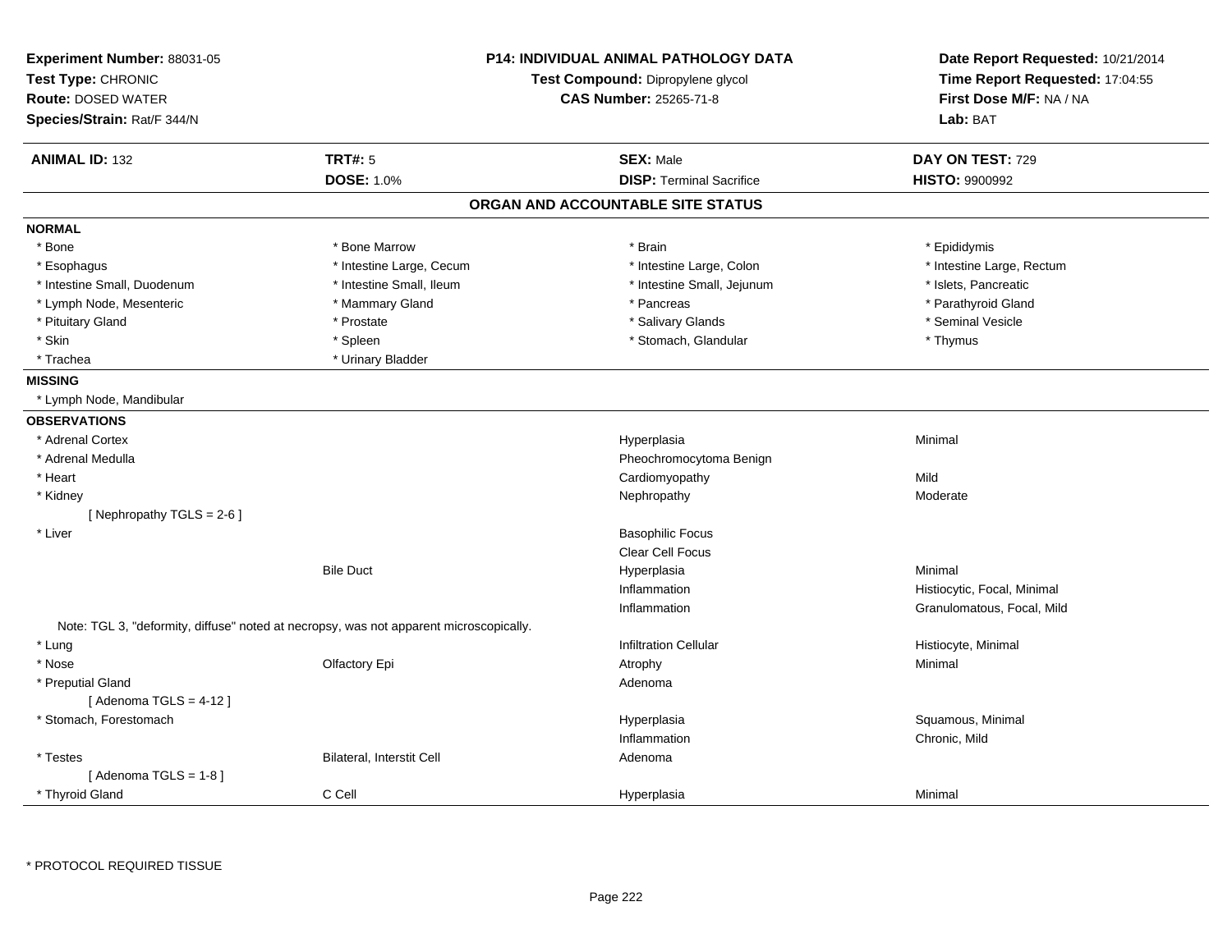**Experiment Number:** 88031-05
**Test Type:** CHRONIC
**Route:** DOSED WATER
**Species/Strain:** Rat/F 344/N

**P14: INDIVIDUAL ANIMAL PATHOLOGY DATA**
**Test Compound:** Dipropylene glycol
**CAS Number:** 25265-71-8

**Date Report Requested:** 10/21/2014
**Time Report Requested:** 17:04:55
**First Dose M/F:** NA / NA
**Lab:** BAT

| **ANIMAL ID:** 132 | **TRT#:** 5 | **SEX:** Male | **DAY ON TEST:** 729 |
|---|---|---|---|
| | **DOSE:** 1.0% | **DISP:** Terminal Sacrifice | **HISTO:** 9900992 |

## ORGAN AND ACCOUNTABLE SITE STATUS

**NORMAL**

| | | | |
|---|---|---|---|
| * Bone | * Bone Marrow | * Brain | * Epididymis |
| * Esophagus | * Intestine Large, Cecum | * Intestine Large, Colon | * Intestine Large, Rectum |
| * Intestine Small, Duodenum | * Intestine Small, Ileum | * Intestine Small, Jejunum | * Islets, Pancreatic |
| * Lymph Node, Mesenteric | * Mammary Gland | * Pancreas | * Parathyroid Gland |
| * Pituitary Gland | * Prostate | * Salivary Glands | * Seminal Vesicle |
| * Skin | * Spleen | * Stomach, Glandular | * Thymus |
| * Trachea | * Urinary Bladder | | |

**MISSING**

* Lymph Node, Mandibular

**OBSERVATIONS**

| | | | |
|---|---|---|---|
| * Adrenal Cortex | | Hyperplasia | Minimal |
| * Adrenal Medulla | | Pheochromocytoma Benign | |
| * Heart | | Cardiomyopathy | Mild |
| * Kidney | | Nephropathy | Moderate |
| [ Nephropathy TGLS = 2-6 ] | | | |
| * Liver | | Basophilic Focus | |
| | | Clear Cell Focus | |
| | Bile Duct | Hyperplasia | Minimal |
| | | Inflammation | Histiocytic, Focal, Minimal |
| | | Inflammation | Granulomatous, Focal, Mild |
| Note: TGL 3, "deformity, diffuse" noted at necropsy, was not apparent microscopically. | | | |
| * Lung | | Infiltration Cellular | Histiocyte, Minimal |
| * Nose | Olfactory Epi | Atrophy | Minimal |
| * Preputial Gland | | Adenoma | |
| [ Adenoma TGLS = 4-12 ] | | | |
| * Stomach, Forestomach | | Hyperplasia | Squamous, Minimal |
| | | Inflammation | Chronic, Mild |
| * Testes | Bilateral, Interstit Cell | Adenoma | |
| [ Adenoma TGLS = 1-8 ] | | | |
| * Thyroid Gland | C Cell | Hyperplasia | Minimal |

* PROTOCOL REQUIRED TISSUE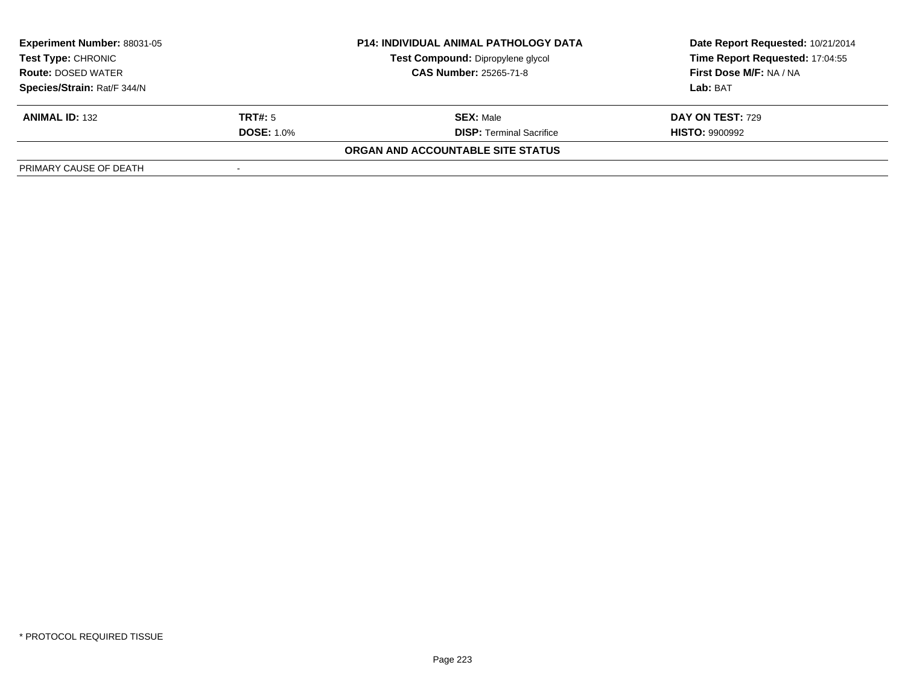| **Experiment Number:** 88031-05 | **P14: INDIVIDUAL ANIMAL PATHOLOGY DATA** | **Date Report Requested:** 10/21/2014 |
|---|---|---|
| **Test Type:** CHRONIC | **Test Compound:** Dipropylene glycol | **Time Report Requested:** 17:04:55 |
| **Route:** DOSED WATER | **CAS Number:** 25265-71-8 | **First Dose M/F:** NA / NA |
| **Species/Strain:** Rat/F 344/N | | **Lab:** BAT |

| **ANIMAL ID:** 132 | **TRT#:** 5 | **SEX:** Male | **DAY ON TEST:** 729 |
|---|---|---|---|
| | **DOSE:** 1.0% | **DISP:** Terminal Sacrifice | **HISTO:** 9900992 |

**ORGAN AND ACCOUNTABLE SITE STATUS**

| | |
|---|---|
| PRIMARY CAUSE OF DEATH | - |

\* PROTOCOL REQUIRED TISSUE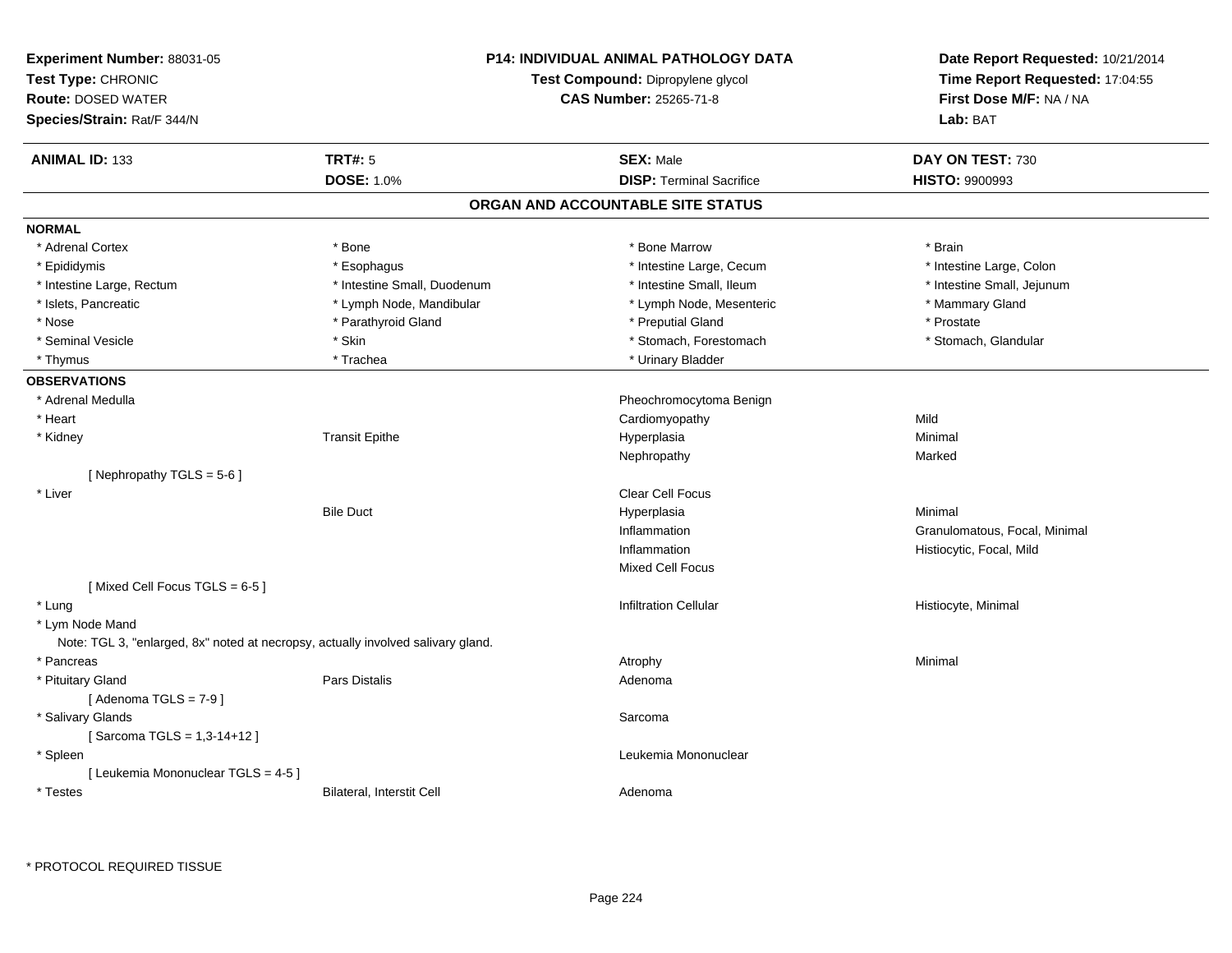**Experiment Number:** 88031-05
**Test Type:** CHRONIC
**Route:** DOSED WATER
**Species/Strain:** Rat/F 344/N

**P14: INDIVIDUAL ANIMAL PATHOLOGY DATA**
**Test Compound:** Dipropylene glycol
**CAS Number:** 25265-71-8

**Date Report Requested:** 10/21/2014
**Time Report Requested:** 17:04:55
**First Dose M/F:** NA / NA
**Lab:** BAT

| **ANIMAL ID:** 133 | **TRT#:** 5 | **SEX:** Male | **DAY ON TEST:** 730 |
|---|---|---|---|
| | **DOSE:** 1.0% | **DISP:** Terminal Sacrifice | **HISTO:** 9900993 |

## ORGAN AND ACCOUNTABLE SITE STATUS

**NORMAL**

| | | | |
|---|---|---|---|
| * Adrenal Cortex | * Bone | * Bone Marrow | * Brain |
| * Epididymis | * Esophagus | * Intestine Large, Cecum | * Intestine Large, Colon |
| * Intestine Large, Rectum | * Intestine Small, Duodenum | * Intestine Small, Ileum | * Intestine Small, Jejunum |
| * Islets, Pancreatic | * Lymph Node, Mandibular | * Lymph Node, Mesenteric | * Mammary Gland |
| * Nose | * Parathyroid Gland | * Preputial Gland | * Prostate |
| * Seminal Vesicle | * Skin | * Stomach, Forestomach | * Stomach, Glandular |
| * Thymus | * Trachea | * Urinary Bladder | |

**OBSERVATIONS**

| | | | |
|---|---|---|---|
| * Adrenal Medulla | | Pheochromocytoma Benign | |
| * Heart | | Cardiomyopathy | Mild |
| * Kidney | Transit Epithe | Hyperplasia | Minimal |
| | | Nephropathy | Marked |
| [ Nephropathy TGLS = 5-6 ] | | | |
| * Liver | | Clear Cell Focus | |
| | Bile Duct | Hyperplasia | Minimal |
| | | Inflammation | Granulomatous, Focal, Minimal |
| | | Inflammation | Histiocytic, Focal, Mild |
| | | Mixed Cell Focus | |
| [ Mixed Cell Focus TGLS = 6-5 ] | | | |
| * Lung | | Infiltration Cellular | Histiocyte, Minimal |
| * Lym Node Mand | | | |
| Note: TGL 3, "enlarged, 8x" noted at necropsy, actually involved salivary gland. | | | |
| * Pancreas | | Atrophy | Minimal |
| * Pituitary Gland | Pars Distalis | Adenoma | |
| [ Adenoma TGLS = 7-9 ] | | | |
| * Salivary Glands | | Sarcoma | |
| [ Sarcoma TGLS = 1,3-14+12 ] | | | |
| * Spleen | | Leukemia Mononuclear | |
| [ Leukemia Mononuclear TGLS = 4-5 ] | | | |
| * Testes | Bilateral, Interstit Cell | Adenoma | |

* PROTOCOL REQUIRED TISSUE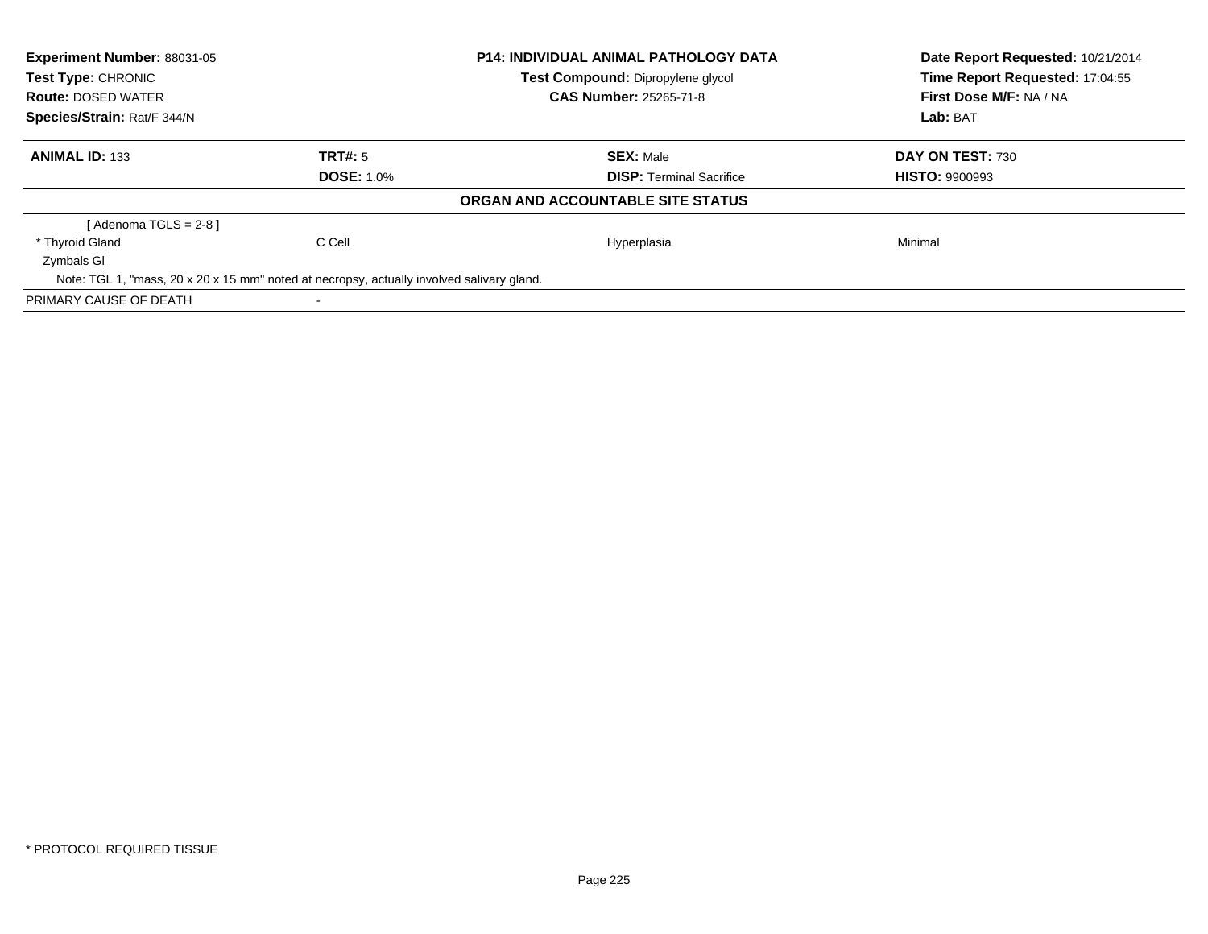| **Experiment Number:** 88031-05 | **P14: INDIVIDUAL ANIMAL PATHOLOGY DATA** | **Date Report Requested:** 10/21/2014 |
|---|---|---|
| **Test Type:** CHRONIC | **Test Compound:** Dipropylene glycol | **Time Report Requested:** 17:04:55 |
| **Route:** DOSED WATER | **CAS Number:** 25265-71-8 | **First Dose M/F:** NA / NA |
| **Species/Strain:** Rat/F 344/N | | **Lab:** BAT |

| **ANIMAL ID:** 133 | **TRT#:** 5 | **SEX:** Male | **DAY ON TEST:** 730 |
|---|---|---|---|
| | **DOSE:** 1.0% | **DISP:** Terminal Sacrifice | **HISTO:** 9900993 |

**ORGAN AND ACCOUNTABLE SITE STATUS**

| | | | |
|---|---|---|---|
| [ Adenoma TGLS = 2-8 ] | | | |
| * Thyroid Gland | C Cell | Hyperplasia | Minimal |
| Zymbals Gl | | | |
| Note: TGL 1, "mass, 20 x 20 x 15 mm" noted at necropsy, actually involved salivary gland. | | | |
| PRIMARY CAUSE OF DEATH | - | | |

* PROTOCOL REQUIRED TISSUE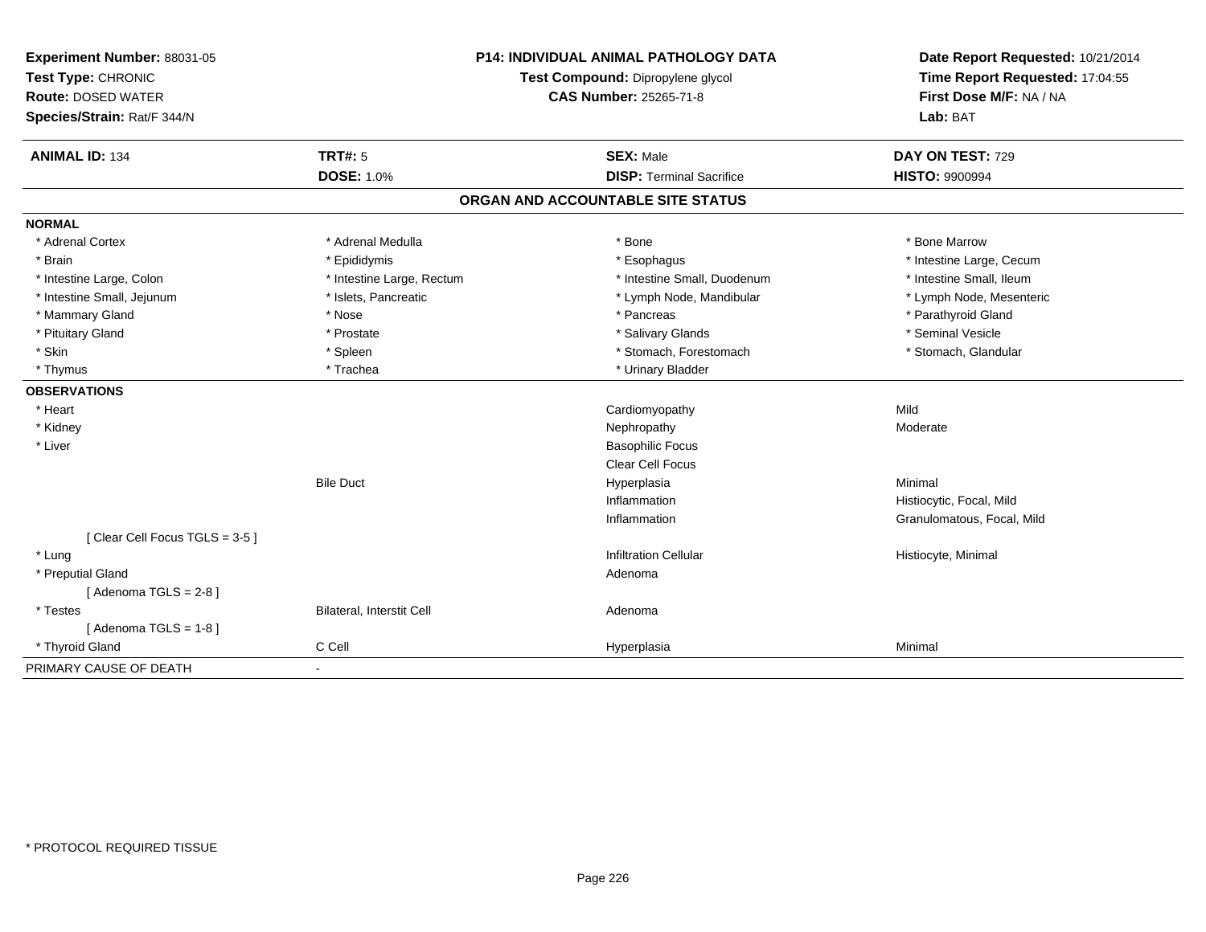**Experiment Number:** 88031-05
**Test Type:** CHRONIC
**Route:** DOSED WATER
**Species/Strain:** Rat/F 344/N

**P14: INDIVIDUAL ANIMAL PATHOLOGY DATA**
**Test Compound:** Dipropylene glycol
**CAS Number:** 25265-71-8

**Date Report Requested:** 10/21/2014
**Time Report Requested:** 17:04:55
**First Dose M/F:** NA / NA
**Lab:** BAT

| **ANIMAL ID:** 134 | **TRT#:** 5 | **SEX:** Male | **DAY ON TEST:** 729 |
|---|---|---|---|
| | **DOSE:** 1.0% | **DISP:** Terminal Sacrifice | **HISTO:** 9900994 |

## ORGAN AND ACCOUNTABLE SITE STATUS

**NORMAL**

| | | | |
|---|---|---|---|
| * Adrenal Cortex | * Adrenal Medulla | * Bone | * Bone Marrow |
| * Brain | * Epididymis | * Esophagus | * Intestine Large, Cecum |
| * Intestine Large, Colon | * Intestine Large, Rectum | * Intestine Small, Duodenum | * Intestine Small, Ileum |
| * Intestine Small, Jejunum | * Islets, Pancreatic | * Lymph Node, Mandibular | * Lymph Node, Mesenteric |
| * Mammary Gland | * Nose | * Pancreas | * Parathyroid Gland |
| * Pituitary Gland | * Prostate | * Salivary Glands | * Seminal Vesicle |
| * Skin | * Spleen | * Stomach, Forestomach | * Stomach, Glandular |
| * Thymus | * Trachea | * Urinary Bladder | |

**OBSERVATIONS**

| | | | |
|---|---|---|---|
| * Heart | | Cardiomyopathy | Mild |
| * Kidney | | Nephropathy | Moderate |
| * Liver | | Basophilic Focus | |
| | | Clear Cell Focus | |
| | Bile Duct | Hyperplasia | Minimal |
| | | Inflammation | Histiocytic, Focal, Mild |
| | | Inflammation | Granulomatous, Focal, Mild |
| [ Clear Cell Focus TGLS = 3-5 ] | | | |
| * Lung | | Infiltration Cellular | Histiocyte, Minimal |
| * Preputial Gland | | Adenoma | |
| [ Adenoma TGLS = 2-8 ] | | | |
| * Testes | Bilateral, Interstit Cell | Adenoma | |
| [ Adenoma TGLS = 1-8 ] | | | |
| * Thyroid Gland | C Cell | Hyperplasia | Minimal |

PRIMARY CAUSE OF DEATH -

\* PROTOCOL REQUIRED TISSUE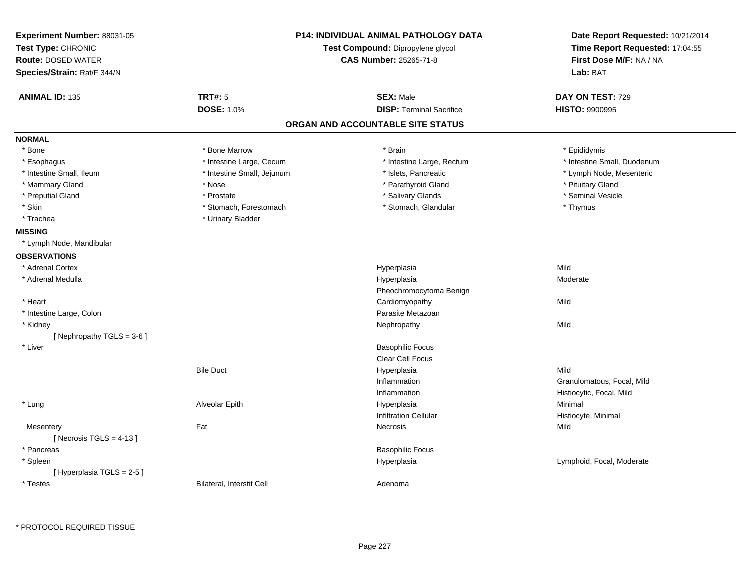**Experiment Number:** 88031-05
**Test Type:** CHRONIC
**Route:** DOSED WATER
**Species/Strain:** Rat/F 344/N

**P14: INDIVIDUAL ANIMAL PATHOLOGY DATA**
**Test Compound:** Dipropylene glycol
**CAS Number:** 25265-71-8

**Date Report Requested:** 10/21/2014
**Time Report Requested:** 17:04:55
**First Dose M/F:** NA / NA
**Lab:** BAT

| **ANIMAL ID:** 135 | **TRT#:** 5 | **SEX:** Male | **DAY ON TEST:** 729 |
|---|---|---|---|
| | **DOSE:** 1.0% | **DISP:** Terminal Sacrifice | **HISTO:** 9900995 |

## ORGAN AND ACCOUNTABLE SITE STATUS

**NORMAL**

| | | | |
|---|---|---|---|
| * Bone | * Bone Marrow | * Brain | * Epididymis |
| * Esophagus | * Intestine Large, Cecum | * Intestine Large, Rectum | * Intestine Small, Duodenum |
| * Intestine Small, Ileum | * Intestine Small, Jejunum | * Islets, Pancreatic | * Lymph Node, Mesenteric |
| * Mammary Gland | * Nose | * Parathyroid Gland | * Pituitary Gland |
| * Preputial Gland | * Prostate | * Salivary Glands | * Seminal Vesicle |
| * Skin | * Stomach, Forestomach | * Stomach, Glandular | * Thymus |
| * Trachea | * Urinary Bladder | | |

**MISSING**

* Lymph Node, Mandibular

**OBSERVATIONS**

| | | | |
|---|---|---|---|
| * Adrenal Cortex | | Hyperplasia | Mild |
| * Adrenal Medulla | | Hyperplasia | Moderate |
| | | Pheochromocytoma Benign | |
| * Heart | | Cardiomyopathy | Mild |
| * Intestine Large, Colon | | Parasite Metazoan | |
| * Kidney | | Nephropathy | Mild |
| [ Nephropathy TGLS = 3-6 ] | | | |
| * Liver | | Basophilic Focus | |
| | | Clear Cell Focus | |
| | Bile Duct | Hyperplasia | Mild |
| | | Inflammation | Granulomatous, Focal, Mild |
| | | Inflammation | Histiocytic, Focal, Mild |
| * Lung | Alveolar Epith | Hyperplasia | Minimal |
| | | Infiltration Cellular | Histiocyte, Minimal |
| Mesentery | Fat | Necrosis | Mild |
| [ Necrosis TGLS = 4-13 ] | | | |
| * Pancreas | | Basophilic Focus | |
| * Spleen | | Hyperplasia | Lymphoid, Focal, Moderate |
| [ Hyperplasia TGLS = 2-5 ] | | | |
| * Testes | Bilateral, Interstit Cell | Adenoma | |

* PROTOCOL REQUIRED TISSUE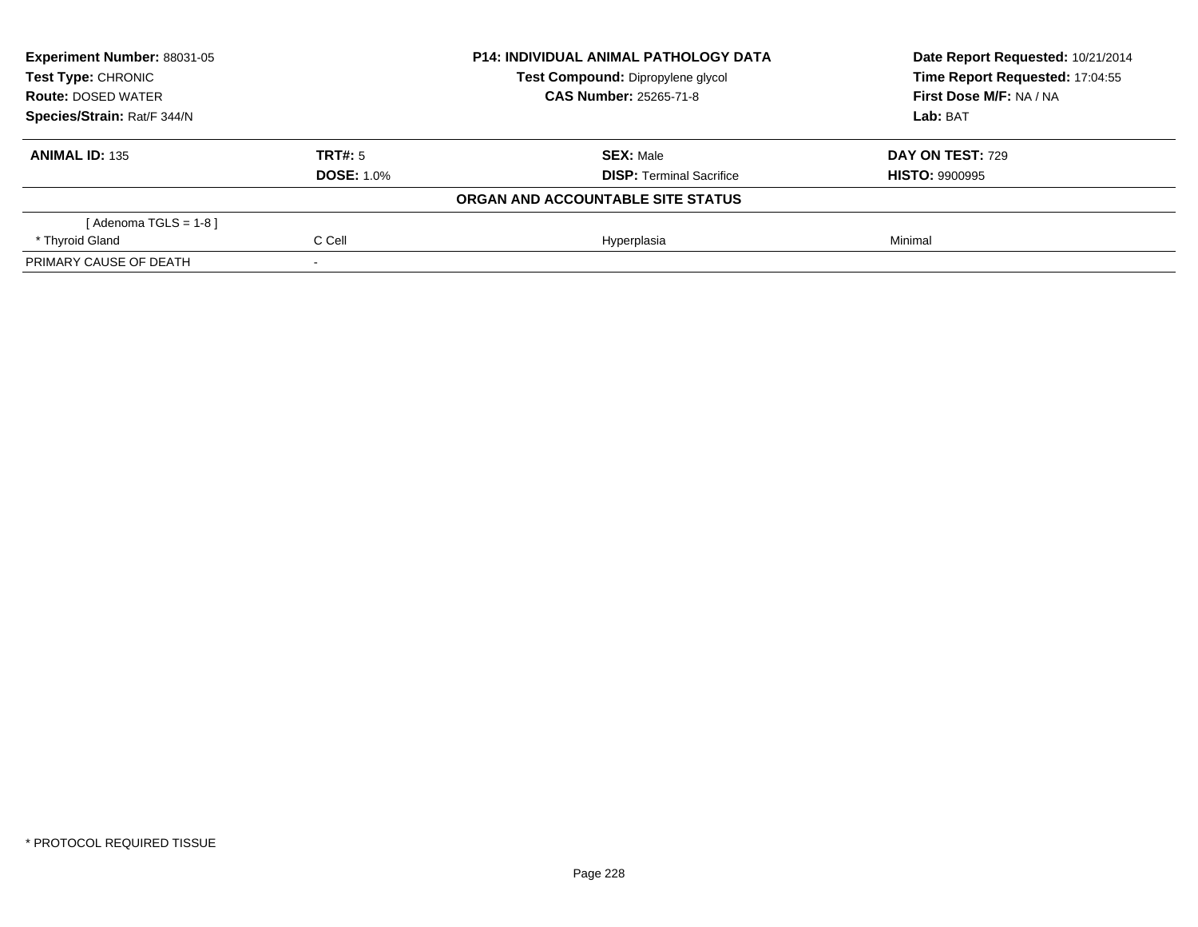| **Experiment Number:** 88031-05 | **P14: INDIVIDUAL ANIMAL PATHOLOGY DATA** | **Date Report Requested:** 10/21/2014 |
|---|---|---|
| **Test Type:** CHRONIC | **Test Compound:** Dipropylene glycol | **Time Report Requested:** 17:04:55 |
| **Route:** DOSED WATER | **CAS Number:** 25265-71-8 | **First Dose M/F:** NA / NA |
| **Species/Strain:** Rat/F 344/N | | **Lab:** BAT |

| **ANIMAL ID:** 135 | **TRT#:** 5 | **SEX:** Male | **DAY ON TEST:** 729 |
|---|---|---|---|
| | **DOSE:** 1.0% | **DISP:** Terminal Sacrifice | **HISTO:** 9900995 |
| | | **ORGAN AND ACCOUNTABLE SITE STATUS** | |
| [ Adenoma TGLS = 1-8 ] | | | |
| * Thyroid Gland | C Cell | Hyperplasia | Minimal |
| PRIMARY CAUSE OF DEATH | - | | |

* PROTOCOL REQUIRED TISSUE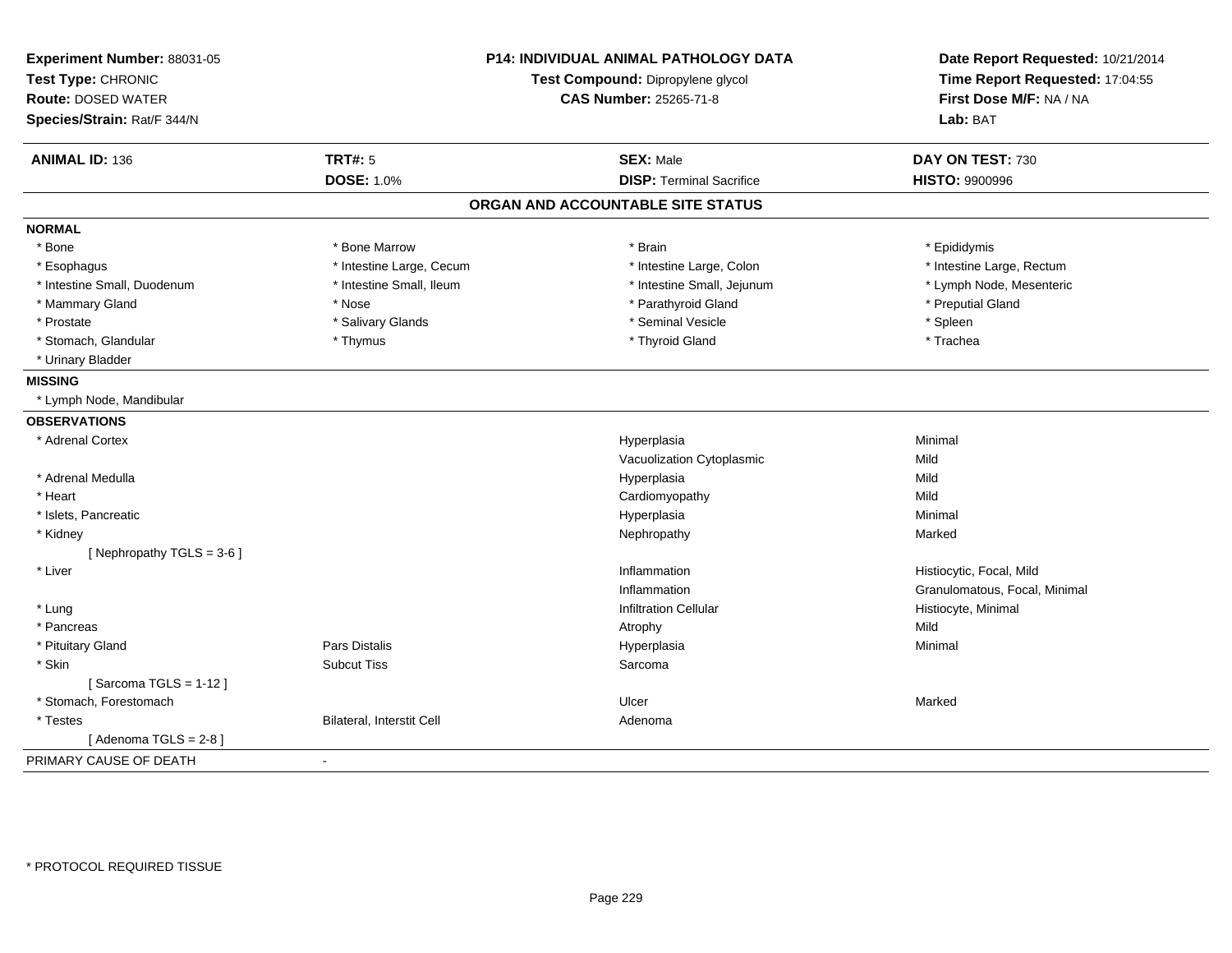**Experiment Number:** 88031-05
**Test Type:** CHRONIC
**Route:** DOSED WATER
**Species/Strain:** Rat/F 344/N

**P14: INDIVIDUAL ANIMAL PATHOLOGY DATA**
**Test Compound:** Dipropylene glycol
**CAS Number:** 25265-71-8

**Date Report Requested:** 10/21/2014
**Time Report Requested:** 17:04:55
**First Dose M/F:** NA / NA
**Lab:** BAT

| **ANIMAL ID:** 136 | **TRT#:** 5 | **SEX:** Male | **DAY ON TEST:** 730 |
|---|---|---|---|
| | **DOSE:** 1.0% | **DISP:** Terminal Sacrifice | **HISTO:** 9900996 |

## ORGAN AND ACCOUNTABLE SITE STATUS

**NORMAL**

| | | | |
|---|---|---|---|
| * Bone | * Bone Marrow | * Brain | * Epididymis |
| * Esophagus | * Intestine Large, Cecum | * Intestine Large, Colon | * Intestine Large, Rectum |
| * Intestine Small, Duodenum | * Intestine Small, Ileum | * Intestine Small, Jejunum | * Lymph Node, Mesenteric |
| * Mammary Gland | * Nose | * Parathyroid Gland | * Preputial Gland |
| * Prostate | * Salivary Glands | * Seminal Vesicle | * Spleen |
| * Stomach, Glandular | * Thymus | * Thyroid Gland | * Trachea |
| * Urinary Bladder | | | |

**MISSING**

* Lymph Node, Mandibular

**OBSERVATIONS**

| | | | |
|---|---|---|---|
| * Adrenal Cortex | | Hyperplasia | Minimal |
| | | Vacuolization Cytoplasmic | Mild |
| * Adrenal Medulla | | Hyperplasia | Mild |
| * Heart | | Cardiomyopathy | Mild |
| * Islets, Pancreatic | | Hyperplasia | Minimal |
| * Kidney | | Nephropathy | Marked |
| [ Nephropathy TGLS = 3-6 ] | | | |
| * Liver | | Inflammation | Histiocytic, Focal, Mild |
| | | Inflammation | Granulomatous, Focal, Minimal |
| * Lung | | Infiltration Cellular | Histiocyte, Minimal |
| * Pancreas | | Atrophy | Mild |
| * Pituitary Gland | Pars Distalis | Hyperplasia | Minimal |
| * Skin | Subcut Tiss | Sarcoma | |
| [ Sarcoma TGLS = 1-12 ] | | | |
| * Stomach, Forestomach | | Ulcer | Marked |
| * Testes | Bilateral, Interstit Cell | Adenoma | |
| [ Adenoma TGLS = 2-8 ] | | | |

PRIMARY CAUSE OF DEATH -

* PROTOCOL REQUIRED TISSUE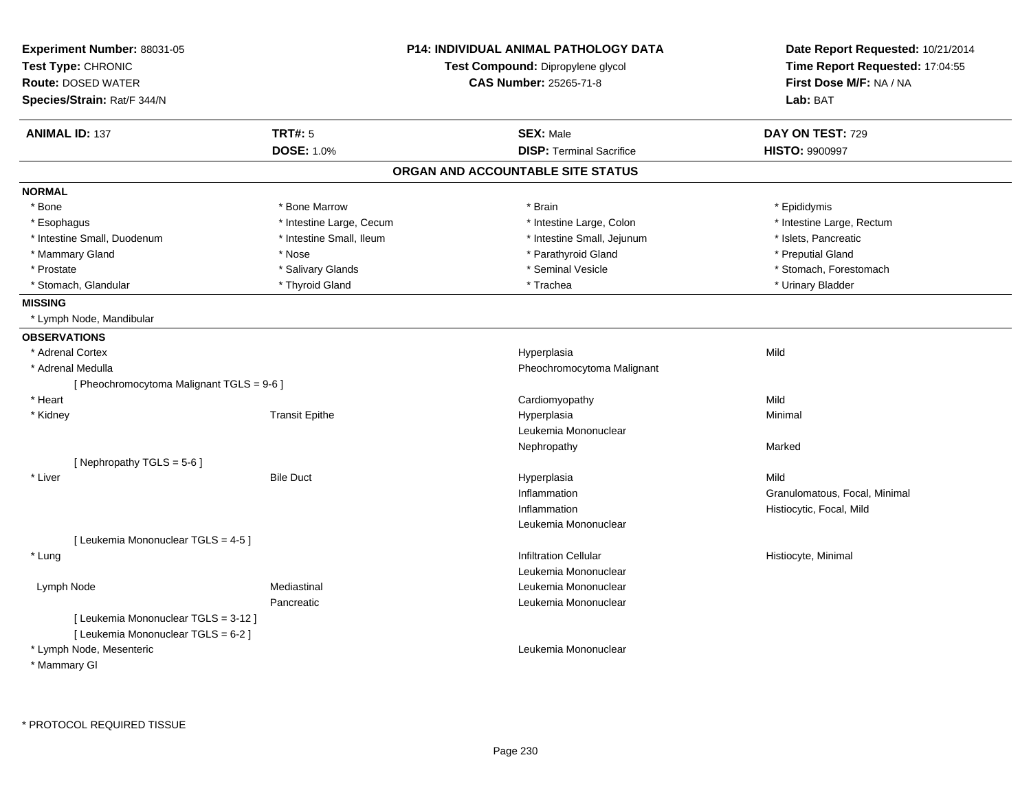**Experiment Number:** 88031-05
**Test Type:** CHRONIC
**Route:** DOSED WATER
**Species/Strain:** Rat/F 344/N

**P14: INDIVIDUAL ANIMAL PATHOLOGY DATA**
**Test Compound:** Dipropylene glycol
**CAS Number:** 25265-71-8

**Date Report Requested:** 10/21/2014
**Time Report Requested:** 17:04:55
**First Dose M/F:** NA / NA
**Lab:** BAT

| **ANIMAL ID:** 137 | **TRT#:** 5 | **SEX:** Male | **DAY ON TEST:** 729 |
|---|---|---|---|
| | **DOSE:** 1.0% | **DISP:** Terminal Sacrifice | **HISTO:** 9900997 |

## ORGAN AND ACCOUNTABLE SITE STATUS

**NORMAL**

| | | | |
|---|---|---|---|
| * Bone | * Bone Marrow | * Brain | * Epididymis |
| * Esophagus | * Intestine Large, Cecum | * Intestine Large, Colon | * Intestine Large, Rectum |
| * Intestine Small, Duodenum | * Intestine Small, Ileum | * Intestine Small, Jejunum | * Islets, Pancreatic |
| * Mammary Gland | * Nose | * Parathyroid Gland | * Preputial Gland |
| * Prostate | * Salivary Glands | * Seminal Vesicle | * Stomach, Forestomach |
| * Stomach, Glandular | * Thyroid Gland | * Trachea | * Urinary Bladder |

**MISSING**

* Lymph Node, Mandibular

**OBSERVATIONS**

| | | | |
|---|---|---|---|
| * Adrenal Cortex | | Hyperplasia | Mild |
| * Adrenal Medulla | | Pheochromocytoma Malignant | |
| [ Pheochromocytoma Malignant TGLS = 9-6 ] | | | |
| * Heart | | Cardiomyopathy | Mild |
| * Kidney | Transit Epithe | Hyperplasia | Minimal |
| | | Leukemia Mononuclear | |
| | | Nephropathy | Marked |
| [ Nephropathy TGLS = 5-6 ] | | | |
| * Liver | Bile Duct | Hyperplasia | Mild |
| | | Inflammation | Granulomatous, Focal, Minimal |
| | | Inflammation | Histiocytic, Focal, Mild |
| | | Leukemia Mononuclear | |
| [ Leukemia Mononuclear TGLS = 4-5 ] | | | |
| * Lung | | Infiltration Cellular | Histiocyte, Minimal |
| | | Leukemia Mononuclear | |
| Lymph Node | Mediastinal | Leukemia Mononuclear | |
| | Pancreatic | Leukemia Mononuclear | |
| [ Leukemia Mononuclear TGLS = 3-12 ] | | | |
| [ Leukemia Mononuclear TGLS = 6-2 ] | | | |
| * Lymph Node, Mesenteric | | Leukemia Mononuclear | |
| * Mammary Gl | | | |

* PROTOCOL REQUIRED TISSUE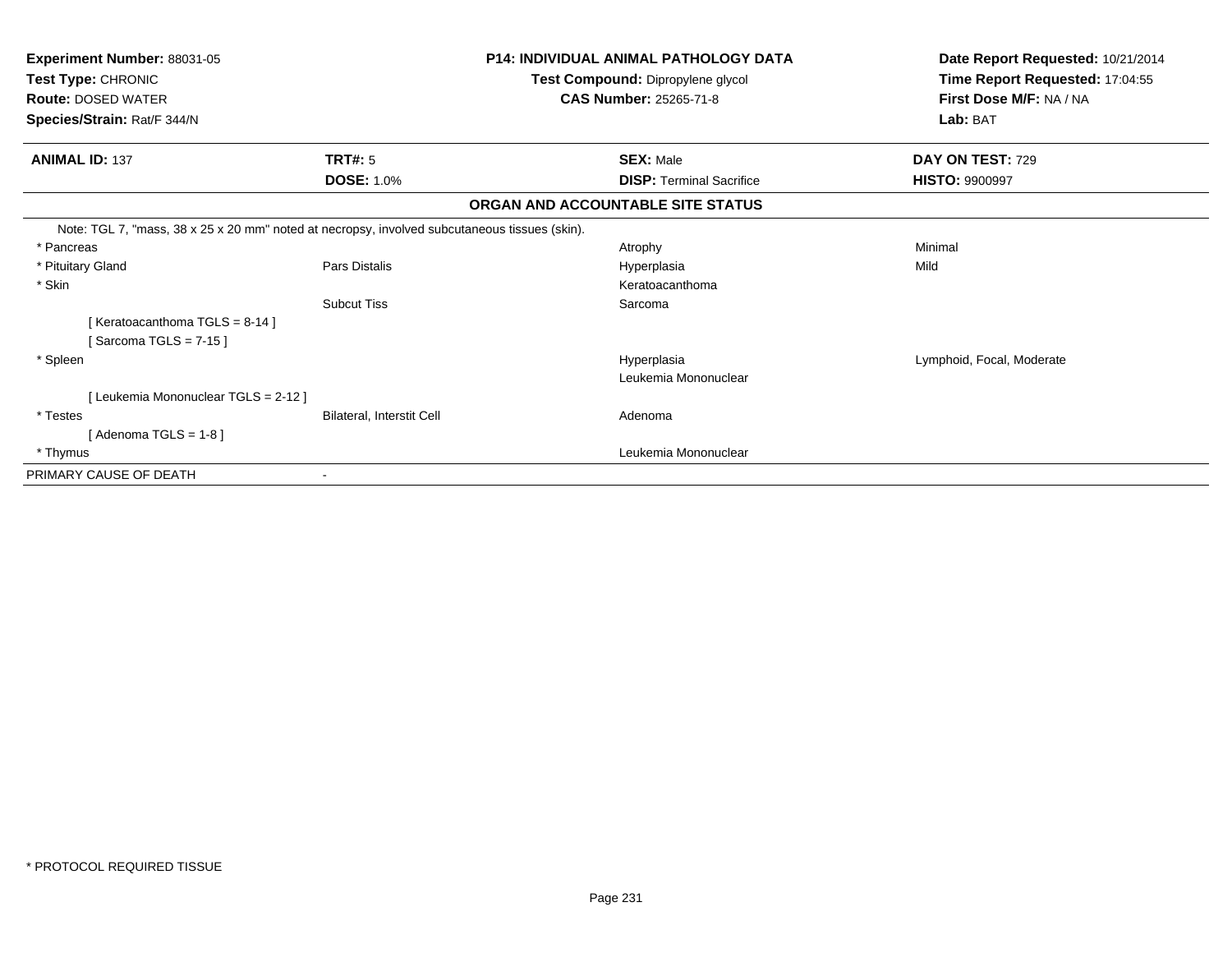**Experiment Number:** 88031-05
**Test Type:** CHRONIC
**Route:** DOSED WATER
**Species/Strain:** Rat/F 344/N

**P14: INDIVIDUAL ANIMAL PATHOLOGY DATA**
**Test Compound:** Dipropylene glycol
**CAS Number:** 25265-71-8

**Date Report Requested:** 10/21/2014
**Time Report Requested:** 17:04:55
**First Dose M/F:** NA / NA
**Lab:** BAT

| **ANIMAL ID:** 137 | **TRT#:** 5 | **SEX:** Male | **DAY ON TEST:** 729 |
|---|---|---|---|
| | **DOSE:** 1.0% | **DISP:** Terminal Sacrifice | **HISTO:** 9900997 |

**ORGAN AND ACCOUNTABLE SITE STATUS**

Note: TGL 7, "mass, 38 x 25 x 20 mm" noted at necropsy, involved subcutaneous tissues (skin).

| | | | |
|---|---|---|---|
| * Pancreas | | Atrophy | Minimal |
| * Pituitary Gland | Pars Distalis | Hyperplasia | Mild |
| * Skin | | Keratoacanthoma | |
| | Subcut Tiss | Sarcoma | |
| [ Keratoacanthoma TGLS = 8-14 ] | | | |
| [ Sarcoma TGLS = 7-15 ] | | | |
| * Spleen | | Hyperplasia | Lymphoid, Focal, Moderate |
| | | Leukemia Mononuclear | |
| [ Leukemia Mononuclear TGLS = 2-12 ] | | | |
| * Testes | Bilateral, Interstit Cell | Adenoma | |
| [ Adenoma TGLS = 1-8 ] | | | |
| * Thymus | | Leukemia Mononuclear | |
| PRIMARY CAUSE OF DEATH | - | | |

* PROTOCOL REQUIRED TISSUE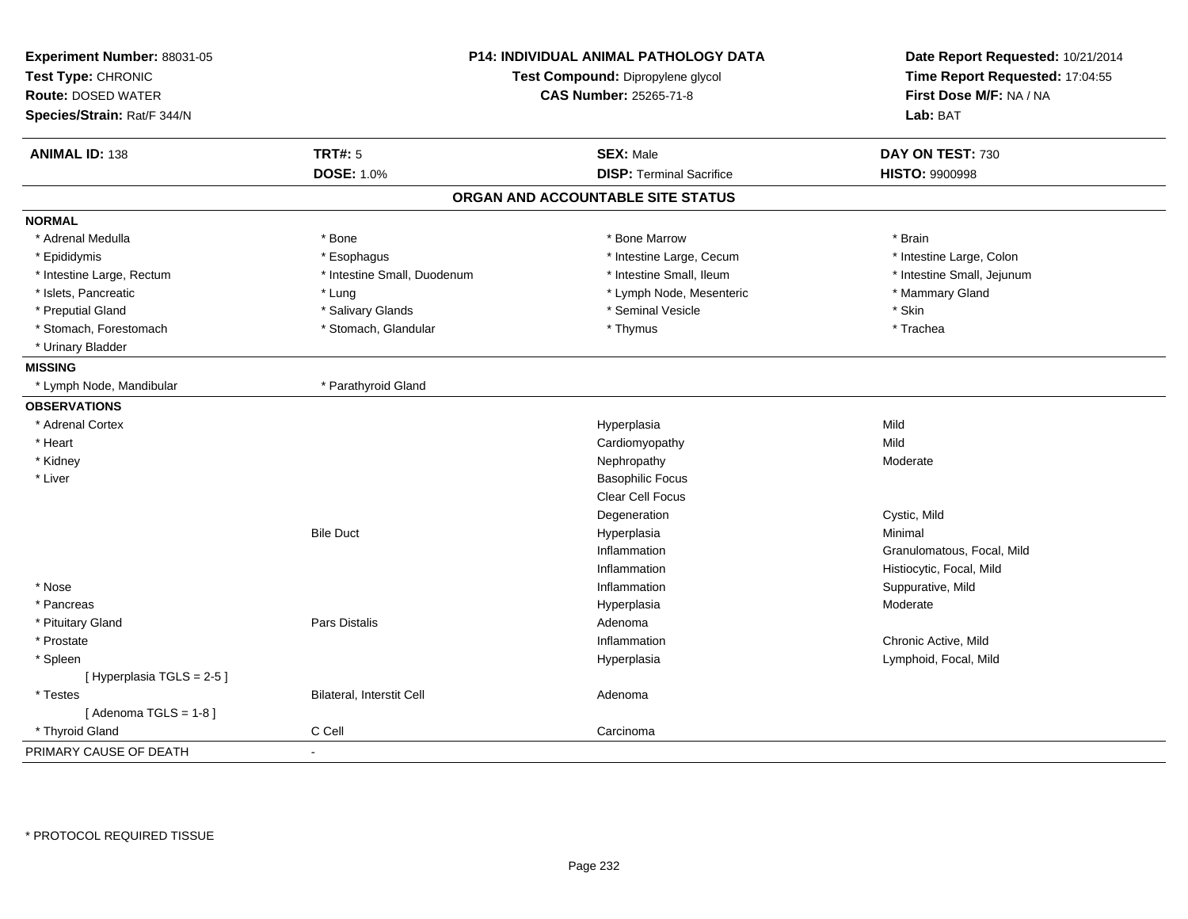**Experiment Number:** 88031-05
**Test Type:** CHRONIC
**Route:** DOSED WATER
**Species/Strain:** Rat/F 344/N

**P14: INDIVIDUAL ANIMAL PATHOLOGY DATA**
**Test Compound:** Dipropylene glycol
**CAS Number:** 25265-71-8

**Date Report Requested:** 10/21/2014
**Time Report Requested:** 17:04:55
**First Dose M/F:** NA / NA
**Lab:** BAT

| **ANIMAL ID:** 138 | **TRT#:** 5 | **SEX:** Male | **DAY ON TEST:** 730 |
|---|---|---|---|
| | **DOSE:** 1.0% | **DISP:** Terminal Sacrifice | **HISTO:** 9900998 |

## ORGAN AND ACCOUNTABLE SITE STATUS

**NORMAL**

| | | | |
|---|---|---|---|
| * Adrenal Medulla | * Bone | * Bone Marrow | * Brain |
| * Epididymis | * Esophagus | * Intestine Large, Cecum | * Intestine Large, Colon |
| * Intestine Large, Rectum | * Intestine Small, Duodenum | * Intestine Small, Ileum | * Intestine Small, Jejunum |
| * Islets, Pancreatic | * Lung | * Lymph Node, Mesenteric | * Mammary Gland |
| * Preputial Gland | * Salivary Glands | * Seminal Vesicle | * Skin |
| * Stomach, Forestomach | * Stomach, Glandular | * Thymus | * Trachea |
| * Urinary Bladder | | | |

**MISSING**

| | |
|---|---|
| * Lymph Node, Mandibular | * Parathyroid Gland |

**OBSERVATIONS**

| Organ | Site | Observation | Qualifier |
|---|---|---|---|
| * Adrenal Cortex | | Hyperplasia | Mild |
| * Heart | | Cardiomyopathy | Mild |
| * Kidney | | Nephropathy | Moderate |
| * Liver | | Basophilic Focus | |
| | | Clear Cell Focus | |
| | | Degeneration | Cystic, Mild |
| | Bile Duct | Hyperplasia | Minimal |
| | | Inflammation | Granulomatous, Focal, Mild |
| | | Inflammation | Histiocytic, Focal, Mild |
| * Nose | | Inflammation | Suppurative, Mild |
| * Pancreas | | Hyperplasia | Moderate |
| * Pituitary Gland | Pars Distalis | Adenoma | |
| * Prostate | | Inflammation | Chronic Active, Mild |
| * Spleen | | Hyperplasia | Lymphoid, Focal, Mild |
| [ Hyperplasia TGLS = 2-5 ] | | | |
| * Testes | Bilateral, Interstit Cell | Adenoma | |
| [ Adenoma TGLS = 1-8 ] | | | |
| * Thyroid Gland | C Cell | Carcinoma | |

PRIMARY CAUSE OF DEATH -

* PROTOCOL REQUIRED TISSUE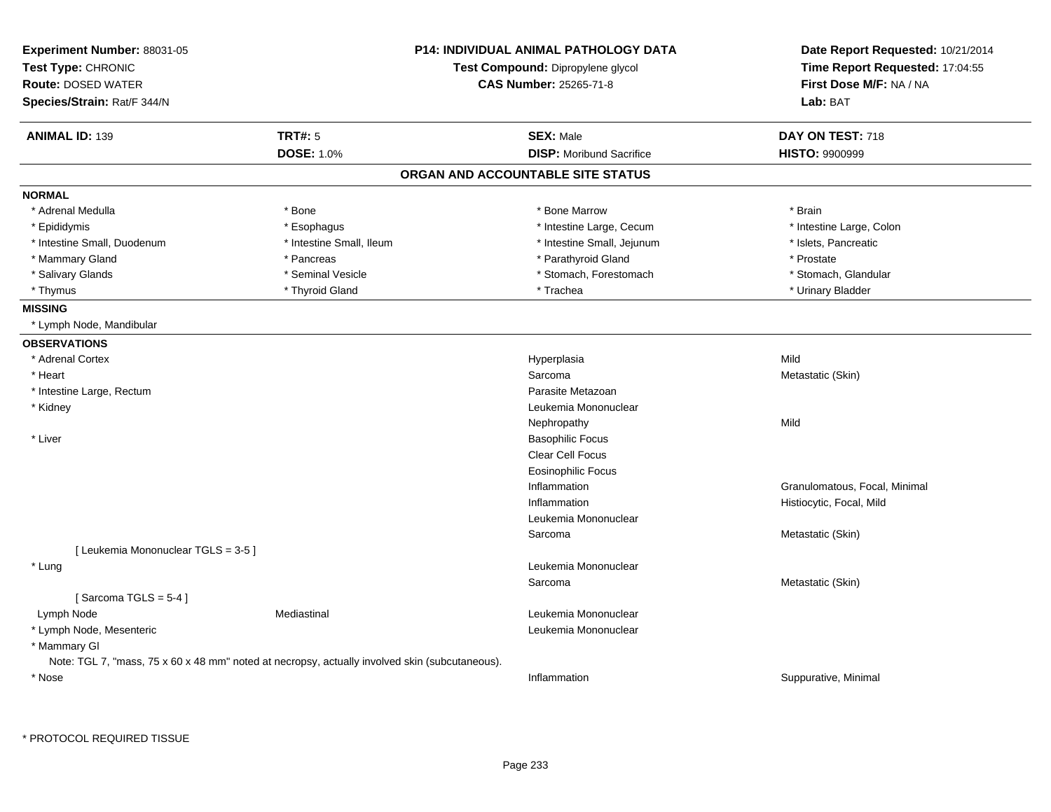**Experiment Number:** 88031-05
**Test Type:** CHRONIC
**Route:** DOSED WATER
**Species/Strain:** Rat/F 344/N

**P14: INDIVIDUAL ANIMAL PATHOLOGY DATA**
**Test Compound:** Dipropylene glycol
**CAS Number:** 25265-71-8

**Date Report Requested:** 10/21/2014
**Time Report Requested:** 17:04:55
**First Dose M/F:** NA / NA
**Lab:** BAT

| **ANIMAL ID:** 139 | **TRT#:** 5 | **SEX:** Male | **DAY ON TEST:** 718 |
|---|---|---|---|
| | **DOSE:** 1.0% | **DISP:** Moribund Sacrifice | **HISTO:** 9900999 |

## ORGAN AND ACCOUNTABLE SITE STATUS

**NORMAL**

| | | | |
|---|---|---|---|
| * Adrenal Medulla | * Bone | * Bone Marrow | * Brain |
| * Epididymis | * Esophagus | * Intestine Large, Cecum | * Intestine Large, Colon |
| * Intestine Small, Duodenum | * Intestine Small, Ileum | * Intestine Small, Jejunum | * Islets, Pancreatic |
| * Mammary Gland | * Pancreas | * Parathyroid Gland | * Prostate |
| * Salivary Glands | * Seminal Vesicle | * Stomach, Forestomach | * Stomach, Glandular |
| * Thymus | * Thyroid Gland | * Trachea | * Urinary Bladder |

**MISSING**

* Lymph Node, Mandibular

**OBSERVATIONS**

| | | | |
|---|---|---|---|
| * Adrenal Cortex | | Hyperplasia | Mild |
| * Heart | | Sarcoma | Metastatic (Skin) |
| * Intestine Large, Rectum | | Parasite Metazoan | |
| * Kidney | | Leukemia Mononuclear | |
| | | Nephropathy | Mild |
| * Liver | | Basophilic Focus | |
| | | Clear Cell Focus | |
| | | Eosinophilic Focus | |
| | | Inflammation | Granulomatous, Focal, Minimal |
| | | Inflammation | Histiocytic, Focal, Mild |
| | | Leukemia Mononuclear | |
| | | Sarcoma | Metastatic (Skin) |
| [ Leukemia Mononuclear TGLS = 3-5 ] | | | |
| * Lung | | Leukemia Mononuclear | |
| | | Sarcoma | Metastatic (Skin) |
| [ Sarcoma TGLS = 5-4 ] | | | |
| Lymph Node | Mediastinal | Leukemia Mononuclear | |
| * Lymph Node, Mesenteric | | Leukemia Mononuclear | |
| * Mammary Gl | | | |
| Note: TGL 7, "mass, 75 x 60 x 48 mm" noted at necropsy, actually involved skin (subcutaneous). | | | |
| * Nose | | Inflammation | Suppurative, Minimal |

* PROTOCOL REQUIRED TISSUE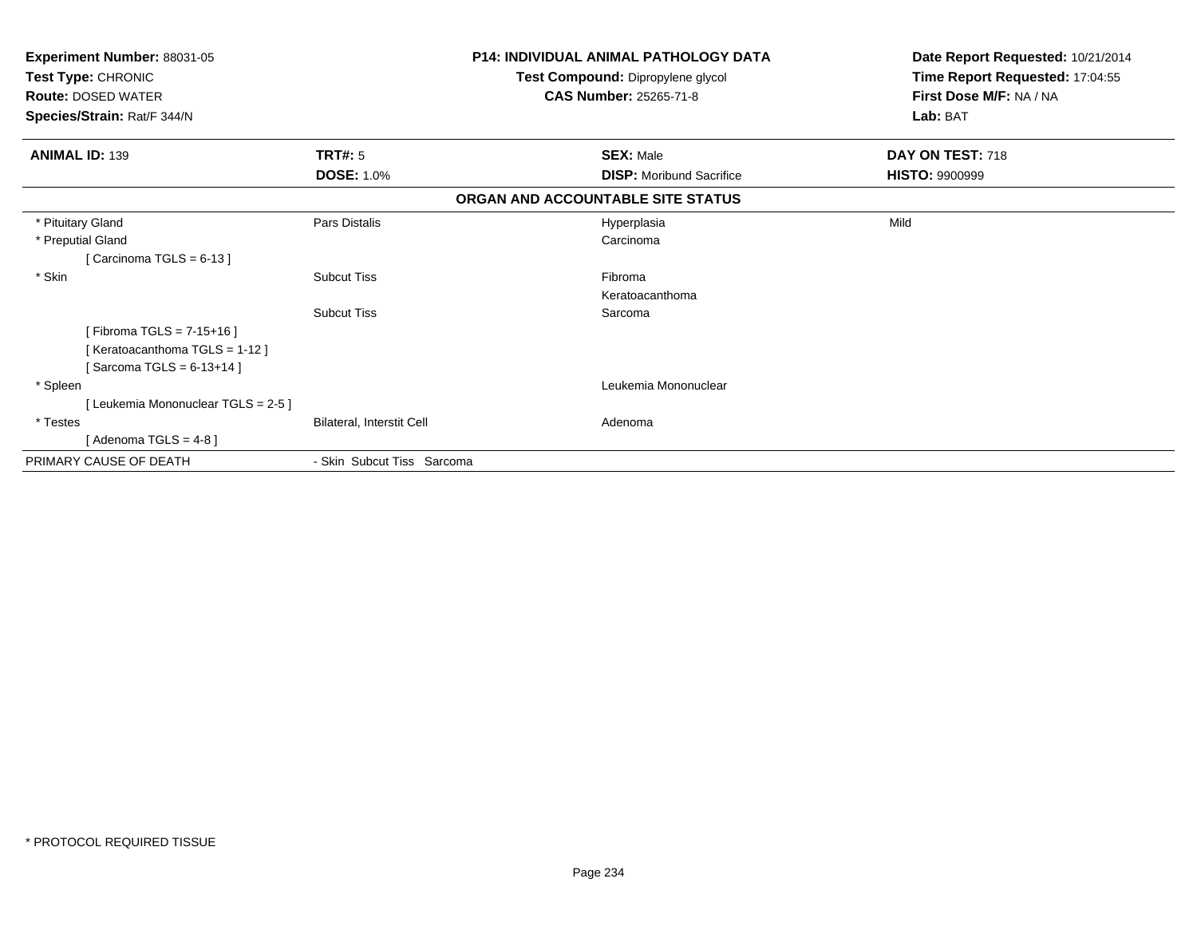**Experiment Number:** 88031-05
**Test Type:** CHRONIC
**Route:** DOSED WATER
**Species/Strain:** Rat/F 344/N

**P14: INDIVIDUAL ANIMAL PATHOLOGY DATA**
**Test Compound:** Dipropylene glycol
**CAS Number:** 25265-71-8

**Date Report Requested:** 10/21/2014
**Time Report Requested:** 17:04:55
**First Dose M/F:** NA / NA
**Lab:** BAT

| **ANIMAL ID:** 139 | **TRT#:** 5 | **SEX:** Male | **DAY ON TEST:** 718 |
|---|---|---|---|
| | **DOSE:** 1.0% | **DISP:** Moribund Sacrifice | **HISTO:** 9900999 |

### ORGAN AND ACCOUNTABLE SITE STATUS

| | | | |
|---|---|---|---|
| * Pituitary Gland | Pars Distalis | Hyperplasia | Mild |
| * Preputial Gland | | Carcinoma | |
| [ Carcinoma TGLS = 6-13 ] | | | |
| * Skin | Subcut Tiss | Fibroma | |
| | | Keratoacanthoma | |
| | Subcut Tiss | Sarcoma | |
| [ Fibroma TGLS = 7-15+16 ] | | | |
| [ Keratoacanthoma TGLS = 1-12 ] | | | |
| [ Sarcoma TGLS = 6-13+14 ] | | | |
| * Spleen | | Leukemia Mononuclear | |
| [ Leukemia Mononuclear TGLS = 2-5 ] | | | |
| * Testes | Bilateral, Interstit Cell | Adenoma | |
| [ Adenoma TGLS = 4-8 ] | | | |
| PRIMARY CAUSE OF DEATH | - Skin Subcut Tiss Sarcoma | | |

* PROTOCOL REQUIRED TISSUE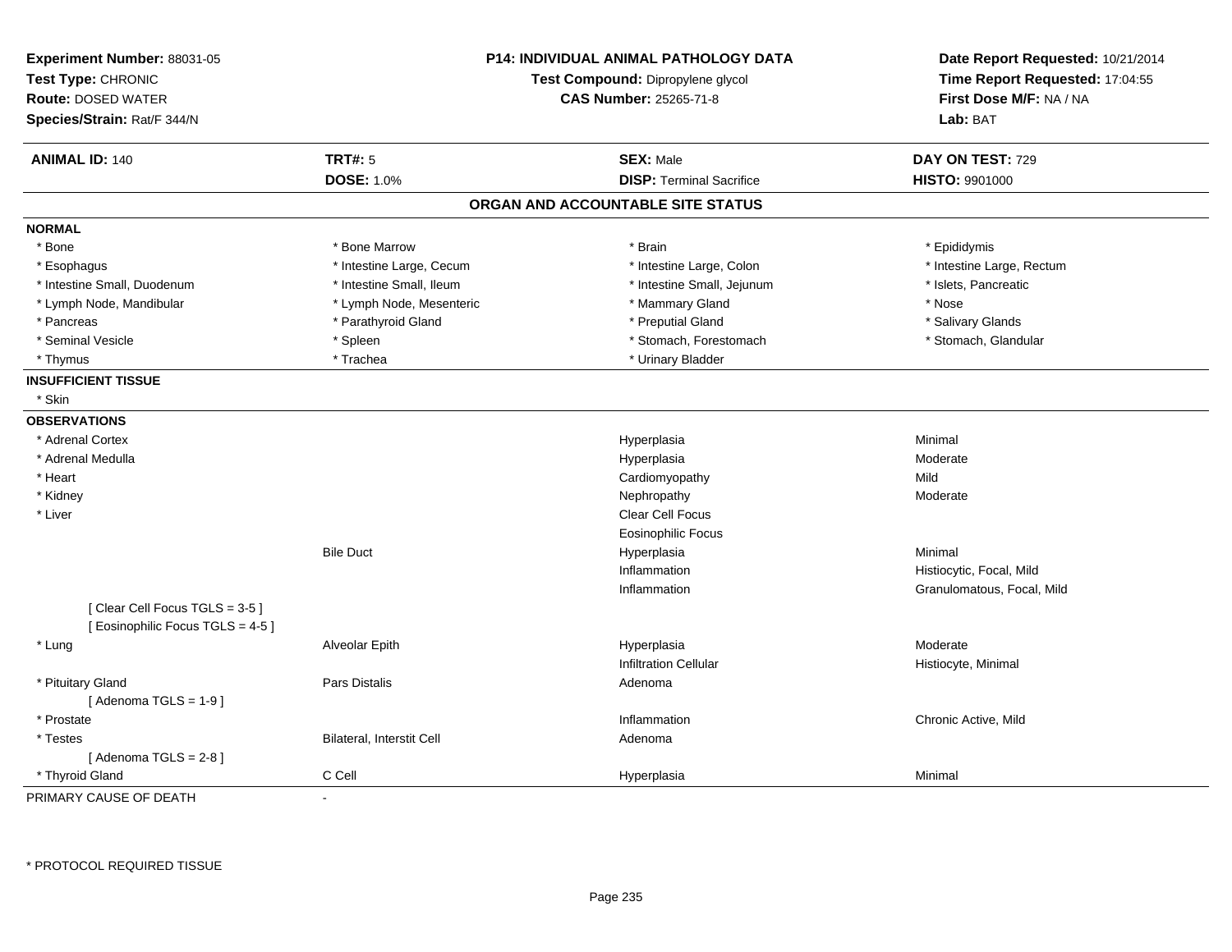**Experiment Number:** 88031-05
**Test Type:** CHRONIC
**Route:** DOSED WATER
**Species/Strain:** Rat/F 344/N

**P14: INDIVIDUAL ANIMAL PATHOLOGY DATA**
**Test Compound:** Dipropylene glycol
**CAS Number:** 25265-71-8

**Date Report Requested:** 10/21/2014
**Time Report Requested:** 17:04:55
**First Dose M/F:** NA / NA
**Lab:** BAT

| **ANIMAL ID:** 140 | **TRT#:** 5 | **SEX:** Male | **DAY ON TEST:** 729 |
|---|---|---|---|
| | **DOSE:** 1.0% | **DISP:** Terminal Sacrifice | **HISTO:** 9901000 |

## ORGAN AND ACCOUNTABLE SITE STATUS

**NORMAL**

| | | | |
|---|---|---|---|
| * Bone | * Bone Marrow | * Brain | * Epididymis |
| * Esophagus | * Intestine Large, Cecum | * Intestine Large, Colon | * Intestine Large, Rectum |
| * Intestine Small, Duodenum | * Intestine Small, Ileum | * Intestine Small, Jejunum | * Islets, Pancreatic |
| * Lymph Node, Mandibular | * Lymph Node, Mesenteric | * Mammary Gland | * Nose |
| * Pancreas | * Parathyroid Gland | * Preputial Gland | * Salivary Glands |
| * Seminal Vesicle | * Spleen | * Stomach, Forestomach | * Stomach, Glandular |
| * Thymus | * Trachea | * Urinary Bladder | |

**INSUFFICIENT TISSUE**

* Skin

**OBSERVATIONS**

| | | | |
|---|---|---|---|
| * Adrenal Cortex | | Hyperplasia | Minimal |
| * Adrenal Medulla | | Hyperplasia | Moderate |
| * Heart | | Cardiomyopathy | Mild |
| * Kidney | | Nephropathy | Moderate |
| * Liver | | Clear Cell Focus | |
| | | Eosinophilic Focus | |
| | Bile Duct | Hyperplasia | Minimal |
| | | Inflammation | Histiocytic, Focal, Mild |
| | | Inflammation | Granulomatous, Focal, Mild |
| [ Clear Cell Focus TGLS = 3-5 ] | | | |
| [ Eosinophilic Focus TGLS = 4-5 ] | | | |
| * Lung | Alveolar Epith | Hyperplasia | Moderate |
| | | Infiltration Cellular | Histiocyte, Minimal |
| * Pituitary Gland | Pars Distalis | Adenoma | |
| [ Adenoma TGLS = 1-9 ] | | | |
| * Prostate | | Inflammation | Chronic Active, Mild |
| * Testes | Bilateral, Interstit Cell | Adenoma | |
| [ Adenoma TGLS = 2-8 ] | | | |
| * Thyroid Gland | C Cell | Hyperplasia | Minimal |

PRIMARY CAUSE OF DEATH -

\* PROTOCOL REQUIRED TISSUE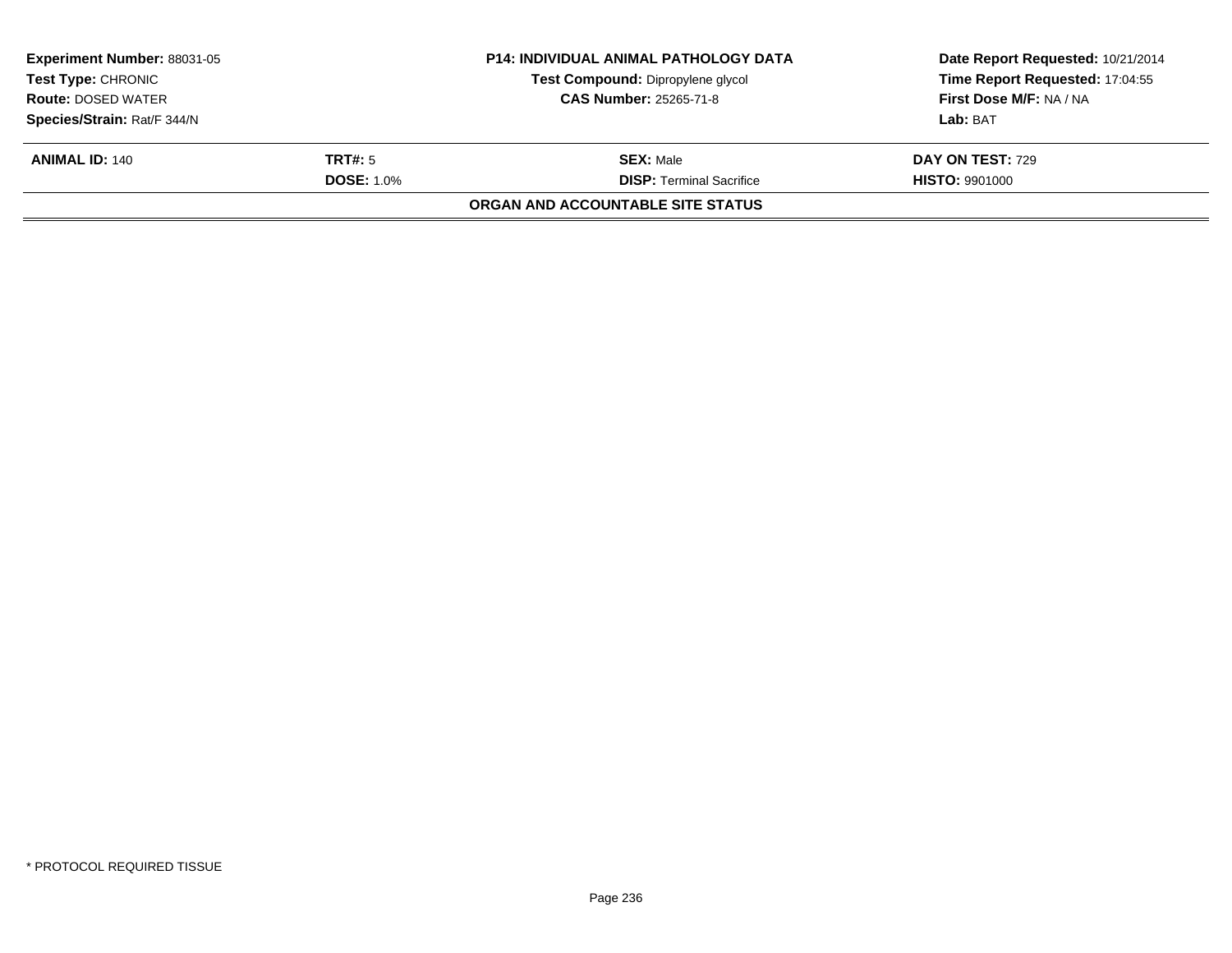**Experiment Number:** 88031-05
**Test Type:** CHRONIC
**Route:** DOSED WATER
**Species/Strain:** Rat/F 344/N

**P14: INDIVIDUAL ANIMAL PATHOLOGY DATA**
**Test Compound:** Dipropylene glycol
**CAS Number:** 25265-71-8

**Date Report Requested:** 10/21/2014
**Time Report Requested:** 17:04:55
**First Dose M/F:** NA / NA
**Lab:** BAT

| **ANIMAL ID:** 140 | **TRT#:** 5 | **SEX:** Male | **DAY ON TEST:** 729 |
|---|---|---|---|
| | **DOSE:** 1.0% | **DISP:** Terminal Sacrifice | **HISTO:** 9901000 |

**ORGAN AND ACCOUNTABLE SITE STATUS**

* PROTOCOL REQUIRED TISSUE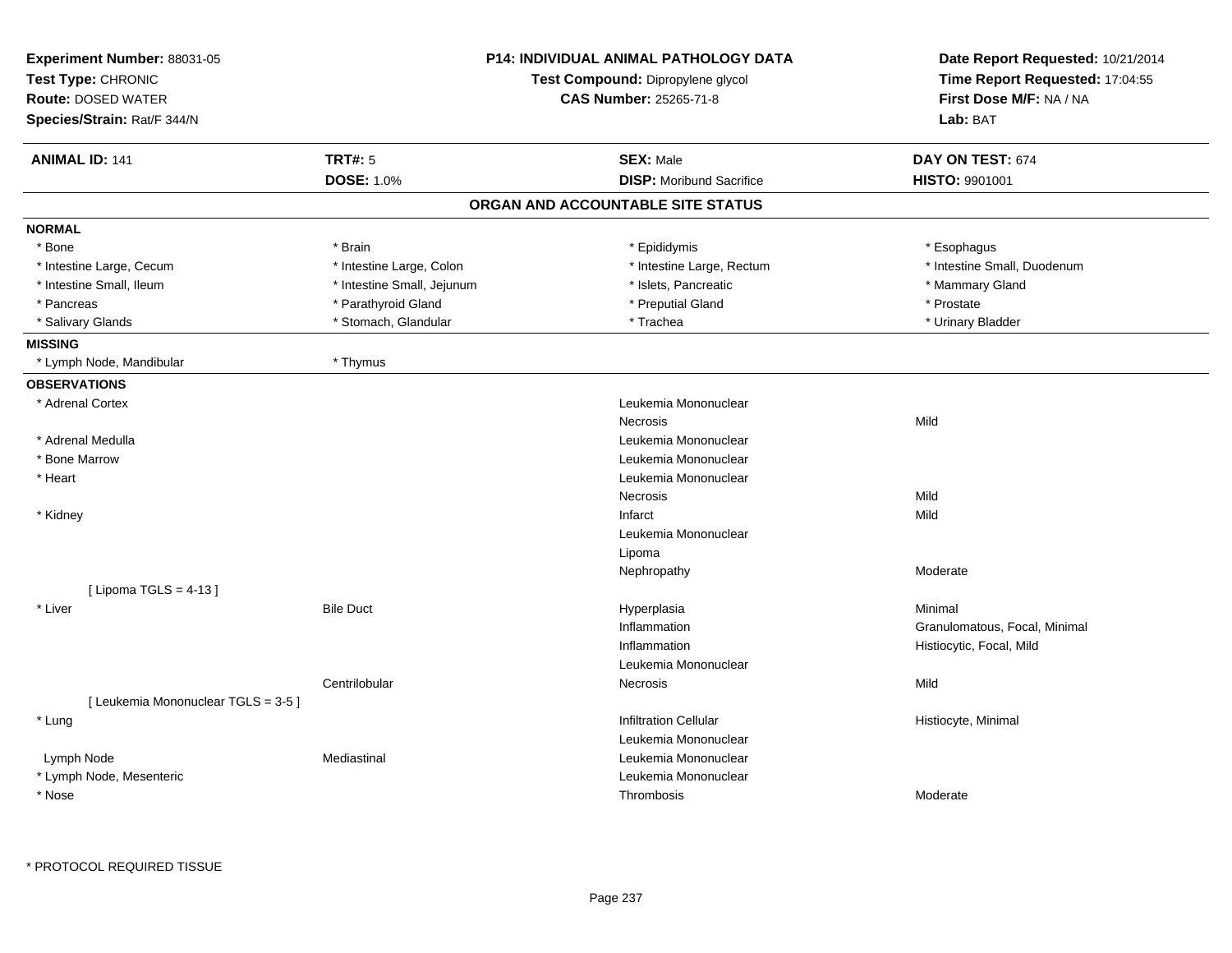**Experiment Number:** 88031-05
**Test Type:** CHRONIC
**Route:** DOSED WATER
**Species/Strain:** Rat/F 344/N

**P14: INDIVIDUAL ANIMAL PATHOLOGY DATA**
**Test Compound:** Dipropylene glycol
**CAS Number:** 25265-71-8

**Date Report Requested:** 10/21/2014
**Time Report Requested:** 17:04:55
**First Dose M/F:** NA / NA
**Lab:** BAT

| **ANIMAL ID:** 141 | **TRT#:** 5 | **SEX:** Male | **DAY ON TEST:** 674 |
|---|---|---|---|
| | **DOSE:** 1.0% | **DISP:** Moribund Sacrifice | **HISTO:** 9901001 |

## ORGAN AND ACCOUNTABLE SITE STATUS

**NORMAL**

| | | | |
|---|---|---|---|
| * Bone | * Brain | * Epididymis | * Esophagus |
| * Intestine Large, Cecum | * Intestine Large, Colon | * Intestine Large, Rectum | * Intestine Small, Duodenum |
| * Intestine Small, Ileum | * Intestine Small, Jejunum | * Islets, Pancreatic | * Mammary Gland |
| * Pancreas | * Parathyroid Gland | * Preputial Gland | * Prostate |
| * Salivary Glands | * Stomach, Glandular | * Trachea | * Urinary Bladder |

**MISSING**

| | |
|---|---|
| * Lymph Node, Mandibular | * Thymus |

**OBSERVATIONS**

| Organ | Site | Observation | Qualifier |
|---|---|---|---|
| * Adrenal Cortex | | Leukemia Mononuclear | |
| | | Necrosis | Mild |
| * Adrenal Medulla | | Leukemia Mononuclear | |
| * Bone Marrow | | Leukemia Mononuclear | |
| * Heart | | Leukemia Mononuclear | |
| | | Necrosis | Mild |
| * Kidney | | Infarct | Mild |
| | | Leukemia Mononuclear | |
| | | Lipoma | |
| | | Nephropathy | Moderate |
| [ Lipoma TGLS = 4-13 ] | | | |
| * Liver | Bile Duct | Hyperplasia | Minimal |
| | | Inflammation | Granulomatous, Focal, Minimal |
| | | Inflammation | Histiocytic, Focal, Mild |
| | | Leukemia Mononuclear | |
| | Centrilobular | Necrosis | Mild |
| [ Leukemia Mononuclear TGLS = 3-5 ] | | | |
| * Lung | | Infiltration Cellular | Histiocyte, Minimal |
| | | Leukemia Mononuclear | |
| Lymph Node | Mediastinal | Leukemia Mononuclear | |
| * Lymph Node, Mesenteric | | Leukemia Mononuclear | |
| * Nose | | Thrombosis | Moderate |

\* PROTOCOL REQUIRED TISSUE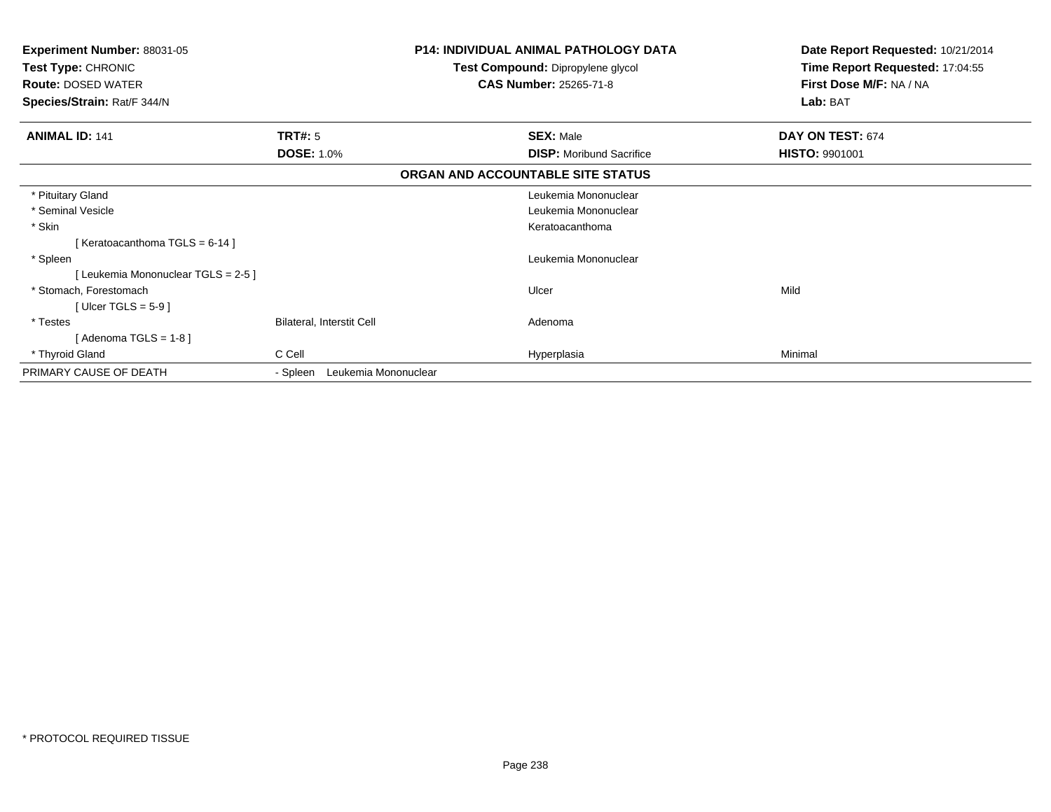**Experiment Number:** 88031-05
**Test Type:** CHRONIC
**Route:** DOSED WATER
**Species/Strain:** Rat/F 344/N

**P14: INDIVIDUAL ANIMAL PATHOLOGY DATA**
**Test Compound:** Dipropylene glycol
**CAS Number:** 25265-71-8

**Date Report Requested:** 10/21/2014
**Time Report Requested:** 17:04:55
**First Dose M/F:** NA / NA
**Lab:** BAT

| **ANIMAL ID:** 141 | **TRT#:** 5 | **SEX:** Male | **DAY ON TEST:** 674 |
|---|---|---|---|
| | **DOSE:** 1.0% | **DISP:** Moribund Sacrifice | **HISTO:** 9901001 |

**ORGAN AND ACCOUNTABLE SITE STATUS**

| | | | |
|---|---|---|---|
| * Pituitary Gland | | Leukemia Mononuclear | |
| * Seminal Vesicle | | Leukemia Mononuclear | |
| * Skin | | Keratoacanthoma | |
| [ Keratoacanthoma TGLS = 6-14 ] | | | |
| * Spleen | | Leukemia Mononuclear | |
| [ Leukemia Mononuclear TGLS = 2-5 ] | | | |
| * Stomach, Forestomach | | Ulcer | Mild |
| [ Ulcer TGLS = 5-9 ] | | | |
| * Testes | Bilateral, Interstit Cell | Adenoma | |
| [ Adenoma TGLS = 1-8 ] | | | |
| * Thyroid Gland | C Cell | Hyperplasia | Minimal |
| PRIMARY CAUSE OF DEATH | - Spleen Leukemia Mononuclear | | |

\* PROTOCOL REQUIRED TISSUE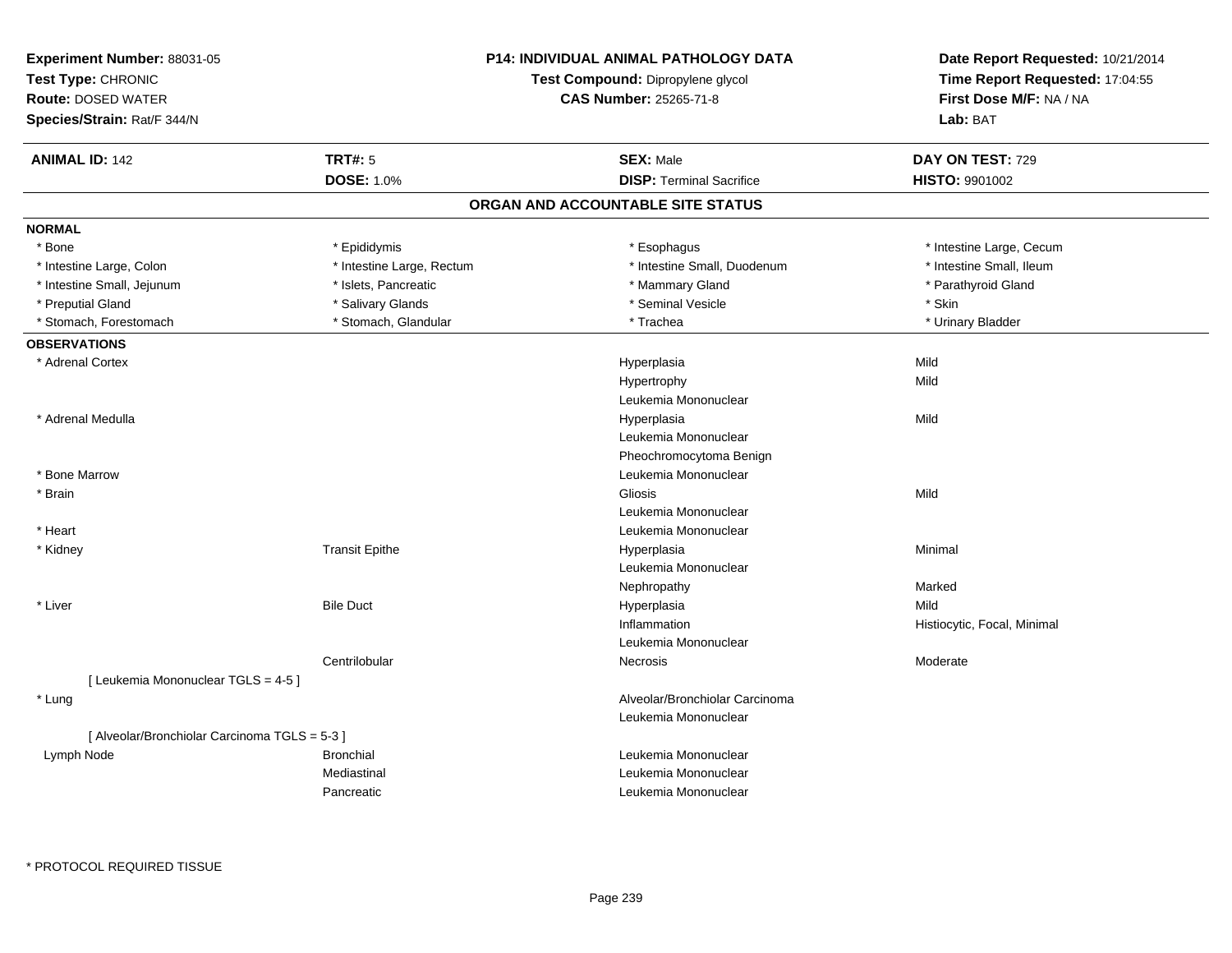**Experiment Number:** 88031-05
**Test Type:** CHRONIC
**Route:** DOSED WATER
**Species/Strain:** Rat/F 344/N

**P14: INDIVIDUAL ANIMAL PATHOLOGY DATA**
**Test Compound:** Dipropylene glycol
**CAS Number:** 25265-71-8

**Date Report Requested:** 10/21/2014
**Time Report Requested:** 17:04:55
**First Dose M/F:** NA / NA
**Lab:** BAT

| **ANIMAL ID:** 142 | **TRT#:** 5 | **SEX:** Male | **DAY ON TEST:** 729 |
|---|---|---|---|
| | **DOSE:** 1.0% | **DISP:** Terminal Sacrifice | **HISTO:** 9901002 |

## ORGAN AND ACCOUNTABLE SITE STATUS

**NORMAL**

| | | | |
|---|---|---|---|
| * Bone | * Epididymis | * Esophagus | * Intestine Large, Cecum |
| * Intestine Large, Colon | * Intestine Large, Rectum | * Intestine Small, Duodenum | * Intestine Small, Ileum |
| * Intestine Small, Jejunum | * Islets, Pancreatic | * Mammary Gland | * Parathyroid Gland |
| * Preputial Gland | * Salivary Glands | * Seminal Vesicle | * Skin |
| * Stomach, Forestomach | * Stomach, Glandular | * Trachea | * Urinary Bladder |

**OBSERVATIONS**

| | | | |
|---|---|---|---|
| * Adrenal Cortex | | Hyperplasia | Mild |
| | | Hypertrophy | Mild |
| | | Leukemia Mononuclear | |
| * Adrenal Medulla | | Hyperplasia | Mild |
| | | Leukemia Mononuclear | |
| | | Pheochromocytoma Benign | |
| * Bone Marrow | | Leukemia Mononuclear | |
| * Brain | | Gliosis | Mild |
| | | Leukemia Mononuclear | |
| * Heart | | Leukemia Mononuclear | |
| * Kidney | Transit Epithe | Hyperplasia | Minimal |
| | | Leukemia Mononuclear | |
| | | Nephropathy | Marked |
| * Liver | Bile Duct | Hyperplasia | Mild |
| | | Inflammation | Histiocytic, Focal, Minimal |
| | | Leukemia Mononuclear | |
| | Centrilobular | Necrosis | Moderate |
| [ Leukemia Mononuclear TGLS = 4-5 ] | | | |
| * Lung | | Alveolar/Bronchiolar Carcinoma | |
| | | Leukemia Mononuclear | |
| [ Alveolar/Bronchiolar Carcinoma TGLS = 5-3 ] | | | |
| Lymph Node | Bronchial | Leukemia Mononuclear | |
| | Mediastinal | Leukemia Mononuclear | |
| | Pancreatic | Leukemia Mononuclear | |

\* PROTOCOL REQUIRED TISSUE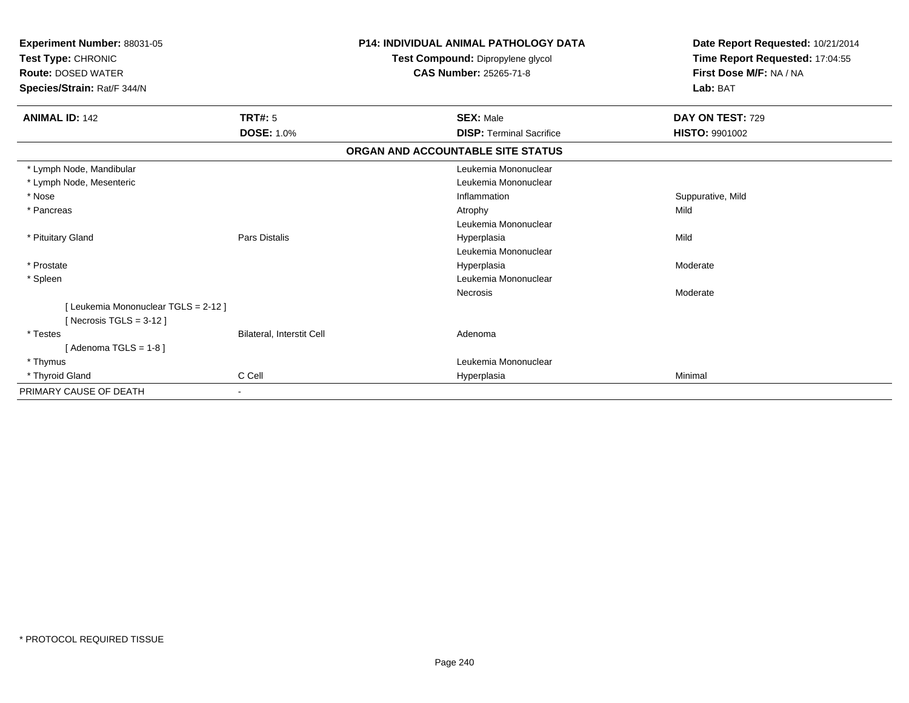**Experiment Number:** 88031-05
**Test Type:** CHRONIC
**Route:** DOSED WATER
**Species/Strain:** Rat/F 344/N

**P14: INDIVIDUAL ANIMAL PATHOLOGY DATA**
**Test Compound:** Dipropylene glycol
**CAS Number:** 25265-71-8

**Date Report Requested:** 10/21/2014
**Time Report Requested:** 17:04:55
**First Dose M/F:** NA / NA
**Lab:** BAT

| **ANIMAL ID:** 142 | **TRT#:** 5 | **SEX:** Male | **DAY ON TEST:** 729 |
|---|---|---|---|
| | **DOSE:** 1.0% | **DISP:** Terminal Sacrifice | **HISTO:** 9901002 |

**ORGAN AND ACCOUNTABLE SITE STATUS**

| | | | |
|---|---|---|---|
| * Lymph Node, Mandibular | | Leukemia Mononuclear | |
| * Lymph Node, Mesenteric | | Leukemia Mononuclear | |
| * Nose | | Inflammation | Suppurative, Mild |
| * Pancreas | | Atrophy | Mild |
| | | Leukemia Mononuclear | |
| * Pituitary Gland | Pars Distalis | Hyperplasia | Mild |
| | | Leukemia Mononuclear | |
| * Prostate | | Hyperplasia | Moderate |
| * Spleen | | Leukemia Mononuclear | |
| | | Necrosis | Moderate |
| [ Leukemia Mononuclear TGLS = 2-12 ] | | | |
| [ Necrosis TGLS = 3-12 ] | | | |
| * Testes | Bilateral, Interstit Cell | Adenoma | |
| [ Adenoma TGLS = 1-8 ] | | | |
| * Thymus | | Leukemia Mononuclear | |
| * Thyroid Gland | C Cell | Hyperplasia | Minimal |
| PRIMARY CAUSE OF DEATH | - | | |

* PROTOCOL REQUIRED TISSUE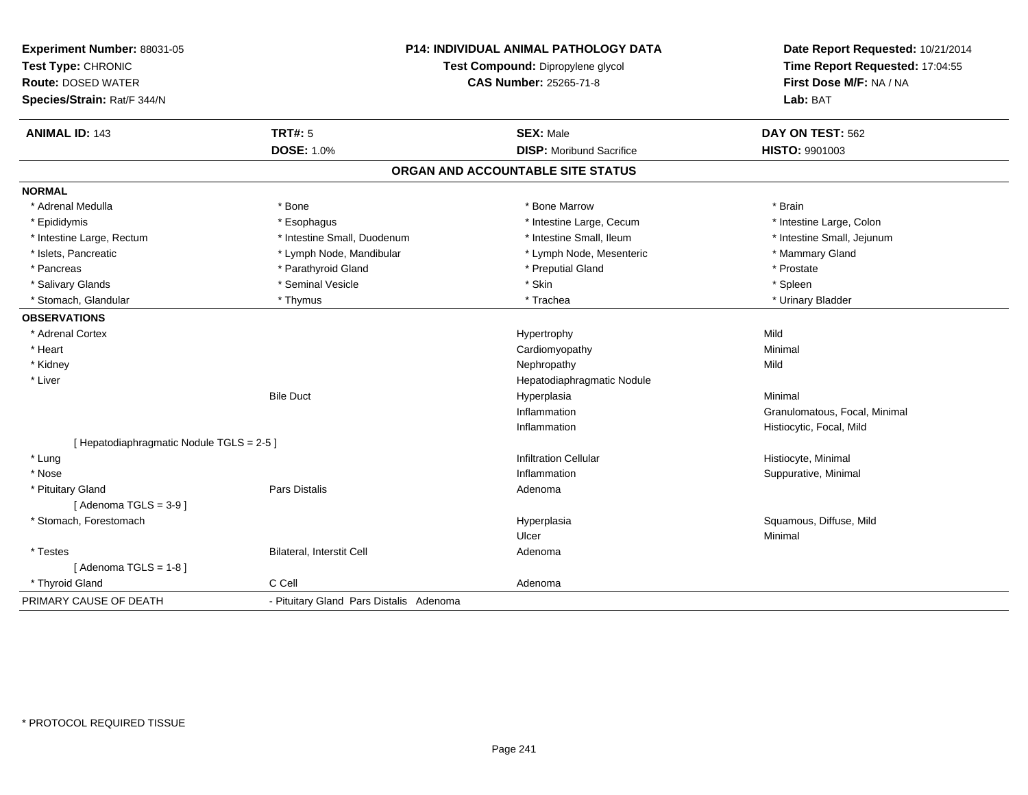**Experiment Number:** 88031-05
**Test Type:** CHRONIC
**Route:** DOSED WATER
**Species/Strain:** Rat/F 344/N

**P14: INDIVIDUAL ANIMAL PATHOLOGY DATA**
**Test Compound:** Dipropylene glycol
**CAS Number:** 25265-71-8

**Date Report Requested:** 10/21/2014
**Time Report Requested:** 17:04:55
**First Dose M/F:** NA / NA
**Lab:** BAT

| **ANIMAL ID:** 143 | **TRT#:** 5 | **SEX:** Male | **DAY ON TEST:** 562 |
|---|---|---|---|
| | **DOSE:** 1.0% | **DISP:** Moribund Sacrifice | **HISTO:** 9901003 |

## ORGAN AND ACCOUNTABLE SITE STATUS

**NORMAL**

| | | | |
|---|---|---|---|
| * Adrenal Medulla | * Bone | * Bone Marrow | * Brain |
| * Epididymis | * Esophagus | * Intestine Large, Cecum | * Intestine Large, Colon |
| * Intestine Large, Rectum | * Intestine Small, Duodenum | * Intestine Small, Ileum | * Intestine Small, Jejunum |
| * Islets, Pancreatic | * Lymph Node, Mandibular | * Lymph Node, Mesenteric | * Mammary Gland |
| * Pancreas | * Parathyroid Gland | * Preputial Gland | * Prostate |
| * Salivary Glands | * Seminal Vesicle | * Skin | * Spleen |
| * Stomach, Glandular | * Thymus | * Trachea | * Urinary Bladder |

**OBSERVATIONS**

| | | | |
|---|---|---|---|
| * Adrenal Cortex | | Hypertrophy | Mild |
| * Heart | | Cardiomyopathy | Minimal |
| * Kidney | | Nephropathy | Mild |
| * Liver | | Hepatodiaphragmatic Nodule | |
| | Bile Duct | Hyperplasia | Minimal |
| | | Inflammation | Granulomatous, Focal, Minimal |
| | | Inflammation | Histiocytic, Focal, Mild |
| [ Hepatodiaphragmatic Nodule TGLS = 2-5 ] | | | |
| * Lung | | Infiltration Cellular | Histiocyte, Minimal |
| * Nose | | Inflammation | Suppurative, Minimal |
| * Pituitary Gland | Pars Distalis | Adenoma | |
| [ Adenoma TGLS = 3-9 ] | | | |
| * Stomach, Forestomach | | Hyperplasia | Squamous, Diffuse, Mild |
| | | Ulcer | Minimal |
| * Testes | Bilateral, Interstit Cell | Adenoma | |
| [ Adenoma TGLS = 1-8 ] | | | |
| * Thyroid Gland | C Cell | Adenoma | |

PRIMARY CAUSE OF DEATH - Pituitary Gland Pars Distalis Adenoma

* PROTOCOL REQUIRED TISSUE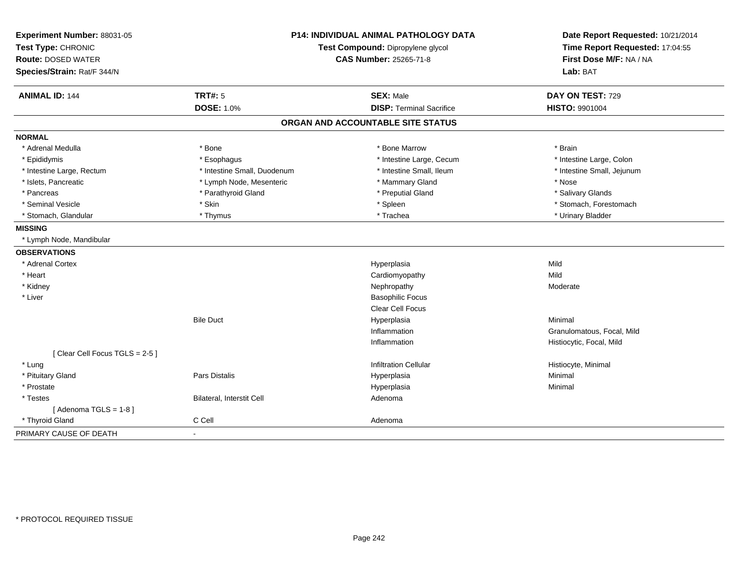**Experiment Number:** 88031-05
**Test Type:** CHRONIC
**Route:** DOSED WATER
**Species/Strain:** Rat/F 344/N

**P14: INDIVIDUAL ANIMAL PATHOLOGY DATA**
**Test Compound:** Dipropylene glycol
**CAS Number:** 25265-71-8

**Date Report Requested:** 10/21/2014
**Time Report Requested:** 17:04:55
**First Dose M/F:** NA / NA
**Lab:** BAT

| **ANIMAL ID:** 144 | **TRT#:** 5 | **SEX:** Male | **DAY ON TEST:** 729 |
|---|---|---|---|
| | **DOSE:** 1.0% | **DISP:** Terminal Sacrifice | **HISTO:** 9901004 |

## ORGAN AND ACCOUNTABLE SITE STATUS

**NORMAL**

| | | | |
|---|---|---|---|
| * Adrenal Medulla | * Bone | * Bone Marrow | * Brain |
| * Epididymis | * Esophagus | * Intestine Large, Cecum | * Intestine Large, Colon |
| * Intestine Large, Rectum | * Intestine Small, Duodenum | * Intestine Small, Ileum | * Intestine Small, Jejunum |
| * Islets, Pancreatic | * Lymph Node, Mesenteric | * Mammary Gland | * Nose |
| * Pancreas | * Parathyroid Gland | * Preputial Gland | * Salivary Glands |
| * Seminal Vesicle | * Skin | * Spleen | * Stomach, Forestomach |
| * Stomach, Glandular | * Thymus | * Trachea | * Urinary Bladder |

**MISSING**

* Lymph Node, Mandibular

**OBSERVATIONS**

| | | | |
|---|---|---|---|
| * Adrenal Cortex | | Hyperplasia | Mild |
| * Heart | | Cardiomyopathy | Mild |
| * Kidney | | Nephropathy | Moderate |
| * Liver | | Basophilic Focus | |
| | | Clear Cell Focus | |
| | Bile Duct | Hyperplasia | Minimal |
| | | Inflammation | Granulomatous, Focal, Mild |
| | | Inflammation | Histiocytic, Focal, Mild |
| [ Clear Cell Focus TGLS = 2-5 ] | | | |
| * Lung | | Infiltration Cellular | Histiocyte, Minimal |
| * Pituitary Gland | Pars Distalis | Hyperplasia | Minimal |
| * Prostate | | Hyperplasia | Minimal |
| * Testes | Bilateral, Interstit Cell | Adenoma | |
| [ Adenoma TGLS = 1-8 ] | | | |
| * Thyroid Gland | C Cell | Adenoma | |

PRIMARY CAUSE OF DEATH -

* PROTOCOL REQUIRED TISSUE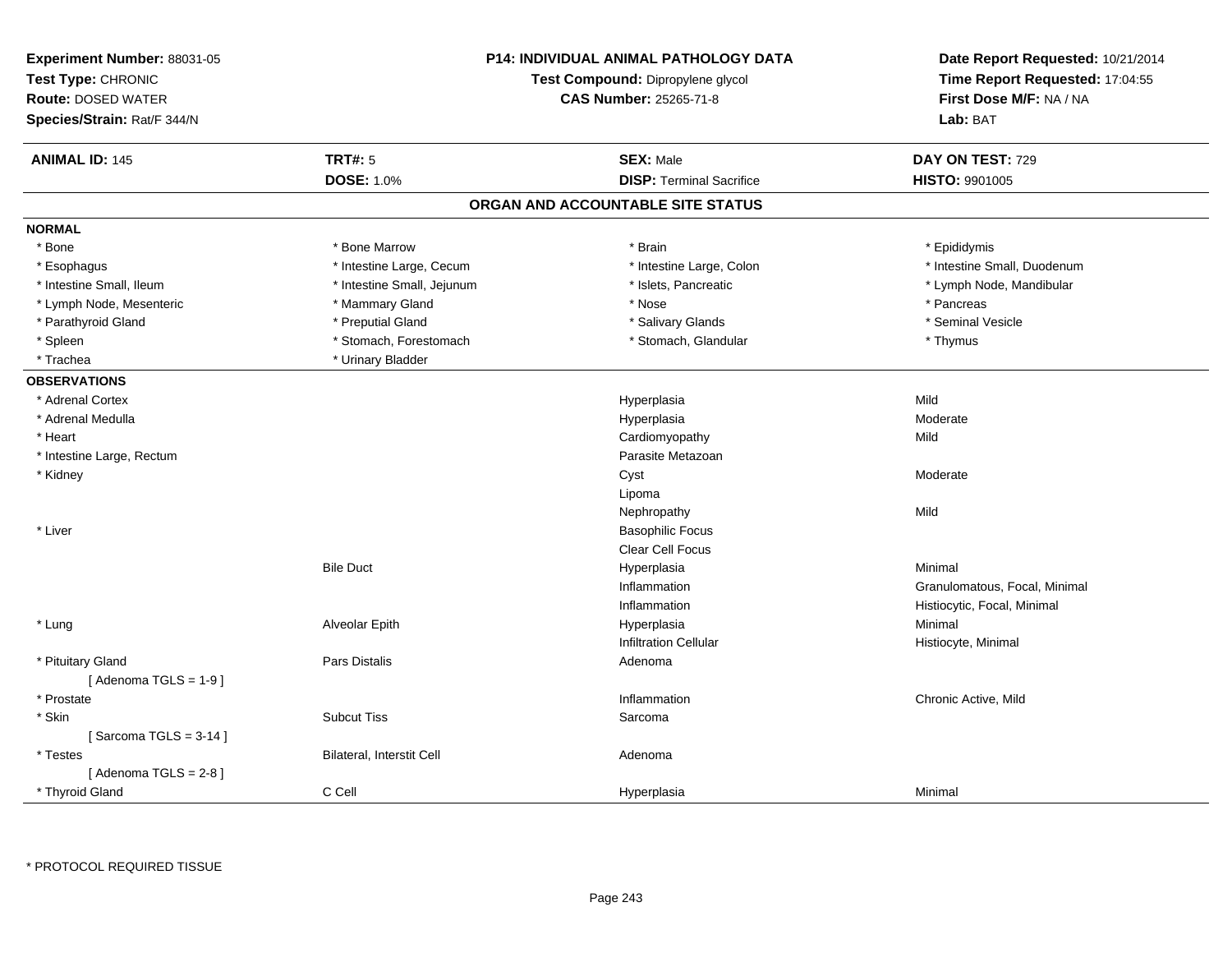**Experiment Number:** 88031-05
**Test Type:** CHRONIC
**Route:** DOSED WATER
**Species/Strain:** Rat/F 344/N

**P14: INDIVIDUAL ANIMAL PATHOLOGY DATA**
**Test Compound:** Dipropylene glycol
**CAS Number:** 25265-71-8

**Date Report Requested:** 10/21/2014
**Time Report Requested:** 17:04:55
**First Dose M/F:** NA / NA
**Lab:** BAT

| **ANIMAL ID:** 145 | **TRT#:** 5 | **SEX:** Male | **DAY ON TEST:** 729 |
|---|---|---|---|
| | **DOSE:** 1.0% | **DISP:** Terminal Sacrifice | **HISTO:** 9901005 |

## ORGAN AND ACCOUNTABLE SITE STATUS

**NORMAL**

| | | | |
|---|---|---|---|
| * Bone | * Bone Marrow | * Brain | * Epididymis |
| * Esophagus | * Intestine Large, Cecum | * Intestine Large, Colon | * Intestine Small, Duodenum |
| * Intestine Small, Ileum | * Intestine Small, Jejunum | * Islets, Pancreatic | * Lymph Node, Mandibular |
| * Lymph Node, Mesenteric | * Mammary Gland | * Nose | * Pancreas |
| * Parathyroid Gland | * Preputial Gland | * Salivary Glands | * Seminal Vesicle |
| * Spleen | * Stomach, Forestomach | * Stomach, Glandular | * Thymus |
| * Trachea | * Urinary Bladder | | |

**OBSERVATIONS**

| | | | |
|---|---|---|---|
| * Adrenal Cortex | | Hyperplasia | Mild |
| * Adrenal Medulla | | Hyperplasia | Moderate |
| * Heart | | Cardiomyopathy | Mild |
| * Intestine Large, Rectum | | Parasite Metazoan | |
| * Kidney | | Cyst | Moderate |
| | | Lipoma | |
| | | Nephropathy | Mild |
| * Liver | | Basophilic Focus | |
| | | Clear Cell Focus | |
| | Bile Duct | Hyperplasia | Minimal |
| | | Inflammation | Granulomatous, Focal, Minimal |
| | | Inflammation | Histiocytic, Focal, Minimal |
| * Lung | Alveolar Epith | Hyperplasia | Minimal |
| | | Infiltration Cellular | Histiocyte, Minimal |
| * Pituitary Gland | Pars Distalis | Adenoma | |
| [ Adenoma TGLS = 1-9 ] | | | |
| * Prostate | | Inflammation | Chronic Active, Mild |
| * Skin | Subcut Tiss | Sarcoma | |
| [ Sarcoma TGLS = 3-14 ] | | | |
| * Testes | Bilateral, Interstit Cell | Adenoma | |
| [ Adenoma TGLS = 2-8 ] | | | |
| * Thyroid Gland | C Cell | Hyperplasia | Minimal |

* PROTOCOL REQUIRED TISSUE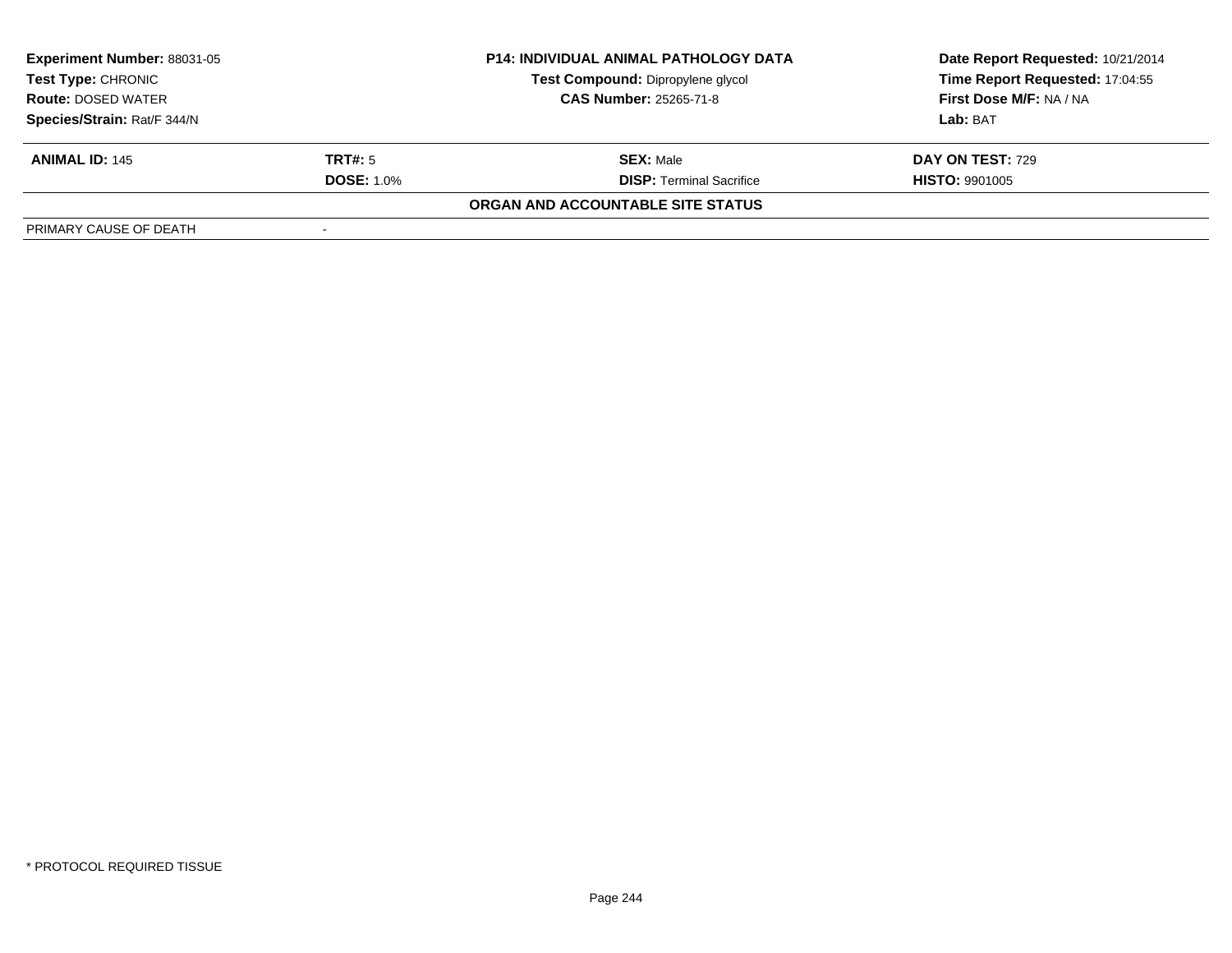| **Experiment Number:** 88031-05 | **P14: INDIVIDUAL ANIMAL PATHOLOGY DATA** | **Date Report Requested:** 10/21/2014 |
|---|---|---|
| **Test Type:** CHRONIC | **Test Compound:** Dipropylene glycol | **Time Report Requested:** 17:04:55 |
| **Route:** DOSED WATER | **CAS Number:** 25265-71-8 | **First Dose M/F:** NA / NA |
| **Species/Strain:** Rat/F 344/N | | **Lab:** BAT |

| **ANIMAL ID:** 145 | **TRT#:** 5 | **SEX:** Male | **DAY ON TEST:** 729 |
|---|---|---|---|
| | **DOSE:** 1.0% | **DISP:** Terminal Sacrifice | **HISTO:** 9901005 |

**ORGAN AND ACCOUNTABLE SITE STATUS**

| PRIMARY CAUSE OF DEATH | - |
|---|---|

\* PROTOCOL REQUIRED TISSUE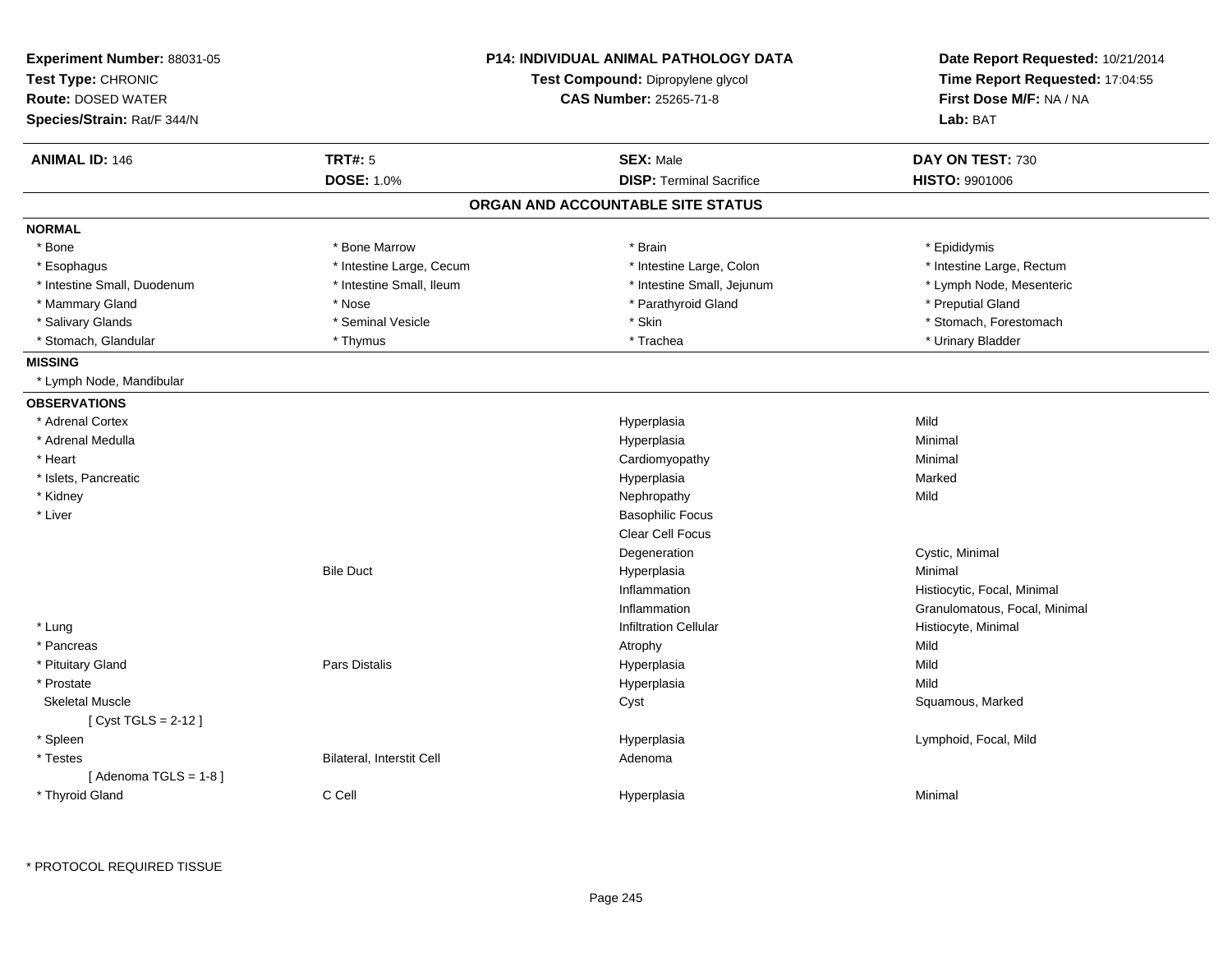**Experiment Number:** 88031-05
**Test Type:** CHRONIC
**Route:** DOSED WATER
**Species/Strain:** Rat/F 344/N

**P14: INDIVIDUAL ANIMAL PATHOLOGY DATA**
**Test Compound:** Dipropylene glycol
**CAS Number:** 25265-71-8

**Date Report Requested:** 10/21/2014
**Time Report Requested:** 17:04:55
**First Dose M/F:** NA / NA
**Lab:** BAT

| **ANIMAL ID:** 146 | **TRT#:** 5 | **SEX:** Male | **DAY ON TEST:** 730 |
|---|---|---|---|
| | **DOSE:** 1.0% | **DISP:** Terminal Sacrifice | **HISTO:** 9901006 |

## ORGAN AND ACCOUNTABLE SITE STATUS

**NORMAL**

| | | | |
|---|---|---|---|
| * Bone | * Bone Marrow | * Brain | * Epididymis |
| * Esophagus | * Intestine Large, Cecum | * Intestine Large, Colon | * Intestine Large, Rectum |
| * Intestine Small, Duodenum | * Intestine Small, Ileum | * Intestine Small, Jejunum | * Lymph Node, Mesenteric |
| * Mammary Gland | * Nose | * Parathyroid Gland | * Preputial Gland |
| * Salivary Glands | * Seminal Vesicle | * Skin | * Stomach, Forestomach |
| * Stomach, Glandular | * Thymus | * Trachea | * Urinary Bladder |

**MISSING**

* Lymph Node, Mandibular

**OBSERVATIONS**

| | | | |
|---|---|---|---|
| * Adrenal Cortex | | Hyperplasia | Mild |
| * Adrenal Medulla | | Hyperplasia | Minimal |
| * Heart | | Cardiomyopathy | Minimal |
| * Islets, Pancreatic | | Hyperplasia | Marked |
| * Kidney | | Nephropathy | Mild |
| * Liver | | Basophilic Focus | |
| | | Clear Cell Focus | |
| | | Degeneration | Cystic, Minimal |
| | Bile Duct | Hyperplasia | Minimal |
| | | Inflammation | Histiocytic, Focal, Minimal |
| | | Inflammation | Granulomatous, Focal, Minimal |
| * Lung | | Infiltration Cellular | Histiocyte, Minimal |
| * Pancreas | | Atrophy | Mild |
| * Pituitary Gland | Pars Distalis | Hyperplasia | Mild |
| * Prostate | | Hyperplasia | Mild |
| Skeletal Muscle | | Cyst | Squamous, Marked |
| [ Cyst TGLS = 2-12 ] | | | |
| * Spleen | | Hyperplasia | Lymphoid, Focal, Mild |
| * Testes | Bilateral, Interstit Cell | Adenoma | |
| [ Adenoma TGLS = 1-8 ] | | | |
| * Thyroid Gland | C Cell | Hyperplasia | Minimal |

* PROTOCOL REQUIRED TISSUE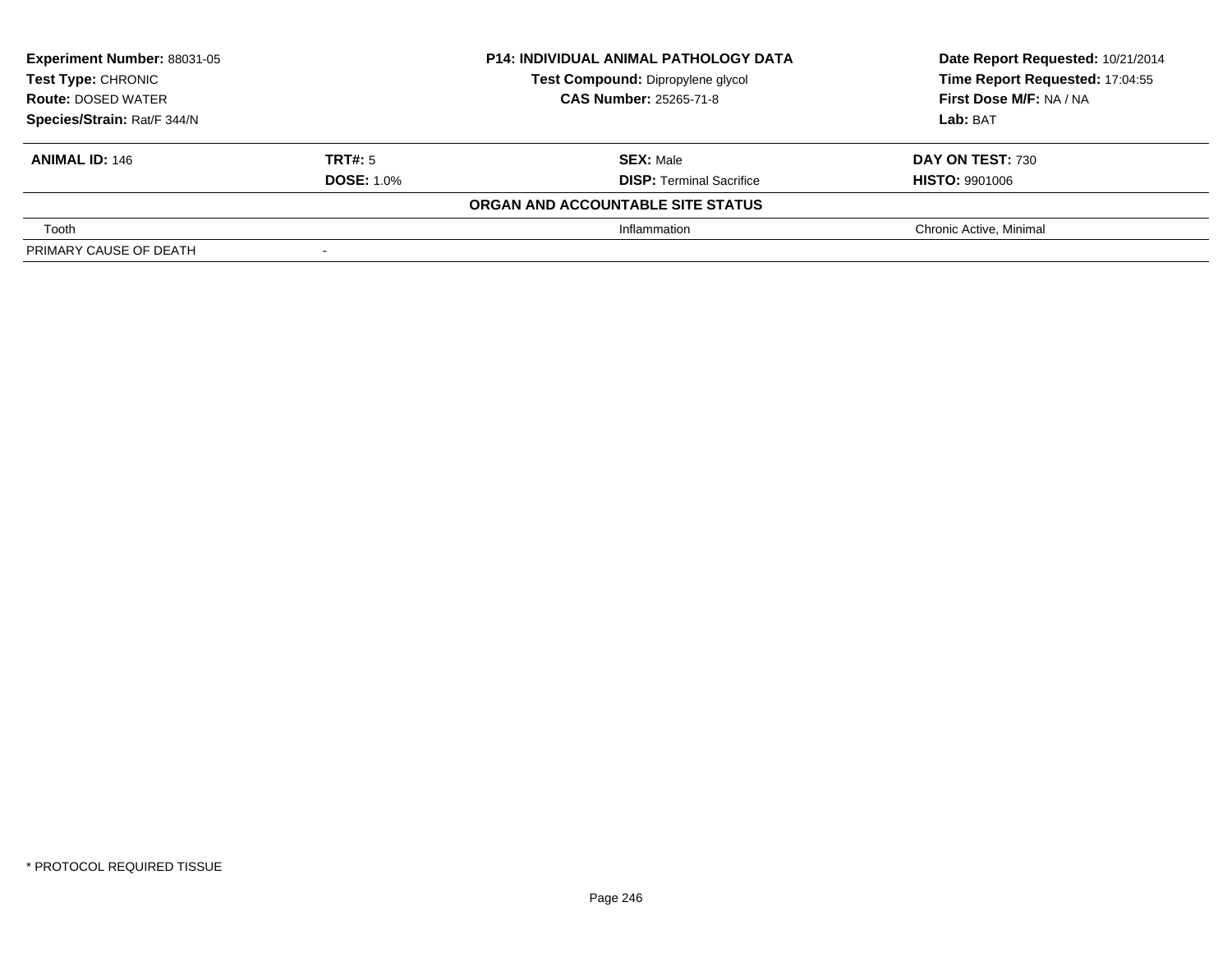| **Experiment Number:** 88031-05 | **P14: INDIVIDUAL ANIMAL PATHOLOGY DATA** | **Date Report Requested:** 10/21/2014 |
|---|---|---|
| **Test Type:** CHRONIC | **Test Compound:** Dipropylene glycol | **Time Report Requested:** 17:04:55 |
| **Route:** DOSED WATER | **CAS Number:** 25265-71-8 | **First Dose M/F:** NA / NA |
| **Species/Strain:** Rat/F 344/N | | **Lab:** BAT |

| **ANIMAL ID:** 146 | **TRT#:** 5 | **SEX:** Male | **DAY ON TEST:** 730 |
|---|---|---|---|
| | **DOSE:** 1.0% | **DISP:** Terminal Sacrifice | **HISTO:** 9901006 |
| | | **ORGAN AND ACCOUNTABLE SITE STATUS** | |
| Tooth | | Inflammation | Chronic Active, Minimal |
| PRIMARY CAUSE OF DEATH | - | | |

* PROTOCOL REQUIRED TISSUE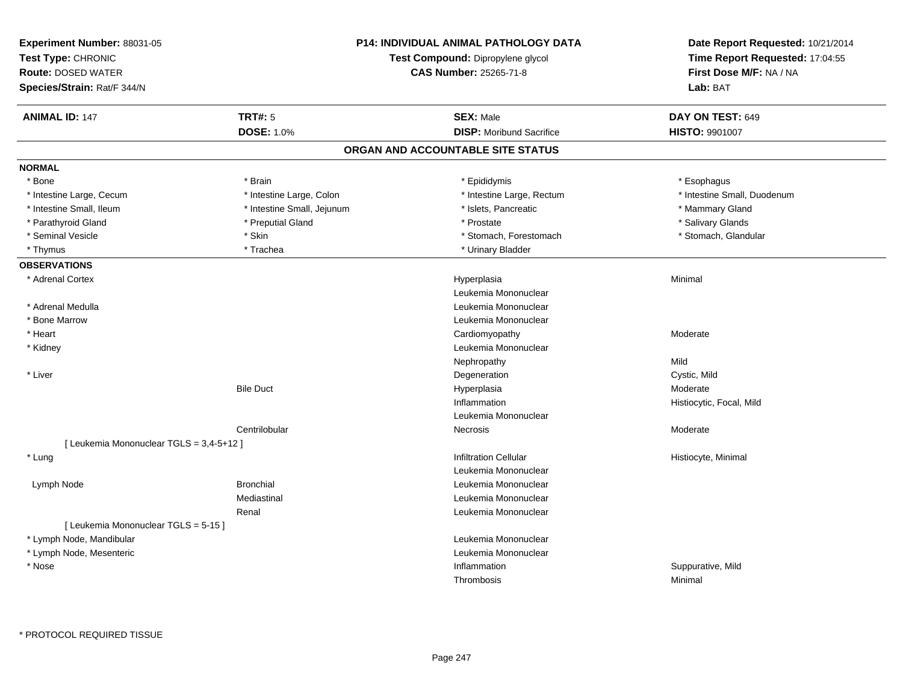**Experiment Number:** 88031-05
**Test Type:** CHRONIC
**Route:** DOSED WATER
**Species/Strain:** Rat/F 344/N

**P14: INDIVIDUAL ANIMAL PATHOLOGY DATA**
**Test Compound:** Dipropylene glycol
**CAS Number:** 25265-71-8

**Date Report Requested:** 10/21/2014
**Time Report Requested:** 17:04:55
**First Dose M/F:** NA / NA
**Lab:** BAT

| **ANIMAL ID:** 147 | **TRT#:** 5 | **SEX:** Male | **DAY ON TEST:** 649 |
|---|---|---|---|
| | **DOSE:** 1.0% | **DISP:** Moribund Sacrifice | **HISTO:** 9901007 |

## ORGAN AND ACCOUNTABLE SITE STATUS

**NORMAL**

| | | | |
|---|---|---|---|
| * Bone | * Brain | * Epididymis | * Esophagus |
| * Intestine Large, Cecum | * Intestine Large, Colon | * Intestine Large, Rectum | * Intestine Small, Duodenum |
| * Intestine Small, Ileum | * Intestine Small, Jejunum | * Islets, Pancreatic | * Mammary Gland |
| * Parathyroid Gland | * Preputial Gland | * Prostate | * Salivary Glands |
| * Seminal Vesicle | * Skin | * Stomach, Forestomach | * Stomach, Glandular |
| * Thymus | * Trachea | * Urinary Bladder | |

**OBSERVATIONS**

| | | | |
|---|---|---|---|
| * Adrenal Cortex | | Hyperplasia | Minimal |
| | | Leukemia Mononuclear | |
| * Adrenal Medulla | | Leukemia Mononuclear | |
| * Bone Marrow | | Leukemia Mononuclear | |
| * Heart | | Cardiomyopathy | Moderate |
| * Kidney | | Leukemia Mononuclear | |
| | | Nephropathy | Mild |
| * Liver | | Degeneration | Cystic, Mild |
| | Bile Duct | Hyperplasia | Moderate |
| | | Inflammation | Histiocytic, Focal, Mild |
| | | Leukemia Mononuclear | |
| | Centrilobular | Necrosis | Moderate |
| [ Leukemia Mononuclear TGLS = 3,4-5+12 ] | | | |
| * Lung | | Infiltration Cellular | Histiocyte, Minimal |
| | | Leukemia Mononuclear | |
| Lymph Node | Bronchial | Leukemia Mononuclear | |
| | Mediastinal | Leukemia Mononuclear | |
| | Renal | Leukemia Mononuclear | |
| [ Leukemia Mononuclear TGLS = 5-15 ] | | | |
| * Lymph Node, Mandibular | | Leukemia Mononuclear | |
| * Lymph Node, Mesenteric | | Leukemia Mononuclear | |
| * Nose | | Inflammation | Suppurative, Mild |
| | | Thrombosis | Minimal |

\* PROTOCOL REQUIRED TISSUE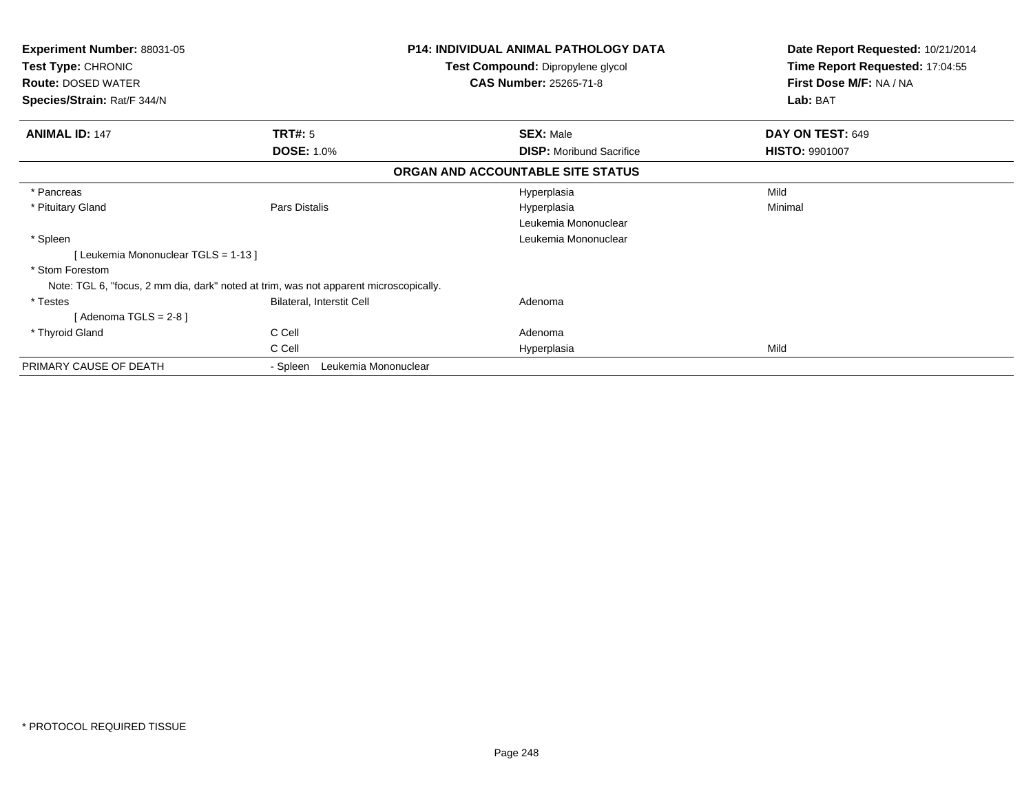**Experiment Number:** 88031-05
**Test Type:** CHRONIC
**Route:** DOSED WATER
**Species/Strain:** Rat/F 344/N

**P14: INDIVIDUAL ANIMAL PATHOLOGY DATA**
**Test Compound:** Dipropylene glycol
**CAS Number:** 25265-71-8

**Date Report Requested:** 10/21/2014
**Time Report Requested:** 17:04:55
**First Dose M/F:** NA / NA
**Lab:** BAT

| **ANIMAL ID:** 147 | **TRT#:** 5 | **SEX:** Male | **DAY ON TEST:** 649 |
|---|---|---|---|
| | **DOSE:** 1.0% | **DISP:** Moribund Sacrifice | **HISTO:** 9901007 |

**ORGAN AND ACCOUNTABLE SITE STATUS**

| | | | |
|---|---|---|---|
| * Pancreas | | Hyperplasia | Mild |
| * Pituitary Gland | Pars Distalis | Hyperplasia | Minimal |
| | | Leukemia Mononuclear | |
| * Spleen | | Leukemia Mononuclear | |
| [ Leukemia Mononuclear TGLS = 1-13 ] | | | |
| * Stom Forestom | | | |
| Note: TGL 6, "focus, 2 mm dia, dark" noted at trim, was not apparent microscopically. | | | |
| * Testes | Bilateral, Interstit Cell | Adenoma | |
| [ Adenoma TGLS = 2-8 ] | | | |
| * Thyroid Gland | C Cell | Adenoma | |
| | C Cell | Hyperplasia | Mild |
| PRIMARY CAUSE OF DEATH | - Spleen Leukemia Mononuclear | | |

* PROTOCOL REQUIRED TISSUE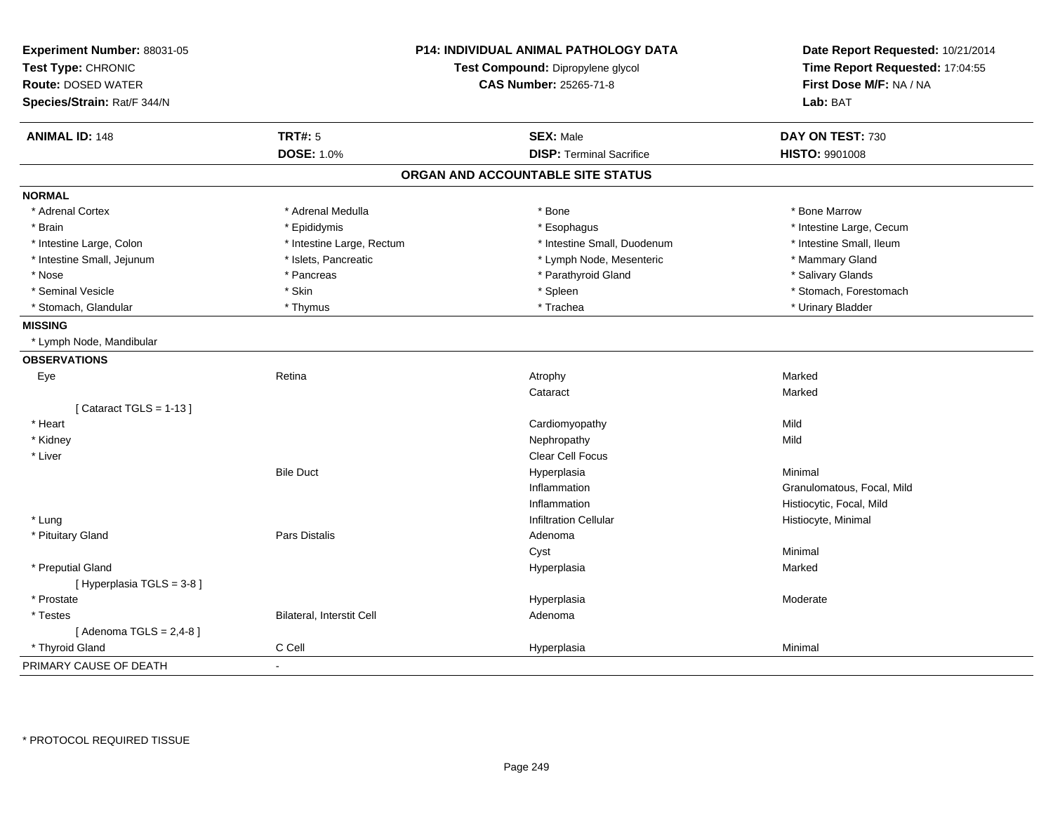**Experiment Number:** 88031-05
**Test Type:** CHRONIC
**Route:** DOSED WATER
**Species/Strain:** Rat/F 344/N

**P14: INDIVIDUAL ANIMAL PATHOLOGY DATA**
**Test Compound:** Dipropylene glycol
**CAS Number:** 25265-71-8

**Date Report Requested:** 10/21/2014
**Time Report Requested:** 17:04:55
**First Dose M/F:** NA / NA
**Lab:** BAT

| **ANIMAL ID:** 148 | **TRT#:** 5 | **SEX:** Male | **DAY ON TEST:** 730 |
|---|---|---|---|
| | **DOSE:** 1.0% | **DISP:** Terminal Sacrifice | **HISTO:** 9901008 |

## ORGAN AND ACCOUNTABLE SITE STATUS

**NORMAL**

| | | | |
|---|---|---|---|
| * Adrenal Cortex | * Adrenal Medulla | * Bone | * Bone Marrow |
| * Brain | * Epididymis | * Esophagus | * Intestine Large, Cecum |
| * Intestine Large, Colon | * Intestine Large, Rectum | * Intestine Small, Duodenum | * Intestine Small, Ileum |
| * Intestine Small, Jejunum | * Islets, Pancreatic | * Lymph Node, Mesenteric | * Mammary Gland |
| * Nose | * Pancreas | * Parathyroid Gland | * Salivary Glands |
| * Seminal Vesicle | * Skin | * Spleen | * Stomach, Forestomach |
| * Stomach, Glandular | * Thymus | * Trachea | * Urinary Bladder |

**MISSING**

* Lymph Node, Mandibular

**OBSERVATIONS**

| | | | |
|---|---|---|---|
| Eye | Retina | Atrophy | Marked |
| | | Cataract | Marked |
| [ Cataract TGLS = 1-13 ] | | | |
| * Heart | | Cardiomyopathy | Mild |
| * Kidney | | Nephropathy | Mild |
| * Liver | | Clear Cell Focus | |
| | Bile Duct | Hyperplasia | Minimal |
| | | Inflammation | Granulomatous, Focal, Mild |
| | | Inflammation | Histiocytic, Focal, Mild |
| * Lung | | Infiltration Cellular | Histiocyte, Minimal |
| * Pituitary Gland | Pars Distalis | Adenoma | |
| | | Cyst | Minimal |
| * Preputial Gland | | Hyperplasia | Marked |
| [ Hyperplasia TGLS = 3-8 ] | | | |
| * Prostate | | Hyperplasia | Moderate |
| * Testes | Bilateral, Interstit Cell | Adenoma | |
| [ Adenoma TGLS = 2,4-8 ] | | | |
| * Thyroid Gland | C Cell | Hyperplasia | Minimal |

PRIMARY CAUSE OF DEATH -

* PROTOCOL REQUIRED TISSUE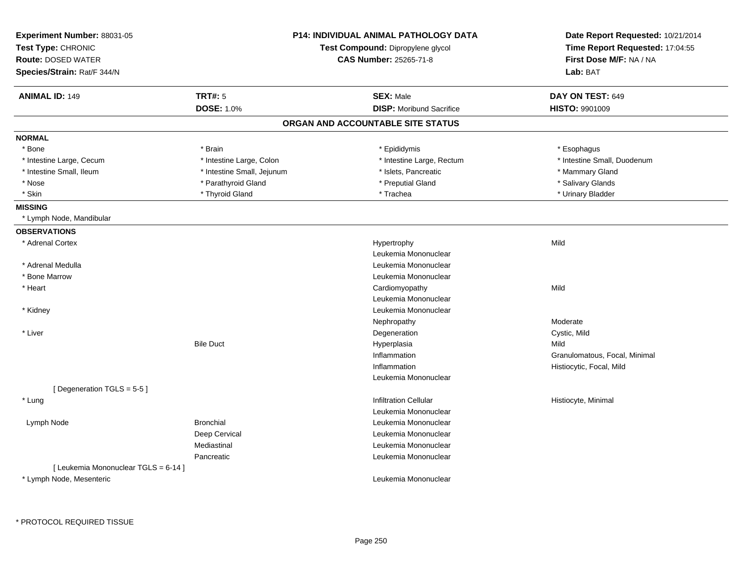**Experiment Number:** 88031-05
**Test Type:** CHRONIC
**Route:** DOSED WATER
**Species/Strain:** Rat/F 344/N

**P14: INDIVIDUAL ANIMAL PATHOLOGY DATA**
**Test Compound:** Dipropylene glycol
**CAS Number:** 25265-71-8

**Date Report Requested:** 10/21/2014
**Time Report Requested:** 17:04:55
**First Dose M/F:** NA / NA
**Lab:** BAT

| **ANIMAL ID:** 149 | **TRT#:** 5 | **SEX:** Male | **DAY ON TEST:** 649 |
|---|---|---|---|
| | **DOSE:** 1.0% | **DISP:** Moribund Sacrifice | **HISTO:** 9901009 |

## ORGAN AND ACCOUNTABLE SITE STATUS

**NORMAL**

| | | | |
|---|---|---|---|
| * Bone | * Brain | * Epididymis | * Esophagus |
| * Intestine Large, Cecum | * Intestine Large, Colon | * Intestine Large, Rectum | * Intestine Small, Duodenum |
| * Intestine Small, Ileum | * Intestine Small, Jejunum | * Islets, Pancreatic | * Mammary Gland |
| * Nose | * Parathyroid Gland | * Preputial Gland | * Salivary Glands |
| * Skin | * Thyroid Gland | * Trachea | * Urinary Bladder |

**MISSING**

* Lymph Node, Mandibular

**OBSERVATIONS**

| Organ | Site | Observation | Qualifier |
|---|---|---|---|
| * Adrenal Cortex | | Hypertrophy | Mild |
| | | Leukemia Mononuclear | |
| * Adrenal Medulla | | Leukemia Mononuclear | |
| * Bone Marrow | | Leukemia Mononuclear | |
| * Heart | | Cardiomyopathy | Mild |
| | | Leukemia Mononuclear | |
| * Kidney | | Leukemia Mononuclear | |
| | | Nephropathy | Moderate |
| * Liver | | Degeneration | Cystic, Mild |
| | Bile Duct | Hyperplasia | Mild |
| | | Inflammation | Granulomatous, Focal, Minimal |
| | | Inflammation | Histiocytic, Focal, Mild |
| | | Leukemia Mononuclear | |
| [ Degeneration TGLS = 5-5 ] | | | |
| * Lung | | Infiltration Cellular | Histiocyte, Minimal |
| | | Leukemia Mononuclear | |
| Lymph Node | Bronchial | Leukemia Mononuclear | |
| | Deep Cervical | Leukemia Mononuclear | |
| | Mediastinal | Leukemia Mononuclear | |
| | Pancreatic | Leukemia Mononuclear | |
| [ Leukemia Mononuclear TGLS = 6-14 ] | | | |
| * Lymph Node, Mesenteric | | Leukemia Mononuclear | |

* PROTOCOL REQUIRED TISSUE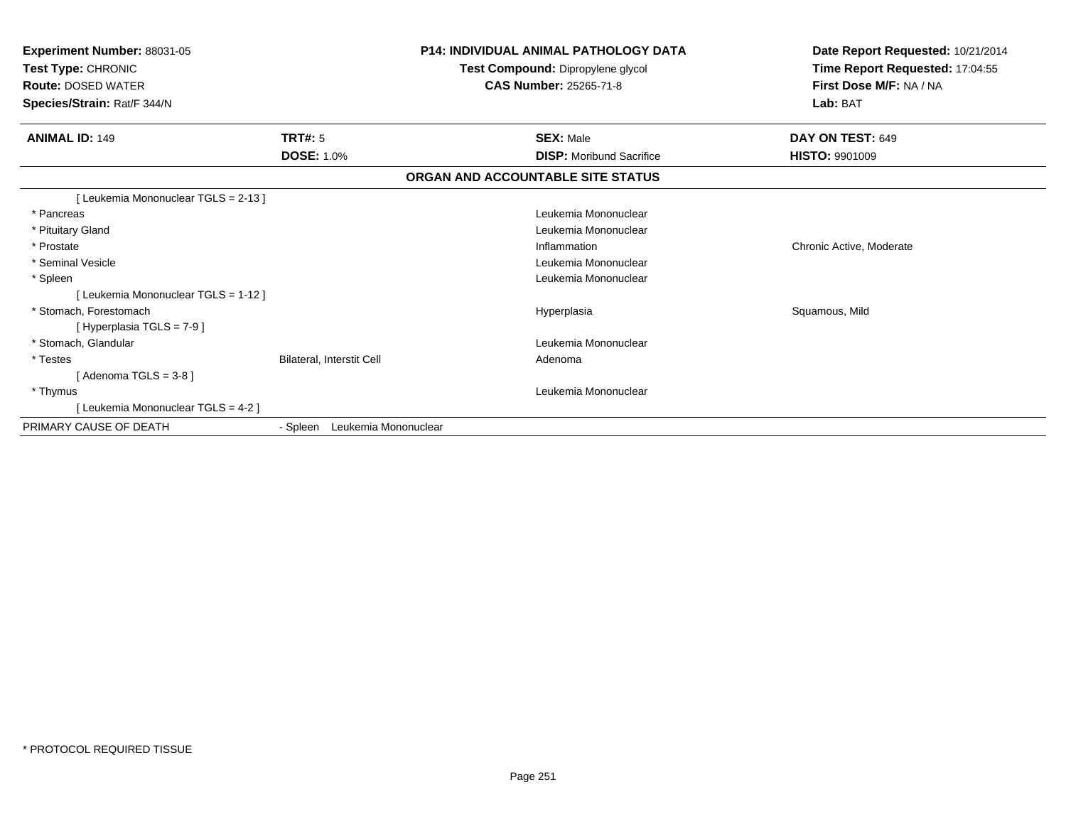**Experiment Number:** 88031-05
**Test Type:** CHRONIC
**Route:** DOSED WATER
**Species/Strain:** Rat/F 344/N

**P14: INDIVIDUAL ANIMAL PATHOLOGY DATA**
**Test Compound:** Dipropylene glycol
**CAS Number:** 25265-71-8

**Date Report Requested:** 10/21/2014
**Time Report Requested:** 17:04:55
**First Dose M/F:** NA / NA
**Lab:** BAT

| **ANIMAL ID:** 149 | **TRT#:** 5 | **SEX:** Male | **DAY ON TEST:** 649 |
|---|---|---|---|
| | **DOSE:** 1.0% | **DISP:** Moribund Sacrifice | **HISTO:** 9901009 |

## ORGAN AND ACCOUNTABLE SITE STATUS

| | | | |
|---|---|---|---|
| [ Leukemia Mononuclear TGLS = 2-13 ] | | | |
| * Pancreas | | Leukemia Mononuclear | |
| * Pituitary Gland | | Leukemia Mononuclear | |
| * Prostate | | Inflammation | Chronic Active, Moderate |
| * Seminal Vesicle | | Leukemia Mononuclear | |
| * Spleen | | Leukemia Mononuclear | |
| [ Leukemia Mononuclear TGLS = 1-12 ] | | | |
| * Stomach, Forestomach | | Hyperplasia | Squamous, Mild |
| [ Hyperplasia TGLS = 7-9 ] | | | |
| * Stomach, Glandular | | Leukemia Mononuclear | |
| * Testes | Bilateral, Interstit Cell | Adenoma | |
| [ Adenoma TGLS = 3-8 ] | | | |
| * Thymus | | Leukemia Mononuclear | |
| [ Leukemia Mononuclear TGLS = 4-2 ] | | | |
| PRIMARY CAUSE OF DEATH | - Spleen Leukemia Mononuclear | | |

* PROTOCOL REQUIRED TISSUE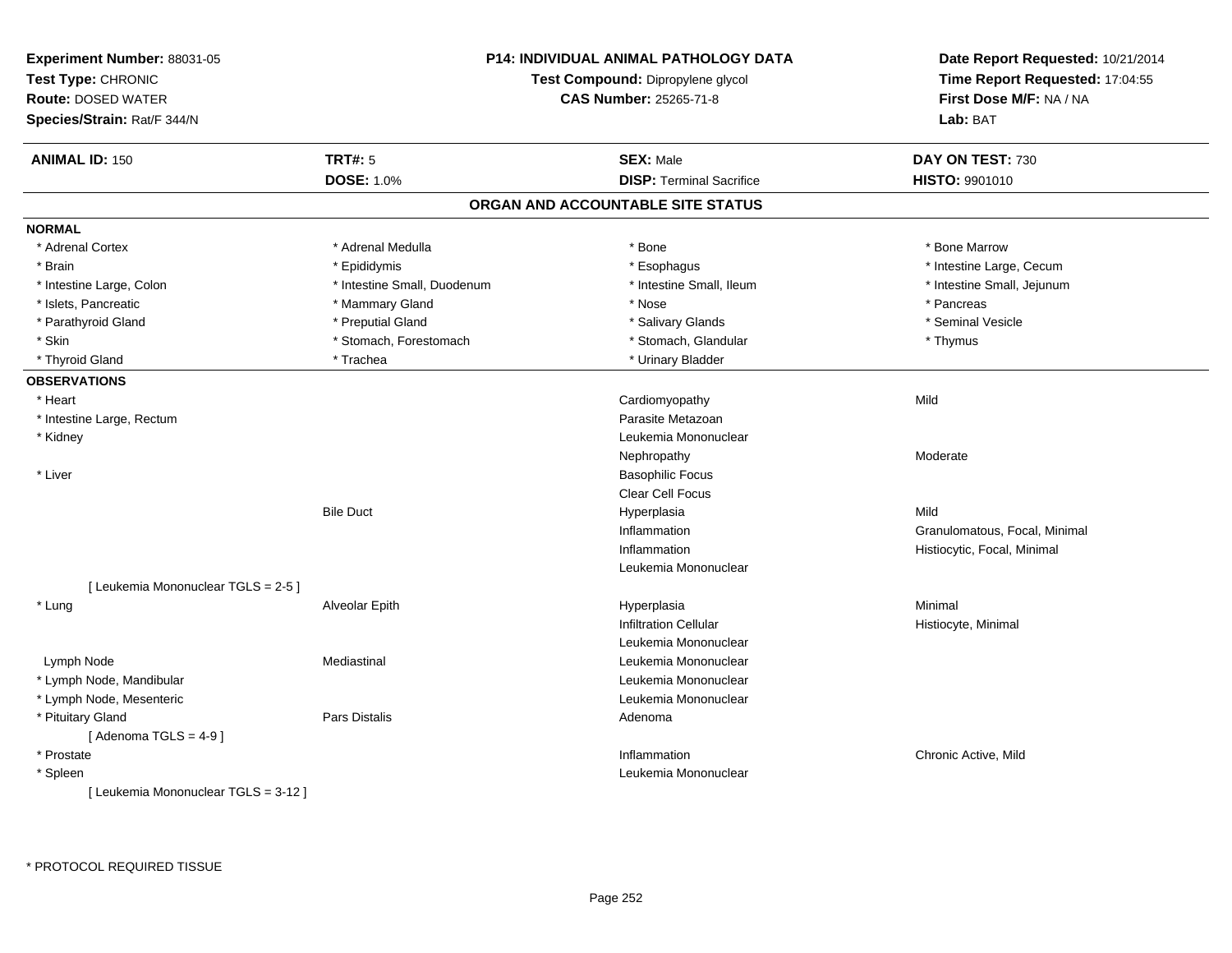**Experiment Number:** 88031-05
**Test Type:** CHRONIC
**Route:** DOSED WATER
**Species/Strain:** Rat/F 344/N

**P14: INDIVIDUAL ANIMAL PATHOLOGY DATA**
**Test Compound:** Dipropylene glycol
**CAS Number:** 25265-71-8

**Date Report Requested:** 10/21/2014
**Time Report Requested:** 17:04:55
**First Dose M/F:** NA / NA
**Lab:** BAT

| **ANIMAL ID:** 150 | **TRT#:** 5 | **SEX:** Male | **DAY ON TEST:** 730 |
|---|---|---|---|
| | **DOSE:** 1.0% | **DISP:** Terminal Sacrifice | **HISTO:** 9901010 |

## ORGAN AND ACCOUNTABLE SITE STATUS

**NORMAL**

| | | | |
|---|---|---|---|
| * Adrenal Cortex | * Adrenal Medulla | * Bone | * Bone Marrow |
| * Brain | * Epididymis | * Esophagus | * Intestine Large, Cecum |
| * Intestine Large, Colon | * Intestine Small, Duodenum | * Intestine Small, Ileum | * Intestine Small, Jejunum |
| * Islets, Pancreatic | * Mammary Gland | * Nose | * Pancreas |
| * Parathyroid Gland | * Preputial Gland | * Salivary Glands | * Seminal Vesicle |
| * Skin | * Stomach, Forestomach | * Stomach, Glandular | * Thymus |
| * Thyroid Gland | * Trachea | * Urinary Bladder | |

**OBSERVATIONS**

| Organ | Site | Observation | Severity/Qualifier |
|---|---|---|---|
| * Heart | | Cardiomyopathy | Mild |
| * Intestine Large, Rectum | | Parasite Metazoan | |
| * Kidney | | Leukemia Mononuclear | |
| | | Nephropathy | Moderate |
| * Liver | | Basophilic Focus | |
| | | Clear Cell Focus | |
| | Bile Duct | Hyperplasia | Mild |
| | | Inflammation | Granulomatous, Focal, Minimal |
| | | Inflammation | Histiocytic, Focal, Minimal |
| | | Leukemia Mononuclear | |
| [ Leukemia Mononuclear TGLS = 2-5 ] | | | |
| * Lung | Alveolar Epith | Hyperplasia | Minimal |
| | | Infiltration Cellular | Histiocyte, Minimal |
| | | Leukemia Mononuclear | |
| Lymph Node | Mediastinal | Leukemia Mononuclear | |
| * Lymph Node, Mandibular | | Leukemia Mononuclear | |
| * Lymph Node, Mesenteric | | Leukemia Mononuclear | |
| * Pituitary Gland | Pars Distalis | Adenoma | |
| [ Adenoma TGLS = 4-9 ] | | | |
| * Prostate | | Inflammation | Chronic Active, Mild |
| * Spleen | | Leukemia Mononuclear | |
| [ Leukemia Mononuclear TGLS = 3-12 ] | | | |

\* PROTOCOL REQUIRED TISSUE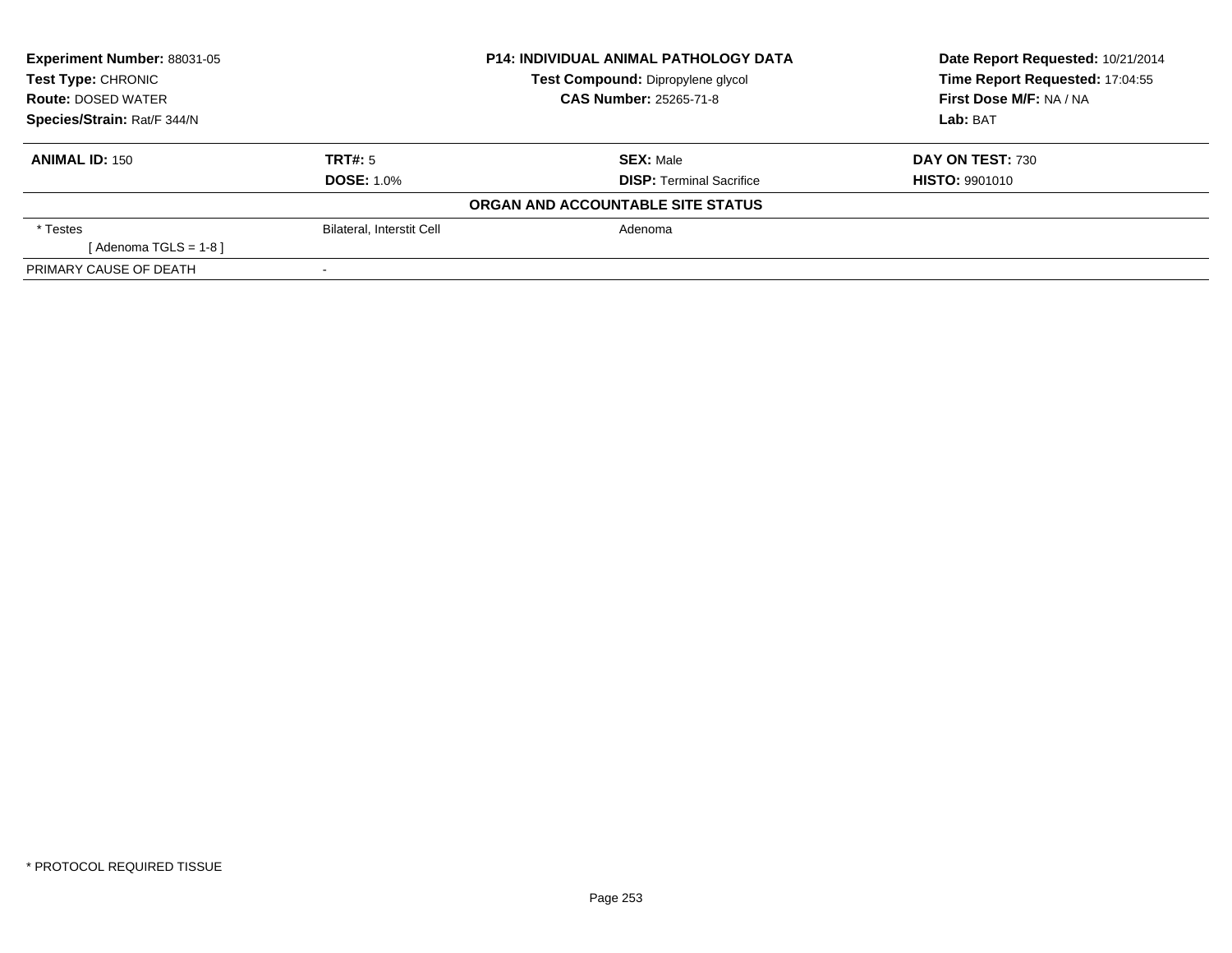| **Experiment Number:** 88031-05 | **P14: INDIVIDUAL ANIMAL PATHOLOGY DATA** | **Date Report Requested:** 10/21/2014 |
|---|---|---|
| **Test Type:** CHRONIC | **Test Compound:** Dipropylene glycol | **Time Report Requested:** 17:04:55 |
| **Route:** DOSED WATER | **CAS Number:** 25265-71-8 | **First Dose M/F:** NA / NA |
| **Species/Strain:** Rat/F 344/N | | **Lab:** BAT |

| **ANIMAL ID:** 150 | **TRT#:** 5 | **SEX:** Male | **DAY ON TEST:** 730 |
|---|---|---|---|
| | **DOSE:** 1.0% | **DISP:** Terminal Sacrifice | **HISTO:** 9901010 |

**ORGAN AND ACCOUNTABLE SITE STATUS**

| | | |
|---|---|---|
| * Testes | Bilateral, Interstit Cell | Adenoma |
| [ Adenoma TGLS = 1-8 ] | | |
| PRIMARY CAUSE OF DEATH | - | |

* PROTOCOL REQUIRED TISSUE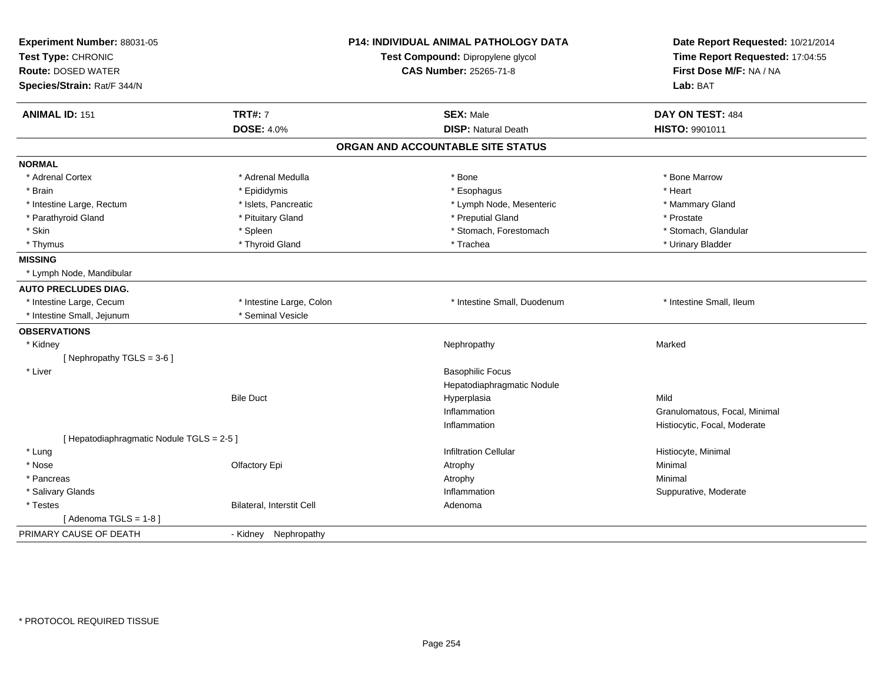**Experiment Number:** 88031-05
**Test Type:** CHRONIC
**Route:** DOSED WATER
**Species/Strain:** Rat/F 344/N

**P14: INDIVIDUAL ANIMAL PATHOLOGY DATA**
**Test Compound:** Dipropylene glycol
**CAS Number:** 25265-71-8

**Date Report Requested:** 10/21/2014
**Time Report Requested:** 17:04:55
**First Dose M/F:** NA / NA
**Lab:** BAT

| **ANIMAL ID:** 151 | **TRT#:** 7 | **SEX:** Male | **DAY ON TEST:** 484 |
|---|---|---|---|
| | **DOSE:** 4.0% | **DISP:** Natural Death | **HISTO:** 9901011 |

## ORGAN AND ACCOUNTABLE SITE STATUS

| | | | |
|---|---|---|---|
| **NORMAL** | | | |
| * Adrenal Cortex | * Adrenal Medulla | * Bone | * Bone Marrow |
| * Brain | * Epididymis | * Esophagus | * Heart |
| * Intestine Large, Rectum | * Islets, Pancreatic | * Lymph Node, Mesenteric | * Mammary Gland |
| * Parathyroid Gland | * Pituitary Gland | * Preputial Gland | * Prostate |
| * Skin | * Spleen | * Stomach, Forestomach | * Stomach, Glandular |
| * Thymus | * Thyroid Gland | * Trachea | * Urinary Bladder |
| **MISSING** | | | |
| * Lymph Node, Mandibular | | | |
| **AUTO PRECLUDES DIAG.** | | | |
| * Intestine Large, Cecum | * Intestine Large, Colon | * Intestine Small, Duodenum | * Intestine Small, Ileum |
| * Intestine Small, Jejunum | * Seminal Vesicle | | |
| **OBSERVATIONS** | | | |
| * Kidney | | Nephropathy | Marked |
| [ Nephropathy TGLS = 3-6 ] | | | |
| * Liver | | Basophilic Focus | |
| | | Hepatodiaphragmatic Nodule | |
| | Bile Duct | Hyperplasia | Mild |
| | | Inflammation | Granulomatous, Focal, Minimal |
| | | Inflammation | Histiocytic, Focal, Moderate |
| [ Hepatodiaphragmatic Nodule TGLS = 2-5 ] | | | |
| * Lung | | Infiltration Cellular | Histiocyte, Minimal |
| * Nose | Olfactory Epi | Atrophy | Minimal |
| * Pancreas | | Atrophy | Minimal |
| * Salivary Glands | | Inflammation | Suppurative, Moderate |
| * Testes | Bilateral, Interstit Cell | Adenoma | |
| [ Adenoma TGLS = 1-8 ] | | | |
| PRIMARY CAUSE OF DEATH | - Kidney Nephropathy | | |

* PROTOCOL REQUIRED TISSUE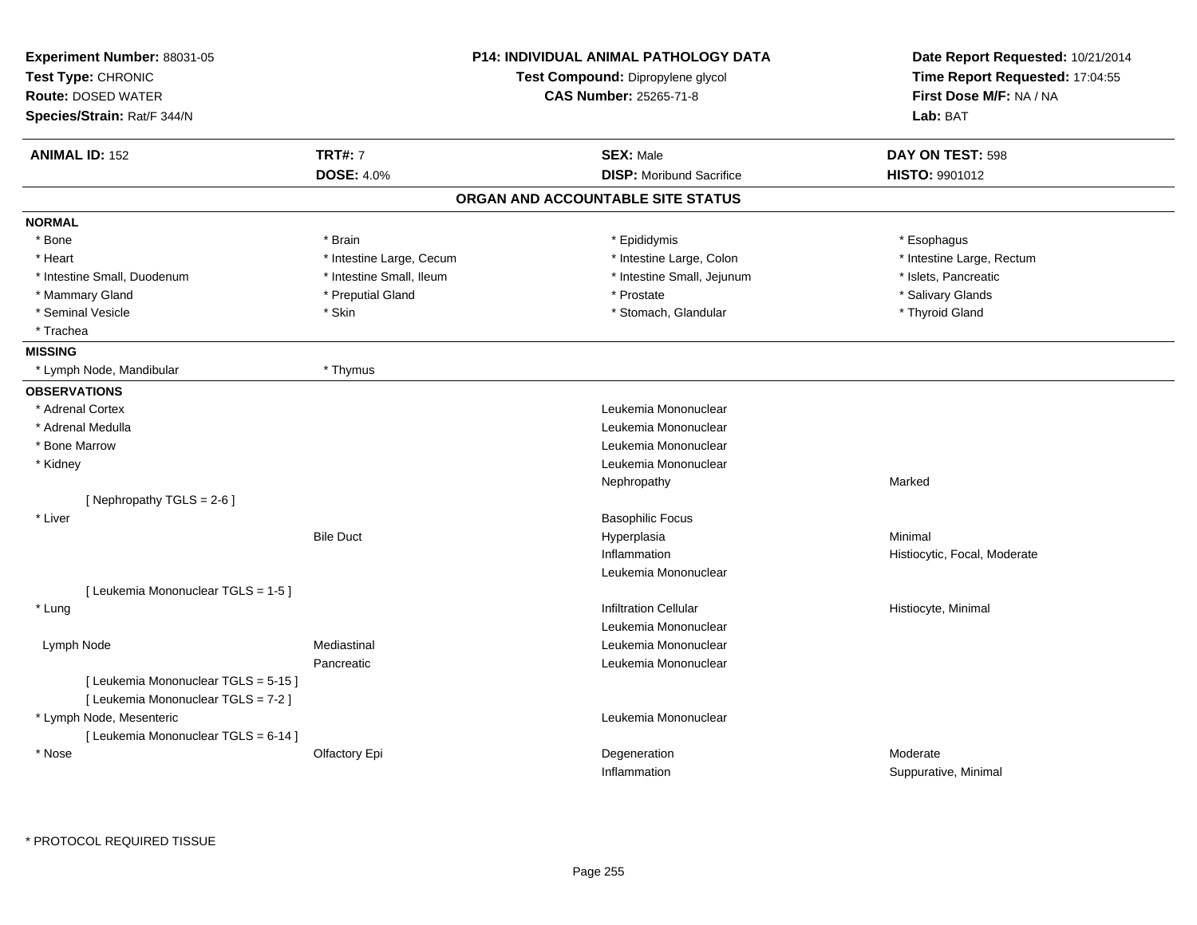**Experiment Number:** 88031-05
**Test Type:** CHRONIC
**Route:** DOSED WATER
**Species/Strain:** Rat/F 344/N

**P14: INDIVIDUAL ANIMAL PATHOLOGY DATA**
**Test Compound:** Dipropylene glycol
**CAS Number:** 25265-71-8

**Date Report Requested:** 10/21/2014
**Time Report Requested:** 17:04:55
**First Dose M/F:** NA / NA
**Lab:** BAT

| **ANIMAL ID:** 152 | **TRT#:** 7 | **SEX:** Male | **DAY ON TEST:** 598 |
|---|---|---|---|
| | **DOSE:** 4.0% | **DISP:** Moribund Sacrifice | **HISTO:** 9901012 |

## ORGAN AND ACCOUNTABLE SITE STATUS

**NORMAL**

| | | | |
|---|---|---|---|
| * Bone | * Brain | * Epididymis | * Esophagus |
| * Heart | * Intestine Large, Cecum | * Intestine Large, Colon | * Intestine Large, Rectum |
| * Intestine Small, Duodenum | * Intestine Small, Ileum | * Intestine Small, Jejunum | * Islets, Pancreatic |
| * Mammary Gland | * Preputial Gland | * Prostate | * Salivary Glands |
| * Seminal Vesicle | * Skin | * Stomach, Glandular | * Thyroid Gland |
| * Trachea | | | |

**MISSING**

| | |
|---|---|
| * Lymph Node, Mandibular | * Thymus |

**OBSERVATIONS**

| Organ | Site | Observation | Qualifier |
|---|---|---|---|
| * Adrenal Cortex | | Leukemia Mononuclear | |
| * Adrenal Medulla | | Leukemia Mononuclear | |
| * Bone Marrow | | Leukemia Mononuclear | |
| * Kidney | | Leukemia Mononuclear | |
| | | Nephropathy | Marked |
| [ Nephropathy TGLS = 2-6 ] | | | |
| * Liver | | Basophilic Focus | |
| | Bile Duct | Hyperplasia | Minimal |
| | | Inflammation | Histiocytic, Focal, Moderate |
| | | Leukemia Mononuclear | |
| [ Leukemia Mononuclear TGLS = 1-5 ] | | | |
| * Lung | | Infiltration Cellular | Histiocyte, Minimal |
| | | Leukemia Mononuclear | |
| Lymph Node | Mediastinal | Leukemia Mononuclear | |
| | Pancreatic | Leukemia Mononuclear | |
| [ Leukemia Mononuclear TGLS = 5-15 ] | | | |
| [ Leukemia Mononuclear TGLS = 7-2 ] | | | |
| * Lymph Node, Mesenteric | | Leukemia Mononuclear | |
| [ Leukemia Mononuclear TGLS = 6-14 ] | | | |
| * Nose | Olfactory Epi | Degeneration | Moderate |
| | | Inflammation | Suppurative, Minimal |

\* PROTOCOL REQUIRED TISSUE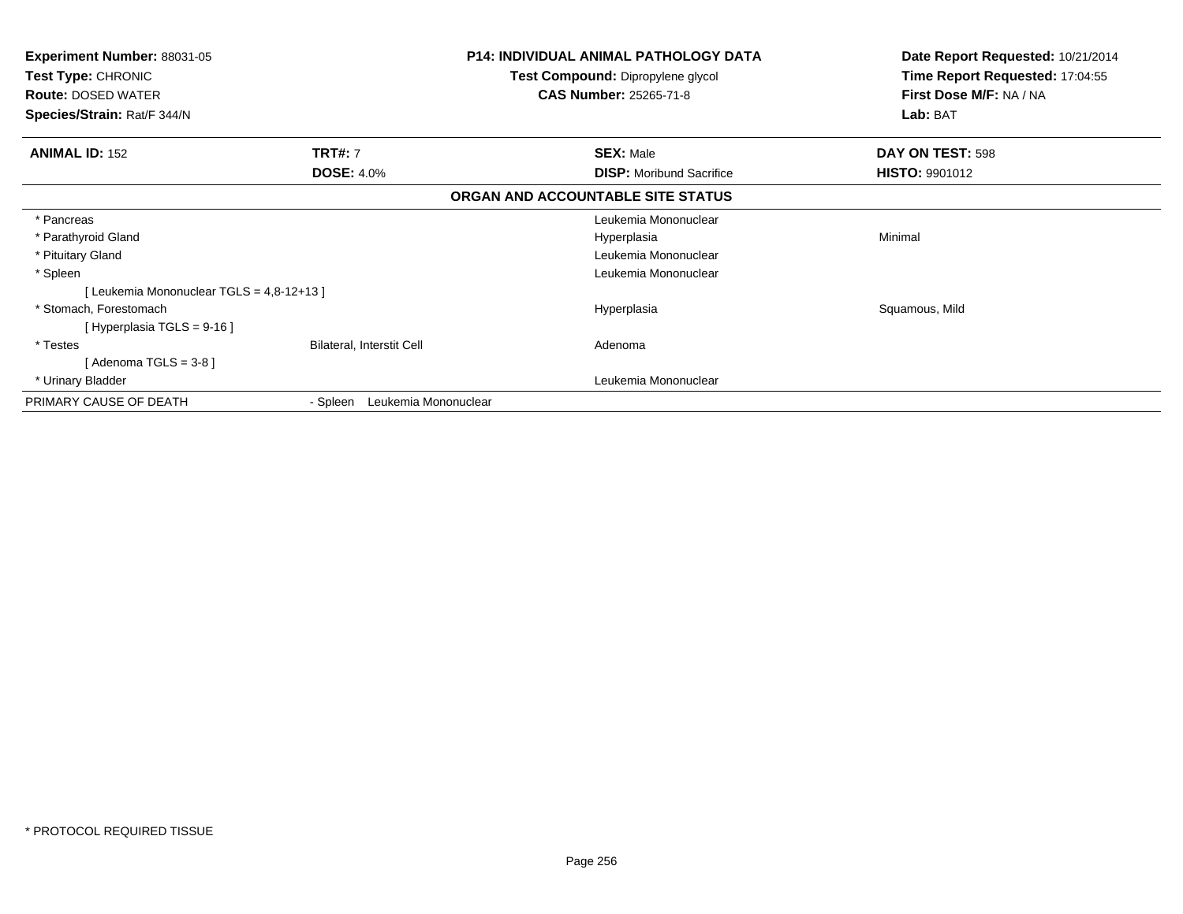**Experiment Number:** 88031-05
**Test Type:** CHRONIC
**Route:** DOSED WATER
**Species/Strain:** Rat/F 344/N

**P14: INDIVIDUAL ANIMAL PATHOLOGY DATA**
**Test Compound:** Dipropylene glycol
**CAS Number:** 25265-71-8

**Date Report Requested:** 10/21/2014
**Time Report Requested:** 17:04:55
**First Dose M/F:** NA / NA
**Lab:** BAT

| **ANIMAL ID:** 152 | **TRT#:** 7 | **SEX:** Male | **DAY ON TEST:** 598 |
|---|---|---|---|
| | **DOSE:** 4.0% | **DISP:** Moribund Sacrifice | **HISTO:** 9901012 |

**ORGAN AND ACCOUNTABLE SITE STATUS**

| | | | |
|---|---|---|---|
| * Pancreas | | Leukemia Mononuclear | |
| * Parathyroid Gland | | Hyperplasia | Minimal |
| * Pituitary Gland | | Leukemia Mononuclear | |
| * Spleen | | Leukemia Mononuclear | |
| [ Leukemia Mononuclear TGLS = 4,8-12+13 ] | | | |
| * Stomach, Forestomach | | Hyperplasia | Squamous, Mild |
| [ Hyperplasia TGLS = 9-16 ] | | | |
| * Testes | Bilateral, Interstit Cell | Adenoma | |
| [ Adenoma TGLS = 3-8 ] | | | |
| * Urinary Bladder | | Leukemia Mononuclear | |
| PRIMARY CAUSE OF DEATH | - Spleen Leukemia Mononuclear | | |

* PROTOCOL REQUIRED TISSUE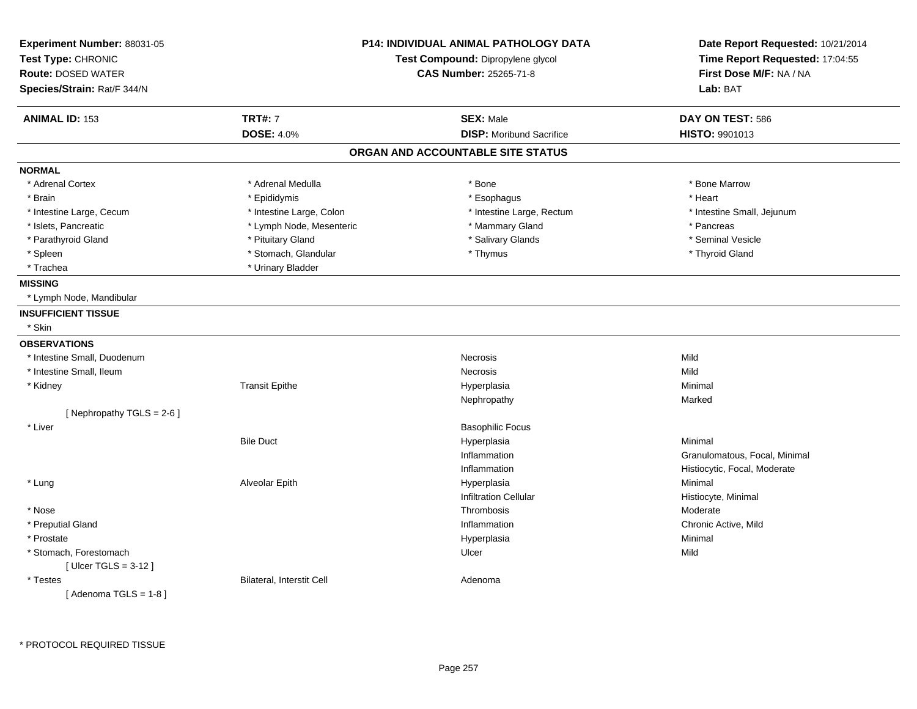**Experiment Number:** 88031-05
**Test Type:** CHRONIC
**Route:** DOSED WATER
**Species/Strain:** Rat/F 344/N

**P14: INDIVIDUAL ANIMAL PATHOLOGY DATA**
**Test Compound:** Dipropylene glycol
**CAS Number:** 25265-71-8

**Date Report Requested:** 10/21/2014
**Time Report Requested:** 17:04:55
**First Dose M/F:** NA / NA
**Lab:** BAT

| **ANIMAL ID:** 153 | **TRT#:** 7 | **SEX:** Male | **DAY ON TEST:** 586 |
|---|---|---|---|
| | **DOSE:** 4.0% | **DISP:** Moribund Sacrifice | **HISTO:** 9901013 |

## ORGAN AND ACCOUNTABLE SITE STATUS

**NORMAL**

| | | | |
|---|---|---|---|
| * Adrenal Cortex | * Adrenal Medulla | * Bone | * Bone Marrow |
| * Brain | * Epididymis | * Esophagus | * Heart |
| * Intestine Large, Cecum | * Intestine Large, Colon | * Intestine Large, Rectum | * Intestine Small, Jejunum |
| * Islets, Pancreatic | * Lymph Node, Mesenteric | * Mammary Gland | * Pancreas |
| * Parathyroid Gland | * Pituitary Gland | * Salivary Glands | * Seminal Vesicle |
| * Spleen | * Stomach, Glandular | * Thymus | * Thyroid Gland |
| * Trachea | * Urinary Bladder | | |

**MISSING**

* Lymph Node, Mandibular

**INSUFFICIENT TISSUE**

* Skin

**OBSERVATIONS**

| Organ | Site | Observation | Qualifier |
|---|---|---|---|
| * Intestine Small, Duodenum | | Necrosis | Mild |
| * Intestine Small, Ileum | | Necrosis | Mild |
| * Kidney | Transit Epithe | Hyperplasia | Minimal |
| | | Nephropathy | Marked |
| [ Nephropathy TGLS = 2-6 ] | | | |
| * Liver | | Basophilic Focus | |
| | Bile Duct | Hyperplasia | Minimal |
| | | Inflammation | Granulomatous, Focal, Minimal |
| | | Inflammation | Histiocytic, Focal, Moderate |
| * Lung | Alveolar Epith | Hyperplasia | Minimal |
| | | Infiltration Cellular | Histiocyte, Minimal |
| * Nose | | Thrombosis | Moderate |
| * Preputial Gland | | Inflammation | Chronic Active, Mild |
| * Prostate | | Hyperplasia | Minimal |
| * Stomach, Forestomach | | Ulcer | Mild |
| [ Ulcer TGLS = 3-12 ] | | | |
| * Testes | Bilateral, Interstit Cell | Adenoma | |
| [ Adenoma TGLS = 1-8 ] | | | |

* PROTOCOL REQUIRED TISSUE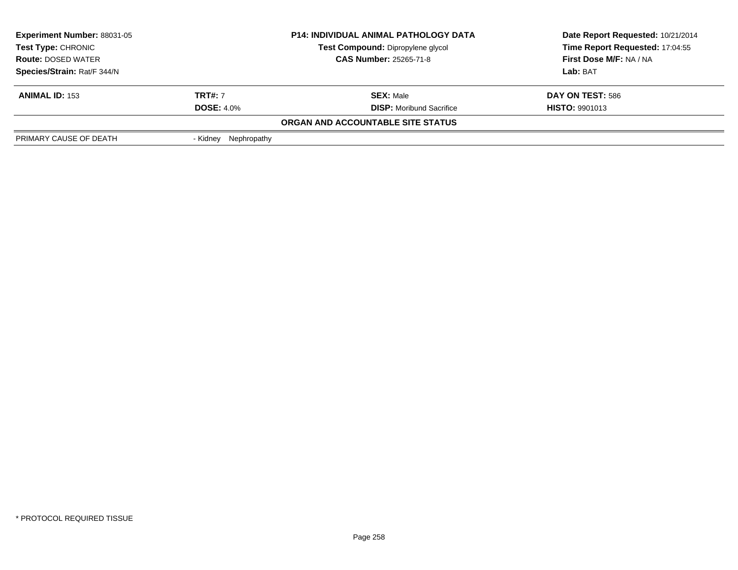**Experiment Number:** 88031-05
**Test Type:** CHRONIC
**Route:** DOSED WATER
**Species/Strain:** Rat/F 344/N

**P14: INDIVIDUAL ANIMAL PATHOLOGY DATA**
**Test Compound:** Dipropylene glycol
**CAS Number:** 25265-71-8

**Date Report Requested:** 10/21/2014
**Time Report Requested:** 17:04:55
**First Dose M/F:** NA / NA
**Lab:** BAT

| **ANIMAL ID:** 153 | **TRT#:** 7 | **SEX:** Male | **DAY ON TEST:** 586 |
|---|---|---|---|
| | **DOSE:** 4.0% | **DISP:** Moribund Sacrifice | **HISTO:** 9901013 |

**ORGAN AND ACCOUNTABLE SITE STATUS**

| | |
|---|---|
| PRIMARY CAUSE OF DEATH | - Kidney Nephropathy |

* PROTOCOL REQUIRED TISSUE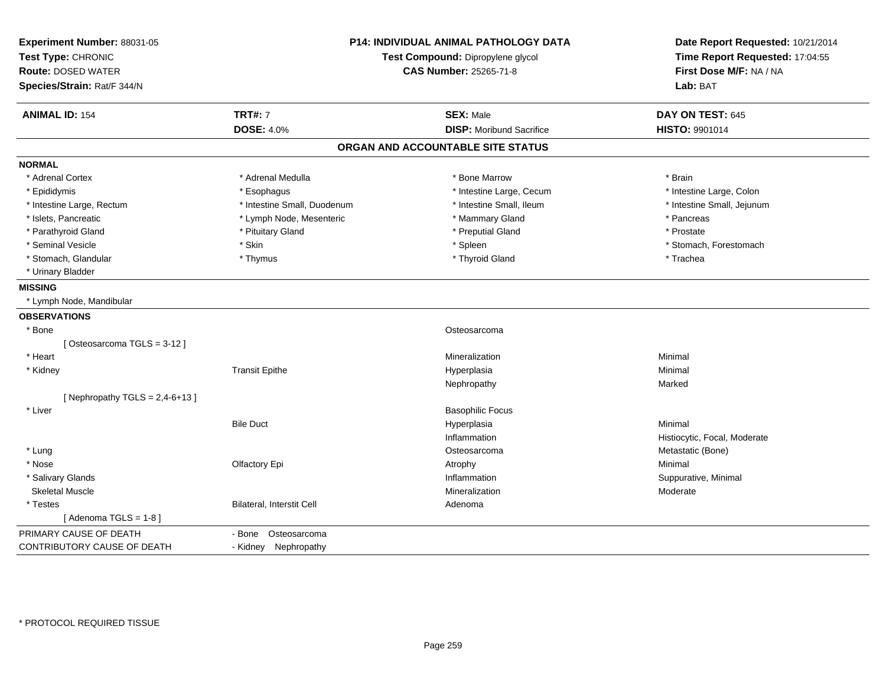**Experiment Number:** 88031-05
**Test Type:** CHRONIC
**Route:** DOSED WATER
**Species/Strain:** Rat/F 344/N

**P14: INDIVIDUAL ANIMAL PATHOLOGY DATA**
**Test Compound:** Dipropylene glycol
**CAS Number:** 25265-71-8

**Date Report Requested:** 10/21/2014
**Time Report Requested:** 17:04:55
**First Dose M/F:** NA / NA
**Lab:** BAT

| **ANIMAL ID:** 154 | **TRT#:** 7 | **SEX:** Male | **DAY ON TEST:** 645 |
|---|---|---|---|
| | **DOSE:** 4.0% | **DISP:** Moribund Sacrifice | **HISTO:** 9901014 |

## ORGAN AND ACCOUNTABLE SITE STATUS

**NORMAL**

| | | | |
|---|---|---|---|
| * Adrenal Cortex | * Adrenal Medulla | * Bone Marrow | * Brain |
| * Epididymis | * Esophagus | * Intestine Large, Cecum | * Intestine Large, Colon |
| * Intestine Large, Rectum | * Intestine Small, Duodenum | * Intestine Small, Ileum | * Intestine Small, Jejunum |
| * Islets, Pancreatic | * Lymph Node, Mesenteric | * Mammary Gland | * Pancreas |
| * Parathyroid Gland | * Pituitary Gland | * Preputial Gland | * Prostate |
| * Seminal Vesicle | * Skin | * Spleen | * Stomach, Forestomach |
| * Stomach, Glandular | * Thymus | * Thyroid Gland | * Trachea |
| * Urinary Bladder | | | |

**MISSING**

* Lymph Node, Mandibular

**OBSERVATIONS**

| | | | |
|---|---|---|---|
| * Bone | | Osteosarcoma | |
| [ Osteosarcoma TGLS = 3-12 ] | | | |
| * Heart | | Mineralization | Minimal |
| * Kidney | Transit Epithe | Hyperplasia | Minimal |
| | | Nephropathy | Marked |
| [ Nephropathy TGLS = 2,4-6+13 ] | | | |
| * Liver | | Basophilic Focus | |
| | Bile Duct | Hyperplasia | Minimal |
| | | Inflammation | Histiocytic, Focal, Moderate |
| * Lung | | Osteosarcoma | Metastatic (Bone) |
| * Nose | Olfactory Epi | Atrophy | Minimal |
| * Salivary Glands | | Inflammation | Suppurative, Minimal |
| Skeletal Muscle | | Mineralization | Moderate |
| * Testes | Bilateral, Interstit Cell | Adenoma | |
| [ Adenoma TGLS = 1-8 ] | | | |

| | |
|---|---|
| PRIMARY CAUSE OF DEATH | - Bone Osteosarcoma |
| CONTRIBUTORY CAUSE OF DEATH | - Kidney Nephropathy |

* PROTOCOL REQUIRED TISSUE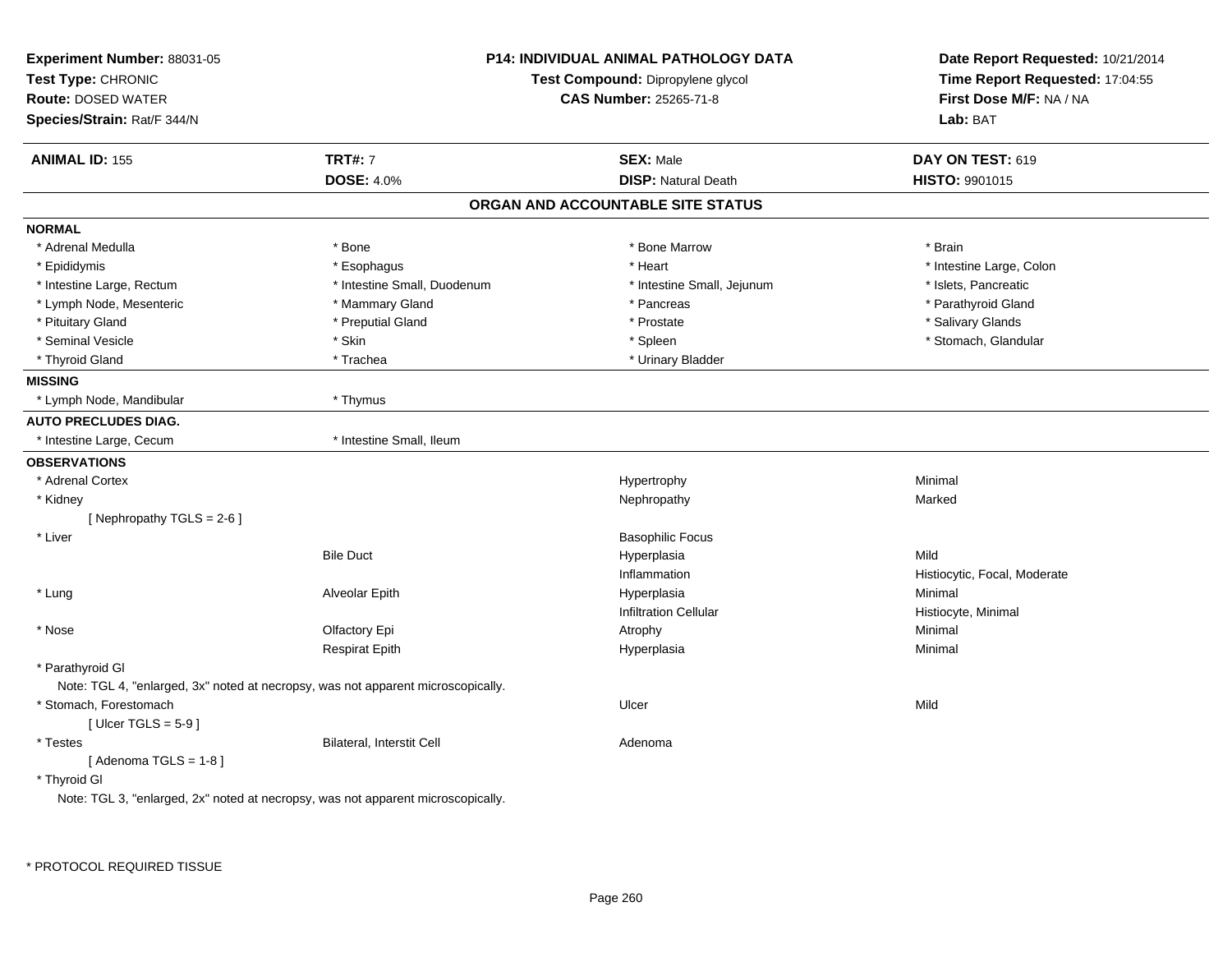**Experiment Number:** 88031-05
**Test Type:** CHRONIC
**Route:** DOSED WATER
**Species/Strain:** Rat/F 344/N

**P14: INDIVIDUAL ANIMAL PATHOLOGY DATA**
**Test Compound:** Dipropylene glycol
**CAS Number:** 25265-71-8

**Date Report Requested:** 10/21/2014
**Time Report Requested:** 17:04:55
**First Dose M/F:** NA / NA
**Lab:** BAT

| **ANIMAL ID:** 155 | **TRT#:** 7 | **SEX:** Male | **DAY ON TEST:** 619 |
|---|---|---|---|
| | **DOSE:** 4.0% | **DISP:** Natural Death | **HISTO:** 9901015 |

## ORGAN AND ACCOUNTABLE SITE STATUS

**NORMAL**

| | | | |
|---|---|---|---|
| * Adrenal Medulla | * Bone | * Bone Marrow | * Brain |
| * Epididymis | * Esophagus | * Heart | * Intestine Large, Colon |
| * Intestine Large, Rectum | * Intestine Small, Duodenum | * Intestine Small, Jejunum | * Islets, Pancreatic |
| * Lymph Node, Mesenteric | * Mammary Gland | * Pancreas | * Parathyroid Gland |
| * Pituitary Gland | * Preputial Gland | * Prostate | * Salivary Glands |
| * Seminal Vesicle | * Skin | * Spleen | * Stomach, Glandular |
| * Thyroid Gland | * Trachea | * Urinary Bladder | |

**MISSING**

* Lymph Node, Mandibular
* Thymus

**AUTO PRECLUDES DIAG.**

* Intestine Large, Cecum
* Intestine Small, Ileum

**OBSERVATIONS**

| | | | |
|---|---|---|---|
| * Adrenal Cortex | | Hypertrophy | Minimal |
| * Kidney | | Nephropathy | Marked |
| [ Nephropathy TGLS = 2-6 ] | | | |
| * Liver | | Basophilic Focus | |
| | Bile Duct | Hyperplasia | Mild |
| | | Inflammation | Histiocytic, Focal, Moderate |
| * Lung | Alveolar Epith | Hyperplasia | Minimal |
| | | Infiltration Cellular | Histiocyte, Minimal |
| * Nose | Olfactory Epi | Atrophy | Minimal |
| | Respirat Epith | Hyperplasia | Minimal |
| * Parathyroid Gl | | | |
| Note: TGL 4, "enlarged, 3x" noted at necropsy, was not apparent microscopically. | | | |
| * Stomach, Forestomach | | Ulcer | Mild |
| [ Ulcer TGLS = 5-9 ] | | | |
| * Testes | Bilateral, Interstit Cell | Adenoma | |
| [ Adenoma TGLS = 1-8 ] | | | |
| * Thyroid Gl | | | |
| Note: TGL 3, "enlarged, 2x" noted at necropsy, was not apparent microscopically. | | | |

* PROTOCOL REQUIRED TISSUE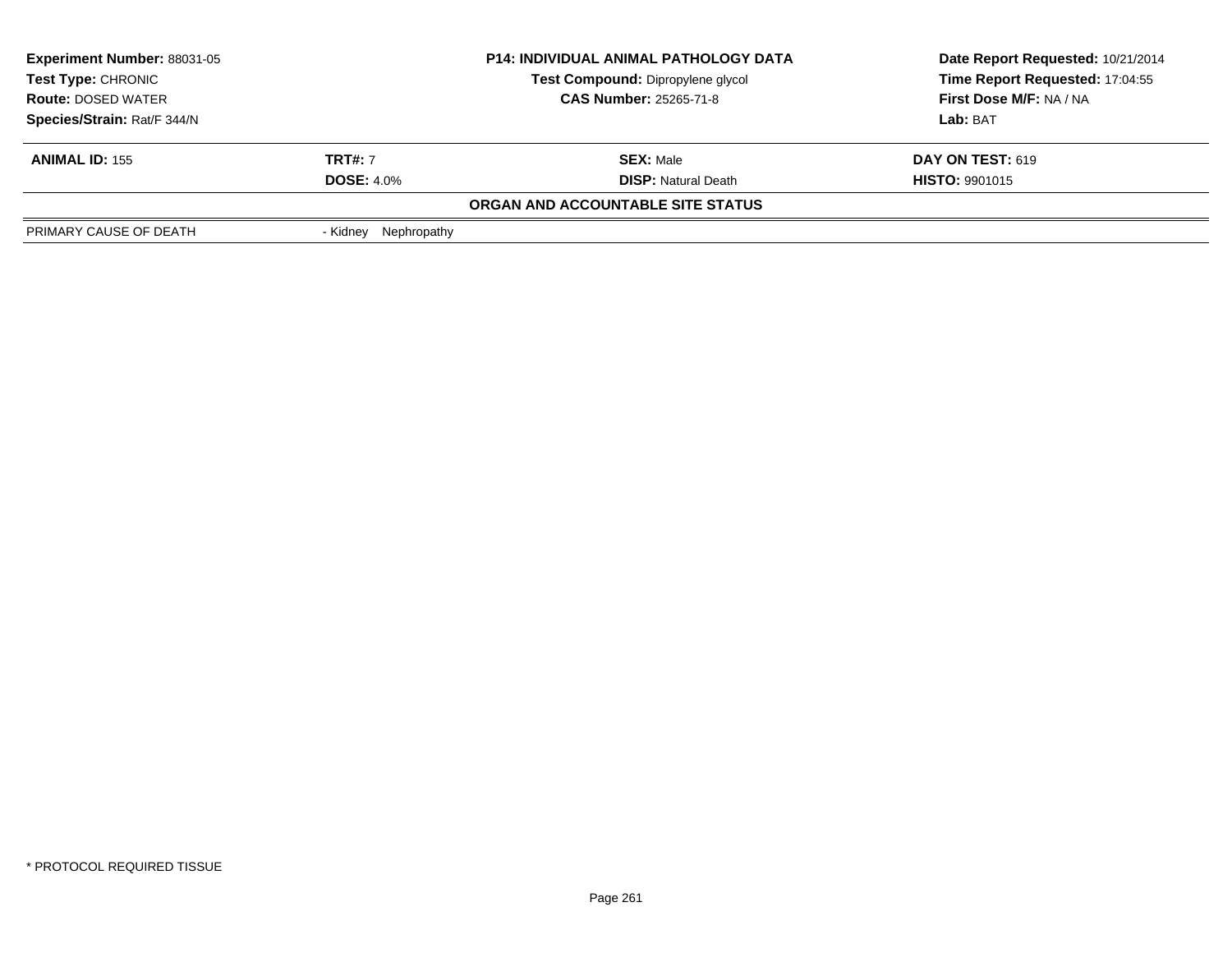| Experiment Number: 88031-05 | P14: INDIVIDUAL ANIMAL PATHOLOGY DATA | Date Report Requested: 10/21/2014 |
|---|---|---|
| Test Type: CHRONIC | Test Compound: Dipropylene glycol | Time Report Requested: 17:04:55 |
| Route: DOSED WATER | CAS Number: 25265-71-8 | First Dose M/F: NA / NA |
| Species/Strain: Rat/F 344/N | | Lab: BAT |

| ANIMAL ID: 155 | TRT#: 7 | SEX: Male | DAY ON TEST: 619 |
|---|---|---|---|
| | DOSE: 4.0% | DISP: Natural Death | HISTO: 9901015 |

**ORGAN AND ACCOUNTABLE SITE STATUS**

| | |
|---|---|
| PRIMARY CAUSE OF DEATH | - Kidney Nephropathy |

* PROTOCOL REQUIRED TISSUE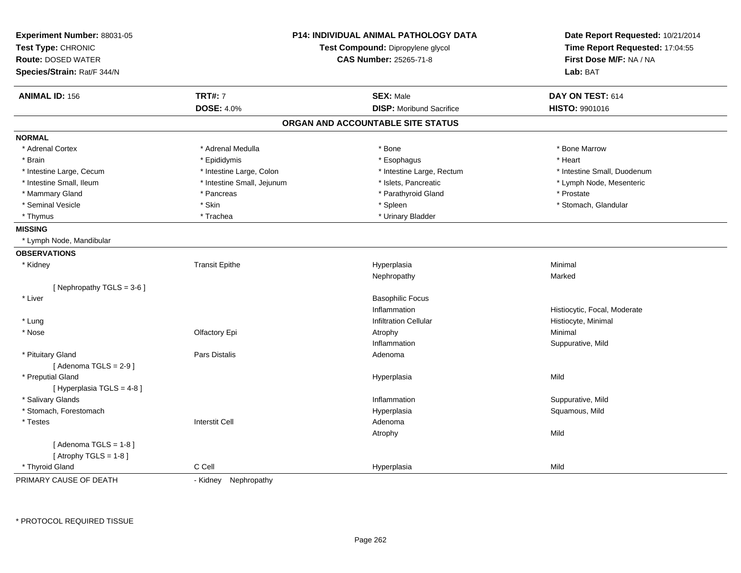**Experiment Number:** 88031-05
**Test Type:** CHRONIC
**Route:** DOSED WATER
**Species/Strain:** Rat/F 344/N

**P14: INDIVIDUAL ANIMAL PATHOLOGY DATA**
**Test Compound:** Dipropylene glycol
**CAS Number:** 25265-71-8

**Date Report Requested:** 10/21/2014
**Time Report Requested:** 17:04:55
**First Dose M/F:** NA / NA
**Lab:** BAT

| **ANIMAL ID:** 156 | **TRT#:** 7 | **SEX:** Male | **DAY ON TEST:** 614 |
|---|---|---|---|
| | **DOSE:** 4.0% | **DISP:** Moribund Sacrifice | **HISTO:** 9901016 |

## ORGAN AND ACCOUNTABLE SITE STATUS

**NORMAL**

| | | | |
|---|---|---|---|
| * Adrenal Cortex | * Adrenal Medulla | * Bone | * Bone Marrow |
| * Brain | * Epididymis | * Esophagus | * Heart |
| * Intestine Large, Cecum | * Intestine Large, Colon | * Intestine Large, Rectum | * Intestine Small, Duodenum |
| * Intestine Small, Ileum | * Intestine Small, Jejunum | * Islets, Pancreatic | * Lymph Node, Mesenteric |
| * Mammary Gland | * Pancreas | * Parathyroid Gland | * Prostate |
| * Seminal Vesicle | * Skin | * Spleen | * Stomach, Glandular |
| * Thymus | * Trachea | * Urinary Bladder | |

**MISSING**

* Lymph Node, Mandibular

**OBSERVATIONS**

| | | | |
|---|---|---|---|
| * Kidney | Transit Epithe | Hyperplasia | Minimal |
| | | Nephropathy | Marked |
| [ Nephropathy TGLS = 3-6 ] | | | |
| * Liver | | Basophilic Focus | |
| | | Inflammation | Histiocytic, Focal, Moderate |
| * Lung | | Infiltration Cellular | Histiocyte, Minimal |
| * Nose | Olfactory Epi | Atrophy | Minimal |
| | | Inflammation | Suppurative, Mild |
| * Pituitary Gland | Pars Distalis | Adenoma | |
| [ Adenoma TGLS = 2-9 ] | | | |
| * Preputial Gland | | Hyperplasia | Mild |
| [ Hyperplasia TGLS = 4-8 ] | | | |
| * Salivary Glands | | Inflammation | Suppurative, Mild |
| * Stomach, Forestomach | | Hyperplasia | Squamous, Mild |
| * Testes | Interstit Cell | Adenoma | |
| | | Atrophy | Mild |
| [ Adenoma TGLS = 1-8 ] | | | |
| [ Atrophy TGLS = 1-8 ] | | | |
| * Thyroid Gland | C Cell | Hyperplasia | Mild |

PRIMARY CAUSE OF DEATH - Kidney Nephropathy

* PROTOCOL REQUIRED TISSUE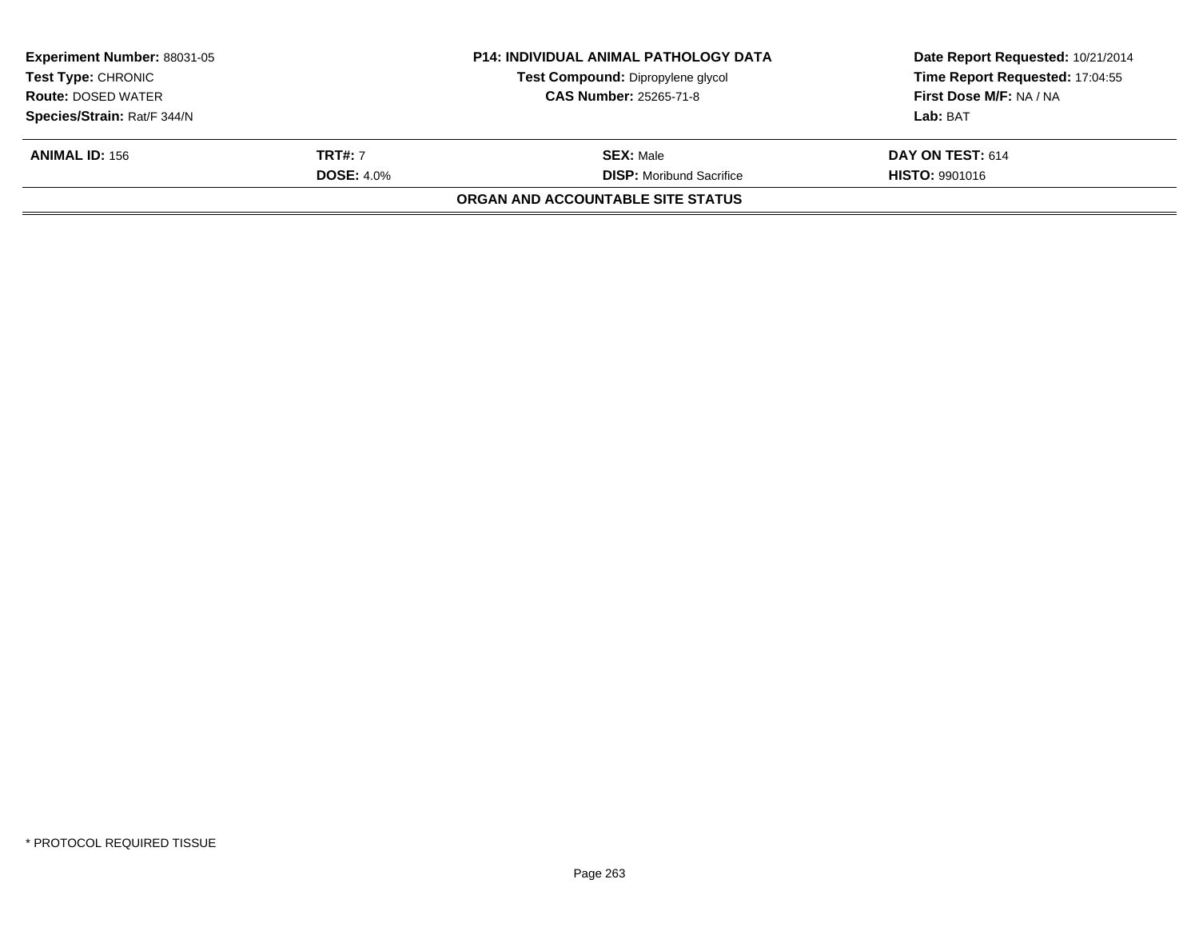**Experiment Number:** 88031-05
**Test Type:** CHRONIC
**Route:** DOSED WATER
**Species/Strain:** Rat/F 344/N

**P14: INDIVIDUAL ANIMAL PATHOLOGY DATA**
**Test Compound:** Dipropylene glycol
**CAS Number:** 25265-71-8

**Date Report Requested:** 10/21/2014
**Time Report Requested:** 17:04:55
**First Dose M/F:** NA / NA
**Lab:** BAT

| **ANIMAL ID:** 156 | **TRT#:** 7 | **SEX:** Male | **DAY ON TEST:** 614 |
|---|---|---|---|
| | **DOSE:** 4.0% | **DISP:** Moribund Sacrifice | **HISTO:** 9901016 |

**ORGAN AND ACCOUNTABLE SITE STATUS**

* PROTOCOL REQUIRED TISSUE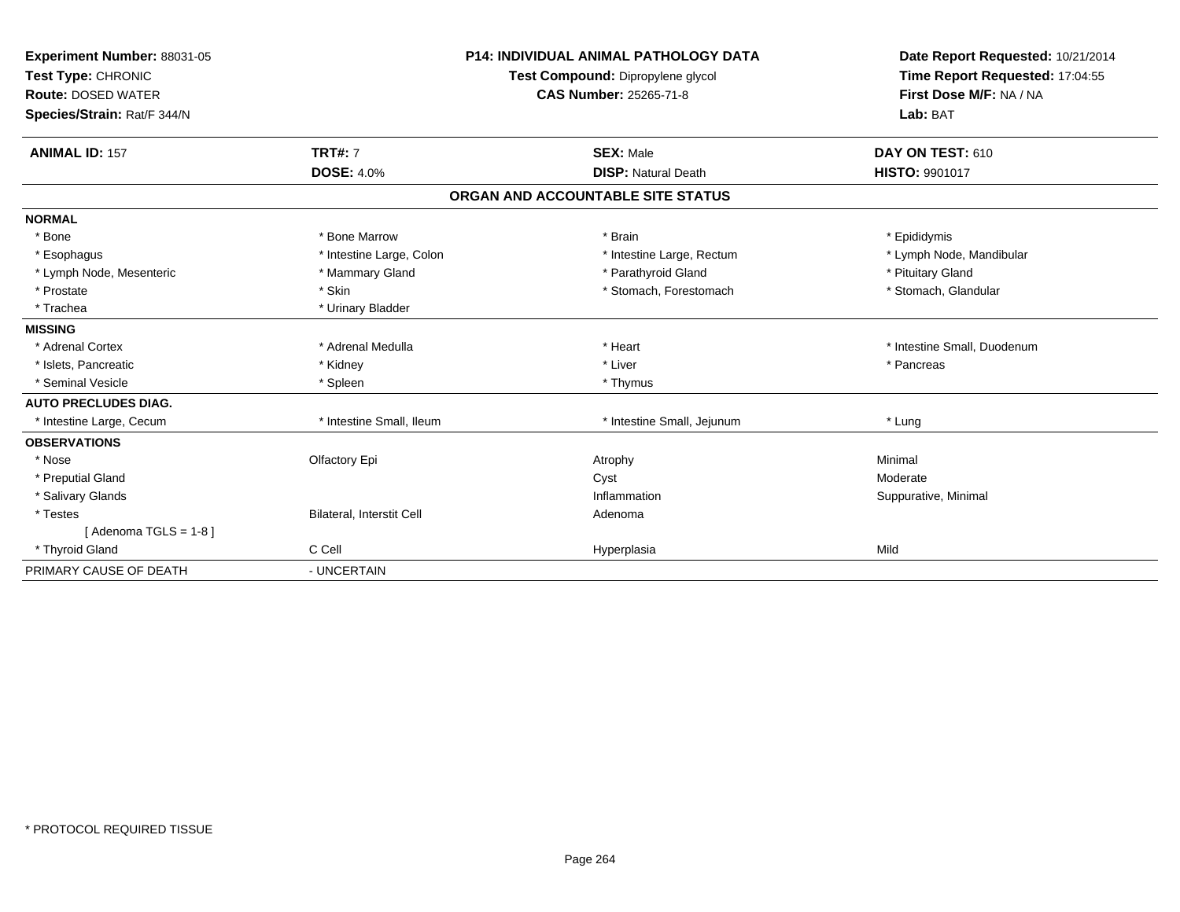**Experiment Number:** 88031-05
**Test Type:** CHRONIC
**Route:** DOSED WATER
**Species/Strain:** Rat/F 344/N

**P14: INDIVIDUAL ANIMAL PATHOLOGY DATA**
**Test Compound:** Dipropylene glycol
**CAS Number:** 25265-71-8

**Date Report Requested:** 10/21/2014
**Time Report Requested:** 17:04:55
**First Dose M/F:** NA / NA
**Lab:** BAT

| **ANIMAL ID:** 157 | **TRT#:** 7 | **SEX:** Male | **DAY ON TEST:** 610 |
|---|---|---|---|
| | **DOSE:** 4.0% | **DISP:** Natural Death | **HISTO:** 9901017 |

## ORGAN AND ACCOUNTABLE SITE STATUS

| | | | |
|---|---|---|---|
| **NORMAL** | | | |
| * Bone | * Bone Marrow | * Brain | * Epididymis |
| * Esophagus | * Intestine Large, Colon | * Intestine Large, Rectum | * Lymph Node, Mandibular |
| * Lymph Node, Mesenteric | * Mammary Gland | * Parathyroid Gland | * Pituitary Gland |
| * Prostate | * Skin | * Stomach, Forestomach | * Stomach, Glandular |
| * Trachea | * Urinary Bladder | | |
| **MISSING** | | | |
| * Adrenal Cortex | * Adrenal Medulla | * Heart | * Intestine Small, Duodenum |
| * Islets, Pancreatic | * Kidney | * Liver | * Pancreas |
| * Seminal Vesicle | * Spleen | * Thymus | |
| **AUTO PRECLUDES DIAG.** | | | |
| * Intestine Large, Cecum | * Intestine Small, Ileum | * Intestine Small, Jejunum | * Lung |
| **OBSERVATIONS** | | | |
| * Nose | Olfactory Epi | Atrophy | Minimal |
| * Preputial Gland | | Cyst | Moderate |
| * Salivary Glands | | Inflammation | Suppurative, Minimal |
| * Testes | Bilateral, Interstit Cell | Adenoma | |
| [ Adenoma TGLS = 1-8 ] | | | |
| * Thyroid Gland | C Cell | Hyperplasia | Mild |
| PRIMARY CAUSE OF DEATH | - UNCERTAIN | | |

* PROTOCOL REQUIRED TISSUE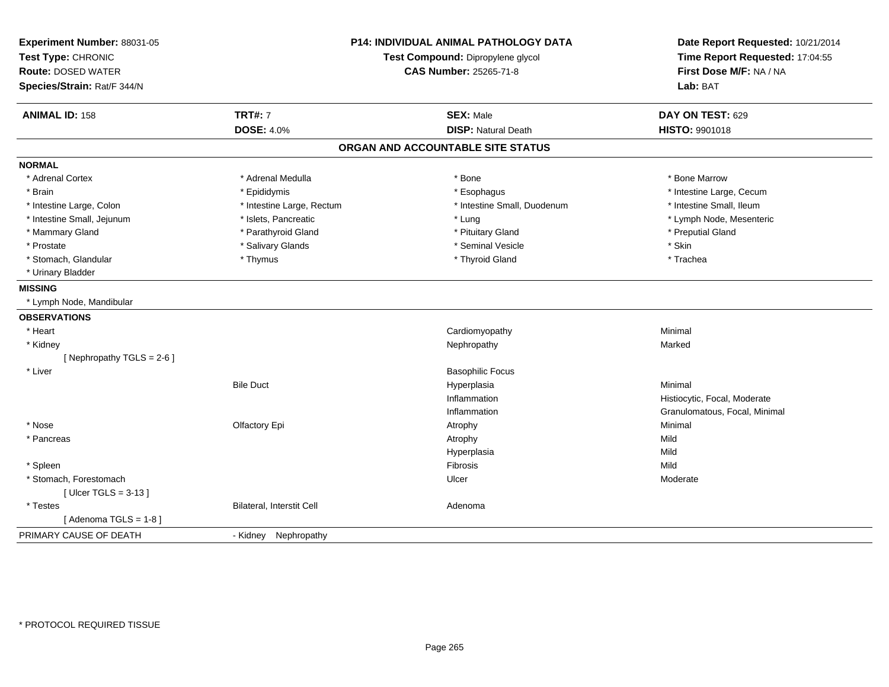**Experiment Number:** 88031-05
**Test Type:** CHRONIC
**Route:** DOSED WATER
**Species/Strain:** Rat/F 344/N

**P14: INDIVIDUAL ANIMAL PATHOLOGY DATA**
**Test Compound:** Dipropylene glycol
**CAS Number:** 25265-71-8

**Date Report Requested:** 10/21/2014
**Time Report Requested:** 17:04:55
**First Dose M/F:** NA / NA
**Lab:** BAT

| **ANIMAL ID:** 158 | **TRT#:** 7 | **SEX:** Male | **DAY ON TEST:** 629 |
|---|---|---|---|
| | **DOSE:** 4.0% | **DISP:** Natural Death | **HISTO:** 9901018 |

## ORGAN AND ACCOUNTABLE SITE STATUS

**NORMAL**

| | | | |
|---|---|---|---|
| * Adrenal Cortex | * Adrenal Medulla | * Bone | * Bone Marrow |
| * Brain | * Epididymis | * Esophagus | * Intestine Large, Cecum |
| * Intestine Large, Colon | * Intestine Large, Rectum | * Intestine Small, Duodenum | * Intestine Small, Ileum |
| * Intestine Small, Jejunum | * Islets, Pancreatic | * Lung | * Lymph Node, Mesenteric |
| * Mammary Gland | * Parathyroid Gland | * Pituitary Gland | * Preputial Gland |
| * Prostate | * Salivary Glands | * Seminal Vesicle | * Skin |
| * Stomach, Glandular | * Thymus | * Thyroid Gland | * Trachea |
| * Urinary Bladder | | | |

**MISSING**

* Lymph Node, Mandibular

**OBSERVATIONS**

| | | | |
|---|---|---|---|
| * Heart | | Cardiomyopathy | Minimal |
| * Kidney | | Nephropathy | Marked |
| [ Nephropathy TGLS = 2-6 ] | | | |
| * Liver | | Basophilic Focus | |
| | Bile Duct | Hyperplasia | Minimal |
| | | Inflammation | Histiocytic, Focal, Moderate |
| | | Inflammation | Granulomatous, Focal, Minimal |
| * Nose | Olfactory Epi | Atrophy | Minimal |
| * Pancreas | | Atrophy | Mild |
| | | Hyperplasia | Mild |
| * Spleen | | Fibrosis | Mild |
| * Stomach, Forestomach | | Ulcer | Moderate |
| [ Ulcer TGLS = 3-13 ] | | | |
| * Testes | Bilateral, Interstit Cell | Adenoma | |
| [ Adenoma TGLS = 1-8 ] | | | |

PRIMARY CAUSE OF DEATH - Kidney Nephropathy

\* PROTOCOL REQUIRED TISSUE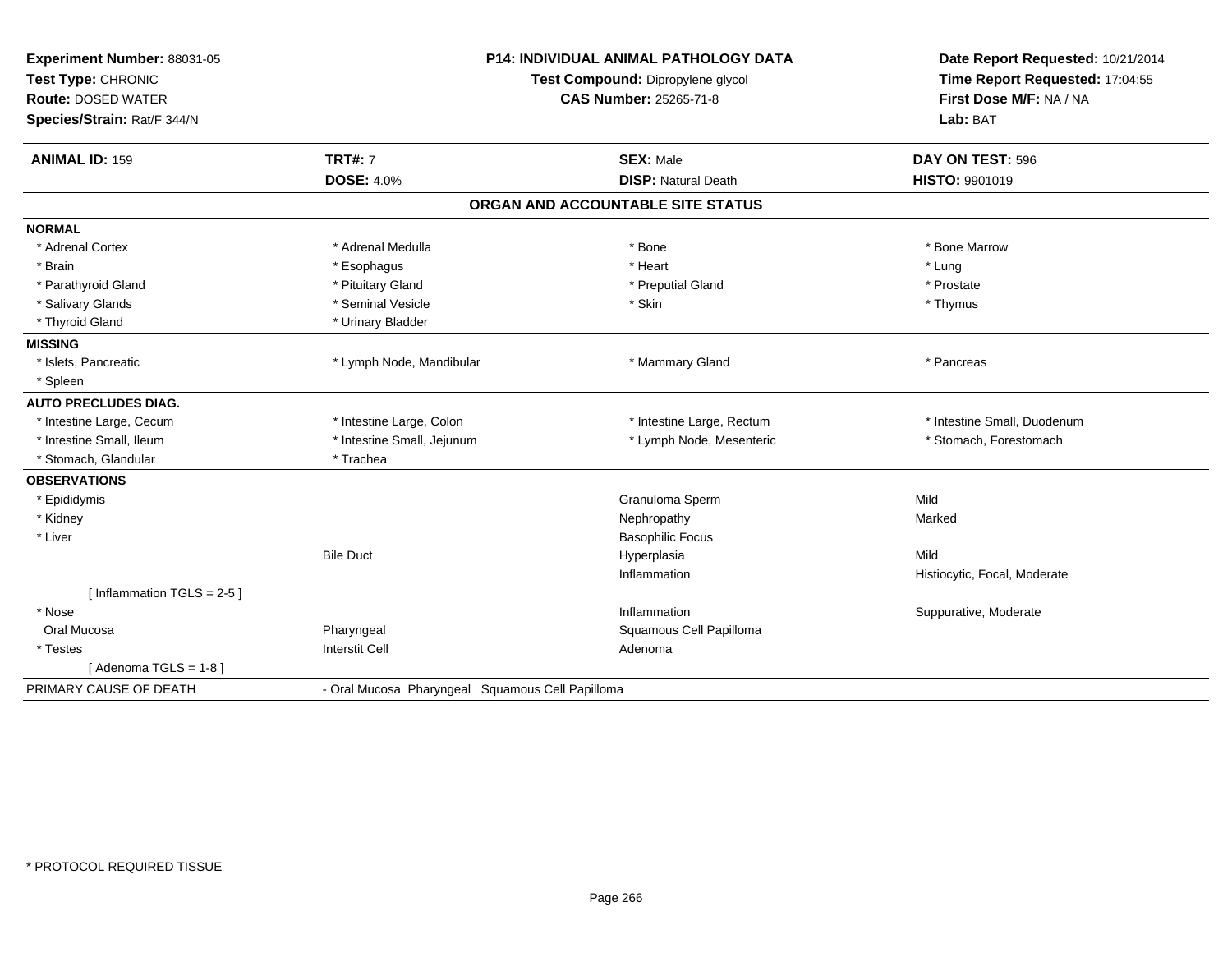**Experiment Number:** 88031-05
**Test Type:** CHRONIC
**Route:** DOSED WATER
**Species/Strain:** Rat/F 344/N

**P14: INDIVIDUAL ANIMAL PATHOLOGY DATA**
**Test Compound:** Dipropylene glycol
**CAS Number:** 25265-71-8

**Date Report Requested:** 10/21/2014
**Time Report Requested:** 17:04:55
**First Dose M/F:** NA / NA
**Lab:** BAT

| **ANIMAL ID:** 159 | **TRT#:** 7 | **SEX:** Male | **DAY ON TEST:** 596 |
|---|---|---|---|
| | **DOSE:** 4.0% | **DISP:** Natural Death | **HISTO:** 9901019 |

## ORGAN AND ACCOUNTABLE SITE STATUS

| | | | |
|---|---|---|---|
| **NORMAL** | | | |
| * Adrenal Cortex | * Adrenal Medulla | * Bone | * Bone Marrow |
| * Brain | * Esophagus | * Heart | * Lung |
| * Parathyroid Gland | * Pituitary Gland | * Preputial Gland | * Prostate |
| * Salivary Glands | * Seminal Vesicle | * Skin | * Thymus |
| * Thyroid Gland | * Urinary Bladder | | |
| **MISSING** | | | |
| * Islets, Pancreatic | * Lymph Node, Mandibular | * Mammary Gland | * Pancreas |
| * Spleen | | | |
| **AUTO PRECLUDES DIAG.** | | | |
| * Intestine Large, Cecum | * Intestine Large, Colon | * Intestine Large, Rectum | * Intestine Small, Duodenum |
| * Intestine Small, Ileum | * Intestine Small, Jejunum | * Lymph Node, Mesenteric | * Stomach, Forestomach |
| * Stomach, Glandular | * Trachea | | |
| **OBSERVATIONS** | | | |
| * Epididymis | | Granuloma Sperm | Mild |
| * Kidney | | Nephropathy | Marked |
| * Liver | | Basophilic Focus | |
| | Bile Duct | Hyperplasia | Mild |
| | | Inflammation | Histiocytic, Focal, Moderate |
| [ Inflammation TGLS = 2-5 ] | | | |
| * Nose | | Inflammation | Suppurative, Moderate |
| Oral Mucosa | Pharyngeal | Squamous Cell Papilloma | |
| * Testes | Interstit Cell | Adenoma | |
| [ Adenoma TGLS = 1-8 ] | | | |
| PRIMARY CAUSE OF DEATH | - Oral Mucosa Pharyngeal Squamous Cell Papilloma | | |

* PROTOCOL REQUIRED TISSUE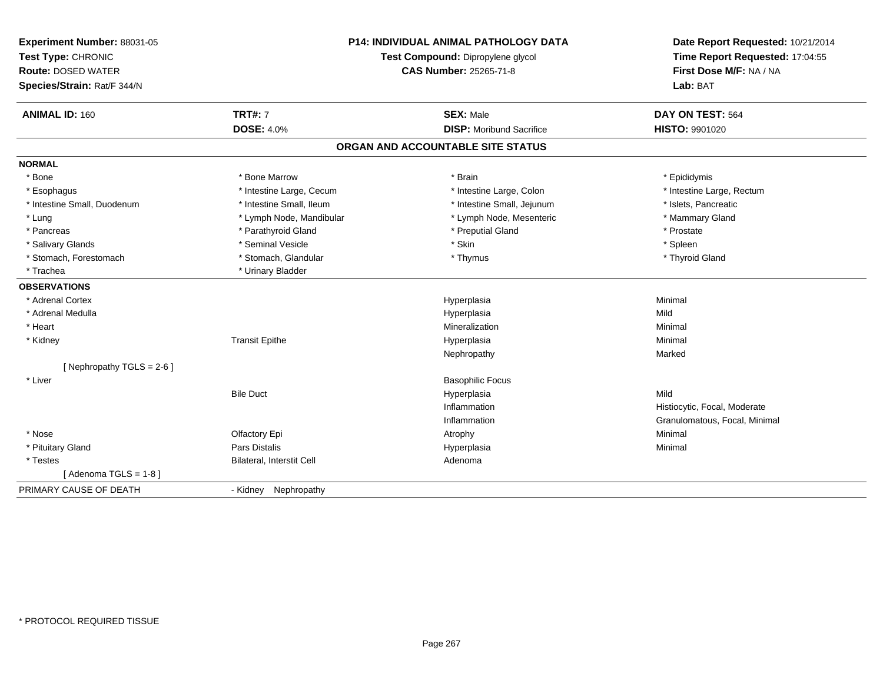**Experiment Number:** 88031-05
**Test Type:** CHRONIC
**Route:** DOSED WATER
**Species/Strain:** Rat/F 344/N

**P14: INDIVIDUAL ANIMAL PATHOLOGY DATA**
**Test Compound:** Dipropylene glycol
**CAS Number:** 25265-71-8

**Date Report Requested:** 10/21/2014
**Time Report Requested:** 17:04:55
**First Dose M/F:** NA / NA
**Lab:** BAT

| **ANIMAL ID:** 160 | **TRT#:** 7 | **SEX:** Male | **DAY ON TEST:** 564 |
|---|---|---|---|
| | **DOSE:** 4.0% | **DISP:** Moribund Sacrifice | **HISTO:** 9901020 |

## ORGAN AND ACCOUNTABLE SITE STATUS

| | | | |
|---|---|---|---|
| **NORMAL** | | | |
| * Bone | * Bone Marrow | * Brain | * Epididymis |
| * Esophagus | * Intestine Large, Cecum | * Intestine Large, Colon | * Intestine Large, Rectum |
| * Intestine Small, Duodenum | * Intestine Small, Ileum | * Intestine Small, Jejunum | * Islets, Pancreatic |
| * Lung | * Lymph Node, Mandibular | * Lymph Node, Mesenteric | * Mammary Gland |
| * Pancreas | * Parathyroid Gland | * Preputial Gland | * Prostate |
| * Salivary Glands | * Seminal Vesicle | * Skin | * Spleen |
| * Stomach, Forestomach | * Stomach, Glandular | * Thymus | * Thyroid Gland |
| * Trachea | * Urinary Bladder | | |
| **OBSERVATIONS** | | | |
| * Adrenal Cortex | | Hyperplasia | Minimal |
| * Adrenal Medulla | | Hyperplasia | Mild |
| * Heart | | Mineralization | Minimal |
| * Kidney | Transit Epithe | Hyperplasia | Minimal |
| | | Nephropathy | Marked |
| [ Nephropathy TGLS = 2-6 ] | | | |
| * Liver | | Basophilic Focus | |
| | Bile Duct | Hyperplasia | Mild |
| | | Inflammation | Histiocytic, Focal, Moderate |
| | | Inflammation | Granulomatous, Focal, Minimal |
| * Nose | Olfactory Epi | Atrophy | Minimal |
| * Pituitary Gland | Pars Distalis | Hyperplasia | Minimal |
| * Testes | Bilateral, Interstit Cell | Adenoma | |
| [ Adenoma TGLS = 1-8 ] | | | |
| PRIMARY CAUSE OF DEATH | - Kidney Nephropathy | | |

* PROTOCOL REQUIRED TISSUE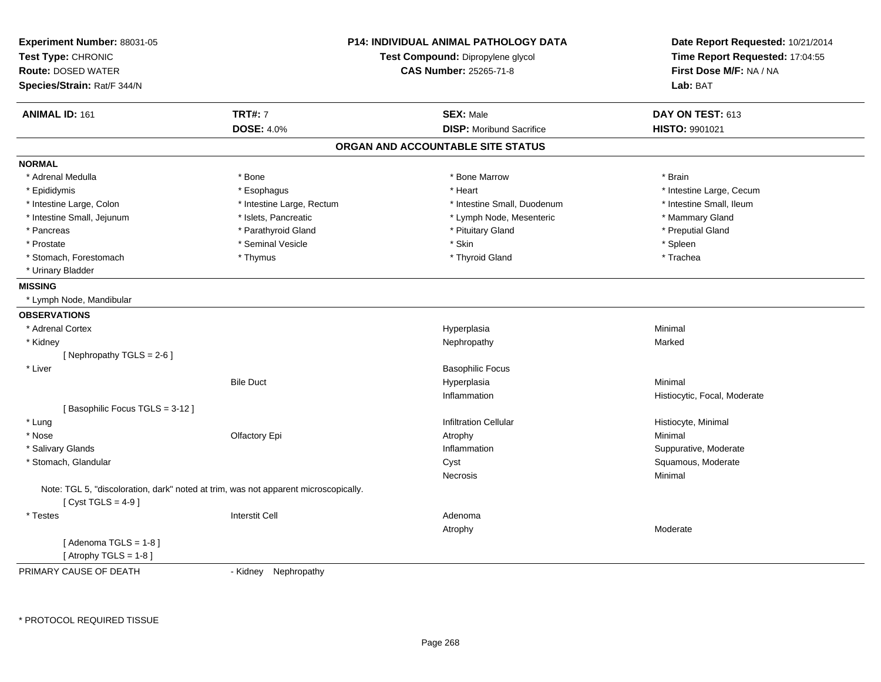**Experiment Number:** 88031-05
**Test Type:** CHRONIC
**Route:** DOSED WATER
**Species/Strain:** Rat/F 344/N

**P14: INDIVIDUAL ANIMAL PATHOLOGY DATA**
**Test Compound:** Dipropylene glycol
**CAS Number:** 25265-71-8

**Date Report Requested:** 10/21/2014
**Time Report Requested:** 17:04:55
**First Dose M/F:** NA / NA
**Lab:** BAT

| **ANIMAL ID:** 161 | **TRT#:** 7 | **SEX:** Male | **DAY ON TEST:** 613 |
|---|---|---|---|
| | **DOSE:** 4.0% | **DISP:** Moribund Sacrifice | **HISTO:** 9901021 |

## ORGAN AND ACCOUNTABLE SITE STATUS

**NORMAL**

| | | | |
|---|---|---|---|
| * Adrenal Medulla | * Bone | * Bone Marrow | * Brain |
| * Epididymis | * Esophagus | * Heart | * Intestine Large, Cecum |
| * Intestine Large, Colon | * Intestine Large, Rectum | * Intestine Small, Duodenum | * Intestine Small, Ileum |
| * Intestine Small, Jejunum | * Islets, Pancreatic | * Lymph Node, Mesenteric | * Mammary Gland |
| * Pancreas | * Parathyroid Gland | * Pituitary Gland | * Preputial Gland |
| * Prostate | * Seminal Vesicle | * Skin | * Spleen |
| * Stomach, Forestomach | * Thymus | * Thyroid Gland | * Trachea |
| * Urinary Bladder | | | |

**MISSING**

* Lymph Node, Mandibular

**OBSERVATIONS**

| | | | |
|---|---|---|---|
| * Adrenal Cortex | | Hyperplasia | Minimal |
| * Kidney | | Nephropathy | Marked |
| [ Nephropathy TGLS = 2-6 ] | | | |
| * Liver | | Basophilic Focus | |
| | Bile Duct | Hyperplasia | Minimal |
| | | Inflammation | Histiocytic, Focal, Moderate |
| [ Basophilic Focus TGLS = 3-12 ] | | | |
| * Lung | | Infiltration Cellular | Histiocyte, Minimal |
| * Nose | Olfactory Epi | Atrophy | Minimal |
| * Salivary Glands | | Inflammation | Suppurative, Moderate |
| * Stomach, Glandular | | Cyst | Squamous, Moderate |
| | | Necrosis | Minimal |
| Note: TGL 5, "discoloration, dark" noted at trim, was not apparent microscopically. | | | |
| [ Cyst TGLS = 4-9 ] | | | |
| * Testes | Interstit Cell | Adenoma | |
| | | Atrophy | Moderate |
| [ Adenoma TGLS = 1-8 ] | | | |
| [ Atrophy TGLS = 1-8 ] | | | |

PRIMARY CAUSE OF DEATH - Kidney Nephropathy

* PROTOCOL REQUIRED TISSUE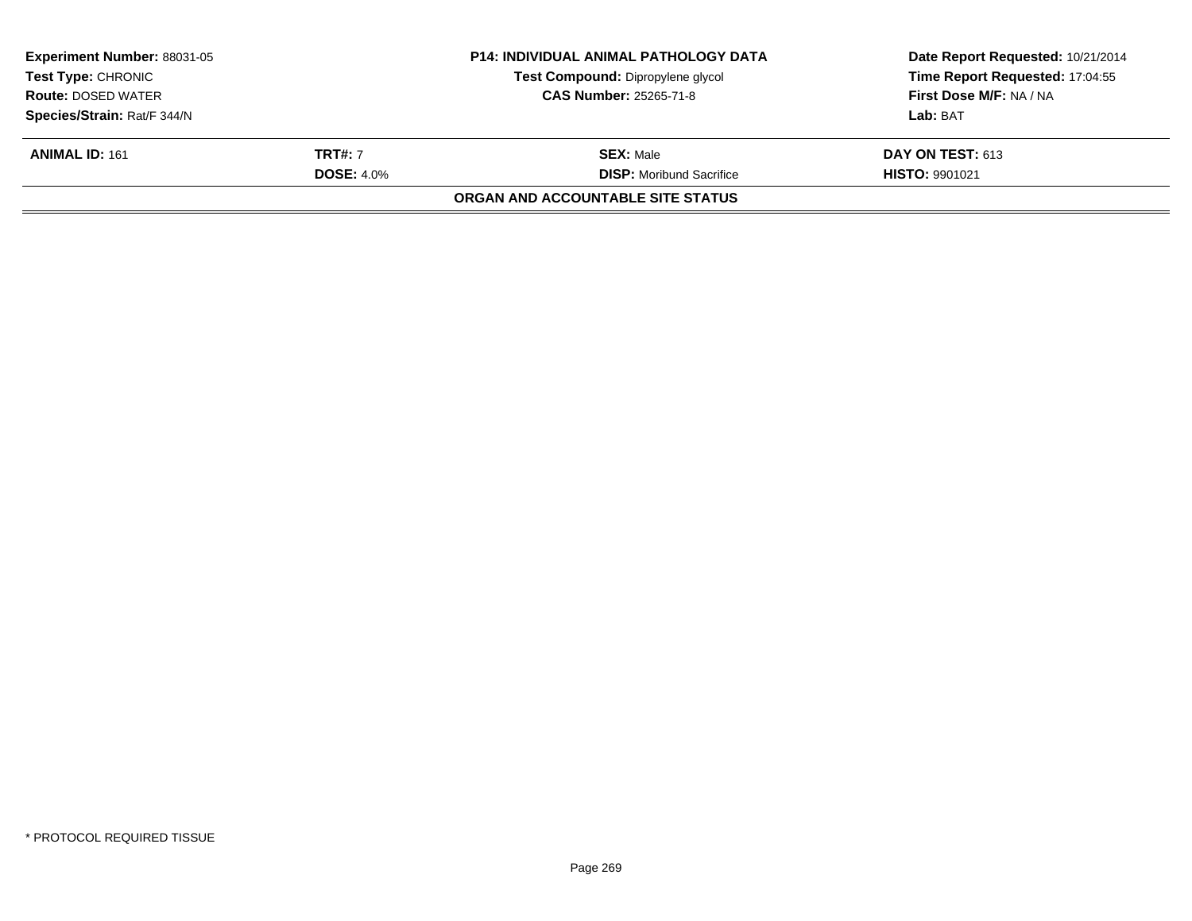| Experiment Number: 88031-05 | P14: INDIVIDUAL ANIMAL PATHOLOGY DATA | Date Report Requested: 10/21/2014 |
|---|---|---|
| Test Type: CHRONIC | Test Compound: Dipropylene glycol | Time Report Requested: 17:04:55 |
| Route: DOSED WATER | CAS Number: 25265-71-8 | First Dose M/F: NA / NA |
| Species/Strain: Rat/F 344/N | | Lab: BAT |

| ANIMAL ID: 161 | TRT#: 7 | SEX: Male | DAY ON TEST: 613 |
|---|---|---|---|
| | DOSE: 4.0% | DISP: Moribund Sacrifice | HISTO: 9901021 |

**ORGAN AND ACCOUNTABLE SITE STATUS**

* PROTOCOL REQUIRED TISSUE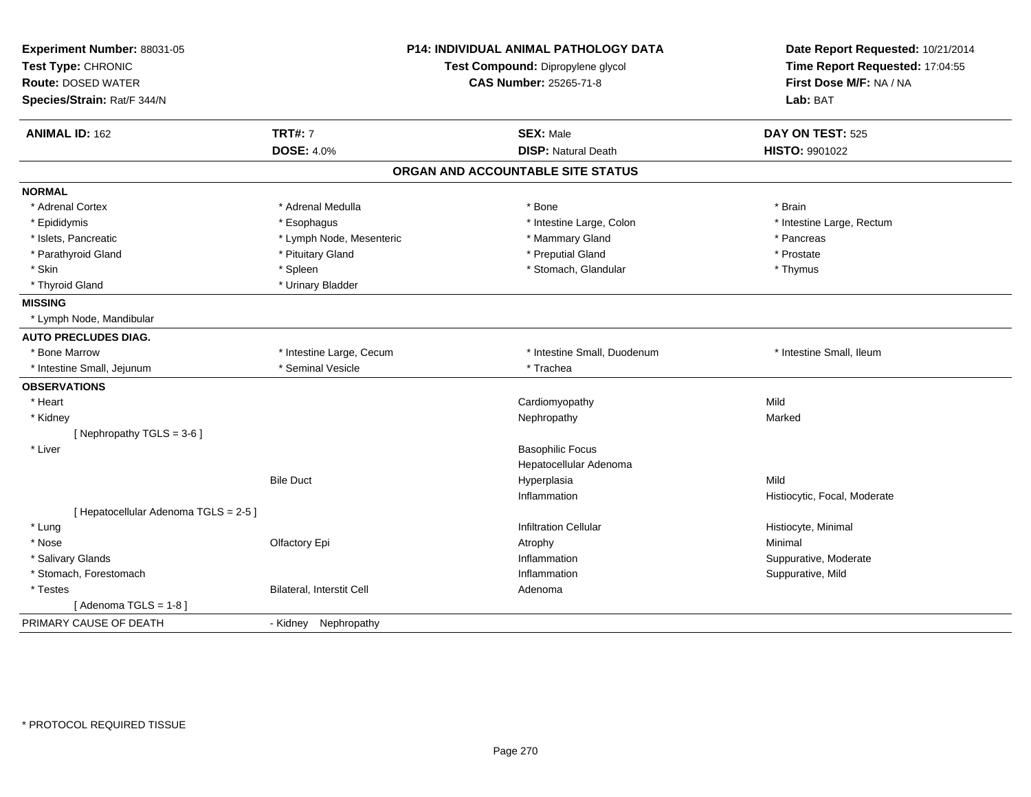**Experiment Number:** 88031-05
**Test Type:** CHRONIC
**Route:** DOSED WATER
**Species/Strain:** Rat/F 344/N

**P14: INDIVIDUAL ANIMAL PATHOLOGY DATA**
**Test Compound:** Dipropylene glycol
**CAS Number:** 25265-71-8

**Date Report Requested:** 10/21/2014
**Time Report Requested:** 17:04:55
**First Dose M/F:** NA / NA
**Lab:** BAT

| **ANIMAL ID:** 162 | **TRT#:** 7 | **SEX:** Male | **DAY ON TEST:** 525 |
|---|---|---|---|
| | **DOSE:** 4.0% | **DISP:** Natural Death | **HISTO:** 9901022 |

## ORGAN AND ACCOUNTABLE SITE STATUS

| | | | |
|---|---|---|---|
| **NORMAL** | | | |
| * Adrenal Cortex | * Adrenal Medulla | * Bone | * Brain |
| * Epididymis | * Esophagus | * Intestine Large, Colon | * Intestine Large, Rectum |
| * Islets, Pancreatic | * Lymph Node, Mesenteric | * Mammary Gland | * Pancreas |
| * Parathyroid Gland | * Pituitary Gland | * Preputial Gland | * Prostate |
| * Skin | * Spleen | * Stomach, Glandular | * Thymus |
| * Thyroid Gland | * Urinary Bladder | | |
| **MISSING** | | | |
| * Lymph Node, Mandibular | | | |
| **AUTO PRECLUDES DIAG.** | | | |
| * Bone Marrow | * Intestine Large, Cecum | * Intestine Small, Duodenum | * Intestine Small, Ileum |
| * Intestine Small, Jejunum | * Seminal Vesicle | * Trachea | |
| **OBSERVATIONS** | | | |
| * Heart | | Cardiomyopathy | Mild |
| * Kidney | | Nephropathy | Marked |
| [ Nephropathy TGLS = 3-6 ] | | | |
| * Liver | | Basophilic Focus | |
| | | Hepatocellular Adenoma | |
| | Bile Duct | Hyperplasia | Mild |
| | | Inflammation | Histiocytic, Focal, Moderate |
| [ Hepatocellular Adenoma TGLS = 2-5 ] | | | |
| * Lung | | Infiltration Cellular | Histiocyte, Minimal |
| * Nose | Olfactory Epi | Atrophy | Minimal |
| * Salivary Glands | | Inflammation | Suppurative, Moderate |
| * Stomach, Forestomach | | Inflammation | Suppurative, Mild |
| * Testes | Bilateral, Interstit Cell | Adenoma | |
| [ Adenoma TGLS = 1-8 ] | | | |
| PRIMARY CAUSE OF DEATH | - Kidney Nephropathy | | |

* PROTOCOL REQUIRED TISSUE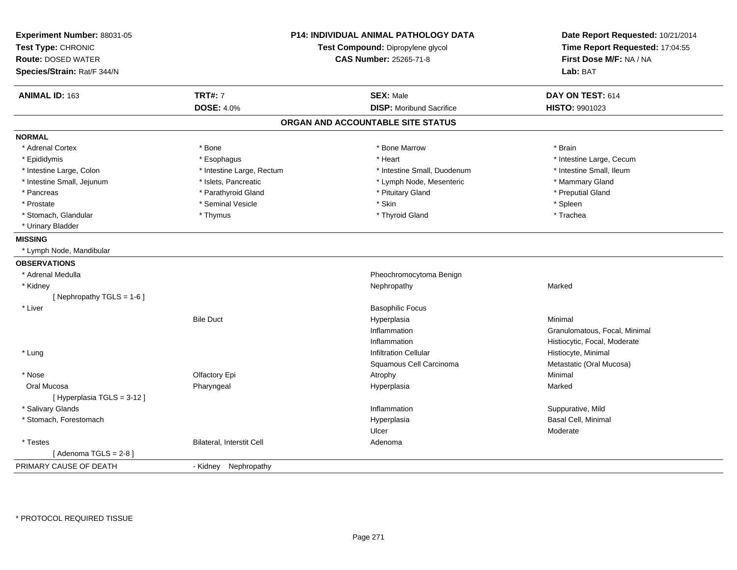**Experiment Number:** 88031-05
**Test Type:** CHRONIC
**Route:** DOSED WATER
**Species/Strain:** Rat/F 344/N

**P14: INDIVIDUAL ANIMAL PATHOLOGY DATA**
**Test Compound:** Dipropylene glycol
**CAS Number:** 25265-71-8

**Date Report Requested:** 10/21/2014
**Time Report Requested:** 17:04:55
**First Dose M/F:** NA / NA
**Lab:** BAT

| **ANIMAL ID:** 163 | **TRT#:** 7 | **SEX:** Male | **DAY ON TEST:** 614 |
|---|---|---|---|
| | **DOSE:** 4.0% | **DISP:** Moribund Sacrifice | **HISTO:** 9901023 |

## ORGAN AND ACCOUNTABLE SITE STATUS

**NORMAL**

| | | | |
|---|---|---|---|
| * Adrenal Cortex | * Bone | * Bone Marrow | * Brain |
| * Epididymis | * Esophagus | * Heart | * Intestine Large, Cecum |
| * Intestine Large, Colon | * Intestine Large, Rectum | * Intestine Small, Duodenum | * Intestine Small, Ileum |
| * Intestine Small, Jejunum | * Islets, Pancreatic | * Lymph Node, Mesenteric | * Mammary Gland |
| * Pancreas | * Parathyroid Gland | * Pituitary Gland | * Preputial Gland |
| * Prostate | * Seminal Vesicle | * Skin | * Spleen |
| * Stomach, Glandular | * Thymus | * Thyroid Gland | * Trachea |
| * Urinary Bladder | | | |

**MISSING**

* Lymph Node, Mandibular

**OBSERVATIONS**

| | | | |
|---|---|---|---|
| * Adrenal Medulla | | Pheochromocytoma Benign | |
| * Kidney | | Nephropathy | Marked |
| [ Nephropathy TGLS = 1-6 ] | | | |
| * Liver | | Basophilic Focus | |
| | Bile Duct | Hyperplasia | Minimal |
| | | Inflammation | Granulomatous, Focal, Minimal |
| | | Inflammation | Histiocytic, Focal, Moderate |
| * Lung | | Infiltration Cellular | Histiocyte, Minimal |
| | | Squamous Cell Carcinoma | Metastatic (Oral Mucosa) |
| * Nose | Olfactory Epi | Atrophy | Minimal |
| Oral Mucosa | Pharyngeal | Hyperplasia | Marked |
| [ Hyperplasia TGLS = 3-12 ] | | | |
| * Salivary Glands | | Inflammation | Suppurative, Mild |
| * Stomach, Forestomach | | Hyperplasia | Basal Cell, Minimal |
| | | Ulcer | Moderate |
| * Testes | Bilateral, Interstit Cell | Adenoma | |
| [ Adenoma TGLS = 2-8 ] | | | |

PRIMARY CAUSE OF DEATH - Kidney Nephropathy

* PROTOCOL REQUIRED TISSUE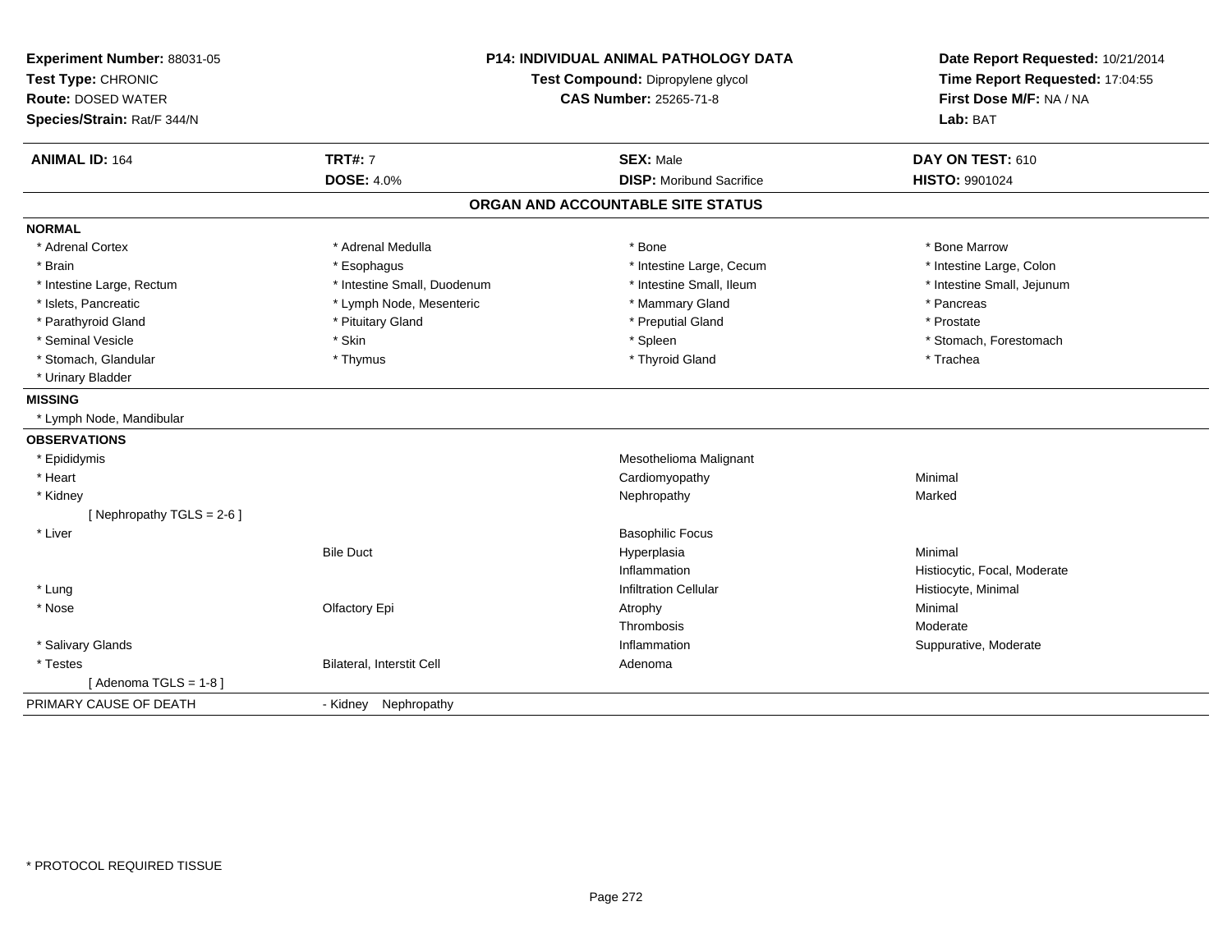**Experiment Number:** 88031-05
**Test Type:** CHRONIC
**Route:** DOSED WATER
**Species/Strain:** Rat/F 344/N

**P14: INDIVIDUAL ANIMAL PATHOLOGY DATA**
**Test Compound:** Dipropylene glycol
**CAS Number:** 25265-71-8

**Date Report Requested:** 10/21/2014
**Time Report Requested:** 17:04:55
**First Dose M/F:** NA / NA
**Lab:** BAT

| **ANIMAL ID:** 164 | **TRT#:** 7 | **SEX:** Male | **DAY ON TEST:** 610 |
|---|---|---|---|
| | **DOSE:** 4.0% | **DISP:** Moribund Sacrifice | **HISTO:** 9901024 |

## ORGAN AND ACCOUNTABLE SITE STATUS

**NORMAL**

| | | | |
|---|---|---|---|
| * Adrenal Cortex | * Adrenal Medulla | * Bone | * Bone Marrow |
| * Brain | * Esophagus | * Intestine Large, Cecum | * Intestine Large, Colon |
| * Intestine Large, Rectum | * Intestine Small, Duodenum | * Intestine Small, Ileum | * Intestine Small, Jejunum |
| * Islets, Pancreatic | * Lymph Node, Mesenteric | * Mammary Gland | * Pancreas |
| * Parathyroid Gland | * Pituitary Gland | * Preputial Gland | * Prostate |
| * Seminal Vesicle | * Skin | * Spleen | * Stomach, Forestomach |
| * Stomach, Glandular | * Thymus | * Thyroid Gland | * Trachea |
| * Urinary Bladder | | | |

**MISSING**

* Lymph Node, Mandibular

**OBSERVATIONS**

| | | | |
|---|---|---|---|
| * Epididymis | | Mesothelioma Malignant | |
| * Heart | | Cardiomyopathy | Minimal |
| * Kidney | | Nephropathy | Marked |
| [ Nephropathy TGLS = 2-6 ] | | | |
| * Liver | | Basophilic Focus | |
| | Bile Duct | Hyperplasia | Minimal |
| | | Inflammation | Histiocytic, Focal, Moderate |
| * Lung | | Infiltration Cellular | Histiocyte, Minimal |
| * Nose | Olfactory Epi | Atrophy | Minimal |
| | | Thrombosis | Moderate |
| * Salivary Glands | | Inflammation | Suppurative, Moderate |
| * Testes | Bilateral, Interstit Cell | Adenoma | |
| [ Adenoma TGLS = 1-8 ] | | | |

| PRIMARY CAUSE OF DEATH | - Kidney Nephropathy |
|---|---|

* PROTOCOL REQUIRED TISSUE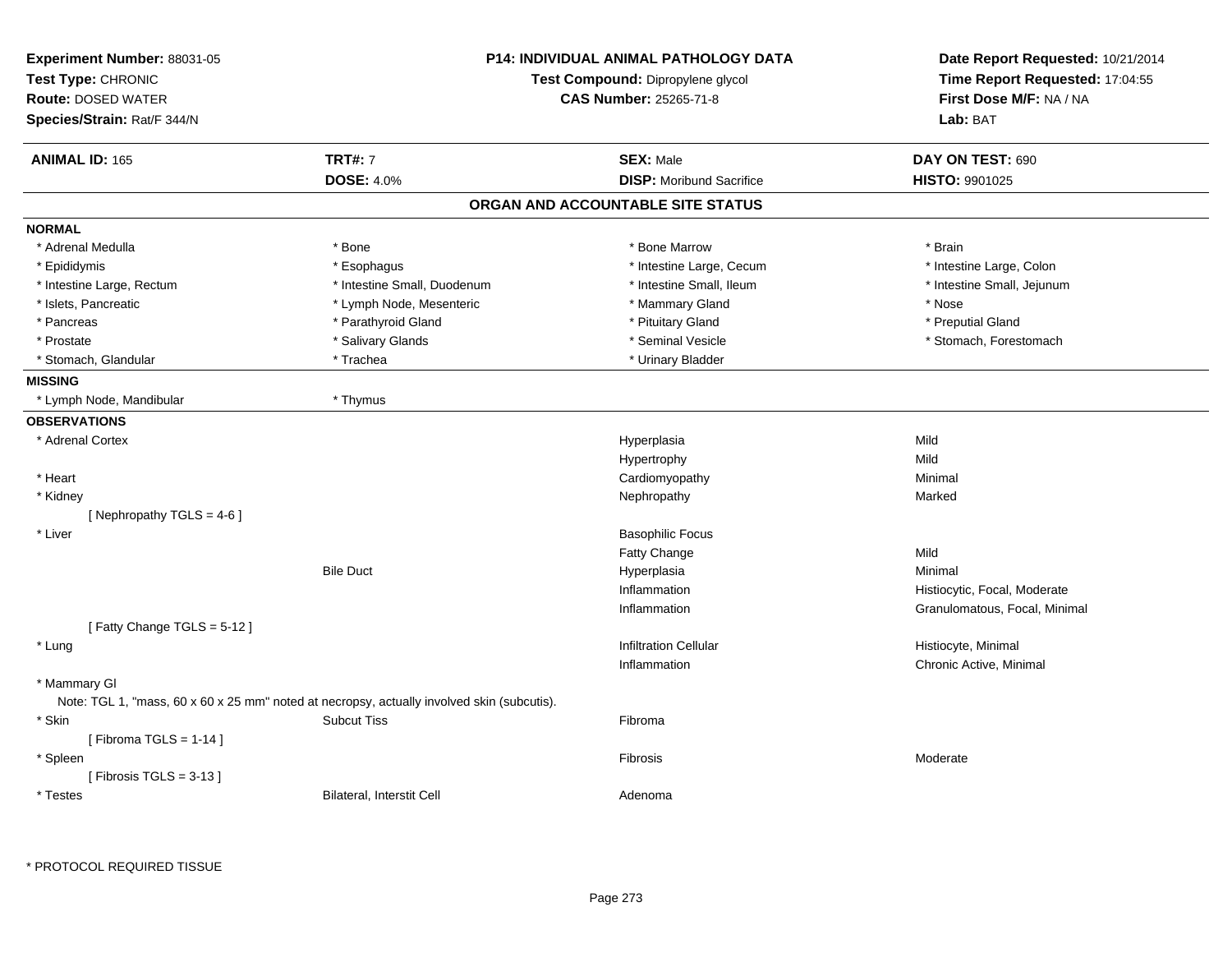**Experiment Number:** 88031-05
**Test Type:** CHRONIC
**Route:** DOSED WATER
**Species/Strain:** Rat/F 344/N

**P14: INDIVIDUAL ANIMAL PATHOLOGY DATA**
**Test Compound:** Dipropylene glycol
**CAS Number:** 25265-71-8

**Date Report Requested:** 10/21/2014
**Time Report Requested:** 17:04:55
**First Dose M/F:** NA / NA
**Lab:** BAT

| **ANIMAL ID:** 165 | **TRT#:** 7 | **SEX:** Male | **DAY ON TEST:** 690 |
|---|---|---|---|
| | **DOSE:** 4.0% | **DISP:** Moribund Sacrifice | **HISTO:** 9901025 |

## ORGAN AND ACCOUNTABLE SITE STATUS

**NORMAL**

| | | | |
|---|---|---|---|
| * Adrenal Medulla | * Bone | * Bone Marrow | * Brain |
| * Epididymis | * Esophagus | * Intestine Large, Cecum | * Intestine Large, Colon |
| * Intestine Large, Rectum | * Intestine Small, Duodenum | * Intestine Small, Ileum | * Intestine Small, Jejunum |
| * Islets, Pancreatic | * Lymph Node, Mesenteric | * Mammary Gland | * Nose |
| * Pancreas | * Parathyroid Gland | * Pituitary Gland | * Preputial Gland |
| * Prostate | * Salivary Glands | * Seminal Vesicle | * Stomach, Forestomach |
| * Stomach, Glandular | * Trachea | * Urinary Bladder | |

**MISSING**

| | |
|---|---|
| * Lymph Node, Mandibular | * Thymus |

**OBSERVATIONS**

| Organ | Site | Observation | Qualifier |
|---|---|---|---|
| * Adrenal Cortex | | Hyperplasia | Mild |
| | | Hypertrophy | Mild |
| * Heart | | Cardiomyopathy | Minimal |
| * Kidney | | Nephropathy | Marked |
| [ Nephropathy TGLS = 4-6 ] | | | |
| * Liver | | Basophilic Focus | |
| | | Fatty Change | Mild |
| | Bile Duct | Hyperplasia | Minimal |
| | | Inflammation | Histiocytic, Focal, Moderate |
| | | Inflammation | Granulomatous, Focal, Minimal |
| [ Fatty Change TGLS = 5-12 ] | | | |
| * Lung | | Infiltration Cellular | Histiocyte, Minimal |
| | | Inflammation | Chronic Active, Minimal |
| * Mammary Gl | | | |
| Note: TGL 1, "mass, 60 x 60 x 25 mm" noted at necropsy, actually involved skin (subcutis). | | | |
| * Skin | Subcut Tiss | Fibroma | |
| [ Fibroma TGLS = 1-14 ] | | | |
| * Spleen | | Fibrosis | Moderate |
| [ Fibrosis TGLS = 3-13 ] | | | |
| * Testes | Bilateral, Interstit Cell | Adenoma | |

* PROTOCOL REQUIRED TISSUE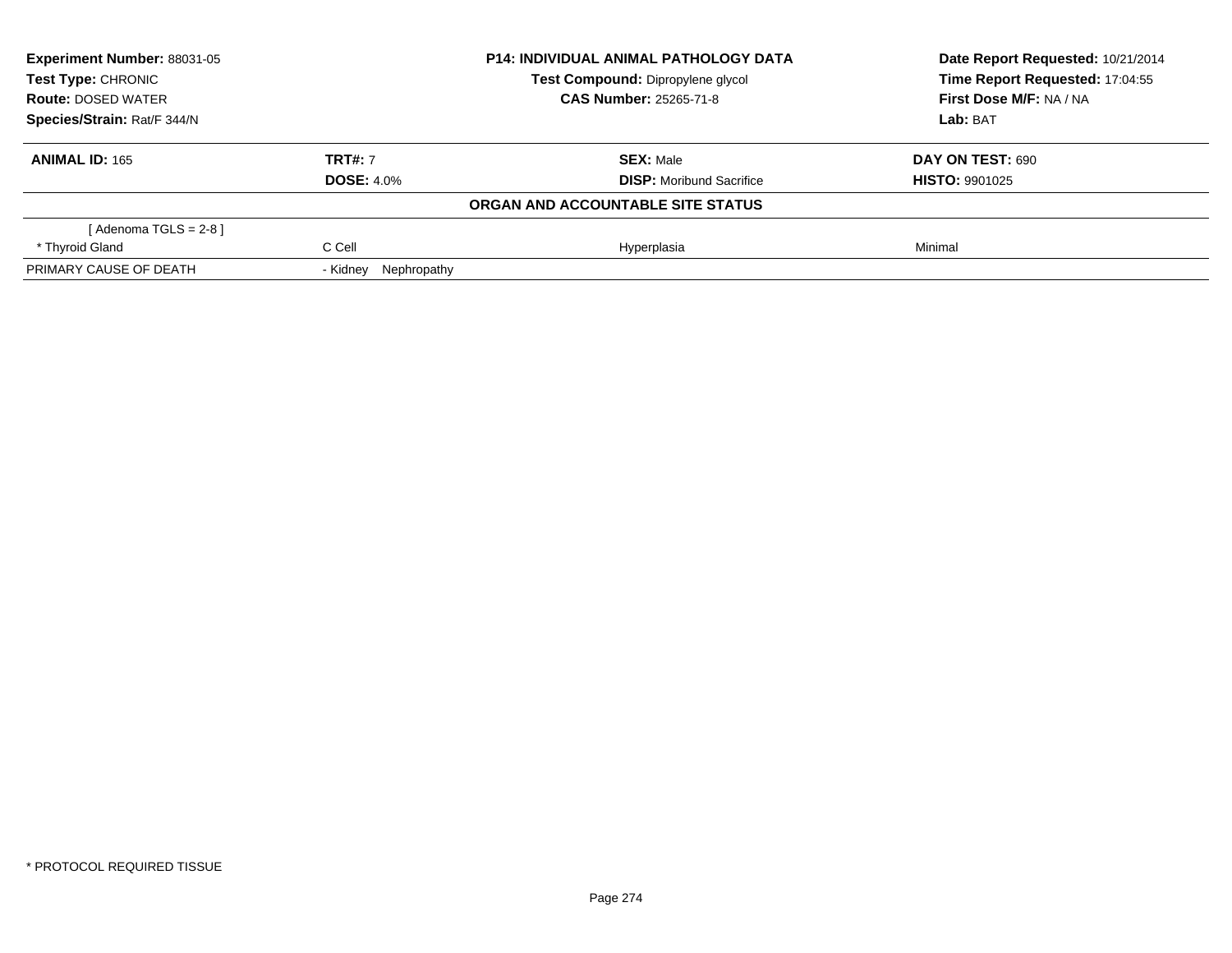| **Experiment Number:** 88031-05 | **P14: INDIVIDUAL ANIMAL PATHOLOGY DATA** | **Date Report Requested:** 10/21/2014 |
|---|---|---|
| **Test Type:** CHRONIC | **Test Compound:** Dipropylene glycol | **Time Report Requested:** 17:04:55 |
| **Route:** DOSED WATER | **CAS Number:** 25265-71-8 | **First Dose M/F:** NA / NA |
| **Species/Strain:** Rat/F 344/N | | **Lab:** BAT |

| **ANIMAL ID:** 165 | **TRT#:** 7 | **SEX:** Male | **DAY ON TEST:** 690 |
|---|---|---|---|
| | **DOSE:** 4.0% | **DISP:** Moribund Sacrifice | **HISTO:** 9901025 |

**ORGAN AND ACCOUNTABLE SITE STATUS**

| | | | |
|---|---|---|---|
| [ Adenoma TGLS = 2-8 ] | | | |
| * Thyroid Gland | C Cell | Hyperplasia | Minimal |
| PRIMARY CAUSE OF DEATH | - Kidney Nephropathy | | |

* PROTOCOL REQUIRED TISSUE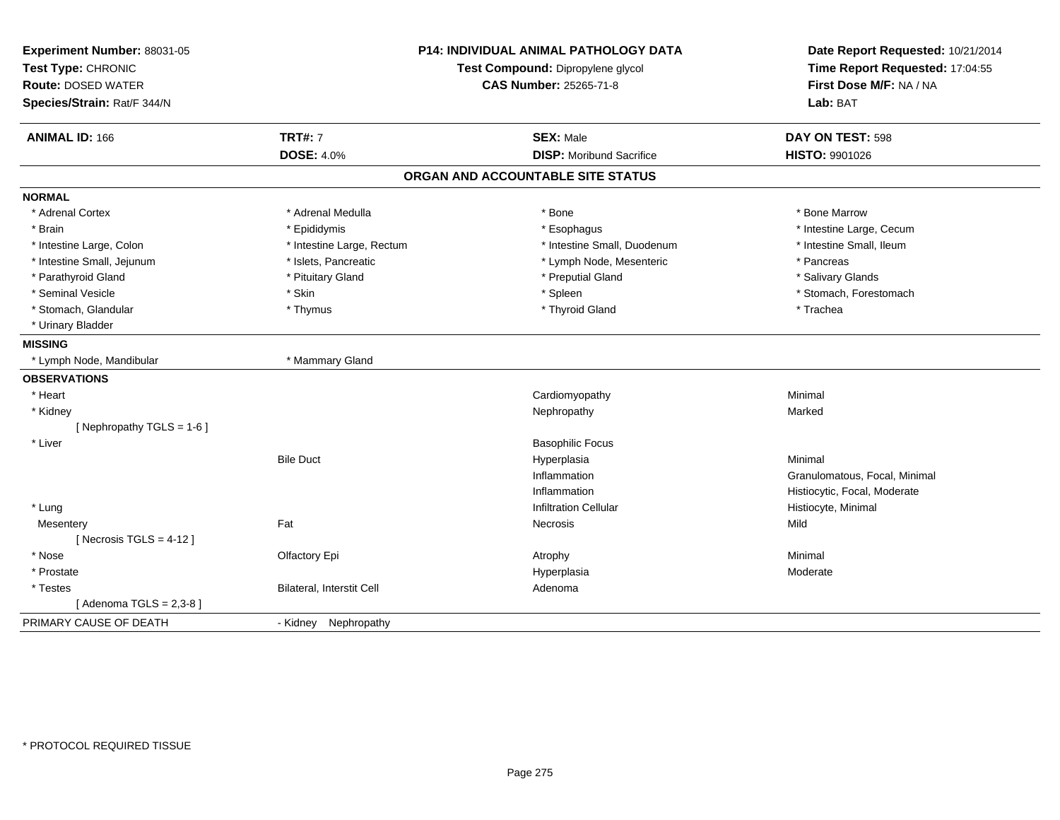**Experiment Number:** 88031-05
**Test Type:** CHRONIC
**Route:** DOSED WATER
**Species/Strain:** Rat/F 344/N

**P14: INDIVIDUAL ANIMAL PATHOLOGY DATA**
**Test Compound:** Dipropylene glycol
**CAS Number:** 25265-71-8

**Date Report Requested:** 10/21/2014
**Time Report Requested:** 17:04:55
**First Dose M/F:** NA / NA
**Lab:** BAT

| **ANIMAL ID:** 166 | **TRT#:** 7 | **SEX:** Male | **DAY ON TEST:** 598 |
|---|---|---|---|
| | **DOSE:** 4.0% | **DISP:** Moribund Sacrifice | **HISTO:** 9901026 |

## ORGAN AND ACCOUNTABLE SITE STATUS

**NORMAL**

| | | | |
|---|---|---|---|
| * Adrenal Cortex | * Adrenal Medulla | * Bone | * Bone Marrow |
| * Brain | * Epididymis | * Esophagus | * Intestine Large, Cecum |
| * Intestine Large, Colon | * Intestine Large, Rectum | * Intestine Small, Duodenum | * Intestine Small, Ileum |
| * Intestine Small, Jejunum | * Islets, Pancreatic | * Lymph Node, Mesenteric | * Pancreas |
| * Parathyroid Gland | * Pituitary Gland | * Preputial Gland | * Salivary Glands |
| * Seminal Vesicle | * Skin | * Spleen | * Stomach, Forestomach |
| * Stomach, Glandular | * Thymus | * Thyroid Gland | * Trachea |
| * Urinary Bladder | | | |

**MISSING**

| | |
|---|---|
| * Lymph Node, Mandibular | * Mammary Gland |

**OBSERVATIONS**

| | | | |
|---|---|---|---|
| * Heart | | Cardiomyopathy | Minimal |
| * Kidney | | Nephropathy | Marked |
| [ Nephropathy TGLS = 1-6 ] | | | |
| * Liver | | Basophilic Focus | |
| | Bile Duct | Hyperplasia | Minimal |
| | | Inflammation | Granulomatous, Focal, Minimal |
| | | Inflammation | Histiocytic, Focal, Moderate |
| * Lung | | Infiltration Cellular | Histiocyte, Minimal |
| Mesentery | Fat | Necrosis | Mild |
| [ Necrosis TGLS = 4-12 ] | | | |
| * Nose | Olfactory Epi | Atrophy | Minimal |
| * Prostate | | Hyperplasia | Moderate |
| * Testes | Bilateral, Interstit Cell | Adenoma | |
| [ Adenoma TGLS = 2,3-8 ] | | | |

PRIMARY CAUSE OF DEATH - Kidney Nephropathy

* PROTOCOL REQUIRED TISSUE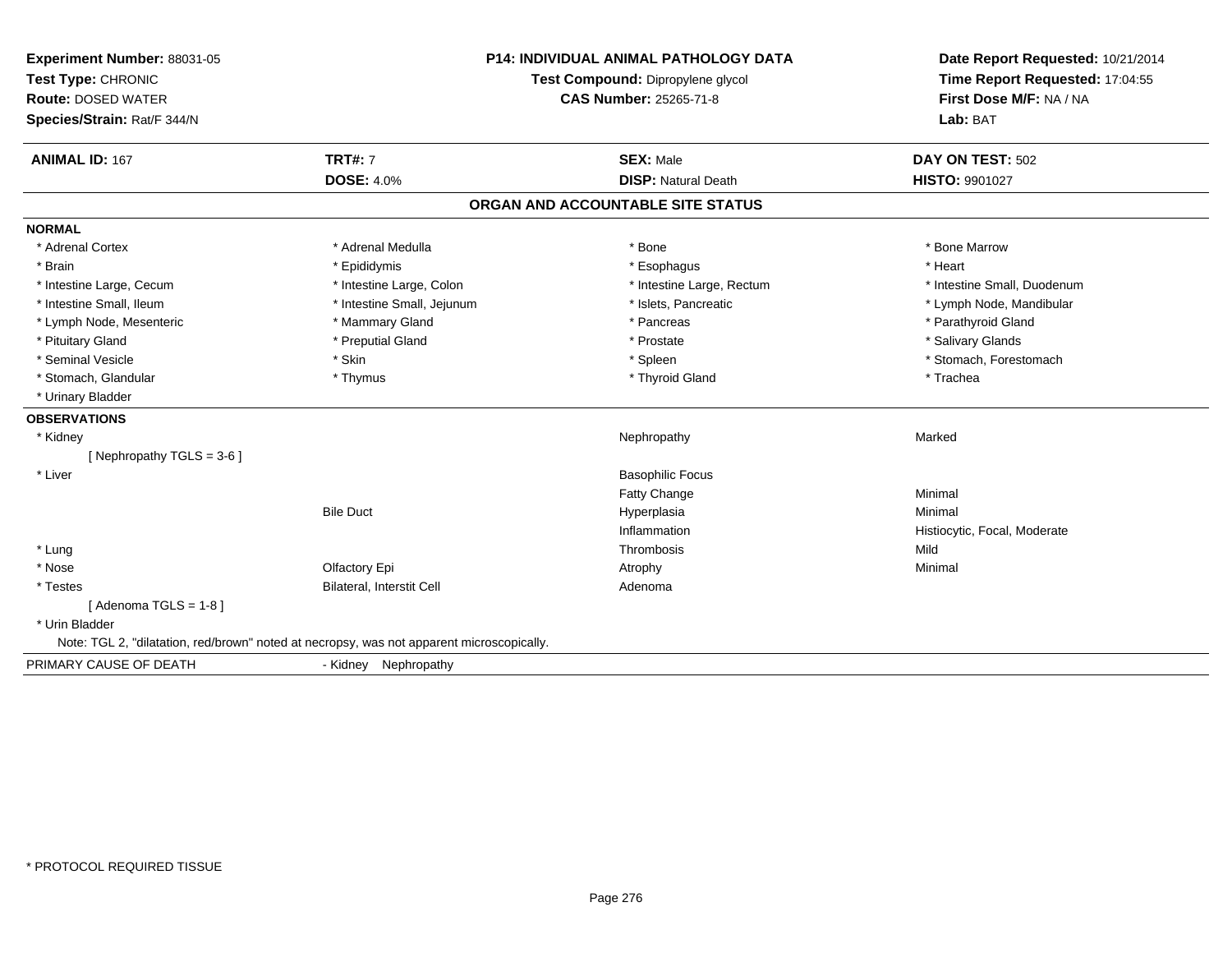**Experiment Number:** 88031-05
**Test Type:** CHRONIC
**Route:** DOSED WATER
**Species/Strain:** Rat/F 344/N

**P14: INDIVIDUAL ANIMAL PATHOLOGY DATA**
**Test Compound:** Dipropylene glycol
**CAS Number:** 25265-71-8

**Date Report Requested:** 10/21/2014
**Time Report Requested:** 17:04:55
**First Dose M/F:** NA / NA
**Lab:** BAT

| **ANIMAL ID:** 167 | **TRT#:** 7 | **SEX:** Male | **DAY ON TEST:** 502 |
|---|---|---|---|
| | **DOSE:** 4.0% | **DISP:** Natural Death | **HISTO:** 9901027 |

## ORGAN AND ACCOUNTABLE SITE STATUS

**NORMAL**

| | | | |
|---|---|---|---|
| * Adrenal Cortex | * Adrenal Medulla | * Bone | * Bone Marrow |
| * Brain | * Epididymis | * Esophagus | * Heart |
| * Intestine Large, Cecum | * Intestine Large, Colon | * Intestine Large, Rectum | * Intestine Small, Duodenum |
| * Intestine Small, Ileum | * Intestine Small, Jejunum | * Islets, Pancreatic | * Lymph Node, Mandibular |
| * Lymph Node, Mesenteric | * Mammary Gland | * Pancreas | * Parathyroid Gland |
| * Pituitary Gland | * Preputial Gland | * Prostate | * Salivary Glands |
| * Seminal Vesicle | * Skin | * Spleen | * Stomach, Forestomach |
| * Stomach, Glandular | * Thymus | * Thyroid Gland | * Trachea |
| * Urinary Bladder | | | |

**OBSERVATIONS**

| | | | |
|---|---|---|---|
| * Kidney | | Nephropathy | Marked |
| [ Nephropathy TGLS = 3-6 ] | | | |
| * Liver | | Basophilic Focus | |
| | | Fatty Change | Minimal |
| | Bile Duct | Hyperplasia | Minimal |
| | | Inflammation | Histiocytic, Focal, Moderate |
| * Lung | | Thrombosis | Mild |
| * Nose | Olfactory Epi | Atrophy | Minimal |
| * Testes | Bilateral, Interstit Cell | Adenoma | |
| [ Adenoma TGLS = 1-8 ] | | | |
| * Urin Bladder | | | |

Note: TGL 2, "dilatation, red/brown" noted at necropsy, was not apparent microscopically.

PRIMARY CAUSE OF DEATH - Kidney Nephropathy

* PROTOCOL REQUIRED TISSUE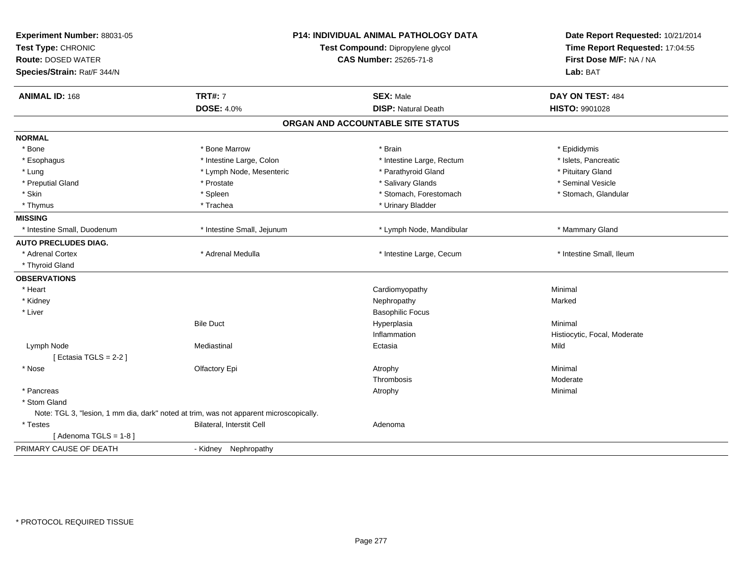**Experiment Number:** 88031-05
**Test Type:** CHRONIC
**Route:** DOSED WATER
**Species/Strain:** Rat/F 344/N

**P14: INDIVIDUAL ANIMAL PATHOLOGY DATA**
**Test Compound:** Dipropylene glycol
**CAS Number:** 25265-71-8

**Date Report Requested:** 10/21/2014
**Time Report Requested:** 17:04:55
**First Dose M/F:** NA / NA
**Lab:** BAT

| **ANIMAL ID:** 168 | **TRT#:** 7 | **SEX:** Male | **DAY ON TEST:** 484 |
|---|---|---|---|
| | **DOSE:** 4.0% | **DISP:** Natural Death | **HISTO:** 9901028 |

## ORGAN AND ACCOUNTABLE SITE STATUS

**NORMAL**

| | | | |
|---|---|---|---|
| * Bone | * Bone Marrow | * Brain | * Epididymis |
| * Esophagus | * Intestine Large, Colon | * Intestine Large, Rectum | * Islets, Pancreatic |
| * Lung | * Lymph Node, Mesenteric | * Parathyroid Gland | * Pituitary Gland |
| * Preputial Gland | * Prostate | * Salivary Glands | * Seminal Vesicle |
| * Skin | * Spleen | * Stomach, Forestomach | * Stomach, Glandular |
| * Thymus | * Trachea | * Urinary Bladder | |

**MISSING**

| | | | |
|---|---|---|---|
| * Intestine Small, Duodenum | * Intestine Small, Jejunum | * Lymph Node, Mandibular | * Mammary Gland |

**AUTO PRECLUDES DIAG.**

| | | | |
|---|---|---|---|
| * Adrenal Cortex | * Adrenal Medulla | * Intestine Large, Cecum | * Intestine Small, Ileum |
| * Thyroid Gland | | | |

**OBSERVATIONS**

| | | | |
|---|---|---|---|
| * Heart | | Cardiomyopathy | Minimal |
| * Kidney | | Nephropathy | Marked |
| * Liver | | Basophilic Focus | |
| | Bile Duct | Hyperplasia | Minimal |
| | | Inflammation | Histiocytic, Focal, Moderate |
| Lymph Node | Mediastinal | Ectasia | Mild |
| [ Ectasia TGLS = 2-2 ] | | | |
| * Nose | Olfactory Epi | Atrophy | Minimal |
| | | Thrombosis | Moderate |
| * Pancreas | | Atrophy | Minimal |
| * Stom Gland | | | |

Note: TGL 3, "lesion, 1 mm dia, dark" noted at trim, was not apparent microscopically.

| | | | |
|---|---|---|---|
| * Testes | Bilateral, Interstit Cell | Adenoma | |
| [ Adenoma TGLS = 1-8 ] | | | |

PRIMARY CAUSE OF DEATH - Kidney Nephropathy

\* PROTOCOL REQUIRED TISSUE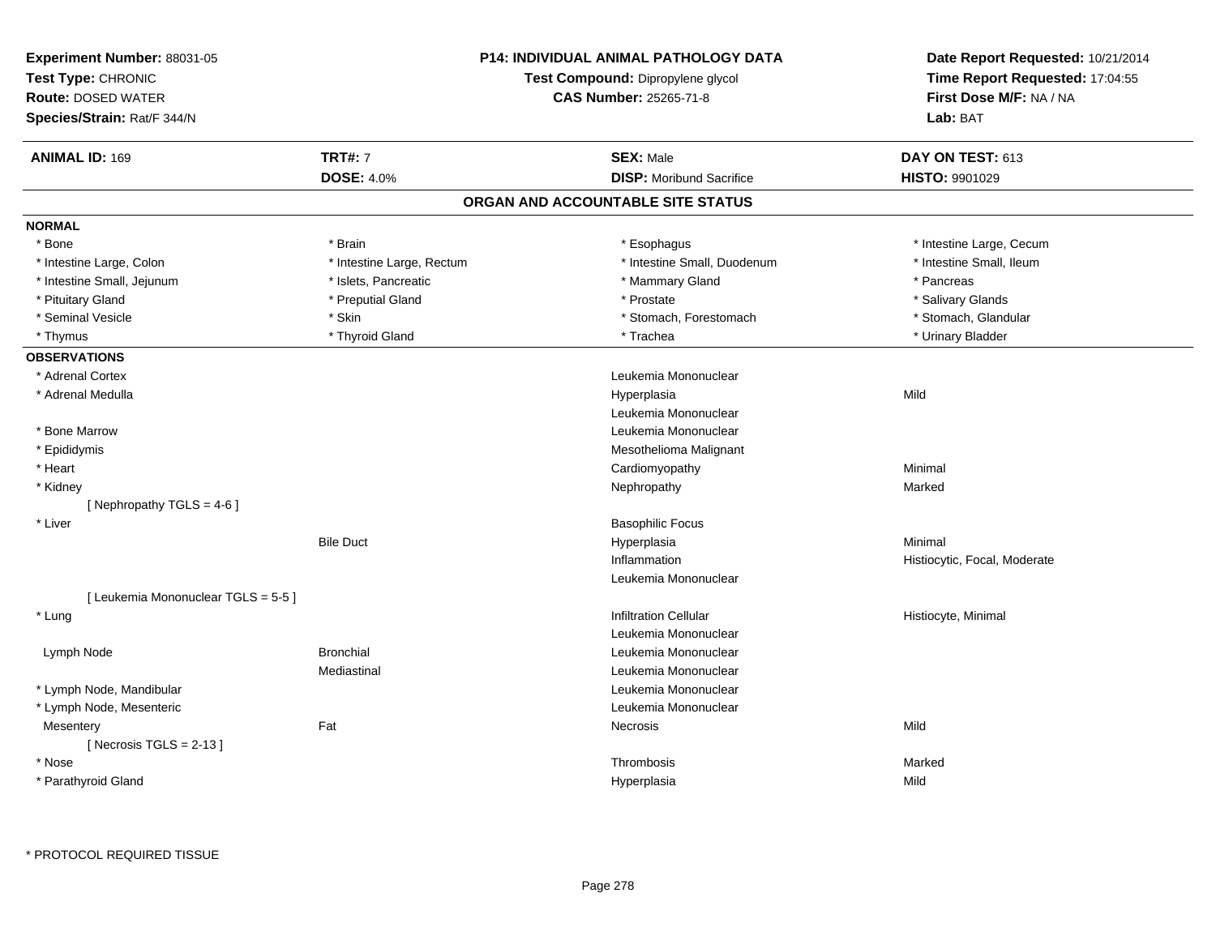**Experiment Number:** 88031-05
**Test Type:** CHRONIC
**Route:** DOSED WATER
**Species/Strain:** Rat/F 344/N

**P14: INDIVIDUAL ANIMAL PATHOLOGY DATA**
**Test Compound:** Dipropylene glycol
**CAS Number:** 25265-71-8

**Date Report Requested:** 10/21/2014
**Time Report Requested:** 17:04:55
**First Dose M/F:** NA / NA
**Lab:** BAT

| **ANIMAL ID:** 169 | **TRT#:** 7 | **SEX:** Male | **DAY ON TEST:** 613 |
|---|---|---|---|
| | **DOSE:** 4.0% | **DISP:** Moribund Sacrifice | **HISTO:** 9901029 |

## ORGAN AND ACCOUNTABLE SITE STATUS

**NORMAL**

| | | | |
|---|---|---|---|
| * Bone | * Brain | * Esophagus | * Intestine Large, Cecum |
| * Intestine Large, Colon | * Intestine Large, Rectum | * Intestine Small, Duodenum | * Intestine Small, Ileum |
| * Intestine Small, Jejunum | * Islets, Pancreatic | * Mammary Gland | * Pancreas |
| * Pituitary Gland | * Preputial Gland | * Prostate | * Salivary Glands |
| * Seminal Vesicle | * Skin | * Stomach, Forestomach | * Stomach, Glandular |
| * Thymus | * Thyroid Gland | * Trachea | * Urinary Bladder |

**OBSERVATIONS**

| | | | |
|---|---|---|---|
| * Adrenal Cortex | | Leukemia Mononuclear | |
| * Adrenal Medulla | | Hyperplasia | Mild |
| | | Leukemia Mononuclear | |
| * Bone Marrow | | Leukemia Mononuclear | |
| * Epididymis | | Mesothelioma Malignant | |
| * Heart | | Cardiomyopathy | Minimal |
| * Kidney | | Nephropathy | Marked |
| [ Nephropathy TGLS = 4-6 ] | | | |
| * Liver | | Basophilic Focus | |
| | Bile Duct | Hyperplasia | Minimal |
| | | Inflammation | Histiocytic, Focal, Moderate |
| | | Leukemia Mononuclear | |
| [ Leukemia Mononuclear TGLS = 5-5 ] | | | |
| * Lung | | Infiltration Cellular | Histiocyte, Minimal |
| | | Leukemia Mononuclear | |
| Lymph Node | Bronchial | Leukemia Mononuclear | |
| | Mediastinal | Leukemia Mononuclear | |
| * Lymph Node, Mandibular | | Leukemia Mononuclear | |
| * Lymph Node, Mesenteric | | Leukemia Mononuclear | |
| Mesentery | Fat | Necrosis | Mild |
| [ Necrosis TGLS = 2-13 ] | | | |
| * Nose | | Thrombosis | Marked |
| * Parathyroid Gland | | Hyperplasia | Mild |

* PROTOCOL REQUIRED TISSUE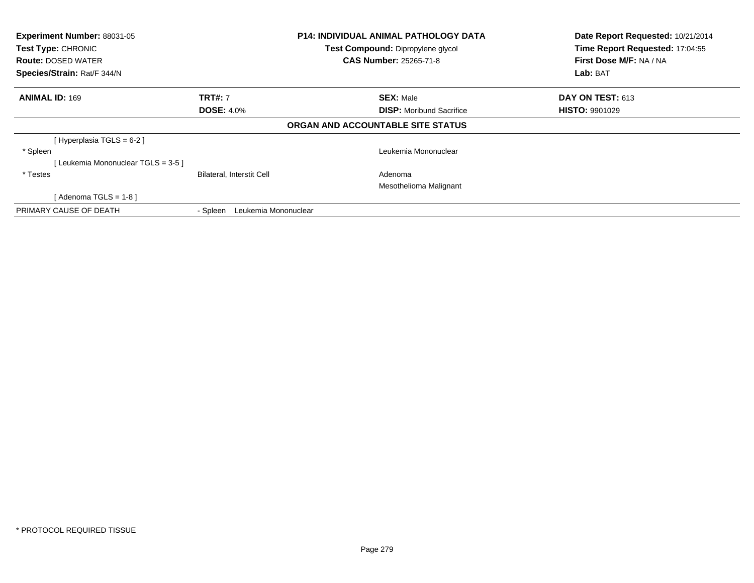**Experiment Number:** 88031-05
**Test Type:** CHRONIC
**Route:** DOSED WATER
**Species/Strain:** Rat/F 344/N

**P14: INDIVIDUAL ANIMAL PATHOLOGY DATA**
**Test Compound:** Dipropylene glycol
**CAS Number:** 25265-71-8

**Date Report Requested:** 10/21/2014
**Time Report Requested:** 17:04:55
**First Dose M/F:** NA / NA
**Lab:** BAT

| **ANIMAL ID:** 169 | **TRT#:** 7 | **SEX:** Male | **DAY ON TEST:** 613 |
|---|---|---|---|
| | **DOSE:** 4.0% | **DISP:** Moribund Sacrifice | **HISTO:** 9901029 |

**ORGAN AND ACCOUNTABLE SITE STATUS**

| | | |
|---|---|---|
| [ Hyperplasia TGLS = 6-2 ] | | |
| * Spleen | | Leukemia Mononuclear |
| [ Leukemia Mononuclear TGLS = 3-5 ] | | |
| * Testes | Bilateral, Interstit Cell | Adenoma |
| | | Mesothelioma Malignant |
| [ Adenoma TGLS = 1-8 ] | | |
| PRIMARY CAUSE OF DEATH | - Spleen Leukemia Mononuclear | |

* PROTOCOL REQUIRED TISSUE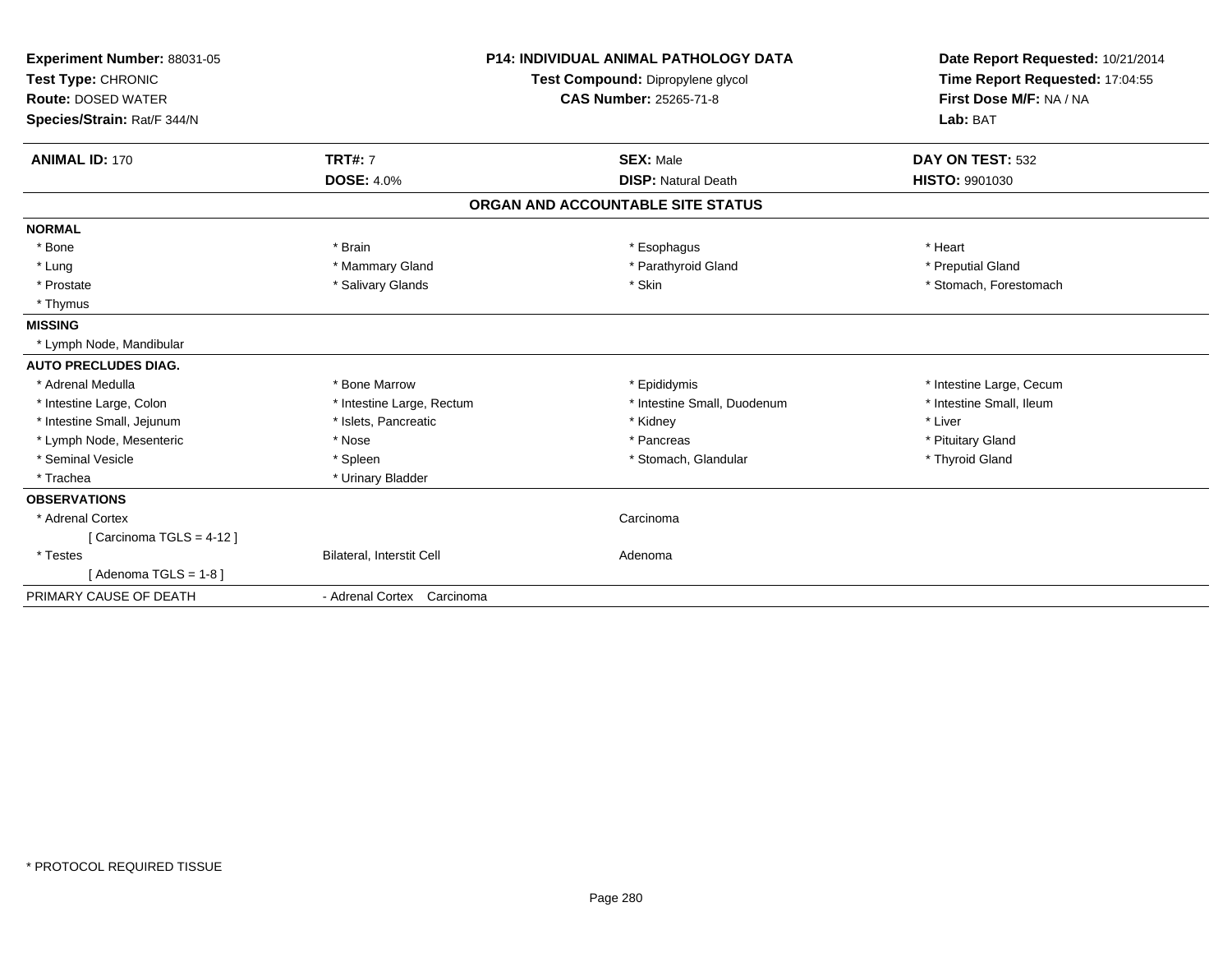**Experiment Number:** 88031-05
**Test Type:** CHRONIC
**Route:** DOSED WATER
**Species/Strain:** Rat/F 344/N

**P14: INDIVIDUAL ANIMAL PATHOLOGY DATA**
**Test Compound:** Dipropylene glycol
**CAS Number:** 25265-71-8

**Date Report Requested:** 10/21/2014
**Time Report Requested:** 17:04:55
**First Dose M/F:** NA / NA
**Lab:** BAT

| **ANIMAL ID:** 170 | **TRT#:** 7 | **SEX:** Male | **DAY ON TEST:** 532 |
|---|---|---|---|
| | **DOSE:** 4.0% | **DISP:** Natural Death | **HISTO:** 9901030 |

## ORGAN AND ACCOUNTABLE SITE STATUS

**NORMAL**

| | | | |
|---|---|---|---|
| * Bone | * Brain | * Esophagus | * Heart |
| * Lung | * Mammary Gland | * Parathyroid Gland | * Preputial Gland |
| * Prostate | * Salivary Glands | * Skin | * Stomach, Forestomach |
| * Thymus | | | |

**MISSING**

* Lymph Node, Mandibular

**AUTO PRECLUDES DIAG.**

| | | | |
|---|---|---|---|
| * Adrenal Medulla | * Bone Marrow | * Epididymis | * Intestine Large, Cecum |
| * Intestine Large, Colon | * Intestine Large, Rectum | * Intestine Small, Duodenum | * Intestine Small, Ileum |
| * Intestine Small, Jejunum | * Islets, Pancreatic | * Kidney | * Liver |
| * Lymph Node, Mesenteric | * Nose | * Pancreas | * Pituitary Gland |
| * Seminal Vesicle | * Spleen | * Stomach, Glandular | * Thyroid Gland |
| * Trachea | * Urinary Bladder | | |

**OBSERVATIONS**

| | | |
|---|---|---|
| * Adrenal Cortex | | Carcinoma |
| [ Carcinoma TGLS = 4-12 ] | | |
| * Testes | Bilateral, Interstit Cell | Adenoma |
| [ Adenoma TGLS = 1-8 ] | | |

PRIMARY CAUSE OF DEATH - Adrenal Cortex Carcinoma

* PROTOCOL REQUIRED TISSUE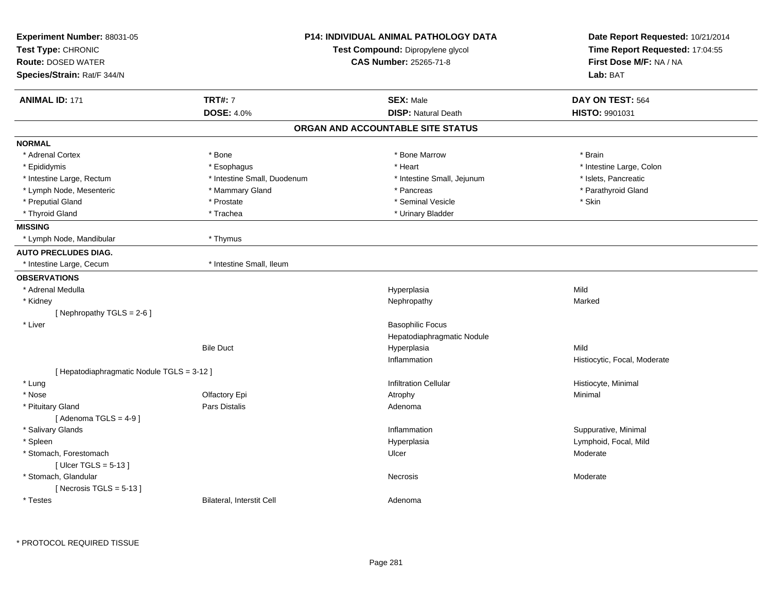**Experiment Number:** 88031-05
**Test Type:** CHRONIC
**Route:** DOSED WATER
**Species/Strain:** Rat/F 344/N

**P14: INDIVIDUAL ANIMAL PATHOLOGY DATA**
**Test Compound:** Dipropylene glycol
**CAS Number:** 25265-71-8

**Date Report Requested:** 10/21/2014
**Time Report Requested:** 17:04:55
**First Dose M/F:** NA / NA
**Lab:** BAT

| **ANIMAL ID:** 171 | **TRT#:** 7 | **SEX:** Male | **DAY ON TEST:** 564 |
|---|---|---|---|
| | **DOSE:** 4.0% | **DISP:** Natural Death | **HISTO:** 9901031 |

## ORGAN AND ACCOUNTABLE SITE STATUS

**NORMAL**

| | | | |
|---|---|---|---|
| * Adrenal Cortex | * Bone | * Bone Marrow | * Brain |
| * Epididymis | * Esophagus | * Heart | * Intestine Large, Colon |
| * Intestine Large, Rectum | * Intestine Small, Duodenum | * Intestine Small, Jejunum | * Islets, Pancreatic |
| * Lymph Node, Mesenteric | * Mammary Gland | * Pancreas | * Parathyroid Gland |
| * Preputial Gland | * Prostate | * Seminal Vesicle | * Skin |
| * Thyroid Gland | * Trachea | * Urinary Bladder | |

**MISSING**

* Lymph Node, Mandibular
* Thymus

**AUTO PRECLUDES DIAG.**

* Intestine Large, Cecum
* Intestine Small, Ileum

**OBSERVATIONS**

| Organ | Site | Observation | Qualifier |
|---|---|---|---|
| * Adrenal Medulla | | Hyperplasia | Mild |
| * Kidney | | Nephropathy | Marked |
| [ Nephropathy TGLS = 2-6 ] | | | |
| * Liver | | Basophilic Focus | |
| | | Hepatodiaphragmatic Nodule | |
| | Bile Duct | Hyperplasia | Mild |
| | | Inflammation | Histiocytic, Focal, Moderate |
| [ Hepatodiaphragmatic Nodule TGLS = 3-12 ] | | | |
| * Lung | | Infiltration Cellular | Histiocyte, Minimal |
| * Nose | Olfactory Epi | Atrophy | Minimal |
| * Pituitary Gland | Pars Distalis | Adenoma | |
| [ Adenoma TGLS = 4-9 ] | | | |
| * Salivary Glands | | Inflammation | Suppurative, Minimal |
| * Spleen | | Hyperplasia | Lymphoid, Focal, Mild |
| * Stomach, Forestomach | | Ulcer | Moderate |
| [ Ulcer TGLS = 5-13 ] | | | |
| * Stomach, Glandular | | Necrosis | Moderate |
| [ Necrosis TGLS = 5-13 ] | | | |
| * Testes | Bilateral, Interstit Cell | Adenoma | |

* PROTOCOL REQUIRED TISSUE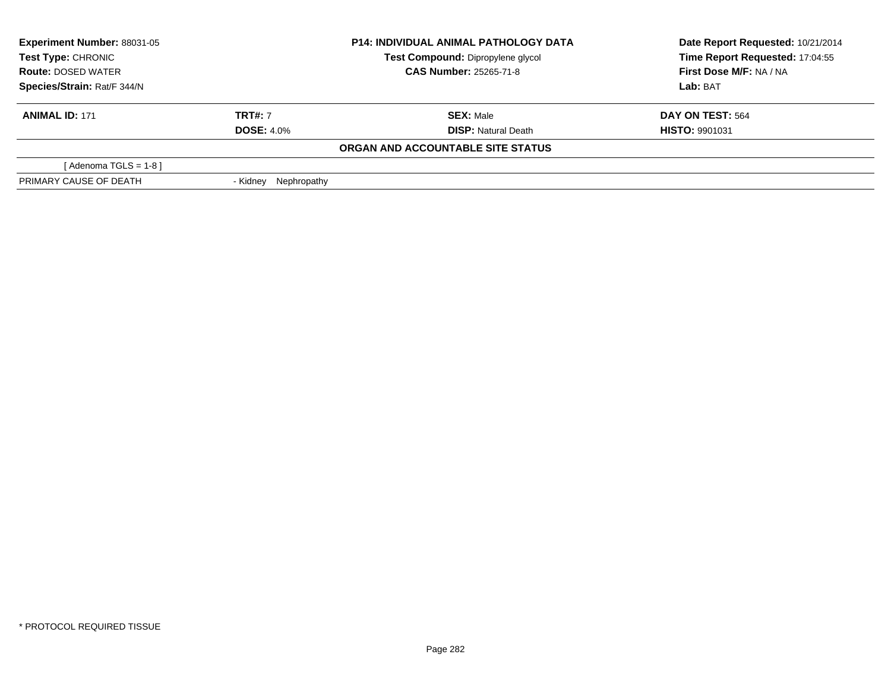| Experiment Number: 88031-05 | P14: INDIVIDUAL ANIMAL PATHOLOGY DATA | | Date Report Requested: 10/21/2014 |
|---|---|---|---|
| Test Type: CHRONIC | Test Compound: Dipropylene glycol | | Time Report Requested: 17:04:55 |
| Route: DOSED WATER | CAS Number: 25265-71-8 | | First Dose M/F: NA / NA |
| Species/Strain: Rat/F 344/N | | | Lab: BAT |

| **ANIMAL ID:** 171 | **TRT#:** 7 | **SEX:** Male | **DAY ON TEST:** 564 |
|---|---|---|---|
| | **DOSE:** 4.0% | **DISP:** Natural Death | **HISTO:** 9901031 |

**ORGAN AND ACCOUNTABLE SITE STATUS**

| | |
|---|---|
| [ Adenoma TGLS = 1-8 ] | |
| PRIMARY CAUSE OF DEATH | - Kidney Nephropathy |

* PROTOCOL REQUIRED TISSUE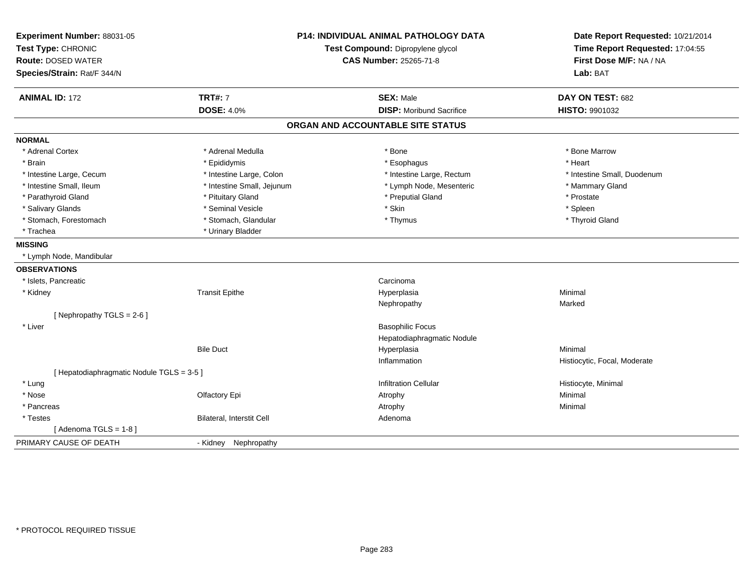**Experiment Number:** 88031-05
**Test Type:** CHRONIC
**Route:** DOSED WATER
**Species/Strain:** Rat/F 344/N

**P14: INDIVIDUAL ANIMAL PATHOLOGY DATA**
**Test Compound:** Dipropylene glycol
**CAS Number:** 25265-71-8

**Date Report Requested:** 10/21/2014
**Time Report Requested:** 17:04:55
**First Dose M/F:** NA / NA
**Lab:** BAT

| **ANIMAL ID:** 172 | **TRT#:** 7 | **SEX:** Male | **DAY ON TEST:** 682 |
|---|---|---|---|
| | **DOSE:** 4.0% | **DISP:** Moribund Sacrifice | **HISTO:** 9901032 |

## ORGAN AND ACCOUNTABLE SITE STATUS

**NORMAL**

| | | | |
|---|---|---|---|
| * Adrenal Cortex | * Adrenal Medulla | * Bone | * Bone Marrow |
| * Brain | * Epididymis | * Esophagus | * Heart |
| * Intestine Large, Cecum | * Intestine Large, Colon | * Intestine Large, Rectum | * Intestine Small, Duodenum |
| * Intestine Small, Ileum | * Intestine Small, Jejunum | * Lymph Node, Mesenteric | * Mammary Gland |
| * Parathyroid Gland | * Pituitary Gland | * Preputial Gland | * Prostate |
| * Salivary Glands | * Seminal Vesicle | * Skin | * Spleen |
| * Stomach, Forestomach | * Stomach, Glandular | * Thymus | * Thyroid Gland |
| * Trachea | * Urinary Bladder | | |

**MISSING**

* Lymph Node, Mandibular

**OBSERVATIONS**

| | | | |
|---|---|---|---|
| * Islets, Pancreatic | | Carcinoma | |
| * Kidney | Transit Epithe | Hyperplasia | Minimal |
| | | Nephropathy | Marked |
| [ Nephropathy TGLS = 2-6 ] | | | |
| * Liver | | Basophilic Focus | |
| | | Hepatodiaphragmatic Nodule | |
| | Bile Duct | Hyperplasia | Minimal |
| | | Inflammation | Histiocytic, Focal, Moderate |
| [ Hepatodiaphragmatic Nodule TGLS = 3-5 ] | | | |
| * Lung | | Infiltration Cellular | Histiocyte, Minimal |
| * Nose | Olfactory Epi | Atrophy | Minimal |
| * Pancreas | | Atrophy | Minimal |
| * Testes | Bilateral, Interstit Cell | Adenoma | |
| [ Adenoma TGLS = 1-8 ] | | | |

PRIMARY CAUSE OF DEATH - Kidney Nephropathy

* PROTOCOL REQUIRED TISSUE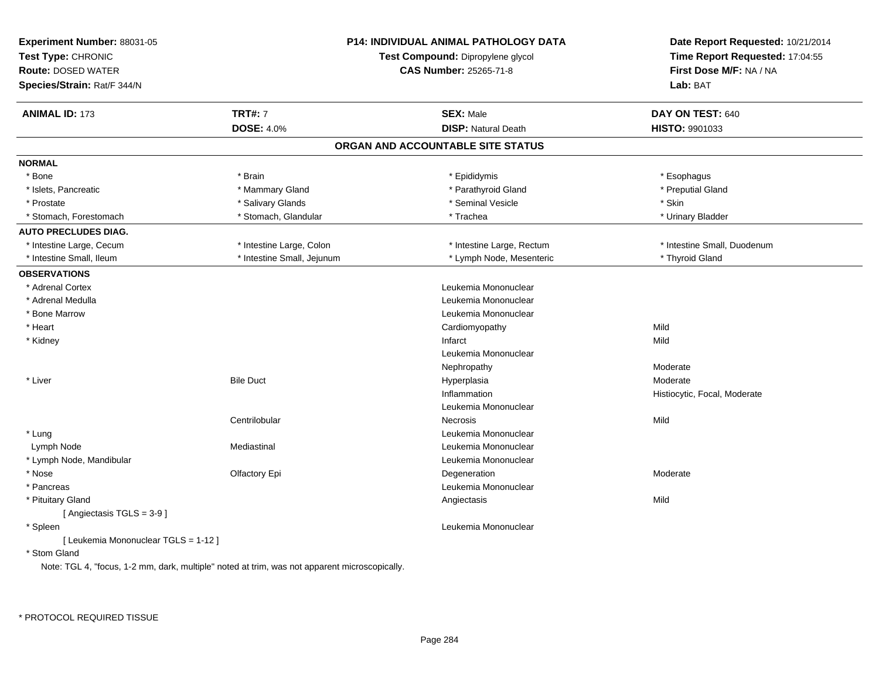**Experiment Number:** 88031-05
**Test Type:** CHRONIC
**Route:** DOSED WATER
**Species/Strain:** Rat/F 344/N

**P14: INDIVIDUAL ANIMAL PATHOLOGY DATA**
**Test Compound:** Dipropylene glycol
**CAS Number:** 25265-71-8

**Date Report Requested:** 10/21/2014
**Time Report Requested:** 17:04:55
**First Dose M/F:** NA / NA
**Lab:** BAT

| **ANIMAL ID:** 173 | **TRT#:** 7 | **SEX:** Male | **DAY ON TEST:** 640 |
|---|---|---|---|
| | **DOSE:** 4.0% | **DISP:** Natural Death | **HISTO:** 9901033 |

## ORGAN AND ACCOUNTABLE SITE STATUS

**NORMAL**

| | | | |
|---|---|---|---|
| * Bone | * Brain | * Epididymis | * Esophagus |
| * Islets, Pancreatic | * Mammary Gland | * Parathyroid Gland | * Preputial Gland |
| * Prostate | * Salivary Glands | * Seminal Vesicle | * Skin |
| * Stomach, Forestomach | * Stomach, Glandular | * Trachea | * Urinary Bladder |

**AUTO PRECLUDES DIAG.**

| | | | |
|---|---|---|---|
| * Intestine Large, Cecum | * Intestine Large, Colon | * Intestine Large, Rectum | * Intestine Small, Duodenum |
| * Intestine Small, Ileum | * Intestine Small, Jejunum | * Lymph Node, Mesenteric | * Thyroid Gland |

**OBSERVATIONS**

| Organ | Site | Observation | Severity |
|---|---|---|---|
| * Adrenal Cortex | | Leukemia Mononuclear | |
| * Adrenal Medulla | | Leukemia Mononuclear | |
| * Bone Marrow | | Leukemia Mononuclear | |
| * Heart | | Cardiomyopathy | Mild |
| * Kidney | | Infarct | Mild |
| | | Leukemia Mononuclear | |
| | | Nephropathy | Moderate |
| * Liver | Bile Duct | Hyperplasia | Moderate |
| | | Inflammation | Histiocytic, Focal, Moderate |
| | | Leukemia Mononuclear | |
| | Centrilobular | Necrosis | Mild |
| * Lung | | Leukemia Mononuclear | |
| Lymph Node | Mediastinal | Leukemia Mononuclear | |
| * Lymph Node, Mandibular | | Leukemia Mononuclear | |
| * Nose | Olfactory Epi | Degeneration | Moderate |
| * Pancreas | | Leukemia Mononuclear | |
| * Pituitary Gland | | Angiectasis | Mild |
| [ Angiectasis TGLS = 3-9 ] | | | |
| * Spleen | | Leukemia Mononuclear | |
| [ Leukemia Mononuclear TGLS = 1-12 ] | | | |
| * Stom Gland | | | |

Note: TGL 4, "focus, 1-2 mm, dark, multiple" noted at trim, was not apparent microscopically.

\* PROTOCOL REQUIRED TISSUE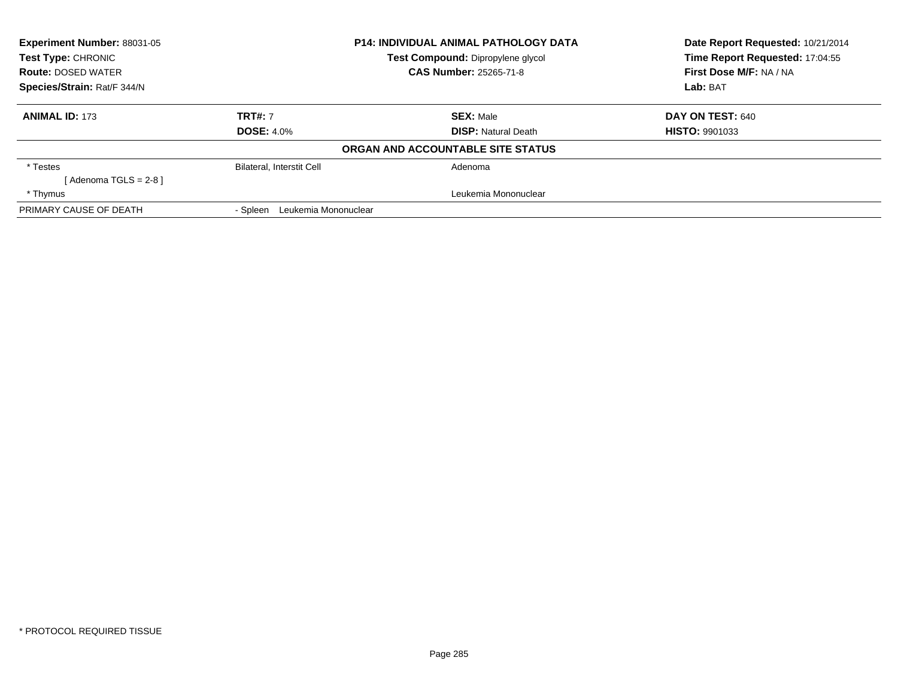**Experiment Number:** 88031-05
**Test Type:** CHRONIC
**Route:** DOSED WATER
**Species/Strain:** Rat/F 344/N

**P14: INDIVIDUAL ANIMAL PATHOLOGY DATA**
**Test Compound:** Dipropylene glycol
**CAS Number:** 25265-71-8

**Date Report Requested:** 10/21/2014
**Time Report Requested:** 17:04:55
**First Dose M/F:** NA / NA
**Lab:** BAT

| **ANIMAL ID:** 173 | **TRT#:** 7 | **SEX:** Male | **DAY ON TEST:** 640 |
|---|---|---|---|
| | **DOSE:** 4.0% | **DISP:** Natural Death | **HISTO:** 9901033 |

**ORGAN AND ACCOUNTABLE SITE STATUS**

| | | |
|---|---|---|
| * Testes | Bilateral, Interstit Cell | Adenoma |
| [ Adenoma TGLS = 2-8 ] | | |
| * Thymus | | Leukemia Mononuclear |
| PRIMARY CAUSE OF DEATH | - Spleen Leukemia Mononuclear | |

* PROTOCOL REQUIRED TISSUE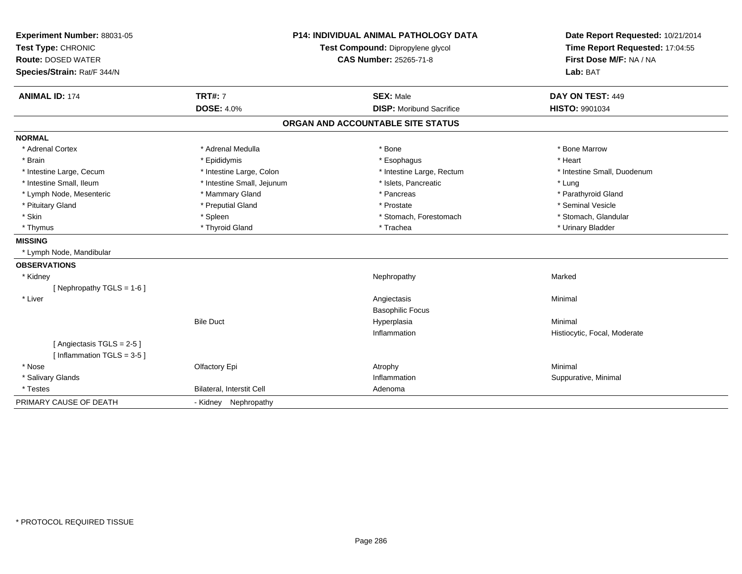**Experiment Number:** 88031-05
**Test Type:** CHRONIC
**Route:** DOSED WATER
**Species/Strain:** Rat/F 344/N

**P14: INDIVIDUAL ANIMAL PATHOLOGY DATA**
**Test Compound:** Dipropylene glycol
**CAS Number:** 25265-71-8

**Date Report Requested:** 10/21/2014
**Time Report Requested:** 17:04:55
**First Dose M/F:** NA / NA
**Lab:** BAT

| **ANIMAL ID:** 174 | **TRT#:** 7 | **SEX:** Male | **DAY ON TEST:** 449 |
|---|---|---|---|
| | **DOSE:** 4.0% | **DISP:** Moribund Sacrifice | **HISTO:** 9901034 |

## ORGAN AND ACCOUNTABLE SITE STATUS

**NORMAL**

| | | | |
|---|---|---|---|
| * Adrenal Cortex | * Adrenal Medulla | * Bone | * Bone Marrow |
| * Brain | * Epididymis | * Esophagus | * Heart |
| * Intestine Large, Cecum | * Intestine Large, Colon | * Intestine Large, Rectum | * Intestine Small, Duodenum |
| * Intestine Small, Ileum | * Intestine Small, Jejunum | * Islets, Pancreatic | * Lung |
| * Lymph Node, Mesenteric | * Mammary Gland | * Pancreas | * Parathyroid Gland |
| * Pituitary Gland | * Preputial Gland | * Prostate | * Seminal Vesicle |
| * Skin | * Spleen | * Stomach, Forestomach | * Stomach, Glandular |
| * Thymus | * Thyroid Gland | * Trachea | * Urinary Bladder |

**MISSING**

* Lymph Node, Mandibular

**OBSERVATIONS**

| | | | |
|---|---|---|---|
| * Kidney | | Nephropathy | Marked |
| [ Nephropathy TGLS = 1-6 ] | | | |
| * Liver | | Angiectasis | Minimal |
| | | Basophilic Focus | |
| | Bile Duct | Hyperplasia | Minimal |
| | | Inflammation | Histiocytic, Focal, Moderate |
| [ Angiectasis TGLS = 2-5 ] | | | |
| [ Inflammation TGLS = 3-5 ] | | | |
| * Nose | Olfactory Epi | Atrophy | Minimal |
| * Salivary Glands | | Inflammation | Suppurative, Minimal |
| * Testes | Bilateral, Interstit Cell | Adenoma | |

PRIMARY CAUSE OF DEATH - Kidney Nephropathy

* PROTOCOL REQUIRED TISSUE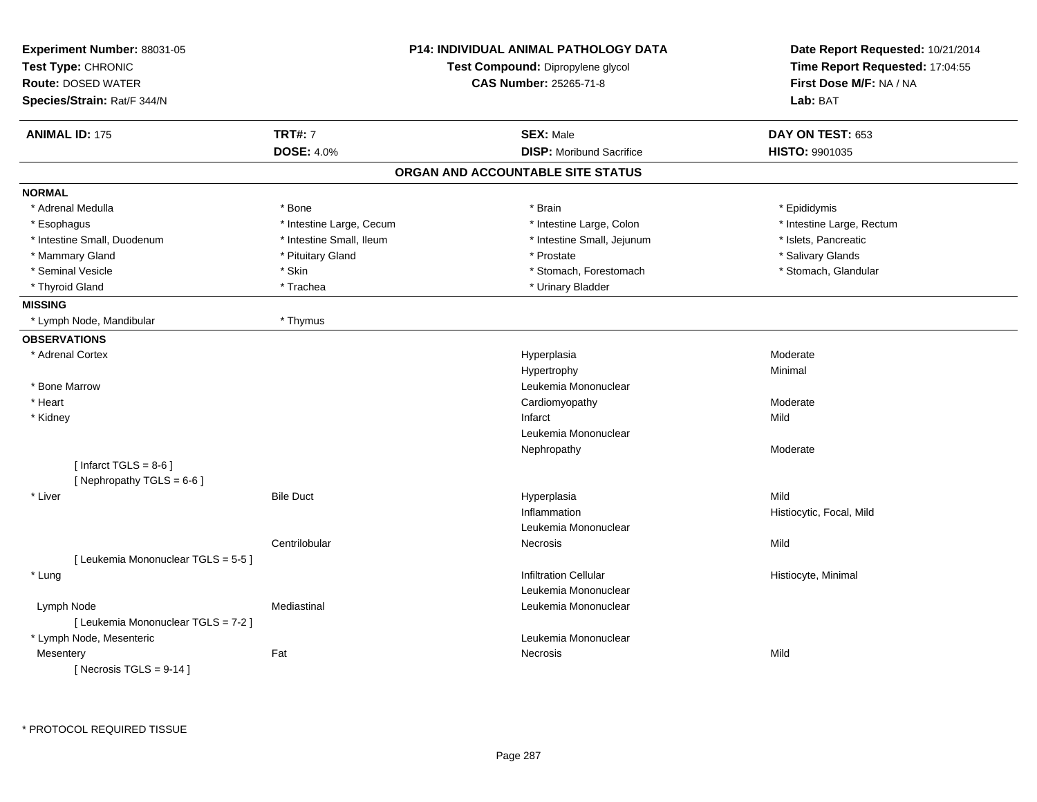**Experiment Number:** 88031-05
**Test Type:** CHRONIC
**Route:** DOSED WATER
**Species/Strain:** Rat/F 344/N

**P14: INDIVIDUAL ANIMAL PATHOLOGY DATA**
**Test Compound:** Dipropylene glycol
**CAS Number:** 25265-71-8

**Date Report Requested:** 10/21/2014
**Time Report Requested:** 17:04:55
**First Dose M/F:** NA / NA
**Lab:** BAT

| **ANIMAL ID:** 175 | **TRT#:** 7 | **SEX:** Male | **DAY ON TEST:** 653 |
|---|---|---|---|
| | **DOSE:** 4.0% | **DISP:** Moribund Sacrifice | **HISTO:** 9901035 |

## ORGAN AND ACCOUNTABLE SITE STATUS

**NORMAL**

| | | | |
|---|---|---|---|
| * Adrenal Medulla | * Bone | * Brain | * Epididymis |
| * Esophagus | * Intestine Large, Cecum | * Intestine Large, Colon | * Intestine Large, Rectum |
| * Intestine Small, Duodenum | * Intestine Small, Ileum | * Intestine Small, Jejunum | * Islets, Pancreatic |
| * Mammary Gland | * Pituitary Gland | * Prostate | * Salivary Glands |
| * Seminal Vesicle | * Skin | * Stomach, Forestomach | * Stomach, Glandular |
| * Thyroid Gland | * Trachea | * Urinary Bladder | |

**MISSING**

| | |
|---|---|
| * Lymph Node, Mandibular | * Thymus |

**OBSERVATIONS**

| Organ | Site | Observation | Severity |
|---|---|---|---|
| * Adrenal Cortex | | Hyperplasia | Moderate |
| | | Hypertrophy | Minimal |
| * Bone Marrow | | Leukemia Mononuclear | |
| * Heart | | Cardiomyopathy | Moderate |
| * Kidney | | Infarct | Mild |
| | | Leukemia Mononuclear | |
| | | Nephropathy | Moderate |
| [ Infarct TGLS = 8-6 ] | | | |
| [ Nephropathy TGLS = 6-6 ] | | | |
| * Liver | Bile Duct | Hyperplasia | Mild |
| | | Inflammation | Histiocytic, Focal, Mild |
| | | Leukemia Mononuclear | |
| | Centrilobular | Necrosis | Mild |
| [ Leukemia Mononuclear TGLS = 5-5 ] | | | |
| * Lung | | Infiltration Cellular | Histiocyte, Minimal |
| | | Leukemia Mononuclear | |
| Lymph Node | Mediastinal | Leukemia Mononuclear | |
| [ Leukemia Mononuclear TGLS = 7-2 ] | | | |
| * Lymph Node, Mesenteric | | Leukemia Mononuclear | |
| Mesentery | Fat | Necrosis | Mild |
| [ Necrosis TGLS = 9-14 ] | | | |

* PROTOCOL REQUIRED TISSUE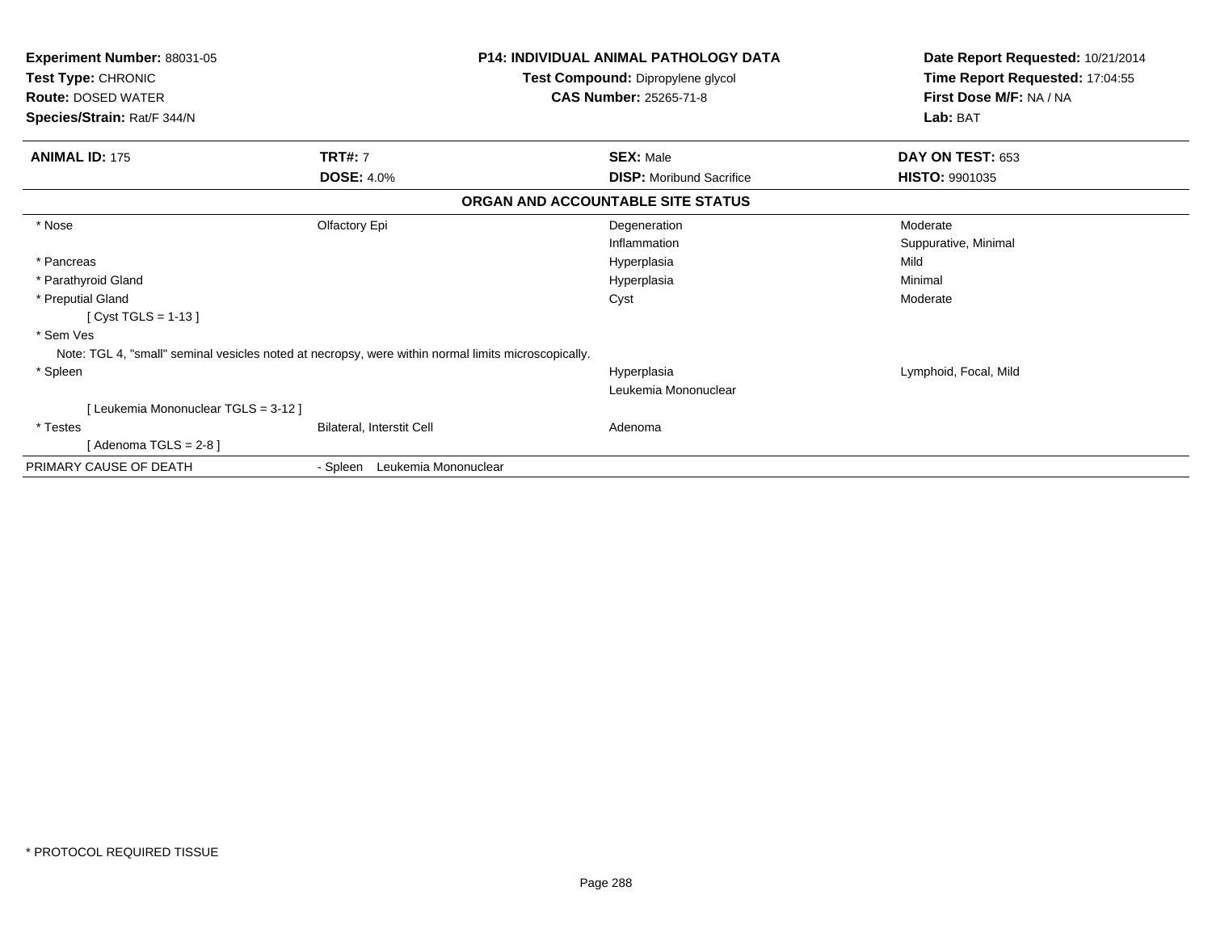**Experiment Number:** 88031-05
**Test Type:** CHRONIC
**Route:** DOSED WATER
**Species/Strain:** Rat/F 344/N

**P14: INDIVIDUAL ANIMAL PATHOLOGY DATA**
**Test Compound:** Dipropylene glycol
**CAS Number:** 25265-71-8

**Date Report Requested:** 10/21/2014
**Time Report Requested:** 17:04:55
**First Dose M/F:** NA / NA
**Lab:** BAT

| **ANIMAL ID:** 175 | **TRT#:** 7 | **SEX:** Male | **DAY ON TEST:** 653 |
|---|---|---|---|
| | **DOSE:** 4.0% | **DISP:** Moribund Sacrifice | **HISTO:** 9901035 |

### ORGAN AND ACCOUNTABLE SITE STATUS

| | | | |
|---|---|---|---|
| * Nose | Olfactory Epi | Degeneration | Moderate |
| | | Inflammation | Suppurative, Minimal |
| * Pancreas | | Hyperplasia | Mild |
| * Parathyroid Gland | | Hyperplasia | Minimal |
| * Preputial Gland | | Cyst | Moderate |
| [ Cyst TGLS = 1-13 ] | | | |
| * Sem Ves | | | |
| Note: TGL 4, "small" seminal vesicles noted at necropsy, were within normal limits microscopically. | | | |
| * Spleen | | Hyperplasia | Lymphoid, Focal, Mild |
| | | Leukemia Mononuclear | |
| [ Leukemia Mononuclear TGLS = 3-12 ] | | | |
| * Testes | Bilateral, Interstit Cell | Adenoma | |
| [ Adenoma TGLS = 2-8 ] | | | |
| PRIMARY CAUSE OF DEATH | - Spleen Leukemia Mononuclear | | |

* PROTOCOL REQUIRED TISSUE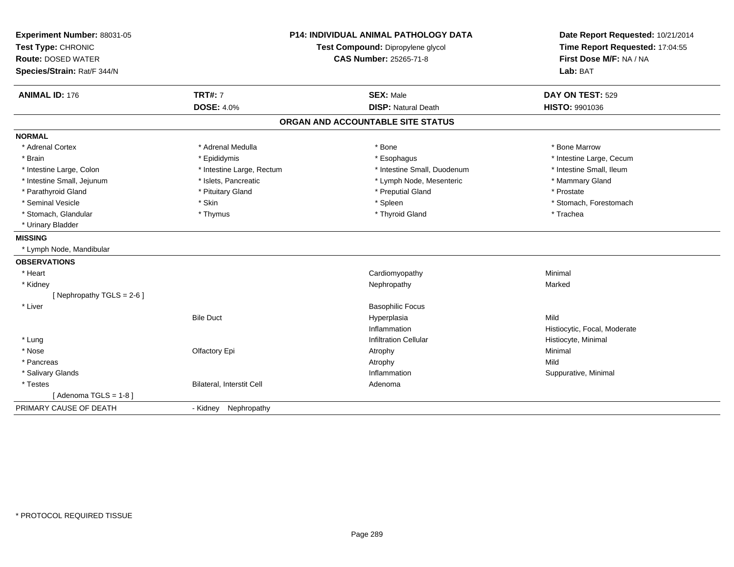**Experiment Number:** 88031-05
**Test Type:** CHRONIC
**Route:** DOSED WATER
**Species/Strain:** Rat/F 344/N

**P14: INDIVIDUAL ANIMAL PATHOLOGY DATA**
**Test Compound:** Dipropylene glycol
**CAS Number:** 25265-71-8

**Date Report Requested:** 10/21/2014
**Time Report Requested:** 17:04:55
**First Dose M/F:** NA / NA
**Lab:** BAT

| **ANIMAL ID:** 176 | **TRT#:** 7 | **SEX:** Male | **DAY ON TEST:** 529 |
|---|---|---|---|
| | **DOSE:** 4.0% | **DISP:** Natural Death | **HISTO:** 9901036 |

## ORGAN AND ACCOUNTABLE SITE STATUS

**NORMAL**

| | | | |
|---|---|---|---|
| * Adrenal Cortex | * Adrenal Medulla | * Bone | * Bone Marrow |
| * Brain | * Epididymis | * Esophagus | * Intestine Large, Cecum |
| * Intestine Large, Colon | * Intestine Large, Rectum | * Intestine Small, Duodenum | * Intestine Small, Ileum |
| * Intestine Small, Jejunum | * Islets, Pancreatic | * Lymph Node, Mesenteric | * Mammary Gland |
| * Parathyroid Gland | * Pituitary Gland | * Preputial Gland | * Prostate |
| * Seminal Vesicle | * Skin | * Spleen | * Stomach, Forestomach |
| * Stomach, Glandular | * Thymus | * Thyroid Gland | * Trachea |
| * Urinary Bladder | | | |

**MISSING**

* Lymph Node, Mandibular

**OBSERVATIONS**

| | | | |
|---|---|---|---|
| * Heart | | Cardiomyopathy | Minimal |
| * Kidney | | Nephropathy | Marked |
| [ Nephropathy TGLS = 2-6 ] | | | |
| * Liver | | Basophilic Focus | |
| | Bile Duct | Hyperplasia | Mild |
| | | Inflammation | Histiocytic, Focal, Moderate |
| * Lung | | Infiltration Cellular | Histiocyte, Minimal |
| * Nose | Olfactory Epi | Atrophy | Minimal |
| * Pancreas | | Atrophy | Mild |
| * Salivary Glands | | Inflammation | Suppurative, Minimal |
| * Testes | Bilateral, Interstit Cell | Adenoma | |
| [ Adenoma TGLS = 1-8 ] | | | |

PRIMARY CAUSE OF DEATH - Kidney Nephropathy

* PROTOCOL REQUIRED TISSUE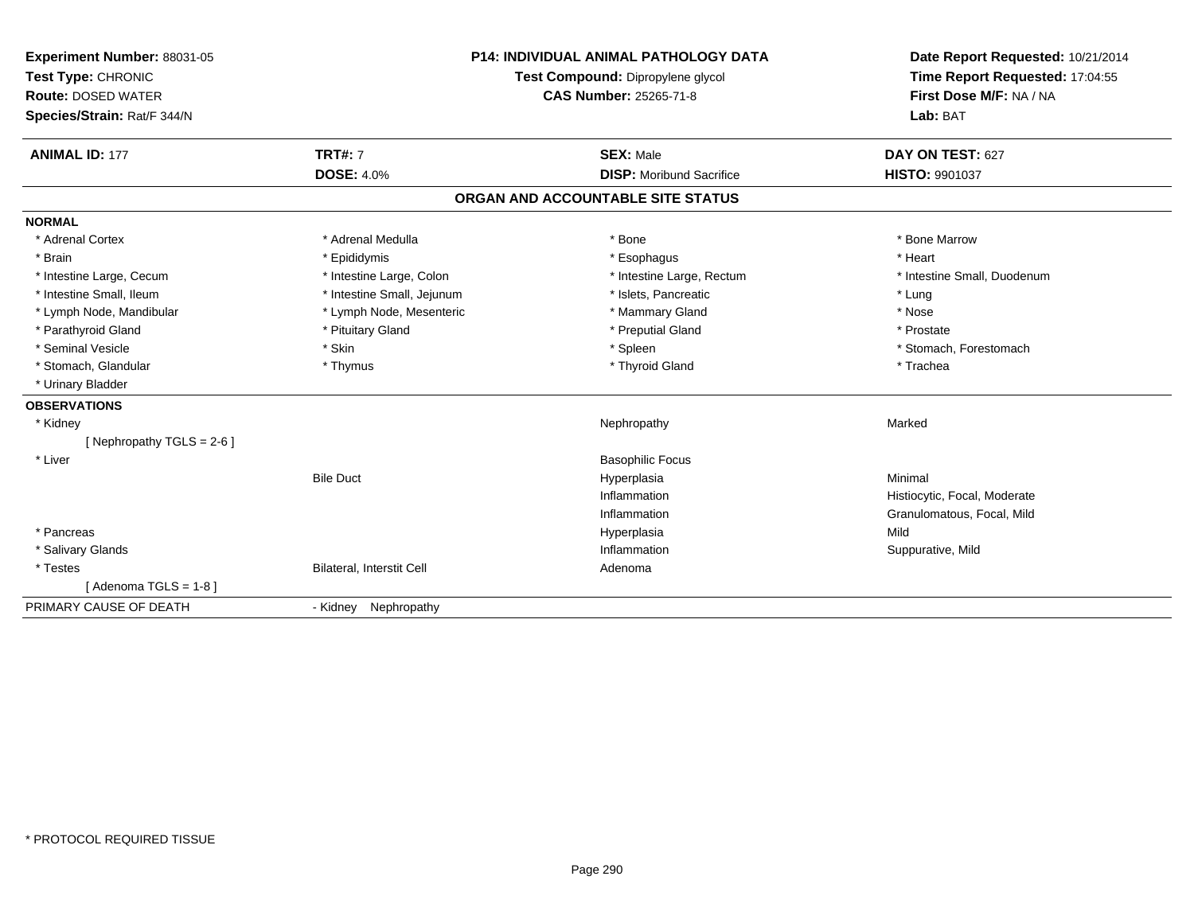**Experiment Number:** 88031-05
**Test Type:** CHRONIC
**Route:** DOSED WATER
**Species/Strain:** Rat/F 344/N

**P14: INDIVIDUAL ANIMAL PATHOLOGY DATA**
**Test Compound:** Dipropylene glycol
**CAS Number:** 25265-71-8

**Date Report Requested:** 10/21/2014
**Time Report Requested:** 17:04:55
**First Dose M/F:** NA / NA
**Lab:** BAT

| **ANIMAL ID:** 177 | **TRT#:** 7 | **SEX:** Male | **DAY ON TEST:** 627 |
|---|---|---|---|
| | **DOSE:** 4.0% | **DISP:** Moribund Sacrifice | **HISTO:** 9901037 |

## ORGAN AND ACCOUNTABLE SITE STATUS

**NORMAL**

| | | | |
|---|---|---|---|
| * Adrenal Cortex | * Adrenal Medulla | * Bone | * Bone Marrow |
| * Brain | * Epididymis | * Esophagus | * Heart |
| * Intestine Large, Cecum | * Intestine Large, Colon | * Intestine Large, Rectum | * Intestine Small, Duodenum |
| * Intestine Small, Ileum | * Intestine Small, Jejunum | * Islets, Pancreatic | * Lung |
| * Lymph Node, Mandibular | * Lymph Node, Mesenteric | * Mammary Gland | * Nose |
| * Parathyroid Gland | * Pituitary Gland | * Preputial Gland | * Prostate |
| * Seminal Vesicle | * Skin | * Spleen | * Stomach, Forestomach |
| * Stomach, Glandular | * Thymus | * Thyroid Gland | * Trachea |
| * Urinary Bladder | | | |

**OBSERVATIONS**

| | | | |
|---|---|---|---|
| * Kidney | | Nephropathy | Marked |
| [ Nephropathy TGLS = 2-6 ] | | | |
| * Liver | | Basophilic Focus | |
| | Bile Duct | Hyperplasia | Minimal |
| | | Inflammation | Histiocytic, Focal, Moderate |
| | | Inflammation | Granulomatous, Focal, Mild |
| * Pancreas | | Hyperplasia | Mild |
| * Salivary Glands | | Inflammation | Suppurative, Mild |
| * Testes | Bilateral, Interstit Cell | Adenoma | |
| [ Adenoma TGLS = 1-8 ] | | | |

PRIMARY CAUSE OF DEATH - Kidney Nephropathy

* PROTOCOL REQUIRED TISSUE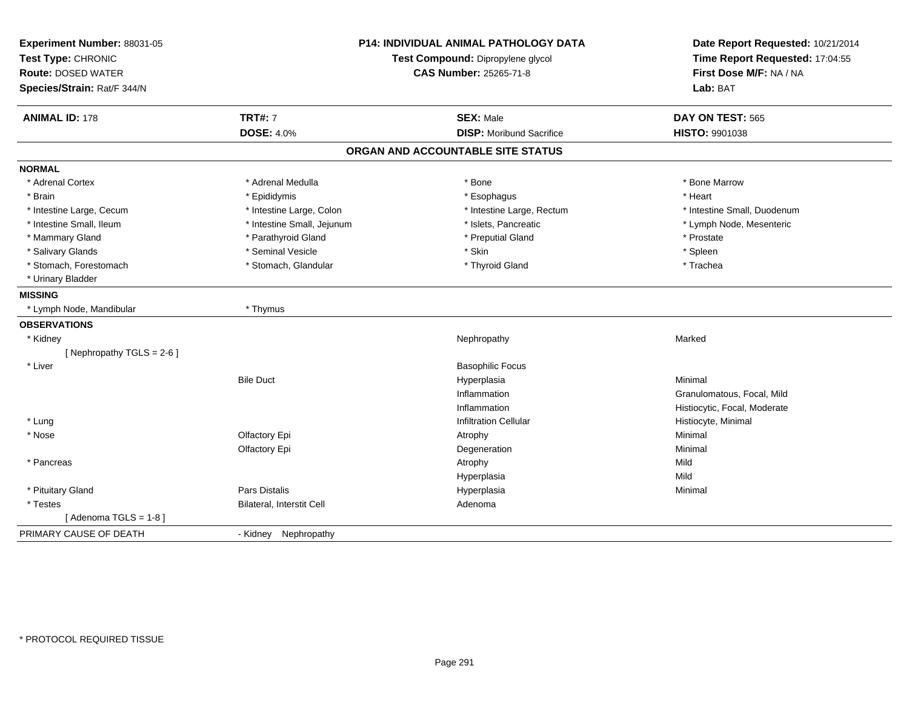**Experiment Number:** 88031-05
**Test Type:** CHRONIC
**Route:** DOSED WATER
**Species/Strain:** Rat/F 344/N

**P14: INDIVIDUAL ANIMAL PATHOLOGY DATA**
**Test Compound:** Dipropylene glycol
**CAS Number:** 25265-71-8

**Date Report Requested:** 10/21/2014
**Time Report Requested:** 17:04:55
**First Dose M/F:** NA / NA
**Lab:** BAT

| **ANIMAL ID:** 178 | **TRT#:** 7 | **SEX:** Male | **DAY ON TEST:** 565 |
|---|---|---|---|
| | **DOSE:** 4.0% | **DISP:** Moribund Sacrifice | **HISTO:** 9901038 |

## ORGAN AND ACCOUNTABLE SITE STATUS

**NORMAL**

| | | | |
|---|---|---|---|
| * Adrenal Cortex | * Adrenal Medulla | * Bone | * Bone Marrow |
| * Brain | * Epididymis | * Esophagus | * Heart |
| * Intestine Large, Cecum | * Intestine Large, Colon | * Intestine Large, Rectum | * Intestine Small, Duodenum |
| * Intestine Small, Ileum | * Intestine Small, Jejunum | * Islets, Pancreatic | * Lymph Node, Mesenteric |
| * Mammary Gland | * Parathyroid Gland | * Preputial Gland | * Prostate |
| * Salivary Glands | * Seminal Vesicle | * Skin | * Spleen |
| * Stomach, Forestomach | * Stomach, Glandular | * Thyroid Gland | * Trachea |
| * Urinary Bladder | | | |

**MISSING**

| | |
|---|---|
| * Lymph Node, Mandibular | * Thymus |

**OBSERVATIONS**

| Organ | Site | Observation | Severity |
|---|---|---|---|
| * Kidney | | Nephropathy | Marked |
| [ Nephropathy TGLS = 2-6 ] | | | |
| * Liver | | Basophilic Focus | |
| | Bile Duct | Hyperplasia | Minimal |
| | | Inflammation | Granulomatous, Focal, Mild |
| | | Inflammation | Histiocytic, Focal, Moderate |
| * Lung | | Infiltration Cellular | Histiocyte, Minimal |
| * Nose | Olfactory Epi | Atrophy | Minimal |
| | Olfactory Epi | Degeneration | Minimal |
| * Pancreas | | Atrophy | Mild |
| | | Hyperplasia | Mild |
| * Pituitary Gland | Pars Distalis | Hyperplasia | Minimal |
| * Testes | Bilateral, Interstit Cell | Adenoma | |
| [ Adenoma TGLS = 1-8 ] | | | |

PRIMARY CAUSE OF DEATH - Kidney Nephropathy

* PROTOCOL REQUIRED TISSUE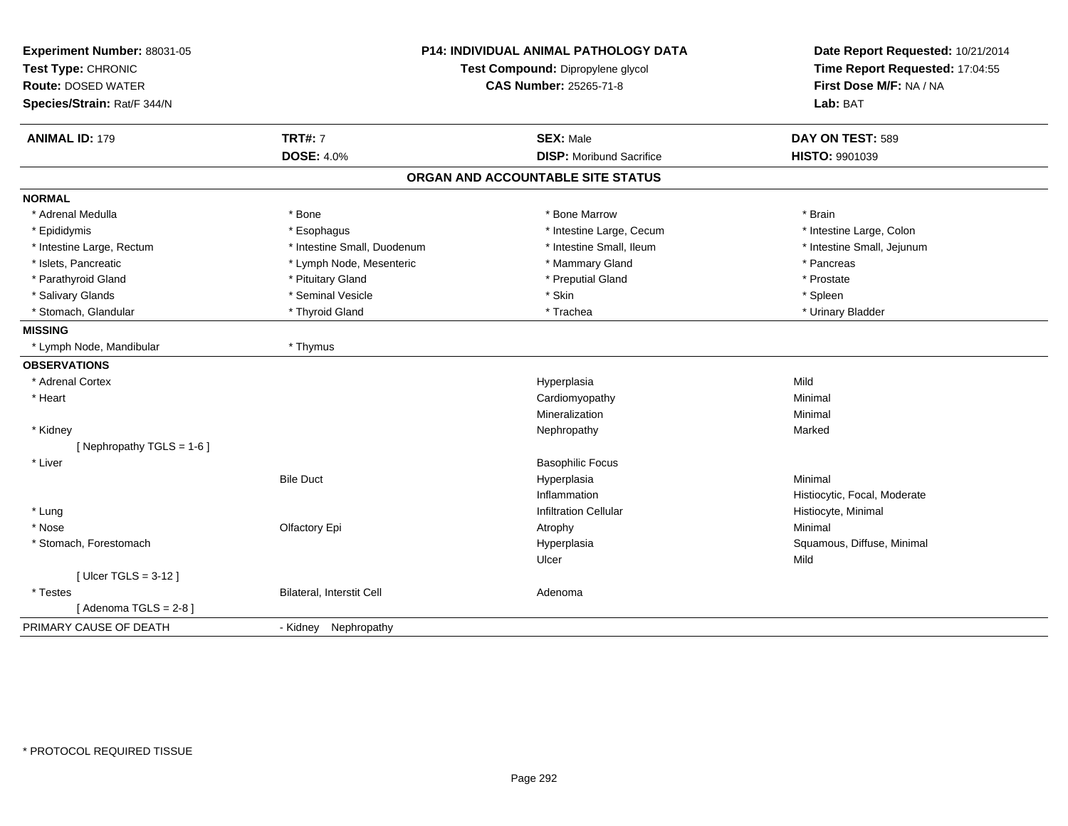**Experiment Number:** 88031-05
**Test Type:** CHRONIC
**Route:** DOSED WATER
**Species/Strain:** Rat/F 344/N

**P14: INDIVIDUAL ANIMAL PATHOLOGY DATA**
**Test Compound:** Dipropylene glycol
**CAS Number:** 25265-71-8

**Date Report Requested:** 10/21/2014
**Time Report Requested:** 17:04:55
**First Dose M/F:** NA / NA
**Lab:** BAT

| **ANIMAL ID:** 179 | **TRT#:** 7 | **SEX:** Male | **DAY ON TEST:** 589 |
|---|---|---|---|
| | **DOSE:** 4.0% | **DISP:** Moribund Sacrifice | **HISTO:** 9901039 |

## ORGAN AND ACCOUNTABLE SITE STATUS

**NORMAL**

| | | | |
|---|---|---|---|
| * Adrenal Medulla | * Bone | * Bone Marrow | * Brain |
| * Epididymis | * Esophagus | * Intestine Large, Cecum | * Intestine Large, Colon |
| * Intestine Large, Rectum | * Intestine Small, Duodenum | * Intestine Small, Ileum | * Intestine Small, Jejunum |
| * Islets, Pancreatic | * Lymph Node, Mesenteric | * Mammary Gland | * Pancreas |
| * Parathyroid Gland | * Pituitary Gland | * Preputial Gland | * Prostate |
| * Salivary Glands | * Seminal Vesicle | * Skin | * Spleen |
| * Stomach, Glandular | * Thyroid Gland | * Trachea | * Urinary Bladder |

**MISSING**

| | |
|---|---|
| * Lymph Node, Mandibular | * Thymus |

**OBSERVATIONS**

| | | | |
|---|---|---|---|
| * Adrenal Cortex | | Hyperplasia | Mild |
| * Heart | | Cardiomyopathy | Minimal |
| | | Mineralization | Minimal |
| * Kidney | | Nephropathy | Marked |
| [ Nephropathy TGLS = 1-6 ] | | | |
| * Liver | | Basophilic Focus | |
| | Bile Duct | Hyperplasia | Minimal |
| | | Inflammation | Histiocytic, Focal, Moderate |
| * Lung | | Infiltration Cellular | Histiocyte, Minimal |
| * Nose | Olfactory Epi | Atrophy | Minimal |
| * Stomach, Forestomach | | Hyperplasia | Squamous, Diffuse, Minimal |
| | | Ulcer | Mild |
| [ Ulcer TGLS = 3-12 ] | | | |
| * Testes | Bilateral, Interstit Cell | Adenoma | |
| [ Adenoma TGLS = 2-8 ] | | | |

| PRIMARY CAUSE OF DEATH | - Kidney Nephropathy |
|---|---|

* PROTOCOL REQUIRED TISSUE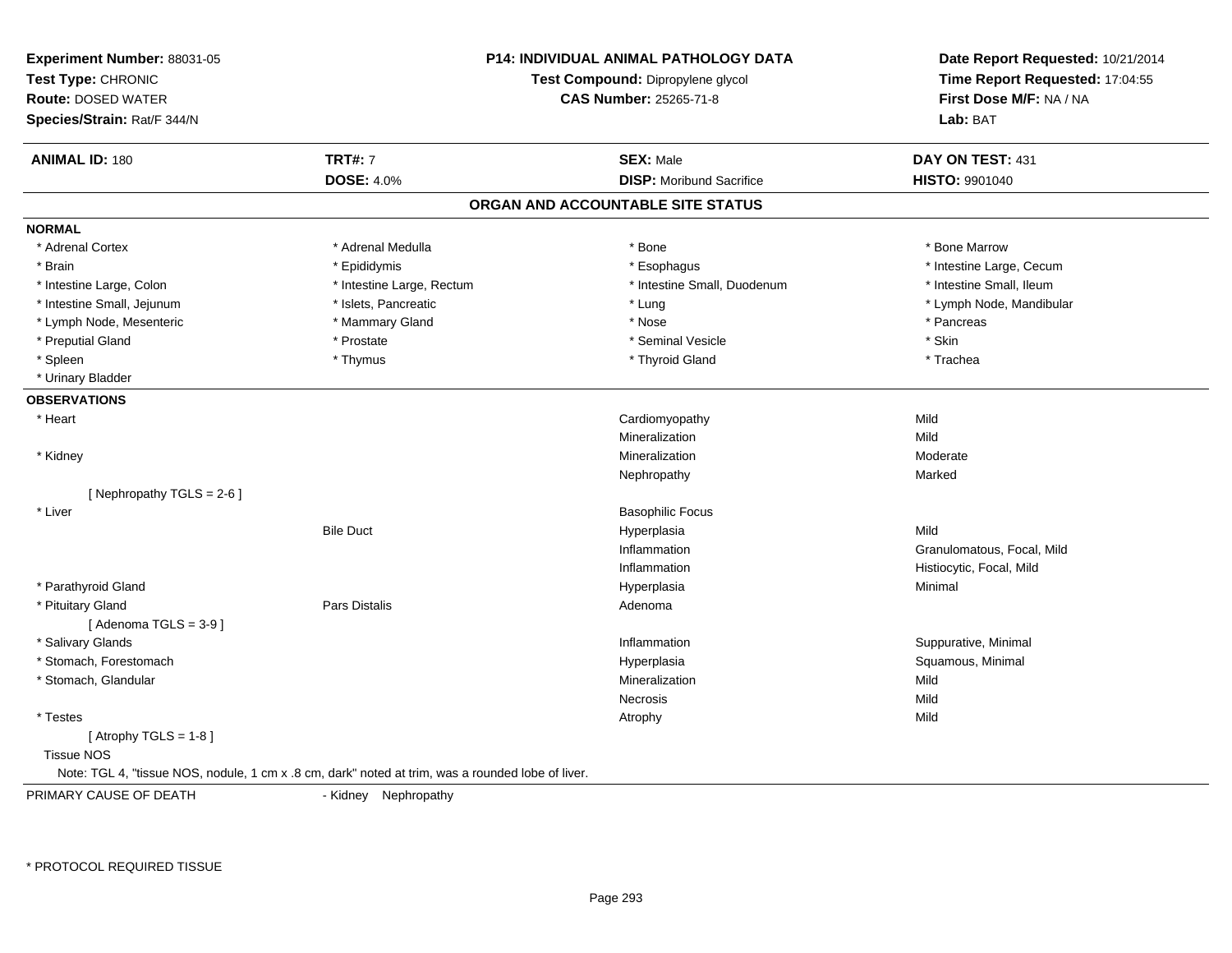**Experiment Number:** 88031-05
**Test Type:** CHRONIC
**Route:** DOSED WATER
**Species/Strain:** Rat/F 344/N

**P14: INDIVIDUAL ANIMAL PATHOLOGY DATA**
**Test Compound:** Dipropylene glycol
**CAS Number:** 25265-71-8

**Date Report Requested:** 10/21/2014
**Time Report Requested:** 17:04:55
**First Dose M/F:** NA / NA
**Lab:** BAT

| **ANIMAL ID:** 180 | **TRT#:** 7 | **SEX:** Male | **DAY ON TEST:** 431 |
|---|---|---|---|
| | **DOSE:** 4.0% | **DISP:** Moribund Sacrifice | **HISTO:** 9901040 |

## ORGAN AND ACCOUNTABLE SITE STATUS

**NORMAL**

| | | | |
|---|---|---|---|
| * Adrenal Cortex | * Adrenal Medulla | * Bone | * Bone Marrow |
| * Brain | * Epididymis | * Esophagus | * Intestine Large, Cecum |
| * Intestine Large, Colon | * Intestine Large, Rectum | * Intestine Small, Duodenum | * Intestine Small, Ileum |
| * Intestine Small, Jejunum | * Islets, Pancreatic | * Lung | * Lymph Node, Mandibular |
| * Lymph Node, Mesenteric | * Mammary Gland | * Nose | * Pancreas |
| * Preputial Gland | * Prostate | * Seminal Vesicle | * Skin |
| * Spleen | * Thymus | * Thyroid Gland | * Trachea |
| * Urinary Bladder | | | |

**OBSERVATIONS**

| | | | |
|---|---|---|---|
| * Heart | | Cardiomyopathy | Mild |
| | | Mineralization | Mild |
| * Kidney | | Mineralization | Moderate |
| | | Nephropathy | Marked |
| [ Nephropathy TGLS = 2-6 ] | | | |
| * Liver | | Basophilic Focus | |
| | Bile Duct | Hyperplasia | Mild |
| | | Inflammation | Granulomatous, Focal, Mild |
| | | Inflammation | Histiocytic, Focal, Mild |
| * Parathyroid Gland | | Hyperplasia | Minimal |
| * Pituitary Gland | Pars Distalis | Adenoma | |
| [ Adenoma TGLS = 3-9 ] | | | |
| * Salivary Glands | | Inflammation | Suppurative, Minimal |
| * Stomach, Forestomach | | Hyperplasia | Squamous, Minimal |
| * Stomach, Glandular | | Mineralization | Mild |
| | | Necrosis | Mild |
| * Testes | | Atrophy | Mild |
| [ Atrophy TGLS = 1-8 ] | | | |
| Tissue NOS | | | |

Note: TGL 4, "tissue NOS, nodule, 1 cm x .8 cm, dark" noted at trim, was a rounded lobe of liver.

PRIMARY CAUSE OF DEATH - Kidney Nephropathy

* PROTOCOL REQUIRED TISSUE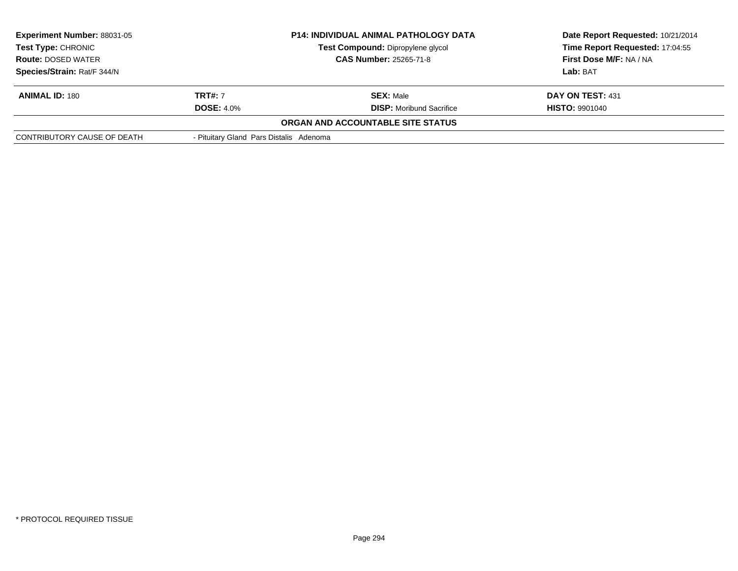| Experiment Number: 88031-05 | P14: INDIVIDUAL ANIMAL PATHOLOGY DATA | Date Report Requested: 10/21/2014 |
|---|---|---|
| Test Type: CHRONIC | Test Compound: Dipropylene glycol | Time Report Requested: 17:04:55 |
| Route: DOSED WATER | CAS Number: 25265-71-8 | First Dose M/F: NA / NA |
| Species/Strain: Rat/F 344/N | | Lab: BAT |

| ANIMAL ID: 180 | TRT#: 7 | SEX: Male | DAY ON TEST: 431 |
|---|---|---|---|
| | DOSE: 4.0% | DISP: Moribund Sacrifice | HISTO: 9901040 |

**ORGAN AND ACCOUNTABLE SITE STATUS**

| CONTRIBUTORY CAUSE OF DEATH | - Pituitary Gland Pars Distalis Adenoma |
|---|---|

* PROTOCOL REQUIRED TISSUE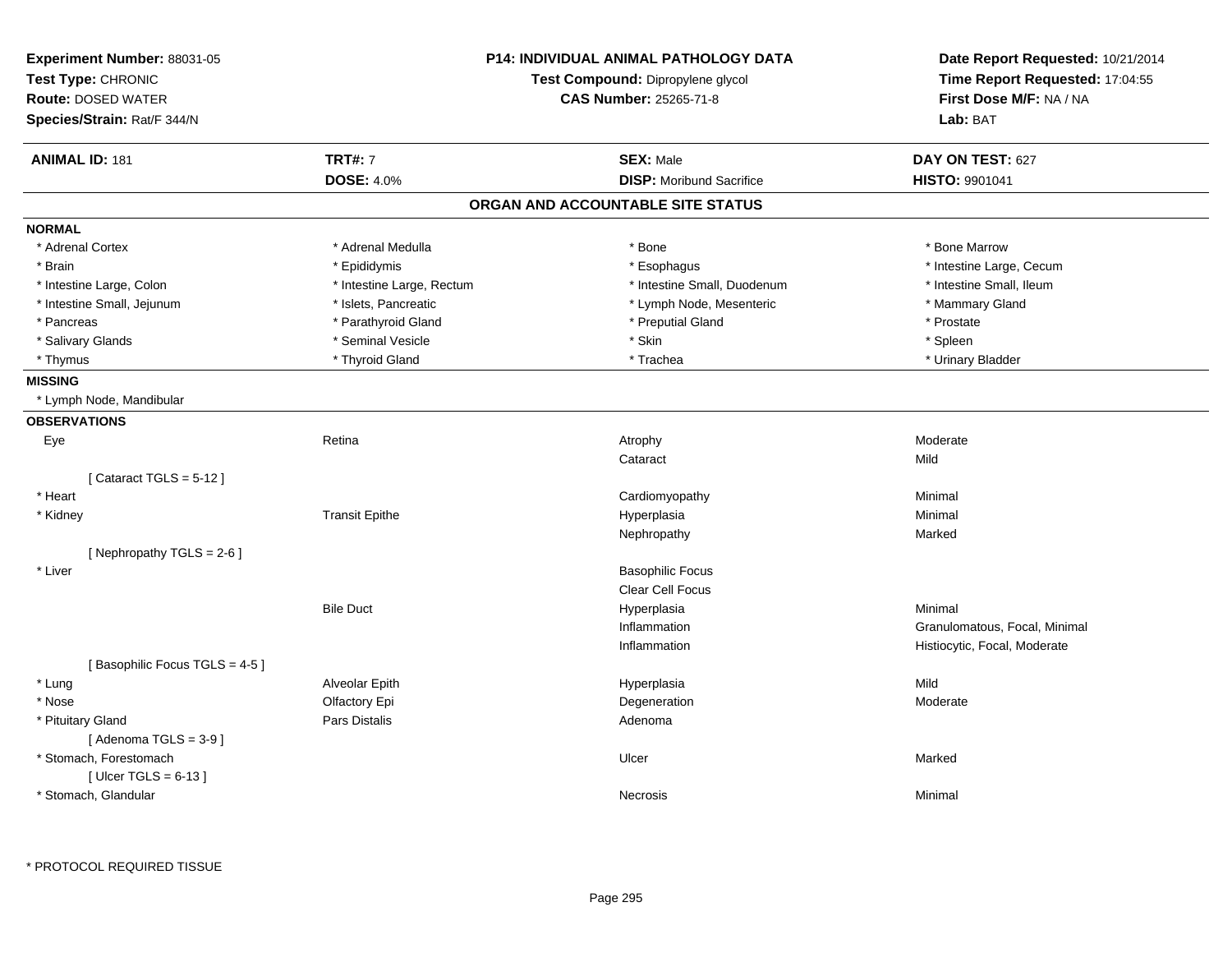**Experiment Number:** 88031-05
**Test Type:** CHRONIC
**Route:** DOSED WATER
**Species/Strain:** Rat/F 344/N

**P14: INDIVIDUAL ANIMAL PATHOLOGY DATA**
**Test Compound:** Dipropylene glycol
**CAS Number:** 25265-71-8

**Date Report Requested:** 10/21/2014
**Time Report Requested:** 17:04:55
**First Dose M/F:** NA / NA
**Lab:** BAT

| **ANIMAL ID:** 181 | **TRT#:** 7 | **SEX:** Male | **DAY ON TEST:** 627 |
|---|---|---|---|
| | **DOSE:** 4.0% | **DISP:** Moribund Sacrifice | **HISTO:** 9901041 |

## ORGAN AND ACCOUNTABLE SITE STATUS

**NORMAL**

| | | | |
|---|---|---|---|
| * Adrenal Cortex | * Adrenal Medulla | * Bone | * Bone Marrow |
| * Brain | * Epididymis | * Esophagus | * Intestine Large, Cecum |
| * Intestine Large, Colon | * Intestine Large, Rectum | * Intestine Small, Duodenum | * Intestine Small, Ileum |
| * Intestine Small, Jejunum | * Islets, Pancreatic | * Lymph Node, Mesenteric | * Mammary Gland |
| * Pancreas | * Parathyroid Gland | * Preputial Gland | * Prostate |
| * Salivary Glands | * Seminal Vesicle | * Skin | * Spleen |
| * Thymus | * Thyroid Gland | * Trachea | * Urinary Bladder |

**MISSING**

* Lymph Node, Mandibular

**OBSERVATIONS**

| | | | |
|---|---|---|---|
| Eye | Retina | Atrophy | Moderate |
| | | Cataract | Mild |
| [ Cataract TGLS = 5-12 ] | | | |
| * Heart | | Cardiomyopathy | Minimal |
| * Kidney | Transit Epithe | Hyperplasia | Minimal |
| | | Nephropathy | Marked |
| [ Nephropathy TGLS = 2-6 ] | | | |
| * Liver | | Basophilic Focus | |
| | | Clear Cell Focus | |
| | Bile Duct | Hyperplasia | Minimal |
| | | Inflammation | Granulomatous, Focal, Minimal |
| | | Inflammation | Histiocytic, Focal, Moderate |
| [ Basophilic Focus TGLS = 4-5 ] | | | |
| * Lung | Alveolar Epith | Hyperplasia | Mild |
| * Nose | Olfactory Epi | Degeneration | Moderate |
| * Pituitary Gland | Pars Distalis | Adenoma | |
| [ Adenoma TGLS = 3-9 ] | | | |
| * Stomach, Forestomach | | Ulcer | Marked |
| [ Ulcer TGLS = 6-13 ] | | | |
| * Stomach, Glandular | | Necrosis | Minimal |

* PROTOCOL REQUIRED TISSUE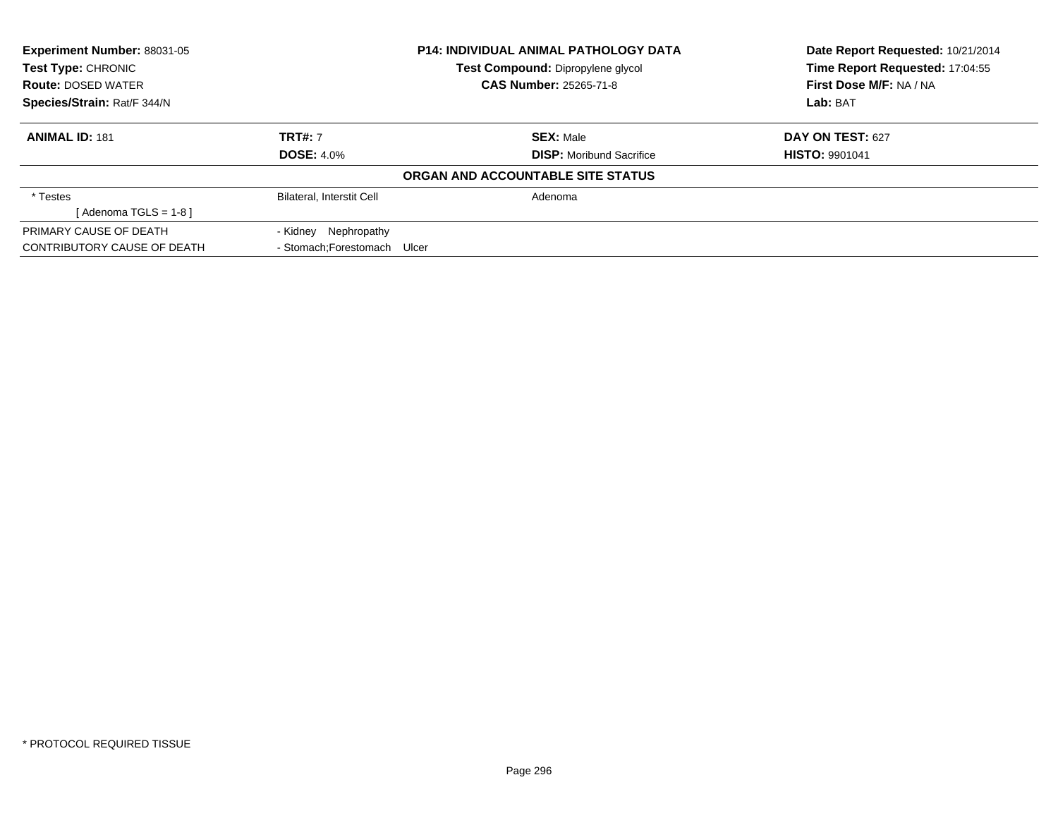**Experiment Number:** 88031-05
**Test Type:** CHRONIC
**Route:** DOSED WATER
**Species/Strain:** Rat/F 344/N

**P14: INDIVIDUAL ANIMAL PATHOLOGY DATA**
**Test Compound:** Dipropylene glycol
**CAS Number:** 25265-71-8

**Date Report Requested:** 10/21/2014
**Time Report Requested:** 17:04:55
**First Dose M/F:** NA / NA
**Lab:** BAT

| **ANIMAL ID:** 181 | **TRT#:** 7 | **SEX:** Male | **DAY ON TEST:** 627 |
|---|---|---|---|
| | **DOSE:** 4.0% | **DISP:** Moribund Sacrifice | **HISTO:** 9901041 |

**ORGAN AND ACCOUNTABLE SITE STATUS**

| | | |
|---|---|---|
| * Testes | Bilateral, Interstit Cell | Adenoma |
| [ Adenoma TGLS = 1-8 ] | | |
| PRIMARY CAUSE OF DEATH | - Kidney Nephropathy | |
| CONTRIBUTORY CAUSE OF DEATH | - Stomach;Forestomach Ulcer | |

* PROTOCOL REQUIRED TISSUE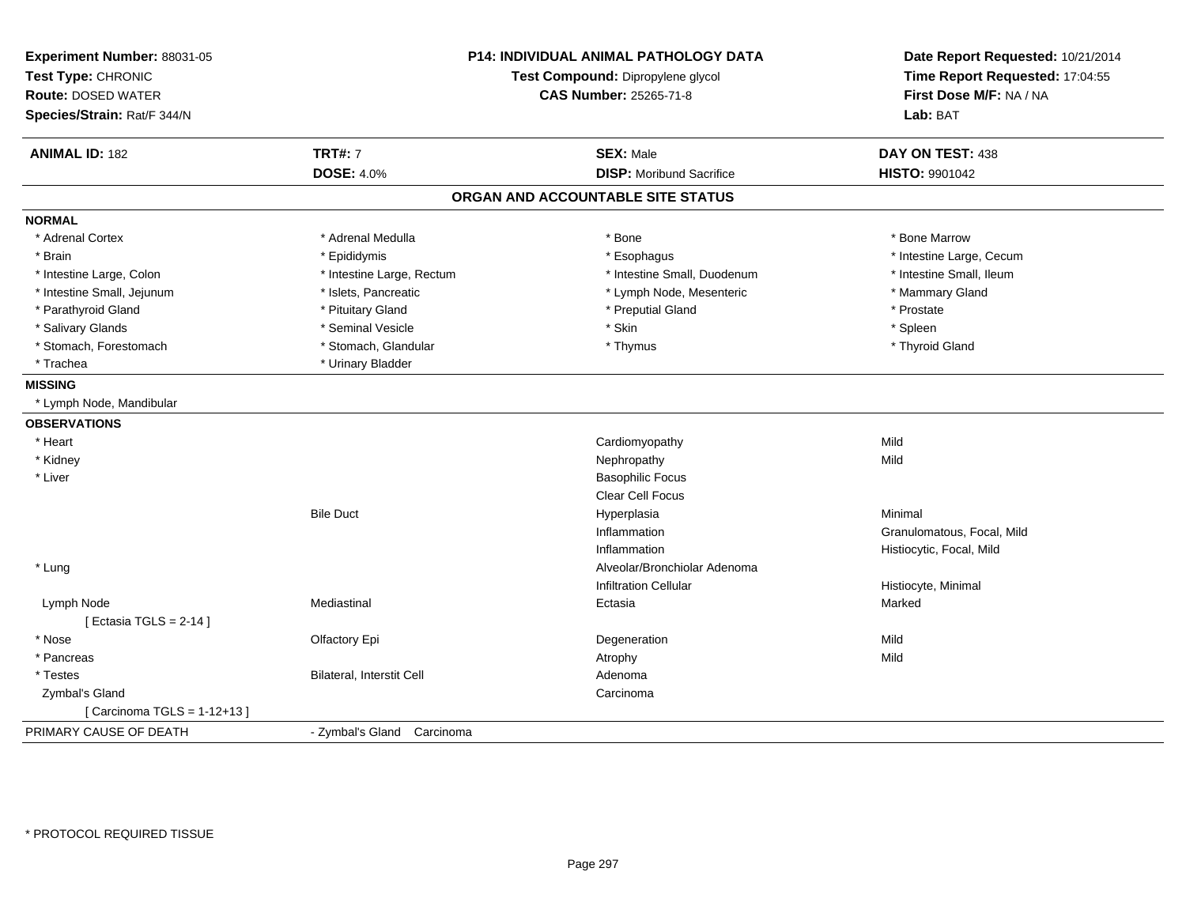**Experiment Number:** 88031-05
**Test Type:** CHRONIC
**Route:** DOSED WATER
**Species/Strain:** Rat/F 344/N

**P14: INDIVIDUAL ANIMAL PATHOLOGY DATA**
**Test Compound:** Dipropylene glycol
**CAS Number:** 25265-71-8

**Date Report Requested:** 10/21/2014
**Time Report Requested:** 17:04:55
**First Dose M/F:** NA / NA
**Lab:** BAT

| **ANIMAL ID:** 182 | **TRT#:** 7 | **SEX:** Male | **DAY ON TEST:** 438 |
|---|---|---|---|
| | **DOSE:** 4.0% | **DISP:** Moribund Sacrifice | **HISTO:** 9901042 |

## ORGAN AND ACCOUNTABLE SITE STATUS

**NORMAL**

| | | | |
|---|---|---|---|
| * Adrenal Cortex | * Adrenal Medulla | * Bone | * Bone Marrow |
| * Brain | * Epididymis | * Esophagus | * Intestine Large, Cecum |
| * Intestine Large, Colon | * Intestine Large, Rectum | * Intestine Small, Duodenum | * Intestine Small, Ileum |
| * Intestine Small, Jejunum | * Islets, Pancreatic | * Lymph Node, Mesenteric | * Mammary Gland |
| * Parathyroid Gland | * Pituitary Gland | * Preputial Gland | * Prostate |
| * Salivary Glands | * Seminal Vesicle | * Skin | * Spleen |
| * Stomach, Forestomach | * Stomach, Glandular | * Thymus | * Thyroid Gland |
| * Trachea | * Urinary Bladder | | |

**MISSING**

* Lymph Node, Mandibular

**OBSERVATIONS**

| | | | |
|---|---|---|---|
| * Heart | | Cardiomyopathy | Mild |
| * Kidney | | Nephropathy | Mild |
| * Liver | | Basophilic Focus | |
| | | Clear Cell Focus | |
| | Bile Duct | Hyperplasia | Minimal |
| | | Inflammation | Granulomatous, Focal, Mild |
| | | Inflammation | Histiocytic, Focal, Mild |
| * Lung | | Alveolar/Bronchiolar Adenoma | |
| | | Infiltration Cellular | Histiocyte, Minimal |
| Lymph Node | Mediastinal | Ectasia | Marked |
| [ Ectasia TGLS = 2-14 ] | | | |
| * Nose | Olfactory Epi | Degeneration | Mild |
| * Pancreas | | Atrophy | Mild |
| * Testes | Bilateral, Interstit Cell | Adenoma | |
| Zymbal's Gland | | Carcinoma | |
| [ Carcinoma TGLS = 1-12+13 ] | | | |

PRIMARY CAUSE OF DEATH - Zymbal's Gland Carcinoma

* PROTOCOL REQUIRED TISSUE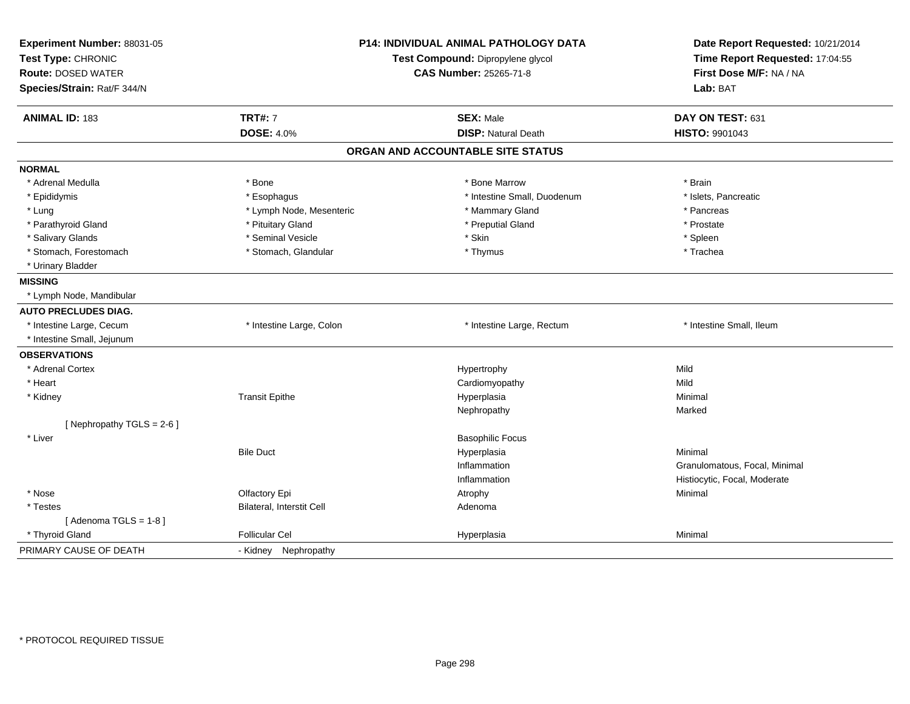**Experiment Number:** 88031-05
**Test Type:** CHRONIC
**Route:** DOSED WATER
**Species/Strain:** Rat/F 344/N

**P14: INDIVIDUAL ANIMAL PATHOLOGY DATA**
**Test Compound:** Dipropylene glycol
**CAS Number:** 25265-71-8

**Date Report Requested:** 10/21/2014
**Time Report Requested:** 17:04:55
**First Dose M/F:** NA / NA
**Lab:** BAT

| **ANIMAL ID:** 183 | **TRT#:** 7 | **SEX:** Male | **DAY ON TEST:** 631 |
|---|---|---|---|
| | **DOSE:** 4.0% | **DISP:** Natural Death | **HISTO:** 9901043 |

## ORGAN AND ACCOUNTABLE SITE STATUS

| | | | |
|---|---|---|---|
| **NORMAL** | | | |
| * Adrenal Medulla | * Bone | * Bone Marrow | * Brain |
| * Epididymis | * Esophagus | * Intestine Small, Duodenum | * Islets, Pancreatic |
| * Lung | * Lymph Node, Mesenteric | * Mammary Gland | * Pancreas |
| * Parathyroid Gland | * Pituitary Gland | * Preputial Gland | * Prostate |
| * Salivary Glands | * Seminal Vesicle | * Skin | * Spleen |
| * Stomach, Forestomach | * Stomach, Glandular | * Thymus | * Trachea |
| * Urinary Bladder | | | |
| **MISSING** | | | |
| * Lymph Node, Mandibular | | | |
| **AUTO PRECLUDES DIAG.** | | | |
| * Intestine Large, Cecum | * Intestine Large, Colon | * Intestine Large, Rectum | * Intestine Small, Ileum |
| * Intestine Small, Jejunum | | | |
| **OBSERVATIONS** | | | |
| * Adrenal Cortex | | Hypertrophy | Mild |
| * Heart | | Cardiomyopathy | Mild |
| * Kidney | Transit Epithe | Hyperplasia | Minimal |
| | | Nephropathy | Marked |
| [ Nephropathy TGLS = 2-6 ] | | | |
| * Liver | | Basophilic Focus | |
| | Bile Duct | Hyperplasia | Minimal |
| | | Inflammation | Granulomatous, Focal, Minimal |
| | | Inflammation | Histiocytic, Focal, Moderate |
| * Nose | Olfactory Epi | Atrophy | Minimal |
| * Testes | Bilateral, Interstit Cell | Adenoma | |
| [ Adenoma TGLS = 1-8 ] | | | |
| * Thyroid Gland | Follicular Cel | Hyperplasia | Minimal |
| PRIMARY CAUSE OF DEATH | - Kidney Nephropathy | | |

* PROTOCOL REQUIRED TISSUE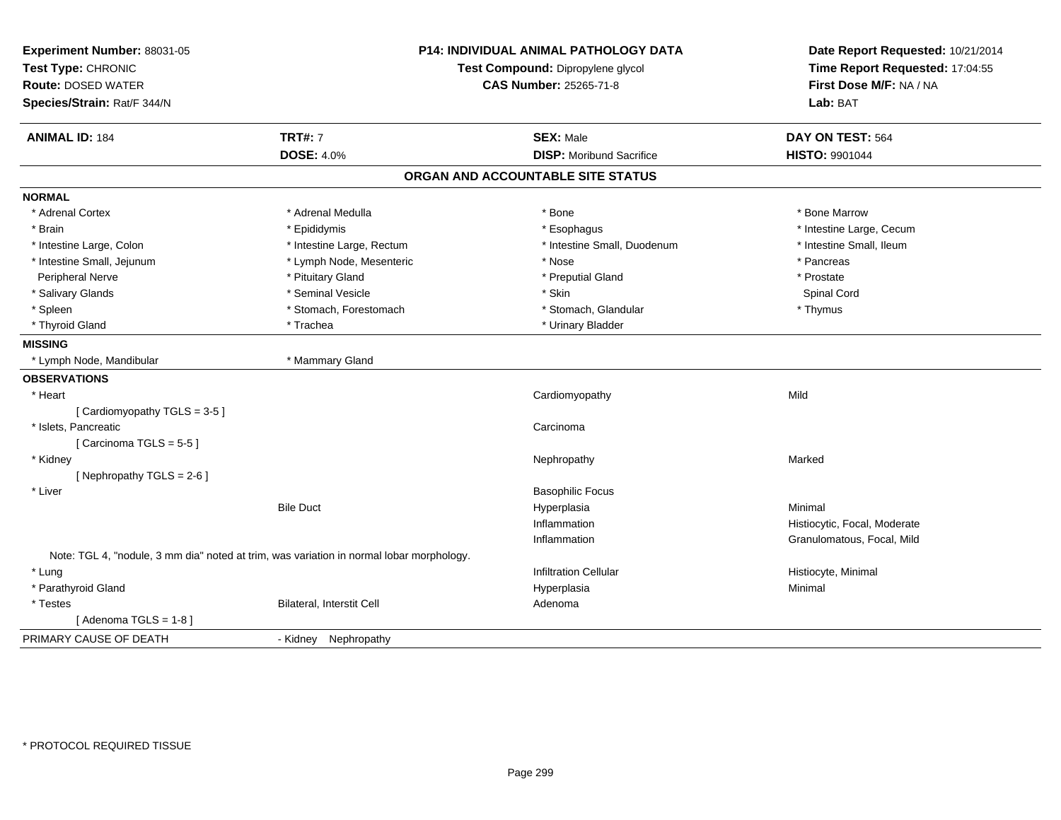**Experiment Number:** 88031-05
**Test Type:** CHRONIC
**Route:** DOSED WATER
**Species/Strain:** Rat/F 344/N

**P14: INDIVIDUAL ANIMAL PATHOLOGY DATA**
**Test Compound:** Dipropylene glycol
**CAS Number:** 25265-71-8

**Date Report Requested:** 10/21/2014
**Time Report Requested:** 17:04:55
**First Dose M/F:** NA / NA
**Lab:** BAT

| **ANIMAL ID:** 184 | **TRT#:** 7 | **SEX:** Male | **DAY ON TEST:** 564 |
|---|---|---|---|
| | **DOSE:** 4.0% | **DISP:** Moribund Sacrifice | **HISTO:** 9901044 |

## ORGAN AND ACCOUNTABLE SITE STATUS

**NORMAL**

| | | | |
|---|---|---|---|
| * Adrenal Cortex | * Adrenal Medulla | * Bone | * Bone Marrow |
| * Brain | * Epididymis | * Esophagus | * Intestine Large, Cecum |
| * Intestine Large, Colon | * Intestine Large, Rectum | * Intestine Small, Duodenum | * Intestine Small, Ileum |
| * Intestine Small, Jejunum | * Lymph Node, Mesenteric | * Nose | * Pancreas |
| Peripheral Nerve | * Pituitary Gland | * Preputial Gland | * Prostate |
| * Salivary Glands | * Seminal Vesicle | * Skin | Spinal Cord |
| * Spleen | * Stomach, Forestomach | * Stomach, Glandular | * Thymus |
| * Thyroid Gland | * Trachea | * Urinary Bladder | |

**MISSING**

| | |
|---|---|
| * Lymph Node, Mandibular | * Mammary Gland |

**OBSERVATIONS**

| | | | |
|---|---|---|---|
| * Heart | | Cardiomyopathy | Mild |
| [ Cardiomyopathy TGLS = 3-5 ] | | | |
| * Islets, Pancreatic | | Carcinoma | |
| [ Carcinoma TGLS = 5-5 ] | | | |
| * Kidney | | Nephropathy | Marked |
| [ Nephropathy TGLS = 2-6 ] | | | |
| * Liver | | Basophilic Focus | |
| | Bile Duct | Hyperplasia | Minimal |
| | | Inflammation | Histiocytic, Focal, Moderate |
| | | Inflammation | Granulomatous, Focal, Mild |

Note: TGL 4, "nodule, 3 mm dia" noted at trim, was variation in normal lobar morphology.

| | | | |
|---|---|---|---|
| * Lung | | Infiltration Cellular | Histiocyte, Minimal |
| * Parathyroid Gland | | Hyperplasia | Minimal |
| * Testes | Bilateral, Interstit Cell | Adenoma | |
| [ Adenoma TGLS = 1-8 ] | | | |

PRIMARY CAUSE OF DEATH - Kidney Nephropathy

* PROTOCOL REQUIRED TISSUE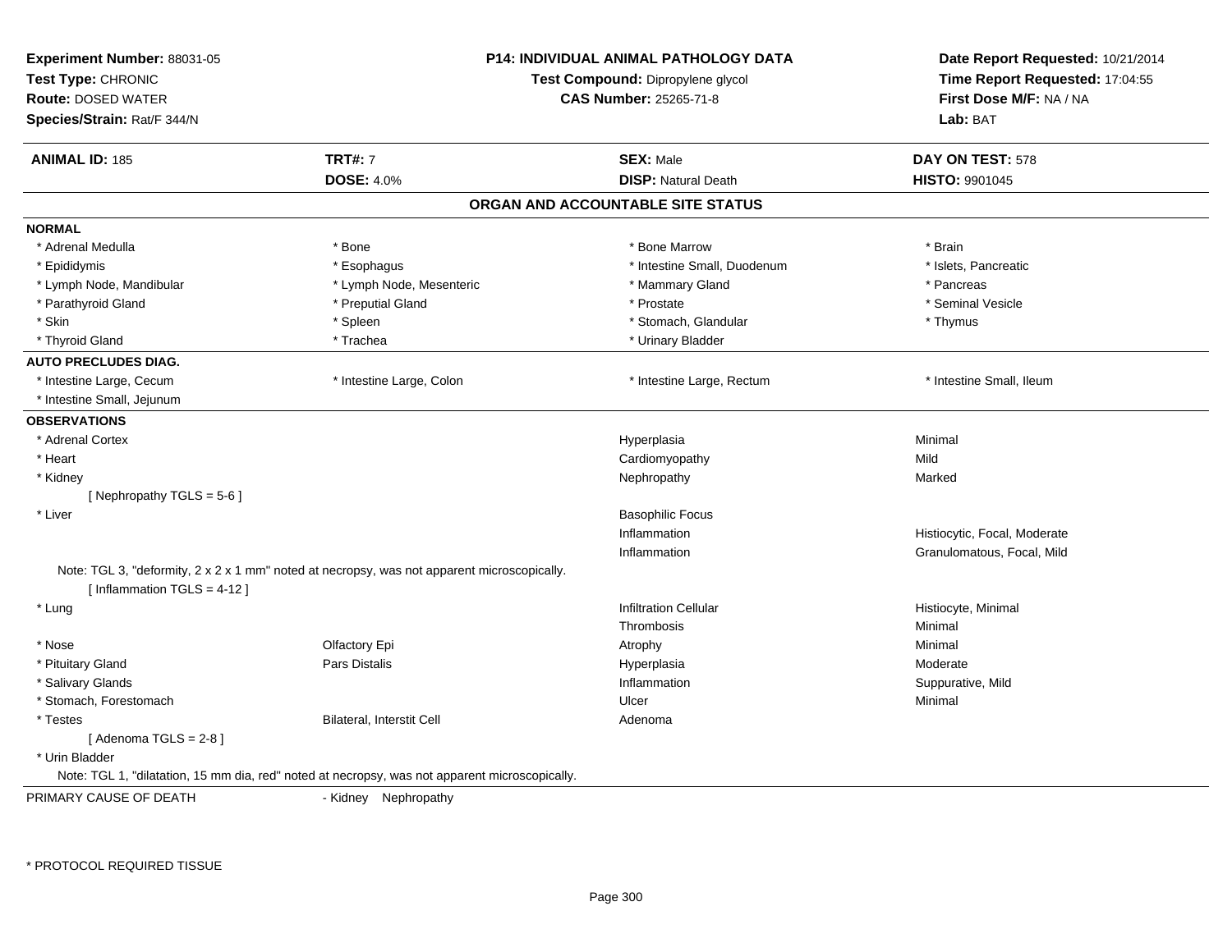**Experiment Number:** 88031-05
**Test Type:** CHRONIC
**Route:** DOSED WATER
**Species/Strain:** Rat/F 344/N

**P14: INDIVIDUAL ANIMAL PATHOLOGY DATA**
**Test Compound:** Dipropylene glycol
**CAS Number:** 25265-71-8

**Date Report Requested:** 10/21/2014
**Time Report Requested:** 17:04:55
**First Dose M/F:** NA / NA
**Lab:** BAT

| **ANIMAL ID:** 185 | **TRT#:** 7 | **SEX:** Male | **DAY ON TEST:** 578 |
|---|---|---|---|
| | **DOSE:** 4.0% | **DISP:** Natural Death | **HISTO:** 9901045 |

## ORGAN AND ACCOUNTABLE SITE STATUS

**NORMAL**

| | | | |
|---|---|---|---|
| * Adrenal Medulla | * Bone | * Bone Marrow | * Brain |
| * Epididymis | * Esophagus | * Intestine Small, Duodenum | * Islets, Pancreatic |
| * Lymph Node, Mandibular | * Lymph Node, Mesenteric | * Mammary Gland | * Pancreas |
| * Parathyroid Gland | * Preputial Gland | * Prostate | * Seminal Vesicle |
| * Skin | * Spleen | * Stomach, Glandular | * Thymus |
| * Thyroid Gland | * Trachea | * Urinary Bladder | |

**AUTO PRECLUDES DIAG.**

| | | | |
|---|---|---|---|
| * Intestine Large, Cecum | * Intestine Large, Colon | * Intestine Large, Rectum | * Intestine Small, Ileum |
| * Intestine Small, Jejunum | | | |

**OBSERVATIONS**

| | | | |
|---|---|---|---|
| * Adrenal Cortex | | Hyperplasia | Minimal |
| * Heart | | Cardiomyopathy | Mild |
| * Kidney | | Nephropathy | Marked |
| [ Nephropathy TGLS = 5-6 ] | | | |
| * Liver | | Basophilic Focus | |
| | | Inflammation | Histiocytic, Focal, Moderate |
| | | Inflammation | Granulomatous, Focal, Mild |

Note: TGL 3, "deformity, 2 x 2 x 1 mm" noted at necropsy, was not apparent microscopically.
[ Inflammation TGLS = 4-12 ]

| | | | |
|---|---|---|---|
| * Lung | | Infiltration Cellular | Histiocyte, Minimal |
| | | Thrombosis | Minimal |
| * Nose | Olfactory Epi | Atrophy | Minimal |
| * Pituitary Gland | Pars Distalis | Hyperplasia | Moderate |
| * Salivary Glands | | Inflammation | Suppurative, Mild |
| * Stomach, Forestomach | | Ulcer | Minimal |
| * Testes | Bilateral, Interstit Cell | Adenoma | |
| [ Adenoma TGLS = 2-8 ] | | | |
| * Urin Bladder | | | |

Note: TGL 1, "dilatation, 15 mm dia, red" noted at necropsy, was not apparent microscopically.

PRIMARY CAUSE OF DEATH - Kidney Nephropathy

\* PROTOCOL REQUIRED TISSUE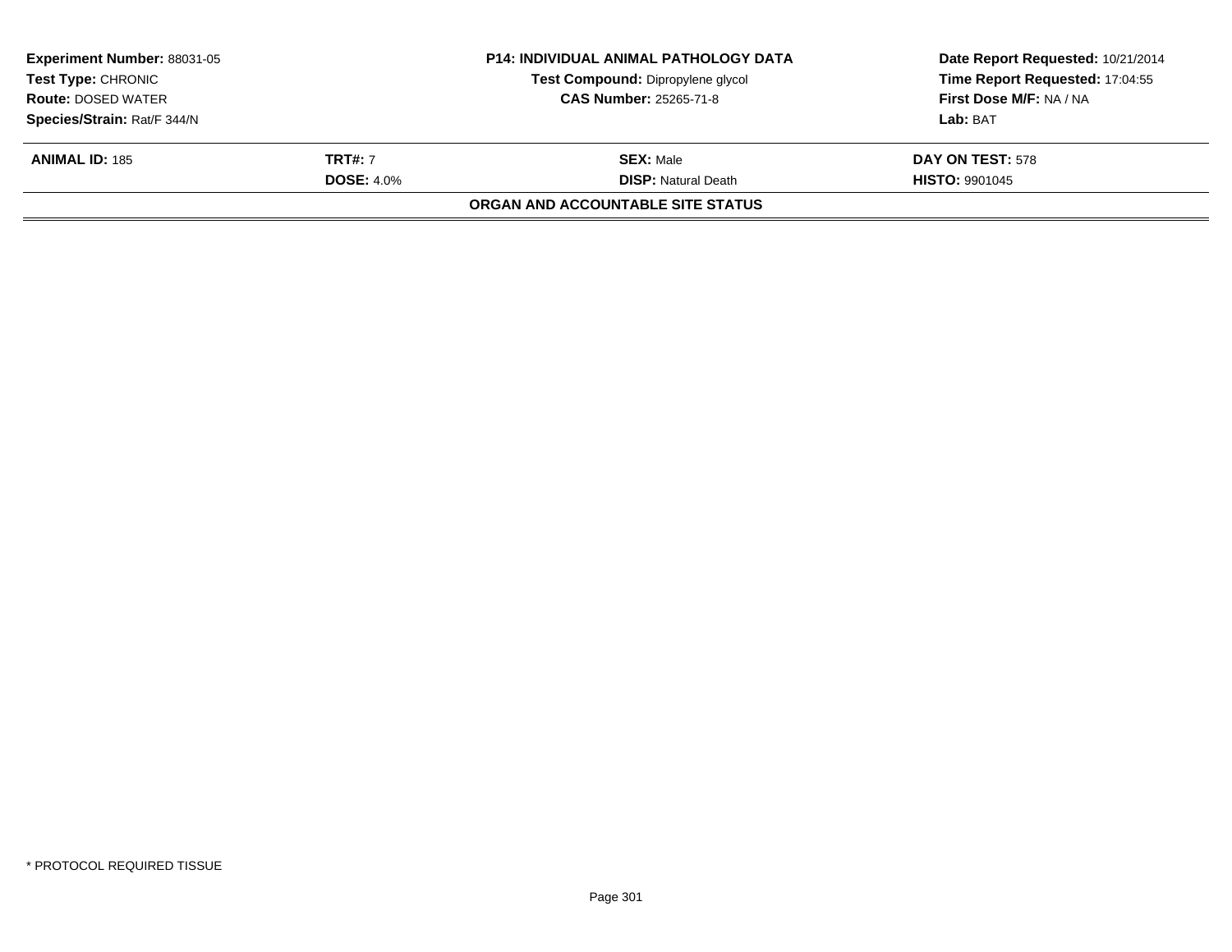| Experiment Number: 88031-05 | P14: INDIVIDUAL ANIMAL PATHOLOGY DATA | Date Report Requested: 10/21/2014 |
|---|---|---|
| Test Type: CHRONIC | Test Compound: Dipropylene glycol | Time Report Requested: 17:04:55 |
| Route: DOSED WATER | CAS Number: 25265-71-8 | First Dose M/F: NA / NA |
| Species/Strain: Rat/F 344/N | | Lab: BAT |

| ANIMAL ID: 185 | TRT#: 7 | SEX: Male | DAY ON TEST: 578 |
|---|---|---|---|
| | DOSE: 4.0% | DISP: Natural Death | HISTO: 9901045 |

**ORGAN AND ACCOUNTABLE SITE STATUS**

* PROTOCOL REQUIRED TISSUE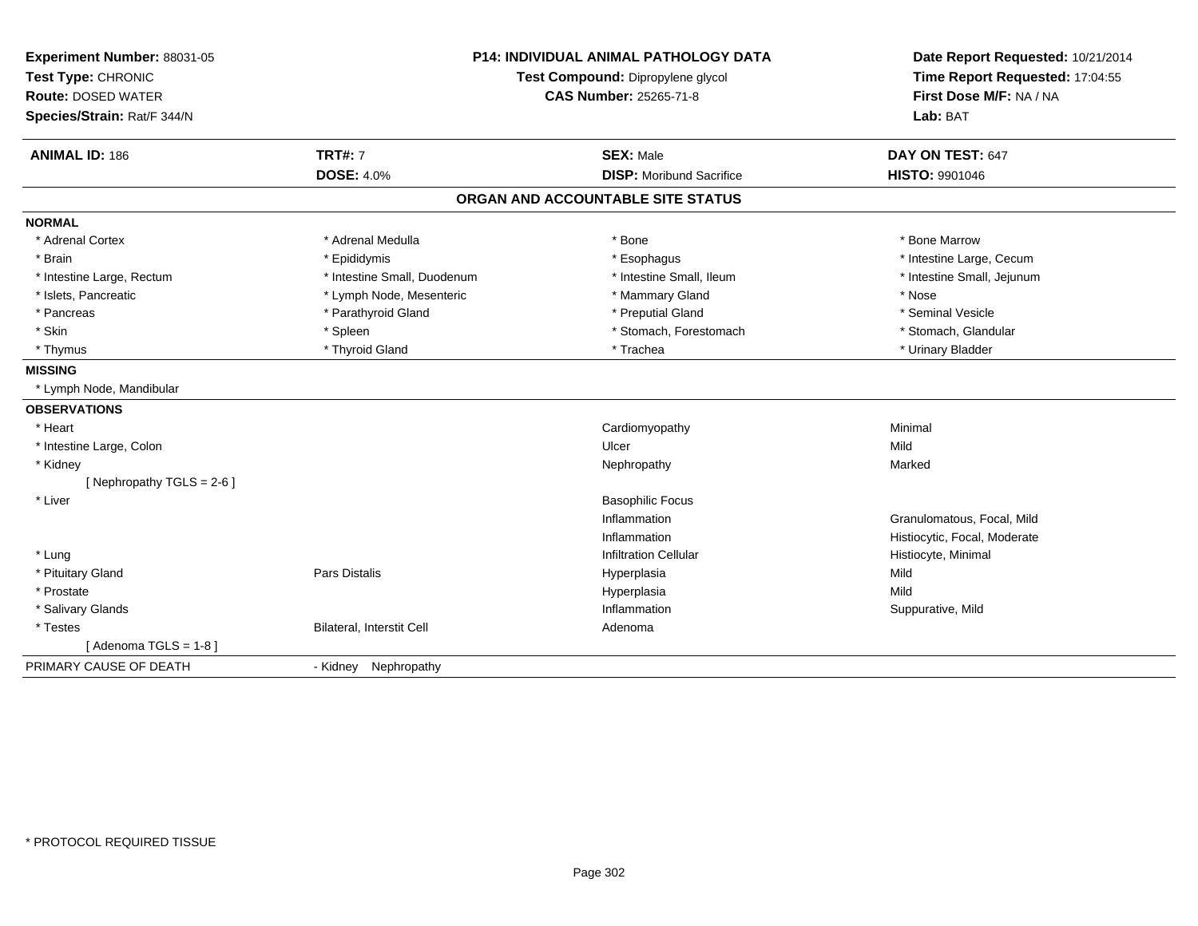**Experiment Number:** 88031-05
**Test Type:** CHRONIC
**Route:** DOSED WATER
**Species/Strain:** Rat/F 344/N

**P14: INDIVIDUAL ANIMAL PATHOLOGY DATA**
**Test Compound:** Dipropylene glycol
**CAS Number:** 25265-71-8

**Date Report Requested:** 10/21/2014
**Time Report Requested:** 17:04:55
**First Dose M/F:** NA / NA
**Lab:** BAT

| **ANIMAL ID:** 186 | **TRT#:** 7 | **SEX:** Male | **DAY ON TEST:** 647 |
|---|---|---|---|
| | **DOSE:** 4.0% | **DISP:** Moribund Sacrifice | **HISTO:** 9901046 |

## ORGAN AND ACCOUNTABLE SITE STATUS

**NORMAL**

| | | | |
|---|---|---|---|
| * Adrenal Cortex | * Adrenal Medulla | * Bone | * Bone Marrow |
| * Brain | * Epididymis | * Esophagus | * Intestine Large, Cecum |
| * Intestine Large, Rectum | * Intestine Small, Duodenum | * Intestine Small, Ileum | * Intestine Small, Jejunum |
| * Islets, Pancreatic | * Lymph Node, Mesenteric | * Mammary Gland | * Nose |
| * Pancreas | * Parathyroid Gland | * Preputial Gland | * Seminal Vesicle |
| * Skin | * Spleen | * Stomach, Forestomach | * Stomach, Glandular |
| * Thymus | * Thyroid Gland | * Trachea | * Urinary Bladder |

**MISSING**

* Lymph Node, Mandibular

**OBSERVATIONS**

| | | | |
|---|---|---|---|
| * Heart | | Cardiomyopathy | Minimal |
| * Intestine Large, Colon | | Ulcer | Mild |
| * Kidney | | Nephropathy | Marked |
| [ Nephropathy TGLS = 2-6 ] | | | |
| * Liver | | Basophilic Focus | |
| | | Inflammation | Granulomatous, Focal, Mild |
| | | Inflammation | Histiocytic, Focal, Moderate |
| * Lung | | Infiltration Cellular | Histiocyte, Minimal |
| * Pituitary Gland | Pars Distalis | Hyperplasia | Mild |
| * Prostate | | Hyperplasia | Mild |
| * Salivary Glands | | Inflammation | Suppurative, Mild |
| * Testes | Bilateral, Interstit Cell | Adenoma | |
| [ Adenoma TGLS = 1-8 ] | | | |

PRIMARY CAUSE OF DEATH - Kidney Nephropathy

* PROTOCOL REQUIRED TISSUE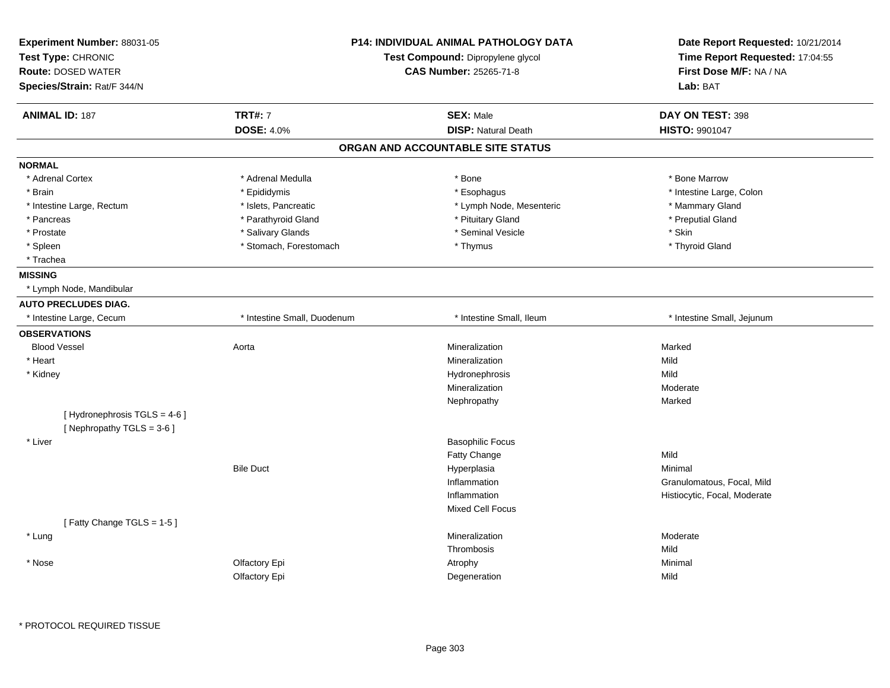**Experiment Number:** 88031-05
**Test Type:** CHRONIC
**Route:** DOSED WATER
**Species/Strain:** Rat/F 344/N

**P14: INDIVIDUAL ANIMAL PATHOLOGY DATA**
**Test Compound:** Dipropylene glycol
**CAS Number:** 25265-71-8

**Date Report Requested:** 10/21/2014
**Time Report Requested:** 17:04:55
**First Dose M/F:** NA / NA
**Lab:** BAT

| **ANIMAL ID:** 187 | **TRT#:** 7 | **SEX:** Male | **DAY ON TEST:** 398 |
|---|---|---|---|
| | **DOSE:** 4.0% | **DISP:** Natural Death | **HISTO:** 9901047 |

## ORGAN AND ACCOUNTABLE SITE STATUS

**NORMAL**

| | | | |
|---|---|---|---|
| * Adrenal Cortex | * Adrenal Medulla | * Bone | * Bone Marrow |
| * Brain | * Epididymis | * Esophagus | * Intestine Large, Colon |
| * Intestine Large, Rectum | * Islets, Pancreatic | * Lymph Node, Mesenteric | * Mammary Gland |
| * Pancreas | * Parathyroid Gland | * Pituitary Gland | * Preputial Gland |
| * Prostate | * Salivary Glands | * Seminal Vesicle | * Skin |
| * Spleen | * Stomach, Forestomach | * Thymus | * Thyroid Gland |
| * Trachea | | | |

**MISSING**

* Lymph Node, Mandibular

**AUTO PRECLUDES DIAG.**

| | | | |
|---|---|---|---|
| * Intestine Large, Cecum | * Intestine Small, Duodenum | * Intestine Small, Ileum | * Intestine Small, Jejunum |

**OBSERVATIONS**

| | | | |
|---|---|---|---|
| Blood Vessel | Aorta | Mineralization | Marked |
| * Heart | | Mineralization | Mild |
| * Kidney | | Hydronephrosis | Mild |
| | | Mineralization | Moderate |
| | | Nephropathy | Marked |
| [ Hydronephrosis TGLS = 4-6 ] | | | |
| [ Nephropathy TGLS = 3-6 ] | | | |
| * Liver | | Basophilic Focus | |
| | | Fatty Change | Mild |
| | Bile Duct | Hyperplasia | Minimal |
| | | Inflammation | Granulomatous, Focal, Mild |
| | | Inflammation | Histiocytic, Focal, Moderate |
| | | Mixed Cell Focus | |
| [ Fatty Change TGLS = 1-5 ] | | | |
| * Lung | | Mineralization | Moderate |
| | | Thrombosis | Mild |
| * Nose | Olfactory Epi | Atrophy | Minimal |
| | Olfactory Epi | Degeneration | Mild |

* PROTOCOL REQUIRED TISSUE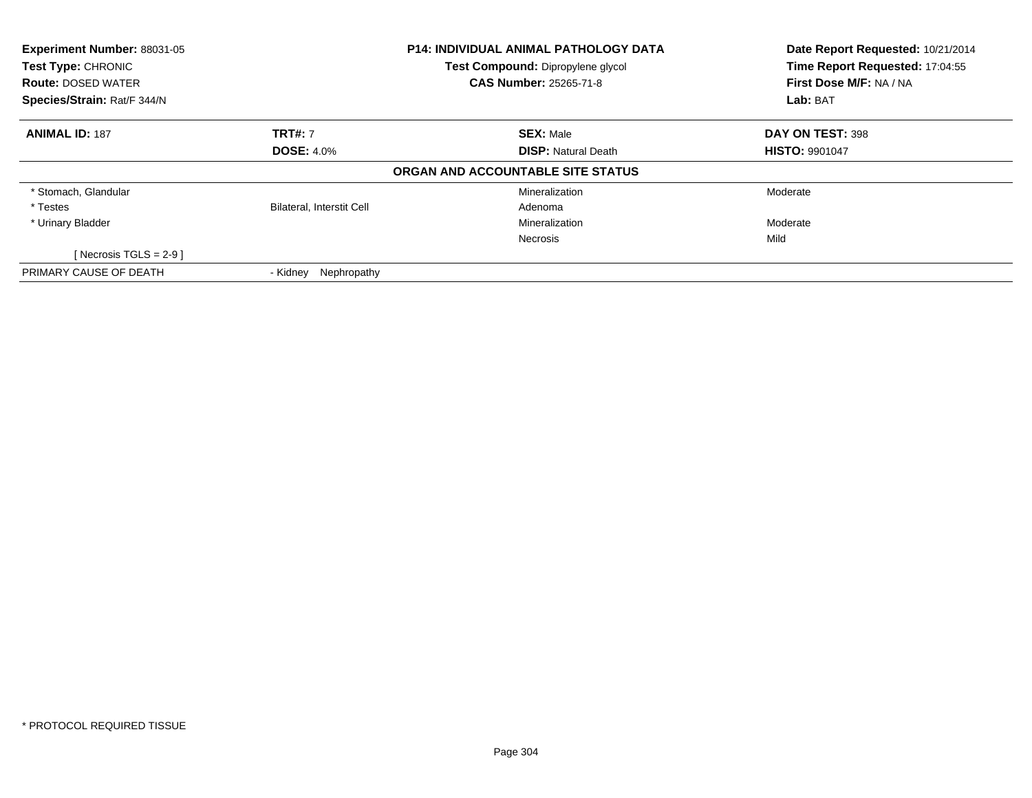**Experiment Number:** 88031-05
**Test Type:** CHRONIC
**Route:** DOSED WATER
**Species/Strain:** Rat/F 344/N

**P14: INDIVIDUAL ANIMAL PATHOLOGY DATA**
**Test Compound:** Dipropylene glycol
**CAS Number:** 25265-71-8

**Date Report Requested:** 10/21/2014
**Time Report Requested:** 17:04:55
**First Dose M/F:** NA / NA
**Lab:** BAT

| **ANIMAL ID:** 187 | **TRT#:** 7 | **SEX:** Male | **DAY ON TEST:** 398 |
|---|---|---|---|
| | **DOSE:** 4.0% | **DISP:** Natural Death | **HISTO:** 9901047 |

**ORGAN AND ACCOUNTABLE SITE STATUS**

| | | | |
|---|---|---|---|
| * Stomach, Glandular | | Mineralization | Moderate |
| * Testes | Bilateral, Interstit Cell | Adenoma | |
| * Urinary Bladder | | Mineralization | Moderate |
| | | Necrosis | Mild |
| [ Necrosis TGLS = 2-9 ] | | | |
| PRIMARY CAUSE OF DEATH | - Kidney Nephropathy | | |

* PROTOCOL REQUIRED TISSUE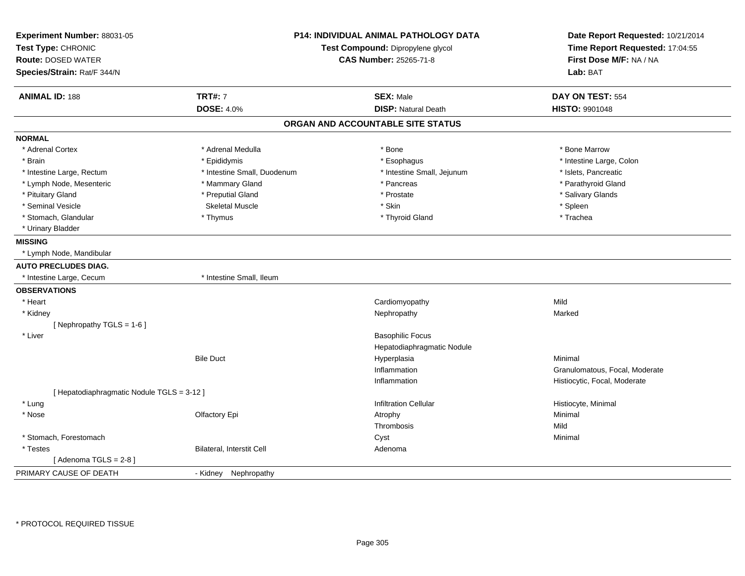**Experiment Number:** 88031-05
**Test Type:** CHRONIC
**Route:** DOSED WATER
**Species/Strain:** Rat/F 344/N

**P14: INDIVIDUAL ANIMAL PATHOLOGY DATA**
**Test Compound:** Dipropylene glycol
**CAS Number:** 25265-71-8

**Date Report Requested:** 10/21/2014
**Time Report Requested:** 17:04:55
**First Dose M/F:** NA / NA
**Lab:** BAT

| **ANIMAL ID:** 188 | **TRT#:** 7 | **SEX:** Male | **DAY ON TEST:** 554 |
|---|---|---|---|
| | **DOSE:** 4.0% | **DISP:** Natural Death | **HISTO:** 9901048 |

## ORGAN AND ACCOUNTABLE SITE STATUS

**NORMAL**

| | | | |
|---|---|---|---|
| * Adrenal Cortex | * Adrenal Medulla | * Bone | * Bone Marrow |
| * Brain | * Epididymis | * Esophagus | * Intestine Large, Colon |
| * Intestine Large, Rectum | * Intestine Small, Duodenum | * Intestine Small, Jejunum | * Islets, Pancreatic |
| * Lymph Node, Mesenteric | * Mammary Gland | * Pancreas | * Parathyroid Gland |
| * Pituitary Gland | * Preputial Gland | * Prostate | * Salivary Glands |
| * Seminal Vesicle | Skeletal Muscle | * Skin | * Spleen |
| * Stomach, Glandular | * Thymus | * Thyroid Gland | * Trachea |
| * Urinary Bladder | | | |

**MISSING**

* Lymph Node, Mandibular

**AUTO PRECLUDES DIAG.**

* Intestine Large, Cecum
* Intestine Small, Ileum

**OBSERVATIONS**

| | | | |
|---|---|---|---|
| * Heart | | Cardiomyopathy | Mild |
| * Kidney | | Nephropathy | Marked |
| [ Nephropathy TGLS = 1-6 ] | | | |
| * Liver | | Basophilic Focus | |
| | | Hepatodiaphragmatic Nodule | |
| | Bile Duct | Hyperplasia | Minimal |
| | | Inflammation | Granulomatous, Focal, Moderate |
| | | Inflammation | Histiocytic, Focal, Moderate |
| [ Hepatodiaphragmatic Nodule TGLS = 3-12 ] | | | |
| * Lung | | Infiltration Cellular | Histiocyte, Minimal |
| * Nose | Olfactory Epi | Atrophy | Minimal |
| | | Thrombosis | Mild |
| * Stomach, Forestomach | | Cyst | Minimal |
| * Testes | Bilateral, Interstit Cell | Adenoma | |
| [ Adenoma TGLS = 2-8 ] | | | |

PRIMARY CAUSE OF DEATH - Kidney Nephropathy

* PROTOCOL REQUIRED TISSUE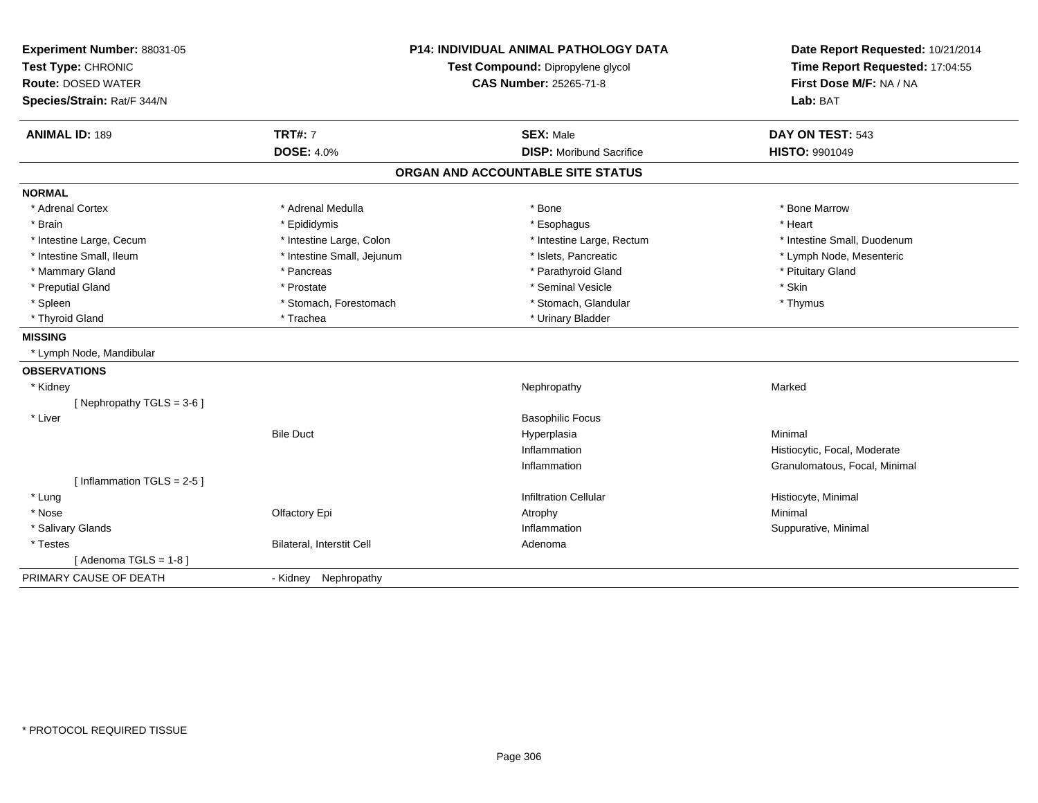**Experiment Number:** 88031-05
**Test Type:** CHRONIC
**Route:** DOSED WATER
**Species/Strain:** Rat/F 344/N

**P14: INDIVIDUAL ANIMAL PATHOLOGY DATA**
**Test Compound:** Dipropylene glycol
**CAS Number:** 25265-71-8

**Date Report Requested:** 10/21/2014
**Time Report Requested:** 17:04:55
**First Dose M/F:** NA / NA
**Lab:** BAT

| **ANIMAL ID:** 189 | **TRT#:** 7 | **SEX:** Male | **DAY ON TEST:** 543 |
|---|---|---|---|
| | **DOSE:** 4.0% | **DISP:** Moribund Sacrifice | **HISTO:** 9901049 |

## ORGAN AND ACCOUNTABLE SITE STATUS

**NORMAL**

| | | | |
|---|---|---|---|
| * Adrenal Cortex | * Adrenal Medulla | * Bone | * Bone Marrow |
| * Brain | * Epididymis | * Esophagus | * Heart |
| * Intestine Large, Cecum | * Intestine Large, Colon | * Intestine Large, Rectum | * Intestine Small, Duodenum |
| * Intestine Small, Ileum | * Intestine Small, Jejunum | * Islets, Pancreatic | * Lymph Node, Mesenteric |
| * Mammary Gland | * Pancreas | * Parathyroid Gland | * Pituitary Gland |
| * Preputial Gland | * Prostate | * Seminal Vesicle | * Skin |
| * Spleen | * Stomach, Forestomach | * Stomach, Glandular | * Thymus |
| * Thyroid Gland | * Trachea | * Urinary Bladder | |

**MISSING**

* Lymph Node, Mandibular

**OBSERVATIONS**

| | | | |
|---|---|---|---|
| * Kidney | | Nephropathy | Marked |
| [ Nephropathy TGLS = 3-6 ] | | | |
| * Liver | | Basophilic Focus | |
| | Bile Duct | Hyperplasia | Minimal |
| | | Inflammation | Histiocytic, Focal, Moderate |
| | | Inflammation | Granulomatous, Focal, Minimal |
| [ Inflammation TGLS = 2-5 ] | | | |
| * Lung | | Infiltration Cellular | Histiocyte, Minimal |
| * Nose | Olfactory Epi | Atrophy | Minimal |
| * Salivary Glands | | Inflammation | Suppurative, Minimal |
| * Testes | Bilateral, Interstit Cell | Adenoma | |
| [ Adenoma TGLS = 1-8 ] | | | |

PRIMARY CAUSE OF DEATH - Kidney Nephropathy

* PROTOCOL REQUIRED TISSUE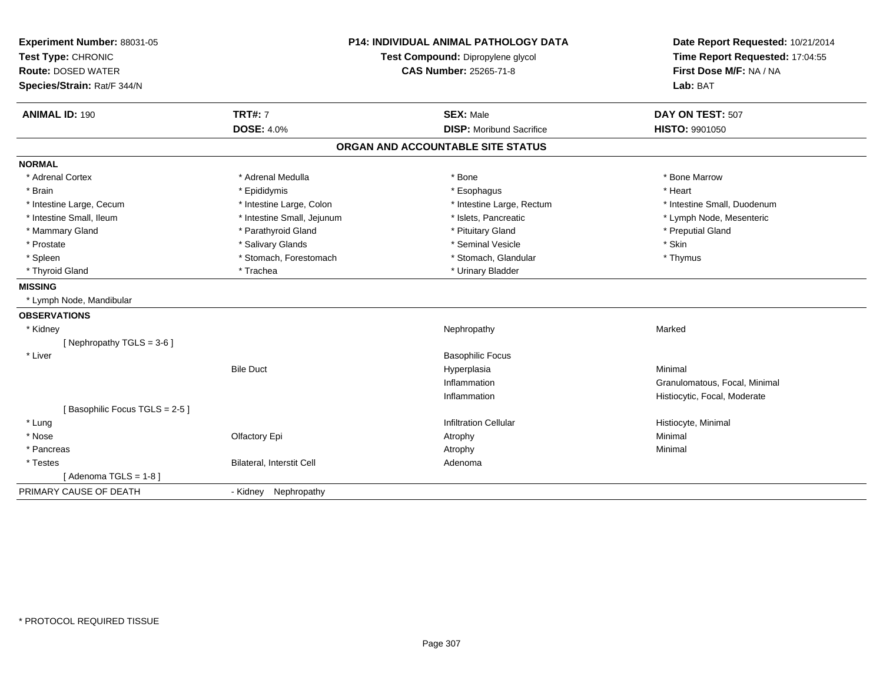**Experiment Number:** 88031-05
**Test Type:** CHRONIC
**Route:** DOSED WATER
**Species/Strain:** Rat/F 344/N

**P14: INDIVIDUAL ANIMAL PATHOLOGY DATA**
**Test Compound:** Dipropylene glycol
**CAS Number:** 25265-71-8

**Date Report Requested:** 10/21/2014
**Time Report Requested:** 17:04:55
**First Dose M/F:** NA / NA
**Lab:** BAT

| **ANIMAL ID:** 190 | **TRT#:** 7 | **SEX:** Male | **DAY ON TEST:** 507 |
|---|---|---|---|
| | **DOSE:** 4.0% | **DISP:** Moribund Sacrifice | **HISTO:** 9901050 |

## ORGAN AND ACCOUNTABLE SITE STATUS

**NORMAL**

| | | | |
|---|---|---|---|
| * Adrenal Cortex | * Adrenal Medulla | * Bone | * Bone Marrow |
| * Brain | * Epididymis | * Esophagus | * Heart |
| * Intestine Large, Cecum | * Intestine Large, Colon | * Intestine Large, Rectum | * Intestine Small, Duodenum |
| * Intestine Small, Ileum | * Intestine Small, Jejunum | * Islets, Pancreatic | * Lymph Node, Mesenteric |
| * Mammary Gland | * Parathyroid Gland | * Pituitary Gland | * Preputial Gland |
| * Prostate | * Salivary Glands | * Seminal Vesicle | * Skin |
| * Spleen | * Stomach, Forestomach | * Stomach, Glandular | * Thymus |
| * Thyroid Gland | * Trachea | * Urinary Bladder | |

**MISSING**

* Lymph Node, Mandibular

**OBSERVATIONS**

| | | | |
|---|---|---|---|
| * Kidney | | Nephropathy | Marked |
| [ Nephropathy TGLS = 3-6 ] | | | |
| * Liver | | Basophilic Focus | |
| | Bile Duct | Hyperplasia | Minimal |
| | | Inflammation | Granulomatous, Focal, Minimal |
| | | Inflammation | Histiocytic, Focal, Moderate |
| [ Basophilic Focus TGLS = 2-5 ] | | | |
| * Lung | | Infiltration Cellular | Histiocyte, Minimal |
| * Nose | Olfactory Epi | Atrophy | Minimal |
| * Pancreas | | Atrophy | Minimal |
| * Testes | Bilateral, Interstit Cell | Adenoma | |
| [ Adenoma TGLS = 1-8 ] | | | |

PRIMARY CAUSE OF DEATH - Kidney Nephropathy

* PROTOCOL REQUIRED TISSUE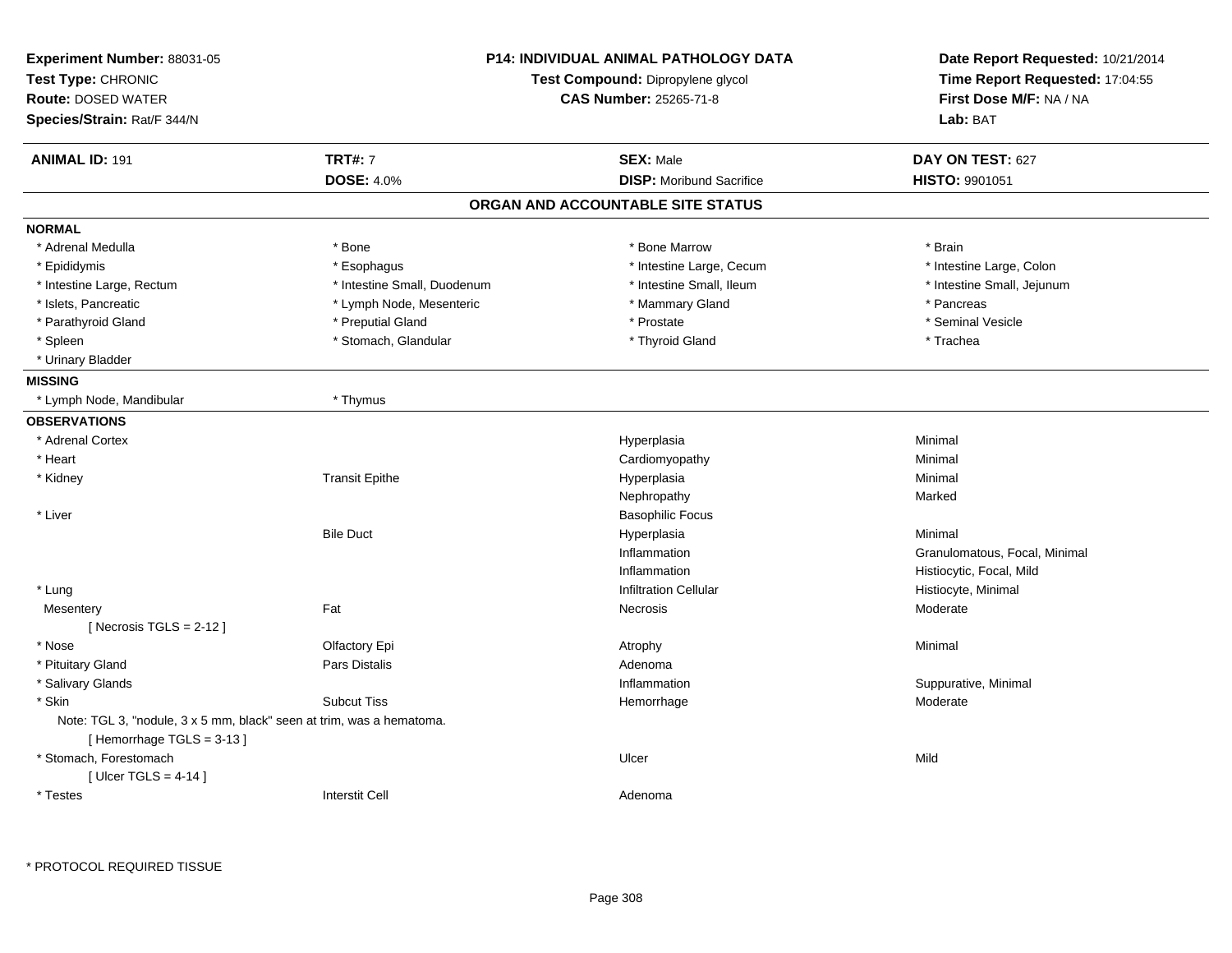**Experiment Number:** 88031-05
**Test Type:** CHRONIC
**Route:** DOSED WATER
**Species/Strain:** Rat/F 344/N

**P14: INDIVIDUAL ANIMAL PATHOLOGY DATA**
**Test Compound:** Dipropylene glycol
**CAS Number:** 25265-71-8

**Date Report Requested:** 10/21/2014
**Time Report Requested:** 17:04:55
**First Dose M/F:** NA / NA
**Lab:** BAT

| **ANIMAL ID:** 191 | **TRT#:** 7 | **SEX:** Male | **DAY ON TEST:** 627 |
|---|---|---|---|
| | **DOSE:** 4.0% | **DISP:** Moribund Sacrifice | **HISTO:** 9901051 |

## ORGAN AND ACCOUNTABLE SITE STATUS

**NORMAL**

| | | | |
|---|---|---|---|
| * Adrenal Medulla | * Bone | * Bone Marrow | * Brain |
| * Epididymis | * Esophagus | * Intestine Large, Cecum | * Intestine Large, Colon |
| * Intestine Large, Rectum | * Intestine Small, Duodenum | * Intestine Small, Ileum | * Intestine Small, Jejunum |
| * Islets, Pancreatic | * Lymph Node, Mesenteric | * Mammary Gland | * Pancreas |
| * Parathyroid Gland | * Preputial Gland | * Prostate | * Seminal Vesicle |
| * Spleen | * Stomach, Glandular | * Thyroid Gland | * Trachea |
| * Urinary Bladder | | | |

**MISSING**

| | |
|---|---|
| * Lymph Node, Mandibular | * Thymus |

**OBSERVATIONS**

| Organ | Site | Observation | Severity |
|---|---|---|---|
| * Adrenal Cortex | | Hyperplasia | Minimal |
| * Heart | | Cardiomyopathy | Minimal |
| * Kidney | Transit Epithe | Hyperplasia | Minimal |
| | | Nephropathy | Marked |
| * Liver | | Basophilic Focus | |
| | Bile Duct | Hyperplasia | Minimal |
| | | Inflammation | Granulomatous, Focal, Minimal |
| | | Inflammation | Histiocytic, Focal, Mild |
| * Lung | | Infiltration Cellular | Histiocyte, Minimal |
| Mesentery | Fat | Necrosis | Moderate |
| [ Necrosis TGLS = 2-12 ] | | | |
| * Nose | Olfactory Epi | Atrophy | Minimal |
| * Pituitary Gland | Pars Distalis | Adenoma | |
| * Salivary Glands | | Inflammation | Suppurative, Minimal |
| * Skin | Subcut Tiss | Hemorrhage | Moderate |
| Note: TGL 3, "nodule, 3 x 5 mm, black" seen at trim, was a hematoma. | | | |
| [ Hemorrhage TGLS = 3-13 ] | | | |
| * Stomach, Forestomach | | Ulcer | Mild |
| [ Ulcer TGLS = 4-14 ] | | | |
| * Testes | Interstit Cell | Adenoma | |

* PROTOCOL REQUIRED TISSUE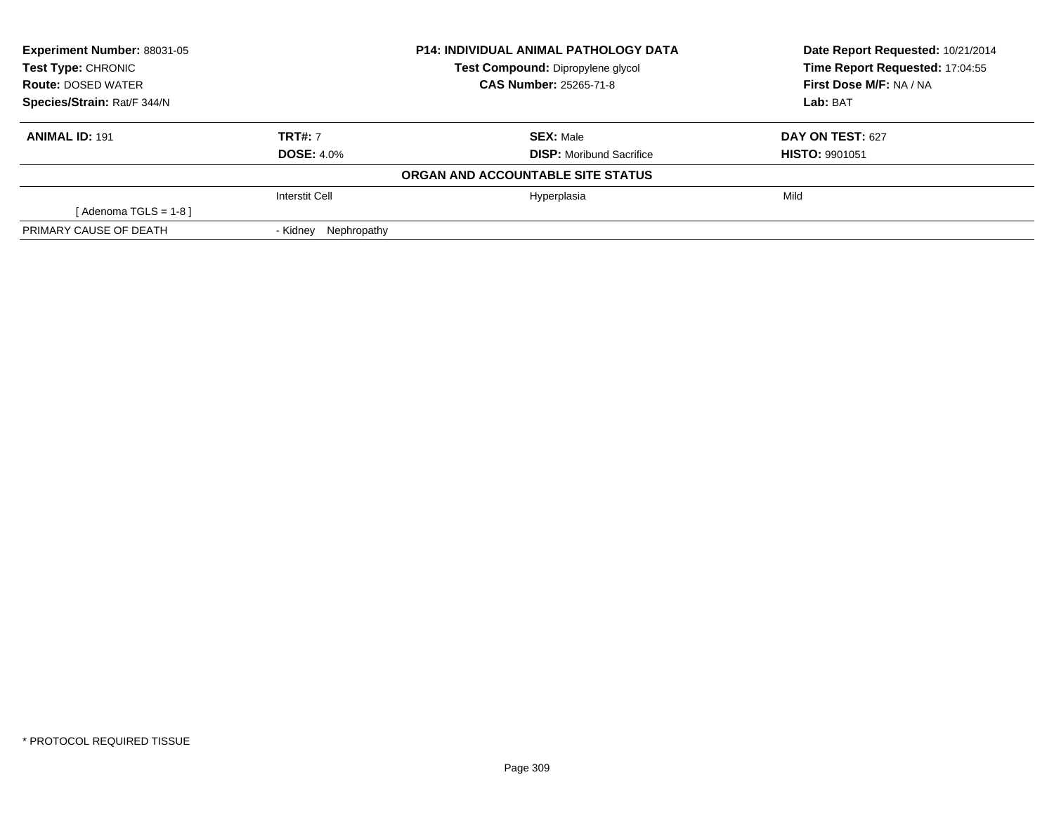**Experiment Number:** 88031-05
**Test Type:** CHRONIC
**Route:** DOSED WATER
**Species/Strain:** Rat/F 344/N

**P14: INDIVIDUAL ANIMAL PATHOLOGY DATA**
**Test Compound:** Dipropylene glycol
**CAS Number:** 25265-71-8

**Date Report Requested:** 10/21/2014
**Time Report Requested:** 17:04:55
**First Dose M/F:** NA / NA
**Lab:** BAT

| **ANIMAL ID:** 191 | **TRT#:** 7 | **SEX:** Male | **DAY ON TEST:** 627 |
|---|---|---|---|
| | **DOSE:** 4.0% | **DISP:** Moribund Sacrifice | **HISTO:** 9901051 |
| | **ORGAN AND ACCOUNTABLE SITE STATUS** | | |
| | Interstit Cell | Hyperplasia | Mild |
| [ Adenoma TGLS = 1-8 ] | | | |
| PRIMARY CAUSE OF DEATH | - Kidney Nephropathy | | |

* PROTOCOL REQUIRED TISSUE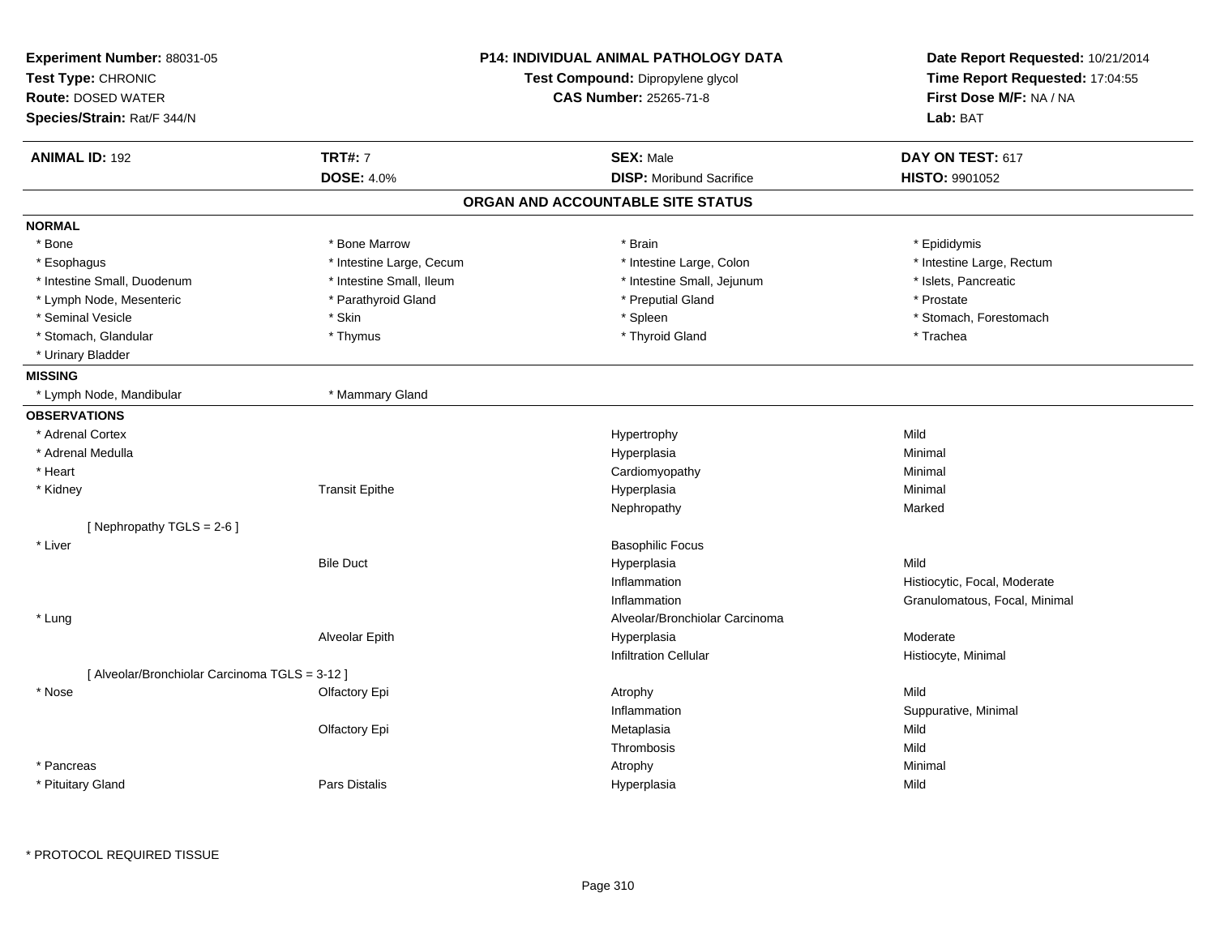**Experiment Number:** 88031-05
**Test Type:** CHRONIC
**Route:** DOSED WATER
**Species/Strain:** Rat/F 344/N

**P14: INDIVIDUAL ANIMAL PATHOLOGY DATA**
**Test Compound:** Dipropylene glycol
**CAS Number:** 25265-71-8

**Date Report Requested:** 10/21/2014
**Time Report Requested:** 17:04:55
**First Dose M/F:** NA / NA
**Lab:** BAT

| **ANIMAL ID:** 192 | **TRT#:** 7 | **SEX:** Male | **DAY ON TEST:** 617 |
|---|---|---|---|
| | **DOSE:** 4.0% | **DISP:** Moribund Sacrifice | **HISTO:** 9901052 |

## ORGAN AND ACCOUNTABLE SITE STATUS

**NORMAL**

| | | | |
|---|---|---|---|
| * Bone | * Bone Marrow | * Brain | * Epididymis |
| * Esophagus | * Intestine Large, Cecum | * Intestine Large, Colon | * Intestine Large, Rectum |
| * Intestine Small, Duodenum | * Intestine Small, Ileum | * Intestine Small, Jejunum | * Islets, Pancreatic |
| * Lymph Node, Mesenteric | * Parathyroid Gland | * Preputial Gland | * Prostate |
| * Seminal Vesicle | * Skin | * Spleen | * Stomach, Forestomach |
| * Stomach, Glandular | * Thymus | * Thyroid Gland | * Trachea |
| * Urinary Bladder | | | |

**MISSING**

| | |
|---|---|
| * Lymph Node, Mandibular | * Mammary Gland |

**OBSERVATIONS**

| | | | |
|---|---|---|---|
| * Adrenal Cortex | | Hypertrophy | Mild |
| * Adrenal Medulla | | Hyperplasia | Minimal |
| * Heart | | Cardiomyopathy | Minimal |
| * Kidney | Transit Epithe | Hyperplasia | Minimal |
| | | Nephropathy | Marked |
| [ Nephropathy TGLS = 2-6 ] | | | |
| * Liver | | Basophilic Focus | |
| | Bile Duct | Hyperplasia | Mild |
| | | Inflammation | Histiocytic, Focal, Moderate |
| | | Inflammation | Granulomatous, Focal, Minimal |
| * Lung | | Alveolar/Bronchiolar Carcinoma | |
| | Alveolar Epith | Hyperplasia | Moderate |
| | | Infiltration Cellular | Histiocyte, Minimal |
| [ Alveolar/Bronchiolar Carcinoma TGLS = 3-12 ] | | | |
| * Nose | Olfactory Epi | Atrophy | Mild |
| | | Inflammation | Suppurative, Minimal |
| | Olfactory Epi | Metaplasia | Mild |
| | | Thrombosis | Mild |
| * Pancreas | | Atrophy | Minimal |
| * Pituitary Gland | Pars Distalis | Hyperplasia | Mild |

* PROTOCOL REQUIRED TISSUE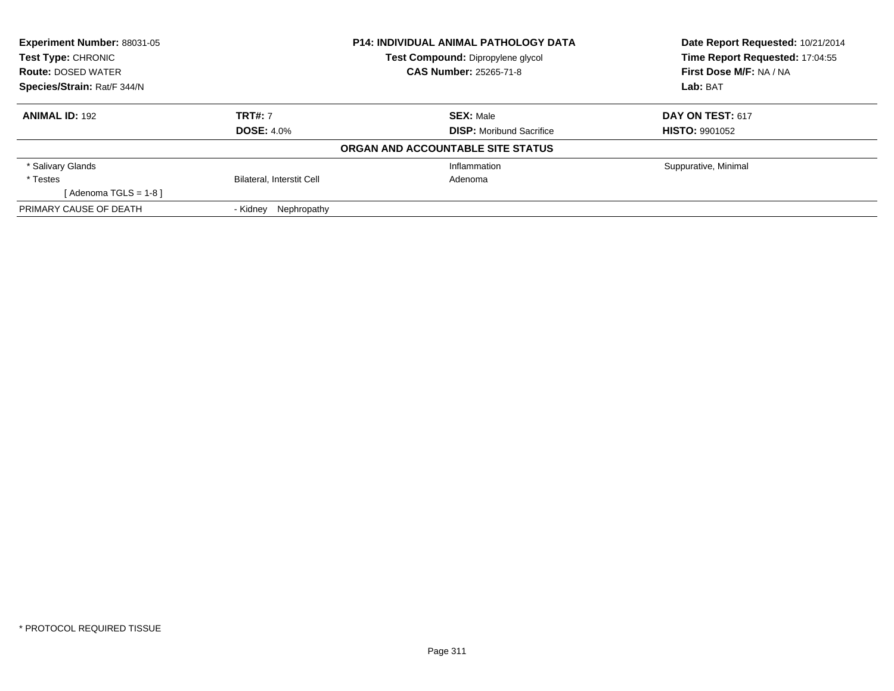**Experiment Number:** 88031-05
**Test Type:** CHRONIC
**Route:** DOSED WATER
**Species/Strain:** Rat/F 344/N

**P14: INDIVIDUAL ANIMAL PATHOLOGY DATA**
**Test Compound:** Dipropylene glycol
**CAS Number:** 25265-71-8

**Date Report Requested:** 10/21/2014
**Time Report Requested:** 17:04:55
**First Dose M/F:** NA / NA
**Lab:** BAT

| **ANIMAL ID:** 192 | **TRT#:** 7 | **SEX:** Male | **DAY ON TEST:** 617 |
|---|---|---|---|
| | **DOSE:** 4.0% | **DISP:** Moribund Sacrifice | **HISTO:** 9901052 |

**ORGAN AND ACCOUNTABLE SITE STATUS**

| | | | |
|---|---|---|---|
| * Salivary Glands | | Inflammation | Suppurative, Minimal |
| * Testes | Bilateral, Interstit Cell | Adenoma | |
| [ Adenoma TGLS = 1-8 ] | | | |
| PRIMARY CAUSE OF DEATH | - Kidney Nephropathy | | |

* PROTOCOL REQUIRED TISSUE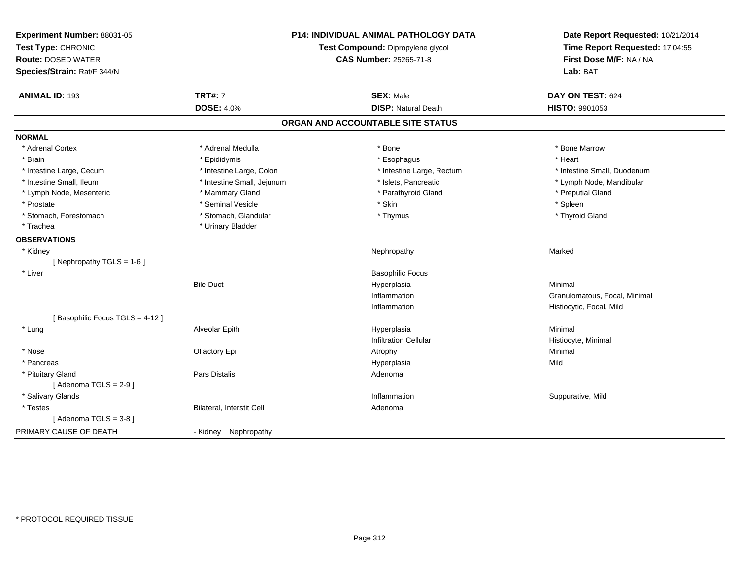**Experiment Number:** 88031-05
**Test Type:** CHRONIC
**Route:** DOSED WATER
**Species/Strain:** Rat/F 344/N

**P14: INDIVIDUAL ANIMAL PATHOLOGY DATA**
**Test Compound:** Dipropylene glycol
**CAS Number:** 25265-71-8

**Date Report Requested:** 10/21/2014
**Time Report Requested:** 17:04:55
**First Dose M/F:** NA / NA
**Lab:** BAT

| **ANIMAL ID:** 193 | **TRT#:** 7 | **SEX:** Male | **DAY ON TEST:** 624 |
|---|---|---|---|
| | **DOSE:** 4.0% | **DISP:** Natural Death | **HISTO:** 9901053 |

## ORGAN AND ACCOUNTABLE SITE STATUS

**NORMAL**

| | | | |
|---|---|---|---|
| * Adrenal Cortex | * Adrenal Medulla | * Bone | * Bone Marrow |
| * Brain | * Epididymis | * Esophagus | * Heart |
| * Intestine Large, Cecum | * Intestine Large, Colon | * Intestine Large, Rectum | * Intestine Small, Duodenum |
| * Intestine Small, Ileum | * Intestine Small, Jejunum | * Islets, Pancreatic | * Lymph Node, Mandibular |
| * Lymph Node, Mesenteric | * Mammary Gland | * Parathyroid Gland | * Preputial Gland |
| * Prostate | * Seminal Vesicle | * Skin | * Spleen |
| * Stomach, Forestomach | * Stomach, Glandular | * Thymus | * Thyroid Gland |
| * Trachea | * Urinary Bladder | | |

**OBSERVATIONS**

| | | | |
|---|---|---|---|
| * Kidney | | Nephropathy | Marked |
| [ Nephropathy TGLS = 1-6 ] | | | |
| * Liver | | Basophilic Focus | |
| | Bile Duct | Hyperplasia | Minimal |
| | | Inflammation | Granulomatous, Focal, Minimal |
| | | Inflammation | Histiocytic, Focal, Mild |
| [ Basophilic Focus TGLS = 4-12 ] | | | |
| * Lung | Alveolar Epith | Hyperplasia | Minimal |
| | | Infiltration Cellular | Histiocyte, Minimal |
| * Nose | Olfactory Epi | Atrophy | Minimal |
| * Pancreas | | Hyperplasia | Mild |
| * Pituitary Gland | Pars Distalis | Adenoma | |
| [ Adenoma TGLS = 2-9 ] | | | |
| * Salivary Glands | | Inflammation | Suppurative, Mild |
| * Testes | Bilateral, Interstit Cell | Adenoma | |
| [ Adenoma TGLS = 3-8 ] | | | |

PRIMARY CAUSE OF DEATH - Kidney Nephropathy

* PROTOCOL REQUIRED TISSUE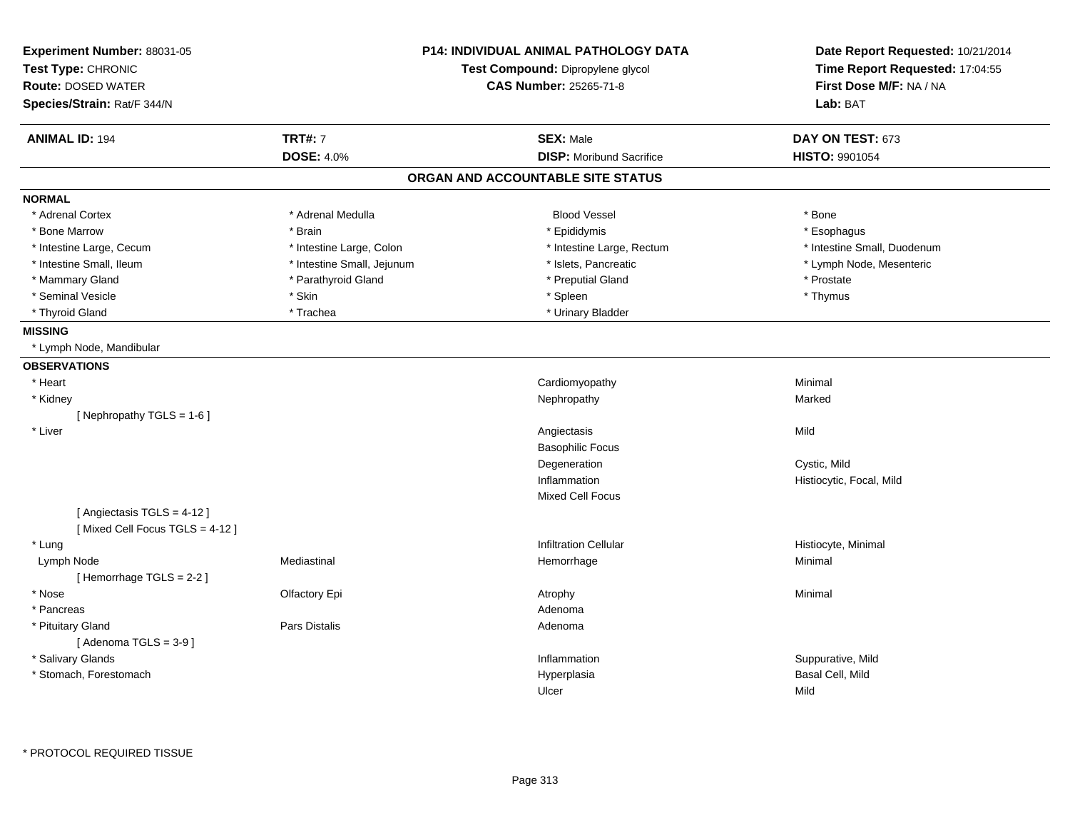**Experiment Number:** 88031-05
**Test Type:** CHRONIC
**Route:** DOSED WATER
**Species/Strain:** Rat/F 344/N

**P14: INDIVIDUAL ANIMAL PATHOLOGY DATA**
**Test Compound:** Dipropylene glycol
**CAS Number:** 25265-71-8

**Date Report Requested:** 10/21/2014
**Time Report Requested:** 17:04:55
**First Dose M/F:** NA / NA
**Lab:** BAT

| **ANIMAL ID:** 194 | **TRT#:** 7 | **SEX:** Male | **DAY ON TEST:** 673 |
|---|---|---|---|
| | **DOSE:** 4.0% | **DISP:** Moribund Sacrifice | **HISTO:** 9901054 |

## ORGAN AND ACCOUNTABLE SITE STATUS

**NORMAL**

| | | | |
|---|---|---|---|
| * Adrenal Cortex | * Adrenal Medulla | Blood Vessel | * Bone |
| * Bone Marrow | * Brain | * Epididymis | * Esophagus |
| * Intestine Large, Cecum | * Intestine Large, Colon | * Intestine Large, Rectum | * Intestine Small, Duodenum |
| * Intestine Small, Ileum | * Intestine Small, Jejunum | * Islets, Pancreatic | * Lymph Node, Mesenteric |
| * Mammary Gland | * Parathyroid Gland | * Preputial Gland | * Prostate |
| * Seminal Vesicle | * Skin | * Spleen | * Thymus |
| * Thyroid Gland | * Trachea | * Urinary Bladder | |

**MISSING**

* Lymph Node, Mandibular

**OBSERVATIONS**

| | | | |
|---|---|---|---|
| * Heart | | Cardiomyopathy | Minimal |
| * Kidney | | Nephropathy | Marked |
| [ Nephropathy TGLS = 1-6 ] | | | |
| * Liver | | Angiectasis | Mild |
| | | Basophilic Focus | |
| | | Degeneration | Cystic, Mild |
| | | Inflammation | Histiocytic, Focal, Mild |
| | | Mixed Cell Focus | |
| [ Angiectasis TGLS = 4-12 ] | | | |
| [ Mixed Cell Focus TGLS = 4-12 ] | | | |
| * Lung | | Infiltration Cellular | Histiocyte, Minimal |
| Lymph Node | Mediastinal | Hemorrhage | Minimal |
| [ Hemorrhage TGLS = 2-2 ] | | | |
| * Nose | Olfactory Epi | Atrophy | Minimal |
| * Pancreas | | Adenoma | |
| * Pituitary Gland | Pars Distalis | Adenoma | |
| [ Adenoma TGLS = 3-9 ] | | | |
| * Salivary Glands | | Inflammation | Suppurative, Mild |
| * Stomach, Forestomach | | Hyperplasia | Basal Cell, Mild |
| | | Ulcer | Mild |

* PROTOCOL REQUIRED TISSUE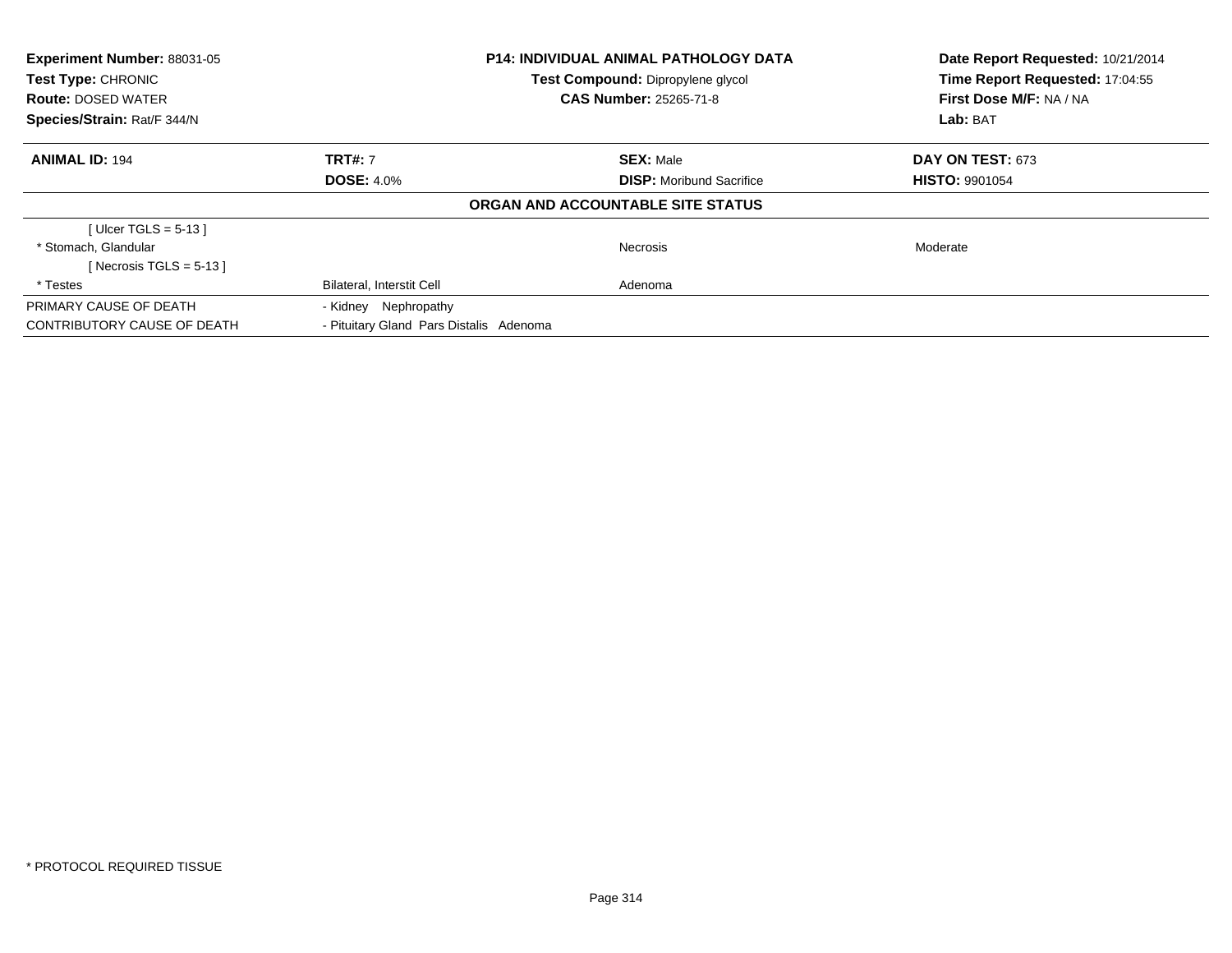| **Experiment Number:** 88031-05 | **P14: INDIVIDUAL ANIMAL PATHOLOGY DATA** | **Date Report Requested:** 10/21/2014 |
|---|---|---|
| **Test Type:** CHRONIC | **Test Compound:** Dipropylene glycol | **Time Report Requested:** 17:04:55 |
| **Route:** DOSED WATER | **CAS Number:** 25265-71-8 | **First Dose M/F:** NA / NA |
| **Species/Strain:** Rat/F 344/N | | **Lab:** BAT |

| **ANIMAL ID:** 194 | **TRT#:** 7 | **SEX:** Male | **DAY ON TEST:** 673 |
|---|---|---|---|
| | **DOSE:** 4.0% | **DISP:** Moribund Sacrifice | **HISTO:** 9901054 |
| **ORGAN AND ACCOUNTABLE SITE STATUS** | | | |
| [ Ulcer TGLS = 5-13 ] | | | |
| * Stomach, Glandular | | Necrosis | Moderate |
| [ Necrosis TGLS = 5-13 ] | | | |
| * Testes | Bilateral, Interstit Cell | Adenoma | |
| PRIMARY CAUSE OF DEATH | - Kidney Nephropathy | | |
| CONTRIBUTORY CAUSE OF DEATH | - Pituitary Gland Pars Distalis Adenoma | | |

* PROTOCOL REQUIRED TISSUE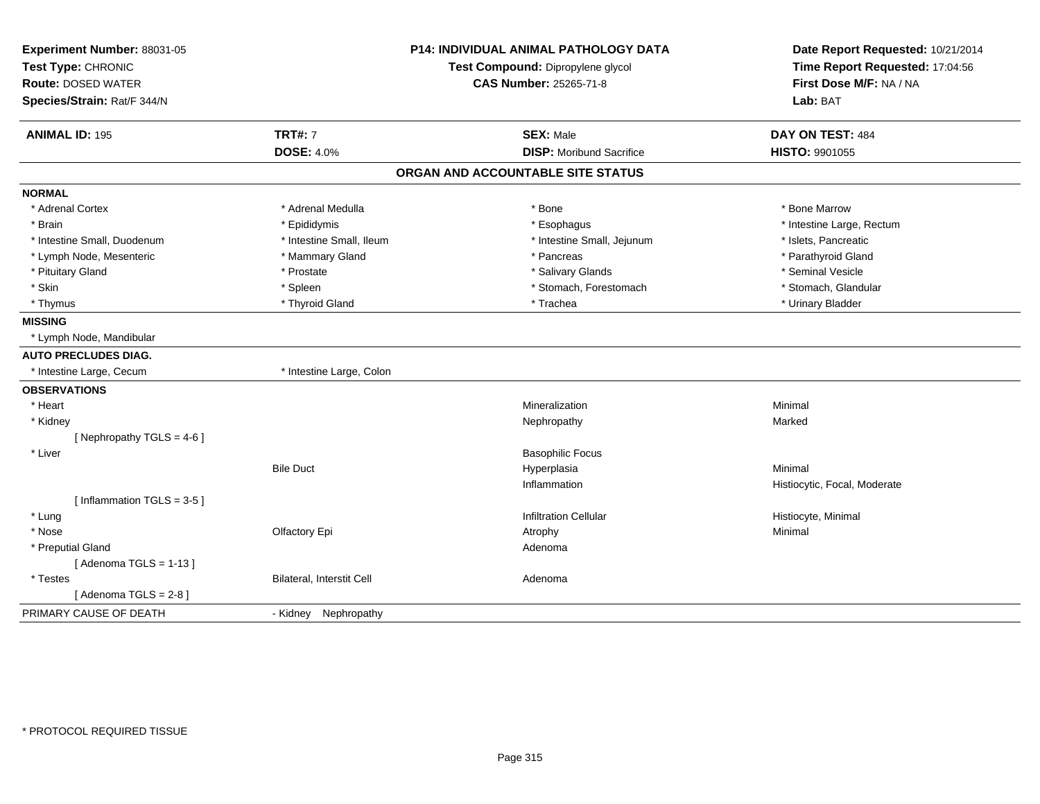**Experiment Number:** 88031-05
**Test Type:** CHRONIC
**Route:** DOSED WATER
**Species/Strain:** Rat/F 344/N

**P14: INDIVIDUAL ANIMAL PATHOLOGY DATA**
**Test Compound:** Dipropylene glycol
**CAS Number:** 25265-71-8

**Date Report Requested:** 10/21/2014
**Time Report Requested:** 17:04:56
**First Dose M/F:** NA / NA
**Lab:** BAT

| **ANIMAL ID:** 195 | **TRT#:** 7 | **SEX:** Male | **DAY ON TEST:** 484 |
|---|---|---|---|
| | **DOSE:** 4.0% | **DISP:** Moribund Sacrifice | **HISTO:** 9901055 |

## ORGAN AND ACCOUNTABLE SITE STATUS

| | | | |
|---|---|---|---|
| **NORMAL** | | | |
| * Adrenal Cortex | * Adrenal Medulla | * Bone | * Bone Marrow |
| * Brain | * Epididymis | * Esophagus | * Intestine Large, Rectum |
| * Intestine Small, Duodenum | * Intestine Small, Ileum | * Intestine Small, Jejunum | * Islets, Pancreatic |
| * Lymph Node, Mesenteric | * Mammary Gland | * Pancreas | * Parathyroid Gland |
| * Pituitary Gland | * Prostate | * Salivary Glands | * Seminal Vesicle |
| * Skin | * Spleen | * Stomach, Forestomach | * Stomach, Glandular |
| * Thymus | * Thyroid Gland | * Trachea | * Urinary Bladder |
| **MISSING** | | | |
| * Lymph Node, Mandibular | | | |
| **AUTO PRECLUDES DIAG.** | | | |
| * Intestine Large, Cecum | * Intestine Large, Colon | | |
| **OBSERVATIONS** | | | |
| * Heart | | Mineralization | Minimal |
| * Kidney | | Nephropathy | Marked |
| [ Nephropathy TGLS = 4-6 ] | | | |
| * Liver | | Basophilic Focus | |
| | Bile Duct | Hyperplasia | Minimal |
| | | Inflammation | Histiocytic, Focal, Moderate |
| [ Inflammation TGLS = 3-5 ] | | | |
| * Lung | | Infiltration Cellular | Histiocyte, Minimal |
| * Nose | Olfactory Epi | Atrophy | Minimal |
| * Preputial Gland | | Adenoma | |
| [ Adenoma TGLS = 1-13 ] | | | |
| * Testes | Bilateral, Interstit Cell | Adenoma | |
| [ Adenoma TGLS = 2-8 ] | | | |
| PRIMARY CAUSE OF DEATH | - Kidney Nephropathy | | |

* PROTOCOL REQUIRED TISSUE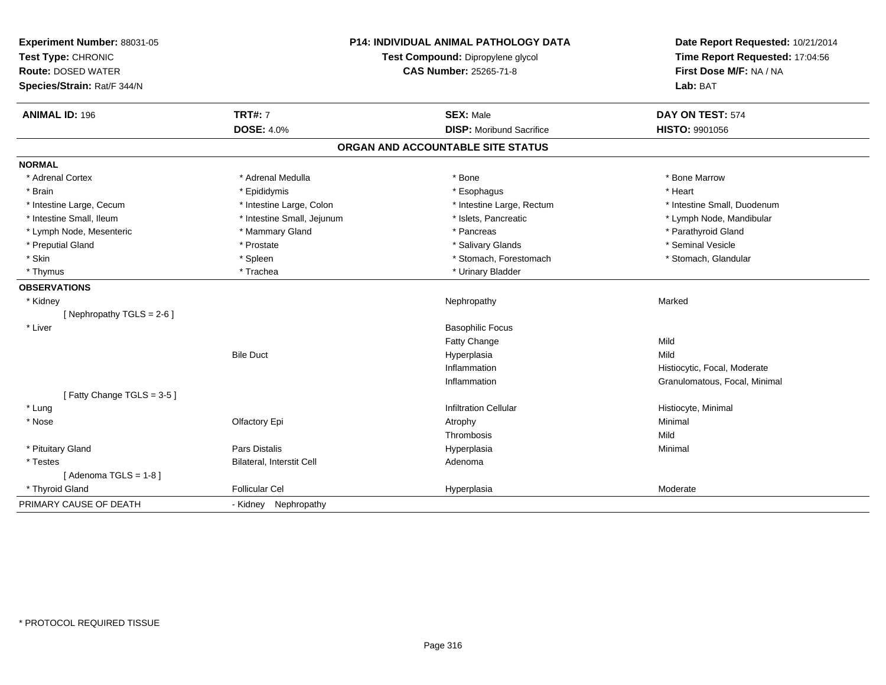**Experiment Number:** 88031-05
**Test Type:** CHRONIC
**Route:** DOSED WATER
**Species/Strain:** Rat/F 344/N

**P14: INDIVIDUAL ANIMAL PATHOLOGY DATA**
**Test Compound:** Dipropylene glycol
**CAS Number:** 25265-71-8

**Date Report Requested:** 10/21/2014
**Time Report Requested:** 17:04:56
**First Dose M/F:** NA / NA
**Lab:** BAT

| **ANIMAL ID:** 196 | **TRT#:** 7 | **SEX:** Male | **DAY ON TEST:** 574 |
|---|---|---|---|
| | **DOSE:** 4.0% | **DISP:** Moribund Sacrifice | **HISTO:** 9901056 |

## ORGAN AND ACCOUNTABLE SITE STATUS

**NORMAL**

| | | | |
|---|---|---|---|
| * Adrenal Cortex | * Adrenal Medulla | * Bone | * Bone Marrow |
| * Brain | * Epididymis | * Esophagus | * Heart |
| * Intestine Large, Cecum | * Intestine Large, Colon | * Intestine Large, Rectum | * Intestine Small, Duodenum |
| * Intestine Small, Ileum | * Intestine Small, Jejunum | * Islets, Pancreatic | * Lymph Node, Mandibular |
| * Lymph Node, Mesenteric | * Mammary Gland | * Pancreas | * Parathyroid Gland |
| * Preputial Gland | * Prostate | * Salivary Glands | * Seminal Vesicle |
| * Skin | * Spleen | * Stomach, Forestomach | * Stomach, Glandular |
| * Thymus | * Trachea | * Urinary Bladder | |

**OBSERVATIONS**

| | | | |
|---|---|---|---|
| * Kidney | | Nephropathy | Marked |
| [ Nephropathy TGLS = 2-6 ] | | | |
| * Liver | | Basophilic Focus | |
| | | Fatty Change | Mild |
| | Bile Duct | Hyperplasia | Mild |
| | | Inflammation | Histiocytic, Focal, Moderate |
| | | Inflammation | Granulomatous, Focal, Minimal |
| [ Fatty Change TGLS = 3-5 ] | | | |
| * Lung | | Infiltration Cellular | Histiocyte, Minimal |
| * Nose | Olfactory Epi | Atrophy | Minimal |
| | | Thrombosis | Mild |
| * Pituitary Gland | Pars Distalis | Hyperplasia | Minimal |
| * Testes | Bilateral, Interstit Cell | Adenoma | |
| [ Adenoma TGLS = 1-8 ] | | | |
| * Thyroid Gland | Follicular Cel | Hyperplasia | Moderate |

PRIMARY CAUSE OF DEATH - Kidney Nephropathy

* PROTOCOL REQUIRED TISSUE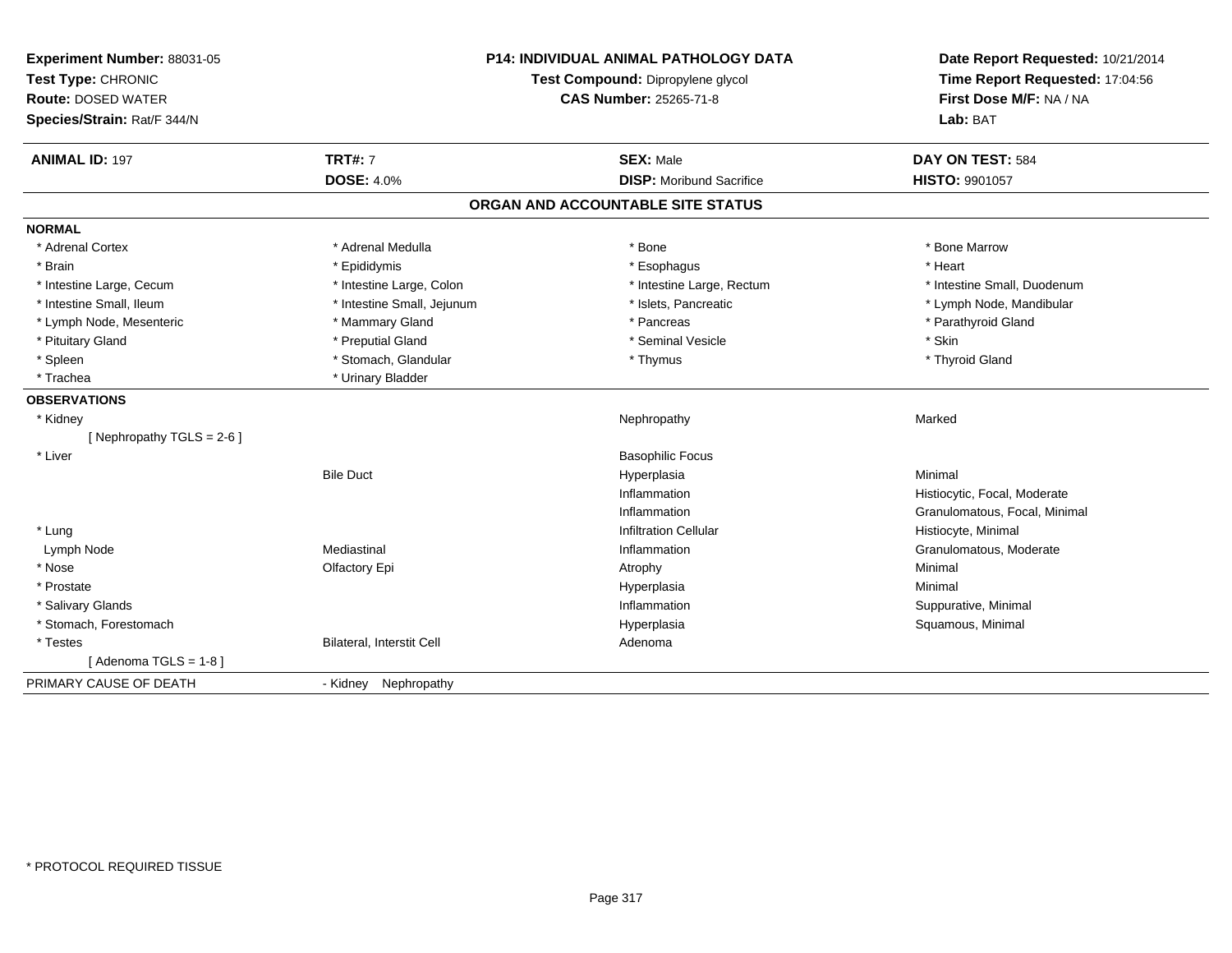**Experiment Number:** 88031-05
**Test Type:** CHRONIC
**Route:** DOSED WATER
**Species/Strain:** Rat/F 344/N

**P14: INDIVIDUAL ANIMAL PATHOLOGY DATA**
**Test Compound:** Dipropylene glycol
**CAS Number:** 25265-71-8

**Date Report Requested:** 10/21/2014
**Time Report Requested:** 17:04:56
**First Dose M/F:** NA / NA
**Lab:** BAT

| **ANIMAL ID:** 197 | **TRT#:** 7 | **SEX:** Male | **DAY ON TEST:** 584 |
|---|---|---|---|
| | **DOSE:** 4.0% | **DISP:** Moribund Sacrifice | **HISTO:** 9901057 |

## ORGAN AND ACCOUNTABLE SITE STATUS

**NORMAL**

| | | | |
|---|---|---|---|
| * Adrenal Cortex | * Adrenal Medulla | * Bone | * Bone Marrow |
| * Brain | * Epididymis | * Esophagus | * Heart |
| * Intestine Large, Cecum | * Intestine Large, Colon | * Intestine Large, Rectum | * Intestine Small, Duodenum |
| * Intestine Small, Ileum | * Intestine Small, Jejunum | * Islets, Pancreatic | * Lymph Node, Mandibular |
| * Lymph Node, Mesenteric | * Mammary Gland | * Pancreas | * Parathyroid Gland |
| * Pituitary Gland | * Preputial Gland | * Seminal Vesicle | * Skin |
| * Spleen | * Stomach, Glandular | * Thymus | * Thyroid Gland |
| * Trachea | * Urinary Bladder | | |

**OBSERVATIONS**

| | | | |
|---|---|---|---|
| * Kidney | | Nephropathy | Marked |
| [ Nephropathy TGLS = 2-6 ] | | | |
| * Liver | | Basophilic Focus | |
| | Bile Duct | Hyperplasia | Minimal |
| | | Inflammation | Histiocytic, Focal, Moderate |
| | | Inflammation | Granulomatous, Focal, Minimal |
| * Lung | | Infiltration Cellular | Histiocyte, Minimal |
| Lymph Node | Mediastinal | Inflammation | Granulomatous, Moderate |
| * Nose | Olfactory Epi | Atrophy | Minimal |
| * Prostate | | Hyperplasia | Minimal |
| * Salivary Glands | | Inflammation | Suppurative, Minimal |
| * Stomach, Forestomach | | Hyperplasia | Squamous, Minimal |
| * Testes | Bilateral, Interstit Cell | Adenoma | |
| [ Adenoma TGLS = 1-8 ] | | | |

PRIMARY CAUSE OF DEATH - Kidney Nephropathy

* PROTOCOL REQUIRED TISSUE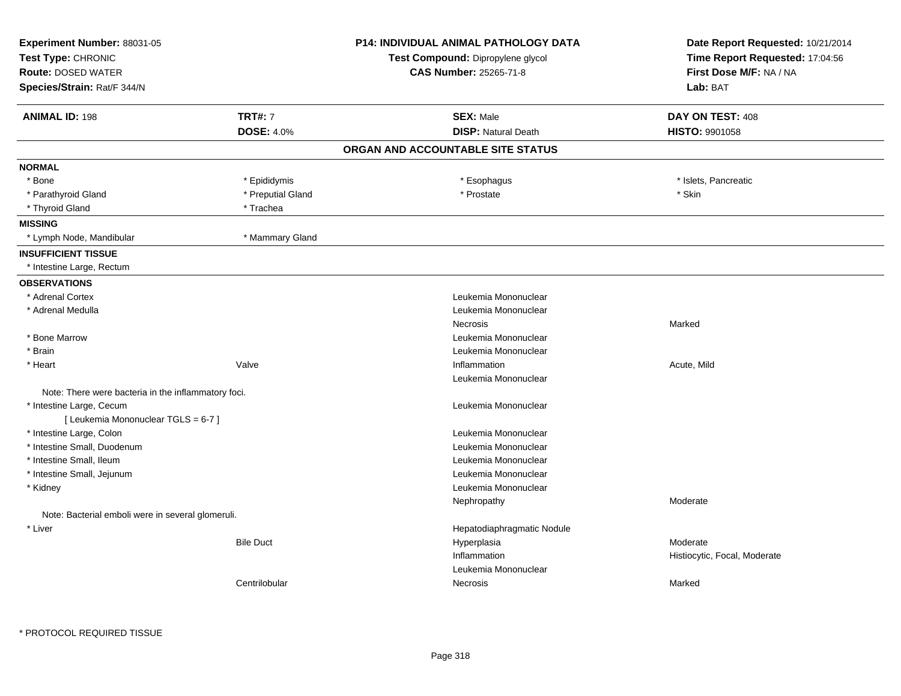**Experiment Number:** 88031-05
**Test Type:** CHRONIC
**Route:** DOSED WATER
**Species/Strain:** Rat/F 344/N

**P14: INDIVIDUAL ANIMAL PATHOLOGY DATA**
**Test Compound:** Dipropylene glycol
**CAS Number:** 25265-71-8

**Date Report Requested:** 10/21/2014
**Time Report Requested:** 17:04:56
**First Dose M/F:** NA / NA
**Lab:** BAT

| **ANIMAL ID:** 198 | **TRT#:** 7 | **SEX:** Male | **DAY ON TEST:** 408 |
|---|---|---|---|
| | **DOSE:** 4.0% | **DISP:** Natural Death | **HISTO:** 9901058 |

## ORGAN AND ACCOUNTABLE SITE STATUS

**NORMAL**

| | | | |
|---|---|---|---|
| * Bone | * Epididymis | * Esophagus | * Islets, Pancreatic |
| * Parathyroid Gland | * Preputial Gland | * Prostate | * Skin |
| * Thyroid Gland | * Trachea | | |

**MISSING**

| | |
|---|---|
| * Lymph Node, Mandibular | * Mammary Gland |

**INSUFFICIENT TISSUE**

* Intestine Large, Rectum

**OBSERVATIONS**

| Organ | Site | Observation | Severity |
|---|---|---|---|
| * Adrenal Cortex | | Leukemia Mononuclear | |
| * Adrenal Medulla | | Leukemia Mononuclear | |
| | | Necrosis | Marked |
| * Bone Marrow | | Leukemia Mononuclear | |
| * Brain | | Leukemia Mononuclear | |
| * Heart | Valve | Inflammation | Acute, Mild |
| | | Leukemia Mononuclear | |

Note: There were bacteria in the inflammatory foci.

| Organ | Site | Observation | Severity |
|---|---|---|---|
| * Intestine Large, Cecum | | Leukemia Mononuclear | |

[ Leukemia Mononuclear TGLS = 6-7 ]

| Organ | Site | Observation | Severity |
|---|---|---|---|
| * Intestine Large, Colon | | Leukemia Mononuclear | |
| * Intestine Small, Duodenum | | Leukemia Mononuclear | |
| * Intestine Small, Ileum | | Leukemia Mononuclear | |
| * Intestine Small, Jejunum | | Leukemia Mononuclear | |
| * Kidney | | Leukemia Mononuclear | |
| | | Nephropathy | Moderate |

Note: Bacterial emboli were in several glomeruli.

| Organ | Site | Observation | Severity |
|---|---|---|---|
| * Liver | | Hepatodiaphragmatic Nodule | |
| | Bile Duct | Hyperplasia | Moderate |
| | | Inflammation | Histiocytic, Focal, Moderate |
| | | Leukemia Mononuclear | |
| | Centrilobular | Necrosis | Marked |

\* PROTOCOL REQUIRED TISSUE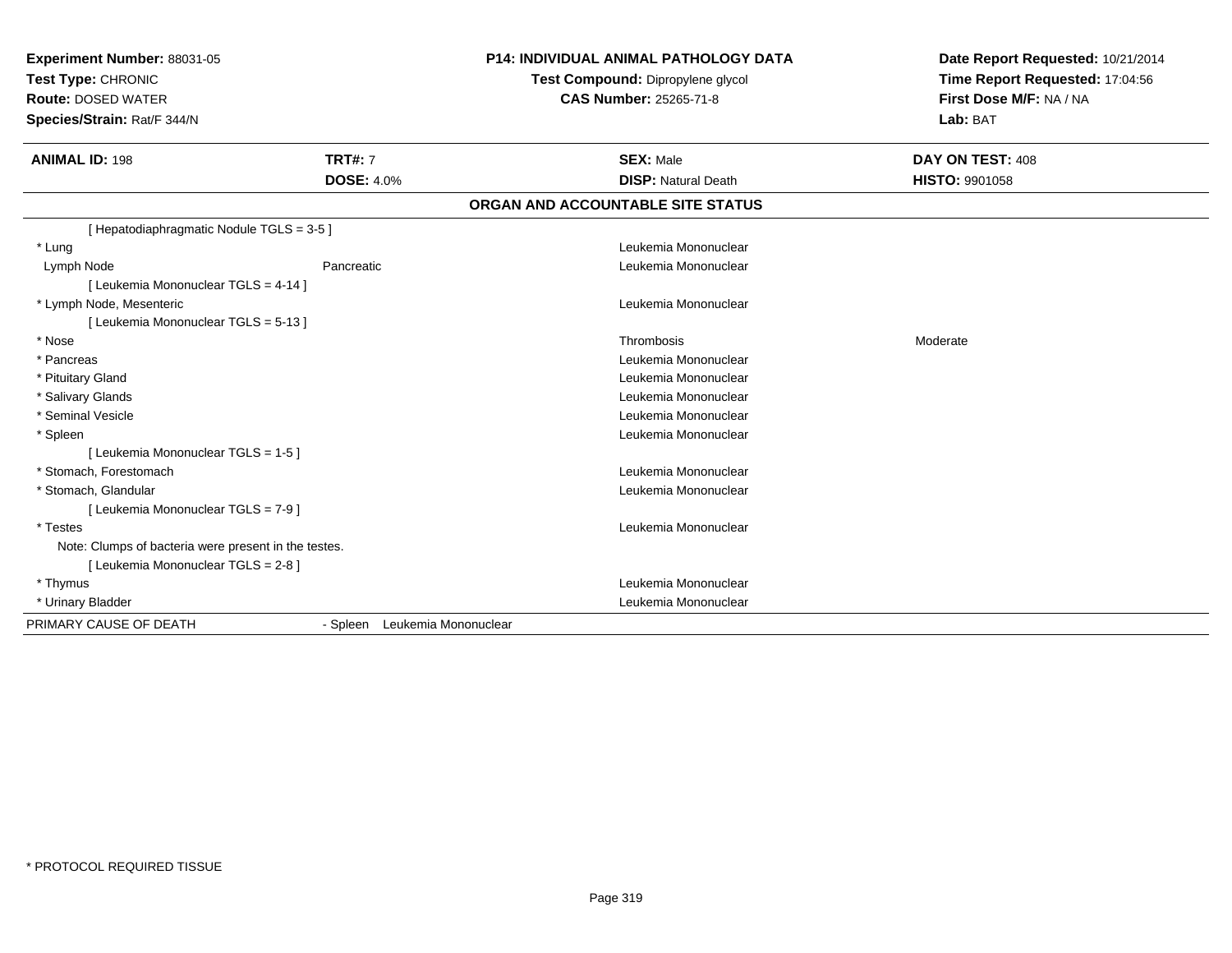**Experiment Number:** 88031-05
**Test Type:** CHRONIC
**Route:** DOSED WATER
**Species/Strain:** Rat/F 344/N

**P14: INDIVIDUAL ANIMAL PATHOLOGY DATA**
**Test Compound:** Dipropylene glycol
**CAS Number:** 25265-71-8

**Date Report Requested:** 10/21/2014
**Time Report Requested:** 17:04:56
**First Dose M/F:** NA / NA
**Lab:** BAT

| **ANIMAL ID:** 198 | **TRT#:** 7 | **SEX:** Male | **DAY ON TEST:** 408 |
|---|---|---|---|
| | **DOSE:** 4.0% | **DISP:** Natural Death | **HISTO:** 9901058 |

## ORGAN AND ACCOUNTABLE SITE STATUS

| Organ | Site | Finding | Severity |
|---|---|---|---|
| [ Hepatodiaphragmatic Nodule TGLS = 3-5 ] | | | |
| * Lung | | Leukemia Mononuclear | |
| Lymph Node | Pancreatic | Leukemia Mononuclear | |
| [ Leukemia Mononuclear TGLS = 4-14 ] | | | |
| * Lymph Node, Mesenteric | | Leukemia Mononuclear | |
| [ Leukemia Mononuclear TGLS = 5-13 ] | | | |
| * Nose | | Thrombosis | Moderate |
| * Pancreas | | Leukemia Mononuclear | |
| * Pituitary Gland | | Leukemia Mononuclear | |
| * Salivary Glands | | Leukemia Mononuclear | |
| * Seminal Vesicle | | Leukemia Mononuclear | |
| * Spleen | | Leukemia Mononuclear | |
| [ Leukemia Mononuclear TGLS = 1-5 ] | | | |
| * Stomach, Forestomach | | Leukemia Mononuclear | |
| * Stomach, Glandular | | Leukemia Mononuclear | |
| [ Leukemia Mononuclear TGLS = 7-9 ] | | | |
| * Testes | | Leukemia Mononuclear | |
| Note: Clumps of bacteria were present in the testes. | | | |
| [ Leukemia Mononuclear TGLS = 2-8 ] | | | |
| * Thymus | | Leukemia Mononuclear | |
| * Urinary Bladder | | Leukemia Mononuclear | |

PRIMARY CAUSE OF DEATH - Spleen Leukemia Mononuclear

* PROTOCOL REQUIRED TISSUE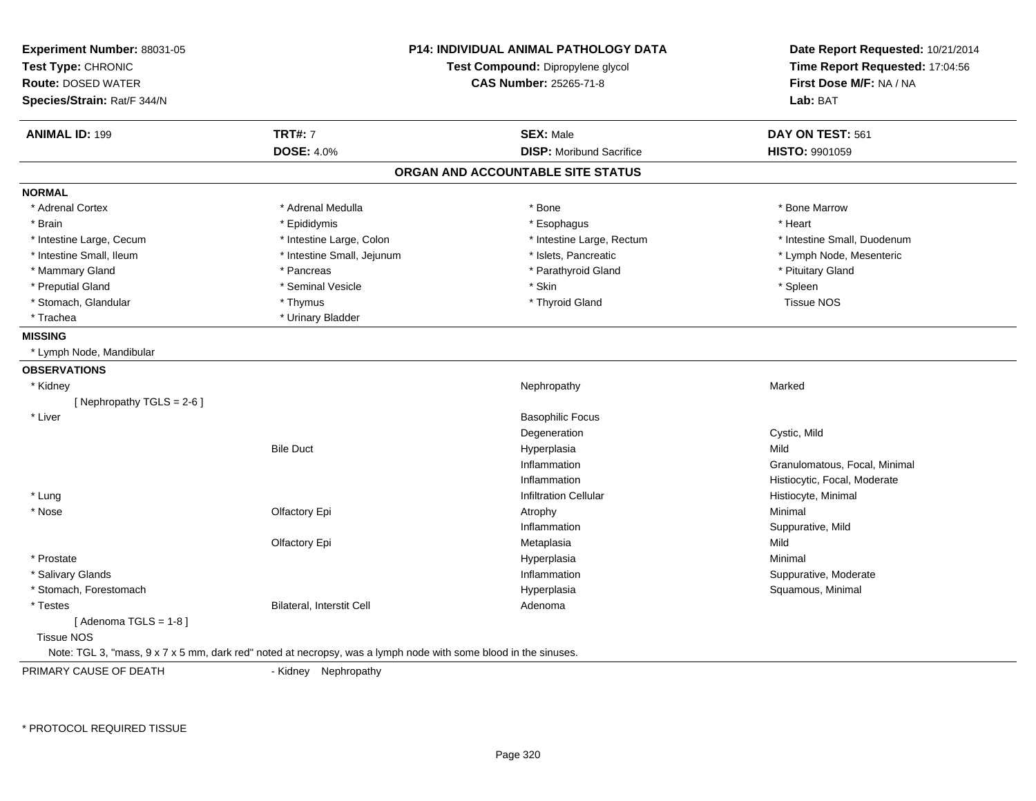**Experiment Number:** 88031-05
**Test Type:** CHRONIC
**Route:** DOSED WATER
**Species/Strain:** Rat/F 344/N

**P14: INDIVIDUAL ANIMAL PATHOLOGY DATA**
**Test Compound:** Dipropylene glycol
**CAS Number:** 25265-71-8

**Date Report Requested:** 10/21/2014
**Time Report Requested:** 17:04:56
**First Dose M/F:** NA / NA
**Lab:** BAT

| **ANIMAL ID:** 199 | **TRT#:** 7 | **SEX:** Male | **DAY ON TEST:** 561 |
|---|---|---|---|
| | **DOSE:** 4.0% | **DISP:** Moribund Sacrifice | **HISTO:** 9901059 |

## ORGAN AND ACCOUNTABLE SITE STATUS

**NORMAL**

| | | | |
|---|---|---|---|
| * Adrenal Cortex | * Adrenal Medulla | * Bone | * Bone Marrow |
| * Brain | * Epididymis | * Esophagus | * Heart |
| * Intestine Large, Cecum | * Intestine Large, Colon | * Intestine Large, Rectum | * Intestine Small, Duodenum |
| * Intestine Small, Ileum | * Intestine Small, Jejunum | * Islets, Pancreatic | * Lymph Node, Mesenteric |
| * Mammary Gland | * Pancreas | * Parathyroid Gland | * Pituitary Gland |
| * Preputial Gland | * Seminal Vesicle | * Skin | * Spleen |
| * Stomach, Glandular | * Thymus | * Thyroid Gland | Tissue NOS |
| * Trachea | * Urinary Bladder | | |

**MISSING**

* Lymph Node, Mandibular

**OBSERVATIONS**

| Organ | Site | Observation | Qualifier |
|---|---|---|---|
| * Kidney | | Nephropathy | Marked |
| [ Nephropathy TGLS = 2-6 ] | | | |
| * Liver | | Basophilic Focus | |
| | | Degeneration | Cystic, Mild |
| | Bile Duct | Hyperplasia | Mild |
| | | Inflammation | Granulomatous, Focal, Minimal |
| | | Inflammation | Histiocytic, Focal, Moderate |
| * Lung | | Infiltration Cellular | Histiocyte, Minimal |
| * Nose | Olfactory Epi | Atrophy | Minimal |
| | | Inflammation | Suppurative, Mild |
| | Olfactory Epi | Metaplasia | Mild |
| * Prostate | | Hyperplasia | Minimal |
| * Salivary Glands | | Inflammation | Suppurative, Moderate |
| * Stomach, Forestomach | | Hyperplasia | Squamous, Minimal |
| * Testes | Bilateral, Interstit Cell | Adenoma | |
| [ Adenoma TGLS = 1-8 ] | | | |
| Tissue NOS | | | |

Note: TGL 3, "mass, 9 x 7 x 5 mm, dark red" noted at necropsy, was a lymph node with some blood in the sinuses.

PRIMARY CAUSE OF DEATH - Kidney Nephropathy

* PROTOCOL REQUIRED TISSUE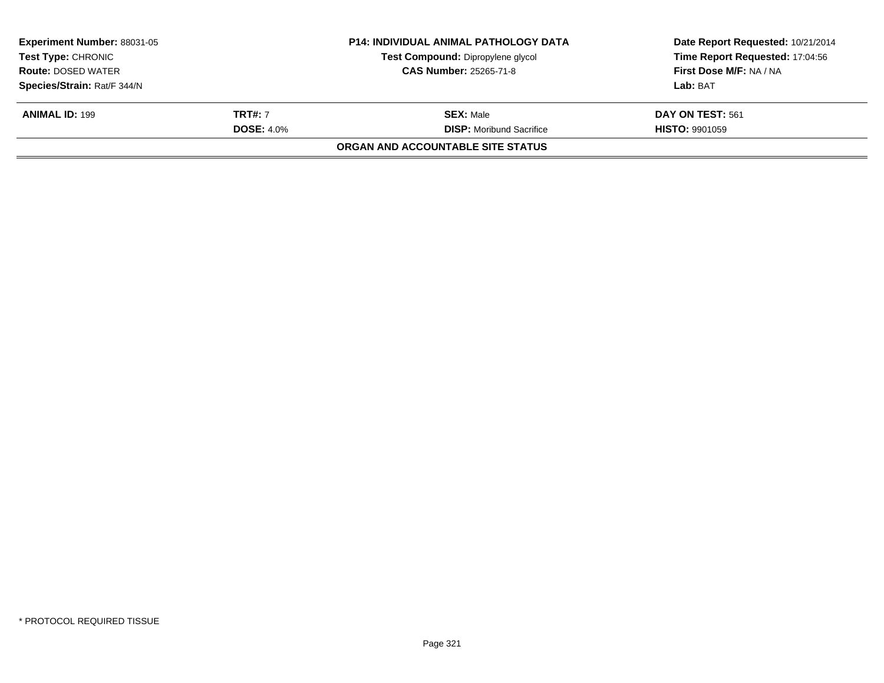| Experiment Number: 88031-05 | P14: INDIVIDUAL ANIMAL PATHOLOGY DATA | Date Report Requested: 10/21/2014 |
|---|---|---|
| Test Type: CHRONIC | Test Compound: Dipropylene glycol | Time Report Requested: 17:04:56 |
| Route: DOSED WATER | CAS Number: 25265-71-8 | First Dose M/F: NA / NA |
| Species/Strain: Rat/F 344/N | | Lab: BAT |

| ANIMAL ID: 199 | TRT#: 7 | SEX: Male | DAY ON TEST: 561 |
|---|---|---|---|
| | DOSE: 4.0% | DISP: Moribund Sacrifice | HISTO: 9901059 |

**ORGAN AND ACCOUNTABLE SITE STATUS**

* PROTOCOL REQUIRED TISSUE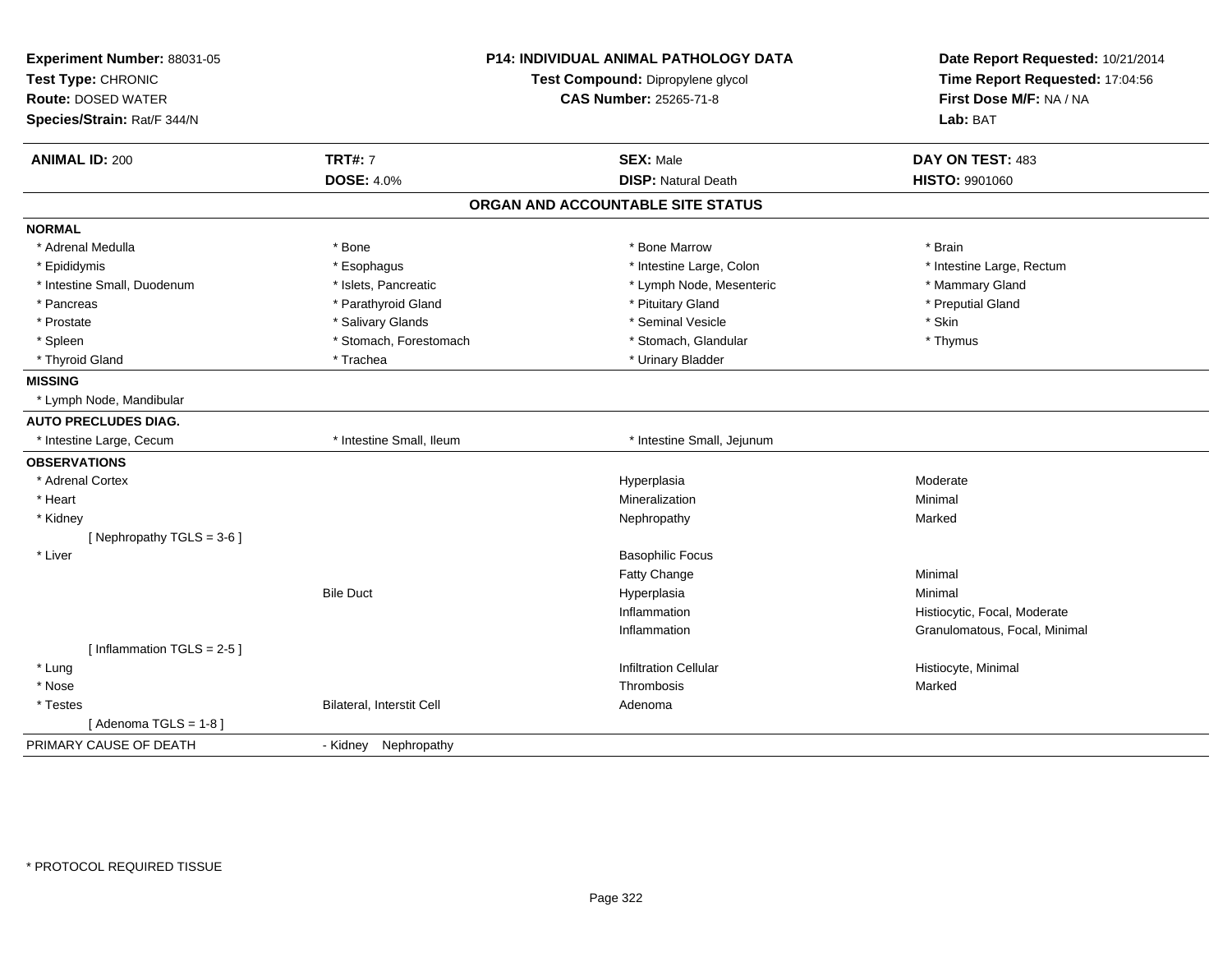**Experiment Number:** 88031-05
**Test Type:** CHRONIC
**Route:** DOSED WATER
**Species/Strain:** Rat/F 344/N

**P14: INDIVIDUAL ANIMAL PATHOLOGY DATA**
**Test Compound:** Dipropylene glycol
**CAS Number:** 25265-71-8

**Date Report Requested:** 10/21/2014
**Time Report Requested:** 17:04:56
**First Dose M/F:** NA / NA
**Lab:** BAT

| **ANIMAL ID:** 200 | **TRT#:** 7 | **SEX:** Male | **DAY ON TEST:** 483 |
|---|---|---|---|
| | **DOSE:** 4.0% | **DISP:** Natural Death | **HISTO:** 9901060 |

## ORGAN AND ACCOUNTABLE SITE STATUS

| | | | |
|---|---|---|---|
| **NORMAL** | | | |
| * Adrenal Medulla | * Bone | * Bone Marrow | * Brain |
| * Epididymis | * Esophagus | * Intestine Large, Colon | * Intestine Large, Rectum |
| * Intestine Small, Duodenum | * Islets, Pancreatic | * Lymph Node, Mesenteric | * Mammary Gland |
| * Pancreas | * Parathyroid Gland | * Pituitary Gland | * Preputial Gland |
| * Prostate | * Salivary Glands | * Seminal Vesicle | * Skin |
| * Spleen | * Stomach, Forestomach | * Stomach, Glandular | * Thymus |
| * Thyroid Gland | * Trachea | * Urinary Bladder | |
| **MISSING** | | | |
| * Lymph Node, Mandibular | | | |
| **AUTO PRECLUDES DIAG.** | | | |
| * Intestine Large, Cecum | * Intestine Small, Ileum | * Intestine Small, Jejunum | |
| **OBSERVATIONS** | | | |
| * Adrenal Cortex | | Hyperplasia | Moderate |
| * Heart | | Mineralization | Minimal |
| * Kidney | | Nephropathy | Marked |
| [ Nephropathy TGLS = 3-6 ] | | | |
| * Liver | | Basophilic Focus | |
| | | Fatty Change | Minimal |
| | Bile Duct | Hyperplasia | Minimal |
| | | Inflammation | Histiocytic, Focal, Moderate |
| | | Inflammation | Granulomatous, Focal, Minimal |
| [ Inflammation TGLS = 2-5 ] | | | |
| * Lung | | Infiltration Cellular | Histiocyte, Minimal |
| * Nose | | Thrombosis | Marked |
| * Testes | Bilateral, Interstit Cell | Adenoma | |
| [ Adenoma TGLS = 1-8 ] | | | |
| PRIMARY CAUSE OF DEATH | - Kidney Nephropathy | | |

* PROTOCOL REQUIRED TISSUE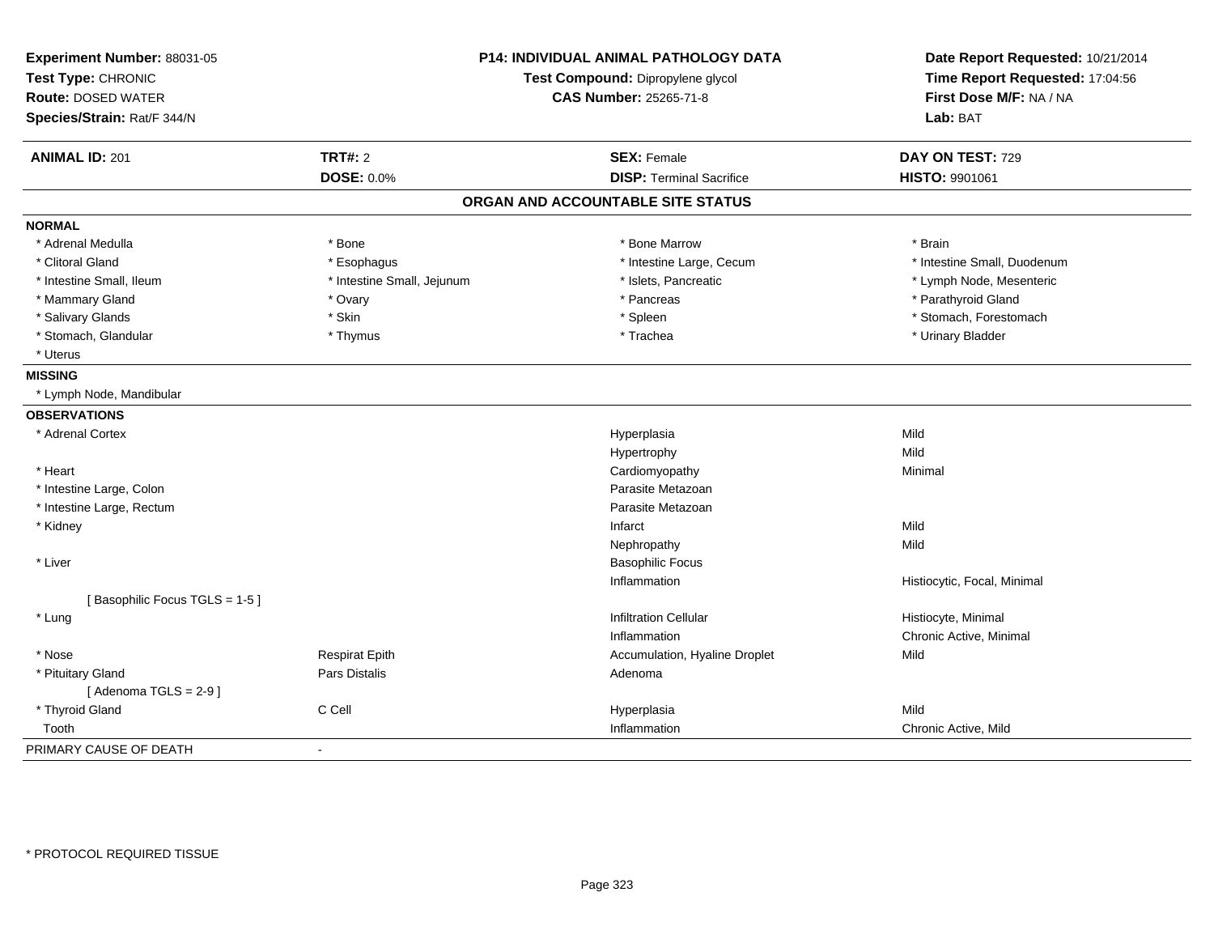**Experiment Number:** 88031-05
**Test Type:** CHRONIC
**Route:** DOSED WATER
**Species/Strain:** Rat/F 344/N

**P14: INDIVIDUAL ANIMAL PATHOLOGY DATA**
**Test Compound:** Dipropylene glycol
**CAS Number:** 25265-71-8

**Date Report Requested:** 10/21/2014
**Time Report Requested:** 17:04:56
**First Dose M/F:** NA / NA
**Lab:** BAT

| **ANIMAL ID:** 201 | **TRT#:** 2 | **SEX:** Female | **DAY ON TEST:** 729 |
|---|---|---|---|
| | **DOSE:** 0.0% | **DISP:** Terminal Sacrifice | **HISTO:** 9901061 |

## ORGAN AND ACCOUNTABLE SITE STATUS

**NORMAL**

| | | | |
|---|---|---|---|
| * Adrenal Medulla | * Bone | * Bone Marrow | * Brain |
| * Clitoral Gland | * Esophagus | * Intestine Large, Cecum | * Intestine Small, Duodenum |
| * Intestine Small, Ileum | * Intestine Small, Jejunum | * Islets, Pancreatic | * Lymph Node, Mesenteric |
| * Mammary Gland | * Ovary | * Pancreas | * Parathyroid Gland |
| * Salivary Glands | * Skin | * Spleen | * Stomach, Forestomach |
| * Stomach, Glandular | * Thymus | * Trachea | * Urinary Bladder |
| * Uterus | | | |

**MISSING**

* Lymph Node, Mandibular

**OBSERVATIONS**

| Organ | Site | Observation | Severity |
|---|---|---|---|
| * Adrenal Cortex | | Hyperplasia | Mild |
| | | Hypertrophy | Mild |
| * Heart | | Cardiomyopathy | Minimal |
| * Intestine Large, Colon | | Parasite Metazoan | |
| * Intestine Large, Rectum | | Parasite Metazoan | |
| * Kidney | | Infarct | Mild |
| | | Nephropathy | Mild |
| * Liver | | Basophilic Focus | |
| | | Inflammation | Histiocytic, Focal, Minimal |
| [ Basophilic Focus TGLS = 1-5 ] | | | |
| * Lung | | Infiltration Cellular | Histiocyte, Minimal |
| | | Inflammation | Chronic Active, Minimal |
| * Nose | Respirat Epith | Accumulation, Hyaline Droplet | Mild |
| * Pituitary Gland | Pars Distalis | Adenoma | |
| [ Adenoma TGLS = 2-9 ] | | | |
| * Thyroid Gland | C Cell | Hyperplasia | Mild |
| Tooth | | Inflammation | Chronic Active, Mild |

PRIMARY CAUSE OF DEATH -

* PROTOCOL REQUIRED TISSUE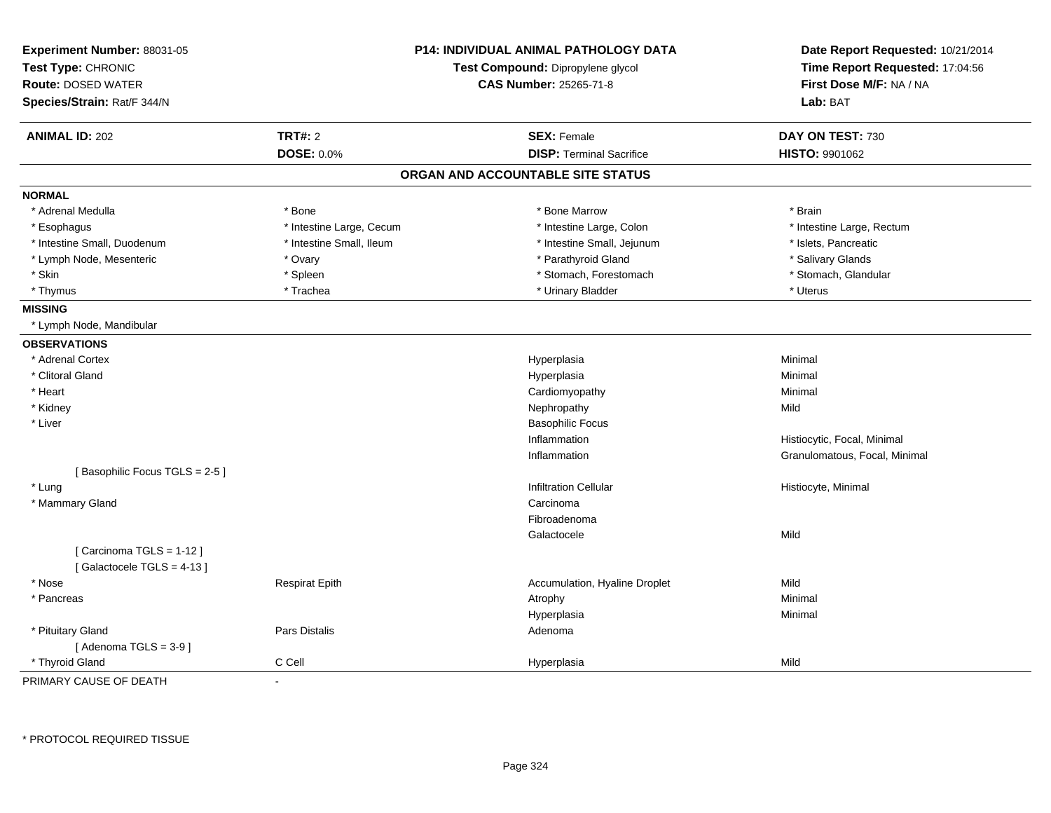**Experiment Number:** 88031-05
**Test Type:** CHRONIC
**Route:** DOSED WATER
**Species/Strain:** Rat/F 344/N

**P14: INDIVIDUAL ANIMAL PATHOLOGY DATA**
**Test Compound:** Dipropylene glycol
**CAS Number:** 25265-71-8

**Date Report Requested:** 10/21/2014
**Time Report Requested:** 17:04:56
**First Dose M/F:** NA / NA
**Lab:** BAT

| **ANIMAL ID:** 202 | **TRT#:** 2 | **SEX:** Female | **DAY ON TEST:** 730 |
|---|---|---|---|
| | **DOSE:** 0.0% | **DISP:** Terminal Sacrifice | **HISTO:** 9901062 |

## ORGAN AND ACCOUNTABLE SITE STATUS

**NORMAL**

| | | | |
|---|---|---|---|
| * Adrenal Medulla | * Bone | * Bone Marrow | * Brain |
| * Esophagus | * Intestine Large, Cecum | * Intestine Large, Colon | * Intestine Large, Rectum |
| * Intestine Small, Duodenum | * Intestine Small, Ileum | * Intestine Small, Jejunum | * Islets, Pancreatic |
| * Lymph Node, Mesenteric | * Ovary | * Parathyroid Gland | * Salivary Glands |
| * Skin | * Spleen | * Stomach, Forestomach | * Stomach, Glandular |
| * Thymus | * Trachea | * Urinary Bladder | * Uterus |

**MISSING**

* Lymph Node, Mandibular

**OBSERVATIONS**

| | | | |
|---|---|---|---|
| * Adrenal Cortex | | Hyperplasia | Minimal |
| * Clitoral Gland | | Hyperplasia | Minimal |
| * Heart | | Cardiomyopathy | Minimal |
| * Kidney | | Nephropathy | Mild |
| * Liver | | Basophilic Focus | |
| | | Inflammation | Histiocytic, Focal, Minimal |
| | | Inflammation | Granulomatous, Focal, Minimal |
| [ Basophilic Focus TGLS = 2-5 ] | | | |
| * Lung | | Infiltration Cellular | Histiocyte, Minimal |
| * Mammary Gland | | Carcinoma | |
| | | Fibroadenoma | |
| | | Galactocele | Mild |
| [ Carcinoma TGLS = 1-12 ] | | | |
| [ Galactocele TGLS = 4-13 ] | | | |
| * Nose | Respirat Epith | Accumulation, Hyaline Droplet | Mild |
| * Pancreas | | Atrophy | Minimal |
| | | Hyperplasia | Minimal |
| * Pituitary Gland | Pars Distalis | Adenoma | |
| [ Adenoma TGLS = 3-9 ] | | | |
| * Thyroid Gland | C Cell | Hyperplasia | Mild |

PRIMARY CAUSE OF DEATH -

* PROTOCOL REQUIRED TISSUE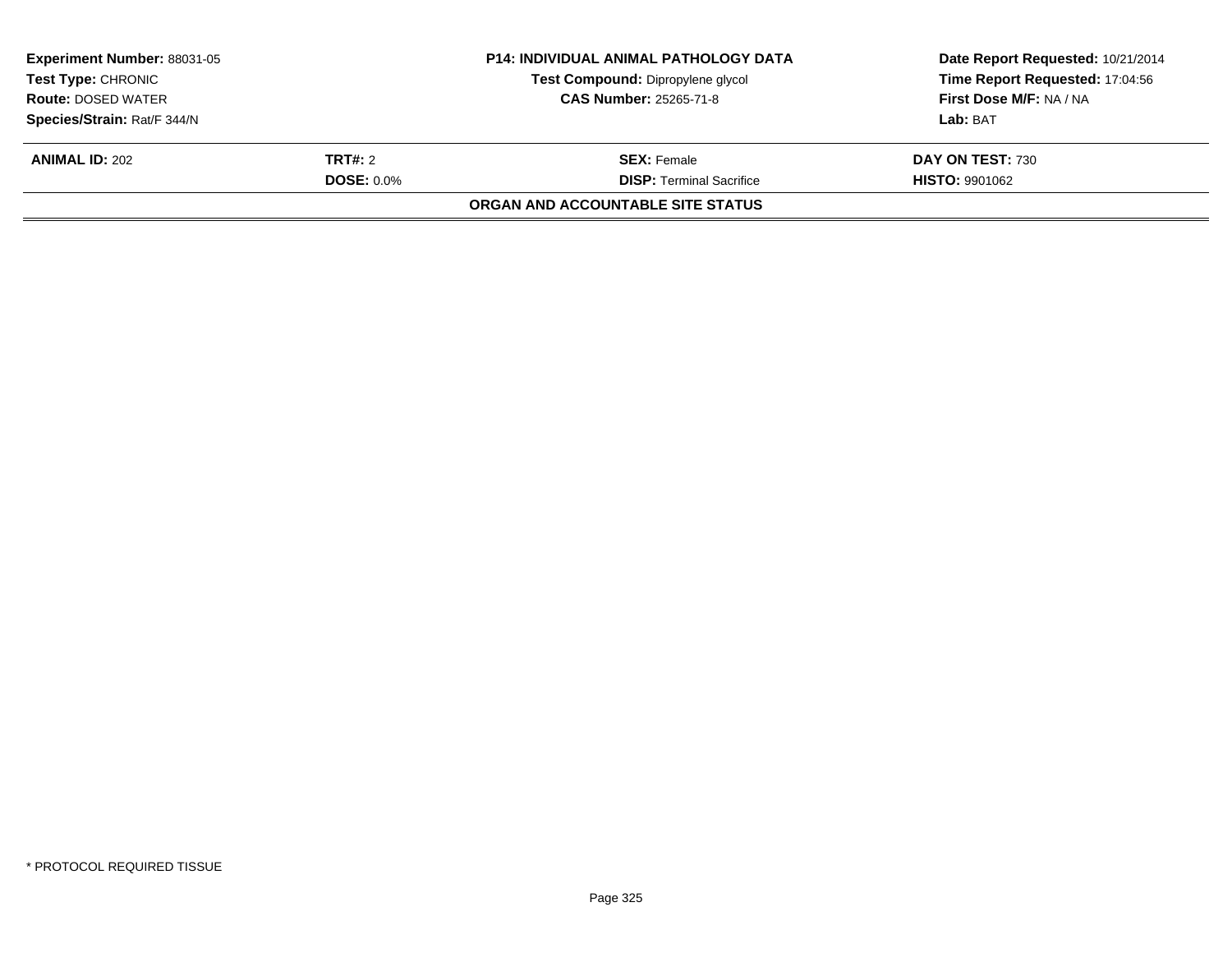| **Experiment Number:** 88031-05 | **P14: INDIVIDUAL ANIMAL PATHOLOGY DATA** | **Date Report Requested:** 10/21/2014 |
|---|---|---|
| **Test Type:** CHRONIC | **Test Compound:** Dipropylene glycol | **Time Report Requested:** 17:04:56 |
| **Route:** DOSED WATER | **CAS Number:** 25265-71-8 | **First Dose M/F:** NA / NA |
| **Species/Strain:** Rat/F 344/N | | **Lab:** BAT |

| **ANIMAL ID:** 202 | **TRT#:** 2 | **SEX:** Female | **DAY ON TEST:** 730 |
|---|---|---|---|
| | **DOSE:** 0.0% | **DISP:** Terminal Sacrifice | **HISTO:** 9901062 |

**ORGAN AND ACCOUNTABLE SITE STATUS**

* PROTOCOL REQUIRED TISSUE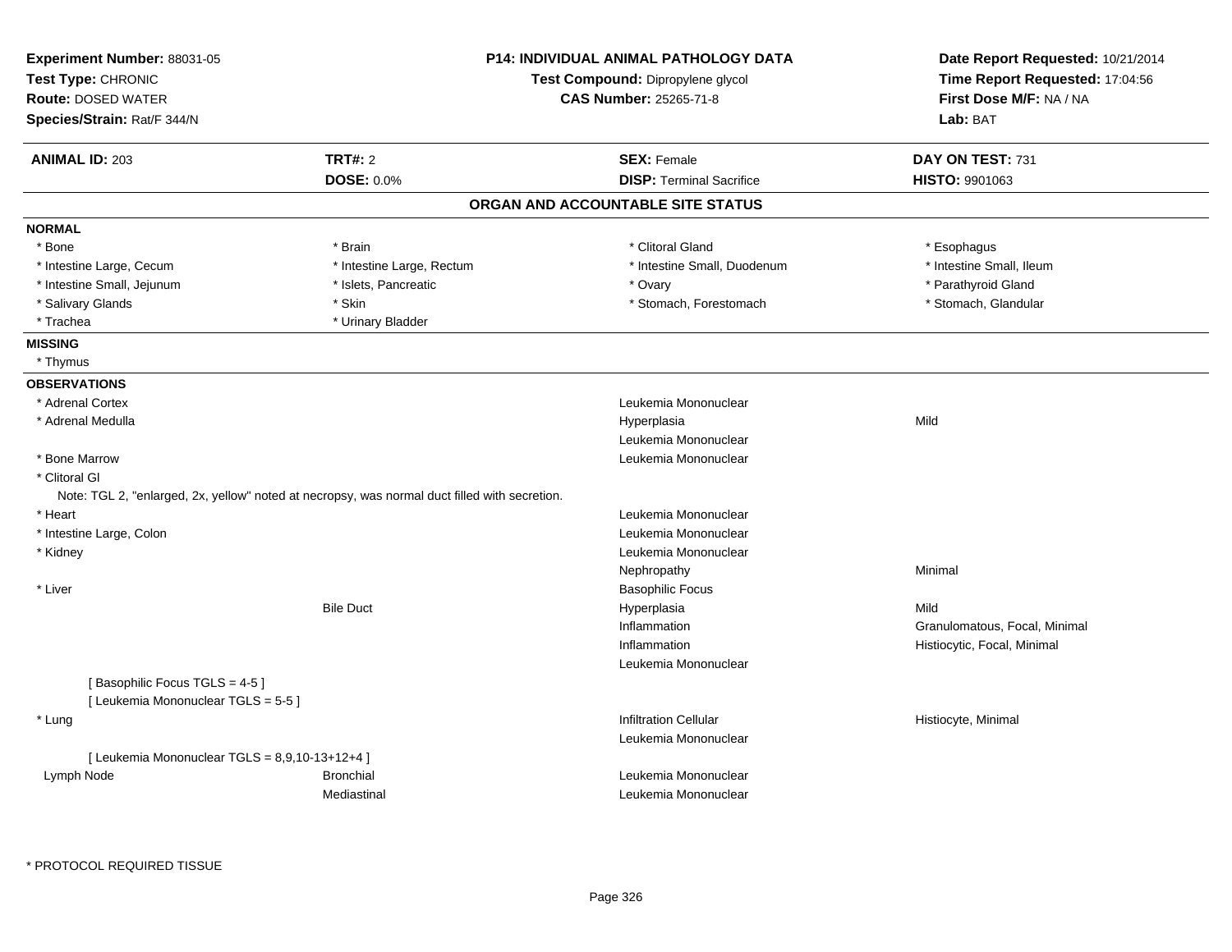**Experiment Number:** 88031-05
**Test Type:** CHRONIC
**Route:** DOSED WATER
**Species/Strain:** Rat/F 344/N

**P14: INDIVIDUAL ANIMAL PATHOLOGY DATA**
**Test Compound:** Dipropylene glycol
**CAS Number:** 25265-71-8

**Date Report Requested:** 10/21/2014
**Time Report Requested:** 17:04:56
**First Dose M/F:** NA / NA
**Lab:** BAT

| **ANIMAL ID:** 203 | **TRT#:** 2 | **SEX:** Female | **DAY ON TEST:** 731 |
|---|---|---|---|
| | **DOSE:** 0.0% | **DISP:** Terminal Sacrifice | **HISTO:** 9901063 |

## ORGAN AND ACCOUNTABLE SITE STATUS

**NORMAL**

| | | | |
|---|---|---|---|
| * Bone | * Brain | * Clitoral Gland | * Esophagus |
| * Intestine Large, Cecum | * Intestine Large, Rectum | * Intestine Small, Duodenum | * Intestine Small, Ileum |
| * Intestine Small, Jejunum | * Islets, Pancreatic | * Ovary | * Parathyroid Gland |
| * Salivary Glands | * Skin | * Stomach, Forestomach | * Stomach, Glandular |
| * Trachea | * Urinary Bladder | | |

**MISSING**

* Thymus

**OBSERVATIONS**

| | | | |
|---|---|---|---|
| * Adrenal Cortex | | Leukemia Mononuclear | |
| * Adrenal Medulla | | Hyperplasia | Mild |
| | | Leukemia Mononuclear | |
| * Bone Marrow | | Leukemia Mononuclear | |
| * Clitoral Gl | | | |
| Note: TGL 2, "enlarged, 2x, yellow" noted at necropsy, was normal duct filled with secretion. | | | |
| * Heart | | Leukemia Mononuclear | |
| * Intestine Large, Colon | | Leukemia Mononuclear | |
| * Kidney | | Leukemia Mononuclear | |
| | | Nephropathy | Minimal |
| * Liver | | Basophilic Focus | |
| | Bile Duct | Hyperplasia | Mild |
| | | Inflammation | Granulomatous, Focal, Minimal |
| | | Inflammation | Histiocytic, Focal, Minimal |
| | | Leukemia Mononuclear | |
| [ Basophilic Focus TGLS = 4-5 ] | | | |
| [ Leukemia Mononuclear TGLS = 5-5 ] | | | |
| * Lung | | Infiltration Cellular | Histiocyte, Minimal |
| | | Leukemia Mononuclear | |
| [ Leukemia Mononuclear TGLS = 8,9,10-13+12+4 ] | | | |
| Lymph Node | Bronchial | Leukemia Mononuclear | |
| | Mediastinal | Leukemia Mononuclear | |

* PROTOCOL REQUIRED TISSUE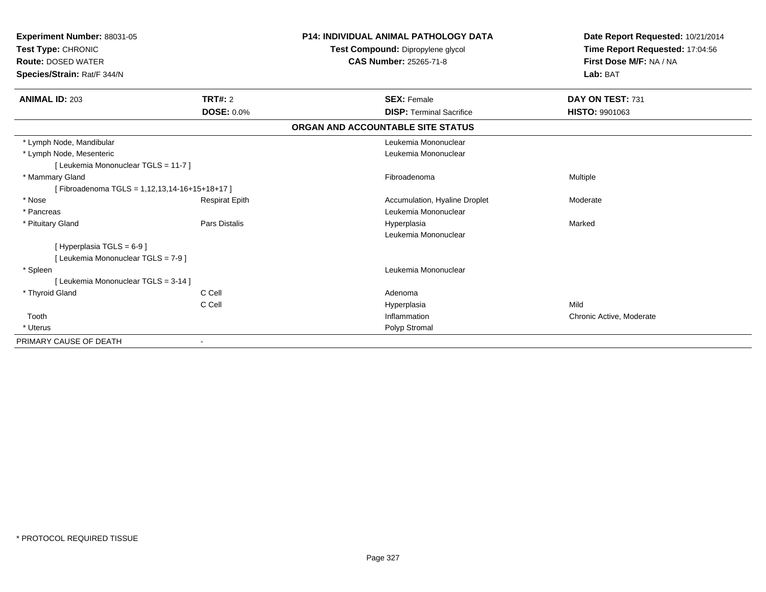**Experiment Number:** 88031-05
**Test Type:** CHRONIC
**Route:** DOSED WATER
**Species/Strain:** Rat/F 344/N

**P14: INDIVIDUAL ANIMAL PATHOLOGY DATA**
**Test Compound:** Dipropylene glycol
**CAS Number:** 25265-71-8

**Date Report Requested:** 10/21/2014
**Time Report Requested:** 17:04:56
**First Dose M/F:** NA / NA
**Lab:** BAT

| **ANIMAL ID:** 203 | **TRT#:** 2 | **SEX:** Female | **DAY ON TEST:** 731 |
|---|---|---|---|
| | **DOSE:** 0.0% | **DISP:** Terminal Sacrifice | **HISTO:** 9901063 |

**ORGAN AND ACCOUNTABLE SITE STATUS**

| | | | |
|---|---|---|---|
| * Lymph Node, Mandibular | | Leukemia Mononuclear | |
| * Lymph Node, Mesenteric | | Leukemia Mononuclear | |
| [ Leukemia Mononuclear TGLS = 11-7 ] | | | |
| * Mammary Gland | | Fibroadenoma | Multiple |
| [ Fibroadenoma TGLS = 1,12,13,14-16+15+18+17 ] | | | |
| * Nose | Respirat Epith | Accumulation, Hyaline Droplet | Moderate |
| * Pancreas | | Leukemia Mononuclear | |
| * Pituitary Gland | Pars Distalis | Hyperplasia | Marked |
| | | Leukemia Mononuclear | |
| [ Hyperplasia TGLS = 6-9 ] | | | |
| [ Leukemia Mononuclear TGLS = 7-9 ] | | | |
| * Spleen | | Leukemia Mononuclear | |
| [ Leukemia Mononuclear TGLS = 3-14 ] | | | |
| * Thyroid Gland | C Cell | Adenoma | |
| | C Cell | Hyperplasia | Mild |
| Tooth | | Inflammation | Chronic Active, Moderate |
| * Uterus | | Polyp Stromal | |
| PRIMARY CAUSE OF DEATH | - | | |

* PROTOCOL REQUIRED TISSUE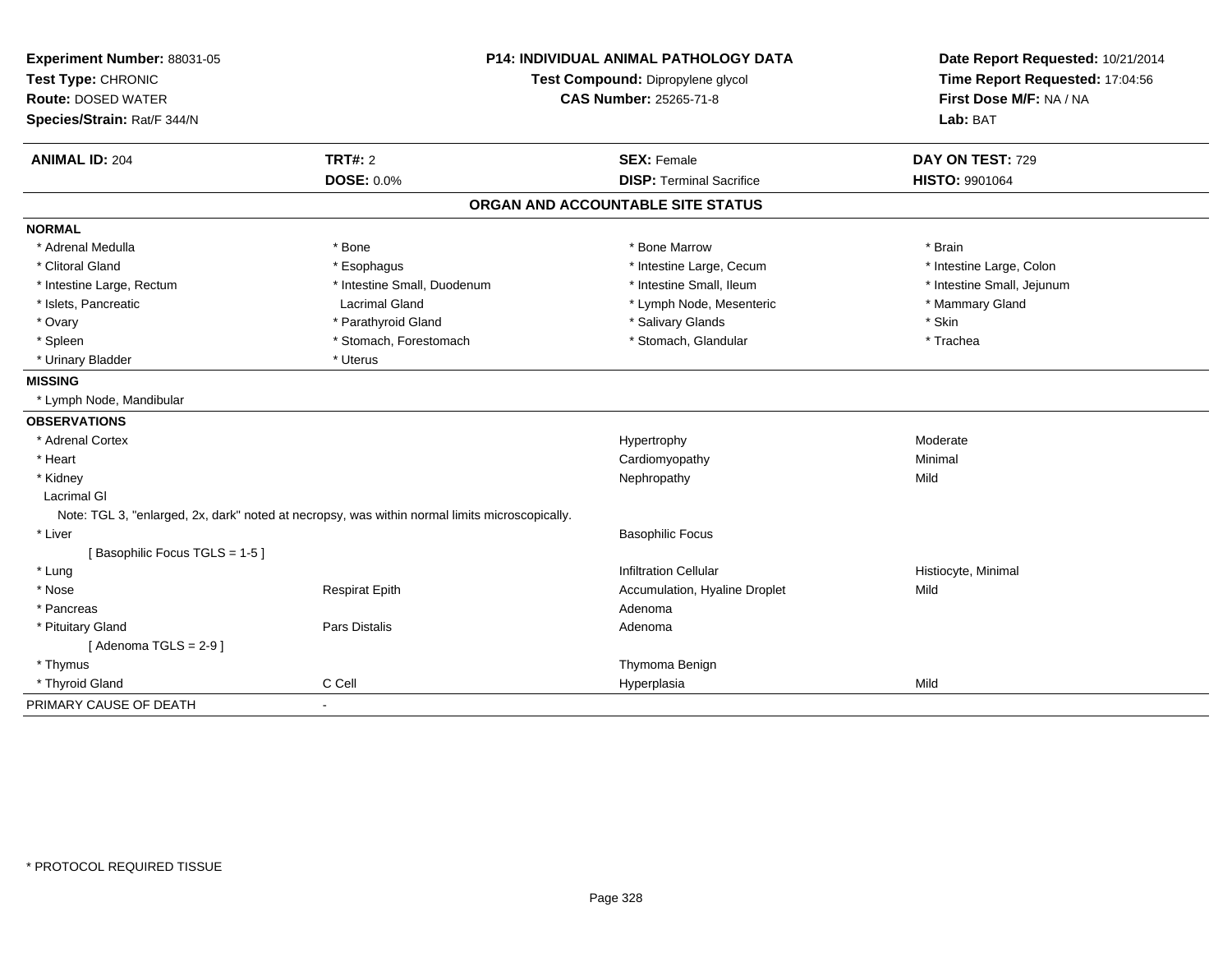**Experiment Number:** 88031-05
**Test Type:** CHRONIC
**Route:** DOSED WATER
**Species/Strain:** Rat/F 344/N

**P14: INDIVIDUAL ANIMAL PATHOLOGY DATA**
**Test Compound:** Dipropylene glycol
**CAS Number:** 25265-71-8

**Date Report Requested:** 10/21/2014
**Time Report Requested:** 17:04:56
**First Dose M/F:** NA / NA
**Lab:** BAT

| **ANIMAL ID:** 204 | **TRT#:** 2 | **SEX:** Female | **DAY ON TEST:** 729 |
|---|---|---|---|
| | **DOSE:** 0.0% | **DISP:** Terminal Sacrifice | **HISTO:** 9901064 |

## ORGAN AND ACCOUNTABLE SITE STATUS

**NORMAL**

| | | | |
|---|---|---|---|
| * Adrenal Medulla | * Bone | * Bone Marrow | * Brain |
| * Clitoral Gland | * Esophagus | * Intestine Large, Cecum | * Intestine Large, Colon |
| * Intestine Large, Rectum | * Intestine Small, Duodenum | * Intestine Small, Ileum | * Intestine Small, Jejunum |
| * Islets, Pancreatic | Lacrimal Gland | * Lymph Node, Mesenteric | * Mammary Gland |
| * Ovary | * Parathyroid Gland | * Salivary Glands | * Skin |
| * Spleen | * Stomach, Forestomach | * Stomach, Glandular | * Trachea |
| * Urinary Bladder | * Uterus | | |

**MISSING**

* Lymph Node, Mandibular

**OBSERVATIONS**

| | | | |
|---|---|---|---|
| * Adrenal Cortex | | Hypertrophy | Moderate |
| * Heart | | Cardiomyopathy | Minimal |
| * Kidney | | Nephropathy | Mild |
| Lacrimal Gl | | | |
| Note: TGL 3, "enlarged, 2x, dark" noted at necropsy, was within normal limits microscopically. | | | |
| * Liver | | Basophilic Focus | |
| [ Basophilic Focus TGLS = 1-5 ] | | | |
| * Lung | | Infiltration Cellular | Histiocyte, Minimal |
| * Nose | Respirat Epith | Accumulation, Hyaline Droplet | Mild |
| * Pancreas | | Adenoma | |
| * Pituitary Gland | Pars Distalis | Adenoma | |
| [ Adenoma TGLS = 2-9 ] | | | |
| * Thymus | | Thymoma Benign | |
| * Thyroid Gland | C Cell | Hyperplasia | Mild |

PRIMARY CAUSE OF DEATH -

* PROTOCOL REQUIRED TISSUE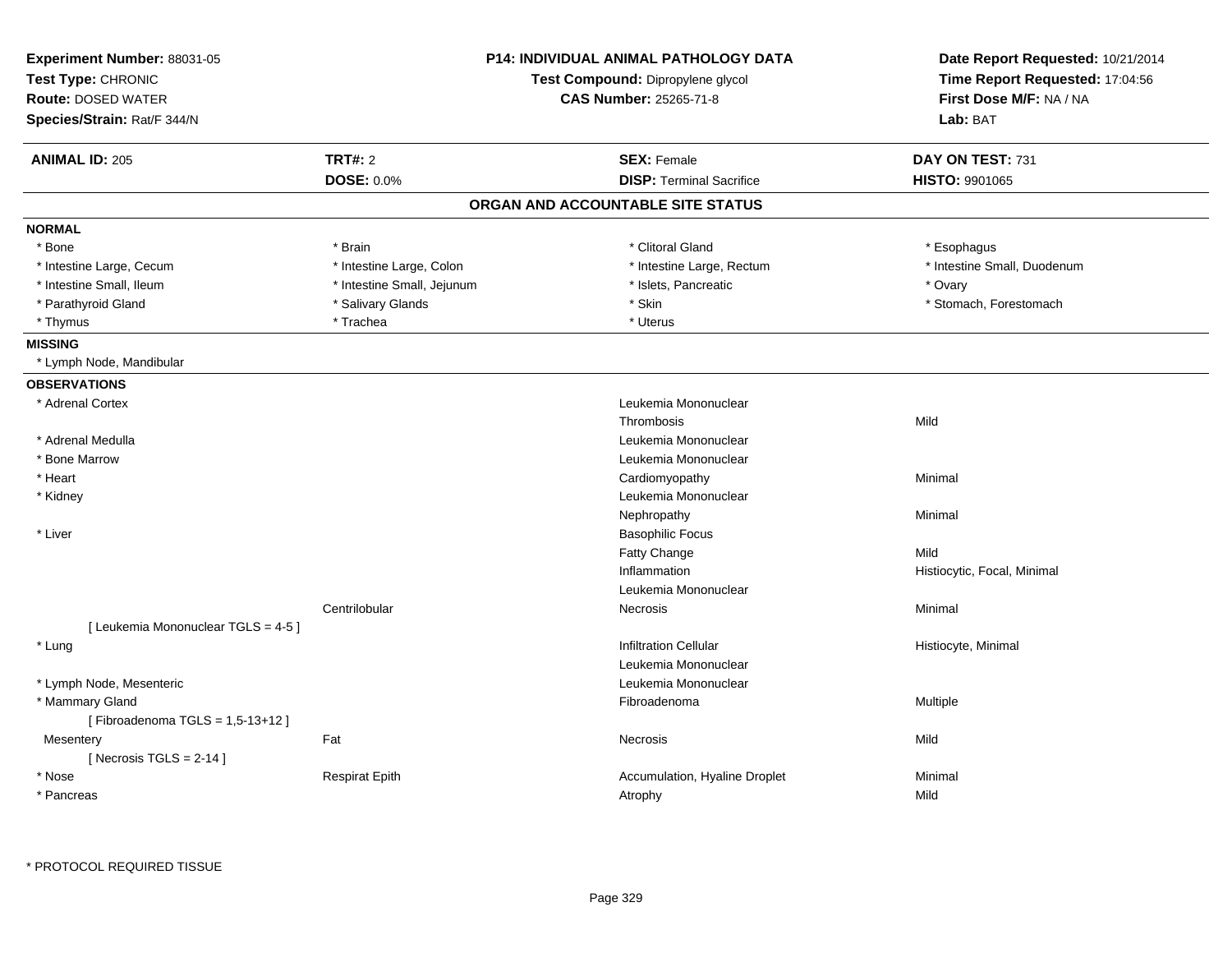**Experiment Number:** 88031-05
**Test Type:** CHRONIC
**Route:** DOSED WATER
**Species/Strain:** Rat/F 344/N

**P14: INDIVIDUAL ANIMAL PATHOLOGY DATA**
**Test Compound:** Dipropylene glycol
**CAS Number:** 25265-71-8

**Date Report Requested:** 10/21/2014
**Time Report Requested:** 17:04:56
**First Dose M/F:** NA / NA
**Lab:** BAT

| **ANIMAL ID:** 205 | **TRT#:** 2 | **SEX:** Female | **DAY ON TEST:** 731 |
|---|---|---|---|
| | **DOSE:** 0.0% | **DISP:** Terminal Sacrifice | **HISTO:** 9901065 |

## ORGAN AND ACCOUNTABLE SITE STATUS

**NORMAL**

| | | | |
|---|---|---|---|
| * Bone | * Brain | * Clitoral Gland | * Esophagus |
| * Intestine Large, Cecum | * Intestine Large, Colon | * Intestine Large, Rectum | * Intestine Small, Duodenum |
| * Intestine Small, Ileum | * Intestine Small, Jejunum | * Islets, Pancreatic | * Ovary |
| * Parathyroid Gland | * Salivary Glands | * Skin | * Stomach, Forestomach |
| * Thymus | * Trachea | * Uterus | |

**MISSING**

* Lymph Node, Mandibular

**OBSERVATIONS**

| Organ | Site | Observation | Severity/Qualifier |
|---|---|---|---|
| * Adrenal Cortex | | Leukemia Mononuclear | |
| | | Thrombosis | Mild |
| * Adrenal Medulla | | Leukemia Mononuclear | |
| * Bone Marrow | | Leukemia Mononuclear | |
| * Heart | | Cardiomyopathy | Minimal |
| * Kidney | | Leukemia Mononuclear | |
| | | Nephropathy | Minimal |
| * Liver | | Basophilic Focus | |
| | | Fatty Change | Mild |
| | | Inflammation | Histiocytic, Focal, Minimal |
| | | Leukemia Mononuclear | |
| | Centrilobular | Necrosis | Minimal |
| [ Leukemia Mononuclear TGLS = 4-5 ] | | | |
| * Lung | | Infiltration Cellular | Histiocyte, Minimal |
| | | Leukemia Mononuclear | |
| * Lymph Node, Mesenteric | | Leukemia Mononuclear | |
| * Mammary Gland | | Fibroadenoma | Multiple |
| [ Fibroadenoma TGLS = 1,5-13+12 ] | | | |
| Mesentery | Fat | Necrosis | Mild |
| [ Necrosis TGLS = 2-14 ] | | | |
| * Nose | Respirat Epith | Accumulation, Hyaline Droplet | Minimal |
| * Pancreas | | Atrophy | Mild |

\* PROTOCOL REQUIRED TISSUE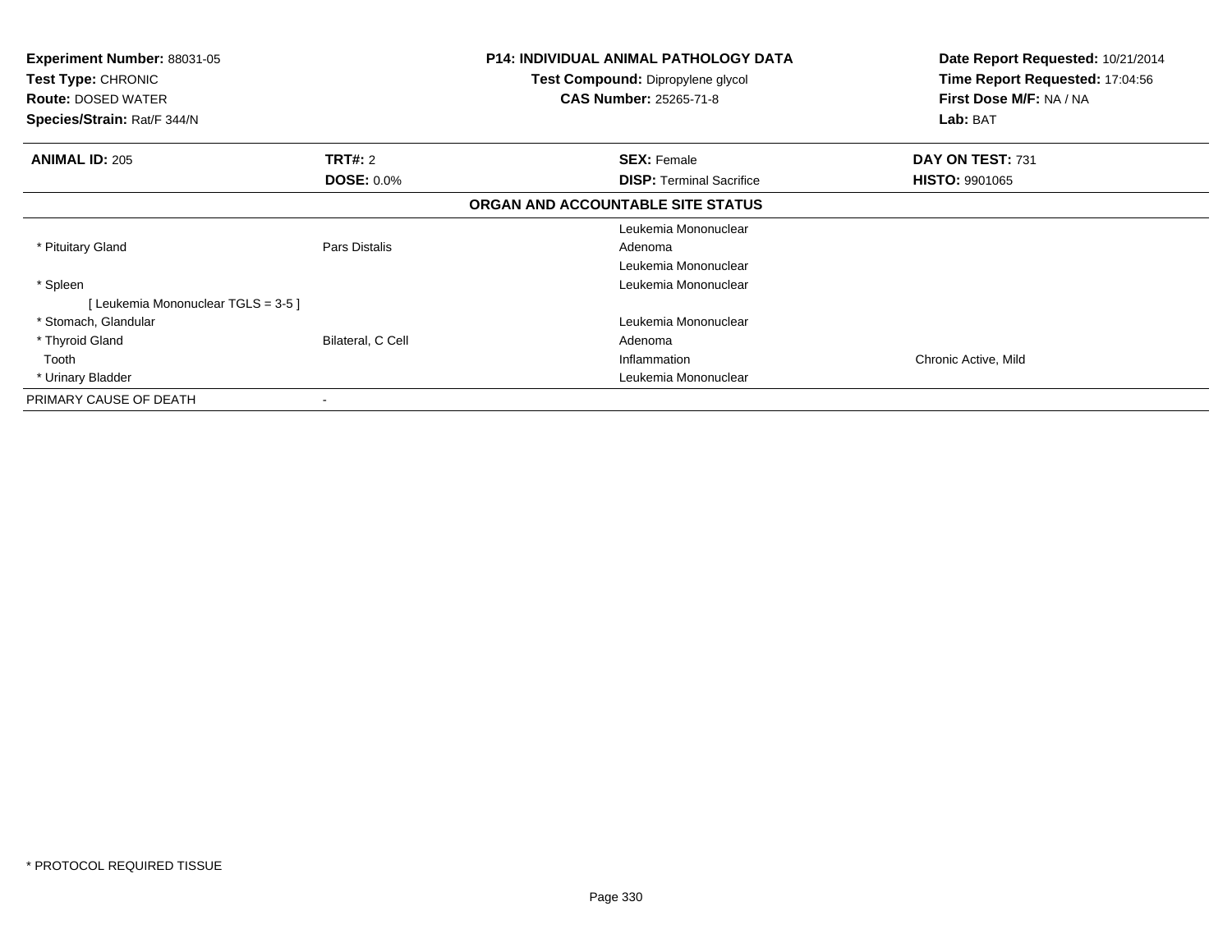**Experiment Number:** 88031-05
**Test Type:** CHRONIC
**Route:** DOSED WATER
**Species/Strain:** Rat/F 344/N

**P14: INDIVIDUAL ANIMAL PATHOLOGY DATA**
**Test Compound:** Dipropylene glycol
**CAS Number:** 25265-71-8

**Date Report Requested:** 10/21/2014
**Time Report Requested:** 17:04:56
**First Dose M/F:** NA / NA
**Lab:** BAT

| **ANIMAL ID:** 205 | **TRT#:** 2 | **SEX:** Female | **DAY ON TEST:** 731 |
|---|---|---|---|
| | **DOSE:** 0.0% | **DISP:** Terminal Sacrifice | **HISTO:** 9901065 |

**ORGAN AND ACCOUNTABLE SITE STATUS**

| | | | |
|---|---|---|---|
| | | Leukemia Mononuclear | |
| * Pituitary Gland | Pars Distalis | Adenoma | |
| | | Leukemia Mononuclear | |
| * Spleen | | Leukemia Mononuclear | |
| [ Leukemia Mononuclear TGLS = 3-5 ] | | | |
| * Stomach, Glandular | | Leukemia Mononuclear | |
| * Thyroid Gland | Bilateral, C Cell | Adenoma | |
| Tooth | | Inflammation | Chronic Active, Mild |
| * Urinary Bladder | | Leukemia Mononuclear | |
| PRIMARY CAUSE OF DEATH | - | | |

* PROTOCOL REQUIRED TISSUE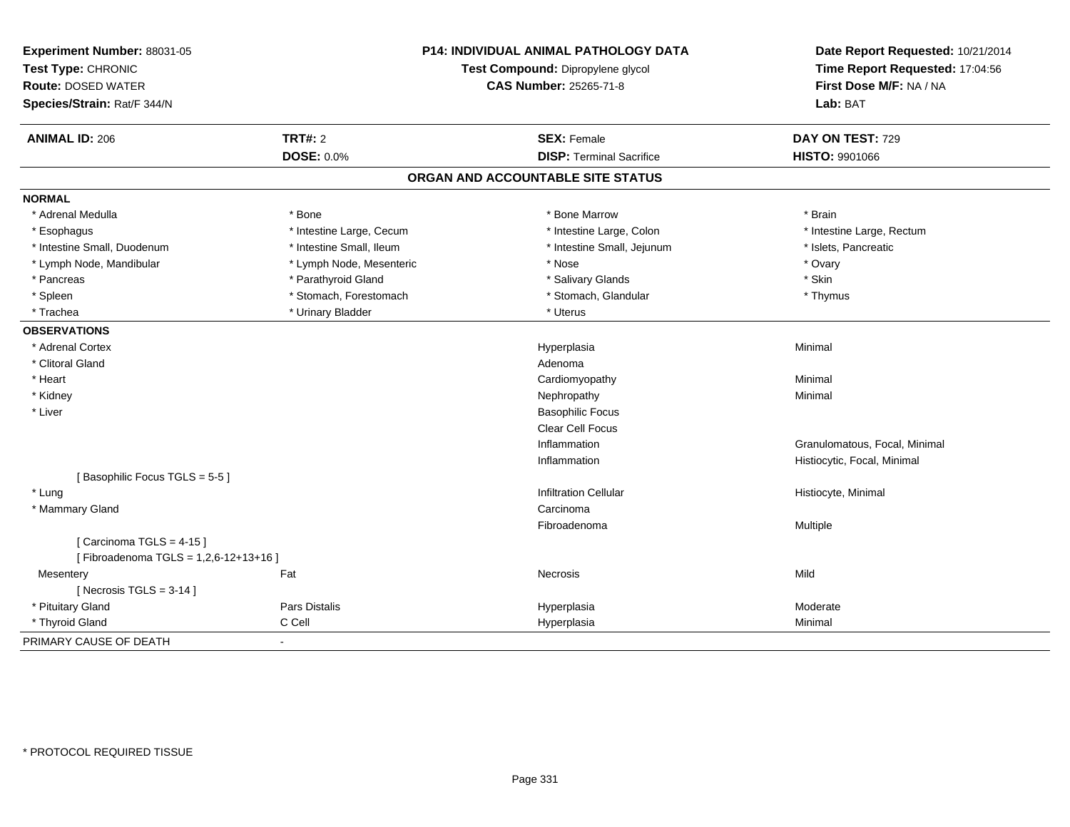**Experiment Number:** 88031-05
**Test Type:** CHRONIC
**Route:** DOSED WATER
**Species/Strain:** Rat/F 344/N

**P14: INDIVIDUAL ANIMAL PATHOLOGY DATA**
**Test Compound:** Dipropylene glycol
**CAS Number:** 25265-71-8

**Date Report Requested:** 10/21/2014
**Time Report Requested:** 17:04:56
**First Dose M/F:** NA / NA
**Lab:** BAT

| **ANIMAL ID:** 206 | **TRT#:** 2 | **SEX:** Female | **DAY ON TEST:** 729 |
|---|---|---|---|
| | **DOSE:** 0.0% | **DISP:** Terminal Sacrifice | **HISTO:** 9901066 |

## ORGAN AND ACCOUNTABLE SITE STATUS

**NORMAL**

| | | | |
|---|---|---|---|
| * Adrenal Medulla | * Bone | * Bone Marrow | * Brain |
| * Esophagus | * Intestine Large, Cecum | * Intestine Large, Colon | * Intestine Large, Rectum |
| * Intestine Small, Duodenum | * Intestine Small, Ileum | * Intestine Small, Jejunum | * Islets, Pancreatic |
| * Lymph Node, Mandibular | * Lymph Node, Mesenteric | * Nose | * Ovary |
| * Pancreas | * Parathyroid Gland | * Salivary Glands | * Skin |
| * Spleen | * Stomach, Forestomach | * Stomach, Glandular | * Thymus |
| * Trachea | * Urinary Bladder | * Uterus | |

**OBSERVATIONS**

| | | | |
|---|---|---|---|
| * Adrenal Cortex | | Hyperplasia | Minimal |
| * Clitoral Gland | | Adenoma | |
| * Heart | | Cardiomyopathy | Minimal |
| * Kidney | | Nephropathy | Minimal |
| * Liver | | Basophilic Focus | |
| | | Clear Cell Focus | |
| | | Inflammation | Granulomatous, Focal, Minimal |
| | | Inflammation | Histiocytic, Focal, Minimal |
| [ Basophilic Focus TGLS = 5-5 ] | | | |
| * Lung | | Infiltration Cellular | Histiocyte, Minimal |
| * Mammary Gland | | Carcinoma | |
| | | Fibroadenoma | Multiple |
| [ Carcinoma TGLS = 4-15 ] | | | |
| [ Fibroadenoma TGLS = 1,2,6-12+13+16 ] | | | |
| Mesentery | Fat | Necrosis | Mild |
| [ Necrosis TGLS = 3-14 ] | | | |
| * Pituitary Gland | Pars Distalis | Hyperplasia | Moderate |
| * Thyroid Gland | C Cell | Hyperplasia | Minimal |

PRIMARY CAUSE OF DEATH -

* PROTOCOL REQUIRED TISSUE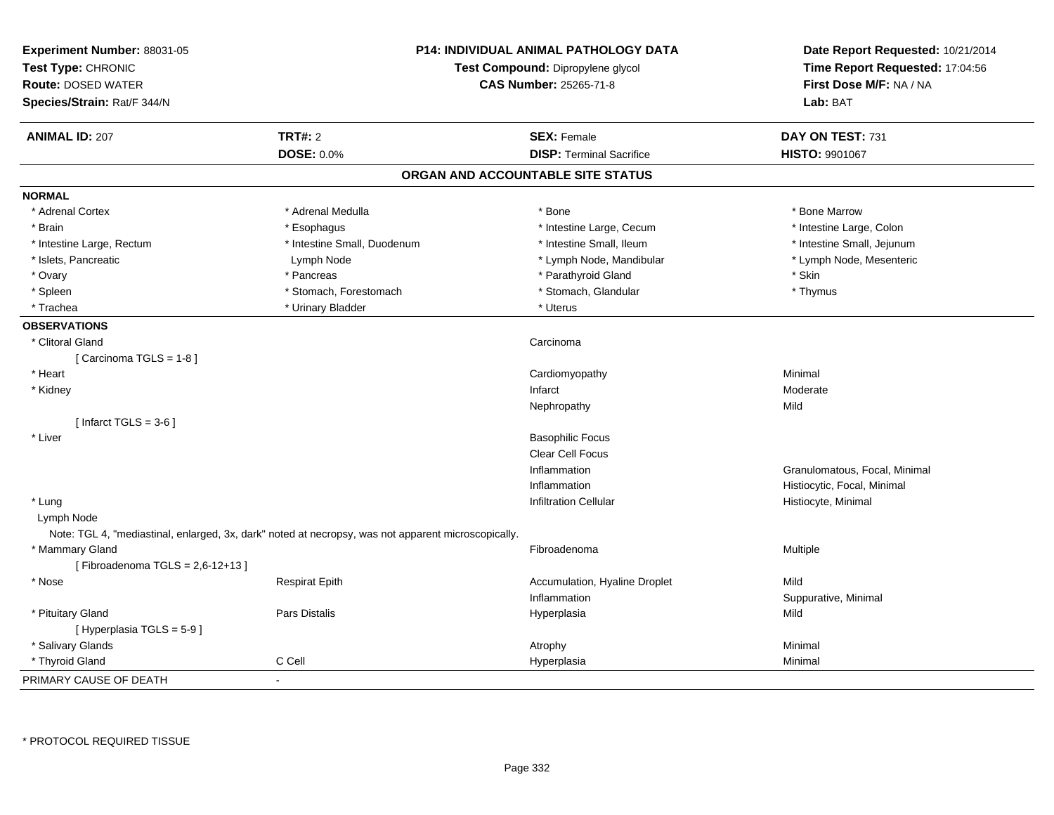**Experiment Number:** 88031-05
**Test Type:** CHRONIC
**Route:** DOSED WATER
**Species/Strain:** Rat/F 344/N

**P14: INDIVIDUAL ANIMAL PATHOLOGY DATA**
**Test Compound:** Dipropylene glycol
**CAS Number:** 25265-71-8

**Date Report Requested:** 10/21/2014
**Time Report Requested:** 17:04:56
**First Dose M/F:** NA / NA
**Lab:** BAT

| **ANIMAL ID:** 207 | **TRT#:** 2 | **SEX:** Female | **DAY ON TEST:** 731 |
|---|---|---|---|
| | **DOSE:** 0.0% | **DISP:** Terminal Sacrifice | **HISTO:** 9901067 |

## ORGAN AND ACCOUNTABLE SITE STATUS

**NORMAL**

| | | | |
|---|---|---|---|
| * Adrenal Cortex | * Adrenal Medulla | * Bone | * Bone Marrow |
| * Brain | * Esophagus | * Intestine Large, Cecum | * Intestine Large, Colon |
| * Intestine Large, Rectum | * Intestine Small, Duodenum | * Intestine Small, Ileum | * Intestine Small, Jejunum |
| * Islets, Pancreatic | Lymph Node | * Lymph Node, Mandibular | * Lymph Node, Mesenteric |
| * Ovary | * Pancreas | * Parathyroid Gland | * Skin |
| * Spleen | * Stomach, Forestomach | * Stomach, Glandular | * Thymus |
| * Trachea | * Urinary Bladder | * Uterus | |

**OBSERVATIONS**

| | | | |
|---|---|---|---|
| * Clitoral Gland | | Carcinoma | |
| [ Carcinoma TGLS = 1-8 ] | | | |
| * Heart | | Cardiomyopathy | Minimal |
| * Kidney | | Infarct | Moderate |
| | | Nephropathy | Mild |
| [ Infarct TGLS = 3-6 ] | | | |
| * Liver | | Basophilic Focus | |
| | | Clear Cell Focus | |
| | | Inflammation | Granulomatous, Focal, Minimal |
| | | Inflammation | Histiocytic, Focal, Minimal |
| * Lung | | Infiltration Cellular | Histiocyte, Minimal |
| Lymph Node | | | |
| Note: TGL 4, "mediastinal, enlarged, 3x, dark" noted at necropsy, was not apparent microscopically. | | | |
| * Mammary Gland | | Fibroadenoma | Multiple |
| [ Fibroadenoma TGLS = 2,6-12+13 ] | | | |
| * Nose | Respirat Epith | Accumulation, Hyaline Droplet | Mild |
| | | Inflammation | Suppurative, Minimal |
| * Pituitary Gland | Pars Distalis | Hyperplasia | Mild |
| [ Hyperplasia TGLS = 5-9 ] | | | |
| * Salivary Glands | | Atrophy | Minimal |
| * Thyroid Gland | C Cell | Hyperplasia | Minimal |

PRIMARY CAUSE OF DEATH -

\* PROTOCOL REQUIRED TISSUE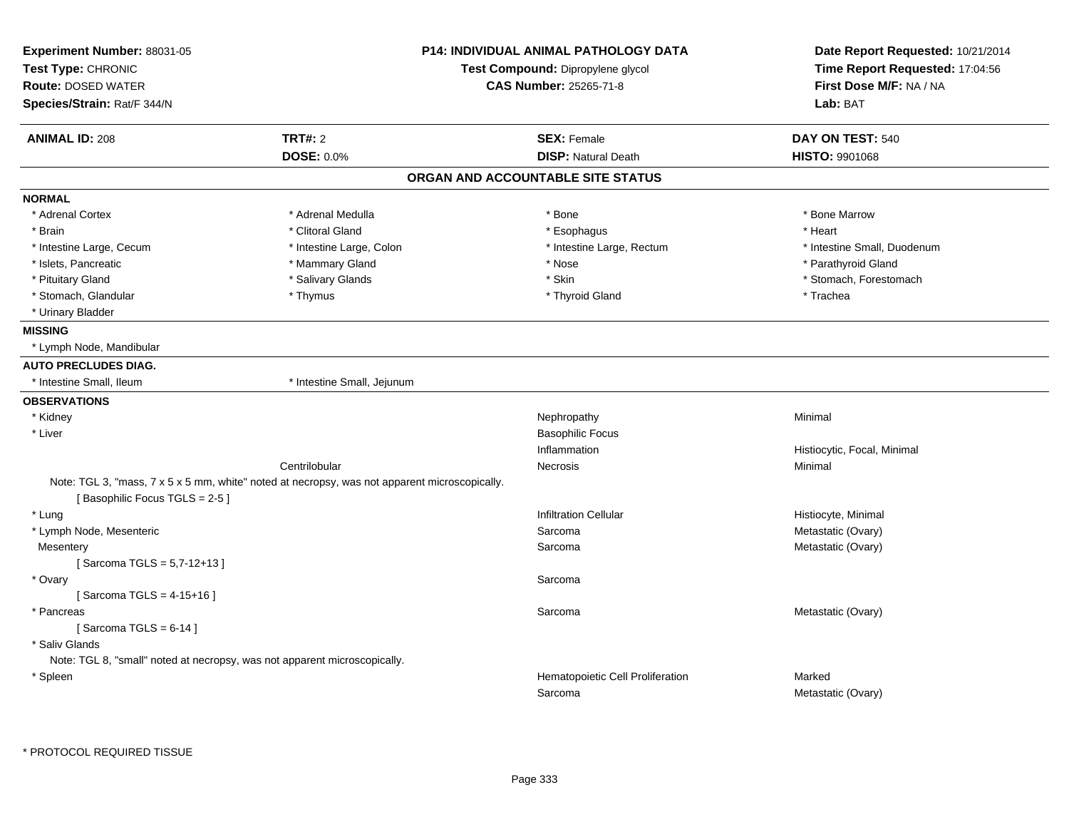**Experiment Number:** 88031-05
**Test Type:** CHRONIC
**Route:** DOSED WATER
**Species/Strain:** Rat/F 344/N

**P14: INDIVIDUAL ANIMAL PATHOLOGY DATA**
**Test Compound:** Dipropylene glycol
**CAS Number:** 25265-71-8

**Date Report Requested:** 10/21/2014
**Time Report Requested:** 17:04:56
**First Dose M/F:** NA / NA
**Lab:** BAT

| **ANIMAL ID:** 208 | **TRT#:** 2 | **SEX:** Female | **DAY ON TEST:** 540 |
|---|---|---|---|
| | **DOSE:** 0.0% | **DISP:** Natural Death | **HISTO:** 9901068 |

## ORGAN AND ACCOUNTABLE SITE STATUS

**NORMAL**

| | | | |
|---|---|---|---|
| * Adrenal Cortex | * Adrenal Medulla | * Bone | * Bone Marrow |
| * Brain | * Clitoral Gland | * Esophagus | * Heart |
| * Intestine Large, Cecum | * Intestine Large, Colon | * Intestine Large, Rectum | * Intestine Small, Duodenum |
| * Islets, Pancreatic | * Mammary Gland | * Nose | * Parathyroid Gland |
| * Pituitary Gland | * Salivary Glands | * Skin | * Stomach, Forestomach |
| * Stomach, Glandular | * Thymus | * Thyroid Gland | * Trachea |
| * Urinary Bladder | | | |

**MISSING**

* Lymph Node, Mandibular

**AUTO PRECLUDES DIAG.**

* Intestine Small, Ileum
* Intestine Small, Jejunum

**OBSERVATIONS**

| | | | |
|---|---|---|---|
| * Kidney | | Nephropathy | Minimal |
| * Liver | | Basophilic Focus | |
| | | Inflammation | Histiocytic, Focal, Minimal |
| | Centrilobular | Necrosis | Minimal |

Note: TGL 3, "mass, 7 x 5 x 5 mm, white" noted at necropsy, was not apparent microscopically.
[ Basophilic Focus TGLS = 2-5 ]

| | | | |
|---|---|---|---|
| * Lung | | Infiltration Cellular | Histiocyte, Minimal |
| * Lymph Node, Mesenteric | | Sarcoma | Metastatic (Ovary) |
| Mesentery | | Sarcoma | Metastatic (Ovary) |

[ Sarcoma TGLS = 5,7-12+13 ]

| | | | |
|---|---|---|---|
| * Ovary | | Sarcoma | |

[ Sarcoma TGLS = 4-15+16 ]

| | | | |
|---|---|---|---|
| * Pancreas | | Sarcoma | Metastatic (Ovary) |

[ Sarcoma TGLS = 6-14 ]

* Saliv Glands

Note: TGL 8, "small" noted at necropsy, was not apparent microscopically.

| | | | |
|---|---|---|---|
| * Spleen | | Hematopoietic Cell Proliferation | Marked |
| | | Sarcoma | Metastatic (Ovary) |

\* PROTOCOL REQUIRED TISSUE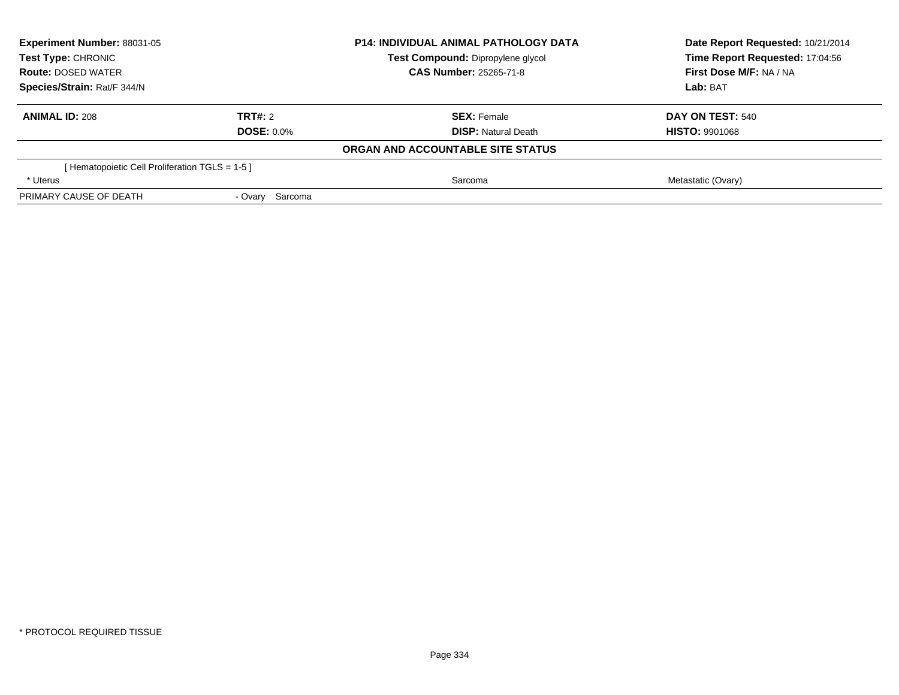**Experiment Number:** 88031-05
**Test Type:** CHRONIC
**Route:** DOSED WATER
**Species/Strain:** Rat/F 344/N

**P14: INDIVIDUAL ANIMAL PATHOLOGY DATA**
**Test Compound:** Dipropylene glycol
**CAS Number:** 25265-71-8

**Date Report Requested:** 10/21/2014
**Time Report Requested:** 17:04:56
**First Dose M/F:** NA / NA
**Lab:** BAT

| **ANIMAL ID:** 208 | **TRT#:** 2 | **SEX:** Female | **DAY ON TEST:** 540 |
|---|---|---|---|
| | **DOSE:** 0.0% | **DISP:** Natural Death | **HISTO:** 9901068 |

**ORGAN AND ACCOUNTABLE SITE STATUS**

| | | | |
|---|---|---|---|
| [ Hematopoietic Cell Proliferation TGLS = 1-5 ] | | | |
| * Uterus | | Sarcoma | Metastatic (Ovary) |
| PRIMARY CAUSE OF DEATH | - Ovary Sarcoma | | |

* PROTOCOL REQUIRED TISSUE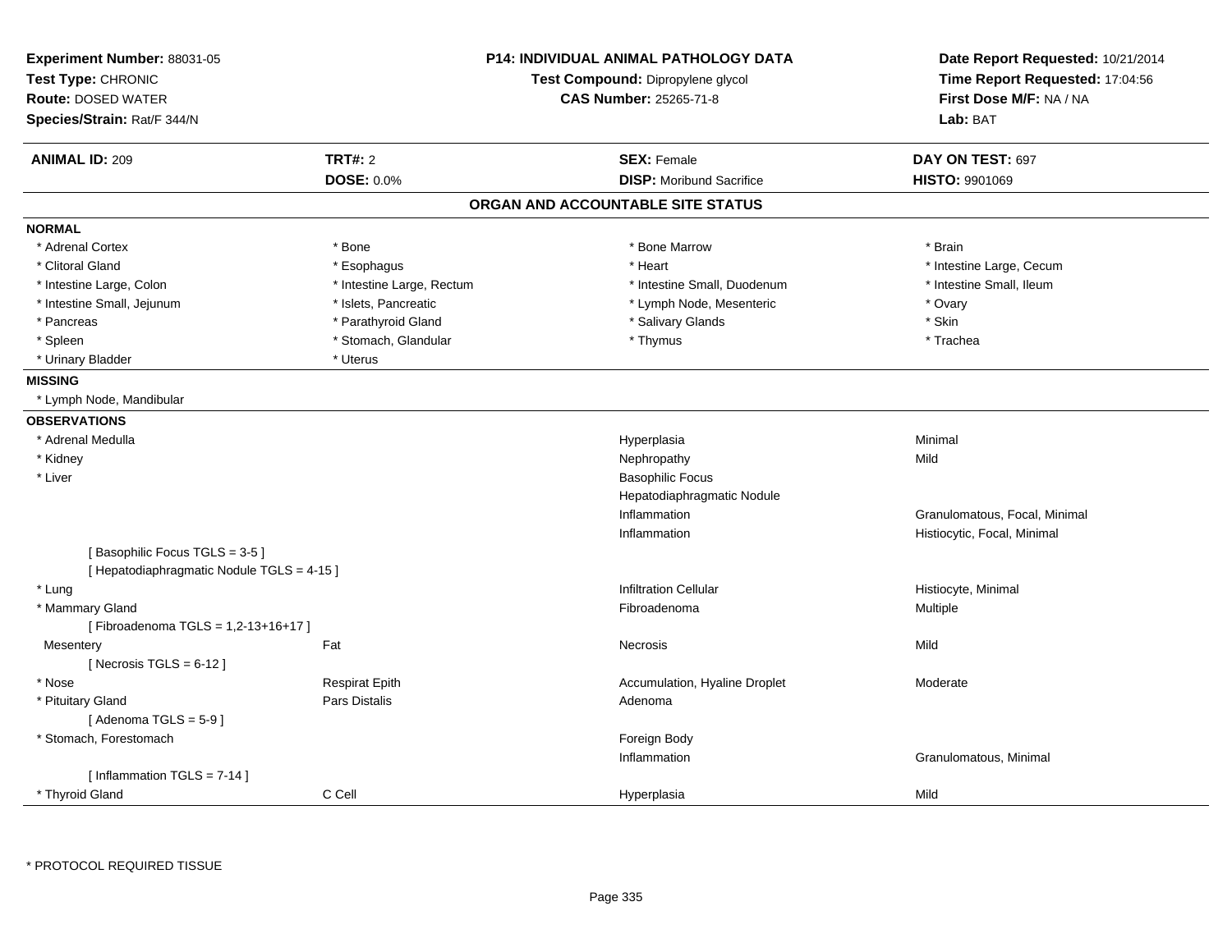**Experiment Number:** 88031-05
**Test Type:** CHRONIC
**Route:** DOSED WATER
**Species/Strain:** Rat/F 344/N

**P14: INDIVIDUAL ANIMAL PATHOLOGY DATA**
**Test Compound:** Dipropylene glycol
**CAS Number:** 25265-71-8

**Date Report Requested:** 10/21/2014
**Time Report Requested:** 17:04:56
**First Dose M/F:** NA / NA
**Lab:** BAT

| **ANIMAL ID:** 209 | **TRT#:** 2 | **SEX:** Female | **DAY ON TEST:** 697 |
|---|---|---|---|
| | **DOSE:** 0.0% | **DISP:** Moribund Sacrifice | **HISTO:** 9901069 |

## ORGAN AND ACCOUNTABLE SITE STATUS

**NORMAL**

| | | | |
|---|---|---|---|
| * Adrenal Cortex | * Bone | * Bone Marrow | * Brain |
| * Clitoral Gland | * Esophagus | * Heart | * Intestine Large, Cecum |
| * Intestine Large, Colon | * Intestine Large, Rectum | * Intestine Small, Duodenum | * Intestine Small, Ileum |
| * Intestine Small, Jejunum | * Islets, Pancreatic | * Lymph Node, Mesenteric | * Ovary |
| * Pancreas | * Parathyroid Gland | * Salivary Glands | * Skin |
| * Spleen | * Stomach, Glandular | * Thymus | * Trachea |
| * Urinary Bladder | * Uterus | | |

**MISSING**

* Lymph Node, Mandibular

**OBSERVATIONS**

| Organ | Site | Observation | Severity/Qualifier |
|---|---|---|---|
| * Adrenal Medulla | | Hyperplasia | Minimal |
| * Kidney | | Nephropathy | Mild |
| * Liver | | Basophilic Focus | |
| | | Hepatodiaphragmatic Nodule | |
| | | Inflammation | Granulomatous, Focal, Minimal |
| | | Inflammation | Histiocytic, Focal, Minimal |
| [ Basophilic Focus TGLS = 3-5 ] | | | |
| [ Hepatodiaphragmatic Nodule TGLS = 4-15 ] | | | |
| * Lung | | Infiltration Cellular | Histiocyte, Minimal |
| * Mammary Gland | | Fibroadenoma | Multiple |
| [ Fibroadenoma TGLS = 1,2-13+16+17 ] | | | |
| Mesentery | Fat | Necrosis | Mild |
| [ Necrosis TGLS = 6-12 ] | | | |
| * Nose | Respirat Epith | Accumulation, Hyaline Droplet | Moderate |
| * Pituitary Gland | Pars Distalis | Adenoma | |
| [ Adenoma TGLS = 5-9 ] | | | |
| * Stomach, Forestomach | | Foreign Body | |
| | | Inflammation | Granulomatous, Minimal |
| [ Inflammation TGLS = 7-14 ] | | | |
| * Thyroid Gland | C Cell | Hyperplasia | Mild |

* PROTOCOL REQUIRED TISSUE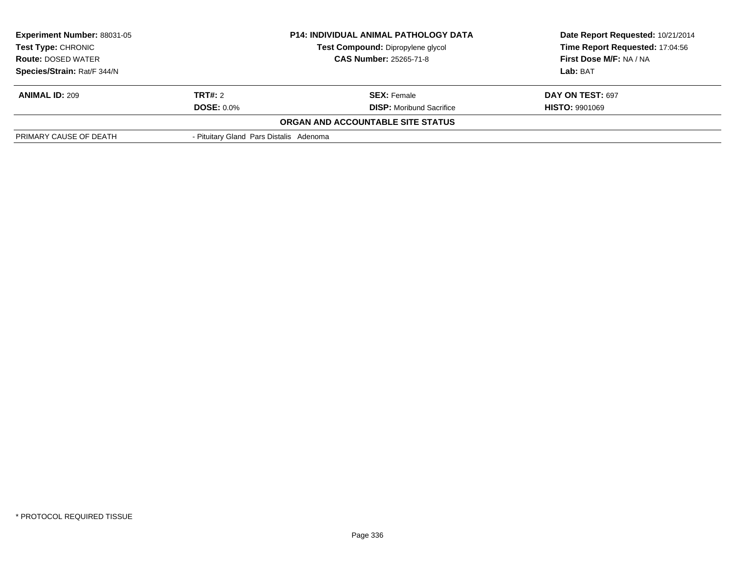| **Experiment Number:** 88031-05 | **P14: INDIVIDUAL ANIMAL PATHOLOGY DATA** | **Date Report Requested:** 10/21/2014 |
|---|---|---|
| **Test Type:** CHRONIC | **Test Compound:** Dipropylene glycol | **Time Report Requested:** 17:04:56 |
| **Route:** DOSED WATER | **CAS Number:** 25265-71-8 | **First Dose M/F:** NA / NA |
| **Species/Strain:** Rat/F 344/N | | **Lab:** BAT |

| **ANIMAL ID:** 209 | **TRT#:** 2 | **SEX:** Female | **DAY ON TEST:** 697 |
|---|---|---|---|
| | **DOSE:** 0.0% | **DISP:** Moribund Sacrifice | **HISTO:** 9901069 |

**ORGAN AND ACCOUNTABLE SITE STATUS**

| | |
|---|---|
| PRIMARY CAUSE OF DEATH | - Pituitary Gland Pars Distalis Adenoma |

* PROTOCOL REQUIRED TISSUE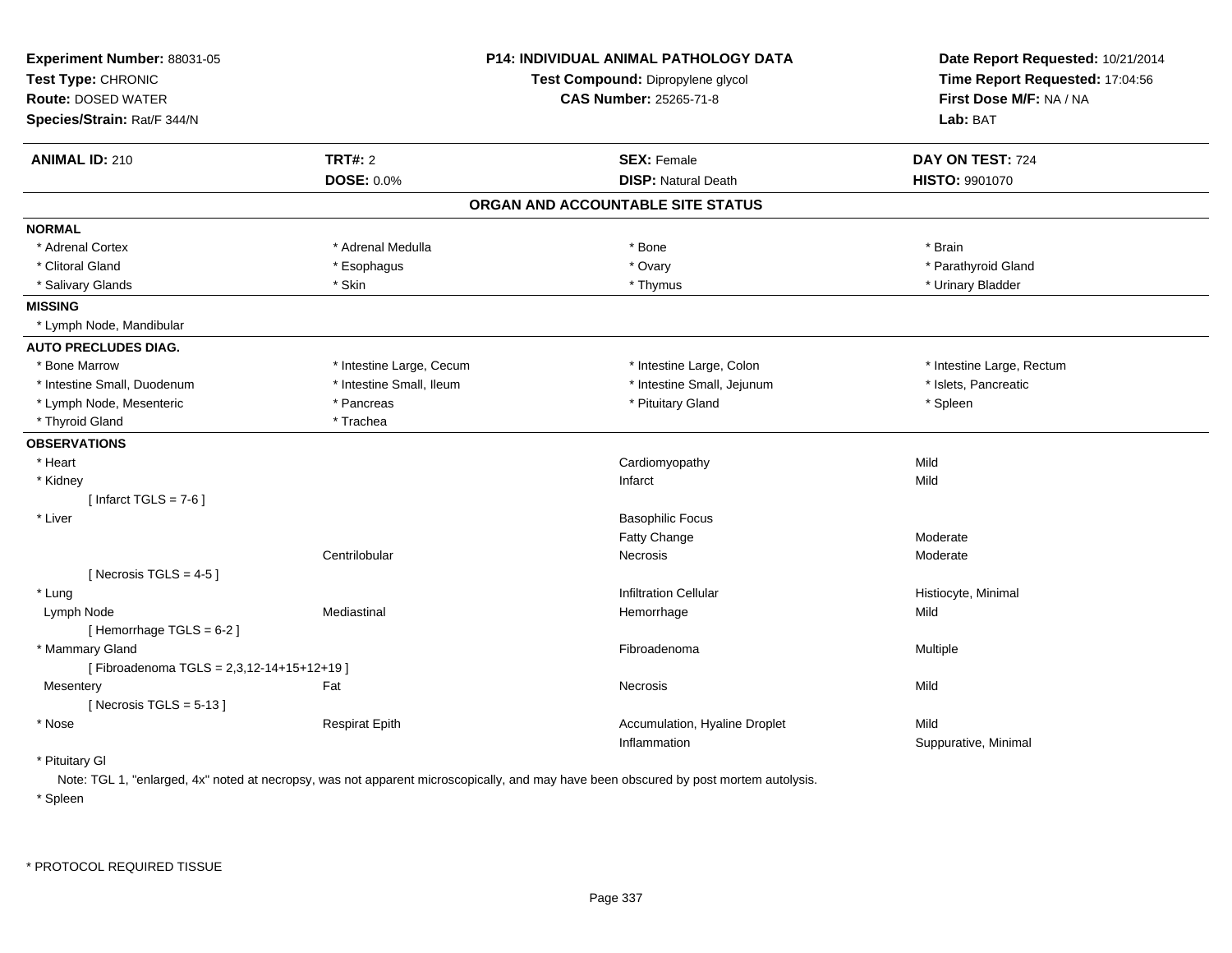**Experiment Number:** 88031-05
**Test Type:** CHRONIC
**Route:** DOSED WATER
**Species/Strain:** Rat/F 344/N

**P14: INDIVIDUAL ANIMAL PATHOLOGY DATA**
**Test Compound:** Dipropylene glycol
**CAS Number:** 25265-71-8

**Date Report Requested:** 10/21/2014
**Time Report Requested:** 17:04:56
**First Dose M/F:** NA / NA
**Lab:** BAT

| **ANIMAL ID:** 210 | **TRT#:** 2 | **SEX:** Female | **DAY ON TEST:** 724 |
|---|---|---|---|
| | **DOSE:** 0.0% | **DISP:** Natural Death | **HISTO:** 9901070 |

## ORGAN AND ACCOUNTABLE SITE STATUS

**NORMAL**

| | | | |
|---|---|---|---|
| * Adrenal Cortex | * Adrenal Medulla | * Bone | * Brain |
| * Clitoral Gland | * Esophagus | * Ovary | * Parathyroid Gland |
| * Salivary Glands | * Skin | * Thymus | * Urinary Bladder |

**MISSING**

* Lymph Node, Mandibular

**AUTO PRECLUDES DIAG.**

| | | | |
|---|---|---|---|
| * Bone Marrow | * Intestine Large, Cecum | * Intestine Large, Colon | * Intestine Large, Rectum |
| * Intestine Small, Duodenum | * Intestine Small, Ileum | * Intestine Small, Jejunum | * Islets, Pancreatic |
| * Lymph Node, Mesenteric | * Pancreas | * Pituitary Gland | * Spleen |
| * Thyroid Gland | * Trachea | | |

**OBSERVATIONS**

| | | | |
|---|---|---|---|
| * Heart | | Cardiomyopathy | Mild |
| * Kidney | | Infarct | Mild |
| [ Infarct TGLS = 7-6 ] | | | |
| * Liver | | Basophilic Focus | |
| | | Fatty Change | Moderate |
| | Centrilobular | Necrosis | Moderate |
| [ Necrosis TGLS = 4-5 ] | | | |
| * Lung | | Infiltration Cellular | Histiocyte, Minimal |
| Lymph Node | Mediastinal | Hemorrhage | Mild |
| [ Hemorrhage TGLS = 6-2 ] | | | |
| * Mammary Gland | | Fibroadenoma | Multiple |
| [ Fibroadenoma TGLS = 2,3,12-14+15+12+19 ] | | | |
| Mesentery | Fat | Necrosis | Mild |
| [ Necrosis TGLS = 5-13 ] | | | |
| * Nose | Respirat Epith | Accumulation, Hyaline Droplet | Mild |
| | | Inflammation | Suppurative, Minimal |

* Pituitary Gl

Note: TGL 1, "enlarged, 4x" noted at necropsy, was not apparent microscopically, and may have been obscured by post mortem autolysis.

* Spleen

\* PROTOCOL REQUIRED TISSUE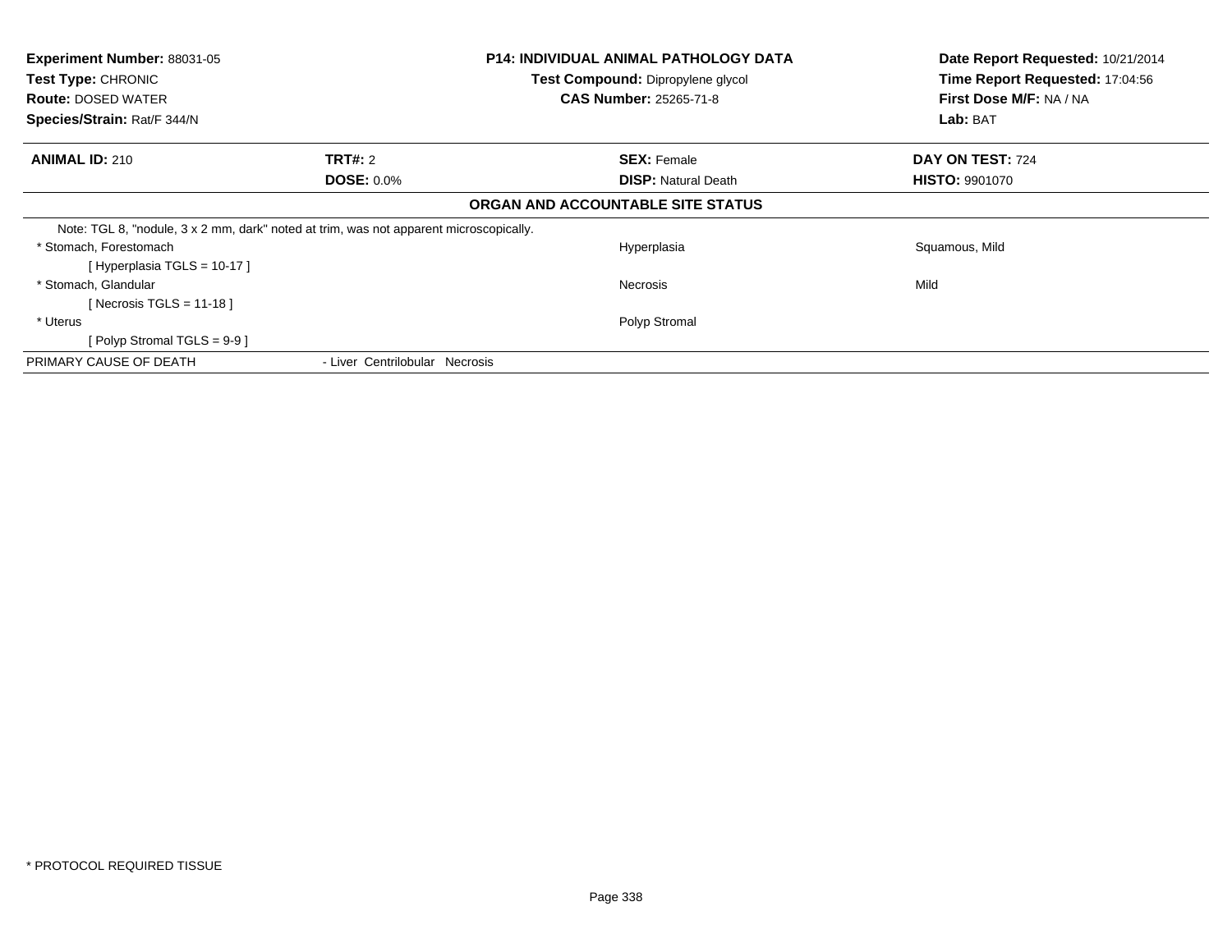**Experiment Number:** 88031-05
**Test Type:** CHRONIC
**Route:** DOSED WATER
**Species/Strain:** Rat/F 344/N

**P14: INDIVIDUAL ANIMAL PATHOLOGY DATA**
**Test Compound:** Dipropylene glycol
**CAS Number:** 25265-71-8

**Date Report Requested:** 10/21/2014
**Time Report Requested:** 17:04:56
**First Dose M/F:** NA / NA
**Lab:** BAT

| **ANIMAL ID:** 210 | **TRT#:** 2 | **SEX:** Female | **DAY ON TEST:** 724 |
|---|---|---|---|
| | **DOSE:** 0.0% | **DISP:** Natural Death | **HISTO:** 9901070 |

**ORGAN AND ACCOUNTABLE SITE STATUS**

Note: TGL 8, "nodule, 3 x 2 mm, dark" noted at trim, was not apparent microscopically.

| | | |
|---|---|---|
| * Stomach, Forestomach | Hyperplasia | Squamous, Mild |
| [ Hyperplasia TGLS = 10-17 ] | | |
| * Stomach, Glandular | Necrosis | Mild |
| [ Necrosis TGLS = 11-18 ] | | |
| * Uterus | Polyp Stromal | |
| [ Polyp Stromal TGLS = 9-9 ] | | |

PRIMARY CAUSE OF DEATH - Liver Centrilobular Necrosis

* PROTOCOL REQUIRED TISSUE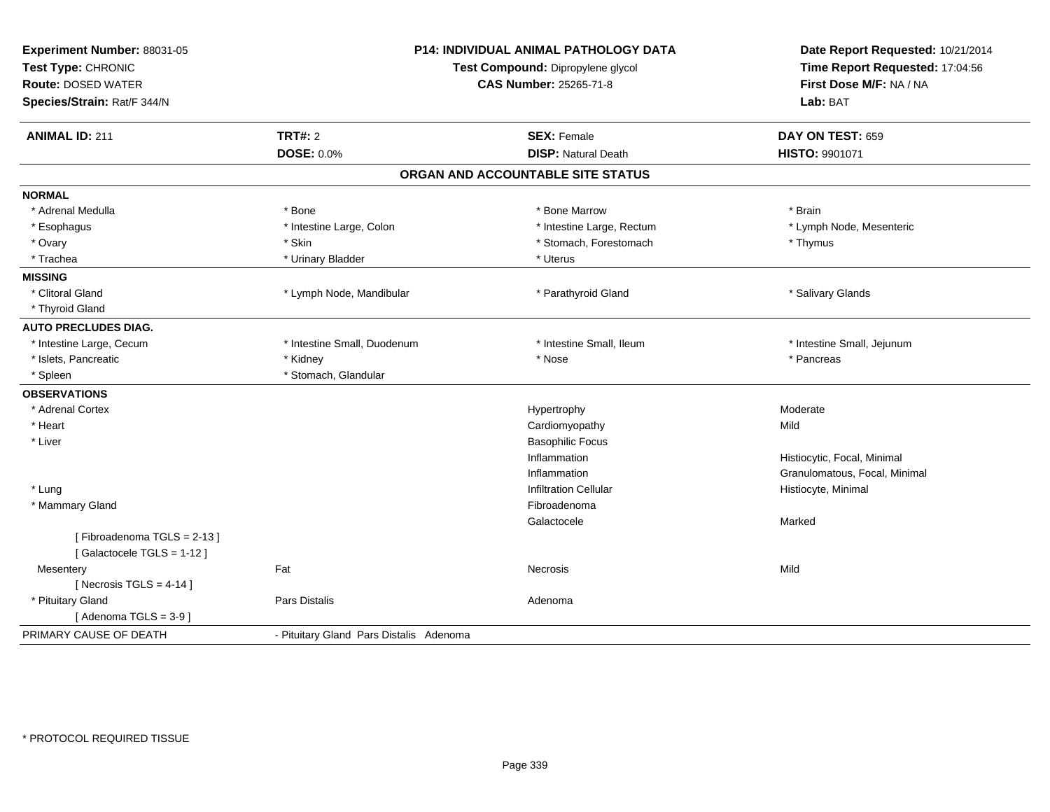**Experiment Number:** 88031-05
**Test Type:** CHRONIC
**Route:** DOSED WATER
**Species/Strain:** Rat/F 344/N

**P14: INDIVIDUAL ANIMAL PATHOLOGY DATA**
**Test Compound:** Dipropylene glycol
**CAS Number:** 25265-71-8

**Date Report Requested:** 10/21/2014
**Time Report Requested:** 17:04:56
**First Dose M/F:** NA / NA
**Lab:** BAT

| **ANIMAL ID:** 211 | **TRT#:** 2 | **SEX:** Female | **DAY ON TEST:** 659 |
|---|---|---|---|
| | **DOSE:** 0.0% | **DISP:** Natural Death | **HISTO:** 9901071 |

## ORGAN AND ACCOUNTABLE SITE STATUS

| | | | |
|---|---|---|---|
| **NORMAL** | | | |
| * Adrenal Medulla | * Bone | * Bone Marrow | * Brain |
| * Esophagus | * Intestine Large, Colon | * Intestine Large, Rectum | * Lymph Node, Mesenteric |
| * Ovary | * Skin | * Stomach, Forestomach | * Thymus |
| * Trachea | * Urinary Bladder | * Uterus | |
| **MISSING** | | | |
| * Clitoral Gland | * Lymph Node, Mandibular | * Parathyroid Gland | * Salivary Glands |
| * Thyroid Gland | | | |
| **AUTO PRECLUDES DIAG.** | | | |
| * Intestine Large, Cecum | * Intestine Small, Duodenum | * Intestine Small, Ileum | * Intestine Small, Jejunum |
| * Islets, Pancreatic | * Kidney | * Nose | * Pancreas |
| * Spleen | * Stomach, Glandular | | |
| **OBSERVATIONS** | | | |
| * Adrenal Cortex | | Hypertrophy | Moderate |
| * Heart | | Cardiomyopathy | Mild |
| * Liver | | Basophilic Focus | |
| | | Inflammation | Histiocytic, Focal, Minimal |
| | | Inflammation | Granulomatous, Focal, Minimal |
| * Lung | | Infiltration Cellular | Histiocyte, Minimal |
| * Mammary Gland | | Fibroadenoma | |
| | | Galactocele | Marked |
| [ Fibroadenoma TGLS = 2-13 ] | | | |
| [ Galactocele TGLS = 1-12 ] | | | |
| Mesentery | Fat | Necrosis | Mild |
| [ Necrosis TGLS = 4-14 ] | | | |
| * Pituitary Gland | Pars Distalis | Adenoma | |
| [ Adenoma TGLS = 3-9 ] | | | |
| PRIMARY CAUSE OF DEATH | - Pituitary Gland Pars Distalis Adenoma | | |

\* PROTOCOL REQUIRED TISSUE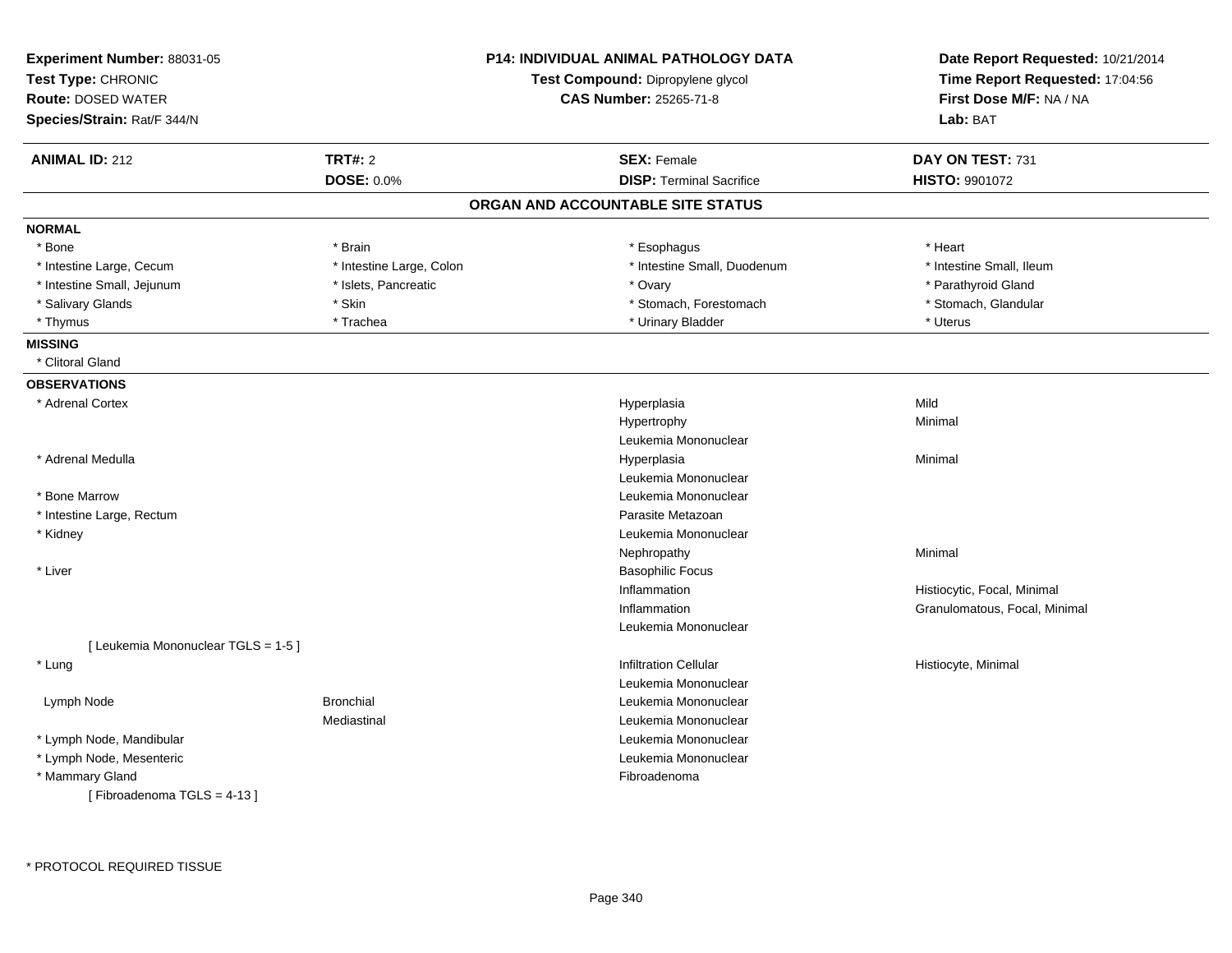**Experiment Number:** 88031-05
**Test Type:** CHRONIC
**Route:** DOSED WATER
**Species/Strain:** Rat/F 344/N

**P14: INDIVIDUAL ANIMAL PATHOLOGY DATA**
**Test Compound:** Dipropylene glycol
**CAS Number:** 25265-71-8

**Date Report Requested:** 10/21/2014
**Time Report Requested:** 17:04:56
**First Dose M/F:** NA / NA
**Lab:** BAT

| **ANIMAL ID:** 212 | **TRT#:** 2 | **SEX:** Female | **DAY ON TEST:** 731 |
|---|---|---|---|
| | **DOSE:** 0.0% | **DISP:** Terminal Sacrifice | **HISTO:** 9901072 |

## ORGAN AND ACCOUNTABLE SITE STATUS

**NORMAL**

| | | | |
|---|---|---|---|
| * Bone | * Brain | * Esophagus | * Heart |
| * Intestine Large, Cecum | * Intestine Large, Colon | * Intestine Small, Duodenum | * Intestine Small, Ileum |
| * Intestine Small, Jejunum | * Islets, Pancreatic | * Ovary | * Parathyroid Gland |
| * Salivary Glands | * Skin | * Stomach, Forestomach | * Stomach, Glandular |
| * Thymus | * Trachea | * Urinary Bladder | * Uterus |

**MISSING**

* Clitoral Gland

**OBSERVATIONS**

| | | | |
|---|---|---|---|
| * Adrenal Cortex | | Hyperplasia | Mild |
| | | Hypertrophy | Minimal |
| | | Leukemia Mononuclear | |
| * Adrenal Medulla | | Hyperplasia | Minimal |
| | | Leukemia Mononuclear | |
| * Bone Marrow | | Leukemia Mononuclear | |
| * Intestine Large, Rectum | | Parasite Metazoan | |
| * Kidney | | Leukemia Mononuclear | |
| | | Nephropathy | Minimal |
| * Liver | | Basophilic Focus | |
| | | Inflammation | Histiocytic, Focal, Minimal |
| | | Inflammation | Granulomatous, Focal, Minimal |
| | | Leukemia Mononuclear | |
| [ Leukemia Mononuclear TGLS = 1-5 ] | | | |
| * Lung | | Infiltration Cellular | Histiocyte, Minimal |
| | | Leukemia Mononuclear | |
| Lymph Node | Bronchial | Leukemia Mononuclear | |
| | Mediastinal | Leukemia Mononuclear | |
| * Lymph Node, Mandibular | | Leukemia Mononuclear | |
| * Lymph Node, Mesenteric | | Leukemia Mononuclear | |
| * Mammary Gland | | Fibroadenoma | |
| [ Fibroadenoma TGLS = 4-13 ] | | | |

* PROTOCOL REQUIRED TISSUE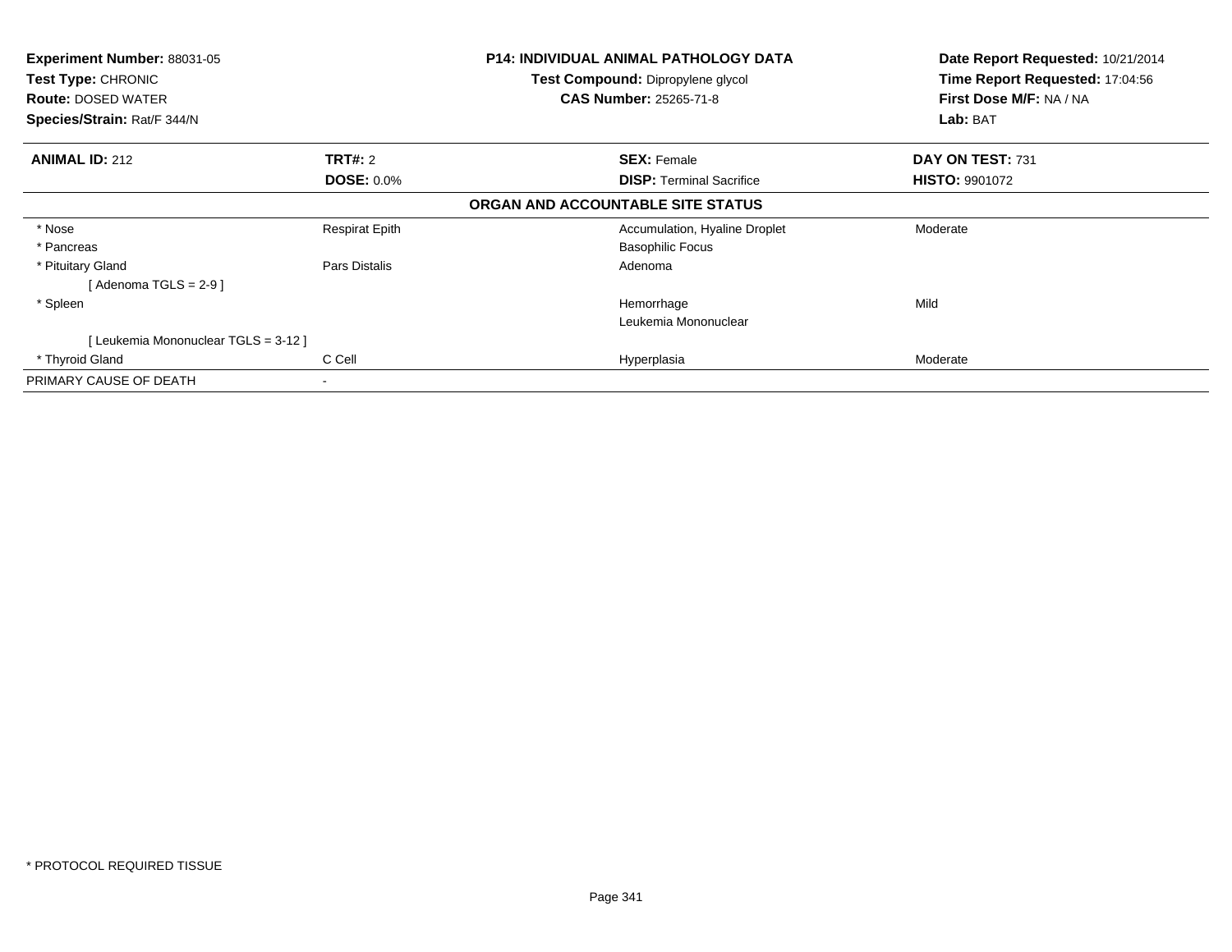**Experiment Number:** 88031-05
**Test Type:** CHRONIC
**Route:** DOSED WATER
**Species/Strain:** Rat/F 344/N

**P14: INDIVIDUAL ANIMAL PATHOLOGY DATA**
**Test Compound:** Dipropylene glycol
**CAS Number:** 25265-71-8

**Date Report Requested:** 10/21/2014
**Time Report Requested:** 17:04:56
**First Dose M/F:** NA / NA
**Lab:** BAT

| **ANIMAL ID:** 212 | **TRT#:** 2 | **SEX:** Female | **DAY ON TEST:** 731 |
|---|---|---|---|
| | **DOSE:** 0.0% | **DISP:** Terminal Sacrifice | **HISTO:** 9901072 |

**ORGAN AND ACCOUNTABLE SITE STATUS**

| | | | |
|---|---|---|---|
| * Nose | Respirat Epith | Accumulation, Hyaline Droplet | Moderate |
| * Pancreas | | Basophilic Focus | |
| * Pituitary Gland | Pars Distalis | Adenoma | |
| [ Adenoma TGLS = 2-9 ] | | | |
| * Spleen | | Hemorrhage | Mild |
| | | Leukemia Mononuclear | |
| [ Leukemia Mononuclear TGLS = 3-12 ] | | | |
| * Thyroid Gland | C Cell | Hyperplasia | Moderate |
| PRIMARY CAUSE OF DEATH | - | | |

* PROTOCOL REQUIRED TISSUE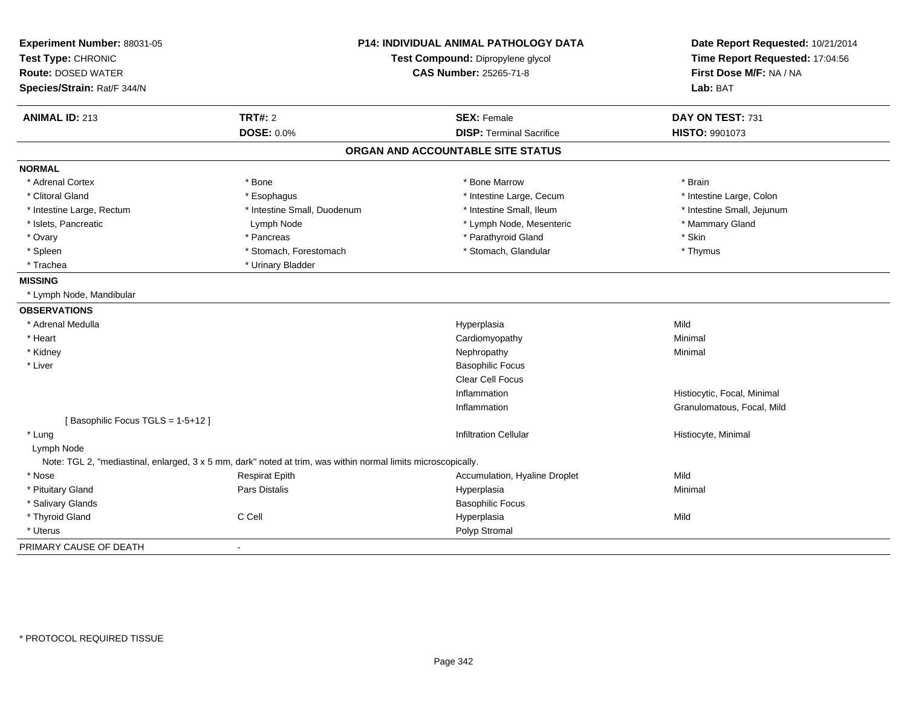**Experiment Number:** 88031-05
**Test Type:** CHRONIC
**Route:** DOSED WATER
**Species/Strain:** Rat/F 344/N

**P14: INDIVIDUAL ANIMAL PATHOLOGY DATA**
**Test Compound:** Dipropylene glycol
**CAS Number:** 25265-71-8

**Date Report Requested:** 10/21/2014
**Time Report Requested:** 17:04:56
**First Dose M/F:** NA / NA
**Lab:** BAT

| **ANIMAL ID:** 213 | **TRT#:** 2 | **SEX:** Female | **DAY ON TEST:** 731 |
|---|---|---|---|
| | **DOSE:** 0.0% | **DISP:** Terminal Sacrifice | **HISTO:** 9901073 |

## ORGAN AND ACCOUNTABLE SITE STATUS

**NORMAL**

| | | | |
|---|---|---|---|
| * Adrenal Cortex | * Bone | * Bone Marrow | * Brain |
| * Clitoral Gland | * Esophagus | * Intestine Large, Cecum | * Intestine Large, Colon |
| * Intestine Large, Rectum | * Intestine Small, Duodenum | * Intestine Small, Ileum | * Intestine Small, Jejunum |
| * Islets, Pancreatic | Lymph Node | * Lymph Node, Mesenteric | * Mammary Gland |
| * Ovary | * Pancreas | * Parathyroid Gland | * Skin |
| * Spleen | * Stomach, Forestomach | * Stomach, Glandular | * Thymus |
| * Trachea | * Urinary Bladder | | |

**MISSING**

* Lymph Node, Mandibular

**OBSERVATIONS**

| | | | |
|---|---|---|---|
| * Adrenal Medulla | | Hyperplasia | Mild |
| * Heart | | Cardiomyopathy | Minimal |
| * Kidney | | Nephropathy | Minimal |
| * Liver | | Basophilic Focus | |
| | | Clear Cell Focus | |
| | | Inflammation | Histiocytic, Focal, Minimal |
| | | Inflammation | Granulomatous, Focal, Mild |
| [ Basophilic Focus TGLS = 1-5+12 ] | | | |
| * Lung | | Infiltration Cellular | Histiocyte, Minimal |
| Lymph Node | | | |
| Note: TGL 2, "mediastinal, enlarged, 3 x 5 mm, dark" noted at trim, was within normal limits microscopically. | | | |
| * Nose | Respirat Epith | Accumulation, Hyaline Droplet | Mild |
| * Pituitary Gland | Pars Distalis | Hyperplasia | Minimal |
| * Salivary Glands | | Basophilic Focus | |
| * Thyroid Gland | C Cell | Hyperplasia | Mild |
| * Uterus | | Polyp Stromal | |

PRIMARY CAUSE OF DEATH -

* PROTOCOL REQUIRED TISSUE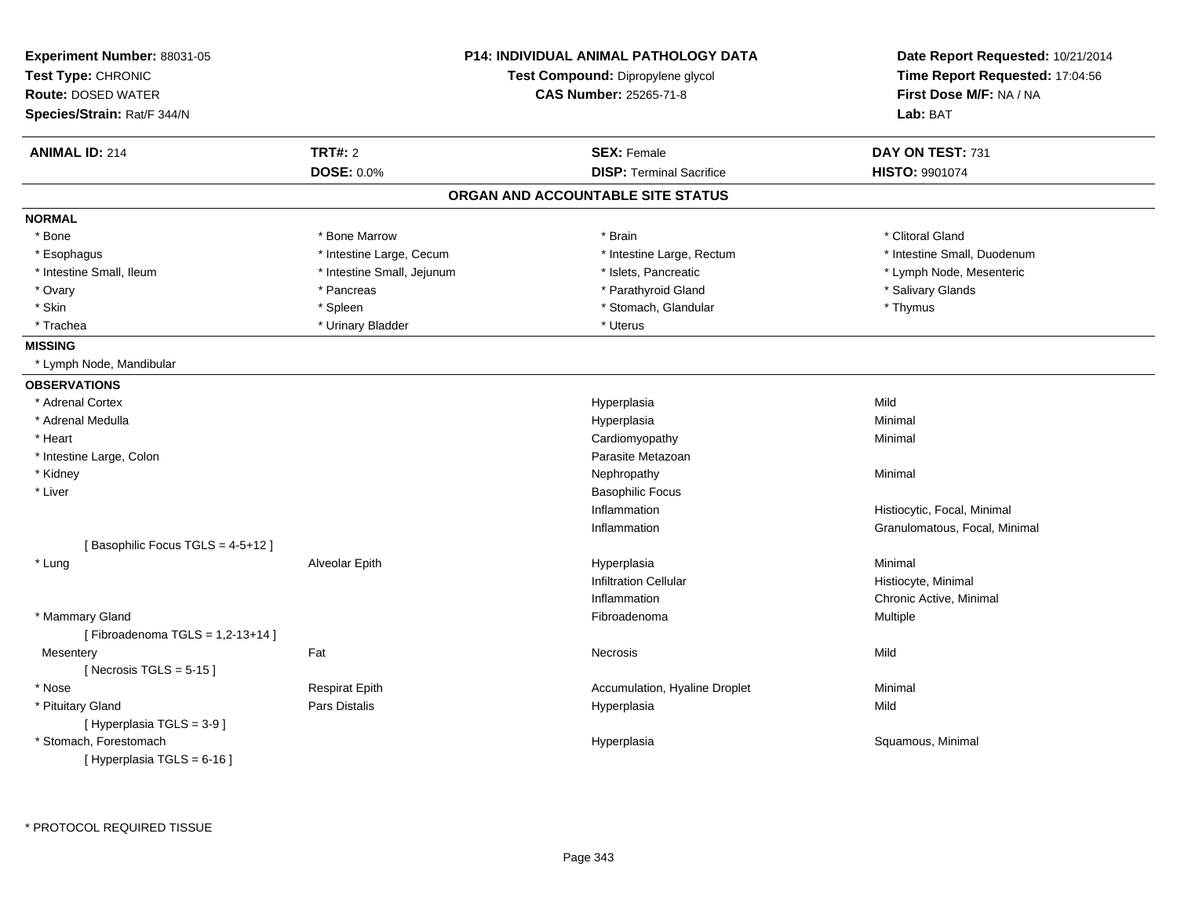**Experiment Number:** 88031-05
**Test Type:** CHRONIC
**Route:** DOSED WATER
**Species/Strain:** Rat/F 344/N

**P14: INDIVIDUAL ANIMAL PATHOLOGY DATA**
**Test Compound:** Dipropylene glycol
**CAS Number:** 25265-71-8

**Date Report Requested:** 10/21/2014
**Time Report Requested:** 17:04:56
**First Dose M/F:** NA / NA
**Lab:** BAT

| **ANIMAL ID:** 214 | **TRT#:** 2 | **SEX:** Female | **DAY ON TEST:** 731 |
|---|---|---|---|
| | **DOSE:** 0.0% | **DISP:** Terminal Sacrifice | **HISTO:** 9901074 |

## ORGAN AND ACCOUNTABLE SITE STATUS

**NORMAL**

| | | | |
|---|---|---|---|
| * Bone | * Bone Marrow | * Brain | * Clitoral Gland |
| * Esophagus | * Intestine Large, Cecum | * Intestine Large, Rectum | * Intestine Small, Duodenum |
| * Intestine Small, Ileum | * Intestine Small, Jejunum | * Islets, Pancreatic | * Lymph Node, Mesenteric |
| * Ovary | * Pancreas | * Parathyroid Gland | * Salivary Glands |
| * Skin | * Spleen | * Stomach, Glandular | * Thymus |
| * Trachea | * Urinary Bladder | * Uterus | |

**MISSING**

* Lymph Node, Mandibular

**OBSERVATIONS**

| | | | |
|---|---|---|---|
| * Adrenal Cortex | | Hyperplasia | Mild |
| * Adrenal Medulla | | Hyperplasia | Minimal |
| * Heart | | Cardiomyopathy | Minimal |
| * Intestine Large, Colon | | Parasite Metazoan | |
| * Kidney | | Nephropathy | Minimal |
| * Liver | | Basophilic Focus | |
| | | Inflammation | Histiocytic, Focal, Minimal |
| | | Inflammation | Granulomatous, Focal, Minimal |
| [ Basophilic Focus TGLS = 4-5+12 ] | | | |
| * Lung | Alveolar Epith | Hyperplasia | Minimal |
| | | Infiltration Cellular | Histiocyte, Minimal |
| | | Inflammation | Chronic Active, Minimal |
| * Mammary Gland | | Fibroadenoma | Multiple |
| [ Fibroadenoma TGLS = 1,2-13+14 ] | | | |
| Mesentery | Fat | Necrosis | Mild |
| [ Necrosis TGLS = 5-15 ] | | | |
| * Nose | Respirat Epith | Accumulation, Hyaline Droplet | Minimal |
| * Pituitary Gland | Pars Distalis | Hyperplasia | Mild |
| [ Hyperplasia TGLS = 3-9 ] | | | |
| * Stomach, Forestomach | | Hyperplasia | Squamous, Minimal |
| [ Hyperplasia TGLS = 6-16 ] | | | |

* PROTOCOL REQUIRED TISSUE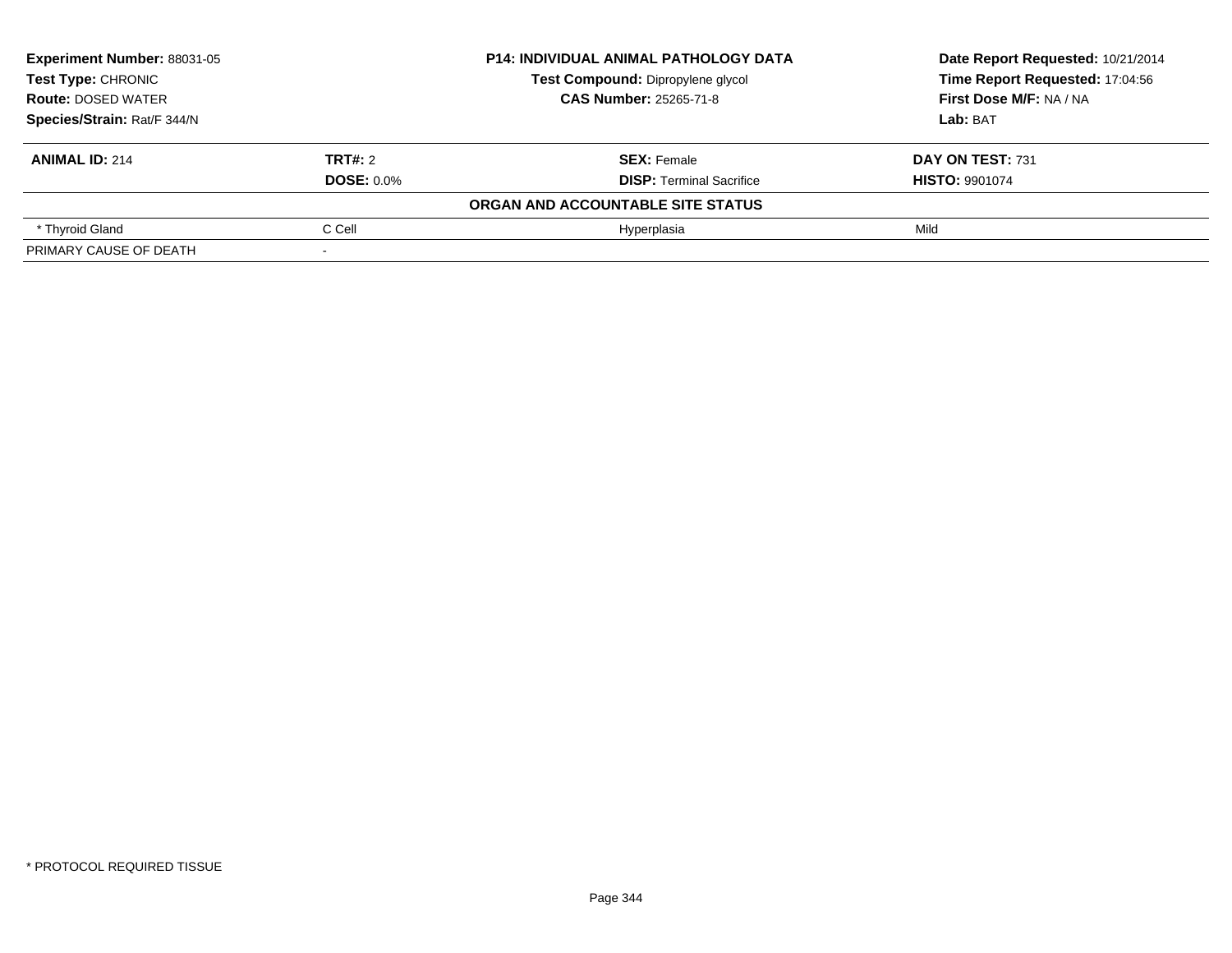**Experiment Number:** 88031-05
**Test Type:** CHRONIC
**Route:** DOSED WATER
**Species/Strain:** Rat/F 344/N

**P14: INDIVIDUAL ANIMAL PATHOLOGY DATA**
**Test Compound:** Dipropylene glycol
**CAS Number:** 25265-71-8

**Date Report Requested:** 10/21/2014
**Time Report Requested:** 17:04:56
**First Dose M/F:** NA / NA
**Lab:** BAT

| **ANIMAL ID:** 214 | **TRT#:** 2 | **SEX:** Female | **DAY ON TEST:** 731 |
|---|---|---|---|
| | **DOSE:** 0.0% | **DISP:** Terminal Sacrifice | **HISTO:** 9901074 |

**ORGAN AND ACCOUNTABLE SITE STATUS**

| | | | |
|---|---|---|---|
| * Thyroid Gland | C Cell | Hyperplasia | Mild |
| PRIMARY CAUSE OF DEATH | - | | |

* PROTOCOL REQUIRED TISSUE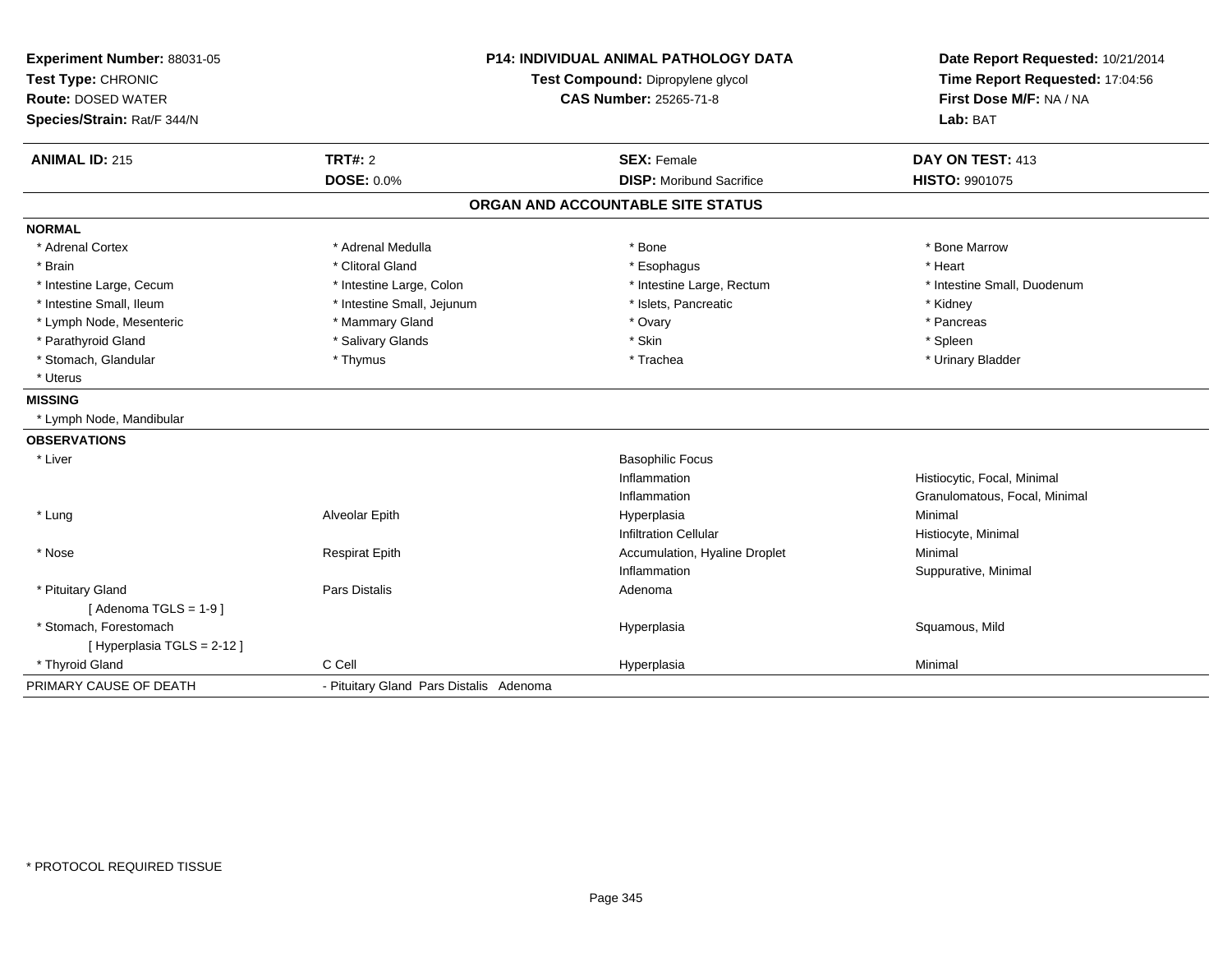**Experiment Number:** 88031-05
**Test Type:** CHRONIC
**Route:** DOSED WATER
**Species/Strain:** Rat/F 344/N

**P14: INDIVIDUAL ANIMAL PATHOLOGY DATA**
**Test Compound:** Dipropylene glycol
**CAS Number:** 25265-71-8

**Date Report Requested:** 10/21/2014
**Time Report Requested:** 17:04:56
**First Dose M/F:** NA / NA
**Lab:** BAT

| **ANIMAL ID:** 215 | **TRT#:** 2 | **SEX:** Female | **DAY ON TEST:** 413 |
|---|---|---|---|
| | **DOSE:** 0.0% | **DISP:** Moribund Sacrifice | **HISTO:** 9901075 |

## ORGAN AND ACCOUNTABLE SITE STATUS

**NORMAL**

| | | | |
|---|---|---|---|
| * Adrenal Cortex | * Adrenal Medulla | * Bone | * Bone Marrow |
| * Brain | * Clitoral Gland | * Esophagus | * Heart |
| * Intestine Large, Cecum | * Intestine Large, Colon | * Intestine Large, Rectum | * Intestine Small, Duodenum |
| * Intestine Small, Ileum | * Intestine Small, Jejunum | * Islets, Pancreatic | * Kidney |
| * Lymph Node, Mesenteric | * Mammary Gland | * Ovary | * Pancreas |
| * Parathyroid Gland | * Salivary Glands | * Skin | * Spleen |
| * Stomach, Glandular | * Thymus | * Trachea | * Urinary Bladder |
| * Uterus | | | |

**MISSING**

* Lymph Node, Mandibular

**OBSERVATIONS**

| | | | |
|---|---|---|---|
| * Liver | | Basophilic Focus | |
| | | Inflammation | Histiocytic, Focal, Minimal |
| | | Inflammation | Granulomatous, Focal, Minimal |
| * Lung | Alveolar Epith | Hyperplasia | Minimal |
| | | Infiltration Cellular | Histiocyte, Minimal |
| * Nose | Respirat Epith | Accumulation, Hyaline Droplet | Minimal |
| | | Inflammation | Suppurative, Minimal |
| * Pituitary Gland | Pars Distalis | Adenoma | |
| [ Adenoma TGLS = 1-9 ] | | | |
| * Stomach, Forestomach | | Hyperplasia | Squamous, Mild |
| [ Hyperplasia TGLS = 2-12 ] | | | |
| * Thyroid Gland | C Cell | Hyperplasia | Minimal |

PRIMARY CAUSE OF DEATH - Pituitary Gland Pars Distalis Adenoma

* PROTOCOL REQUIRED TISSUE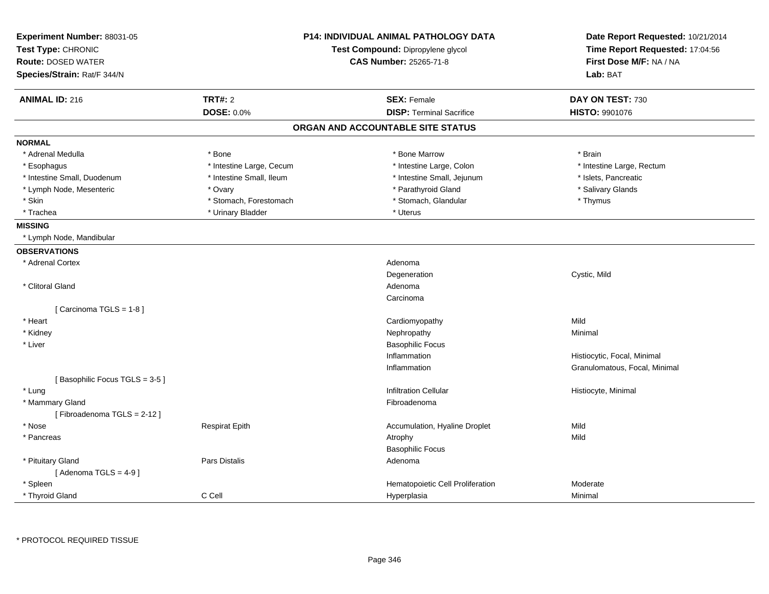**Experiment Number:** 88031-05
**Test Type:** CHRONIC
**Route:** DOSED WATER
**Species/Strain:** Rat/F 344/N

**P14: INDIVIDUAL ANIMAL PATHOLOGY DATA**
**Test Compound:** Dipropylene glycol
**CAS Number:** 25265-71-8

**Date Report Requested:** 10/21/2014
**Time Report Requested:** 17:04:56
**First Dose M/F:** NA / NA
**Lab:** BAT

| **ANIMAL ID:** 216 | **TRT#:** 2 | **SEX:** Female | **DAY ON TEST:** 730 |
|---|---|---|---|
| | **DOSE:** 0.0% | **DISP:** Terminal Sacrifice | **HISTO:** 9901076 |

## ORGAN AND ACCOUNTABLE SITE STATUS

**NORMAL**

| | | | |
|---|---|---|---|
| * Adrenal Medulla | * Bone | * Bone Marrow | * Brain |
| * Esophagus | * Intestine Large, Cecum | * Intestine Large, Colon | * Intestine Large, Rectum |
| * Intestine Small, Duodenum | * Intestine Small, Ileum | * Intestine Small, Jejunum | * Islets, Pancreatic |
| * Lymph Node, Mesenteric | * Ovary | * Parathyroid Gland | * Salivary Glands |
| * Skin | * Stomach, Forestomach | * Stomach, Glandular | * Thymus |
| * Trachea | * Urinary Bladder | * Uterus | |

**MISSING**

* Lymph Node, Mandibular

**OBSERVATIONS**

| | | | |
|---|---|---|---|
| * Adrenal Cortex | | Adenoma | |
| | | Degeneration | Cystic, Mild |
| * Clitoral Gland | | Adenoma | |
| | | Carcinoma | |
| [ Carcinoma TGLS = 1-8 ] | | | |
| * Heart | | Cardiomyopathy | Mild |
| * Kidney | | Nephropathy | Minimal |
| * Liver | | Basophilic Focus | |
| | | Inflammation | Histiocytic, Focal, Minimal |
| | | Inflammation | Granulomatous, Focal, Minimal |
| [ Basophilic Focus TGLS = 3-5 ] | | | |
| * Lung | | Infiltration Cellular | Histiocyte, Minimal |
| * Mammary Gland | | Fibroadenoma | |
| [ Fibroadenoma TGLS = 2-12 ] | | | |
| * Nose | Respirat Epith | Accumulation, Hyaline Droplet | Mild |
| * Pancreas | | Atrophy | Mild |
| | | Basophilic Focus | |
| * Pituitary Gland | Pars Distalis | Adenoma | |
| [ Adenoma TGLS = 4-9 ] | | | |
| * Spleen | | Hematopoietic Cell Proliferation | Moderate |
| * Thyroid Gland | C Cell | Hyperplasia | Minimal |

* PROTOCOL REQUIRED TISSUE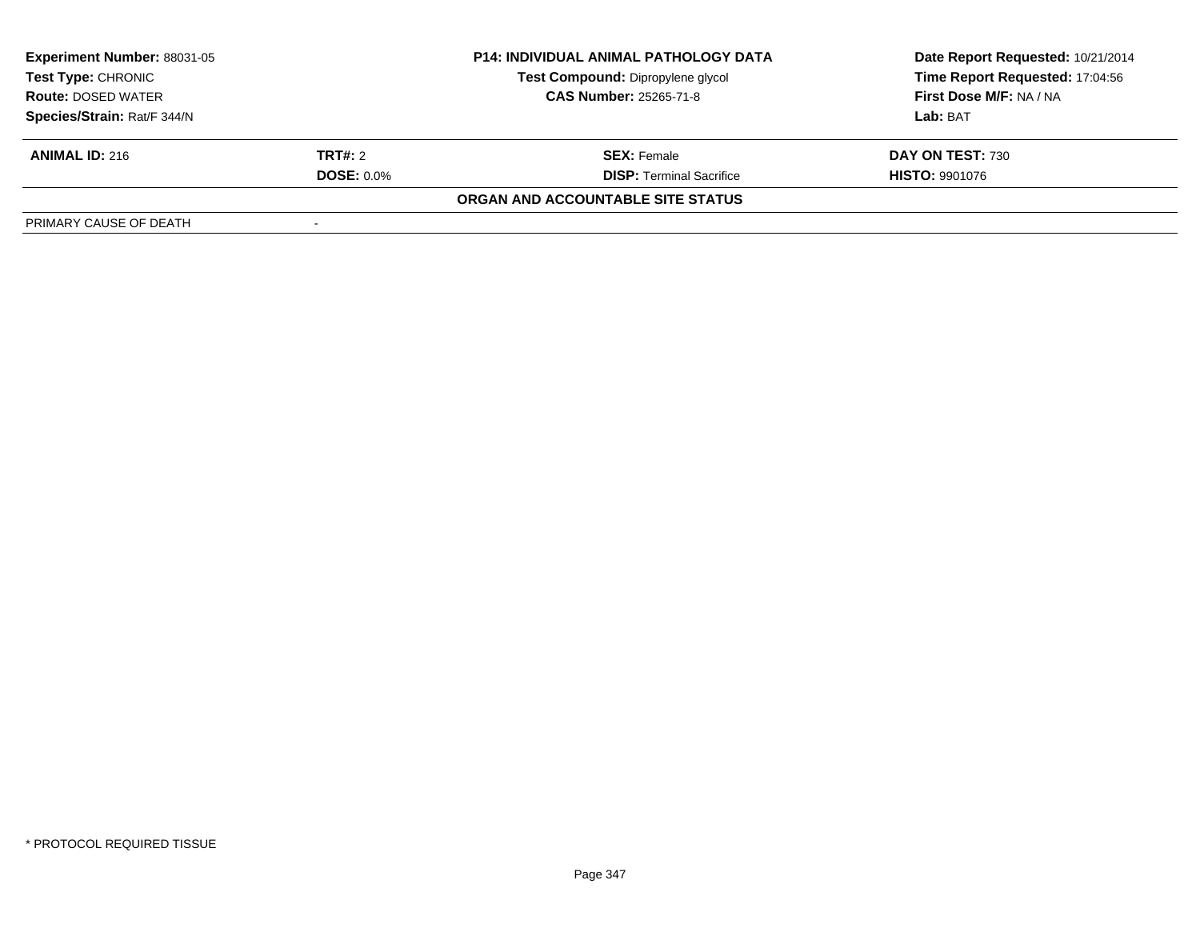| Experiment Number: 88031-05 | P14: INDIVIDUAL ANIMAL PATHOLOGY DATA | Date Report Requested: 10/21/2014 |
|---|---|---|
| Test Type: CHRONIC | Test Compound: Dipropylene glycol | Time Report Requested: 17:04:56 |
| Route: DOSED WATER | CAS Number: 25265-71-8 | First Dose M/F: NA / NA |
| Species/Strain: Rat/F 344/N | | Lab: BAT |

| ANIMAL ID: 216 | TRT#: 2 | SEX: Female | DAY ON TEST: 730 |
|---|---|---|---|
| | DOSE: 0.0% | DISP: Terminal Sacrifice | HISTO: 9901076 |

**ORGAN AND ACCOUNTABLE SITE STATUS**

| PRIMARY CAUSE OF DEATH | - |
|---|---|

* PROTOCOL REQUIRED TISSUE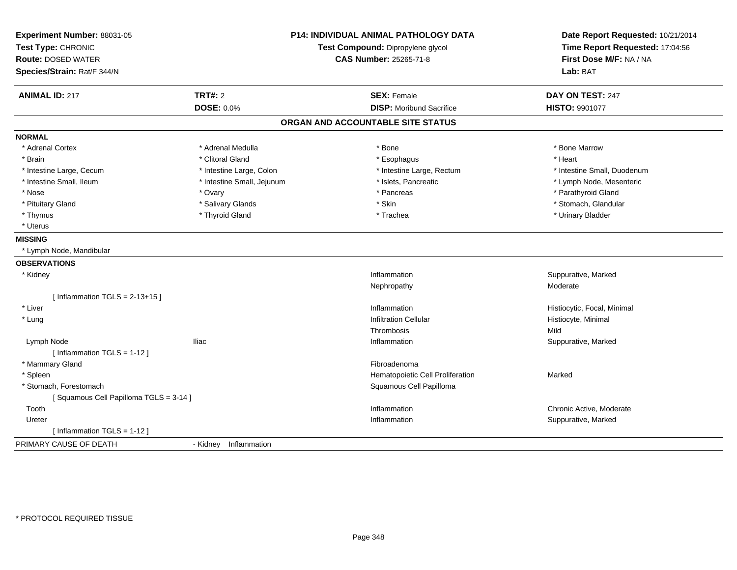**Experiment Number:** 88031-05
**Test Type:** CHRONIC
**Route:** DOSED WATER
**Species/Strain:** Rat/F 344/N

**P14: INDIVIDUAL ANIMAL PATHOLOGY DATA**
**Test Compound:** Dipropylene glycol
**CAS Number:** 25265-71-8

**Date Report Requested:** 10/21/2014
**Time Report Requested:** 17:04:56
**First Dose M/F:** NA / NA
**Lab:** BAT

| **ANIMAL ID:** 217 | **TRT#:** 2 | **SEX:** Female | **DAY ON TEST:** 247 |
|---|---|---|---|
| | **DOSE:** 0.0% | **DISP:** Moribund Sacrifice | **HISTO:** 9901077 |

## ORGAN AND ACCOUNTABLE SITE STATUS

**NORMAL**

| | | | |
|---|---|---|---|
| * Adrenal Cortex | * Adrenal Medulla | * Bone | * Bone Marrow |
| * Brain | * Clitoral Gland | * Esophagus | * Heart |
| * Intestine Large, Cecum | * Intestine Large, Colon | * Intestine Large, Rectum | * Intestine Small, Duodenum |
| * Intestine Small, Ileum | * Intestine Small, Jejunum | * Islets, Pancreatic | * Lymph Node, Mesenteric |
| * Nose | * Ovary | * Pancreas | * Parathyroid Gland |
| * Pituitary Gland | * Salivary Glands | * Skin | * Stomach, Glandular |
| * Thymus | * Thyroid Gland | * Trachea | * Urinary Bladder |
| * Uterus | | | |

**MISSING**

* Lymph Node, Mandibular

**OBSERVATIONS**

| | | | |
|---|---|---|---|
| * Kidney | | Inflammation | Suppurative, Marked |
| | | Nephropathy | Moderate |
| [ Inflammation TGLS = 2-13+15 ] | | | |
| * Liver | | Inflammation | Histiocytic, Focal, Minimal |
| * Lung | | Infiltration Cellular | Histiocyte, Minimal |
| | | Thrombosis | Mild |
| Lymph Node | Iliac | Inflammation | Suppurative, Marked |
| [ Inflammation TGLS = 1-12 ] | | | |
| * Mammary Gland | | Fibroadenoma | |
| * Spleen | | Hematopoietic Cell Proliferation | Marked |
| * Stomach, Forestomach | | Squamous Cell Papilloma | |
| [ Squamous Cell Papilloma TGLS = 3-14 ] | | | |
| Tooth | | Inflammation | Chronic Active, Moderate |
| Ureter | | Inflammation | Suppurative, Marked |
| [ Inflammation TGLS = 1-12 ] | | | |

PRIMARY CAUSE OF DEATH - Kidney Inflammation

\* PROTOCOL REQUIRED TISSUE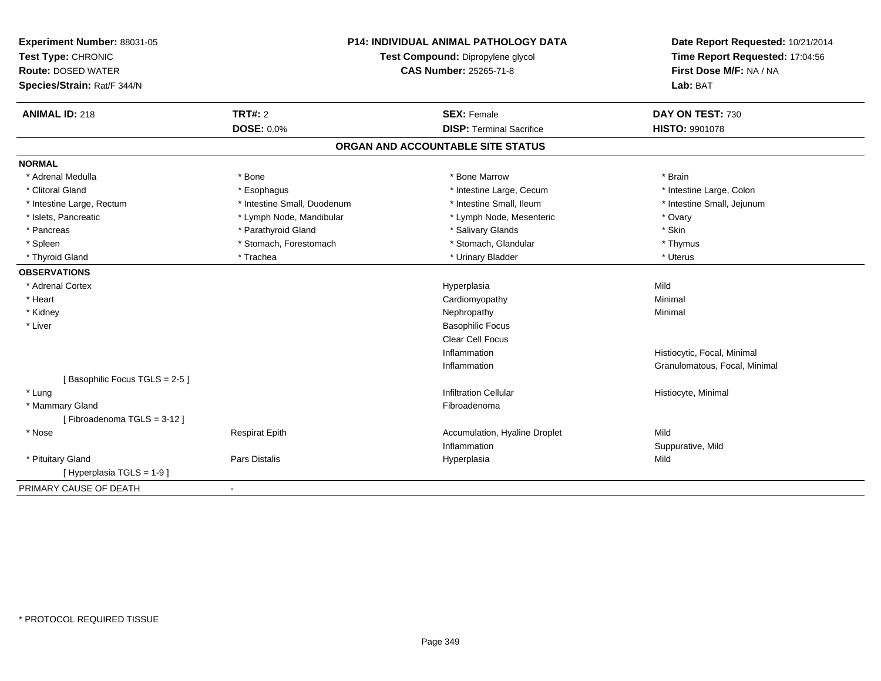**Experiment Number:** 88031-05
**Test Type:** CHRONIC
**Route:** DOSED WATER
**Species/Strain:** Rat/F 344/N

**P14: INDIVIDUAL ANIMAL PATHOLOGY DATA**
**Test Compound:** Dipropylene glycol
**CAS Number:** 25265-71-8

**Date Report Requested:** 10/21/2014
**Time Report Requested:** 17:04:56
**First Dose M/F:** NA / NA
**Lab:** BAT

| **ANIMAL ID:** 218 | **TRT#:** 2 | **SEX:** Female | **DAY ON TEST:** 730 |
|---|---|---|---|
| | **DOSE:** 0.0% | **DISP:** Terminal Sacrifice | **HISTO:** 9901078 |

## ORGAN AND ACCOUNTABLE SITE STATUS

**NORMAL**

| | | | |
|---|---|---|---|
| * Adrenal Medulla | * Bone | * Bone Marrow | * Brain |
| * Clitoral Gland | * Esophagus | * Intestine Large, Cecum | * Intestine Large, Colon |
| * Intestine Large, Rectum | * Intestine Small, Duodenum | * Intestine Small, Ileum | * Intestine Small, Jejunum |
| * Islets, Pancreatic | * Lymph Node, Mandibular | * Lymph Node, Mesenteric | * Ovary |
| * Pancreas | * Parathyroid Gland | * Salivary Glands | * Skin |
| * Spleen | * Stomach, Forestomach | * Stomach, Glandular | * Thymus |
| * Thyroid Gland | * Trachea | * Urinary Bladder | * Uterus |

**OBSERVATIONS**

| | | | |
|---|---|---|---|
| * Adrenal Cortex | | Hyperplasia | Mild |
| * Heart | | Cardiomyopathy | Minimal |
| * Kidney | | Nephropathy | Minimal |
| * Liver | | Basophilic Focus | |
| | | Clear Cell Focus | |
| | | Inflammation | Histiocytic, Focal, Minimal |
| | | Inflammation | Granulomatous, Focal, Minimal |
| [ Basophilic Focus TGLS = 2-5 ] | | | |
| * Lung | | Infiltration Cellular | Histiocyte, Minimal |
| * Mammary Gland | | Fibroadenoma | |
| [ Fibroadenoma TGLS = 3-12 ] | | | |
| * Nose | Respirat Epith | Accumulation, Hyaline Droplet | Mild |
| | | Inflammation | Suppurative, Mild |
| * Pituitary Gland | Pars Distalis | Hyperplasia | Mild |
| [ Hyperplasia TGLS = 1-9 ] | | | |

PRIMARY CAUSE OF DEATH -

* PROTOCOL REQUIRED TISSUE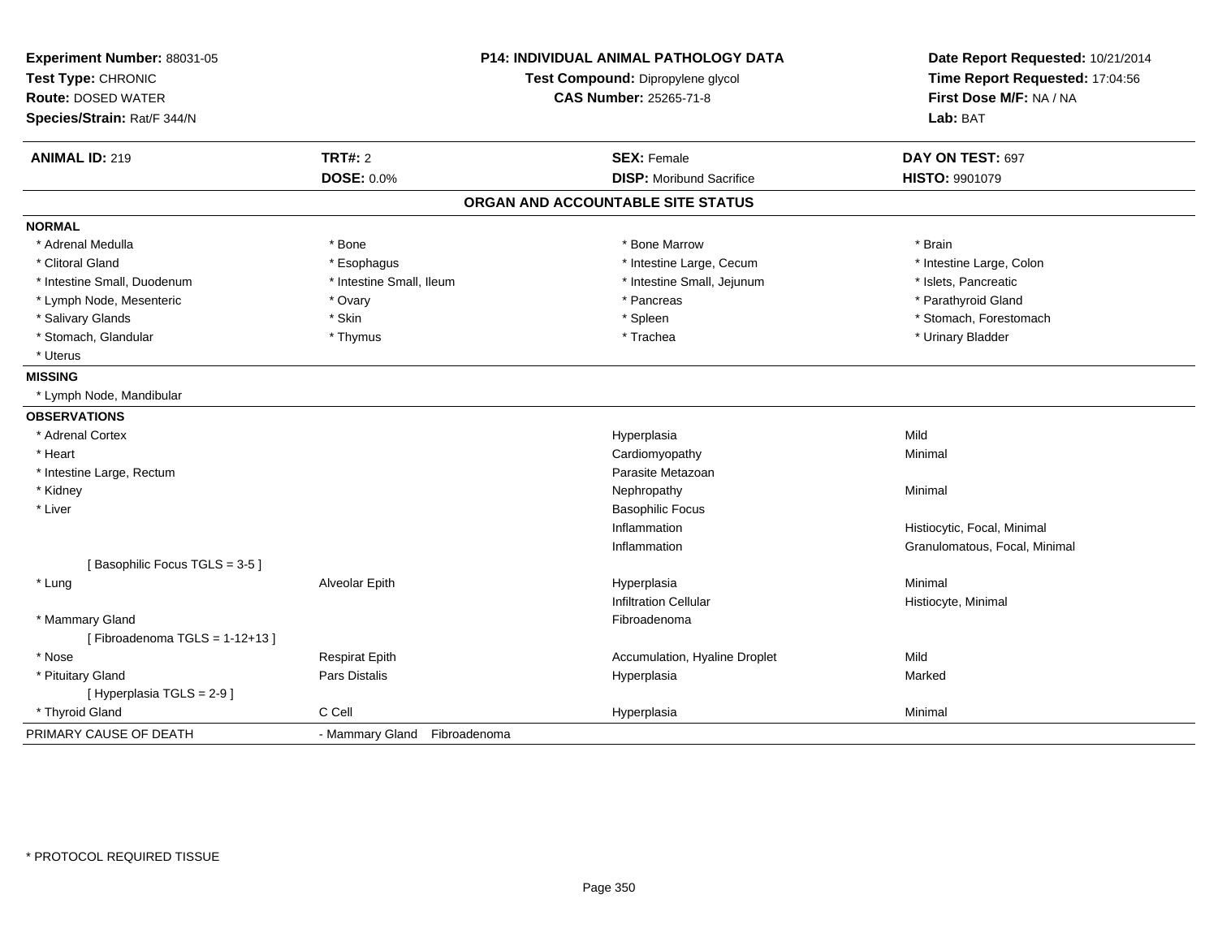**Experiment Number:** 88031-05
**Test Type:** CHRONIC
**Route:** DOSED WATER
**Species/Strain:** Rat/F 344/N

**P14: INDIVIDUAL ANIMAL PATHOLOGY DATA**
**Test Compound:** Dipropylene glycol
**CAS Number:** 25265-71-8

**Date Report Requested:** 10/21/2014
**Time Report Requested:** 17:04:56
**First Dose M/F:** NA / NA
**Lab:** BAT

| **ANIMAL ID:** 219 | **TRT#:** 2 | **SEX:** Female | **DAY ON TEST:** 697 |
|---|---|---|---|
| | **DOSE:** 0.0% | **DISP:** Moribund Sacrifice | **HISTO:** 9901079 |

## ORGAN AND ACCOUNTABLE SITE STATUS

**NORMAL**

| | | | |
|---|---|---|---|
| * Adrenal Medulla | * Bone | * Bone Marrow | * Brain |
| * Clitoral Gland | * Esophagus | * Intestine Large, Cecum | * Intestine Large, Colon |
| * Intestine Small, Duodenum | * Intestine Small, Ileum | * Intestine Small, Jejunum | * Islets, Pancreatic |
| * Lymph Node, Mesenteric | * Ovary | * Pancreas | * Parathyroid Gland |
| * Salivary Glands | * Skin | * Spleen | * Stomach, Forestomach |
| * Stomach, Glandular | * Thymus | * Trachea | * Urinary Bladder |
| * Uterus | | | |

**MISSING**

* Lymph Node, Mandibular

**OBSERVATIONS**

| | | | |
|---|---|---|---|
| * Adrenal Cortex | | Hyperplasia | Mild |
| * Heart | | Cardiomyopathy | Minimal |
| * Intestine Large, Rectum | | Parasite Metazoan | |
| * Kidney | | Nephropathy | Minimal |
| * Liver | | Basophilic Focus | |
| | | Inflammation | Histiocytic, Focal, Minimal |
| | | Inflammation | Granulomatous, Focal, Minimal |
| [ Basophilic Focus TGLS = 3-5 ] | | | |
| * Lung | Alveolar Epith | Hyperplasia | Minimal |
| | | Infiltration Cellular | Histiocyte, Minimal |
| * Mammary Gland | | Fibroadenoma | |
| [ Fibroadenoma TGLS = 1-12+13 ] | | | |
| * Nose | Respirat Epith | Accumulation, Hyaline Droplet | Mild |
| * Pituitary Gland | Pars Distalis | Hyperplasia | Marked |
| [ Hyperplasia TGLS = 2-9 ] | | | |
| * Thyroid Gland | C Cell | Hyperplasia | Minimal |

| PRIMARY CAUSE OF DEATH | - Mammary Gland Fibroadenoma |
|---|---|

* PROTOCOL REQUIRED TISSUE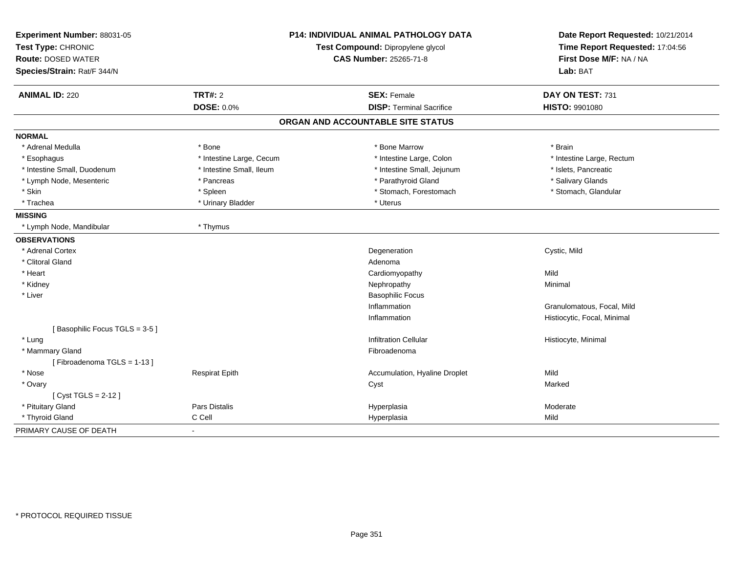**Experiment Number:** 88031-05
**Test Type:** CHRONIC
**Route:** DOSED WATER
**Species/Strain:** Rat/F 344/N

**P14: INDIVIDUAL ANIMAL PATHOLOGY DATA**
**Test Compound:** Dipropylene glycol
**CAS Number:** 25265-71-8

**Date Report Requested:** 10/21/2014
**Time Report Requested:** 17:04:56
**First Dose M/F:** NA / NA
**Lab:** BAT

| **ANIMAL ID:** 220 | **TRT#:** 2 | **SEX:** Female | **DAY ON TEST:** 731 |
|---|---|---|---|
| | **DOSE:** 0.0% | **DISP:** Terminal Sacrifice | **HISTO:** 9901080 |

## ORGAN AND ACCOUNTABLE SITE STATUS

| | | | |
|---|---|---|---|
| **NORMAL** | | | |
| * Adrenal Medulla | * Bone | * Bone Marrow | * Brain |
| * Esophagus | * Intestine Large, Cecum | * Intestine Large, Colon | * Intestine Large, Rectum |
| * Intestine Small, Duodenum | * Intestine Small, Ileum | * Intestine Small, Jejunum | * Islets, Pancreatic |
| * Lymph Node, Mesenteric | * Pancreas | * Parathyroid Gland | * Salivary Glands |
| * Skin | * Spleen | * Stomach, Forestomach | * Stomach, Glandular |
| * Trachea | * Urinary Bladder | * Uterus | |
| **MISSING** | | | |
| * Lymph Node, Mandibular | * Thymus | | |
| **OBSERVATIONS** | | | |
| * Adrenal Cortex | | Degeneration | Cystic, Mild |
| * Clitoral Gland | | Adenoma | |
| * Heart | | Cardiomyopathy | Mild |
| * Kidney | | Nephropathy | Minimal |
| * Liver | | Basophilic Focus | |
| | | Inflammation | Granulomatous, Focal, Mild |
| | | Inflammation | Histiocytic, Focal, Minimal |
| [ Basophilic Focus TGLS = 3-5 ] | | | |
| * Lung | | Infiltration Cellular | Histiocyte, Minimal |
| * Mammary Gland | | Fibroadenoma | |
| [ Fibroadenoma TGLS = 1-13 ] | | | |
| * Nose | Respirat Epith | Accumulation, Hyaline Droplet | Mild |
| * Ovary | | Cyst | Marked |
| [ Cyst TGLS = 2-12 ] | | | |
| * Pituitary Gland | Pars Distalis | Hyperplasia | Moderate |
| * Thyroid Gland | C Cell | Hyperplasia | Mild |
| PRIMARY CAUSE OF DEATH | - | | |

* PROTOCOL REQUIRED TISSUE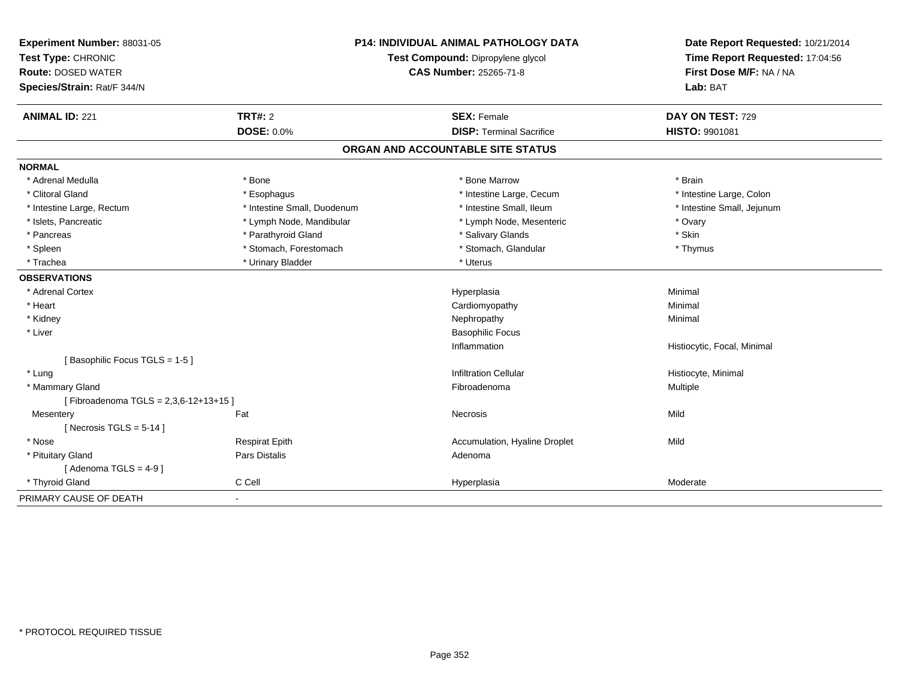**Experiment Number:** 88031-05
**Test Type:** CHRONIC
**Route:** DOSED WATER
**Species/Strain:** Rat/F 344/N

**P14: INDIVIDUAL ANIMAL PATHOLOGY DATA**
**Test Compound:** Dipropylene glycol
**CAS Number:** 25265-71-8

**Date Report Requested:** 10/21/2014
**Time Report Requested:** 17:04:56
**First Dose M/F:** NA / NA
**Lab:** BAT

| **ANIMAL ID:** 221 | **TRT#:** 2 | **SEX:** Female | **DAY ON TEST:** 729 |
|---|---|---|---|
| | **DOSE:** 0.0% | **DISP:** Terminal Sacrifice | **HISTO:** 9901081 |

## ORGAN AND ACCOUNTABLE SITE STATUS

**NORMAL**

| | | | |
|---|---|---|---|
| * Adrenal Medulla | * Bone | * Bone Marrow | * Brain |
| * Clitoral Gland | * Esophagus | * Intestine Large, Cecum | * Intestine Large, Colon |
| * Intestine Large, Rectum | * Intestine Small, Duodenum | * Intestine Small, Ileum | * Intestine Small, Jejunum |
| * Islets, Pancreatic | * Lymph Node, Mandibular | * Lymph Node, Mesenteric | * Ovary |
| * Pancreas | * Parathyroid Gland | * Salivary Glands | * Skin |
| * Spleen | * Stomach, Forestomach | * Stomach, Glandular | * Thymus |
| * Trachea | * Urinary Bladder | * Uterus | |

**OBSERVATIONS**

| | | | |
|---|---|---|---|
| * Adrenal Cortex | | Hyperplasia | Minimal |
| * Heart | | Cardiomyopathy | Minimal |
| * Kidney | | Nephropathy | Minimal |
| * Liver | | Basophilic Focus | |
| | | Inflammation | Histiocytic, Focal, Minimal |
| [ Basophilic Focus TGLS = 1-5 ] | | | |
| * Lung | | Infiltration Cellular | Histiocyte, Minimal |
| * Mammary Gland | | Fibroadenoma | Multiple |
| [ Fibroadenoma TGLS = 2,3,6-12+13+15 ] | | | |
| Mesentery | Fat | Necrosis | Mild |
| [ Necrosis TGLS = 5-14 ] | | | |
| * Nose | Respirat Epith | Accumulation, Hyaline Droplet | Mild |
| * Pituitary Gland | Pars Distalis | Adenoma | |
| [ Adenoma TGLS = 4-9 ] | | | |
| * Thyroid Gland | C Cell | Hyperplasia | Moderate |

PRIMARY CAUSE OF DEATH -

\* PROTOCOL REQUIRED TISSUE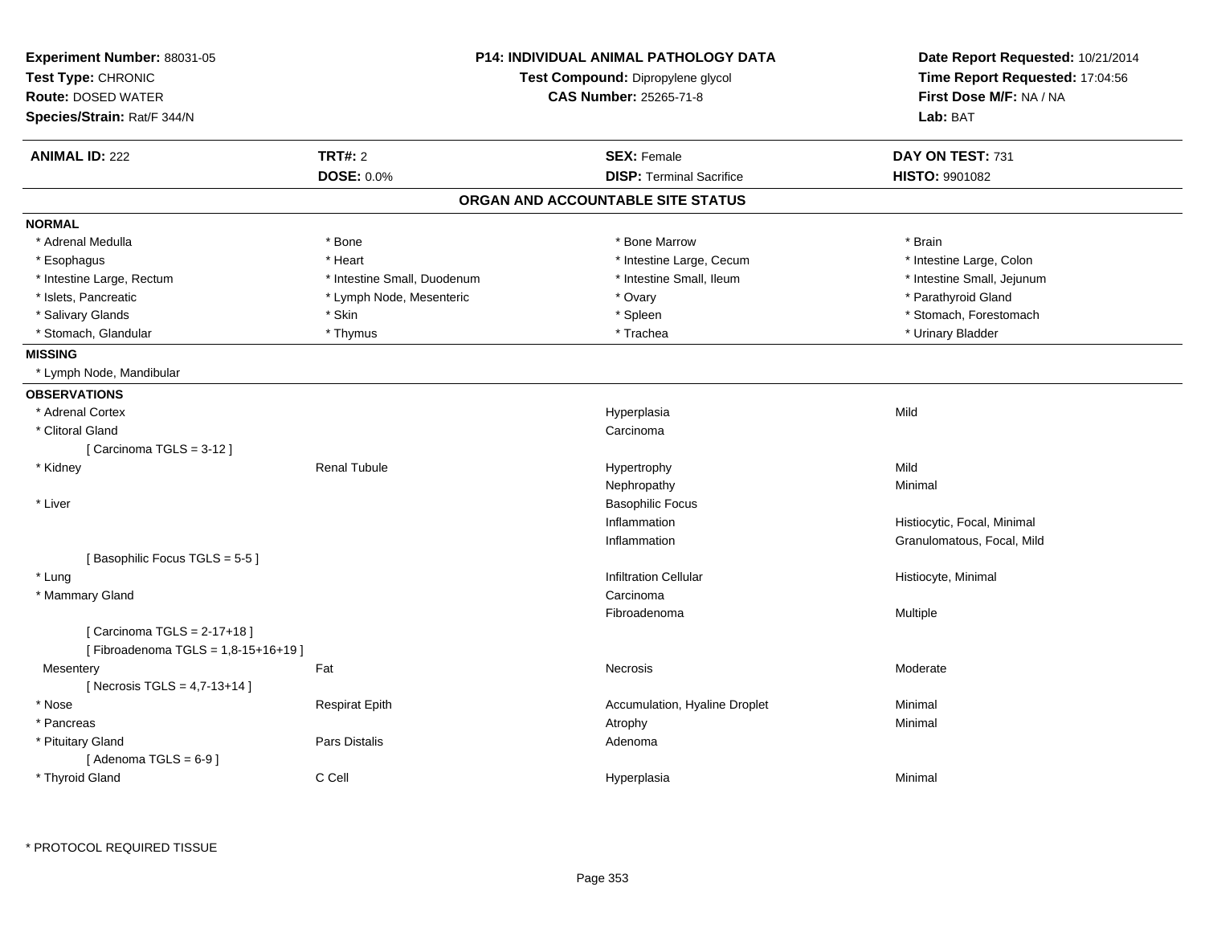**Experiment Number:** 88031-05
**Test Type:** CHRONIC
**Route:** DOSED WATER
**Species/Strain:** Rat/F 344/N

**P14: INDIVIDUAL ANIMAL PATHOLOGY DATA**
**Test Compound:** Dipropylene glycol
**CAS Number:** 25265-71-8

**Date Report Requested:** 10/21/2014
**Time Report Requested:** 17:04:56
**First Dose M/F:** NA / NA
**Lab:** BAT

| **ANIMAL ID:** 222 | **TRT#:** 2 | **SEX:** Female | **DAY ON TEST:** 731 |
|---|---|---|---|
| | **DOSE:** 0.0% | **DISP:** Terminal Sacrifice | **HISTO:** 9901082 |

## ORGAN AND ACCOUNTABLE SITE STATUS

**NORMAL**

| | | | |
|---|---|---|---|
| * Adrenal Medulla | * Bone | * Bone Marrow | * Brain |
| * Esophagus | * Heart | * Intestine Large, Cecum | * Intestine Large, Colon |
| * Intestine Large, Rectum | * Intestine Small, Duodenum | * Intestine Small, Ileum | * Intestine Small, Jejunum |
| * Islets, Pancreatic | * Lymph Node, Mesenteric | * Ovary | * Parathyroid Gland |
| * Salivary Glands | * Skin | * Spleen | * Stomach, Forestomach |
| * Stomach, Glandular | * Thymus | * Trachea | * Urinary Bladder |

**MISSING**

* Lymph Node, Mandibular

**OBSERVATIONS**

| | | | |
|---|---|---|---|
| * Adrenal Cortex | | Hyperplasia | Mild |
| * Clitoral Gland | | Carcinoma | |
| [ Carcinoma TGLS = 3-12 ] | | | |
| * Kidney | Renal Tubule | Hypertrophy | Mild |
| | | Nephropathy | Minimal |
| * Liver | | Basophilic Focus | |
| | | Inflammation | Histiocytic, Focal, Minimal |
| | | Inflammation | Granulomatous, Focal, Mild |
| [ Basophilic Focus TGLS = 5-5 ] | | | |
| * Lung | | Infiltration Cellular | Histiocyte, Minimal |
| * Mammary Gland | | Carcinoma | |
| | | Fibroadenoma | Multiple |
| [ Carcinoma TGLS = 2-17+18 ] | | | |
| [ Fibroadenoma TGLS = 1,8-15+16+19 ] | | | |
| Mesentery | Fat | Necrosis | Moderate |
| [ Necrosis TGLS = 4,7-13+14 ] | | | |
| * Nose | Respirat Epith | Accumulation, Hyaline Droplet | Minimal |
| * Pancreas | | Atrophy | Minimal |
| * Pituitary Gland | Pars Distalis | Adenoma | |
| [ Adenoma TGLS = 6-9 ] | | | |
| * Thyroid Gland | C Cell | Hyperplasia | Minimal |

* PROTOCOL REQUIRED TISSUE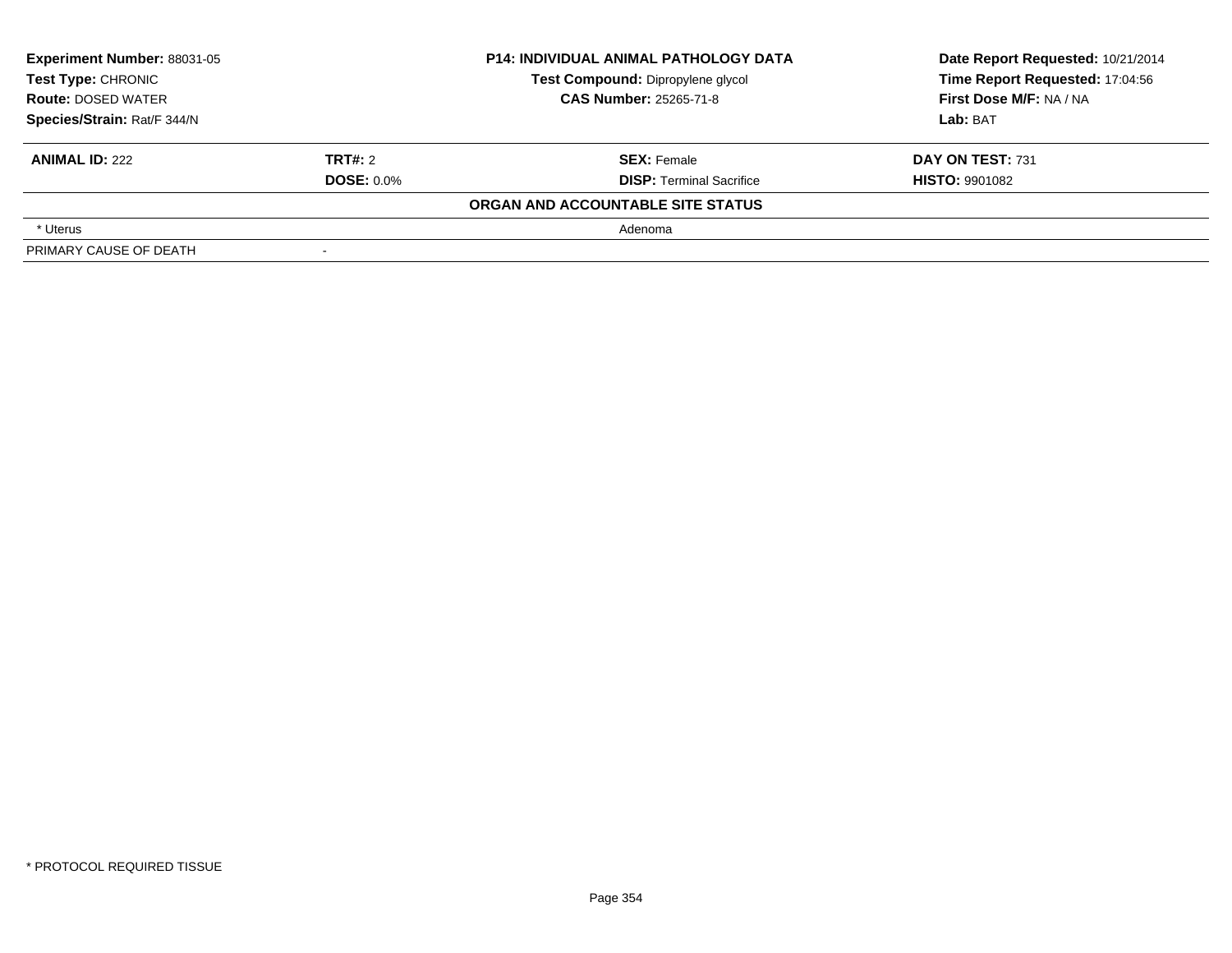| Experiment Number: 88031-05 | P14: INDIVIDUAL ANIMAL PATHOLOGY DATA | Date Report Requested: 10/21/2014 |
|---|---|---|
| Test Type: CHRONIC | Test Compound: Dipropylene glycol | Time Report Requested: 17:04:56 |
| Route: DOSED WATER | CAS Number: 25265-71-8 | First Dose M/F: NA / NA |
| Species/Strain: Rat/F 344/N | | Lab: BAT |

| ANIMAL ID: 222 | TRT#: 2 | SEX: Female | DAY ON TEST: 731 |
|---|---|---|---|
| | DOSE: 0.0% | DISP: Terminal Sacrifice | HISTO: 9901082 |

**ORGAN AND ACCOUNTABLE SITE STATUS**

| | |
|---|---|
| * Uterus | Adenoma |
| PRIMARY CAUSE OF DEATH | - |

* PROTOCOL REQUIRED TISSUE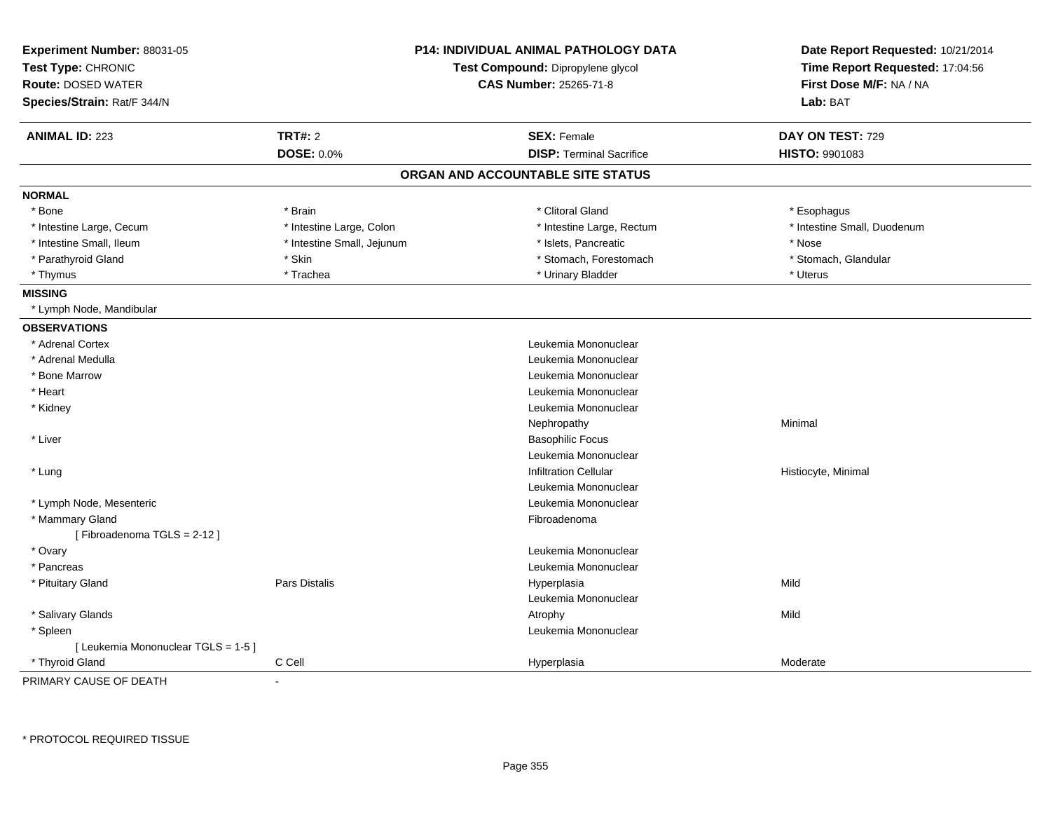**Experiment Number:** 88031-05
**Test Type:** CHRONIC
**Route:** DOSED WATER
**Species/Strain:** Rat/F 344/N

**P14: INDIVIDUAL ANIMAL PATHOLOGY DATA**
**Test Compound:** Dipropylene glycol
**CAS Number:** 25265-71-8

**Date Report Requested:** 10/21/2014
**Time Report Requested:** 17:04:56
**First Dose M/F:** NA / NA
**Lab:** BAT

| **ANIMAL ID:** 223 | **TRT#:** 2 | **SEX:** Female | **DAY ON TEST:** 729 |
|---|---|---|---|
| | **DOSE:** 0.0% | **DISP:** Terminal Sacrifice | **HISTO:** 9901083 |

## ORGAN AND ACCOUNTABLE SITE STATUS

**NORMAL**

| | | | |
|---|---|---|---|
| * Bone | * Brain | * Clitoral Gland | * Esophagus |
| * Intestine Large, Cecum | * Intestine Large, Colon | * Intestine Large, Rectum | * Intestine Small, Duodenum |
| * Intestine Small, Ileum | * Intestine Small, Jejunum | * Islets, Pancreatic | * Nose |
| * Parathyroid Gland | * Skin | * Stomach, Forestomach | * Stomach, Glandular |
| * Thymus | * Trachea | * Urinary Bladder | * Uterus |

**MISSING**

* Lymph Node, Mandibular

**OBSERVATIONS**

| Organ | Site | Observation | Severity |
|---|---|---|---|
| * Adrenal Cortex | | Leukemia Mononuclear | |
| * Adrenal Medulla | | Leukemia Mononuclear | |
| * Bone Marrow | | Leukemia Mononuclear | |
| * Heart | | Leukemia Mononuclear | |
| * Kidney | | Leukemia Mononuclear | |
| | | Nephropathy | Minimal |
| * Liver | | Basophilic Focus | |
| | | Leukemia Mononuclear | |
| * Lung | | Infiltration Cellular | Histiocyte, Minimal |
| | | Leukemia Mononuclear | |
| * Lymph Node, Mesenteric | | Leukemia Mononuclear | |
| * Mammary Gland | | Fibroadenoma | |
| [ Fibroadenoma TGLS = 2-12 ] | | | |
| * Ovary | | Leukemia Mononuclear | |
| * Pancreas | | Leukemia Mononuclear | |
| * Pituitary Gland | Pars Distalis | Hyperplasia | Mild |
| | | Leukemia Mononuclear | |
| * Salivary Glands | | Atrophy | Mild |
| * Spleen | | Leukemia Mononuclear | |
| [ Leukemia Mononuclear TGLS = 1-5 ] | | | |
| * Thyroid Gland | C Cell | Hyperplasia | Moderate |

PRIMARY CAUSE OF DEATH -

* PROTOCOL REQUIRED TISSUE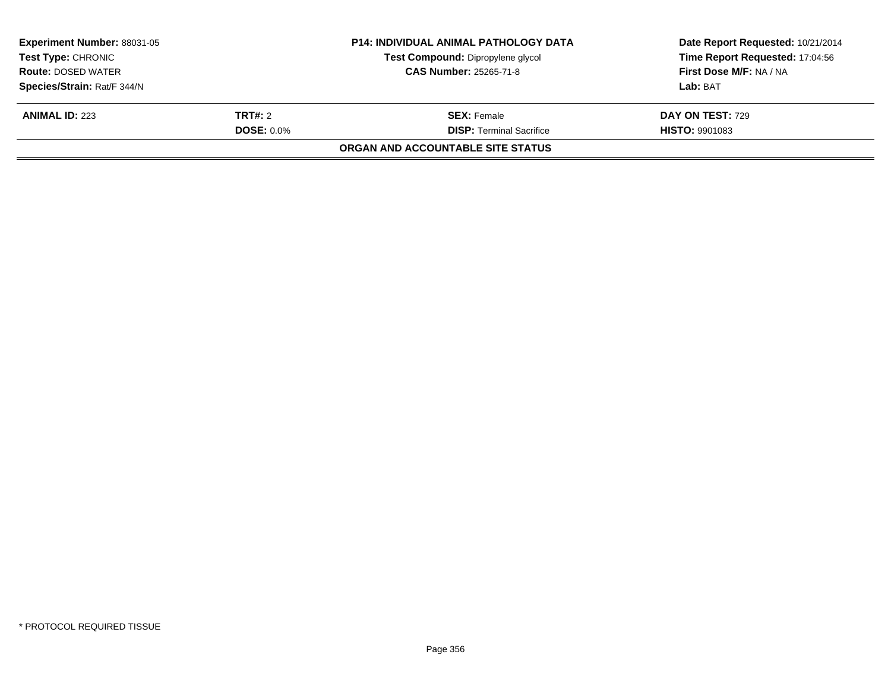**Experiment Number:** 88031-05
**Test Type:** CHRONIC
**Route:** DOSED WATER
**Species/Strain:** Rat/F 344/N

**P14: INDIVIDUAL ANIMAL PATHOLOGY DATA**
**Test Compound:** Dipropylene glycol
**CAS Number:** 25265-71-8

**Date Report Requested:** 10/21/2014
**Time Report Requested:** 17:04:56
**First Dose M/F:** NA / NA
**Lab:** BAT

| **ANIMAL ID:** 223 | **TRT#:** 2 | **SEX:** Female | **DAY ON TEST:** 729 |
|---|---|---|---|
| | **DOSE:** 0.0% | **DISP:** Terminal Sacrifice | **HISTO:** 9901083 |

**ORGAN AND ACCOUNTABLE SITE STATUS**

* PROTOCOL REQUIRED TISSUE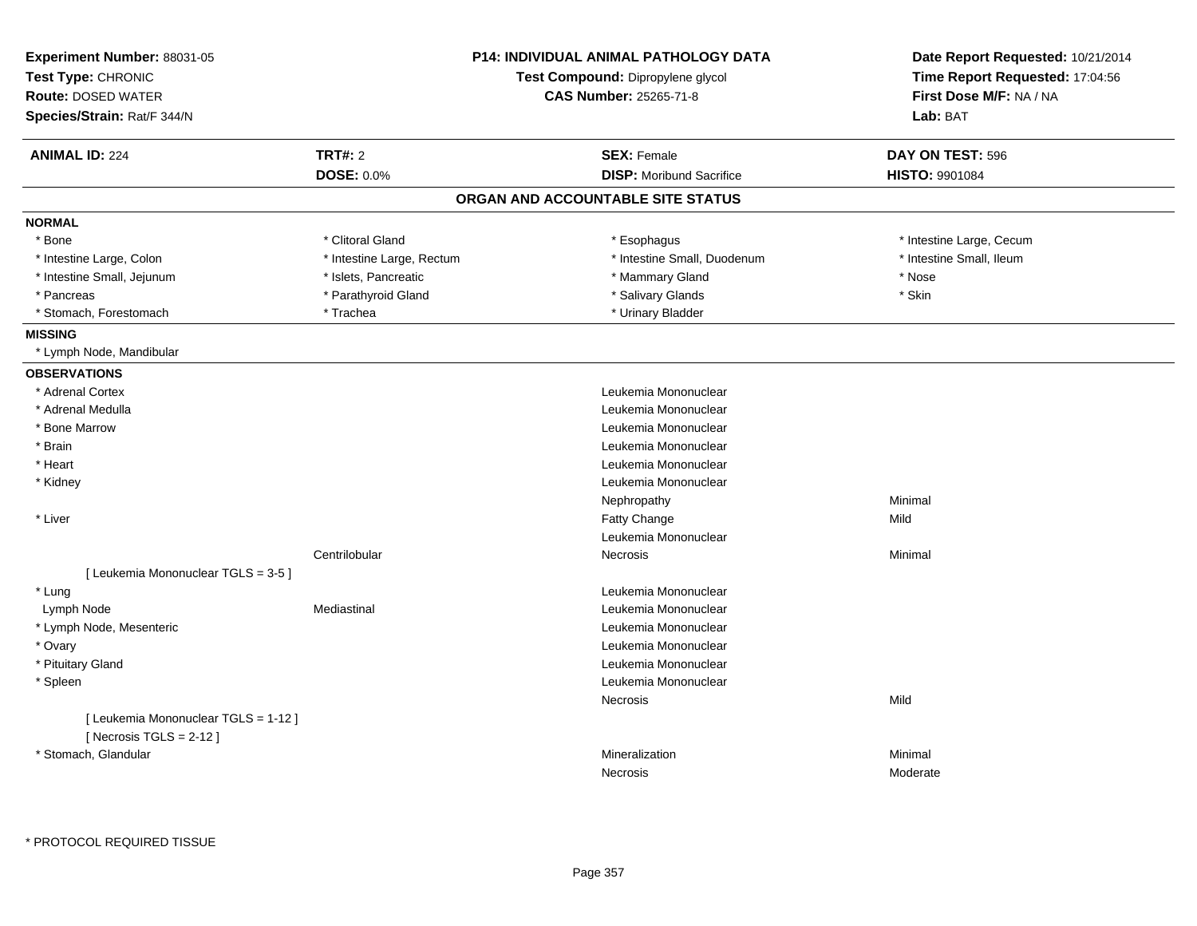**Experiment Number:** 88031-05
**Test Type:** CHRONIC
**Route:** DOSED WATER
**Species/Strain:** Rat/F 344/N

**P14: INDIVIDUAL ANIMAL PATHOLOGY DATA**
**Test Compound:** Dipropylene glycol
**CAS Number:** 25265-71-8

**Date Report Requested:** 10/21/2014
**Time Report Requested:** 17:04:56
**First Dose M/F:** NA / NA
**Lab:** BAT

| **ANIMAL ID:** 224 | **TRT#:** 2 | **SEX:** Female | **DAY ON TEST:** 596 |
|---|---|---|---|
| | **DOSE:** 0.0% | **DISP:** Moribund Sacrifice | **HISTO:** 9901084 |

## ORGAN AND ACCOUNTABLE SITE STATUS

**NORMAL**

| | | | |
|---|---|---|---|
| * Bone | * Clitoral Gland | * Esophagus | * Intestine Large, Cecum |
| * Intestine Large, Colon | * Intestine Large, Rectum | * Intestine Small, Duodenum | * Intestine Small, Ileum |
| * Intestine Small, Jejunum | * Islets, Pancreatic | * Mammary Gland | * Nose |
| * Pancreas | * Parathyroid Gland | * Salivary Glands | * Skin |
| * Stomach, Forestomach | * Trachea | * Urinary Bladder | |

**MISSING**

* Lymph Node, Mandibular

**OBSERVATIONS**

| Organ | Site | Observation | Severity |
|---|---|---|---|
| * Adrenal Cortex | | Leukemia Mononuclear | |
| * Adrenal Medulla | | Leukemia Mononuclear | |
| * Bone Marrow | | Leukemia Mononuclear | |
| * Brain | | Leukemia Mononuclear | |
| * Heart | | Leukemia Mononuclear | |
| * Kidney | | Leukemia Mononuclear | |
| | | Nephropathy | Minimal |
| * Liver | | Fatty Change | Mild |
| | | Leukemia Mononuclear | |
| | Centrilobular | Necrosis | Minimal |
| [ Leukemia Mononuclear TGLS = 3-5 ] | | | |
| * Lung | | Leukemia Mononuclear | |
| Lymph Node | Mediastinal | Leukemia Mononuclear | |
| * Lymph Node, Mesenteric | | Leukemia Mononuclear | |
| * Ovary | | Leukemia Mononuclear | |
| * Pituitary Gland | | Leukemia Mononuclear | |
| * Spleen | | Leukemia Mononuclear | |
| | | Necrosis | Mild |
| [ Leukemia Mononuclear TGLS = 1-12 ] | | | |
| [ Necrosis TGLS = 2-12 ] | | | |
| * Stomach, Glandular | | Mineralization | Minimal |
| | | Necrosis | Moderate |

* PROTOCOL REQUIRED TISSUE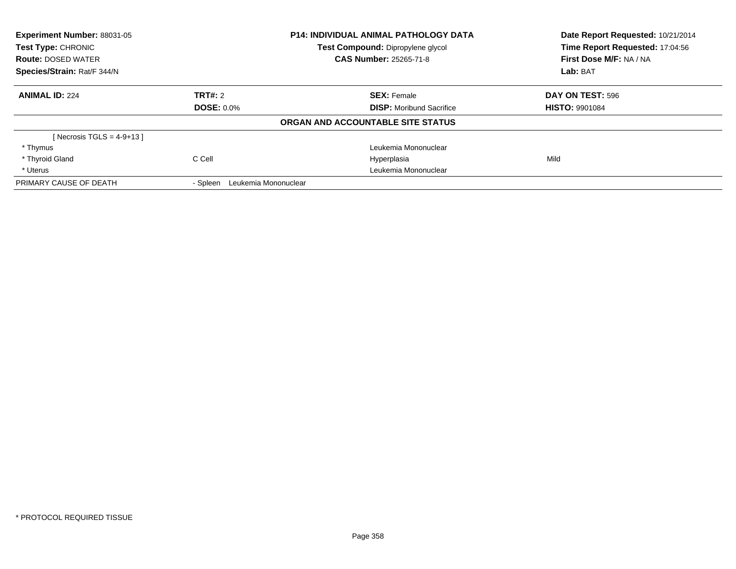| **Experiment Number:** 88031-05 | **P14: INDIVIDUAL ANIMAL PATHOLOGY DATA** | **Date Report Requested:** 10/21/2014 |
|---|---|---|
| **Test Type:** CHRONIC | **Test Compound:** Dipropylene glycol | **Time Report Requested:** 17:04:56 |
| **Route:** DOSED WATER | **CAS Number:** 25265-71-8 | **First Dose M/F:** NA / NA |
| **Species/Strain:** Rat/F 344/N | | **Lab:** BAT |

| **ANIMAL ID:** 224 | **TRT#:** 2 | **SEX:** Female | **DAY ON TEST:** 596 |
|---|---|---|---|
| | **DOSE:** 0.0% | **DISP:** Moribund Sacrifice | **HISTO:** 9901084 |

**ORGAN AND ACCOUNTABLE SITE STATUS**

| | | | |
|---|---|---|---|
| [ Necrosis TGLS = 4-9+13 ] | | | |
| * Thymus | | Leukemia Mononuclear | |
| * Thyroid Gland | C Cell | Hyperplasia | Mild |
| * Uterus | | Leukemia Mononuclear | |
| PRIMARY CAUSE OF DEATH | - Spleen Leukemia Mononuclear | | |

* PROTOCOL REQUIRED TISSUE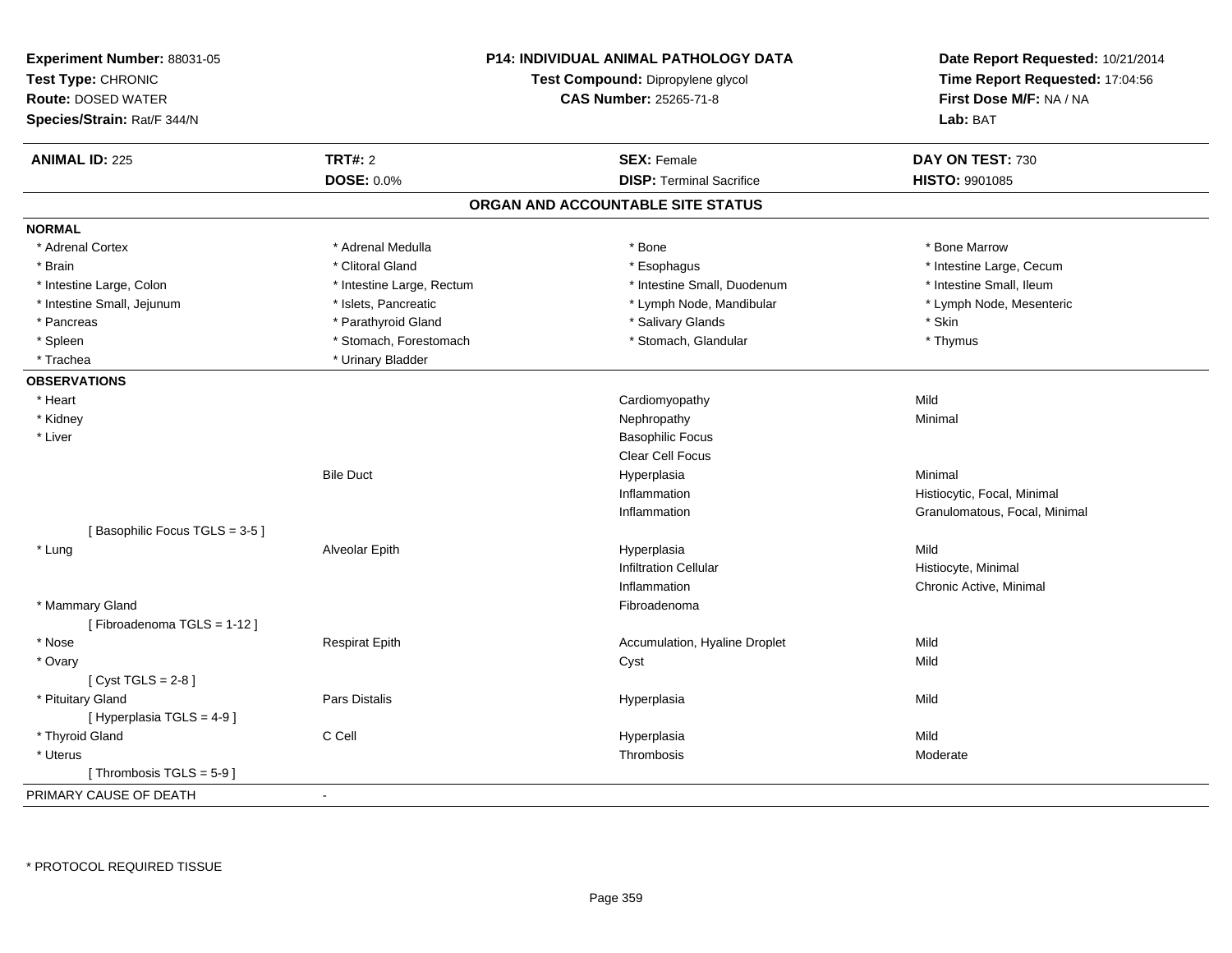**Experiment Number:** 88031-05
**Test Type:** CHRONIC
**Route:** DOSED WATER
**Species/Strain:** Rat/F 344/N

**P14: INDIVIDUAL ANIMAL PATHOLOGY DATA**
**Test Compound:** Dipropylene glycol
**CAS Number:** 25265-71-8

**Date Report Requested:** 10/21/2014
**Time Report Requested:** 17:04:56
**First Dose M/F:** NA / NA
**Lab:** BAT

| **ANIMAL ID:** 225 | **TRT#:** 2 | **SEX:** Female | **DAY ON TEST:** 730 |
|---|---|---|---|
| | **DOSE:** 0.0% | **DISP:** Terminal Sacrifice | **HISTO:** 9901085 |

## ORGAN AND ACCOUNTABLE SITE STATUS

| | | | |
|---|---|---|---|
| **NORMAL** | | | |
| * Adrenal Cortex | * Adrenal Medulla | * Bone | * Bone Marrow |
| * Brain | * Clitoral Gland | * Esophagus | * Intestine Large, Cecum |
| * Intestine Large, Colon | * Intestine Large, Rectum | * Intestine Small, Duodenum | * Intestine Small, Ileum |
| * Intestine Small, Jejunum | * Islets, Pancreatic | * Lymph Node, Mandibular | * Lymph Node, Mesenteric |
| * Pancreas | * Parathyroid Gland | * Salivary Glands | * Skin |
| * Spleen | * Stomach, Forestomach | * Stomach, Glandular | * Thymus |
| * Trachea | * Urinary Bladder | | |
| **OBSERVATIONS** | | | |
| * Heart | | Cardiomyopathy | Mild |
| * Kidney | | Nephropathy | Minimal |
| * Liver | | Basophilic Focus | |
| | | Clear Cell Focus | |
| | Bile Duct | Hyperplasia | Minimal |
| | | Inflammation | Histiocytic, Focal, Minimal |
| | | Inflammation | Granulomatous, Focal, Minimal |
| [ Basophilic Focus TGLS = 3-5 ] | | | |
| * Lung | Alveolar Epith | Hyperplasia | Mild |
| | | Infiltration Cellular | Histiocyte, Minimal |
| | | Inflammation | Chronic Active, Minimal |
| * Mammary Gland | | Fibroadenoma | |
| [ Fibroadenoma TGLS = 1-12 ] | | | |
| * Nose | Respirat Epith | Accumulation, Hyaline Droplet | Mild |
| * Ovary | | Cyst | Mild |
| [ Cyst TGLS = 2-8 ] | | | |
| * Pituitary Gland | Pars Distalis | Hyperplasia | Mild |
| [ Hyperplasia TGLS = 4-9 ] | | | |
| * Thyroid Gland | C Cell | Hyperplasia | Mild |
| * Uterus | | Thrombosis | Moderate |
| [ Thrombosis TGLS = 5-9 ] | | | |
| PRIMARY CAUSE OF DEATH | - | | |

\* PROTOCOL REQUIRED TISSUE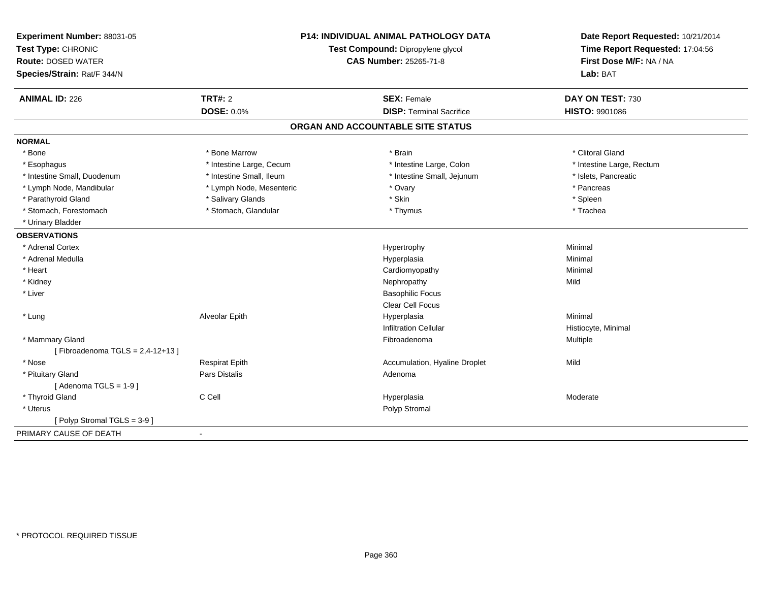**Experiment Number:** 88031-05
**Test Type:** CHRONIC
**Route:** DOSED WATER
**Species/Strain:** Rat/F 344/N

**P14: INDIVIDUAL ANIMAL PATHOLOGY DATA**
**Test Compound:** Dipropylene glycol
**CAS Number:** 25265-71-8

**Date Report Requested:** 10/21/2014
**Time Report Requested:** 17:04:56
**First Dose M/F:** NA / NA
**Lab:** BAT

| **ANIMAL ID:** 226 | **TRT#:** 2 | **SEX:** Female | **DAY ON TEST:** 730 |
|---|---|---|---|
| | **DOSE:** 0.0% | **DISP:** Terminal Sacrifice | **HISTO:** 9901086 |

## ORGAN AND ACCOUNTABLE SITE STATUS

**NORMAL**

| | | | |
|---|---|---|---|
| * Bone | * Bone Marrow | * Brain | * Clitoral Gland |
| * Esophagus | * Intestine Large, Cecum | * Intestine Large, Colon | * Intestine Large, Rectum |
| * Intestine Small, Duodenum | * Intestine Small, Ileum | * Intestine Small, Jejunum | * Islets, Pancreatic |
| * Lymph Node, Mandibular | * Lymph Node, Mesenteric | * Ovary | * Pancreas |
| * Parathyroid Gland | * Salivary Glands | * Skin | * Spleen |
| * Stomach, Forestomach | * Stomach, Glandular | * Thymus | * Trachea |
| * Urinary Bladder | | | |

**OBSERVATIONS**

| | | | |
|---|---|---|---|
| * Adrenal Cortex | | Hypertrophy | Minimal |
| * Adrenal Medulla | | Hyperplasia | Minimal |
| * Heart | | Cardiomyopathy | Minimal |
| * Kidney | | Nephropathy | Mild |
| * Liver | | Basophilic Focus | |
| | | Clear Cell Focus | |
| * Lung | Alveolar Epith | Hyperplasia | Minimal |
| | | Infiltration Cellular | Histiocyte, Minimal |
| * Mammary Gland | | Fibroadenoma | Multiple |
| [ Fibroadenoma TGLS = 2,4-12+13 ] | | | |
| * Nose | Respirat Epith | Accumulation, Hyaline Droplet | Mild |
| * Pituitary Gland | Pars Distalis | Adenoma | |
| [ Adenoma TGLS = 1-9 ] | | | |
| * Thyroid Gland | C Cell | Hyperplasia | Moderate |
| * Uterus | | Polyp Stromal | |
| [ Polyp Stromal TGLS = 3-9 ] | | | |

PRIMARY CAUSE OF DEATH -

* PROTOCOL REQUIRED TISSUE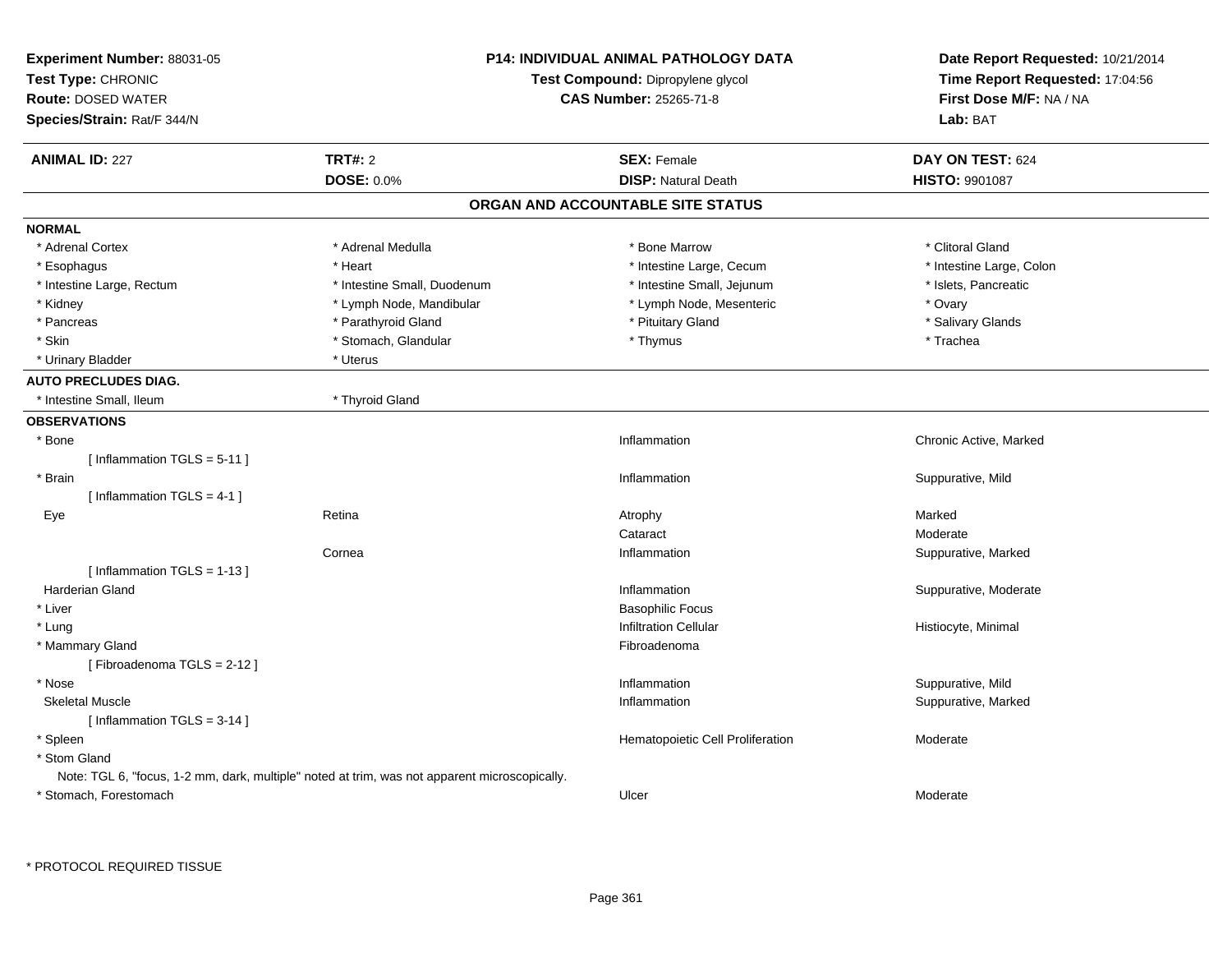**Experiment Number:** 88031-05
**Test Type:** CHRONIC
**Route:** DOSED WATER
**Species/Strain:** Rat/F 344/N

**P14: INDIVIDUAL ANIMAL PATHOLOGY DATA**
**Test Compound:** Dipropylene glycol
**CAS Number:** 25265-71-8

**Date Report Requested:** 10/21/2014
**Time Report Requested:** 17:04:56
**First Dose M/F:** NA / NA
**Lab:** BAT

| **ANIMAL ID:** 227 | **TRT#:** 2 | **SEX:** Female | **DAY ON TEST:** 624 |
|---|---|---|---|
| | **DOSE:** 0.0% | **DISP:** Natural Death | **HISTO:** 9901087 |

## ORGAN AND ACCOUNTABLE SITE STATUS

**NORMAL**

| | | | |
|---|---|---|---|
| * Adrenal Cortex | * Adrenal Medulla | * Bone Marrow | * Clitoral Gland |
| * Esophagus | * Heart | * Intestine Large, Cecum | * Intestine Large, Colon |
| * Intestine Large, Rectum | * Intestine Small, Duodenum | * Intestine Small, Jejunum | * Islets, Pancreatic |
| * Kidney | * Lymph Node, Mandibular | * Lymph Node, Mesenteric | * Ovary |
| * Pancreas | * Parathyroid Gland | * Pituitary Gland | * Salivary Glands |
| * Skin | * Stomach, Glandular | * Thymus | * Trachea |
| * Urinary Bladder | * Uterus | | |

**AUTO PRECLUDES DIAG.**

| | |
|---|---|
| * Intestine Small, Ileum | * Thyroid Gland |

**OBSERVATIONS**

| Organ | Site | Observation | Qualifier |
|---|---|---|---|
| * Bone | | Inflammation | Chronic Active, Marked |
| [ Inflammation TGLS = 5-11 ] | | | |
| * Brain | | Inflammation | Suppurative, Mild |
| [ Inflammation TGLS = 4-1 ] | | | |
| Eye | Retina | Atrophy | Marked |
| | | Cataract | Moderate |
| | Cornea | Inflammation | Suppurative, Marked |
| [ Inflammation TGLS = 1-13 ] | | | |
| Harderian Gland | | Inflammation | Suppurative, Moderate |
| * Liver | | Basophilic Focus | |
| * Lung | | Infiltration Cellular | Histiocyte, Minimal |
| * Mammary Gland | | Fibroadenoma | |
| [ Fibroadenoma TGLS = 2-12 ] | | | |
| * Nose | | Inflammation | Suppurative, Mild |
| Skeletal Muscle | | Inflammation | Suppurative, Marked |
| [ Inflammation TGLS = 3-14 ] | | | |
| * Spleen | | Hematopoietic Cell Proliferation | Moderate |
| * Stom Gland | | | |
| Note: TGL 6, "focus, 1-2 mm, dark, multiple" noted at trim, was not apparent microscopically. | | | |
| * Stomach, Forestomach | | Ulcer | Moderate |

* PROTOCOL REQUIRED TISSUE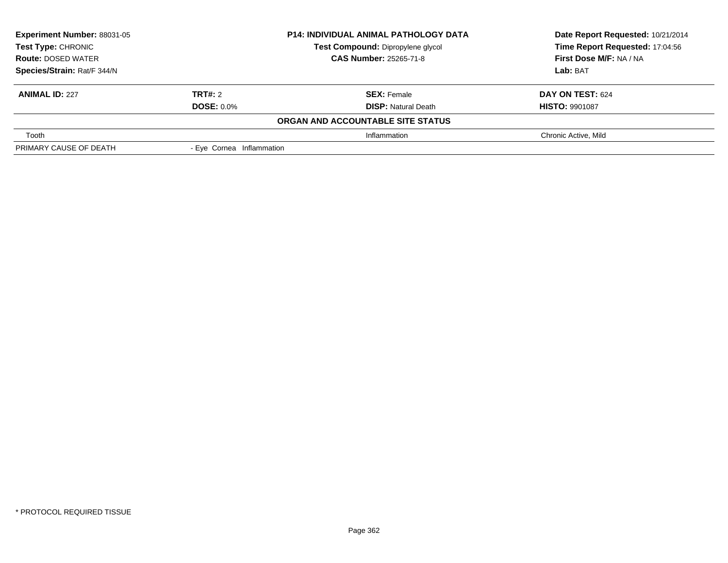| **Experiment Number:** 88031-05 | **P14: INDIVIDUAL ANIMAL PATHOLOGY DATA** | **Date Report Requested:** 10/21/2014 |
|---|---|---|
| **Test Type:** CHRONIC | **Test Compound:** Dipropylene glycol | **Time Report Requested:** 17:04:56 |
| **Route:** DOSED WATER | **CAS Number:** 25265-71-8 | **First Dose M/F:** NA / NA |
| **Species/Strain:** Rat/F 344/N | | **Lab:** BAT |

| **ANIMAL ID:** 227 | **TRT#:** 2 | **SEX:** Female | **DAY ON TEST:** 624 |
|---|---|---|---|
| | **DOSE:** 0.0% | **DISP:** Natural Death | **HISTO:** 9901087 |
| | | **ORGAN AND ACCOUNTABLE SITE STATUS** | |
| Tooth | | Inflammation | Chronic Active, Mild |
| PRIMARY CAUSE OF DEATH | - Eye Cornea Inflammation | | |

* PROTOCOL REQUIRED TISSUE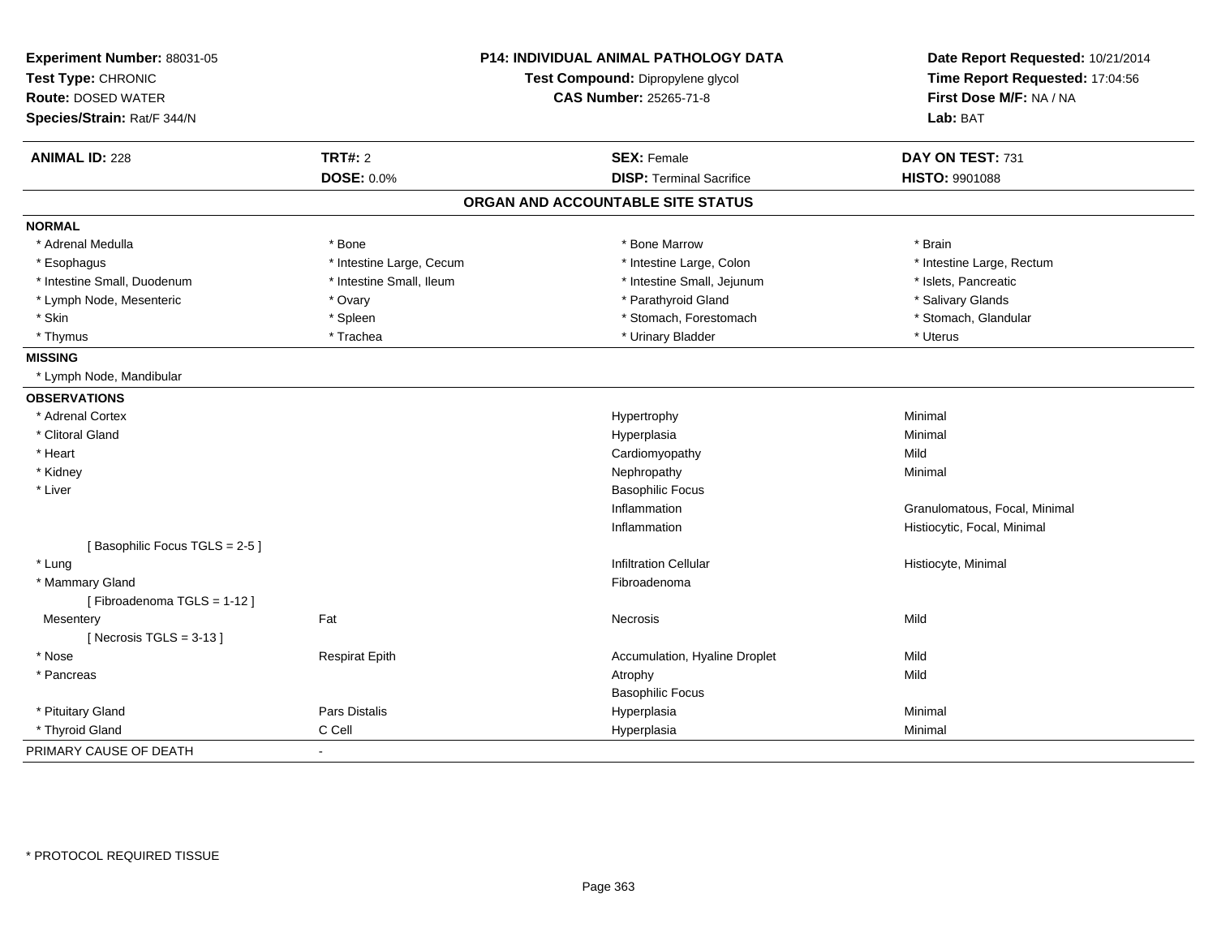**Experiment Number:** 88031-05
**Test Type:** CHRONIC
**Route:** DOSED WATER
**Species/Strain:** Rat/F 344/N

**P14: INDIVIDUAL ANIMAL PATHOLOGY DATA**
**Test Compound:** Dipropylene glycol
**CAS Number:** 25265-71-8

**Date Report Requested:** 10/21/2014
**Time Report Requested:** 17:04:56
**First Dose M/F:** NA / NA
**Lab:** BAT

| **ANIMAL ID:** 228 | **TRT#:** 2 | **SEX:** Female | **DAY ON TEST:** 731 |
|---|---|---|---|
| | **DOSE:** 0.0% | **DISP:** Terminal Sacrifice | **HISTO:** 9901088 |

## ORGAN AND ACCOUNTABLE SITE STATUS

| | | | |
|---|---|---|---|
| **NORMAL** | | | |
| * Adrenal Medulla | * Bone | * Bone Marrow | * Brain |
| * Esophagus | * Intestine Large, Cecum | * Intestine Large, Colon | * Intestine Large, Rectum |
| * Intestine Small, Duodenum | * Intestine Small, Ileum | * Intestine Small, Jejunum | * Islets, Pancreatic |
| * Lymph Node, Mesenteric | * Ovary | * Parathyroid Gland | * Salivary Glands |
| * Skin | * Spleen | * Stomach, Forestomach | * Stomach, Glandular |
| * Thymus | * Trachea | * Urinary Bladder | * Uterus |
| **MISSING** | | | |
| * Lymph Node, Mandibular | | | |
| **OBSERVATIONS** | | | |
| * Adrenal Cortex | | Hypertrophy | Minimal |
| * Clitoral Gland | | Hyperplasia | Minimal |
| * Heart | | Cardiomyopathy | Mild |
| * Kidney | | Nephropathy | Minimal |
| * Liver | | Basophilic Focus | |
| | | Inflammation | Granulomatous, Focal, Minimal |
| | | Inflammation | Histiocytic, Focal, Minimal |
| [ Basophilic Focus TGLS = 2-5 ] | | | |
| * Lung | | Infiltration Cellular | Histiocyte, Minimal |
| * Mammary Gland | | Fibroadenoma | |
| [ Fibroadenoma TGLS = 1-12 ] | | | |
| Mesentery | Fat | Necrosis | Mild |
| [ Necrosis TGLS = 3-13 ] | | | |
| * Nose | Respirat Epith | Accumulation, Hyaline Droplet | Mild |
| * Pancreas | | Atrophy | Mild |
| | | Basophilic Focus | |
| * Pituitary Gland | Pars Distalis | Hyperplasia | Minimal |
| * Thyroid Gland | C Cell | Hyperplasia | Minimal |
| PRIMARY CAUSE OF DEATH | - | | |

* PROTOCOL REQUIRED TISSUE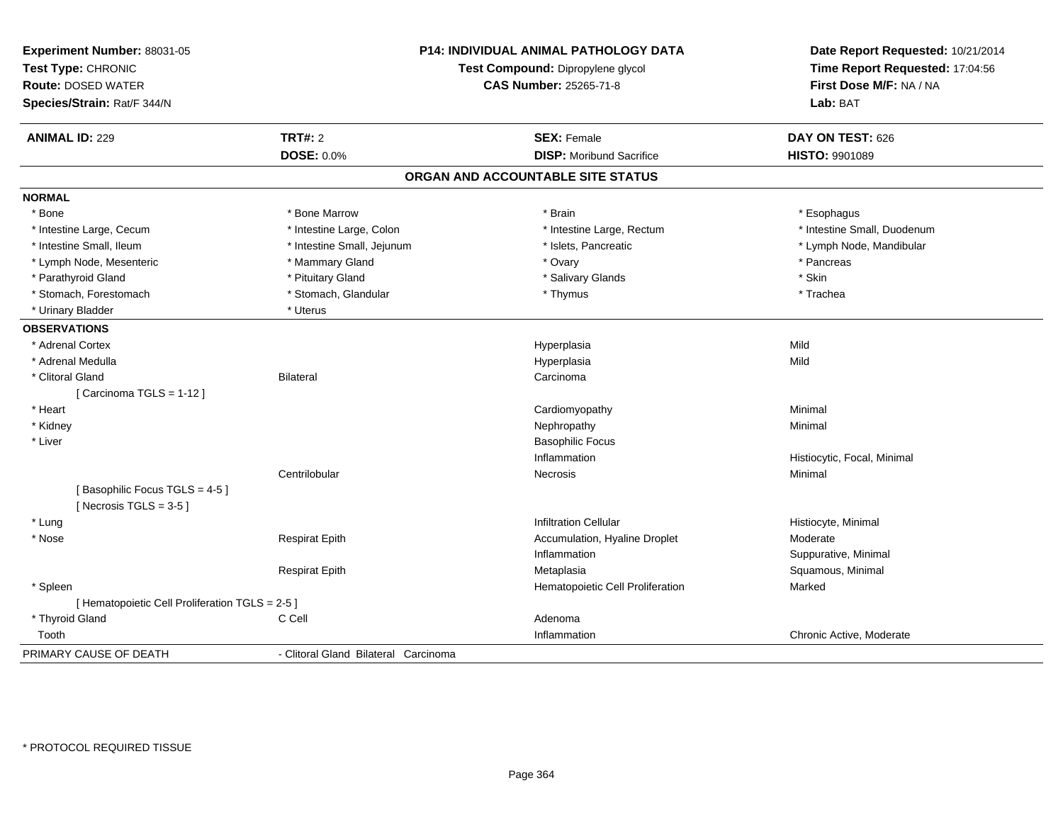**Experiment Number:** 88031-05
**Test Type:** CHRONIC
**Route:** DOSED WATER
**Species/Strain:** Rat/F 344/N

**P14: INDIVIDUAL ANIMAL PATHOLOGY DATA**
**Test Compound:** Dipropylene glycol
**CAS Number:** 25265-71-8

**Date Report Requested:** 10/21/2014
**Time Report Requested:** 17:04:56
**First Dose M/F:** NA / NA
**Lab:** BAT

| **ANIMAL ID:** 229 | **TRT#:** 2 | **SEX:** Female | **DAY ON TEST:** 626 |
|---|---|---|---|
| | **DOSE:** 0.0% | **DISP:** Moribund Sacrifice | **HISTO:** 9901089 |

## ORGAN AND ACCOUNTABLE SITE STATUS

**NORMAL**

| | | | |
|---|---|---|---|
| * Bone | * Bone Marrow | * Brain | * Esophagus |
| * Intestine Large, Cecum | * Intestine Large, Colon | * Intestine Large, Rectum | * Intestine Small, Duodenum |
| * Intestine Small, Ileum | * Intestine Small, Jejunum | * Islets, Pancreatic | * Lymph Node, Mandibular |
| * Lymph Node, Mesenteric | * Mammary Gland | * Ovary | * Pancreas |
| * Parathyroid Gland | * Pituitary Gland | * Salivary Glands | * Skin |
| * Stomach, Forestomach | * Stomach, Glandular | * Thymus | * Trachea |
| * Urinary Bladder | * Uterus | | |

**OBSERVATIONS**

| | | | |
|---|---|---|---|
| * Adrenal Cortex | | Hyperplasia | Mild |
| * Adrenal Medulla | | Hyperplasia | Mild |
| * Clitoral Gland | Bilateral | Carcinoma | |
| [ Carcinoma TGLS = 1-12 ] | | | |
| * Heart | | Cardiomyopathy | Minimal |
| * Kidney | | Nephropathy | Minimal |
| * Liver | | Basophilic Focus | |
| | | Inflammation | Histiocytic, Focal, Minimal |
| | Centrilobular | Necrosis | Minimal |
| [ Basophilic Focus TGLS = 4-5 ] | | | |
| [ Necrosis TGLS = 3-5 ] | | | |
| * Lung | | Infiltration Cellular | Histiocyte, Minimal |
| * Nose | Respirat Epith | Accumulation, Hyaline Droplet | Moderate |
| | | Inflammation | Suppurative, Minimal |
| | Respirat Epith | Metaplasia | Squamous, Minimal |
| * Spleen | | Hematopoietic Cell Proliferation | Marked |
| [ Hematopoietic Cell Proliferation TGLS = 2-5 ] | | | |
| * Thyroid Gland | C Cell | Adenoma | |
| Tooth | | Inflammation | Chronic Active, Moderate |

PRIMARY CAUSE OF DEATH - Clitoral Gland Bilateral Carcinoma

* PROTOCOL REQUIRED TISSUE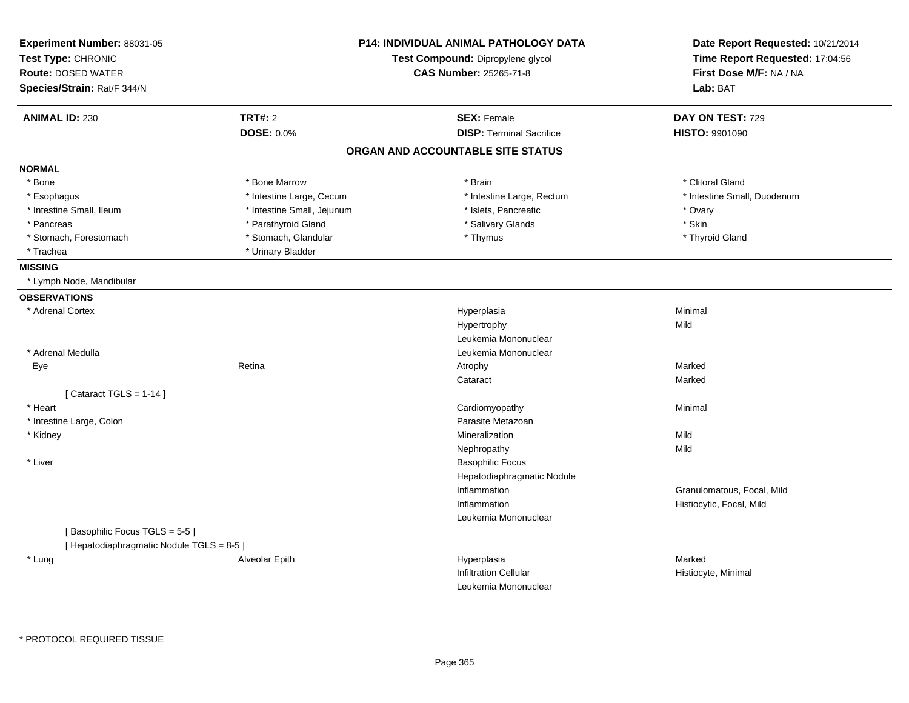**Experiment Number:** 88031-05
**Test Type:** CHRONIC
**Route:** DOSED WATER
**Species/Strain:** Rat/F 344/N

**P14: INDIVIDUAL ANIMAL PATHOLOGY DATA**
**Test Compound:** Dipropylene glycol
**CAS Number:** 25265-71-8

**Date Report Requested:** 10/21/2014
**Time Report Requested:** 17:04:56
**First Dose M/F:** NA / NA
**Lab:** BAT

| **ANIMAL ID:** 230 | **TRT#:** 2 | **SEX:** Female | **DAY ON TEST:** 729 |
|---|---|---|---|
| | **DOSE:** 0.0% | **DISP:** Terminal Sacrifice | **HISTO:** 9901090 |

## ORGAN AND ACCOUNTABLE SITE STATUS

**NORMAL**

| | | | |
|---|---|---|---|
| * Bone | * Bone Marrow | * Brain | * Clitoral Gland |
| * Esophagus | * Intestine Large, Cecum | * Intestine Large, Rectum | * Intestine Small, Duodenum |
| * Intestine Small, Ileum | * Intestine Small, Jejunum | * Islets, Pancreatic | * Ovary |
| * Pancreas | * Parathyroid Gland | * Salivary Glands | * Skin |
| * Stomach, Forestomach | * Stomach, Glandular | * Thymus | * Thyroid Gland |
| * Trachea | * Urinary Bladder | | |

**MISSING**

* Lymph Node, Mandibular

**OBSERVATIONS**

| Organ | Site | Observation | Severity |
|---|---|---|---|
| * Adrenal Cortex | | Hyperplasia | Minimal |
| | | Hypertrophy | Mild |
| | | Leukemia Mononuclear | |
| * Adrenal Medulla | | Leukemia Mononuclear | |
| Eye | Retina | Atrophy | Marked |
| | | Cataract | Marked |
| [ Cataract TGLS = 1-14 ] | | | |
| * Heart | | Cardiomyopathy | Minimal |
| * Intestine Large, Colon | | Parasite Metazoan | |
| * Kidney | | Mineralization | Mild |
| | | Nephropathy | Mild |
| * Liver | | Basophilic Focus | |
| | | Hepatodiaphragmatic Nodule | |
| | | Inflammation | Granulomatous, Focal, Mild |
| | | Inflammation | Histiocytic, Focal, Mild |
| | | Leukemia Mononuclear | |
| [ Basophilic Focus TGLS = 5-5 ] | | | |
| [ Hepatodiaphragmatic Nodule TGLS = 8-5 ] | | | |
| * Lung | Alveolar Epith | Hyperplasia | Marked |
| | | Infiltration Cellular | Histiocyte, Minimal |
| | | Leukemia Mononuclear | |

* PROTOCOL REQUIRED TISSUE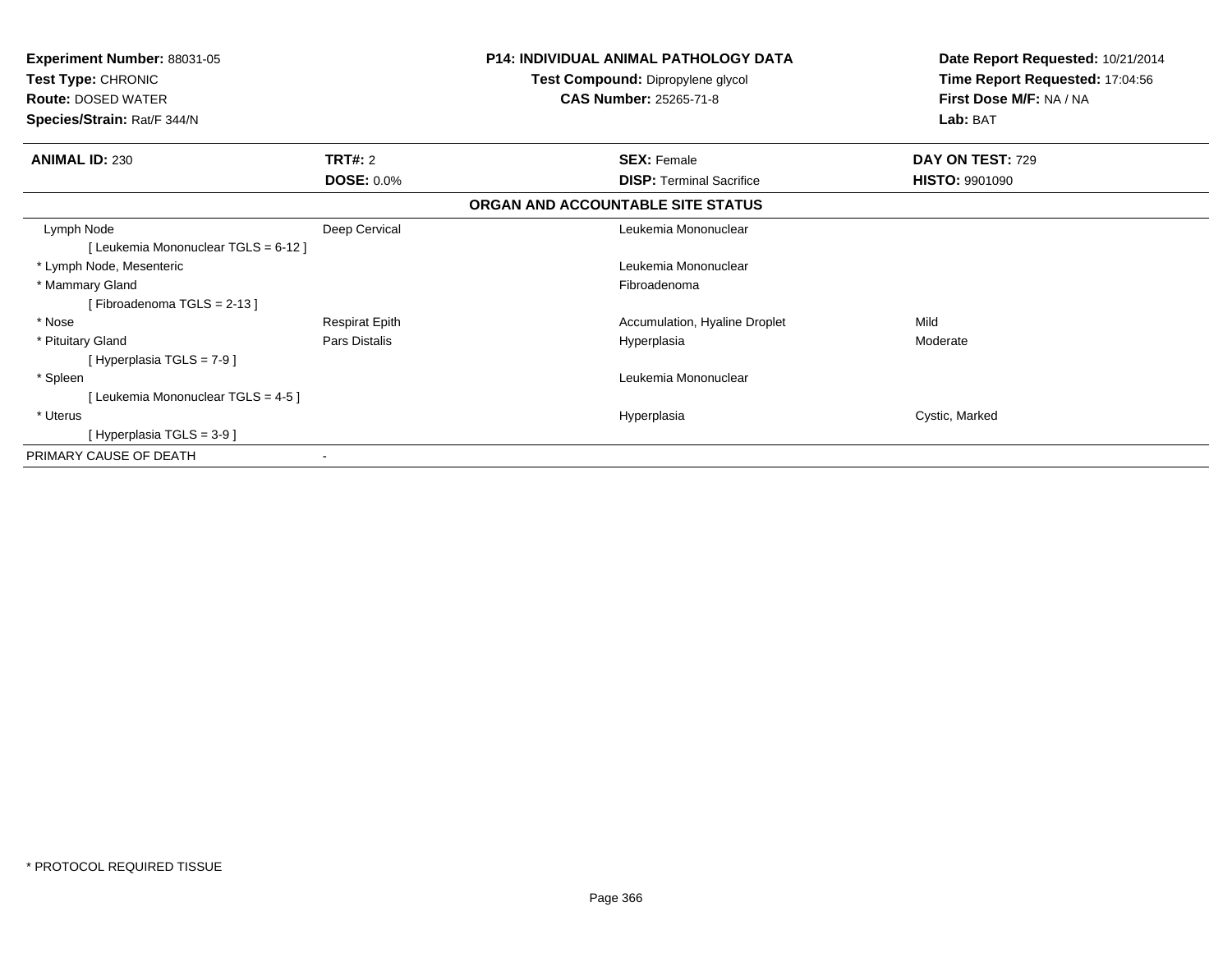**Experiment Number:** 88031-05
**Test Type:** CHRONIC
**Route:** DOSED WATER
**Species/Strain:** Rat/F 344/N

**P14: INDIVIDUAL ANIMAL PATHOLOGY DATA**
**Test Compound:** Dipropylene glycol
**CAS Number:** 25265-71-8

**Date Report Requested:** 10/21/2014
**Time Report Requested:** 17:04:56
**First Dose M/F:** NA / NA
**Lab:** BAT

| **ANIMAL ID:** 230 | **TRT#:** 2 | **SEX:** Female | **DAY ON TEST:** 729 |
|---|---|---|---|
| | **DOSE:** 0.0% | **DISP:** Terminal Sacrifice | **HISTO:** 9901090 |

**ORGAN AND ACCOUNTABLE SITE STATUS**

| | | | |
|---|---|---|---|
| Lymph Node | Deep Cervical | Leukemia Mononuclear | |
| [ Leukemia Mononuclear TGLS = 6-12 ] | | | |
| * Lymph Node, Mesenteric | | Leukemia Mononuclear | |
| * Mammary Gland | | Fibroadenoma | |
| [ Fibroadenoma TGLS = 2-13 ] | | | |
| * Nose | Respirat Epith | Accumulation, Hyaline Droplet | Mild |
| * Pituitary Gland | Pars Distalis | Hyperplasia | Moderate |
| [ Hyperplasia TGLS = 7-9 ] | | | |
| * Spleen | | Leukemia Mononuclear | |
| [ Leukemia Mononuclear TGLS = 4-5 ] | | | |
| * Uterus | | Hyperplasia | Cystic, Marked |
| [ Hyperplasia TGLS = 3-9 ] | | | |
| PRIMARY CAUSE OF DEATH | - | | |

* PROTOCOL REQUIRED TISSUE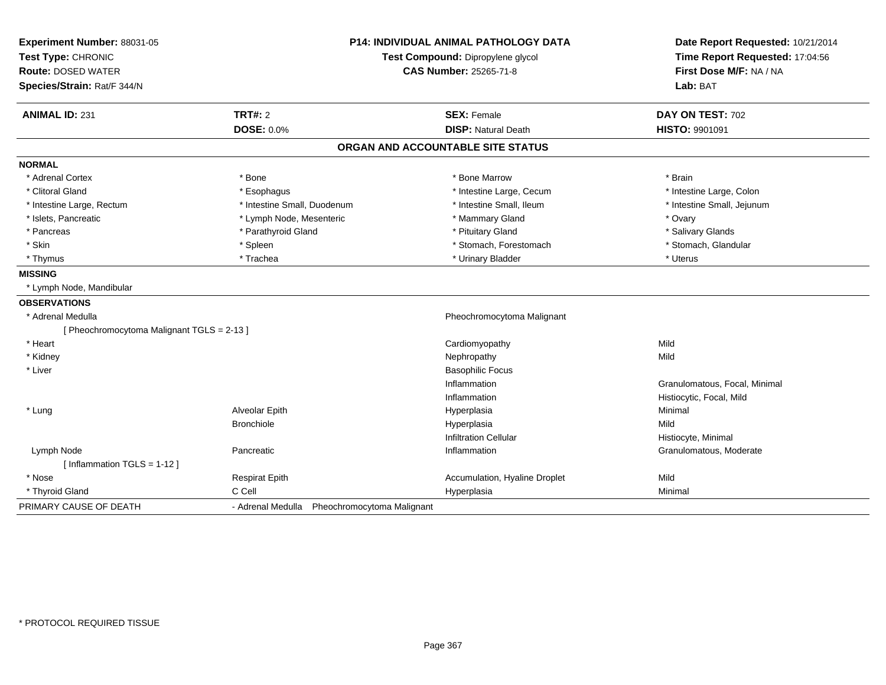**Experiment Number:** 88031-05
**Test Type:** CHRONIC
**Route:** DOSED WATER
**Species/Strain:** Rat/F 344/N

**P14: INDIVIDUAL ANIMAL PATHOLOGY DATA**
**Test Compound:** Dipropylene glycol
**CAS Number:** 25265-71-8

**Date Report Requested:** 10/21/2014
**Time Report Requested:** 17:04:56
**First Dose M/F:** NA / NA
**Lab:** BAT

| **ANIMAL ID:** 231 | **TRT#:** 2 | **SEX:** Female | **DAY ON TEST:** 702 |
|---|---|---|---|
| | **DOSE:** 0.0% | **DISP:** Natural Death | **HISTO:** 9901091 |

## ORGAN AND ACCOUNTABLE SITE STATUS

**NORMAL**

| | | | |
|---|---|---|---|
| * Adrenal Cortex | * Bone | * Bone Marrow | * Brain |
| * Clitoral Gland | * Esophagus | * Intestine Large, Cecum | * Intestine Large, Colon |
| * Intestine Large, Rectum | * Intestine Small, Duodenum | * Intestine Small, Ileum | * Intestine Small, Jejunum |
| * Islets, Pancreatic | * Lymph Node, Mesenteric | * Mammary Gland | * Ovary |
| * Pancreas | * Parathyroid Gland | * Pituitary Gland | * Salivary Glands |
| * Skin | * Spleen | * Stomach, Forestomach | * Stomach, Glandular |
| * Thymus | * Trachea | * Urinary Bladder | * Uterus |

**MISSING**

* Lymph Node, Mandibular

**OBSERVATIONS**

| | | | |
|---|---|---|---|
| * Adrenal Medulla | | Pheochromocytoma Malignant | |
| [ Pheochromocytoma Malignant TGLS = 2-13 ] | | | |
| * Heart | | Cardiomyopathy | Mild |
| * Kidney | | Nephropathy | Mild |
| * Liver | | Basophilic Focus | |
| | | Inflammation | Granulomatous, Focal, Minimal |
| | | Inflammation | Histiocytic, Focal, Mild |
| * Lung | Alveolar Epith | Hyperplasia | Minimal |
| | Bronchiole | Hyperplasia | Mild |
| | | Infiltration Cellular | Histiocyte, Minimal |
| Lymph Node | Pancreatic | Inflammation | Granulomatous, Moderate |
| [ Inflammation TGLS = 1-12 ] | | | |
| * Nose | Respirat Epith | Accumulation, Hyaline Droplet | Mild |
| * Thyroid Gland | C Cell | Hyperplasia | Minimal |

PRIMARY CAUSE OF DEATH - Adrenal Medulla Pheochromocytoma Malignant

\* PROTOCOL REQUIRED TISSUE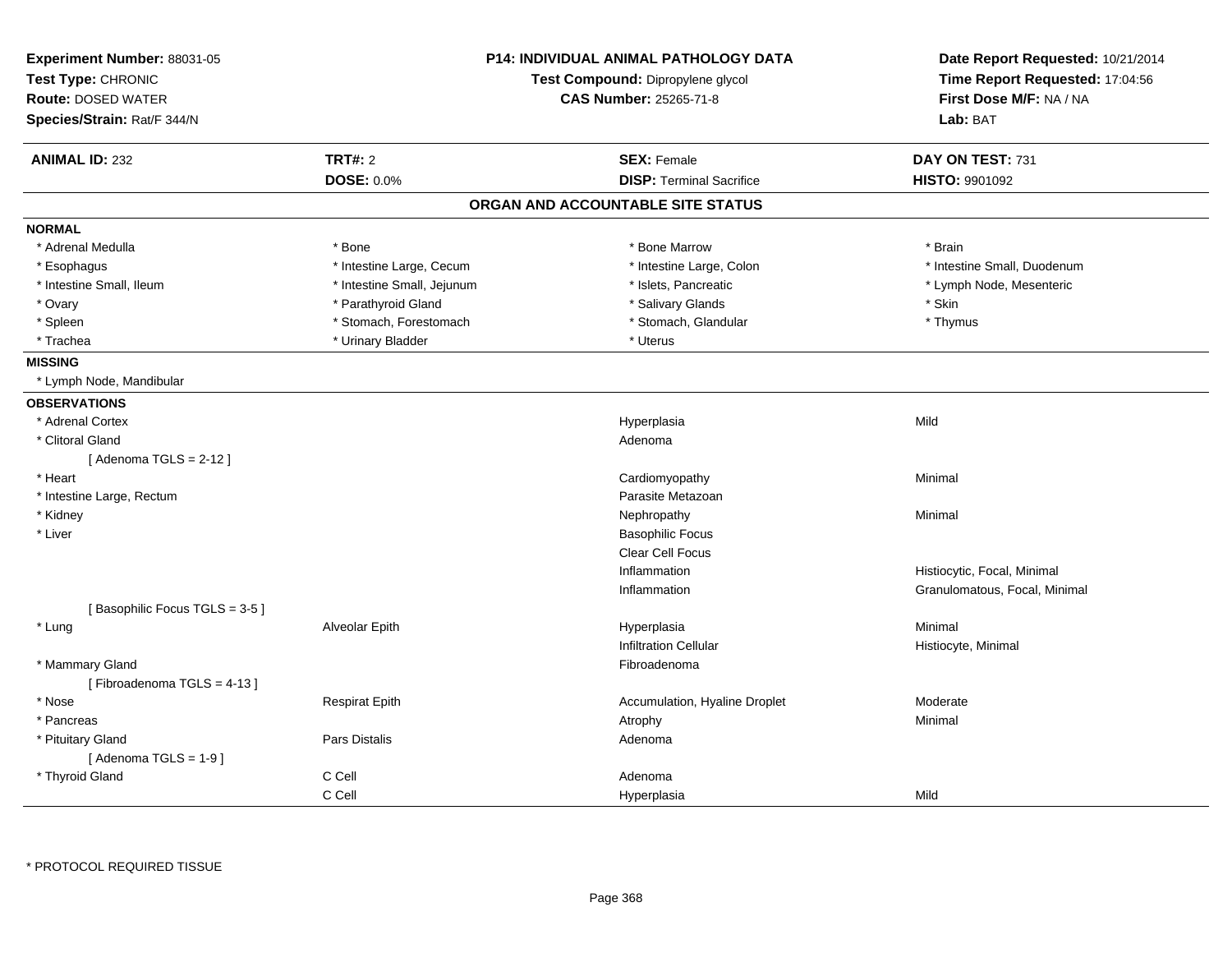**Experiment Number:** 88031-05
**Test Type:** CHRONIC
**Route:** DOSED WATER
**Species/Strain:** Rat/F 344/N

**P14: INDIVIDUAL ANIMAL PATHOLOGY DATA**
**Test Compound:** Dipropylene glycol
**CAS Number:** 25265-71-8

**Date Report Requested:** 10/21/2014
**Time Report Requested:** 17:04:56
**First Dose M/F:** NA / NA
**Lab:** BAT

| **ANIMAL ID:** 232 | **TRT#:** 2 | **SEX:** Female | **DAY ON TEST:** 731 |
|---|---|---|---|
| | **DOSE:** 0.0% | **DISP:** Terminal Sacrifice | **HISTO:** 9901092 |

## ORGAN AND ACCOUNTABLE SITE STATUS

**NORMAL**

| | | | |
|---|---|---|---|
| * Adrenal Medulla | * Bone | * Bone Marrow | * Brain |
| * Esophagus | * Intestine Large, Cecum | * Intestine Large, Colon | * Intestine Small, Duodenum |
| * Intestine Small, Ileum | * Intestine Small, Jejunum | * Islets, Pancreatic | * Lymph Node, Mesenteric |
| * Ovary | * Parathyroid Gland | * Salivary Glands | * Skin |
| * Spleen | * Stomach, Forestomach | * Stomach, Glandular | * Thymus |
| * Trachea | * Urinary Bladder | * Uterus | |

**MISSING**

* Lymph Node, Mandibular

**OBSERVATIONS**

| | | | |
|---|---|---|---|
| * Adrenal Cortex | | Hyperplasia | Mild |
| * Clitoral Gland | | Adenoma | |
| [ Adenoma TGLS = 2-12 ] | | | |
| * Heart | | Cardiomyopathy | Minimal |
| * Intestine Large, Rectum | | Parasite Metazoan | |
| * Kidney | | Nephropathy | Minimal |
| * Liver | | Basophilic Focus | |
| | | Clear Cell Focus | |
| | | Inflammation | Histiocytic, Focal, Minimal |
| | | Inflammation | Granulomatous, Focal, Minimal |
| [ Basophilic Focus TGLS = 3-5 ] | | | |
| * Lung | Alveolar Epith | Hyperplasia | Minimal |
| | | Infiltration Cellular | Histiocyte, Minimal |
| * Mammary Gland | | Fibroadenoma | |
| [ Fibroadenoma TGLS = 4-13 ] | | | |
| * Nose | Respirat Epith | Accumulation, Hyaline Droplet | Moderate |
| * Pancreas | | Atrophy | Minimal |
| * Pituitary Gland | Pars Distalis | Adenoma | |
| [ Adenoma TGLS = 1-9 ] | | | |
| * Thyroid Gland | C Cell | Adenoma | |
| | C Cell | Hyperplasia | Mild |

* PROTOCOL REQUIRED TISSUE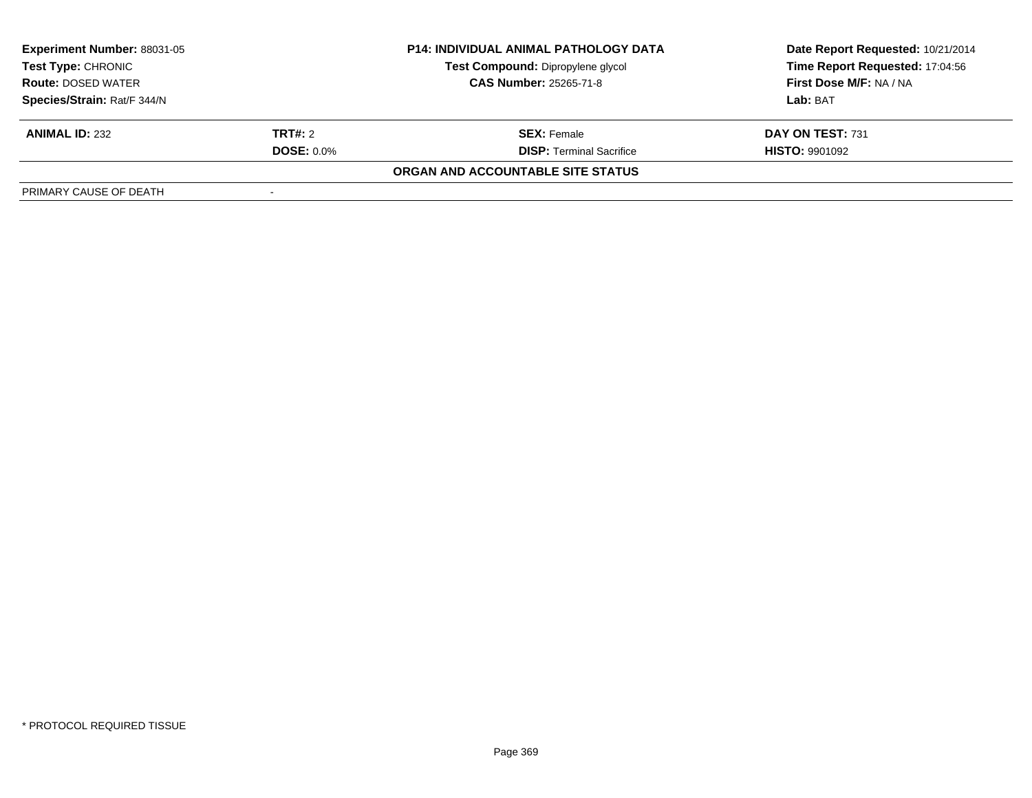| **Experiment Number:** 88031-05 | **P14: INDIVIDUAL ANIMAL PATHOLOGY DATA** | **Date Report Requested:** 10/21/2014 |
|---|---|---|
| **Test Type:** CHRONIC | **Test Compound:** Dipropylene glycol | **Time Report Requested:** 17:04:56 |
| **Route:** DOSED WATER | **CAS Number:** 25265-71-8 | **First Dose M/F:** NA / NA |
| **Species/Strain:** Rat/F 344/N | | **Lab:** BAT |

| **ANIMAL ID:** 232 | **TRT#:** 2 | **SEX:** Female | **DAY ON TEST:** 731 |
|---|---|---|---|
| | **DOSE:** 0.0% | **DISP:** Terminal Sacrifice | **HISTO:** 9901092 |

**ORGAN AND ACCOUNTABLE SITE STATUS**

| PRIMARY CAUSE OF DEATH | - |
|---|---|

\* PROTOCOL REQUIRED TISSUE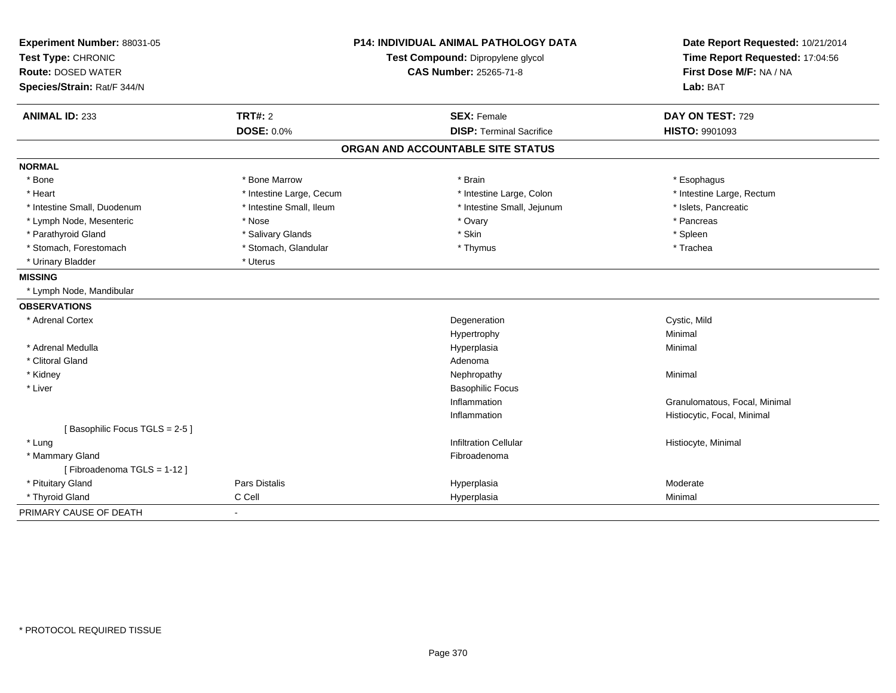**Experiment Number:** 88031-05
**Test Type:** CHRONIC
**Route:** DOSED WATER
**Species/Strain:** Rat/F 344/N

**P14: INDIVIDUAL ANIMAL PATHOLOGY DATA**
**Test Compound:** Dipropylene glycol
**CAS Number:** 25265-71-8

**Date Report Requested:** 10/21/2014
**Time Report Requested:** 17:04:56
**First Dose M/F:** NA / NA
**Lab:** BAT

| **ANIMAL ID:** 233 | **TRT#:** 2 | **SEX:** Female | **DAY ON TEST:** 729 |
|---|---|---|---|
| | **DOSE:** 0.0% | **DISP:** Terminal Sacrifice | **HISTO:** 9901093 |

## ORGAN AND ACCOUNTABLE SITE STATUS

**NORMAL**

| | | | |
|---|---|---|---|
| * Bone | * Bone Marrow | * Brain | * Esophagus |
| * Heart | * Intestine Large, Cecum | * Intestine Large, Colon | * Intestine Large, Rectum |
| * Intestine Small, Duodenum | * Intestine Small, Ileum | * Intestine Small, Jejunum | * Islets, Pancreatic |
| * Lymph Node, Mesenteric | * Nose | * Ovary | * Pancreas |
| * Parathyroid Gland | * Salivary Glands | * Skin | * Spleen |
| * Stomach, Forestomach | * Stomach, Glandular | * Thymus | * Trachea |
| * Urinary Bladder | * Uterus | | |

**MISSING**

* Lymph Node, Mandibular

**OBSERVATIONS**

| | | | |
|---|---|---|---|
| * Adrenal Cortex | | Degeneration | Cystic, Mild |
| | | Hypertrophy | Minimal |
| * Adrenal Medulla | | Hyperplasia | Minimal |
| * Clitoral Gland | | Adenoma | |
| * Kidney | | Nephropathy | Minimal |
| * Liver | | Basophilic Focus | |
| | | Inflammation | Granulomatous, Focal, Minimal |
| | | Inflammation | Histiocytic, Focal, Minimal |
| [ Basophilic Focus TGLS = 2-5 ] | | | |
| * Lung | | Infiltration Cellular | Histiocyte, Minimal |
| * Mammary Gland | | Fibroadenoma | |
| [ Fibroadenoma TGLS = 1-12 ] | | | |
| * Pituitary Gland | Pars Distalis | Hyperplasia | Moderate |
| * Thyroid Gland | C Cell | Hyperplasia | Minimal |

PRIMARY CAUSE OF DEATH -

* PROTOCOL REQUIRED TISSUE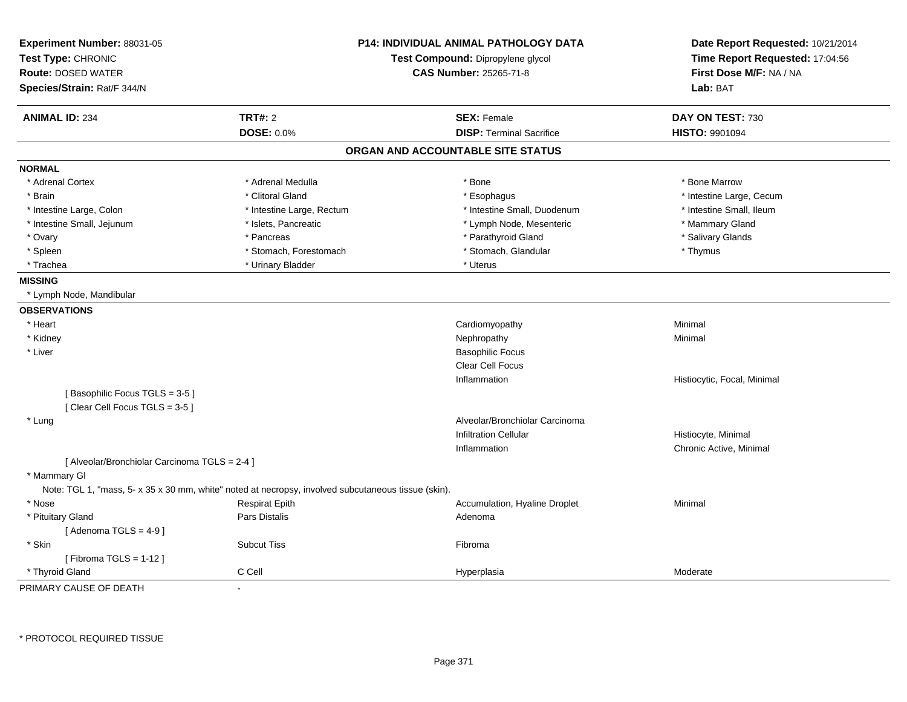**Experiment Number:** 88031-05
**Test Type:** CHRONIC
**Route:** DOSED WATER
**Species/Strain:** Rat/F 344/N

**P14: INDIVIDUAL ANIMAL PATHOLOGY DATA**
**Test Compound:** Dipropylene glycol
**CAS Number:** 25265-71-8

**Date Report Requested:** 10/21/2014
**Time Report Requested:** 17:04:56
**First Dose M/F:** NA / NA
**Lab:** BAT

| **ANIMAL ID:** 234 | **TRT#:** 2 | **SEX:** Female | **DAY ON TEST:** 730 |
|---|---|---|---|
| | **DOSE:** 0.0% | **DISP:** Terminal Sacrifice | **HISTO:** 9901094 |

## ORGAN AND ACCOUNTABLE SITE STATUS

**NORMAL**

| | | | |
|---|---|---|---|
| * Adrenal Cortex | * Adrenal Medulla | * Bone | * Bone Marrow |
| * Brain | * Clitoral Gland | * Esophagus | * Intestine Large, Cecum |
| * Intestine Large, Colon | * Intestine Large, Rectum | * Intestine Small, Duodenum | * Intestine Small, Ileum |
| * Intestine Small, Jejunum | * Islets, Pancreatic | * Lymph Node, Mesenteric | * Mammary Gland |
| * Ovary | * Pancreas | * Parathyroid Gland | * Salivary Glands |
| * Spleen | * Stomach, Forestomach | * Stomach, Glandular | * Thymus |
| * Trachea | * Urinary Bladder | * Uterus | |

**MISSING**

* Lymph Node, Mandibular

**OBSERVATIONS**

| | | | |
|---|---|---|---|
| * Heart | | Cardiomyopathy | Minimal |
| * Kidney | | Nephropathy | Minimal |
| * Liver | | Basophilic Focus | |
| | | Clear Cell Focus | |
| | | Inflammation | Histiocytic, Focal, Minimal |
| [ Basophilic Focus TGLS = 3-5 ] | | | |
| [ Clear Cell Focus TGLS = 3-5 ] | | | |
| * Lung | | Alveolar/Bronchiolar Carcinoma | |
| | | Infiltration Cellular | Histiocyte, Minimal |
| | | Inflammation | Chronic Active, Minimal |
| [ Alveolar/Bronchiolar Carcinoma TGLS = 2-4 ] | | | |
| * Mammary Gl | | | |
| Note: TGL 1, "mass, 5- x 35 x 30 mm, white" noted at necropsy, involved subcutaneous tissue (skin). | | | |
| * Nose | Respirat Epith | Accumulation, Hyaline Droplet | Minimal |
| * Pituitary Gland | Pars Distalis | Adenoma | |
| [ Adenoma TGLS = 4-9 ] | | | |
| * Skin | Subcut Tiss | Fibroma | |
| [ Fibroma TGLS = 1-12 ] | | | |
| * Thyroid Gland | C Cell | Hyperplasia | Moderate |

PRIMARY CAUSE OF DEATH -

\* PROTOCOL REQUIRED TISSUE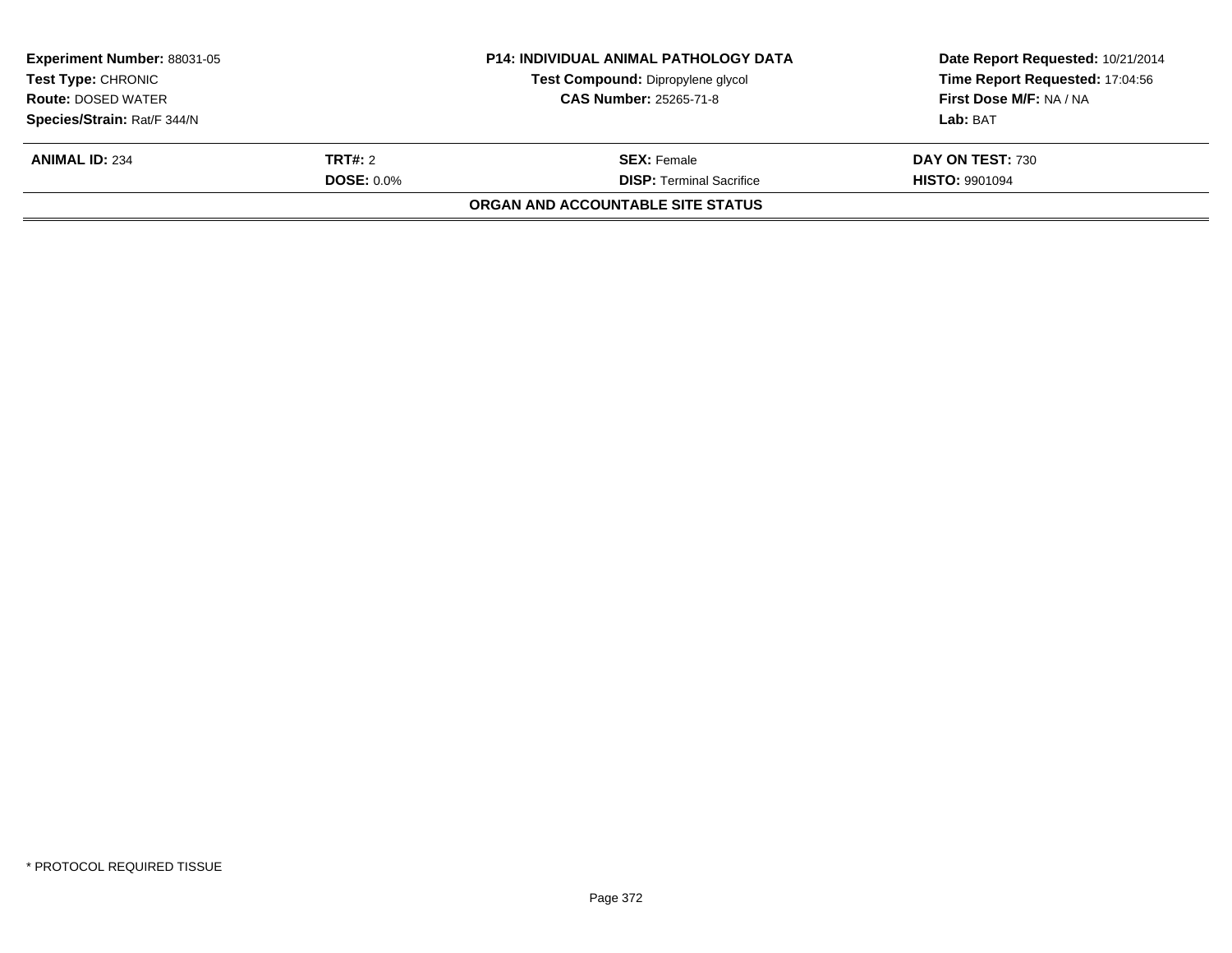| **Experiment Number:** 88031-05 | **P14: INDIVIDUAL ANIMAL PATHOLOGY DATA** | **Date Report Requested:** 10/21/2014 |
|---|---|---|
| **Test Type:** CHRONIC | **Test Compound:** Dipropylene glycol | **Time Report Requested:** 17:04:56 |
| **Route:** DOSED WATER | **CAS Number:** 25265-71-8 | **First Dose M/F:** NA / NA |
| **Species/Strain:** Rat/F 344/N | | **Lab:** BAT |

| **ANIMAL ID:** 234 | **TRT#:** 2 | **SEX:** Female | **DAY ON TEST:** 730 |
|---|---|---|---|
| | **DOSE:** 0.0% | **DISP:** Terminal Sacrifice | **HISTO:** 9901094 |

**ORGAN AND ACCOUNTABLE SITE STATUS**

* PROTOCOL REQUIRED TISSUE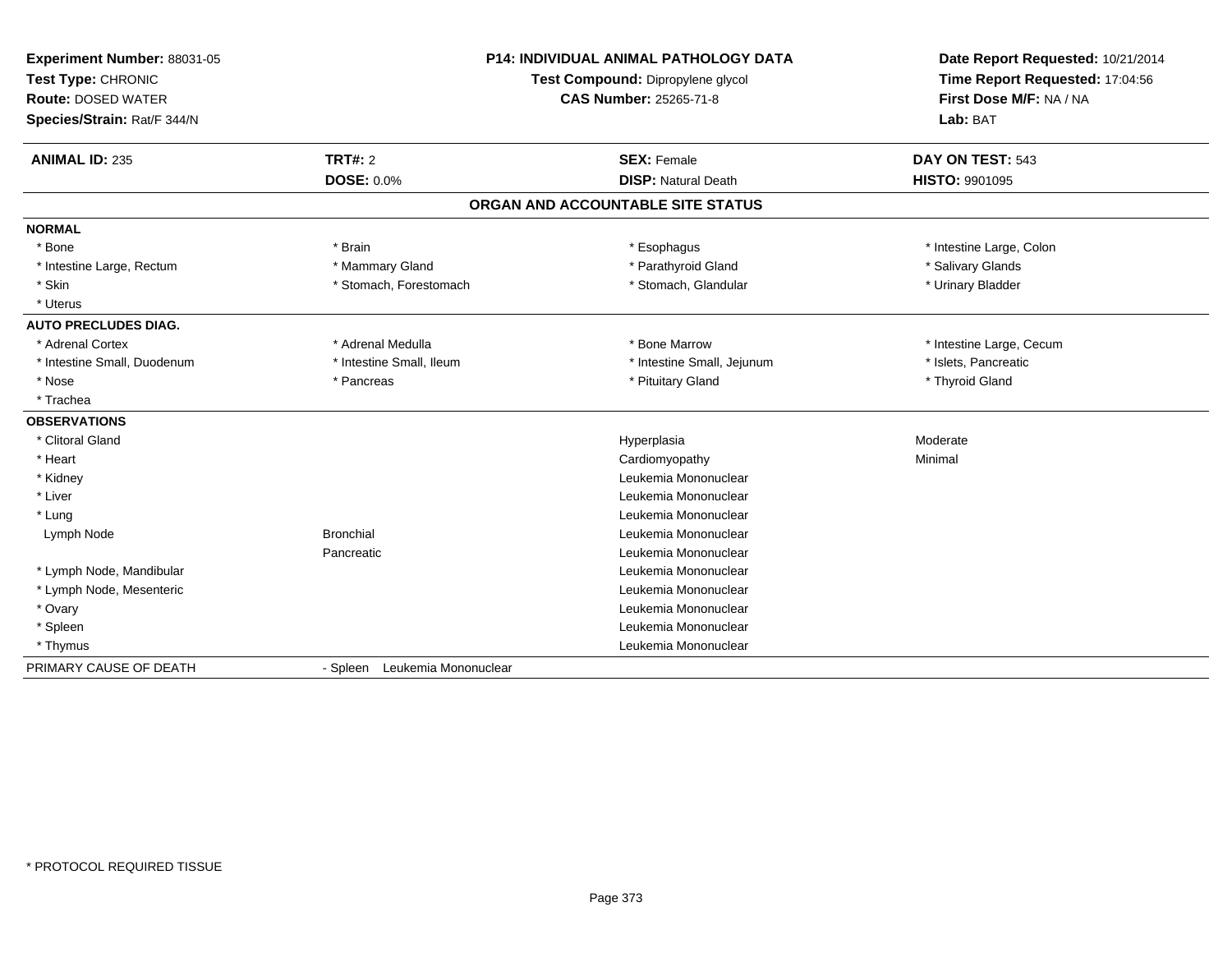**Experiment Number:** 88031-05
**Test Type:** CHRONIC
**Route:** DOSED WATER
**Species/Strain:** Rat/F 344/N

**P14: INDIVIDUAL ANIMAL PATHOLOGY DATA**
**Test Compound:** Dipropylene glycol
**CAS Number:** 25265-71-8

**Date Report Requested:** 10/21/2014
**Time Report Requested:** 17:04:56
**First Dose M/F:** NA / NA
**Lab:** BAT

| **ANIMAL ID:** 235 | **TRT#:** 2 | **SEX:** Female | **DAY ON TEST:** 543 |
|---|---|---|---|
| | **DOSE:** 0.0% | **DISP:** Natural Death | **HISTO:** 9901095 |

## ORGAN AND ACCOUNTABLE SITE STATUS

| | | | |
|---|---|---|---|
| **NORMAL** | | | |
| * Bone | * Brain | * Esophagus | * Intestine Large, Colon |
| * Intestine Large, Rectum | * Mammary Gland | * Parathyroid Gland | * Salivary Glands |
| * Skin | * Stomach, Forestomach | * Stomach, Glandular | * Urinary Bladder |
| * Uterus | | | |
| **AUTO PRECLUDES DIAG.** | | | |
| * Adrenal Cortex | * Adrenal Medulla | * Bone Marrow | * Intestine Large, Cecum |
| * Intestine Small, Duodenum | * Intestine Small, Ileum | * Intestine Small, Jejunum | * Islets, Pancreatic |
| * Nose | * Pancreas | * Pituitary Gland | * Thyroid Gland |
| * Trachea | | | |
| **OBSERVATIONS** | | | |
| * Clitoral Gland | | Hyperplasia | Moderate |
| * Heart | | Cardiomyopathy | Minimal |
| * Kidney | | Leukemia Mononuclear | |
| * Liver | | Leukemia Mononuclear | |
| * Lung | | Leukemia Mononuclear | |
| Lymph Node | Bronchial | Leukemia Mononuclear | |
| | Pancreatic | Leukemia Mononuclear | |
| * Lymph Node, Mandibular | | Leukemia Mononuclear | |
| * Lymph Node, Mesenteric | | Leukemia Mononuclear | |
| * Ovary | | Leukemia Mononuclear | |
| * Spleen | | Leukemia Mononuclear | |
| * Thymus | | Leukemia Mononuclear | |
| PRIMARY CAUSE OF DEATH | - Spleen Leukemia Mononuclear | | |

* PROTOCOL REQUIRED TISSUE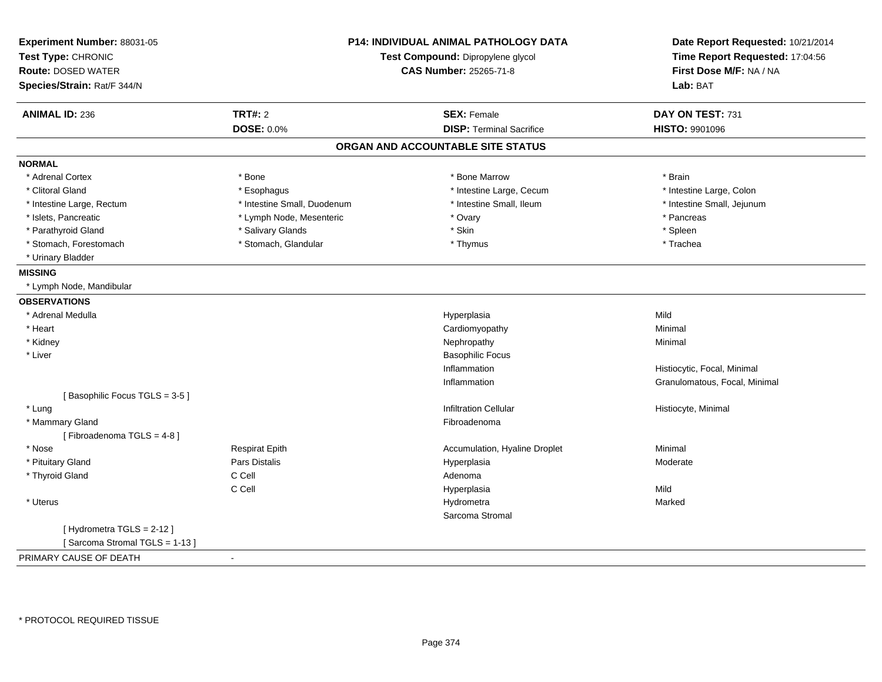**Experiment Number:** 88031-05
**Test Type:** CHRONIC
**Route:** DOSED WATER
**Species/Strain:** Rat/F 344/N

**P14: INDIVIDUAL ANIMAL PATHOLOGY DATA**
**Test Compound:** Dipropylene glycol
**CAS Number:** 25265-71-8

**Date Report Requested:** 10/21/2014
**Time Report Requested:** 17:04:56
**First Dose M/F:** NA / NA
**Lab:** BAT

| **ANIMAL ID:** 236 | **TRT#:** 2 | **SEX:** Female | **DAY ON TEST:** 731 |
|---|---|---|---|
| | **DOSE:** 0.0% | **DISP:** Terminal Sacrifice | **HISTO:** 9901096 |

## ORGAN AND ACCOUNTABLE SITE STATUS

**NORMAL**

| | | | |
|---|---|---|---|
| * Adrenal Cortex | * Bone | * Bone Marrow | * Brain |
| * Clitoral Gland | * Esophagus | * Intestine Large, Cecum | * Intestine Large, Colon |
| * Intestine Large, Rectum | * Intestine Small, Duodenum | * Intestine Small, Ileum | * Intestine Small, Jejunum |
| * Islets, Pancreatic | * Lymph Node, Mesenteric | * Ovary | * Pancreas |
| * Parathyroid Gland | * Salivary Glands | * Skin | * Spleen |
| * Stomach, Forestomach | * Stomach, Glandular | * Thymus | * Trachea |
| * Urinary Bladder | | | |

**MISSING**

* Lymph Node, Mandibular

**OBSERVATIONS**

| | | | |
|---|---|---|---|
| * Adrenal Medulla | | Hyperplasia | Mild |
| * Heart | | Cardiomyopathy | Minimal |
| * Kidney | | Nephropathy | Minimal |
| * Liver | | Basophilic Focus | |
| | | Inflammation | Histiocytic, Focal, Minimal |
| | | Inflammation | Granulomatous, Focal, Minimal |
| [ Basophilic Focus TGLS = 3-5 ] | | | |
| * Lung | | Infiltration Cellular | Histiocyte, Minimal |
| * Mammary Gland | | Fibroadenoma | |
| [ Fibroadenoma TGLS = 4-8 ] | | | |
| * Nose | Respirat Epith | Accumulation, Hyaline Droplet | Minimal |
| * Pituitary Gland | Pars Distalis | Hyperplasia | Moderate |
| * Thyroid Gland | C Cell | Adenoma | |
| | C Cell | Hyperplasia | Mild |
| * Uterus | | Hydrometra | Marked |
| | | Sarcoma Stromal | |
| [ Hydrometra TGLS = 2-12 ] | | | |
| [ Sarcoma Stromal TGLS = 1-13 ] | | | |

PRIMARY CAUSE OF DEATH -

* PROTOCOL REQUIRED TISSUE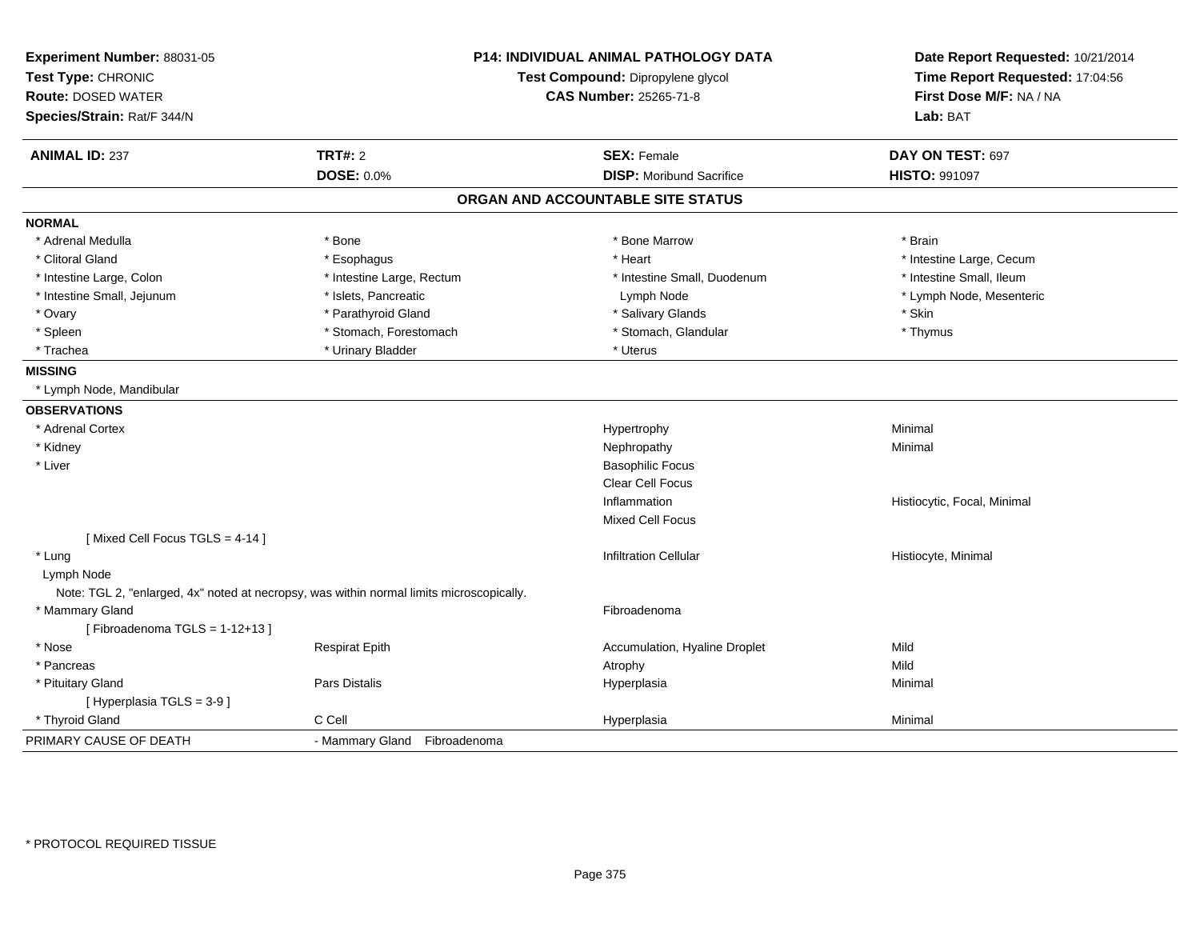**Experiment Number:** 88031-05
**Test Type:** CHRONIC
**Route:** DOSED WATER
**Species/Strain:** Rat/F 344/N

**P14: INDIVIDUAL ANIMAL PATHOLOGY DATA**
**Test Compound:** Dipropylene glycol
**CAS Number:** 25265-71-8

**Date Report Requested:** 10/21/2014
**Time Report Requested:** 17:04:56
**First Dose M/F:** NA / NA
**Lab:** BAT

| **ANIMAL ID:** 237 | **TRT#:** 2 | **SEX:** Female | **DAY ON TEST:** 697 |
|---|---|---|---|
| | **DOSE:** 0.0% | **DISP:** Moribund Sacrifice | **HISTO:** 991097 |

## ORGAN AND ACCOUNTABLE SITE STATUS

**NORMAL**

| | | | |
|---|---|---|---|
| * Adrenal Medulla | * Bone | * Bone Marrow | * Brain |
| * Clitoral Gland | * Esophagus | * Heart | * Intestine Large, Cecum |
| * Intestine Large, Colon | * Intestine Large, Rectum | * Intestine Small, Duodenum | * Intestine Small, Ileum |
| * Intestine Small, Jejunum | * Islets, Pancreatic | Lymph Node | * Lymph Node, Mesenteric |
| * Ovary | * Parathyroid Gland | * Salivary Glands | * Skin |
| * Spleen | * Stomach, Forestomach | * Stomach, Glandular | * Thymus |
| * Trachea | * Urinary Bladder | * Uterus | |

**MISSING**

* Lymph Node, Mandibular

**OBSERVATIONS**

| | | | |
|---|---|---|---|
| * Adrenal Cortex | | Hypertrophy | Minimal |
| * Kidney | | Nephropathy | Minimal |
| * Liver | | Basophilic Focus | |
| | | Clear Cell Focus | |
| | | Inflammation | Histiocytic, Focal, Minimal |
| | | Mixed Cell Focus | |
| [ Mixed Cell Focus TGLS = 4-14 ] | | | |
| * Lung | | Infiltration Cellular | Histiocyte, Minimal |
| Lymph Node | | | |
| Note: TGL 2, "enlarged, 4x" noted at necropsy, was within normal limits microscopically. | | | |
| * Mammary Gland | | Fibroadenoma | |
| [ Fibroadenoma TGLS = 1-12+13 ] | | | |
| * Nose | Respirat Epith | Accumulation, Hyaline Droplet | Mild |
| * Pancreas | | Atrophy | Mild |
| * Pituitary Gland | Pars Distalis | Hyperplasia | Minimal |
| [ Hyperplasia TGLS = 3-9 ] | | | |
| * Thyroid Gland | C Cell | Hyperplasia | Minimal |

PRIMARY CAUSE OF DEATH - Mammary Gland Fibroadenoma

\* PROTOCOL REQUIRED TISSUE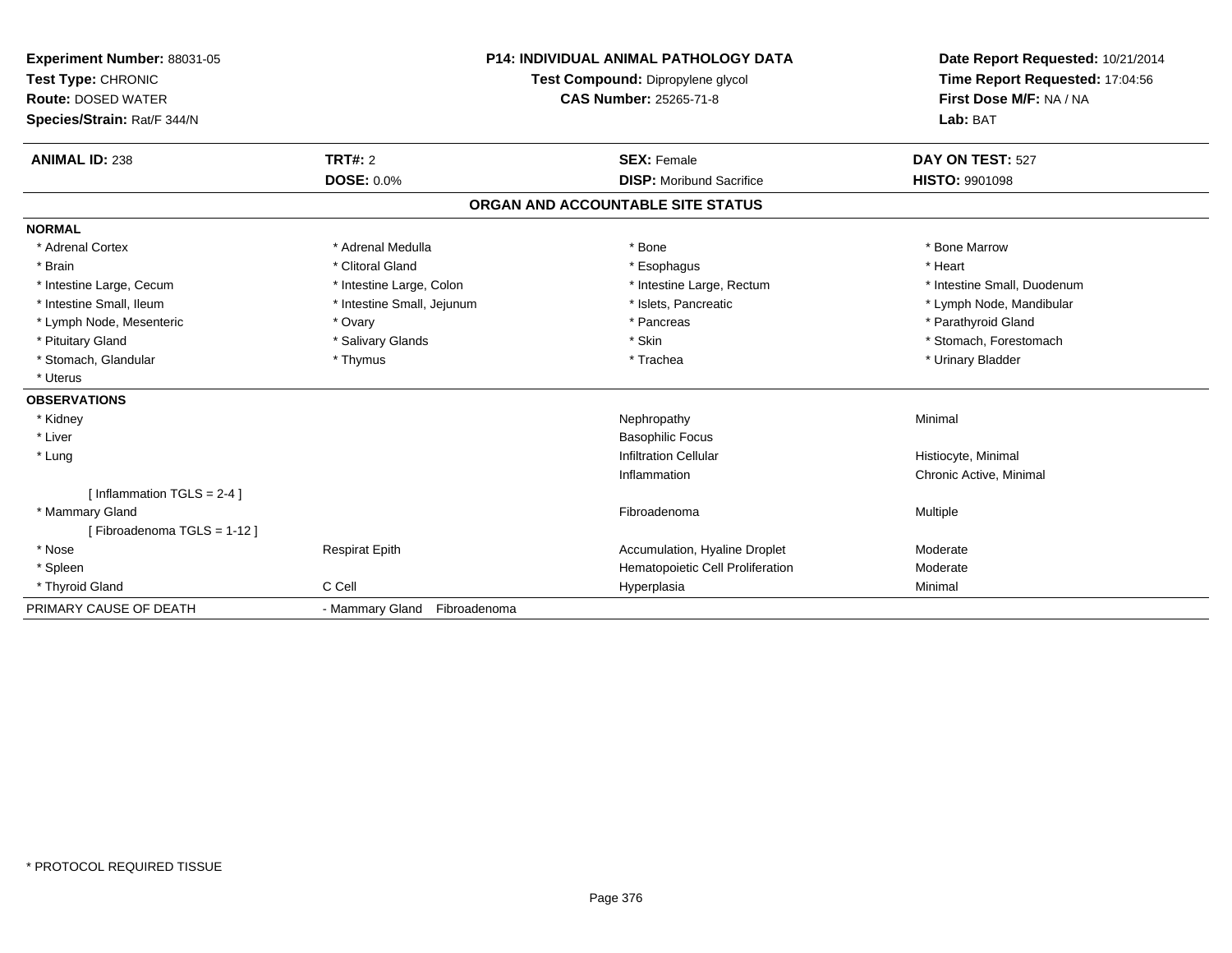**Experiment Number:** 88031-05
**Test Type:** CHRONIC
**Route:** DOSED WATER
**Species/Strain:** Rat/F 344/N

**P14: INDIVIDUAL ANIMAL PATHOLOGY DATA**
**Test Compound:** Dipropylene glycol
**CAS Number:** 25265-71-8

**Date Report Requested:** 10/21/2014
**Time Report Requested:** 17:04:56
**First Dose M/F:** NA / NA
**Lab:** BAT

| **ANIMAL ID:** 238 | **TRT#:** 2 | **SEX:** Female | **DAY ON TEST:** 527 |
|---|---|---|---|
| | **DOSE:** 0.0% | **DISP:** Moribund Sacrifice | **HISTO:** 9901098 |

## ORGAN AND ACCOUNTABLE SITE STATUS

**NORMAL**

| | | | |
|---|---|---|---|
| * Adrenal Cortex | * Adrenal Medulla | * Bone | * Bone Marrow |
| * Brain | * Clitoral Gland | * Esophagus | * Heart |
| * Intestine Large, Cecum | * Intestine Large, Colon | * Intestine Large, Rectum | * Intestine Small, Duodenum |
| * Intestine Small, Ileum | * Intestine Small, Jejunum | * Islets, Pancreatic | * Lymph Node, Mandibular |
| * Lymph Node, Mesenteric | * Ovary | * Pancreas | * Parathyroid Gland |
| * Pituitary Gland | * Salivary Glands | * Skin | * Stomach, Forestomach |
| * Stomach, Glandular | * Thymus | * Trachea | * Urinary Bladder |
| * Uterus | | | |

**OBSERVATIONS**

| | | | |
|---|---|---|---|
| * Kidney | | Nephropathy | Minimal |
| * Liver | | Basophilic Focus | |
| * Lung | | Infiltration Cellular | Histiocyte, Minimal |
| | | Inflammation | Chronic Active, Minimal |
| [ Inflammation TGLS = 2-4 ] | | | |
| * Mammary Gland | | Fibroadenoma | Multiple |
| [ Fibroadenoma TGLS = 1-12 ] | | | |
| * Nose | Respirat Epith | Accumulation, Hyaline Droplet | Moderate |
| * Spleen | | Hematopoietic Cell Proliferation | Moderate |
| * Thyroid Gland | C Cell | Hyperplasia | Minimal |

PRIMARY CAUSE OF DEATH - Mammary Gland Fibroadenoma

* PROTOCOL REQUIRED TISSUE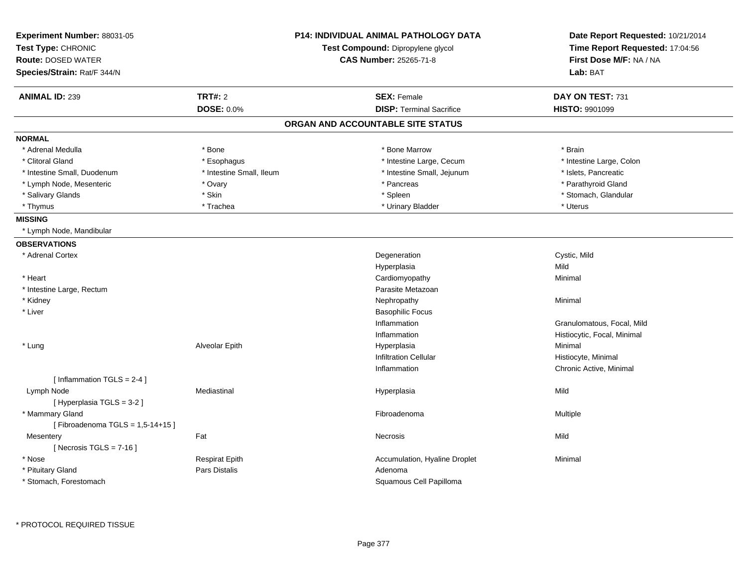**Experiment Number:** 88031-05
**Test Type:** CHRONIC
**Route:** DOSED WATER
**Species/Strain:** Rat/F 344/N

**P14: INDIVIDUAL ANIMAL PATHOLOGY DATA**
**Test Compound:** Dipropylene glycol
**CAS Number:** 25265-71-8

**Date Report Requested:** 10/21/2014
**Time Report Requested:** 17:04:56
**First Dose M/F:** NA / NA
**Lab:** BAT

| **ANIMAL ID:** 239 | **TRT#:** 2 | **SEX:** Female | **DAY ON TEST:** 731 |
|---|---|---|---|
| | **DOSE:** 0.0% | **DISP:** Terminal Sacrifice | **HISTO:** 9901099 |

## ORGAN AND ACCOUNTABLE SITE STATUS

**NORMAL**

| | | | |
|---|---|---|---|
| * Adrenal Medulla | * Bone | * Bone Marrow | * Brain |
| * Clitoral Gland | * Esophagus | * Intestine Large, Cecum | * Intestine Large, Colon |
| * Intestine Small, Duodenum | * Intestine Small, Ileum | * Intestine Small, Jejunum | * Islets, Pancreatic |
| * Lymph Node, Mesenteric | * Ovary | * Pancreas | * Parathyroid Gland |
| * Salivary Glands | * Skin | * Spleen | * Stomach, Glandular |
| * Thymus | * Trachea | * Urinary Bladder | * Uterus |

**MISSING**

* Lymph Node, Mandibular

**OBSERVATIONS**

| | | | |
|---|---|---|---|
| * Adrenal Cortex | | Degeneration | Cystic, Mild |
| | | Hyperplasia | Mild |
| * Heart | | Cardiomyopathy | Minimal |
| * Intestine Large, Rectum | | Parasite Metazoan | |
| * Kidney | | Nephropathy | Minimal |
| * Liver | | Basophilic Focus | |
| | | Inflammation | Granulomatous, Focal, Mild |
| | | Inflammation | Histiocytic, Focal, Minimal |
| * Lung | Alveolar Epith | Hyperplasia | Minimal |
| | | Infiltration Cellular | Histiocyte, Minimal |
| | | Inflammation | Chronic Active, Minimal |
| [ Inflammation TGLS = 2-4 ] | | | |
| Lymph Node | Mediastinal | Hyperplasia | Mild |
| [ Hyperplasia TGLS = 3-2 ] | | | |
| * Mammary Gland | | Fibroadenoma | Multiple |
| [ Fibroadenoma TGLS = 1,5-14+15 ] | | | |
| Mesentery | Fat | Necrosis | Mild |
| [ Necrosis TGLS = 7-16 ] | | | |
| * Nose | Respirat Epith | Accumulation, Hyaline Droplet | Minimal |
| * Pituitary Gland | Pars Distalis | Adenoma | |
| * Stomach, Forestomach | | Squamous Cell Papilloma | |

* PROTOCOL REQUIRED TISSUE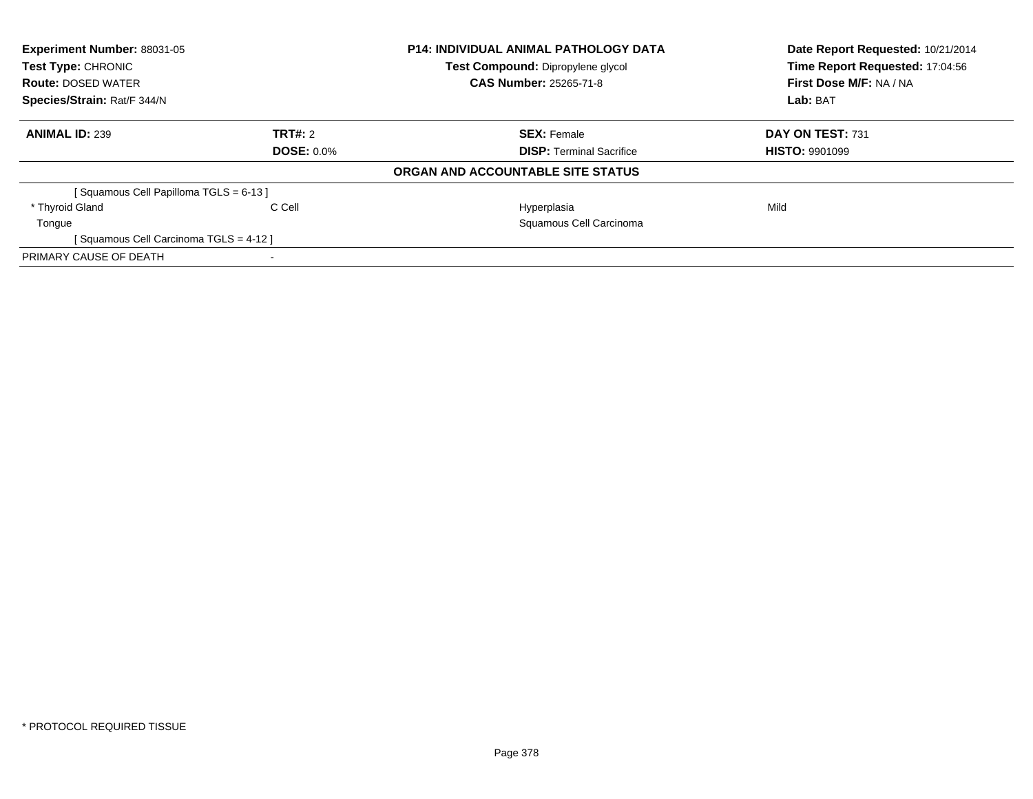**Experiment Number:** 88031-05
**Test Type:** CHRONIC
**Route:** DOSED WATER
**Species/Strain:** Rat/F 344/N

**P14: INDIVIDUAL ANIMAL PATHOLOGY DATA**
**Test Compound:** Dipropylene glycol
**CAS Number:** 25265-71-8

**Date Report Requested:** 10/21/2014
**Time Report Requested:** 17:04:56
**First Dose M/F:** NA / NA
**Lab:** BAT

| **ANIMAL ID:** 239 | **TRT#:** 2 | **SEX:** Female | **DAY ON TEST:** 731 |
|---|---|---|---|
| | **DOSE:** 0.0% | **DISP:** Terminal Sacrifice | **HISTO:** 9901099 |

**ORGAN AND ACCOUNTABLE SITE STATUS**

| | | | |
|---|---|---|---|
| [ Squamous Cell Papilloma TGLS = 6-13 ] | | | |
| * Thyroid Gland | C Cell | Hyperplasia | Mild |
| Tongue | | Squamous Cell Carcinoma | |
| [ Squamous Cell Carcinoma TGLS = 4-12 ] | | | |
| PRIMARY CAUSE OF DEATH | - | | |

* PROTOCOL REQUIRED TISSUE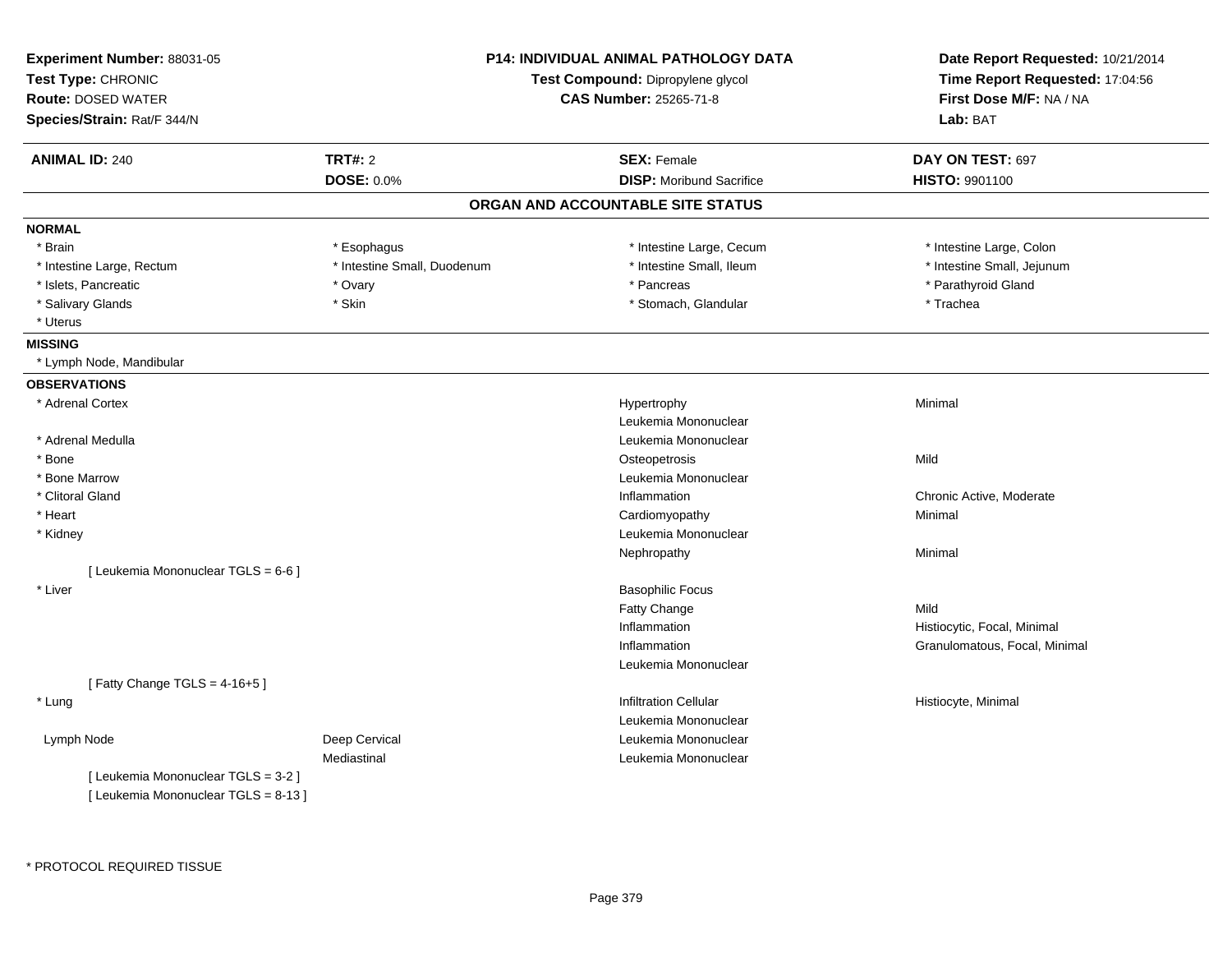**Experiment Number:** 88031-05
**Test Type:** CHRONIC
**Route:** DOSED WATER
**Species/Strain:** Rat/F 344/N

**P14: INDIVIDUAL ANIMAL PATHOLOGY DATA**
**Test Compound:** Dipropylene glycol
**CAS Number:** 25265-71-8

**Date Report Requested:** 10/21/2014
**Time Report Requested:** 17:04:56
**First Dose M/F:** NA / NA
**Lab:** BAT

| **ANIMAL ID:** 240 | **TRT#:** 2 | **SEX:** Female | **DAY ON TEST:** 697 |
|---|---|---|---|
| | **DOSE:** 0.0% | **DISP:** Moribund Sacrifice | **HISTO:** 9901100 |

## ORGAN AND ACCOUNTABLE SITE STATUS

**NORMAL**

| | | | |
|---|---|---|---|
| * Brain | * Esophagus | * Intestine Large, Cecum | * Intestine Large, Colon |
| * Intestine Large, Rectum | * Intestine Small, Duodenum | * Intestine Small, Ileum | * Intestine Small, Jejunum |
| * Islets, Pancreatic | * Ovary | * Pancreas | * Parathyroid Gland |
| * Salivary Glands | * Skin | * Stomach, Glandular | * Trachea |
| * Uterus | | | |

**MISSING**

* Lymph Node, Mandibular

**OBSERVATIONS**

| | | | |
|---|---|---|---|
| * Adrenal Cortex | | Hypertrophy | Minimal |
| | | Leukemia Mononuclear | |
| * Adrenal Medulla | | Leukemia Mononuclear | |
| * Bone | | Osteopetrosis | Mild |
| * Bone Marrow | | Leukemia Mononuclear | |
| * Clitoral Gland | | Inflammation | Chronic Active, Moderate |
| * Heart | | Cardiomyopathy | Minimal |
| * Kidney | | Leukemia Mononuclear | |
| | | Nephropathy | Minimal |
| [ Leukemia Mononuclear TGLS = 6-6 ] | | | |
| * Liver | | Basophilic Focus | |
| | | Fatty Change | Mild |
| | | Inflammation | Histiocytic, Focal, Minimal |
| | | Inflammation | Granulomatous, Focal, Minimal |
| | | Leukemia Mononuclear | |
| [ Fatty Change TGLS = 4-16+5 ] | | | |
| * Lung | | Infiltration Cellular | Histiocyte, Minimal |
| | | Leukemia Mononuclear | |
| Lymph Node | Deep Cervical | Leukemia Mononuclear | |
| | Mediastinal | Leukemia Mononuclear | |
| [ Leukemia Mononuclear TGLS = 3-2 ] | | | |
| [ Leukemia Mononuclear TGLS = 8-13 ] | | | |

* PROTOCOL REQUIRED TISSUE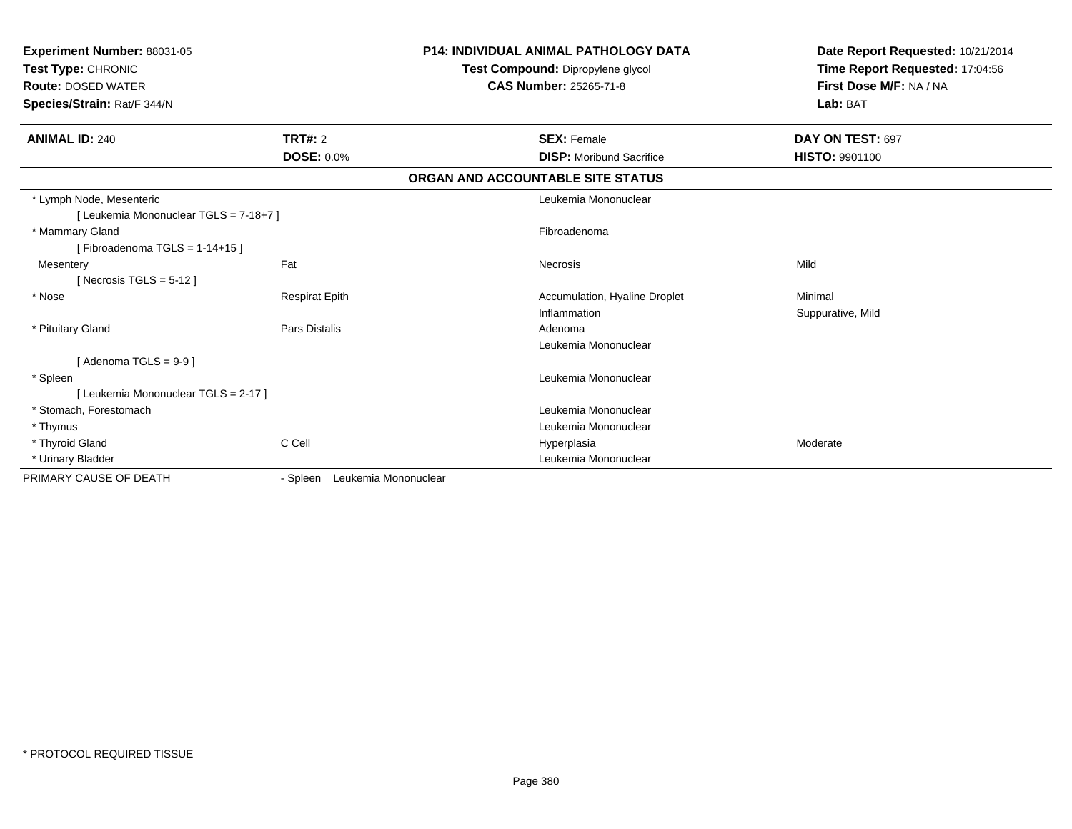**Experiment Number:** 88031-05
**Test Type:** CHRONIC
**Route:** DOSED WATER
**Species/Strain:** Rat/F 344/N

**P14: INDIVIDUAL ANIMAL PATHOLOGY DATA**
**Test Compound:** Dipropylene glycol
**CAS Number:** 25265-71-8

**Date Report Requested:** 10/21/2014
**Time Report Requested:** 17:04:56
**First Dose M/F:** NA / NA
**Lab:** BAT

| **ANIMAL ID:** 240 | **TRT#:** 2 | **SEX:** Female | **DAY ON TEST:** 697 |
|---|---|---|---|
| | **DOSE:** 0.0% | **DISP:** Moribund Sacrifice | **HISTO:** 9901100 |

## ORGAN AND ACCOUNTABLE SITE STATUS

| | | | |
|---|---|---|---|
| * Lymph Node, Mesenteric | | Leukemia Mononuclear | |
| [ Leukemia Mononuclear TGLS = 7-18+7 ] | | | |
| * Mammary Gland | | Fibroadenoma | |
| [ Fibroadenoma TGLS = 1-14+15 ] | | | |
| Mesentery | Fat | Necrosis | Mild |
| [ Necrosis TGLS = 5-12 ] | | | |
| * Nose | Respirat Epith | Accumulation, Hyaline Droplet | Minimal |
| | | Inflammation | Suppurative, Mild |
| * Pituitary Gland | Pars Distalis | Adenoma | |
| | | Leukemia Mononuclear | |
| [ Adenoma TGLS = 9-9 ] | | | |
| * Spleen | | Leukemia Mononuclear | |
| [ Leukemia Mononuclear TGLS = 2-17 ] | | | |
| * Stomach, Forestomach | | Leukemia Mononuclear | |
| * Thymus | | Leukemia Mononuclear | |
| * Thyroid Gland | C Cell | Hyperplasia | Moderate |
| * Urinary Bladder | | Leukemia Mononuclear | |
| PRIMARY CAUSE OF DEATH | - Spleen Leukemia Mononuclear | | |

* PROTOCOL REQUIRED TISSUE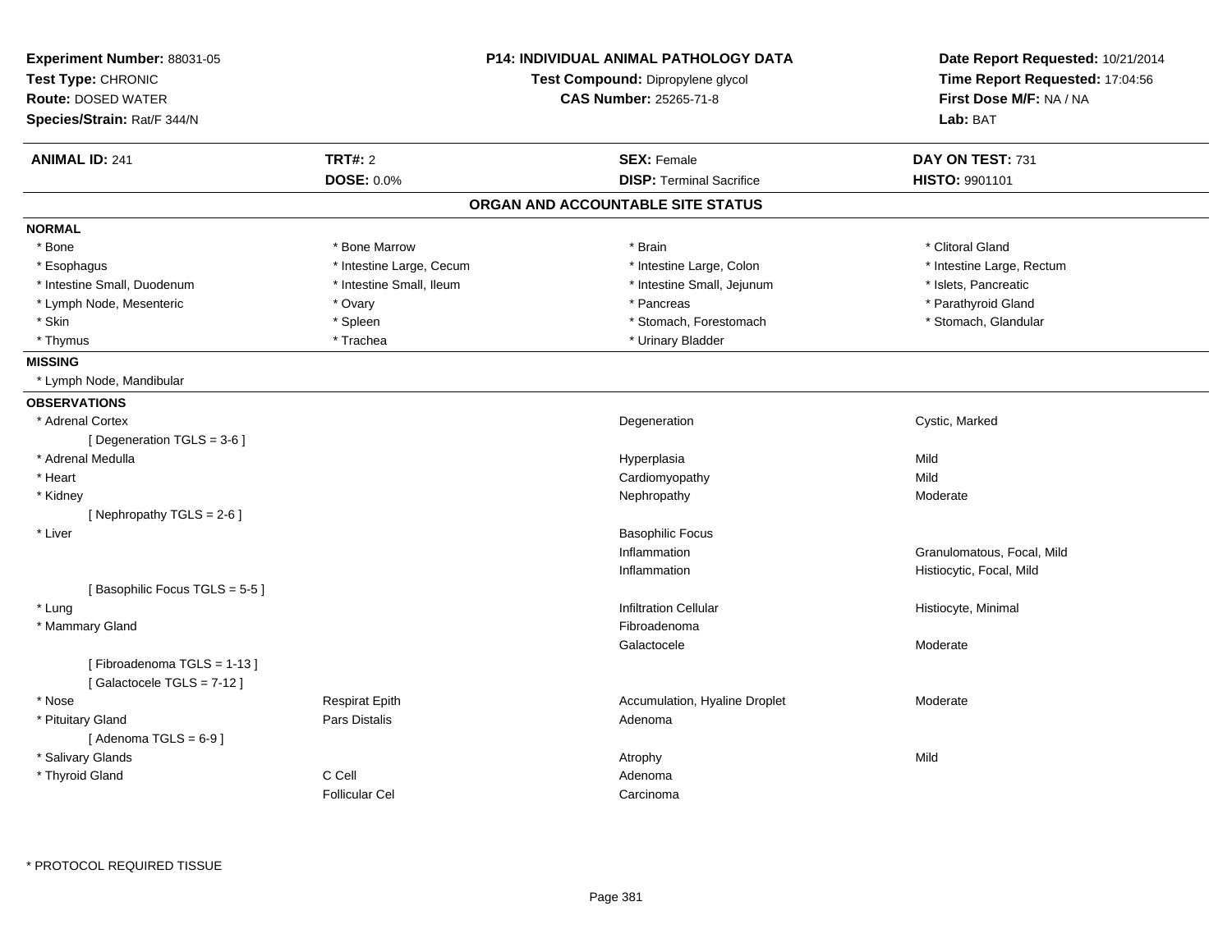**Experiment Number:** 88031-05
**Test Type:** CHRONIC
**Route:** DOSED WATER
**Species/Strain:** Rat/F 344/N

**P14: INDIVIDUAL ANIMAL PATHOLOGY DATA**
**Test Compound:** Dipropylene glycol
**CAS Number:** 25265-71-8

**Date Report Requested:** 10/21/2014
**Time Report Requested:** 17:04:56
**First Dose M/F:** NA / NA
**Lab:** BAT

| **ANIMAL ID:** 241 | **TRT#:** 2 | **SEX:** Female | **DAY ON TEST:** 731 |
|---|---|---|---|
| | **DOSE:** 0.0% | **DISP:** Terminal Sacrifice | **HISTO:** 9901101 |

## ORGAN AND ACCOUNTABLE SITE STATUS

**NORMAL**

| | | | |
|---|---|---|---|
| * Bone | * Bone Marrow | * Brain | * Clitoral Gland |
| * Esophagus | * Intestine Large, Cecum | * Intestine Large, Colon | * Intestine Large, Rectum |
| * Intestine Small, Duodenum | * Intestine Small, Ileum | * Intestine Small, Jejunum | * Islets, Pancreatic |
| * Lymph Node, Mesenteric | * Ovary | * Pancreas | * Parathyroid Gland |
| * Skin | * Spleen | * Stomach, Forestomach | * Stomach, Glandular |
| * Thymus | * Trachea | * Urinary Bladder | |

**MISSING**

* Lymph Node, Mandibular

**OBSERVATIONS**

| | | | |
|---|---|---|---|
| * Adrenal Cortex | | Degeneration | Cystic, Marked |
| [ Degeneration TGLS = 3-6 ] | | | |
| * Adrenal Medulla | | Hyperplasia | Mild |
| * Heart | | Cardiomyopathy | Mild |
| * Kidney | | Nephropathy | Moderate |
| [ Nephropathy TGLS = 2-6 ] | | | |
| * Liver | | Basophilic Focus | |
| | | Inflammation | Granulomatous, Focal, Mild |
| | | Inflammation | Histiocytic, Focal, Mild |
| [ Basophilic Focus TGLS = 5-5 ] | | | |
| * Lung | | Infiltration Cellular | Histiocyte, Minimal |
| * Mammary Gland | | Fibroadenoma | |
| | | Galactocele | Moderate |
| [ Fibroadenoma TGLS = 1-13 ] | | | |
| [ Galactocele TGLS = 7-12 ] | | | |
| * Nose | Respirat Epith | Accumulation, Hyaline Droplet | Moderate |
| * Pituitary Gland | Pars Distalis | Adenoma | |
| [ Adenoma TGLS = 6-9 ] | | | |
| * Salivary Glands | | Atrophy | Mild |
| * Thyroid Gland | C Cell | Adenoma | |
| | Follicular Cel | Carcinoma | |

* PROTOCOL REQUIRED TISSUE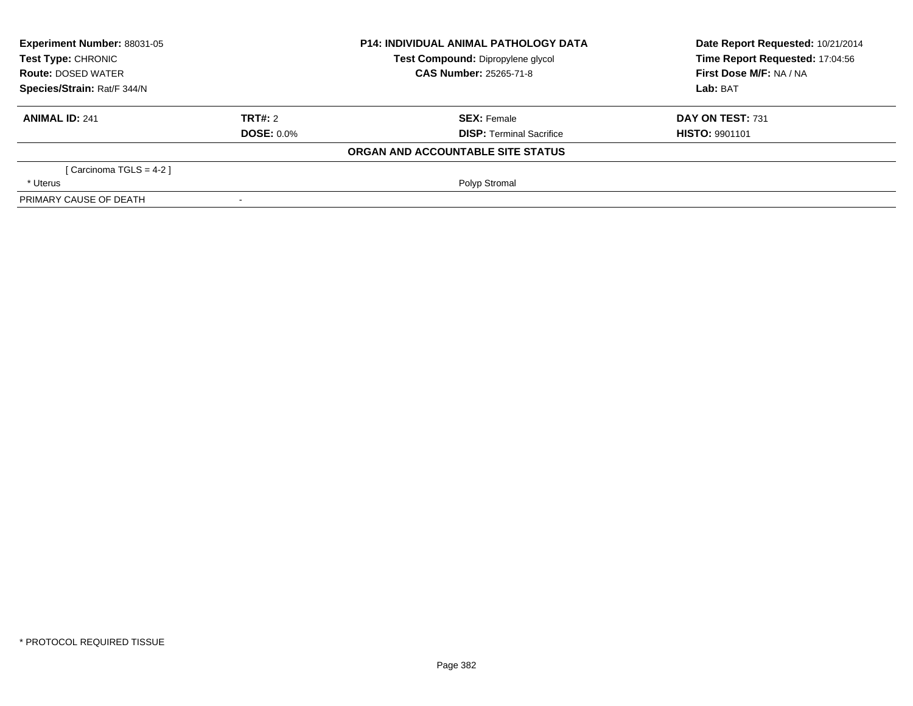**Experiment Number:** 88031-05
**Test Type:** CHRONIC
**Route:** DOSED WATER
**Species/Strain:** Rat/F 344/N

**P14: INDIVIDUAL ANIMAL PATHOLOGY DATA**
**Test Compound:** Dipropylene glycol
**CAS Number:** 25265-71-8

**Date Report Requested:** 10/21/2014
**Time Report Requested:** 17:04:56
**First Dose M/F:** NA / NA
**Lab:** BAT

| **ANIMAL ID:** 241 | **TRT#:** 2 | **SEX:** Female | **DAY ON TEST:** 731 |
|---|---|---|---|
| | **DOSE:** 0.0% | **DISP:** Terminal Sacrifice | **HISTO:** 9901101 |

**ORGAN AND ACCOUNTABLE SITE STATUS**

| | | |
|---|---|---|
| [ Carcinoma TGLS = 4-2 ] | | |
| * Uterus | | Polyp Stromal |
| PRIMARY CAUSE OF DEATH | - | |

* PROTOCOL REQUIRED TISSUE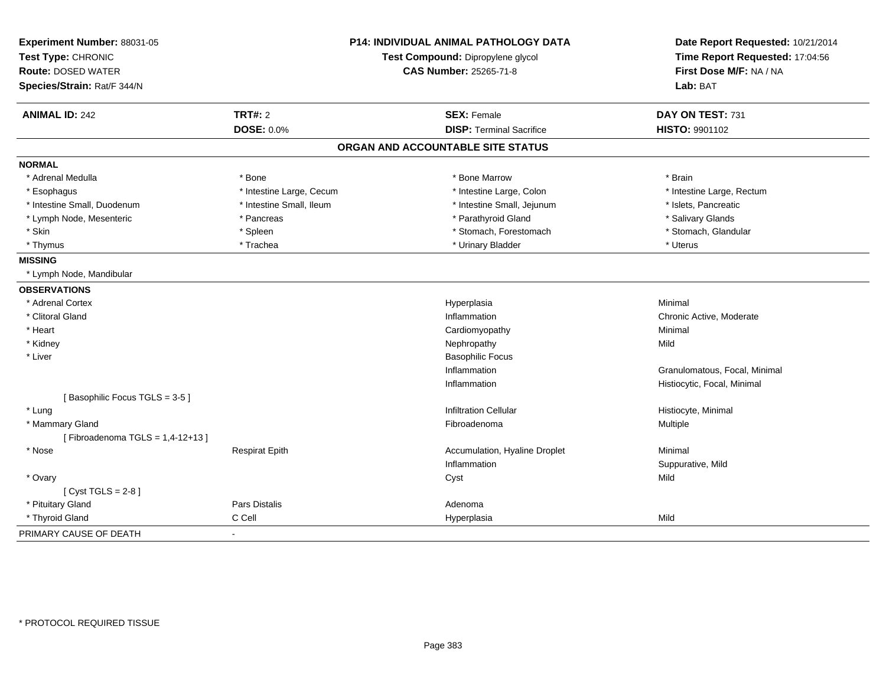**Experiment Number:** 88031-05
**Test Type:** CHRONIC
**Route:** DOSED WATER
**Species/Strain:** Rat/F 344/N

**P14: INDIVIDUAL ANIMAL PATHOLOGY DATA**
**Test Compound:** Dipropylene glycol
**CAS Number:** 25265-71-8

**Date Report Requested:** 10/21/2014
**Time Report Requested:** 17:04:56
**First Dose M/F:** NA / NA
**Lab:** BAT

| **ANIMAL ID:** 242 | **TRT#:** 2 | **SEX:** Female | **DAY ON TEST:** 731 |
|---|---|---|---|
| | **DOSE:** 0.0% | **DISP:** Terminal Sacrifice | **HISTO:** 9901102 |

## ORGAN AND ACCOUNTABLE SITE STATUS

| | | | |
|---|---|---|---|
| **NORMAL** | | | |
| * Adrenal Medulla | * Bone | * Bone Marrow | * Brain |
| * Esophagus | * Intestine Large, Cecum | * Intestine Large, Colon | * Intestine Large, Rectum |
| * Intestine Small, Duodenum | * Intestine Small, Ileum | * Intestine Small, Jejunum | * Islets, Pancreatic |
| * Lymph Node, Mesenteric | * Pancreas | * Parathyroid Gland | * Salivary Glands |
| * Skin | * Spleen | * Stomach, Forestomach | * Stomach, Glandular |
| * Thymus | * Trachea | * Urinary Bladder | * Uterus |
| **MISSING** | | | |
| * Lymph Node, Mandibular | | | |
| **OBSERVATIONS** | | | |
| * Adrenal Cortex | | Hyperplasia | Minimal |
| * Clitoral Gland | | Inflammation | Chronic Active, Moderate |
| * Heart | | Cardiomyopathy | Minimal |
| * Kidney | | Nephropathy | Mild |
| * Liver | | Basophilic Focus | |
| | | Inflammation | Granulomatous, Focal, Minimal |
| | | Inflammation | Histiocytic, Focal, Minimal |
| [ Basophilic Focus TGLS = 3-5 ] | | | |
| * Lung | | Infiltration Cellular | Histiocyte, Minimal |
| * Mammary Gland | | Fibroadenoma | Multiple |
| [ Fibroadenoma TGLS = 1,4-12+13 ] | | | |
| * Nose | Respirat Epith | Accumulation, Hyaline Droplet | Minimal |
| | | Inflammation | Suppurative, Mild |
| * Ovary | | Cyst | Mild |
| [ Cyst TGLS = 2-8 ] | | | |
| * Pituitary Gland | Pars Distalis | Adenoma | |
| * Thyroid Gland | C Cell | Hyperplasia | Mild |
| PRIMARY CAUSE OF DEATH | - | | |

* PROTOCOL REQUIRED TISSUE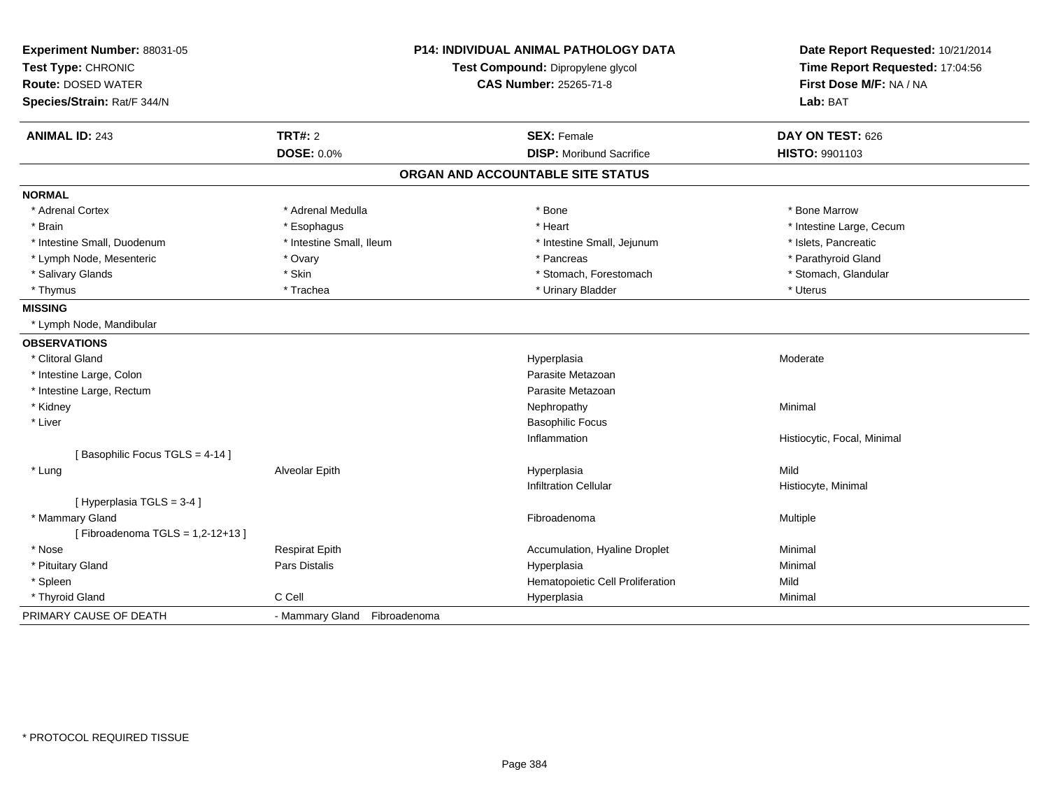**Experiment Number:** 88031-05
**Test Type:** CHRONIC
**Route:** DOSED WATER
**Species/Strain:** Rat/F 344/N

**P14: INDIVIDUAL ANIMAL PATHOLOGY DATA**
**Test Compound:** Dipropylene glycol
**CAS Number:** 25265-71-8

**Date Report Requested:** 10/21/2014
**Time Report Requested:** 17:04:56
**First Dose M/F:** NA / NA
**Lab:** BAT

| **ANIMAL ID:** 243 | **TRT#:** 2 | **SEX:** Female | **DAY ON TEST:** 626 |
|---|---|---|---|
| | **DOSE:** 0.0% | **DISP:** Moribund Sacrifice | **HISTO:** 9901103 |

## ORGAN AND ACCOUNTABLE SITE STATUS

**NORMAL**

| | | | |
|---|---|---|---|
| * Adrenal Cortex | * Adrenal Medulla | * Bone | * Bone Marrow |
| * Brain | * Esophagus | * Heart | * Intestine Large, Cecum |
| * Intestine Small, Duodenum | * Intestine Small, Ileum | * Intestine Small, Jejunum | * Islets, Pancreatic |
| * Lymph Node, Mesenteric | * Ovary | * Pancreas | * Parathyroid Gland |
| * Salivary Glands | * Skin | * Stomach, Forestomach | * Stomach, Glandular |
| * Thymus | * Trachea | * Urinary Bladder | * Uterus |

**MISSING**

* Lymph Node, Mandibular

**OBSERVATIONS**

| | | | |
|---|---|---|---|
| * Clitoral Gland | | Hyperplasia | Moderate |
| * Intestine Large, Colon | | Parasite Metazoan | |
| * Intestine Large, Rectum | | Parasite Metazoan | |
| * Kidney | | Nephropathy | Minimal |
| * Liver | | Basophilic Focus | |
| | | Inflammation | Histiocytic, Focal, Minimal |
| [ Basophilic Focus TGLS = 4-14 ] | | | |
| * Lung | Alveolar Epith | Hyperplasia | Mild |
| | | Infiltration Cellular | Histiocyte, Minimal |
| [ Hyperplasia TGLS = 3-4 ] | | | |
| * Mammary Gland | | Fibroadenoma | Multiple |
| [ Fibroadenoma TGLS = 1,2-12+13 ] | | | |
| * Nose | Respirat Epith | Accumulation, Hyaline Droplet | Minimal |
| * Pituitary Gland | Pars Distalis | Hyperplasia | Minimal |
| * Spleen | | Hematopoietic Cell Proliferation | Mild |
| * Thyroid Gland | C Cell | Hyperplasia | Minimal |

PRIMARY CAUSE OF DEATH - Mammary Gland Fibroadenoma

* PROTOCOL REQUIRED TISSUE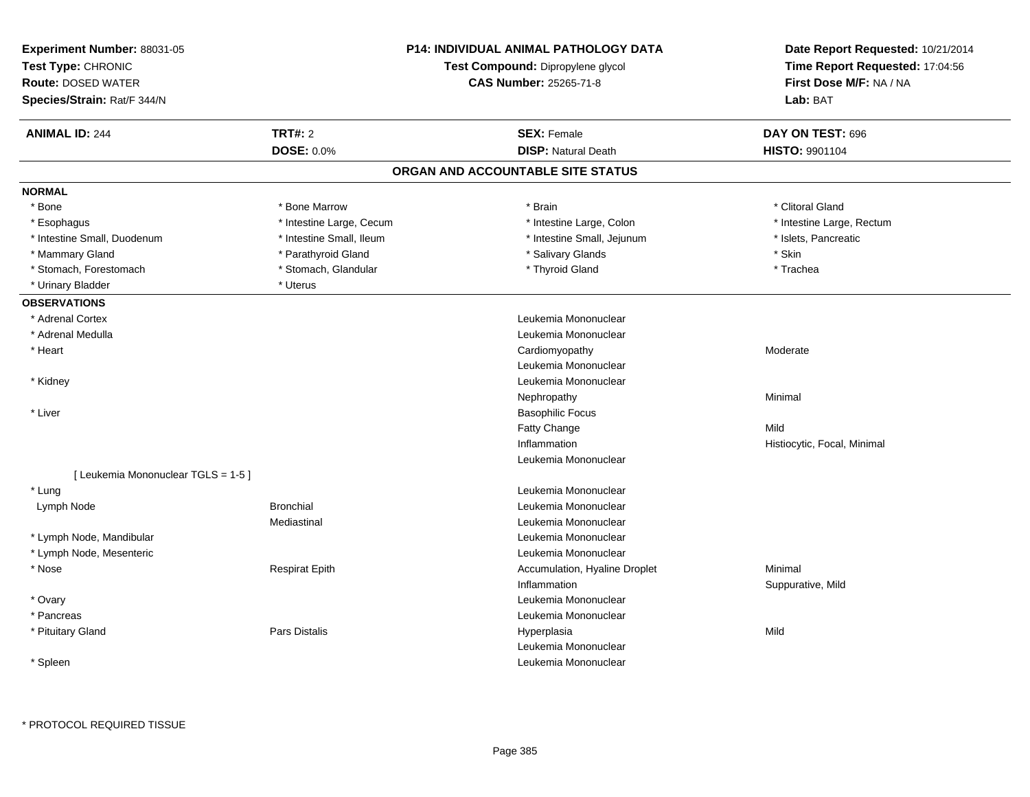**Experiment Number:** 88031-05
**Test Type:** CHRONIC
**Route:** DOSED WATER
**Species/Strain:** Rat/F 344/N

**P14: INDIVIDUAL ANIMAL PATHOLOGY DATA**
**Test Compound:** Dipropylene glycol
**CAS Number:** 25265-71-8

**Date Report Requested:** 10/21/2014
**Time Report Requested:** 17:04:56
**First Dose M/F:** NA / NA
**Lab:** BAT

| **ANIMAL ID:** 244 | **TRT#:** 2 | **SEX:** Female | **DAY ON TEST:** 696 |
|---|---|---|---|
| | **DOSE:** 0.0% | **DISP:** Natural Death | **HISTO:** 9901104 |

## ORGAN AND ACCOUNTABLE SITE STATUS

**NORMAL**

| | | | |
|---|---|---|---|
| * Bone | * Bone Marrow | * Brain | * Clitoral Gland |
| * Esophagus | * Intestine Large, Cecum | * Intestine Large, Colon | * Intestine Large, Rectum |
| * Intestine Small, Duodenum | * Intestine Small, Ileum | * Intestine Small, Jejunum | * Islets, Pancreatic |
| * Mammary Gland | * Parathyroid Gland | * Salivary Glands | * Skin |
| * Stomach, Forestomach | * Stomach, Glandular | * Thyroid Gland | * Trachea |
| * Urinary Bladder | * Uterus | | |

**OBSERVATIONS**

| | | | |
|---|---|---|---|
| * Adrenal Cortex | | Leukemia Mononuclear | |
| * Adrenal Medulla | | Leukemia Mononuclear | |
| * Heart | | Cardiomyopathy | Moderate |
| | | Leukemia Mononuclear | |
| * Kidney | | Leukemia Mononuclear | |
| | | Nephropathy | Minimal |
| * Liver | | Basophilic Focus | |
| | | Fatty Change | Mild |
| | | Inflammation | Histiocytic, Focal, Minimal |
| | | Leukemia Mononuclear | |
| [ Leukemia Mononuclear TGLS = 1-5 ] | | | |
| * Lung | | Leukemia Mononuclear | |
| Lymph Node | Bronchial | Leukemia Mononuclear | |
| | Mediastinal | Leukemia Mononuclear | |
| * Lymph Node, Mandibular | | Leukemia Mononuclear | |
| * Lymph Node, Mesenteric | | Leukemia Mononuclear | |
| * Nose | Respirat Epith | Accumulation, Hyaline Droplet | Minimal |
| | | Inflammation | Suppurative, Mild |
| * Ovary | | Leukemia Mononuclear | |
| * Pancreas | | Leukemia Mononuclear | |
| * Pituitary Gland | Pars Distalis | Hyperplasia | Mild |
| | | Leukemia Mononuclear | |
| * Spleen | | Leukemia Mononuclear | |

* PROTOCOL REQUIRED TISSUE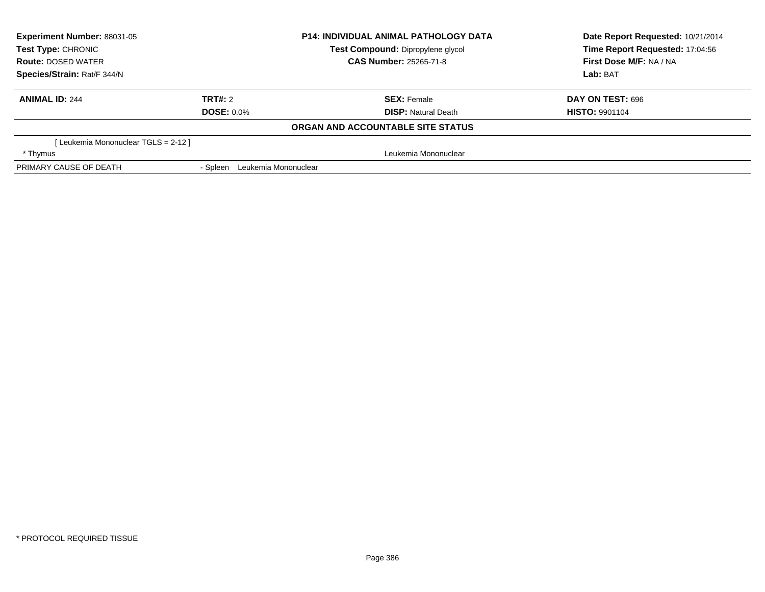| | | | |
|---|---|---|---|
| **Experiment Number:** 88031-05 | **P14: INDIVIDUAL ANIMAL PATHOLOGY DATA** | | **Date Report Requested:** 10/21/2014 |
| **Test Type:** CHRONIC | **Test Compound:** Dipropylene glycol | | **Time Report Requested:** 17:04:56 |
| **Route:** DOSED WATER | **CAS Number:** 25265-71-8 | | **First Dose M/F:** NA / NA |
| **Species/Strain:** Rat/F 344/N | | | **Lab:** BAT |

| | | | |
|---|---|---|---|
| **ANIMAL ID:** 244 | **TRT#:** 2 | **SEX:** Female | **DAY ON TEST:** 696 |
| | **DOSE:** 0.0% | **DISP:** Natural Death | **HISTO:** 9901104 |

**ORGAN AND ACCOUNTABLE SITE STATUS**

| | | |
|---|---|---|
| [ Leukemia Mononuclear TGLS = 2-12 ] | | |
| * Thymus | | Leukemia Mononuclear |
| PRIMARY CAUSE OF DEATH | - Spleen Leukemia Mononuclear | |

* PROTOCOL REQUIRED TISSUE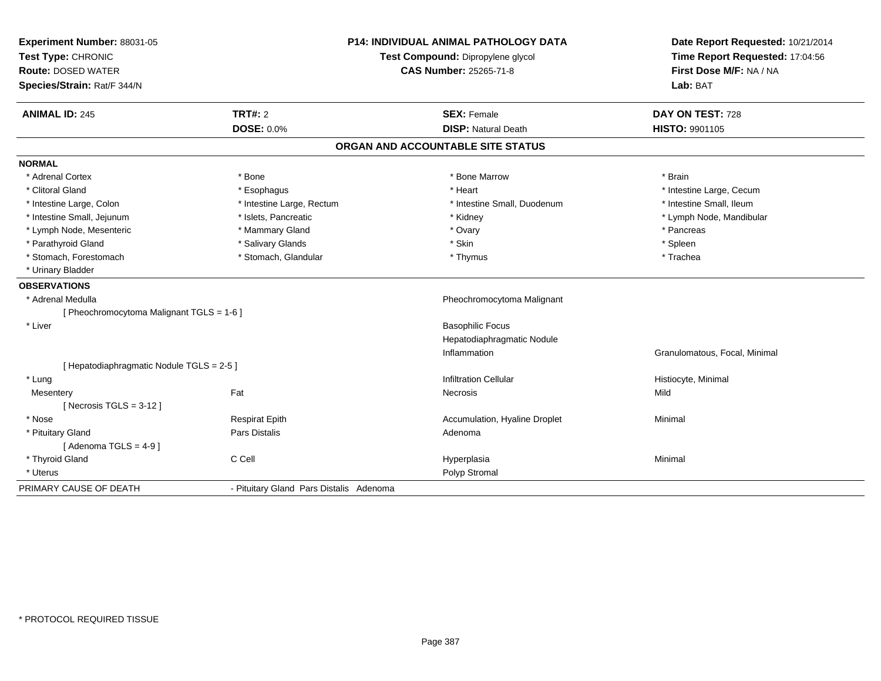**Experiment Number:** 88031-05
**Test Type:** CHRONIC
**Route:** DOSED WATER
**Species/Strain:** Rat/F 344/N

**P14: INDIVIDUAL ANIMAL PATHOLOGY DATA**
**Test Compound:** Dipropylene glycol
**CAS Number:** 25265-71-8

**Date Report Requested:** 10/21/2014
**Time Report Requested:** 17:04:56
**First Dose M/F:** NA / NA
**Lab:** BAT

| **ANIMAL ID:** 245 | **TRT#:** 2 | **SEX:** Female | **DAY ON TEST:** 728 |
|---|---|---|---|
| | **DOSE:** 0.0% | **DISP:** Natural Death | **HISTO:** 9901105 |

## ORGAN AND ACCOUNTABLE SITE STATUS

**NORMAL**

| | | | |
|---|---|---|---|
| * Adrenal Cortex | * Bone | * Bone Marrow | * Brain |
| * Clitoral Gland | * Esophagus | * Heart | * Intestine Large, Cecum |
| * Intestine Large, Colon | * Intestine Large, Rectum | * Intestine Small, Duodenum | * Intestine Small, Ileum |
| * Intestine Small, Jejunum | * Islets, Pancreatic | * Kidney | * Lymph Node, Mandibular |
| * Lymph Node, Mesenteric | * Mammary Gland | * Ovary | * Pancreas |
| * Parathyroid Gland | * Salivary Glands | * Skin | * Spleen |
| * Stomach, Forestomach | * Stomach, Glandular | * Thymus | * Trachea |
| * Urinary Bladder | | | |

**OBSERVATIONS**

| | | | |
|---|---|---|---|
| * Adrenal Medulla | | Pheochromocytoma Malignant | |
| [ Pheochromocytoma Malignant TGLS = 1-6 ] | | | |
| * Liver | | Basophilic Focus | |
| | | Hepatodiaphragmatic Nodule | |
| | | Inflammation | Granulomatous, Focal, Minimal |
| [ Hepatodiaphragmatic Nodule TGLS = 2-5 ] | | | |
| * Lung | | Infiltration Cellular | Histiocyte, Minimal |
| Mesentery | Fat | Necrosis | Mild |
| [ Necrosis TGLS = 3-12 ] | | | |
| * Nose | Respirat Epith | Accumulation, Hyaline Droplet | Minimal |
| * Pituitary Gland | Pars Distalis | Adenoma | |
| [ Adenoma TGLS = 4-9 ] | | | |
| * Thyroid Gland | C Cell | Hyperplasia | Minimal |
| * Uterus | | Polyp Stromal | |

| | |
|---|---|
| PRIMARY CAUSE OF DEATH | - Pituitary Gland Pars Distalis Adenoma |

* PROTOCOL REQUIRED TISSUE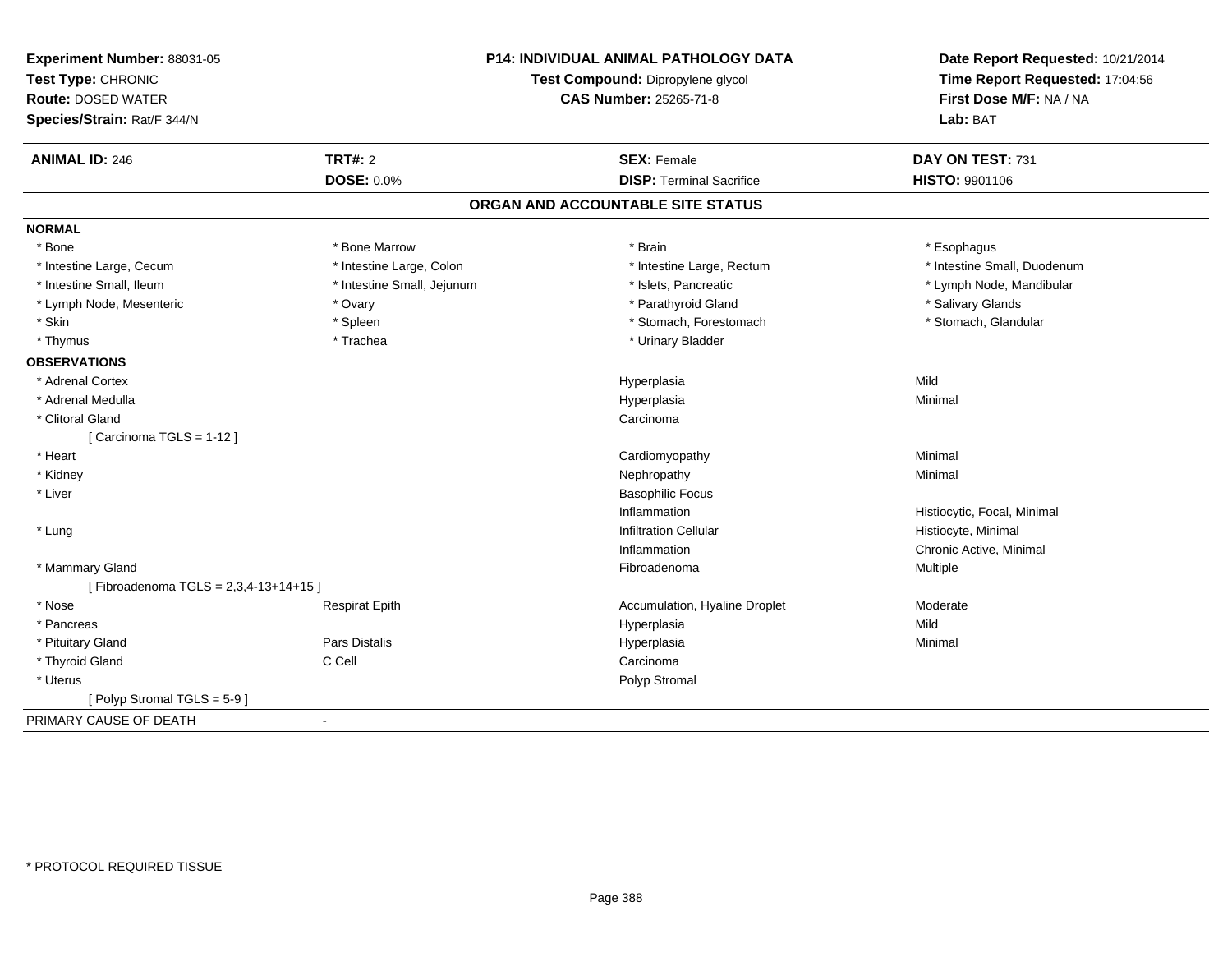**Experiment Number:** 88031-05
**Test Type:** CHRONIC
**Route:** DOSED WATER
**Species/Strain:** Rat/F 344/N

**P14: INDIVIDUAL ANIMAL PATHOLOGY DATA**
**Test Compound:** Dipropylene glycol
**CAS Number:** 25265-71-8

**Date Report Requested:** 10/21/2014
**Time Report Requested:** 17:04:56
**First Dose M/F:** NA / NA
**Lab:** BAT

| **ANIMAL ID:** 246 | **TRT#:** 2 | **SEX:** Female | **DAY ON TEST:** 731 |
|---|---|---|---|
| | **DOSE:** 0.0% | **DISP:** Terminal Sacrifice | **HISTO:** 9901106 |

## ORGAN AND ACCOUNTABLE SITE STATUS

**NORMAL**

| | | | |
|---|---|---|---|
| * Bone | * Bone Marrow | * Brain | * Esophagus |
| * Intestine Large, Cecum | * Intestine Large, Colon | * Intestine Large, Rectum | * Intestine Small, Duodenum |
| * Intestine Small, Ileum | * Intestine Small, Jejunum | * Islets, Pancreatic | * Lymph Node, Mandibular |
| * Lymph Node, Mesenteric | * Ovary | * Parathyroid Gland | * Salivary Glands |
| * Skin | * Spleen | * Stomach, Forestomach | * Stomach, Glandular |
| * Thymus | * Trachea | * Urinary Bladder | |

**OBSERVATIONS**

| | | | |
|---|---|---|---|
| * Adrenal Cortex | | Hyperplasia | Mild |
| * Adrenal Medulla | | Hyperplasia | Minimal |
| * Clitoral Gland | | Carcinoma | |
| [ Carcinoma TGLS = 1-12 ] | | | |
| * Heart | | Cardiomyopathy | Minimal |
| * Kidney | | Nephropathy | Minimal |
| * Liver | | Basophilic Focus | |
| | | Inflammation | Histiocytic, Focal, Minimal |
| * Lung | | Infiltration Cellular | Histiocyte, Minimal |
| | | Inflammation | Chronic Active, Minimal |
| * Mammary Gland | | Fibroadenoma | Multiple |
| [ Fibroadenoma TGLS = 2,3,4-13+14+15 ] | | | |
| * Nose | Respirat Epith | Accumulation, Hyaline Droplet | Moderate |
| * Pancreas | | Hyperplasia | Mild |
| * Pituitary Gland | Pars Distalis | Hyperplasia | Minimal |
| * Thyroid Gland | C Cell | Carcinoma | |
| * Uterus | | Polyp Stromal | |
| [ Polyp Stromal TGLS = 5-9 ] | | | |

PRIMARY CAUSE OF DEATH -

* PROTOCOL REQUIRED TISSUE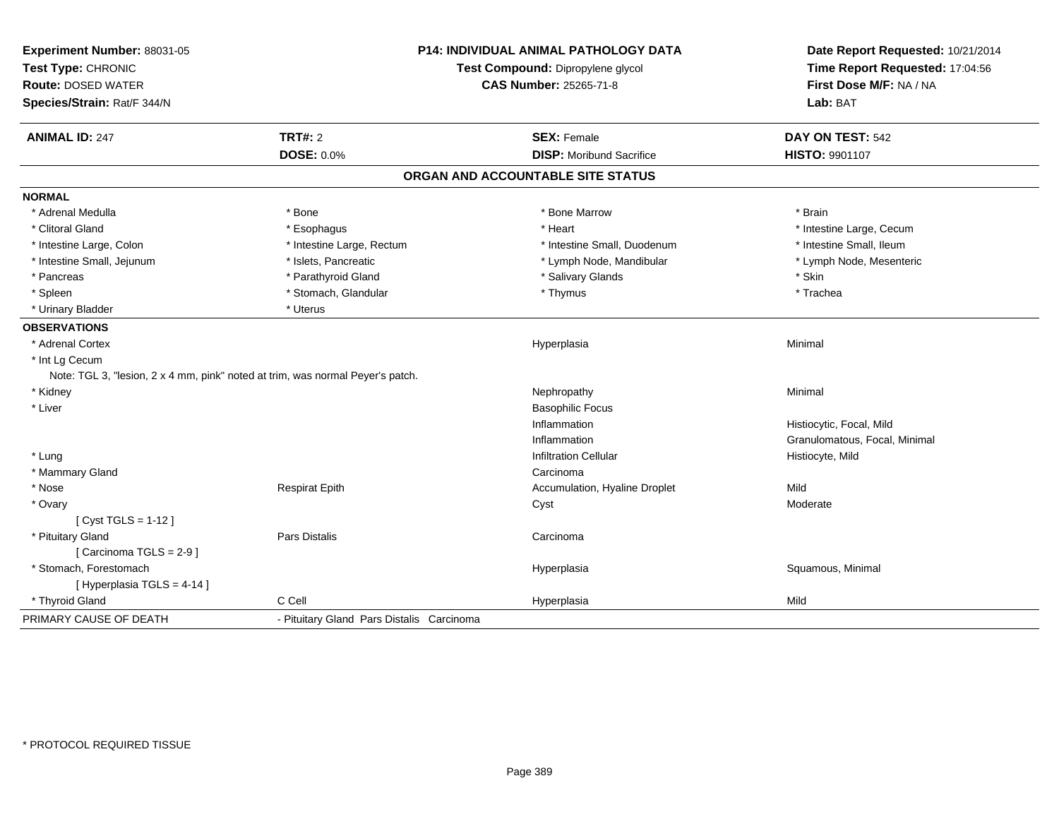**Experiment Number:** 88031-05
**Test Type:** CHRONIC
**Route:** DOSED WATER
**Species/Strain:** Rat/F 344/N

**P14: INDIVIDUAL ANIMAL PATHOLOGY DATA**
**Test Compound:** Dipropylene glycol
**CAS Number:** 25265-71-8

**Date Report Requested:** 10/21/2014
**Time Report Requested:** 17:04:56
**First Dose M/F:** NA / NA
**Lab:** BAT

| **ANIMAL ID:** 247 | **TRT#:** 2 | **SEX:** Female | **DAY ON TEST:** 542 |
|---|---|---|---|
| | **DOSE:** 0.0% | **DISP:** Moribund Sacrifice | **HISTO:** 9901107 |

## ORGAN AND ACCOUNTABLE SITE STATUS

**NORMAL**

| | | | |
|---|---|---|---|
| * Adrenal Medulla | * Bone | * Bone Marrow | * Brain |
| * Clitoral Gland | * Esophagus | * Heart | * Intestine Large, Cecum |
| * Intestine Large, Colon | * Intestine Large, Rectum | * Intestine Small, Duodenum | * Intestine Small, Ileum |
| * Intestine Small, Jejunum | * Islets, Pancreatic | * Lymph Node, Mandibular | * Lymph Node, Mesenteric |
| * Pancreas | * Parathyroid Gland | * Salivary Glands | * Skin |
| * Spleen | * Stomach, Glandular | * Thymus | * Trachea |
| * Urinary Bladder | * Uterus | | |

**OBSERVATIONS**

| | | | |
|---|---|---|---|
| * Adrenal Cortex | | Hyperplasia | Minimal |
| * Int Lg Cecum | | | |
| Note: TGL 3, "lesion, 2 x 4 mm, pink" noted at trim, was normal Peyer's patch. | | | |
| * Kidney | | Nephropathy | Minimal |
| * Liver | | Basophilic Focus | |
| | | Inflammation | Histiocytic, Focal, Mild |
| | | Inflammation | Granulomatous, Focal, Minimal |
| * Lung | | Infiltration Cellular | Histiocyte, Mild |
| * Mammary Gland | | Carcinoma | |
| * Nose | Respirat Epith | Accumulation, Hyaline Droplet | Mild |
| * Ovary | | Cyst | Moderate |
| [ Cyst TGLS = 1-12 ] | | | |
| * Pituitary Gland | Pars Distalis | Carcinoma | |
| [ Carcinoma TGLS = 2-9 ] | | | |
| * Stomach, Forestomach | | Hyperplasia | Squamous, Minimal |
| [ Hyperplasia TGLS = 4-14 ] | | | |
| * Thyroid Gland | C Cell | Hyperplasia | Mild |

PRIMARY CAUSE OF DEATH - Pituitary Gland Pars Distalis Carcinoma

* PROTOCOL REQUIRED TISSUE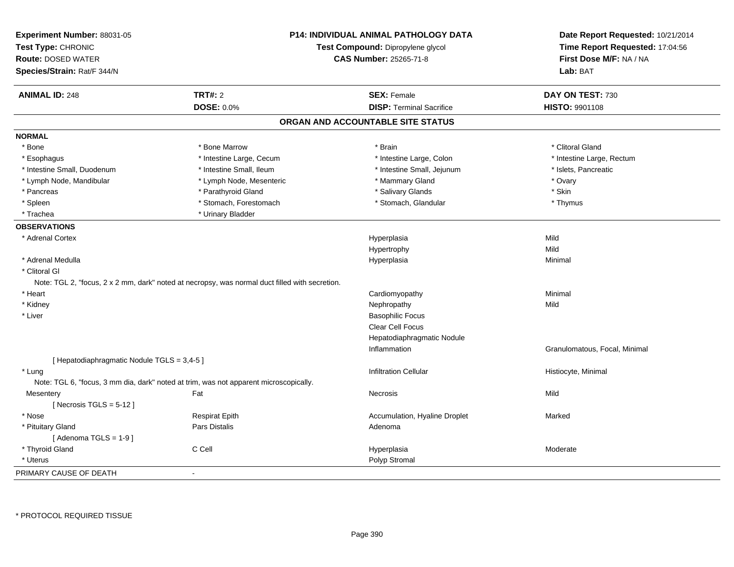**Experiment Number:** 88031-05
**Test Type:** CHRONIC
**Route:** DOSED WATER
**Species/Strain:** Rat/F 344/N

**P14: INDIVIDUAL ANIMAL PATHOLOGY DATA**
**Test Compound:** Dipropylene glycol
**CAS Number:** 25265-71-8

**Date Report Requested:** 10/21/2014
**Time Report Requested:** 17:04:56
**First Dose M/F:** NA / NA
**Lab:** BAT

| **ANIMAL ID:** 248 | **TRT#:** 2 | **SEX:** Female | **DAY ON TEST:** 730 |
|---|---|---|---|
| | **DOSE:** 0.0% | **DISP:** Terminal Sacrifice | **HISTO:** 9901108 |

## ORGAN AND ACCOUNTABLE SITE STATUS

**NORMAL**

| | | | |
|---|---|---|---|
| * Bone | * Bone Marrow | * Brain | * Clitoral Gland |
| * Esophagus | * Intestine Large, Cecum | * Intestine Large, Colon | * Intestine Large, Rectum |
| * Intestine Small, Duodenum | * Intestine Small, Ileum | * Intestine Small, Jejunum | * Islets, Pancreatic |
| * Lymph Node, Mandibular | * Lymph Node, Mesenteric | * Mammary Gland | * Ovary |
| * Pancreas | * Parathyroid Gland | * Salivary Glands | * Skin |
| * Spleen | * Stomach, Forestomach | * Stomach, Glandular | * Thymus |
| * Trachea | * Urinary Bladder | | |

**OBSERVATIONS**

| | | | |
|---|---|---|---|
| * Adrenal Cortex | | Hyperplasia | Mild |
| | | Hypertrophy | Mild |
| * Adrenal Medulla | | Hyperplasia | Minimal |
| * Clitoral Gl | | | |
| Note: TGL 2, "focus, 2 x 2 mm, dark" noted at necropsy, was normal duct filled with secretion. | | | |
| * Heart | | Cardiomyopathy | Minimal |
| * Kidney | | Nephropathy | Mild |
| * Liver | | Basophilic Focus | |
| | | Clear Cell Focus | |
| | | Hepatodiaphragmatic Nodule | |
| | | Inflammation | Granulomatous, Focal, Minimal |
| [ Hepatodiaphragmatic Nodule TGLS = 3,4-5 ] | | | |
| * Lung | | Infiltration Cellular | Histiocyte, Minimal |
| Note: TGL 6, "focus, 3 mm dia, dark" noted at trim, was not apparent microscopically. | | | |
| Mesentery | Fat | Necrosis | Mild |
| [ Necrosis TGLS = 5-12 ] | | | |
| * Nose | Respirat Epith | Accumulation, Hyaline Droplet | Marked |
| * Pituitary Gland | Pars Distalis | Adenoma | |
| [ Adenoma TGLS = 1-9 ] | | | |
| * Thyroid Gland | C Cell | Hyperplasia | Moderate |
| * Uterus | | Polyp Stromal | |

PRIMARY CAUSE OF DEATH -

* PROTOCOL REQUIRED TISSUE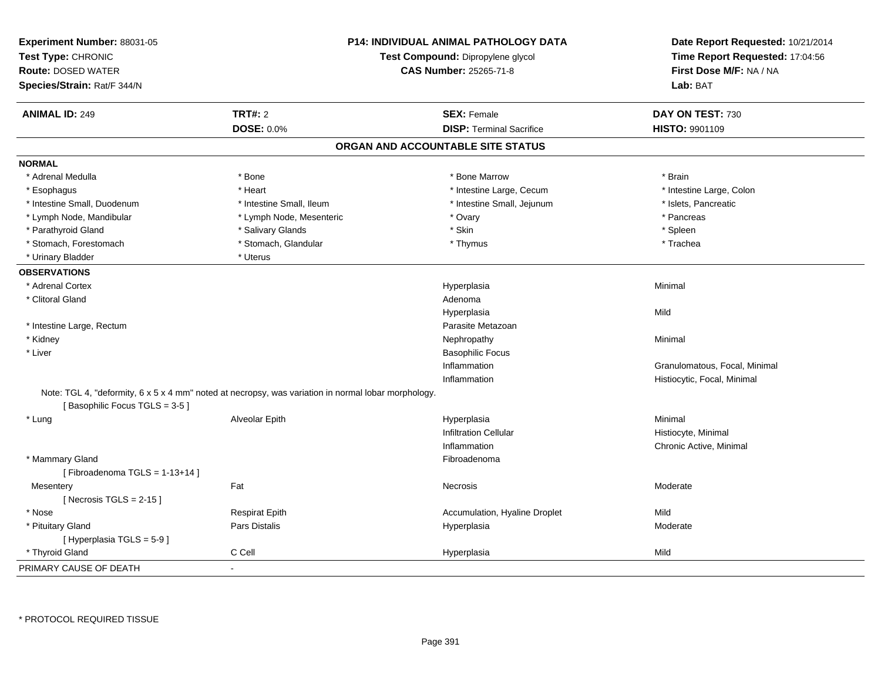**Experiment Number:** 88031-05
**Test Type:** CHRONIC
**Route:** DOSED WATER
**Species/Strain:** Rat/F 344/N

**P14: INDIVIDUAL ANIMAL PATHOLOGY DATA**
**Test Compound:** Dipropylene glycol
**CAS Number:** 25265-71-8

**Date Report Requested:** 10/21/2014
**Time Report Requested:** 17:04:56
**First Dose M/F:** NA / NA
**Lab:** BAT

| **ANIMAL ID:** 249 | **TRT#:** 2 | **SEX:** Female | **DAY ON TEST:** 730 |
|---|---|---|---|
| | **DOSE:** 0.0% | **DISP:** Terminal Sacrifice | **HISTO:** 9901109 |

## ORGAN AND ACCOUNTABLE SITE STATUS

**NORMAL**

| | | | |
|---|---|---|---|
| * Adrenal Medulla | * Bone | * Bone Marrow | * Brain |
| * Esophagus | * Heart | * Intestine Large, Cecum | * Intestine Large, Colon |
| * Intestine Small, Duodenum | * Intestine Small, Ileum | * Intestine Small, Jejunum | * Islets, Pancreatic |
| * Lymph Node, Mandibular | * Lymph Node, Mesenteric | * Ovary | * Pancreas |
| * Parathyroid Gland | * Salivary Glands | * Skin | * Spleen |
| * Stomach, Forestomach | * Stomach, Glandular | * Thymus | * Trachea |
| * Urinary Bladder | * Uterus | | |

**OBSERVATIONS**

| | | | |
|---|---|---|---|
| * Adrenal Cortex | | Hyperplasia | Minimal |
| * Clitoral Gland | | Adenoma | |
| | | Hyperplasia | Mild |
| * Intestine Large, Rectum | | Parasite Metazoan | |
| * Kidney | | Nephropathy | Minimal |
| * Liver | | Basophilic Focus | |
| | | Inflammation | Granulomatous, Focal, Minimal |
| | | Inflammation | Histiocytic, Focal, Minimal |

Note: TGL 4, "deformity, 6 x 5 x 4 mm" noted at necropsy, was variation in normal lobar morphology.
[ Basophilic Focus TGLS = 3-5 ]

| | | | |
|---|---|---|---|
| * Lung | Alveolar Epith | Hyperplasia | Minimal |
| | | Infiltration Cellular | Histiocyte, Minimal |
| | | Inflammation | Chronic Active, Minimal |
| * Mammary Gland | | Fibroadenoma | |
| [ Fibroadenoma TGLS = 1-13+14 ] | | | |
| Mesentery | Fat | Necrosis | Moderate |
| [ Necrosis TGLS = 2-15 ] | | | |
| * Nose | Respirat Epith | Accumulation, Hyaline Droplet | Mild |
| * Pituitary Gland | Pars Distalis | Hyperplasia | Moderate |
| [ Hyperplasia TGLS = 5-9 ] | | | |
| * Thyroid Gland | C Cell | Hyperplasia | Mild |

PRIMARY CAUSE OF DEATH -

* PROTOCOL REQUIRED TISSUE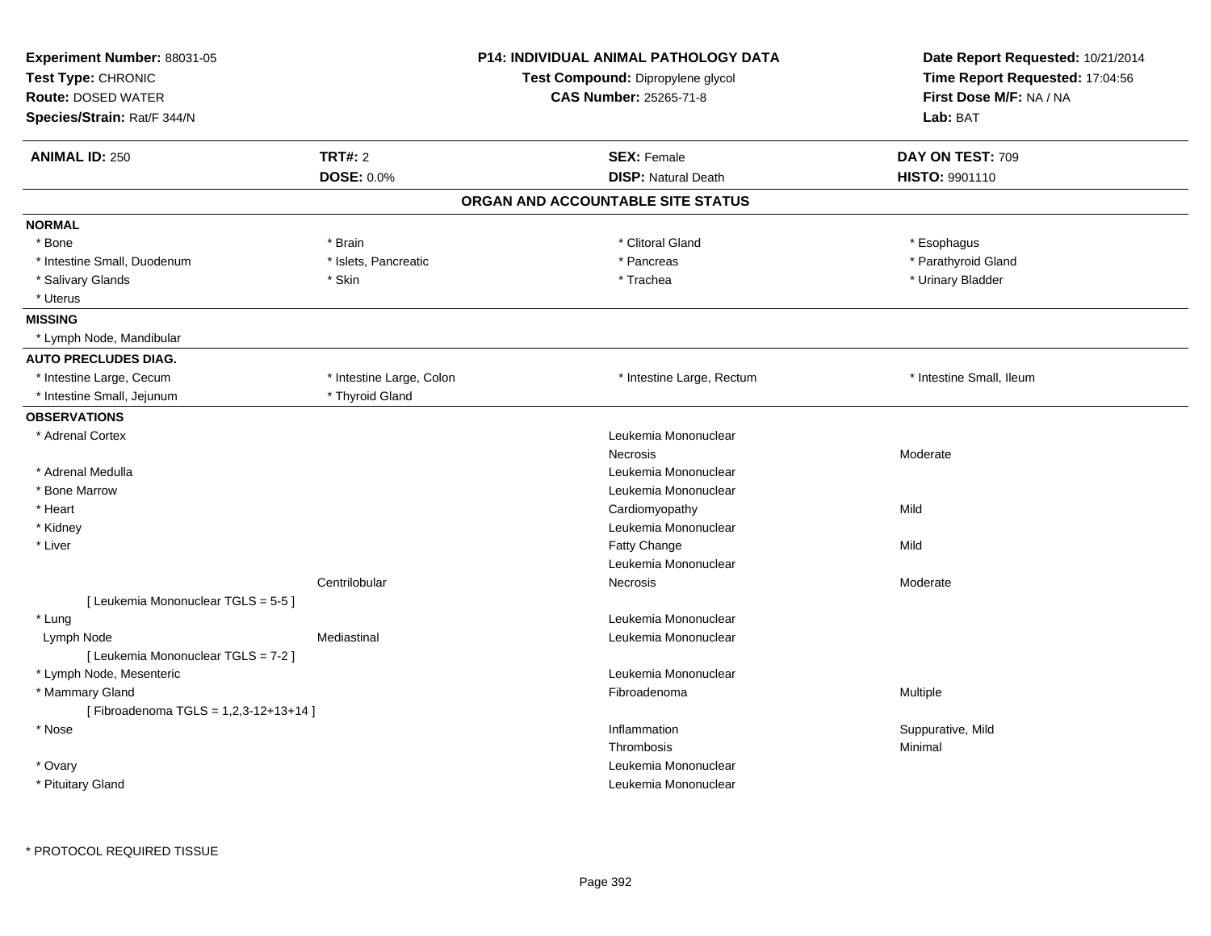**Experiment Number:** 88031-05
**Test Type:** CHRONIC
**Route:** DOSED WATER
**Species/Strain:** Rat/F 344/N

**P14: INDIVIDUAL ANIMAL PATHOLOGY DATA**
**Test Compound:** Dipropylene glycol
**CAS Number:** 25265-71-8

**Date Report Requested:** 10/21/2014
**Time Report Requested:** 17:04:56
**First Dose M/F:** NA / NA
**Lab:** BAT

| **ANIMAL ID:** 250 | **TRT#:** 2 | **SEX:** Female | **DAY ON TEST:** 709 |
|---|---|---|---|
| | **DOSE:** 0.0% | **DISP:** Natural Death | **HISTO:** 9901110 |

## ORGAN AND ACCOUNTABLE SITE STATUS

**NORMAL**

| | | | |
|---|---|---|---|
| * Bone | * Brain | * Clitoral Gland | * Esophagus |
| * Intestine Small, Duodenum | * Islets, Pancreatic | * Pancreas | * Parathyroid Gland |
| * Salivary Glands | * Skin | * Trachea | * Urinary Bladder |
| * Uterus | | | |

**MISSING**

* Lymph Node, Mandibular

**AUTO PRECLUDES DIAG.**

| | | | |
|---|---|---|---|
| * Intestine Large, Cecum | * Intestine Large, Colon | * Intestine Large, Rectum | * Intestine Small, Ileum |
| * Intestine Small, Jejunum | * Thyroid Gland | | |

**OBSERVATIONS**

| Organ | Site | Observation | Severity |
|---|---|---|---|
| * Adrenal Cortex | | Leukemia Mononuclear | |
| | | Necrosis | Moderate |
| * Adrenal Medulla | | Leukemia Mononuclear | |
| * Bone Marrow | | Leukemia Mononuclear | |
| * Heart | | Cardiomyopathy | Mild |
| * Kidney | | Leukemia Mononuclear | |
| * Liver | | Fatty Change | Mild |
| | | Leukemia Mononuclear | |
| | Centrilobular | Necrosis | Moderate |
| [ Leukemia Mononuclear TGLS = 5-5 ] | | | |
| * Lung | | Leukemia Mononuclear | |
| Lymph Node | Mediastinal | Leukemia Mononuclear | |
| [ Leukemia Mononuclear TGLS = 7-2 ] | | | |
| * Lymph Node, Mesenteric | | Leukemia Mononuclear | |
| * Mammary Gland | | Fibroadenoma | Multiple |
| [ Fibroadenoma TGLS = 1,2,3-12+13+14 ] | | | |
| * Nose | | Inflammation | Suppurative, Mild |
| | | Thrombosis | Minimal |
| * Ovary | | Leukemia Mononuclear | |
| * Pituitary Gland | | Leukemia Mononuclear | |

* PROTOCOL REQUIRED TISSUE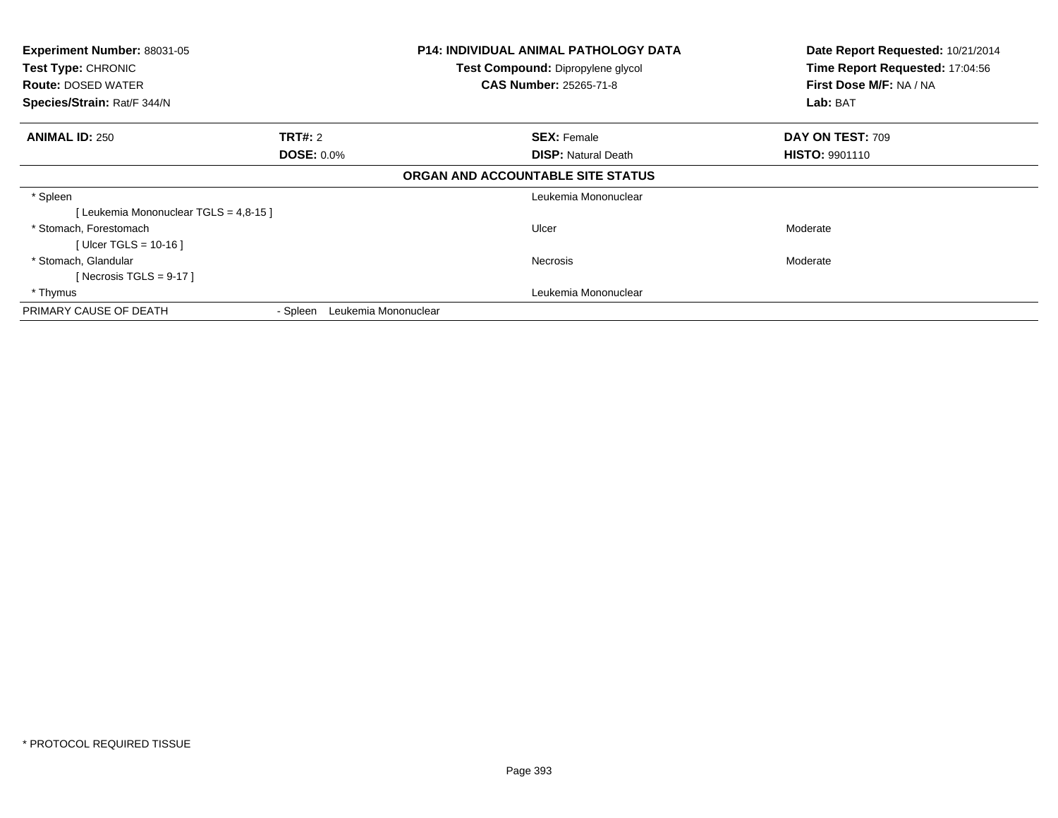**Experiment Number:** 88031-05
**Test Type:** CHRONIC
**Route:** DOSED WATER
**Species/Strain:** Rat/F 344/N

**P14: INDIVIDUAL ANIMAL PATHOLOGY DATA**
**Test Compound:** Dipropylene glycol
**CAS Number:** 25265-71-8

**Date Report Requested:** 10/21/2014
**Time Report Requested:** 17:04:56
**First Dose M/F:** NA / NA
**Lab:** BAT

| **ANIMAL ID:** 250 | **TRT#:** 2 | **SEX:** Female | **DAY ON TEST:** 709 |
|---|---|---|---|
| | **DOSE:** 0.0% | **DISP:** Natural Death | **HISTO:** 9901110 |

**ORGAN AND ACCOUNTABLE SITE STATUS**

| | | | |
|---|---|---|---|
| * Spleen | | Leukemia Mononuclear | |
| [ Leukemia Mononuclear TGLS = 4,8-15 ] | | | |
| * Stomach, Forestomach | | Ulcer | Moderate |
| [ Ulcer TGLS = 10-16 ] | | | |
| * Stomach, Glandular | | Necrosis | Moderate |
| [ Necrosis TGLS = 9-17 ] | | | |
| * Thymus | | Leukemia Mononuclear | |
| PRIMARY CAUSE OF DEATH | - Spleen Leukemia Mononuclear | | |

* PROTOCOL REQUIRED TISSUE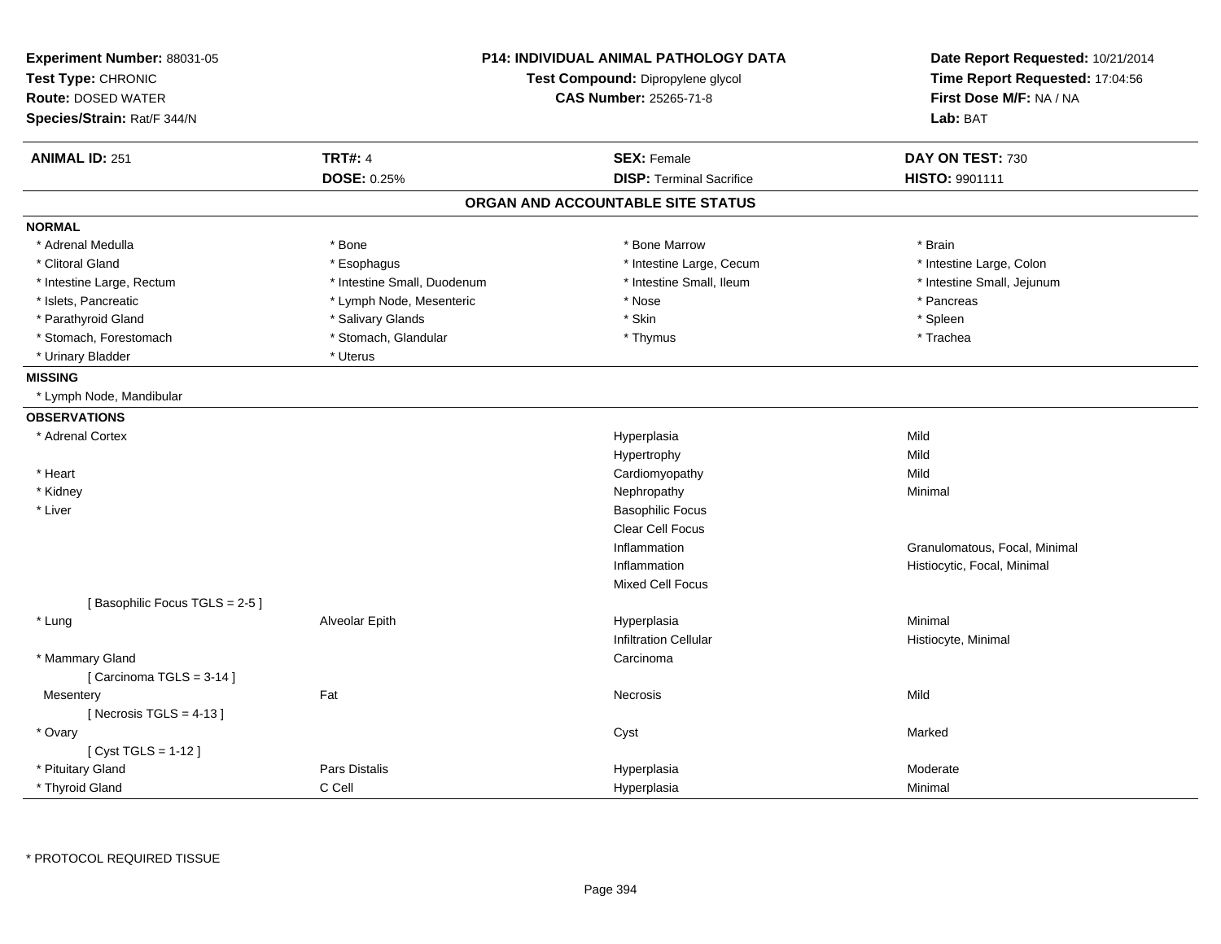**Experiment Number:** 88031-05
**Test Type:** CHRONIC
**Route:** DOSED WATER
**Species/Strain:** Rat/F 344/N

**P14: INDIVIDUAL ANIMAL PATHOLOGY DATA**
**Test Compound:** Dipropylene glycol
**CAS Number:** 25265-71-8

**Date Report Requested:** 10/21/2014
**Time Report Requested:** 17:04:56
**First Dose M/F:** NA / NA
**Lab:** BAT

| **ANIMAL ID:** 251 | **TRT#:** 4 | **SEX:** Female | **DAY ON TEST:** 730 |
|---|---|---|---|
| | **DOSE:** 0.25% | **DISP:** Terminal Sacrifice | **HISTO:** 9901111 |

## ORGAN AND ACCOUNTABLE SITE STATUS

**NORMAL**

| | | | |
|---|---|---|---|
| * Adrenal Medulla | * Bone | * Bone Marrow | * Brain |
| * Clitoral Gland | * Esophagus | * Intestine Large, Cecum | * Intestine Large, Colon |
| * Intestine Large, Rectum | * Intestine Small, Duodenum | * Intestine Small, Ileum | * Intestine Small, Jejunum |
| * Islets, Pancreatic | * Lymph Node, Mesenteric | * Nose | * Pancreas |
| * Parathyroid Gland | * Salivary Glands | * Skin | * Spleen |
| * Stomach, Forestomach | * Stomach, Glandular | * Thymus | * Trachea |
| * Urinary Bladder | * Uterus | | |

**MISSING**

* Lymph Node, Mandibular

**OBSERVATIONS**

| | | | |
|---|---|---|---|
| * Adrenal Cortex | | Hyperplasia | Mild |
| | | Hypertrophy | Mild |
| * Heart | | Cardiomyopathy | Mild |
| * Kidney | | Nephropathy | Minimal |
| * Liver | | Basophilic Focus | |
| | | Clear Cell Focus | |
| | | Inflammation | Granulomatous, Focal, Minimal |
| | | Inflammation | Histiocytic, Focal, Minimal |
| | | Mixed Cell Focus | |
| [ Basophilic Focus TGLS = 2-5 ] | | | |
| * Lung | Alveolar Epith | Hyperplasia | Minimal |
| | | Infiltration Cellular | Histiocyte, Minimal |
| * Mammary Gland | | Carcinoma | |
| [ Carcinoma TGLS = 3-14 ] | | | |
| Mesentery | Fat | Necrosis | Mild |
| [ Necrosis TGLS = 4-13 ] | | | |
| * Ovary | | Cyst | Marked |
| [ Cyst TGLS = 1-12 ] | | | |
| * Pituitary Gland | Pars Distalis | Hyperplasia | Moderate |
| * Thyroid Gland | C Cell | Hyperplasia | Minimal |

* PROTOCOL REQUIRED TISSUE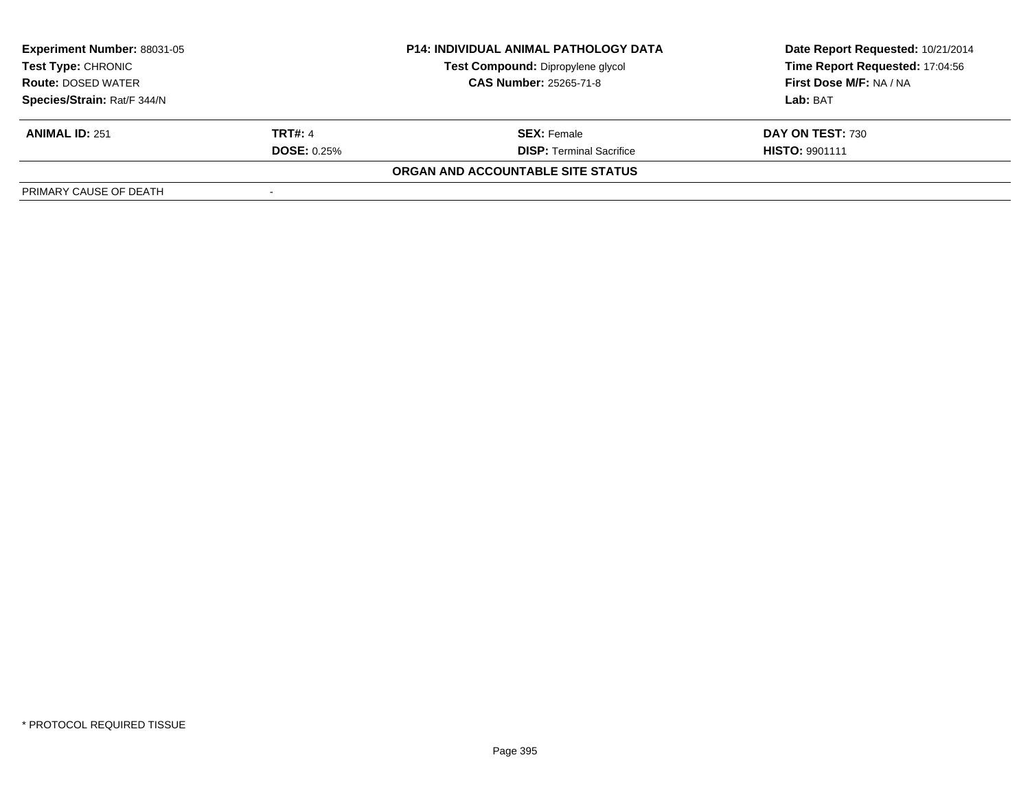| Experiment Number: 88031-05 | P14: INDIVIDUAL ANIMAL PATHOLOGY DATA | Date Report Requested: 10/21/2014 |
|---|---|---|
| Test Type: CHRONIC | Test Compound: Dipropylene glycol | Time Report Requested: 17:04:56 |
| Route: DOSED WATER | CAS Number: 25265-71-8 | First Dose M/F: NA / NA |
| Species/Strain: Rat/F 344/N | | Lab: BAT |

| ANIMAL ID: 251 | TRT#: 4 | SEX: Female | DAY ON TEST: 730 |
|---|---|---|---|
| | DOSE: 0.25% | DISP: Terminal Sacrifice | HISTO: 9901111 |

**ORGAN AND ACCOUNTABLE SITE STATUS**

| PRIMARY CAUSE OF DEATH | - |
|---|---|

* PROTOCOL REQUIRED TISSUE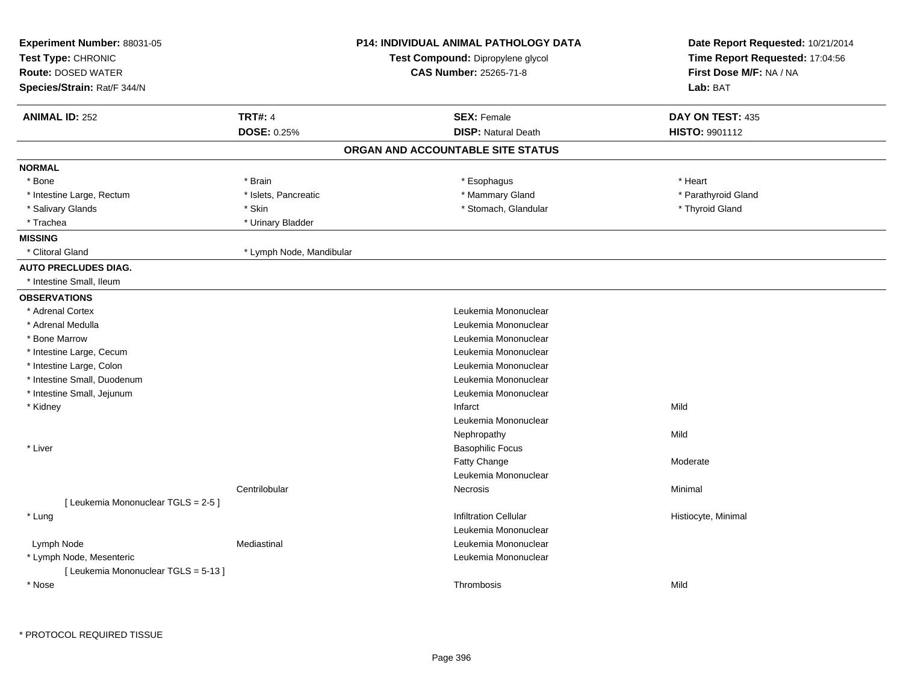**Experiment Number:** 88031-05
**Test Type:** CHRONIC
**Route:** DOSED WATER
**Species/Strain:** Rat/F 344/N

**P14: INDIVIDUAL ANIMAL PATHOLOGY DATA**
**Test Compound:** Dipropylene glycol
**CAS Number:** 25265-71-8

**Date Report Requested:** 10/21/2014
**Time Report Requested:** 17:04:56
**First Dose M/F:** NA / NA
**Lab:** BAT

| **ANIMAL ID:** 252 | **TRT#:** 4 | **SEX:** Female | **DAY ON TEST:** 435 |
|---|---|---|---|
| | **DOSE:** 0.25% | **DISP:** Natural Death | **HISTO:** 9901112 |

## ORGAN AND ACCOUNTABLE SITE STATUS

**NORMAL**

| | | | |
|---|---|---|---|
| * Bone | * Brain | * Esophagus | * Heart |
| * Intestine Large, Rectum | * Islets, Pancreatic | * Mammary Gland | * Parathyroid Gland |
| * Salivary Glands | * Skin | * Stomach, Glandular | * Thyroid Gland |
| * Trachea | * Urinary Bladder | | |

**MISSING**

| | |
|---|---|
| * Clitoral Gland | * Lymph Node, Mandibular |

**AUTO PRECLUDES DIAG.**

* Intestine Small, Ileum

**OBSERVATIONS**

| Organ | Site | Observation | Severity |
|---|---|---|---|
| * Adrenal Cortex | | Leukemia Mononuclear | |
| * Adrenal Medulla | | Leukemia Mononuclear | |
| * Bone Marrow | | Leukemia Mononuclear | |
| * Intestine Large, Cecum | | Leukemia Mononuclear | |
| * Intestine Large, Colon | | Leukemia Mononuclear | |
| * Intestine Small, Duodenum | | Leukemia Mononuclear | |
| * Intestine Small, Jejunum | | Leukemia Mononuclear | |
| * Kidney | | Infarct | Mild |
| | | Leukemia Mononuclear | |
| | | Nephropathy | Mild |
| * Liver | | Basophilic Focus | |
| | | Fatty Change | Moderate |
| | | Leukemia Mononuclear | |
| | Centrilobular | Necrosis | Minimal |
| [ Leukemia Mononuclear TGLS = 2-5 ] | | | |
| * Lung | | Infiltration Cellular | Histiocyte, Minimal |
| | | Leukemia Mononuclear | |
| Lymph Node | Mediastinal | Leukemia Mononuclear | |
| * Lymph Node, Mesenteric | | Leukemia Mononuclear | |
| [ Leukemia Mononuclear TGLS = 5-13 ] | | | |
| * Nose | | Thrombosis | Mild |

* PROTOCOL REQUIRED TISSUE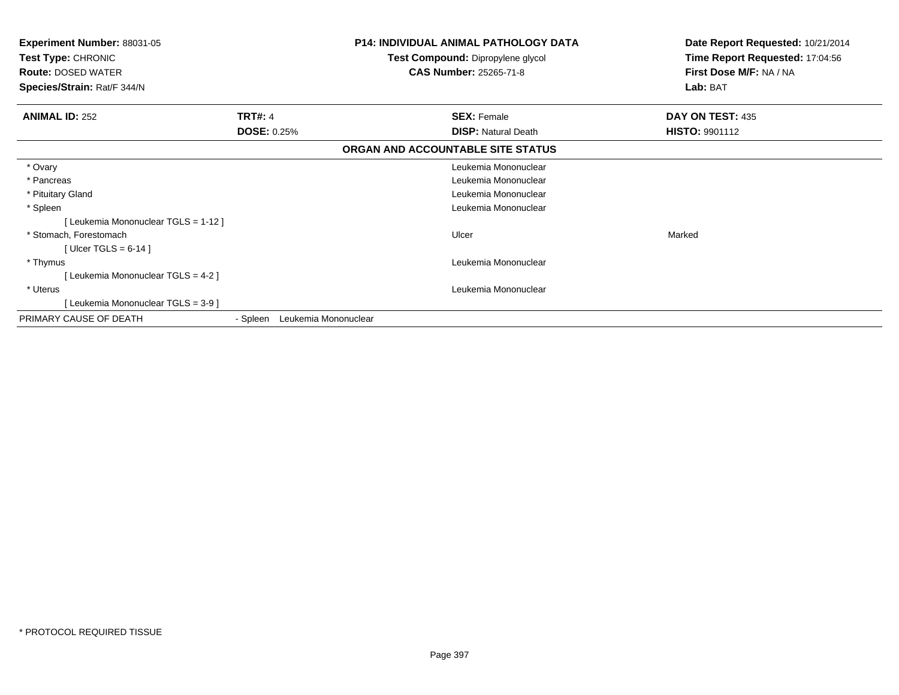**Experiment Number:** 88031-05
**Test Type:** CHRONIC
**Route:** DOSED WATER
**Species/Strain:** Rat/F 344/N

**P14: INDIVIDUAL ANIMAL PATHOLOGY DATA**
**Test Compound:** Dipropylene glycol
**CAS Number:** 25265-71-8

**Date Report Requested:** 10/21/2014
**Time Report Requested:** 17:04:56
**First Dose M/F:** NA / NA
**Lab:** BAT

| **ANIMAL ID:** 252 | **TRT#:** 4 | **SEX:** Female | **DAY ON TEST:** 435 |
|---|---|---|---|
| | **DOSE:** 0.25% | **DISP:** Natural Death | **HISTO:** 9901112 |

**ORGAN AND ACCOUNTABLE SITE STATUS**

| Organ | | Finding | Severity |
|---|---|---|---|
| * Ovary | | Leukemia Mononuclear | |
| * Pancreas | | Leukemia Mononuclear | |
| * Pituitary Gland | | Leukemia Mononuclear | |
| * Spleen | | Leukemia Mononuclear | |
| [ Leukemia Mononuclear TGLS = 1-12 ] | | | |
| * Stomach, Forestomach | | Ulcer | Marked |
| [ Ulcer TGLS = 6-14 ] | | | |
| * Thymus | | Leukemia Mononuclear | |
| [ Leukemia Mononuclear TGLS = 4-2 ] | | | |
| * Uterus | | Leukemia Mononuclear | |
| [ Leukemia Mononuclear TGLS = 3-9 ] | | | |
| PRIMARY CAUSE OF DEATH | - Spleen Leukemia Mononuclear | | |

\* PROTOCOL REQUIRED TISSUE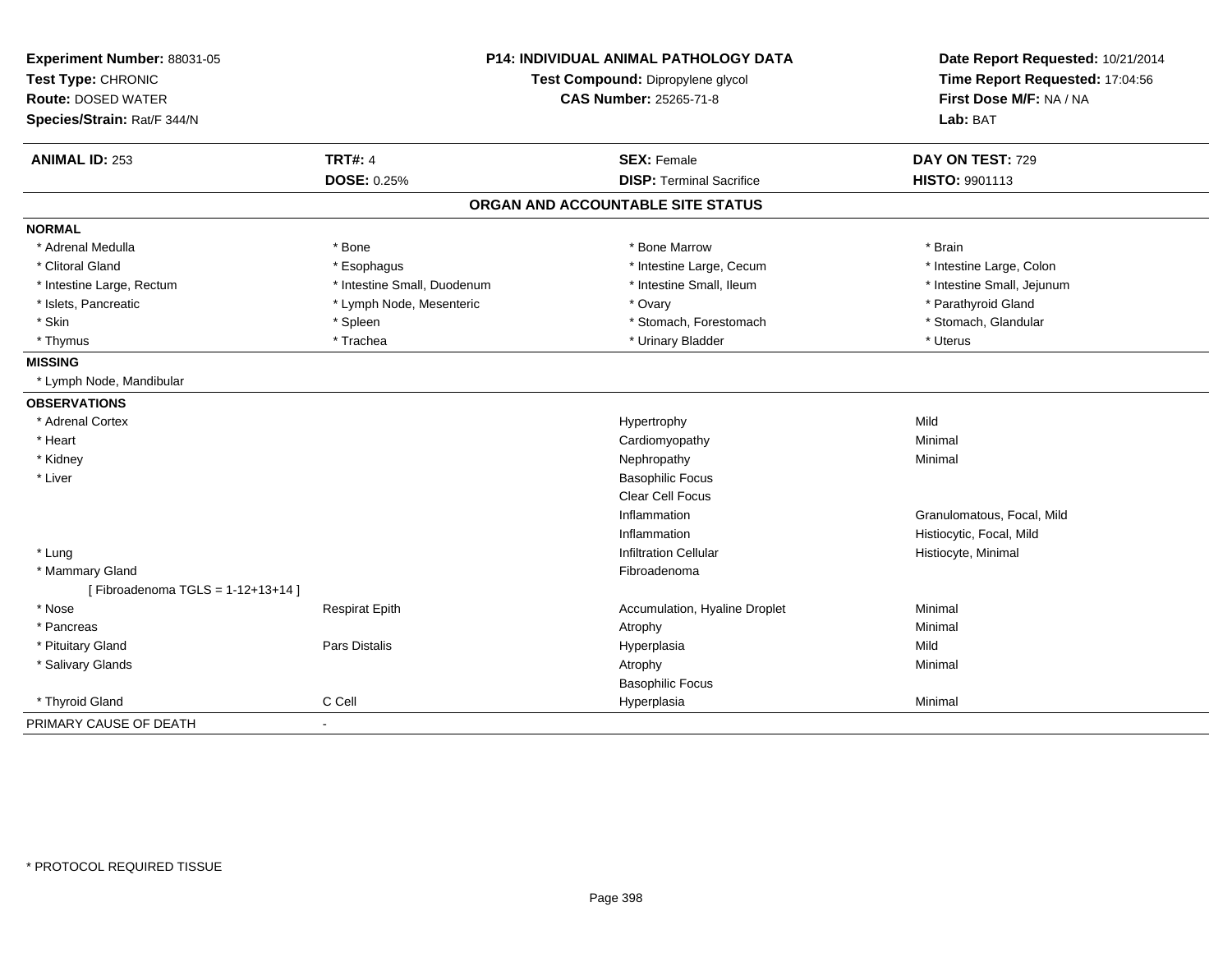**Experiment Number:** 88031-05
**Test Type:** CHRONIC
**Route:** DOSED WATER
**Species/Strain:** Rat/F 344/N

**P14: INDIVIDUAL ANIMAL PATHOLOGY DATA**
**Test Compound:** Dipropylene glycol
**CAS Number:** 25265-71-8

**Date Report Requested:** 10/21/2014
**Time Report Requested:** 17:04:56
**First Dose M/F:** NA / NA
**Lab:** BAT

| **ANIMAL ID:** 253 | **TRT#:** 4 | **SEX:** Female | **DAY ON TEST:** 729 |
|---|---|---|---|
| | **DOSE:** 0.25% | **DISP:** Terminal Sacrifice | **HISTO:** 9901113 |

## ORGAN AND ACCOUNTABLE SITE STATUS

| | | | |
|---|---|---|---|
| **NORMAL** | | | |
| * Adrenal Medulla | * Bone | * Bone Marrow | * Brain |
| * Clitoral Gland | * Esophagus | * Intestine Large, Cecum | * Intestine Large, Colon |
| * Intestine Large, Rectum | * Intestine Small, Duodenum | * Intestine Small, Ileum | * Intestine Small, Jejunum |
| * Islets, Pancreatic | * Lymph Node, Mesenteric | * Ovary | * Parathyroid Gland |
| * Skin | * Spleen | * Stomach, Forestomach | * Stomach, Glandular |
| * Thymus | * Trachea | * Urinary Bladder | * Uterus |
| **MISSING** | | | |
| * Lymph Node, Mandibular | | | |
| **OBSERVATIONS** | | | |
| * Adrenal Cortex | | Hypertrophy | Mild |
| * Heart | | Cardiomyopathy | Minimal |
| * Kidney | | Nephropathy | Minimal |
| * Liver | | Basophilic Focus | |
| | | Clear Cell Focus | |
| | | Inflammation | Granulomatous, Focal, Mild |
| | | Inflammation | Histiocytic, Focal, Mild |
| * Lung | | Infiltration Cellular | Histiocyte, Minimal |
| * Mammary Gland | | Fibroadenoma | |
| [ Fibroadenoma TGLS = 1-12+13+14 ] | | | |
| * Nose | Respirat Epith | Accumulation, Hyaline Droplet | Minimal |
| * Pancreas | | Atrophy | Minimal |
| * Pituitary Gland | Pars Distalis | Hyperplasia | Mild |
| * Salivary Glands | | Atrophy | Minimal |
| | | Basophilic Focus | |
| * Thyroid Gland | C Cell | Hyperplasia | Minimal |
| PRIMARY CAUSE OF DEATH | - | | |

\* PROTOCOL REQUIRED TISSUE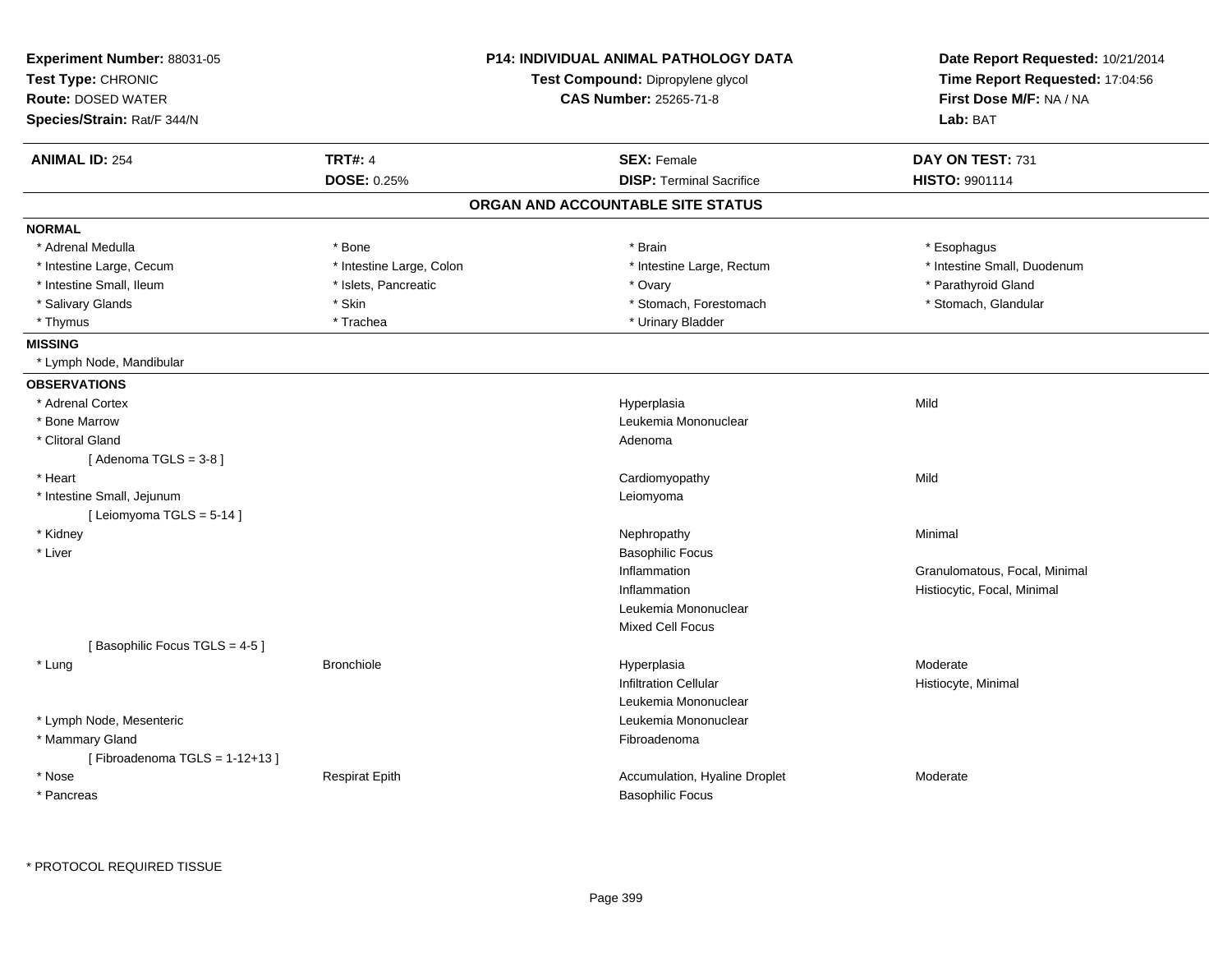**Experiment Number:** 88031-05
**Test Type:** CHRONIC
**Route:** DOSED WATER
**Species/Strain:** Rat/F 344/N

**P14: INDIVIDUAL ANIMAL PATHOLOGY DATA**
**Test Compound:** Dipropylene glycol
**CAS Number:** 25265-71-8

**Date Report Requested:** 10/21/2014
**Time Report Requested:** 17:04:56
**First Dose M/F:** NA / NA
**Lab:** BAT

| **ANIMAL ID:** 254 | **TRT#:** 4 | **SEX:** Female | **DAY ON TEST:** 731 |
|---|---|---|---|
| | **DOSE:** 0.25% | **DISP:** Terminal Sacrifice | **HISTO:** 9901114 |

## ORGAN AND ACCOUNTABLE SITE STATUS

**NORMAL**

| | | | |
|---|---|---|---|
| * Adrenal Medulla | * Bone | * Brain | * Esophagus |
| * Intestine Large, Cecum | * Intestine Large, Colon | * Intestine Large, Rectum | * Intestine Small, Duodenum |
| * Intestine Small, Ileum | * Islets, Pancreatic | * Ovary | * Parathyroid Gland |
| * Salivary Glands | * Skin | * Stomach, Forestomach | * Stomach, Glandular |
| * Thymus | * Trachea | * Urinary Bladder | |

**MISSING**

* Lymph Node, Mandibular

**OBSERVATIONS**

| | | | |
|---|---|---|---|
| * Adrenal Cortex | | Hyperplasia | Mild |
| * Bone Marrow | | Leukemia Mononuclear | |
| * Clitoral Gland | | Adenoma | |
| [ Adenoma TGLS = 3-8 ] | | | |
| * Heart | | Cardiomyopathy | Mild |
| * Intestine Small, Jejunum | | Leiomyoma | |
| [ Leiomyoma TGLS = 5-14 ] | | | |
| * Kidney | | Nephropathy | Minimal |
| * Liver | | Basophilic Focus | |
| | | Inflammation | Granulomatous, Focal, Minimal |
| | | Inflammation | Histiocytic, Focal, Minimal |
| | | Leukemia Mononuclear | |
| | | Mixed Cell Focus | |
| [ Basophilic Focus TGLS = 4-5 ] | | | |
| * Lung | Bronchiole | Hyperplasia | Moderate |
| | | Infiltration Cellular | Histiocyte, Minimal |
| | | Leukemia Mononuclear | |
| * Lymph Node, Mesenteric | | Leukemia Mononuclear | |
| * Mammary Gland | | Fibroadenoma | |
| [ Fibroadenoma TGLS = 1-12+13 ] | | | |
| * Nose | Respirat Epith | Accumulation, Hyaline Droplet | Moderate |
| * Pancreas | | Basophilic Focus | |

* PROTOCOL REQUIRED TISSUE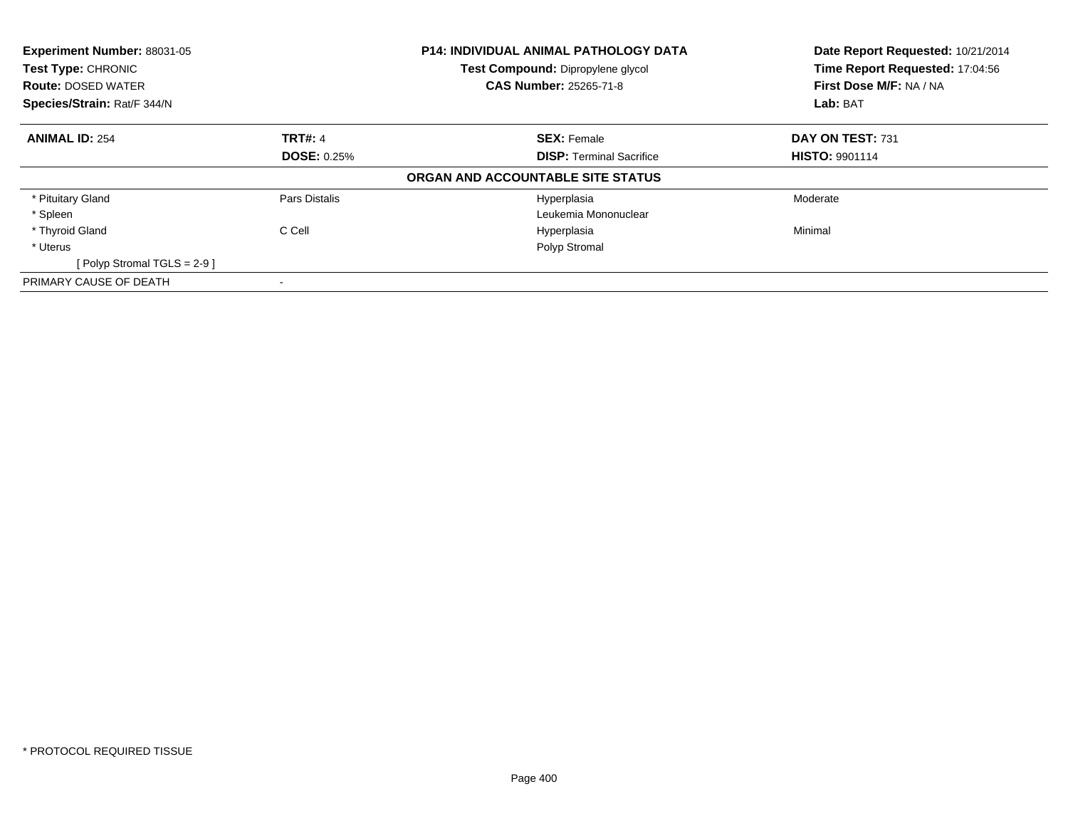| **Experiment Number:** 88031-05 | **P14: INDIVIDUAL ANIMAL PATHOLOGY DATA** | **Date Report Requested:** 10/21/2014 |
|---|---|---|
| **Test Type:** CHRONIC | **Test Compound:** Dipropylene glycol | **Time Report Requested:** 17:04:56 |
| **Route:** DOSED WATER | **CAS Number:** 25265-71-8 | **First Dose M/F:** NA / NA |
| **Species/Strain:** Rat/F 344/N | | **Lab:** BAT |

| **ANIMAL ID:** 254 | **TRT#:** 4 | **SEX:** Female | **DAY ON TEST:** 731 |
|---|---|---|---|
| | **DOSE:** 0.25% | **DISP:** Terminal Sacrifice | **HISTO:** 9901114 |
| **ORGAN AND ACCOUNTABLE SITE STATUS** | | | |
| * Pituitary Gland | Pars Distalis | Hyperplasia | Moderate |
| * Spleen | | Leukemia Mononuclear | |
| * Thyroid Gland | C Cell | Hyperplasia | Minimal |
| * Uterus | | Polyp Stromal | |
| [ Polyp Stromal TGLS = 2-9 ] | | | |
| PRIMARY CAUSE OF DEATH | - | | |

* PROTOCOL REQUIRED TISSUE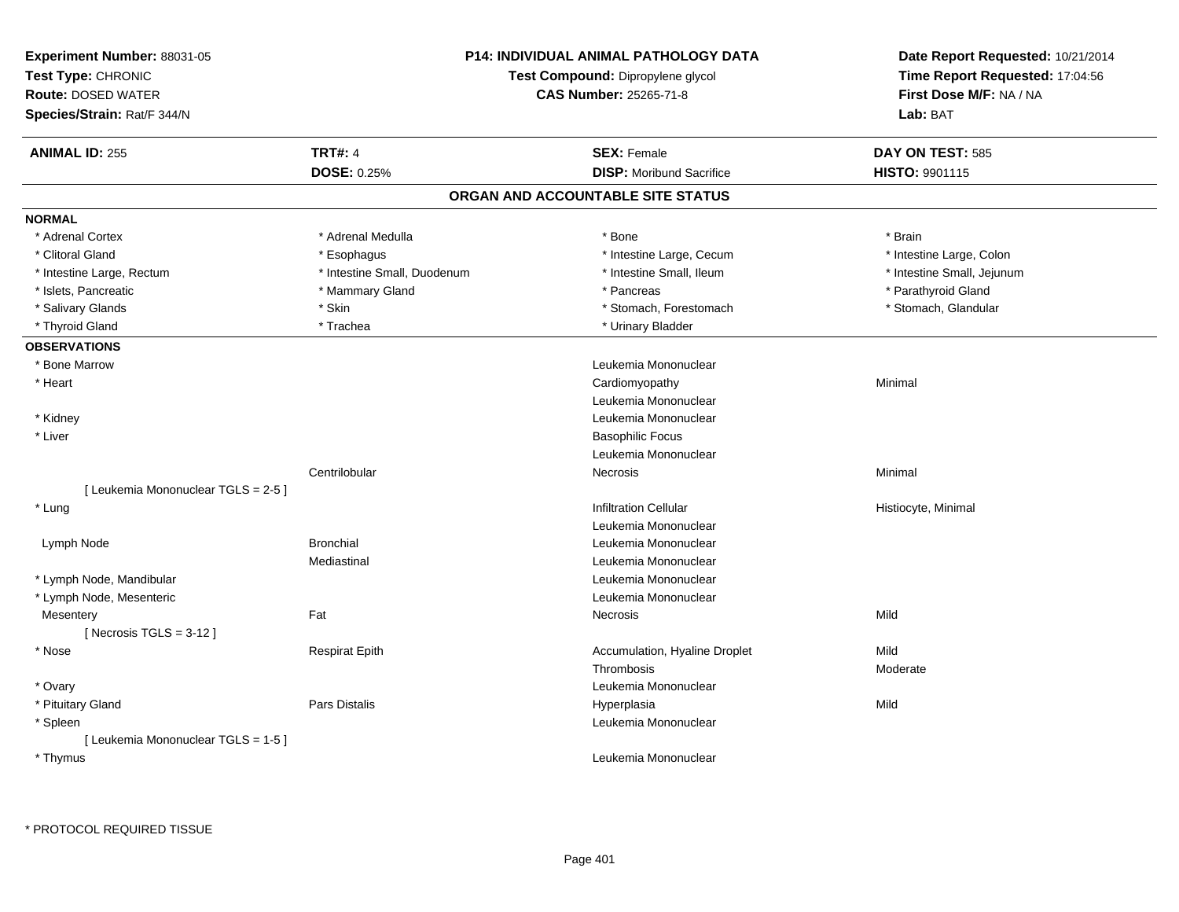**Experiment Number:** 88031-05
**Test Type:** CHRONIC
**Route:** DOSED WATER
**Species/Strain:** Rat/F 344/N

**P14: INDIVIDUAL ANIMAL PATHOLOGY DATA**
**Test Compound:** Dipropylene glycol
**CAS Number:** 25265-71-8

**Date Report Requested:** 10/21/2014
**Time Report Requested:** 17:04:56
**First Dose M/F:** NA / NA
**Lab:** BAT

| **ANIMAL ID:** 255 | **TRT#:** 4 | **SEX:** Female | **DAY ON TEST:** 585 |
|---|---|---|---|
| | **DOSE:** 0.25% | **DISP:** Moribund Sacrifice | **HISTO:** 9901115 |

## ORGAN AND ACCOUNTABLE SITE STATUS

**NORMAL**

| | | | |
|---|---|---|---|
| * Adrenal Cortex | * Adrenal Medulla | * Bone | * Brain |
| * Clitoral Gland | * Esophagus | * Intestine Large, Cecum | * Intestine Large, Colon |
| * Intestine Large, Rectum | * Intestine Small, Duodenum | * Intestine Small, Ileum | * Intestine Small, Jejunum |
| * Islets, Pancreatic | * Mammary Gland | * Pancreas | * Parathyroid Gland |
| * Salivary Glands | * Skin | * Stomach, Forestomach | * Stomach, Glandular |
| * Thyroid Gland | * Trachea | * Urinary Bladder | |

**OBSERVATIONS**

| | | | |
|---|---|---|---|
| * Bone Marrow | | Leukemia Mononuclear | |
| * Heart | | Cardiomyopathy | Minimal |
| | | Leukemia Mononuclear | |
| * Kidney | | Leukemia Mononuclear | |
| * Liver | | Basophilic Focus | |
| | | Leukemia Mononuclear | |
| | Centrilobular | Necrosis | Minimal |
| [ Leukemia Mononuclear TGLS = 2-5 ] | | | |
| * Lung | | Infiltration Cellular | Histiocyte, Minimal |
| | | Leukemia Mononuclear | |
| Lymph Node | Bronchial | Leukemia Mononuclear | |
| | Mediastinal | Leukemia Mononuclear | |
| * Lymph Node, Mandibular | | Leukemia Mononuclear | |
| * Lymph Node, Mesenteric | | Leukemia Mononuclear | |
| Mesentery | Fat | Necrosis | Mild |
| [ Necrosis TGLS = 3-12 ] | | | |
| * Nose | Respirat Epith | Accumulation, Hyaline Droplet | Mild |
| | | Thrombosis | Moderate |
| * Ovary | | Leukemia Mononuclear | |
| * Pituitary Gland | Pars Distalis | Hyperplasia | Mild |
| * Spleen | | Leukemia Mononuclear | |
| [ Leukemia Mononuclear TGLS = 1-5 ] | | | |
| * Thymus | | Leukemia Mononuclear | |

* PROTOCOL REQUIRED TISSUE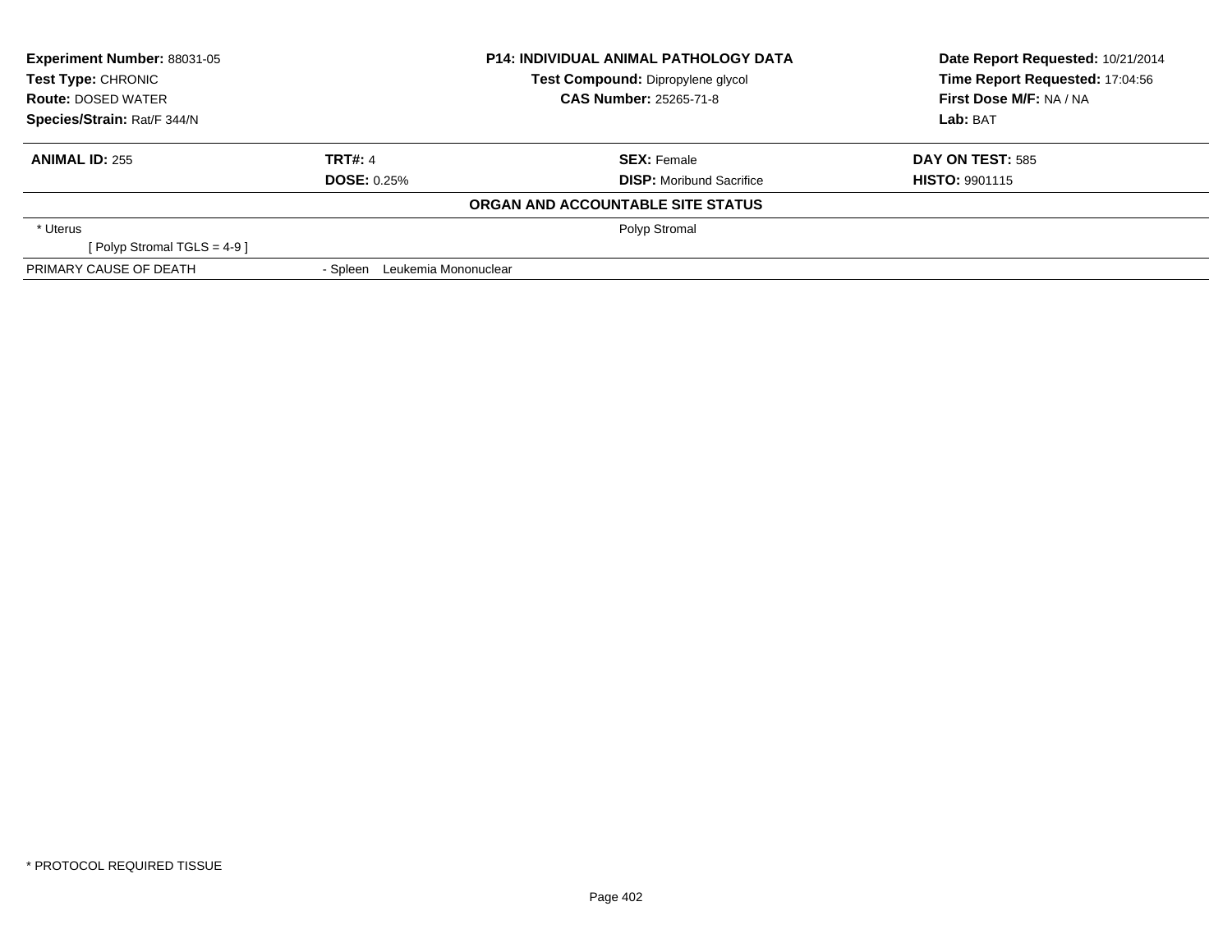**Experiment Number:** 88031-05
**Test Type:** CHRONIC
**Route:** DOSED WATER
**Species/Strain:** Rat/F 344/N

**P14: INDIVIDUAL ANIMAL PATHOLOGY DATA**
**Test Compound:** Dipropylene glycol
**CAS Number:** 25265-71-8

**Date Report Requested:** 10/21/2014
**Time Report Requested:** 17:04:56
**First Dose M/F:** NA / NA
**Lab:** BAT

| **ANIMAL ID:** 255 | **TRT#:** 4 | **SEX:** Female | **DAY ON TEST:** 585 |
|---|---|---|---|
| | **DOSE:** 0.25% | **DISP:** Moribund Sacrifice | **HISTO:** 9901115 |

**ORGAN AND ACCOUNTABLE SITE STATUS**

| | | |
|---|---|---|
| * Uterus | | Polyp Stromal |
| [ Polyp Stromal TGLS = 4-9 ] | | |
| PRIMARY CAUSE OF DEATH | - Spleen Leukemia Mononuclear | |

* PROTOCOL REQUIRED TISSUE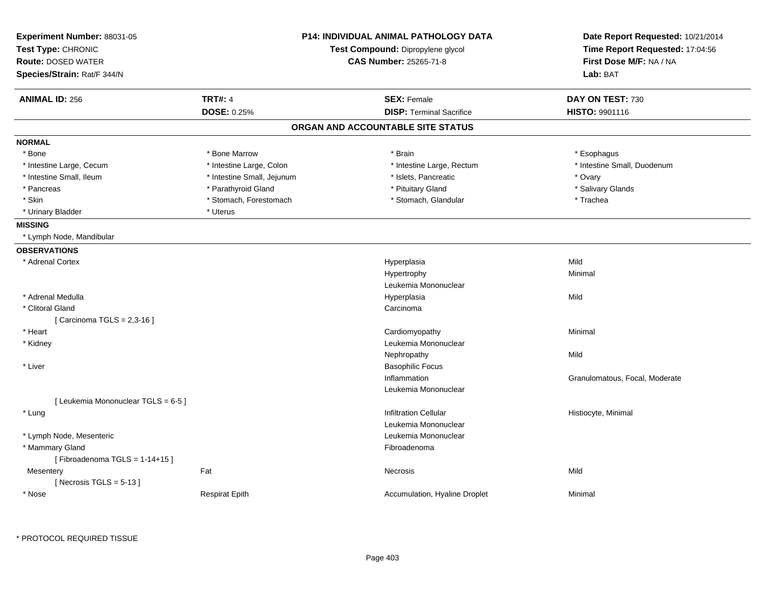**Experiment Number:** 88031-05
**Test Type:** CHRONIC
**Route:** DOSED WATER
**Species/Strain:** Rat/F 344/N

**P14: INDIVIDUAL ANIMAL PATHOLOGY DATA**
**Test Compound:** Dipropylene glycol
**CAS Number:** 25265-71-8

**Date Report Requested:** 10/21/2014
**Time Report Requested:** 17:04:56
**First Dose M/F:** NA / NA
**Lab:** BAT

| **ANIMAL ID:** 256 | **TRT#:** 4 | **SEX:** Female | **DAY ON TEST:** 730 |
|---|---|---|---|
| | **DOSE:** 0.25% | **DISP:** Terminal Sacrifice | **HISTO:** 9901116 |

## ORGAN AND ACCOUNTABLE SITE STATUS

**NORMAL**

| | | | |
|---|---|---|---|
| * Bone | * Bone Marrow | * Brain | * Esophagus |
| * Intestine Large, Cecum | * Intestine Large, Colon | * Intestine Large, Rectum | * Intestine Small, Duodenum |
| * Intestine Small, Ileum | * Intestine Small, Jejunum | * Islets, Pancreatic | * Ovary |
| * Pancreas | * Parathyroid Gland | * Pituitary Gland | * Salivary Glands |
| * Skin | * Stomach, Forestomach | * Stomach, Glandular | * Trachea |
| * Urinary Bladder | * Uterus | | |

**MISSING**

* Lymph Node, Mandibular

**OBSERVATIONS**

| | | | |
|---|---|---|---|
| * Adrenal Cortex | | Hyperplasia | Mild |
| | | Hypertrophy | Minimal |
| | | Leukemia Mononuclear | |
| * Adrenal Medulla | | Hyperplasia | Mild |
| * Clitoral Gland | | Carcinoma | |
| [ Carcinoma TGLS = 2,3-16 ] | | | |
| * Heart | | Cardiomyopathy | Minimal |
| * Kidney | | Leukemia Mononuclear | |
| | | Nephropathy | Mild |
| * Liver | | Basophilic Focus | |
| | | Inflammation | Granulomatous, Focal, Moderate |
| | | Leukemia Mononuclear | |
| [ Leukemia Mononuclear TGLS = 6-5 ] | | | |
| * Lung | | Infiltration Cellular | Histiocyte, Minimal |
| | | Leukemia Mononuclear | |
| * Lymph Node, Mesenteric | | Leukemia Mononuclear | |
| * Mammary Gland | | Fibroadenoma | |
| [ Fibroadenoma TGLS = 1-14+15 ] | | | |
| Mesentery | Fat | Necrosis | Mild |
| [ Necrosis TGLS = 5-13 ] | | | |
| * Nose | Respirat Epith | Accumulation, Hyaline Droplet | Minimal |

* PROTOCOL REQUIRED TISSUE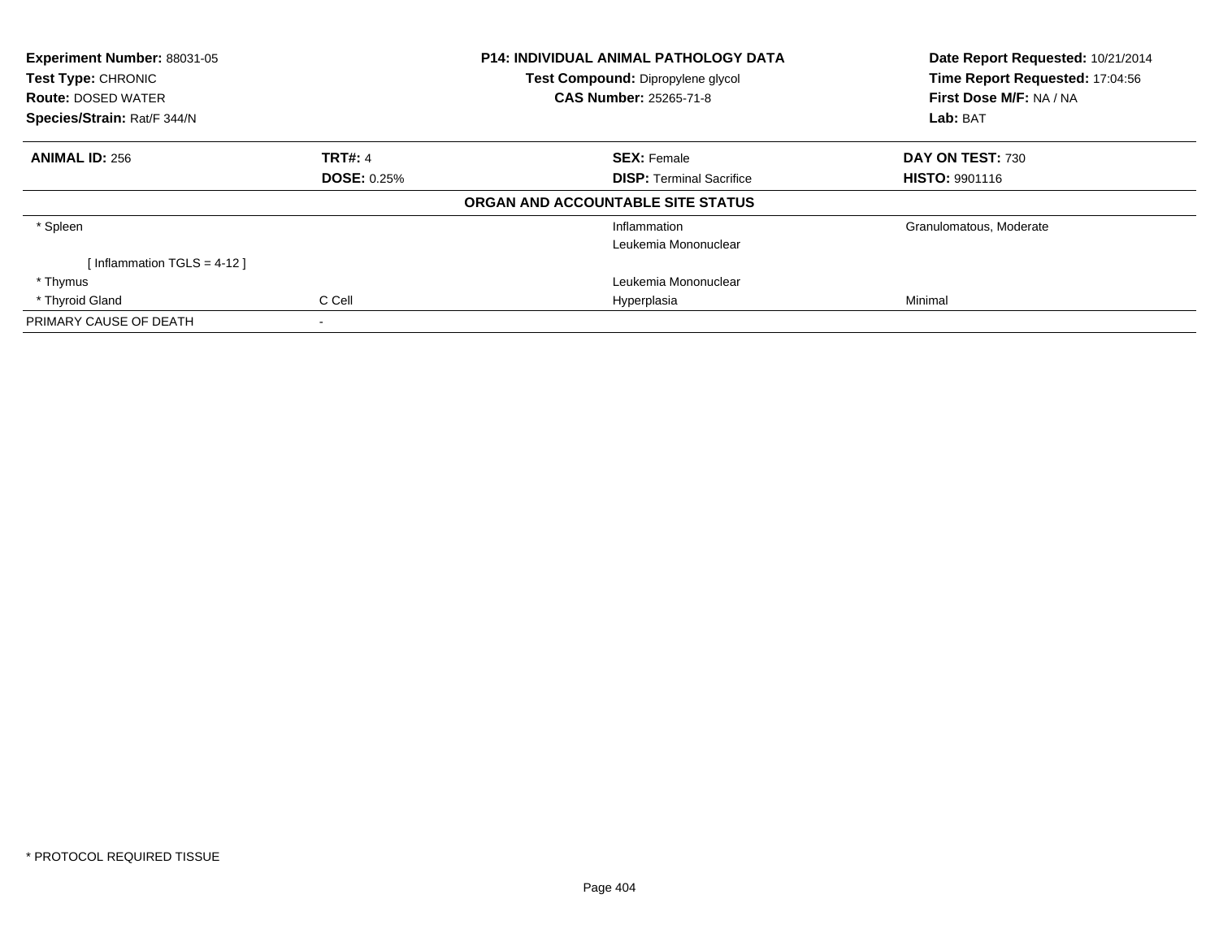**Experiment Number:** 88031-05
**Test Type:** CHRONIC
**Route:** DOSED WATER
**Species/Strain:** Rat/F 344/N

**P14: INDIVIDUAL ANIMAL PATHOLOGY DATA**
**Test Compound:** Dipropylene glycol
**CAS Number:** 25265-71-8

**Date Report Requested:** 10/21/2014
**Time Report Requested:** 17:04:56
**First Dose M/F:** NA / NA
**Lab:** BAT

| **ANIMAL ID:** 256 | **TRT#:** 4 | **SEX:** Female | **DAY ON TEST:** 730 |
|---|---|---|---|
| | **DOSE:** 0.25% | **DISP:** Terminal Sacrifice | **HISTO:** 9901116 |

**ORGAN AND ACCOUNTABLE SITE STATUS**

| | | | |
|---|---|---|---|
| * Spleen | | Inflammation | Granulomatous, Moderate |
| | | Leukemia Mononuclear | |
| [ Inflammation TGLS = 4-12 ] | | | |
| * Thymus | | Leukemia Mononuclear | |
| * Thyroid Gland | C Cell | Hyperplasia | Minimal |
| PRIMARY CAUSE OF DEATH | - | | |

* PROTOCOL REQUIRED TISSUE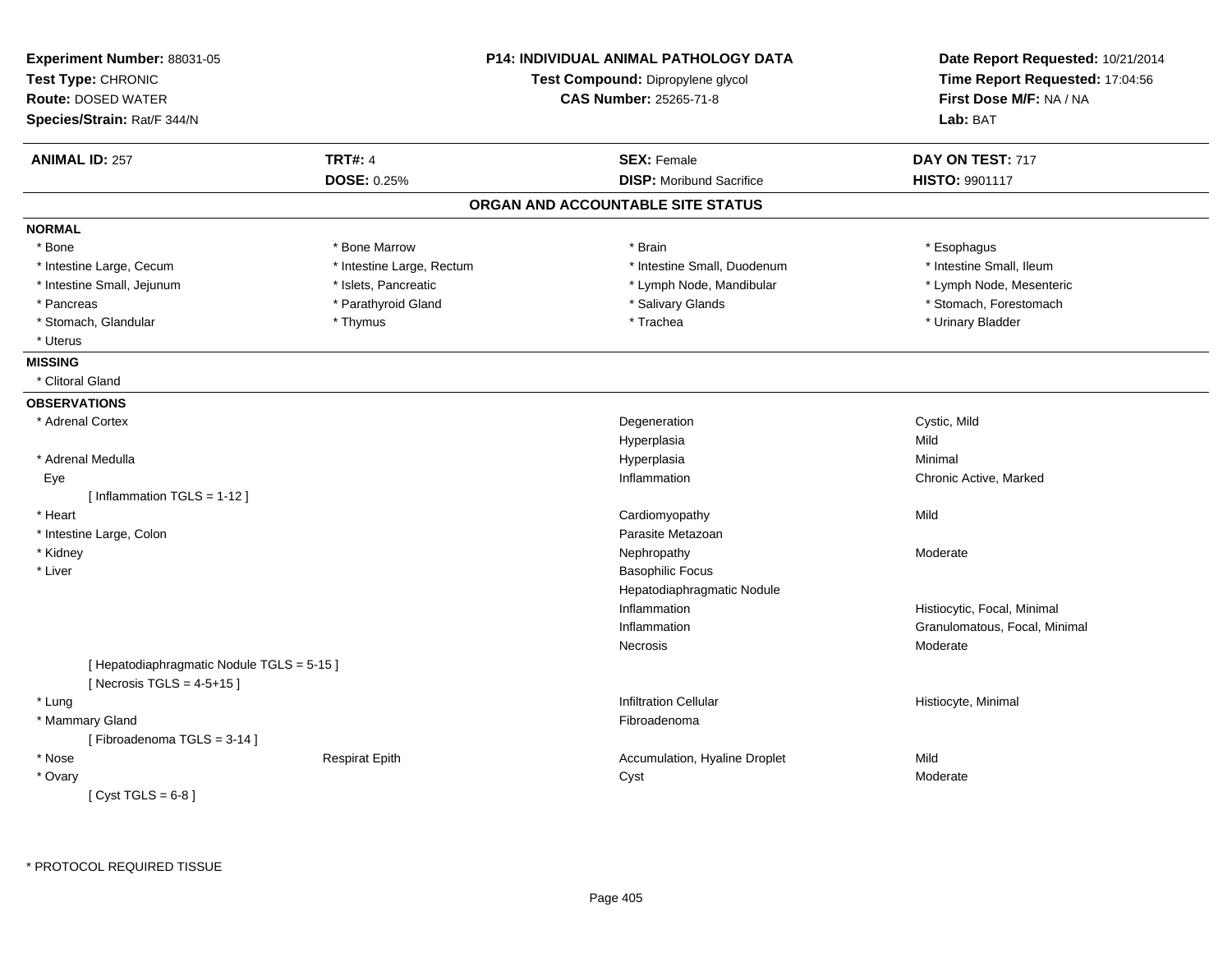**Experiment Number:** 88031-05
**Test Type:** CHRONIC
**Route:** DOSED WATER
**Species/Strain:** Rat/F 344/N

**P14: INDIVIDUAL ANIMAL PATHOLOGY DATA**
**Test Compound:** Dipropylene glycol
**CAS Number:** 25265-71-8

**Date Report Requested:** 10/21/2014
**Time Report Requested:** 17:04:56
**First Dose M/F:** NA / NA
**Lab:** BAT

| **ANIMAL ID:** 257 | **TRT#:** 4 | **SEX:** Female | **DAY ON TEST:** 717 |
|---|---|---|---|
| | **DOSE:** 0.25% | **DISP:** Moribund Sacrifice | **HISTO:** 9901117 |

## ORGAN AND ACCOUNTABLE SITE STATUS

**NORMAL**

| | | | |
|---|---|---|---|
| * Bone | * Bone Marrow | * Brain | * Esophagus |
| * Intestine Large, Cecum | * Intestine Large, Rectum | * Intestine Small, Duodenum | * Intestine Small, Ileum |
| * Intestine Small, Jejunum | * Islets, Pancreatic | * Lymph Node, Mandibular | * Lymph Node, Mesenteric |
| * Pancreas | * Parathyroid Gland | * Salivary Glands | * Stomach, Forestomach |
| * Stomach, Glandular | * Thymus | * Trachea | * Urinary Bladder |
| * Uterus | | | |

**MISSING**

* Clitoral Gland

**OBSERVATIONS**

| | | | |
|---|---|---|---|
| * Adrenal Cortex | | Degeneration | Cystic, Mild |
| | | Hyperplasia | Mild |
| * Adrenal Medulla | | Hyperplasia | Minimal |
| Eye | | Inflammation | Chronic Active, Marked |
| [ Inflammation TGLS = 1-12 ] | | | |
| * Heart | | Cardiomyopathy | Mild |
| * Intestine Large, Colon | | Parasite Metazoan | |
| * Kidney | | Nephropathy | Moderate |
| * Liver | | Basophilic Focus | |
| | | Hepatodiaphragmatic Nodule | |
| | | Inflammation | Histiocytic, Focal, Minimal |
| | | Inflammation | Granulomatous, Focal, Minimal |
| | | Necrosis | Moderate |
| [ Hepatodiaphragmatic Nodule TGLS = 5-15 ] | | | |
| [ Necrosis TGLS = 4-5+15 ] | | | |
| * Lung | | Infiltration Cellular | Histiocyte, Minimal |
| * Mammary Gland | | Fibroadenoma | |
| [ Fibroadenoma TGLS = 3-14 ] | | | |
| * Nose | Respirat Epith | Accumulation, Hyaline Droplet | Mild |
| * Ovary | | Cyst | Moderate |
| [ Cyst TGLS = 6-8 ] | | | |

* PROTOCOL REQUIRED TISSUE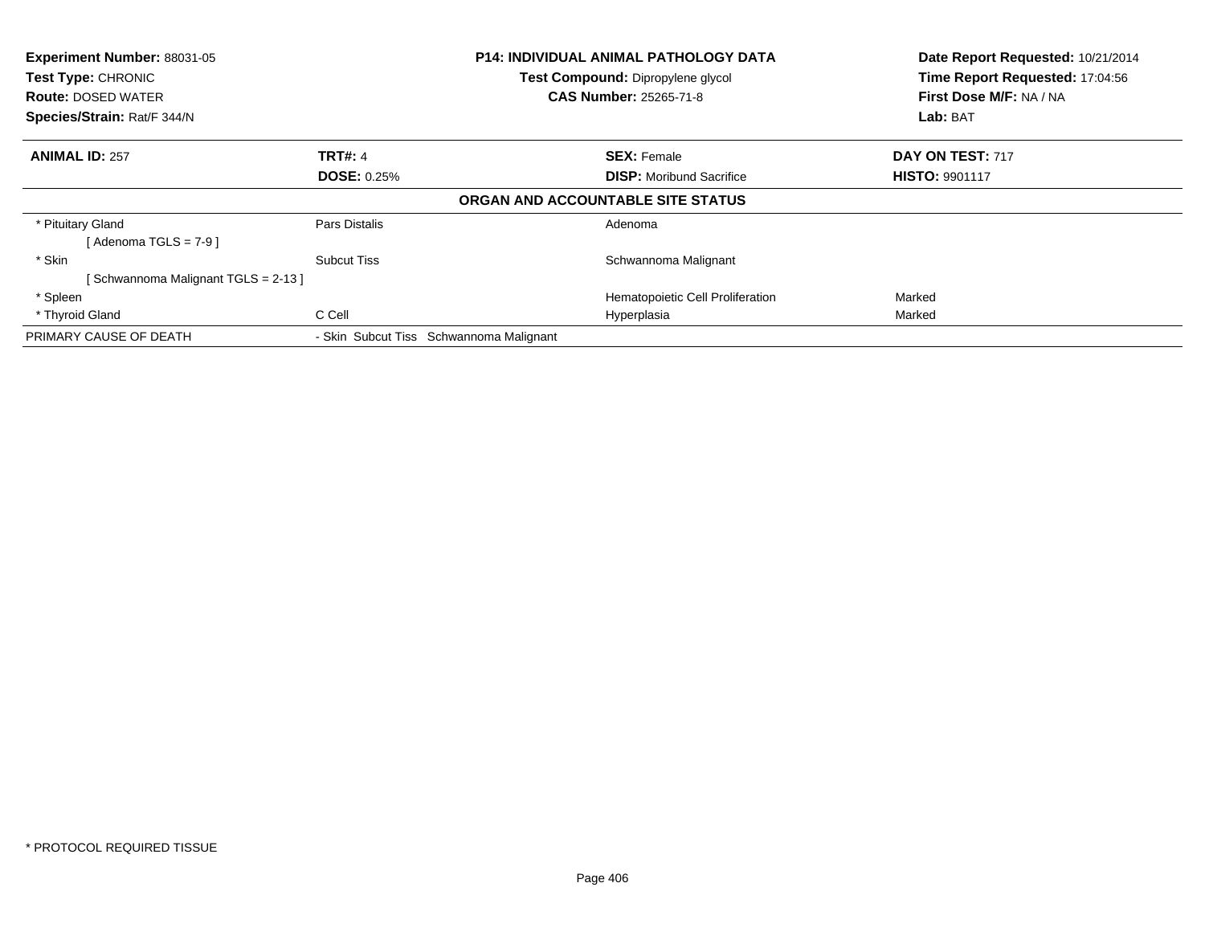**Experiment Number:** 88031-05
**Test Type:** CHRONIC
**Route:** DOSED WATER
**Species/Strain:** Rat/F 344/N

**P14: INDIVIDUAL ANIMAL PATHOLOGY DATA**
**Test Compound:** Dipropylene glycol
**CAS Number:** 25265-71-8

**Date Report Requested:** 10/21/2014
**Time Report Requested:** 17:04:56
**First Dose M/F:** NA / NA
**Lab:** BAT

| **ANIMAL ID:** 257 | **TRT#:** 4 | **SEX:** Female | **DAY ON TEST:** 717 |
|---|---|---|---|
| | **DOSE:** 0.25% | **DISP:** Moribund Sacrifice | **HISTO:** 9901117 |

## ORGAN AND ACCOUNTABLE SITE STATUS

| | | | |
|---|---|---|---|
| * Pituitary Gland | Pars Distalis | Adenoma | |
| [ Adenoma TGLS = 7-9 ] | | | |
| * Skin | Subcut Tiss | Schwannoma Malignant | |
| [ Schwannoma Malignant TGLS = 2-13 ] | | | |
| * Spleen | | Hematopoietic Cell Proliferation | Marked |
| * Thyroid Gland | C Cell | Hyperplasia | Marked |
| PRIMARY CAUSE OF DEATH | - Skin Subcut Tiss Schwannoma Malignant | | |

* PROTOCOL REQUIRED TISSUE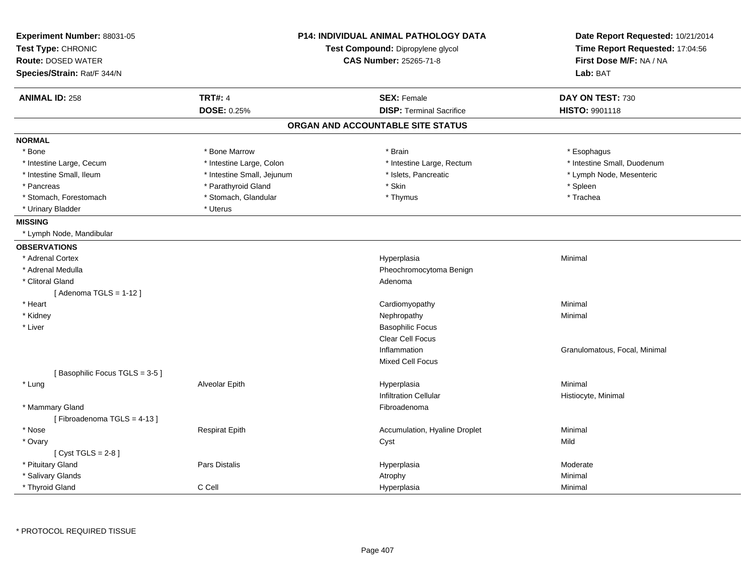**Experiment Number:** 88031-05
**Test Type:** CHRONIC
**Route:** DOSED WATER
**Species/Strain:** Rat/F 344/N

**P14: INDIVIDUAL ANIMAL PATHOLOGY DATA**
**Test Compound:** Dipropylene glycol
**CAS Number:** 25265-71-8

**Date Report Requested:** 10/21/2014
**Time Report Requested:** 17:04:56
**First Dose M/F:** NA / NA
**Lab:** BAT

| **ANIMAL ID:** 258 | **TRT#:** 4 | **SEX:** Female | **DAY ON TEST:** 730 |
|---|---|---|---|
| | **DOSE:** 0.25% | **DISP:** Terminal Sacrifice | **HISTO:** 9901118 |

## ORGAN AND ACCOUNTABLE SITE STATUS

**NORMAL**

| | | | |
|---|---|---|---|
| * Bone | * Bone Marrow | * Brain | * Esophagus |
| * Intestine Large, Cecum | * Intestine Large, Colon | * Intestine Large, Rectum | * Intestine Small, Duodenum |
| * Intestine Small, Ileum | * Intestine Small, Jejunum | * Islets, Pancreatic | * Lymph Node, Mesenteric |
| * Pancreas | * Parathyroid Gland | * Skin | * Spleen |
| * Stomach, Forestomach | * Stomach, Glandular | * Thymus | * Trachea |
| * Urinary Bladder | * Uterus | | |

**MISSING**

* Lymph Node, Mandibular

**OBSERVATIONS**

| | | | |
|---|---|---|---|
| * Adrenal Cortex | | Hyperplasia | Minimal |
| * Adrenal Medulla | | Pheochromocytoma Benign | |
| * Clitoral Gland | | Adenoma | |
| [ Adenoma TGLS = 1-12 ] | | | |
| * Heart | | Cardiomyopathy | Minimal |
| * Kidney | | Nephropathy | Minimal |
| * Liver | | Basophilic Focus | |
| | | Clear Cell Focus | |
| | | Inflammation | Granulomatous, Focal, Minimal |
| | | Mixed Cell Focus | |
| [ Basophilic Focus TGLS = 3-5 ] | | | |
| * Lung | Alveolar Epith | Hyperplasia | Minimal |
| | | Infiltration Cellular | Histiocyte, Minimal |
| * Mammary Gland | | Fibroadenoma | |
| [ Fibroadenoma TGLS = 4-13 ] | | | |
| * Nose | Respirat Epith | Accumulation, Hyaline Droplet | Minimal |
| * Ovary | | Cyst | Mild |
| [ Cyst TGLS = 2-8 ] | | | |
| * Pituitary Gland | Pars Distalis | Hyperplasia | Moderate |
| * Salivary Glands | | Atrophy | Minimal |
| * Thyroid Gland | C Cell | Hyperplasia | Minimal |

* PROTOCOL REQUIRED TISSUE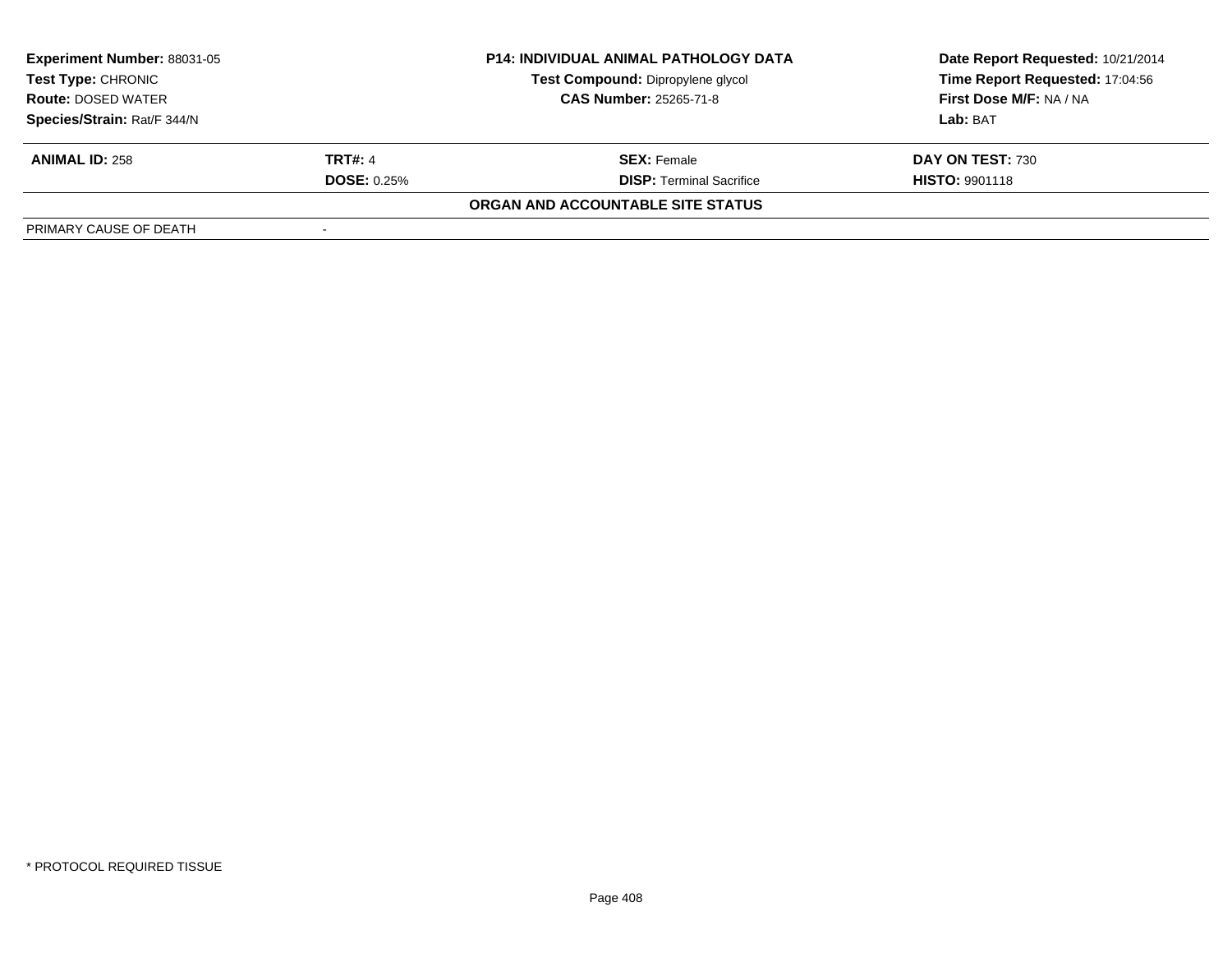| **Experiment Number:** 88031-05 | **P14: INDIVIDUAL ANIMAL PATHOLOGY DATA** | **Date Report Requested:** 10/21/2014 |
|---|---|---|
| **Test Type:** CHRONIC | **Test Compound:** Dipropylene glycol | **Time Report Requested:** 17:04:56 |
| **Route:** DOSED WATER | **CAS Number:** 25265-71-8 | **First Dose M/F:** NA / NA |
| **Species/Strain:** Rat/F 344/N | | **Lab:** BAT |

| **ANIMAL ID:** 258 | **TRT#:** 4 | **SEX:** Female | **DAY ON TEST:** 730 |
|---|---|---|---|
| | **DOSE:** 0.25% | **DISP:** Terminal Sacrifice | **HISTO:** 9901118 |

**ORGAN AND ACCOUNTABLE SITE STATUS**

| PRIMARY CAUSE OF DEATH | - |
|---|---|

* PROTOCOL REQUIRED TISSUE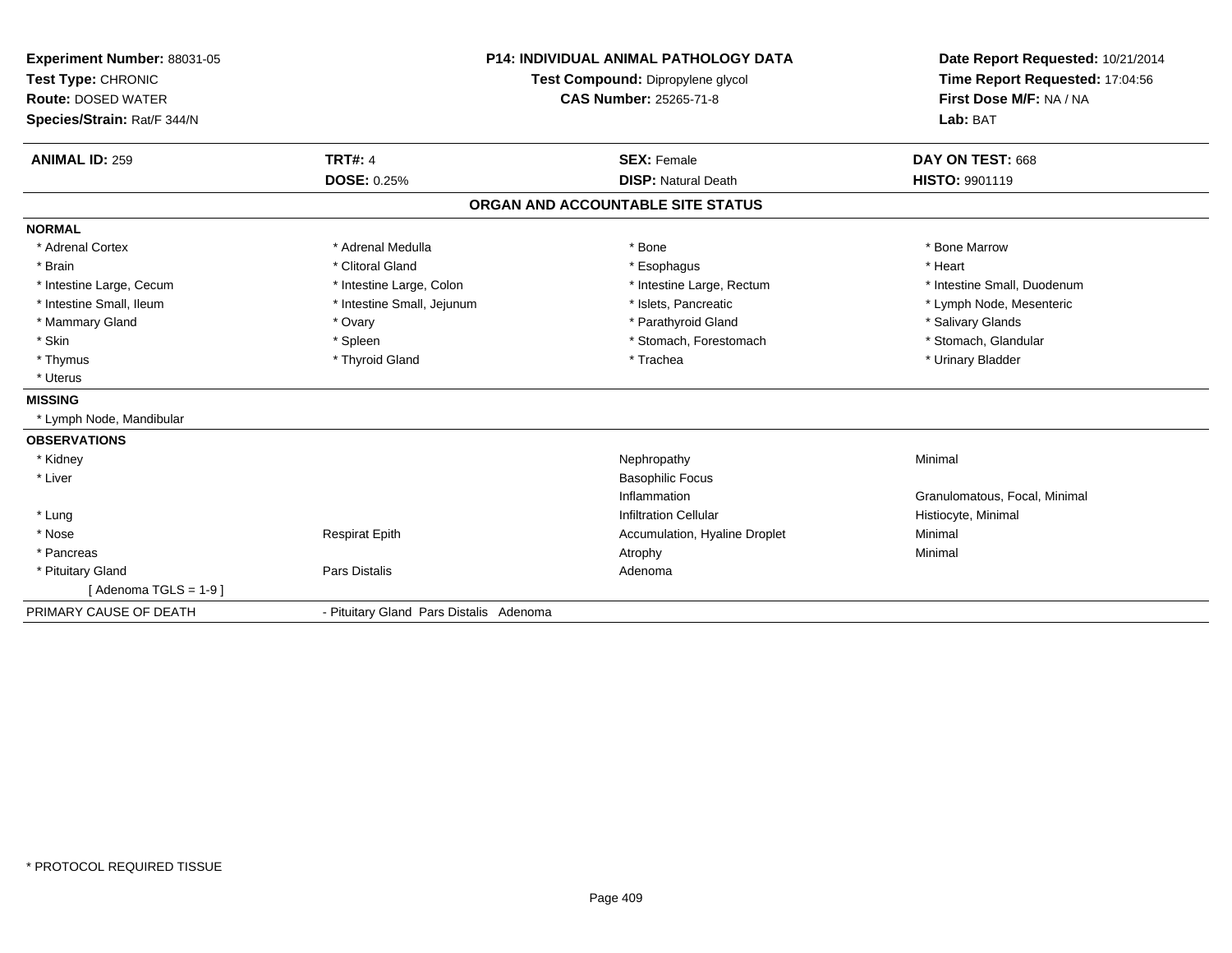**Experiment Number:** 88031-05
**Test Type:** CHRONIC
**Route:** DOSED WATER
**Species/Strain:** Rat/F 344/N

**P14: INDIVIDUAL ANIMAL PATHOLOGY DATA**
**Test Compound:** Dipropylene glycol
**CAS Number:** 25265-71-8

**Date Report Requested:** 10/21/2014
**Time Report Requested:** 17:04:56
**First Dose M/F:** NA / NA
**Lab:** BAT

| **ANIMAL ID:** 259 | **TRT#:** 4 | **SEX:** Female | **DAY ON TEST:** 668 |
|---|---|---|---|
| | **DOSE:** 0.25% | **DISP:** Natural Death | **HISTO:** 9901119 |

## ORGAN AND ACCOUNTABLE SITE STATUS

**NORMAL**

| | | | |
|---|---|---|---|
| * Adrenal Cortex | * Adrenal Medulla | * Bone | * Bone Marrow |
| * Brain | * Clitoral Gland | * Esophagus | * Heart |
| * Intestine Large, Cecum | * Intestine Large, Colon | * Intestine Large, Rectum | * Intestine Small, Duodenum |
| * Intestine Small, Ileum | * Intestine Small, Jejunum | * Islets, Pancreatic | * Lymph Node, Mesenteric |
| * Mammary Gland | * Ovary | * Parathyroid Gland | * Salivary Glands |
| * Skin | * Spleen | * Stomach, Forestomach | * Stomach, Glandular |
| * Thymus | * Thyroid Gland | * Trachea | * Urinary Bladder |
| * Uterus | | | |

**MISSING**

* Lymph Node, Mandibular

**OBSERVATIONS**

| | | | |
|---|---|---|---|
| * Kidney | | Nephropathy | Minimal |
| * Liver | | Basophilic Focus | |
| | | Inflammation | Granulomatous, Focal, Minimal |
| * Lung | | Infiltration Cellular | Histiocyte, Minimal |
| * Nose | Respirat Epith | Accumulation, Hyaline Droplet | Minimal |
| * Pancreas | | Atrophy | Minimal |
| * Pituitary Gland | Pars Distalis | Adenoma | |
| [ Adenoma TGLS = 1-9 ] | | | |

| PRIMARY CAUSE OF DEATH | - Pituitary Gland Pars Distalis Adenoma |
|---|---|

\* PROTOCOL REQUIRED TISSUE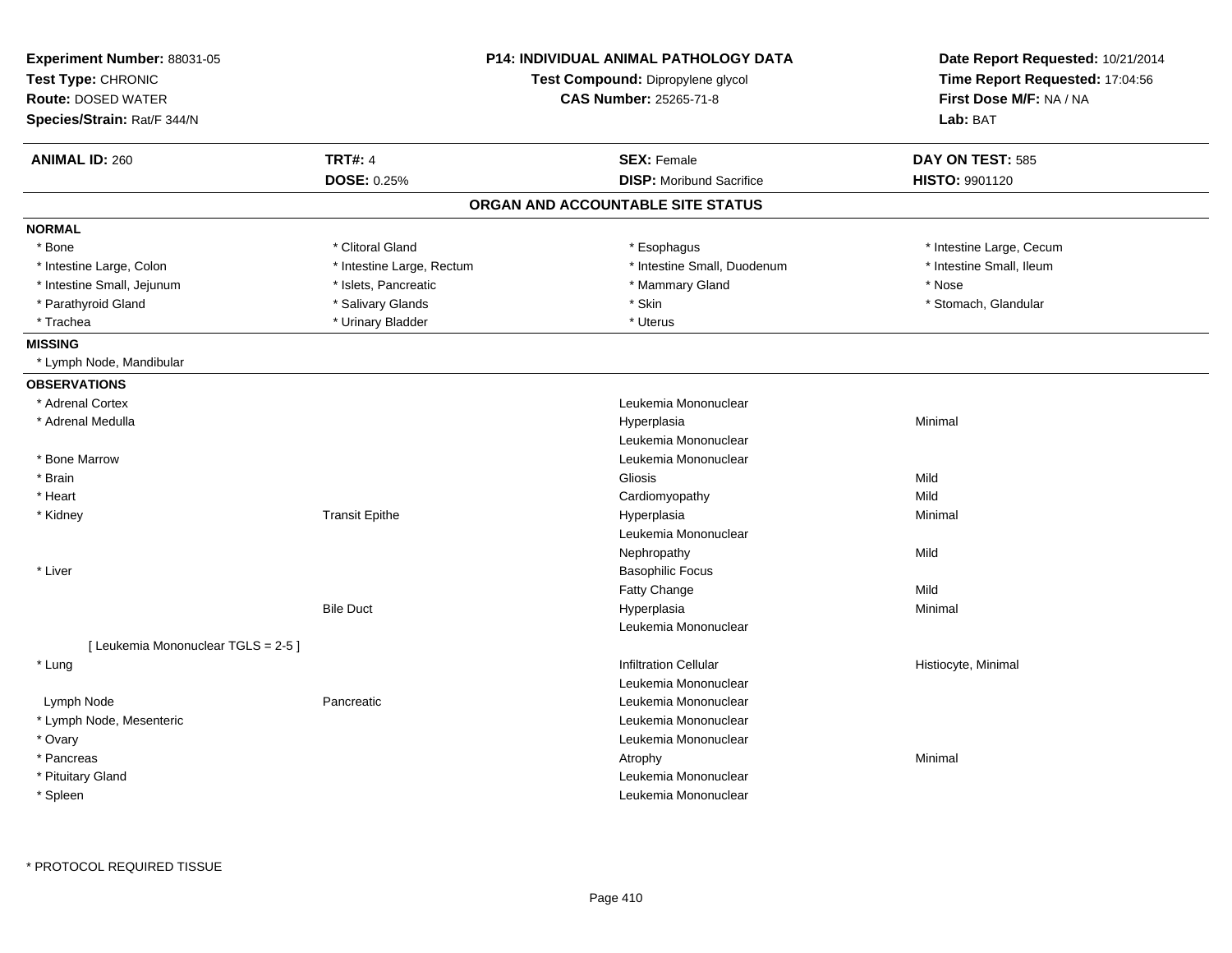**Experiment Number:** 88031-05
**Test Type:** CHRONIC
**Route:** DOSED WATER
**Species/Strain:** Rat/F 344/N

**P14: INDIVIDUAL ANIMAL PATHOLOGY DATA**
**Test Compound:** Dipropylene glycol
**CAS Number:** 25265-71-8

**Date Report Requested:** 10/21/2014
**Time Report Requested:** 17:04:56
**First Dose M/F:** NA / NA
**Lab:** BAT

| **ANIMAL ID:** 260 | **TRT#:** 4 | **SEX:** Female | **DAY ON TEST:** 585 |
|---|---|---|---|
| | **DOSE:** 0.25% | **DISP:** Moribund Sacrifice | **HISTO:** 9901120 |

## ORGAN AND ACCOUNTABLE SITE STATUS

**NORMAL**

| | | | |
|---|---|---|---|
| * Bone | * Clitoral Gland | * Esophagus | * Intestine Large, Cecum |
| * Intestine Large, Colon | * Intestine Large, Rectum | * Intestine Small, Duodenum | * Intestine Small, Ileum |
| * Intestine Small, Jejunum | * Islets, Pancreatic | * Mammary Gland | * Nose |
| * Parathyroid Gland | * Salivary Glands | * Skin | * Stomach, Glandular |
| * Trachea | * Urinary Bladder | * Uterus | |

**MISSING**

* Lymph Node, Mandibular

**OBSERVATIONS**

| | | | |
|---|---|---|---|
| * Adrenal Cortex | | Leukemia Mononuclear | |
| * Adrenal Medulla | | Hyperplasia | Minimal |
| | | Leukemia Mononuclear | |
| * Bone Marrow | | Leukemia Mononuclear | |
| * Brain | | Gliosis | Mild |
| * Heart | | Cardiomyopathy | Mild |
| * Kidney | Transit Epithe | Hyperplasia | Minimal |
| | | Leukemia Mononuclear | |
| | | Nephropathy | Mild |
| * Liver | | Basophilic Focus | |
| | | Fatty Change | Mild |
| | Bile Duct | Hyperplasia | Minimal |
| | | Leukemia Mononuclear | |
| [ Leukemia Mononuclear TGLS = 2-5 ] | | | |
| * Lung | | Infiltration Cellular | Histiocyte, Minimal |
| | | Leukemia Mononuclear | |
| Lymph Node | Pancreatic | Leukemia Mononuclear | |
| * Lymph Node, Mesenteric | | Leukemia Mononuclear | |
| * Ovary | | Leukemia Mononuclear | |
| * Pancreas | | Atrophy | Minimal |
| * Pituitary Gland | | Leukemia Mononuclear | |
| * Spleen | | Leukemia Mononuclear | |

\* PROTOCOL REQUIRED TISSUE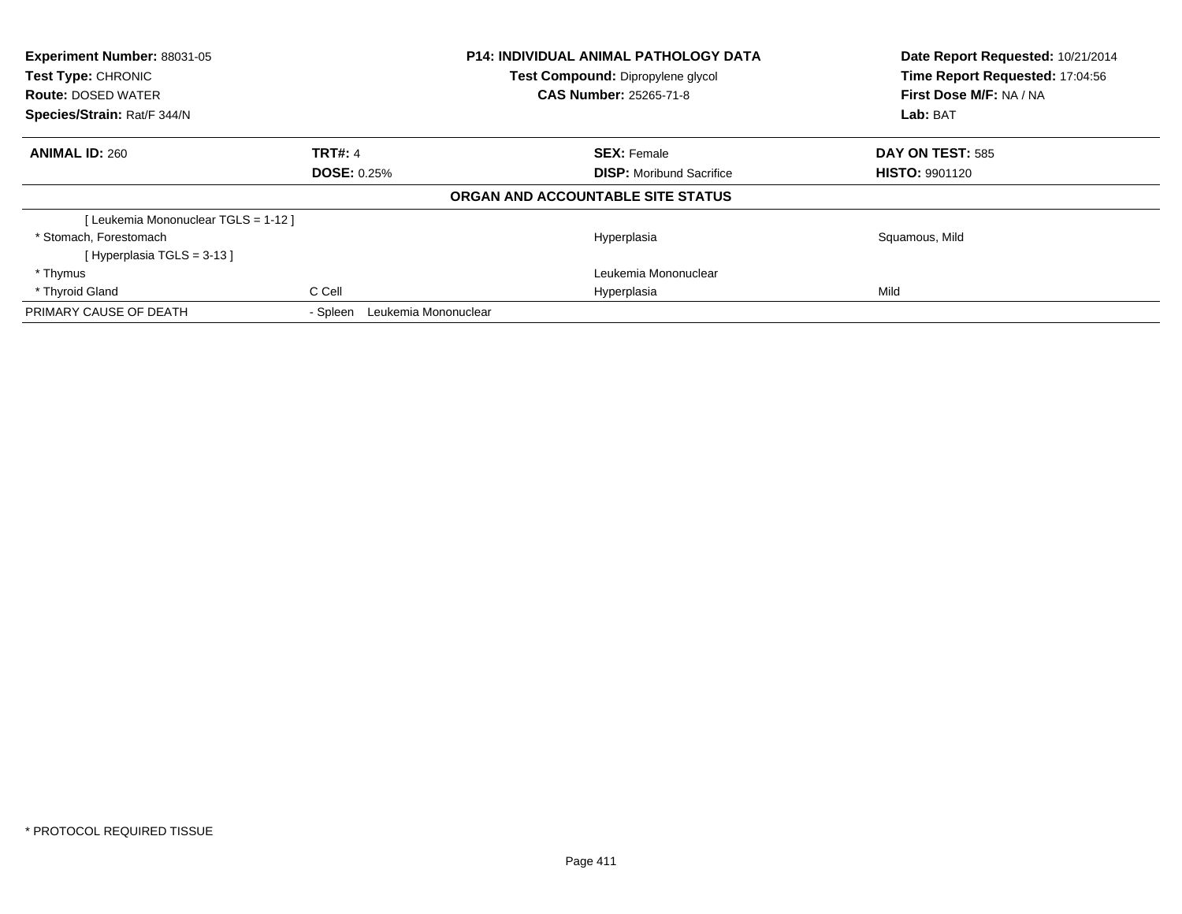**Experiment Number:** 88031-05
**Test Type:** CHRONIC
**Route:** DOSED WATER
**Species/Strain:** Rat/F 344/N

**P14: INDIVIDUAL ANIMAL PATHOLOGY DATA**
**Test Compound:** Dipropylene glycol
**CAS Number:** 25265-71-8

**Date Report Requested:** 10/21/2014
**Time Report Requested:** 17:04:56
**First Dose M/F:** NA / NA
**Lab:** BAT

| **ANIMAL ID:** 260 | **TRT#:** 4 | **SEX:** Female | **DAY ON TEST:** 585 |
|---|---|---|---|
| | **DOSE:** 0.25% | **DISP:** Moribund Sacrifice | **HISTO:** 9901120 |

**ORGAN AND ACCOUNTABLE SITE STATUS**

| | | | |
|---|---|---|---|
| [ Leukemia Mononuclear TGLS = 1-12 ] | | | |
| * Stomach, Forestomach | | Hyperplasia | Squamous, Mild |
| [ Hyperplasia TGLS = 3-13 ] | | | |
| * Thymus | | Leukemia Mononuclear | |
| * Thyroid Gland | C Cell | Hyperplasia | Mild |
| PRIMARY CAUSE OF DEATH | - Spleen Leukemia Mononuclear | | |

* PROTOCOL REQUIRED TISSUE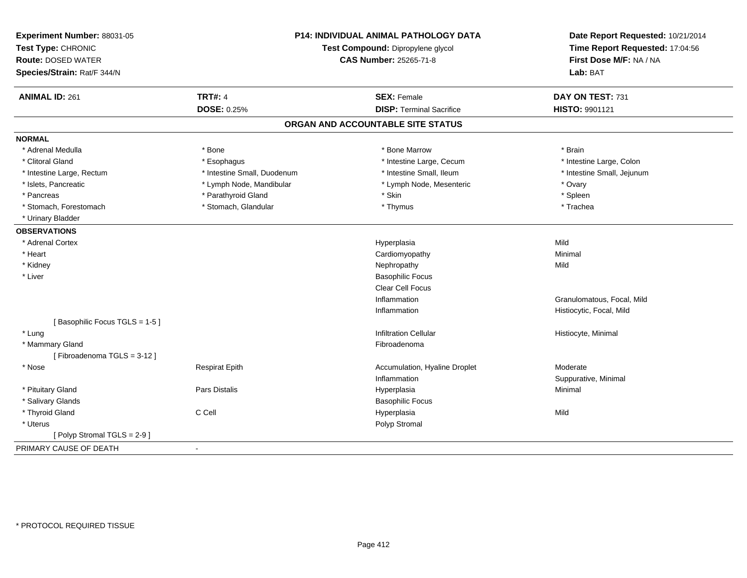**Experiment Number:** 88031-05
**Test Type:** CHRONIC
**Route:** DOSED WATER
**Species/Strain:** Rat/F 344/N

**P14: INDIVIDUAL ANIMAL PATHOLOGY DATA**
**Test Compound:** Dipropylene glycol
**CAS Number:** 25265-71-8

**Date Report Requested:** 10/21/2014
**Time Report Requested:** 17:04:56
**First Dose M/F:** NA / NA
**Lab:** BAT

| **ANIMAL ID:** 261 | **TRT#:** 4 | **SEX:** Female | **DAY ON TEST:** 731 |
|---|---|---|---|
| | **DOSE:** 0.25% | **DISP:** Terminal Sacrifice | **HISTO:** 9901121 |

## ORGAN AND ACCOUNTABLE SITE STATUS

| | | | |
|---|---|---|---|
| **NORMAL** | | | |
| * Adrenal Medulla | * Bone | * Bone Marrow | * Brain |
| * Clitoral Gland | * Esophagus | * Intestine Large, Cecum | * Intestine Large, Colon |
| * Intestine Large, Rectum | * Intestine Small, Duodenum | * Intestine Small, Ileum | * Intestine Small, Jejunum |
| * Islets, Pancreatic | * Lymph Node, Mandibular | * Lymph Node, Mesenteric | * Ovary |
| * Pancreas | * Parathyroid Gland | * Skin | * Spleen |
| * Stomach, Forestomach | * Stomach, Glandular | * Thymus | * Trachea |
| * Urinary Bladder | | | |
| **OBSERVATIONS** | | | |
| * Adrenal Cortex | | Hyperplasia | Mild |
| * Heart | | Cardiomyopathy | Minimal |
| * Kidney | | Nephropathy | Mild |
| * Liver | | Basophilic Focus | |
| | | Clear Cell Focus | |
| | | Inflammation | Granulomatous, Focal, Mild |
| | | Inflammation | Histiocytic, Focal, Mild |
| [ Basophilic Focus TGLS = 1-5 ] | | | |
| * Lung | | Infiltration Cellular | Histiocyte, Minimal |
| * Mammary Gland | | Fibroadenoma | |
| [ Fibroadenoma TGLS = 3-12 ] | | | |
| * Nose | Respirat Epith | Accumulation, Hyaline Droplet | Moderate |
| | | Inflammation | Suppurative, Minimal |
| * Pituitary Gland | Pars Distalis | Hyperplasia | Minimal |
| * Salivary Glands | | Basophilic Focus | |
| * Thyroid Gland | C Cell | Hyperplasia | Mild |
| * Uterus | | Polyp Stromal | |
| [ Polyp Stromal TGLS = 2-9 ] | | | |
| PRIMARY CAUSE OF DEATH | - | | |

\* PROTOCOL REQUIRED TISSUE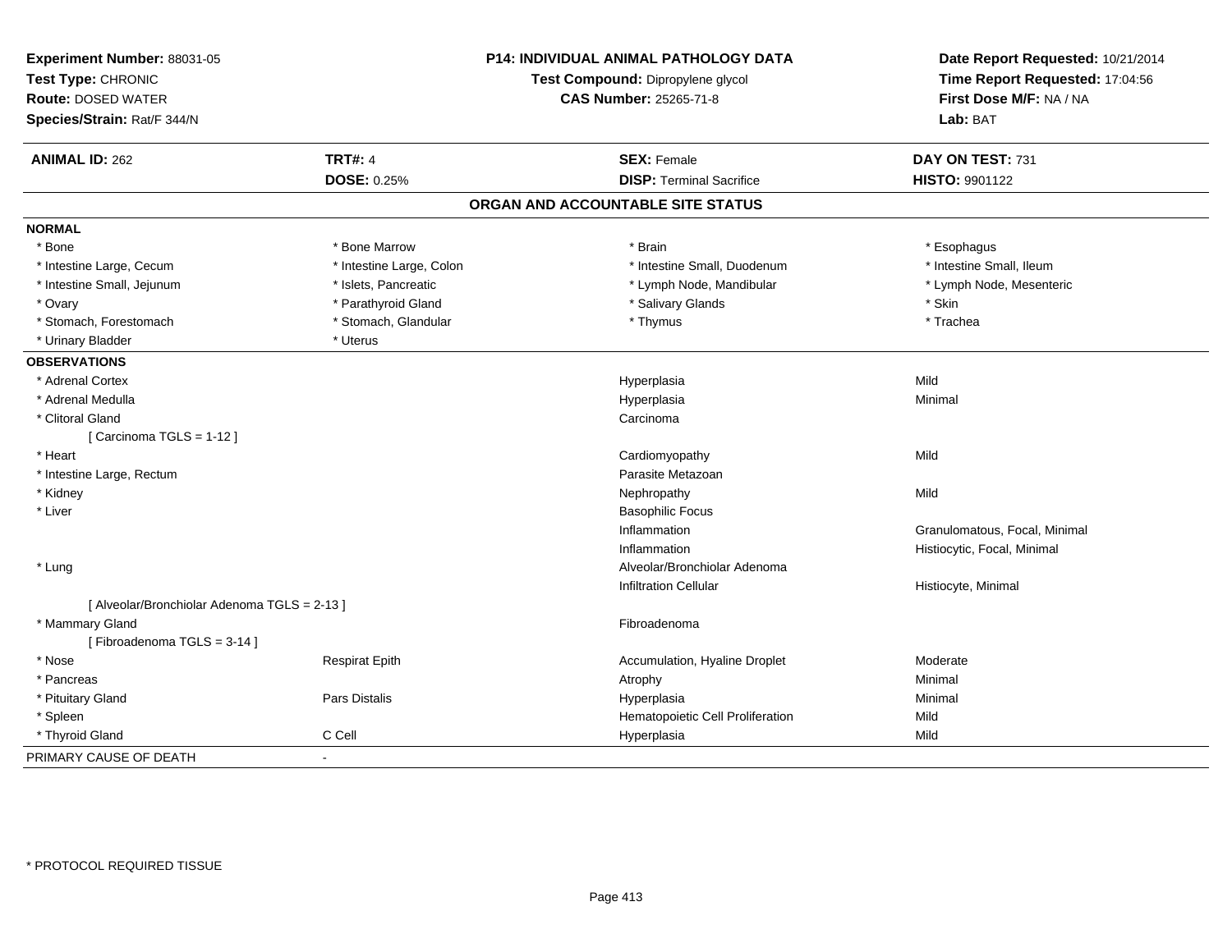**Experiment Number:** 88031-05
**Test Type:** CHRONIC
**Route:** DOSED WATER
**Species/Strain:** Rat/F 344/N

**P14: INDIVIDUAL ANIMAL PATHOLOGY DATA**
**Test Compound:** Dipropylene glycol
**CAS Number:** 25265-71-8

**Date Report Requested:** 10/21/2014
**Time Report Requested:** 17:04:56
**First Dose M/F:** NA / NA
**Lab:** BAT

| **ANIMAL ID:** 262 | **TRT#:** 4 | **SEX:** Female | **DAY ON TEST:** 731 |
|---|---|---|---|
| | **DOSE:** 0.25% | **DISP:** Terminal Sacrifice | **HISTO:** 9901122 |

## ORGAN AND ACCOUNTABLE SITE STATUS

| | | | |
|---|---|---|---|
| **NORMAL** | | | |
| * Bone | * Bone Marrow | * Brain | * Esophagus |
| * Intestine Large, Cecum | * Intestine Large, Colon | * Intestine Small, Duodenum | * Intestine Small, Ileum |
| * Intestine Small, Jejunum | * Islets, Pancreatic | * Lymph Node, Mandibular | * Lymph Node, Mesenteric |
| * Ovary | * Parathyroid Gland | * Salivary Glands | * Skin |
| * Stomach, Forestomach | * Stomach, Glandular | * Thymus | * Trachea |
| * Urinary Bladder | * Uterus | | |
| **OBSERVATIONS** | | | |
| * Adrenal Cortex | | Hyperplasia | Mild |
| * Adrenal Medulla | | Hyperplasia | Minimal |
| * Clitoral Gland | | Carcinoma | |
| [ Carcinoma TGLS = 1-12 ] | | | |
| * Heart | | Cardiomyopathy | Mild |
| * Intestine Large, Rectum | | Parasite Metazoan | |
| * Kidney | | Nephropathy | Mild |
| * Liver | | Basophilic Focus | |
| | | Inflammation | Granulomatous, Focal, Minimal |
| | | Inflammation | Histiocytic, Focal, Minimal |
| * Lung | | Alveolar/Bronchiolar Adenoma | |
| | | Infiltration Cellular | Histiocyte, Minimal |
| [ Alveolar/Bronchiolar Adenoma TGLS = 2-13 ] | | | |
| * Mammary Gland | | Fibroadenoma | |
| [ Fibroadenoma TGLS = 3-14 ] | | | |
| * Nose | Respirat Epith | Accumulation, Hyaline Droplet | Moderate |
| * Pancreas | | Atrophy | Minimal |
| * Pituitary Gland | Pars Distalis | Hyperplasia | Minimal |
| * Spleen | | Hematopoietic Cell Proliferation | Mild |
| * Thyroid Gland | C Cell | Hyperplasia | Mild |
| PRIMARY CAUSE OF DEATH | - | | |

* PROTOCOL REQUIRED TISSUE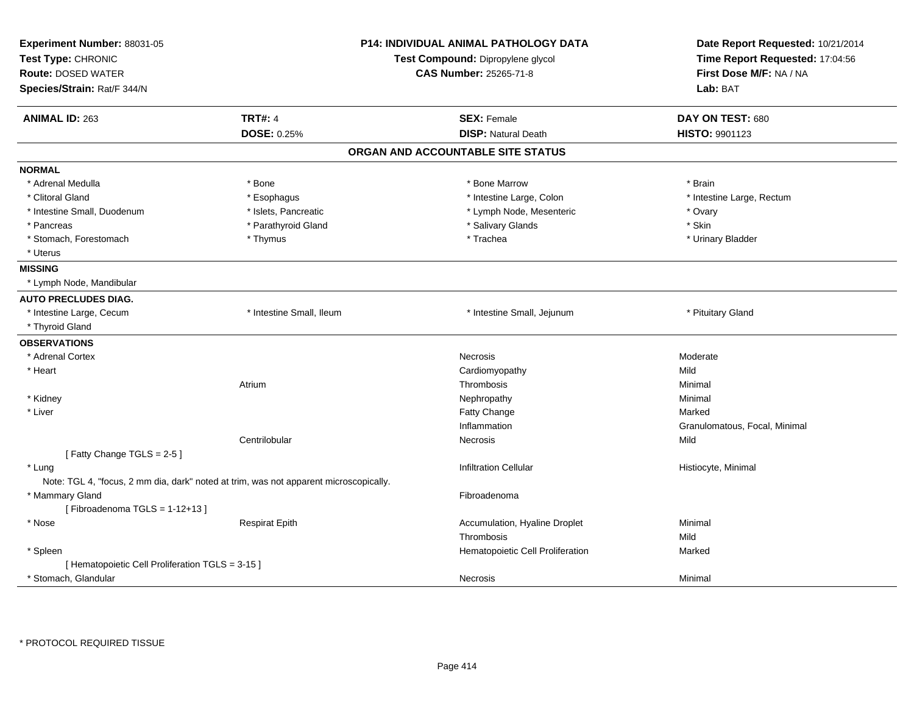**Experiment Number:** 88031-05
**Test Type:** CHRONIC
**Route:** DOSED WATER
**Species/Strain:** Rat/F 344/N

**P14: INDIVIDUAL ANIMAL PATHOLOGY DATA**
**Test Compound:** Dipropylene glycol
**CAS Number:** 25265-71-8

**Date Report Requested:** 10/21/2014
**Time Report Requested:** 17:04:56
**First Dose M/F:** NA / NA
**Lab:** BAT

| **ANIMAL ID:** 263 | **TRT#:** 4 | **SEX:** Female | **DAY ON TEST:** 680 |
|---|---|---|---|
| | **DOSE:** 0.25% | **DISP:** Natural Death | **HISTO:** 9901123 |

## ORGAN AND ACCOUNTABLE SITE STATUS

**NORMAL**

| | | | |
|---|---|---|---|
| * Adrenal Medulla | * Bone | * Bone Marrow | * Brain |
| * Clitoral Gland | * Esophagus | * Intestine Large, Colon | * Intestine Large, Rectum |
| * Intestine Small, Duodenum | * Islets, Pancreatic | * Lymph Node, Mesenteric | * Ovary |
| * Pancreas | * Parathyroid Gland | * Salivary Glands | * Skin |
| * Stomach, Forestomach | * Thymus | * Trachea | * Urinary Bladder |
| * Uterus | | | |

**MISSING**

* Lymph Node, Mandibular

**AUTO PRECLUDES DIAG.**

| | | | |
|---|---|---|---|
| * Intestine Large, Cecum | * Intestine Small, Ileum | * Intestine Small, Jejunum | * Pituitary Gland |
| * Thyroid Gland | | | |

**OBSERVATIONS**

| | | | |
|---|---|---|---|
| * Adrenal Cortex | | Necrosis | Moderate |
| * Heart | | Cardiomyopathy | Mild |
| | Atrium | Thrombosis | Minimal |
| * Kidney | | Nephropathy | Minimal |
| * Liver | | Fatty Change | Marked |
| | | Inflammation | Granulomatous, Focal, Minimal |
| | Centrilobular | Necrosis | Mild |
| [ Fatty Change TGLS = 2-5 ] | | | |
| * Lung | | Infiltration Cellular | Histiocyte, Minimal |
| Note: TGL 4, "focus, 2 mm dia, dark" noted at trim, was not apparent microscopically. | | | |
| * Mammary Gland | | Fibroadenoma | |
| [ Fibroadenoma TGLS = 1-12+13 ] | | | |
| * Nose | Respirat Epith | Accumulation, Hyaline Droplet | Minimal |
| | | Thrombosis | Mild |
| * Spleen | | Hematopoietic Cell Proliferation | Marked |
| [ Hematopoietic Cell Proliferation TGLS = 3-15 ] | | | |
| * Stomach, Glandular | | Necrosis | Minimal |

* PROTOCOL REQUIRED TISSUE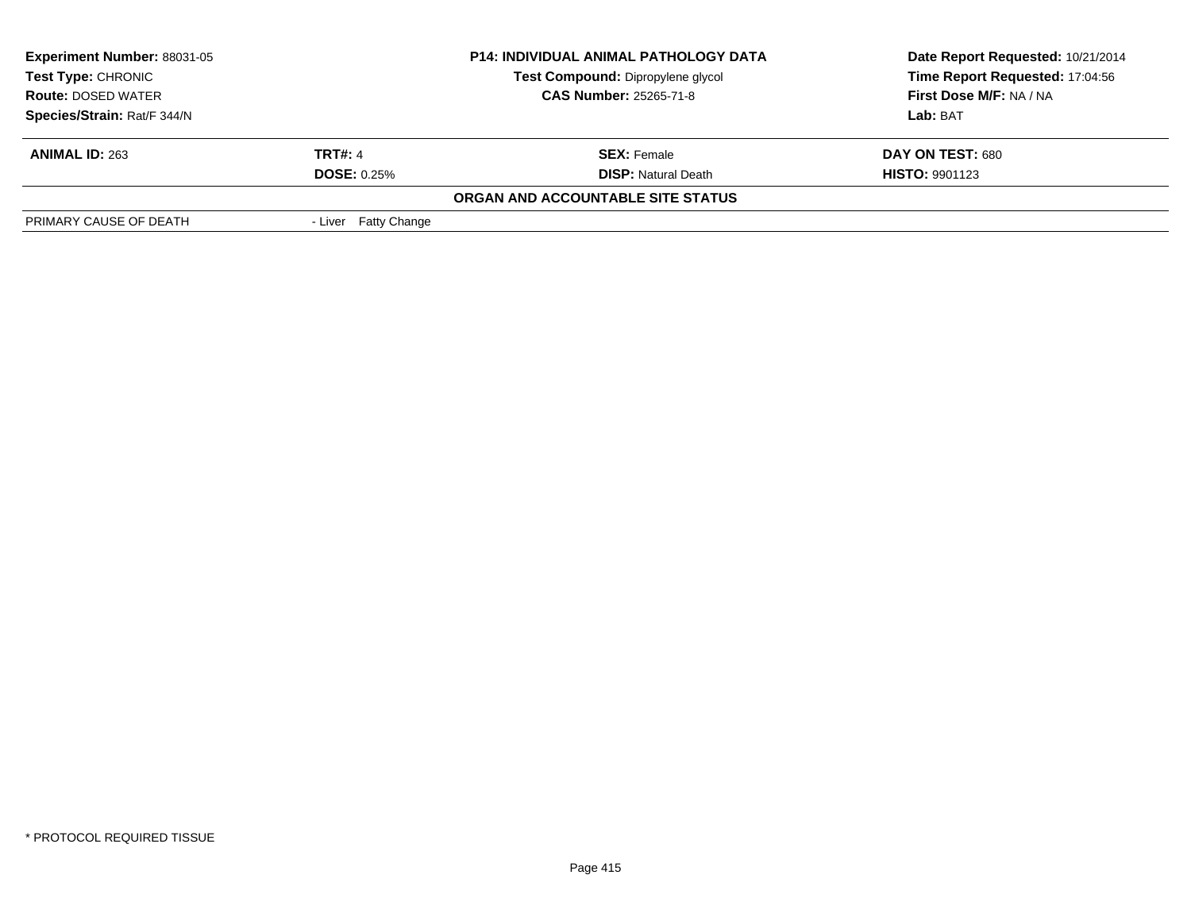**Experiment Number:** 88031-05
**Test Type:** CHRONIC
**Route:** DOSED WATER
**Species/Strain:** Rat/F 344/N

**P14: INDIVIDUAL ANIMAL PATHOLOGY DATA**
**Test Compound:** Dipropylene glycol
**CAS Number:** 25265-71-8

**Date Report Requested:** 10/21/2014
**Time Report Requested:** 17:04:56
**First Dose M/F:** NA / NA
**Lab:** BAT

| **ANIMAL ID:** 263 | **TRT#:** 4 | **SEX:** Female | **DAY ON TEST:** 680 |
|---|---|---|---|
| | **DOSE:** 0.25% | **DISP:** Natural Death | **HISTO:** 9901123 |

**ORGAN AND ACCOUNTABLE SITE STATUS**

| | |
|---|---|
| PRIMARY CAUSE OF DEATH | - Liver Fatty Change |

\* PROTOCOL REQUIRED TISSUE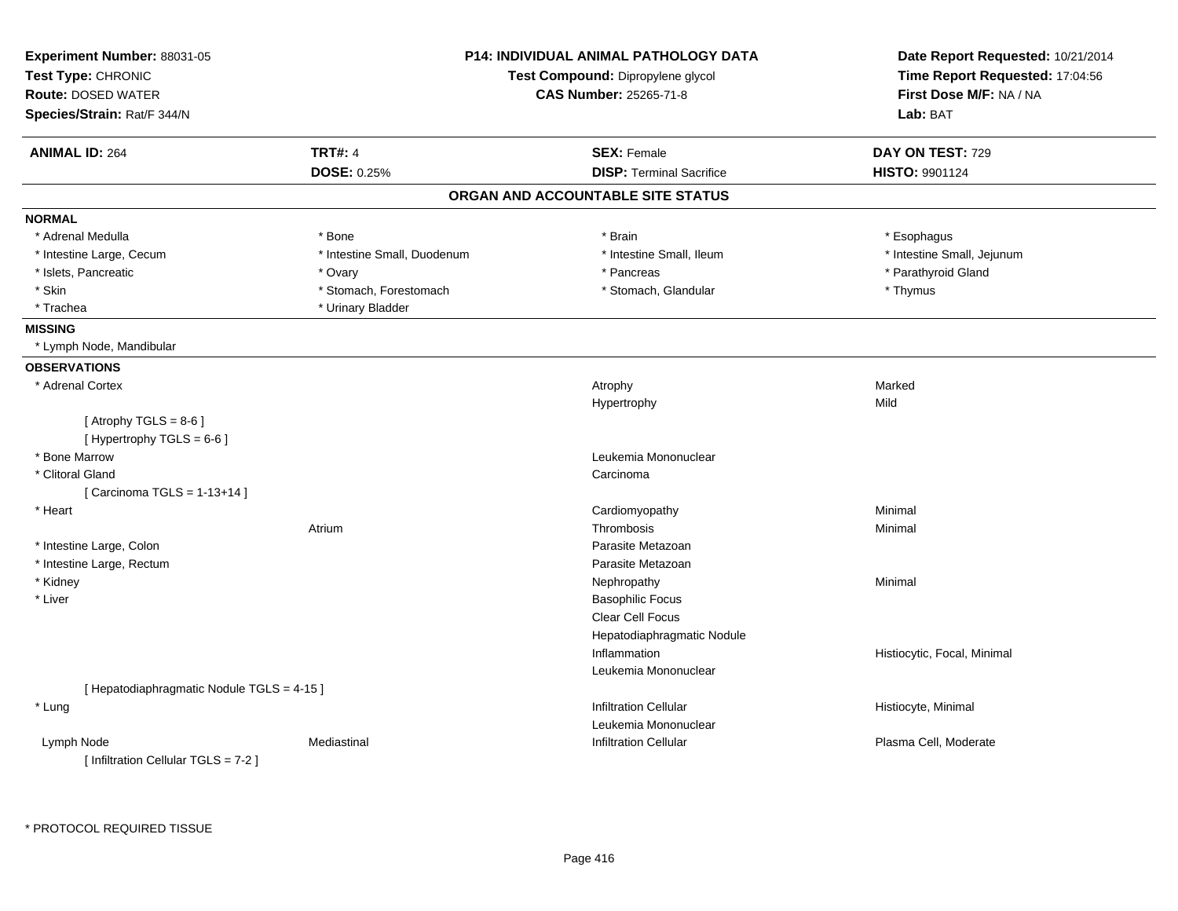**Experiment Number:** 88031-05
**Test Type:** CHRONIC
**Route:** DOSED WATER
**Species/Strain:** Rat/F 344/N

**P14: INDIVIDUAL ANIMAL PATHOLOGY DATA**
**Test Compound:** Dipropylene glycol
**CAS Number:** 25265-71-8

**Date Report Requested:** 10/21/2014
**Time Report Requested:** 17:04:56
**First Dose M/F:** NA / NA
**Lab:** BAT

| **ANIMAL ID:** 264 | **TRT#:** 4 | **SEX:** Female | **DAY ON TEST:** 729 |
|---|---|---|---|
| | **DOSE:** 0.25% | **DISP:** Terminal Sacrifice | **HISTO:** 9901124 |

## ORGAN AND ACCOUNTABLE SITE STATUS

**NORMAL**

| | | | |
|---|---|---|---|
| * Adrenal Medulla | * Bone | * Brain | * Esophagus |
| * Intestine Large, Cecum | * Intestine Small, Duodenum | * Intestine Small, Ileum | * Intestine Small, Jejunum |
| * Islets, Pancreatic | * Ovary | * Pancreas | * Parathyroid Gland |
| * Skin | * Stomach, Forestomach | * Stomach, Glandular | * Thymus |
| * Trachea | * Urinary Bladder | | |

**MISSING**

* Lymph Node, Mandibular

**OBSERVATIONS**

| | | | |
|---|---|---|---|
| * Adrenal Cortex | | Atrophy | Marked |
| | | Hypertrophy | Mild |
| [ Atrophy TGLS = 8-6 ] | | | |
| [ Hypertrophy TGLS = 6-6 ] | | | |
| * Bone Marrow | | Leukemia Mononuclear | |
| * Clitoral Gland | | Carcinoma | |
| [ Carcinoma TGLS = 1-13+14 ] | | | |
| * Heart | | Cardiomyopathy | Minimal |
| | Atrium | Thrombosis | Minimal |
| * Intestine Large, Colon | | Parasite Metazoan | |
| * Intestine Large, Rectum | | Parasite Metazoan | |
| * Kidney | | Nephropathy | Minimal |
| * Liver | | Basophilic Focus | |
| | | Clear Cell Focus | |
| | | Hepatodiaphragmatic Nodule | |
| | | Inflammation | Histiocytic, Focal, Minimal |
| | | Leukemia Mononuclear | |
| [ Hepatodiaphragmatic Nodule TGLS = 4-15 ] | | | |
| * Lung | | Infiltration Cellular | Histiocyte, Minimal |
| | | Leukemia Mononuclear | |
| Lymph Node | Mediastinal | Infiltration Cellular | Plasma Cell, Moderate |
| [ Infiltration Cellular TGLS = 7-2 ] | | | |

\* PROTOCOL REQUIRED TISSUE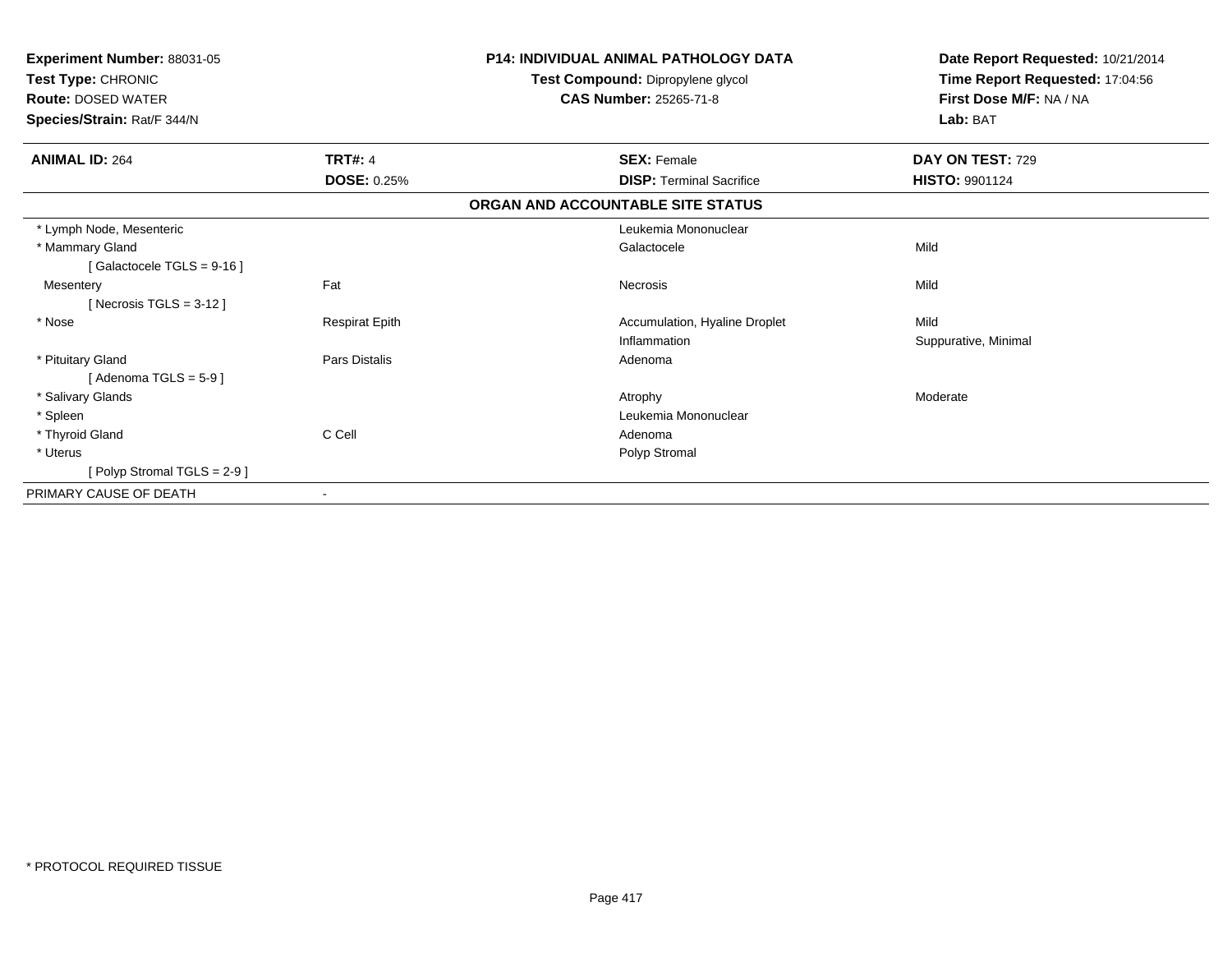**Experiment Number:** 88031-05
**Test Type:** CHRONIC
**Route:** DOSED WATER
**Species/Strain:** Rat/F 344/N

**P14: INDIVIDUAL ANIMAL PATHOLOGY DATA**
**Test Compound:** Dipropylene glycol
**CAS Number:** 25265-71-8

**Date Report Requested:** 10/21/2014
**Time Report Requested:** 17:04:56
**First Dose M/F:** NA / NA
**Lab:** BAT

| **ANIMAL ID:** 264 | **TRT#:** 4 | **SEX:** Female | **DAY ON TEST:** 729 |
|---|---|---|---|
| | **DOSE:** 0.25% | **DISP:** Terminal Sacrifice | **HISTO:** 9901124 |

**ORGAN AND ACCOUNTABLE SITE STATUS**

| | | | |
|---|---|---|---|
| * Lymph Node, Mesenteric | | Leukemia Mononuclear | |
| * Mammary Gland | | Galactocele | Mild |
| [ Galactocele TGLS = 9-16 ] | | | |
| Mesentery | Fat | Necrosis | Mild |
| [ Necrosis TGLS = 3-12 ] | | | |
| * Nose | Respirat Epith | Accumulation, Hyaline Droplet | Mild |
| | | Inflammation | Suppurative, Minimal |
| * Pituitary Gland | Pars Distalis | Adenoma | |
| [ Adenoma TGLS = 5-9 ] | | | |
| * Salivary Glands | | Atrophy | Moderate |
| * Spleen | | Leukemia Mononuclear | |
| * Thyroid Gland | C Cell | Adenoma | |
| * Uterus | | Polyp Stromal | |
| [ Polyp Stromal TGLS = 2-9 ] | | | |
| PRIMARY CAUSE OF DEATH | - | | |

* PROTOCOL REQUIRED TISSUE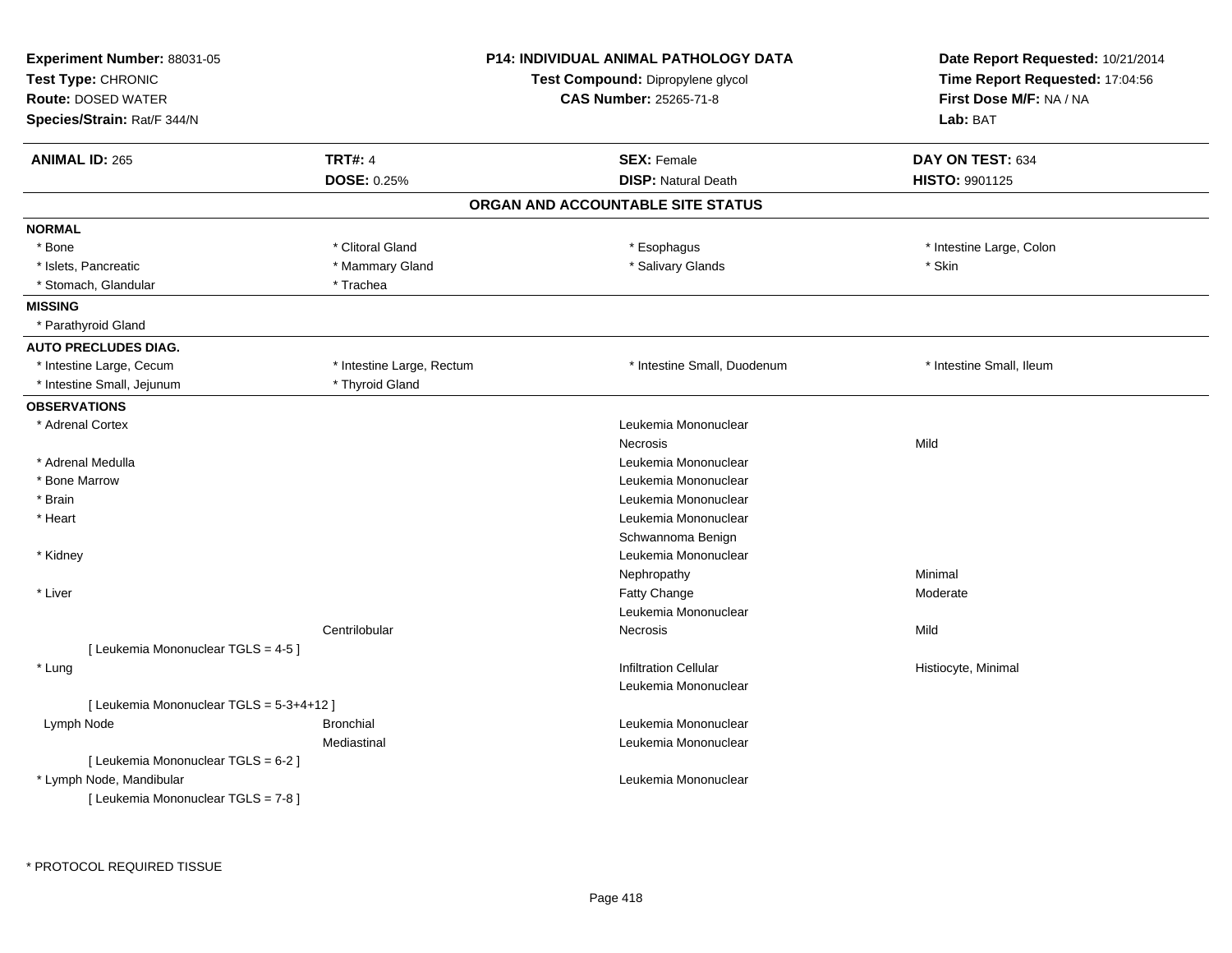**Experiment Number:** 88031-05
**Test Type:** CHRONIC
**Route:** DOSED WATER
**Species/Strain:** Rat/F 344/N

**P14: INDIVIDUAL ANIMAL PATHOLOGY DATA**
**Test Compound:** Dipropylene glycol
**CAS Number:** 25265-71-8

**Date Report Requested:** 10/21/2014
**Time Report Requested:** 17:04:56
**First Dose M/F:** NA / NA
**Lab:** BAT

| **ANIMAL ID:** 265 | **TRT#:** 4 | **SEX:** Female | **DAY ON TEST:** 634 |
|---|---|---|---|
| | **DOSE:** 0.25% | **DISP:** Natural Death | **HISTO:** 9901125 |

## ORGAN AND ACCOUNTABLE SITE STATUS

**NORMAL**

| | | | |
|---|---|---|---|
| * Bone | * Clitoral Gland | * Esophagus | * Intestine Large, Colon |
| * Islets, Pancreatic | * Mammary Gland | * Salivary Glands | * Skin |
| * Stomach, Glandular | * Trachea | | |

**MISSING**

* Parathyroid Gland

**AUTO PRECLUDES DIAG.**

| | | | |
|---|---|---|---|
| * Intestine Large, Cecum | * Intestine Large, Rectum | * Intestine Small, Duodenum | * Intestine Small, Ileum |
| * Intestine Small, Jejunum | * Thyroid Gland | | |

**OBSERVATIONS**

| Organ | Site | Observation | Severity |
|---|---|---|---|
| * Adrenal Cortex | | Leukemia Mononuclear | |
| | | Necrosis | Mild |
| * Adrenal Medulla | | Leukemia Mononuclear | |
| * Bone Marrow | | Leukemia Mononuclear | |
| * Brain | | Leukemia Mononuclear | |
| * Heart | | Leukemia Mononuclear | |
| | | Schwannoma Benign | |
| * Kidney | | Leukemia Mononuclear | |
| | | Nephropathy | Minimal |
| * Liver | | Fatty Change | Moderate |
| | | Leukemia Mononuclear | |
| | Centrilobular | Necrosis | Mild |
| [ Leukemia Mononuclear TGLS = 4-5 ] | | | |
| * Lung | | Infiltration Cellular | Histiocyte, Minimal |
| | | Leukemia Mononuclear | |
| [ Leukemia Mononuclear TGLS = 5-3+4+12 ] | | | |
| Lymph Node | Bronchial | Leukemia Mononuclear | |
| | Mediastinal | Leukemia Mononuclear | |
| [ Leukemia Mononuclear TGLS = 6-2 ] | | | |
| * Lymph Node, Mandibular | | Leukemia Mononuclear | |
| [ Leukemia Mononuclear TGLS = 7-8 ] | | | |

* PROTOCOL REQUIRED TISSUE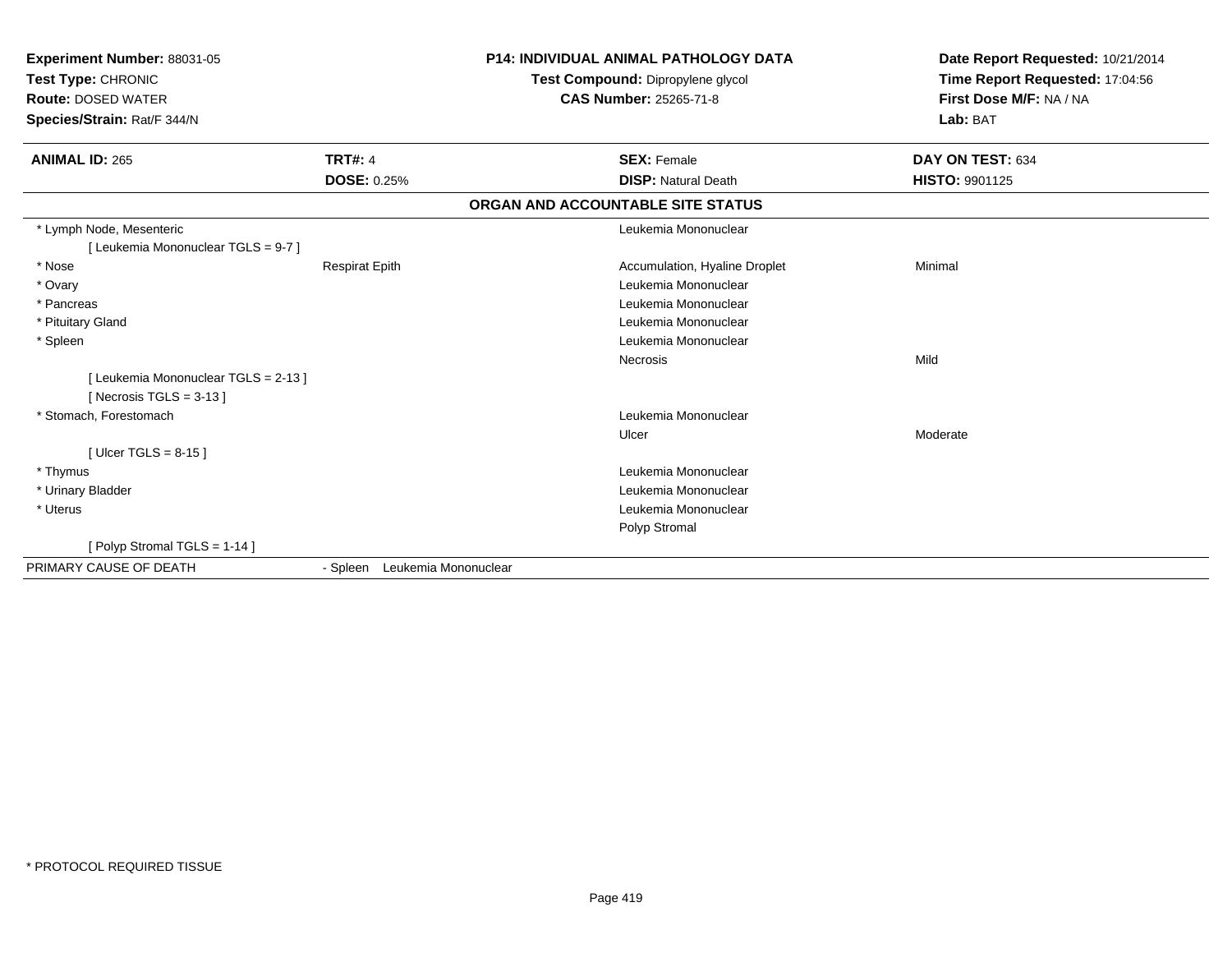**Experiment Number:** 88031-05
**Test Type:** CHRONIC
**Route:** DOSED WATER
**Species/Strain:** Rat/F 344/N

**P14: INDIVIDUAL ANIMAL PATHOLOGY DATA**
**Test Compound:** Dipropylene glycol
**CAS Number:** 25265-71-8

**Date Report Requested:** 10/21/2014
**Time Report Requested:** 17:04:56
**First Dose M/F:** NA / NA
**Lab:** BAT

| **ANIMAL ID:** 265 | **TRT#:** 4 | **SEX:** Female | **DAY ON TEST:** 634 |
|---|---|---|---|
| | **DOSE:** 0.25% | **DISP:** Natural Death | **HISTO:** 9901125 |

## ORGAN AND ACCOUNTABLE SITE STATUS

| | | | |
|---|---|---|---|
| * Lymph Node, Mesenteric | | Leukemia Mononuclear | |
| [ Leukemia Mononuclear TGLS = 9-7 ] | | | |
| * Nose | Respirat Epith | Accumulation, Hyaline Droplet | Minimal |
| * Ovary | | Leukemia Mononuclear | |
| * Pancreas | | Leukemia Mononuclear | |
| * Pituitary Gland | | Leukemia Mononuclear | |
| * Spleen | | Leukemia Mononuclear | |
| | | Necrosis | Mild |
| [ Leukemia Mononuclear TGLS = 2-13 ] | | | |
| [ Necrosis TGLS = 3-13 ] | | | |
| * Stomach, Forestomach | | Leukemia Mononuclear | |
| | | Ulcer | Moderate |
| [ Ulcer TGLS = 8-15 ] | | | |
| * Thymus | | Leukemia Mononuclear | |
| * Urinary Bladder | | Leukemia Mononuclear | |
| * Uterus | | Leukemia Mononuclear | |
| | | Polyp Stromal | |
| [ Polyp Stromal TGLS = 1-14 ] | | | |
| PRIMARY CAUSE OF DEATH | - Spleen Leukemia Mononuclear | | |

* PROTOCOL REQUIRED TISSUE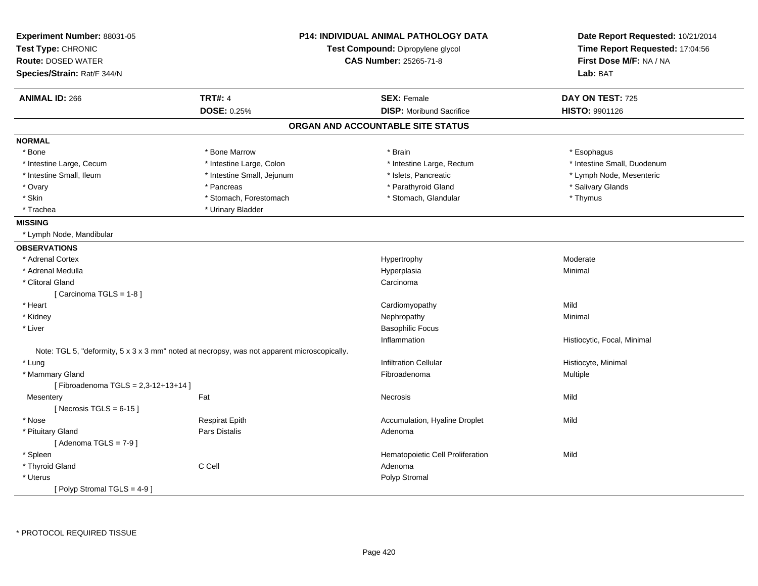**Experiment Number:** 88031-05
**Test Type:** CHRONIC
**Route:** DOSED WATER
**Species/Strain:** Rat/F 344/N

**P14: INDIVIDUAL ANIMAL PATHOLOGY DATA**
**Test Compound:** Dipropylene glycol
**CAS Number:** 25265-71-8

**Date Report Requested:** 10/21/2014
**Time Report Requested:** 17:04:56
**First Dose M/F:** NA / NA
**Lab:** BAT

| **ANIMAL ID:** 266 | **TRT#:** 4 | **SEX:** Female | **DAY ON TEST:** 725 |
|---|---|---|---|
| | **DOSE:** 0.25% | **DISP:** Moribund Sacrifice | **HISTO:** 9901126 |

## ORGAN AND ACCOUNTABLE SITE STATUS

**NORMAL**

| | | | |
|---|---|---|---|
| * Bone | * Bone Marrow | * Brain | * Esophagus |
| * Intestine Large, Cecum | * Intestine Large, Colon | * Intestine Large, Rectum | * Intestine Small, Duodenum |
| * Intestine Small, Ileum | * Intestine Small, Jejunum | * Islets, Pancreatic | * Lymph Node, Mesenteric |
| * Ovary | * Pancreas | * Parathyroid Gland | * Salivary Glands |
| * Skin | * Stomach, Forestomach | * Stomach, Glandular | * Thymus |
| * Trachea | * Urinary Bladder | | |

**MISSING**

* Lymph Node, Mandibular

**OBSERVATIONS**

| | | | |
|---|---|---|---|
| * Adrenal Cortex | | Hypertrophy | Moderate |
| * Adrenal Medulla | | Hyperplasia | Minimal |
| * Clitoral Gland | | Carcinoma | |
| [ Carcinoma TGLS = 1-8 ] | | | |
| * Heart | | Cardiomyopathy | Mild |
| * Kidney | | Nephropathy | Minimal |
| * Liver | | Basophilic Focus | |
| | | Inflammation | Histiocytic, Focal, Minimal |
| Note: TGL 5, "deformity, 5 x 3 x 3 mm" noted at necropsy, was not apparent microscopically. | | | |
| * Lung | | Infiltration Cellular | Histiocyte, Minimal |
| * Mammary Gland | | Fibroadenoma | Multiple |
| [ Fibroadenoma TGLS = 2,3-12+13+14 ] | | | |
| Mesentery | Fat | Necrosis | Mild |
| [ Necrosis TGLS = 6-15 ] | | | |
| * Nose | Respirat Epith | Accumulation, Hyaline Droplet | Mild |
| * Pituitary Gland | Pars Distalis | Adenoma | |
| [ Adenoma TGLS = 7-9 ] | | | |
| * Spleen | | Hematopoietic Cell Proliferation | Mild |
| * Thyroid Gland | C Cell | Adenoma | |
| * Uterus | | Polyp Stromal | |
| [ Polyp Stromal TGLS = 4-9 ] | | | |

* PROTOCOL REQUIRED TISSUE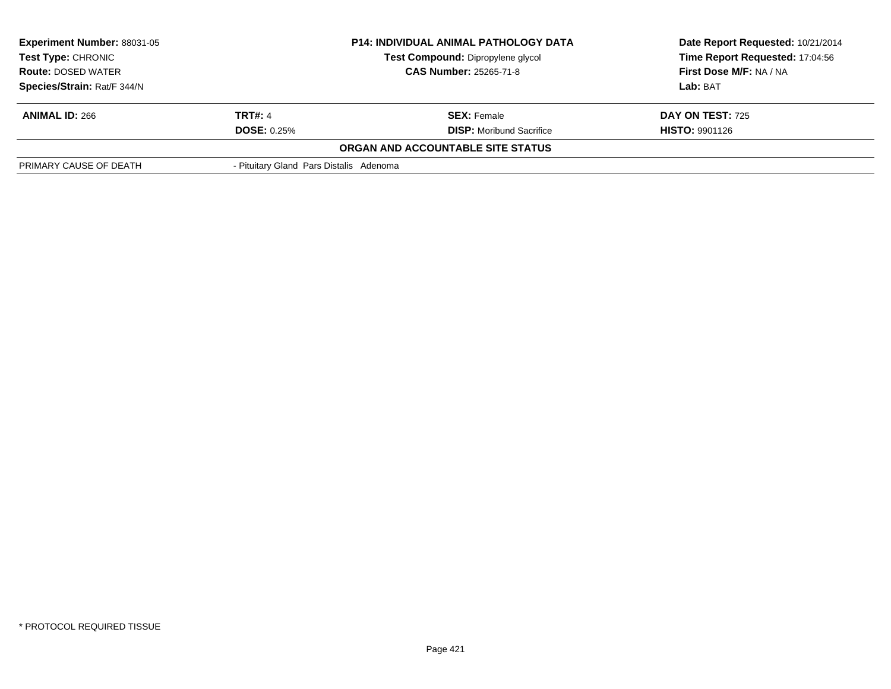| **Experiment Number:** 88031-05 | **P14: INDIVIDUAL ANIMAL PATHOLOGY DATA** | **Date Report Requested:** 10/21/2014 |
|---|---|---|
| **Test Type:** CHRONIC | **Test Compound:** Dipropylene glycol | **Time Report Requested:** 17:04:56 |
| **Route:** DOSED WATER | **CAS Number:** 25265-71-8 | **First Dose M/F:** NA / NA |
| **Species/Strain:** Rat/F 344/N | | **Lab:** BAT |

| **ANIMAL ID:** 266 | **TRT#:** 4 | **SEX:** Female | **DAY ON TEST:** 725 |
|---|---|---|---|
| | **DOSE:** 0.25% | **DISP:** Moribund Sacrifice | **HISTO:** 9901126 |

**ORGAN AND ACCOUNTABLE SITE STATUS**

| | |
|---|---|
| PRIMARY CAUSE OF DEATH | - Pituitary Gland Pars Distalis Adenoma |

* PROTOCOL REQUIRED TISSUE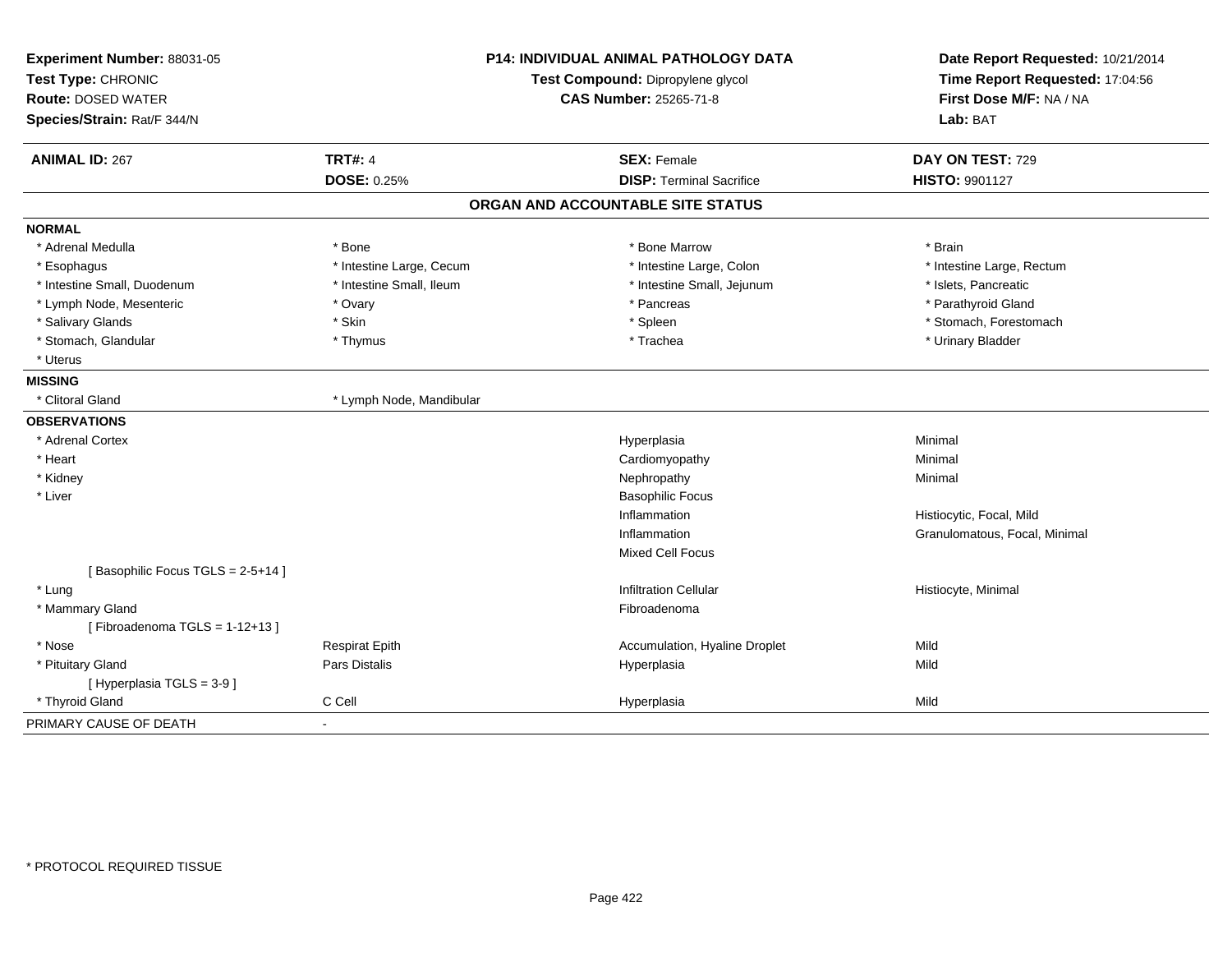**Experiment Number:** 88031-05
**Test Type:** CHRONIC
**Route:** DOSED WATER
**Species/Strain:** Rat/F 344/N

**P14: INDIVIDUAL ANIMAL PATHOLOGY DATA**
**Test Compound:** Dipropylene glycol
**CAS Number:** 25265-71-8

**Date Report Requested:** 10/21/2014
**Time Report Requested:** 17:04:56
**First Dose M/F:** NA / NA
**Lab:** BAT

| **ANIMAL ID:** 267 | **TRT#:** 4 | **SEX:** Female | **DAY ON TEST:** 729 |
|---|---|---|---|
| | **DOSE:** 0.25% | **DISP:** Terminal Sacrifice | **HISTO:** 9901127 |

## ORGAN AND ACCOUNTABLE SITE STATUS

**NORMAL**

| | | | |
|---|---|---|---|
| * Adrenal Medulla | * Bone | * Bone Marrow | * Brain |
| * Esophagus | * Intestine Large, Cecum | * Intestine Large, Colon | * Intestine Large, Rectum |
| * Intestine Small, Duodenum | * Intestine Small, Ileum | * Intestine Small, Jejunum | * Islets, Pancreatic |
| * Lymph Node, Mesenteric | * Ovary | * Pancreas | * Parathyroid Gland |
| * Salivary Glands | * Skin | * Spleen | * Stomach, Forestomach |
| * Stomach, Glandular | * Thymus | * Trachea | * Urinary Bladder |
| * Uterus | | | |

**MISSING**

| | |
|---|---|
| * Clitoral Gland | * Lymph Node, Mandibular |

**OBSERVATIONS**

| | | | |
|---|---|---|---|
| * Adrenal Cortex | | Hyperplasia | Minimal |
| * Heart | | Cardiomyopathy | Minimal |
| * Kidney | | Nephropathy | Minimal |
| * Liver | | Basophilic Focus | |
| | | Inflammation | Histiocytic, Focal, Mild |
| | | Inflammation | Granulomatous, Focal, Minimal |
| | | Mixed Cell Focus | |
| [ Basophilic Focus TGLS = 2-5+14 ] | | | |
| * Lung | | Infiltration Cellular | Histiocyte, Minimal |
| * Mammary Gland | | Fibroadenoma | |
| [ Fibroadenoma TGLS = 1-12+13 ] | | | |
| * Nose | Respirat Epith | Accumulation, Hyaline Droplet | Mild |
| * Pituitary Gland | Pars Distalis | Hyperplasia | Mild |
| [ Hyperplasia TGLS = 3-9 ] | | | |
| * Thyroid Gland | C Cell | Hyperplasia | Mild |

PRIMARY CAUSE OF DEATH -

* PROTOCOL REQUIRED TISSUE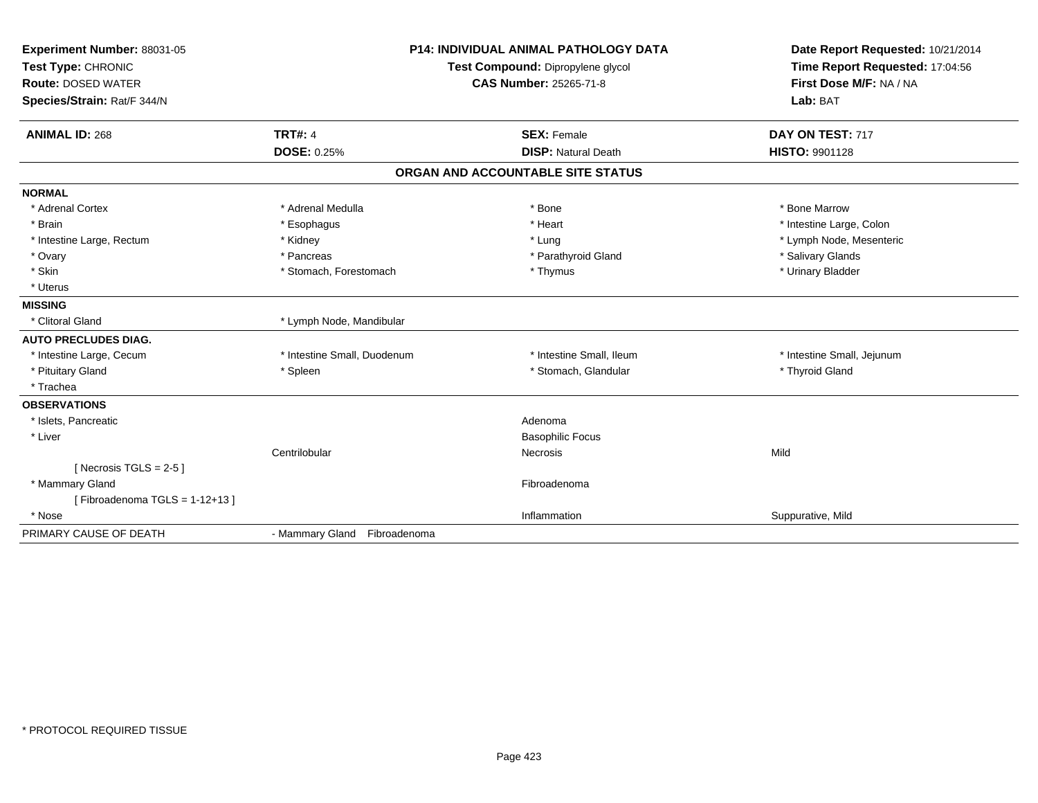**Experiment Number:** 88031-05
**Test Type:** CHRONIC
**Route:** DOSED WATER
**Species/Strain:** Rat/F 344/N

**P14: INDIVIDUAL ANIMAL PATHOLOGY DATA**
**Test Compound:** Dipropylene glycol
**CAS Number:** 25265-71-8

**Date Report Requested:** 10/21/2014
**Time Report Requested:** 17:04:56
**First Dose M/F:** NA / NA
**Lab:** BAT

| **ANIMAL ID:** 268 | **TRT#:** 4 | **SEX:** Female | **DAY ON TEST:** 717 |
|---|---|---|---|
| | **DOSE:** 0.25% | **DISP:** Natural Death | **HISTO:** 9901128 |

## ORGAN AND ACCOUNTABLE SITE STATUS

| | | | |
|---|---|---|---|
| **NORMAL** | | | |
| * Adrenal Cortex | * Adrenal Medulla | * Bone | * Bone Marrow |
| * Brain | * Esophagus | * Heart | * Intestine Large, Colon |
| * Intestine Large, Rectum | * Kidney | * Lung | * Lymph Node, Mesenteric |
| * Ovary | * Pancreas | * Parathyroid Gland | * Salivary Glands |
| * Skin | * Stomach, Forestomach | * Thymus | * Urinary Bladder |
| * Uterus | | | |
| **MISSING** | | | |
| * Clitoral Gland | * Lymph Node, Mandibular | | |
| **AUTO PRECLUDES DIAG.** | | | |
| * Intestine Large, Cecum | * Intestine Small, Duodenum | * Intestine Small, Ileum | * Intestine Small, Jejunum |
| * Pituitary Gland | * Spleen | * Stomach, Glandular | * Thyroid Gland |
| * Trachea | | | |
| **OBSERVATIONS** | | | |
| * Islets, Pancreatic | | Adenoma | |
| * Liver | | Basophilic Focus | |
| | Centrilobular | Necrosis | Mild |
| [ Necrosis TGLS = 2-5 ] | | | |
| * Mammary Gland | | Fibroadenoma | |
| [ Fibroadenoma TGLS = 1-12+13 ] | | | |
| * Nose | | Inflammation | Suppurative, Mild |
| PRIMARY CAUSE OF DEATH | - Mammary Gland Fibroadenoma | | |

* PROTOCOL REQUIRED TISSUE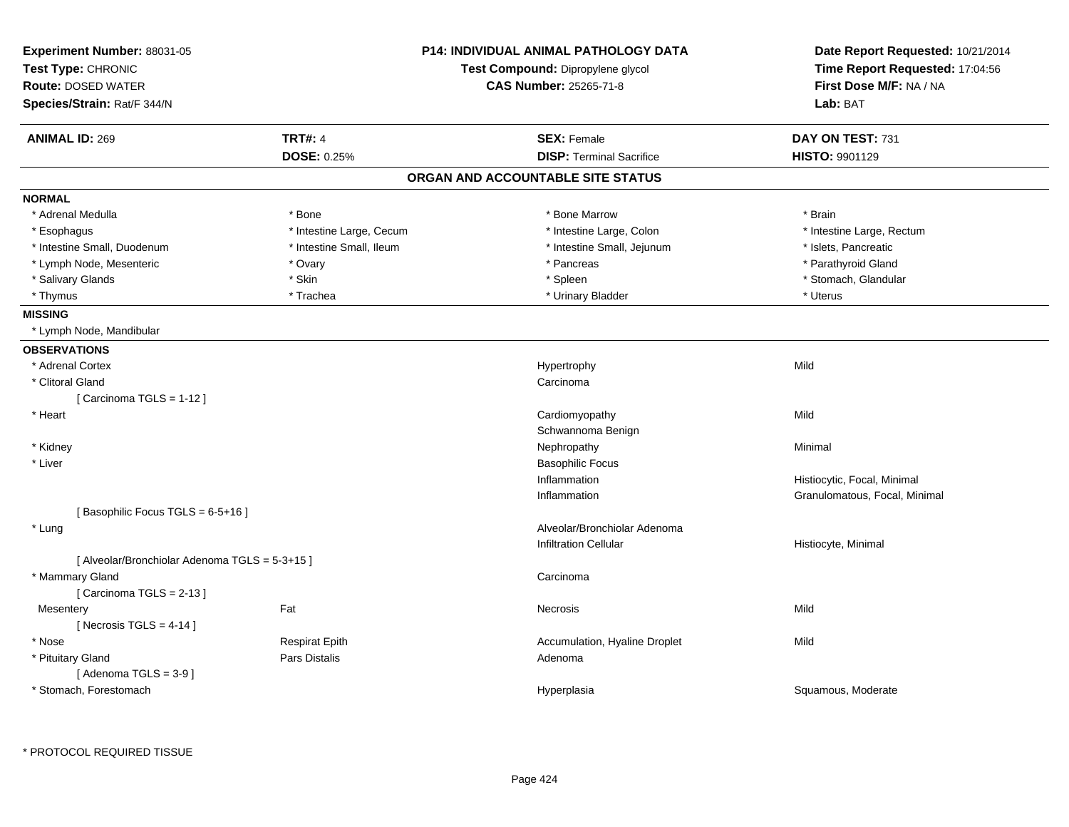**Experiment Number:** 88031-05
**Test Type:** CHRONIC
**Route:** DOSED WATER
**Species/Strain:** Rat/F 344/N

**P14: INDIVIDUAL ANIMAL PATHOLOGY DATA**
**Test Compound:** Dipropylene glycol
**CAS Number:** 25265-71-8

**Date Report Requested:** 10/21/2014
**Time Report Requested:** 17:04:56
**First Dose M/F:** NA / NA
**Lab:** BAT

| **ANIMAL ID:** 269 | **TRT#:** 4 | **SEX:** Female | **DAY ON TEST:** 731 |
|---|---|---|---|
| | **DOSE:** 0.25% | **DISP:** Terminal Sacrifice | **HISTO:** 9901129 |

## ORGAN AND ACCOUNTABLE SITE STATUS

**NORMAL**

| | | | |
|---|---|---|---|
| * Adrenal Medulla | * Bone | * Bone Marrow | * Brain |
| * Esophagus | * Intestine Large, Cecum | * Intestine Large, Colon | * Intestine Large, Rectum |
| * Intestine Small, Duodenum | * Intestine Small, Ileum | * Intestine Small, Jejunum | * Islets, Pancreatic |
| * Lymph Node, Mesenteric | * Ovary | * Pancreas | * Parathyroid Gland |
| * Salivary Glands | * Skin | * Spleen | * Stomach, Glandular |
| * Thymus | * Trachea | * Urinary Bladder | * Uterus |

**MISSING**

* Lymph Node, Mandibular

**OBSERVATIONS**

| | | | |
|---|---|---|---|
| * Adrenal Cortex | | Hypertrophy | Mild |
| * Clitoral Gland | | Carcinoma | |
| [ Carcinoma TGLS = 1-12 ] | | | |
| * Heart | | Cardiomyopathy | Mild |
| | | Schwannoma Benign | |
| * Kidney | | Nephropathy | Minimal |
| * Liver | | Basophilic Focus | |
| | | Inflammation | Histiocytic, Focal, Minimal |
| | | Inflammation | Granulomatous, Focal, Minimal |
| [ Basophilic Focus TGLS = 6-5+16 ] | | | |
| * Lung | | Alveolar/Bronchiolar Adenoma | |
| | | Infiltration Cellular | Histiocyte, Minimal |
| [ Alveolar/Bronchiolar Adenoma TGLS = 5-3+15 ] | | | |
| * Mammary Gland | | Carcinoma | |
| [ Carcinoma TGLS = 2-13 ] | | | |
| Mesentery | Fat | Necrosis | Mild |
| [ Necrosis TGLS = 4-14 ] | | | |
| * Nose | Respirat Epith | Accumulation, Hyaline Droplet | Mild |
| * Pituitary Gland | Pars Distalis | Adenoma | |
| [ Adenoma TGLS = 3-9 ] | | | |
| * Stomach, Forestomach | | Hyperplasia | Squamous, Moderate |

* PROTOCOL REQUIRED TISSUE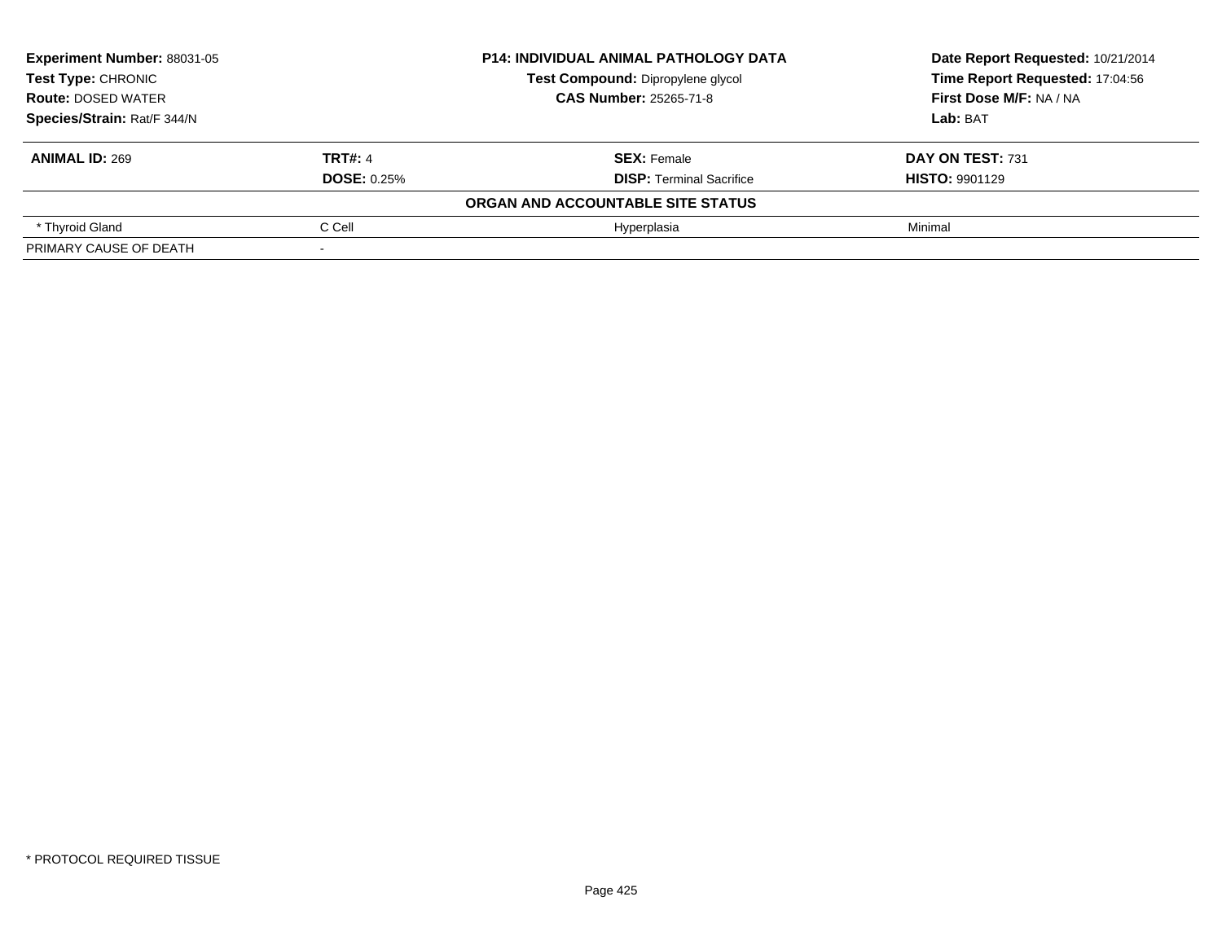**Experiment Number:** 88031-05
**Test Type:** CHRONIC
**Route:** DOSED WATER
**Species/Strain:** Rat/F 344/N

**P14: INDIVIDUAL ANIMAL PATHOLOGY DATA**
**Test Compound:** Dipropylene glycol
**CAS Number:** 25265-71-8

**Date Report Requested:** 10/21/2014
**Time Report Requested:** 17:04:56
**First Dose M/F:** NA / NA
**Lab:** BAT

| **ANIMAL ID:** 269 | **TRT#:** 4 | **SEX:** Female | **DAY ON TEST:** 731 |
|---|---|---|---|
| | **DOSE:** 0.25% | **DISP:** Terminal Sacrifice | **HISTO:** 9901129 |
| **ORGAN AND ACCOUNTABLE SITE STATUS** | | | |
| * Thyroid Gland | C Cell | Hyperplasia | Minimal |
| PRIMARY CAUSE OF DEATH | - | | |

* PROTOCOL REQUIRED TISSUE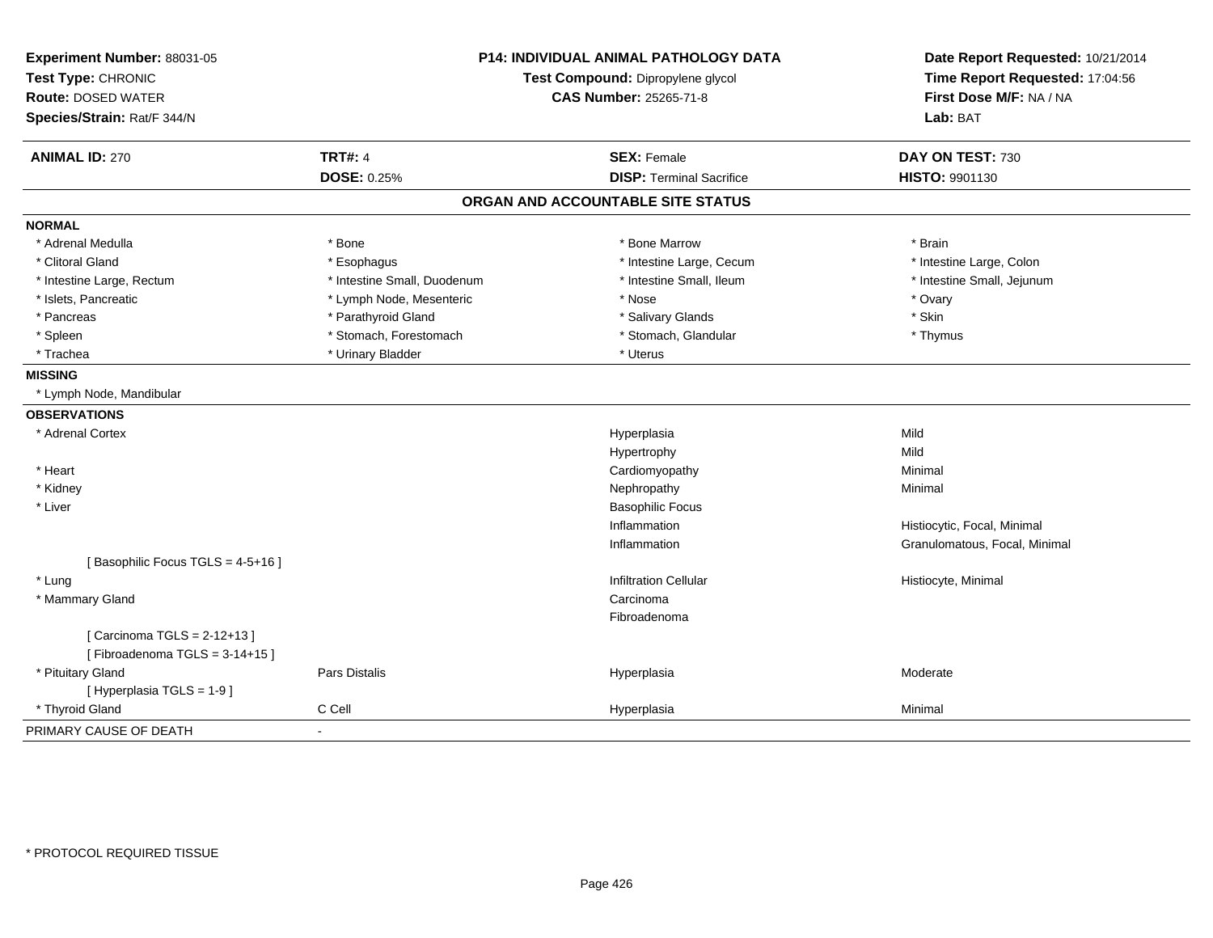**Experiment Number:** 88031-05
**Test Type:** CHRONIC
**Route:** DOSED WATER
**Species/Strain:** Rat/F 344/N

**P14: INDIVIDUAL ANIMAL PATHOLOGY DATA**
**Test Compound:** Dipropylene glycol
**CAS Number:** 25265-71-8

**Date Report Requested:** 10/21/2014
**Time Report Requested:** 17:04:56
**First Dose M/F:** NA / NA
**Lab:** BAT

| **ANIMAL ID:** 270 | **TRT#:** 4 | **SEX:** Female | **DAY ON TEST:** 730 |
|---|---|---|---|
| | **DOSE:** 0.25% | **DISP:** Terminal Sacrifice | **HISTO:** 9901130 |

## ORGAN AND ACCOUNTABLE SITE STATUS

**NORMAL**

| | | | |
|---|---|---|---|
| * Adrenal Medulla | * Bone | * Bone Marrow | * Brain |
| * Clitoral Gland | * Esophagus | * Intestine Large, Cecum | * Intestine Large, Colon |
| * Intestine Large, Rectum | * Intestine Small, Duodenum | * Intestine Small, Ileum | * Intestine Small, Jejunum |
| * Islets, Pancreatic | * Lymph Node, Mesenteric | * Nose | * Ovary |
| * Pancreas | * Parathyroid Gland | * Salivary Glands | * Skin |
| * Spleen | * Stomach, Forestomach | * Stomach, Glandular | * Thymus |
| * Trachea | * Urinary Bladder | * Uterus | |

**MISSING**

* Lymph Node, Mandibular

**OBSERVATIONS**

| | | | |
|---|---|---|---|
| * Adrenal Cortex | | Hyperplasia | Mild |
| | | Hypertrophy | Mild |
| * Heart | | Cardiomyopathy | Minimal |
| * Kidney | | Nephropathy | Minimal |
| * Liver | | Basophilic Focus | |
| | | Inflammation | Histiocytic, Focal, Minimal |
| | | Inflammation | Granulomatous, Focal, Minimal |
| [ Basophilic Focus TGLS = 4-5+16 ] | | | |
| * Lung | | Infiltration Cellular | Histiocyte, Minimal |
| * Mammary Gland | | Carcinoma | |
| | | Fibroadenoma | |
| [ Carcinoma TGLS = 2-12+13 ] | | | |
| [ Fibroadenoma TGLS = 3-14+15 ] | | | |
| * Pituitary Gland | Pars Distalis | Hyperplasia | Moderate |
| [ Hyperplasia TGLS = 1-9 ] | | | |
| * Thyroid Gland | C Cell | Hyperplasia | Minimal |

PRIMARY CAUSE OF DEATH -

* PROTOCOL REQUIRED TISSUE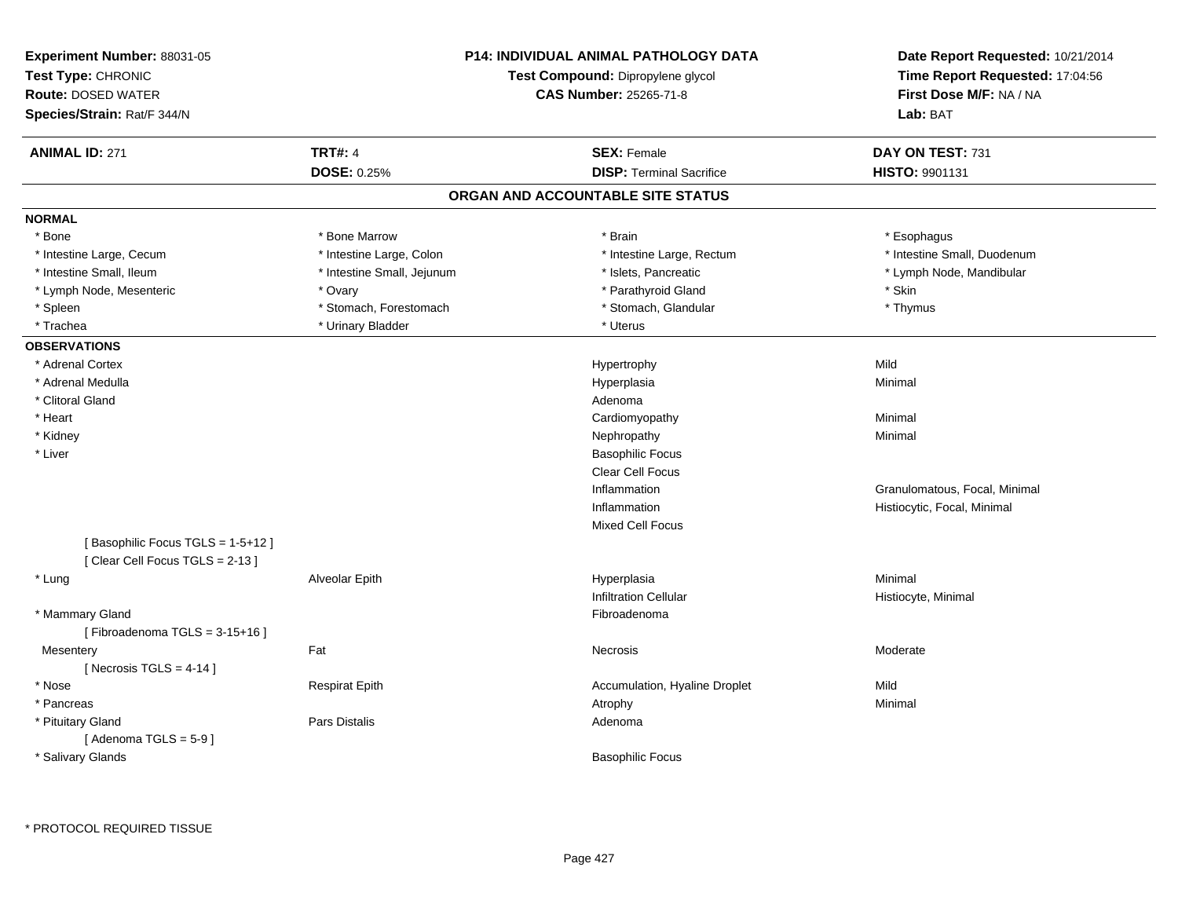**Experiment Number:** 88031-05
**Test Type:** CHRONIC
**Route:** DOSED WATER
**Species/Strain:** Rat/F 344/N

**P14: INDIVIDUAL ANIMAL PATHOLOGY DATA**
**Test Compound:** Dipropylene glycol
**CAS Number:** 25265-71-8

**Date Report Requested:** 10/21/2014
**Time Report Requested:** 17:04:56
**First Dose M/F:** NA / NA
**Lab:** BAT

| **ANIMAL ID:** 271 | **TRT#:** 4 | **SEX:** Female | **DAY ON TEST:** 731 |
|---|---|---|---|
| | **DOSE:** 0.25% | **DISP:** Terminal Sacrifice | **HISTO:** 9901131 |

## ORGAN AND ACCOUNTABLE SITE STATUS

**NORMAL**

| | | | |
|---|---|---|---|
| * Bone | * Bone Marrow | * Brain | * Esophagus |
| * Intestine Large, Cecum | * Intestine Large, Colon | * Intestine Large, Rectum | * Intestine Small, Duodenum |
| * Intestine Small, Ileum | * Intestine Small, Jejunum | * Islets, Pancreatic | * Lymph Node, Mandibular |
| * Lymph Node, Mesenteric | * Ovary | * Parathyroid Gland | * Skin |
| * Spleen | * Stomach, Forestomach | * Stomach, Glandular | * Thymus |
| * Trachea | * Urinary Bladder | * Uterus | |

**OBSERVATIONS**

| | | | |
|---|---|---|---|
| * Adrenal Cortex | | Hypertrophy | Mild |
| * Adrenal Medulla | | Hyperplasia | Minimal |
| * Clitoral Gland | | Adenoma | |
| * Heart | | Cardiomyopathy | Minimal |
| * Kidney | | Nephropathy | Minimal |
| * Liver | | Basophilic Focus | |
| | | Clear Cell Focus | |
| | | Inflammation | Granulomatous, Focal, Minimal |
| | | Inflammation | Histiocytic, Focal, Minimal |
| | | Mixed Cell Focus | |
| [ Basophilic Focus TGLS = 1-5+12 ] | | | |
| [ Clear Cell Focus TGLS = 2-13 ] | | | |
| * Lung | Alveolar Epith | Hyperplasia | Minimal |
| | | Infiltration Cellular | Histiocyte, Minimal |
| * Mammary Gland | | Fibroadenoma | |
| [ Fibroadenoma TGLS = 3-15+16 ] | | | |
| Mesentery | Fat | Necrosis | Moderate |
| [ Necrosis TGLS = 4-14 ] | | | |
| * Nose | Respirat Epith | Accumulation, Hyaline Droplet | Mild |
| * Pancreas | | Atrophy | Minimal |
| * Pituitary Gland | Pars Distalis | Adenoma | |
| [ Adenoma TGLS = 5-9 ] | | | |
| * Salivary Glands | | Basophilic Focus | |

* PROTOCOL REQUIRED TISSUE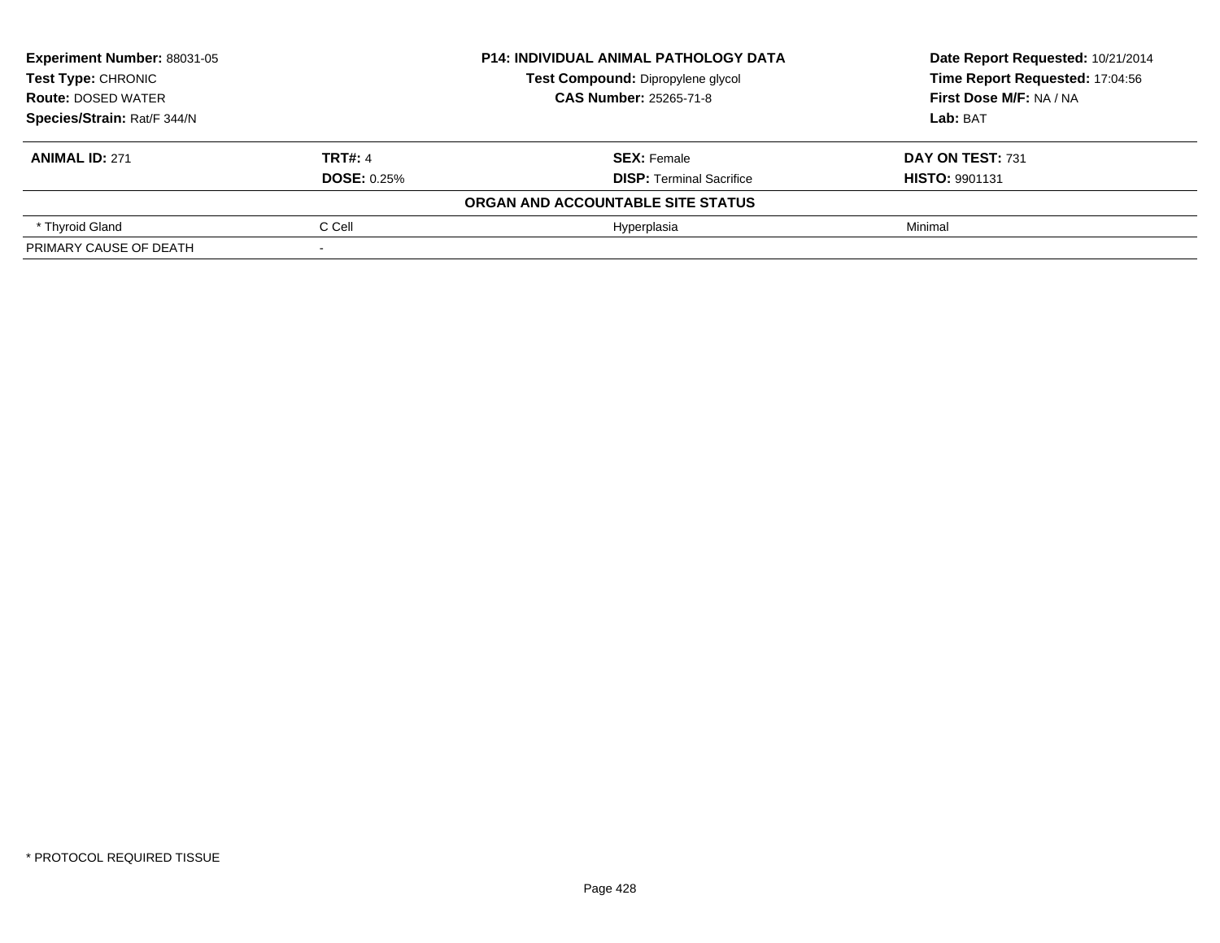**Experiment Number:** 88031-05
**Test Type:** CHRONIC
**Route:** DOSED WATER
**Species/Strain:** Rat/F 344/N

**P14: INDIVIDUAL ANIMAL PATHOLOGY DATA**
**Test Compound:** Dipropylene glycol
**CAS Number:** 25265-71-8

**Date Report Requested:** 10/21/2014
**Time Report Requested:** 17:04:56
**First Dose M/F:** NA / NA
**Lab:** BAT

| **ANIMAL ID:** 271 | **TRT#:** 4 | **SEX:** Female | **DAY ON TEST:** 731 |
|---|---|---|---|
| | **DOSE:** 0.25% | **DISP:** Terminal Sacrifice | **HISTO:** 9901131 |
| | | **ORGAN AND ACCOUNTABLE SITE STATUS** | |
| * Thyroid Gland | C Cell | Hyperplasia | Minimal |
| PRIMARY CAUSE OF DEATH | - | | |

* PROTOCOL REQUIRED TISSUE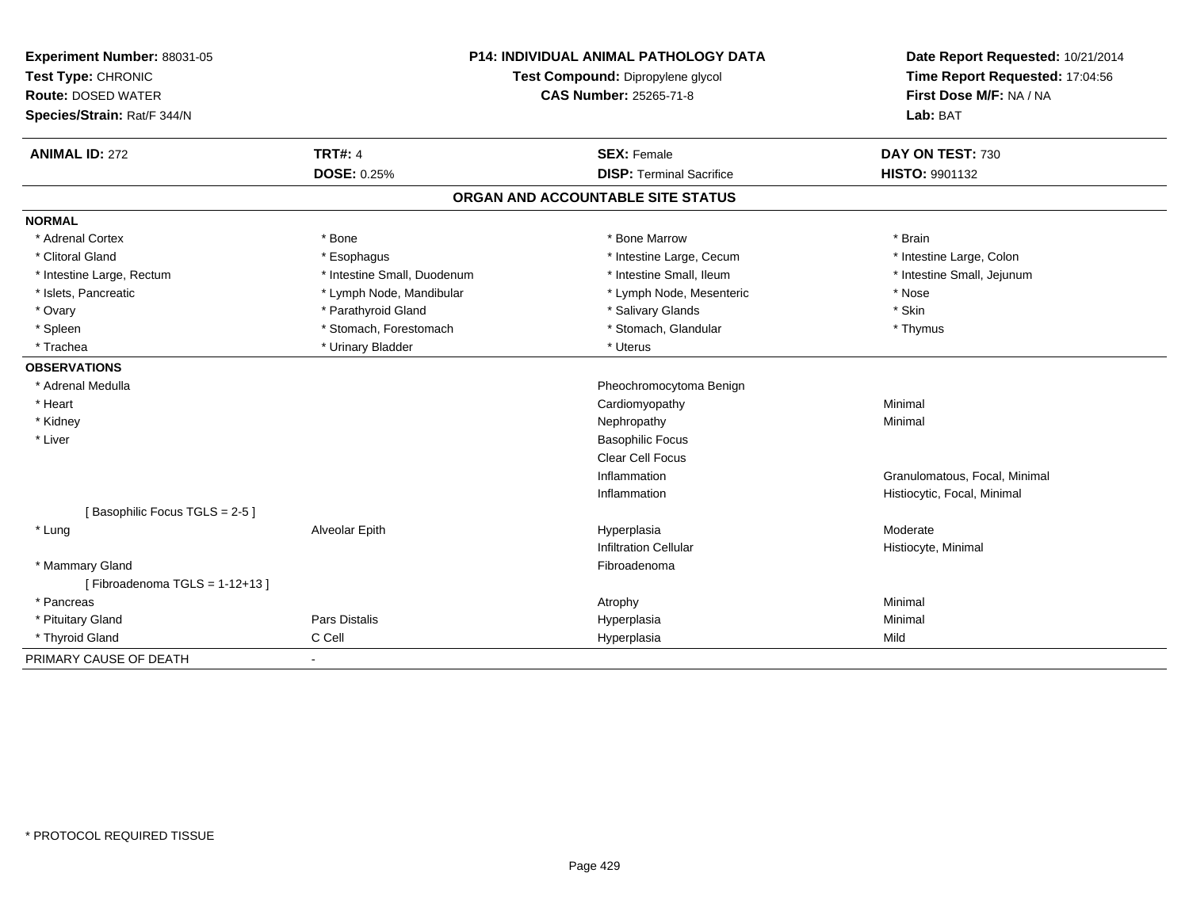**Experiment Number:** 88031-05
**Test Type:** CHRONIC
**Route:** DOSED WATER
**Species/Strain:** Rat/F 344/N

**P14: INDIVIDUAL ANIMAL PATHOLOGY DATA**
**Test Compound:** Dipropylene glycol
**CAS Number:** 25265-71-8

**Date Report Requested:** 10/21/2014
**Time Report Requested:** 17:04:56
**First Dose M/F:** NA / NA
**Lab:** BAT

| **ANIMAL ID:** 272 | **TRT#:** 4 | **SEX:** Female | **DAY ON TEST:** 730 |
|---|---|---|---|
| | **DOSE:** 0.25% | **DISP:** Terminal Sacrifice | **HISTO:** 9901132 |

## ORGAN AND ACCOUNTABLE SITE STATUS

| | | | |
|---|---|---|---|
| **NORMAL** | | | |
| * Adrenal Cortex | * Bone | * Bone Marrow | * Brain |
| * Clitoral Gland | * Esophagus | * Intestine Large, Cecum | * Intestine Large, Colon |
| * Intestine Large, Rectum | * Intestine Small, Duodenum | * Intestine Small, Ileum | * Intestine Small, Jejunum |
| * Islets, Pancreatic | * Lymph Node, Mandibular | * Lymph Node, Mesenteric | * Nose |
| * Ovary | * Parathyroid Gland | * Salivary Glands | * Skin |
| * Spleen | * Stomach, Forestomach | * Stomach, Glandular | * Thymus |
| * Trachea | * Urinary Bladder | * Uterus | |
| **OBSERVATIONS** | | | |
| * Adrenal Medulla | | Pheochromocytoma Benign | |
| * Heart | | Cardiomyopathy | Minimal |
| * Kidney | | Nephropathy | Minimal |
| * Liver | | Basophilic Focus | |
| | | Clear Cell Focus | |
| | | Inflammation | Granulomatous, Focal, Minimal |
| | | Inflammation | Histiocytic, Focal, Minimal |
| [ Basophilic Focus TGLS = 2-5 ] | | | |
| * Lung | Alveolar Epith | Hyperplasia | Moderate |
| | | Infiltration Cellular | Histiocyte, Minimal |
| * Mammary Gland | | Fibroadenoma | |
| [ Fibroadenoma TGLS = 1-12+13 ] | | | |
| * Pancreas | | Atrophy | Minimal |
| * Pituitary Gland | Pars Distalis | Hyperplasia | Minimal |
| * Thyroid Gland | C Cell | Hyperplasia | Mild |
| PRIMARY CAUSE OF DEATH | - | | |

* PROTOCOL REQUIRED TISSUE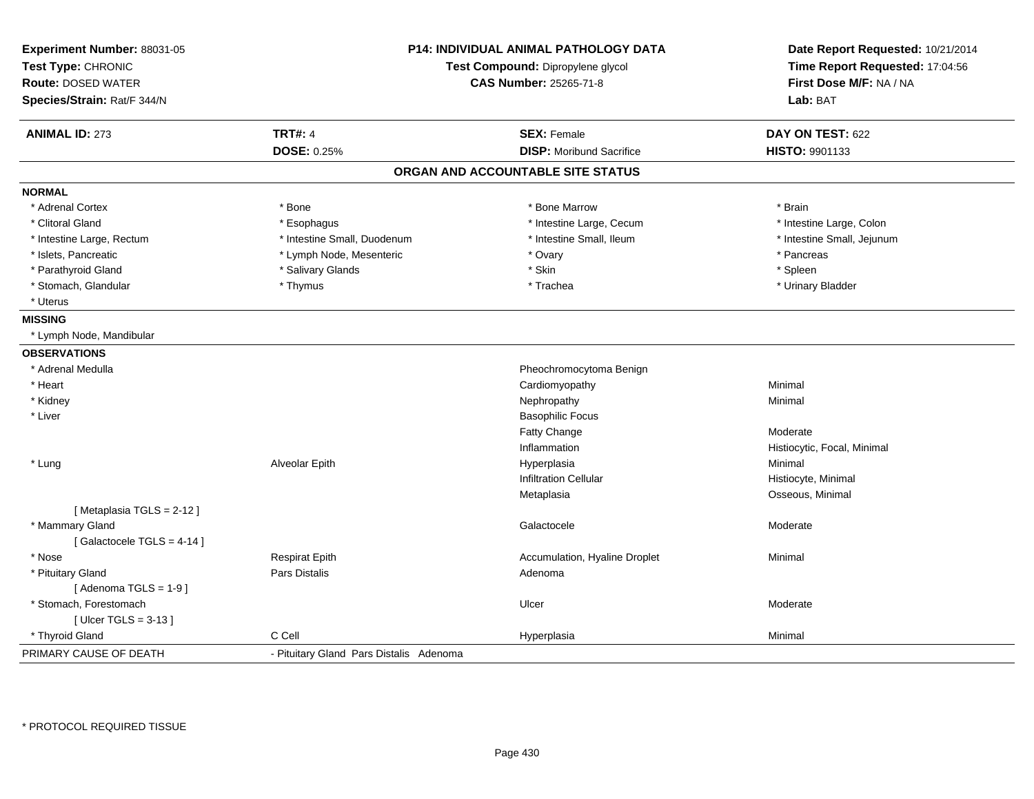**Experiment Number:** 88031-05
**Test Type:** CHRONIC
**Route:** DOSED WATER
**Species/Strain:** Rat/F 344/N

**P14: INDIVIDUAL ANIMAL PATHOLOGY DATA**
**Test Compound:** Dipropylene glycol
**CAS Number:** 25265-71-8

**Date Report Requested:** 10/21/2014
**Time Report Requested:** 17:04:56
**First Dose M/F:** NA / NA
**Lab:** BAT

| **ANIMAL ID:** 273 | **TRT#:** 4 | **SEX:** Female | **DAY ON TEST:** 622 |
|---|---|---|---|
| | **DOSE:** 0.25% | **DISP:** Moribund Sacrifice | **HISTO:** 9901133 |

## ORGAN AND ACCOUNTABLE SITE STATUS

| | | | |
|---|---|---|---|
| **NORMAL** | | | |
| * Adrenal Cortex | * Bone | * Bone Marrow | * Brain |
| * Clitoral Gland | * Esophagus | * Intestine Large, Cecum | * Intestine Large, Colon |
| * Intestine Large, Rectum | * Intestine Small, Duodenum | * Intestine Small, Ileum | * Intestine Small, Jejunum |
| * Islets, Pancreatic | * Lymph Node, Mesenteric | * Ovary | * Pancreas |
| * Parathyroid Gland | * Salivary Glands | * Skin | * Spleen |
| * Stomach, Glandular | * Thymus | * Trachea | * Urinary Bladder |
| * Uterus | | | |
| **MISSING** | | | |
| * Lymph Node, Mandibular | | | |
| **OBSERVATIONS** | | | |
| * Adrenal Medulla | | Pheochromocytoma Benign | |
| * Heart | | Cardiomyopathy | Minimal |
| * Kidney | | Nephropathy | Minimal |
| * Liver | | Basophilic Focus | |
| | | Fatty Change | Moderate |
| | | Inflammation | Histiocytic, Focal, Minimal |
| * Lung | Alveolar Epith | Hyperplasia | Minimal |
| | | Infiltration Cellular | Histiocyte, Minimal |
| | | Metaplasia | Osseous, Minimal |
| [ Metaplasia TGLS = 2-12 ] | | | |
| * Mammary Gland | | Galactocele | Moderate |
| [ Galactocele TGLS = 4-14 ] | | | |
| * Nose | Respirat Epith | Accumulation, Hyaline Droplet | Minimal |
| * Pituitary Gland | Pars Distalis | Adenoma | |
| [ Adenoma TGLS = 1-9 ] | | | |
| * Stomach, Forestomach | | Ulcer | Moderate |
| [ Ulcer TGLS = 3-13 ] | | | |
| * Thyroid Gland | C Cell | Hyperplasia | Minimal |
| PRIMARY CAUSE OF DEATH | - Pituitary Gland Pars Distalis Adenoma | | |

* PROTOCOL REQUIRED TISSUE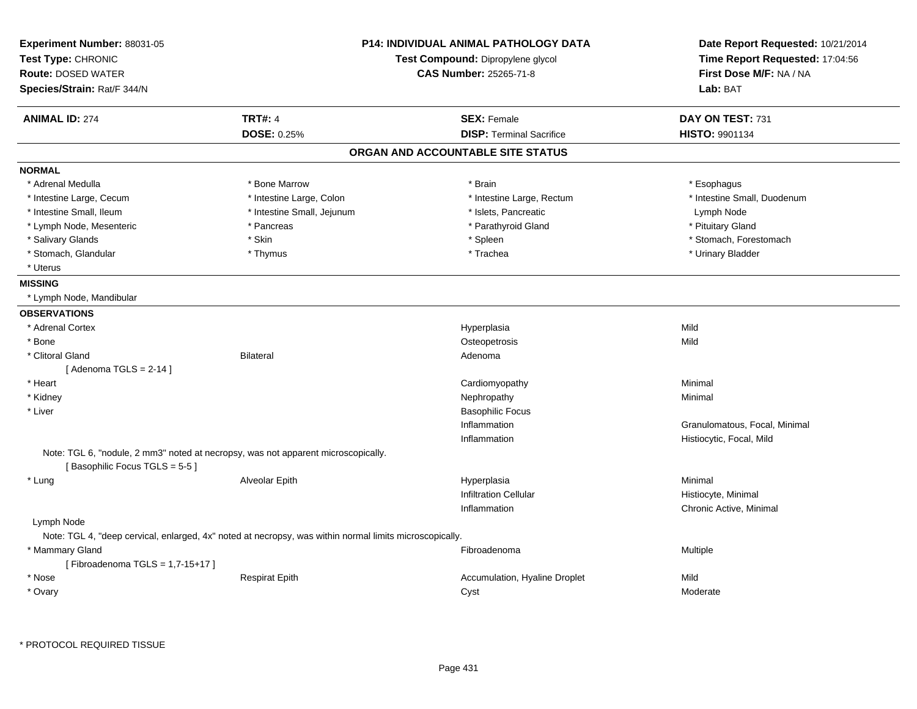**Experiment Number:** 88031-05
**Test Type:** CHRONIC
**Route:** DOSED WATER
**Species/Strain:** Rat/F 344/N

**P14: INDIVIDUAL ANIMAL PATHOLOGY DATA**
**Test Compound:** Dipropylene glycol
**CAS Number:** 25265-71-8

**Date Report Requested:** 10/21/2014
**Time Report Requested:** 17:04:56
**First Dose M/F:** NA / NA
**Lab:** BAT

| **ANIMAL ID:** 274 | **TRT#:** 4 | **SEX:** Female | **DAY ON TEST:** 731 |
|---|---|---|---|
| | **DOSE:** 0.25% | **DISP:** Terminal Sacrifice | **HISTO:** 9901134 |

## ORGAN AND ACCOUNTABLE SITE STATUS

**NORMAL**

| | | | |
|---|---|---|---|
| * Adrenal Medulla | * Bone Marrow | * Brain | * Esophagus |
| * Intestine Large, Cecum | * Intestine Large, Colon | * Intestine Large, Rectum | * Intestine Small, Duodenum |
| * Intestine Small, Ileum | * Intestine Small, Jejunum | * Islets, Pancreatic | Lymph Node |
| * Lymph Node, Mesenteric | * Pancreas | * Parathyroid Gland | * Pituitary Gland |
| * Salivary Glands | * Skin | * Spleen | * Stomach, Forestomach |
| * Stomach, Glandular | * Thymus | * Trachea | * Urinary Bladder |
| * Uterus | | | |

**MISSING**

* Lymph Node, Mandibular

**OBSERVATIONS**

| | | | |
|---|---|---|---|
| * Adrenal Cortex | | Hyperplasia | Mild |
| * Bone | | Osteopetrosis | Mild |
| * Clitoral Gland | Bilateral | Adenoma | |
| [ Adenoma TGLS = 2-14 ] | | | |
| * Heart | | Cardiomyopathy | Minimal |
| * Kidney | | Nephropathy | Minimal |
| * Liver | | Basophilic Focus | |
| | | Inflammation | Granulomatous, Focal, Minimal |
| | | Inflammation | Histiocytic, Focal, Mild |

Note: TGL 6, "nodule, 2 mm3" noted at necropsy, was not apparent microscopically.
[ Basophilic Focus TGLS = 5-5 ]

| | | | |
|---|---|---|---|
| * Lung | Alveolar Epith | Hyperplasia | Minimal |
| | | Infiltration Cellular | Histiocyte, Minimal |
| | | Inflammation | Chronic Active, Minimal |
| Lymph Node | | | |

Note: TGL 4, "deep cervical, enlarged, 4x" noted at necropsy, was within normal limits microscopically.

| | | | |
|---|---|---|---|
| * Mammary Gland | | Fibroadenoma | Multiple |
| [ Fibroadenoma TGLS = 1,7-15+17 ] | | | |
| * Nose | Respirat Epith | Accumulation, Hyaline Droplet | Mild |
| * Ovary | | Cyst | Moderate |

\* PROTOCOL REQUIRED TISSUE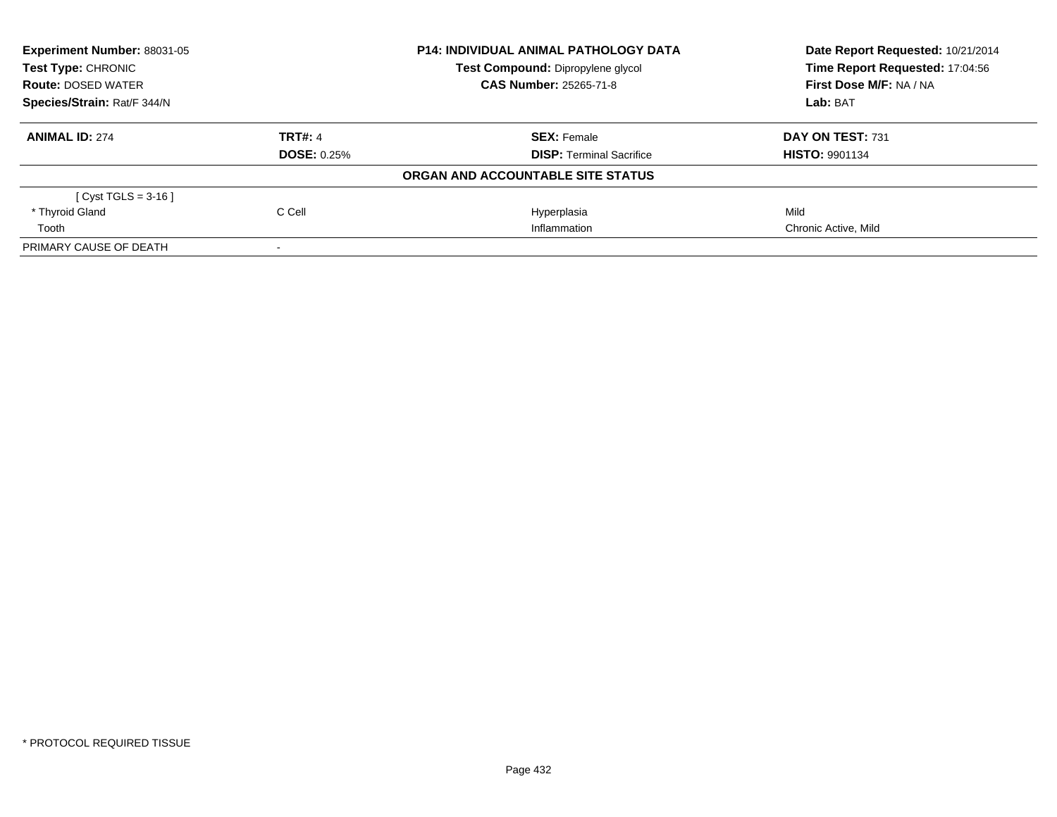**Experiment Number:** 88031-05
**Test Type:** CHRONIC
**Route:** DOSED WATER
**Species/Strain:** Rat/F 344/N

**P14: INDIVIDUAL ANIMAL PATHOLOGY DATA**
**Test Compound:** Dipropylene glycol
**CAS Number:** 25265-71-8

**Date Report Requested:** 10/21/2014
**Time Report Requested:** 17:04:56
**First Dose M/F:** NA / NA
**Lab:** BAT

| **ANIMAL ID:** 274 | **TRT#:** 4 | **SEX:** Female | **DAY ON TEST:** 731 |
|---|---|---|---|
| | **DOSE:** 0.25% | **DISP:** Terminal Sacrifice | **HISTO:** 9901134 |

**ORGAN AND ACCOUNTABLE SITE STATUS**

| | | | |
|---|---|---|---|
| [ Cyst TGLS = 3-16 ] | | | |
| * Thyroid Gland | C Cell | Hyperplasia | Mild |
| Tooth | | Inflammation | Chronic Active, Mild |
| PRIMARY CAUSE OF DEATH | - | | |

* PROTOCOL REQUIRED TISSUE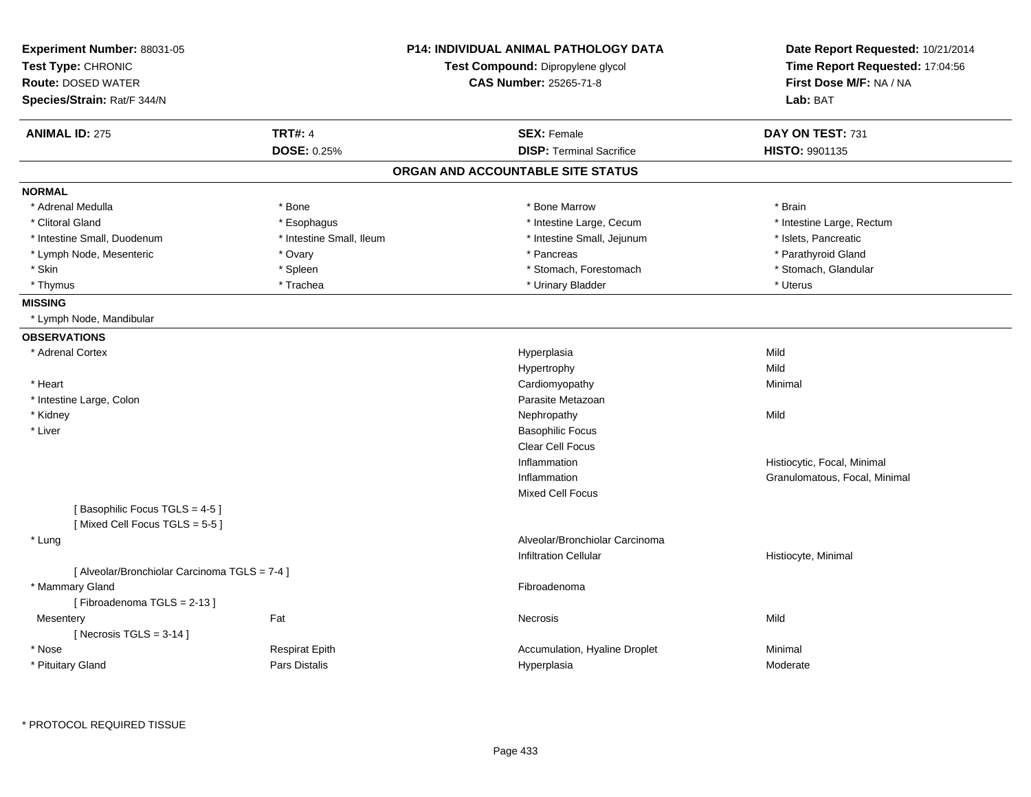**Experiment Number:** 88031-05
**Test Type:** CHRONIC
**Route:** DOSED WATER
**Species/Strain:** Rat/F 344/N

**P14: INDIVIDUAL ANIMAL PATHOLOGY DATA**
**Test Compound:** Dipropylene glycol
**CAS Number:** 25265-71-8

**Date Report Requested:** 10/21/2014
**Time Report Requested:** 17:04:56
**First Dose M/F:** NA / NA
**Lab:** BAT

| **ANIMAL ID:** 275 | **TRT#:** 4 | **SEX:** Female | **DAY ON TEST:** 731 |
|---|---|---|---|
| | **DOSE:** 0.25% | **DISP:** Terminal Sacrifice | **HISTO:** 9901135 |

## ORGAN AND ACCOUNTABLE SITE STATUS

**NORMAL**

| | | | |
|---|---|---|---|
| * Adrenal Medulla | * Bone | * Bone Marrow | * Brain |
| * Clitoral Gland | * Esophagus | * Intestine Large, Cecum | * Intestine Large, Rectum |
| * Intestine Small, Duodenum | * Intestine Small, Ileum | * Intestine Small, Jejunum | * Islets, Pancreatic |
| * Lymph Node, Mesenteric | * Ovary | * Pancreas | * Parathyroid Gland |
| * Skin | * Spleen | * Stomach, Forestomach | * Stomach, Glandular |
| * Thymus | * Trachea | * Urinary Bladder | * Uterus |

**MISSING**

* Lymph Node, Mandibular

**OBSERVATIONS**

| Organ | Site | Observation | Severity/Qualifier |
|---|---|---|---|
| * Adrenal Cortex | | Hyperplasia | Mild |
| | | Hypertrophy | Mild |
| * Heart | | Cardiomyopathy | Minimal |
| * Intestine Large, Colon | | Parasite Metazoan | |
| * Kidney | | Nephropathy | Mild |
| * Liver | | Basophilic Focus | |
| | | Clear Cell Focus | |
| | | Inflammation | Histiocytic, Focal, Minimal |
| | | Inflammation | Granulomatous, Focal, Minimal |
| | | Mixed Cell Focus | |
| [ Basophilic Focus TGLS = 4-5 ] | | | |
| [ Mixed Cell Focus TGLS = 5-5 ] | | | |
| * Lung | | Alveolar/Bronchiolar Carcinoma | |
| | | Infiltration Cellular | Histiocyte, Minimal |
| [ Alveolar/Bronchiolar Carcinoma TGLS = 7-4 ] | | | |
| * Mammary Gland | | Fibroadenoma | |
| [ Fibroadenoma TGLS = 2-13 ] | | | |
| Mesentery | Fat | Necrosis | Mild |
| [ Necrosis TGLS = 3-14 ] | | | |
| * Nose | Respirat Epith | Accumulation, Hyaline Droplet | Minimal |
| * Pituitary Gland | Pars Distalis | Hyperplasia | Moderate |

\* PROTOCOL REQUIRED TISSUE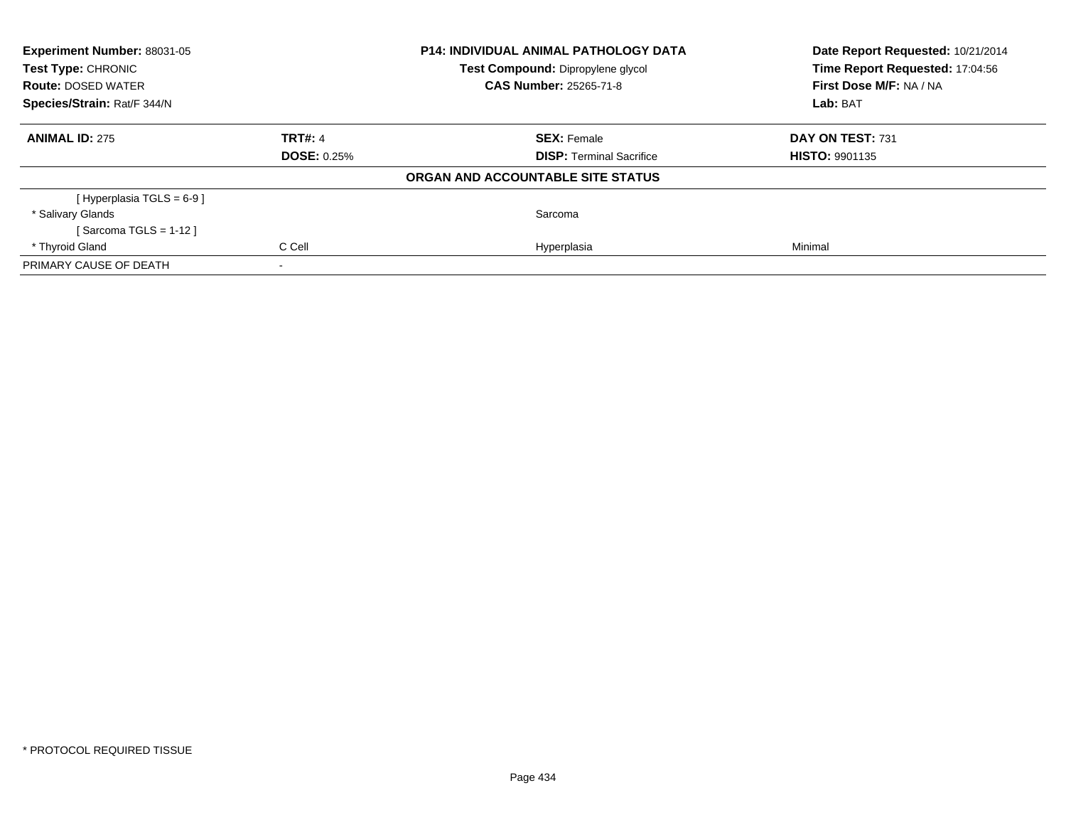| Experiment Number: 88031-05 | P14: INDIVIDUAL ANIMAL PATHOLOGY DATA | Date Report Requested: 10/21/2014 |
|---|---|---|
| Test Type: CHRONIC | Test Compound: Dipropylene glycol | Time Report Requested: 17:04:56 |
| Route: DOSED WATER | CAS Number: 25265-71-8 | First Dose M/F: NA / NA |
| Species/Strain: Rat/F 344/N | | Lab: BAT |

| ANIMAL ID: 275 | TRT#: 4 | SEX: Female | DAY ON TEST: 731 |
|---|---|---|---|
| | DOSE: 0.25% | DISP: Terminal Sacrifice | HISTO: 9901135 |

**ORGAN AND ACCOUNTABLE SITE STATUS**

| | | | |
|---|---|---|---|
| [ Hyperplasia TGLS = 6-9 ] | | | |
| * Salivary Glands | | Sarcoma | |
| [ Sarcoma TGLS = 1-12 ] | | | |
| * Thyroid Gland | C Cell | Hyperplasia | Minimal |
| PRIMARY CAUSE OF DEATH | - | | |

* PROTOCOL REQUIRED TISSUE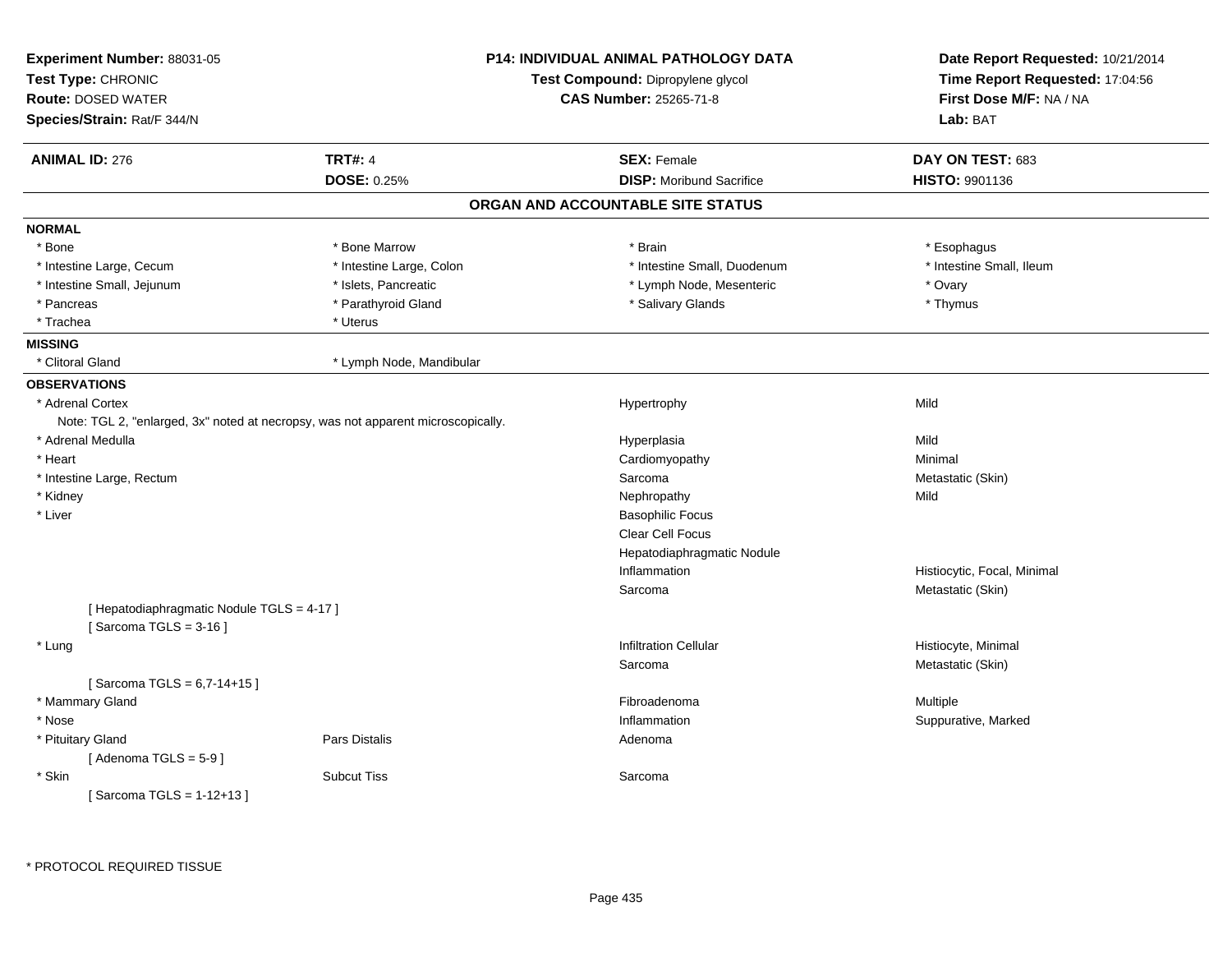**Experiment Number:** 88031-05
**Test Type:** CHRONIC
**Route:** DOSED WATER
**Species/Strain:** Rat/F 344/N

**P14: INDIVIDUAL ANIMAL PATHOLOGY DATA**
**Test Compound:** Dipropylene glycol
**CAS Number:** 25265-71-8

**Date Report Requested:** 10/21/2014
**Time Report Requested:** 17:04:56
**First Dose M/F:** NA / NA
**Lab:** BAT

| **ANIMAL ID:** 276 | **TRT#:** 4 | **SEX:** Female | **DAY ON TEST:** 683 |
|---|---|---|---|
| | **DOSE:** 0.25% | **DISP:** Moribund Sacrifice | **HISTO:** 9901136 |

## ORGAN AND ACCOUNTABLE SITE STATUS

**NORMAL**

| | | | |
|---|---|---|---|
| * Bone | * Bone Marrow | * Brain | * Esophagus |
| * Intestine Large, Cecum | * Intestine Large, Colon | * Intestine Small, Duodenum | * Intestine Small, Ileum |
| * Intestine Small, Jejunum | * Islets, Pancreatic | * Lymph Node, Mesenteric | * Ovary |
| * Pancreas | * Parathyroid Gland | * Salivary Glands | * Thymus |
| * Trachea | * Uterus | | |

**MISSING**

| | |
|---|---|
| * Clitoral Gland | * Lymph Node, Mandibular |

**OBSERVATIONS**

| | | | |
|---|---|---|---|
| * Adrenal Cortex | | Hypertrophy | Mild |
| Note: TGL 2, "enlarged, 3x" noted at necropsy, was not apparent microscopically. | | | |
| * Adrenal Medulla | | Hyperplasia | Mild |
| * Heart | | Cardiomyopathy | Minimal |
| * Intestine Large, Rectum | | Sarcoma | Metastatic (Skin) |
| * Kidney | | Nephropathy | Mild |
| * Liver | | Basophilic Focus | |
| | | Clear Cell Focus | |
| | | Hepatodiaphragmatic Nodule | |
| | | Inflammation | Histiocytic, Focal, Minimal |
| | | Sarcoma | Metastatic (Skin) |
| [ Hepatodiaphragmatic Nodule TGLS = 4-17 ] | | | |
| [ Sarcoma TGLS = 3-16 ] | | | |
| * Lung | | Infiltration Cellular | Histiocyte, Minimal |
| | | Sarcoma | Metastatic (Skin) |
| [ Sarcoma TGLS = 6,7-14+15 ] | | | |
| * Mammary Gland | | Fibroadenoma | Multiple |
| * Nose | | Inflammation | Suppurative, Marked |
| * Pituitary Gland | Pars Distalis | Adenoma | |
| [ Adenoma TGLS = 5-9 ] | | | |
| * Skin | Subcut Tiss | Sarcoma | |
| [ Sarcoma TGLS = 1-12+13 ] | | | |

* PROTOCOL REQUIRED TISSUE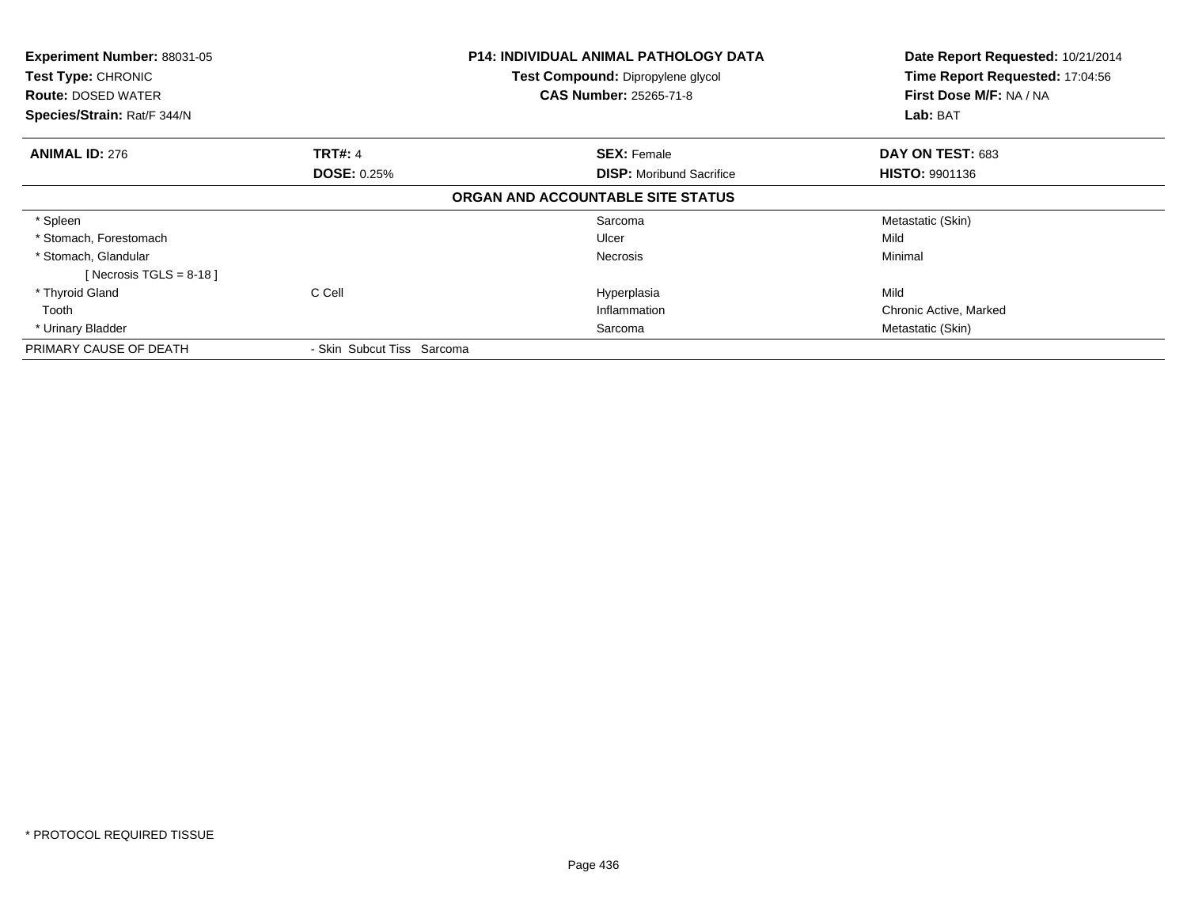**Experiment Number:** 88031-05
**Test Type:** CHRONIC
**Route:** DOSED WATER
**Species/Strain:** Rat/F 344/N

**P14: INDIVIDUAL ANIMAL PATHOLOGY DATA**
**Test Compound:** Dipropylene glycol
**CAS Number:** 25265-71-8

**Date Report Requested:** 10/21/2014
**Time Report Requested:** 17:04:56
**First Dose M/F:** NA / NA
**Lab:** BAT

| **ANIMAL ID:** 276 | **TRT#:** 4 | **SEX:** Female | **DAY ON TEST:** 683 |
|---|---|---|---|
| | **DOSE:** 0.25% | **DISP:** Moribund Sacrifice | **HISTO:** 9901136 |

**ORGAN AND ACCOUNTABLE SITE STATUS**

| | | | |
|---|---|---|---|
| * Spleen | | Sarcoma | Metastatic (Skin) |
| * Stomach, Forestomach | | Ulcer | Mild |
| * Stomach, Glandular | | Necrosis | Minimal |
| [ Necrosis TGLS = 8-18 ] | | | |
| * Thyroid Gland | C Cell | Hyperplasia | Mild |
| Tooth | | Inflammation | Chronic Active, Marked |
| * Urinary Bladder | | Sarcoma | Metastatic (Skin) |
| PRIMARY CAUSE OF DEATH | - Skin Subcut Tiss Sarcoma | | |

* PROTOCOL REQUIRED TISSUE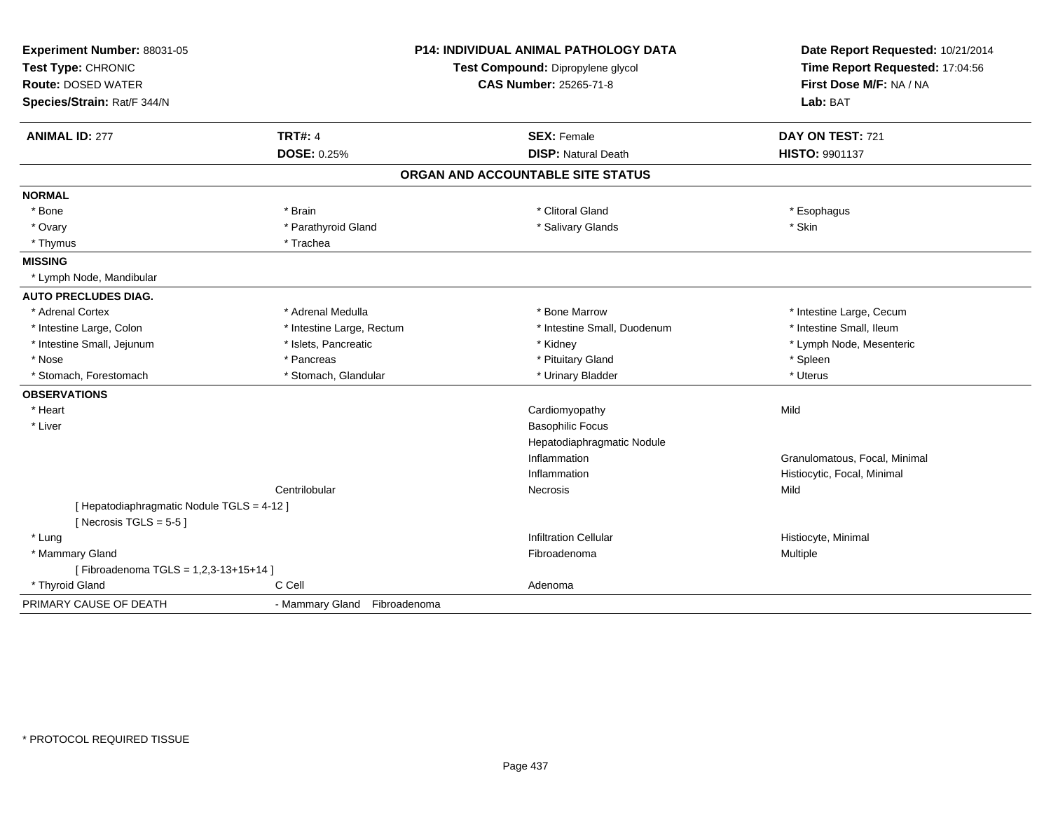**Experiment Number:** 88031-05
**Test Type:** CHRONIC
**Route:** DOSED WATER
**Species/Strain:** Rat/F 344/N

**P14: INDIVIDUAL ANIMAL PATHOLOGY DATA**
**Test Compound:** Dipropylene glycol
**CAS Number:** 25265-71-8

**Date Report Requested:** 10/21/2014
**Time Report Requested:** 17:04:56
**First Dose M/F:** NA / NA
**Lab:** BAT

| **ANIMAL ID:** 277 | **TRT#:** 4 | **SEX:** Female | **DAY ON TEST:** 721 |
|---|---|---|---|
| | **DOSE:** 0.25% | **DISP:** Natural Death | **HISTO:** 9901137 |

## ORGAN AND ACCOUNTABLE SITE STATUS

| | | | |
|---|---|---|---|
| **NORMAL** | | | |
| * Bone | * Brain | * Clitoral Gland | * Esophagus |
| * Ovary | * Parathyroid Gland | * Salivary Glands | * Skin |
| * Thymus | * Trachea | | |
| **MISSING** | | | |
| * Lymph Node, Mandibular | | | |
| **AUTO PRECLUDES DIAG.** | | | |
| * Adrenal Cortex | * Adrenal Medulla | * Bone Marrow | * Intestine Large, Cecum |
| * Intestine Large, Colon | * Intestine Large, Rectum | * Intestine Small, Duodenum | * Intestine Small, Ileum |
| * Intestine Small, Jejunum | * Islets, Pancreatic | * Kidney | * Lymph Node, Mesenteric |
| * Nose | * Pancreas | * Pituitary Gland | * Spleen |
| * Stomach, Forestomach | * Stomach, Glandular | * Urinary Bladder | * Uterus |
| **OBSERVATIONS** | | | |
| * Heart | | Cardiomyopathy | Mild |
| * Liver | | Basophilic Focus | |
| | | Hepatodiaphragmatic Nodule | |
| | | Inflammation | Granulomatous, Focal, Minimal |
| | | Inflammation | Histiocytic, Focal, Minimal |
| | Centrilobular | Necrosis | Mild |
| [ Hepatodiaphragmatic Nodule TGLS = 4-12 ] | | | |
| [ Necrosis TGLS = 5-5 ] | | | |
| * Lung | | Infiltration Cellular | Histiocyte, Minimal |
| * Mammary Gland | | Fibroadenoma | Multiple |
| [ Fibroadenoma TGLS = 1,2,3-13+15+14 ] | | | |
| * Thyroid Gland | C Cell | Adenoma | |
| PRIMARY CAUSE OF DEATH | - Mammary Gland Fibroadenoma | | |

* PROTOCOL REQUIRED TISSUE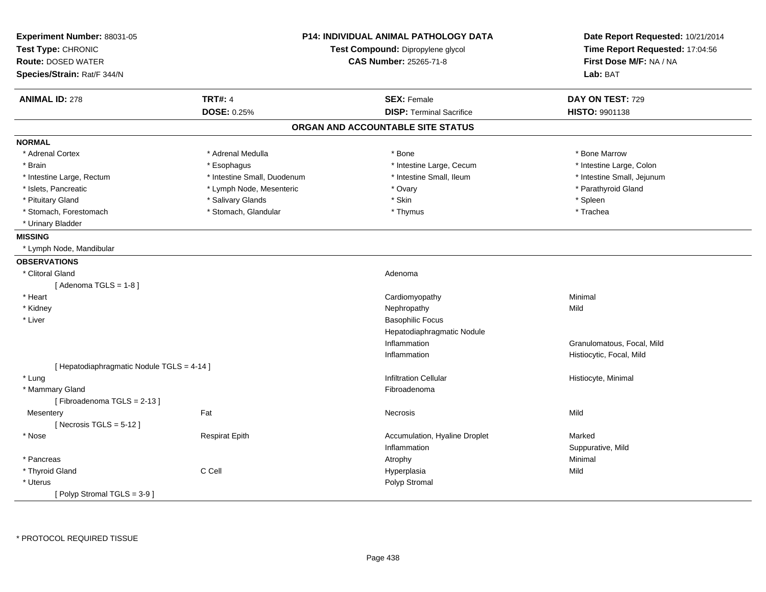**Experiment Number:** 88031-05
**Test Type:** CHRONIC
**Route:** DOSED WATER
**Species/Strain:** Rat/F 344/N

**P14: INDIVIDUAL ANIMAL PATHOLOGY DATA**
**Test Compound:** Dipropylene glycol
**CAS Number:** 25265-71-8

**Date Report Requested:** 10/21/2014
**Time Report Requested:** 17:04:56
**First Dose M/F:** NA / NA
**Lab:** BAT

| **ANIMAL ID:** 278 | **TRT#:** 4 | **SEX:** Female | **DAY ON TEST:** 729 |
|---|---|---|---|
| | **DOSE:** 0.25% | **DISP:** Terminal Sacrifice | **HISTO:** 9901138 |

## ORGAN AND ACCOUNTABLE SITE STATUS

**NORMAL**

| | | | |
|---|---|---|---|
| * Adrenal Cortex | * Adrenal Medulla | * Bone | * Bone Marrow |
| * Brain | * Esophagus | * Intestine Large, Cecum | * Intestine Large, Colon |
| * Intestine Large, Rectum | * Intestine Small, Duodenum | * Intestine Small, Ileum | * Intestine Small, Jejunum |
| * Islets, Pancreatic | * Lymph Node, Mesenteric | * Ovary | * Parathyroid Gland |
| * Pituitary Gland | * Salivary Glands | * Skin | * Spleen |
| * Stomach, Forestomach | * Stomach, Glandular | * Thymus | * Trachea |
| * Urinary Bladder | | | |

**MISSING**

* Lymph Node, Mandibular

**OBSERVATIONS**

| | | | |
|---|---|---|---|
| * Clitoral Gland | | Adenoma | |
| [ Adenoma TGLS = 1-8 ] | | | |
| * Heart | | Cardiomyopathy | Minimal |
| * Kidney | | Nephropathy | Mild |
| * Liver | | Basophilic Focus | |
| | | Hepatodiaphragmatic Nodule | |
| | | Inflammation | Granulomatous, Focal, Mild |
| | | Inflammation | Histiocytic, Focal, Mild |
| [ Hepatodiaphragmatic Nodule TGLS = 4-14 ] | | | |
| * Lung | | Infiltration Cellular | Histiocyte, Minimal |
| * Mammary Gland | | Fibroadenoma | |
| [ Fibroadenoma TGLS = 2-13 ] | | | |
| Mesentery | Fat | Necrosis | Mild |
| [ Necrosis TGLS = 5-12 ] | | | |
| * Nose | Respirat Epith | Accumulation, Hyaline Droplet | Marked |
| | | Inflammation | Suppurative, Mild |
| * Pancreas | | Atrophy | Minimal |
| * Thyroid Gland | C Cell | Hyperplasia | Mild |
| * Uterus | | Polyp Stromal | |
| [ Polyp Stromal TGLS = 3-9 ] | | | |

* PROTOCOL REQUIRED TISSUE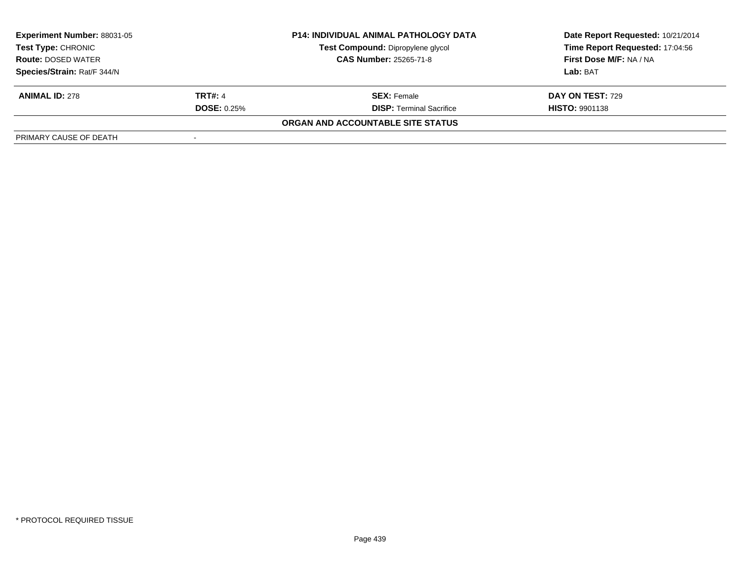| **Experiment Number:** 88031-05 | **P14: INDIVIDUAL ANIMAL PATHOLOGY DATA** | **Date Report Requested:** 10/21/2014 |
|---|---|---|
| **Test Type:** CHRONIC | **Test Compound:** Dipropylene glycol | **Time Report Requested:** 17:04:56 |
| **Route:** DOSED WATER | **CAS Number:** 25265-71-8 | **First Dose M/F:** NA / NA |
| **Species/Strain:** Rat/F 344/N | | **Lab:** BAT |

| **ANIMAL ID:** 278 | **TRT#:** 4 | **SEX:** Female | **DAY ON TEST:** 729 |
|---|---|---|---|
| | **DOSE:** 0.25% | **DISP:** Terminal Sacrifice | **HISTO:** 9901138 |

**ORGAN AND ACCOUNTABLE SITE STATUS**

| PRIMARY CAUSE OF DEATH | - |
|---|---|

* PROTOCOL REQUIRED TISSUE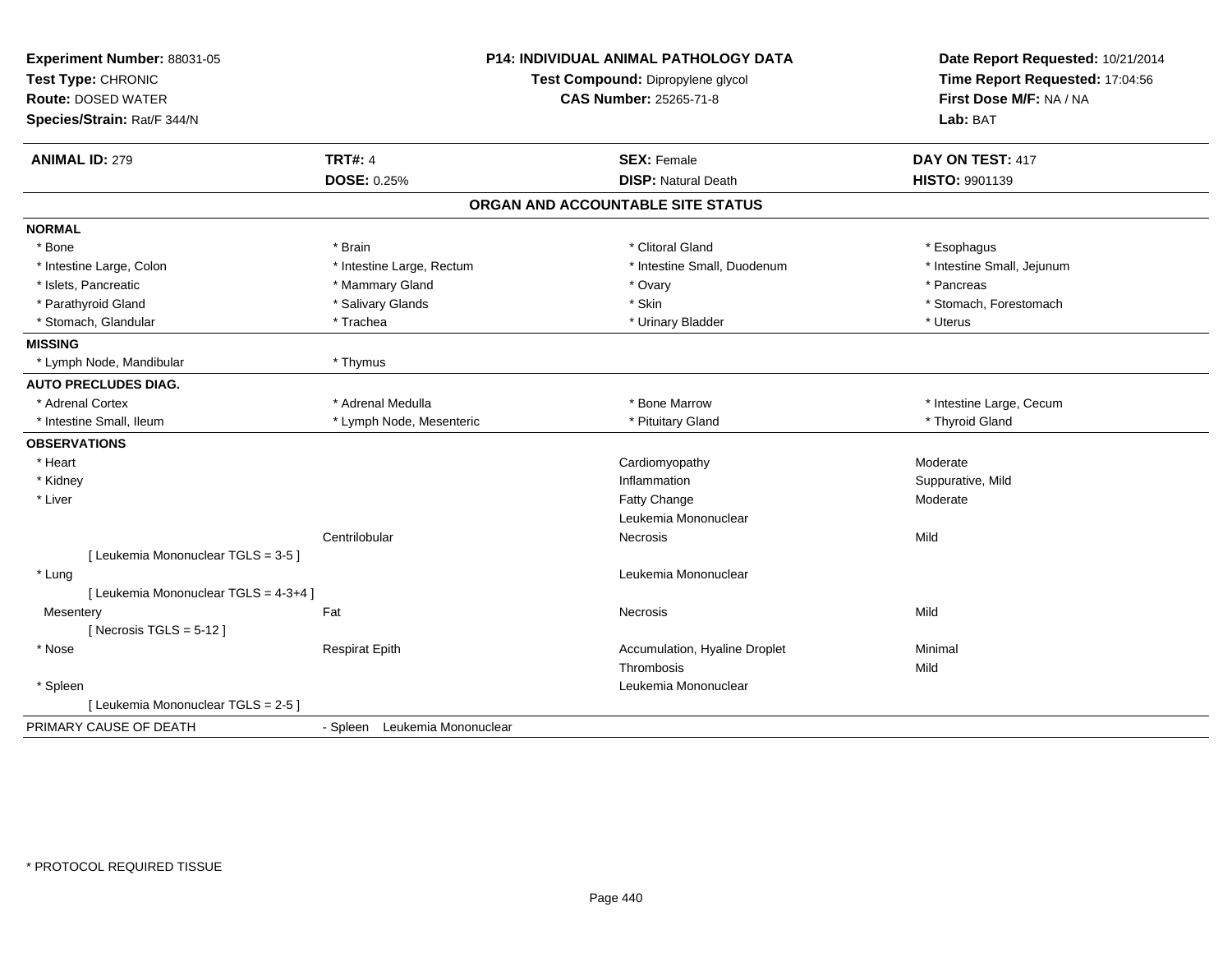**Experiment Number:** 88031-05
**Test Type:** CHRONIC
**Route:** DOSED WATER
**Species/Strain:** Rat/F 344/N

**P14: INDIVIDUAL ANIMAL PATHOLOGY DATA**
**Test Compound:** Dipropylene glycol
**CAS Number:** 25265-71-8

**Date Report Requested:** 10/21/2014
**Time Report Requested:** 17:04:56
**First Dose M/F:** NA / NA
**Lab:** BAT

| **ANIMAL ID:** 279 | **TRT#:** 4 | **SEX:** Female | **DAY ON TEST:** 417 |
|---|---|---|---|
| | **DOSE:** 0.25% | **DISP:** Natural Death | **HISTO:** 9901139 |

## ORGAN AND ACCOUNTABLE SITE STATUS

| | | | |
|---|---|---|---|
| **NORMAL** | | | |
| * Bone | * Brain | * Clitoral Gland | * Esophagus |
| * Intestine Large, Colon | * Intestine Large, Rectum | * Intestine Small, Duodenum | * Intestine Small, Jejunum |
| * Islets, Pancreatic | * Mammary Gland | * Ovary | * Pancreas |
| * Parathyroid Gland | * Salivary Glands | * Skin | * Stomach, Forestomach |
| * Stomach, Glandular | * Trachea | * Urinary Bladder | * Uterus |
| **MISSING** | | | |
| * Lymph Node, Mandibular | * Thymus | | |
| **AUTO PRECLUDES DIAG.** | | | |
| * Adrenal Cortex | * Adrenal Medulla | * Bone Marrow | * Intestine Large, Cecum |
| * Intestine Small, Ileum | * Lymph Node, Mesenteric | * Pituitary Gland | * Thyroid Gland |
| **OBSERVATIONS** | | | |
| * Heart | | Cardiomyopathy | Moderate |
| * Kidney | | Inflammation | Suppurative, Mild |
| * Liver | | Fatty Change | Moderate |
| | | Leukemia Mononuclear | |
| | Centrilobular | Necrosis | Mild |
| [ Leukemia Mononuclear TGLS = 3-5 ] | | | |
| * Lung | | Leukemia Mononuclear | |
| [ Leukemia Mononuclear TGLS = 4-3+4 ] | | | |
| Mesentery | Fat | Necrosis | Mild |
| [ Necrosis TGLS = 5-12 ] | | | |
| * Nose | Respirat Epith | Accumulation, Hyaline Droplet | Minimal |
| | | Thrombosis | Mild |
| * Spleen | | Leukemia Mononuclear | |
| [ Leukemia Mononuclear TGLS = 2-5 ] | | | |
| PRIMARY CAUSE OF DEATH | - Spleen Leukemia Mononuclear | | |

* PROTOCOL REQUIRED TISSUE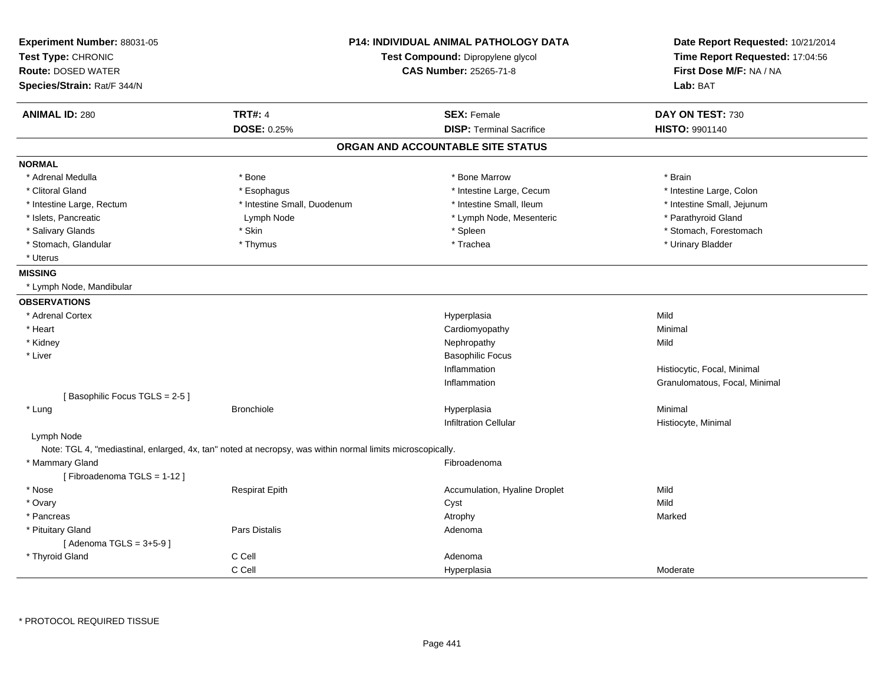**Experiment Number:** 88031-05
**Test Type:** CHRONIC
**Route:** DOSED WATER
**Species/Strain:** Rat/F 344/N

**P14: INDIVIDUAL ANIMAL PATHOLOGY DATA**
**Test Compound:** Dipropylene glycol
**CAS Number:** 25265-71-8

**Date Report Requested:** 10/21/2014
**Time Report Requested:** 17:04:56
**First Dose M/F:** NA / NA
**Lab:** BAT

| **ANIMAL ID:** 280 | **TRT#:** 4 | **SEX:** Female | **DAY ON TEST:** 730 |
|---|---|---|---|
| | **DOSE:** 0.25% | **DISP:** Terminal Sacrifice | **HISTO:** 9901140 |

## ORGAN AND ACCOUNTABLE SITE STATUS

**NORMAL**

| | | | |
|---|---|---|---|
| * Adrenal Medulla | * Bone | * Bone Marrow | * Brain |
| * Clitoral Gland | * Esophagus | * Intestine Large, Cecum | * Intestine Large, Colon |
| * Intestine Large, Rectum | * Intestine Small, Duodenum | * Intestine Small, Ileum | * Intestine Small, Jejunum |
| * Islets, Pancreatic | Lymph Node | * Lymph Node, Mesenteric | * Parathyroid Gland |
| * Salivary Glands | * Skin | * Spleen | * Stomach, Forestomach |
| * Stomach, Glandular | * Thymus | * Trachea | * Urinary Bladder |
| * Uterus | | | |

**MISSING**

* Lymph Node, Mandibular

**OBSERVATIONS**

| | | | |
|---|---|---|---|
| * Adrenal Cortex | | Hyperplasia | Mild |
| * Heart | | Cardiomyopathy | Minimal |
| * Kidney | | Nephropathy | Mild |
| * Liver | | Basophilic Focus | |
| | | Inflammation | Histiocytic, Focal, Minimal |
| | | Inflammation | Granulomatous, Focal, Minimal |
| [ Basophilic Focus TGLS = 2-5 ] | | | |
| * Lung | Bronchiole | Hyperplasia | Minimal |
| | | Infiltration Cellular | Histiocyte, Minimal |
| Lymph Node | | | |
| Note: TGL 4, "mediastinal, enlarged, 4x, tan" noted at necropsy, was within normal limits microscopically. | | | |
| * Mammary Gland | | Fibroadenoma | |
| [ Fibroadenoma TGLS = 1-12 ] | | | |
| * Nose | Respirat Epith | Accumulation, Hyaline Droplet | Mild |
| * Ovary | | Cyst | Mild |
| * Pancreas | | Atrophy | Marked |
| * Pituitary Gland | Pars Distalis | Adenoma | |
| [ Adenoma TGLS = 3+5-9 ] | | | |
| * Thyroid Gland | C Cell | Adenoma | |
| | C Cell | Hyperplasia | Moderate |

* PROTOCOL REQUIRED TISSUE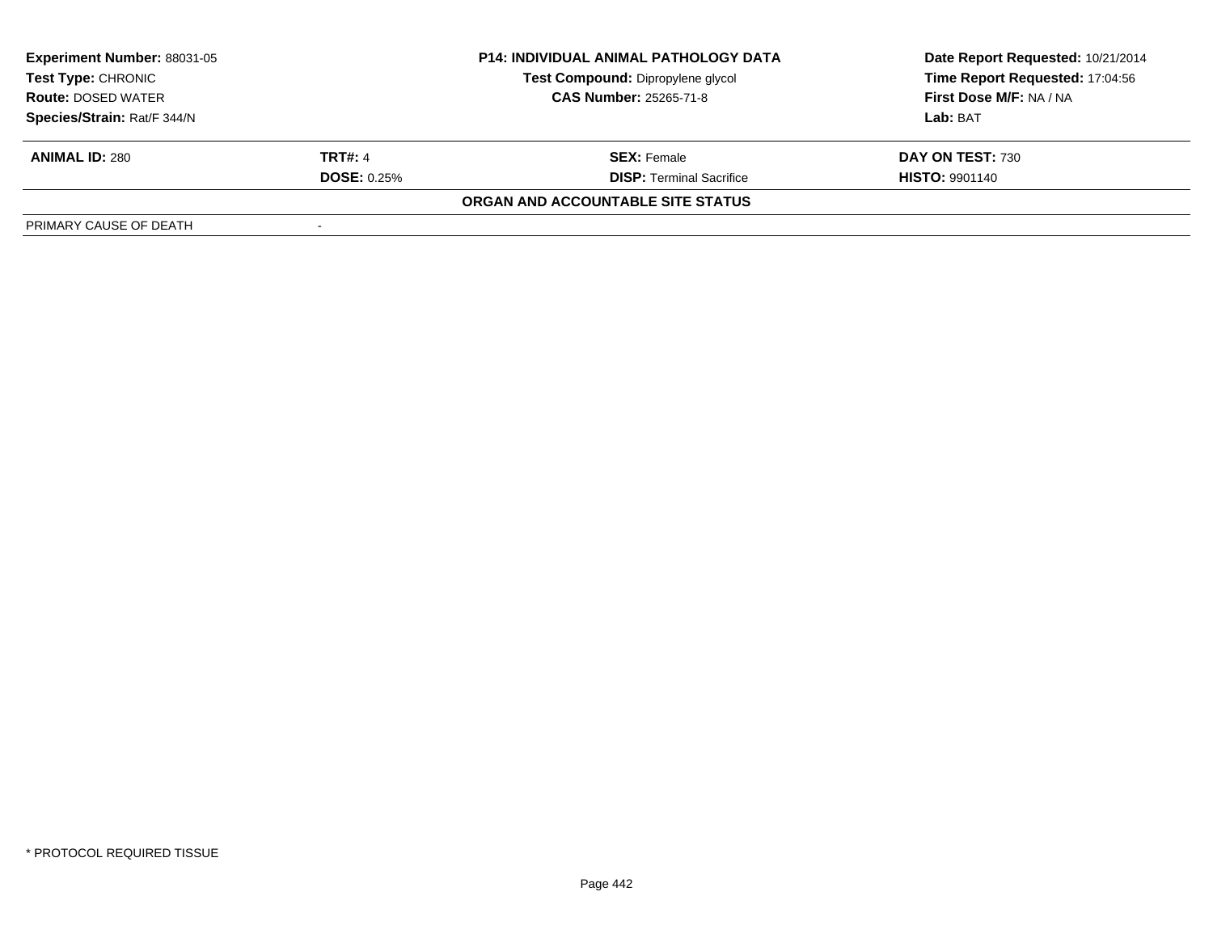| **Experiment Number:** 88031-05 | **P14: INDIVIDUAL ANIMAL PATHOLOGY DATA** | **Date Report Requested:** 10/21/2014 |
|---|---|---|
| **Test Type:** CHRONIC | **Test Compound:** Dipropylene glycol | **Time Report Requested:** 17:04:56 |
| **Route:** DOSED WATER | **CAS Number:** 25265-71-8 | **First Dose M/F:** NA / NA |
| **Species/Strain:** Rat/F 344/N | | **Lab:** BAT |

| **ANIMAL ID:** 280 | **TRT#:** 4 | **SEX:** Female | **DAY ON TEST:** 730 |
|---|---|---|---|
| | **DOSE:** 0.25% | **DISP:** Terminal Sacrifice | **HISTO:** 9901140 |

**ORGAN AND ACCOUNTABLE SITE STATUS**

| PRIMARY CAUSE OF DEATH | - |
|---|---|

* PROTOCOL REQUIRED TISSUE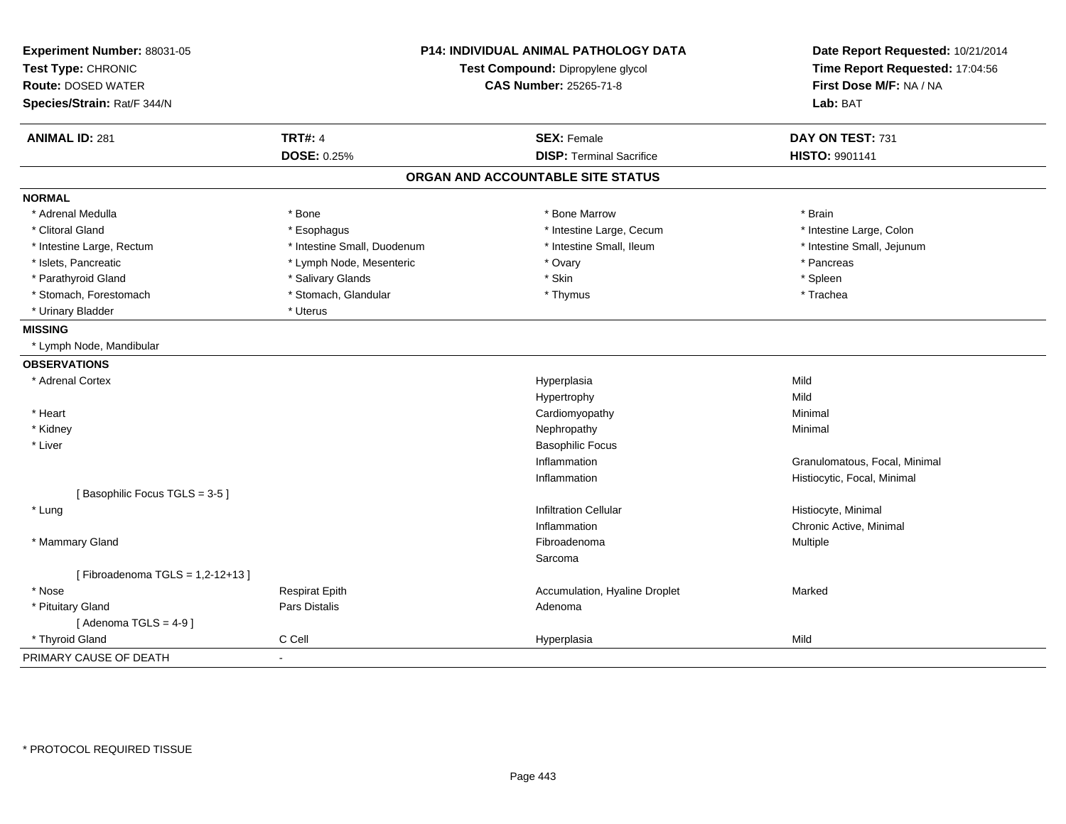**Experiment Number:** 88031-05
**Test Type:** CHRONIC
**Route:** DOSED WATER
**Species/Strain:** Rat/F 344/N

**P14: INDIVIDUAL ANIMAL PATHOLOGY DATA**
**Test Compound:** Dipropylene glycol
**CAS Number:** 25265-71-8

**Date Report Requested:** 10/21/2014
**Time Report Requested:** 17:04:56
**First Dose M/F:** NA / NA
**Lab:** BAT

| **ANIMAL ID:** 281 | **TRT#:** 4 | **SEX:** Female | **DAY ON TEST:** 731 |
|---|---|---|---|
| | **DOSE:** 0.25% | **DISP:** Terminal Sacrifice | **HISTO:** 9901141 |

## ORGAN AND ACCOUNTABLE SITE STATUS

**NORMAL**

| | | | |
|---|---|---|---|
| * Adrenal Medulla | * Bone | * Bone Marrow | * Brain |
| * Clitoral Gland | * Esophagus | * Intestine Large, Cecum | * Intestine Large, Colon |
| * Intestine Large, Rectum | * Intestine Small, Duodenum | * Intestine Small, Ileum | * Intestine Small, Jejunum |
| * Islets, Pancreatic | * Lymph Node, Mesenteric | * Ovary | * Pancreas |
| * Parathyroid Gland | * Salivary Glands | * Skin | * Spleen |
| * Stomach, Forestomach | * Stomach, Glandular | * Thymus | * Trachea |
| * Urinary Bladder | * Uterus | | |

**MISSING**

* Lymph Node, Mandibular

**OBSERVATIONS**

| | | | |
|---|---|---|---|
| * Adrenal Cortex | | Hyperplasia | Mild |
| | | Hypertrophy | Mild |
| * Heart | | Cardiomyopathy | Minimal |
| * Kidney | | Nephropathy | Minimal |
| * Liver | | Basophilic Focus | |
| | | Inflammation | Granulomatous, Focal, Minimal |
| | | Inflammation | Histiocytic, Focal, Minimal |
| [ Basophilic Focus TGLS = 3-5 ] | | | |
| * Lung | | Infiltration Cellular | Histiocyte, Minimal |
| | | Inflammation | Chronic Active, Minimal |
| * Mammary Gland | | Fibroadenoma | Multiple |
| | | Sarcoma | |
| [ Fibroadenoma TGLS = 1,2-12+13 ] | | | |
| * Nose | Respirat Epith | Accumulation, Hyaline Droplet | Marked |
| * Pituitary Gland | Pars Distalis | Adenoma | |
| [ Adenoma TGLS = 4-9 ] | | | |
| * Thyroid Gland | C Cell | Hyperplasia | Mild |

PRIMARY CAUSE OF DEATH -

* PROTOCOL REQUIRED TISSUE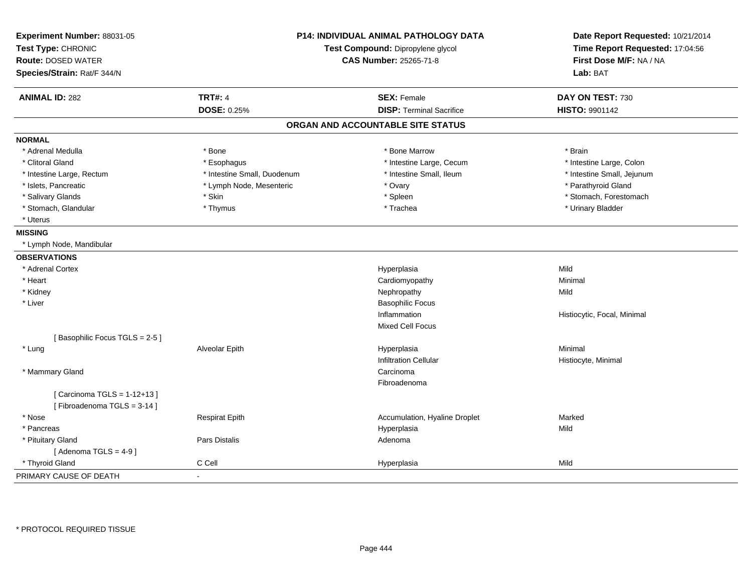**Experiment Number:** 88031-05
**Test Type:** CHRONIC
**Route:** DOSED WATER
**Species/Strain:** Rat/F 344/N

**P14: INDIVIDUAL ANIMAL PATHOLOGY DATA**
**Test Compound:** Dipropylene glycol
**CAS Number:** 25265-71-8

**Date Report Requested:** 10/21/2014
**Time Report Requested:** 17:04:56
**First Dose M/F:** NA / NA
**Lab:** BAT

| **ANIMAL ID:** 282 | **TRT#:** 4 | **SEX:** Female | **DAY ON TEST:** 730 |
|---|---|---|---|
| | **DOSE:** 0.25% | **DISP:** Terminal Sacrifice | **HISTO:** 9901142 |

## ORGAN AND ACCOUNTABLE SITE STATUS

**NORMAL**

| | | | |
|---|---|---|---|
| * Adrenal Medulla | * Bone | * Bone Marrow | * Brain |
| * Clitoral Gland | * Esophagus | * Intestine Large, Cecum | * Intestine Large, Colon |
| * Intestine Large, Rectum | * Intestine Small, Duodenum | * Intestine Small, Ileum | * Intestine Small, Jejunum |
| * Islets, Pancreatic | * Lymph Node, Mesenteric | * Ovary | * Parathyroid Gland |
| * Salivary Glands | * Skin | * Spleen | * Stomach, Forestomach |
| * Stomach, Glandular | * Thymus | * Trachea | * Urinary Bladder |
| * Uterus | | | |

**MISSING**

* Lymph Node, Mandibular

**OBSERVATIONS**

| | | | |
|---|---|---|---|
| * Adrenal Cortex | | Hyperplasia | Mild |
| * Heart | | Cardiomyopathy | Minimal |
| * Kidney | | Nephropathy | Mild |
| * Liver | | Basophilic Focus | |
| | | Inflammation | Histiocytic, Focal, Minimal |
| | | Mixed Cell Focus | |
| [ Basophilic Focus TGLS = 2-5 ] | | | |
| * Lung | Alveolar Epith | Hyperplasia | Minimal |
| | | Infiltration Cellular | Histiocyte, Minimal |
| * Mammary Gland | | Carcinoma | |
| | | Fibroadenoma | |
| [ Carcinoma TGLS = 1-12+13 ] | | | |
| [ Fibroadenoma TGLS = 3-14 ] | | | |
| * Nose | Respirat Epith | Accumulation, Hyaline Droplet | Marked |
| * Pancreas | | Hyperplasia | Mild |
| * Pituitary Gland | Pars Distalis | Adenoma | |
| [ Adenoma TGLS = 4-9 ] | | | |
| * Thyroid Gland | C Cell | Hyperplasia | Mild |

PRIMARY CAUSE OF DEATH -

* PROTOCOL REQUIRED TISSUE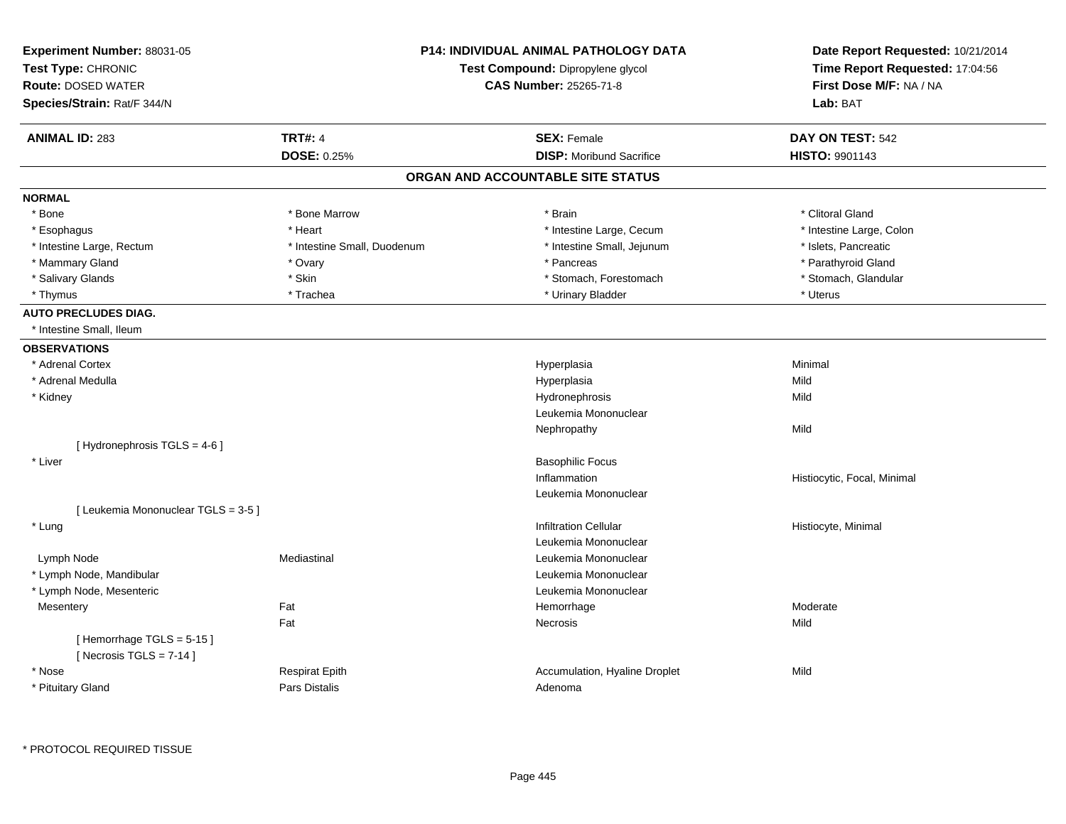**Experiment Number:** 88031-05
**Test Type:** CHRONIC
**Route:** DOSED WATER
**Species/Strain:** Rat/F 344/N

**P14: INDIVIDUAL ANIMAL PATHOLOGY DATA**
**Test Compound:** Dipropylene glycol
**CAS Number:** 25265-71-8

**Date Report Requested:** 10/21/2014
**Time Report Requested:** 17:04:56
**First Dose M/F:** NA / NA
**Lab:** BAT

| **ANIMAL ID:** 283 | **TRT#:** 4 | **SEX:** Female | **DAY ON TEST:** 542 |
|---|---|---|---|
| | **DOSE:** 0.25% | **DISP:** Moribund Sacrifice | **HISTO:** 9901143 |

## ORGAN AND ACCOUNTABLE SITE STATUS

**NORMAL**

| | | | |
|---|---|---|---|
| * Bone | * Bone Marrow | * Brain | * Clitoral Gland |
| * Esophagus | * Heart | * Intestine Large, Cecum | * Intestine Large, Colon |
| * Intestine Large, Rectum | * Intestine Small, Duodenum | * Intestine Small, Jejunum | * Islets, Pancreatic |
| * Mammary Gland | * Ovary | * Pancreas | * Parathyroid Gland |
| * Salivary Glands | * Skin | * Stomach, Forestomach | * Stomach, Glandular |
| * Thymus | * Trachea | * Urinary Bladder | * Uterus |

**AUTO PRECLUDES DIAG.**

* Intestine Small, Ileum

**OBSERVATIONS**

| | | | |
|---|---|---|---|
| * Adrenal Cortex | | Hyperplasia | Minimal |
| * Adrenal Medulla | | Hyperplasia | Mild |
| * Kidney | | Hydronephrosis | Mild |
| | | Leukemia Mononuclear | |
| | | Nephropathy | Mild |
| [ Hydronephrosis TGLS = 4-6 ] | | | |
| * Liver | | Basophilic Focus | |
| | | Inflammation | Histiocytic, Focal, Minimal |
| | | Leukemia Mononuclear | |
| [ Leukemia Mononuclear TGLS = 3-5 ] | | | |
| * Lung | | Infiltration Cellular | Histiocyte, Minimal |
| | | Leukemia Mononuclear | |
| Lymph Node | Mediastinal | Leukemia Mononuclear | |
| * Lymph Node, Mandibular | | Leukemia Mononuclear | |
| * Lymph Node, Mesenteric | | Leukemia Mononuclear | |
| Mesentery | Fat | Hemorrhage | Moderate |
| | Fat | Necrosis | Mild |
| [ Hemorrhage TGLS = 5-15 ] | | | |
| [ Necrosis TGLS = 7-14 ] | | | |
| * Nose | Respirat Epith | Accumulation, Hyaline Droplet | Mild |
| * Pituitary Gland | Pars Distalis | Adenoma | |

* PROTOCOL REQUIRED TISSUE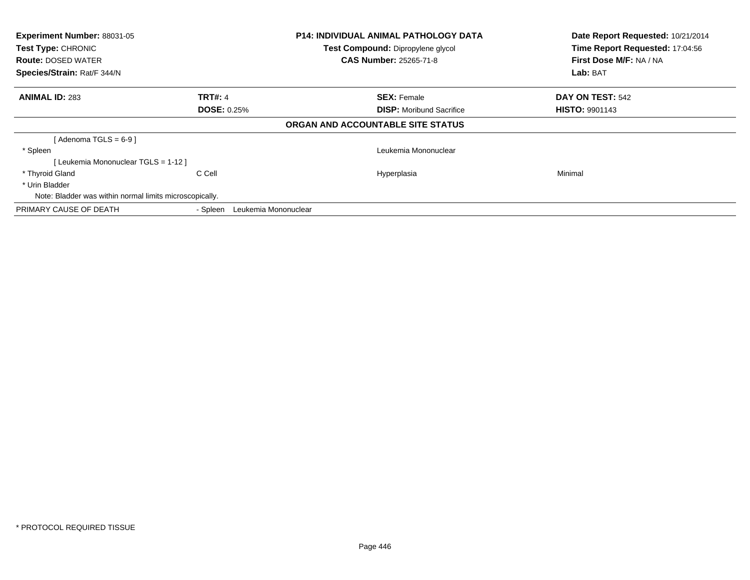**Experiment Number:** 88031-05
**Test Type:** CHRONIC
**Route:** DOSED WATER
**Species/Strain:** Rat/F 344/N

**P14: INDIVIDUAL ANIMAL PATHOLOGY DATA**
**Test Compound:** Dipropylene glycol
**CAS Number:** 25265-71-8

**Date Report Requested:** 10/21/2014
**Time Report Requested:** 17:04:56
**First Dose M/F:** NA / NA
**Lab:** BAT

| **ANIMAL ID:** 283 | **TRT#:** 4 | **SEX:** Female | **DAY ON TEST:** 542 |
|---|---|---|---|
| | **DOSE:** 0.25% | **DISP:** Moribund Sacrifice | **HISTO:** 9901143 |

**ORGAN AND ACCOUNTABLE SITE STATUS**

| | | | |
|---|---|---|---|
| [ Adenoma TGLS = 6-9 ] | | | |
| * Spleen | | Leukemia Mononuclear | |
| [ Leukemia Mononuclear TGLS = 1-12 ] | | | |
| * Thyroid Gland | C Cell | Hyperplasia | Minimal |
| * Urin Bladder | | | |
| Note: Bladder was within normal limits microscopically. | | | |
| PRIMARY CAUSE OF DEATH | - Spleen Leukemia Mononuclear | | |

* PROTOCOL REQUIRED TISSUE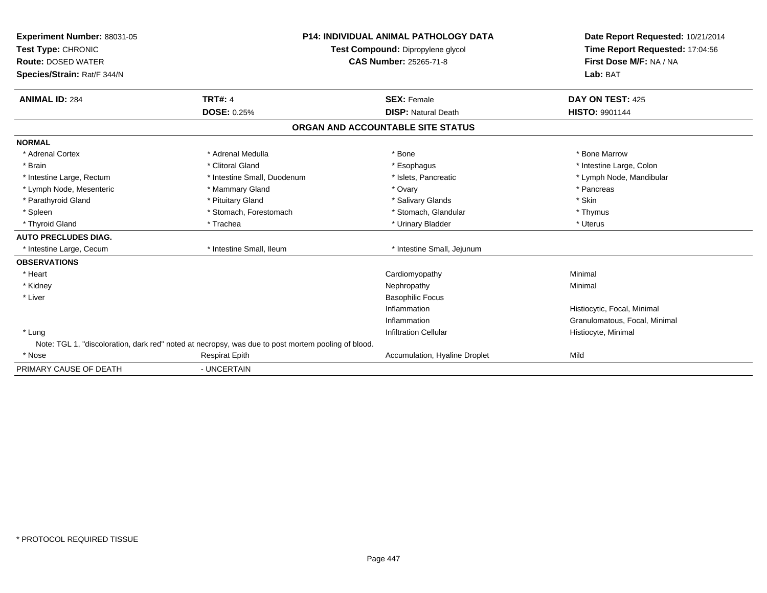**Experiment Number:** 88031-05
**Test Type:** CHRONIC
**Route:** DOSED WATER
**Species/Strain:** Rat/F 344/N

**P14: INDIVIDUAL ANIMAL PATHOLOGY DATA**
**Test Compound:** Dipropylene glycol
**CAS Number:** 25265-71-8

**Date Report Requested:** 10/21/2014
**Time Report Requested:** 17:04:56
**First Dose M/F:** NA / NA
**Lab:** BAT

| **ANIMAL ID:** 284 | **TRT#:** 4 | **SEX:** Female | **DAY ON TEST:** 425 |
|---|---|---|---|
| | **DOSE:** 0.25% | **DISP:** Natural Death | **HISTO:** 9901144 |

## ORGAN AND ACCOUNTABLE SITE STATUS

| | | | |
|---|---|---|---|
| **NORMAL** | | | |
| * Adrenal Cortex | * Adrenal Medulla | * Bone | * Bone Marrow |
| * Brain | * Clitoral Gland | * Esophagus | * Intestine Large, Colon |
| * Intestine Large, Rectum | * Intestine Small, Duodenum | * Islets, Pancreatic | * Lymph Node, Mandibular |
| * Lymph Node, Mesenteric | * Mammary Gland | * Ovary | * Pancreas |
| * Parathyroid Gland | * Pituitary Gland | * Salivary Glands | * Skin |
| * Spleen | * Stomach, Forestomach | * Stomach, Glandular | * Thymus |
| * Thyroid Gland | * Trachea | * Urinary Bladder | * Uterus |
| **AUTO PRECLUDES DIAG.** | | | |
| * Intestine Large, Cecum | * Intestine Small, Ileum | * Intestine Small, Jejunum | |
| **OBSERVATIONS** | | | |
| * Heart | | Cardiomyopathy | Minimal |
| * Kidney | | Nephropathy | Minimal |
| * Liver | | Basophilic Focus | |
| | | Inflammation | Histiocytic, Focal, Minimal |
| | | Inflammation | Granulomatous, Focal, Minimal |
| * Lung | | Infiltration Cellular | Histiocyte, Minimal |
| Note: TGL 1, "discoloration, dark red" noted at necropsy, was due to post mortem pooling of blood. | | | |
| * Nose | Respirat Epith | Accumulation, Hyaline Droplet | Mild |
| PRIMARY CAUSE OF DEATH | - UNCERTAIN | | |

\* PROTOCOL REQUIRED TISSUE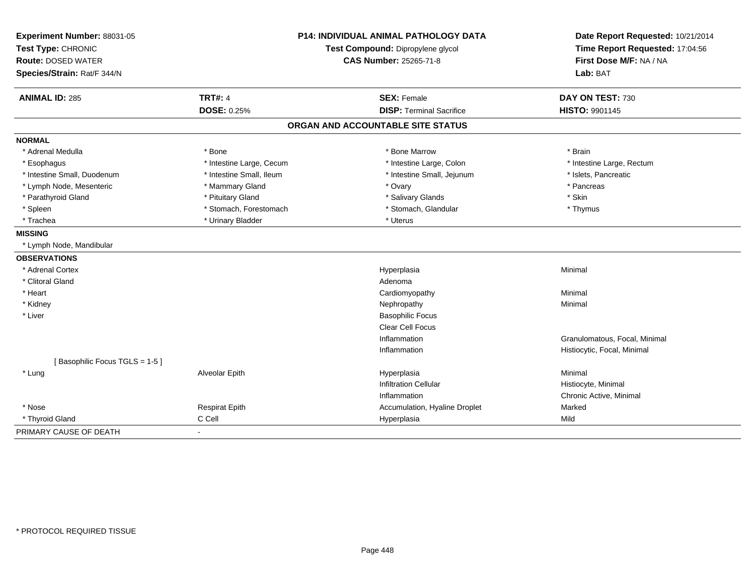**Experiment Number:** 88031-05
**Test Type:** CHRONIC
**Route:** DOSED WATER
**Species/Strain:** Rat/F 344/N

**P14: INDIVIDUAL ANIMAL PATHOLOGY DATA**
**Test Compound:** Dipropylene glycol
**CAS Number:** 25265-71-8

**Date Report Requested:** 10/21/2014
**Time Report Requested:** 17:04:56
**First Dose M/F:** NA / NA
**Lab:** BAT

| **ANIMAL ID:** 285 | **TRT#:** 4 | **SEX:** Female | **DAY ON TEST:** 730 |
|---|---|---|---|
| | **DOSE:** 0.25% | **DISP:** Terminal Sacrifice | **HISTO:** 9901145 |

## ORGAN AND ACCOUNTABLE SITE STATUS

**NORMAL**

| | | | |
|---|---|---|---|
| * Adrenal Medulla | * Bone | * Bone Marrow | * Brain |
| * Esophagus | * Intestine Large, Cecum | * Intestine Large, Colon | * Intestine Large, Rectum |
| * Intestine Small, Duodenum | * Intestine Small, Ileum | * Intestine Small, Jejunum | * Islets, Pancreatic |
| * Lymph Node, Mesenteric | * Mammary Gland | * Ovary | * Pancreas |
| * Parathyroid Gland | * Pituitary Gland | * Salivary Glands | * Skin |
| * Spleen | * Stomach, Forestomach | * Stomach, Glandular | * Thymus |
| * Trachea | * Urinary Bladder | * Uterus | |

**MISSING**

* Lymph Node, Mandibular

**OBSERVATIONS**

| | | | |
|---|---|---|---|
| * Adrenal Cortex | | Hyperplasia | Minimal |
| * Clitoral Gland | | Adenoma | |
| * Heart | | Cardiomyopathy | Minimal |
| * Kidney | | Nephropathy | Minimal |
| * Liver | | Basophilic Focus | |
| | | Clear Cell Focus | |
| | | Inflammation | Granulomatous, Focal, Minimal |
| | | Inflammation | Histiocytic, Focal, Minimal |
| [ Basophilic Focus TGLS = 1-5 ] | | | |
| * Lung | Alveolar Epith | Hyperplasia | Minimal |
| | | Infiltration Cellular | Histiocyte, Minimal |
| | | Inflammation | Chronic Active, Minimal |
| * Nose | Respirat Epith | Accumulation, Hyaline Droplet | Marked |
| * Thyroid Gland | C Cell | Hyperplasia | Mild |

PRIMARY CAUSE OF DEATH -

* PROTOCOL REQUIRED TISSUE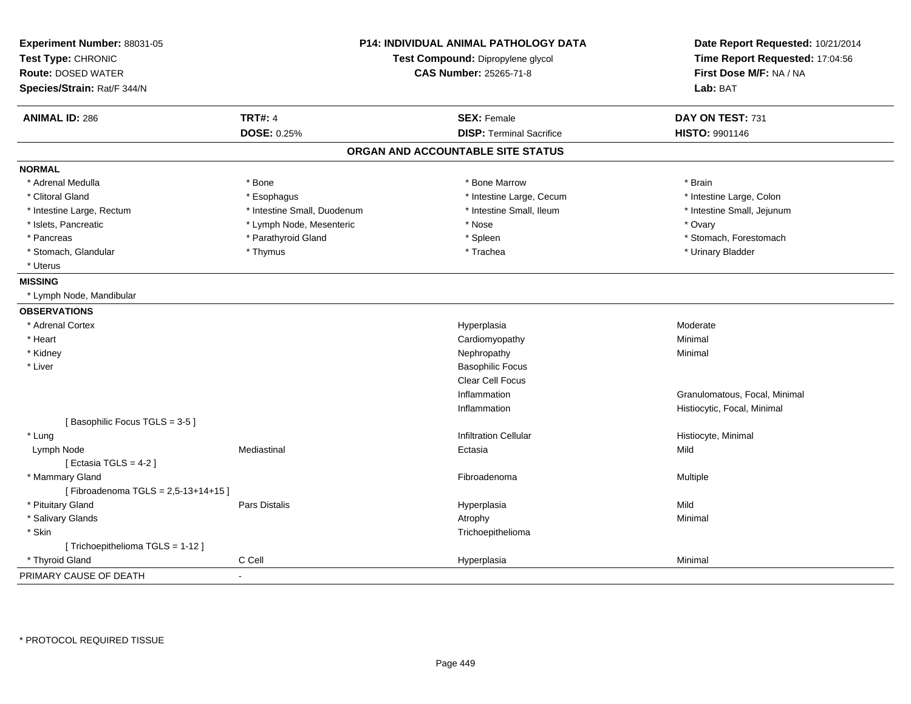**Experiment Number:** 88031-05
**Test Type:** CHRONIC
**Route:** DOSED WATER
**Species/Strain:** Rat/F 344/N

**P14: INDIVIDUAL ANIMAL PATHOLOGY DATA**
**Test Compound:** Dipropylene glycol
**CAS Number:** 25265-71-8

**Date Report Requested:** 10/21/2014
**Time Report Requested:** 17:04:56
**First Dose M/F:** NA / NA
**Lab:** BAT

| **ANIMAL ID:** 286 | **TRT#:** 4 | **SEX:** Female | **DAY ON TEST:** 731 |
|---|---|---|---|
| | **DOSE:** 0.25% | **DISP:** Terminal Sacrifice | **HISTO:** 9901146 |

## ORGAN AND ACCOUNTABLE SITE STATUS

**NORMAL**

| | | | |
|---|---|---|---|
| * Adrenal Medulla | * Bone | * Bone Marrow | * Brain |
| * Clitoral Gland | * Esophagus | * Intestine Large, Cecum | * Intestine Large, Colon |
| * Intestine Large, Rectum | * Intestine Small, Duodenum | * Intestine Small, Ileum | * Intestine Small, Jejunum |
| * Islets, Pancreatic | * Lymph Node, Mesenteric | * Nose | * Ovary |
| * Pancreas | * Parathyroid Gland | * Spleen | * Stomach, Forestomach |
| * Stomach, Glandular | * Thymus | * Trachea | * Urinary Bladder |
| * Uterus | | | |

**MISSING**

* Lymph Node, Mandibular

**OBSERVATIONS**

| | | | |
|---|---|---|---|
| * Adrenal Cortex | | Hyperplasia | Moderate |
| * Heart | | Cardiomyopathy | Minimal |
| * Kidney | | Nephropathy | Minimal |
| * Liver | | Basophilic Focus | |
| | | Clear Cell Focus | |
| | | Inflammation | Granulomatous, Focal, Minimal |
| | | Inflammation | Histiocytic, Focal, Minimal |
| [ Basophilic Focus TGLS = 3-5 ] | | | |
| * Lung | | Infiltration Cellular | Histiocyte, Minimal |
| Lymph Node | Mediastinal | Ectasia | Mild |
| [ Ectasia TGLS = 4-2 ] | | | |
| * Mammary Gland | | Fibroadenoma | Multiple |
| [ Fibroadenoma TGLS = 2,5-13+14+15 ] | | | |
| * Pituitary Gland | Pars Distalis | Hyperplasia | Mild |
| * Salivary Glands | | Atrophy | Minimal |
| * Skin | | Trichoepithelioma | |
| [ Trichoepithelioma TGLS = 1-12 ] | | | |
| * Thyroid Gland | C Cell | Hyperplasia | Minimal |

PRIMARY CAUSE OF DEATH -

* PROTOCOL REQUIRED TISSUE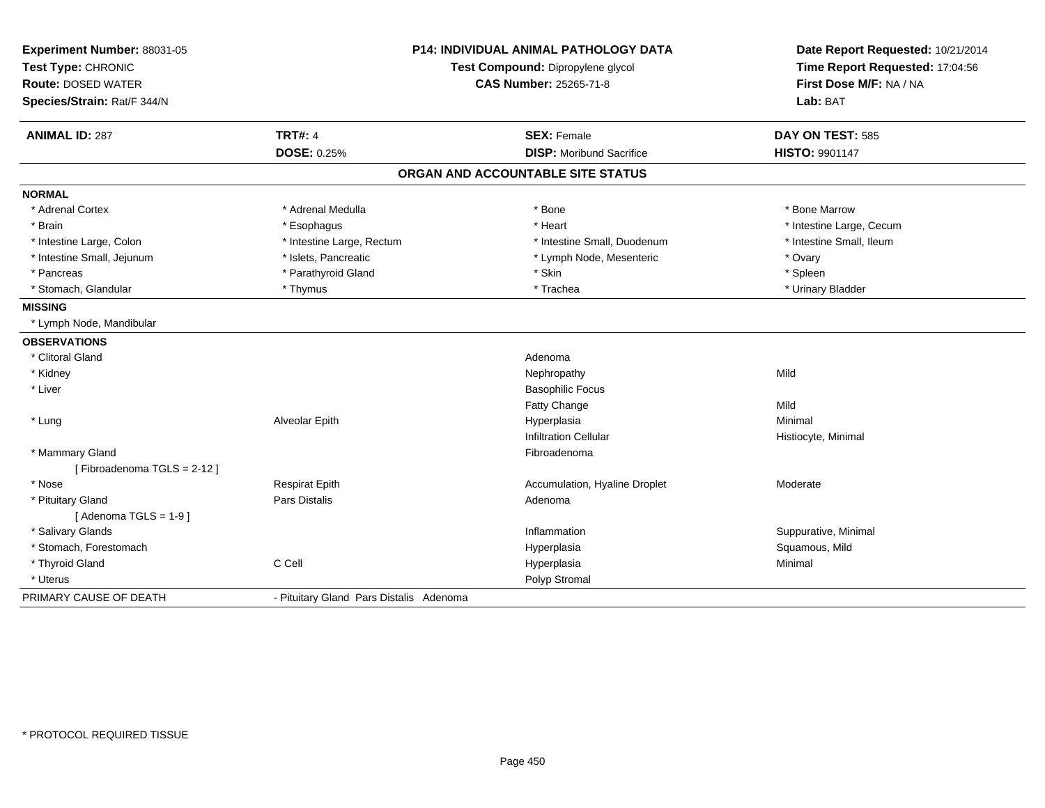**Experiment Number:** 88031-05
**Test Type:** CHRONIC
**Route:** DOSED WATER
**Species/Strain:** Rat/F 344/N

**P14: INDIVIDUAL ANIMAL PATHOLOGY DATA**
**Test Compound:** Dipropylene glycol
**CAS Number:** 25265-71-8

**Date Report Requested:** 10/21/2014
**Time Report Requested:** 17:04:56
**First Dose M/F:** NA / NA
**Lab:** BAT

| **ANIMAL ID:** 287 | **TRT#:** 4 | **SEX:** Female | **DAY ON TEST:** 585 |
|---|---|---|---|
| | **DOSE:** 0.25% | **DISP:** Moribund Sacrifice | **HISTO:** 9901147 |

## ORGAN AND ACCOUNTABLE SITE STATUS

**NORMAL**

| | | | |
|---|---|---|---|
| * Adrenal Cortex | * Adrenal Medulla | * Bone | * Bone Marrow |
| * Brain | * Esophagus | * Heart | * Intestine Large, Cecum |
| * Intestine Large, Colon | * Intestine Large, Rectum | * Intestine Small, Duodenum | * Intestine Small, Ileum |
| * Intestine Small, Jejunum | * Islets, Pancreatic | * Lymph Node, Mesenteric | * Ovary |
| * Pancreas | * Parathyroid Gland | * Skin | * Spleen |
| * Stomach, Glandular | * Thymus | * Trachea | * Urinary Bladder |

**MISSING**

* Lymph Node, Mandibular

**OBSERVATIONS**

| | | | |
|---|---|---|---|
| * Clitoral Gland | | Adenoma | |
| * Kidney | | Nephropathy | Mild |
| * Liver | | Basophilic Focus | |
| | | Fatty Change | Mild |
| * Lung | Alveolar Epith | Hyperplasia | Minimal |
| | | Infiltration Cellular | Histiocyte, Minimal |
| * Mammary Gland | | Fibroadenoma | |
| [ Fibroadenoma TGLS = 2-12 ] | | | |
| * Nose | Respirat Epith | Accumulation, Hyaline Droplet | Moderate |
| * Pituitary Gland | Pars Distalis | Adenoma | |
| [ Adenoma TGLS = 1-9 ] | | | |
| * Salivary Glands | | Inflammation | Suppurative, Minimal |
| * Stomach, Forestomach | | Hyperplasia | Squamous, Mild |
| * Thyroid Gland | C Cell | Hyperplasia | Minimal |
| * Uterus | | Polyp Stromal | |

PRIMARY CAUSE OF DEATH - Pituitary Gland Pars Distalis Adenoma

* PROTOCOL REQUIRED TISSUE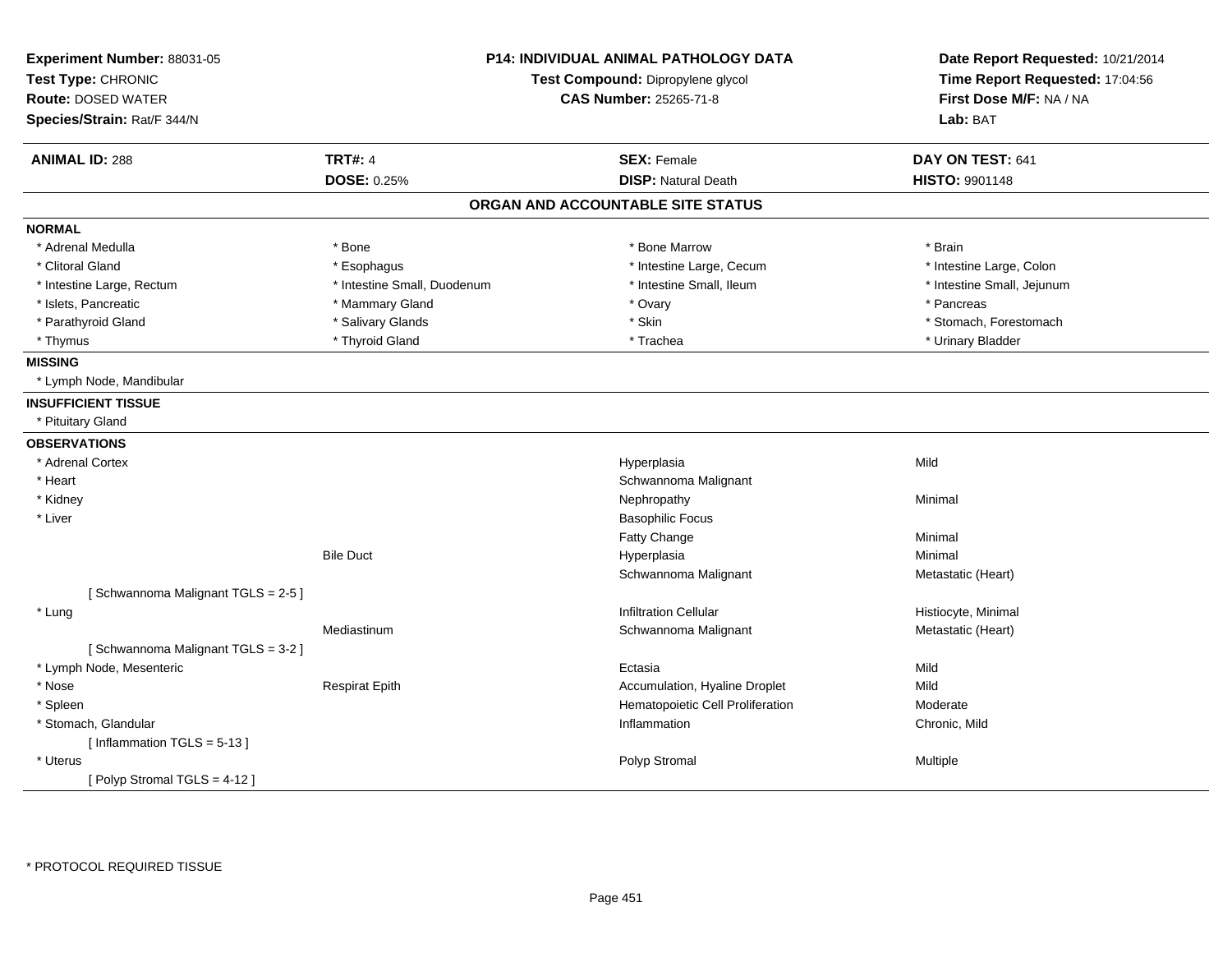**Experiment Number:** 88031-05
**Test Type:** CHRONIC
**Route:** DOSED WATER
**Species/Strain:** Rat/F 344/N

**P14: INDIVIDUAL ANIMAL PATHOLOGY DATA**
**Test Compound:** Dipropylene glycol
**CAS Number:** 25265-71-8

**Date Report Requested:** 10/21/2014
**Time Report Requested:** 17:04:56
**First Dose M/F:** NA / NA
**Lab:** BAT

| **ANIMAL ID:** 288 | **TRT#:** 4 | **SEX:** Female | **DAY ON TEST:** 641 |
|---|---|---|---|
| | **DOSE:** 0.25% | **DISP:** Natural Death | **HISTO:** 9901148 |

## ORGAN AND ACCOUNTABLE SITE STATUS

**NORMAL**

| | | | |
|---|---|---|---|
| * Adrenal Medulla | * Bone | * Bone Marrow | * Brain |
| * Clitoral Gland | * Esophagus | * Intestine Large, Cecum | * Intestine Large, Colon |
| * Intestine Large, Rectum | * Intestine Small, Duodenum | * Intestine Small, Ileum | * Intestine Small, Jejunum |
| * Islets, Pancreatic | * Mammary Gland | * Ovary | * Pancreas |
| * Parathyroid Gland | * Salivary Glands | * Skin | * Stomach, Forestomach |
| * Thymus | * Thyroid Gland | * Trachea | * Urinary Bladder |

**MISSING**

* Lymph Node, Mandibular

**INSUFFICIENT TISSUE**

* Pituitary Gland

**OBSERVATIONS**

| Organ | Site | Observation | Qualifier |
|---|---|---|---|
| * Adrenal Cortex | | Hyperplasia | Mild |
| * Heart | | Schwannoma Malignant | |
| * Kidney | | Nephropathy | Minimal |
| * Liver | | Basophilic Focus | |
| | | Fatty Change | Minimal |
| | Bile Duct | Hyperplasia | Minimal |
| | | Schwannoma Malignant | Metastatic (Heart) |
| [ Schwannoma Malignant TGLS = 2-5 ] | | | |
| * Lung | | Infiltration Cellular | Histiocyte, Minimal |
| | Mediastinum | Schwannoma Malignant | Metastatic (Heart) |
| [ Schwannoma Malignant TGLS = 3-2 ] | | | |
| * Lymph Node, Mesenteric | | Ectasia | Mild |
| * Nose | Respirat Epith | Accumulation, Hyaline Droplet | Mild |
| * Spleen | | Hematopoietic Cell Proliferation | Moderate |
| * Stomach, Glandular | | Inflammation | Chronic, Mild |
| [ Inflammation TGLS = 5-13 ] | | | |
| * Uterus | | Polyp Stromal | Multiple |
| [ Polyp Stromal TGLS = 4-12 ] | | | |

* PROTOCOL REQUIRED TISSUE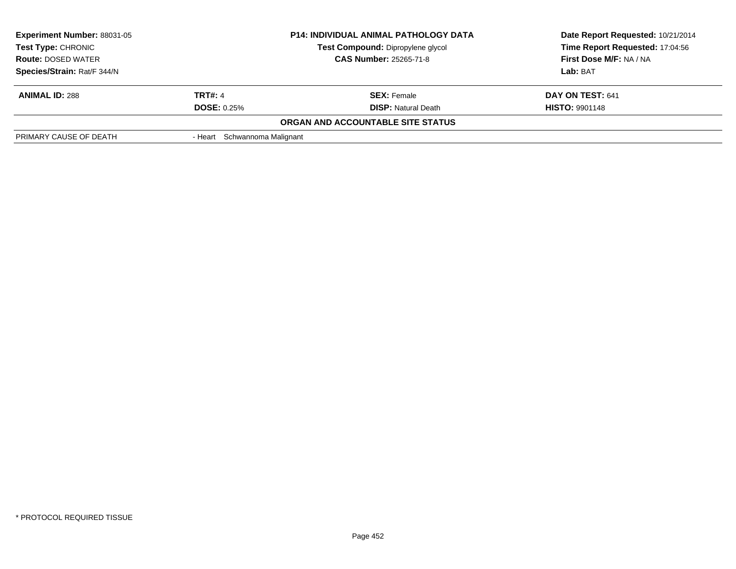| Experiment Number: 88031-05 | P14: INDIVIDUAL ANIMAL PATHOLOGY DATA | Date Report Requested: 10/21/2014 |
|---|---|---|
| Test Type: CHRONIC | Test Compound: Dipropylene glycol | Time Report Requested: 17:04:56 |
| Route: DOSED WATER | CAS Number: 25265-71-8 | First Dose M/F: NA / NA |
| Species/Strain: Rat/F 344/N | | Lab: BAT |

| ANIMAL ID: 288 | TRT#: 4 | SEX: Female | DAY ON TEST: 641 |
|---|---|---|---|
| | DOSE: 0.25% | DISP: Natural Death | HISTO: 9901148 |

**ORGAN AND ACCOUNTABLE SITE STATUS**

| PRIMARY CAUSE OF DEATH | - Heart Schwannoma Malignant |
|---|---|

* PROTOCOL REQUIRED TISSUE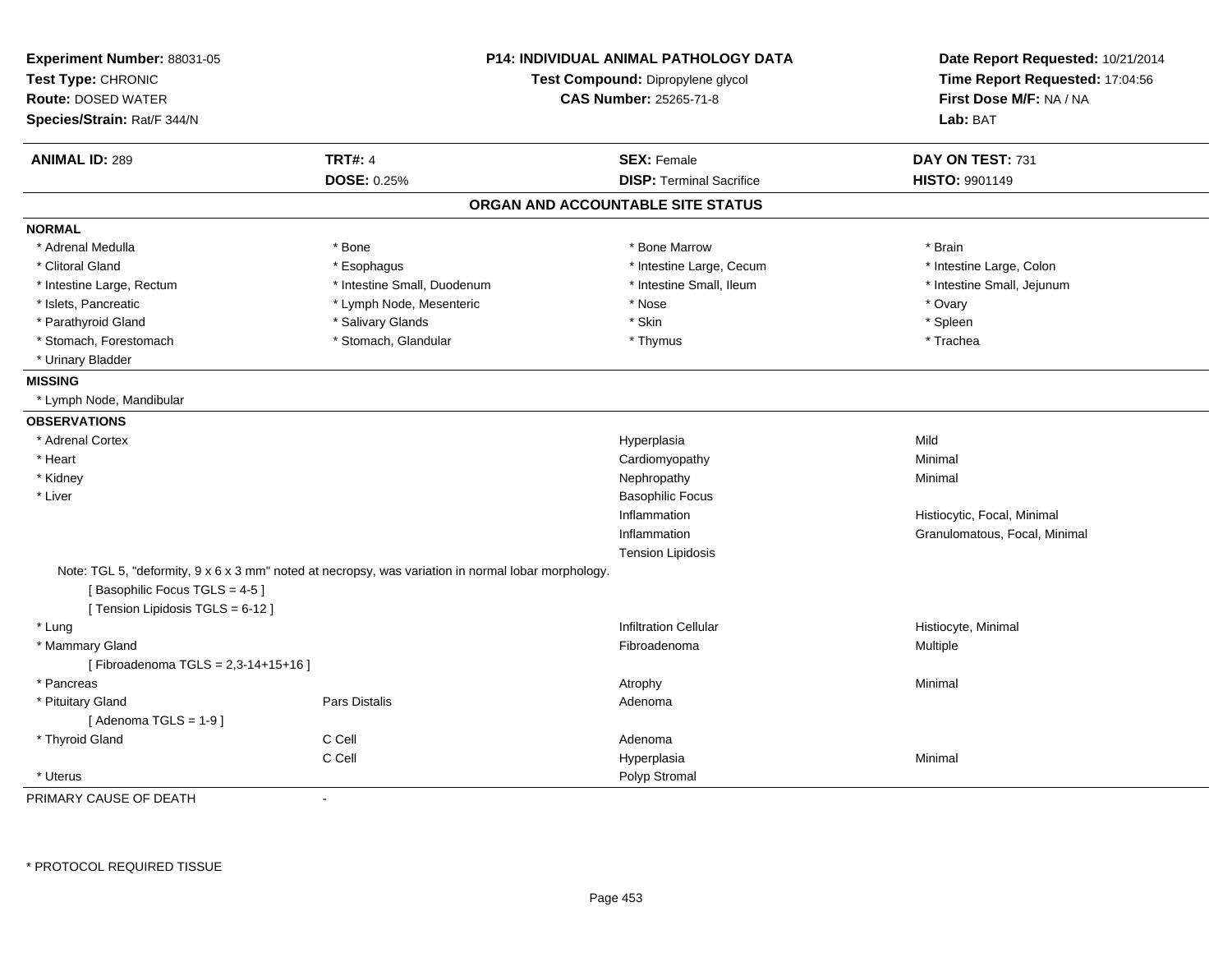**Experiment Number:** 88031-05
**Test Type:** CHRONIC
**Route:** DOSED WATER
**Species/Strain:** Rat/F 344/N

**P14: INDIVIDUAL ANIMAL PATHOLOGY DATA**
**Test Compound:** Dipropylene glycol
**CAS Number:** 25265-71-8

**Date Report Requested:** 10/21/2014
**Time Report Requested:** 17:04:56
**First Dose M/F:** NA / NA
**Lab:** BAT

| **ANIMAL ID:** 289 | **TRT#:** 4 | **SEX:** Female | **DAY ON TEST:** 731 |
|---|---|---|---|
| | **DOSE:** 0.25% | **DISP:** Terminal Sacrifice | **HISTO:** 9901149 |

## ORGAN AND ACCOUNTABLE SITE STATUS

**NORMAL**

| | | | |
|---|---|---|---|
| * Adrenal Medulla | * Bone | * Bone Marrow | * Brain |
| * Clitoral Gland | * Esophagus | * Intestine Large, Cecum | * Intestine Large, Colon |
| * Intestine Large, Rectum | * Intestine Small, Duodenum | * Intestine Small, Ileum | * Intestine Small, Jejunum |
| * Islets, Pancreatic | * Lymph Node, Mesenteric | * Nose | * Ovary |
| * Parathyroid Gland | * Salivary Glands | * Skin | * Spleen |
| * Stomach, Forestomach | * Stomach, Glandular | * Thymus | * Trachea |
| * Urinary Bladder | | | |

**MISSING**

* Lymph Node, Mandibular

**OBSERVATIONS**

| | | | |
|---|---|---|---|
| * Adrenal Cortex | | Hyperplasia | Mild |
| * Heart | | Cardiomyopathy | Minimal |
| * Kidney | | Nephropathy | Minimal |
| * Liver | | Basophilic Focus | |
| | | Inflammation | Histiocytic, Focal, Minimal |
| | | Inflammation | Granulomatous, Focal, Minimal |
| | | Tension Lipidosis | |

Note: TGL 5, "deformity, 9 x 6 x 3 mm" noted at necropsy, was variation in normal lobar morphology.
[ Basophilic Focus TGLS = 4-5 ]
[ Tension Lipidosis TGLS = 6-12 ]

| | | | |
|---|---|---|---|
| * Lung | | Infiltration Cellular | Histiocyte, Minimal |
| * Mammary Gland | | Fibroadenoma | Multiple |
| [ Fibroadenoma TGLS = 2,3-14+15+16 ] | | | |
| * Pancreas | | Atrophy | Minimal |
| * Pituitary Gland | Pars Distalis | Adenoma | |
| [ Adenoma TGLS = 1-9 ] | | | |
| * Thyroid Gland | C Cell | Adenoma | |
| | C Cell | Hyperplasia | Minimal |
| * Uterus | | Polyp Stromal | |

PRIMARY CAUSE OF DEATH -

\* PROTOCOL REQUIRED TISSUE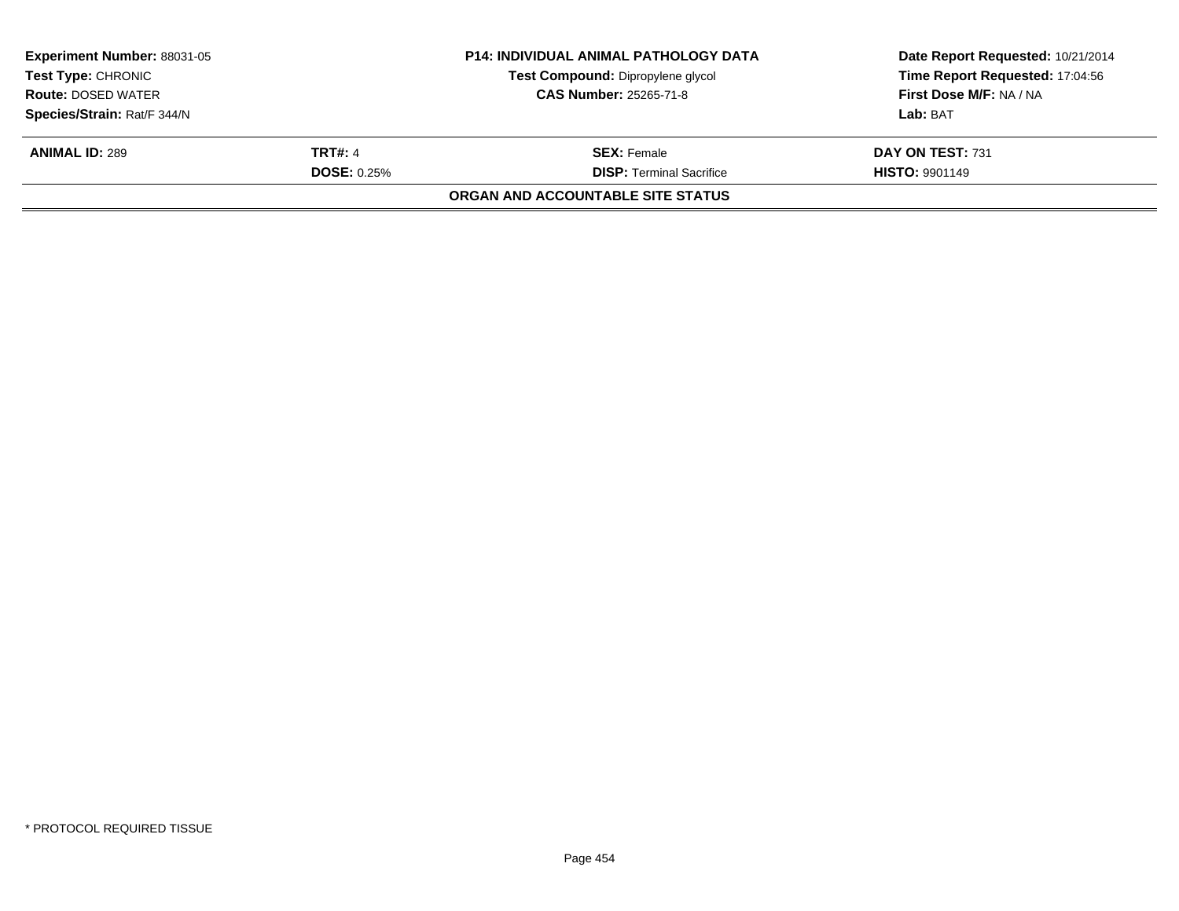| **Experiment Number:** 88031-05 | **P14: INDIVIDUAL ANIMAL PATHOLOGY DATA** | **Date Report Requested:** 10/21/2014 |
|---|---|---|
| **Test Type:** CHRONIC | **Test Compound:** Dipropylene glycol | **Time Report Requested:** 17:04:56 |
| **Route:** DOSED WATER | **CAS Number:** 25265-71-8 | **First Dose M/F:** NA / NA |
| **Species/Strain:** Rat/F 344/N | | **Lab:** BAT |

| **ANIMAL ID:** 289 | **TRT#:** 4 | **SEX:** Female | **DAY ON TEST:** 731 |
|---|---|---|---|
| | **DOSE:** 0.25% | **DISP:** Terminal Sacrifice | **HISTO:** 9901149 |

**ORGAN AND ACCOUNTABLE SITE STATUS**

\* PROTOCOL REQUIRED TISSUE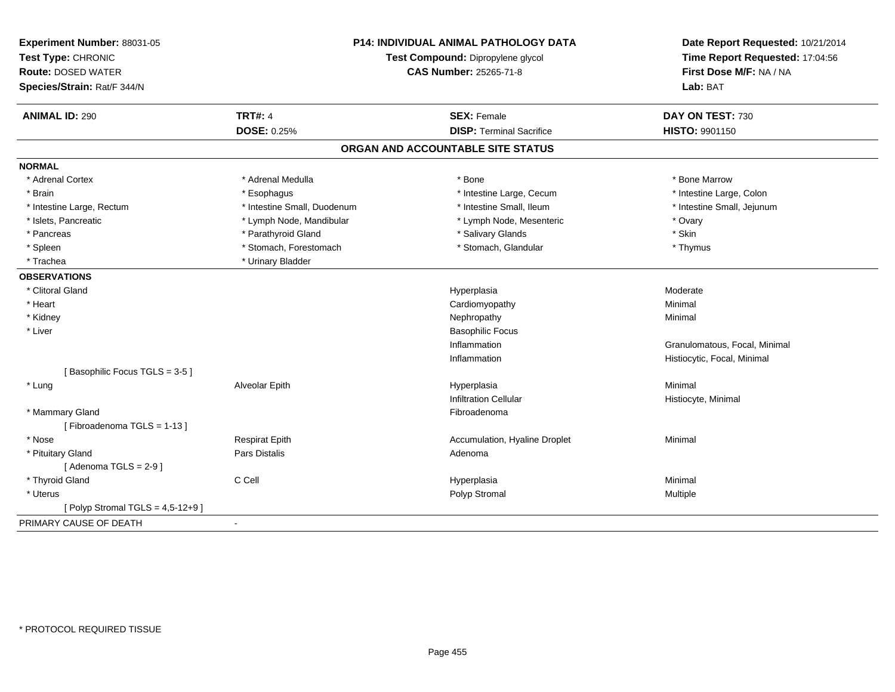**Experiment Number:** 88031-05
**Test Type:** CHRONIC
**Route:** DOSED WATER
**Species/Strain:** Rat/F 344/N

**P14: INDIVIDUAL ANIMAL PATHOLOGY DATA**
**Test Compound:** Dipropylene glycol
**CAS Number:** 25265-71-8

**Date Report Requested:** 10/21/2014
**Time Report Requested:** 17:04:56
**First Dose M/F:** NA / NA
**Lab:** BAT

| **ANIMAL ID:** 290 | **TRT#:** 4 | **SEX:** Female | **DAY ON TEST:** 730 |
|---|---|---|---|
| | **DOSE:** 0.25% | **DISP:** Terminal Sacrifice | **HISTO:** 9901150 |

## ORGAN AND ACCOUNTABLE SITE STATUS

**NORMAL**

| | | | |
|---|---|---|---|
| * Adrenal Cortex | * Adrenal Medulla | * Bone | * Bone Marrow |
| * Brain | * Esophagus | * Intestine Large, Cecum | * Intestine Large, Colon |
| * Intestine Large, Rectum | * Intestine Small, Duodenum | * Intestine Small, Ileum | * Intestine Small, Jejunum |
| * Islets, Pancreatic | * Lymph Node, Mandibular | * Lymph Node, Mesenteric | * Ovary |
| * Pancreas | * Parathyroid Gland | * Salivary Glands | * Skin |
| * Spleen | * Stomach, Forestomach | * Stomach, Glandular | * Thymus |
| * Trachea | * Urinary Bladder | | |

**OBSERVATIONS**

| | | | |
|---|---|---|---|
| * Clitoral Gland | | Hyperplasia | Moderate |
| * Heart | | Cardiomyopathy | Minimal |
| * Kidney | | Nephropathy | Minimal |
| * Liver | | Basophilic Focus | |
| | | Inflammation | Granulomatous, Focal, Minimal |
| | | Inflammation | Histiocytic, Focal, Minimal |
| [ Basophilic Focus TGLS = 3-5 ] | | | |
| * Lung | Alveolar Epith | Hyperplasia | Minimal |
| | | Infiltration Cellular | Histiocyte, Minimal |
| * Mammary Gland | | Fibroadenoma | |
| [ Fibroadenoma TGLS = 1-13 ] | | | |
| * Nose | Respirat Epith | Accumulation, Hyaline Droplet | Minimal |
| * Pituitary Gland | Pars Distalis | Adenoma | |
| [ Adenoma TGLS = 2-9 ] | | | |
| * Thyroid Gland | C Cell | Hyperplasia | Minimal |
| * Uterus | | Polyp Stromal | Multiple |
| [ Polyp Stromal TGLS = 4,5-12+9 ] | | | |

PRIMARY CAUSE OF DEATH -

* PROTOCOL REQUIRED TISSUE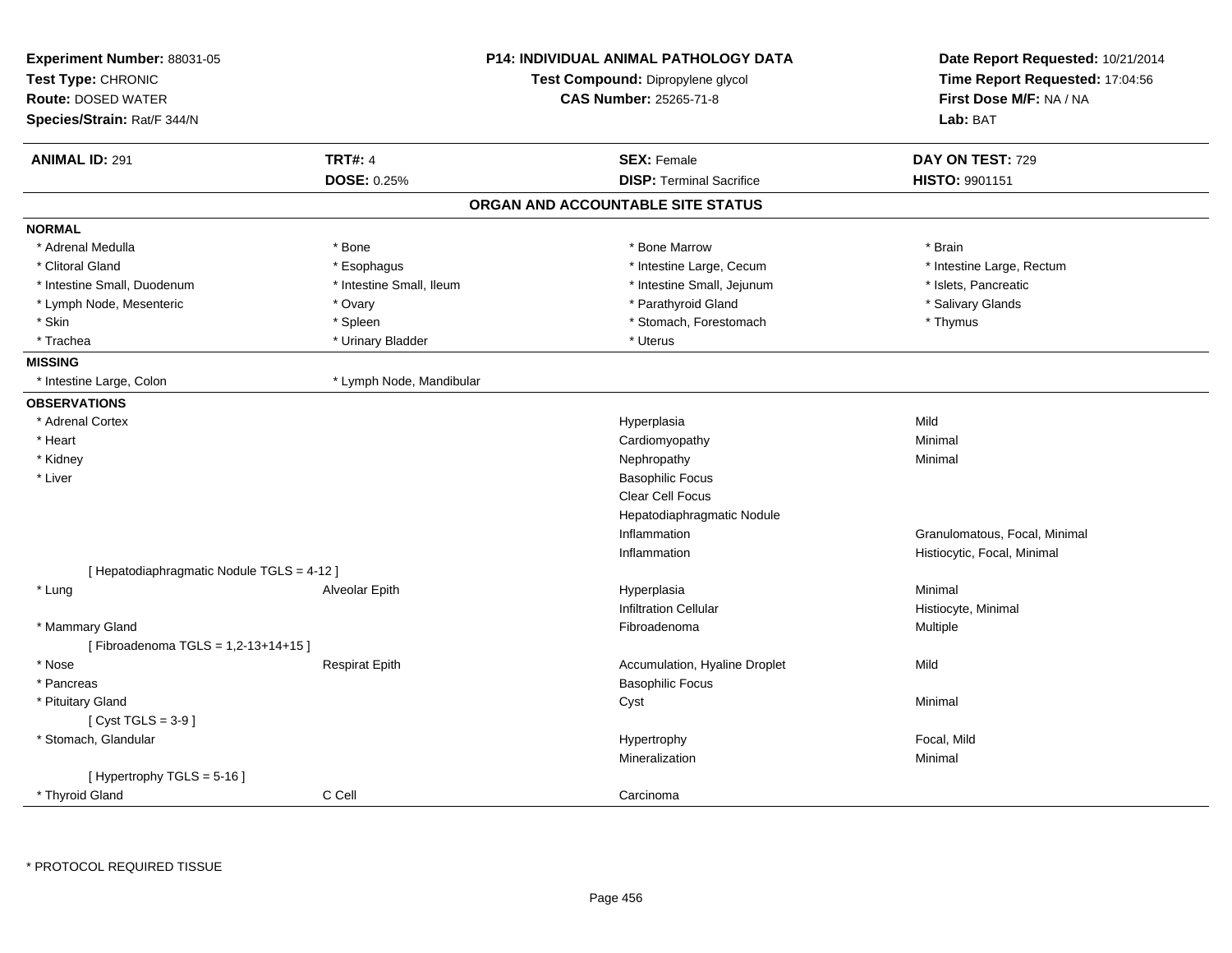**Experiment Number:** 88031-05
**Test Type:** CHRONIC
**Route:** DOSED WATER
**Species/Strain:** Rat/F 344/N

**P14: INDIVIDUAL ANIMAL PATHOLOGY DATA**
**Test Compound:** Dipropylene glycol
**CAS Number:** 25265-71-8

**Date Report Requested:** 10/21/2014
**Time Report Requested:** 17:04:56
**First Dose M/F:** NA / NA
**Lab:** BAT

| **ANIMAL ID:** 291 | **TRT#:** 4 | **SEX:** Female | **DAY ON TEST:** 729 |
|---|---|---|---|
| | **DOSE:** 0.25% | **DISP:** Terminal Sacrifice | **HISTO:** 9901151 |

## ORGAN AND ACCOUNTABLE SITE STATUS

**NORMAL**

| | | | |
|---|---|---|---|
| * Adrenal Medulla | * Bone | * Bone Marrow | * Brain |
| * Clitoral Gland | * Esophagus | * Intestine Large, Cecum | * Intestine Large, Rectum |
| * Intestine Small, Duodenum | * Intestine Small, Ileum | * Intestine Small, Jejunum | * Islets, Pancreatic |
| * Lymph Node, Mesenteric | * Ovary | * Parathyroid Gland | * Salivary Glands |
| * Skin | * Spleen | * Stomach, Forestomach | * Thymus |
| * Trachea | * Urinary Bladder | * Uterus | |

**MISSING**

| | |
|---|---|
| * Intestine Large, Colon | * Lymph Node, Mandibular |

**OBSERVATIONS**

| | | | |
|---|---|---|---|
| * Adrenal Cortex | | Hyperplasia | Mild |
| * Heart | | Cardiomyopathy | Minimal |
| * Kidney | | Nephropathy | Minimal |
| * Liver | | Basophilic Focus | |
| | | Clear Cell Focus | |
| | | Hepatodiaphragmatic Nodule | |
| | | Inflammation | Granulomatous, Focal, Minimal |
| | | Inflammation | Histiocytic, Focal, Minimal |
| [ Hepatodiaphragmatic Nodule TGLS = 4-12 ] | | | |
| * Lung | Alveolar Epith | Hyperplasia | Minimal |
| | | Infiltration Cellular | Histiocyte, Minimal |
| * Mammary Gland | | Fibroadenoma | Multiple |
| [ Fibroadenoma TGLS = 1,2-13+14+15 ] | | | |
| * Nose | Respirat Epith | Accumulation, Hyaline Droplet | Mild |
| * Pancreas | | Basophilic Focus | |
| * Pituitary Gland | | Cyst | Minimal |
| [ Cyst TGLS = 3-9 ] | | | |
| * Stomach, Glandular | | Hypertrophy | Focal, Mild |
| | | Mineralization | Minimal |
| [ Hypertrophy TGLS = 5-16 ] | | | |
| * Thyroid Gland | C Cell | Carcinoma | |

\* PROTOCOL REQUIRED TISSUE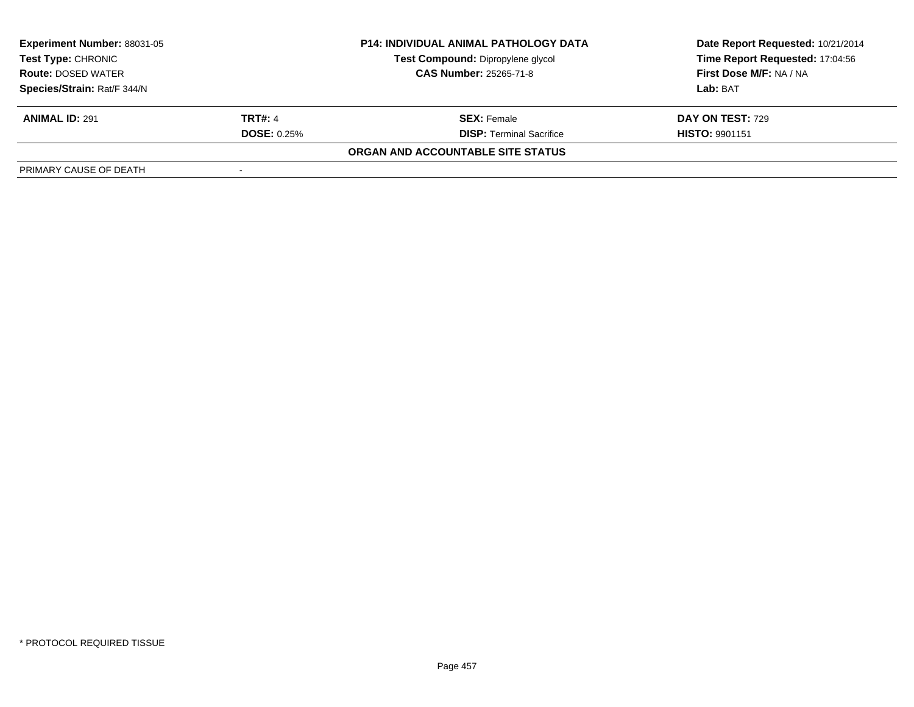| Experiment Number: 88031-05 | P14: INDIVIDUAL ANIMAL PATHOLOGY DATA | Date Report Requested: 10/21/2014 |
|---|---|---|
| Test Type: CHRONIC | Test Compound: Dipropylene glycol | Time Report Requested: 17:04:56 |
| Route: DOSED WATER | CAS Number: 25265-71-8 | First Dose M/F: NA / NA |
| Species/Strain: Rat/F 344/N | | Lab: BAT |

| ANIMAL ID: 291 | TRT#: 4 | SEX: Female | DAY ON TEST: 729 |
|---|---|---|---|
| | DOSE: 0.25% | DISP: Terminal Sacrifice | HISTO: 9901151 |

**ORGAN AND ACCOUNTABLE SITE STATUS**

| PRIMARY CAUSE OF DEATH | - |
|---|---|

\* PROTOCOL REQUIRED TISSUE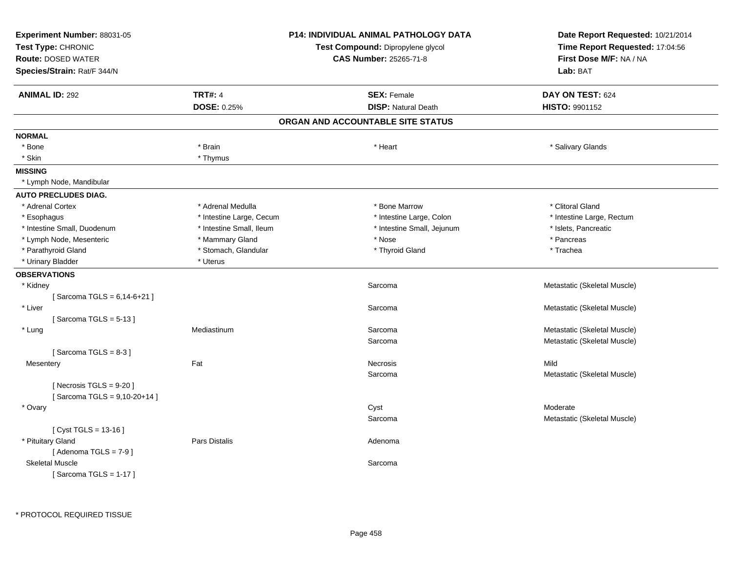**Experiment Number:** 88031-05
**Test Type:** CHRONIC
**Route:** DOSED WATER
**Species/Strain:** Rat/F 344/N

**P14: INDIVIDUAL ANIMAL PATHOLOGY DATA**
**Test Compound:** Dipropylene glycol
**CAS Number:** 25265-71-8

**Date Report Requested:** 10/21/2014
**Time Report Requested:** 17:04:56
**First Dose M/F:** NA / NA
**Lab:** BAT

| **ANIMAL ID:** 292 | **TRT#:** 4 | **SEX:** Female | **DAY ON TEST:** 624 |
|---|---|---|---|
| | **DOSE:** 0.25% | **DISP:** Natural Death | **HISTO:** 9901152 |

## ORGAN AND ACCOUNTABLE SITE STATUS

**NORMAL**

| | | | |
|---|---|---|---|
| * Bone | * Brain | * Heart | * Salivary Glands |
| * Skin | * Thymus | | |

**MISSING**

* Lymph Node, Mandibular

**AUTO PRECLUDES DIAG.**

| | | | |
|---|---|---|---|
| * Adrenal Cortex | * Adrenal Medulla | * Bone Marrow | * Clitoral Gland |
| * Esophagus | * Intestine Large, Cecum | * Intestine Large, Colon | * Intestine Large, Rectum |
| * Intestine Small, Duodenum | * Intestine Small, Ileum | * Intestine Small, Jejunum | * Islets, Pancreatic |
| * Lymph Node, Mesenteric | * Mammary Gland | * Nose | * Pancreas |
| * Parathyroid Gland | * Stomach, Glandular | * Thyroid Gland | * Trachea |
| * Urinary Bladder | * Uterus | | |

**OBSERVATIONS**

| | | | |
|---|---|---|---|
| * Kidney | | Sarcoma | Metastatic (Skeletal Muscle) |
| [ Sarcoma TGLS = 6,14-6+21 ] | | | |
| * Liver | | Sarcoma | Metastatic (Skeletal Muscle) |
| [ Sarcoma TGLS = 5-13 ] | | | |
| * Lung | Mediastinum | Sarcoma | Metastatic (Skeletal Muscle) |
| | | Sarcoma | Metastatic (Skeletal Muscle) |
| [ Sarcoma TGLS = 8-3 ] | | | |
| Mesentery | Fat | Necrosis | Mild |
| | | Sarcoma | Metastatic (Skeletal Muscle) |
| [ Necrosis TGLS = 9-20 ] | | | |
| [ Sarcoma TGLS = 9,10-20+14 ] | | | |
| * Ovary | | Cyst | Moderate |
| | | Sarcoma | Metastatic (Skeletal Muscle) |
| [ Cyst TGLS = 13-16 ] | | | |
| * Pituitary Gland | Pars Distalis | Adenoma | |
| [ Adenoma TGLS = 7-9 ] | | | |
| Skeletal Muscle | | Sarcoma | |
| [ Sarcoma TGLS = 1-17 ] | | | |

* PROTOCOL REQUIRED TISSUE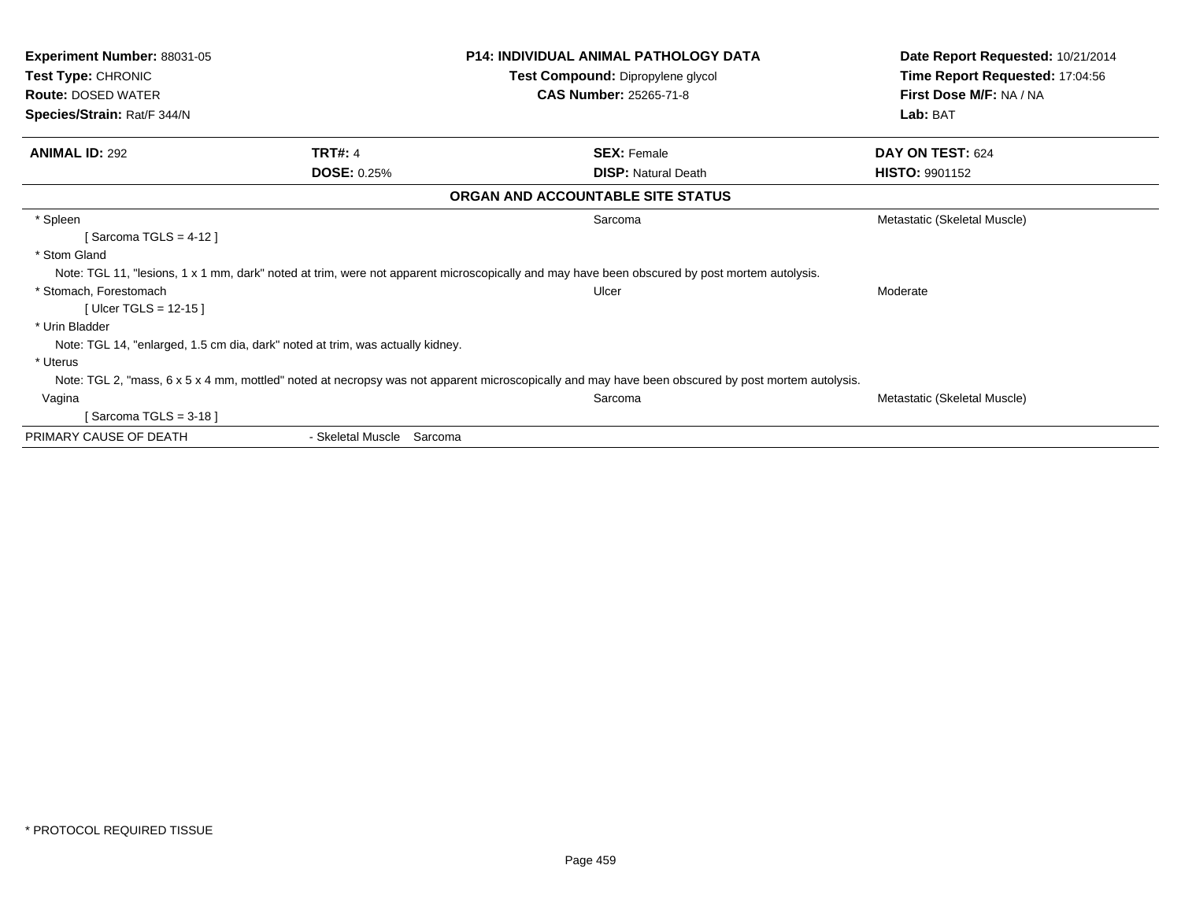**Experiment Number:** 88031-05
**Test Type:** CHRONIC
**Route:** DOSED WATER
**Species/Strain:** Rat/F 344/N

**P14: INDIVIDUAL ANIMAL PATHOLOGY DATA**
**Test Compound:** Dipropylene glycol
**CAS Number:** 25265-71-8

**Date Report Requested:** 10/21/2014
**Time Report Requested:** 17:04:56
**First Dose M/F:** NA / NA
**Lab:** BAT

| **ANIMAL ID:** 292 | **TRT#:** 4 | **SEX:** Female | **DAY ON TEST:** 624 |
|---|---|---|---|
| | **DOSE:** 0.25% | **DISP:** Natural Death | **HISTO:** 9901152 |

**ORGAN AND ACCOUNTABLE SITE STATUS**

| | | |
|---|---|---|
| * Spleen | Sarcoma | Metastatic (Skeletal Muscle) |
| [ Sarcoma TGLS = 4-12 ] | | |
| * Stom Gland | | |
| Note: TGL 11, "lesions, 1 x 1 mm, dark" noted at trim, were not apparent microscopically and may have been obscured by post mortem autolysis. | | |
| * Stomach, Forestomach | Ulcer | Moderate |
| [ Ulcer TGLS = 12-15 ] | | |
| * Urin Bladder | | |
| Note: TGL 14, "enlarged, 1.5 cm dia, dark" noted at trim, was actually kidney. | | |
| * Uterus | | |
| Note: TGL 2, "mass, 6 x 5 x 4 mm, mottled" noted at necropsy was not apparent microscopically and may have been obscured by post mortem autolysis. | | |
| Vagina | Sarcoma | Metastatic (Skeletal Muscle) |
| [ Sarcoma TGLS = 3-18 ] | | |

PRIMARY CAUSE OF DEATH - Skeletal Muscle Sarcoma

* PROTOCOL REQUIRED TISSUE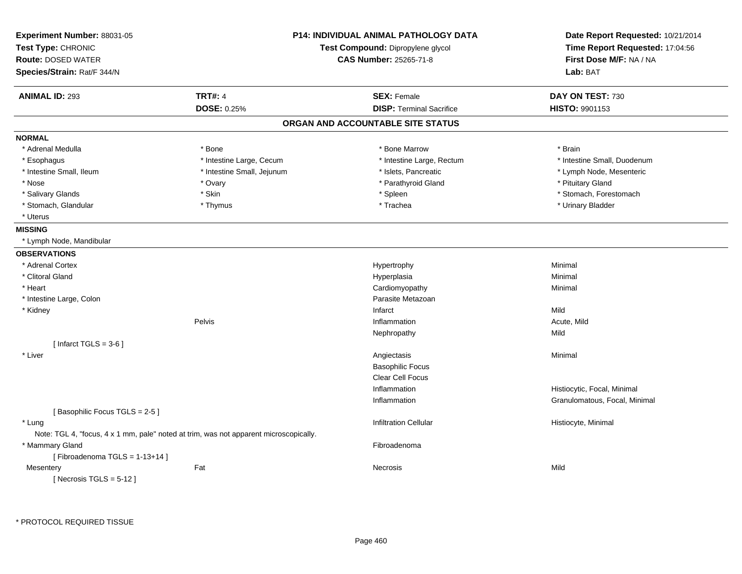**Experiment Number:** 88031-05
**Test Type:** CHRONIC
**Route:** DOSED WATER
**Species/Strain:** Rat/F 344/N

**P14: INDIVIDUAL ANIMAL PATHOLOGY DATA**
**Test Compound:** Dipropylene glycol
**CAS Number:** 25265-71-8

**Date Report Requested:** 10/21/2014
**Time Report Requested:** 17:04:56
**First Dose M/F:** NA / NA
**Lab:** BAT

| **ANIMAL ID:** 293 | **TRT#:** 4 | **SEX:** Female | **DAY ON TEST:** 730 |
|---|---|---|---|
| | **DOSE:** 0.25% | **DISP:** Terminal Sacrifice | **HISTO:** 9901153 |

## ORGAN AND ACCOUNTABLE SITE STATUS

**NORMAL**

| | | | |
|---|---|---|---|
| * Adrenal Medulla | * Bone | * Bone Marrow | * Brain |
| * Esophagus | * Intestine Large, Cecum | * Intestine Large, Rectum | * Intestine Small, Duodenum |
| * Intestine Small, Ileum | * Intestine Small, Jejunum | * Islets, Pancreatic | * Lymph Node, Mesenteric |
| * Nose | * Ovary | * Parathyroid Gland | * Pituitary Gland |
| * Salivary Glands | * Skin | * Spleen | * Stomach, Forestomach |
| * Stomach, Glandular | * Thymus | * Trachea | * Urinary Bladder |
| * Uterus | | | |

**MISSING**

* Lymph Node, Mandibular

**OBSERVATIONS**

| Organ | Site | Observation | Severity |
|---|---|---|---|
| * Adrenal Cortex | | Hypertrophy | Minimal |
| * Clitoral Gland | | Hyperplasia | Minimal |
| * Heart | | Cardiomyopathy | Minimal |
| * Intestine Large, Colon | | Parasite Metazoan | |
| * Kidney | | Infarct | Mild |
| | Pelvis | Inflammation | Acute, Mild |
| | | Nephropathy | Mild |
| [ Infarct TGLS = 3-6 ] | | | |
| * Liver | | Angiectasis | Minimal |
| | | Basophilic Focus | |
| | | Clear Cell Focus | |
| | | Inflammation | Histiocytic, Focal, Minimal |
| | | Inflammation | Granulomatous, Focal, Minimal |
| [ Basophilic Focus TGLS = 2-5 ] | | | |
| * Lung | | Infiltration Cellular | Histiocyte, Minimal |
| Note: TGL 4, "focus, 4 x 1 mm, pale" noted at trim, was not apparent microscopically. | | | |
| * Mammary Gland | | Fibroadenoma | |
| [ Fibroadenoma TGLS = 1-13+14 ] | | | |
| Mesentery | Fat | Necrosis | Mild |
| [ Necrosis TGLS = 5-12 ] | | | |

* PROTOCOL REQUIRED TISSUE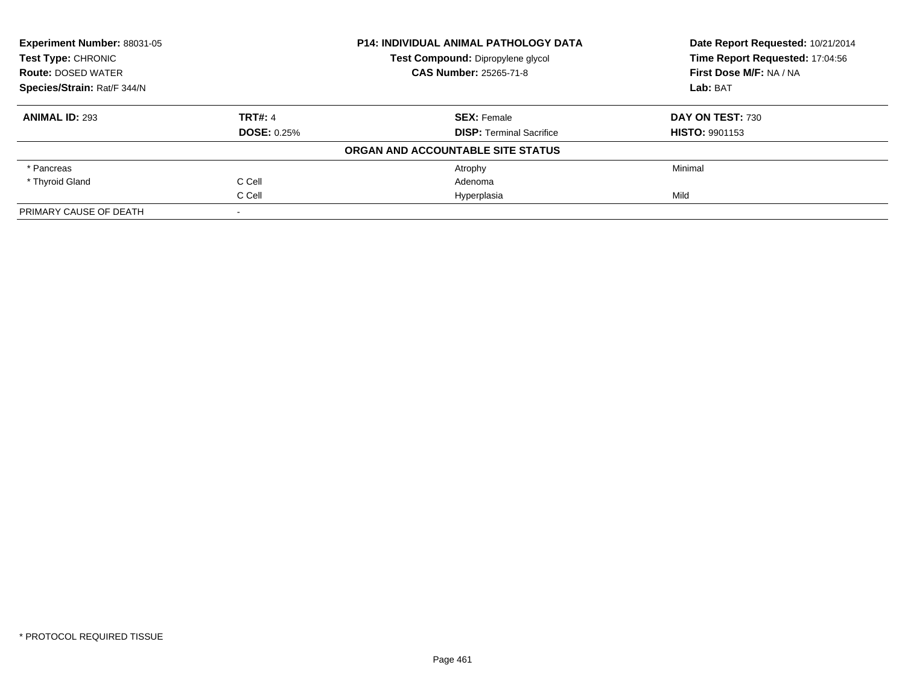**Experiment Number:** 88031-05
**Test Type:** CHRONIC
**Route:** DOSED WATER
**Species/Strain:** Rat/F 344/N

**P14: INDIVIDUAL ANIMAL PATHOLOGY DATA**
**Test Compound:** Dipropylene glycol
**CAS Number:** 25265-71-8

**Date Report Requested:** 10/21/2014
**Time Report Requested:** 17:04:56
**First Dose M/F:** NA / NA
**Lab:** BAT

| **ANIMAL ID:** 293 | **TRT#:** 4 | **SEX:** Female | **DAY ON TEST:** 730 |
|---|---|---|---|
| | **DOSE:** 0.25% | **DISP:** Terminal Sacrifice | **HISTO:** 9901153 |

**ORGAN AND ACCOUNTABLE SITE STATUS**

| | | | |
|---|---|---|---|
| * Pancreas | | Atrophy | Minimal |
| * Thyroid Gland | C Cell | Adenoma | |
| | C Cell | Hyperplasia | Mild |
| PRIMARY CAUSE OF DEATH | - | | |

* PROTOCOL REQUIRED TISSUE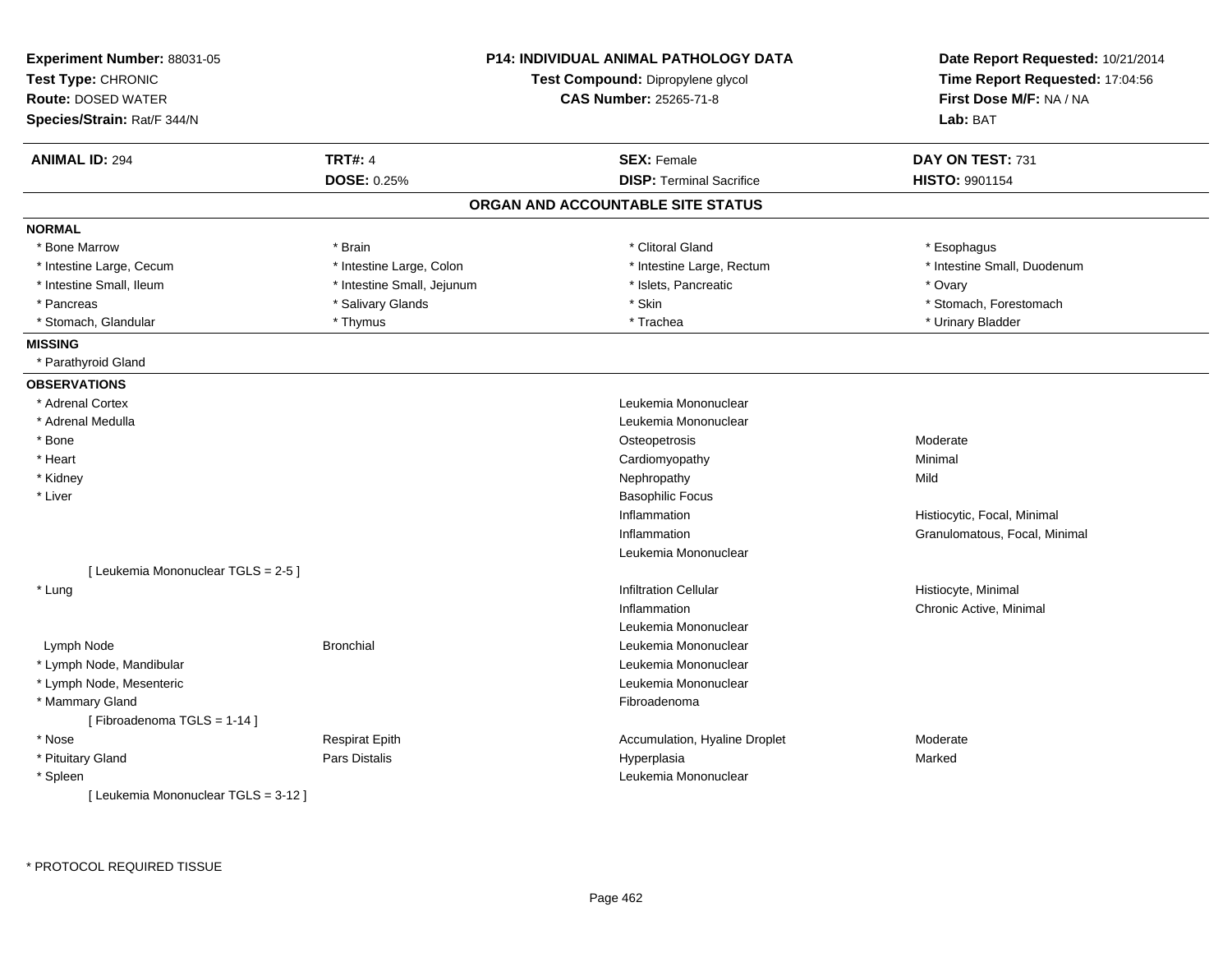**Experiment Number:** 88031-05
**Test Type:** CHRONIC
**Route:** DOSED WATER
**Species/Strain:** Rat/F 344/N

**P14: INDIVIDUAL ANIMAL PATHOLOGY DATA**
**Test Compound:** Dipropylene glycol
**CAS Number:** 25265-71-8

**Date Report Requested:** 10/21/2014
**Time Report Requested:** 17:04:56
**First Dose M/F:** NA / NA
**Lab:** BAT

| **ANIMAL ID:** 294 | **TRT#:** 4 | **SEX:** Female | **DAY ON TEST:** 731 |
|---|---|---|---|
| | **DOSE:** 0.25% | **DISP:** Terminal Sacrifice | **HISTO:** 9901154 |

## ORGAN AND ACCOUNTABLE SITE STATUS

**NORMAL**

| | | | |
|---|---|---|---|
| * Bone Marrow | * Brain | * Clitoral Gland | * Esophagus |
| * Intestine Large, Cecum | * Intestine Large, Colon | * Intestine Large, Rectum | * Intestine Small, Duodenum |
| * Intestine Small, Ileum | * Intestine Small, Jejunum | * Islets, Pancreatic | * Ovary |
| * Pancreas | * Salivary Glands | * Skin | * Stomach, Forestomach |
| * Stomach, Glandular | * Thymus | * Trachea | * Urinary Bladder |

**MISSING**

* Parathyroid Gland

**OBSERVATIONS**

| | | | |
|---|---|---|---|
| * Adrenal Cortex | | Leukemia Mononuclear | |
| * Adrenal Medulla | | Leukemia Mononuclear | |
| * Bone | | Osteopetrosis | Moderate |
| * Heart | | Cardiomyopathy | Minimal |
| * Kidney | | Nephropathy | Mild |
| * Liver | | Basophilic Focus | |
| | | Inflammation | Histiocytic, Focal, Minimal |
| | | Inflammation | Granulomatous, Focal, Minimal |
| | | Leukemia Mononuclear | |
| [ Leukemia Mononuclear TGLS = 2-5 ] | | | |
| * Lung | | Infiltration Cellular | Histiocyte, Minimal |
| | | Inflammation | Chronic Active, Minimal |
| | | Leukemia Mononuclear | |
| Lymph Node | Bronchial | Leukemia Mononuclear | |
| * Lymph Node, Mandibular | | Leukemia Mononuclear | |
| * Lymph Node, Mesenteric | | Leukemia Mononuclear | |
| * Mammary Gland | | Fibroadenoma | |
| [ Fibroadenoma TGLS = 1-14 ] | | | |
| * Nose | Respirat Epith | Accumulation, Hyaline Droplet | Moderate |
| * Pituitary Gland | Pars Distalis | Hyperplasia | Marked |
| * Spleen | | Leukemia Mononuclear | |
| [ Leukemia Mononuclear TGLS = 3-12 ] | | | |

* PROTOCOL REQUIRED TISSUE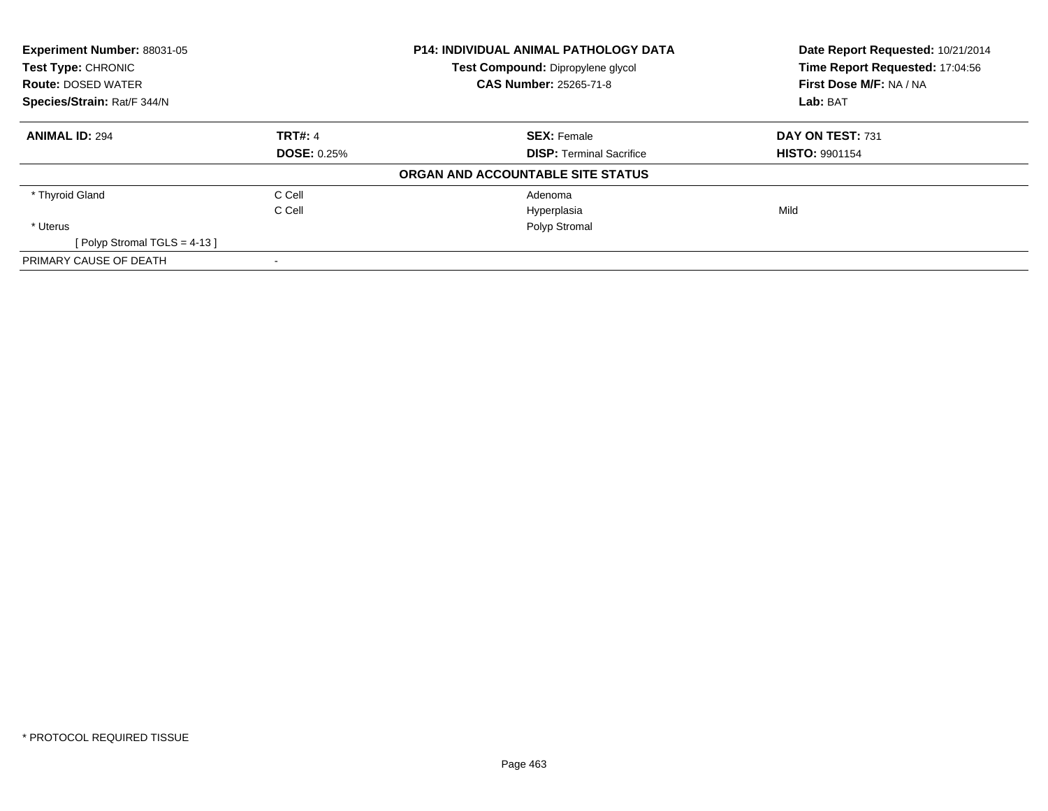**Experiment Number:** 88031-05
**Test Type:** CHRONIC
**Route:** DOSED WATER
**Species/Strain:** Rat/F 344/N

**P14: INDIVIDUAL ANIMAL PATHOLOGY DATA**
**Test Compound:** Dipropylene glycol
**CAS Number:** 25265-71-8

**Date Report Requested:** 10/21/2014
**Time Report Requested:** 17:04:56
**First Dose M/F:** NA / NA
**Lab:** BAT

| **ANIMAL ID:** 294 | **TRT#:** 4 | **SEX:** Female | **DAY ON TEST:** 731 |
|---|---|---|---|
| | **DOSE:** 0.25% | **DISP:** Terminal Sacrifice | **HISTO:** 9901154 |

**ORGAN AND ACCOUNTABLE SITE STATUS**

| | | | |
|---|---|---|---|
| * Thyroid Gland | C Cell | Adenoma | |
| | C Cell | Hyperplasia | Mild |
| * Uterus | | Polyp Stromal | |
| [ Polyp Stromal TGLS = 4-13 ] | | | |
| PRIMARY CAUSE OF DEATH | - | | |

* PROTOCOL REQUIRED TISSUE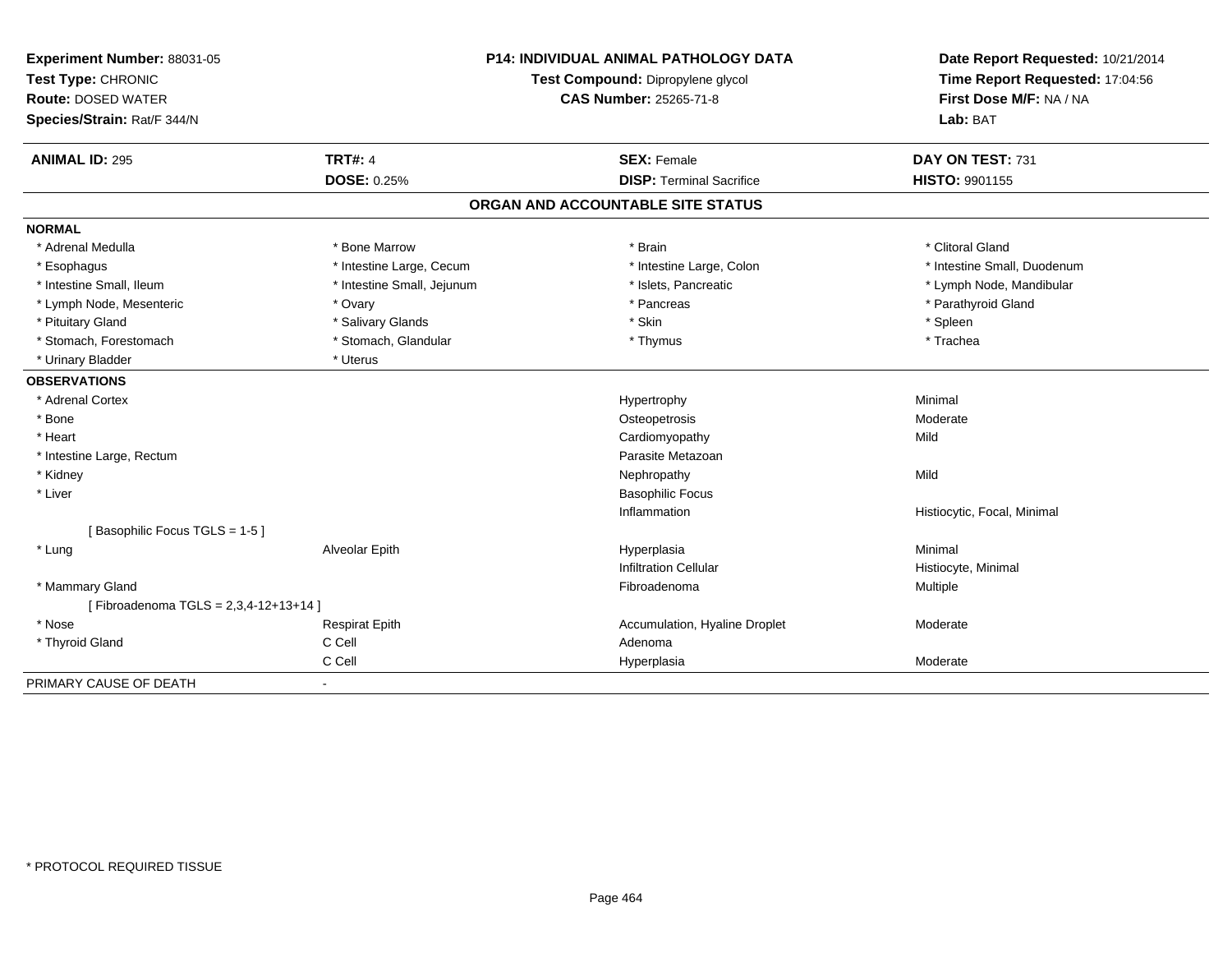**Experiment Number:** 88031-05
**Test Type:** CHRONIC
**Route:** DOSED WATER
**Species/Strain:** Rat/F 344/N

**P14: INDIVIDUAL ANIMAL PATHOLOGY DATA**
**Test Compound:** Dipropylene glycol
**CAS Number:** 25265-71-8

**Date Report Requested:** 10/21/2014
**Time Report Requested:** 17:04:56
**First Dose M/F:** NA / NA
**Lab:** BAT

| **ANIMAL ID:** 295 | **TRT#:** 4 | **SEX:** Female | **DAY ON TEST:** 731 |
|---|---|---|---|
| | **DOSE:** 0.25% | **DISP:** Terminal Sacrifice | **HISTO:** 9901155 |

## ORGAN AND ACCOUNTABLE SITE STATUS

**NORMAL**

| | | | |
|---|---|---|---|
| * Adrenal Medulla | * Bone Marrow | * Brain | * Clitoral Gland |
| * Esophagus | * Intestine Large, Cecum | * Intestine Large, Colon | * Intestine Small, Duodenum |
| * Intestine Small, Ileum | * Intestine Small, Jejunum | * Islets, Pancreatic | * Lymph Node, Mandibular |
| * Lymph Node, Mesenteric | * Ovary | * Pancreas | * Parathyroid Gland |
| * Pituitary Gland | * Salivary Glands | * Skin | * Spleen |
| * Stomach, Forestomach | * Stomach, Glandular | * Thymus | * Trachea |
| * Urinary Bladder | * Uterus | | |

**OBSERVATIONS**

| | | | |
|---|---|---|---|
| * Adrenal Cortex | | Hypertrophy | Minimal |
| * Bone | | Osteopetrosis | Moderate |
| * Heart | | Cardiomyopathy | Mild |
| * Intestine Large, Rectum | | Parasite Metazoan | |
| * Kidney | | Nephropathy | Mild |
| * Liver | | Basophilic Focus | |
| | | Inflammation | Histiocytic, Focal, Minimal |
| [ Basophilic Focus TGLS = 1-5 ] | | | |
| * Lung | Alveolar Epith | Hyperplasia | Minimal |
| | | Infiltration Cellular | Histiocyte, Minimal |
| * Mammary Gland | | Fibroadenoma | Multiple |
| [ Fibroadenoma TGLS = 2,3,4-12+13+14 ] | | | |
| * Nose | Respirat Epith | Accumulation, Hyaline Droplet | Moderate |
| * Thyroid Gland | C Cell | Adenoma | |
| | C Cell | Hyperplasia | Moderate |

PRIMARY CAUSE OF DEATH -

\* PROTOCOL REQUIRED TISSUE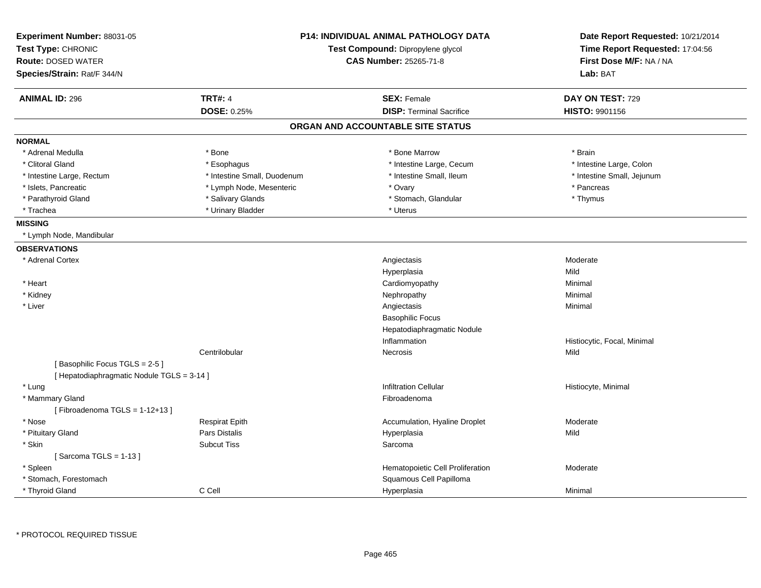**Experiment Number:** 88031-05
**Test Type:** CHRONIC
**Route:** DOSED WATER
**Species/Strain:** Rat/F 344/N

**P14: INDIVIDUAL ANIMAL PATHOLOGY DATA**
**Test Compound:** Dipropylene glycol
**CAS Number:** 25265-71-8

**Date Report Requested:** 10/21/2014
**Time Report Requested:** 17:04:56
**First Dose M/F:** NA / NA
**Lab:** BAT

| **ANIMAL ID:** 296 | **TRT#:** 4 | **SEX:** Female | **DAY ON TEST:** 729 |
|---|---|---|---|
| | **DOSE:** 0.25% | **DISP:** Terminal Sacrifice | **HISTO:** 9901156 |

## ORGAN AND ACCOUNTABLE SITE STATUS

**NORMAL**

| | | | |
|---|---|---|---|
| * Adrenal Medulla | * Bone | * Bone Marrow | * Brain |
| * Clitoral Gland | * Esophagus | * Intestine Large, Cecum | * Intestine Large, Colon |
| * Intestine Large, Rectum | * Intestine Small, Duodenum | * Intestine Small, Ileum | * Intestine Small, Jejunum |
| * Islets, Pancreatic | * Lymph Node, Mesenteric | * Ovary | * Pancreas |
| * Parathyroid Gland | * Salivary Glands | * Stomach, Glandular | * Thymus |
| * Trachea | * Urinary Bladder | * Uterus | |

**MISSING**

* Lymph Node, Mandibular

**OBSERVATIONS**

| | | | |
|---|---|---|---|
| * Adrenal Cortex | | Angiectasis | Moderate |
| | | Hyperplasia | Mild |
| * Heart | | Cardiomyopathy | Minimal |
| * Kidney | | Nephropathy | Minimal |
| * Liver | | Angiectasis | Minimal |
| | | Basophilic Focus | |
| | | Hepatodiaphragmatic Nodule | |
| | | Inflammation | Histiocytic, Focal, Minimal |
| | Centrilobular | Necrosis | Mild |
| [ Basophilic Focus TGLS = 2-5 ] | | | |
| [ Hepatodiaphragmatic Nodule TGLS = 3-14 ] | | | |
| * Lung | | Infiltration Cellular | Histiocyte, Minimal |
| * Mammary Gland | | Fibroadenoma | |
| [ Fibroadenoma TGLS = 1-12+13 ] | | | |
| * Nose | Respirat Epith | Accumulation, Hyaline Droplet | Moderate |
| * Pituitary Gland | Pars Distalis | Hyperplasia | Mild |
| * Skin | Subcut Tiss | Sarcoma | |
| [ Sarcoma TGLS = 1-13 ] | | | |
| * Spleen | | Hematopoietic Cell Proliferation | Moderate |
| * Stomach, Forestomach | | Squamous Cell Papilloma | |
| * Thyroid Gland | C Cell | Hyperplasia | Minimal |

* PROTOCOL REQUIRED TISSUE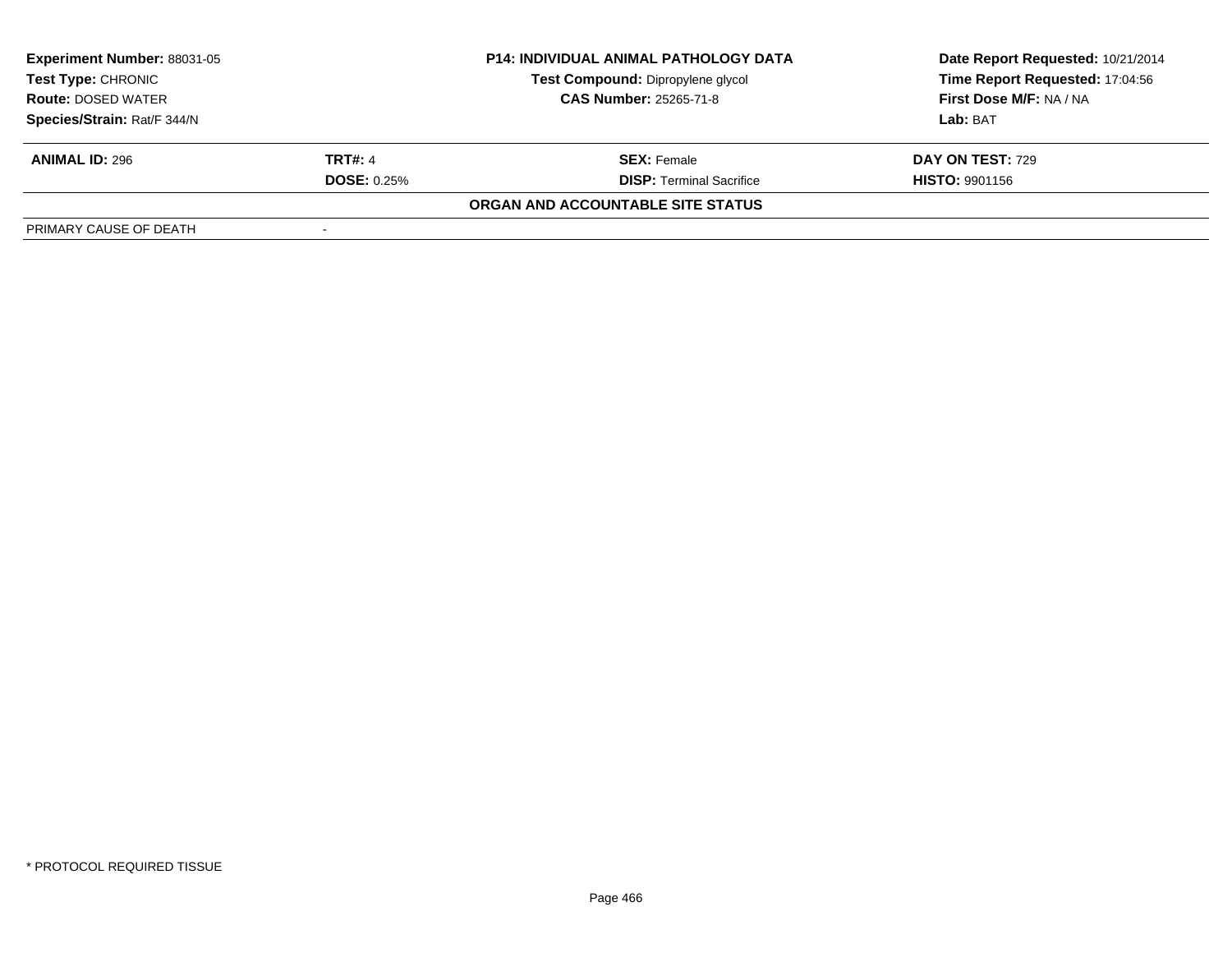| **Experiment Number:** 88031-05 | **P14: INDIVIDUAL ANIMAL PATHOLOGY DATA** | **Date Report Requested:** 10/21/2014 |
|---|---|---|
| **Test Type:** CHRONIC | **Test Compound:** Dipropylene glycol | **Time Report Requested:** 17:04:56 |
| **Route:** DOSED WATER | **CAS Number:** 25265-71-8 | **First Dose M/F:** NA / NA |
| **Species/Strain:** Rat/F 344/N | | **Lab:** BAT |

| **ANIMAL ID:** 296 | **TRT#:** 4 | **SEX:** Female | **DAY ON TEST:** 729 |
|---|---|---|---|
| | **DOSE:** 0.25% | **DISP:** Terminal Sacrifice | **HISTO:** 9901156 |

**ORGAN AND ACCOUNTABLE SITE STATUS**

| | |
|---|---|
| PRIMARY CAUSE OF DEATH | - |

* PROTOCOL REQUIRED TISSUE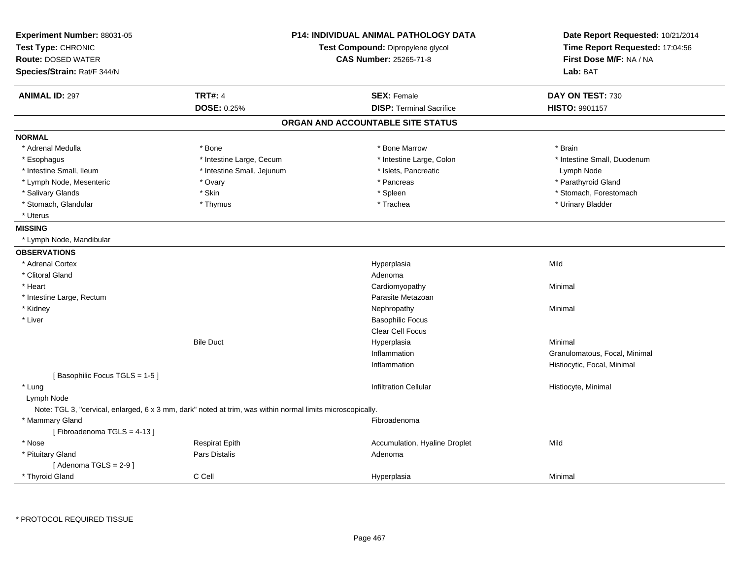**Experiment Number:** 88031-05
**Test Type:** CHRONIC
**Route:** DOSED WATER
**Species/Strain:** Rat/F 344/N

**P14: INDIVIDUAL ANIMAL PATHOLOGY DATA**
**Test Compound:** Dipropylene glycol
**CAS Number:** 25265-71-8

**Date Report Requested:** 10/21/2014
**Time Report Requested:** 17:04:56
**First Dose M/F:** NA / NA
**Lab:** BAT

| **ANIMAL ID:** 297 | **TRT#:** 4 | **SEX:** Female | **DAY ON TEST:** 730 |
|---|---|---|---|
| | **DOSE:** 0.25% | **DISP:** Terminal Sacrifice | **HISTO:** 9901157 |

## ORGAN AND ACCOUNTABLE SITE STATUS

**NORMAL**

| | | | |
|---|---|---|---|
| * Adrenal Medulla | * Bone | * Bone Marrow | * Brain |
| * Esophagus | * Intestine Large, Cecum | * Intestine Large, Colon | * Intestine Small, Duodenum |
| * Intestine Small, Ileum | * Intestine Small, Jejunum | * Islets, Pancreatic | Lymph Node |
| * Lymph Node, Mesenteric | * Ovary | * Pancreas | * Parathyroid Gland |
| * Salivary Glands | * Skin | * Spleen | * Stomach, Forestomach |
| * Stomach, Glandular | * Thymus | * Trachea | * Urinary Bladder |
| * Uterus | | | |

**MISSING**

* Lymph Node, Mandibular

**OBSERVATIONS**

| | | | |
|---|---|---|---|
| * Adrenal Cortex | | Hyperplasia | Mild |
| * Clitoral Gland | | Adenoma | |
| * Heart | | Cardiomyopathy | Minimal |
| * Intestine Large, Rectum | | Parasite Metazoan | |
| * Kidney | | Nephropathy | Minimal |
| * Liver | | Basophilic Focus | |
| | | Clear Cell Focus | |
| | Bile Duct | Hyperplasia | Minimal |
| | | Inflammation | Granulomatous, Focal, Minimal |
| | | Inflammation | Histiocytic, Focal, Minimal |
| [ Basophilic Focus TGLS = 1-5 ] | | | |
| * Lung | | Infiltration Cellular | Histiocyte, Minimal |
| Lymph Node | | | |
| Note: TGL 3, "cervical, enlarged, 6 x 3 mm, dark" noted at trim, was within normal limits microscopically. | | | |
| * Mammary Gland | | Fibroadenoma | |
| [ Fibroadenoma TGLS = 4-13 ] | | | |
| * Nose | Respirat Epith | Accumulation, Hyaline Droplet | Mild |
| * Pituitary Gland | Pars Distalis | Adenoma | |
| [ Adenoma TGLS = 2-9 ] | | | |
| * Thyroid Gland | C Cell | Hyperplasia | Minimal |

* PROTOCOL REQUIRED TISSUE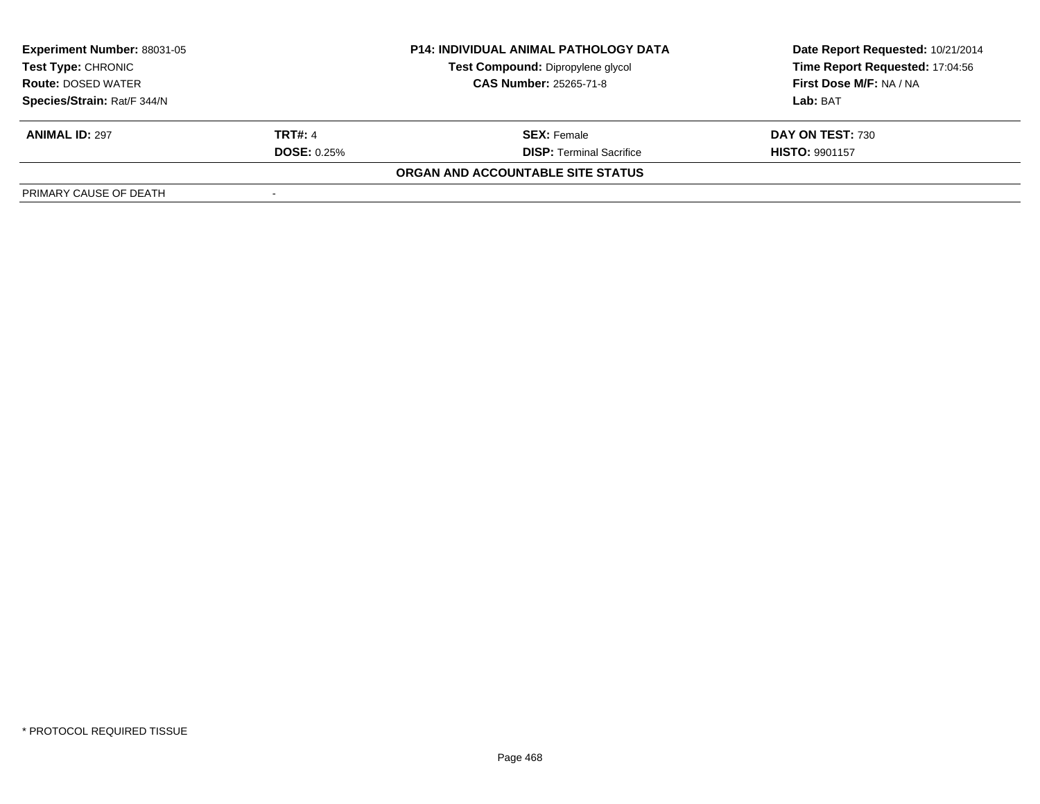| **Experiment Number:** 88031-05 | **P14: INDIVIDUAL ANIMAL PATHOLOGY DATA** | **Date Report Requested:** 10/21/2014 |
|---|---|---|
| **Test Type:** CHRONIC | **Test Compound:** Dipropylene glycol | **Time Report Requested:** 17:04:56 |
| **Route:** DOSED WATER | **CAS Number:** 25265-71-8 | **First Dose M/F:** NA / NA |
| **Species/Strain:** Rat/F 344/N | | **Lab:** BAT |

| **ANIMAL ID:** 297 | **TRT#:** 4 | **SEX:** Female | **DAY ON TEST:** 730 |
|---|---|---|---|
| | **DOSE:** 0.25% | **DISP:** Terminal Sacrifice | **HISTO:** 9901157 |

**ORGAN AND ACCOUNTABLE SITE STATUS**

| PRIMARY CAUSE OF DEATH | - |
|---|---|

* PROTOCOL REQUIRED TISSUE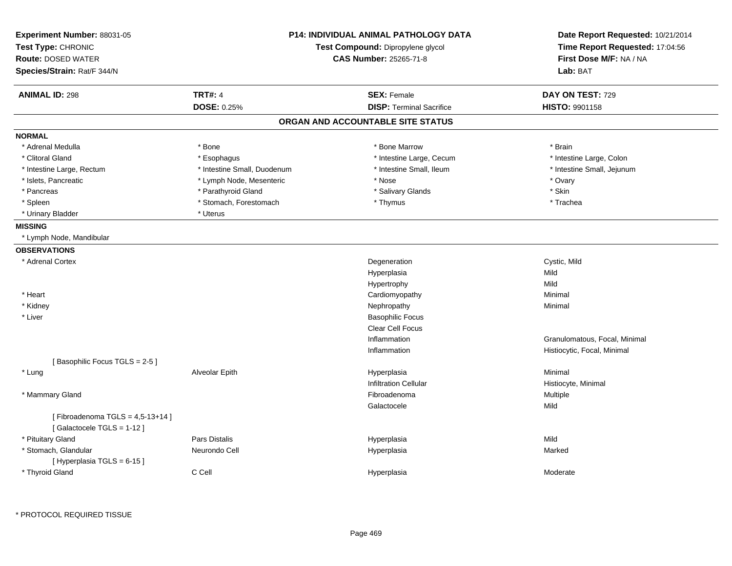**Experiment Number:** 88031-05
**Test Type:** CHRONIC
**Route:** DOSED WATER
**Species/Strain:** Rat/F 344/N

**P14: INDIVIDUAL ANIMAL PATHOLOGY DATA**
**Test Compound:** Dipropylene glycol
**CAS Number:** 25265-71-8

**Date Report Requested:** 10/21/2014
**Time Report Requested:** 17:04:56
**First Dose M/F:** NA / NA
**Lab:** BAT

| **ANIMAL ID:** 298 | **TRT#:** 4 | **SEX:** Female | **DAY ON TEST:** 729 |
|---|---|---|---|
| | **DOSE:** 0.25% | **DISP:** Terminal Sacrifice | **HISTO:** 9901158 |

## ORGAN AND ACCOUNTABLE SITE STATUS

**NORMAL**

| | | | |
|---|---|---|---|
| * Adrenal Medulla | * Bone | * Bone Marrow | * Brain |
| * Clitoral Gland | * Esophagus | * Intestine Large, Cecum | * Intestine Large, Colon |
| * Intestine Large, Rectum | * Intestine Small, Duodenum | * Intestine Small, Ileum | * Intestine Small, Jejunum |
| * Islets, Pancreatic | * Lymph Node, Mesenteric | * Nose | * Ovary |
| * Pancreas | * Parathyroid Gland | * Salivary Glands | * Skin |
| * Spleen | * Stomach, Forestomach | * Thymus | * Trachea |
| * Urinary Bladder | * Uterus | | |

**MISSING**

* Lymph Node, Mandibular

**OBSERVATIONS**

| | | | |
|---|---|---|---|
| * Adrenal Cortex | | Degeneration | Cystic, Mild |
| | | Hyperplasia | Mild |
| | | Hypertrophy | Mild |
| * Heart | | Cardiomyopathy | Minimal |
| * Kidney | | Nephropathy | Minimal |
| * Liver | | Basophilic Focus | |
| | | Clear Cell Focus | |
| | | Inflammation | Granulomatous, Focal, Minimal |
| | | Inflammation | Histiocytic, Focal, Minimal |
| [ Basophilic Focus TGLS = 2-5 ] | | | |
| * Lung | Alveolar Epith | Hyperplasia | Minimal |
| | | Infiltration Cellular | Histiocyte, Minimal |
| * Mammary Gland | | Fibroadenoma | Multiple |
| | | Galactocele | Mild |
| [ Fibroadenoma TGLS = 4,5-13+14 ] | | | |
| [ Galactocele TGLS = 1-12 ] | | | |
| * Pituitary Gland | Pars Distalis | Hyperplasia | Mild |
| * Stomach, Glandular | Neurondo Cell | Hyperplasia | Marked |
| [ Hyperplasia TGLS = 6-15 ] | | | |
| * Thyroid Gland | C Cell | Hyperplasia | Moderate |

* PROTOCOL REQUIRED TISSUE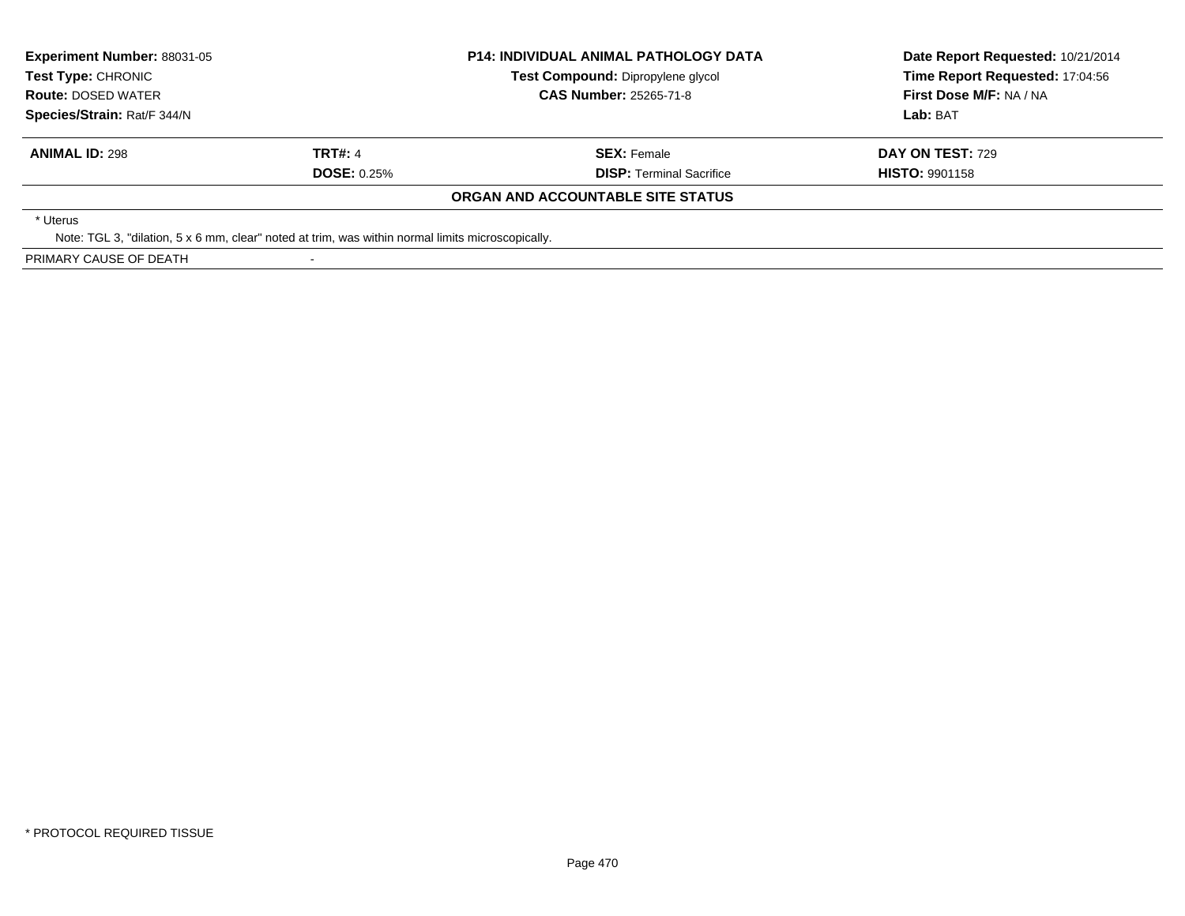| **Experiment Number:** 88031-05 | **P14: INDIVIDUAL ANIMAL PATHOLOGY DATA** | **Date Report Requested:** 10/21/2014 |
|---|---|---|
| **Test Type:** CHRONIC | **Test Compound:** Dipropylene glycol | **Time Report Requested:** 17:04:56 |
| **Route:** DOSED WATER | **CAS Number:** 25265-71-8 | **First Dose M/F:** NA / NA |
| **Species/Strain:** Rat/F 344/N | | **Lab:** BAT |

| **ANIMAL ID:** 298 | **TRT#:** 4 | **SEX:** Female | **DAY ON TEST:** 729 |
|---|---|---|---|
| | **DOSE:** 0.25% | **DISP:** Terminal Sacrifice | **HISTO:** 9901158 |

**ORGAN AND ACCOUNTABLE SITE STATUS**

* Uterus

Note: TGL 3, "dilation, 5 x 6 mm, clear" noted at trim, was within normal limits microscopically.

PRIMARY CAUSE OF DEATH -

* PROTOCOL REQUIRED TISSUE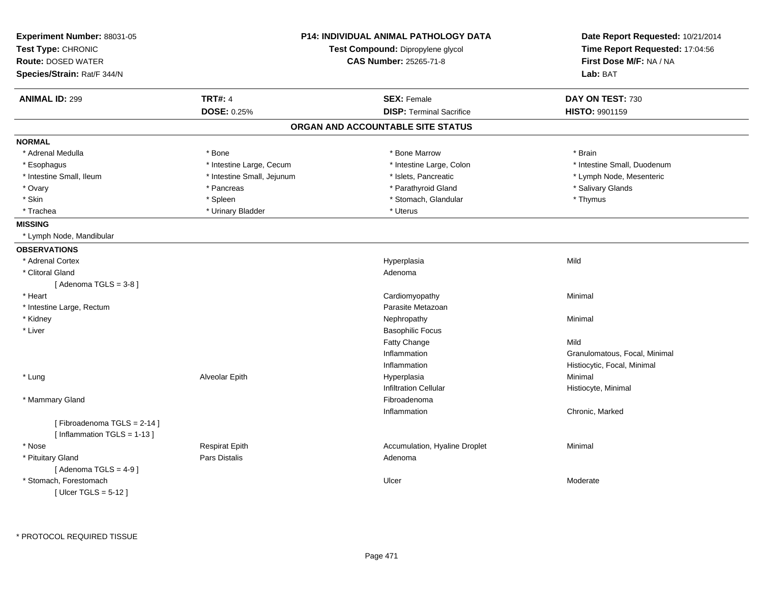**Experiment Number:** 88031-05
**Test Type:** CHRONIC
**Route:** DOSED WATER
**Species/Strain:** Rat/F 344/N

**P14: INDIVIDUAL ANIMAL PATHOLOGY DATA**
**Test Compound:** Dipropylene glycol
**CAS Number:** 25265-71-8

**Date Report Requested:** 10/21/2014
**Time Report Requested:** 17:04:56
**First Dose M/F:** NA / NA
**Lab:** BAT

| **ANIMAL ID:** 299 | **TRT#:** 4 | **SEX:** Female | **DAY ON TEST:** 730 |
|---|---|---|---|
| | **DOSE:** 0.25% | **DISP:** Terminal Sacrifice | **HISTO:** 9901159 |

## ORGAN AND ACCOUNTABLE SITE STATUS

**NORMAL**

| | | | |
|---|---|---|---|
| * Adrenal Medulla | * Bone | * Bone Marrow | * Brain |
| * Esophagus | * Intestine Large, Cecum | * Intestine Large, Colon | * Intestine Small, Duodenum |
| * Intestine Small, Ileum | * Intestine Small, Jejunum | * Islets, Pancreatic | * Lymph Node, Mesenteric |
| * Ovary | * Pancreas | * Parathyroid Gland | * Salivary Glands |
| * Skin | * Spleen | * Stomach, Glandular | * Thymus |
| * Trachea | * Urinary Bladder | * Uterus | |

**MISSING**

* Lymph Node, Mandibular

**OBSERVATIONS**

| Organ | Site | Observation | Qualifier |
|---|---|---|---|
| * Adrenal Cortex | | Hyperplasia | Mild |
| * Clitoral Gland | | Adenoma | |
| [ Adenoma TGLS = 3-8 ] | | | |
| * Heart | | Cardiomyopathy | Minimal |
| * Intestine Large, Rectum | | Parasite Metazoan | |
| * Kidney | | Nephropathy | Minimal |
| * Liver | | Basophilic Focus | |
| | | Fatty Change | Mild |
| | | Inflammation | Granulomatous, Focal, Minimal |
| | | Inflammation | Histiocytic, Focal, Minimal |
| * Lung | Alveolar Epith | Hyperplasia | Minimal |
| | | Infiltration Cellular | Histiocyte, Minimal |
| * Mammary Gland | | Fibroadenoma | |
| | | Inflammation | Chronic, Marked |
| [ Fibroadenoma TGLS = 2-14 ] | | | |
| [ Inflammation TGLS = 1-13 ] | | | |
| * Nose | Respirat Epith | Accumulation, Hyaline Droplet | Minimal |
| * Pituitary Gland | Pars Distalis | Adenoma | |
| [ Adenoma TGLS = 4-9 ] | | | |
| * Stomach, Forestomach | | Ulcer | Moderate |
| [ Ulcer TGLS = 5-12 ] | | | |

* PROTOCOL REQUIRED TISSUE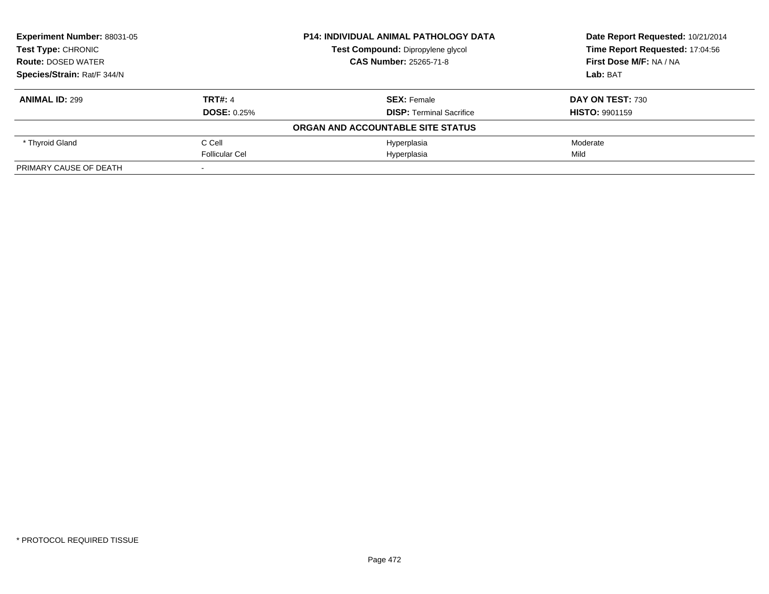**Experiment Number:** 88031-05
**Test Type:** CHRONIC
**Route:** DOSED WATER
**Species/Strain:** Rat/F 344/N

**P14: INDIVIDUAL ANIMAL PATHOLOGY DATA**
**Test Compound:** Dipropylene glycol
**CAS Number:** 25265-71-8

**Date Report Requested:** 10/21/2014
**Time Report Requested:** 17:04:56
**First Dose M/F:** NA / NA
**Lab:** BAT

| **ANIMAL ID:** 299 | **TRT#:** 4 | **SEX:** Female | **DAY ON TEST:** 730 |
|---|---|---|---|
| | **DOSE:** 0.25% | **DISP:** Terminal Sacrifice | **HISTO:** 9901159 |
| | | **ORGAN AND ACCOUNTABLE SITE STATUS** | |
| * Thyroid Gland | C Cell | Hyperplasia | Moderate |
| | Follicular Cel | Hyperplasia | Mild |
| PRIMARY CAUSE OF DEATH | - | | |

* PROTOCOL REQUIRED TISSUE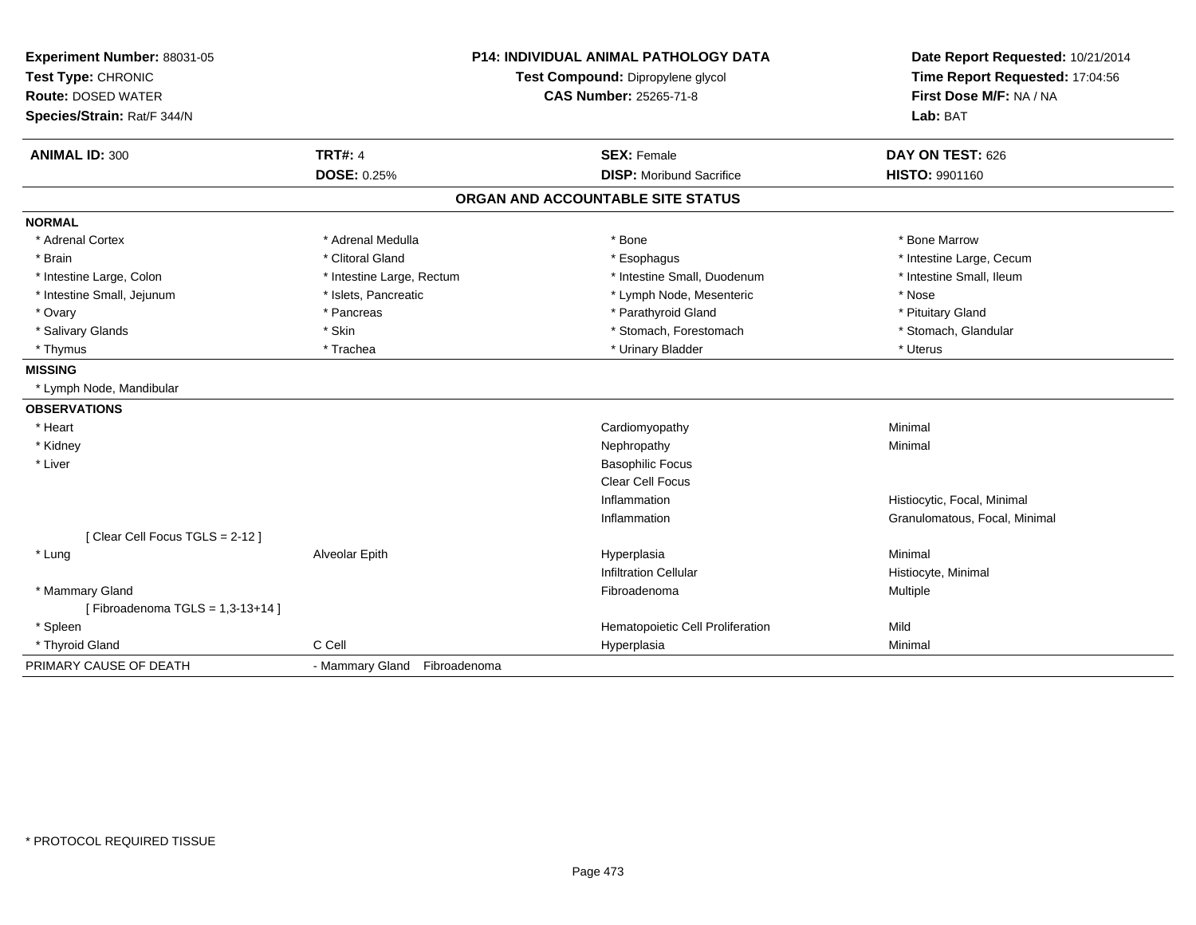**Experiment Number:** 88031-05
**Test Type:** CHRONIC
**Route:** DOSED WATER
**Species/Strain:** Rat/F 344/N

**P14: INDIVIDUAL ANIMAL PATHOLOGY DATA**
**Test Compound:** Dipropylene glycol
**CAS Number:** 25265-71-8

**Date Report Requested:** 10/21/2014
**Time Report Requested:** 17:04:56
**First Dose M/F:** NA / NA
**Lab:** BAT

| **ANIMAL ID:** 300 | **TRT#:** 4 | **SEX:** Female | **DAY ON TEST:** 626 |
|---|---|---|---|
| | **DOSE:** 0.25% | **DISP:** Moribund Sacrifice | **HISTO:** 9901160 |

## ORGAN AND ACCOUNTABLE SITE STATUS

**NORMAL**

| | | | |
|---|---|---|---|
| * Adrenal Cortex | * Adrenal Medulla | * Bone | * Bone Marrow |
| * Brain | * Clitoral Gland | * Esophagus | * Intestine Large, Cecum |
| * Intestine Large, Colon | * Intestine Large, Rectum | * Intestine Small, Duodenum | * Intestine Small, Ileum |
| * Intestine Small, Jejunum | * Islets, Pancreatic | * Lymph Node, Mesenteric | * Nose |
| * Ovary | * Pancreas | * Parathyroid Gland | * Pituitary Gland |
| * Salivary Glands | * Skin | * Stomach, Forestomach | * Stomach, Glandular |
| * Thymus | * Trachea | * Urinary Bladder | * Uterus |

**MISSING**

* Lymph Node, Mandibular

**OBSERVATIONS**

| | | | |
|---|---|---|---|
| * Heart | | Cardiomyopathy | Minimal |
| * Kidney | | Nephropathy | Minimal |
| * Liver | | Basophilic Focus | |
| | | Clear Cell Focus | |
| | | Inflammation | Histiocytic, Focal, Minimal |
| | | Inflammation | Granulomatous, Focal, Minimal |
| [ Clear Cell Focus TGLS = 2-12 ] | | | |
| * Lung | Alveolar Epith | Hyperplasia | Minimal |
| | | Infiltration Cellular | Histiocyte, Minimal |
| * Mammary Gland | | Fibroadenoma | Multiple |
| [ Fibroadenoma TGLS = 1,3-13+14 ] | | | |
| * Spleen | | Hematopoietic Cell Proliferation | Mild |
| * Thyroid Gland | C Cell | Hyperplasia | Minimal |

PRIMARY CAUSE OF DEATH - Mammary Gland Fibroadenoma

* PROTOCOL REQUIRED TISSUE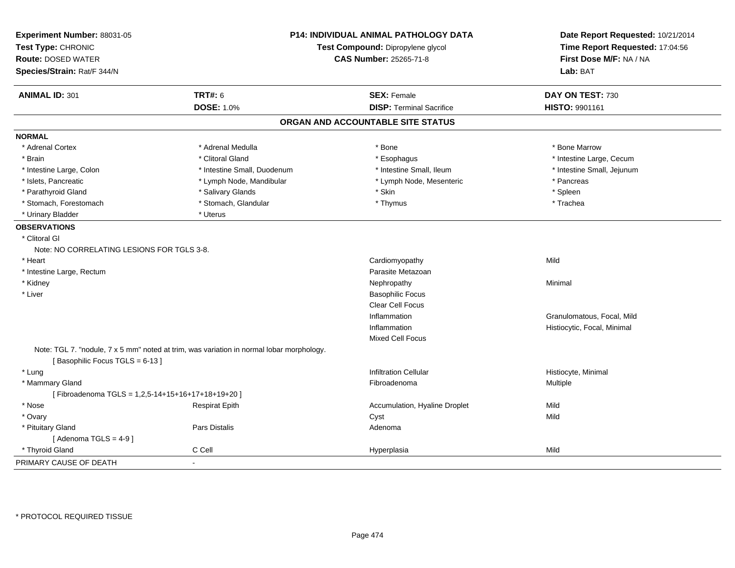**Experiment Number:** 88031-05
**Test Type:** CHRONIC
**Route:** DOSED WATER
**Species/Strain:** Rat/F 344/N

**P14: INDIVIDUAL ANIMAL PATHOLOGY DATA**
**Test Compound:** Dipropylene glycol
**CAS Number:** 25265-71-8

**Date Report Requested:** 10/21/2014
**Time Report Requested:** 17:04:56
**First Dose M/F:** NA / NA
**Lab:** BAT

| **ANIMAL ID:** 301 | **TRT#:** 6 | **SEX:** Female | **DAY ON TEST:** 730 |
|---|---|---|---|
| | **DOSE:** 1.0% | **DISP:** Terminal Sacrifice | **HISTO:** 9901161 |

## ORGAN AND ACCOUNTABLE SITE STATUS

**NORMAL**

| | | | |
|---|---|---|---|
| * Adrenal Cortex | * Adrenal Medulla | * Bone | * Bone Marrow |
| * Brain | * Clitoral Gland | * Esophagus | * Intestine Large, Cecum |
| * Intestine Large, Colon | * Intestine Small, Duodenum | * Intestine Small, Ileum | * Intestine Small, Jejunum |
| * Islets, Pancreatic | * Lymph Node, Mandibular | * Lymph Node, Mesenteric | * Pancreas |
| * Parathyroid Gland | * Salivary Glands | * Skin | * Spleen |
| * Stomach, Forestomach | * Stomach, Glandular | * Thymus | * Trachea |
| * Urinary Bladder | * Uterus | | |

**OBSERVATIONS**

| | | | |
|---|---|---|---|
| * Clitoral Gl | | | |
| Note: NO CORRELATING LESIONS FOR TGLS 3-8. | | | |
| * Heart | | Cardiomyopathy | Mild |
| * Intestine Large, Rectum | | Parasite Metazoan | |
| * Kidney | | Nephropathy | Minimal |
| * Liver | | Basophilic Focus | |
| | | Clear Cell Focus | |
| | | Inflammation | Granulomatous, Focal, Mild |
| | | Inflammation | Histiocytic, Focal, Minimal |
| | | Mixed Cell Focus | |
| Note: TGL 7. "nodule, 7 x 5 mm" noted at trim, was variation in normal lobar morphology. | | | |
| [ Basophilic Focus TGLS = 6-13 ] | | | |
| * Lung | | Infiltration Cellular | Histiocyte, Minimal |
| * Mammary Gland | | Fibroadenoma | Multiple |
| [ Fibroadenoma TGLS = 1,2,5-14+15+16+17+18+19+20 ] | | | |
| * Nose | Respirat Epith | Accumulation, Hyaline Droplet | Mild |
| * Ovary | | Cyst | Mild |
| * Pituitary Gland | Pars Distalis | Adenoma | |
| [ Adenoma TGLS = 4-9 ] | | | |
| * Thyroid Gland | C Cell | Hyperplasia | Mild |

PRIMARY CAUSE OF DEATH -

\* PROTOCOL REQUIRED TISSUE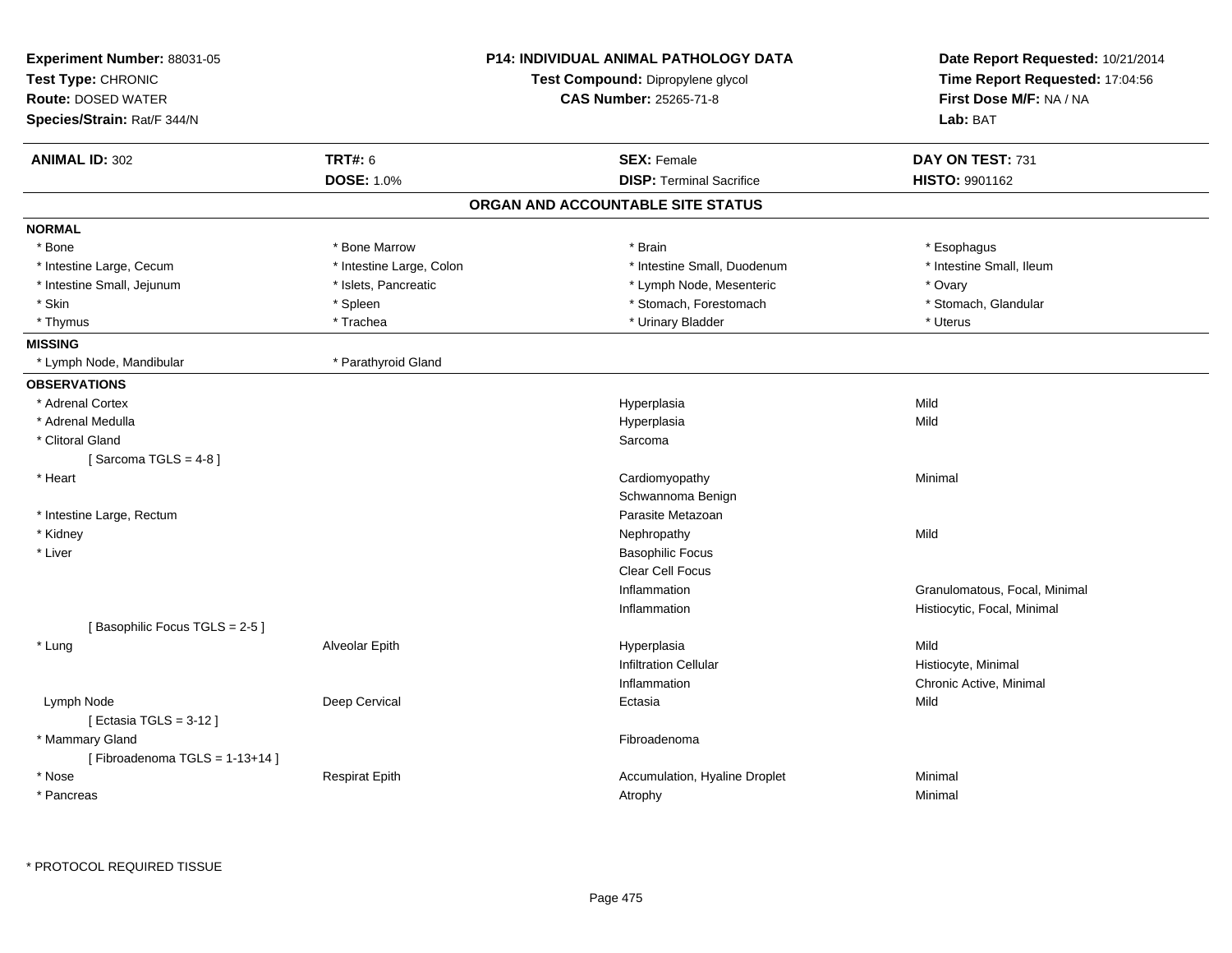**Experiment Number:** 88031-05
**Test Type:** CHRONIC
**Route:** DOSED WATER
**Species/Strain:** Rat/F 344/N

**P14: INDIVIDUAL ANIMAL PATHOLOGY DATA**
**Test Compound:** Dipropylene glycol
**CAS Number:** 25265-71-8

**Date Report Requested:** 10/21/2014
**Time Report Requested:** 17:04:56
**First Dose M/F:** NA / NA
**Lab:** BAT

| **ANIMAL ID:** 302 | **TRT#:** 6 | **SEX:** Female | **DAY ON TEST:** 731 |
|---|---|---|---|
| | **DOSE:** 1.0% | **DISP:** Terminal Sacrifice | **HISTO:** 9901162 |

## ORGAN AND ACCOUNTABLE SITE STATUS

**NORMAL**

| | | | |
|---|---|---|---|
| * Bone | * Bone Marrow | * Brain | * Esophagus |
| * Intestine Large, Cecum | * Intestine Large, Colon | * Intestine Small, Duodenum | * Intestine Small, Ileum |
| * Intestine Small, Jejunum | * Islets, Pancreatic | * Lymph Node, Mesenteric | * Ovary |
| * Skin | * Spleen | * Stomach, Forestomach | * Stomach, Glandular |
| * Thymus | * Trachea | * Urinary Bladder | * Uterus |

**MISSING**

| | |
|---|---|
| * Lymph Node, Mandibular | * Parathyroid Gland |

**OBSERVATIONS**

| Organ | Site | Observation | Qualifier |
|---|---|---|---|
| * Adrenal Cortex | | Hyperplasia | Mild |
| * Adrenal Medulla | | Hyperplasia | Mild |
| * Clitoral Gland | | Sarcoma | |
| [ Sarcoma TGLS = 4-8 ] | | | |
| * Heart | | Cardiomyopathy | Minimal |
| | | Schwannoma Benign | |
| * Intestine Large, Rectum | | Parasite Metazoan | |
| * Kidney | | Nephropathy | Mild |
| * Liver | | Basophilic Focus | |
| | | Clear Cell Focus | |
| | | Inflammation | Granulomatous, Focal, Minimal |
| | | Inflammation | Histiocytic, Focal, Minimal |
| [ Basophilic Focus TGLS = 2-5 ] | | | |
| * Lung | Alveolar Epith | Hyperplasia | Mild |
| | | Infiltration Cellular | Histiocyte, Minimal |
| | | Inflammation | Chronic Active, Minimal |
| Lymph Node | Deep Cervical | Ectasia | Mild |
| [ Ectasia TGLS = 3-12 ] | | | |
| * Mammary Gland | | Fibroadenoma | |
| [ Fibroadenoma TGLS = 1-13+14 ] | | | |
| * Nose | Respirat Epith | Accumulation, Hyaline Droplet | Minimal |
| * Pancreas | | Atrophy | Minimal |

* PROTOCOL REQUIRED TISSUE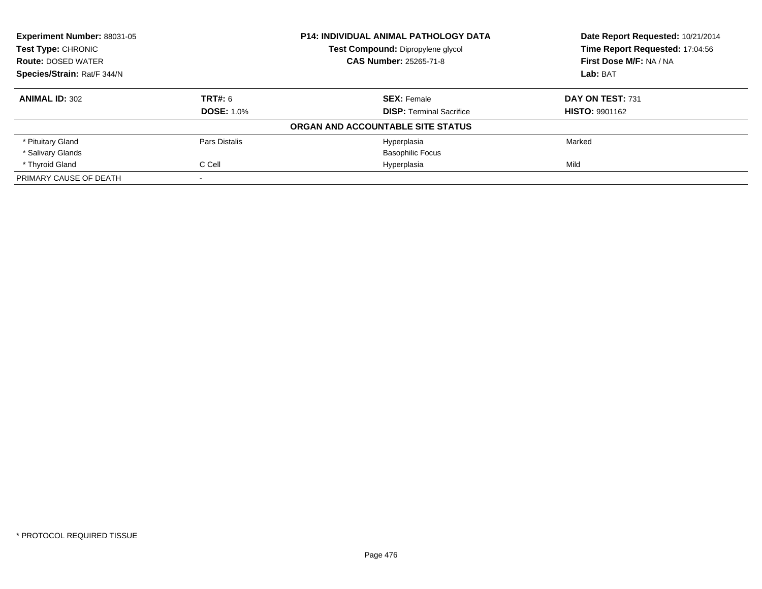**Experiment Number:** 88031-05
**Test Type:** CHRONIC
**Route:** DOSED WATER
**Species/Strain:** Rat/F 344/N

**P14: INDIVIDUAL ANIMAL PATHOLOGY DATA**
**Test Compound:** Dipropylene glycol
**CAS Number:** 25265-71-8

**Date Report Requested:** 10/21/2014
**Time Report Requested:** 17:04:56
**First Dose M/F:** NA / NA
**Lab:** BAT

| **ANIMAL ID:** 302 | **TRT#:** 6 | **SEX:** Female | **DAY ON TEST:** 731 |
|---|---|---|---|
| | **DOSE:** 1.0% | **DISP:** Terminal Sacrifice | **HISTO:** 9901162 |

**ORGAN AND ACCOUNTABLE SITE STATUS**

| | | | |
|---|---|---|---|
| * Pituitary Gland | Pars Distalis | Hyperplasia | Marked |
| * Salivary Glands | | Basophilic Focus | |
| * Thyroid Gland | C Cell | Hyperplasia | Mild |
| PRIMARY CAUSE OF DEATH | - | | |

* PROTOCOL REQUIRED TISSUE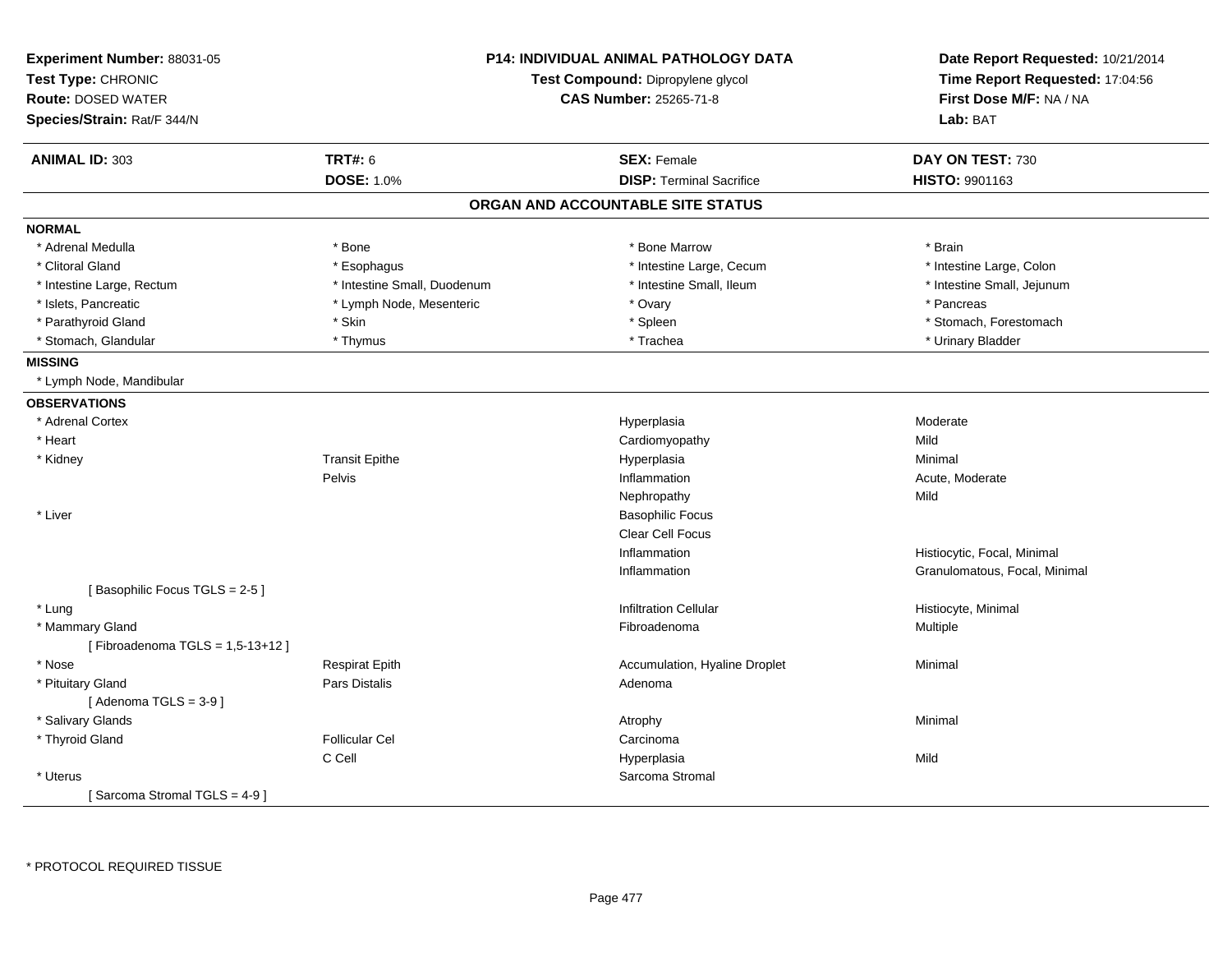**Experiment Number:** 88031-05
**Test Type:** CHRONIC
**Route:** DOSED WATER
**Species/Strain:** Rat/F 344/N

**P14: INDIVIDUAL ANIMAL PATHOLOGY DATA**
**Test Compound:** Dipropylene glycol
**CAS Number:** 25265-71-8

**Date Report Requested:** 10/21/2014
**Time Report Requested:** 17:04:56
**First Dose M/F:** NA / NA
**Lab:** BAT

| **ANIMAL ID:** 303 | **TRT#:** 6 | **SEX:** Female | **DAY ON TEST:** 730 |
|---|---|---|---|
| | **DOSE:** 1.0% | **DISP:** Terminal Sacrifice | **HISTO:** 9901163 |

## ORGAN AND ACCOUNTABLE SITE STATUS

**NORMAL**

| | | | |
|---|---|---|---|
| * Adrenal Medulla | * Bone | * Bone Marrow | * Brain |
| * Clitoral Gland | * Esophagus | * Intestine Large, Cecum | * Intestine Large, Colon |
| * Intestine Large, Rectum | * Intestine Small, Duodenum | * Intestine Small, Ileum | * Intestine Small, Jejunum |
| * Islets, Pancreatic | * Lymph Node, Mesenteric | * Ovary | * Pancreas |
| * Parathyroid Gland | * Skin | * Spleen | * Stomach, Forestomach |
| * Stomach, Glandular | * Thymus | * Trachea | * Urinary Bladder |

**MISSING**

* Lymph Node, Mandibular

**OBSERVATIONS**

| | | | |
|---|---|---|---|
| * Adrenal Cortex | | Hyperplasia | Moderate |
| * Heart | | Cardiomyopathy | Mild |
| * Kidney | Transit Epithe | Hyperplasia | Minimal |
| | Pelvis | Inflammation | Acute, Moderate |
| | | Nephropathy | Mild |
| * Liver | | Basophilic Focus | |
| | | Clear Cell Focus | |
| | | Inflammation | Histiocytic, Focal, Minimal |
| | | Inflammation | Granulomatous, Focal, Minimal |
| [ Basophilic Focus TGLS = 2-5 ] | | | |
| * Lung | | Infiltration Cellular | Histiocyte, Minimal |
| * Mammary Gland | | Fibroadenoma | Multiple |
| [ Fibroadenoma TGLS = 1,5-13+12 ] | | | |
| * Nose | Respirat Epith | Accumulation, Hyaline Droplet | Minimal |
| * Pituitary Gland | Pars Distalis | Adenoma | |
| [ Adenoma TGLS = 3-9 ] | | | |
| * Salivary Glands | | Atrophy | Minimal |
| * Thyroid Gland | Follicular Cel | Carcinoma | |
| | C Cell | Hyperplasia | Mild |
| * Uterus | | Sarcoma Stromal | |
| [ Sarcoma Stromal TGLS = 4-9 ] | | | |

* PROTOCOL REQUIRED TISSUE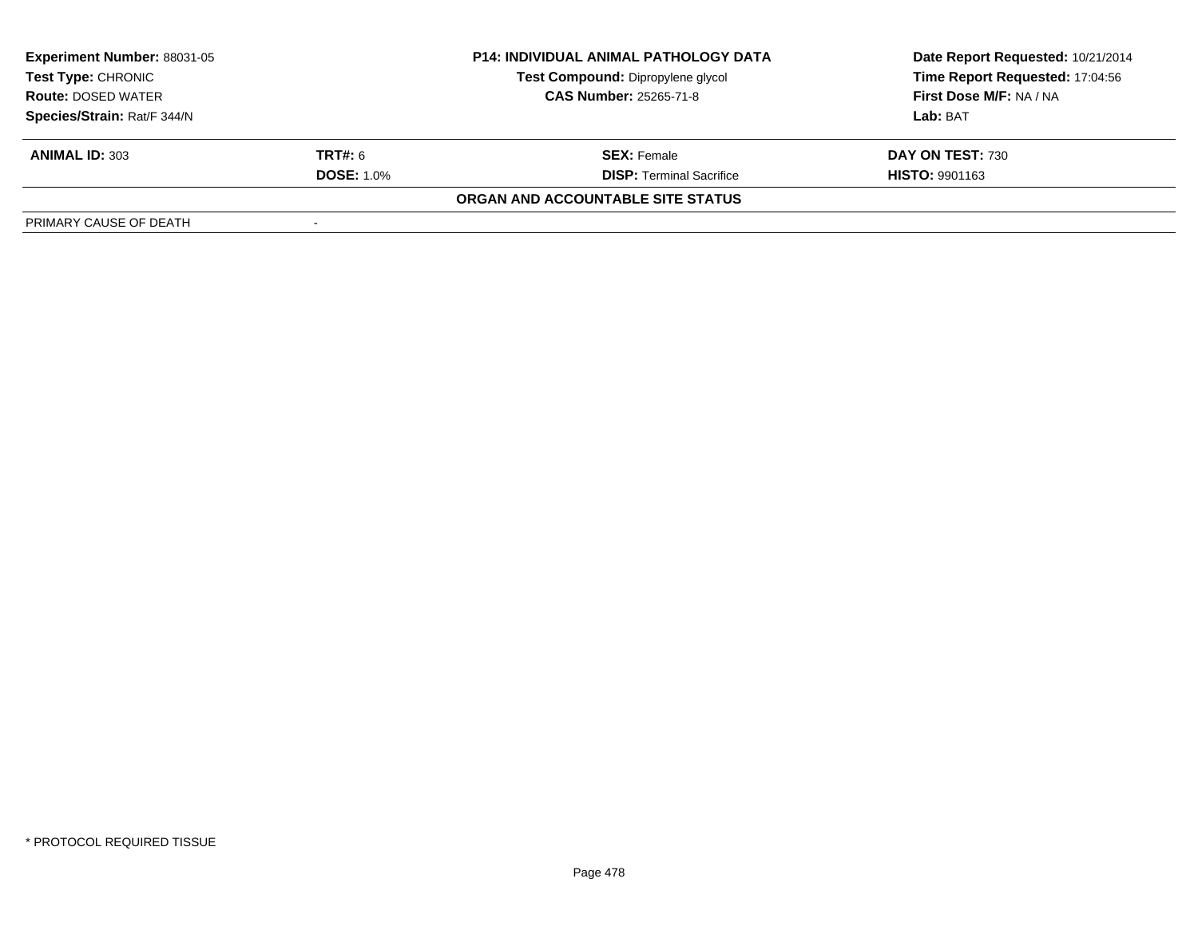**Experiment Number:** 88031-05
**Test Type:** CHRONIC
**Route:** DOSED WATER
**Species/Strain:** Rat/F 344/N

**P14: INDIVIDUAL ANIMAL PATHOLOGY DATA**
**Test Compound:** Dipropylene glycol
**CAS Number:** 25265-71-8

**Date Report Requested:** 10/21/2014
**Time Report Requested:** 17:04:56
**First Dose M/F:** NA / NA
**Lab:** BAT

| **ANIMAL ID:** 303 | **TRT#:** 6 | **SEX:** Female | **DAY ON TEST:** 730 |
|---|---|---|---|
| | **DOSE:** 1.0% | **DISP:** Terminal Sacrifice | **HISTO:** 9901163 |

**ORGAN AND ACCOUNTABLE SITE STATUS**

| PRIMARY CAUSE OF DEATH | - |
|---|---|

* PROTOCOL REQUIRED TISSUE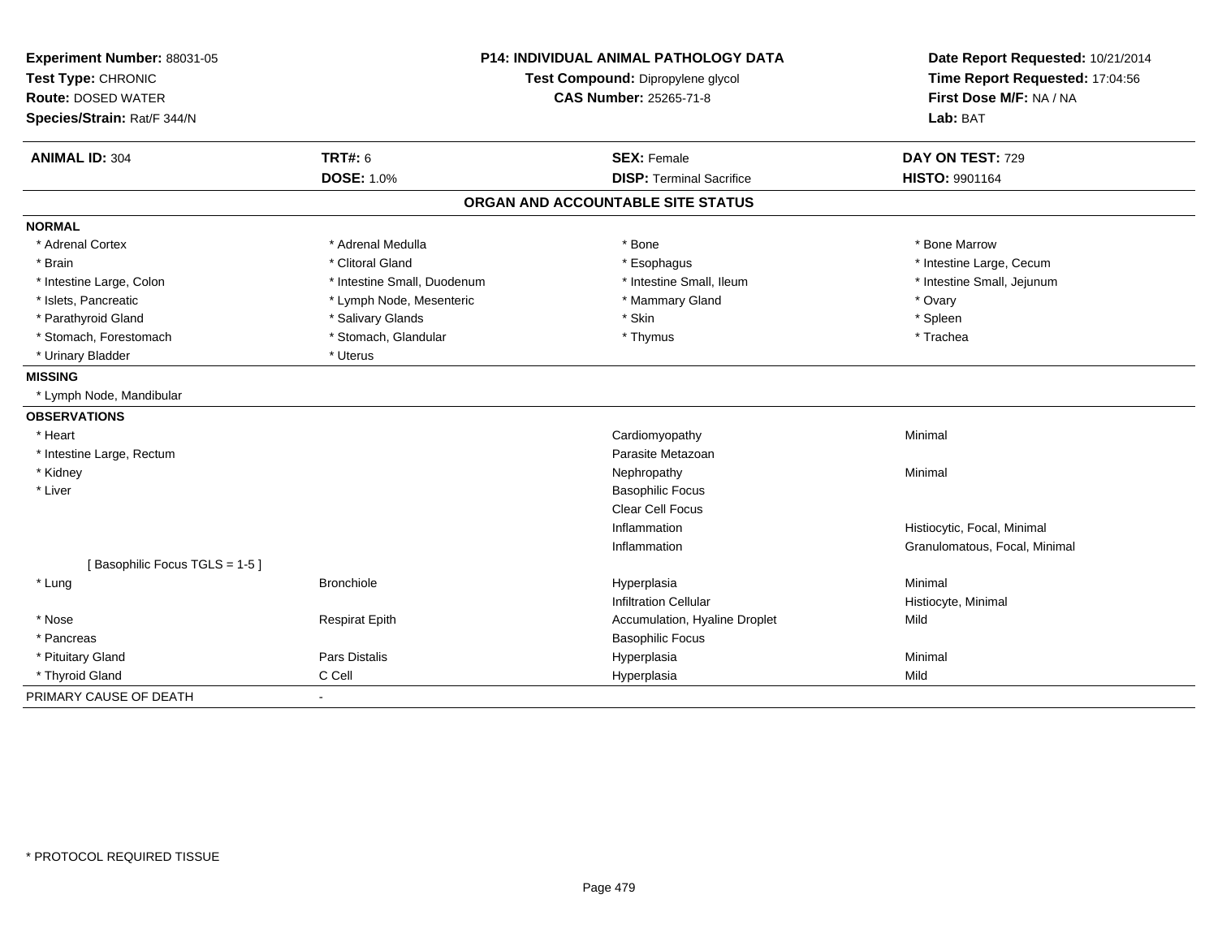**Experiment Number:** 88031-05
**Test Type:** CHRONIC
**Route:** DOSED WATER
**Species/Strain:** Rat/F 344/N

**P14: INDIVIDUAL ANIMAL PATHOLOGY DATA**
**Test Compound:** Dipropylene glycol
**CAS Number:** 25265-71-8

**Date Report Requested:** 10/21/2014
**Time Report Requested:** 17:04:56
**First Dose M/F:** NA / NA
**Lab:** BAT

| **ANIMAL ID:** 304 | **TRT#:** 6 | **SEX:** Female | **DAY ON TEST:** 729 |
|---|---|---|---|
| | **DOSE:** 1.0% | **DISP:** Terminal Sacrifice | **HISTO:** 9901164 |

## ORGAN AND ACCOUNTABLE SITE STATUS

**NORMAL**

| | | | |
|---|---|---|---|
| * Adrenal Cortex | * Adrenal Medulla | * Bone | * Bone Marrow |
| * Brain | * Clitoral Gland | * Esophagus | * Intestine Large, Cecum |
| * Intestine Large, Colon | * Intestine Small, Duodenum | * Intestine Small, Ileum | * Intestine Small, Jejunum |
| * Islets, Pancreatic | * Lymph Node, Mesenteric | * Mammary Gland | * Ovary |
| * Parathyroid Gland | * Salivary Glands | * Skin | * Spleen |
| * Stomach, Forestomach | * Stomach, Glandular | * Thymus | * Trachea |
| * Urinary Bladder | * Uterus | | |

**MISSING**

* Lymph Node, Mandibular

**OBSERVATIONS**

| | | | |
|---|---|---|---|
| * Heart | | Cardiomyopathy | Minimal |
| * Intestine Large, Rectum | | Parasite Metazoan | |
| * Kidney | | Nephropathy | Minimal |
| * Liver | | Basophilic Focus | |
| | | Clear Cell Focus | |
| | | Inflammation | Histiocytic, Focal, Minimal |
| | | Inflammation | Granulomatous, Focal, Minimal |
| [ Basophilic Focus TGLS = 1-5 ] | | | |
| * Lung | Bronchiole | Hyperplasia | Minimal |
| | | Infiltration Cellular | Histiocyte, Minimal |
| * Nose | Respirat Epith | Accumulation, Hyaline Droplet | Mild |
| * Pancreas | | Basophilic Focus | |
| * Pituitary Gland | Pars Distalis | Hyperplasia | Minimal |
| * Thyroid Gland | C Cell | Hyperplasia | Mild |

PRIMARY CAUSE OF DEATH -

* PROTOCOL REQUIRED TISSUE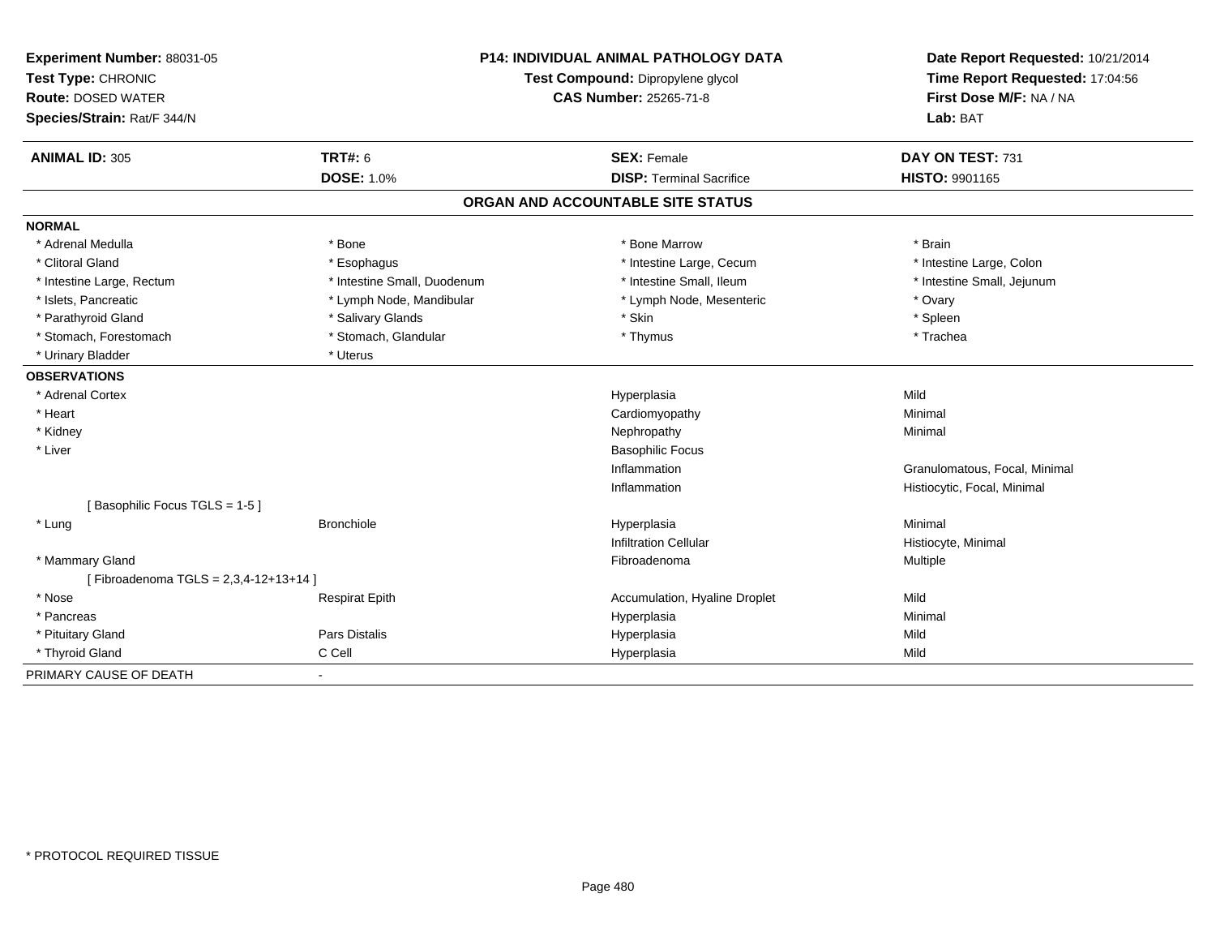**Experiment Number:** 88031-05
**Test Type:** CHRONIC
**Route:** DOSED WATER
**Species/Strain:** Rat/F 344/N

**P14: INDIVIDUAL ANIMAL PATHOLOGY DATA**
**Test Compound:** Dipropylene glycol
**CAS Number:** 25265-71-8

**Date Report Requested:** 10/21/2014
**Time Report Requested:** 17:04:56
**First Dose M/F:** NA / NA
**Lab:** BAT

| **ANIMAL ID:** 305 | **TRT#:** 6 | **SEX:** Female | **DAY ON TEST:** 731 |
|---|---|---|---|
| | **DOSE:** 1.0% | **DISP:** Terminal Sacrifice | **HISTO:** 9901165 |

## ORGAN AND ACCOUNTABLE SITE STATUS

| | | | |
|---|---|---|---|
| **NORMAL** | | | |
| * Adrenal Medulla | * Bone | * Bone Marrow | * Brain |
| * Clitoral Gland | * Esophagus | * Intestine Large, Cecum | * Intestine Large, Colon |
| * Intestine Large, Rectum | * Intestine Small, Duodenum | * Intestine Small, Ileum | * Intestine Small, Jejunum |
| * Islets, Pancreatic | * Lymph Node, Mandibular | * Lymph Node, Mesenteric | * Ovary |
| * Parathyroid Gland | * Salivary Glands | * Skin | * Spleen |
| * Stomach, Forestomach | * Stomach, Glandular | * Thymus | * Trachea |
| * Urinary Bladder | * Uterus | | |
| **OBSERVATIONS** | | | |
| * Adrenal Cortex | | Hyperplasia | Mild |
| * Heart | | Cardiomyopathy | Minimal |
| * Kidney | | Nephropathy | Minimal |
| * Liver | | Basophilic Focus | |
| | | Inflammation | Granulomatous, Focal, Minimal |
| | | Inflammation | Histiocytic, Focal, Minimal |
| [ Basophilic Focus TGLS = 1-5 ] | | | |
| * Lung | Bronchiole | Hyperplasia | Minimal |
| | | Infiltration Cellular | Histiocyte, Minimal |
| * Mammary Gland | | Fibroadenoma | Multiple |
| [ Fibroadenoma TGLS = 2,3,4-12+13+14 ] | | | |
| * Nose | Respirat Epith | Accumulation, Hyaline Droplet | Mild |
| * Pancreas | | Hyperplasia | Minimal |
| * Pituitary Gland | Pars Distalis | Hyperplasia | Mild |
| * Thyroid Gland | C Cell | Hyperplasia | Mild |
| PRIMARY CAUSE OF DEATH | - | | |

* PROTOCOL REQUIRED TISSUE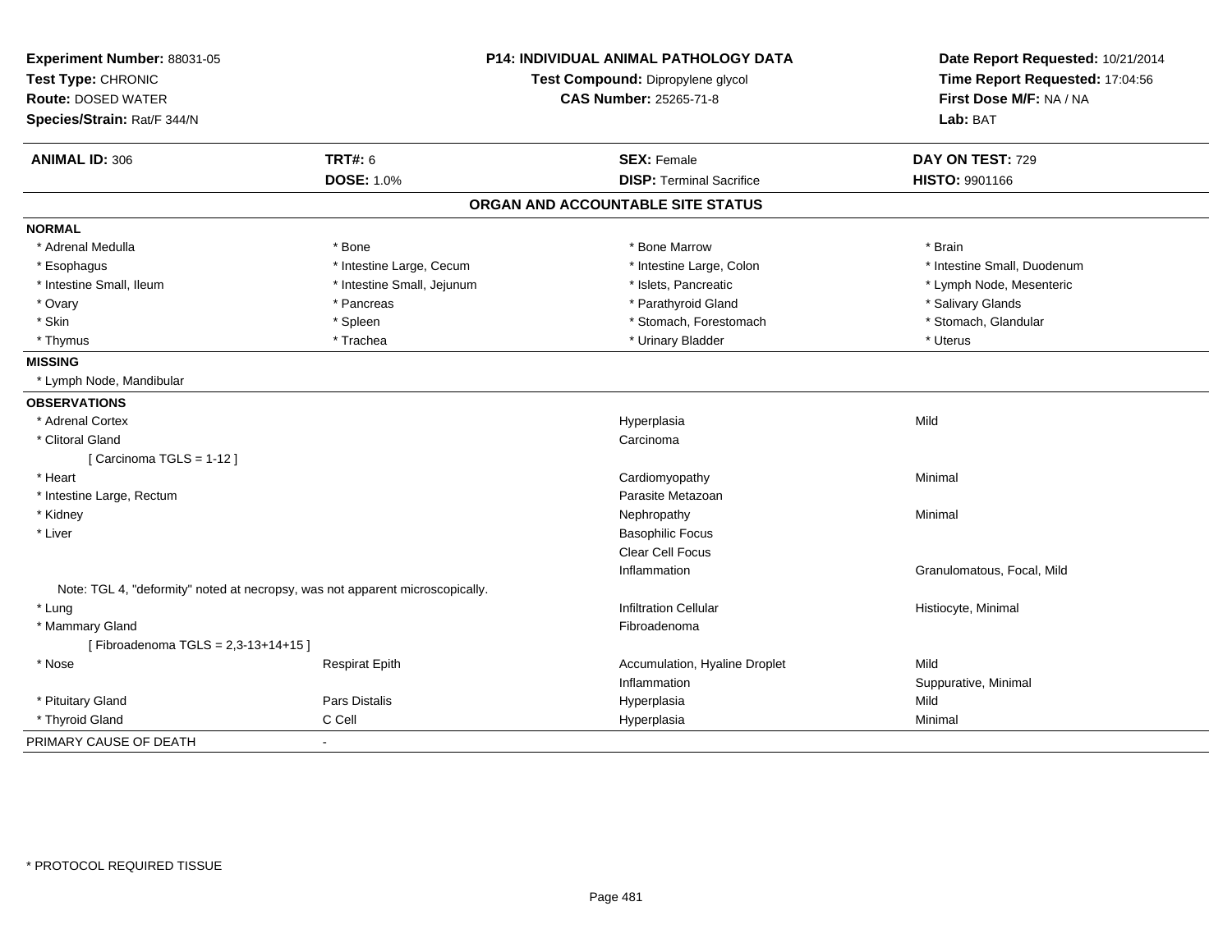**Experiment Number:** 88031-05
**Test Type:** CHRONIC
**Route:** DOSED WATER
**Species/Strain:** Rat/F 344/N

**P14: INDIVIDUAL ANIMAL PATHOLOGY DATA**
**Test Compound:** Dipropylene glycol
**CAS Number:** 25265-71-8

**Date Report Requested:** 10/21/2014
**Time Report Requested:** 17:04:56
**First Dose M/F:** NA / NA
**Lab:** BAT

| **ANIMAL ID:** 306 | **TRT#:** 6 | **SEX:** Female | **DAY ON TEST:** 729 |
|---|---|---|---|
| | **DOSE:** 1.0% | **DISP:** Terminal Sacrifice | **HISTO:** 9901166 |

## ORGAN AND ACCOUNTABLE SITE STATUS

**NORMAL**

| | | | |
|---|---|---|---|
| * Adrenal Medulla | * Bone | * Bone Marrow | * Brain |
| * Esophagus | * Intestine Large, Cecum | * Intestine Large, Colon | * Intestine Small, Duodenum |
| * Intestine Small, Ileum | * Intestine Small, Jejunum | * Islets, Pancreatic | * Lymph Node, Mesenteric |
| * Ovary | * Pancreas | * Parathyroid Gland | * Salivary Glands |
| * Skin | * Spleen | * Stomach, Forestomach | * Stomach, Glandular |
| * Thymus | * Trachea | * Urinary Bladder | * Uterus |

**MISSING**

* Lymph Node, Mandibular

**OBSERVATIONS**

| | | | |
|---|---|---|---|
| * Adrenal Cortex | | Hyperplasia | Mild |
| * Clitoral Gland | | Carcinoma | |
| [ Carcinoma TGLS = 1-12 ] | | | |
| * Heart | | Cardiomyopathy | Minimal |
| * Intestine Large, Rectum | | Parasite Metazoan | |
| * Kidney | | Nephropathy | Minimal |
| * Liver | | Basophilic Focus | |
| | | Clear Cell Focus | |
| | | Inflammation | Granulomatous, Focal, Mild |
| Note: TGL 4, "deformity" noted at necropsy, was not apparent microscopically. | | | |
| * Lung | | Infiltration Cellular | Histiocyte, Minimal |
| * Mammary Gland | | Fibroadenoma | |
| [ Fibroadenoma TGLS = 2,3-13+14+15 ] | | | |
| * Nose | Respirat Epith | Accumulation, Hyaline Droplet | Mild |
| | | Inflammation | Suppurative, Minimal |
| * Pituitary Gland | Pars Distalis | Hyperplasia | Mild |
| * Thyroid Gland | C Cell | Hyperplasia | Minimal |

PRIMARY CAUSE OF DEATH -

* PROTOCOL REQUIRED TISSUE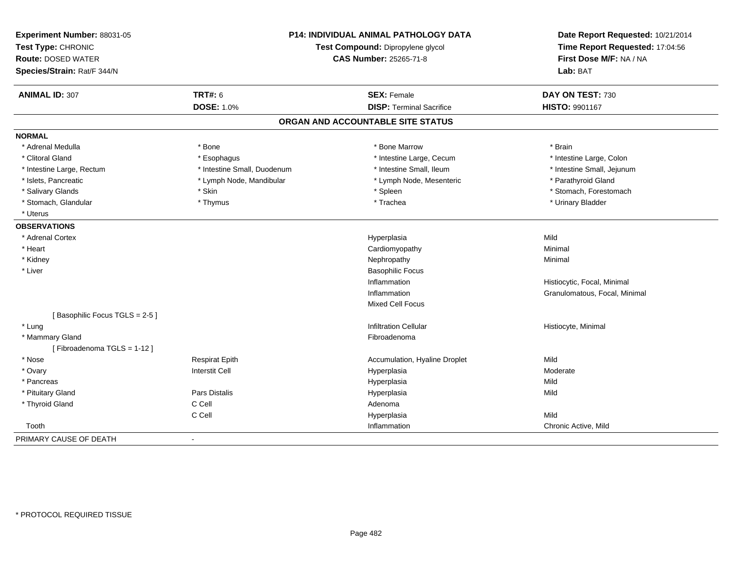**Experiment Number:** 88031-05
**Test Type:** CHRONIC
**Route:** DOSED WATER
**Species/Strain:** Rat/F 344/N

**P14: INDIVIDUAL ANIMAL PATHOLOGY DATA**
**Test Compound:** Dipropylene glycol
**CAS Number:** 25265-71-8

**Date Report Requested:** 10/21/2014
**Time Report Requested:** 17:04:56
**First Dose M/F:** NA / NA
**Lab:** BAT

| **ANIMAL ID:** 307 | **TRT#:** 6 | **SEX:** Female | **DAY ON TEST:** 730 |
|---|---|---|---|
| | **DOSE:** 1.0% | **DISP:** Terminal Sacrifice | **HISTO:** 9901167 |

## ORGAN AND ACCOUNTABLE SITE STATUS

**NORMAL**

| | | | |
|---|---|---|---|
| * Adrenal Medulla | * Bone | * Bone Marrow | * Brain |
| * Clitoral Gland | * Esophagus | * Intestine Large, Cecum | * Intestine Large, Colon |
| * Intestine Large, Rectum | * Intestine Small, Duodenum | * Intestine Small, Ileum | * Intestine Small, Jejunum |
| * Islets, Pancreatic | * Lymph Node, Mandibular | * Lymph Node, Mesenteric | * Parathyroid Gland |
| * Salivary Glands | * Skin | * Spleen | * Stomach, Forestomach |
| * Stomach, Glandular | * Thymus | * Trachea | * Urinary Bladder |
| * Uterus | | | |

**OBSERVATIONS**

| | | | |
|---|---|---|---|
| * Adrenal Cortex | | Hyperplasia | Mild |
| * Heart | | Cardiomyopathy | Minimal |
| * Kidney | | Nephropathy | Minimal |
| * Liver | | Basophilic Focus | |
| | | Inflammation | Histiocytic, Focal, Minimal |
| | | Inflammation | Granulomatous, Focal, Minimal |
| | | Mixed Cell Focus | |
| [ Basophilic Focus TGLS = 2-5 ] | | | |
| * Lung | | Infiltration Cellular | Histiocyte, Minimal |
| * Mammary Gland | | Fibroadenoma | |
| [ Fibroadenoma TGLS = 1-12 ] | | | |
| * Nose | Respirat Epith | Accumulation, Hyaline Droplet | Mild |
| * Ovary | Interstit Cell | Hyperplasia | Moderate |
| * Pancreas | | Hyperplasia | Mild |
| * Pituitary Gland | Pars Distalis | Hyperplasia | Mild |
| * Thyroid Gland | C Cell | Adenoma | |
| | C Cell | Hyperplasia | Mild |
| Tooth | | Inflammation | Chronic Active, Mild |

PRIMARY CAUSE OF DEATH -

\* PROTOCOL REQUIRED TISSUE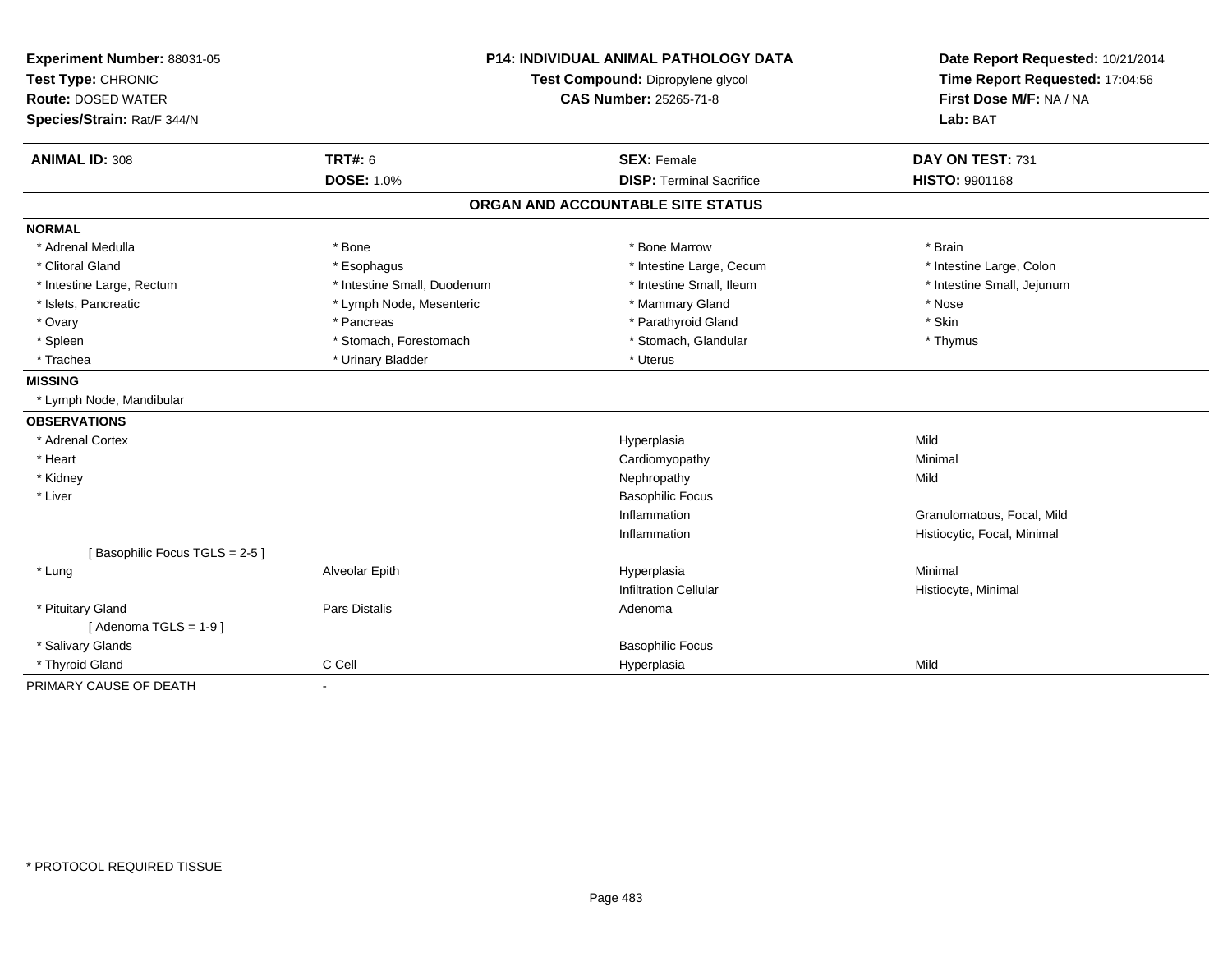**Experiment Number:** 88031-05
**Test Type:** CHRONIC
**Route:** DOSED WATER
**Species/Strain:** Rat/F 344/N

**P14: INDIVIDUAL ANIMAL PATHOLOGY DATA**
**Test Compound:** Dipropylene glycol
**CAS Number:** 25265-71-8

**Date Report Requested:** 10/21/2014
**Time Report Requested:** 17:04:56
**First Dose M/F:** NA / NA
**Lab:** BAT

| **ANIMAL ID:** 308 | **TRT#:** 6 | **SEX:** Female | **DAY ON TEST:** 731 |
|---|---|---|---|
| | **DOSE:** 1.0% | **DISP:** Terminal Sacrifice | **HISTO:** 9901168 |

## ORGAN AND ACCOUNTABLE SITE STATUS

**NORMAL**

| | | | |
|---|---|---|---|
| * Adrenal Medulla | * Bone | * Bone Marrow | * Brain |
| * Clitoral Gland | * Esophagus | * Intestine Large, Cecum | * Intestine Large, Colon |
| * Intestine Large, Rectum | * Intestine Small, Duodenum | * Intestine Small, Ileum | * Intestine Small, Jejunum |
| * Islets, Pancreatic | * Lymph Node, Mesenteric | * Mammary Gland | * Nose |
| * Ovary | * Pancreas | * Parathyroid Gland | * Skin |
| * Spleen | * Stomach, Forestomach | * Stomach, Glandular | * Thymus |
| * Trachea | * Urinary Bladder | * Uterus | |

**MISSING**

* Lymph Node, Mandibular

**OBSERVATIONS**

| | | | |
|---|---|---|---|
| * Adrenal Cortex | | Hyperplasia | Mild |
| * Heart | | Cardiomyopathy | Minimal |
| * Kidney | | Nephropathy | Mild |
| * Liver | | Basophilic Focus | |
| | | Inflammation | Granulomatous, Focal, Mild |
| | | Inflammation | Histiocytic, Focal, Minimal |
| [ Basophilic Focus TGLS = 2-5 ] | | | |
| * Lung | Alveolar Epith | Hyperplasia | Minimal |
| | | Infiltration Cellular | Histiocyte, Minimal |
| * Pituitary Gland | Pars Distalis | Adenoma | |
| [ Adenoma TGLS = 1-9 ] | | | |
| * Salivary Glands | | Basophilic Focus | |
| * Thyroid Gland | C Cell | Hyperplasia | Mild |

PRIMARY CAUSE OF DEATH -

* PROTOCOL REQUIRED TISSUE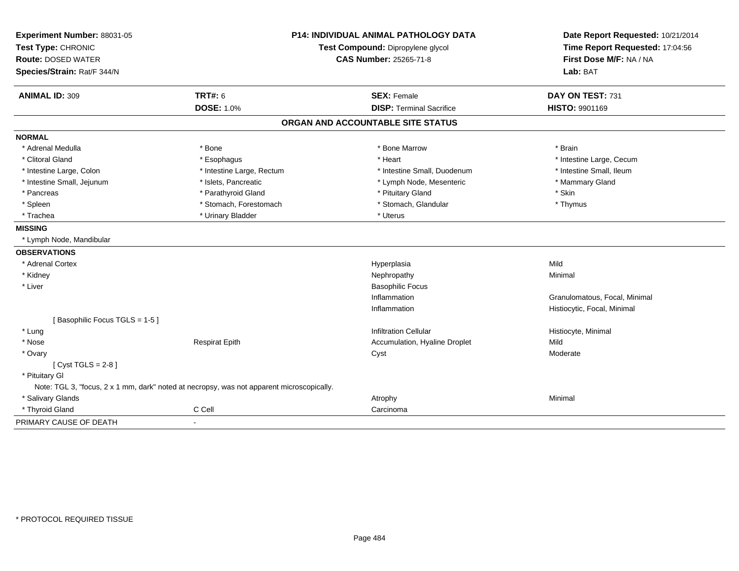**Experiment Number:** 88031-05
**Test Type:** CHRONIC
**Route:** DOSED WATER
**Species/Strain:** Rat/F 344/N

**P14: INDIVIDUAL ANIMAL PATHOLOGY DATA**
**Test Compound:** Dipropylene glycol
**CAS Number:** 25265-71-8

**Date Report Requested:** 10/21/2014
**Time Report Requested:** 17:04:56
**First Dose M/F:** NA / NA
**Lab:** BAT

| **ANIMAL ID:** 309 | **TRT#:** 6 | **SEX:** Female | **DAY ON TEST:** 731 |
|---|---|---|---|
| | **DOSE:** 1.0% | **DISP:** Terminal Sacrifice | **HISTO:** 9901169 |

## ORGAN AND ACCOUNTABLE SITE STATUS

**NORMAL**

| | | | |
|---|---|---|---|
| * Adrenal Medulla | * Bone | * Bone Marrow | * Brain |
| * Clitoral Gland | * Esophagus | * Heart | * Intestine Large, Cecum |
| * Intestine Large, Colon | * Intestine Large, Rectum | * Intestine Small, Duodenum | * Intestine Small, Ileum |
| * Intestine Small, Jejunum | * Islets, Pancreatic | * Lymph Node, Mesenteric | * Mammary Gland |
| * Pancreas | * Parathyroid Gland | * Pituitary Gland | * Skin |
| * Spleen | * Stomach, Forestomach | * Stomach, Glandular | * Thymus |
| * Trachea | * Urinary Bladder | * Uterus | |

**MISSING**

* Lymph Node, Mandibular

**OBSERVATIONS**

| | | | |
|---|---|---|---|
| * Adrenal Cortex | | Hyperplasia | Mild |
| * Kidney | | Nephropathy | Minimal |
| * Liver | | Basophilic Focus | |
| | | Inflammation | Granulomatous, Focal, Minimal |
| | | Inflammation | Histiocytic, Focal, Minimal |
| [ Basophilic Focus TGLS = 1-5 ] | | | |
| * Lung | | Infiltration Cellular | Histiocyte, Minimal |
| * Nose | Respirat Epith | Accumulation, Hyaline Droplet | Mild |
| * Ovary | | Cyst | Moderate |
| [ Cyst TGLS = 2-8 ] | | | |
| * Pituitary Gl | | | |

Note: TGL 3, "focus, 2 x 1 mm, dark" noted at necropsy, was not apparent microscopically.

| | | | |
|---|---|---|---|
| * Salivary Glands | | Atrophy | Minimal |
| * Thyroid Gland | C Cell | Carcinoma | |

PRIMARY CAUSE OF DEATH -

* PROTOCOL REQUIRED TISSUE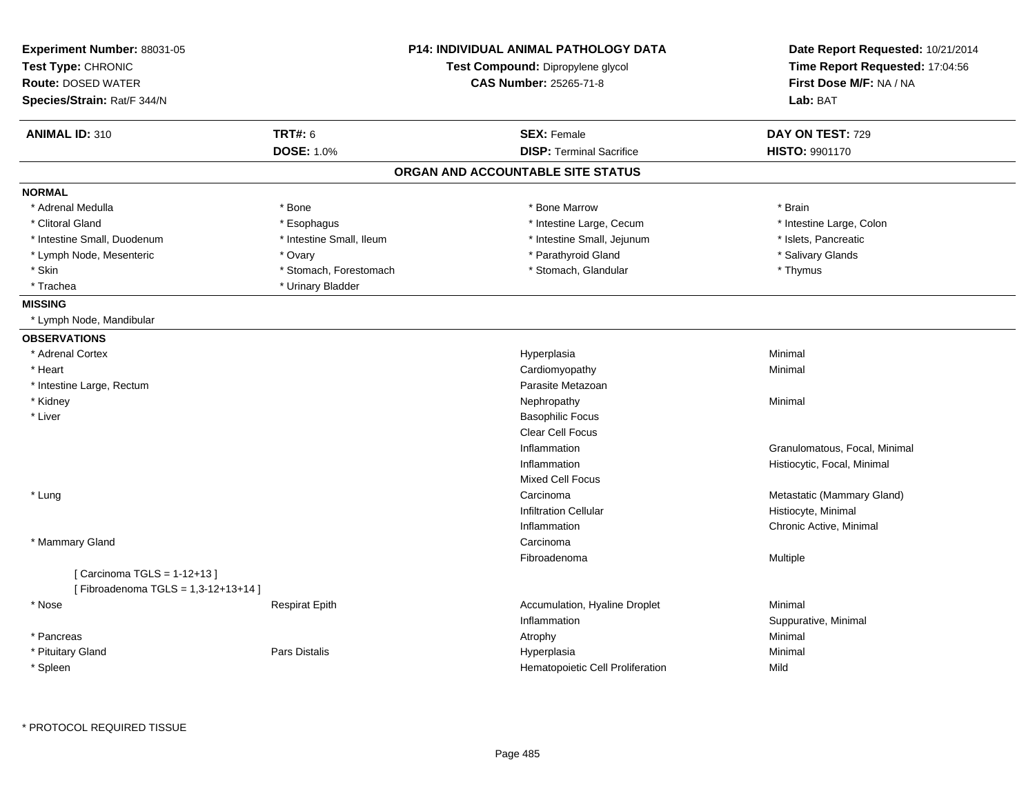**Experiment Number:** 88031-05
**Test Type:** CHRONIC
**Route:** DOSED WATER
**Species/Strain:** Rat/F 344/N

**P14: INDIVIDUAL ANIMAL PATHOLOGY DATA**
**Test Compound:** Dipropylene glycol
**CAS Number:** 25265-71-8

**Date Report Requested:** 10/21/2014
**Time Report Requested:** 17:04:56
**First Dose M/F:** NA / NA
**Lab:** BAT

| **ANIMAL ID:** 310 | **TRT#:** 6 | **SEX:** Female | **DAY ON TEST:** 729 |
|---|---|---|---|
| | **DOSE:** 1.0% | **DISP:** Terminal Sacrifice | **HISTO:** 9901170 |

## ORGAN AND ACCOUNTABLE SITE STATUS

**NORMAL**

| | | | |
|---|---|---|---|
| * Adrenal Medulla | * Bone | * Bone Marrow | * Brain |
| * Clitoral Gland | * Esophagus | * Intestine Large, Cecum | * Intestine Large, Colon |
| * Intestine Small, Duodenum | * Intestine Small, Ileum | * Intestine Small, Jejunum | * Islets, Pancreatic |
| * Lymph Node, Mesenteric | * Ovary | * Parathyroid Gland | * Salivary Glands |
| * Skin | * Stomach, Forestomach | * Stomach, Glandular | * Thymus |
| * Trachea | * Urinary Bladder | | |

**MISSING**

* Lymph Node, Mandibular

**OBSERVATIONS**

| Organ | Site | Observation | Qualifier |
|---|---|---|---|
| * Adrenal Cortex | | Hyperplasia | Minimal |
| * Heart | | Cardiomyopathy | Minimal |
| * Intestine Large, Rectum | | Parasite Metazoan | |
| * Kidney | | Nephropathy | Minimal |
| * Liver | | Basophilic Focus | |
| | | Clear Cell Focus | |
| | | Inflammation | Granulomatous, Focal, Minimal |
| | | Inflammation | Histiocytic, Focal, Minimal |
| | | Mixed Cell Focus | |
| * Lung | | Carcinoma | Metastatic (Mammary Gland) |
| | | Infiltration Cellular | Histiocyte, Minimal |
| | | Inflammation | Chronic Active, Minimal |
| * Mammary Gland | | Carcinoma | |
| | | Fibroadenoma | Multiple |
| [ Carcinoma TGLS = 1-12+13 ] | | | |
| [ Fibroadenoma TGLS = 1,3-12+13+14 ] | | | |
| * Nose | Respirat Epith | Accumulation, Hyaline Droplet | Minimal |
| | | Inflammation | Suppurative, Minimal |
| * Pancreas | | Atrophy | Minimal |
| * Pituitary Gland | Pars Distalis | Hyperplasia | Minimal |
| * Spleen | | Hematopoietic Cell Proliferation | Mild |

* PROTOCOL REQUIRED TISSUE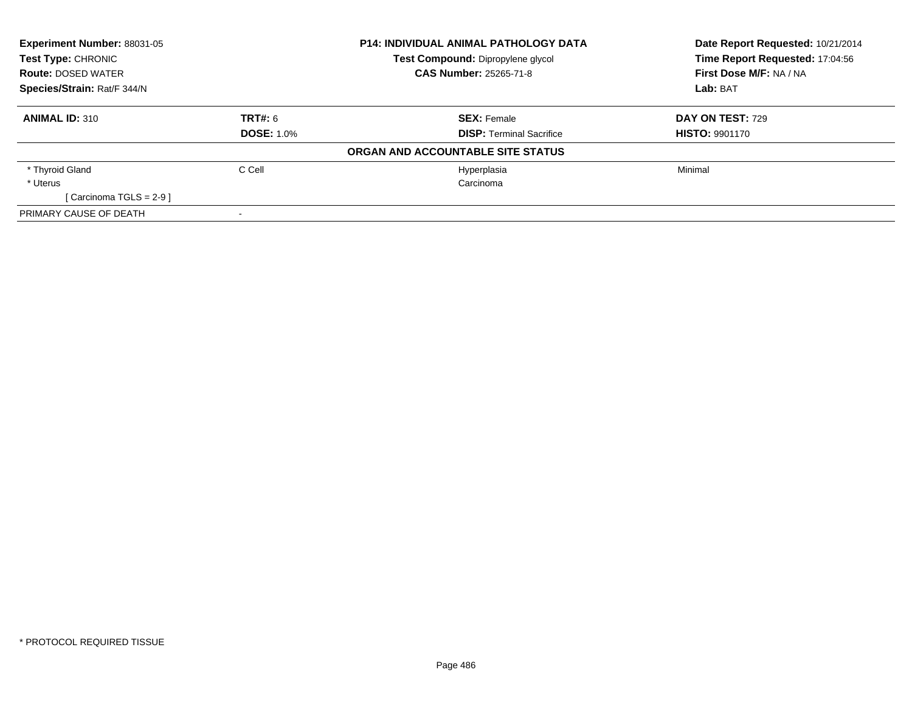| **Experiment Number:** 88031-05 | **P14: INDIVIDUAL ANIMAL PATHOLOGY DATA** | **Date Report Requested:** 10/21/2014 |
|---|---|---|
| **Test Type:** CHRONIC | **Test Compound:** Dipropylene glycol | **Time Report Requested:** 17:04:56 |
| **Route:** DOSED WATER | **CAS Number:** 25265-71-8 | **First Dose M/F:** NA / NA |
| **Species/Strain:** Rat/F 344/N | | **Lab:** BAT |

| **ANIMAL ID:** 310 | **TRT#:** 6 | **SEX:** Female | **DAY ON TEST:** 729 |
|---|---|---|---|
| | **DOSE:** 1.0% | **DISP:** Terminal Sacrifice | **HISTO:** 9901170 |
| **ORGAN AND ACCOUNTABLE SITE STATUS** | | | |
| * Thyroid Gland | C Cell | Hyperplasia | Minimal |
| * Uterus | | Carcinoma | |
| [ Carcinoma TGLS = 2-9 ] | | | |
| PRIMARY CAUSE OF DEATH | - | | |

* PROTOCOL REQUIRED TISSUE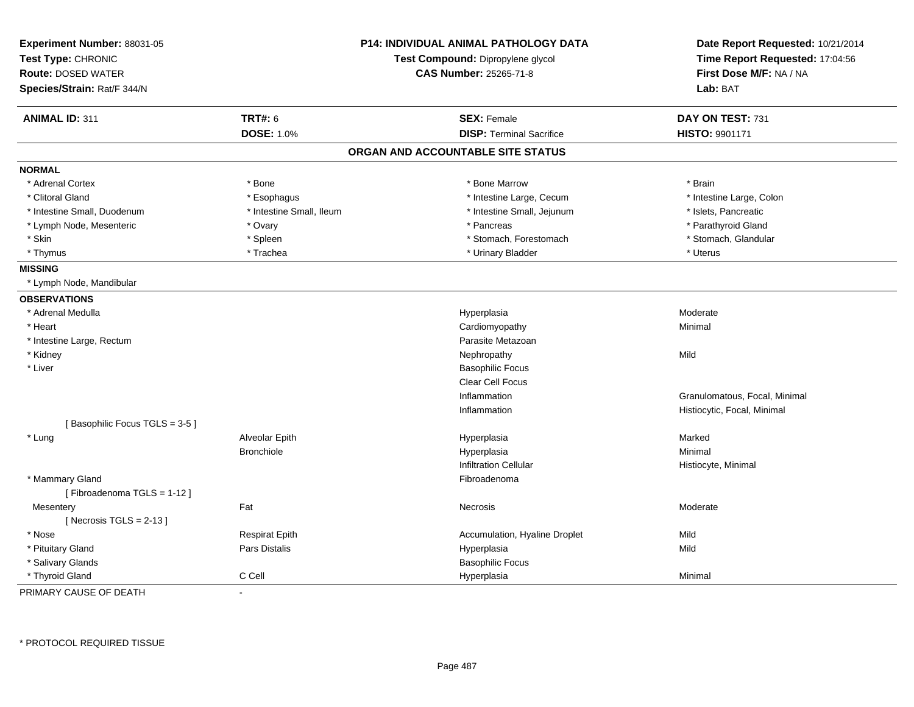**Experiment Number:** 88031-05
**Test Type:** CHRONIC
**Route:** DOSED WATER
**Species/Strain:** Rat/F 344/N

**P14: INDIVIDUAL ANIMAL PATHOLOGY DATA**
**Test Compound:** Dipropylene glycol
**CAS Number:** 25265-71-8

**Date Report Requested:** 10/21/2014
**Time Report Requested:** 17:04:56
**First Dose M/F:** NA / NA
**Lab:** BAT

| **ANIMAL ID:** 311 | **TRT#:** 6 | **SEX:** Female | **DAY ON TEST:** 731 |
|---|---|---|---|
| | **DOSE:** 1.0% | **DISP:** Terminal Sacrifice | **HISTO:** 9901171 |

## ORGAN AND ACCOUNTABLE SITE STATUS

**NORMAL**

| | | | |
|---|---|---|---|
| * Adrenal Cortex | * Bone | * Bone Marrow | * Brain |
| * Clitoral Gland | * Esophagus | * Intestine Large, Cecum | * Intestine Large, Colon |
| * Intestine Small, Duodenum | * Intestine Small, Ileum | * Intestine Small, Jejunum | * Islets, Pancreatic |
| * Lymph Node, Mesenteric | * Ovary | * Pancreas | * Parathyroid Gland |
| * Skin | * Spleen | * Stomach, Forestomach | * Stomach, Glandular |
| * Thymus | * Trachea | * Urinary Bladder | * Uterus |

**MISSING**

* Lymph Node, Mandibular

**OBSERVATIONS**

| | | | |
|---|---|---|---|
| * Adrenal Medulla | | Hyperplasia | Moderate |
| * Heart | | Cardiomyopathy | Minimal |
| * Intestine Large, Rectum | | Parasite Metazoan | |
| * Kidney | | Nephropathy | Mild |
| * Liver | | Basophilic Focus | |
| | | Clear Cell Focus | |
| | | Inflammation | Granulomatous, Focal, Minimal |
| | | Inflammation | Histiocytic, Focal, Minimal |
| [ Basophilic Focus TGLS = 3-5 ] | | | |
| * Lung | Alveolar Epith | Hyperplasia | Marked |
| | Bronchiole | Hyperplasia | Minimal |
| | | Infiltration Cellular | Histiocyte, Minimal |
| * Mammary Gland | | Fibroadenoma | |
| [ Fibroadenoma TGLS = 1-12 ] | | | |
| Mesentery | Fat | Necrosis | Moderate |
| [ Necrosis TGLS = 2-13 ] | | | |
| * Nose | Respirat Epith | Accumulation, Hyaline Droplet | Mild |
| * Pituitary Gland | Pars Distalis | Hyperplasia | Mild |
| * Salivary Glands | | Basophilic Focus | |
| * Thyroid Gland | C Cell | Hyperplasia | Minimal |

PRIMARY CAUSE OF DEATH -

\* PROTOCOL REQUIRED TISSUE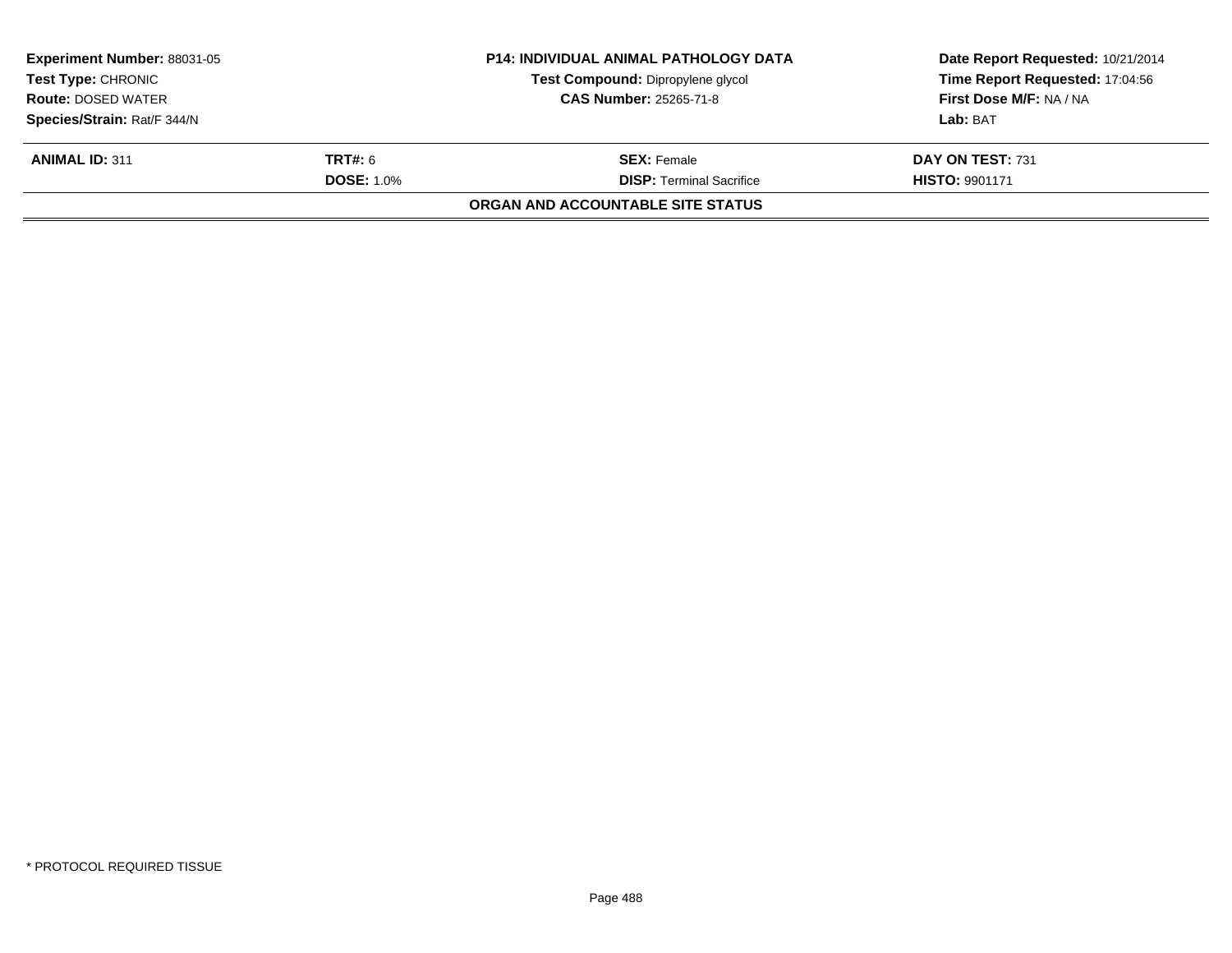| **Experiment Number:** 88031-05 | **P14: INDIVIDUAL ANIMAL PATHOLOGY DATA** | **Date Report Requested:** 10/21/2014 |
|---|---|---|
| **Test Type:** CHRONIC | **Test Compound:** Dipropylene glycol | **Time Report Requested:** 17:04:56 |
| **Route:** DOSED WATER | **CAS Number:** 25265-71-8 | **First Dose M/F:** NA / NA |
| **Species/Strain:** Rat/F 344/N | | **Lab:** BAT |

| **ANIMAL ID:** 311 | **TRT#:** 6 | **SEX:** Female | **DAY ON TEST:** 731 |
|---|---|---|---|
| | **DOSE:** 1.0% | **DISP:** Terminal Sacrifice | **HISTO:** 9901171 |

**ORGAN AND ACCOUNTABLE SITE STATUS**

* PROTOCOL REQUIRED TISSUE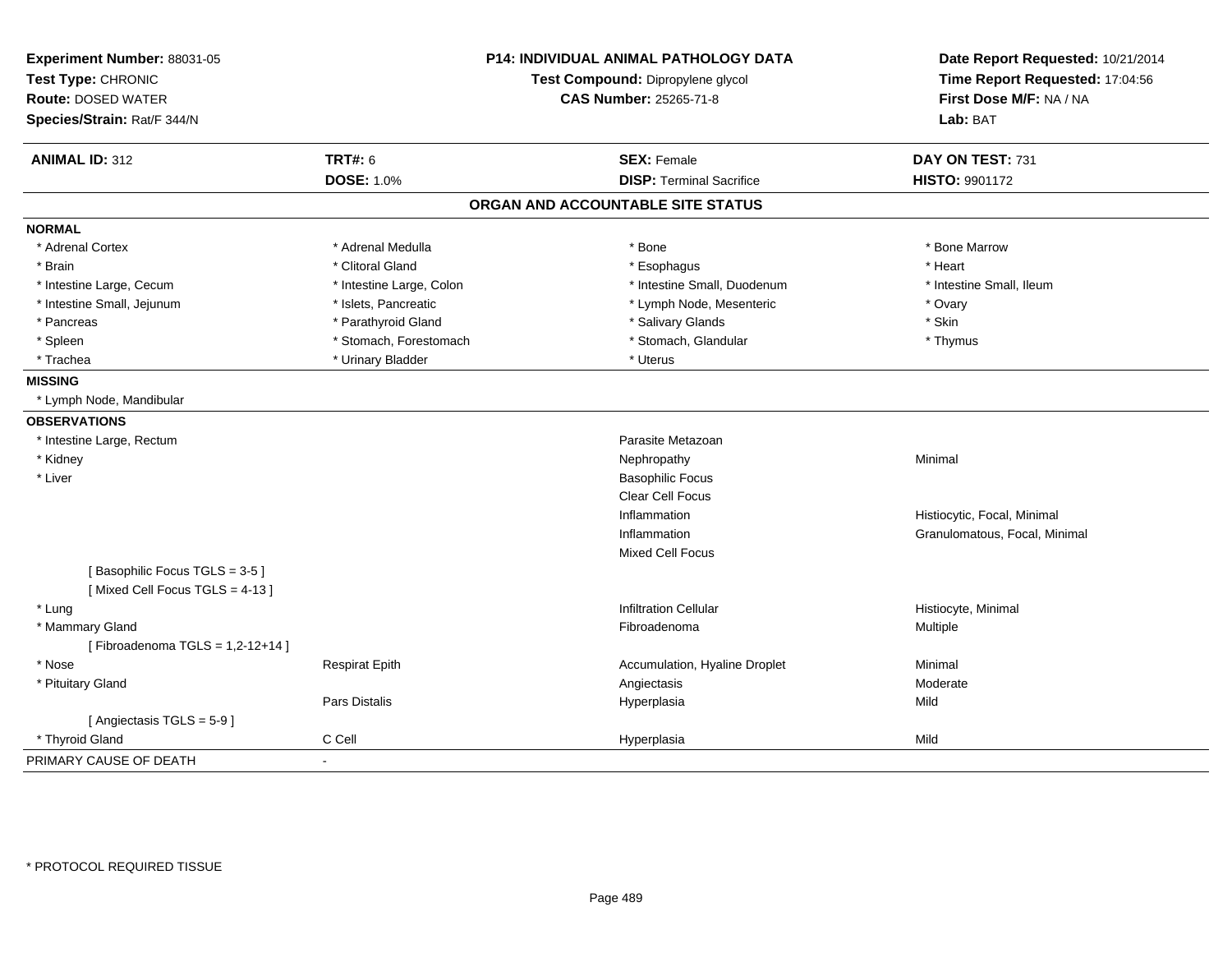**Experiment Number:** 88031-05
**Test Type:** CHRONIC
**Route:** DOSED WATER
**Species/Strain:** Rat/F 344/N

**P14: INDIVIDUAL ANIMAL PATHOLOGY DATA**
**Test Compound:** Dipropylene glycol
**CAS Number:** 25265-71-8

**Date Report Requested:** 10/21/2014
**Time Report Requested:** 17:04:56
**First Dose M/F:** NA / NA
**Lab:** BAT

| **ANIMAL ID:** 312 | **TRT#:** 6 | **SEX:** Female | **DAY ON TEST:** 731 |
|---|---|---|---|
| | **DOSE:** 1.0% | **DISP:** Terminal Sacrifice | **HISTO:** 9901172 |

## ORGAN AND ACCOUNTABLE SITE STATUS

**NORMAL**

| | | | |
|---|---|---|---|
| * Adrenal Cortex | * Adrenal Medulla | * Bone | * Bone Marrow |
| * Brain | * Clitoral Gland | * Esophagus | * Heart |
| * Intestine Large, Cecum | * Intestine Large, Colon | * Intestine Small, Duodenum | * Intestine Small, Ileum |
| * Intestine Small, Jejunum | * Islets, Pancreatic | * Lymph Node, Mesenteric | * Ovary |
| * Pancreas | * Parathyroid Gland | * Salivary Glands | * Skin |
| * Spleen | * Stomach, Forestomach | * Stomach, Glandular | * Thymus |
| * Trachea | * Urinary Bladder | * Uterus | |

**MISSING**

* Lymph Node, Mandibular

**OBSERVATIONS**

| | | | |
|---|---|---|---|
| * Intestine Large, Rectum | | Parasite Metazoan | |
| * Kidney | | Nephropathy | Minimal |
| * Liver | | Basophilic Focus | |
| | | Clear Cell Focus | |
| | | Inflammation | Histiocytic, Focal, Minimal |
| | | Inflammation | Granulomatous, Focal, Minimal |
| | | Mixed Cell Focus | |
| [ Basophilic Focus TGLS = 3-5 ] | | | |
| [ Mixed Cell Focus TGLS = 4-13 ] | | | |
| * Lung | | Infiltration Cellular | Histiocyte, Minimal |
| * Mammary Gland | | Fibroadenoma | Multiple |
| [ Fibroadenoma TGLS = 1,2-12+14 ] | | | |
| * Nose | Respirat Epith | Accumulation, Hyaline Droplet | Minimal |
| * Pituitary Gland | | Angiectasis | Moderate |
| | Pars Distalis | Hyperplasia | Mild |
| [ Angiectasis TGLS = 5-9 ] | | | |
| * Thyroid Gland | C Cell | Hyperplasia | Mild |

PRIMARY CAUSE OF DEATH -

* PROTOCOL REQUIRED TISSUE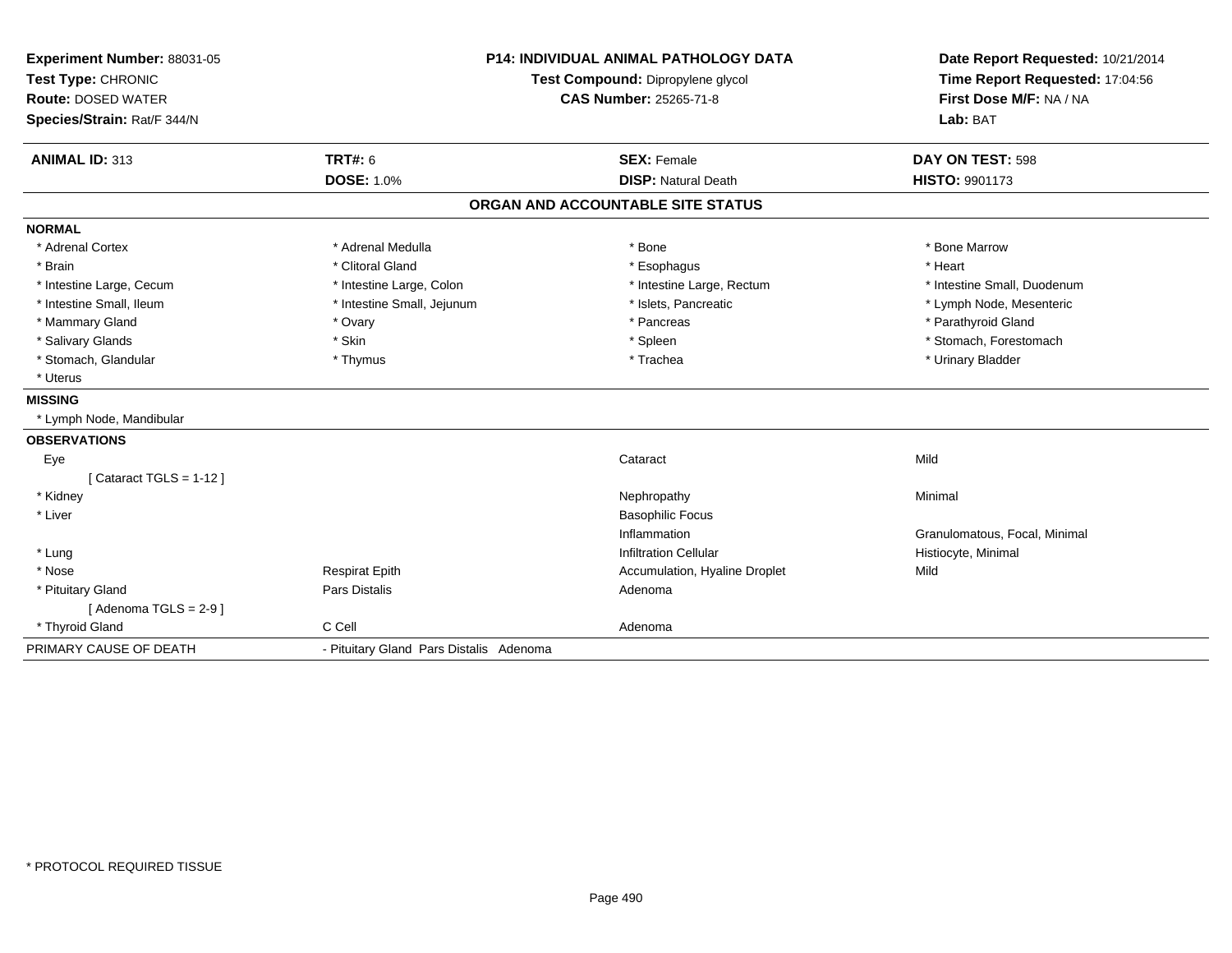**Experiment Number:** 88031-05
**Test Type:** CHRONIC
**Route:** DOSED WATER
**Species/Strain:** Rat/F 344/N

**P14: INDIVIDUAL ANIMAL PATHOLOGY DATA**
**Test Compound:** Dipropylene glycol
**CAS Number:** 25265-71-8

**Date Report Requested:** 10/21/2014
**Time Report Requested:** 17:04:56
**First Dose M/F:** NA / NA
**Lab:** BAT

| **ANIMAL ID:** 313 | **TRT#:** 6 | **SEX:** Female | **DAY ON TEST:** 598 |
|---|---|---|---|
| | **DOSE:** 1.0% | **DISP:** Natural Death | **HISTO:** 9901173 |

## ORGAN AND ACCOUNTABLE SITE STATUS

**NORMAL**

| | | | |
|---|---|---|---|
| * Adrenal Cortex | * Adrenal Medulla | * Bone | * Bone Marrow |
| * Brain | * Clitoral Gland | * Esophagus | * Heart |
| * Intestine Large, Cecum | * Intestine Large, Colon | * Intestine Large, Rectum | * Intestine Small, Duodenum |
| * Intestine Small, Ileum | * Intestine Small, Jejunum | * Islets, Pancreatic | * Lymph Node, Mesenteric |
| * Mammary Gland | * Ovary | * Pancreas | * Parathyroid Gland |
| * Salivary Glands | * Skin | * Spleen | * Stomach, Forestomach |
| * Stomach, Glandular | * Thymus | * Trachea | * Urinary Bladder |
| * Uterus | | | |

**MISSING**

* Lymph Node, Mandibular

**OBSERVATIONS**

| | | | |
|---|---|---|---|
| Eye | | Cataract | Mild |
| [ Cataract TGLS = 1-12 ] | | | |
| * Kidney | | Nephropathy | Minimal |
| * Liver | | Basophilic Focus | |
| | | Inflammation | Granulomatous, Focal, Minimal |
| * Lung | | Infiltration Cellular | Histiocyte, Minimal |
| * Nose | Respirat Epith | Accumulation, Hyaline Droplet | Mild |
| * Pituitary Gland | Pars Distalis | Adenoma | |
| [ Adenoma TGLS = 2-9 ] | | | |
| * Thyroid Gland | C Cell | Adenoma | |

| PRIMARY CAUSE OF DEATH | - Pituitary Gland Pars Distalis Adenoma |
|---|---|

\* PROTOCOL REQUIRED TISSUE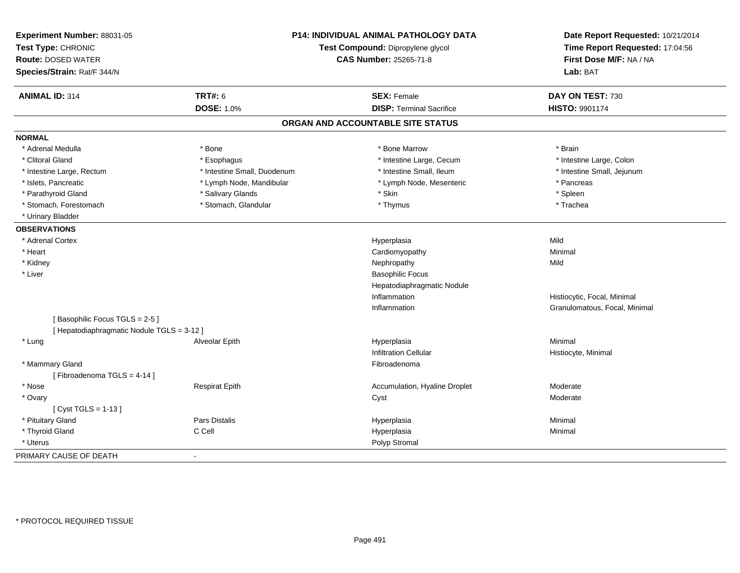**Experiment Number:** 88031-05
**Test Type:** CHRONIC
**Route:** DOSED WATER
**Species/Strain:** Rat/F 344/N

**P14: INDIVIDUAL ANIMAL PATHOLOGY DATA**
**Test Compound:** Dipropylene glycol
**CAS Number:** 25265-71-8

**Date Report Requested:** 10/21/2014
**Time Report Requested:** 17:04:56
**First Dose M/F:** NA / NA
**Lab:** BAT

| **ANIMAL ID:** 314 | **TRT#:** 6 | **SEX:** Female | **DAY ON TEST:** 730 |
|---|---|---|---|
| | **DOSE:** 1.0% | **DISP:** Terminal Sacrifice | **HISTO:** 9901174 |

## ORGAN AND ACCOUNTABLE SITE STATUS

**NORMAL**

| | | | |
|---|---|---|---|
| * Adrenal Medulla | * Bone | * Bone Marrow | * Brain |
| * Clitoral Gland | * Esophagus | * Intestine Large, Cecum | * Intestine Large, Colon |
| * Intestine Large, Rectum | * Intestine Small, Duodenum | * Intestine Small, Ileum | * Intestine Small, Jejunum |
| * Islets, Pancreatic | * Lymph Node, Mandibular | * Lymph Node, Mesenteric | * Pancreas |
| * Parathyroid Gland | * Salivary Glands | * Skin | * Spleen |
| * Stomach, Forestomach | * Stomach, Glandular | * Thymus | * Trachea |
| * Urinary Bladder | | | |

**OBSERVATIONS**

| | | | |
|---|---|---|---|
| * Adrenal Cortex | | Hyperplasia | Mild |
| * Heart | | Cardiomyopathy | Minimal |
| * Kidney | | Nephropathy | Mild |
| * Liver | | Basophilic Focus | |
| | | Hepatodiaphragmatic Nodule | |
| | | Inflammation | Histiocytic, Focal, Minimal |
| | | Inflammation | Granulomatous, Focal, Minimal |
| [ Basophilic Focus TGLS = 2-5 ] | | | |
| [ Hepatodiaphragmatic Nodule TGLS = 3-12 ] | | | |
| * Lung | Alveolar Epith | Hyperplasia | Minimal |
| | | Infiltration Cellular | Histiocyte, Minimal |
| * Mammary Gland | | Fibroadenoma | |
| [ Fibroadenoma TGLS = 4-14 ] | | | |
| * Nose | Respirat Epith | Accumulation, Hyaline Droplet | Moderate |
| * Ovary | | Cyst | Moderate |
| [ Cyst TGLS = 1-13 ] | | | |
| * Pituitary Gland | Pars Distalis | Hyperplasia | Minimal |
| * Thyroid Gland | C Cell | Hyperplasia | Minimal |
| * Uterus | | Polyp Stromal | |

PRIMARY CAUSE OF DEATH -

* PROTOCOL REQUIRED TISSUE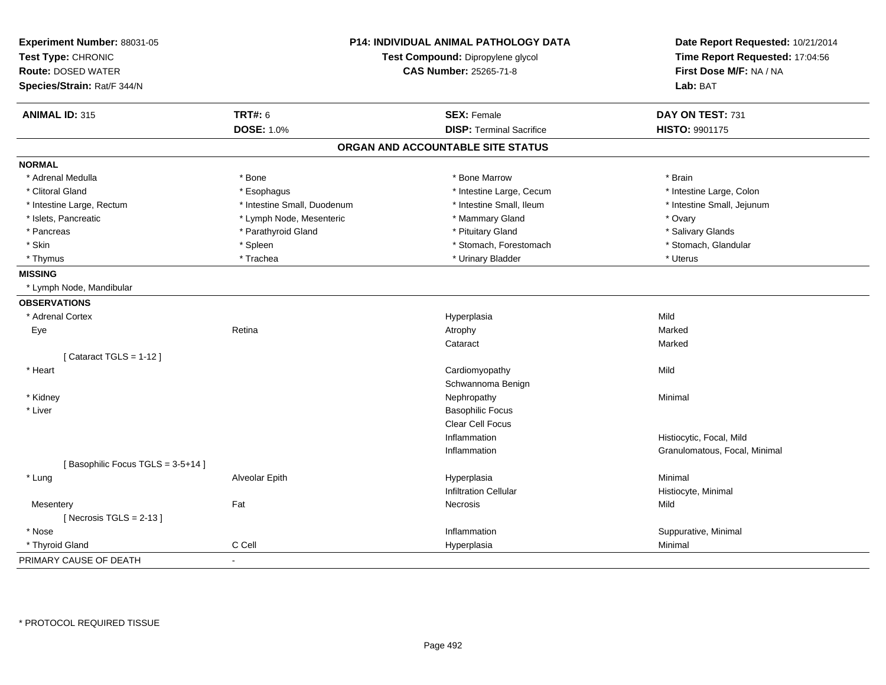**Experiment Number:** 88031-05
**Test Type:** CHRONIC
**Route:** DOSED WATER
**Species/Strain:** Rat/F 344/N

**P14: INDIVIDUAL ANIMAL PATHOLOGY DATA**
**Test Compound:** Dipropylene glycol
**CAS Number:** 25265-71-8

**Date Report Requested:** 10/21/2014
**Time Report Requested:** 17:04:56
**First Dose M/F:** NA / NA
**Lab:** BAT

| **ANIMAL ID:** 315 | **TRT#:** 6 | **SEX:** Female | **DAY ON TEST:** 731 |
|---|---|---|---|
| | **DOSE:** 1.0% | **DISP:** Terminal Sacrifice | **HISTO:** 9901175 |

## ORGAN AND ACCOUNTABLE SITE STATUS

**NORMAL**

| | | | |
|---|---|---|---|
| * Adrenal Medulla | * Bone | * Bone Marrow | * Brain |
| * Clitoral Gland | * Esophagus | * Intestine Large, Cecum | * Intestine Large, Colon |
| * Intestine Large, Rectum | * Intestine Small, Duodenum | * Intestine Small, Ileum | * Intestine Small, Jejunum |
| * Islets, Pancreatic | * Lymph Node, Mesenteric | * Mammary Gland | * Ovary |
| * Pancreas | * Parathyroid Gland | * Pituitary Gland | * Salivary Glands |
| * Skin | * Spleen | * Stomach, Forestomach | * Stomach, Glandular |
| * Thymus | * Trachea | * Urinary Bladder | * Uterus |

**MISSING**

* Lymph Node, Mandibular

**OBSERVATIONS**

| | | | |
|---|---|---|---|
| * Adrenal Cortex | | Hyperplasia | Mild |
| Eye | Retina | Atrophy | Marked |
| | | Cataract | Marked |
| [ Cataract TGLS = 1-12 ] | | | |
| * Heart | | Cardiomyopathy | Mild |
| | | Schwannoma Benign | |
| * Kidney | | Nephropathy | Minimal |
| * Liver | | Basophilic Focus | |
| | | Clear Cell Focus | |
| | | Inflammation | Histiocytic, Focal, Mild |
| | | Inflammation | Granulomatous, Focal, Minimal |
| [ Basophilic Focus TGLS = 3-5+14 ] | | | |
| * Lung | Alveolar Epith | Hyperplasia | Minimal |
| | | Infiltration Cellular | Histiocyte, Minimal |
| Mesentery | Fat | Necrosis | Mild |
| [ Necrosis TGLS = 2-13 ] | | | |
| * Nose | | Inflammation | Suppurative, Minimal |
| * Thyroid Gland | C Cell | Hyperplasia | Minimal |

PRIMARY CAUSE OF DEATH -

* PROTOCOL REQUIRED TISSUE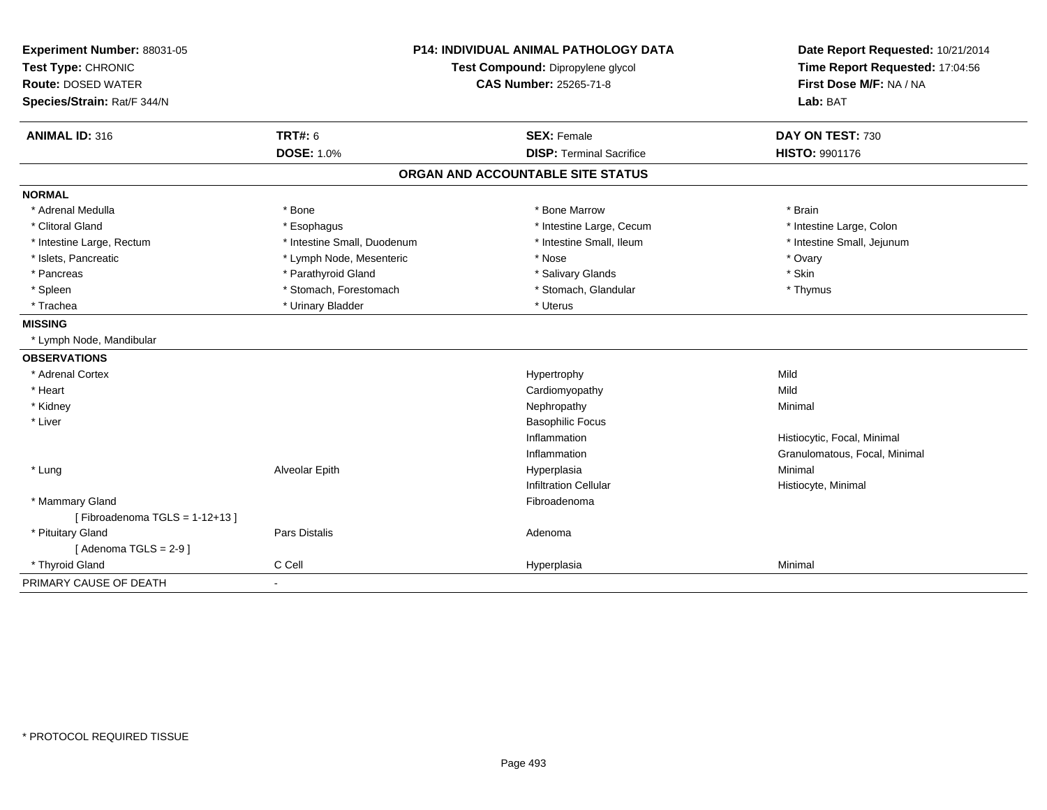**Experiment Number:** 88031-05
**Test Type:** CHRONIC
**Route:** DOSED WATER
**Species/Strain:** Rat/F 344/N

**P14: INDIVIDUAL ANIMAL PATHOLOGY DATA**
**Test Compound:** Dipropylene glycol
**CAS Number:** 25265-71-8

**Date Report Requested:** 10/21/2014
**Time Report Requested:** 17:04:56
**First Dose M/F:** NA / NA
**Lab:** BAT

| **ANIMAL ID:** 316 | **TRT#:** 6 | **SEX:** Female | **DAY ON TEST:** 730 |
|---|---|---|---|
| | **DOSE:** 1.0% | **DISP:** Terminal Sacrifice | **HISTO:** 9901176 |

## ORGAN AND ACCOUNTABLE SITE STATUS

**NORMAL**

| | | | |
|---|---|---|---|
| * Adrenal Medulla | * Bone | * Bone Marrow | * Brain |
| * Clitoral Gland | * Esophagus | * Intestine Large, Cecum | * Intestine Large, Colon |
| * Intestine Large, Rectum | * Intestine Small, Duodenum | * Intestine Small, Ileum | * Intestine Small, Jejunum |
| * Islets, Pancreatic | * Lymph Node, Mesenteric | * Nose | * Ovary |
| * Pancreas | * Parathyroid Gland | * Salivary Glands | * Skin |
| * Spleen | * Stomach, Forestomach | * Stomach, Glandular | * Thymus |
| * Trachea | * Urinary Bladder | * Uterus | |

**MISSING**

* Lymph Node, Mandibular

**OBSERVATIONS**

| | | | |
|---|---|---|---|
| * Adrenal Cortex | | Hypertrophy | Mild |
| * Heart | | Cardiomyopathy | Mild |
| * Kidney | | Nephropathy | Minimal |
| * Liver | | Basophilic Focus | |
| | | Inflammation | Histiocytic, Focal, Minimal |
| | | Inflammation | Granulomatous, Focal, Minimal |
| * Lung | Alveolar Epith | Hyperplasia | Minimal |
| | | Infiltration Cellular | Histiocyte, Minimal |
| * Mammary Gland | | Fibroadenoma | |
| [ Fibroadenoma TGLS = 1-12+13 ] | | | |
| * Pituitary Gland | Pars Distalis | Adenoma | |
| [ Adenoma TGLS = 2-9 ] | | | |
| * Thyroid Gland | C Cell | Hyperplasia | Minimal |

PRIMARY CAUSE OF DEATH -

* PROTOCOL REQUIRED TISSUE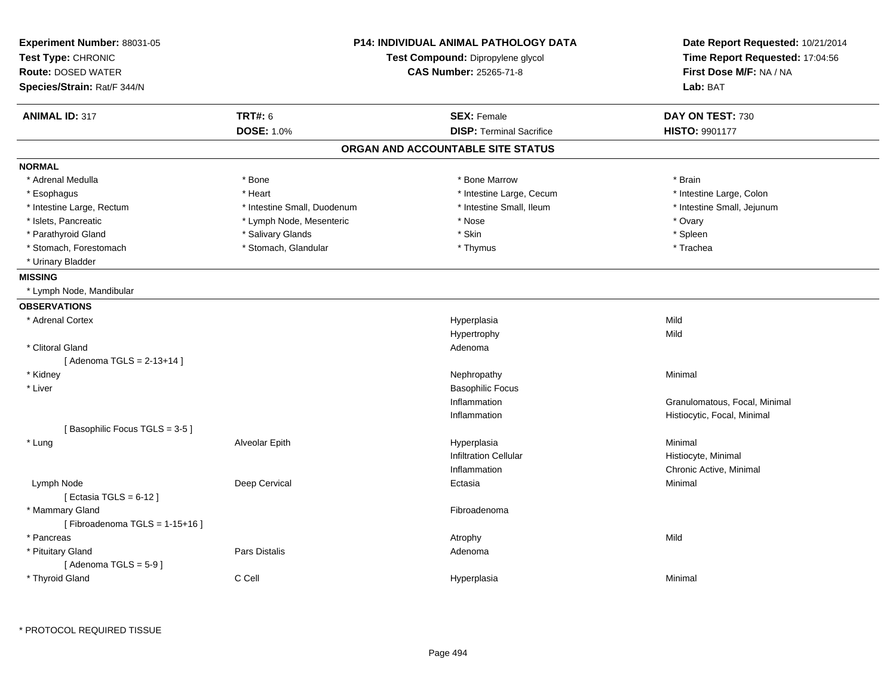**Experiment Number:** 88031-05
**Test Type:** CHRONIC
**Route:** DOSED WATER
**Species/Strain:** Rat/F 344/N

**P14: INDIVIDUAL ANIMAL PATHOLOGY DATA**
**Test Compound:** Dipropylene glycol
**CAS Number:** 25265-71-8

**Date Report Requested:** 10/21/2014
**Time Report Requested:** 17:04:56
**First Dose M/F:** NA / NA
**Lab:** BAT

| **ANIMAL ID:** 317 | **TRT#:** 6 | **SEX:** Female | **DAY ON TEST:** 730 |
|---|---|---|---|
| | **DOSE:** 1.0% | **DISP:** Terminal Sacrifice | **HISTO:** 9901177 |

## ORGAN AND ACCOUNTABLE SITE STATUS

**NORMAL**

| | | | |
|---|---|---|---|
| * Adrenal Medulla | * Bone | * Bone Marrow | * Brain |
| * Esophagus | * Heart | * Intestine Large, Cecum | * Intestine Large, Colon |
| * Intestine Large, Rectum | * Intestine Small, Duodenum | * Intestine Small, Ileum | * Intestine Small, Jejunum |
| * Islets, Pancreatic | * Lymph Node, Mesenteric | * Nose | * Ovary |
| * Parathyroid Gland | * Salivary Glands | * Skin | * Spleen |
| * Stomach, Forestomach | * Stomach, Glandular | * Thymus | * Trachea |
| * Urinary Bladder | | | |

**MISSING**

* Lymph Node, Mandibular

**OBSERVATIONS**

| | | | |
|---|---|---|---|
| * Adrenal Cortex | | Hyperplasia | Mild |
| | | Hypertrophy | Mild |
| * Clitoral Gland | | Adenoma | |
| [ Adenoma TGLS = 2-13+14 ] | | | |
| * Kidney | | Nephropathy | Minimal |
| * Liver | | Basophilic Focus | |
| | | Inflammation | Granulomatous, Focal, Minimal |
| | | Inflammation | Histiocytic, Focal, Minimal |
| [ Basophilic Focus TGLS = 3-5 ] | | | |
| * Lung | Alveolar Epith | Hyperplasia | Minimal |
| | | Infiltration Cellular | Histiocyte, Minimal |
| | | Inflammation | Chronic Active, Minimal |
| Lymph Node | Deep Cervical | Ectasia | Minimal |
| [ Ectasia TGLS = 6-12 ] | | | |
| * Mammary Gland | | Fibroadenoma | |
| [ Fibroadenoma TGLS = 1-15+16 ] | | | |
| * Pancreas | | Atrophy | Mild |
| * Pituitary Gland | Pars Distalis | Adenoma | |
| [ Adenoma TGLS = 5-9 ] | | | |
| * Thyroid Gland | C Cell | Hyperplasia | Minimal |

* PROTOCOL REQUIRED TISSUE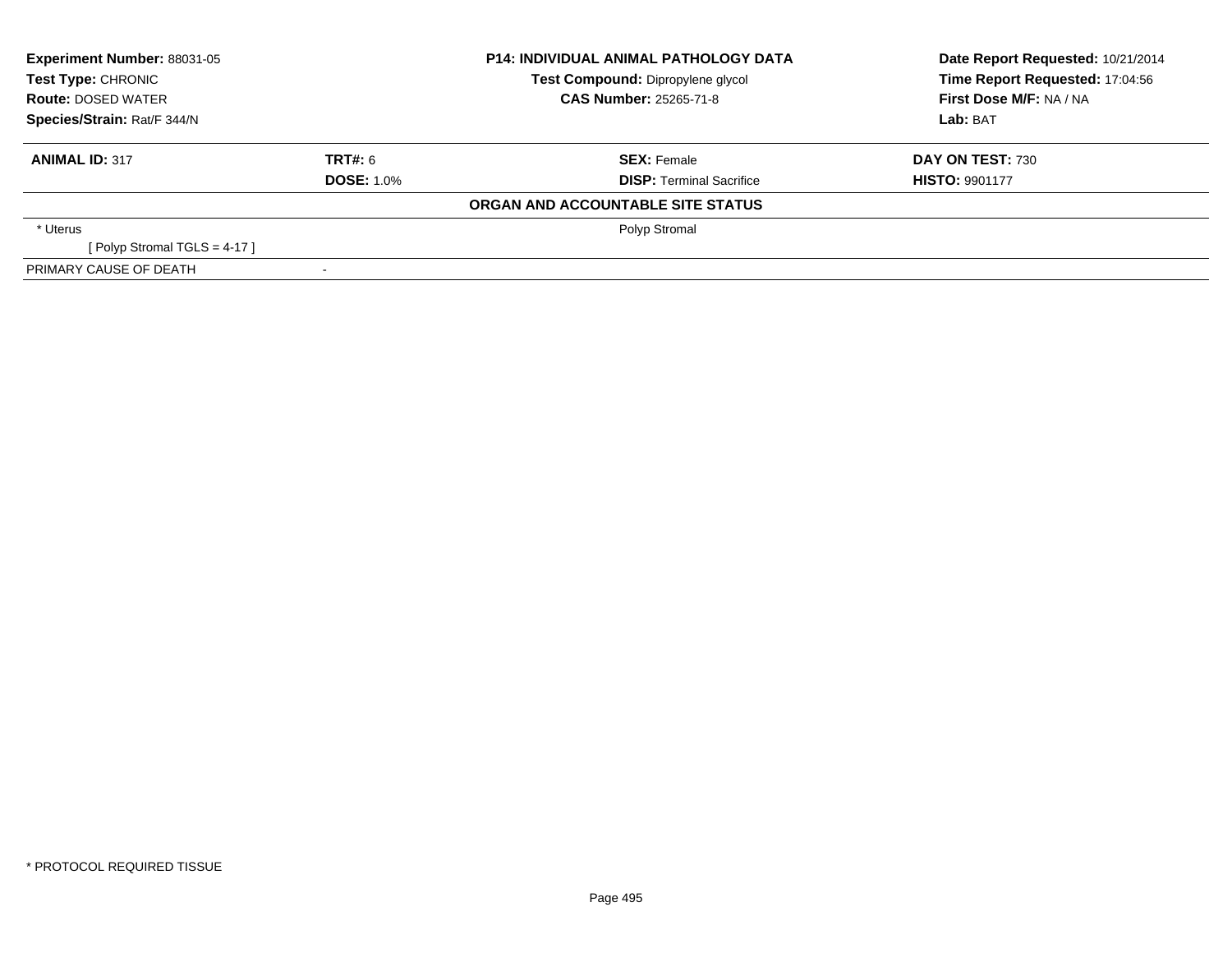**Experiment Number:** 88031-05
**Test Type:** CHRONIC
**Route:** DOSED WATER
**Species/Strain:** Rat/F 344/N

**P14: INDIVIDUAL ANIMAL PATHOLOGY DATA**
**Test Compound:** Dipropylene glycol
**CAS Number:** 25265-71-8

**Date Report Requested:** 10/21/2014
**Time Report Requested:** 17:04:56
**First Dose M/F:** NA / NA
**Lab:** BAT

| **ANIMAL ID:** 317 | **TRT#:** 6 | **SEX:** Female | **DAY ON TEST:** 730 |
|---|---|---|---|
| | **DOSE:** 1.0% | **DISP:** Terminal Sacrifice | **HISTO:** 9901177 |

**ORGAN AND ACCOUNTABLE SITE STATUS**

| | | |
|---|---|---|
| * Uterus | | Polyp Stromal |
| [ Polyp Stromal TGLS = 4-17 ] | | |
| PRIMARY CAUSE OF DEATH | - | |

* PROTOCOL REQUIRED TISSUE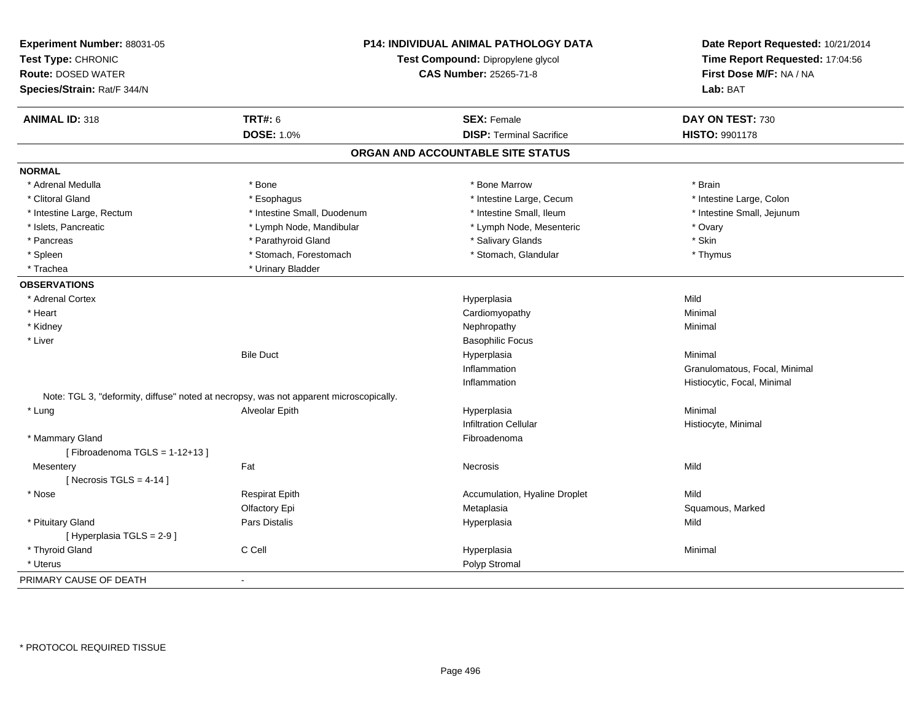**Experiment Number:** 88031-05
**Test Type:** CHRONIC
**Route:** DOSED WATER
**Species/Strain:** Rat/F 344/N

**P14: INDIVIDUAL ANIMAL PATHOLOGY DATA**
**Test Compound:** Dipropylene glycol
**CAS Number:** 25265-71-8

**Date Report Requested:** 10/21/2014
**Time Report Requested:** 17:04:56
**First Dose M/F:** NA / NA
**Lab:** BAT

| **ANIMAL ID:** 318 | **TRT#:** 6 | **SEX:** Female | **DAY ON TEST:** 730 |
|---|---|---|---|
| | **DOSE:** 1.0% | **DISP:** Terminal Sacrifice | **HISTO:** 9901178 |

## ORGAN AND ACCOUNTABLE SITE STATUS

**NORMAL**

| | | | |
|---|---|---|---|
| * Adrenal Medulla | * Bone | * Bone Marrow | * Brain |
| * Clitoral Gland | * Esophagus | * Intestine Large, Cecum | * Intestine Large, Colon |
| * Intestine Large, Rectum | * Intestine Small, Duodenum | * Intestine Small, Ileum | * Intestine Small, Jejunum |
| * Islets, Pancreatic | * Lymph Node, Mandibular | * Lymph Node, Mesenteric | * Ovary |
| * Pancreas | * Parathyroid Gland | * Salivary Glands | * Skin |
| * Spleen | * Stomach, Forestomach | * Stomach, Glandular | * Thymus |
| * Trachea | * Urinary Bladder | | |

**OBSERVATIONS**

| | | | |
|---|---|---|---|
| * Adrenal Cortex | | Hyperplasia | Mild |
| * Heart | | Cardiomyopathy | Minimal |
| * Kidney | | Nephropathy | Minimal |
| * Liver | | Basophilic Focus | |
| | Bile Duct | Hyperplasia | Minimal |
| | | Inflammation | Granulomatous, Focal, Minimal |
| | | Inflammation | Histiocytic, Focal, Minimal |
| Note: TGL 3, "deformity, diffuse" noted at necropsy, was not apparent microscopically. | | | |
| * Lung | Alveolar Epith | Hyperplasia | Minimal |
| | | Infiltration Cellular | Histiocyte, Minimal |
| * Mammary Gland | | Fibroadenoma | |
| [ Fibroadenoma TGLS = 1-12+13 ] | | | |
| Mesentery | Fat | Necrosis | Mild |
| [ Necrosis TGLS = 4-14 ] | | | |
| * Nose | Respirat Epith | Accumulation, Hyaline Droplet | Mild |
| | Olfactory Epi | Metaplasia | Squamous, Marked |
| * Pituitary Gland | Pars Distalis | Hyperplasia | Mild |
| [ Hyperplasia TGLS = 2-9 ] | | | |
| * Thyroid Gland | C Cell | Hyperplasia | Minimal |
| * Uterus | | Polyp Stromal | |

PRIMARY CAUSE OF DEATH -

\* PROTOCOL REQUIRED TISSUE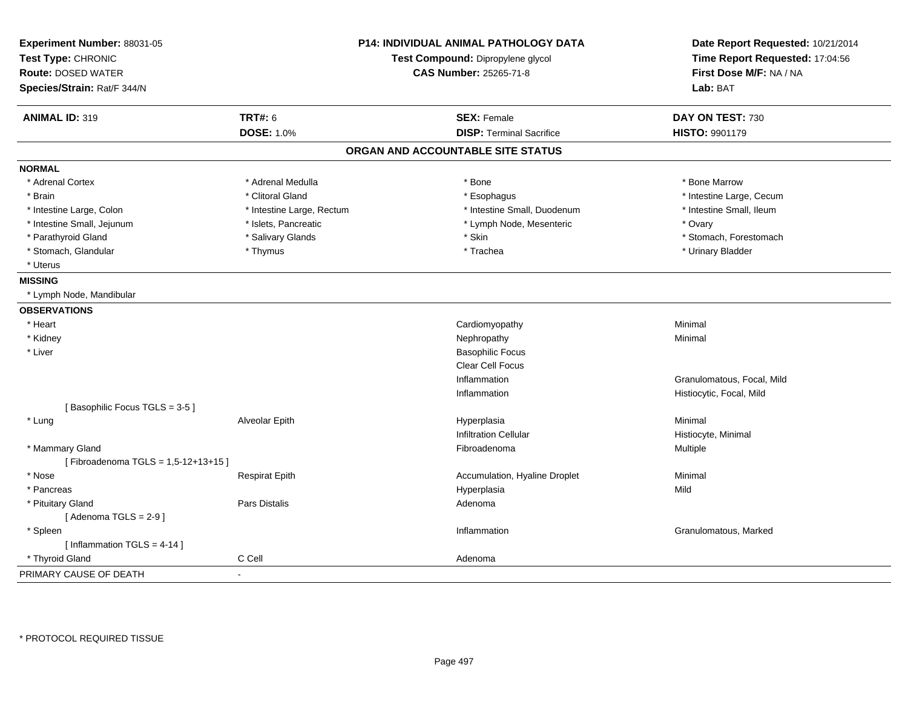**Experiment Number:** 88031-05
**Test Type:** CHRONIC
**Route:** DOSED WATER
**Species/Strain:** Rat/F 344/N

**P14: INDIVIDUAL ANIMAL PATHOLOGY DATA**
**Test Compound:** Dipropylene glycol
**CAS Number:** 25265-71-8

**Date Report Requested:** 10/21/2014
**Time Report Requested:** 17:04:56
**First Dose M/F:** NA / NA
**Lab:** BAT

| **ANIMAL ID:** 319 | **TRT#:** 6 | **SEX:** Female | **DAY ON TEST:** 730 |
|---|---|---|---|
| | **DOSE:** 1.0% | **DISP:** Terminal Sacrifice | **HISTO:** 9901179 |

## ORGAN AND ACCOUNTABLE SITE STATUS

**NORMAL**

| | | | |
|---|---|---|---|
| * Adrenal Cortex | * Adrenal Medulla | * Bone | * Bone Marrow |
| * Brain | * Clitoral Gland | * Esophagus | * Intestine Large, Cecum |
| * Intestine Large, Colon | * Intestine Large, Rectum | * Intestine Small, Duodenum | * Intestine Small, Ileum |
| * Intestine Small, Jejunum | * Islets, Pancreatic | * Lymph Node, Mesenteric | * Ovary |
| * Parathyroid Gland | * Salivary Glands | * Skin | * Stomach, Forestomach |
| * Stomach, Glandular | * Thymus | * Trachea | * Urinary Bladder |
| * Uterus | | | |

**MISSING**

* Lymph Node, Mandibular

**OBSERVATIONS**

| | | | |
|---|---|---|---|
| * Heart | | Cardiomyopathy | Minimal |
| * Kidney | | Nephropathy | Minimal |
| * Liver | | Basophilic Focus | |
| | | Clear Cell Focus | |
| | | Inflammation | Granulomatous, Focal, Mild |
| | | Inflammation | Histiocytic, Focal, Mild |
| [ Basophilic Focus TGLS = 3-5 ] | | | |
| * Lung | Alveolar Epith | Hyperplasia | Minimal |
| | | Infiltration Cellular | Histiocyte, Minimal |
| * Mammary Gland | | Fibroadenoma | Multiple |
| [ Fibroadenoma TGLS = 1,5-12+13+15 ] | | | |
| * Nose | Respirat Epith | Accumulation, Hyaline Droplet | Minimal |
| * Pancreas | | Hyperplasia | Mild |
| * Pituitary Gland | Pars Distalis | Adenoma | |
| [ Adenoma TGLS = 2-9 ] | | | |
| * Spleen | | Inflammation | Granulomatous, Marked |
| [ Inflammation TGLS = 4-14 ] | | | |
| * Thyroid Gland | C Cell | Adenoma | |

PRIMARY CAUSE OF DEATH -

* PROTOCOL REQUIRED TISSUE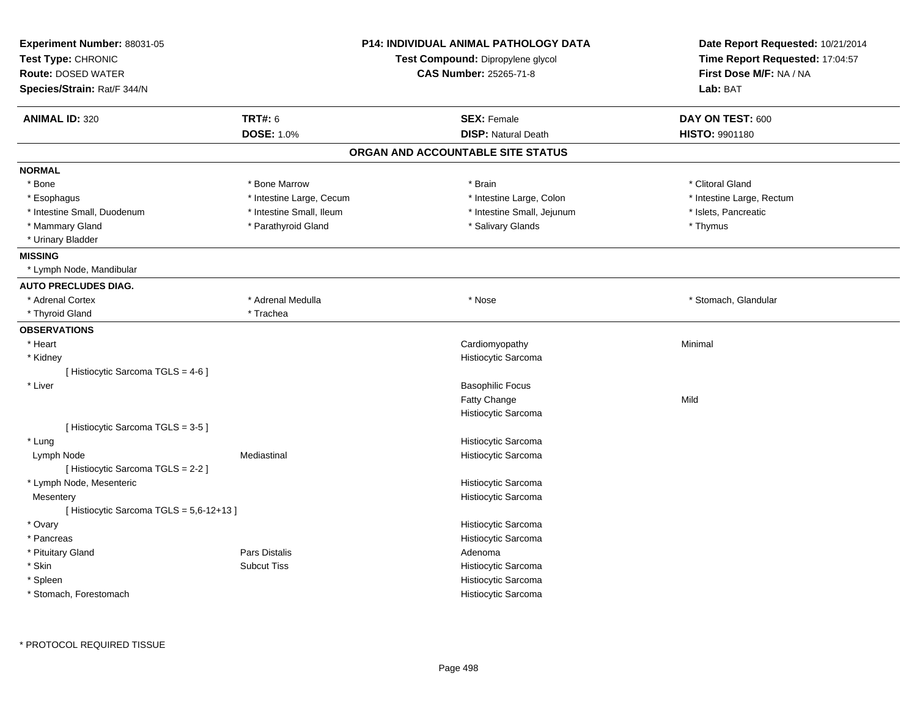**Experiment Number:** 88031-05
**Test Type:** CHRONIC
**Route:** DOSED WATER
**Species/Strain:** Rat/F 344/N

**P14: INDIVIDUAL ANIMAL PATHOLOGY DATA**
**Test Compound:** Dipropylene glycol
**CAS Number:** 25265-71-8

**Date Report Requested:** 10/21/2014
**Time Report Requested:** 17:04:57
**First Dose M/F:** NA / NA
**Lab:** BAT

| **ANIMAL ID:** 320 | **TRT#:** 6 | **SEX:** Female | **DAY ON TEST:** 600 |
|---|---|---|---|
| | **DOSE:** 1.0% | **DISP:** Natural Death | **HISTO:** 9901180 |

## ORGAN AND ACCOUNTABLE SITE STATUS

**NORMAL**

| | | | |
|---|---|---|---|
| * Bone | * Bone Marrow | * Brain | * Clitoral Gland |
| * Esophagus | * Intestine Large, Cecum | * Intestine Large, Colon | * Intestine Large, Rectum |
| * Intestine Small, Duodenum | * Intestine Small, Ileum | * Intestine Small, Jejunum | * Islets, Pancreatic |
| * Mammary Gland | * Parathyroid Gland | * Salivary Glands | * Thymus |
| * Urinary Bladder | | | |

**MISSING**

* Lymph Node, Mandibular

**AUTO PRECLUDES DIAG.**

| | | | |
|---|---|---|---|
| * Adrenal Cortex | * Adrenal Medulla | * Nose | * Stomach, Glandular |
| * Thyroid Gland | * Trachea | | |

**OBSERVATIONS**

| | | | |
|---|---|---|---|
| * Heart | | Cardiomyopathy | Minimal |
| * Kidney | | Histiocytic Sarcoma | |
| [ Histiocytic Sarcoma TGLS = 4-6 ] | | | |
| * Liver | | Basophilic Focus | |
| | | Fatty Change | Mild |
| | | Histiocytic Sarcoma | |
| [ Histiocytic Sarcoma TGLS = 3-5 ] | | | |
| * Lung | | Histiocytic Sarcoma | |
| Lymph Node | Mediastinal | Histiocytic Sarcoma | |
| [ Histiocytic Sarcoma TGLS = 2-2 ] | | | |
| * Lymph Node, Mesenteric | | Histiocytic Sarcoma | |
| Mesentery | | Histiocytic Sarcoma | |
| [ Histiocytic Sarcoma TGLS = 5,6-12+13 ] | | | |
| * Ovary | | Histiocytic Sarcoma | |
| * Pancreas | | Histiocytic Sarcoma | |
| * Pituitary Gland | Pars Distalis | Adenoma | |
| * Skin | Subcut Tiss | Histiocytic Sarcoma | |
| * Spleen | | Histiocytic Sarcoma | |
| * Stomach, Forestomach | | Histiocytic Sarcoma | |

* PROTOCOL REQUIRED TISSUE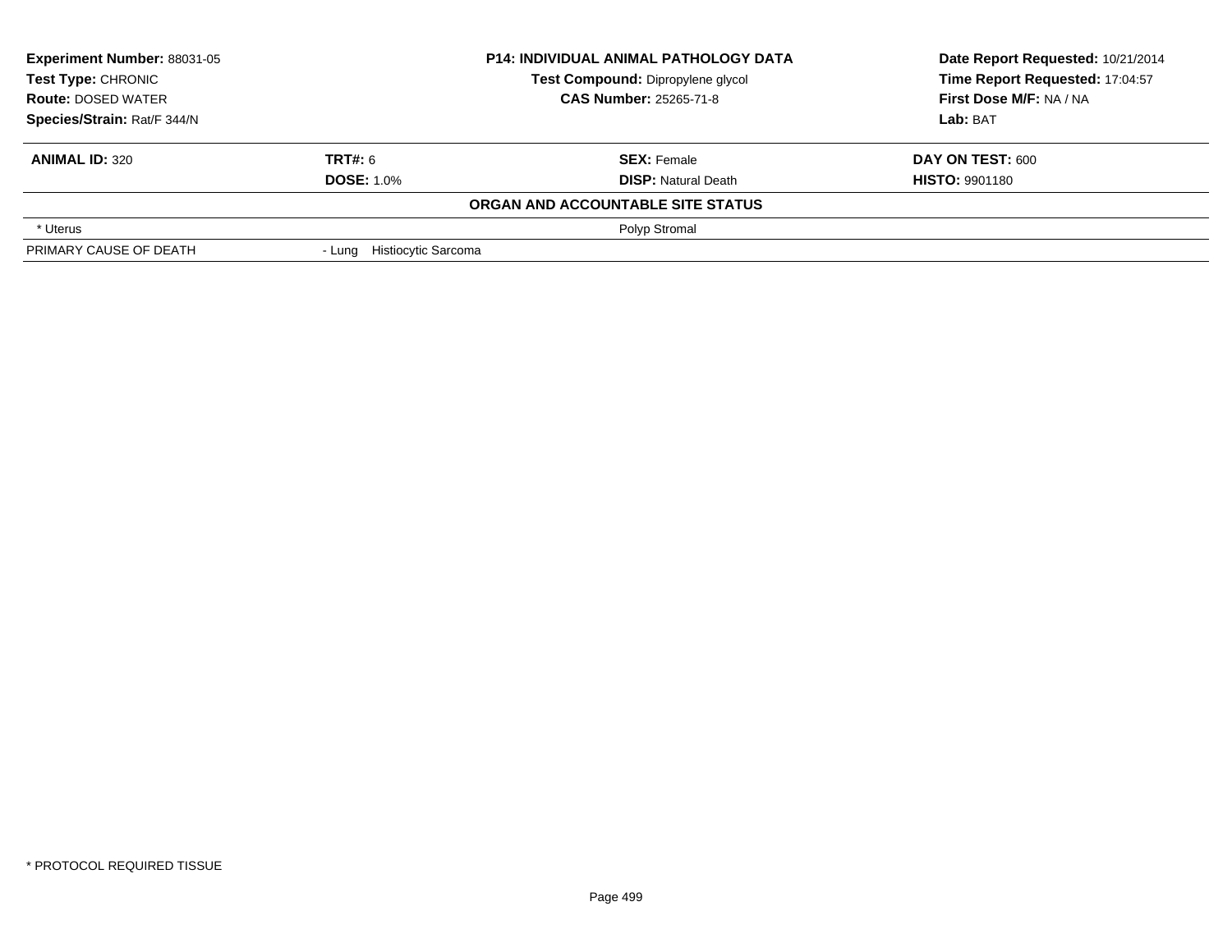**Experiment Number:** 88031-05
**Test Type:** CHRONIC
**Route:** DOSED WATER
**Species/Strain:** Rat/F 344/N

**P14: INDIVIDUAL ANIMAL PATHOLOGY DATA**
**Test Compound:** Dipropylene glycol
**CAS Number:** 25265-71-8

**Date Report Requested:** 10/21/2014
**Time Report Requested:** 17:04:57
**First Dose M/F:** NA / NA
**Lab:** BAT

| **ANIMAL ID:** 320 | **TRT#:** 6 | **SEX:** Female | **DAY ON TEST:** 600 |
|---|---|---|---|
| | **DOSE:** 1.0% | **DISP:** Natural Death | **HISTO:** 9901180 |

**ORGAN AND ACCOUNTABLE SITE STATUS**

| | |
|---|---|
| * Uterus | Polyp Stromal |
| PRIMARY CAUSE OF DEATH | - Lung Histiocytic Sarcoma |

* PROTOCOL REQUIRED TISSUE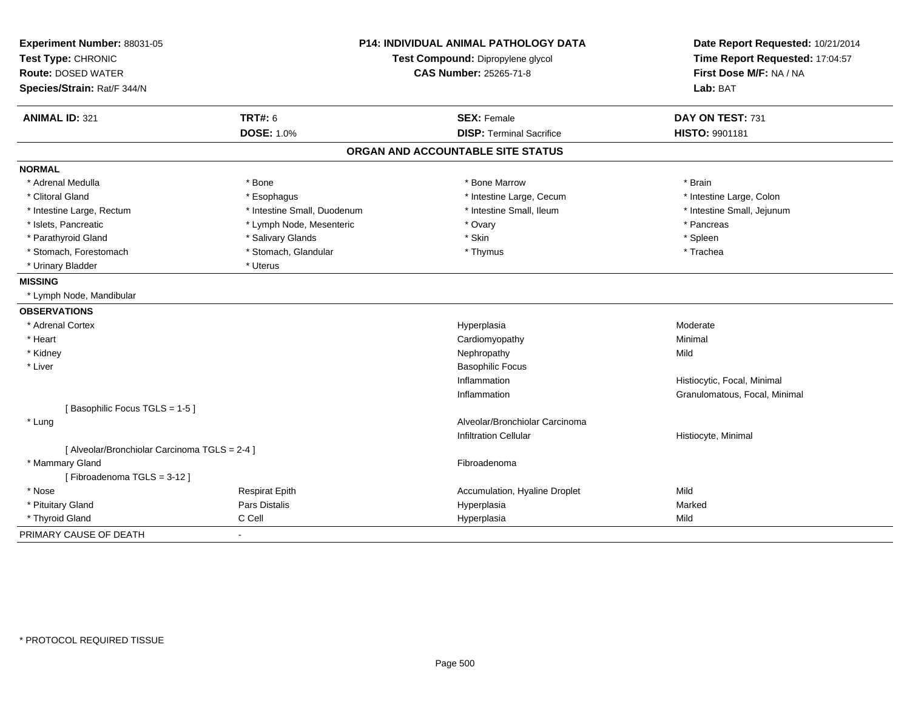**Experiment Number:** 88031-05
**Test Type:** CHRONIC
**Route:** DOSED WATER
**Species/Strain:** Rat/F 344/N

**P14: INDIVIDUAL ANIMAL PATHOLOGY DATA**
**Test Compound:** Dipropylene glycol
**CAS Number:** 25265-71-8

**Date Report Requested:** 10/21/2014
**Time Report Requested:** 17:04:57
**First Dose M/F:** NA / NA
**Lab:** BAT

| **ANIMAL ID:** 321 | **TRT#:** 6 | **SEX:** Female | **DAY ON TEST:** 731 |
|---|---|---|---|
| | **DOSE:** 1.0% | **DISP:** Terminal Sacrifice | **HISTO:** 9901181 |

## ORGAN AND ACCOUNTABLE SITE STATUS

**NORMAL**

| | | | |
|---|---|---|---|
| * Adrenal Medulla | * Bone | * Bone Marrow | * Brain |
| * Clitoral Gland | * Esophagus | * Intestine Large, Cecum | * Intestine Large, Colon |
| * Intestine Large, Rectum | * Intestine Small, Duodenum | * Intestine Small, Ileum | * Intestine Small, Jejunum |
| * Islets, Pancreatic | * Lymph Node, Mesenteric | * Ovary | * Pancreas |
| * Parathyroid Gland | * Salivary Glands | * Skin | * Spleen |
| * Stomach, Forestomach | * Stomach, Glandular | * Thymus | * Trachea |
| * Urinary Bladder | * Uterus | | |

**MISSING**

* Lymph Node, Mandibular

**OBSERVATIONS**

| | | | |
|---|---|---|---|
| * Adrenal Cortex | | Hyperplasia | Moderate |
| * Heart | | Cardiomyopathy | Minimal |
| * Kidney | | Nephropathy | Mild |
| * Liver | | Basophilic Focus | |
| | | Inflammation | Histiocytic, Focal, Minimal |
| | | Inflammation | Granulomatous, Focal, Minimal |
| [ Basophilic Focus TGLS = 1-5 ] | | | |
| * Lung | | Alveolar/Bronchiolar Carcinoma | |
| | | Infiltration Cellular | Histiocyte, Minimal |
| [ Alveolar/Bronchiolar Carcinoma TGLS = 2-4 ] | | | |
| * Mammary Gland | | Fibroadenoma | |
| [ Fibroadenoma TGLS = 3-12 ] | | | |
| * Nose | Respirat Epith | Accumulation, Hyaline Droplet | Mild |
| * Pituitary Gland | Pars Distalis | Hyperplasia | Marked |
| * Thyroid Gland | C Cell | Hyperplasia | Mild |

PRIMARY CAUSE OF DEATH -

* PROTOCOL REQUIRED TISSUE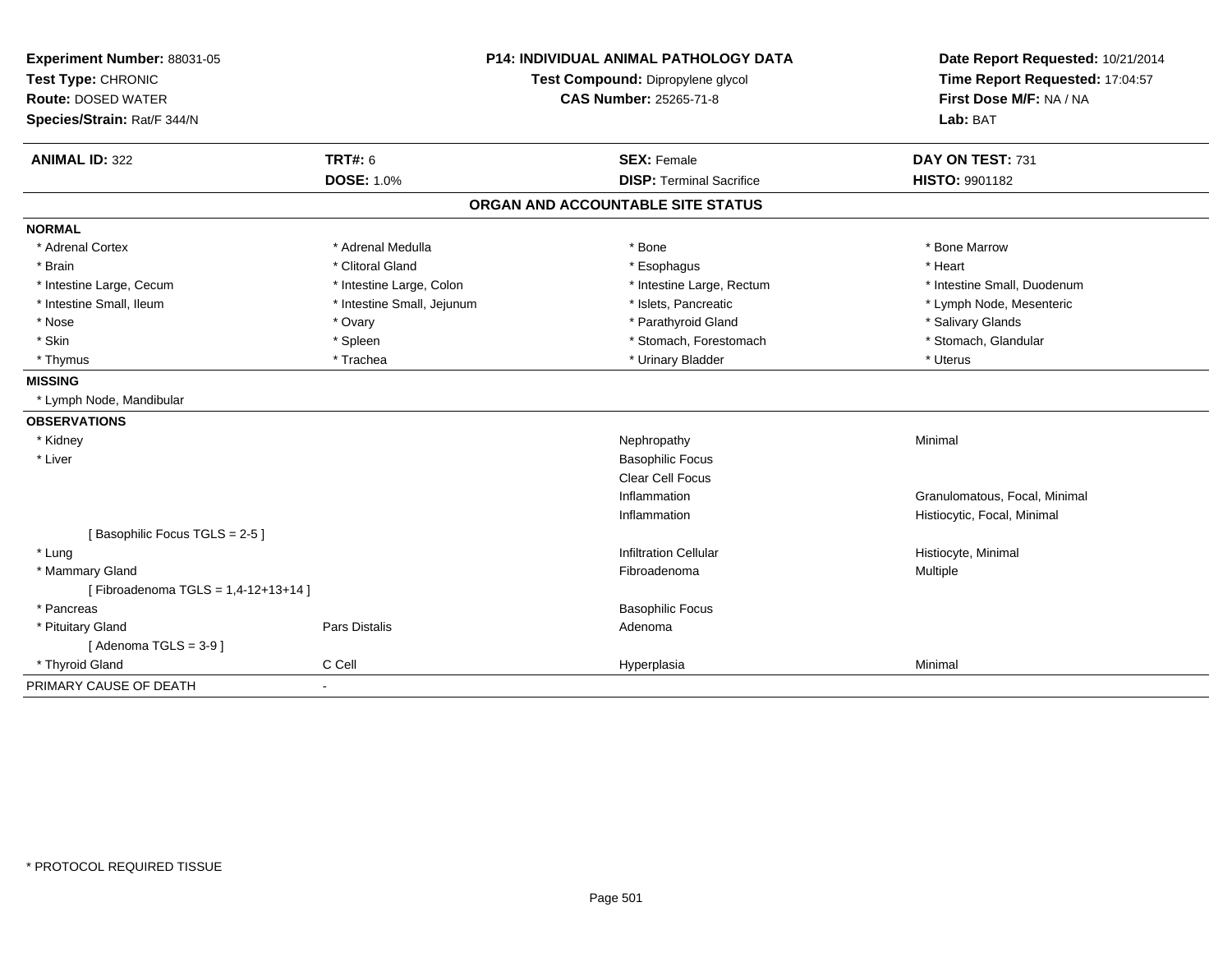**Experiment Number:** 88031-05
**Test Type:** CHRONIC
**Route:** DOSED WATER
**Species/Strain:** Rat/F 344/N

**P14: INDIVIDUAL ANIMAL PATHOLOGY DATA**
**Test Compound:** Dipropylene glycol
**CAS Number:** 25265-71-8

**Date Report Requested:** 10/21/2014
**Time Report Requested:** 17:04:57
**First Dose M/F:** NA / NA
**Lab:** BAT

| **ANIMAL ID:** 322 | **TRT#:** 6 | **SEX:** Female | **DAY ON TEST:** 731 |
|---|---|---|---|
| | **DOSE:** 1.0% | **DISP:** Terminal Sacrifice | **HISTO:** 9901182 |

## ORGAN AND ACCOUNTABLE SITE STATUS

**NORMAL**

| | | | |
|---|---|---|---|
| * Adrenal Cortex | * Adrenal Medulla | * Bone | * Bone Marrow |
| * Brain | * Clitoral Gland | * Esophagus | * Heart |
| * Intestine Large, Cecum | * Intestine Large, Colon | * Intestine Large, Rectum | * Intestine Small, Duodenum |
| * Intestine Small, Ileum | * Intestine Small, Jejunum | * Islets, Pancreatic | * Lymph Node, Mesenteric |
| * Nose | * Ovary | * Parathyroid Gland | * Salivary Glands |
| * Skin | * Spleen | * Stomach, Forestomach | * Stomach, Glandular |
| * Thymus | * Trachea | * Urinary Bladder | * Uterus |

**MISSING**

* Lymph Node, Mandibular

**OBSERVATIONS**

| | | | |
|---|---|---|---|
| * Kidney | | Nephropathy | Minimal |
| * Liver | | Basophilic Focus | |
| | | Clear Cell Focus | |
| | | Inflammation | Granulomatous, Focal, Minimal |
| | | Inflammation | Histiocytic, Focal, Minimal |
| [ Basophilic Focus TGLS = 2-5 ] | | | |
| * Lung | | Infiltration Cellular | Histiocyte, Minimal |
| * Mammary Gland | | Fibroadenoma | Multiple |
| [ Fibroadenoma TGLS = 1,4-12+13+14 ] | | | |
| * Pancreas | | Basophilic Focus | |
| * Pituitary Gland | Pars Distalis | Adenoma | |
| [ Adenoma TGLS = 3-9 ] | | | |
| * Thyroid Gland | C Cell | Hyperplasia | Minimal |

PRIMARY CAUSE OF DEATH -

* PROTOCOL REQUIRED TISSUE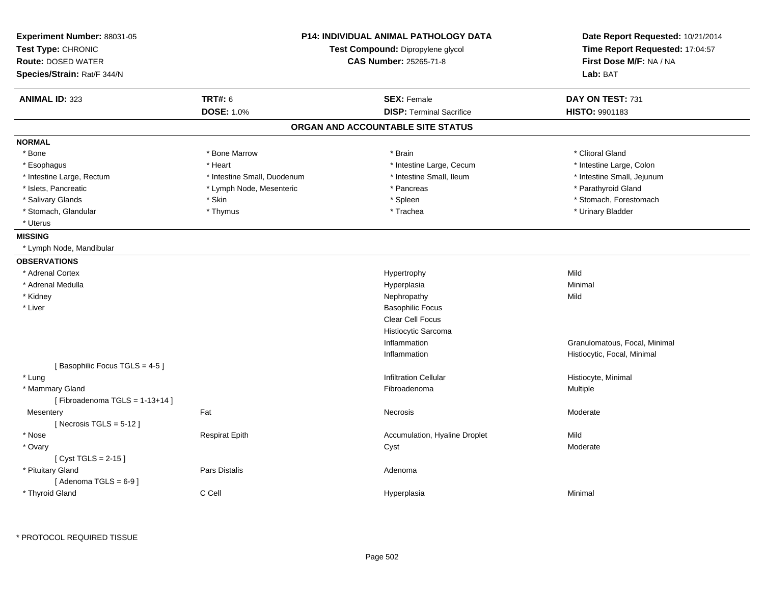**Experiment Number:** 88031-05
**Test Type:** CHRONIC
**Route:** DOSED WATER
**Species/Strain:** Rat/F 344/N

**P14: INDIVIDUAL ANIMAL PATHOLOGY DATA**
**Test Compound:** Dipropylene glycol
**CAS Number:** 25265-71-8

**Date Report Requested:** 10/21/2014
**Time Report Requested:** 17:04:57
**First Dose M/F:** NA / NA
**Lab:** BAT

| **ANIMAL ID:** 323 | **TRT#:** 6 | **SEX:** Female | **DAY ON TEST:** 731 |
|---|---|---|---|
| | **DOSE:** 1.0% | **DISP:** Terminal Sacrifice | **HISTO:** 9901183 |

## ORGAN AND ACCOUNTABLE SITE STATUS

**NORMAL**

| | | | |
|---|---|---|---|
| * Bone | * Bone Marrow | * Brain | * Clitoral Gland |
| * Esophagus | * Heart | * Intestine Large, Cecum | * Intestine Large, Colon |
| * Intestine Large, Rectum | * Intestine Small, Duodenum | * Intestine Small, Ileum | * Intestine Small, Jejunum |
| * Islets, Pancreatic | * Lymph Node, Mesenteric | * Pancreas | * Parathyroid Gland |
| * Salivary Glands | * Skin | * Spleen | * Stomach, Forestomach |
| * Stomach, Glandular | * Thymus | * Trachea | * Urinary Bladder |
| * Uterus | | | |

**MISSING**

* Lymph Node, Mandibular

**OBSERVATIONS**

| | | | |
|---|---|---|---|
| * Adrenal Cortex | | Hypertrophy | Mild |
| * Adrenal Medulla | | Hyperplasia | Minimal |
| * Kidney | | Nephropathy | Mild |
| * Liver | | Basophilic Focus | |
| | | Clear Cell Focus | |
| | | Histiocytic Sarcoma | |
| | | Inflammation | Granulomatous, Focal, Minimal |
| | | Inflammation | Histiocytic, Focal, Minimal |
| [ Basophilic Focus TGLS = 4-5 ] | | | |
| * Lung | | Infiltration Cellular | Histiocyte, Minimal |
| * Mammary Gland | | Fibroadenoma | Multiple |
| [ Fibroadenoma TGLS = 1-13+14 ] | | | |
| Mesentery | Fat | Necrosis | Moderate |
| [ Necrosis TGLS = 5-12 ] | | | |
| * Nose | Respirat Epith | Accumulation, Hyaline Droplet | Mild |
| * Ovary | | Cyst | Moderate |
| [ Cyst TGLS = 2-15 ] | | | |
| * Pituitary Gland | Pars Distalis | Adenoma | |
| [ Adenoma TGLS = 6-9 ] | | | |
| * Thyroid Gland | C Cell | Hyperplasia | Minimal |

* PROTOCOL REQUIRED TISSUE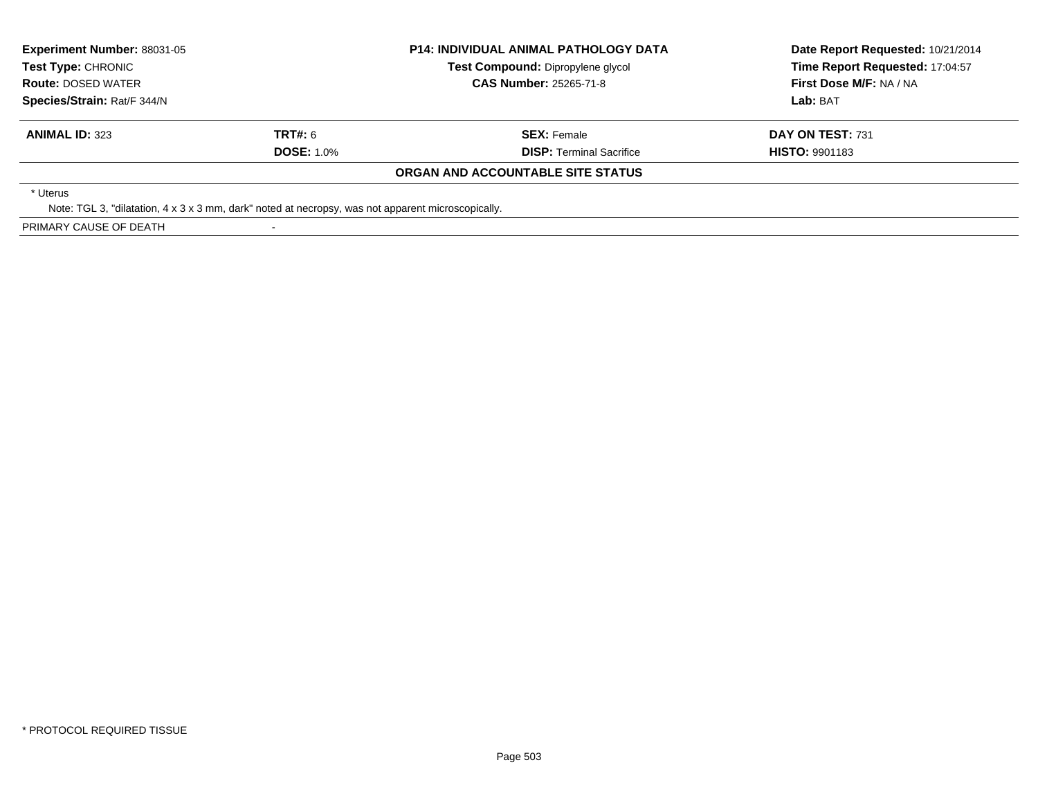**Experiment Number:** 88031-05
**Test Type:** CHRONIC
**Route:** DOSED WATER
**Species/Strain:** Rat/F 344/N

**P14: INDIVIDUAL ANIMAL PATHOLOGY DATA**
**Test Compound:** Dipropylene glycol
**CAS Number:** 25265-71-8

**Date Report Requested:** 10/21/2014
**Time Report Requested:** 17:04:57
**First Dose M/F:** NA / NA
**Lab:** BAT

| **ANIMAL ID:** 323 | **TRT#:** 6 | **SEX:** Female | **DAY ON TEST:** 731 |
|---|---|---|---|
| | **DOSE:** 1.0% | **DISP:** Terminal Sacrifice | **HISTO:** 9901183 |

**ORGAN AND ACCOUNTABLE SITE STATUS**

* Uterus

Note: TGL 3, "dilatation, 4 x 3 x 3 mm, dark" noted at necropsy, was not apparent microscopically.

PRIMARY CAUSE OF DEATH -

* PROTOCOL REQUIRED TISSUE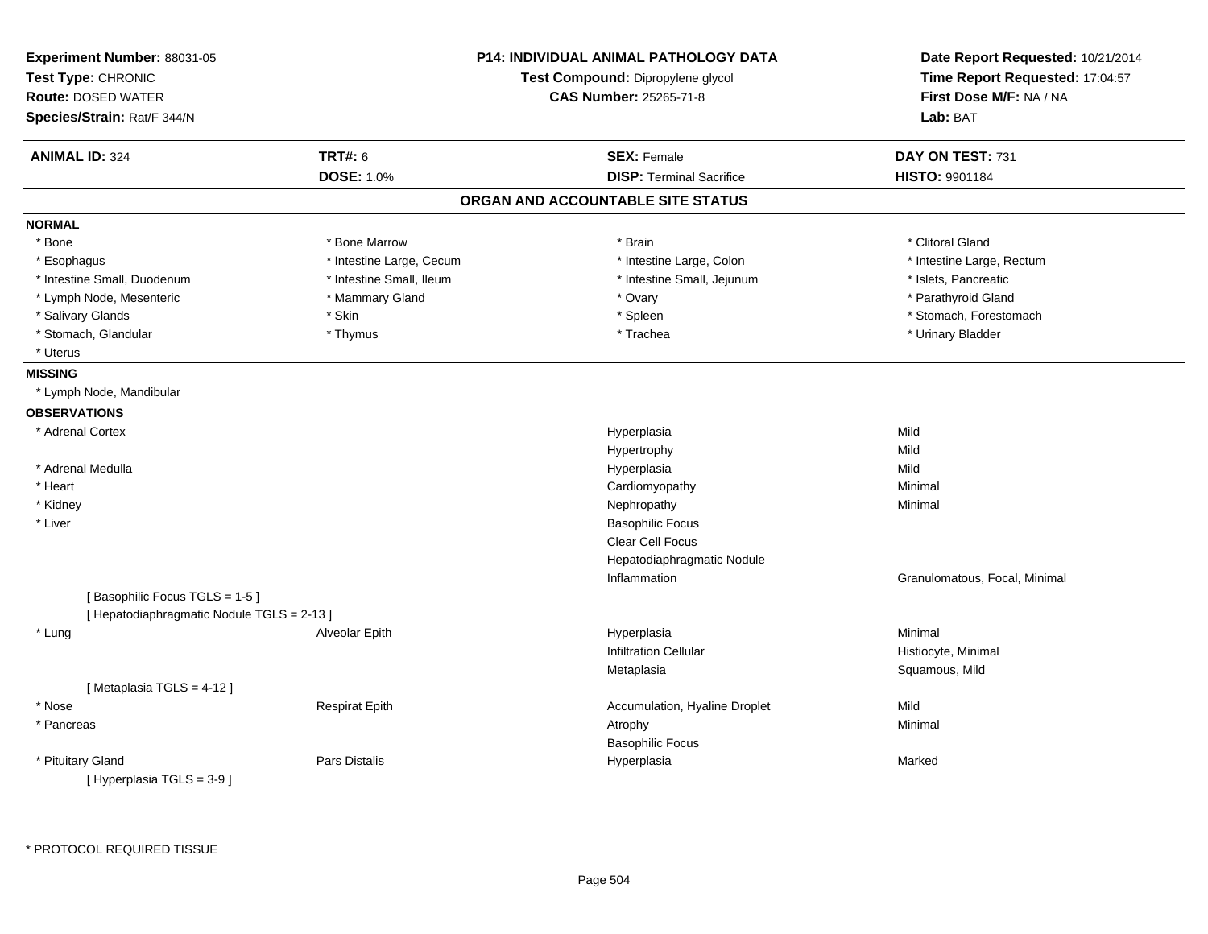**Experiment Number:** 88031-05
**Test Type:** CHRONIC
**Route:** DOSED WATER
**Species/Strain:** Rat/F 344/N

**P14: INDIVIDUAL ANIMAL PATHOLOGY DATA**
**Test Compound:** Dipropylene glycol
**CAS Number:** 25265-71-8

**Date Report Requested:** 10/21/2014
**Time Report Requested:** 17:04:57
**First Dose M/F:** NA / NA
**Lab:** BAT

| **ANIMAL ID:** 324 | **TRT#:** 6 | **SEX:** Female | **DAY ON TEST:** 731 |
|---|---|---|---|
| | **DOSE:** 1.0% | **DISP:** Terminal Sacrifice | **HISTO:** 9901184 |

## ORGAN AND ACCOUNTABLE SITE STATUS

**NORMAL**

| | | | |
|---|---|---|---|
| * Bone | * Bone Marrow | * Brain | * Clitoral Gland |
| * Esophagus | * Intestine Large, Cecum | * Intestine Large, Colon | * Intestine Large, Rectum |
| * Intestine Small, Duodenum | * Intestine Small, Ileum | * Intestine Small, Jejunum | * Islets, Pancreatic |
| * Lymph Node, Mesenteric | * Mammary Gland | * Ovary | * Parathyroid Gland |
| * Salivary Glands | * Skin | * Spleen | * Stomach, Forestomach |
| * Stomach, Glandular | * Thymus | * Trachea | * Urinary Bladder |
| * Uterus | | | |

**MISSING**

* Lymph Node, Mandibular

**OBSERVATIONS**

| Organ | Site | Observation | Qualifier |
|---|---|---|---|
| * Adrenal Cortex | | Hyperplasia | Mild |
| | | Hypertrophy | Mild |
| * Adrenal Medulla | | Hyperplasia | Mild |
| * Heart | | Cardiomyopathy | Minimal |
| * Kidney | | Nephropathy | Minimal |
| * Liver | | Basophilic Focus | |
| | | Clear Cell Focus | |
| | | Hepatodiaphragmatic Nodule | |
| | | Inflammation | Granulomatous, Focal, Minimal |
| [ Basophilic Focus TGLS = 1-5 ] | | | |
| [ Hepatodiaphragmatic Nodule TGLS = 2-13 ] | | | |
| * Lung | Alveolar Epith | Hyperplasia | Minimal |
| | | Infiltration Cellular | Histiocyte, Minimal |
| | | Metaplasia | Squamous, Mild |
| [ Metaplasia TGLS = 4-12 ] | | | |
| * Nose | Respirat Epith | Accumulation, Hyaline Droplet | Mild |
| * Pancreas | | Atrophy | Minimal |
| | | Basophilic Focus | |
| * Pituitary Gland | Pars Distalis | Hyperplasia | Marked |
| [ Hyperplasia TGLS = 3-9 ] | | | |

\* PROTOCOL REQUIRED TISSUE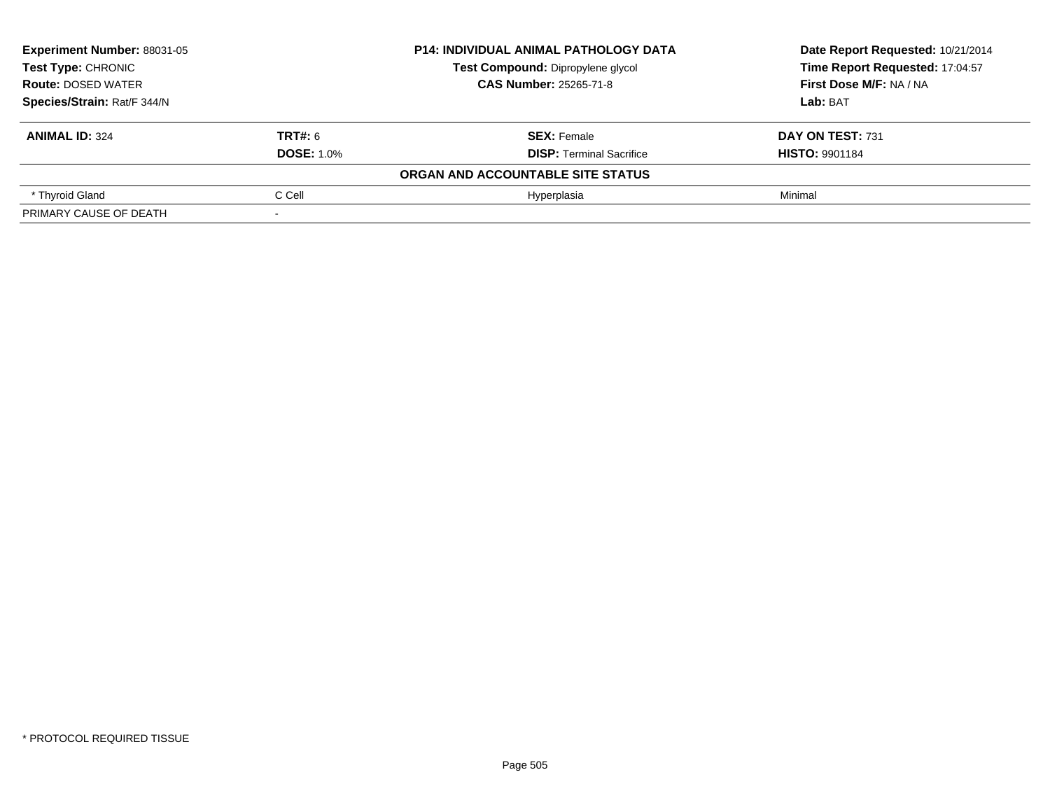| **Experiment Number:** 88031-05 | **P14: INDIVIDUAL ANIMAL PATHOLOGY DATA** | **Date Report Requested:** 10/21/2014 |
|---|---|---|
| **Test Type:** CHRONIC | **Test Compound:** Dipropylene glycol | **Time Report Requested:** 17:04:57 |
| **Route:** DOSED WATER | **CAS Number:** 25265-71-8 | **First Dose M/F:** NA / NA |
| **Species/Strain:** Rat/F 344/N | | **Lab:** BAT |

| **ANIMAL ID:** 324 | **TRT#:** 6 | **SEX:** Female | **DAY ON TEST:** 731 |
|---|---|---|---|
| | **DOSE:** 1.0% | **DISP:** Terminal Sacrifice | **HISTO:** 9901184 |
| | | **ORGAN AND ACCOUNTABLE SITE STATUS** | |
| * Thyroid Gland | C Cell | Hyperplasia | Minimal |
| PRIMARY CAUSE OF DEATH | - | | |

* PROTOCOL REQUIRED TISSUE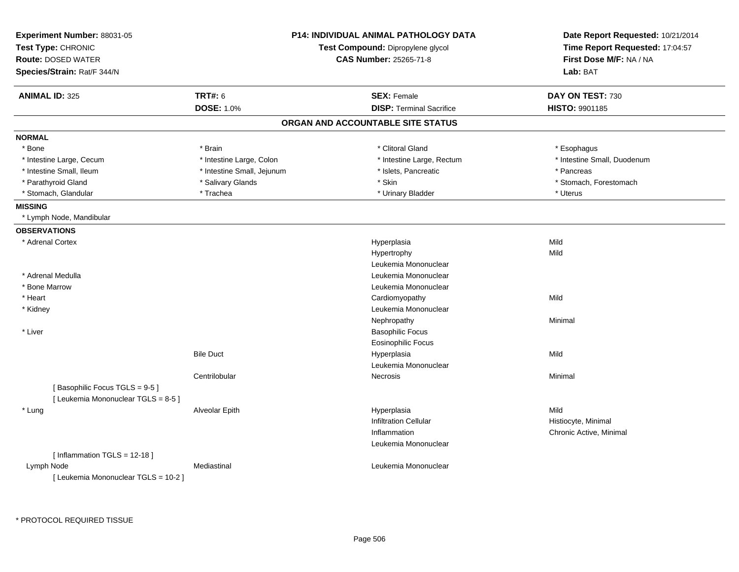**Experiment Number:** 88031-05
**Test Type:** CHRONIC
**Route:** DOSED WATER
**Species/Strain:** Rat/F 344/N

**P14: INDIVIDUAL ANIMAL PATHOLOGY DATA**
**Test Compound:** Dipropylene glycol
**CAS Number:** 25265-71-8

**Date Report Requested:** 10/21/2014
**Time Report Requested:** 17:04:57
**First Dose M/F:** NA / NA
**Lab:** BAT

| **ANIMAL ID:** 325 | **TRT#:** 6 | **SEX:** Female | **DAY ON TEST:** 730 |
|---|---|---|---|
| | **DOSE:** 1.0% | **DISP:** Terminal Sacrifice | **HISTO:** 9901185 |

## ORGAN AND ACCOUNTABLE SITE STATUS

**NORMAL**

| | | | |
|---|---|---|---|
| * Bone | * Brain | * Clitoral Gland | * Esophagus |
| * Intestine Large, Cecum | * Intestine Large, Colon | * Intestine Large, Rectum | * Intestine Small, Duodenum |
| * Intestine Small, Ileum | * Intestine Small, Jejunum | * Islets, Pancreatic | * Pancreas |
| * Parathyroid Gland | * Salivary Glands | * Skin | * Stomach, Forestomach |
| * Stomach, Glandular | * Trachea | * Urinary Bladder | * Uterus |

**MISSING**

* Lymph Node, Mandibular

**OBSERVATIONS**

| Organ | Site | Observation | Severity |
|---|---|---|---|
| * Adrenal Cortex | | Hyperplasia | Mild |
| | | Hypertrophy | Mild |
| | | Leukemia Mononuclear | |
| * Adrenal Medulla | | Leukemia Mononuclear | |
| * Bone Marrow | | Leukemia Mononuclear | |
| * Heart | | Cardiomyopathy | Mild |
| * Kidney | | Leukemia Mononuclear | |
| | | Nephropathy | Minimal |
| * Liver | | Basophilic Focus | |
| | | Eosinophilic Focus | |
| | Bile Duct | Hyperplasia | Mild |
| | | Leukemia Mononuclear | |
| | Centrilobular | Necrosis | Minimal |
| [ Basophilic Focus TGLS = 9-5 ] | | | |
| [ Leukemia Mononuclear TGLS = 8-5 ] | | | |
| * Lung | Alveolar Epith | Hyperplasia | Mild |
| | | Infiltration Cellular | Histiocyte, Minimal |
| | | Inflammation | Chronic Active, Minimal |
| | | Leukemia Mononuclear | |
| [ Inflammation TGLS = 12-18 ] | | | |
| Lymph Node | Mediastinal | Leukemia Mononuclear | |
| [ Leukemia Mononuclear TGLS = 10-2 ] | | | |

* PROTOCOL REQUIRED TISSUE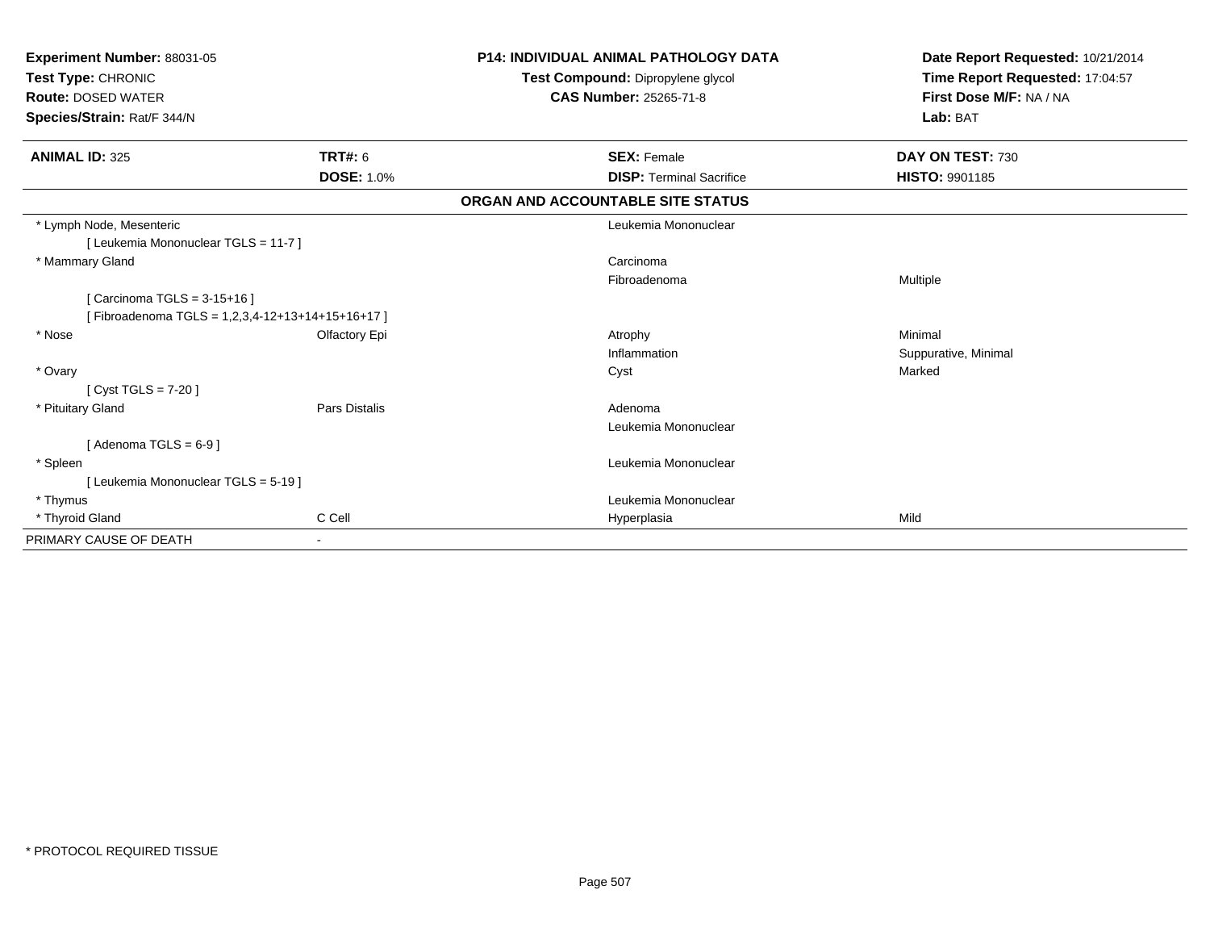**Experiment Number:** 88031-05
**Test Type:** CHRONIC
**Route:** DOSED WATER
**Species/Strain:** Rat/F 344/N

**P14: INDIVIDUAL ANIMAL PATHOLOGY DATA**
**Test Compound:** Dipropylene glycol
**CAS Number:** 25265-71-8

**Date Report Requested:** 10/21/2014
**Time Report Requested:** 17:04:57
**First Dose M/F:** NA / NA
**Lab:** BAT

| **ANIMAL ID:** 325 | **TRT#:** 6 | **SEX:** Female | **DAY ON TEST:** 730 |
|---|---|---|---|
| | **DOSE:** 1.0% | **DISP:** Terminal Sacrifice | **HISTO:** 9901185 |

## ORGAN AND ACCOUNTABLE SITE STATUS

| | | | |
|---|---|---|---|
| * Lymph Node, Mesenteric | | Leukemia Mononuclear | |
| [ Leukemia Mononuclear TGLS = 11-7 ] | | | |
| * Mammary Gland | | Carcinoma | |
| | | Fibroadenoma | Multiple |
| [ Carcinoma TGLS = 3-15+16 ] | | | |
| [ Fibroadenoma TGLS = 1,2,3,4-12+13+14+15+16+17 ] | | | |
| * Nose | Olfactory Epi | Atrophy | Minimal |
| | | Inflammation | Suppurative, Minimal |
| * Ovary | | Cyst | Marked |
| [ Cyst TGLS = 7-20 ] | | | |
| * Pituitary Gland | Pars Distalis | Adenoma | |
| | | Leukemia Mononuclear | |
| [ Adenoma TGLS = 6-9 ] | | | |
| * Spleen | | Leukemia Mononuclear | |
| [ Leukemia Mononuclear TGLS = 5-19 ] | | | |
| * Thymus | | Leukemia Mononuclear | |
| * Thyroid Gland | C Cell | Hyperplasia | Mild |
| PRIMARY CAUSE OF DEATH | - | | |

* PROTOCOL REQUIRED TISSUE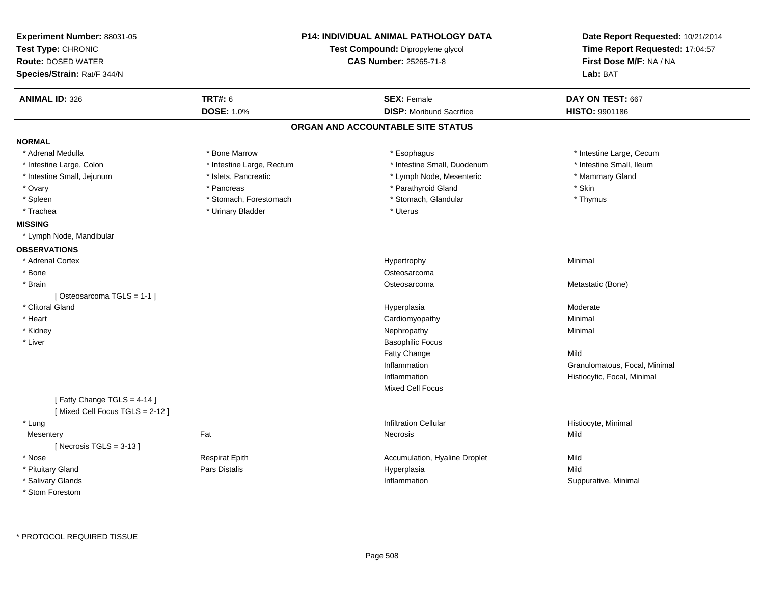**Experiment Number:** 88031-05
**Test Type:** CHRONIC
**Route:** DOSED WATER
**Species/Strain:** Rat/F 344/N

**P14: INDIVIDUAL ANIMAL PATHOLOGY DATA**
**Test Compound:** Dipropylene glycol
**CAS Number:** 25265-71-8

**Date Report Requested:** 10/21/2014
**Time Report Requested:** 17:04:57
**First Dose M/F:** NA / NA
**Lab:** BAT

| **ANIMAL ID:** 326 | **TRT#:** 6 | **SEX:** Female | **DAY ON TEST:** 667 |
|---|---|---|---|
| | **DOSE:** 1.0% | **DISP:** Moribund Sacrifice | **HISTO:** 9901186 |

## ORGAN AND ACCOUNTABLE SITE STATUS

**NORMAL**

| | | | |
|---|---|---|---|
| * Adrenal Medulla | * Bone Marrow | * Esophagus | * Intestine Large, Cecum |
| * Intestine Large, Colon | * Intestine Large, Rectum | * Intestine Small, Duodenum | * Intestine Small, Ileum |
| * Intestine Small, Jejunum | * Islets, Pancreatic | * Lymph Node, Mesenteric | * Mammary Gland |
| * Ovary | * Pancreas | * Parathyroid Gland | * Skin |
| * Spleen | * Stomach, Forestomach | * Stomach, Glandular | * Thymus |
| * Trachea | * Urinary Bladder | * Uterus | |

**MISSING**

* Lymph Node, Mandibular

**OBSERVATIONS**

| | | | |
|---|---|---|---|
| * Adrenal Cortex | | Hypertrophy | Minimal |
| * Bone | | Osteosarcoma | |
| * Brain | | Osteosarcoma | Metastatic (Bone) |
| [ Osteosarcoma TGLS = 1-1 ] | | | |
| * Clitoral Gland | | Hyperplasia | Moderate |
| * Heart | | Cardiomyopathy | Minimal |
| * Kidney | | Nephropathy | Minimal |
| * Liver | | Basophilic Focus | |
| | | Fatty Change | Mild |
| | | Inflammation | Granulomatous, Focal, Minimal |
| | | Inflammation | Histiocytic, Focal, Minimal |
| | | Mixed Cell Focus | |
| [ Fatty Change TGLS = 4-14 ] | | | |
| [ Mixed Cell Focus TGLS = 2-12 ] | | | |
| * Lung | | Infiltration Cellular | Histiocyte, Minimal |
| Mesentery | Fat | Necrosis | Mild |
| [ Necrosis TGLS = 3-13 ] | | | |
| * Nose | Respirat Epith | Accumulation, Hyaline Droplet | Mild |
| * Pituitary Gland | Pars Distalis | Hyperplasia | Mild |
| * Salivary Glands | | Inflammation | Suppurative, Minimal |
| * Stom Forestom | | | |

* PROTOCOL REQUIRED TISSUE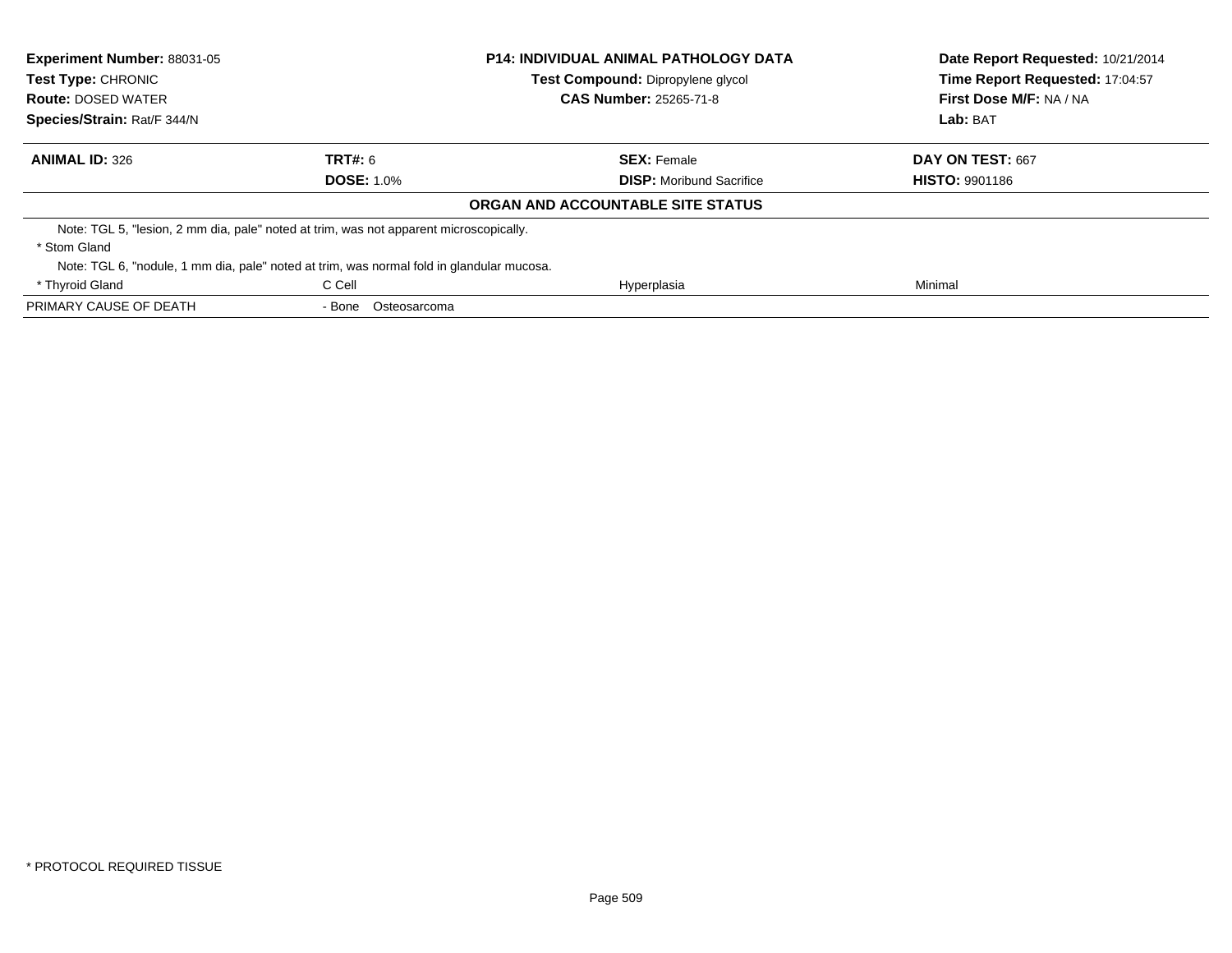| **Experiment Number:** 88031-05 | **P14: INDIVIDUAL ANIMAL PATHOLOGY DATA** | **Date Report Requested:** 10/21/2014 |
|---|---|---|
| **Test Type:** CHRONIC | **Test Compound:** Dipropylene glycol | **Time Report Requested:** 17:04:57 |
| **Route:** DOSED WATER | **CAS Number:** 25265-71-8 | **First Dose M/F:** NA / NA |
| **Species/Strain:** Rat/F 344/N | | **Lab:** BAT |

| **ANIMAL ID:** 326 | **TRT#:** 6 | **SEX:** Female | **DAY ON TEST:** 667 |
|---|---|---|---|
| | **DOSE:** 1.0% | **DISP:** Moribund Sacrifice | **HISTO:** 9901186 |

**ORGAN AND ACCOUNTABLE SITE STATUS**

| | | | |
|---|---|---|---|
| Note: TGL 5, "lesion, 2 mm dia, pale" noted at trim, was not apparent microscopically. | | | |
| * Stom Gland | | | |
| Note: TGL 6, "nodule, 1 mm dia, pale" noted at trim, was normal fold in glandular mucosa. | | | |
| * Thyroid Gland | C Cell | Hyperplasia | Minimal |
| PRIMARY CAUSE OF DEATH | - Bone Osteosarcoma | | |

\* PROTOCOL REQUIRED TISSUE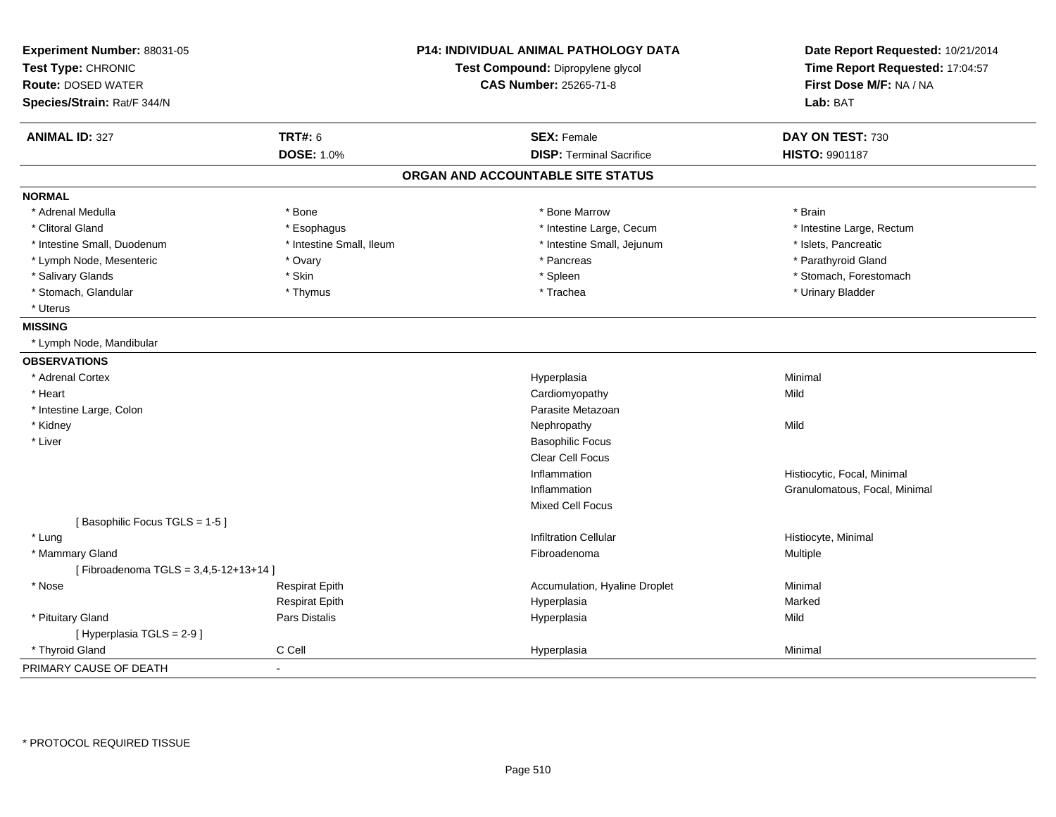**Experiment Number:** 88031-05
**Test Type:** CHRONIC
**Route:** DOSED WATER
**Species/Strain:** Rat/F 344/N

**P14: INDIVIDUAL ANIMAL PATHOLOGY DATA**
**Test Compound:** Dipropylene glycol
**CAS Number:** 25265-71-8

**Date Report Requested:** 10/21/2014
**Time Report Requested:** 17:04:57
**First Dose M/F:** NA / NA
**Lab:** BAT

| **ANIMAL ID:** 327 | **TRT#:** 6 | **SEX:** Female | **DAY ON TEST:** 730 |
|---|---|---|---|
| | **DOSE:** 1.0% | **DISP:** Terminal Sacrifice | **HISTO:** 9901187 |

## ORGAN AND ACCOUNTABLE SITE STATUS

**NORMAL**

| | | | |
|---|---|---|---|
| * Adrenal Medulla | * Bone | * Bone Marrow | * Brain |
| * Clitoral Gland | * Esophagus | * Intestine Large, Cecum | * Intestine Large, Rectum |
| * Intestine Small, Duodenum | * Intestine Small, Ileum | * Intestine Small, Jejunum | * Islets, Pancreatic |
| * Lymph Node, Mesenteric | * Ovary | * Pancreas | * Parathyroid Gland |
| * Salivary Glands | * Skin | * Spleen | * Stomach, Forestomach |
| * Stomach, Glandular | * Thymus | * Trachea | * Urinary Bladder |
| * Uterus | | | |

**MISSING**

* Lymph Node, Mandibular

**OBSERVATIONS**

| | | | |
|---|---|---|---|
| * Adrenal Cortex | | Hyperplasia | Minimal |
| * Heart | | Cardiomyopathy | Mild |
| * Intestine Large, Colon | | Parasite Metazoan | |
| * Kidney | | Nephropathy | Mild |
| * Liver | | Basophilic Focus | |
| | | Clear Cell Focus | |
| | | Inflammation | Histiocytic, Focal, Minimal |
| | | Inflammation | Granulomatous, Focal, Minimal |
| | | Mixed Cell Focus | |
| [ Basophilic Focus TGLS = 1-5 ] | | | |
| * Lung | | Infiltration Cellular | Histiocyte, Minimal |
| * Mammary Gland | | Fibroadenoma | Multiple |
| [ Fibroadenoma TGLS = 3,4,5-12+13+14 ] | | | |
| * Nose | Respirat Epith | Accumulation, Hyaline Droplet | Minimal |
| | Respirat Epith | Hyperplasia | Marked |
| * Pituitary Gland | Pars Distalis | Hyperplasia | Mild |
| [ Hyperplasia TGLS = 2-9 ] | | | |
| * Thyroid Gland | C Cell | Hyperplasia | Minimal |

PRIMARY CAUSE OF DEATH -

* PROTOCOL REQUIRED TISSUE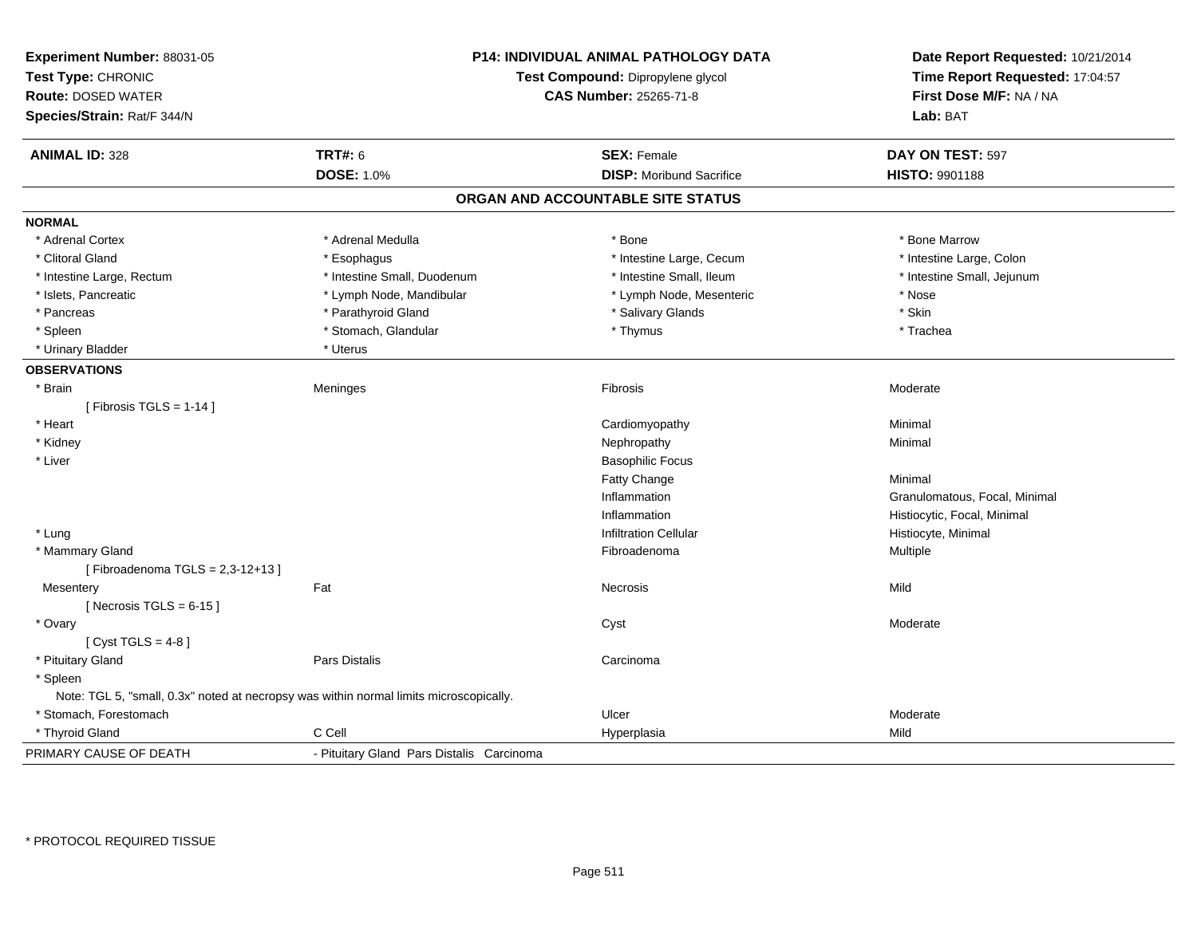**Experiment Number:** 88031-05
**Test Type:** CHRONIC
**Route:** DOSED WATER
**Species/Strain:** Rat/F 344/N

**P14: INDIVIDUAL ANIMAL PATHOLOGY DATA**
**Test Compound:** Dipropylene glycol
**CAS Number:** 25265-71-8

**Date Report Requested:** 10/21/2014
**Time Report Requested:** 17:04:57
**First Dose M/F:** NA / NA
**Lab:** BAT

| **ANIMAL ID:** 328 | **TRT#:** 6 | **SEX:** Female | **DAY ON TEST:** 597 |
|---|---|---|---|
| | **DOSE:** 1.0% | **DISP:** Moribund Sacrifice | **HISTO:** 9901188 |

## ORGAN AND ACCOUNTABLE SITE STATUS

**NORMAL**

| | | | |
|---|---|---|---|
| * Adrenal Cortex | * Adrenal Medulla | * Bone | * Bone Marrow |
| * Clitoral Gland | * Esophagus | * Intestine Large, Cecum | * Intestine Large, Colon |
| * Intestine Large, Rectum | * Intestine Small, Duodenum | * Intestine Small, Ileum | * Intestine Small, Jejunum |
| * Islets, Pancreatic | * Lymph Node, Mandibular | * Lymph Node, Mesenteric | * Nose |
| * Pancreas | * Parathyroid Gland | * Salivary Glands | * Skin |
| * Spleen | * Stomach, Glandular | * Thymus | * Trachea |
| * Urinary Bladder | * Uterus | | |

**OBSERVATIONS**

| | | | |
|---|---|---|---|
| * Brain | Meninges | Fibrosis | Moderate |
| [ Fibrosis TGLS = 1-14 ] | | | |
| * Heart | | Cardiomyopathy | Minimal |
| * Kidney | | Nephropathy | Minimal |
| * Liver | | Basophilic Focus | |
| | | Fatty Change | Minimal |
| | | Inflammation | Granulomatous, Focal, Minimal |
| | | Inflammation | Histiocytic, Focal, Minimal |
| * Lung | | Infiltration Cellular | Histiocyte, Minimal |
| * Mammary Gland | | Fibroadenoma | Multiple |
| [ Fibroadenoma TGLS = 2,3-12+13 ] | | | |
| Mesentery | Fat | Necrosis | Mild |
| [ Necrosis TGLS = 6-15 ] | | | |
| * Ovary | | Cyst | Moderate |
| [ Cyst TGLS = 4-8 ] | | | |
| * Pituitary Gland | Pars Distalis | Carcinoma | |
| * Spleen | | | |
| Note: TGL 5, "small, 0.3x" noted at necropsy was within normal limits microscopically. | | | |
| * Stomach, Forestomach | | Ulcer | Moderate |
| * Thyroid Gland | C Cell | Hyperplasia | Mild |

PRIMARY CAUSE OF DEATH - Pituitary Gland Pars Distalis Carcinoma

* PROTOCOL REQUIRED TISSUE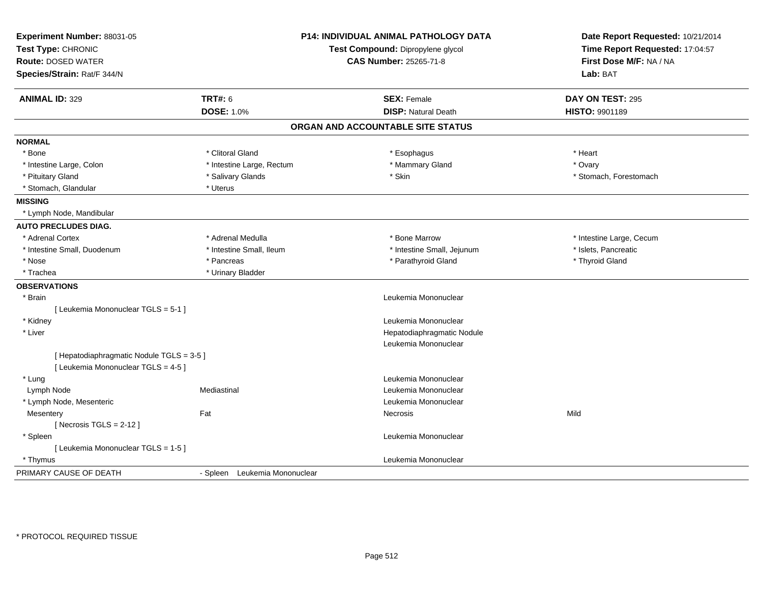**Experiment Number:** 88031-05
**Test Type:** CHRONIC
**Route:** DOSED WATER
**Species/Strain:** Rat/F 344/N

**P14: INDIVIDUAL ANIMAL PATHOLOGY DATA**
**Test Compound:** Dipropylene glycol
**CAS Number:** 25265-71-8

**Date Report Requested:** 10/21/2014
**Time Report Requested:** 17:04:57
**First Dose M/F:** NA / NA
**Lab:** BAT

| **ANIMAL ID:** 329 | **TRT#:** 6 | **SEX:** Female | **DAY ON TEST:** 295 |
|---|---|---|---|
| | **DOSE:** 1.0% | **DISP:** Natural Death | **HISTO:** 9901189 |

## ORGAN AND ACCOUNTABLE SITE STATUS

**NORMAL**

| | | | |
|---|---|---|---|
| * Bone | * Clitoral Gland | * Esophagus | * Heart |
| * Intestine Large, Colon | * Intestine Large, Rectum | * Mammary Gland | * Ovary |
| * Pituitary Gland | * Salivary Glands | * Skin | * Stomach, Forestomach |
| * Stomach, Glandular | * Uterus | | |

**MISSING**

* Lymph Node, Mandibular

**AUTO PRECLUDES DIAG.**

| | | | |
|---|---|---|---|
| * Adrenal Cortex | * Adrenal Medulla | * Bone Marrow | * Intestine Large, Cecum |
| * Intestine Small, Duodenum | * Intestine Small, Ileum | * Intestine Small, Jejunum | * Islets, Pancreatic |
| * Nose | * Pancreas | * Parathyroid Gland | * Thyroid Gland |
| * Trachea | * Urinary Bladder | | |

**OBSERVATIONS**

| | | | |
|---|---|---|---|
| * Brain | | Leukemia Mononuclear | |
| [ Leukemia Mononuclear TGLS = 5-1 ] | | | |
| * Kidney | | Leukemia Mononuclear | |
| * Liver | | Hepatodiaphragmatic Nodule | |
| | | Leukemia Mononuclear | |
| [ Hepatodiaphragmatic Nodule TGLS = 3-5 ] | | | |
| [ Leukemia Mononuclear TGLS = 4-5 ] | | | |
| * Lung | | Leukemia Mononuclear | |
| Lymph Node | Mediastinal | Leukemia Mononuclear | |
| * Lymph Node, Mesenteric | | Leukemia Mononuclear | |
| Mesentery | Fat | Necrosis | Mild |
| [ Necrosis TGLS = 2-12 ] | | | |
| * Spleen | | Leukemia Mononuclear | |
| [ Leukemia Mononuclear TGLS = 1-5 ] | | | |
| * Thymus | | Leukemia Mononuclear | |

PRIMARY CAUSE OF DEATH - Spleen Leukemia Mononuclear

* PROTOCOL REQUIRED TISSUE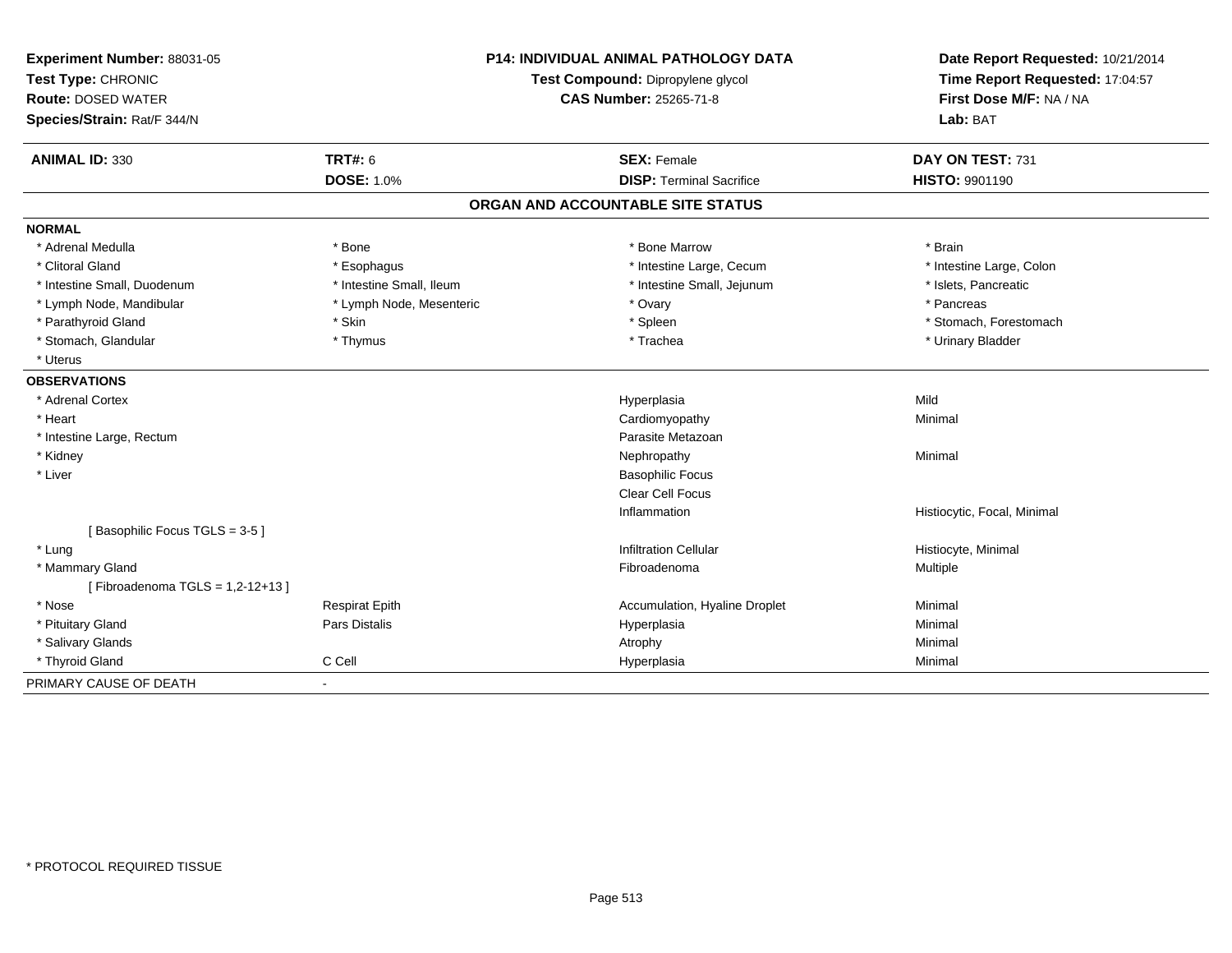**Experiment Number:** 88031-05
**Test Type:** CHRONIC
**Route:** DOSED WATER
**Species/Strain:** Rat/F 344/N

**P14: INDIVIDUAL ANIMAL PATHOLOGY DATA**
**Test Compound:** Dipropylene glycol
**CAS Number:** 25265-71-8

**Date Report Requested:** 10/21/2014
**Time Report Requested:** 17:04:57
**First Dose M/F:** NA / NA
**Lab:** BAT

| **ANIMAL ID:** 330 | **TRT#:** 6 | **SEX:** Female | **DAY ON TEST:** 731 |
|---|---|---|---|
| | **DOSE:** 1.0% | **DISP:** Terminal Sacrifice | **HISTO:** 9901190 |

## ORGAN AND ACCOUNTABLE SITE STATUS

**NORMAL**

| | | | |
|---|---|---|---|
| * Adrenal Medulla | * Bone | * Bone Marrow | * Brain |
| * Clitoral Gland | * Esophagus | * Intestine Large, Cecum | * Intestine Large, Colon |
| * Intestine Small, Duodenum | * Intestine Small, Ileum | * Intestine Small, Jejunum | * Islets, Pancreatic |
| * Lymph Node, Mandibular | * Lymph Node, Mesenteric | * Ovary | * Pancreas |
| * Parathyroid Gland | * Skin | * Spleen | * Stomach, Forestomach |
| * Stomach, Glandular | * Thymus | * Trachea | * Urinary Bladder |
| * Uterus | | | |

**OBSERVATIONS**

| | | | |
|---|---|---|---|
| * Adrenal Cortex | | Hyperplasia | Mild |
| * Heart | | Cardiomyopathy | Minimal |
| * Intestine Large, Rectum | | Parasite Metazoan | |
| * Kidney | | Nephropathy | Minimal |
| * Liver | | Basophilic Focus | |
| | | Clear Cell Focus | |
| | | Inflammation | Histiocytic, Focal, Minimal |
| [ Basophilic Focus TGLS = 3-5 ] | | | |
| * Lung | | Infiltration Cellular | Histiocyte, Minimal |
| * Mammary Gland | | Fibroadenoma | Multiple |
| [ Fibroadenoma TGLS = 1,2-12+13 ] | | | |
| * Nose | Respirat Epith | Accumulation, Hyaline Droplet | Minimal |
| * Pituitary Gland | Pars Distalis | Hyperplasia | Minimal |
| * Salivary Glands | | Atrophy | Minimal |
| * Thyroid Gland | C Cell | Hyperplasia | Minimal |

PRIMARY CAUSE OF DEATH -

* PROTOCOL REQUIRED TISSUE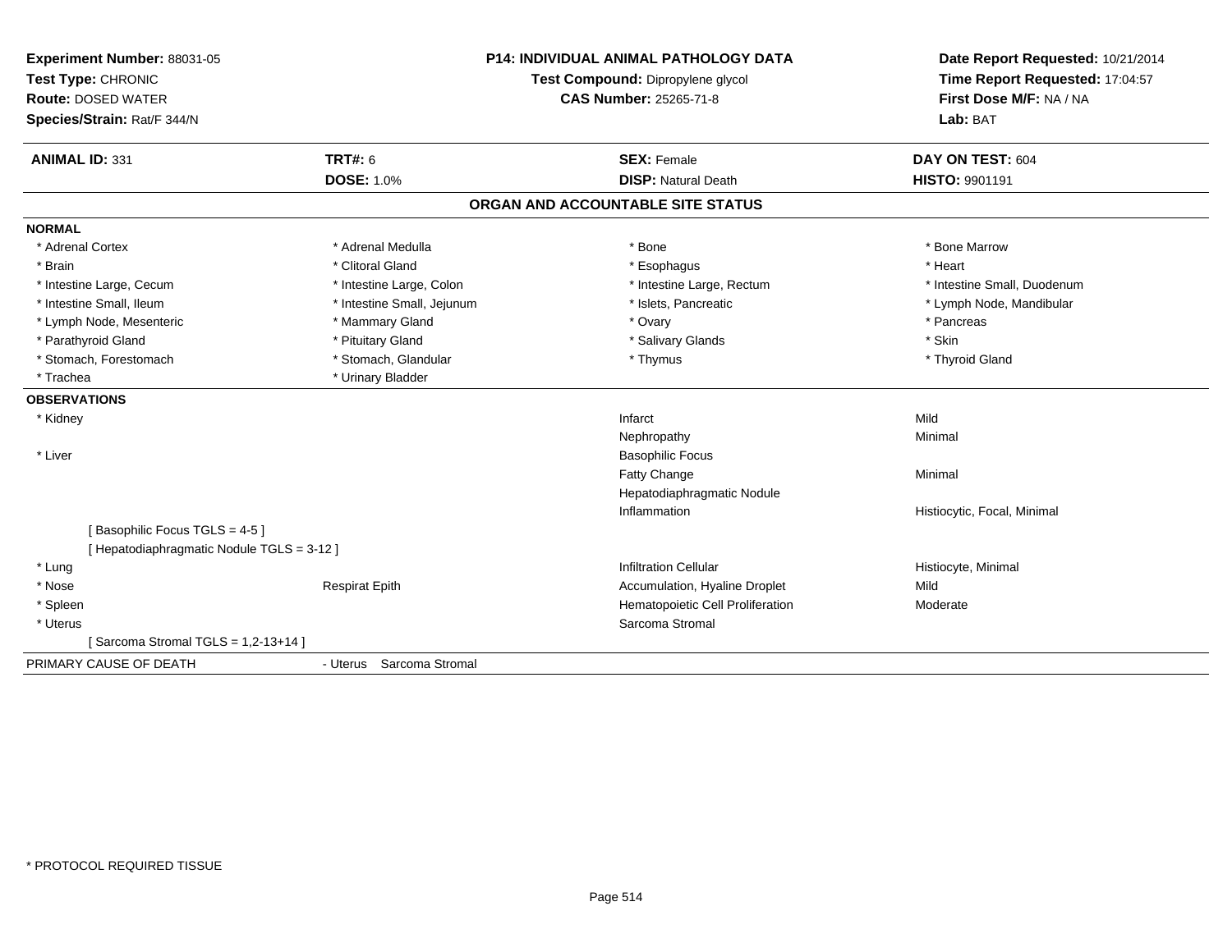**Experiment Number:** 88031-05
**Test Type:** CHRONIC
**Route:** DOSED WATER
**Species/Strain:** Rat/F 344/N

**P14: INDIVIDUAL ANIMAL PATHOLOGY DATA**
**Test Compound:** Dipropylene glycol
**CAS Number:** 25265-71-8

**Date Report Requested:** 10/21/2014
**Time Report Requested:** 17:04:57
**First Dose M/F:** NA / NA
**Lab:** BAT

| **ANIMAL ID:** 331 | **TRT#:** 6 | **SEX:** Female | **DAY ON TEST:** 604 |
|---|---|---|---|
| | **DOSE:** 1.0% | **DISP:** Natural Death | **HISTO:** 9901191 |

## ORGAN AND ACCOUNTABLE SITE STATUS

**NORMAL**

| | | | |
|---|---|---|---|
| * Adrenal Cortex | * Adrenal Medulla | * Bone | * Bone Marrow |
| * Brain | * Clitoral Gland | * Esophagus | * Heart |
| * Intestine Large, Cecum | * Intestine Large, Colon | * Intestine Large, Rectum | * Intestine Small, Duodenum |
| * Intestine Small, Ileum | * Intestine Small, Jejunum | * Islets, Pancreatic | * Lymph Node, Mandibular |
| * Lymph Node, Mesenteric | * Mammary Gland | * Ovary | * Pancreas |
| * Parathyroid Gland | * Pituitary Gland | * Salivary Glands | * Skin |
| * Stomach, Forestomach | * Stomach, Glandular | * Thymus | * Thyroid Gland |
| * Trachea | * Urinary Bladder | | |

**OBSERVATIONS**

| | | | |
|---|---|---|---|
| * Kidney | | Infarct | Mild |
| | | Nephropathy | Minimal |
| * Liver | | Basophilic Focus | |
| | | Fatty Change | Minimal |
| | | Hepatodiaphragmatic Nodule | |
| | | Inflammation | Histiocytic, Focal, Minimal |
| [ Basophilic Focus TGLS = 4-5 ] | | | |
| [ Hepatodiaphragmatic Nodule TGLS = 3-12 ] | | | |
| * Lung | | Infiltration Cellular | Histiocyte, Minimal |
| * Nose | Respirat Epith | Accumulation, Hyaline Droplet | Mild |
| * Spleen | | Hematopoietic Cell Proliferation | Moderate |
| * Uterus | | Sarcoma Stromal | |
| [ Sarcoma Stromal TGLS = 1,2-13+14 ] | | | |

PRIMARY CAUSE OF DEATH - Uterus Sarcoma Stromal

* PROTOCOL REQUIRED TISSUE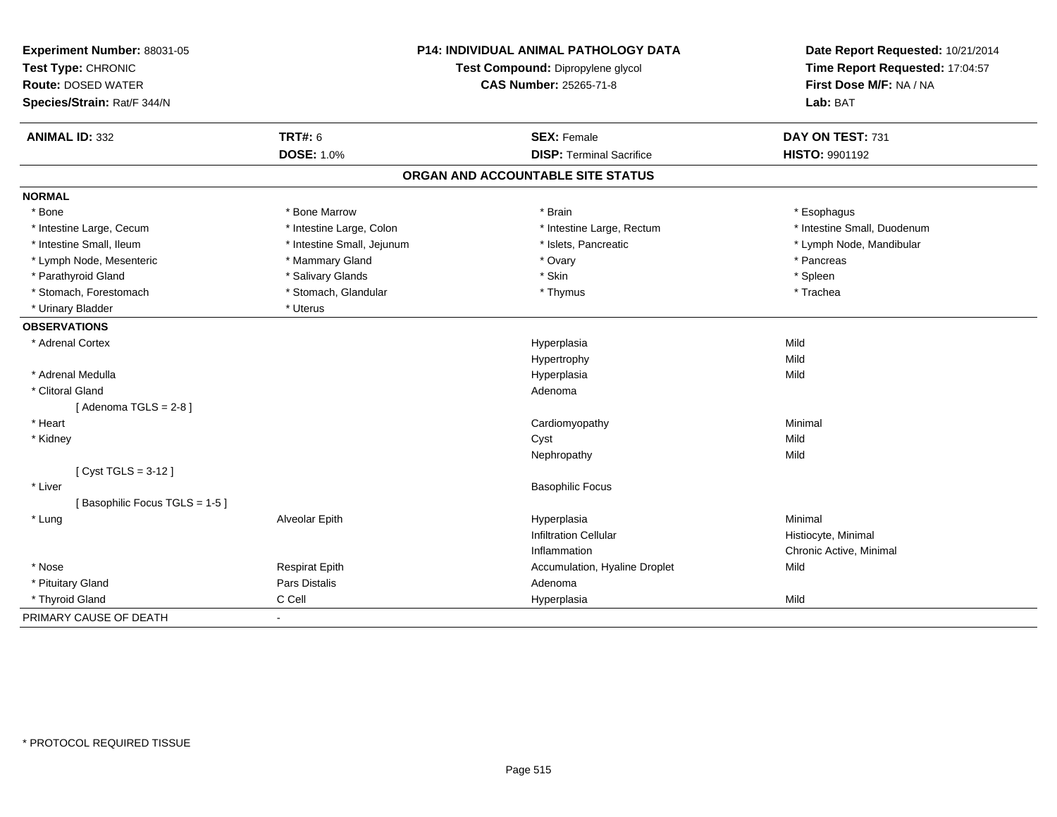**Experiment Number:** 88031-05
**Test Type:** CHRONIC
**Route:** DOSED WATER
**Species/Strain:** Rat/F 344/N

**P14: INDIVIDUAL ANIMAL PATHOLOGY DATA**
**Test Compound:** Dipropylene glycol
**CAS Number:** 25265-71-8

**Date Report Requested:** 10/21/2014
**Time Report Requested:** 17:04:57
**First Dose M/F:** NA / NA
**Lab:** BAT

| **ANIMAL ID:** 332 | **TRT#:** 6 | **SEX:** Female | **DAY ON TEST:** 731 |
|---|---|---|---|
| | **DOSE:** 1.0% | **DISP:** Terminal Sacrifice | **HISTO:** 9901192 |

## ORGAN AND ACCOUNTABLE SITE STATUS

**NORMAL**

| | | | |
|---|---|---|---|
| * Bone | * Bone Marrow | * Brain | * Esophagus |
| * Intestine Large, Cecum | * Intestine Large, Colon | * Intestine Large, Rectum | * Intestine Small, Duodenum |
| * Intestine Small, Ileum | * Intestine Small, Jejunum | * Islets, Pancreatic | * Lymph Node, Mandibular |
| * Lymph Node, Mesenteric | * Mammary Gland | * Ovary | * Pancreas |
| * Parathyroid Gland | * Salivary Glands | * Skin | * Spleen |
| * Stomach, Forestomach | * Stomach, Glandular | * Thymus | * Trachea |
| * Urinary Bladder | * Uterus | | |

**OBSERVATIONS**

| | | | |
|---|---|---|---|
| * Adrenal Cortex | | Hyperplasia | Mild |
| | | Hypertrophy | Mild |
| * Adrenal Medulla | | Hyperplasia | Mild |
| * Clitoral Gland | | Adenoma | |
| [ Adenoma TGLS = 2-8 ] | | | |
| * Heart | | Cardiomyopathy | Minimal |
| * Kidney | | Cyst | Mild |
| | | Nephropathy | Mild |
| [ Cyst TGLS = 3-12 ] | | | |
| * Liver | | Basophilic Focus | |
| [ Basophilic Focus TGLS = 1-5 ] | | | |
| * Lung | Alveolar Epith | Hyperplasia | Minimal |
| | | Infiltration Cellular | Histiocyte, Minimal |
| | | Inflammation | Chronic Active, Minimal |
| * Nose | Respirat Epith | Accumulation, Hyaline Droplet | Mild |
| * Pituitary Gland | Pars Distalis | Adenoma | |
| * Thyroid Gland | C Cell | Hyperplasia | Mild |

PRIMARY CAUSE OF DEATH -

* PROTOCOL REQUIRED TISSUE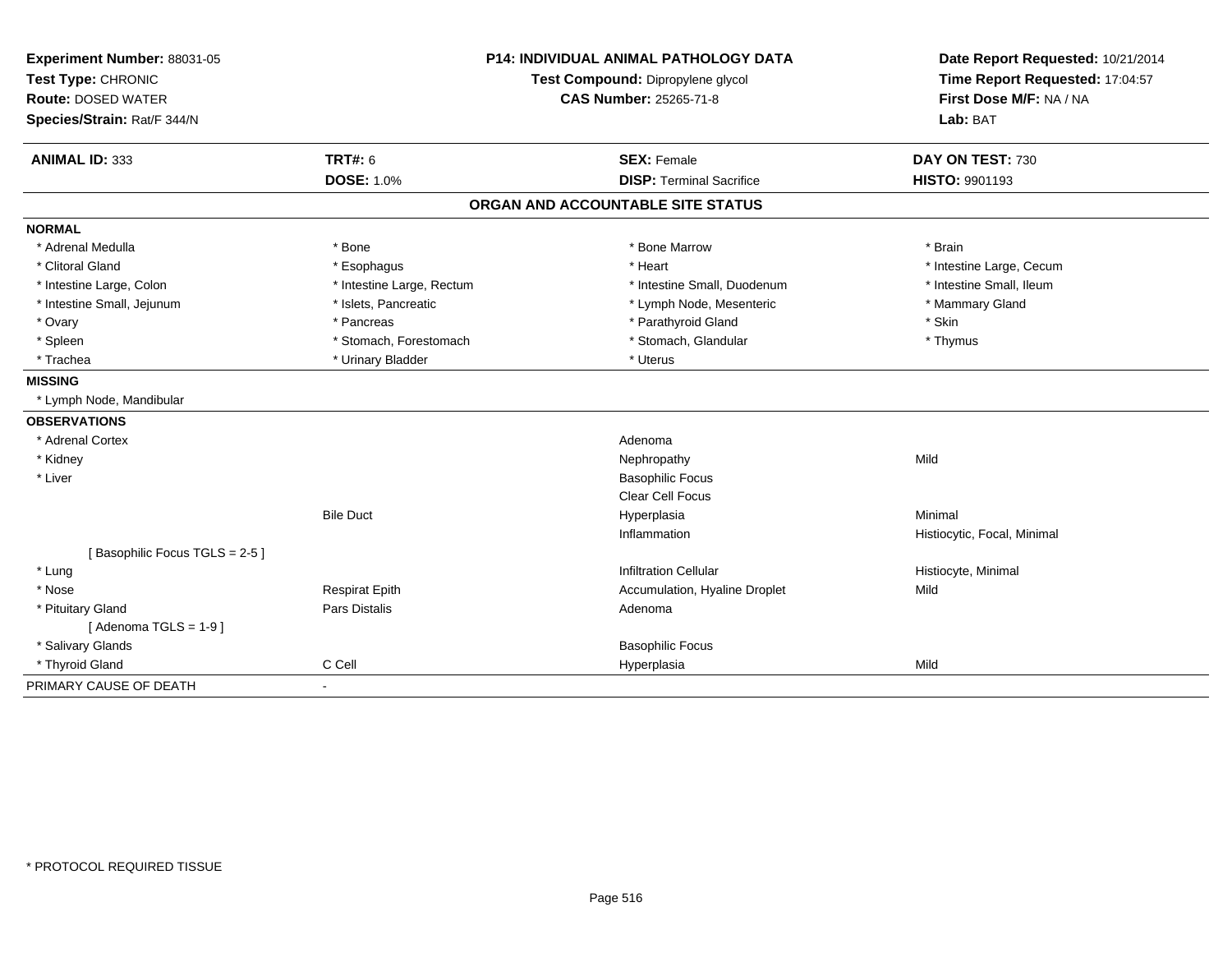**Experiment Number:** 88031-05
**Test Type:** CHRONIC
**Route:** DOSED WATER
**Species/Strain:** Rat/F 344/N

**P14: INDIVIDUAL ANIMAL PATHOLOGY DATA**
**Test Compound:** Dipropylene glycol
**CAS Number:** 25265-71-8

**Date Report Requested:** 10/21/2014
**Time Report Requested:** 17:04:57
**First Dose M/F:** NA / NA
**Lab:** BAT

| **ANIMAL ID:** 333 | **TRT#:** 6 | **SEX:** Female | **DAY ON TEST:** 730 |
|---|---|---|---|
| | **DOSE:** 1.0% | **DISP:** Terminal Sacrifice | **HISTO:** 9901193 |

## ORGAN AND ACCOUNTABLE SITE STATUS

**NORMAL**

| | | | |
|---|---|---|---|
| * Adrenal Medulla | * Bone | * Bone Marrow | * Brain |
| * Clitoral Gland | * Esophagus | * Heart | * Intestine Large, Cecum |
| * Intestine Large, Colon | * Intestine Large, Rectum | * Intestine Small, Duodenum | * Intestine Small, Ileum |
| * Intestine Small, Jejunum | * Islets, Pancreatic | * Lymph Node, Mesenteric | * Mammary Gland |
| * Ovary | * Pancreas | * Parathyroid Gland | * Skin |
| * Spleen | * Stomach, Forestomach | * Stomach, Glandular | * Thymus |
| * Trachea | * Urinary Bladder | * Uterus | |

**MISSING**

* Lymph Node, Mandibular

**OBSERVATIONS**

| | | | |
|---|---|---|---|
| * Adrenal Cortex | | Adenoma | |
| * Kidney | | Nephropathy | Mild |
| * Liver | | Basophilic Focus | |
| | | Clear Cell Focus | |
| | Bile Duct | Hyperplasia | Minimal |
| | | Inflammation | Histiocytic, Focal, Minimal |
| [ Basophilic Focus TGLS = 2-5 ] | | | |
| * Lung | | Infiltration Cellular | Histiocyte, Minimal |
| * Nose | Respirat Epith | Accumulation, Hyaline Droplet | Mild |
| * Pituitary Gland | Pars Distalis | Adenoma | |
| [ Adenoma TGLS = 1-9 ] | | | |
| * Salivary Glands | | Basophilic Focus | |
| * Thyroid Gland | C Cell | Hyperplasia | Mild |

PRIMARY CAUSE OF DEATH -

* PROTOCOL REQUIRED TISSUE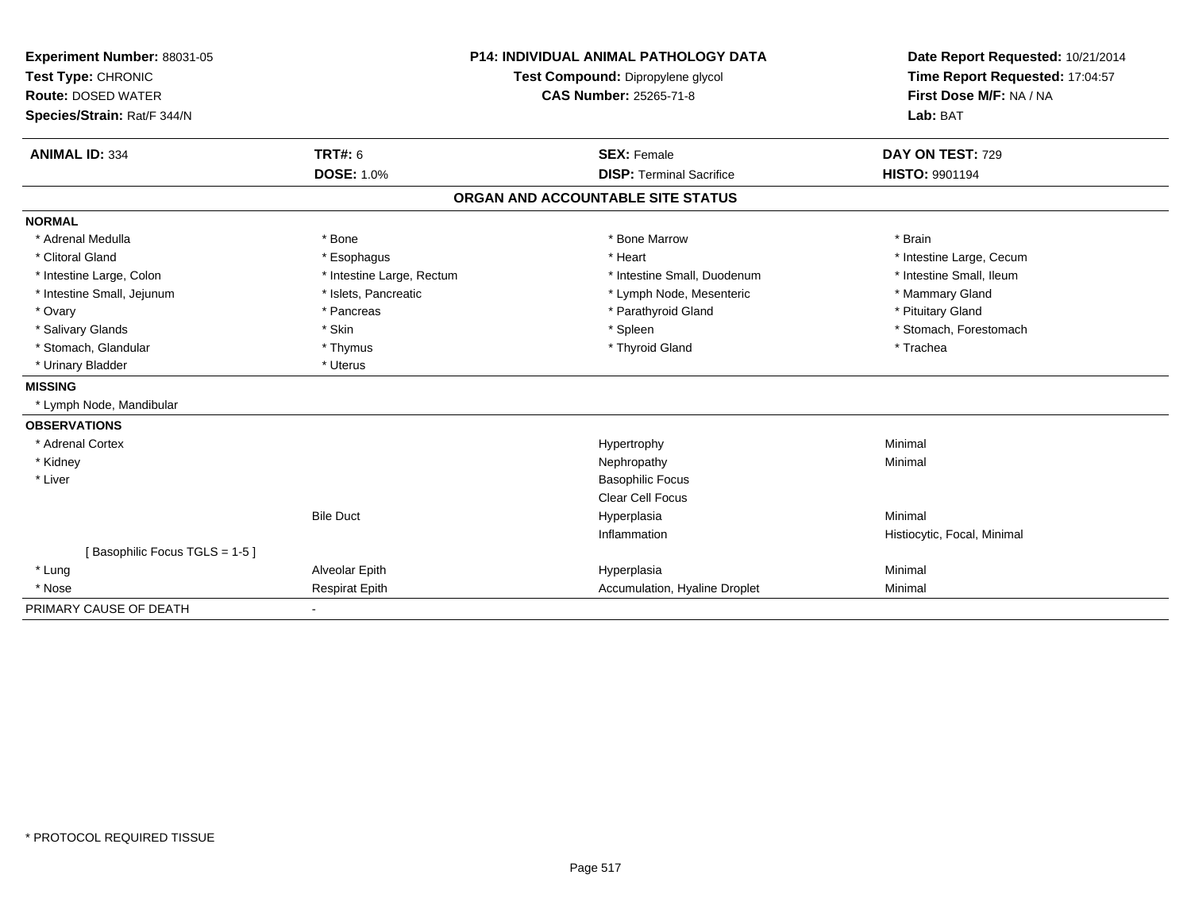**Experiment Number:** 88031-05
**Test Type:** CHRONIC
**Route:** DOSED WATER
**Species/Strain:** Rat/F 344/N

**P14: INDIVIDUAL ANIMAL PATHOLOGY DATA**
**Test Compound:** Dipropylene glycol
**CAS Number:** 25265-71-8

**Date Report Requested:** 10/21/2014
**Time Report Requested:** 17:04:57
**First Dose M/F:** NA / NA
**Lab:** BAT

| **ANIMAL ID:** 334 | **TRT#:** 6 | **SEX:** Female | **DAY ON TEST:** 729 |
|---|---|---|---|
| | **DOSE:** 1.0% | **DISP:** Terminal Sacrifice | **HISTO:** 9901194 |

## ORGAN AND ACCOUNTABLE SITE STATUS

| | | | |
|---|---|---|---|
| **NORMAL** | | | |
| * Adrenal Medulla | * Bone | * Bone Marrow | * Brain |
| * Clitoral Gland | * Esophagus | * Heart | * Intestine Large, Cecum |
| * Intestine Large, Colon | * Intestine Large, Rectum | * Intestine Small, Duodenum | * Intestine Small, Ileum |
| * Intestine Small, Jejunum | * Islets, Pancreatic | * Lymph Node, Mesenteric | * Mammary Gland |
| * Ovary | * Pancreas | * Parathyroid Gland | * Pituitary Gland |
| * Salivary Glands | * Skin | * Spleen | * Stomach, Forestomach |
| * Stomach, Glandular | * Thymus | * Thyroid Gland | * Trachea |
| * Urinary Bladder | * Uterus | | |
| **MISSING** | | | |
| * Lymph Node, Mandibular | | | |
| **OBSERVATIONS** | | | |
| * Adrenal Cortex | | Hypertrophy | Minimal |
| * Kidney | | Nephropathy | Minimal |
| * Liver | | Basophilic Focus | |
| | | Clear Cell Focus | |
| | Bile Duct | Hyperplasia | Minimal |
| | | Inflammation | Histiocytic, Focal, Minimal |
| [ Basophilic Focus TGLS = 1-5 ] | | | |
| * Lung | Alveolar Epith | Hyperplasia | Minimal |
| * Nose | Respirat Epith | Accumulation, Hyaline Droplet | Minimal |
| PRIMARY CAUSE OF DEATH | - | | |

* PROTOCOL REQUIRED TISSUE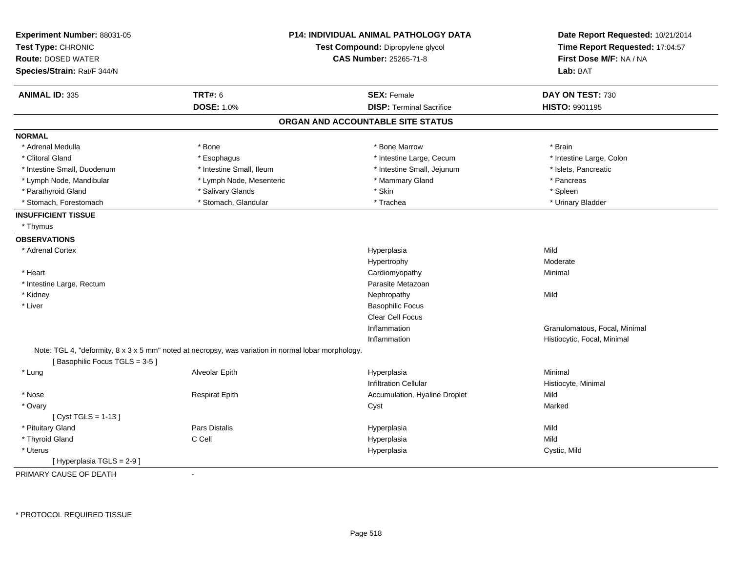**Experiment Number:** 88031-05
**Test Type:** CHRONIC
**Route:** DOSED WATER
**Species/Strain:** Rat/F 344/N

**P14: INDIVIDUAL ANIMAL PATHOLOGY DATA**
**Test Compound:** Dipropylene glycol
**CAS Number:** 25265-71-8

**Date Report Requested:** 10/21/2014
**Time Report Requested:** 17:04:57
**First Dose M/F:** NA / NA
**Lab:** BAT

| **ANIMAL ID:** 335 | **TRT#:** 6 | **SEX:** Female | **DAY ON TEST:** 730 |
|---|---|---|---|
| | **DOSE:** 1.0% | **DISP:** Terminal Sacrifice | **HISTO:** 9901195 |

## ORGAN AND ACCOUNTABLE SITE STATUS

**NORMAL**

| | | | |
|---|---|---|---|
| * Adrenal Medulla | * Bone | * Bone Marrow | * Brain |
| * Clitoral Gland | * Esophagus | * Intestine Large, Cecum | * Intestine Large, Colon |
| * Intestine Small, Duodenum | * Intestine Small, Ileum | * Intestine Small, Jejunum | * Islets, Pancreatic |
| * Lymph Node, Mandibular | * Lymph Node, Mesenteric | * Mammary Gland | * Pancreas |
| * Parathyroid Gland | * Salivary Glands | * Skin | * Spleen |
| * Stomach, Forestomach | * Stomach, Glandular | * Trachea | * Urinary Bladder |

**INSUFFICIENT TISSUE**

* Thymus

**OBSERVATIONS**

| Organ | Site | Observation | Severity |
|---|---|---|---|
| * Adrenal Cortex | | Hyperplasia | Mild |
| | | Hypertrophy | Moderate |
| * Heart | | Cardiomyopathy | Minimal |
| * Intestine Large, Rectum | | Parasite Metazoan | |
| * Kidney | | Nephropathy | Mild |
| * Liver | | Basophilic Focus | |
| | | Clear Cell Focus | |
| | | Inflammation | Granulomatous, Focal, Minimal |
| | | Inflammation | Histiocytic, Focal, Minimal |

Note: TGL 4, "deformity, 8 x 3 x 5 mm" noted at necropsy, was variation in normal lobar morphology.
[ Basophilic Focus TGLS = 3-5 ]

| Organ | Site | Observation | Severity |
|---|---|---|---|
| * Lung | Alveolar Epith | Hyperplasia | Minimal |
| | | Infiltration Cellular | Histiocyte, Minimal |
| * Nose | Respirat Epith | Accumulation, Hyaline Droplet | Mild |
| * Ovary | | Cyst | Marked |

[ Cyst TGLS = 1-13 ]

| Organ | Site | Observation | Severity |
|---|---|---|---|
| * Pituitary Gland | Pars Distalis | Hyperplasia | Mild |
| * Thyroid Gland | C Cell | Hyperplasia | Mild |
| * Uterus | | Hyperplasia | Cystic, Mild |

[ Hyperplasia TGLS = 2-9 ]

PRIMARY CAUSE OF DEATH -

* PROTOCOL REQUIRED TISSUE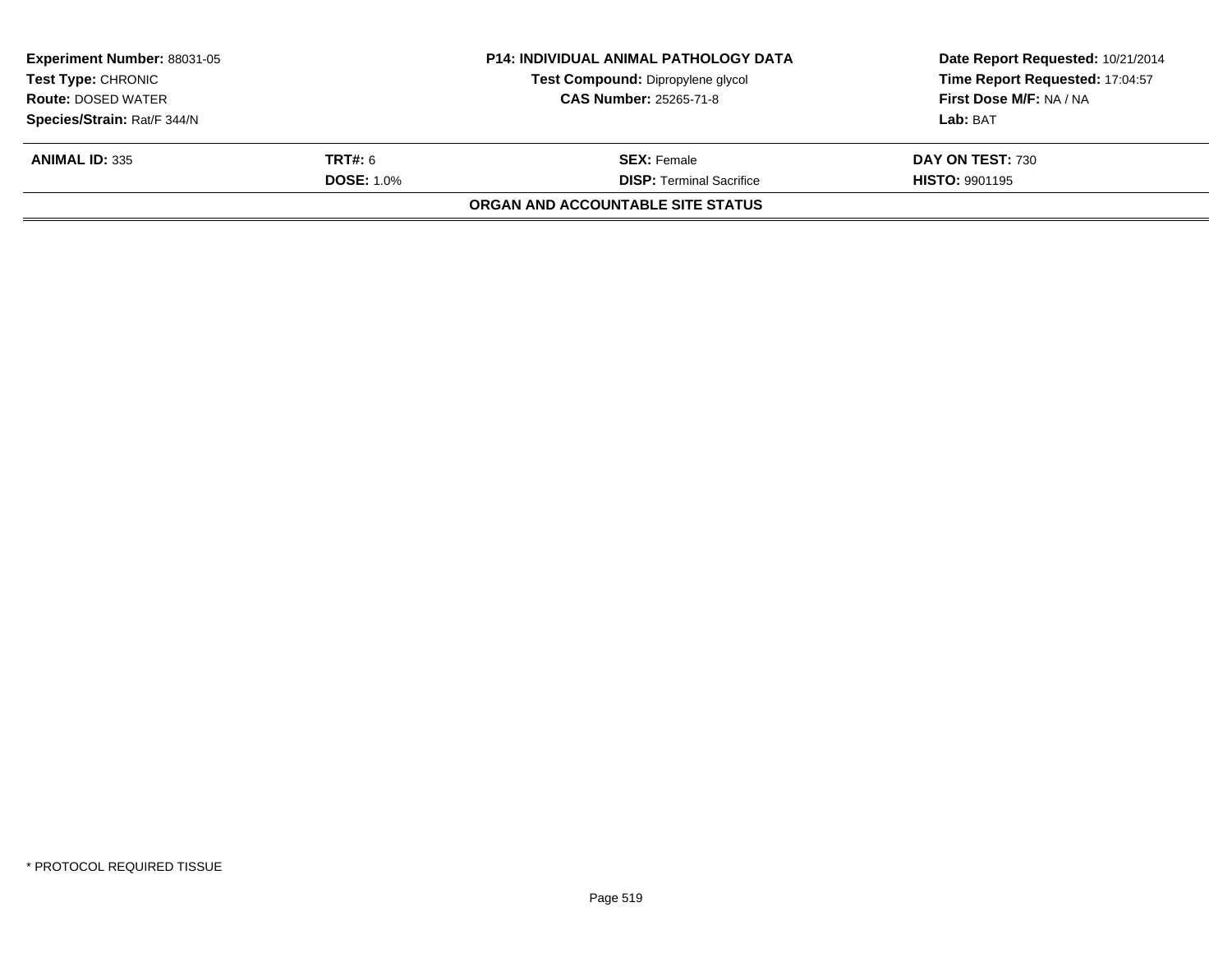| **Experiment Number:** 88031-05 | **P14: INDIVIDUAL ANIMAL PATHOLOGY DATA** | **Date Report Requested:** 10/21/2014 |
|---|---|---|
| **Test Type:** CHRONIC | **Test Compound:** Dipropylene glycol | **Time Report Requested:** 17:04:57 |
| **Route:** DOSED WATER | **CAS Number:** 25265-71-8 | **First Dose M/F:** NA / NA |
| **Species/Strain:** Rat/F 344/N | | **Lab:** BAT |

| **ANIMAL ID:** 335 | **TRT#:** 6 | **SEX:** Female | **DAY ON TEST:** 730 |
|---|---|---|---|
| | **DOSE:** 1.0% | **DISP:** Terminal Sacrifice | **HISTO:** 9901195 |

**ORGAN AND ACCOUNTABLE SITE STATUS**

* PROTOCOL REQUIRED TISSUE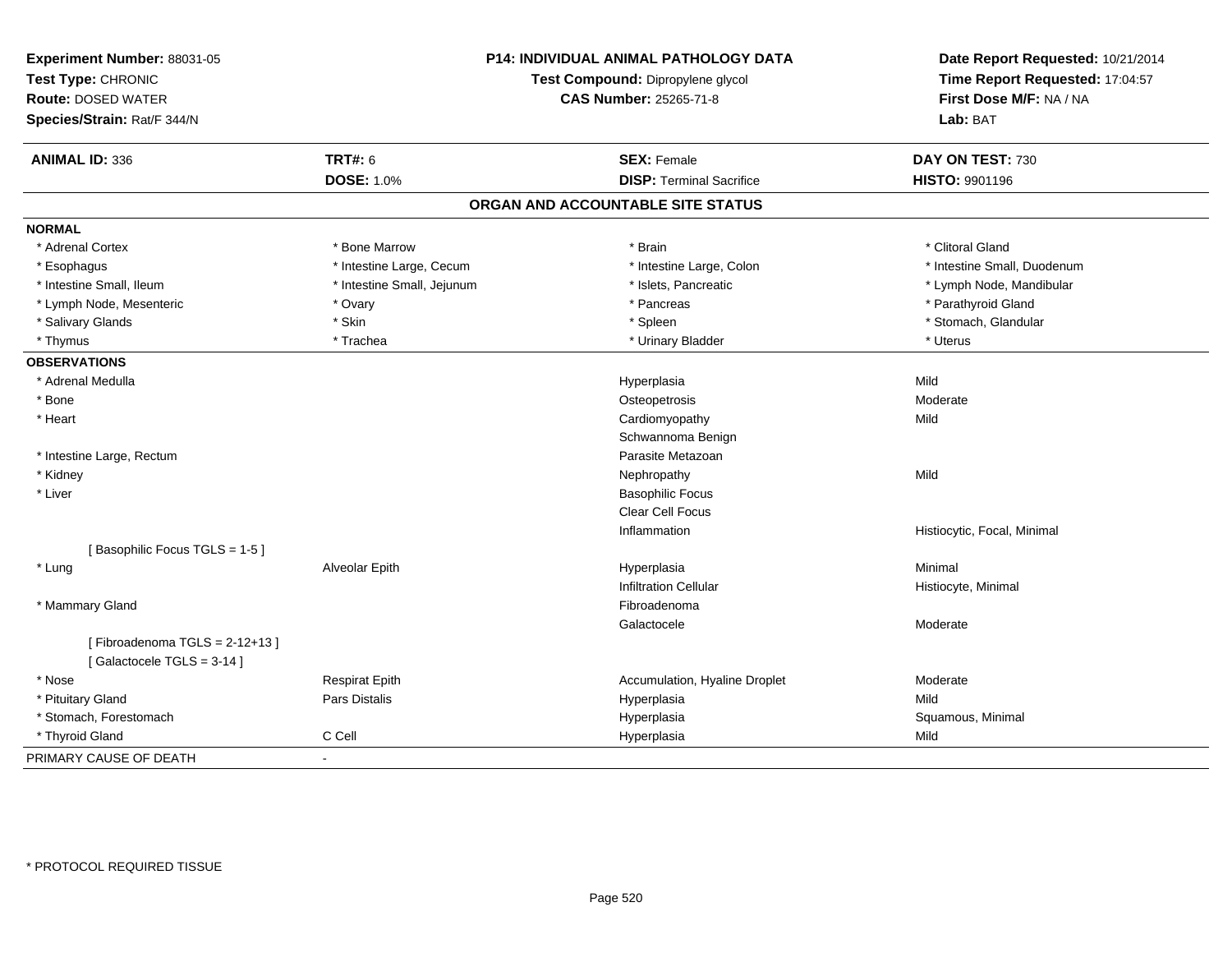**Experiment Number:** 88031-05
**Test Type:** CHRONIC
**Route:** DOSED WATER
**Species/Strain:** Rat/F 344/N

**P14: INDIVIDUAL ANIMAL PATHOLOGY DATA**
**Test Compound:** Dipropylene glycol
**CAS Number:** 25265-71-8

**Date Report Requested:** 10/21/2014
**Time Report Requested:** 17:04:57
**First Dose M/F:** NA / NA
**Lab:** BAT

| **ANIMAL ID:** 336 | **TRT#:** 6 | **SEX:** Female | **DAY ON TEST:** 730 |
|---|---|---|---|
| | **DOSE:** 1.0% | **DISP:** Terminal Sacrifice | **HISTO:** 9901196 |

## ORGAN AND ACCOUNTABLE SITE STATUS

**NORMAL**

| | | | |
|---|---|---|---|
| * Adrenal Cortex | * Bone Marrow | * Brain | * Clitoral Gland |
| * Esophagus | * Intestine Large, Cecum | * Intestine Large, Colon | * Intestine Small, Duodenum |
| * Intestine Small, Ileum | * Intestine Small, Jejunum | * Islets, Pancreatic | * Lymph Node, Mandibular |
| * Lymph Node, Mesenteric | * Ovary | * Pancreas | * Parathyroid Gland |
| * Salivary Glands | * Skin | * Spleen | * Stomach, Glandular |
| * Thymus | * Trachea | * Urinary Bladder | * Uterus |

**OBSERVATIONS**

| | | | |
|---|---|---|---|
| * Adrenal Medulla | | Hyperplasia | Mild |
| * Bone | | Osteopetrosis | Moderate |
| * Heart | | Cardiomyopathy | Mild |
| | | Schwannoma Benign | |
| * Intestine Large, Rectum | | Parasite Metazoan | |
| * Kidney | | Nephropathy | Mild |
| * Liver | | Basophilic Focus | |
| | | Clear Cell Focus | |
| | | Inflammation | Histiocytic, Focal, Minimal |
| [ Basophilic Focus TGLS = 1-5 ] | | | |
| * Lung | Alveolar Epith | Hyperplasia | Minimal |
| | | Infiltration Cellular | Histiocyte, Minimal |
| * Mammary Gland | | Fibroadenoma | |
| | | Galactocele | Moderate |
| [ Fibroadenoma TGLS = 2-12+13 ] | | | |
| [ Galactocele TGLS = 3-14 ] | | | |
| * Nose | Respirat Epith | Accumulation, Hyaline Droplet | Moderate |
| * Pituitary Gland | Pars Distalis | Hyperplasia | Mild |
| * Stomach, Forestomach | | Hyperplasia | Squamous, Minimal |
| * Thyroid Gland | C Cell | Hyperplasia | Mild |

PRIMARY CAUSE OF DEATH -

* PROTOCOL REQUIRED TISSUE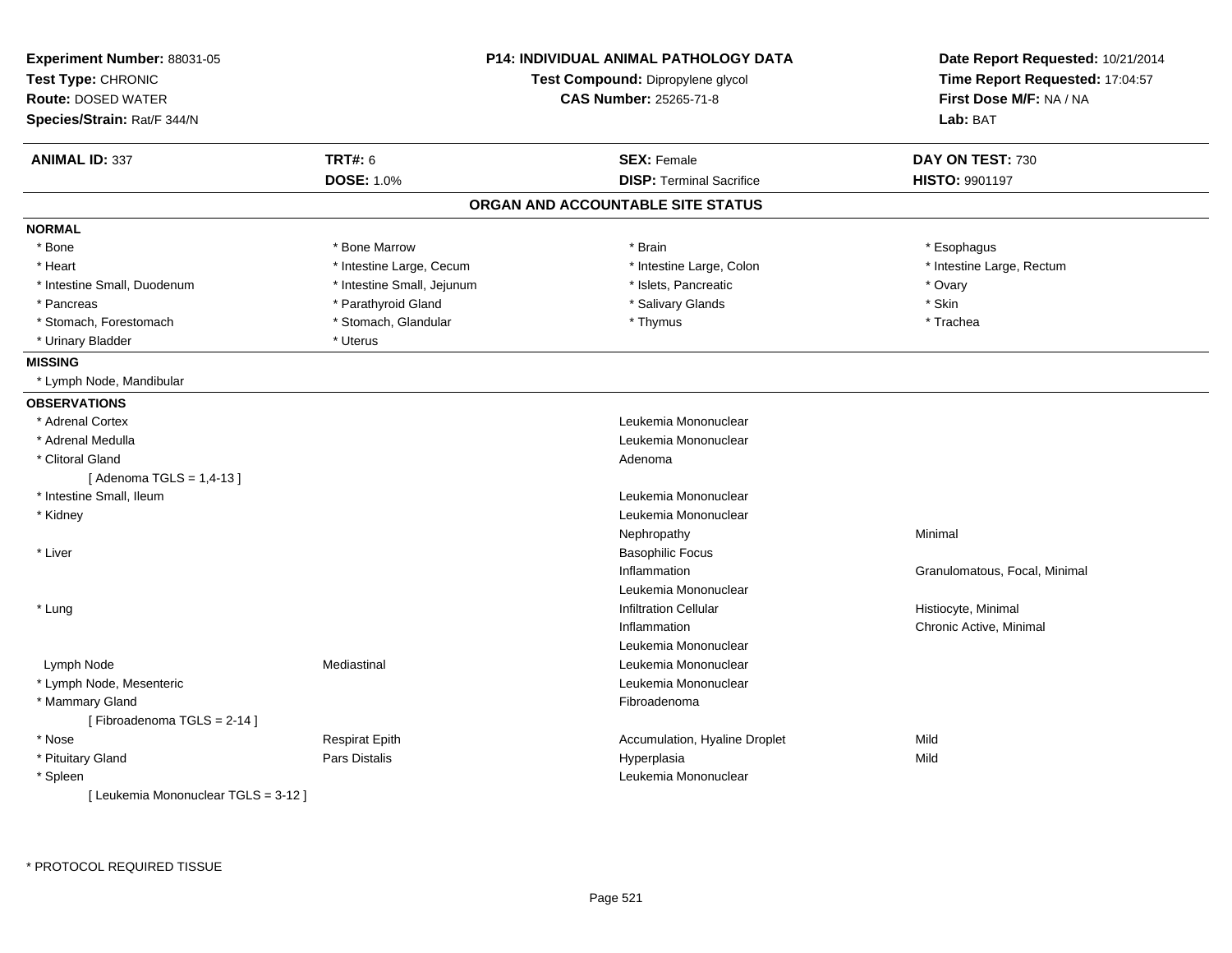**Experiment Number:** 88031-05
**Test Type:** CHRONIC
**Route:** DOSED WATER
**Species/Strain:** Rat/F 344/N

**P14: INDIVIDUAL ANIMAL PATHOLOGY DATA**
**Test Compound:** Dipropylene glycol
**CAS Number:** 25265-71-8

**Date Report Requested:** 10/21/2014
**Time Report Requested:** 17:04:57
**First Dose M/F:** NA / NA
**Lab:** BAT

| **ANIMAL ID:** 337 | **TRT#:** 6 | **SEX:** Female | **DAY ON TEST:** 730 |
|---|---|---|---|
| | **DOSE:** 1.0% | **DISP:** Terminal Sacrifice | **HISTO:** 9901197 |

## ORGAN AND ACCOUNTABLE SITE STATUS

**NORMAL**

| | | | |
|---|---|---|---|
| * Bone | * Bone Marrow | * Brain | * Esophagus |
| * Heart | * Intestine Large, Cecum | * Intestine Large, Colon | * Intestine Large, Rectum |
| * Intestine Small, Duodenum | * Intestine Small, Jejunum | * Islets, Pancreatic | * Ovary |
| * Pancreas | * Parathyroid Gland | * Salivary Glands | * Skin |
| * Stomach, Forestomach | * Stomach, Glandular | * Thymus | * Trachea |
| * Urinary Bladder | * Uterus | | |

**MISSING**

* Lymph Node, Mandibular

**OBSERVATIONS**

| Organ | Site | Observation | Qualifier |
|---|---|---|---|
| * Adrenal Cortex | | Leukemia Mononuclear | |
| * Adrenal Medulla | | Leukemia Mononuclear | |
| * Clitoral Gland | | Adenoma | |
| [ Adenoma TGLS = 1,4-13 ] | | | |
| * Intestine Small, Ileum | | Leukemia Mononuclear | |
| * Kidney | | Leukemia Mononuclear | |
| | | Nephropathy | Minimal |
| * Liver | | Basophilic Focus | |
| | | Inflammation | Granulomatous, Focal, Minimal |
| | | Leukemia Mononuclear | |
| * Lung | | Infiltration Cellular | Histiocyte, Minimal |
| | | Inflammation | Chronic Active, Minimal |
| | | Leukemia Mononuclear | |
| Lymph Node | Mediastinal | Leukemia Mononuclear | |
| * Lymph Node, Mesenteric | | Leukemia Mononuclear | |
| * Mammary Gland | | Fibroadenoma | |
| [ Fibroadenoma TGLS = 2-14 ] | | | |
| * Nose | Respirat Epith | Accumulation, Hyaline Droplet | Mild |
| * Pituitary Gland | Pars Distalis | Hyperplasia | Mild |
| * Spleen | | Leukemia Mononuclear | |
| [ Leukemia Mononuclear TGLS = 3-12 ] | | | |

* PROTOCOL REQUIRED TISSUE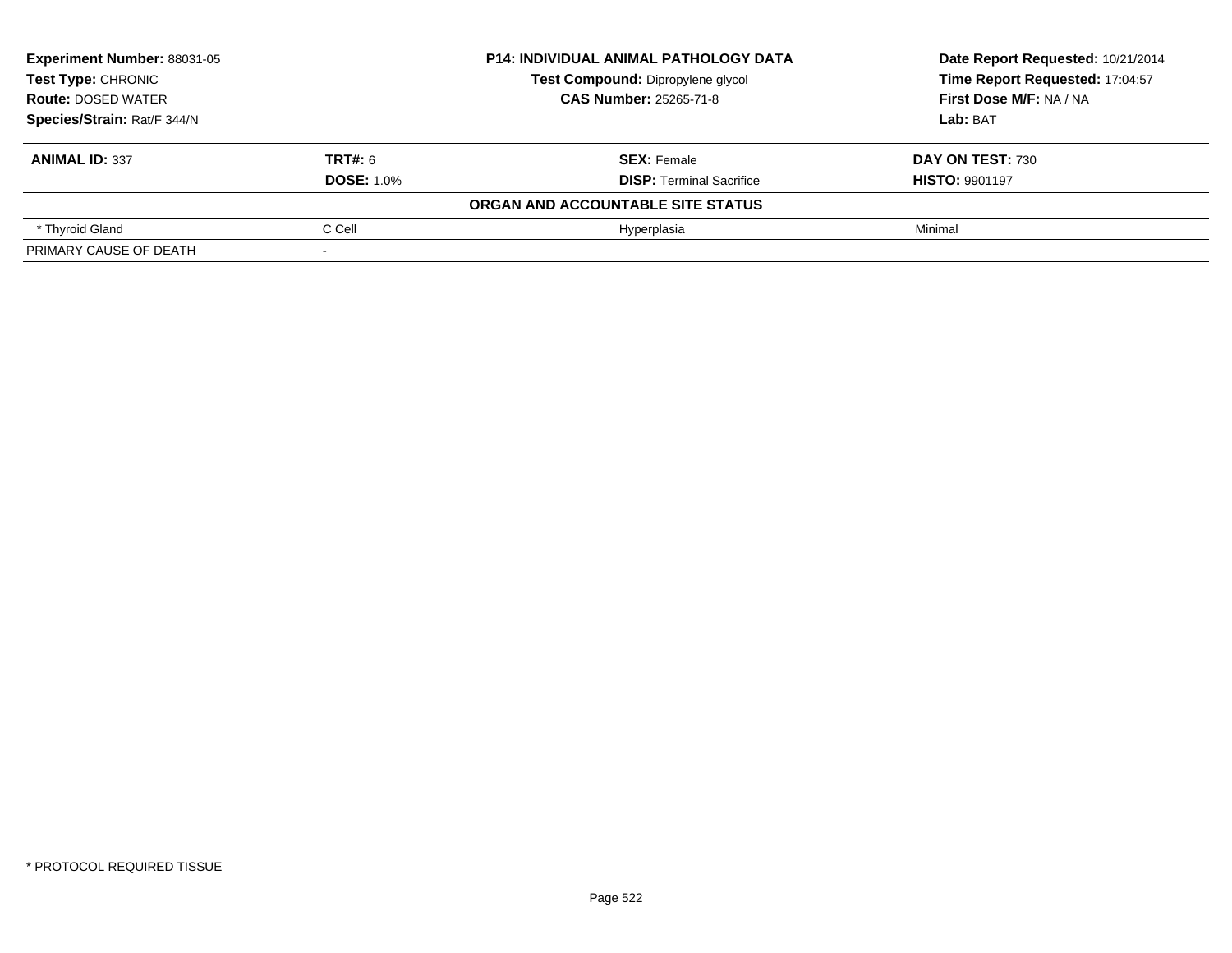**Experiment Number:** 88031-05
**Test Type:** CHRONIC
**Route:** DOSED WATER
**Species/Strain:** Rat/F 344/N

**P14: INDIVIDUAL ANIMAL PATHOLOGY DATA**
**Test Compound:** Dipropylene glycol
**CAS Number:** 25265-71-8

**Date Report Requested:** 10/21/2014
**Time Report Requested:** 17:04:57
**First Dose M/F:** NA / NA
**Lab:** BAT

| **ANIMAL ID:** 337 | **TRT#:** 6 | **SEX:** Female | **DAY ON TEST:** 730 |
|---|---|---|---|
| | **DOSE:** 1.0% | **DISP:** Terminal Sacrifice | **HISTO:** 9901197 |
| | | **ORGAN AND ACCOUNTABLE SITE STATUS** | |
| * Thyroid Gland | C Cell | Hyperplasia | Minimal |
| PRIMARY CAUSE OF DEATH | - | | |

* PROTOCOL REQUIRED TISSUE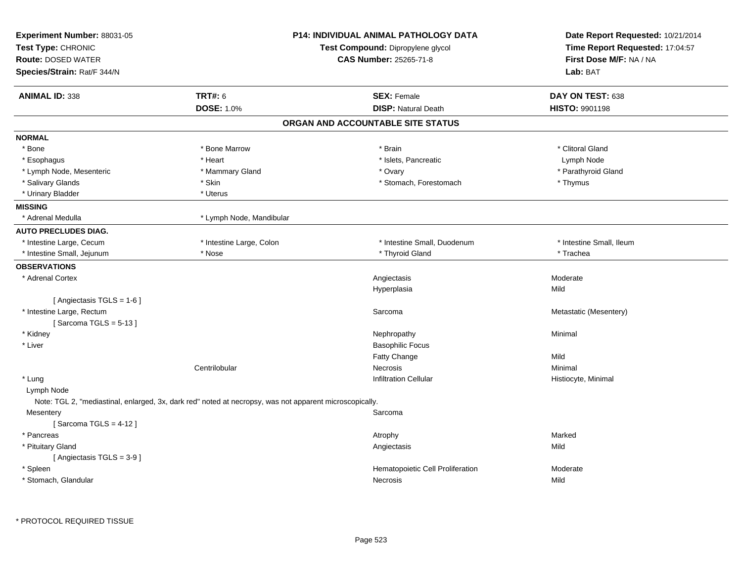**Experiment Number:** 88031-05
**Test Type:** CHRONIC
**Route:** DOSED WATER
**Species/Strain:** Rat/F 344/N

**P14: INDIVIDUAL ANIMAL PATHOLOGY DATA**
**Test Compound:** Dipropylene glycol
**CAS Number:** 25265-71-8

**Date Report Requested:** 10/21/2014
**Time Report Requested:** 17:04:57
**First Dose M/F:** NA / NA
**Lab:** BAT

| **ANIMAL ID:** 338 | **TRT#:** 6 | **SEX:** Female | **DAY ON TEST:** 638 |
|---|---|---|---|
| | **DOSE:** 1.0% | **DISP:** Natural Death | **HISTO:** 9901198 |

## ORGAN AND ACCOUNTABLE SITE STATUS

**NORMAL**

| | | | |
|---|---|---|---|
| * Bone | * Bone Marrow | * Brain | * Clitoral Gland |
| * Esophagus | * Heart | * Islets, Pancreatic | Lymph Node |
| * Lymph Node, Mesenteric | * Mammary Gland | * Ovary | * Parathyroid Gland |
| * Salivary Glands | * Skin | * Stomach, Forestomach | * Thymus |
| * Urinary Bladder | * Uterus | | |

**MISSING**

| | |
|---|---|
| * Adrenal Medulla | * Lymph Node, Mandibular |

**AUTO PRECLUDES DIAG.**

| | | | |
|---|---|---|---|
| * Intestine Large, Cecum | * Intestine Large, Colon | * Intestine Small, Duodenum | * Intestine Small, Ileum |
| * Intestine Small, Jejunum | * Nose | * Thyroid Gland | * Trachea |

**OBSERVATIONS**

| Organ | Location | Observation | Severity |
|---|---|---|---|
| * Adrenal Cortex | | Angiectasis | Moderate |
| | | Hyperplasia | Mild |
| [ Angiectasis TGLS = 1-6 ] | | | |
| * Intestine Large, Rectum | | Sarcoma | Metastatic (Mesentery) |
| [ Sarcoma TGLS = 5-13 ] | | | |
| * Kidney | | Nephropathy | Minimal |
| * Liver | | Basophilic Focus | |
| | | Fatty Change | Mild |
| | Centrilobular | Necrosis | Minimal |
| * Lung | | Infiltration Cellular | Histiocyte, Minimal |
| Lymph Node | | | |

Note: TGL 2, "mediastinal, enlarged, 3x, dark red" noted at necropsy, was not apparent microscopically.

| Organ | Location | Observation | Severity |
|---|---|---|---|
| Mesentery | | Sarcoma | |
| [ Sarcoma TGLS = 4-12 ] | | | |
| * Pancreas | | Atrophy | Marked |
| * Pituitary Gland | | Angiectasis | Mild |
| [ Angiectasis TGLS = 3-9 ] | | | |
| * Spleen | | Hematopoietic Cell Proliferation | Moderate |
| * Stomach, Glandular | | Necrosis | Mild |

* PROTOCOL REQUIRED TISSUE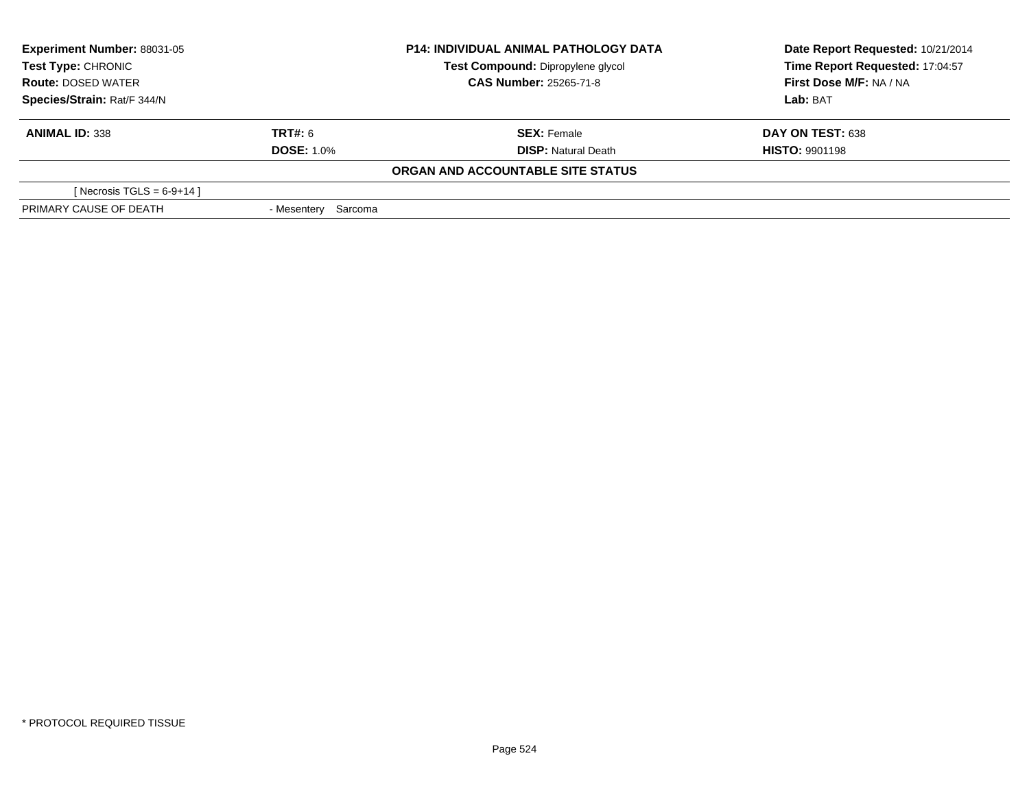| **Experiment Number:** 88031-05 | **P14: INDIVIDUAL ANIMAL PATHOLOGY DATA** | **Date Report Requested:** 10/21/2014 |
|---|---|---|
| **Test Type:** CHRONIC | **Test Compound:** Dipropylene glycol | **Time Report Requested:** 17:04:57 |
| **Route:** DOSED WATER | **CAS Number:** 25265-71-8 | **First Dose M/F:** NA / NA |
| **Species/Strain:** Rat/F 344/N | | **Lab:** BAT |

| **ANIMAL ID:** 338 | **TRT#:** 6 | **SEX:** Female | **DAY ON TEST:** 638 |
|---|---|---|---|
| | **DOSE:** 1.0% | **DISP:** Natural Death | **HISTO:** 9901198 |

**ORGAN AND ACCOUNTABLE SITE STATUS**

| | |
|---|---|
| [ Necrosis TGLS = 6-9+14 ] | |
| PRIMARY CAUSE OF DEATH | - Mesentery Sarcoma |

* PROTOCOL REQUIRED TISSUE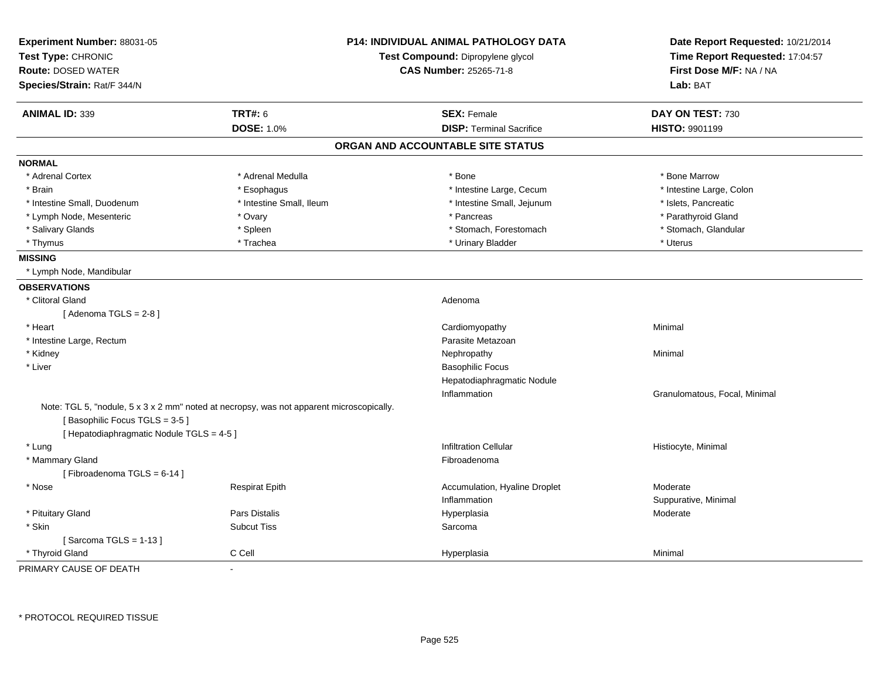**Experiment Number:** 88031-05
**Test Type:** CHRONIC
**Route:** DOSED WATER
**Species/Strain:** Rat/F 344/N

**P14: INDIVIDUAL ANIMAL PATHOLOGY DATA**
**Test Compound:** Dipropylene glycol
**CAS Number:** 25265-71-8

**Date Report Requested:** 10/21/2014
**Time Report Requested:** 17:04:57
**First Dose M/F:** NA / NA
**Lab:** BAT

| **ANIMAL ID:** 339 | **TRT#:** 6 | **SEX:** Female | **DAY ON TEST:** 730 |
|---|---|---|---|
| | **DOSE:** 1.0% | **DISP:** Terminal Sacrifice | **HISTO:** 9901199 |

## ORGAN AND ACCOUNTABLE SITE STATUS

**NORMAL**

| | | | |
|---|---|---|---|
| * Adrenal Cortex | * Adrenal Medulla | * Bone | * Bone Marrow |
| * Brain | * Esophagus | * Intestine Large, Cecum | * Intestine Large, Colon |
| * Intestine Small, Duodenum | * Intestine Small, Ileum | * Intestine Small, Jejunum | * Islets, Pancreatic |
| * Lymph Node, Mesenteric | * Ovary | * Pancreas | * Parathyroid Gland |
| * Salivary Glands | * Spleen | * Stomach, Forestomach | * Stomach, Glandular |
| * Thymus | * Trachea | * Urinary Bladder | * Uterus |

**MISSING**

* Lymph Node, Mandibular

**OBSERVATIONS**

| | | | |
|---|---|---|---|
| * Clitoral Gland | | Adenoma | |
| [ Adenoma TGLS = 2-8 ] | | | |
| * Heart | | Cardiomyopathy | Minimal |
| * Intestine Large, Rectum | | Parasite Metazoan | |
| * Kidney | | Nephropathy | Minimal |
| * Liver | | Basophilic Focus | |
| | | Hepatodiaphragmatic Nodule | |
| | | Inflammation | Granulomatous, Focal, Minimal |
| Note: TGL 5, "nodule, 5 x 3 x 2 mm" noted at necropsy, was not apparent microscopically. | | | |
| [ Basophilic Focus TGLS = 3-5 ] | | | |
| [ Hepatodiaphragmatic Nodule TGLS = 4-5 ] | | | |
| * Lung | | Infiltration Cellular | Histiocyte, Minimal |
| * Mammary Gland | | Fibroadenoma | |
| [ Fibroadenoma TGLS = 6-14 ] | | | |
| * Nose | Respirat Epith | Accumulation, Hyaline Droplet | Moderate |
| | | Inflammation | Suppurative, Minimal |
| * Pituitary Gland | Pars Distalis | Hyperplasia | Moderate |
| * Skin | Subcut Tiss | Sarcoma | |
| [ Sarcoma TGLS = 1-13 ] | | | |
| * Thyroid Gland | C Cell | Hyperplasia | Minimal |

PRIMARY CAUSE OF DEATH -

\* PROTOCOL REQUIRED TISSUE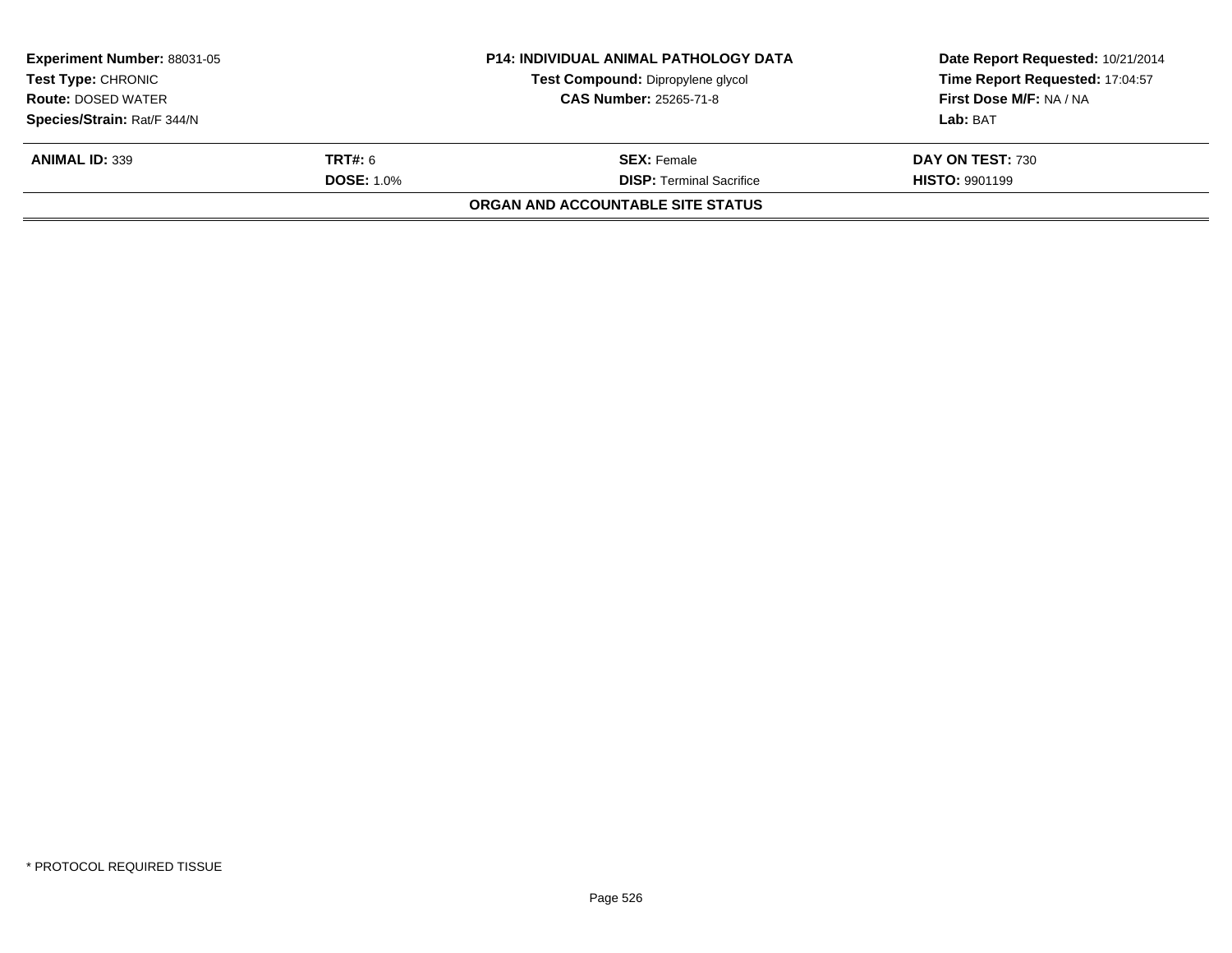| **Experiment Number:** 88031-05 | **P14: INDIVIDUAL ANIMAL PATHOLOGY DATA** | **Date Report Requested:** 10/21/2014 |
|---|---|---|
| **Test Type:** CHRONIC | **Test Compound:** Dipropylene glycol | **Time Report Requested:** 17:04:57 |
| **Route:** DOSED WATER | **CAS Number:** 25265-71-8 | **First Dose M/F:** NA / NA |
| **Species/Strain:** Rat/F 344/N | | **Lab:** BAT |

| **ANIMAL ID:** 339 | **TRT#:** 6 | **SEX:** Female | **DAY ON TEST:** 730 |
|---|---|---|---|
| | **DOSE:** 1.0% | **DISP:** Terminal Sacrifice | **HISTO:** 9901199 |

**ORGAN AND ACCOUNTABLE SITE STATUS**

* PROTOCOL REQUIRED TISSUE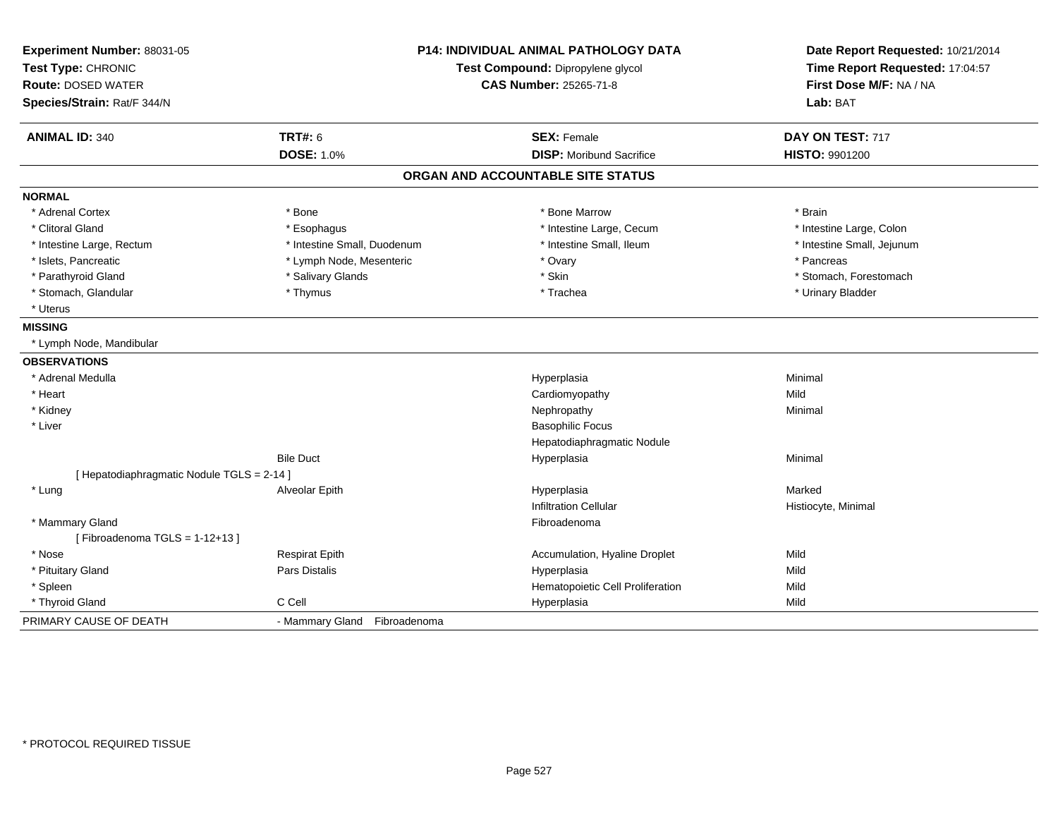**Experiment Number:** 88031-05
**Test Type:** CHRONIC
**Route:** DOSED WATER
**Species/Strain:** Rat/F 344/N

**P14: INDIVIDUAL ANIMAL PATHOLOGY DATA**
**Test Compound:** Dipropylene glycol
**CAS Number:** 25265-71-8

**Date Report Requested:** 10/21/2014
**Time Report Requested:** 17:04:57
**First Dose M/F:** NA / NA
**Lab:** BAT

| **ANIMAL ID:** 340 | **TRT#:** 6 | **SEX:** Female | **DAY ON TEST:** 717 |
|---|---|---|---|
| | **DOSE:** 1.0% | **DISP:** Moribund Sacrifice | **HISTO:** 9901200 |

## ORGAN AND ACCOUNTABLE SITE STATUS

**NORMAL**

| | | | |
|---|---|---|---|
| * Adrenal Cortex | * Bone | * Bone Marrow | * Brain |
| * Clitoral Gland | * Esophagus | * Intestine Large, Cecum | * Intestine Large, Colon |
| * Intestine Large, Rectum | * Intestine Small, Duodenum | * Intestine Small, Ileum | * Intestine Small, Jejunum |
| * Islets, Pancreatic | * Lymph Node, Mesenteric | * Ovary | * Pancreas |
| * Parathyroid Gland | * Salivary Glands | * Skin | * Stomach, Forestomach |
| * Stomach, Glandular | * Thymus | * Trachea | * Urinary Bladder |
| * Uterus | | | |

**MISSING**

* Lymph Node, Mandibular

**OBSERVATIONS**

| | | | |
|---|---|---|---|
| * Adrenal Medulla | | Hyperplasia | Minimal |
| * Heart | | Cardiomyopathy | Mild |
| * Kidney | | Nephropathy | Minimal |
| * Liver | | Basophilic Focus | |
| | | Hepatodiaphragmatic Nodule | |
| | Bile Duct | Hyperplasia | Minimal |
| [ Hepatodiaphragmatic Nodule TGLS = 2-14 ] | | | |
| * Lung | Alveolar Epith | Hyperplasia | Marked |
| | | Infiltration Cellular | Histiocyte, Minimal |
| * Mammary Gland | | Fibroadenoma | |
| [ Fibroadenoma TGLS = 1-12+13 ] | | | |
| * Nose | Respirat Epith | Accumulation, Hyaline Droplet | Mild |
| * Pituitary Gland | Pars Distalis | Hyperplasia | Mild |
| * Spleen | | Hematopoietic Cell Proliferation | Mild |
| * Thyroid Gland | C Cell | Hyperplasia | Mild |

PRIMARY CAUSE OF DEATH - Mammary Gland Fibroadenoma

\* PROTOCOL REQUIRED TISSUE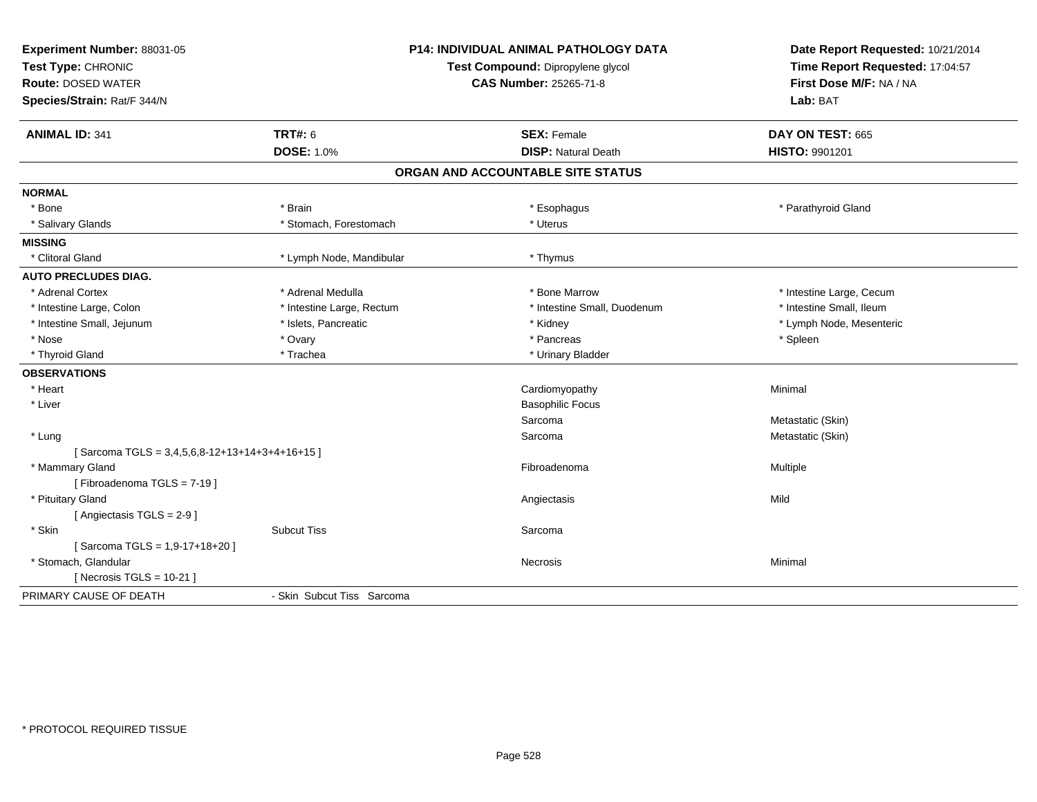**Experiment Number:** 88031-05
**Test Type:** CHRONIC
**Route:** DOSED WATER
**Species/Strain:** Rat/F 344/N

**P14: INDIVIDUAL ANIMAL PATHOLOGY DATA**
**Test Compound:** Dipropylene glycol
**CAS Number:** 25265-71-8

**Date Report Requested:** 10/21/2014
**Time Report Requested:** 17:04:57
**First Dose M/F:** NA / NA
**Lab:** BAT

| **ANIMAL ID:** 341 | **TRT#:** 6 | **SEX:** Female | **DAY ON TEST:** 665 |
|---|---|---|---|
| | **DOSE:** 1.0% | **DISP:** Natural Death | **HISTO:** 9901201 |

## ORGAN AND ACCOUNTABLE SITE STATUS

| | | | |
|---|---|---|---|
| **NORMAL** | | | |
| * Bone | * Brain | * Esophagus | * Parathyroid Gland |
| * Salivary Glands | * Stomach, Forestomach | * Uterus | |
| **MISSING** | | | |
| * Clitoral Gland | * Lymph Node, Mandibular | * Thymus | |
| **AUTO PRECLUDES DIAG.** | | | |
| * Adrenal Cortex | * Adrenal Medulla | * Bone Marrow | * Intestine Large, Cecum |
| * Intestine Large, Colon | * Intestine Large, Rectum | * Intestine Small, Duodenum | * Intestine Small, Ileum |
| * Intestine Small, Jejunum | * Islets, Pancreatic | * Kidney | * Lymph Node, Mesenteric |
| * Nose | * Ovary | * Pancreas | * Spleen |
| * Thyroid Gland | * Trachea | * Urinary Bladder | |
| **OBSERVATIONS** | | | |
| * Heart | | Cardiomyopathy | Minimal |
| * Liver | | Basophilic Focus | |
| | | Sarcoma | Metastatic (Skin) |
| * Lung | | Sarcoma | Metastatic (Skin) |
| [ Sarcoma TGLS = 3,4,5,6,8-12+13+14+3+4+16+15 ] | | | |
| * Mammary Gland | | Fibroadenoma | Multiple |
| [ Fibroadenoma TGLS = 7-19 ] | | | |
| * Pituitary Gland | | Angiectasis | Mild |
| [ Angiectasis TGLS = 2-9 ] | | | |
| * Skin | Subcut Tiss | Sarcoma | |
| [ Sarcoma TGLS = 1,9-17+18+20 ] | | | |
| * Stomach, Glandular | | Necrosis | Minimal |
| [ Necrosis TGLS = 10-21 ] | | | |
| PRIMARY CAUSE OF DEATH | - Skin Subcut Tiss Sarcoma | | |

* PROTOCOL REQUIRED TISSUE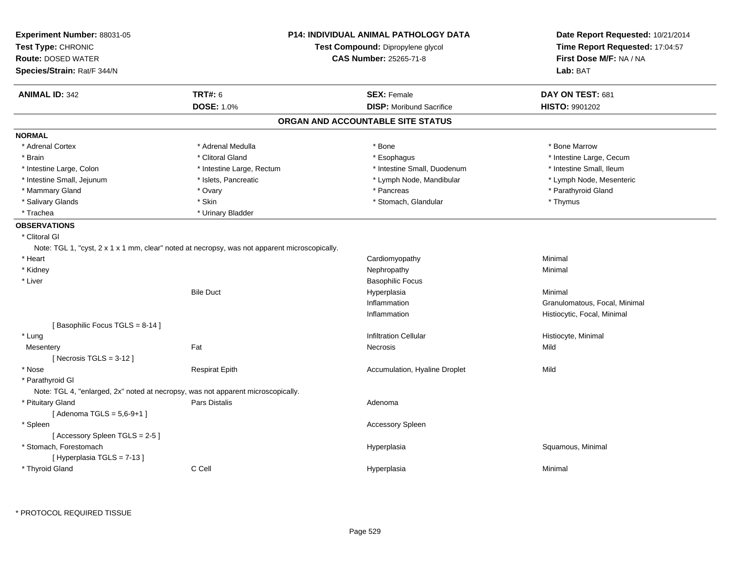**Experiment Number:** 88031-05
**Test Type:** CHRONIC
**Route:** DOSED WATER
**Species/Strain:** Rat/F 344/N

**P14: INDIVIDUAL ANIMAL PATHOLOGY DATA**
**Test Compound:** Dipropylene glycol
**CAS Number:** 25265-71-8

**Date Report Requested:** 10/21/2014
**Time Report Requested:** 17:04:57
**First Dose M/F:** NA / NA
**Lab:** BAT

| **ANIMAL ID:** 342 | **TRT#:** 6 | **SEX:** Female | **DAY ON TEST:** 681 |
|---|---|---|---|
| | **DOSE:** 1.0% | **DISP:** Moribund Sacrifice | **HISTO:** 9901202 |

## ORGAN AND ACCOUNTABLE SITE STATUS

**NORMAL**

| | | | |
|---|---|---|---|
| * Adrenal Cortex | * Adrenal Medulla | * Bone | * Bone Marrow |
| * Brain | * Clitoral Gland | * Esophagus | * Intestine Large, Cecum |
| * Intestine Large, Colon | * Intestine Large, Rectum | * Intestine Small, Duodenum | * Intestine Small, Ileum |
| * Intestine Small, Jejunum | * Islets, Pancreatic | * Lymph Node, Mandibular | * Lymph Node, Mesenteric |
| * Mammary Gland | * Ovary | * Pancreas | * Parathyroid Gland |
| * Salivary Glands | * Skin | * Stomach, Glandular | * Thymus |
| * Trachea | * Urinary Bladder | | |

**OBSERVATIONS**

* Clitoral Gl
  Note: TGL 1, "cyst, 2 x 1 x 1 mm, clear" noted at necropsy, was not apparent microscopically.

| | | | |
|---|---|---|---|
| * Heart | | Cardiomyopathy | Minimal |
| * Kidney | | Nephropathy | Minimal |
| * Liver | | Basophilic Focus | |
| | Bile Duct | Hyperplasia | Minimal |
| | | Inflammation | Granulomatous, Focal, Minimal |
| | | Inflammation | Histiocytic, Focal, Minimal |
| [ Basophilic Focus TGLS = 8-14 ] | | | |
| * Lung | | Infiltration Cellular | Histiocyte, Minimal |
| Mesentery | Fat | Necrosis | Mild |
| [ Necrosis TGLS = 3-12 ] | | | |
| * Nose | Respirat Epith | Accumulation, Hyaline Droplet | Mild |

* Parathyroid Gl
  Note: TGL 4, "enlarged, 2x" noted at necropsy, was not apparent microscopically.

| | | | |
|---|---|---|---|
| * Pituitary Gland | Pars Distalis | Adenoma | |
| [ Adenoma TGLS = 5,6-9+1 ] | | | |
| * Spleen | | Accessory Spleen | |
| [ Accessory Spleen TGLS = 2-5 ] | | | |
| * Stomach, Forestomach | | Hyperplasia | Squamous, Minimal |
| [ Hyperplasia TGLS = 7-13 ] | | | |
| * Thyroid Gland | C Cell | Hyperplasia | Minimal |

* PROTOCOL REQUIRED TISSUE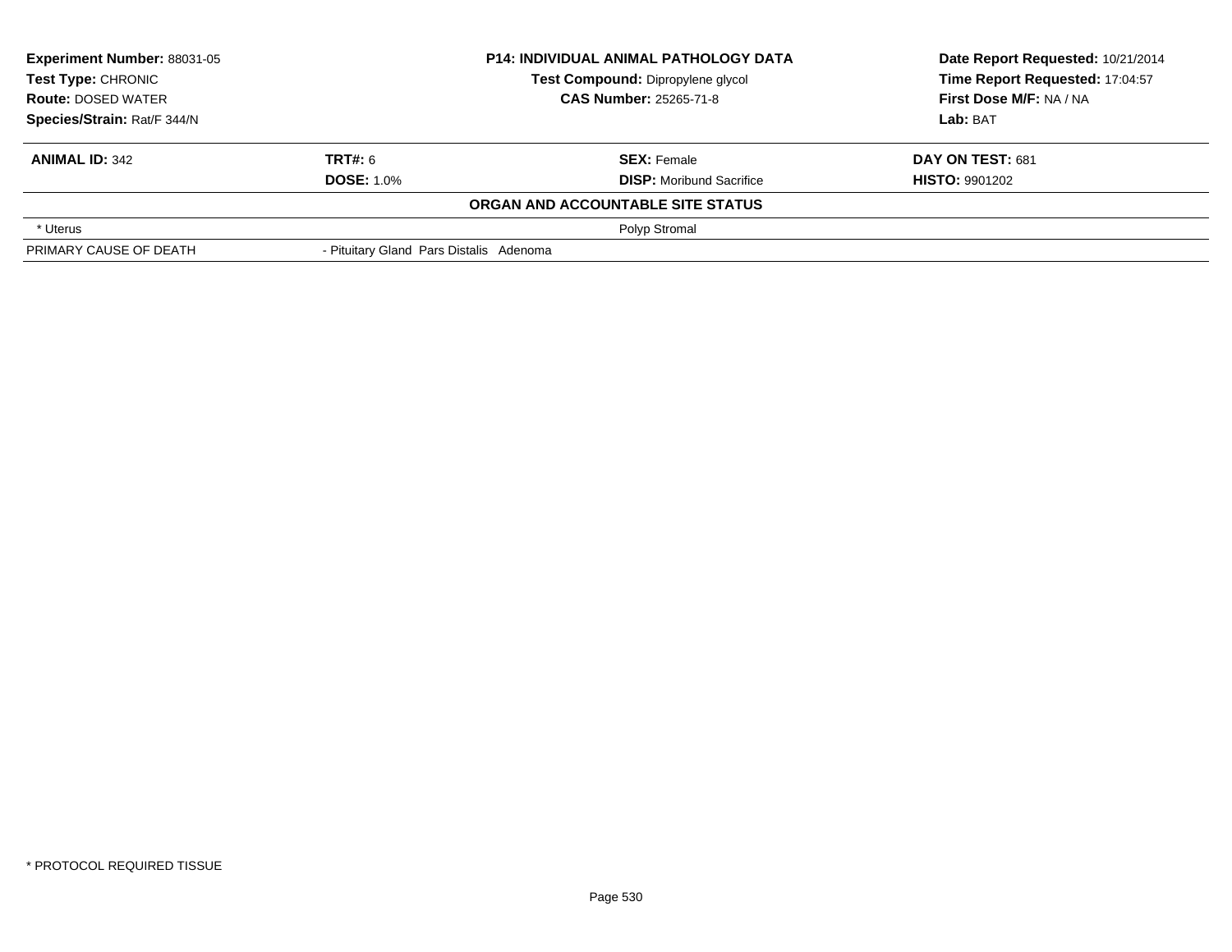| **Experiment Number:** 88031-05 | **P14: INDIVIDUAL ANIMAL PATHOLOGY DATA** | **Date Report Requested:** 10/21/2014 |
|---|---|---|
| **Test Type:** CHRONIC | **Test Compound:** Dipropylene glycol | **Time Report Requested:** 17:04:57 |
| **Route:** DOSED WATER | **CAS Number:** 25265-71-8 | **First Dose M/F:** NA / NA |
| **Species/Strain:** Rat/F 344/N | | **Lab:** BAT |

| **ANIMAL ID:** 342 | **TRT#:** 6 | **SEX:** Female | **DAY ON TEST:** 681 |
|---|---|---|---|
| | **DOSE:** 1.0% | **DISP:** Moribund Sacrifice | **HISTO:** 9901202 |
| | | **ORGAN AND ACCOUNTABLE SITE STATUS** | |
| * Uterus | | Polyp Stromal | |
| PRIMARY CAUSE OF DEATH | - Pituitary Gland Pars Distalis Adenoma | | |

* PROTOCOL REQUIRED TISSUE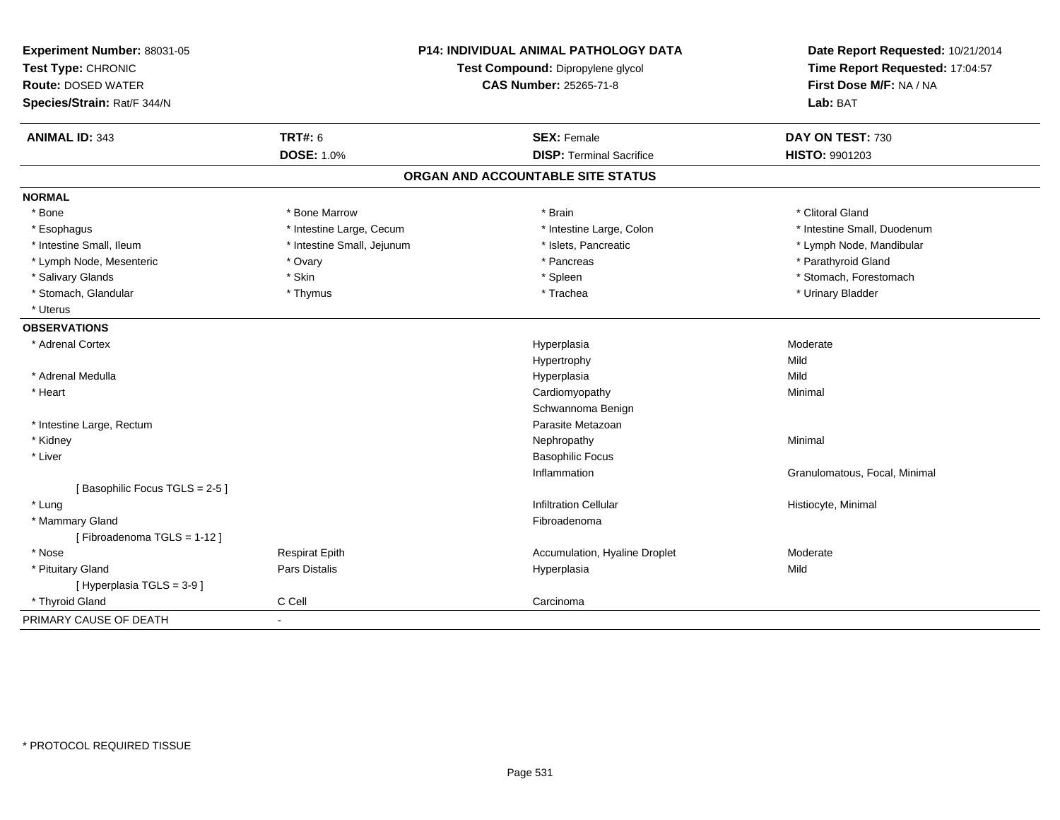**Experiment Number:** 88031-05
**Test Type:** CHRONIC
**Route:** DOSED WATER
**Species/Strain:** Rat/F 344/N

**P14: INDIVIDUAL ANIMAL PATHOLOGY DATA**
**Test Compound:** Dipropylene glycol
**CAS Number:** 25265-71-8

**Date Report Requested:** 10/21/2014
**Time Report Requested:** 17:04:57
**First Dose M/F:** NA / NA
**Lab:** BAT

| **ANIMAL ID:** 343 | **TRT#:** 6 | **SEX:** Female | **DAY ON TEST:** 730 |
|---|---|---|---|
| | **DOSE:** 1.0% | **DISP:** Terminal Sacrifice | **HISTO:** 9901203 |

## ORGAN AND ACCOUNTABLE SITE STATUS

**NORMAL**

| | | | |
|---|---|---|---|
| * Bone | * Bone Marrow | * Brain | * Clitoral Gland |
| * Esophagus | * Intestine Large, Cecum | * Intestine Large, Colon | * Intestine Small, Duodenum |
| * Intestine Small, Ileum | * Intestine Small, Jejunum | * Islets, Pancreatic | * Lymph Node, Mandibular |
| * Lymph Node, Mesenteric | * Ovary | * Pancreas | * Parathyroid Gland |
| * Salivary Glands | * Skin | * Spleen | * Stomach, Forestomach |
| * Stomach, Glandular | * Thymus | * Trachea | * Urinary Bladder |
| * Uterus | | | |

**OBSERVATIONS**

| | | | |
|---|---|---|---|
| * Adrenal Cortex | | Hyperplasia | Moderate |
| | | Hypertrophy | Mild |
| * Adrenal Medulla | | Hyperplasia | Mild |
| * Heart | | Cardiomyopathy | Minimal |
| | | Schwannoma Benign | |
| * Intestine Large, Rectum | | Parasite Metazoan | |
| * Kidney | | Nephropathy | Minimal |
| * Liver | | Basophilic Focus | |
| | | Inflammation | Granulomatous, Focal, Minimal |
| [ Basophilic Focus TGLS = 2-5 ] | | | |
| * Lung | | Infiltration Cellular | Histiocyte, Minimal |
| * Mammary Gland | | Fibroadenoma | |
| [ Fibroadenoma TGLS = 1-12 ] | | | |
| * Nose | Respirat Epith | Accumulation, Hyaline Droplet | Moderate |
| * Pituitary Gland | Pars Distalis | Hyperplasia | Mild |
| [ Hyperplasia TGLS = 3-9 ] | | | |
| * Thyroid Gland | C Cell | Carcinoma | |

PRIMARY CAUSE OF DEATH -

* PROTOCOL REQUIRED TISSUE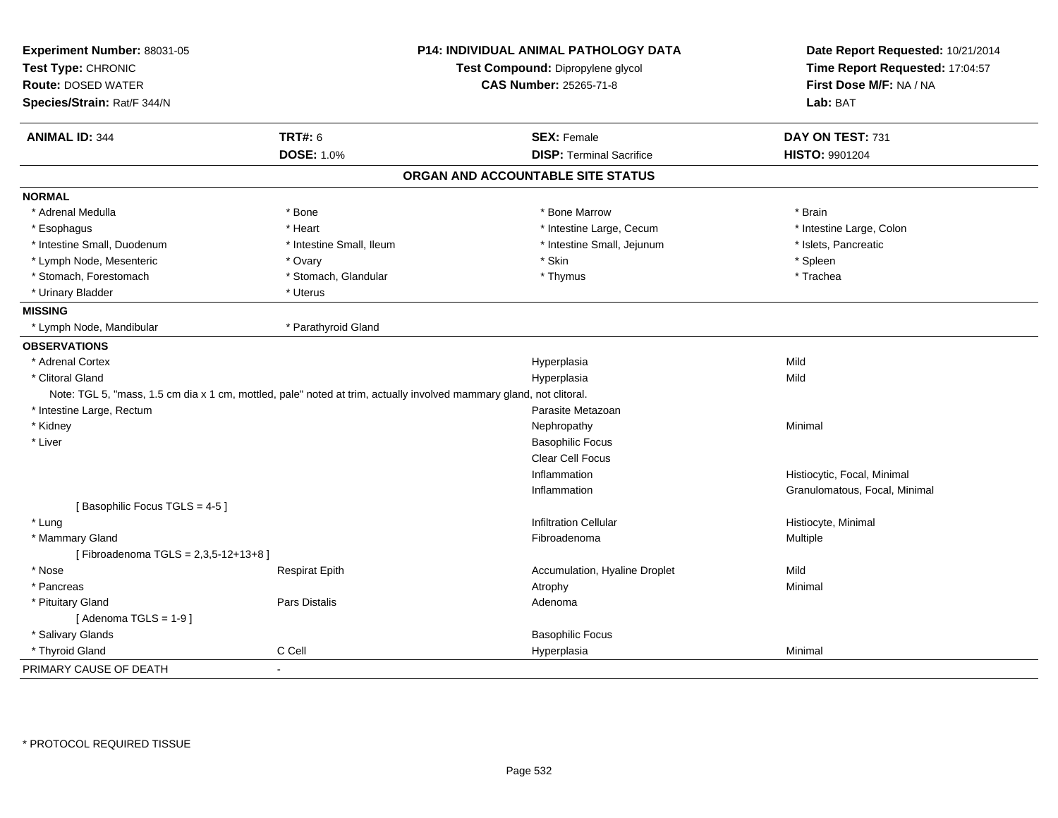**Experiment Number:** 88031-05
**Test Type:** CHRONIC
**Route:** DOSED WATER
**Species/Strain:** Rat/F 344/N

**P14: INDIVIDUAL ANIMAL PATHOLOGY DATA**
**Test Compound:** Dipropylene glycol
**CAS Number:** 25265-71-8

**Date Report Requested:** 10/21/2014
**Time Report Requested:** 17:04:57
**First Dose M/F:** NA / NA
**Lab:** BAT

| **ANIMAL ID:** 344 | **TRT#:** 6 | **SEX:** Female | **DAY ON TEST:** 731 |
|---|---|---|---|
| | **DOSE:** 1.0% | **DISP:** Terminal Sacrifice | **HISTO:** 9901204 |

## ORGAN AND ACCOUNTABLE SITE STATUS

**NORMAL**

| | | | |
|---|---|---|---|
| * Adrenal Medulla | * Bone | * Bone Marrow | * Brain |
| * Esophagus | * Heart | * Intestine Large, Cecum | * Intestine Large, Colon |
| * Intestine Small, Duodenum | * Intestine Small, Ileum | * Intestine Small, Jejunum | * Islets, Pancreatic |
| * Lymph Node, Mesenteric | * Ovary | * Skin | * Spleen |
| * Stomach, Forestomach | * Stomach, Glandular | * Thymus | * Trachea |
| * Urinary Bladder | * Uterus | | |

**MISSING**

| | |
|---|---|
| * Lymph Node, Mandibular | * Parathyroid Gland |

**OBSERVATIONS**

| | | | |
|---|---|---|---|
| * Adrenal Cortex | | Hyperplasia | Mild |
| * Clitoral Gland | | Hyperplasia | Mild |
| Note: TGL 5, "mass, 1.5 cm dia x 1 cm, mottled, pale" noted at trim, actually involved mammary gland, not clitoral. | | | |
| * Intestine Large, Rectum | | Parasite Metazoan | |
| * Kidney | | Nephropathy | Minimal |
| * Liver | | Basophilic Focus | |
| | | Clear Cell Focus | |
| | | Inflammation | Histiocytic, Focal, Minimal |
| | | Inflammation | Granulomatous, Focal, Minimal |
| [ Basophilic Focus TGLS = 4-5 ] | | | |
| * Lung | | Infiltration Cellular | Histiocyte, Minimal |
| * Mammary Gland | | Fibroadenoma | Multiple |
| [ Fibroadenoma TGLS = 2,3,5-12+13+8 ] | | | |
| * Nose | Respirat Epith | Accumulation, Hyaline Droplet | Mild |
| * Pancreas | | Atrophy | Minimal |
| * Pituitary Gland | Pars Distalis | Adenoma | |
| [ Adenoma TGLS = 1-9 ] | | | |
| * Salivary Glands | | Basophilic Focus | |
| * Thyroid Gland | C Cell | Hyperplasia | Minimal |

| PRIMARY CAUSE OF DEATH | - |
|---|---|

* PROTOCOL REQUIRED TISSUE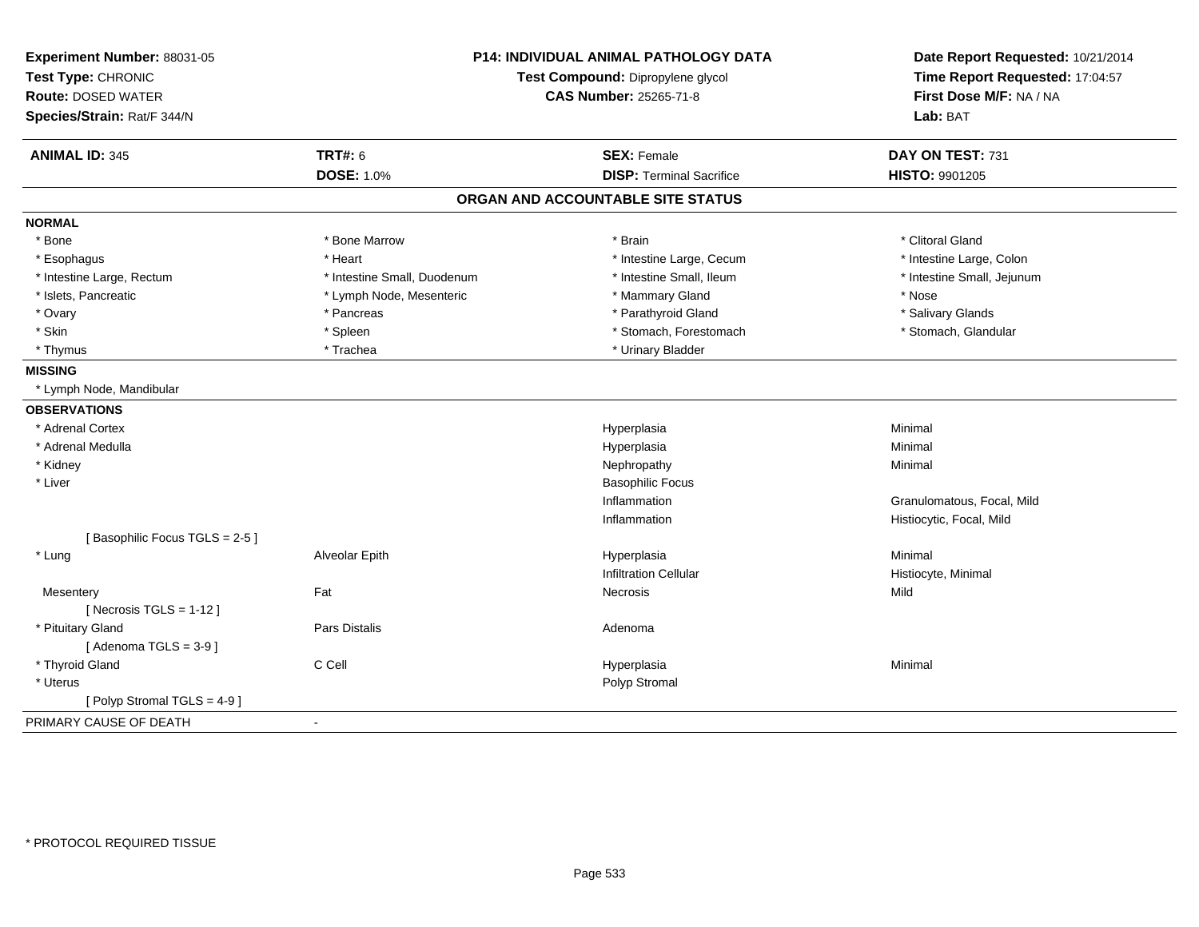**Experiment Number:** 88031-05
**Test Type:** CHRONIC
**Route:** DOSED WATER
**Species/Strain:** Rat/F 344/N

**P14: INDIVIDUAL ANIMAL PATHOLOGY DATA**
**Test Compound:** Dipropylene glycol
**CAS Number:** 25265-71-8

**Date Report Requested:** 10/21/2014
**Time Report Requested:** 17:04:57
**First Dose M/F:** NA / NA
**Lab:** BAT

| **ANIMAL ID:** 345 | **TRT#:** 6 | **SEX:** Female | **DAY ON TEST:** 731 |
|---|---|---|---|
| | **DOSE:** 1.0% | **DISP:** Terminal Sacrifice | **HISTO:** 9901205 |

## ORGAN AND ACCOUNTABLE SITE STATUS

**NORMAL**

| | | | |
|---|---|---|---|
| * Bone | * Bone Marrow | * Brain | * Clitoral Gland |
| * Esophagus | * Heart | * Intestine Large, Cecum | * Intestine Large, Colon |
| * Intestine Large, Rectum | * Intestine Small, Duodenum | * Intestine Small, Ileum | * Intestine Small, Jejunum |
| * Islets, Pancreatic | * Lymph Node, Mesenteric | * Mammary Gland | * Nose |
| * Ovary | * Pancreas | * Parathyroid Gland | * Salivary Glands |
| * Skin | * Spleen | * Stomach, Forestomach | * Stomach, Glandular |
| * Thymus | * Trachea | * Urinary Bladder | |

**MISSING**

* Lymph Node, Mandibular

**OBSERVATIONS**

| | | | |
|---|---|---|---|
| * Adrenal Cortex | | Hyperplasia | Minimal |
| * Adrenal Medulla | | Hyperplasia | Minimal |
| * Kidney | | Nephropathy | Minimal |
| * Liver | | Basophilic Focus | |
| | | Inflammation | Granulomatous, Focal, Mild |
| | | Inflammation | Histiocytic, Focal, Mild |
| [ Basophilic Focus TGLS = 2-5 ] | | | |
| * Lung | Alveolar Epith | Hyperplasia | Minimal |
| | | Infiltration Cellular | Histiocyte, Minimal |
| Mesentery | Fat | Necrosis | Mild |
| [ Necrosis TGLS = 1-12 ] | | | |
| * Pituitary Gland | Pars Distalis | Adenoma | |
| [ Adenoma TGLS = 3-9 ] | | | |
| * Thyroid Gland | C Cell | Hyperplasia | Minimal |
| * Uterus | | Polyp Stromal | |
| [ Polyp Stromal TGLS = 4-9 ] | | | |

PRIMARY CAUSE OF DEATH -

* PROTOCOL REQUIRED TISSUE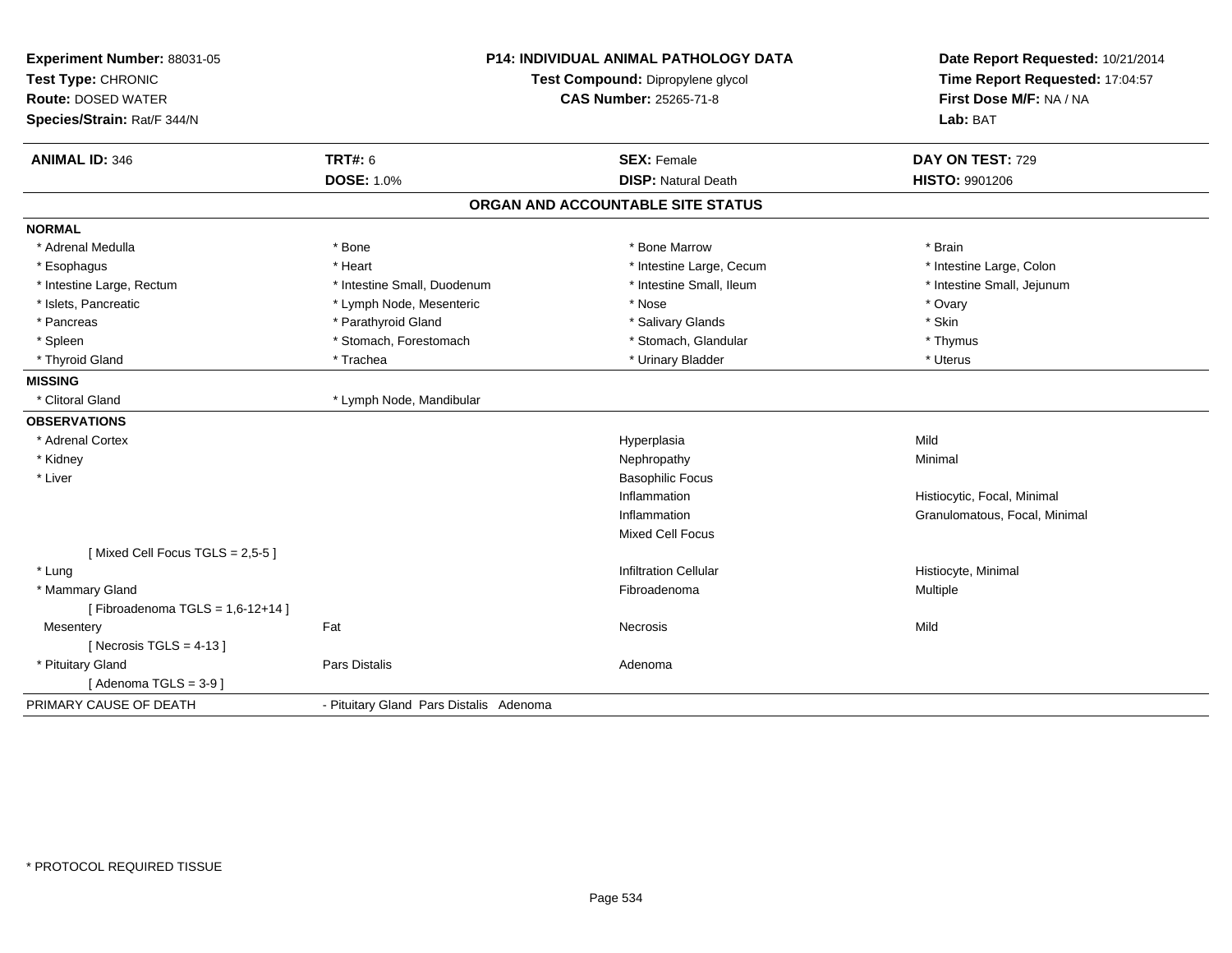**Experiment Number:** 88031-05
**Test Type:** CHRONIC
**Route:** DOSED WATER
**Species/Strain:** Rat/F 344/N

**P14: INDIVIDUAL ANIMAL PATHOLOGY DATA**
**Test Compound:** Dipropylene glycol
**CAS Number:** 25265-71-8

**Date Report Requested:** 10/21/2014
**Time Report Requested:** 17:04:57
**First Dose M/F:** NA / NA
**Lab:** BAT

| **ANIMAL ID:** 346 | **TRT#:** 6 | **SEX:** Female | **DAY ON TEST:** 729 |
|---|---|---|---|
| | **DOSE:** 1.0% | **DISP:** Natural Death | **HISTO:** 9901206 |

## ORGAN AND ACCOUNTABLE SITE STATUS

**NORMAL**

| | | | |
|---|---|---|---|
| * Adrenal Medulla | * Bone | * Bone Marrow | * Brain |
| * Esophagus | * Heart | * Intestine Large, Cecum | * Intestine Large, Colon |
| * Intestine Large, Rectum | * Intestine Small, Duodenum | * Intestine Small, Ileum | * Intestine Small, Jejunum |
| * Islets, Pancreatic | * Lymph Node, Mesenteric | * Nose | * Ovary |
| * Pancreas | * Parathyroid Gland | * Salivary Glands | * Skin |
| * Spleen | * Stomach, Forestomach | * Stomach, Glandular | * Thymus |
| * Thyroid Gland | * Trachea | * Urinary Bladder | * Uterus |

**MISSING**

| | |
|---|---|
| * Clitoral Gland | * Lymph Node, Mandibular |

**OBSERVATIONS**

| | | | |
|---|---|---|---|
| * Adrenal Cortex | | Hyperplasia | Mild |
| * Kidney | | Nephropathy | Minimal |
| * Liver | | Basophilic Focus | |
| | | Inflammation | Histiocytic, Focal, Minimal |
| | | Inflammation | Granulomatous, Focal, Minimal |
| | | Mixed Cell Focus | |
| [ Mixed Cell Focus TGLS = 2,5-5 ] | | | |
| * Lung | | Infiltration Cellular | Histiocyte, Minimal |
| * Mammary Gland | | Fibroadenoma | Multiple |
| [ Fibroadenoma TGLS = 1,6-12+14 ] | | | |
| Mesentery | Fat | Necrosis | Mild |
| [ Necrosis TGLS = 4-13 ] | | | |
| * Pituitary Gland | Pars Distalis | Adenoma | |
| [ Adenoma TGLS = 3-9 ] | | | |

| PRIMARY CAUSE OF DEATH | - Pituitary Gland Pars Distalis Adenoma |
|---|---|

* PROTOCOL REQUIRED TISSUE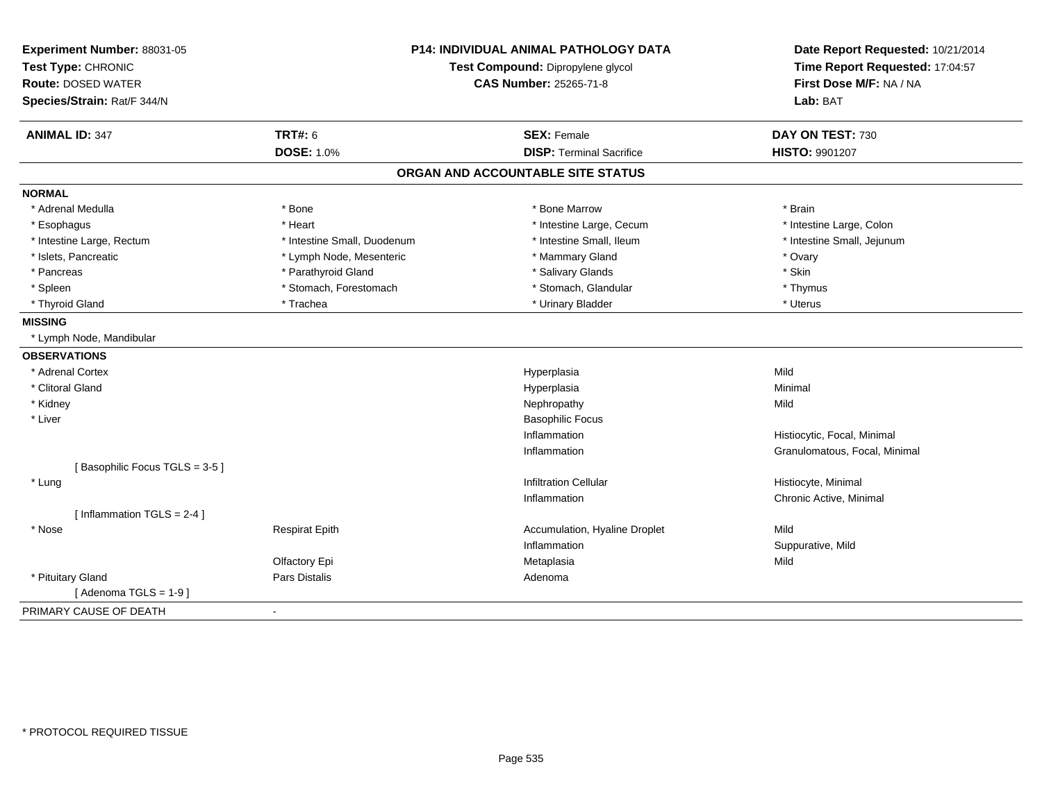**Experiment Number:** 88031-05
**Test Type:** CHRONIC
**Route:** DOSED WATER
**Species/Strain:** Rat/F 344/N

**P14: INDIVIDUAL ANIMAL PATHOLOGY DATA**
**Test Compound:** Dipropylene glycol
**CAS Number:** 25265-71-8

**Date Report Requested:** 10/21/2014
**Time Report Requested:** 17:04:57
**First Dose M/F:** NA / NA
**Lab:** BAT

| **ANIMAL ID:** 347 | **TRT#:** 6 | **SEX:** Female | **DAY ON TEST:** 730 |
|---|---|---|---|
| | **DOSE:** 1.0% | **DISP:** Terminal Sacrifice | **HISTO:** 9901207 |

## ORGAN AND ACCOUNTABLE SITE STATUS

**NORMAL**

| | | | |
|---|---|---|---|
| * Adrenal Medulla | * Bone | * Bone Marrow | * Brain |
| * Esophagus | * Heart | * Intestine Large, Cecum | * Intestine Large, Colon |
| * Intestine Large, Rectum | * Intestine Small, Duodenum | * Intestine Small, Ileum | * Intestine Small, Jejunum |
| * Islets, Pancreatic | * Lymph Node, Mesenteric | * Mammary Gland | * Ovary |
| * Pancreas | * Parathyroid Gland | * Salivary Glands | * Skin |
| * Spleen | * Stomach, Forestomach | * Stomach, Glandular | * Thymus |
| * Thyroid Gland | * Trachea | * Urinary Bladder | * Uterus |

**MISSING**

* Lymph Node, Mandibular

**OBSERVATIONS**

| | | | |
|---|---|---|---|
| * Adrenal Cortex | | Hyperplasia | Mild |
| * Clitoral Gland | | Hyperplasia | Minimal |
| * Kidney | | Nephropathy | Mild |
| * Liver | | Basophilic Focus | |
| | | Inflammation | Histiocytic, Focal, Minimal |
| | | Inflammation | Granulomatous, Focal, Minimal |
| [ Basophilic Focus TGLS = 3-5 ] | | | |
| * Lung | | Infiltration Cellular | Histiocyte, Minimal |
| | | Inflammation | Chronic Active, Minimal |
| [ Inflammation TGLS = 2-4 ] | | | |
| * Nose | Respirat Epith | Accumulation, Hyaline Droplet | Mild |
| | | Inflammation | Suppurative, Mild |
| | Olfactory Epi | Metaplasia | Mild |
| * Pituitary Gland | Pars Distalis | Adenoma | |
| [ Adenoma TGLS = 1-9 ] | | | |

PRIMARY CAUSE OF DEATH -

* PROTOCOL REQUIRED TISSUE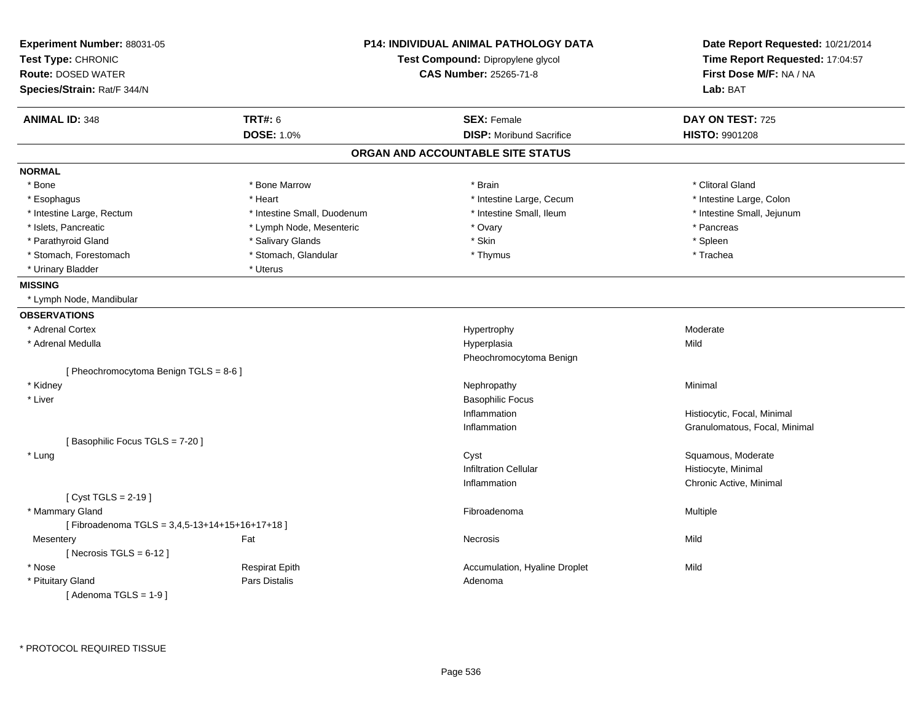**Experiment Number:** 88031-05
**Test Type:** CHRONIC
**Route:** DOSED WATER
**Species/Strain:** Rat/F 344/N

**P14: INDIVIDUAL ANIMAL PATHOLOGY DATA**
**Test Compound:** Dipropylene glycol
**CAS Number:** 25265-71-8

**Date Report Requested:** 10/21/2014
**Time Report Requested:** 17:04:57
**First Dose M/F:** NA / NA
**Lab:** BAT

| **ANIMAL ID:** 348 | **TRT#:** 6 | **SEX:** Female | **DAY ON TEST:** 725 |
|---|---|---|---|
| | **DOSE:** 1.0% | **DISP:** Moribund Sacrifice | **HISTO:** 9901208 |

## ORGAN AND ACCOUNTABLE SITE STATUS

**NORMAL**

| | | | |
|---|---|---|---|
| * Bone | * Bone Marrow | * Brain | * Clitoral Gland |
| * Esophagus | * Heart | * Intestine Large, Cecum | * Intestine Large, Colon |
| * Intestine Large, Rectum | * Intestine Small, Duodenum | * Intestine Small, Ileum | * Intestine Small, Jejunum |
| * Islets, Pancreatic | * Lymph Node, Mesenteric | * Ovary | * Pancreas |
| * Parathyroid Gland | * Salivary Glands | * Skin | * Spleen |
| * Stomach, Forestomach | * Stomach, Glandular | * Thymus | * Trachea |
| * Urinary Bladder | * Uterus | | |

**MISSING**

* Lymph Node, Mandibular

**OBSERVATIONS**

| | | | |
|---|---|---|---|
| * Adrenal Cortex | | Hypertrophy | Moderate |
| * Adrenal Medulla | | Hyperplasia | Mild |
| | | Pheochromocytoma Benign | |
| [ Pheochromocytoma Benign TGLS = 8-6 ] | | | |
| * Kidney | | Nephropathy | Minimal |
| * Liver | | Basophilic Focus | |
| | | Inflammation | Histiocytic, Focal, Minimal |
| | | Inflammation | Granulomatous, Focal, Minimal |
| [ Basophilic Focus TGLS = 7-20 ] | | | |
| * Lung | | Cyst | Squamous, Moderate |
| | | Infiltration Cellular | Histiocyte, Minimal |
| | | Inflammation | Chronic Active, Minimal |
| [ Cyst TGLS = 2-19 ] | | | |
| * Mammary Gland | | Fibroadenoma | Multiple |
| [ Fibroadenoma TGLS = 3,4,5-13+14+15+16+17+18 ] | | | |
| Mesentery | Fat | Necrosis | Mild |
| [ Necrosis TGLS = 6-12 ] | | | |
| * Nose | Respirat Epith | Accumulation, Hyaline Droplet | Mild |
| * Pituitary Gland | Pars Distalis | Adenoma | |
| [ Adenoma TGLS = 1-9 ] | | | |

* PROTOCOL REQUIRED TISSUE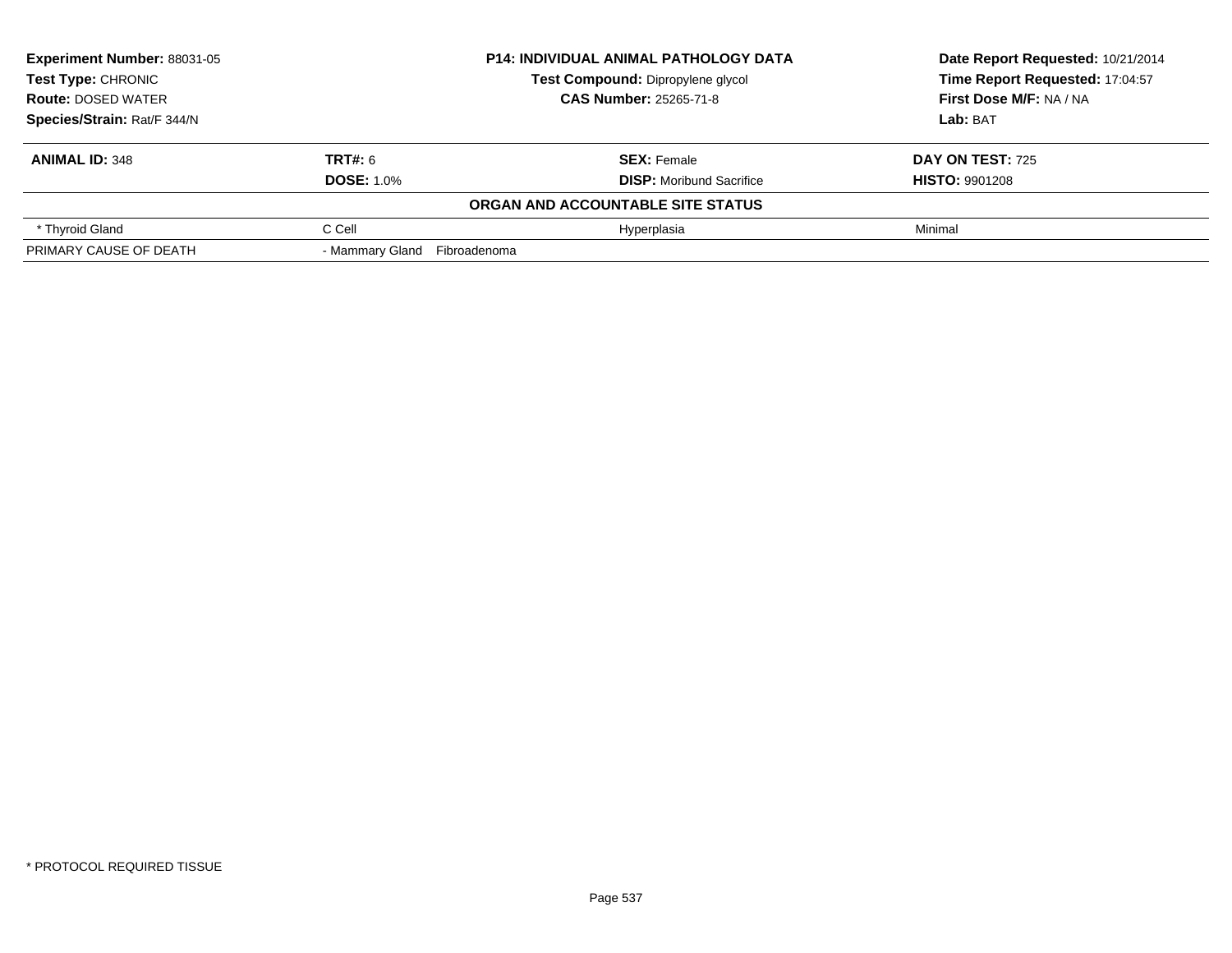| Experiment Number: 88031-05 | P14: INDIVIDUAL ANIMAL PATHOLOGY DATA | Date Report Requested: 10/21/2014 |
|---|---|---|
| Test Type: CHRONIC | Test Compound: Dipropylene glycol | Time Report Requested: 17:04:57 |
| Route: DOSED WATER | CAS Number: 25265-71-8 | First Dose M/F: NA / NA |
| Species/Strain: Rat/F 344/N | | Lab: BAT |

| **ANIMAL ID:** 348 | **TRT#:** 6 | **SEX:** Female | **DAY ON TEST:** 725 |
|---|---|---|---|
| | **DOSE:** 1.0% | **DISP:** Moribund Sacrifice | **HISTO:** 9901208 |

**ORGAN AND ACCOUNTABLE SITE STATUS**

| | | | |
|---|---|---|---|
| * Thyroid Gland | C Cell | Hyperplasia | Minimal |
| PRIMARY CAUSE OF DEATH | - Mammary Gland Fibroadenoma | | |

* PROTOCOL REQUIRED TISSUE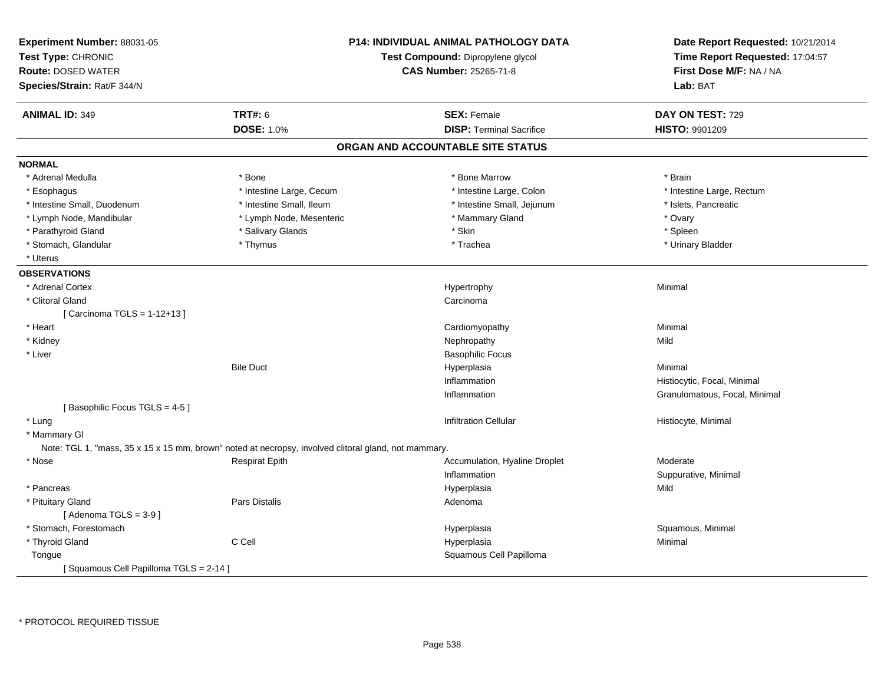**Experiment Number:** 88031-05
**Test Type:** CHRONIC
**Route:** DOSED WATER
**Species/Strain:** Rat/F 344/N

**P14: INDIVIDUAL ANIMAL PATHOLOGY DATA**
**Test Compound:** Dipropylene glycol
**CAS Number:** 25265-71-8

**Date Report Requested:** 10/21/2014
**Time Report Requested:** 17:04:57
**First Dose M/F:** NA / NA
**Lab:** BAT

| **ANIMAL ID:** 349 | **TRT#:** 6 | **SEX:** Female | **DAY ON TEST:** 729 |
|---|---|---|---|
| | **DOSE:** 1.0% | **DISP:** Terminal Sacrifice | **HISTO:** 9901209 |

## ORGAN AND ACCOUNTABLE SITE STATUS

**NORMAL**

| | | | |
|---|---|---|---|
| * Adrenal Medulla | * Bone | * Bone Marrow | * Brain |
| * Esophagus | * Intestine Large, Cecum | * Intestine Large, Colon | * Intestine Large, Rectum |
| * Intestine Small, Duodenum | * Intestine Small, Ileum | * Intestine Small, Jejunum | * Islets, Pancreatic |
| * Lymph Node, Mandibular | * Lymph Node, Mesenteric | * Mammary Gland | * Ovary |
| * Parathyroid Gland | * Salivary Glands | * Skin | * Spleen |
| * Stomach, Glandular | * Thymus | * Trachea | * Urinary Bladder |
| * Uterus | | | |

**OBSERVATIONS**

| | | | |
|---|---|---|---|
| * Adrenal Cortex | | Hypertrophy | Minimal |
| * Clitoral Gland | | Carcinoma | |
| [ Carcinoma TGLS = 1-12+13 ] | | | |
| * Heart | | Cardiomyopathy | Minimal |
| * Kidney | | Nephropathy | Mild |
| * Liver | | Basophilic Focus | |
| | Bile Duct | Hyperplasia | Minimal |
| | | Inflammation | Histiocytic, Focal, Minimal |
| | | Inflammation | Granulomatous, Focal, Minimal |
| [ Basophilic Focus TGLS = 4-5 ] | | | |
| * Lung | | Infiltration Cellular | Histiocyte, Minimal |
| * Mammary Gl | | | |
| Note: TGL 1, "mass, 35 x 15 x 15 mm, brown" noted at necropsy, involved clitoral gland, not mammary. | | | |
| * Nose | Respirat Epith | Accumulation, Hyaline Droplet | Moderate |
| | | Inflammation | Suppurative, Minimal |
| * Pancreas | | Hyperplasia | Mild |
| * Pituitary Gland | Pars Distalis | Adenoma | |
| [ Adenoma TGLS = 3-9 ] | | | |
| * Stomach, Forestomach | | Hyperplasia | Squamous, Minimal |
| * Thyroid Gland | C Cell | Hyperplasia | Minimal |
| Tongue | | Squamous Cell Papilloma | |
| [ Squamous Cell Papilloma TGLS = 2-14 ] | | | |

\* PROTOCOL REQUIRED TISSUE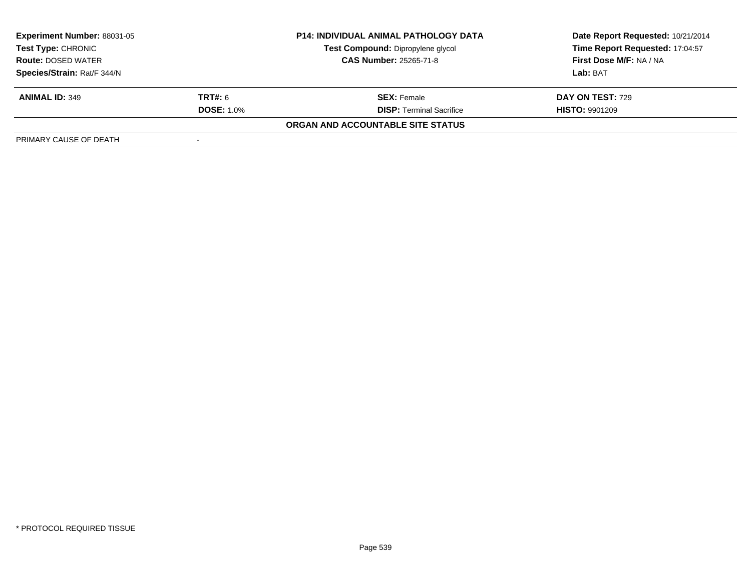| **Experiment Number:** 88031-05 | **P14: INDIVIDUAL ANIMAL PATHOLOGY DATA** | **Date Report Requested:** 10/21/2014 |
|---|---|---|
| **Test Type:** CHRONIC | **Test Compound:** Dipropylene glycol | **Time Report Requested:** 17:04:57 |
| **Route:** DOSED WATER | **CAS Number:** 25265-71-8 | **First Dose M/F:** NA / NA |
| **Species/Strain:** Rat/F 344/N | | **Lab:** BAT |

| **ANIMAL ID:** 349 | **TRT#:** 6 | **SEX:** Female | **DAY ON TEST:** 729 |
|---|---|---|---|
| | **DOSE:** 1.0% | **DISP:** Terminal Sacrifice | **HISTO:** 9901209 |

**ORGAN AND ACCOUNTABLE SITE STATUS**

| PRIMARY CAUSE OF DEATH | - |
|---|---|

\* PROTOCOL REQUIRED TISSUE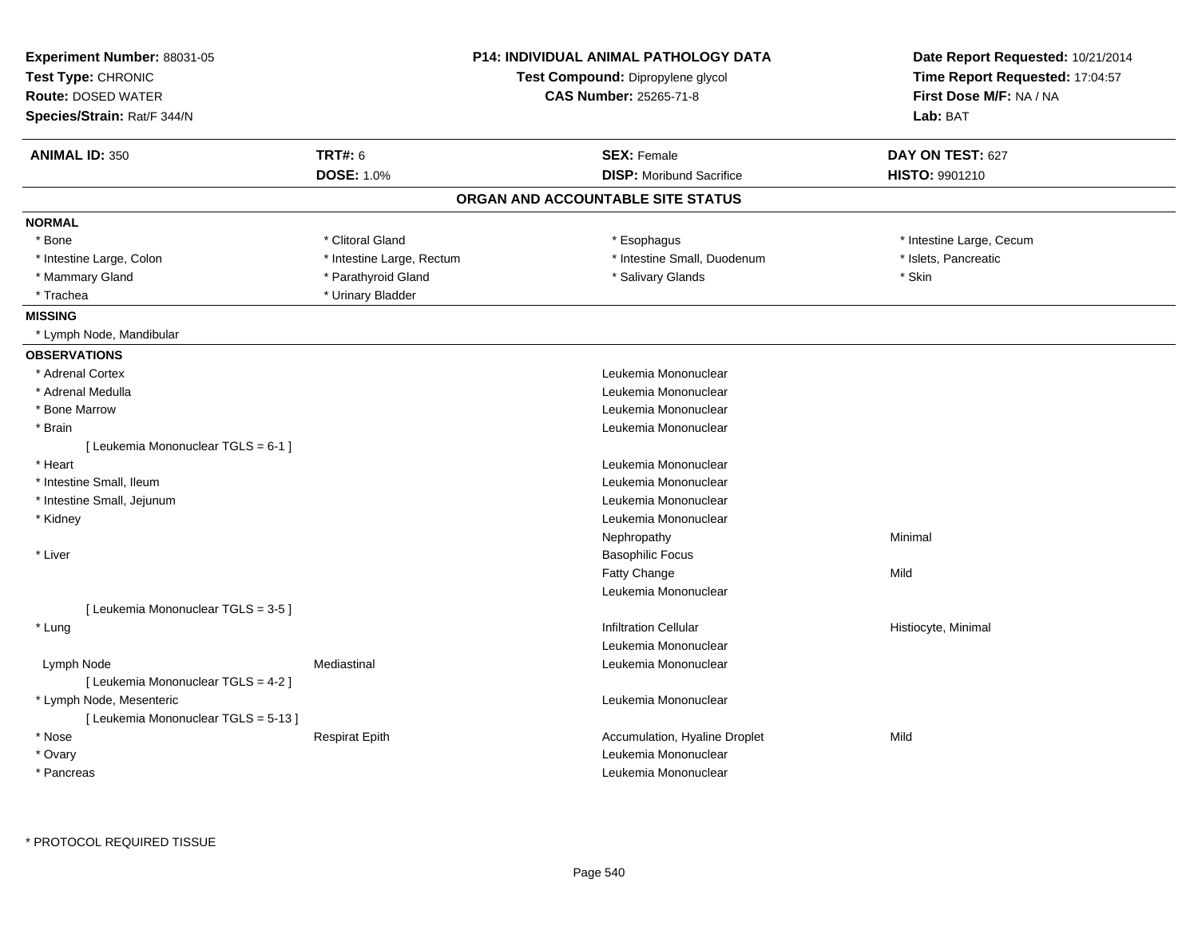**Experiment Number:** 88031-05
**Test Type:** CHRONIC
**Route:** DOSED WATER
**Species/Strain:** Rat/F 344/N

**P14: INDIVIDUAL ANIMAL PATHOLOGY DATA**
**Test Compound:** Dipropylene glycol
**CAS Number:** 25265-71-8

**Date Report Requested:** 10/21/2014
**Time Report Requested:** 17:04:57
**First Dose M/F:** NA / NA
**Lab:** BAT

| **ANIMAL ID:** 350 | **TRT#:** 6 | **SEX:** Female | **DAY ON TEST:** 627 |
|---|---|---|---|
| | **DOSE:** 1.0% | **DISP:** Moribund Sacrifice | **HISTO:** 9901210 |

## ORGAN AND ACCOUNTABLE SITE STATUS

**NORMAL**

| | | | |
|---|---|---|---|
| * Bone | * Clitoral Gland | * Esophagus | * Intestine Large, Cecum |
| * Intestine Large, Colon | * Intestine Large, Rectum | * Intestine Small, Duodenum | * Islets, Pancreatic |
| * Mammary Gland | * Parathyroid Gland | * Salivary Glands | * Skin |
| * Trachea | * Urinary Bladder | | |

**MISSING**

* Lymph Node, Mandibular

**OBSERVATIONS**

| Organ | Site | Observation | Severity |
|---|---|---|---|
| * Adrenal Cortex | | Leukemia Mononuclear | |
| * Adrenal Medulla | | Leukemia Mononuclear | |
| * Bone Marrow | | Leukemia Mononuclear | |
| * Brain | | Leukemia Mononuclear | |
| [ Leukemia Mononuclear TGLS = 6-1 ] | | | |
| * Heart | | Leukemia Mononuclear | |
| * Intestine Small, Ileum | | Leukemia Mononuclear | |
| * Intestine Small, Jejunum | | Leukemia Mononuclear | |
| * Kidney | | Leukemia Mononuclear | |
| | | Nephropathy | Minimal |
| * Liver | | Basophilic Focus | |
| | | Fatty Change | Mild |
| | | Leukemia Mononuclear | |
| [ Leukemia Mononuclear TGLS = 3-5 ] | | | |
| * Lung | | Infiltration Cellular | Histiocyte, Minimal |
| | | Leukemia Mononuclear | |
| Lymph Node | Mediastinal | Leukemia Mononuclear | |
| [ Leukemia Mononuclear TGLS = 4-2 ] | | | |
| * Lymph Node, Mesenteric | | Leukemia Mononuclear | |
| [ Leukemia Mononuclear TGLS = 5-13 ] | | | |
| * Nose | Respirat Epith | Accumulation, Hyaline Droplet | Mild |
| * Ovary | | Leukemia Mononuclear | |
| * Pancreas | | Leukemia Mononuclear | |

* PROTOCOL REQUIRED TISSUE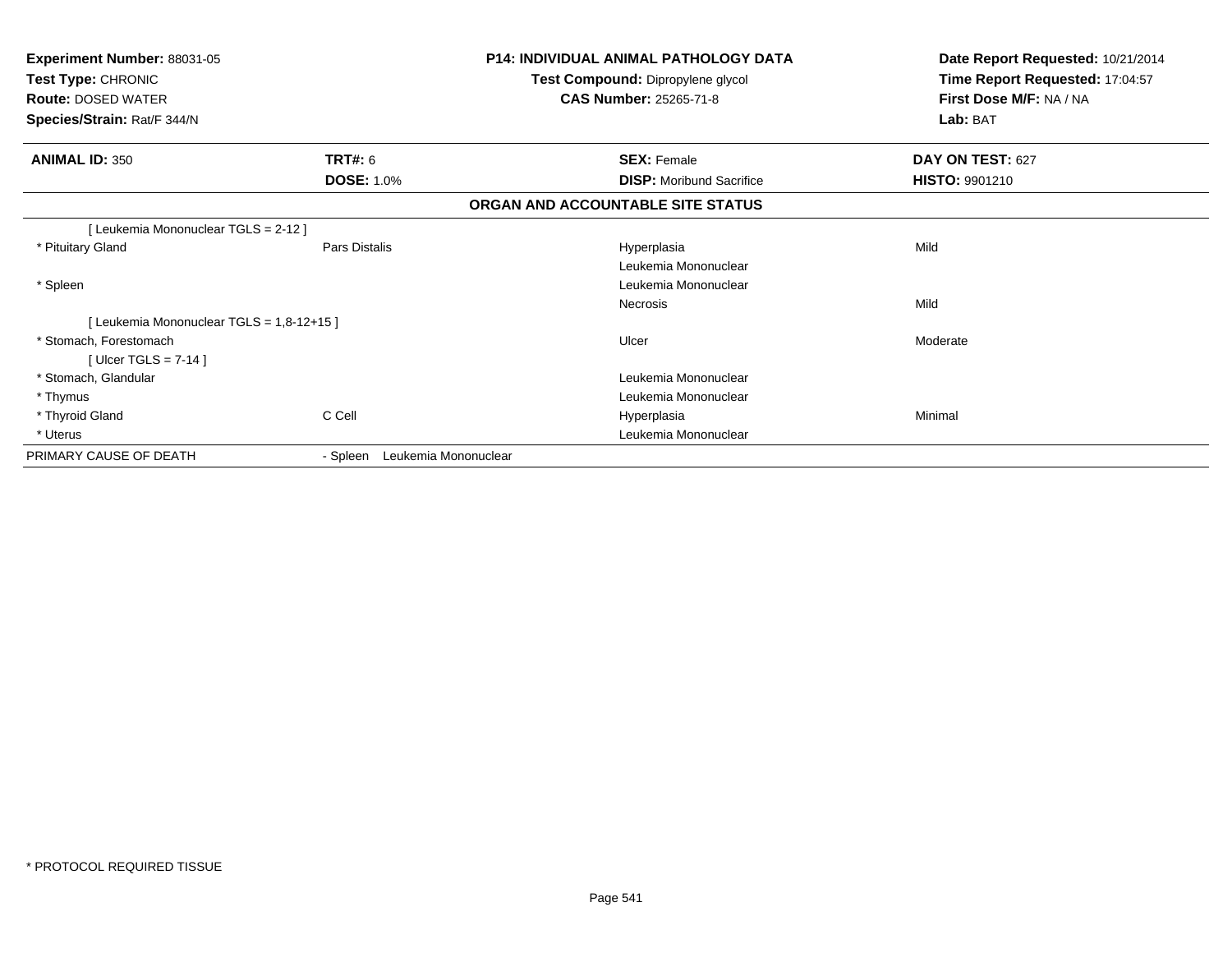**Experiment Number:** 88031-05
**Test Type:** CHRONIC
**Route:** DOSED WATER
**Species/Strain:** Rat/F 344/N

**P14: INDIVIDUAL ANIMAL PATHOLOGY DATA**
**Test Compound:** Dipropylene glycol
**CAS Number:** 25265-71-8

**Date Report Requested:** 10/21/2014
**Time Report Requested:** 17:04:57
**First Dose M/F:** NA / NA
**Lab:** BAT

| **ANIMAL ID:** 350 | **TRT#:** 6 | **SEX:** Female | **DAY ON TEST:** 627 |
|---|---|---|---|
| | **DOSE:** 1.0% | **DISP:** Moribund Sacrifice | **HISTO:** 9901210 |

## ORGAN AND ACCOUNTABLE SITE STATUS

| | | | |
|---|---|---|---|
| [ Leukemia Mononuclear TGLS = 2-12 ] | | | |
| * Pituitary Gland | Pars Distalis | Hyperplasia | Mild |
| | | Leukemia Mononuclear | |
| * Spleen | | Leukemia Mononuclear | |
| | | Necrosis | Mild |
| [ Leukemia Mononuclear TGLS = 1,8-12+15 ] | | | |
| * Stomach, Forestomach | | Ulcer | Moderate |
| [ Ulcer TGLS = 7-14 ] | | | |
| * Stomach, Glandular | | Leukemia Mononuclear | |
| * Thymus | | Leukemia Mononuclear | |
| * Thyroid Gland | C Cell | Hyperplasia | Minimal |
| * Uterus | | Leukemia Mononuclear | |
| PRIMARY CAUSE OF DEATH | - Spleen Leukemia Mononuclear | | |

* PROTOCOL REQUIRED TISSUE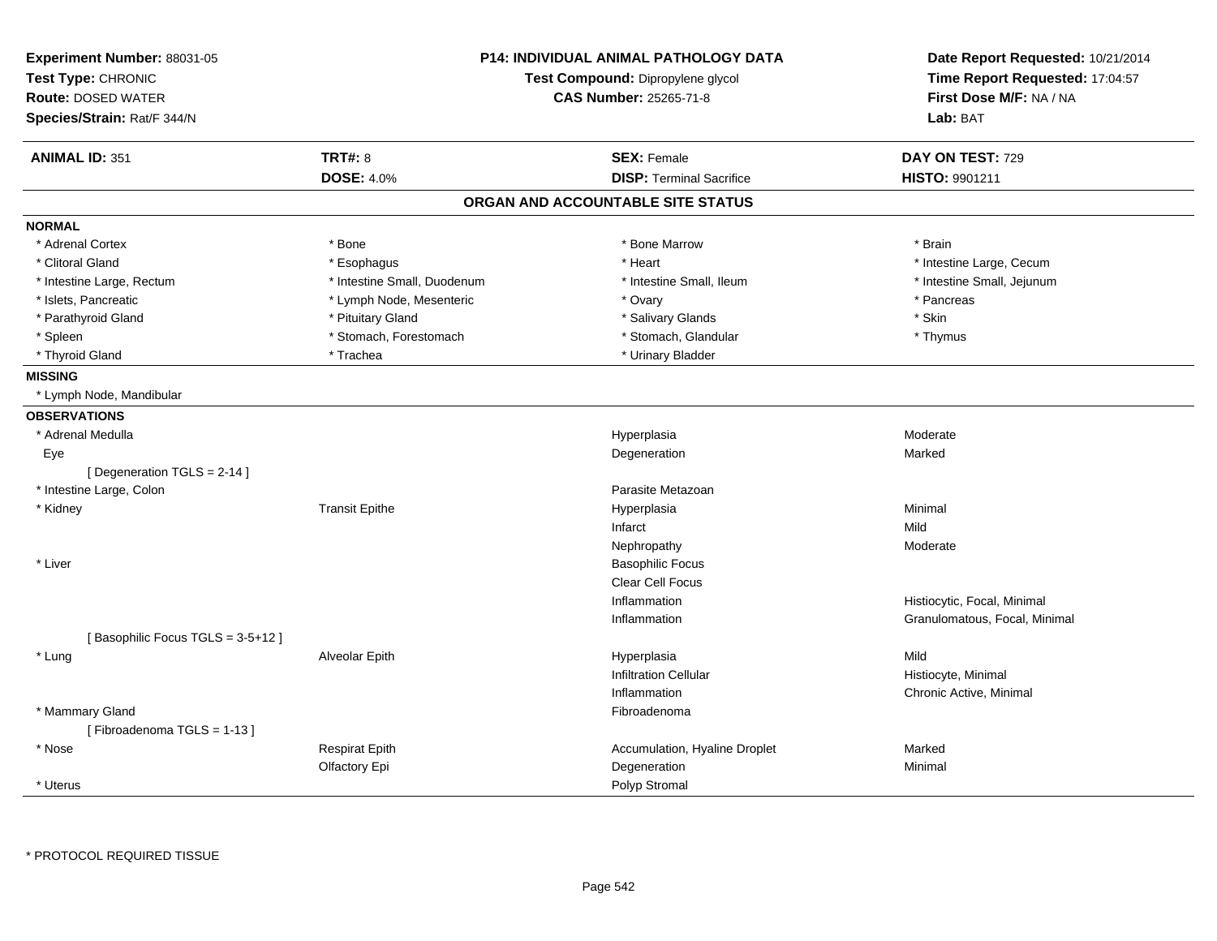**Experiment Number:** 88031-05
**Test Type:** CHRONIC
**Route:** DOSED WATER
**Species/Strain:** Rat/F 344/N

**P14: INDIVIDUAL ANIMAL PATHOLOGY DATA**
**Test Compound:** Dipropylene glycol
**CAS Number:** 25265-71-8

**Date Report Requested:** 10/21/2014
**Time Report Requested:** 17:04:57
**First Dose M/F:** NA / NA
**Lab:** BAT

| **ANIMAL ID:** 351 | **TRT#:** 8 | **SEX:** Female | **DAY ON TEST:** 729 |
|---|---|---|---|
| | **DOSE:** 4.0% | **DISP:** Terminal Sacrifice | **HISTO:** 9901211 |

## ORGAN AND ACCOUNTABLE SITE STATUS

**NORMAL**

| | | | |
|---|---|---|---|
| * Adrenal Cortex | * Bone | * Bone Marrow | * Brain |
| * Clitoral Gland | * Esophagus | * Heart | * Intestine Large, Cecum |
| * Intestine Large, Rectum | * Intestine Small, Duodenum | * Intestine Small, Ileum | * Intestine Small, Jejunum |
| * Islets, Pancreatic | * Lymph Node, Mesenteric | * Ovary | * Pancreas |
| * Parathyroid Gland | * Pituitary Gland | * Salivary Glands | * Skin |
| * Spleen | * Stomach, Forestomach | * Stomach, Glandular | * Thymus |
| * Thyroid Gland | * Trachea | * Urinary Bladder | |

**MISSING**

* Lymph Node, Mandibular

**OBSERVATIONS**

| Organ | Site | Observation | Severity |
|---|---|---|---|
| * Adrenal Medulla | | Hyperplasia | Moderate |
| Eye | | Degeneration | Marked |
| [ Degeneration TGLS = 2-14 ] | | | |
| * Intestine Large, Colon | | Parasite Metazoan | |
| * Kidney | Transit Epithe | Hyperplasia | Minimal |
| | | Infarct | Mild |
| | | Nephropathy | Moderate |
| * Liver | | Basophilic Focus | |
| | | Clear Cell Focus | |
| | | Inflammation | Histiocytic, Focal, Minimal |
| | | Inflammation | Granulomatous, Focal, Minimal |
| [ Basophilic Focus TGLS = 3-5+12 ] | | | |
| * Lung | Alveolar Epith | Hyperplasia | Mild |
| | | Infiltration Cellular | Histiocyte, Minimal |
| | | Inflammation | Chronic Active, Minimal |
| * Mammary Gland | | Fibroadenoma | |
| [ Fibroadenoma TGLS = 1-13 ] | | | |
| * Nose | Respirat Epith | Accumulation, Hyaline Droplet | Marked |
| | Olfactory Epi | Degeneration | Minimal |
| * Uterus | | Polyp Stromal | |

* PROTOCOL REQUIRED TISSUE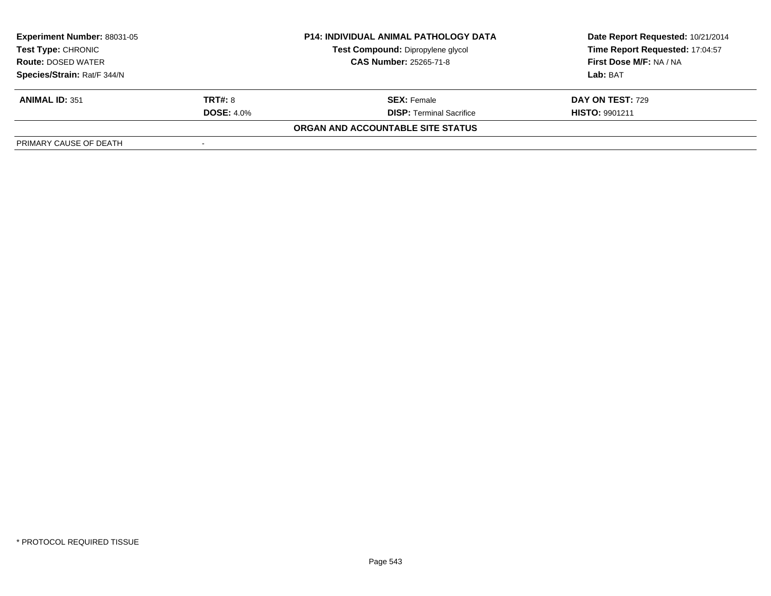| **Experiment Number:** 88031-05 | **P14: INDIVIDUAL ANIMAL PATHOLOGY DATA** | **Date Report Requested:** 10/21/2014 |
|---|---|---|
| **Test Type:** CHRONIC | **Test Compound:** Dipropylene glycol | **Time Report Requested:** 17:04:57 |
| **Route:** DOSED WATER | **CAS Number:** 25265-71-8 | **First Dose M/F:** NA / NA |
| **Species/Strain:** Rat/F 344/N | | **Lab:** BAT |

| **ANIMAL ID:** 351 | **TRT#:** 8 | **SEX:** Female | **DAY ON TEST:** 729 |
|---|---|---|---|
| | **DOSE:** 4.0% | **DISP:** Terminal Sacrifice | **HISTO:** 9901211 |

**ORGAN AND ACCOUNTABLE SITE STATUS**

| | |
|---|---|
| PRIMARY CAUSE OF DEATH | - |

* PROTOCOL REQUIRED TISSUE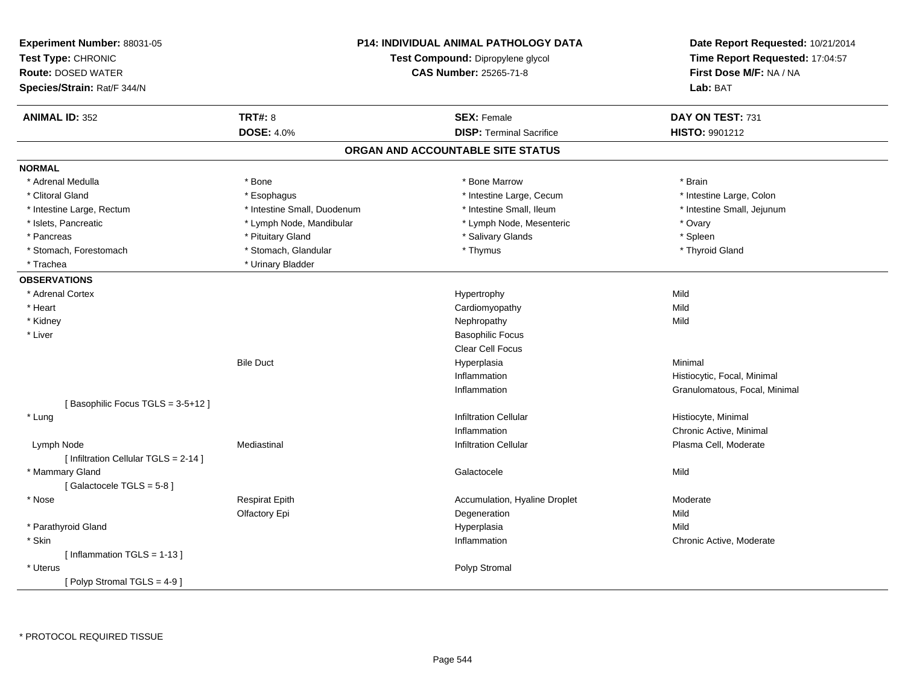**Experiment Number:** 88031-05
**Test Type:** CHRONIC
**Route:** DOSED WATER
**Species/Strain:** Rat/F 344/N

**P14: INDIVIDUAL ANIMAL PATHOLOGY DATA**
**Test Compound:** Dipropylene glycol
**CAS Number:** 25265-71-8

**Date Report Requested:** 10/21/2014
**Time Report Requested:** 17:04:57
**First Dose M/F:** NA / NA
**Lab:** BAT

| **ANIMAL ID:** 352 | **TRT#:** 8 | **SEX:** Female | **DAY ON TEST:** 731 |
|---|---|---|---|
| | **DOSE:** 4.0% | **DISP:** Terminal Sacrifice | **HISTO:** 9901212 |

## ORGAN AND ACCOUNTABLE SITE STATUS

**NORMAL**

| | | | |
|---|---|---|---|
| * Adrenal Medulla | * Bone | * Bone Marrow | * Brain |
| * Clitoral Gland | * Esophagus | * Intestine Large, Cecum | * Intestine Large, Colon |
| * Intestine Large, Rectum | * Intestine Small, Duodenum | * Intestine Small, Ileum | * Intestine Small, Jejunum |
| * Islets, Pancreatic | * Lymph Node, Mandibular | * Lymph Node, Mesenteric | * Ovary |
| * Pancreas | * Pituitary Gland | * Salivary Glands | * Spleen |
| * Stomach, Forestomach | * Stomach, Glandular | * Thymus | * Thyroid Gland |
| * Trachea | * Urinary Bladder | | |

**OBSERVATIONS**

| | | | |
|---|---|---|---|
| * Adrenal Cortex | | Hypertrophy | Mild |
| * Heart | | Cardiomyopathy | Mild |
| * Kidney | | Nephropathy | Mild |
| * Liver | | Basophilic Focus | |
| | | Clear Cell Focus | |
| | Bile Duct | Hyperplasia | Minimal |
| | | Inflammation | Histiocytic, Focal, Minimal |
| | | Inflammation | Granulomatous, Focal, Minimal |
| [ Basophilic Focus TGLS = 3-5+12 ] | | | |
| * Lung | | Infiltration Cellular | Histiocyte, Minimal |
| | | Inflammation | Chronic Active, Minimal |
| Lymph Node | Mediastinal | Infiltration Cellular | Plasma Cell, Moderate |
| [ Infiltration Cellular TGLS = 2-14 ] | | | |
| * Mammary Gland | | Galactocele | Mild |
| [ Galactocele TGLS = 5-8 ] | | | |
| * Nose | Respirat Epith | Accumulation, Hyaline Droplet | Moderate |
| | Olfactory Epi | Degeneration | Mild |
| * Parathyroid Gland | | Hyperplasia | Mild |
| * Skin | | Inflammation | Chronic Active, Moderate |
| [ Inflammation TGLS = 1-13 ] | | | |
| * Uterus | | Polyp Stromal | |
| [ Polyp Stromal TGLS = 4-9 ] | | | |

* PROTOCOL REQUIRED TISSUE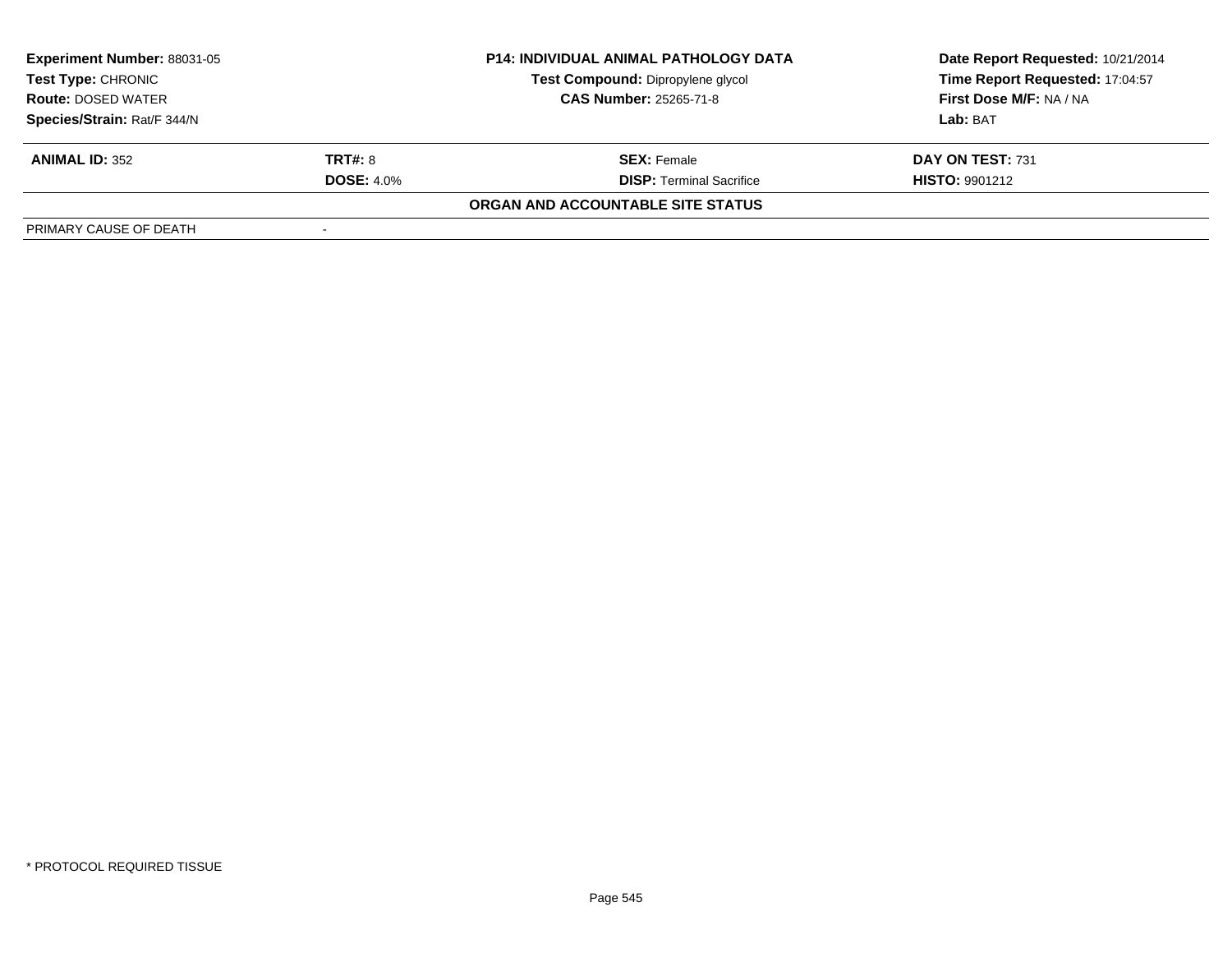| **Experiment Number:** 88031-05 | **P14: INDIVIDUAL ANIMAL PATHOLOGY DATA** | **Date Report Requested:** 10/21/2014 |
|---|---|---|
| **Test Type:** CHRONIC | **Test Compound:** Dipropylene glycol | **Time Report Requested:** 17:04:57 |
| **Route:** DOSED WATER | **CAS Number:** 25265-71-8 | **First Dose M/F:** NA / NA |
| **Species/Strain:** Rat/F 344/N | | **Lab:** BAT |

| **ANIMAL ID:** 352 | **TRT#:** 8 | **SEX:** Female | **DAY ON TEST:** 731 |
|---|---|---|---|
| | **DOSE:** 4.0% | **DISP:** Terminal Sacrifice | **HISTO:** 9901212 |

**ORGAN AND ACCOUNTABLE SITE STATUS**

| PRIMARY CAUSE OF DEATH | - |
|---|---|

* PROTOCOL REQUIRED TISSUE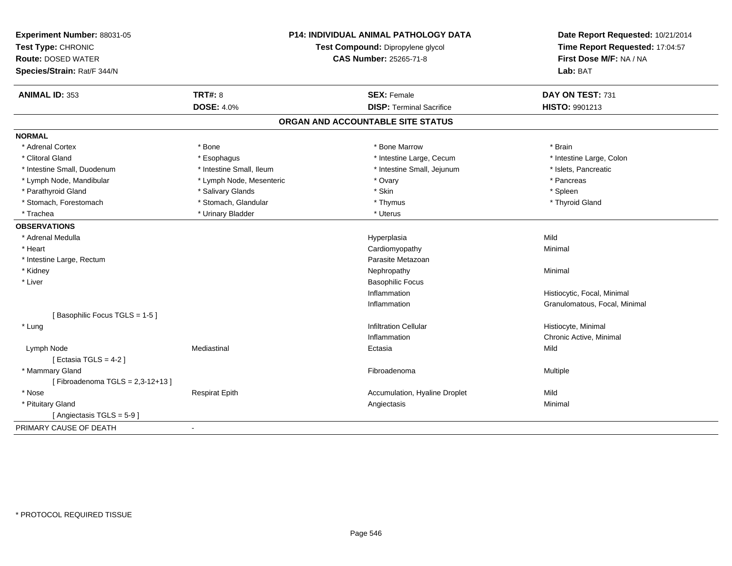**Experiment Number:** 88031-05
**Test Type:** CHRONIC
**Route:** DOSED WATER
**Species/Strain:** Rat/F 344/N

**P14: INDIVIDUAL ANIMAL PATHOLOGY DATA**
**Test Compound:** Dipropylene glycol
**CAS Number:** 25265-71-8

**Date Report Requested:** 10/21/2014
**Time Report Requested:** 17:04:57
**First Dose M/F:** NA / NA
**Lab:** BAT

| **ANIMAL ID:** 353 | **TRT#:** 8 | **SEX:** Female | **DAY ON TEST:** 731 |
|---|---|---|---|
| | **DOSE:** 4.0% | **DISP:** Terminal Sacrifice | **HISTO:** 9901213 |

## ORGAN AND ACCOUNTABLE SITE STATUS

**NORMAL**

| | | | |
|---|---|---|---|
| * Adrenal Cortex | * Bone | * Bone Marrow | * Brain |
| * Clitoral Gland | * Esophagus | * Intestine Large, Cecum | * Intestine Large, Colon |
| * Intestine Small, Duodenum | * Intestine Small, Ileum | * Intestine Small, Jejunum | * Islets, Pancreatic |
| * Lymph Node, Mandibular | * Lymph Node, Mesenteric | * Ovary | * Pancreas |
| * Parathyroid Gland | * Salivary Glands | * Skin | * Spleen |
| * Stomach, Forestomach | * Stomach, Glandular | * Thymus | * Thyroid Gland |
| * Trachea | * Urinary Bladder | * Uterus | |

**OBSERVATIONS**

| | | | |
|---|---|---|---|
| * Adrenal Medulla | | Hyperplasia | Mild |
| * Heart | | Cardiomyopathy | Minimal |
| * Intestine Large, Rectum | | Parasite Metazoan | |
| * Kidney | | Nephropathy | Minimal |
| * Liver | | Basophilic Focus | |
| | | Inflammation | Histiocytic, Focal, Minimal |
| | | Inflammation | Granulomatous, Focal, Minimal |
| [ Basophilic Focus TGLS = 1-5 ] | | | |
| * Lung | | Infiltration Cellular | Histiocyte, Minimal |
| | | Inflammation | Chronic Active, Minimal |
| Lymph Node | Mediastinal | Ectasia | Mild |
| [ Ectasia TGLS = 4-2 ] | | | |
| * Mammary Gland | | Fibroadenoma | Multiple |
| [ Fibroadenoma TGLS = 2,3-12+13 ] | | | |
| * Nose | Respirat Epith | Accumulation, Hyaline Droplet | Mild |
| * Pituitary Gland | | Angiectasis | Minimal |
| [ Angiectasis TGLS = 5-9 ] | | | |

PRIMARY CAUSE OF DEATH -

* PROTOCOL REQUIRED TISSUE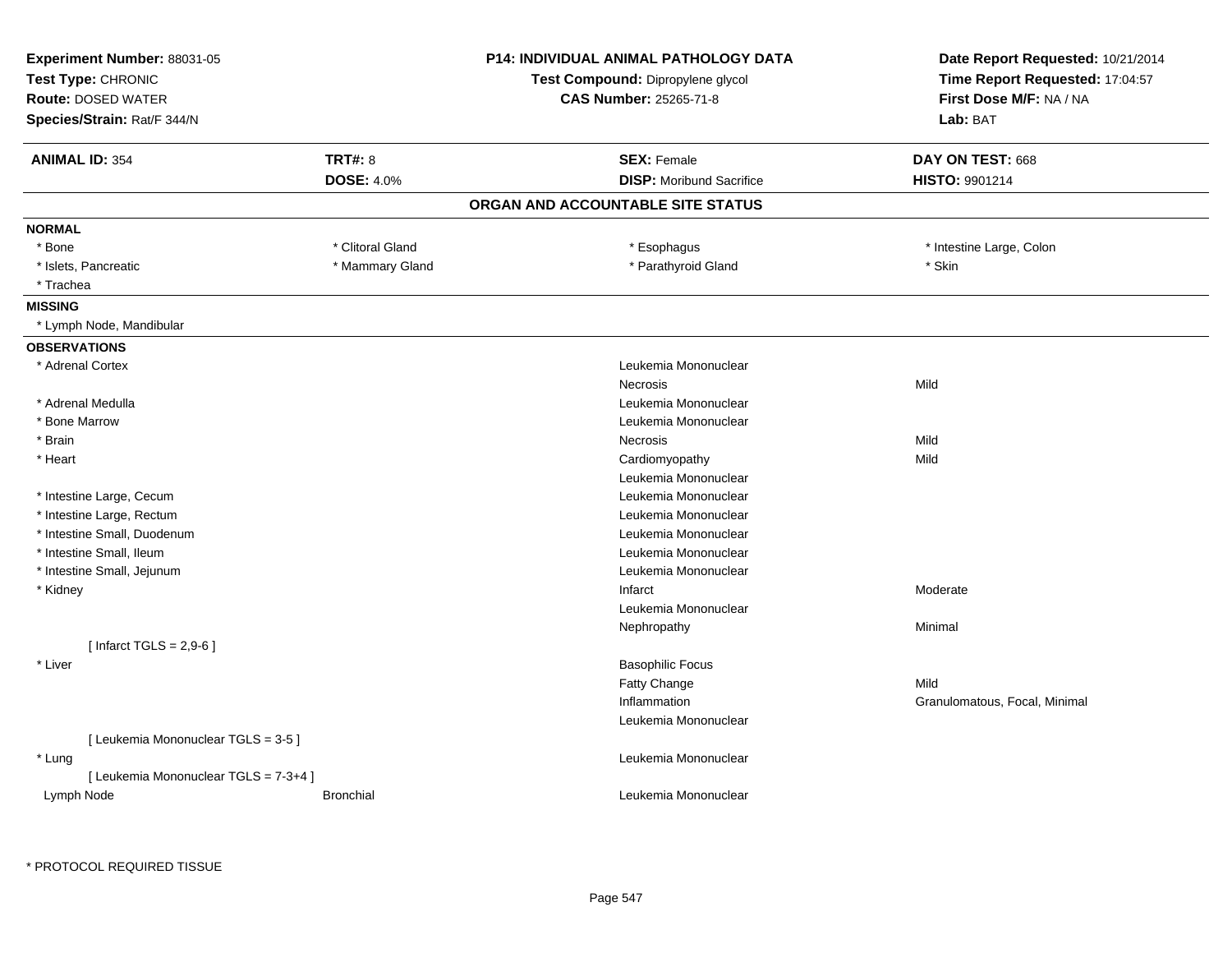**Experiment Number:** 88031-05
**Test Type:** CHRONIC
**Route:** DOSED WATER
**Species/Strain:** Rat/F 344/N

**P14: INDIVIDUAL ANIMAL PATHOLOGY DATA**
**Test Compound:** Dipropylene glycol
**CAS Number:** 25265-71-8

**Date Report Requested:** 10/21/2014
**Time Report Requested:** 17:04:57
**First Dose M/F:** NA / NA
**Lab:** BAT

| **ANIMAL ID:** 354 | **TRT#:** 8 | **SEX:** Female | **DAY ON TEST:** 668 |
|---|---|---|---|
| | **DOSE:** 4.0% | **DISP:** Moribund Sacrifice | **HISTO:** 9901214 |

## ORGAN AND ACCOUNTABLE SITE STATUS

**NORMAL**

| | | | |
|---|---|---|---|
| * Bone | * Clitoral Gland | * Esophagus | * Intestine Large, Colon |
| * Islets, Pancreatic | * Mammary Gland | * Parathyroid Gland | * Skin |
| * Trachea | | | |

**MISSING**

* Lymph Node, Mandibular

**OBSERVATIONS**

| Organ | Site | Observation | Severity |
|---|---|---|---|
| * Adrenal Cortex | | Leukemia Mononuclear | |
| | | Necrosis | Mild |
| * Adrenal Medulla | | Leukemia Mononuclear | |
| * Bone Marrow | | Leukemia Mononuclear | |
| * Brain | | Necrosis | Mild |
| * Heart | | Cardiomyopathy | Mild |
| | | Leukemia Mononuclear | |
| * Intestine Large, Cecum | | Leukemia Mononuclear | |
| * Intestine Large, Rectum | | Leukemia Mononuclear | |
| * Intestine Small, Duodenum | | Leukemia Mononuclear | |
| * Intestine Small, Ileum | | Leukemia Mononuclear | |
| * Intestine Small, Jejunum | | Leukemia Mononuclear | |
| * Kidney | | Infarct | Moderate |
| | | Leukemia Mononuclear | |
| | | Nephropathy | Minimal |
| [ Infarct TGLS = 2,9-6 ] | | | |
| * Liver | | Basophilic Focus | |
| | | Fatty Change | Mild |
| | | Inflammation | Granulomatous, Focal, Minimal |
| | | Leukemia Mononuclear | |
| [ Leukemia Mononuclear TGLS = 3-5 ] | | | |
| * Lung | | Leukemia Mononuclear | |
| [ Leukemia Mononuclear TGLS = 7-3+4 ] | | | |
| Lymph Node | Bronchial | Leukemia Mononuclear | |

* PROTOCOL REQUIRED TISSUE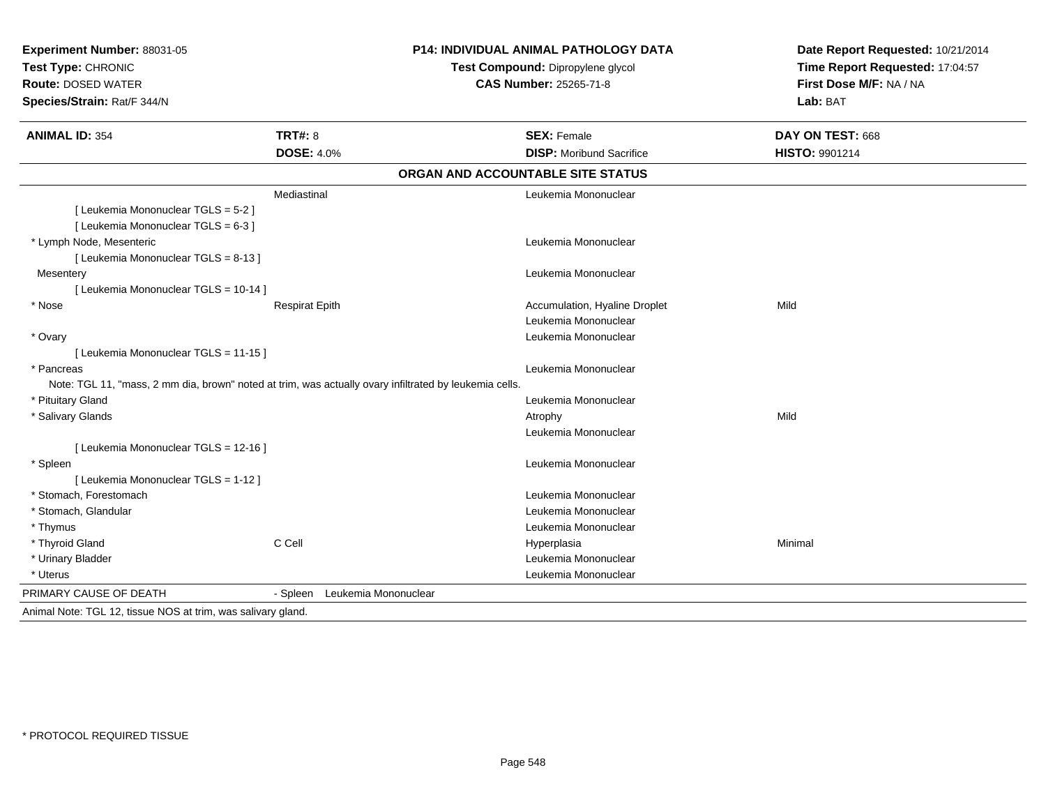**Experiment Number:** 88031-05
**Test Type:** CHRONIC
**Route:** DOSED WATER
**Species/Strain:** Rat/F 344/N

**P14: INDIVIDUAL ANIMAL PATHOLOGY DATA**
**Test Compound:** Dipropylene glycol
**CAS Number:** 25265-71-8

**Date Report Requested:** 10/21/2014
**Time Report Requested:** 17:04:57
**First Dose M/F:** NA / NA
**Lab:** BAT

| **ANIMAL ID:** 354 | **TRT#:** 8 | **SEX:** Female | **DAY ON TEST:** 668 |
|---|---|---|---|
| | **DOSE:** 4.0% | **DISP:** Moribund Sacrifice | **HISTO:** 9901214 |

## ORGAN AND ACCOUNTABLE SITE STATUS

| | | | |
|---|---|---|---|
| | Mediastinal | Leukemia Mononuclear | |
| [ Leukemia Mononuclear TGLS = 5-2 ] | | | |
| [ Leukemia Mononuclear TGLS = 6-3 ] | | | |
| * Lymph Node, Mesenteric | | Leukemia Mononuclear | |
| [ Leukemia Mononuclear TGLS = 8-13 ] | | | |
| Mesentery | | Leukemia Mononuclear | |
| [ Leukemia Mononuclear TGLS = 10-14 ] | | | |
| * Nose | Respirat Epith | Accumulation, Hyaline Droplet | Mild |
| | | Leukemia Mononuclear | |
| * Ovary | | Leukemia Mononuclear | |
| [ Leukemia Mononuclear TGLS = 11-15 ] | | | |
| * Pancreas | | Leukemia Mononuclear | |
| Note: TGL 11, "mass, 2 mm dia, brown" noted at trim, was actually ovary infiltrated by leukemia cells. | | | |
| * Pituitary Gland | | Leukemia Mononuclear | |
| * Salivary Glands | | Atrophy | Mild |
| | | Leukemia Mononuclear | |
| [ Leukemia Mononuclear TGLS = 12-16 ] | | | |
| * Spleen | | Leukemia Mononuclear | |
| [ Leukemia Mononuclear TGLS = 1-12 ] | | | |
| * Stomach, Forestomach | | Leukemia Mononuclear | |
| * Stomach, Glandular | | Leukemia Mononuclear | |
| * Thymus | | Leukemia Mononuclear | |
| * Thyroid Gland | C Cell | Hyperplasia | Minimal |
| * Urinary Bladder | | Leukemia Mononuclear | |
| * Uterus | | Leukemia Mononuclear | |
| PRIMARY CAUSE OF DEATH | - Spleen Leukemia Mononuclear | | |

Animal Note: TGL 12, tissue NOS at trim, was salivary gland.

* PROTOCOL REQUIRED TISSUE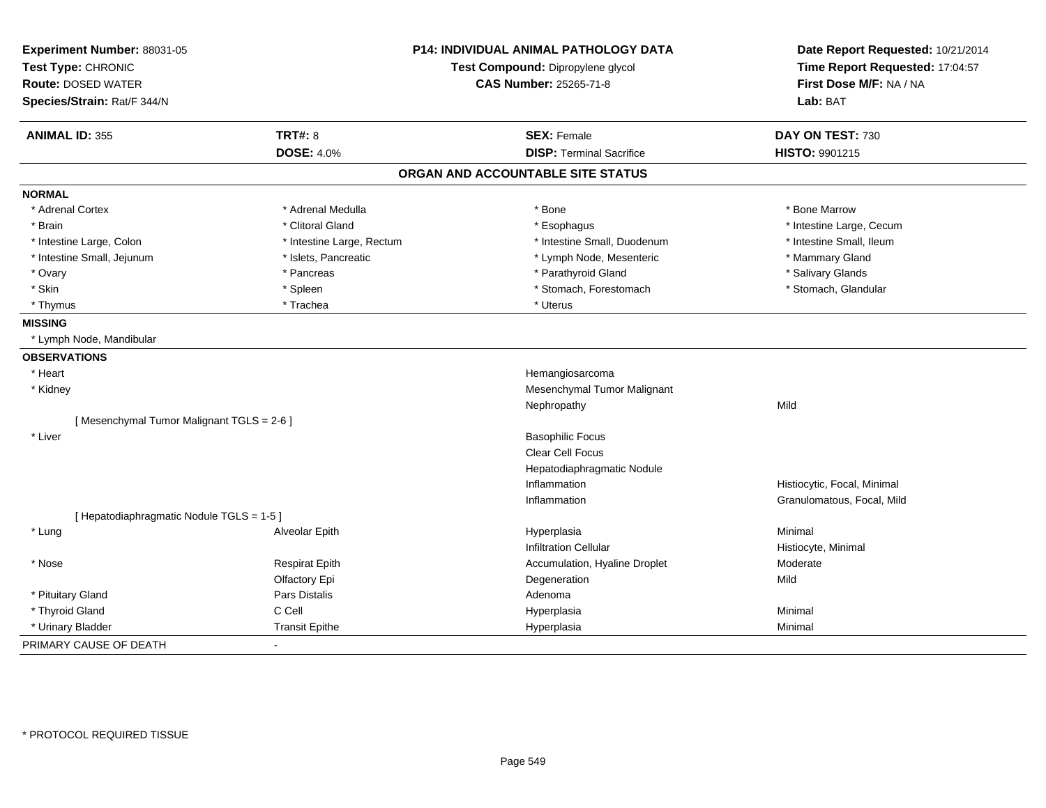**Experiment Number:** 88031-05
**Test Type:** CHRONIC
**Route:** DOSED WATER
**Species/Strain:** Rat/F 344/N

**P14: INDIVIDUAL ANIMAL PATHOLOGY DATA**
**Test Compound:** Dipropylene glycol
**CAS Number:** 25265-71-8

**Date Report Requested:** 10/21/2014
**Time Report Requested:** 17:04:57
**First Dose M/F:** NA / NA
**Lab:** BAT

| **ANIMAL ID:** 355 | **TRT#:** 8 | **SEX:** Female | **DAY ON TEST:** 730 |
|---|---|---|---|
| | **DOSE:** 4.0% | **DISP:** Terminal Sacrifice | **HISTO:** 9901215 |

## ORGAN AND ACCOUNTABLE SITE STATUS

**NORMAL**

| | | | |
|---|---|---|---|
| * Adrenal Cortex | * Adrenal Medulla | * Bone | * Bone Marrow |
| * Brain | * Clitoral Gland | * Esophagus | * Intestine Large, Cecum |
| * Intestine Large, Colon | * Intestine Large, Rectum | * Intestine Small, Duodenum | * Intestine Small, Ileum |
| * Intestine Small, Jejunum | * Islets, Pancreatic | * Lymph Node, Mesenteric | * Mammary Gland |
| * Ovary | * Pancreas | * Parathyroid Gland | * Salivary Glands |
| * Skin | * Spleen | * Stomach, Forestomach | * Stomach, Glandular |
| * Thymus | * Trachea | * Uterus | |

**MISSING**

* Lymph Node, Mandibular

**OBSERVATIONS**

| Organ | Site | Observation | Severity |
|---|---|---|---|
| * Heart | | Hemangiosarcoma | |
| * Kidney | | Mesenchymal Tumor Malignant | |
| | | Nephropathy | Mild |
| [ Mesenchymal Tumor Malignant TGLS = 2-6 ] | | | |
| * Liver | | Basophilic Focus | |
| | | Clear Cell Focus | |
| | | Hepatodiaphragmatic Nodule | |
| | | Inflammation | Histiocytic, Focal, Minimal |
| | | Inflammation | Granulomatous, Focal, Mild |
| [ Hepatodiaphragmatic Nodule TGLS = 1-5 ] | | | |
| * Lung | Alveolar Epith | Hyperplasia | Minimal |
| | | Infiltration Cellular | Histiocyte, Minimal |
| * Nose | Respirat Epith | Accumulation, Hyaline Droplet | Moderate |
| | Olfactory Epi | Degeneration | Mild |
| * Pituitary Gland | Pars Distalis | Adenoma | |
| * Thyroid Gland | C Cell | Hyperplasia | Minimal |
| * Urinary Bladder | Transit Epithe | Hyperplasia | Minimal |

PRIMARY CAUSE OF DEATH -

* PROTOCOL REQUIRED TISSUE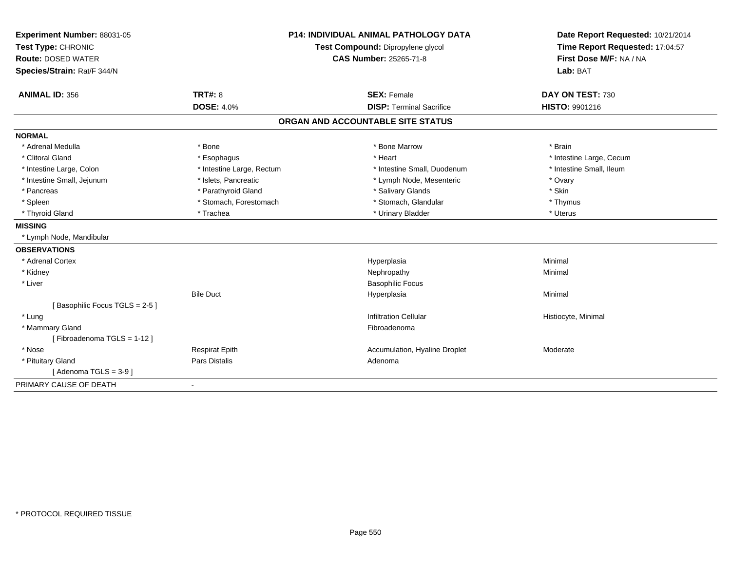**Experiment Number:** 88031-05
**Test Type:** CHRONIC
**Route:** DOSED WATER
**Species/Strain:** Rat/F 344/N

**P14: INDIVIDUAL ANIMAL PATHOLOGY DATA**
**Test Compound:** Dipropylene glycol
**CAS Number:** 25265-71-8

**Date Report Requested:** 10/21/2014
**Time Report Requested:** 17:04:57
**First Dose M/F:** NA / NA
**Lab:** BAT

| **ANIMAL ID:** 356 | **TRT#:** 8 | **SEX:** Female | **DAY ON TEST:** 730 |
|---|---|---|---|
| | **DOSE:** 4.0% | **DISP:** Terminal Sacrifice | **HISTO:** 9901216 |

## ORGAN AND ACCOUNTABLE SITE STATUS

**NORMAL**

| | | | |
|---|---|---|---|
| * Adrenal Medulla | * Bone | * Bone Marrow | * Brain |
| * Clitoral Gland | * Esophagus | * Heart | * Intestine Large, Cecum |
| * Intestine Large, Colon | * Intestine Large, Rectum | * Intestine Small, Duodenum | * Intestine Small, Ileum |
| * Intestine Small, Jejunum | * Islets, Pancreatic | * Lymph Node, Mesenteric | * Ovary |
| * Pancreas | * Parathyroid Gland | * Salivary Glands | * Skin |
| * Spleen | * Stomach, Forestomach | * Stomach, Glandular | * Thymus |
| * Thyroid Gland | * Trachea | * Urinary Bladder | * Uterus |

**MISSING**

* Lymph Node, Mandibular

**OBSERVATIONS**

| | | | |
|---|---|---|---|
| * Adrenal Cortex | | Hyperplasia | Minimal |
| * Kidney | | Nephropathy | Minimal |
| * Liver | | Basophilic Focus | |
| | Bile Duct | Hyperplasia | Minimal |
| [ Basophilic Focus TGLS = 2-5 ] | | | |
| * Lung | | Infiltration Cellular | Histiocyte, Minimal |
| * Mammary Gland | | Fibroadenoma | |
| [ Fibroadenoma TGLS = 1-12 ] | | | |
| * Nose | Respirat Epith | Accumulation, Hyaline Droplet | Moderate |
| * Pituitary Gland | Pars Distalis | Adenoma | |
| [ Adenoma TGLS = 3-9 ] | | | |

PRIMARY CAUSE OF DEATH -

* PROTOCOL REQUIRED TISSUE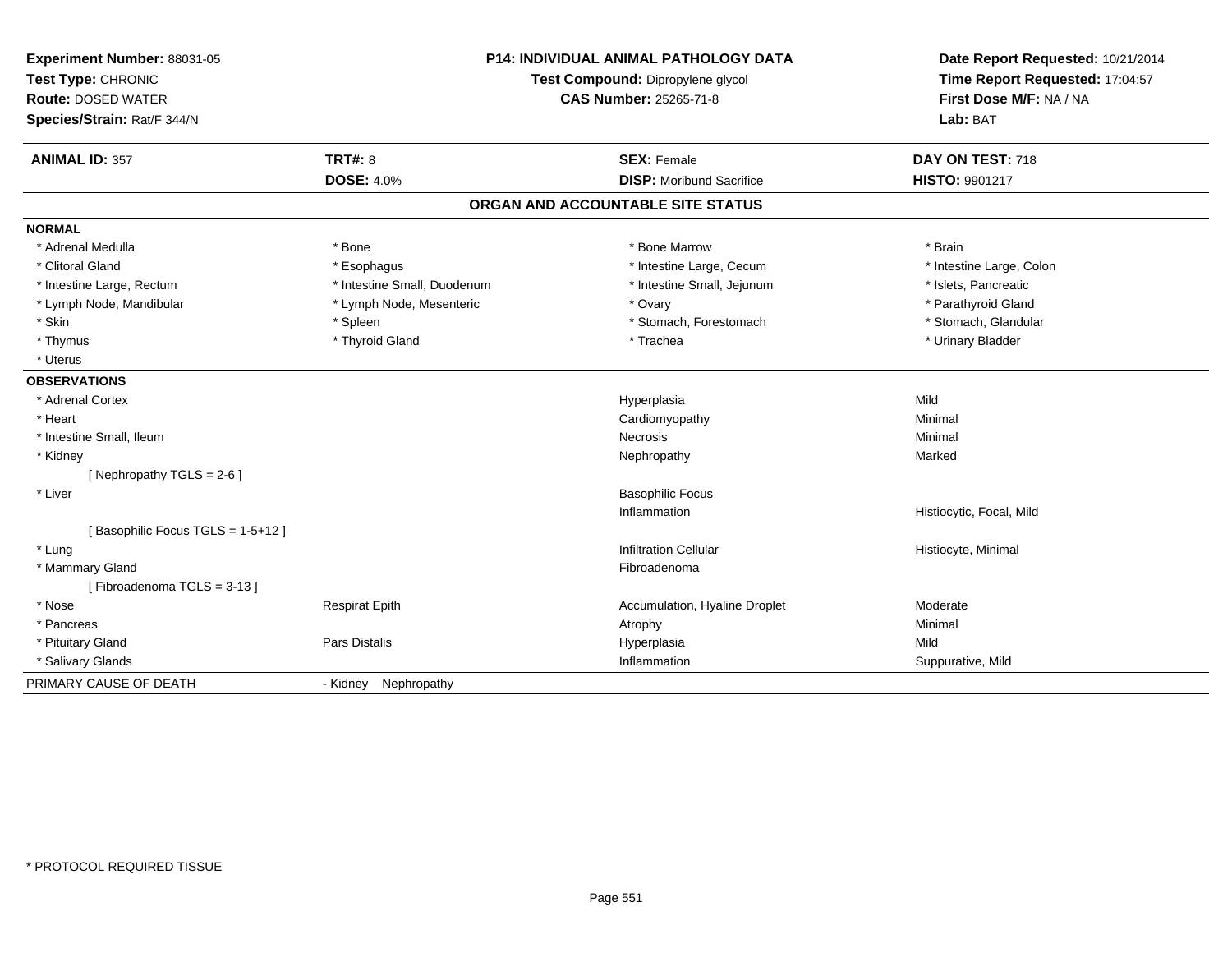**Experiment Number:** 88031-05
**Test Type:** CHRONIC
**Route:** DOSED WATER
**Species/Strain:** Rat/F 344/N

**P14: INDIVIDUAL ANIMAL PATHOLOGY DATA**
**Test Compound:** Dipropylene glycol
**CAS Number:** 25265-71-8

**Date Report Requested:** 10/21/2014
**Time Report Requested:** 17:04:57
**First Dose M/F:** NA / NA
**Lab:** BAT

| **ANIMAL ID:** 357 | **TRT#:** 8 | **SEX:** Female | **DAY ON TEST:** 718 |
|---|---|---|---|
| | **DOSE:** 4.0% | **DISP:** Moribund Sacrifice | **HISTO:** 9901217 |

## ORGAN AND ACCOUNTABLE SITE STATUS

**NORMAL**

| | | | |
|---|---|---|---|
| * Adrenal Medulla | * Bone | * Bone Marrow | * Brain |
| * Clitoral Gland | * Esophagus | * Intestine Large, Cecum | * Intestine Large, Colon |
| * Intestine Large, Rectum | * Intestine Small, Duodenum | * Intestine Small, Jejunum | * Islets, Pancreatic |
| * Lymph Node, Mandibular | * Lymph Node, Mesenteric | * Ovary | * Parathyroid Gland |
| * Skin | * Spleen | * Stomach, Forestomach | * Stomach, Glandular |
| * Thymus | * Thyroid Gland | * Trachea | * Urinary Bladder |
| * Uterus | | | |

**OBSERVATIONS**

| | | | |
|---|---|---|---|
| * Adrenal Cortex | | Hyperplasia | Mild |
| * Heart | | Cardiomyopathy | Minimal |
| * Intestine Small, Ileum | | Necrosis | Minimal |
| * Kidney | | Nephropathy | Marked |
| [ Nephropathy TGLS = 2-6 ] | | | |
| * Liver | | Basophilic Focus | |
| | | Inflammation | Histiocytic, Focal, Mild |
| [ Basophilic Focus TGLS = 1-5+12 ] | | | |
| * Lung | | Infiltration Cellular | Histiocyte, Minimal |
| * Mammary Gland | | Fibroadenoma | |
| [ Fibroadenoma TGLS = 3-13 ] | | | |
| * Nose | Respirat Epith | Accumulation, Hyaline Droplet | Moderate |
| * Pancreas | | Atrophy | Minimal |
| * Pituitary Gland | Pars Distalis | Hyperplasia | Mild |
| * Salivary Glands | | Inflammation | Suppurative, Mild |

PRIMARY CAUSE OF DEATH - Kidney Nephropathy

\* PROTOCOL REQUIRED TISSUE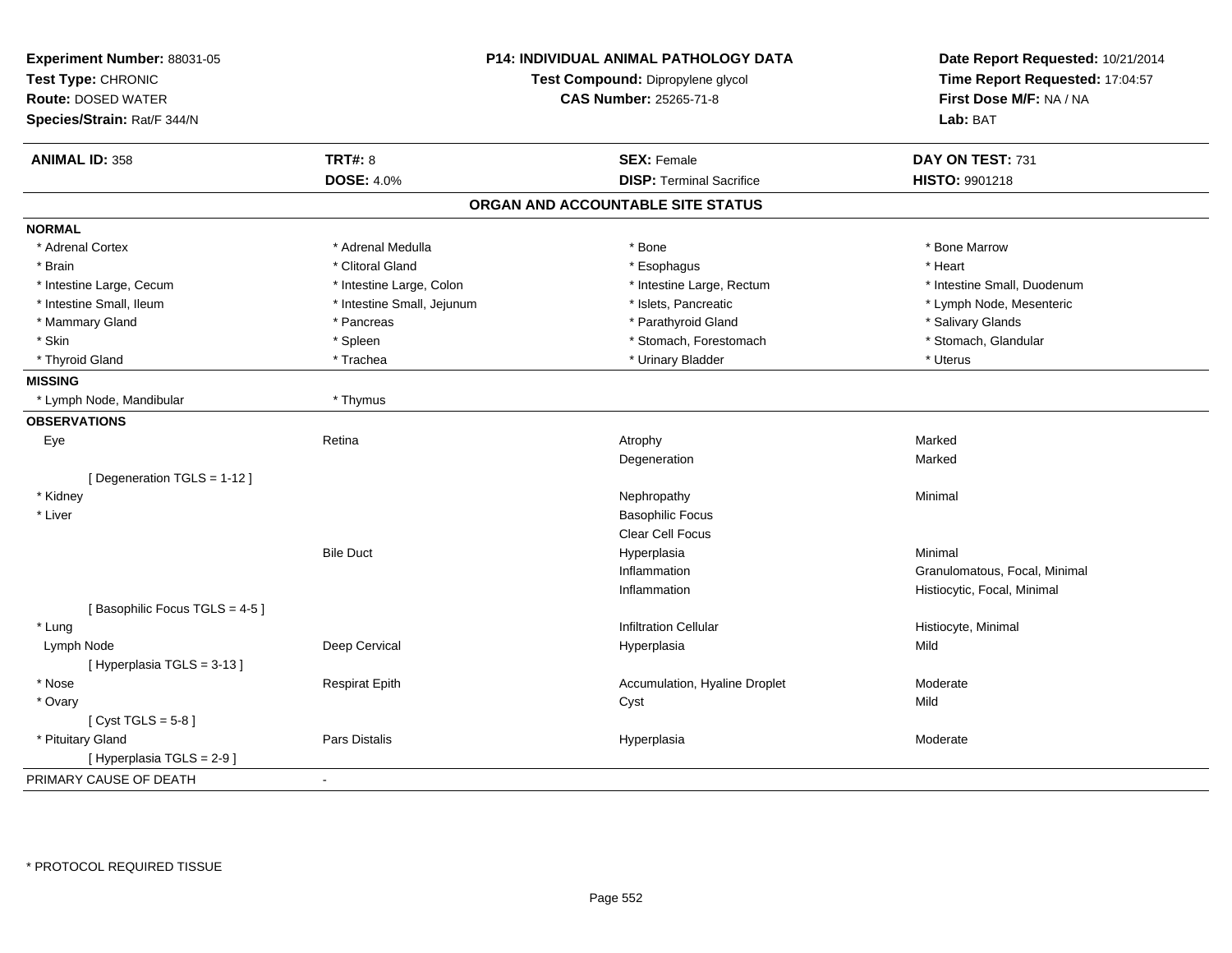**Experiment Number:** 88031-05
**Test Type:** CHRONIC
**Route:** DOSED WATER
**Species/Strain:** Rat/F 344/N

**P14: INDIVIDUAL ANIMAL PATHOLOGY DATA**
**Test Compound:** Dipropylene glycol
**CAS Number:** 25265-71-8

**Date Report Requested:** 10/21/2014
**Time Report Requested:** 17:04:57
**First Dose M/F:** NA / NA
**Lab:** BAT

| **ANIMAL ID:** 358 | **TRT#:** 8 | **SEX:** Female | **DAY ON TEST:** 731 |
|---|---|---|---|
| | **DOSE:** 4.0% | **DISP:** Terminal Sacrifice | **HISTO:** 9901218 |

## ORGAN AND ACCOUNTABLE SITE STATUS

**NORMAL**

| | | | |
|---|---|---|---|
| * Adrenal Cortex | * Adrenal Medulla | * Bone | * Bone Marrow |
| * Brain | * Clitoral Gland | * Esophagus | * Heart |
| * Intestine Large, Cecum | * Intestine Large, Colon | * Intestine Large, Rectum | * Intestine Small, Duodenum |
| * Intestine Small, Ileum | * Intestine Small, Jejunum | * Islets, Pancreatic | * Lymph Node, Mesenteric |
| * Mammary Gland | * Pancreas | * Parathyroid Gland | * Salivary Glands |
| * Skin | * Spleen | * Stomach, Forestomach | * Stomach, Glandular |
| * Thyroid Gland | * Trachea | * Urinary Bladder | * Uterus |

**MISSING**

| | |
|---|---|
| * Lymph Node, Mandibular | * Thymus |

**OBSERVATIONS**

| Organ | Site | Observation | Severity |
|---|---|---|---|
| Eye | Retina | Atrophy | Marked |
| | | Degeneration | Marked |
| [ Degeneration TGLS = 1-12 ] | | | |
| * Kidney | | Nephropathy | Minimal |
| * Liver | | Basophilic Focus | |
| | | Clear Cell Focus | |
| | Bile Duct | Hyperplasia | Minimal |
| | | Inflammation | Granulomatous, Focal, Minimal |
| | | Inflammation | Histiocytic, Focal, Minimal |
| [ Basophilic Focus TGLS = 4-5 ] | | | |
| * Lung | | Infiltration Cellular | Histiocyte, Minimal |
| Lymph Node | Deep Cervical | Hyperplasia | Mild |
| [ Hyperplasia TGLS = 3-13 ] | | | |
| * Nose | Respirat Epith | Accumulation, Hyaline Droplet | Moderate |
| * Ovary | | Cyst | Mild |
| [ Cyst TGLS = 5-8 ] | | | |
| * Pituitary Gland | Pars Distalis | Hyperplasia | Moderate |
| [ Hyperplasia TGLS = 2-9 ] | | | |

PRIMARY CAUSE OF DEATH -

* PROTOCOL REQUIRED TISSUE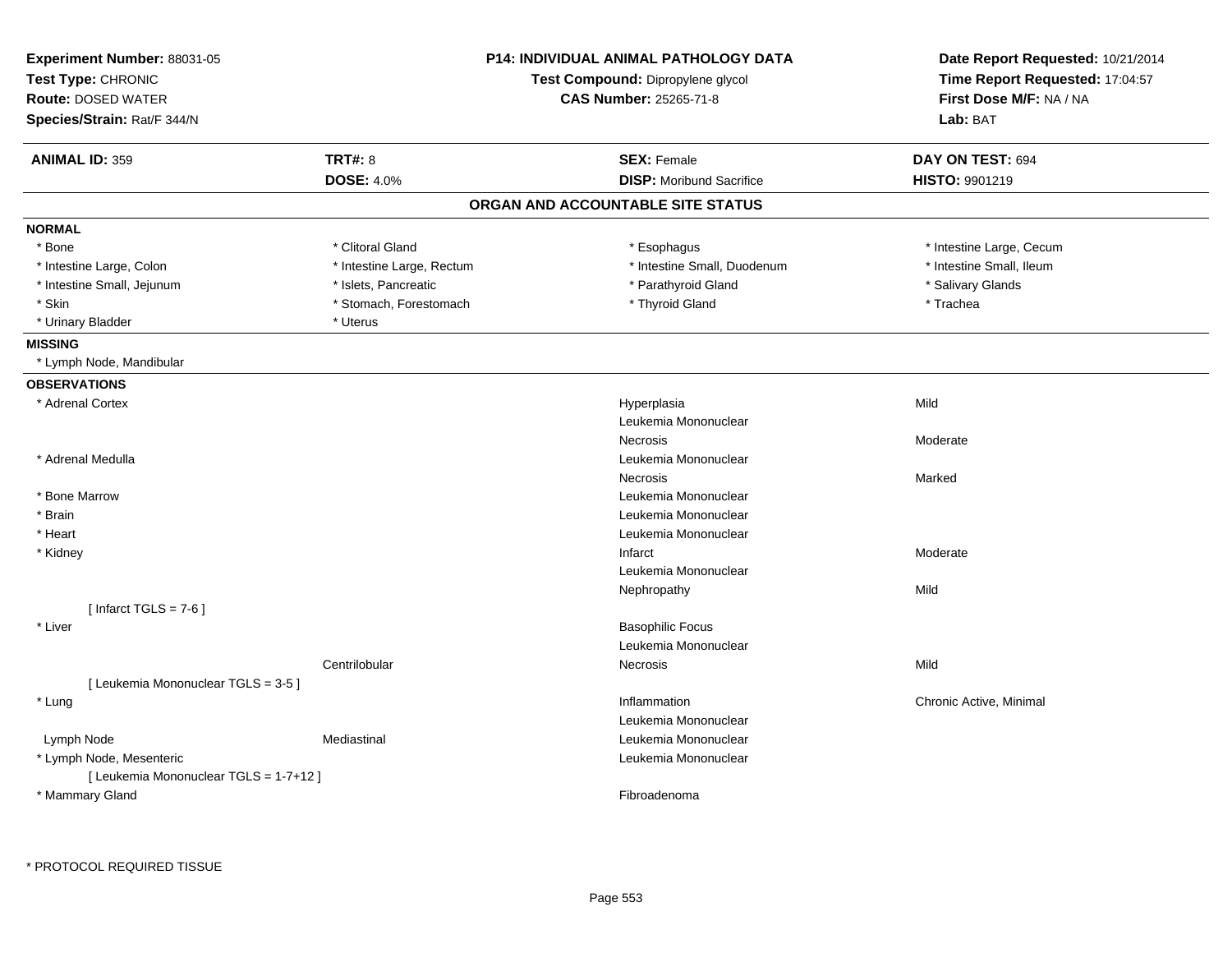**Experiment Number:** 88031-05
**Test Type:** CHRONIC
**Route:** DOSED WATER
**Species/Strain:** Rat/F 344/N

**P14: INDIVIDUAL ANIMAL PATHOLOGY DATA**
**Test Compound:** Dipropylene glycol
**CAS Number:** 25265-71-8

**Date Report Requested:** 10/21/2014
**Time Report Requested:** 17:04:57
**First Dose M/F:** NA / NA
**Lab:** BAT

| **ANIMAL ID:** 359 | **TRT#:** 8 | **SEX:** Female | **DAY ON TEST:** 694 |
|---|---|---|---|
| | **DOSE:** 4.0% | **DISP:** Moribund Sacrifice | **HISTO:** 9901219 |

## ORGAN AND ACCOUNTABLE SITE STATUS

**NORMAL**

| | | | |
|---|---|---|---|
| * Bone | * Clitoral Gland | * Esophagus | * Intestine Large, Cecum |
| * Intestine Large, Colon | * Intestine Large, Rectum | * Intestine Small, Duodenum | * Intestine Small, Ileum |
| * Intestine Small, Jejunum | * Islets, Pancreatic | * Parathyroid Gland | * Salivary Glands |
| * Skin | * Stomach, Forestomach | * Thyroid Gland | * Trachea |
| * Urinary Bladder | * Uterus | | |

**MISSING**

* Lymph Node, Mandibular

**OBSERVATIONS**

| Organ | Site | Observation | Severity |
|---|---|---|---|
| * Adrenal Cortex | | Hyperplasia | Mild |
| | | Leukemia Mononuclear | |
| | | Necrosis | Moderate |
| * Adrenal Medulla | | Leukemia Mononuclear | |
| | | Necrosis | Marked |
| * Bone Marrow | | Leukemia Mononuclear | |
| * Brain | | Leukemia Mononuclear | |
| * Heart | | Leukemia Mononuclear | |
| * Kidney | | Infarct | Moderate |
| | | Leukemia Mononuclear | |
| | | Nephropathy | Mild |
| [ Infarct TGLS = 7-6 ] | | | |
| * Liver | | Basophilic Focus | |
| | | Leukemia Mononuclear | |
| | Centrilobular | Necrosis | Mild |
| [ Leukemia Mononuclear TGLS = 3-5 ] | | | |
| * Lung | | Inflammation | Chronic Active, Minimal |
| | | Leukemia Mononuclear | |
| Lymph Node | Mediastinal | Leukemia Mononuclear | |
| * Lymph Node, Mesenteric | | Leukemia Mononuclear | |
| [ Leukemia Mononuclear TGLS = 1-7+12 ] | | | |
| * Mammary Gland | | Fibroadenoma | |

* PROTOCOL REQUIRED TISSUE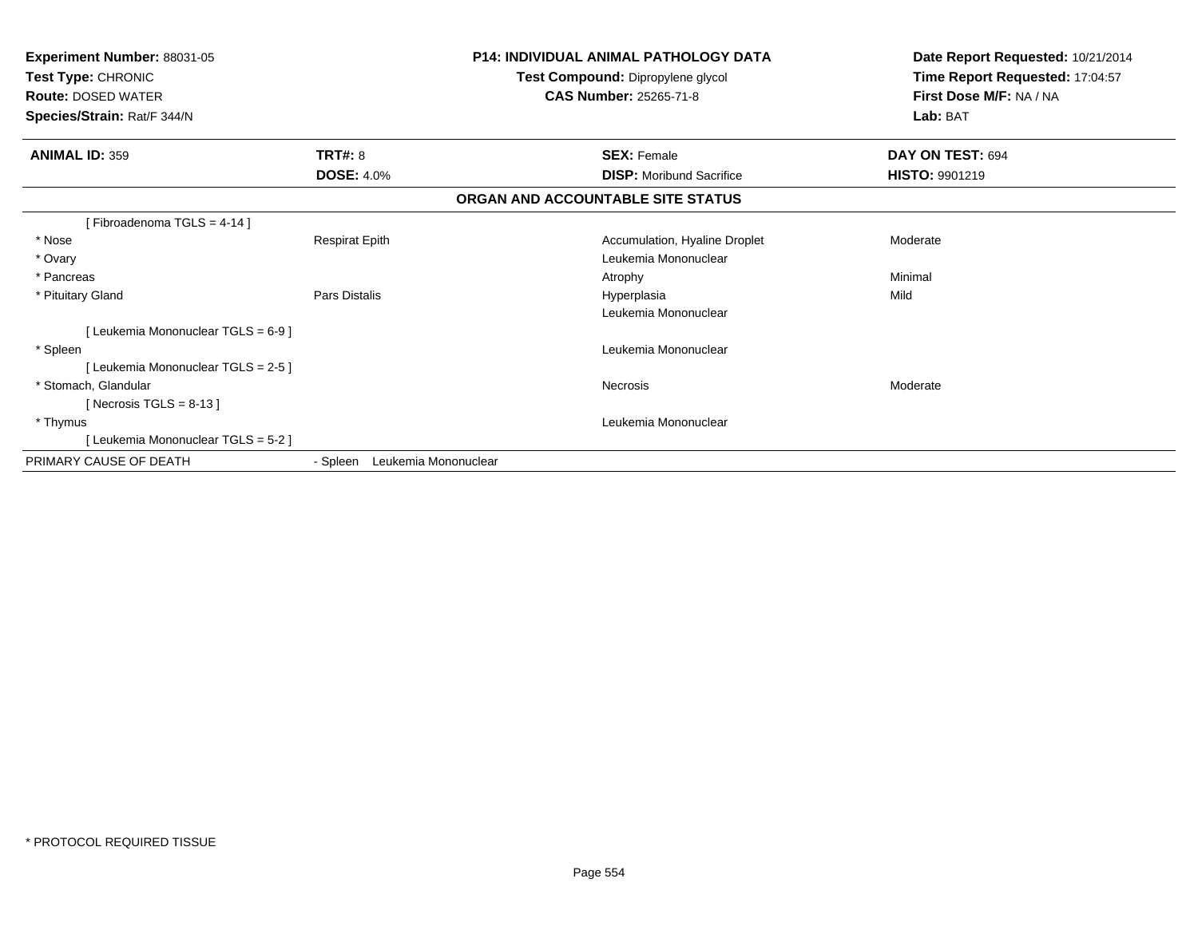**Experiment Number:** 88031-05
**Test Type:** CHRONIC
**Route:** DOSED WATER
**Species/Strain:** Rat/F 344/N

**P14: INDIVIDUAL ANIMAL PATHOLOGY DATA**
**Test Compound:** Dipropylene glycol
**CAS Number:** 25265-71-8

**Date Report Requested:** 10/21/2014
**Time Report Requested:** 17:04:57
**First Dose M/F:** NA / NA
**Lab:** BAT

| **ANIMAL ID:** 359 | **TRT#:** 8 | **SEX:** Female | **DAY ON TEST:** 694 |
|---|---|---|---|
| | **DOSE:** 4.0% | **DISP:** Moribund Sacrifice | **HISTO:** 9901219 |

**ORGAN AND ACCOUNTABLE SITE STATUS**

| | | | |
|---|---|---|---|
| [ Fibroadenoma TGLS = 4-14 ] | | | |
| * Nose | Respirat Epith | Accumulation, Hyaline Droplet | Moderate |
| * Ovary | | Leukemia Mononuclear | |
| * Pancreas | | Atrophy | Minimal |
| * Pituitary Gland | Pars Distalis | Hyperplasia | Mild |
| | | Leukemia Mononuclear | |
| [ Leukemia Mononuclear TGLS = 6-9 ] | | | |
| * Spleen | | Leukemia Mononuclear | |
| [ Leukemia Mononuclear TGLS = 2-5 ] | | | |
| * Stomach, Glandular | | Necrosis | Moderate |
| [ Necrosis TGLS = 8-13 ] | | | |
| * Thymus | | Leukemia Mononuclear | |
| [ Leukemia Mononuclear TGLS = 5-2 ] | | | |
| PRIMARY CAUSE OF DEATH | - Spleen Leukemia Mononuclear | | |

* PROTOCOL REQUIRED TISSUE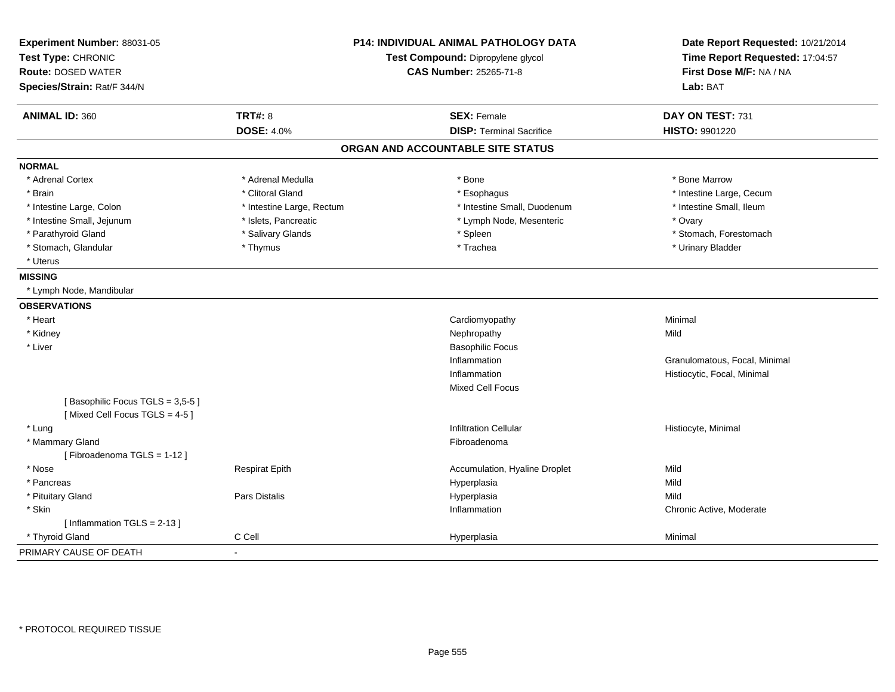**Experiment Number:** 88031-05
**Test Type:** CHRONIC
**Route:** DOSED WATER
**Species/Strain:** Rat/F 344/N

**P14: INDIVIDUAL ANIMAL PATHOLOGY DATA**
**Test Compound:** Dipropylene glycol
**CAS Number:** 25265-71-8

**Date Report Requested:** 10/21/2014
**Time Report Requested:** 17:04:57
**First Dose M/F:** NA / NA
**Lab:** BAT

| **ANIMAL ID:** 360 | **TRT#:** 8 | **SEX:** Female | **DAY ON TEST:** 731 |
|---|---|---|---|
| | **DOSE:** 4.0% | **DISP:** Terminal Sacrifice | **HISTO:** 9901220 |

## ORGAN AND ACCOUNTABLE SITE STATUS

**NORMAL**

| | | | |
|---|---|---|---|
| * Adrenal Cortex | * Adrenal Medulla | * Bone | * Bone Marrow |
| * Brain | * Clitoral Gland | * Esophagus | * Intestine Large, Cecum |
| * Intestine Large, Colon | * Intestine Large, Rectum | * Intestine Small, Duodenum | * Intestine Small, Ileum |
| * Intestine Small, Jejunum | * Islets, Pancreatic | * Lymph Node, Mesenteric | * Ovary |
| * Parathyroid Gland | * Salivary Glands | * Spleen | * Stomach, Forestomach |
| * Stomach, Glandular | * Thymus | * Trachea | * Urinary Bladder |
| * Uterus | | | |

**MISSING**

* Lymph Node, Mandibular

**OBSERVATIONS**

| | | | |
|---|---|---|---|
| * Heart | | Cardiomyopathy | Minimal |
| * Kidney | | Nephropathy | Mild |
| * Liver | | Basophilic Focus | |
| | | Inflammation | Granulomatous, Focal, Minimal |
| | | Inflammation | Histiocytic, Focal, Minimal |
| | | Mixed Cell Focus | |
| [ Basophilic Focus TGLS = 3,5-5 ] | | | |
| [ Mixed Cell Focus TGLS = 4-5 ] | | | |
| * Lung | | Infiltration Cellular | Histiocyte, Minimal |
| * Mammary Gland | | Fibroadenoma | |
| [ Fibroadenoma TGLS = 1-12 ] | | | |
| * Nose | Respirat Epith | Accumulation, Hyaline Droplet | Mild |
| * Pancreas | | Hyperplasia | Mild |
| * Pituitary Gland | Pars Distalis | Hyperplasia | Mild |
| * Skin | | Inflammation | Chronic Active, Moderate |
| [ Inflammation TGLS = 2-13 ] | | | |
| * Thyroid Gland | C Cell | Hyperplasia | Minimal |

PRIMARY CAUSE OF DEATH -

* PROTOCOL REQUIRED TISSUE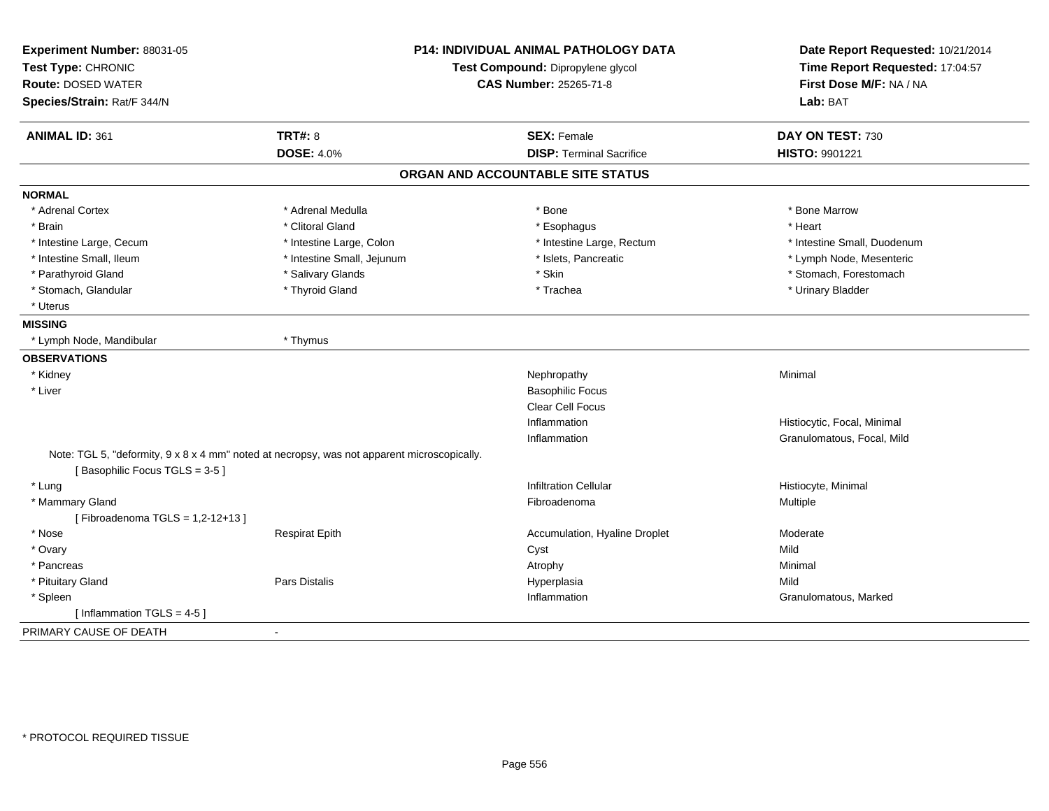**Experiment Number:** 88031-05
**Test Type:** CHRONIC
**Route:** DOSED WATER
**Species/Strain:** Rat/F 344/N

**P14: INDIVIDUAL ANIMAL PATHOLOGY DATA**
**Test Compound:** Dipropylene glycol
**CAS Number:** 25265-71-8

**Date Report Requested:** 10/21/2014
**Time Report Requested:** 17:04:57
**First Dose M/F:** NA / NA
**Lab:** BAT

| **ANIMAL ID:** 361 | **TRT#:** 8 | **SEX:** Female | **DAY ON TEST:** 730 |
|---|---|---|---|
| | **DOSE:** 4.0% | **DISP:** Terminal Sacrifice | **HISTO:** 9901221 |

## ORGAN AND ACCOUNTABLE SITE STATUS

**NORMAL**

| | | | |
|---|---|---|---|
| * Adrenal Cortex | * Adrenal Medulla | * Bone | * Bone Marrow |
| * Brain | * Clitoral Gland | * Esophagus | * Heart |
| * Intestine Large, Cecum | * Intestine Large, Colon | * Intestine Large, Rectum | * Intestine Small, Duodenum |
| * Intestine Small, Ileum | * Intestine Small, Jejunum | * Islets, Pancreatic | * Lymph Node, Mesenteric |
| * Parathyroid Gland | * Salivary Glands | * Skin | * Stomach, Forestomach |
| * Stomach, Glandular | * Thyroid Gland | * Trachea | * Urinary Bladder |
| * Uterus | | | |

**MISSING**

| | |
|---|---|
| * Lymph Node, Mandibular | * Thymus |

**OBSERVATIONS**

| Organ | Site | Observation | Qualifier |
|---|---|---|---|
| * Kidney | | Nephropathy | Minimal |
| * Liver | | Basophilic Focus | |
| | | Clear Cell Focus | |
| | | Inflammation | Histiocytic, Focal, Minimal |
| | | Inflammation | Granulomatous, Focal, Mild |

Note: TGL 5, "deformity, 9 x 8 x 4 mm" noted at necropsy, was not apparent microscopically.
[ Basophilic Focus TGLS = 3-5 ]

| Organ | Site | Observation | Qualifier |
|---|---|---|---|
| * Lung | | Infiltration Cellular | Histiocyte, Minimal |
| * Mammary Gland | | Fibroadenoma | Multiple |

[ Fibroadenoma TGLS = 1,2-12+13 ]

| Organ | Site | Observation | Qualifier |
|---|---|---|---|
| * Nose | Respirat Epith | Accumulation, Hyaline Droplet | Moderate |
| * Ovary | | Cyst | Mild |
| * Pancreas | | Atrophy | Minimal |
| * Pituitary Gland | Pars Distalis | Hyperplasia | Mild |
| * Spleen | | Inflammation | Granulomatous, Marked |

[ Inflammation TGLS = 4-5 ]

PRIMARY CAUSE OF DEATH -

* PROTOCOL REQUIRED TISSUE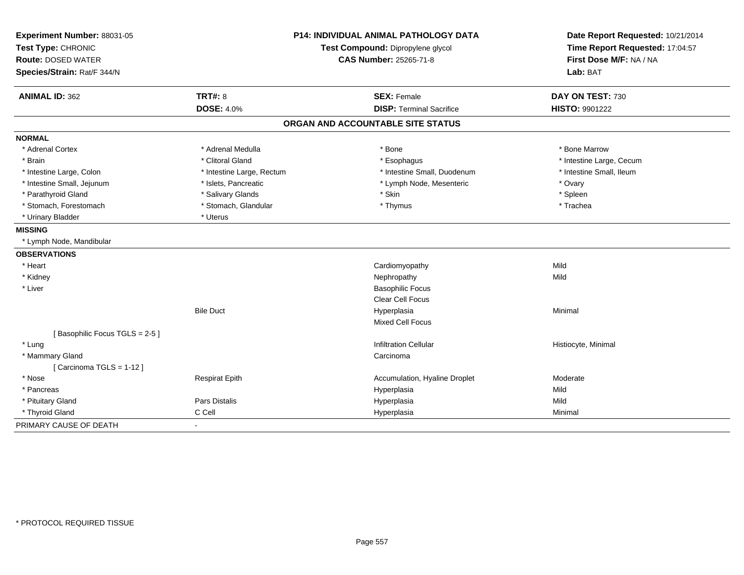**Experiment Number:** 88031-05
**Test Type:** CHRONIC
**Route:** DOSED WATER
**Species/Strain:** Rat/F 344/N

**P14: INDIVIDUAL ANIMAL PATHOLOGY DATA**
**Test Compound:** Dipropylene glycol
**CAS Number:** 25265-71-8

**Date Report Requested:** 10/21/2014
**Time Report Requested:** 17:04:57
**First Dose M/F:** NA / NA
**Lab:** BAT

| **ANIMAL ID:** 362 | **TRT#:** 8 | **SEX:** Female | **DAY ON TEST:** 730 |
|---|---|---|---|
| | **DOSE:** 4.0% | **DISP:** Terminal Sacrifice | **HISTO:** 9901222 |

## ORGAN AND ACCOUNTABLE SITE STATUS

**NORMAL**

| | | | |
|---|---|---|---|
| * Adrenal Cortex | * Adrenal Medulla | * Bone | * Bone Marrow |
| * Brain | * Clitoral Gland | * Esophagus | * Intestine Large, Cecum |
| * Intestine Large, Colon | * Intestine Large, Rectum | * Intestine Small, Duodenum | * Intestine Small, Ileum |
| * Intestine Small, Jejunum | * Islets, Pancreatic | * Lymph Node, Mesenteric | * Ovary |
| * Parathyroid Gland | * Salivary Glands | * Skin | * Spleen |
| * Stomach, Forestomach | * Stomach, Glandular | * Thymus | * Trachea |
| * Urinary Bladder | * Uterus | | |

**MISSING**

* Lymph Node, Mandibular

**OBSERVATIONS**

| | | | |
|---|---|---|---|
| * Heart | | Cardiomyopathy | Mild |
| * Kidney | | Nephropathy | Mild |
| * Liver | | Basophilic Focus | |
| | | Clear Cell Focus | |
| | Bile Duct | Hyperplasia | Minimal |
| | | Mixed Cell Focus | |
| [ Basophilic Focus TGLS = 2-5 ] | | | |
| * Lung | | Infiltration Cellular | Histiocyte, Minimal |
| * Mammary Gland | | Carcinoma | |
| [ Carcinoma TGLS = 1-12 ] | | | |
| * Nose | Respirat Epith | Accumulation, Hyaline Droplet | Moderate |
| * Pancreas | | Hyperplasia | Mild |
| * Pituitary Gland | Pars Distalis | Hyperplasia | Mild |
| * Thyroid Gland | C Cell | Hyperplasia | Minimal |

PRIMARY CAUSE OF DEATH -

* PROTOCOL REQUIRED TISSUE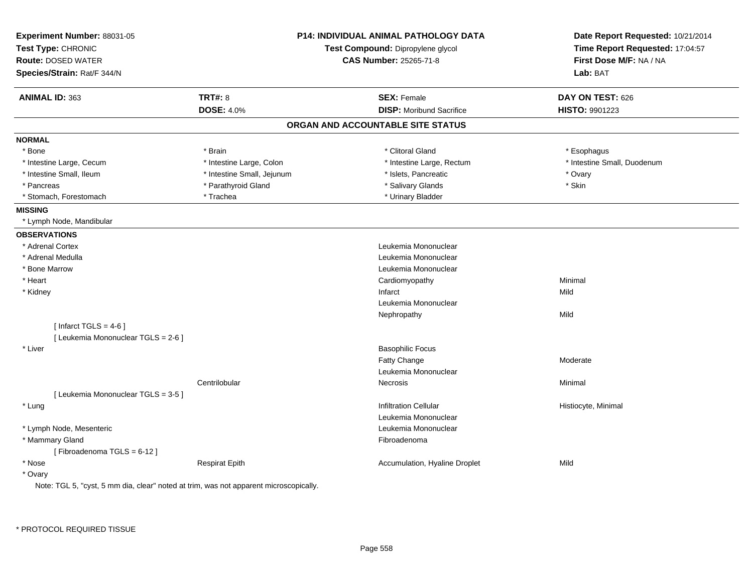**Experiment Number:** 88031-05
**Test Type:** CHRONIC
**Route:** DOSED WATER
**Species/Strain:** Rat/F 344/N

**P14: INDIVIDUAL ANIMAL PATHOLOGY DATA**
**Test Compound:** Dipropylene glycol
**CAS Number:** 25265-71-8

**Date Report Requested:** 10/21/2014
**Time Report Requested:** 17:04:57
**First Dose M/F:** NA / NA
**Lab:** BAT

| **ANIMAL ID:** 363 | **TRT#:** 8 | **SEX:** Female | **DAY ON TEST:** 626 |
|---|---|---|---|
| | **DOSE:** 4.0% | **DISP:** Moribund Sacrifice | **HISTO:** 9901223 |

## ORGAN AND ACCOUNTABLE SITE STATUS

**NORMAL**

| | | | |
|---|---|---|---|
| * Bone | * Brain | * Clitoral Gland | * Esophagus |
| * Intestine Large, Cecum | * Intestine Large, Colon | * Intestine Large, Rectum | * Intestine Small, Duodenum |
| * Intestine Small, Ileum | * Intestine Small, Jejunum | * Islets, Pancreatic | * Ovary |
| * Pancreas | * Parathyroid Gland | * Salivary Glands | * Skin |
| * Stomach, Forestomach | * Trachea | * Urinary Bladder | |

**MISSING**

* Lymph Node, Mandibular

**OBSERVATIONS**

| | | | |
|---|---|---|---|
| * Adrenal Cortex | | Leukemia Mononuclear | |
| * Adrenal Medulla | | Leukemia Mononuclear | |
| * Bone Marrow | | Leukemia Mononuclear | |
| * Heart | | Cardiomyopathy | Minimal |
| * Kidney | | Infarct | Mild |
| | | Leukemia Mononuclear | |
| | | Nephropathy | Mild |
| [ Infarct TGLS = 4-6 ] | | | |
| [ Leukemia Mononuclear TGLS = 2-6 ] | | | |
| * Liver | | Basophilic Focus | |
| | | Fatty Change | Moderate |
| | | Leukemia Mononuclear | |
| | Centrilobular | Necrosis | Minimal |
| [ Leukemia Mononuclear TGLS = 3-5 ] | | | |
| * Lung | | Infiltration Cellular | Histiocyte, Minimal |
| | | Leukemia Mononuclear | |
| * Lymph Node, Mesenteric | | Leukemia Mononuclear | |
| * Mammary Gland | | Fibroadenoma | |
| [ Fibroadenoma TGLS = 6-12 ] | | | |
| * Nose | Respirat Epith | Accumulation, Hyaline Droplet | Mild |
| * Ovary | | | |

Note: TGL 5, "cyst, 5 mm dia, clear" noted at trim, was not apparent microscopically.

* PROTOCOL REQUIRED TISSUE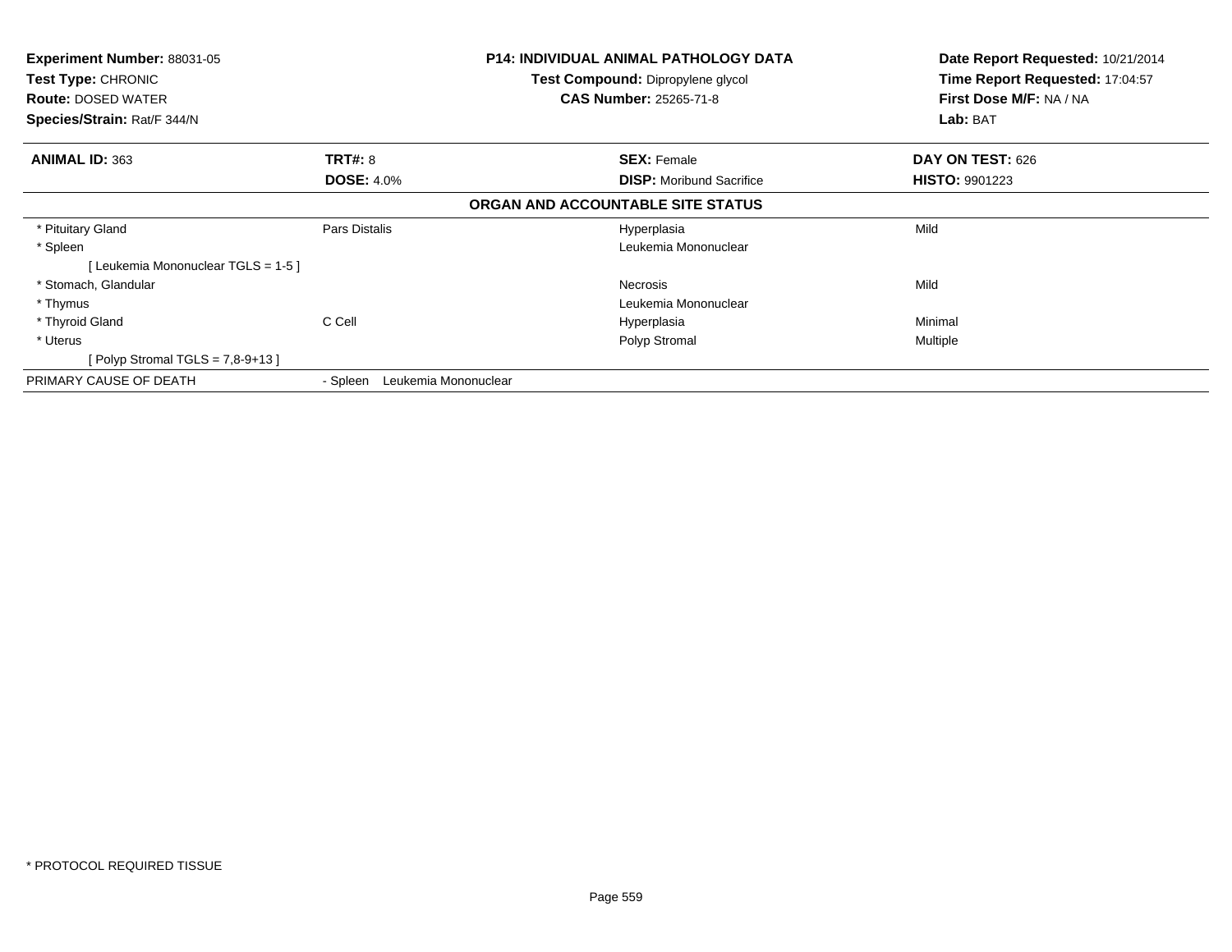**Experiment Number:** 88031-05
**Test Type:** CHRONIC
**Route:** DOSED WATER
**Species/Strain:** Rat/F 344/N

**P14: INDIVIDUAL ANIMAL PATHOLOGY DATA**
**Test Compound:** Dipropylene glycol
**CAS Number:** 25265-71-8

**Date Report Requested:** 10/21/2014
**Time Report Requested:** 17:04:57
**First Dose M/F:** NA / NA
**Lab:** BAT

| **ANIMAL ID:** 363 | **TRT#:** 8 | **SEX:** Female | **DAY ON TEST:** 626 |
|---|---|---|---|
| | **DOSE:** 4.0% | **DISP:** Moribund Sacrifice | **HISTO:** 9901223 |

**ORGAN AND ACCOUNTABLE SITE STATUS**

| | | | |
|---|---|---|---|
| * Pituitary Gland | Pars Distalis | Hyperplasia | Mild |
| * Spleen | | Leukemia Mononuclear | |
| [ Leukemia Mononuclear TGLS = 1-5 ] | | | |
| * Stomach, Glandular | | Necrosis | Mild |
| * Thymus | | Leukemia Mononuclear | |
| * Thyroid Gland | C Cell | Hyperplasia | Minimal |
| * Uterus | | Polyp Stromal | Multiple |
| [ Polyp Stromal TGLS = 7,8-9+13 ] | | | |
| PRIMARY CAUSE OF DEATH | - Spleen Leukemia Mononuclear | | |

* PROTOCOL REQUIRED TISSUE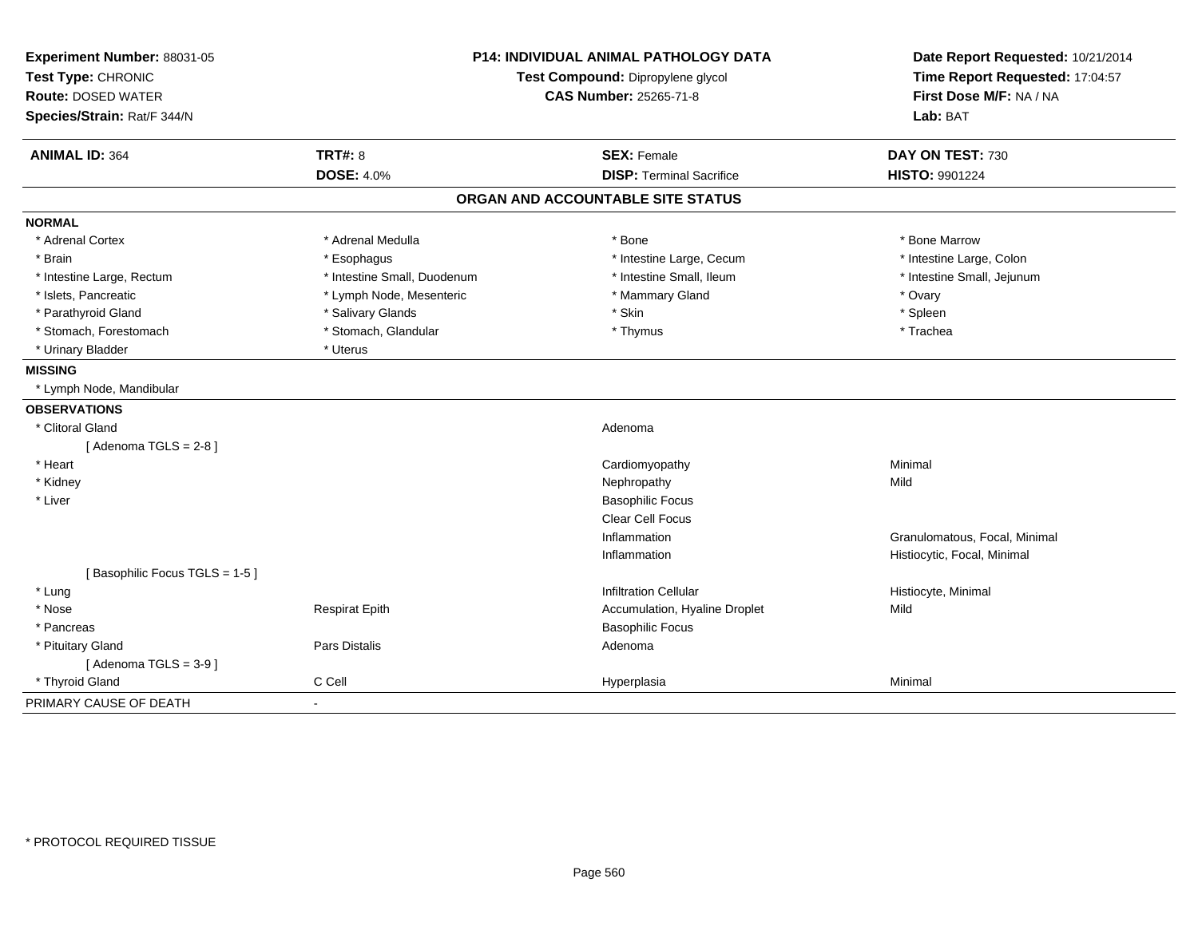**Experiment Number:** 88031-05
**Test Type:** CHRONIC
**Route:** DOSED WATER
**Species/Strain:** Rat/F 344/N

**P14: INDIVIDUAL ANIMAL PATHOLOGY DATA**
**Test Compound:** Dipropylene glycol
**CAS Number:** 25265-71-8

**Date Report Requested:** 10/21/2014
**Time Report Requested:** 17:04:57
**First Dose M/F:** NA / NA
**Lab:** BAT

| **ANIMAL ID:** 364 | **TRT#:** 8 | **SEX:** Female | **DAY ON TEST:** 730 |
|---|---|---|---|
| | **DOSE:** 4.0% | **DISP:** Terminal Sacrifice | **HISTO:** 9901224 |

## ORGAN AND ACCOUNTABLE SITE STATUS

**NORMAL**

| | | | |
|---|---|---|---|
| * Adrenal Cortex | * Adrenal Medulla | * Bone | * Bone Marrow |
| * Brain | * Esophagus | * Intestine Large, Cecum | * Intestine Large, Colon |
| * Intestine Large, Rectum | * Intestine Small, Duodenum | * Intestine Small, Ileum | * Intestine Small, Jejunum |
| * Islets, Pancreatic | * Lymph Node, Mesenteric | * Mammary Gland | * Ovary |
| * Parathyroid Gland | * Salivary Glands | * Skin | * Spleen |
| * Stomach, Forestomach | * Stomach, Glandular | * Thymus | * Trachea |
| * Urinary Bladder | * Uterus | | |

**MISSING**

* Lymph Node, Mandibular

**OBSERVATIONS**

| | | | |
|---|---|---|---|
| * Clitoral Gland | | Adenoma | |
| [ Adenoma TGLS = 2-8 ] | | | |
| * Heart | | Cardiomyopathy | Minimal |
| * Kidney | | Nephropathy | Mild |
| * Liver | | Basophilic Focus | |
| | | Clear Cell Focus | |
| | | Inflammation | Granulomatous, Focal, Minimal |
| | | Inflammation | Histiocytic, Focal, Minimal |
| [ Basophilic Focus TGLS = 1-5 ] | | | |
| * Lung | | Infiltration Cellular | Histiocyte, Minimal |
| * Nose | Respirat Epith | Accumulation, Hyaline Droplet | Mild |
| * Pancreas | | Basophilic Focus | |
| * Pituitary Gland | Pars Distalis | Adenoma | |
| [ Adenoma TGLS = 3-9 ] | | | |
| * Thyroid Gland | C Cell | Hyperplasia | Minimal |

PRIMARY CAUSE OF DEATH -

* PROTOCOL REQUIRED TISSUE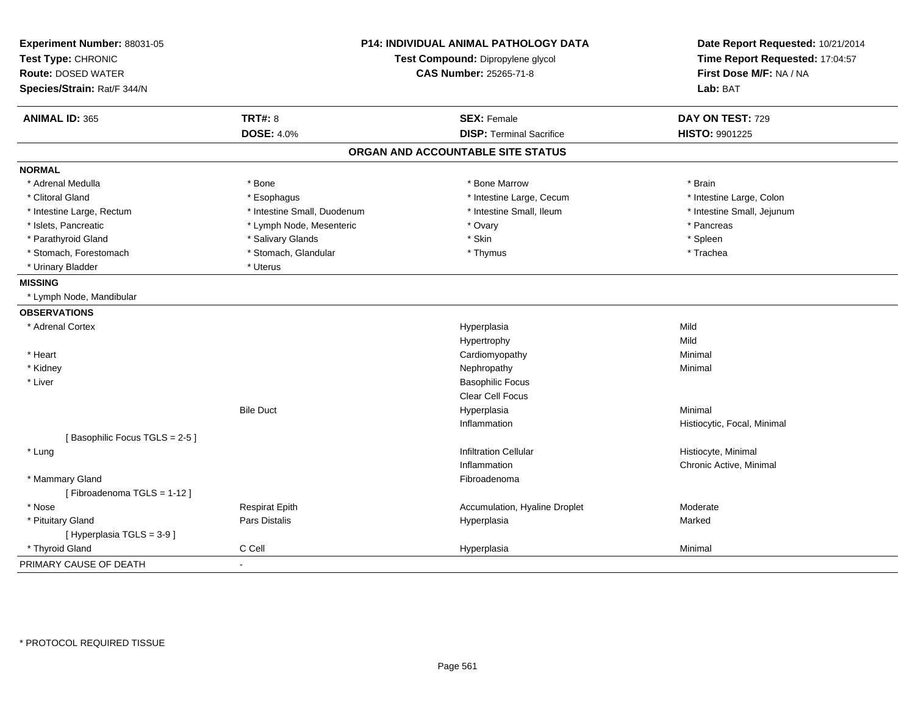**Experiment Number:** 88031-05
**Test Type:** CHRONIC
**Route:** DOSED WATER
**Species/Strain:** Rat/F 344/N

**P14: INDIVIDUAL ANIMAL PATHOLOGY DATA**
**Test Compound:** Dipropylene glycol
**CAS Number:** 25265-71-8

**Date Report Requested:** 10/21/2014
**Time Report Requested:** 17:04:57
**First Dose M/F:** NA / NA
**Lab:** BAT

| **ANIMAL ID:** 365 | **TRT#:** 8 | **SEX:** Female | **DAY ON TEST:** 729 |
|---|---|---|---|
| | **DOSE:** 4.0% | **DISP:** Terminal Sacrifice | **HISTO:** 9901225 |

## ORGAN AND ACCOUNTABLE SITE STATUS

**NORMAL**

| | | | |
|---|---|---|---|
| * Adrenal Medulla | * Bone | * Bone Marrow | * Brain |
| * Clitoral Gland | * Esophagus | * Intestine Large, Cecum | * Intestine Large, Colon |
| * Intestine Large, Rectum | * Intestine Small, Duodenum | * Intestine Small, Ileum | * Intestine Small, Jejunum |
| * Islets, Pancreatic | * Lymph Node, Mesenteric | * Ovary | * Pancreas |
| * Parathyroid Gland | * Salivary Glands | * Skin | * Spleen |
| * Stomach, Forestomach | * Stomach, Glandular | * Thymus | * Trachea |
| * Urinary Bladder | * Uterus | | |

**MISSING**

* Lymph Node, Mandibular

**OBSERVATIONS**

| | | | |
|---|---|---|---|
| * Adrenal Cortex | | Hyperplasia | Mild |
| | | Hypertrophy | Mild |
| * Heart | | Cardiomyopathy | Minimal |
| * Kidney | | Nephropathy | Minimal |
| * Liver | | Basophilic Focus | |
| | | Clear Cell Focus | |
| | Bile Duct | Hyperplasia | Minimal |
| | | Inflammation | Histiocytic, Focal, Minimal |
| [ Basophilic Focus TGLS = 2-5 ] | | | |
| * Lung | | Infiltration Cellular | Histiocyte, Minimal |
| | | Inflammation | Chronic Active, Minimal |
| * Mammary Gland | | Fibroadenoma | |
| [ Fibroadenoma TGLS = 1-12 ] | | | |
| * Nose | Respirat Epith | Accumulation, Hyaline Droplet | Moderate |
| * Pituitary Gland | Pars Distalis | Hyperplasia | Marked |
| [ Hyperplasia TGLS = 3-9 ] | | | |
| * Thyroid Gland | C Cell | Hyperplasia | Minimal |

PRIMARY CAUSE OF DEATH -

* PROTOCOL REQUIRED TISSUE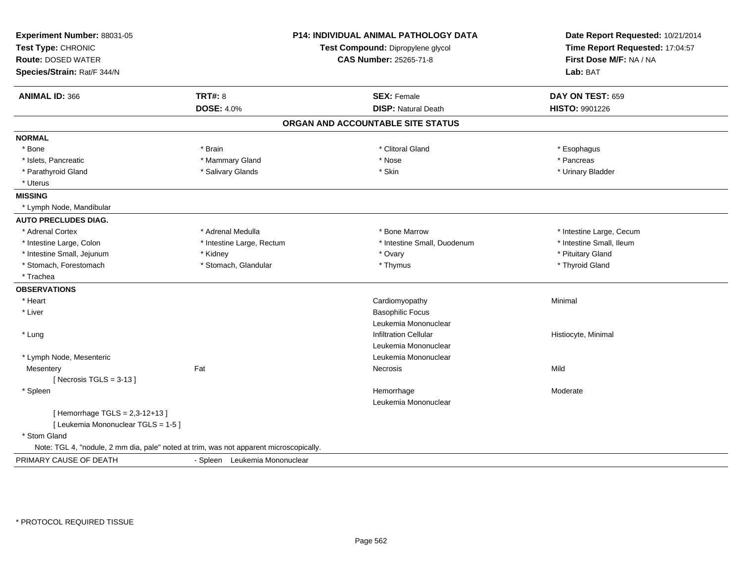**Experiment Number:** 88031-05
**Test Type:** CHRONIC
**Route:** DOSED WATER
**Species/Strain:** Rat/F 344/N

**P14: INDIVIDUAL ANIMAL PATHOLOGY DATA**
**Test Compound:** Dipropylene glycol
**CAS Number:** 25265-71-8

**Date Report Requested:** 10/21/2014
**Time Report Requested:** 17:04:57
**First Dose M/F:** NA / NA
**Lab:** BAT

| **ANIMAL ID:** 366 | **TRT#:** 8 | **SEX:** Female | **DAY ON TEST:** 659 |
|---|---|---|---|
| | **DOSE:** 4.0% | **DISP:** Natural Death | **HISTO:** 9901226 |

## ORGAN AND ACCOUNTABLE SITE STATUS

**NORMAL**

| | | | |
|---|---|---|---|
| * Bone | * Brain | * Clitoral Gland | * Esophagus |
| * Islets, Pancreatic | * Mammary Gland | * Nose | * Pancreas |
| * Parathyroid Gland | * Salivary Glands | * Skin | * Urinary Bladder |
| * Uterus | | | |

**MISSING**

* Lymph Node, Mandibular

**AUTO PRECLUDES DIAG.**

| | | | |
|---|---|---|---|
| * Adrenal Cortex | * Adrenal Medulla | * Bone Marrow | * Intestine Large, Cecum |
| * Intestine Large, Colon | * Intestine Large, Rectum | * Intestine Small, Duodenum | * Intestine Small, Ileum |
| * Intestine Small, Jejunum | * Kidney | * Ovary | * Pituitary Gland |
| * Stomach, Forestomach | * Stomach, Glandular | * Thymus | * Thyroid Gland |
| * Trachea | | | |

**OBSERVATIONS**

| | | | |
|---|---|---|---|
| * Heart | | Cardiomyopathy | Minimal |
| * Liver | | Basophilic Focus | |
| | | Leukemia Mononuclear | |
| * Lung | | Infiltration Cellular | Histiocyte, Minimal |
| | | Leukemia Mononuclear | |
| * Lymph Node, Mesenteric | | Leukemia Mononuclear | |
| Mesentery | Fat | Necrosis | Mild |
| [ Necrosis TGLS = 3-13 ] | | | |
| * Spleen | | Hemorrhage | Moderate |
| | | Leukemia Mononuclear | |
| [ Hemorrhage TGLS = 2,3-12+13 ] | | | |
| [ Leukemia Mononuclear TGLS = 1-5 ] | | | |
| * Stom Gland | | | |

Note: TGL 4, "nodule, 2 mm dia, pale" noted at trim, was not apparent microscopically.

PRIMARY CAUSE OF DEATH - Spleen Leukemia Mononuclear

\* PROTOCOL REQUIRED TISSUE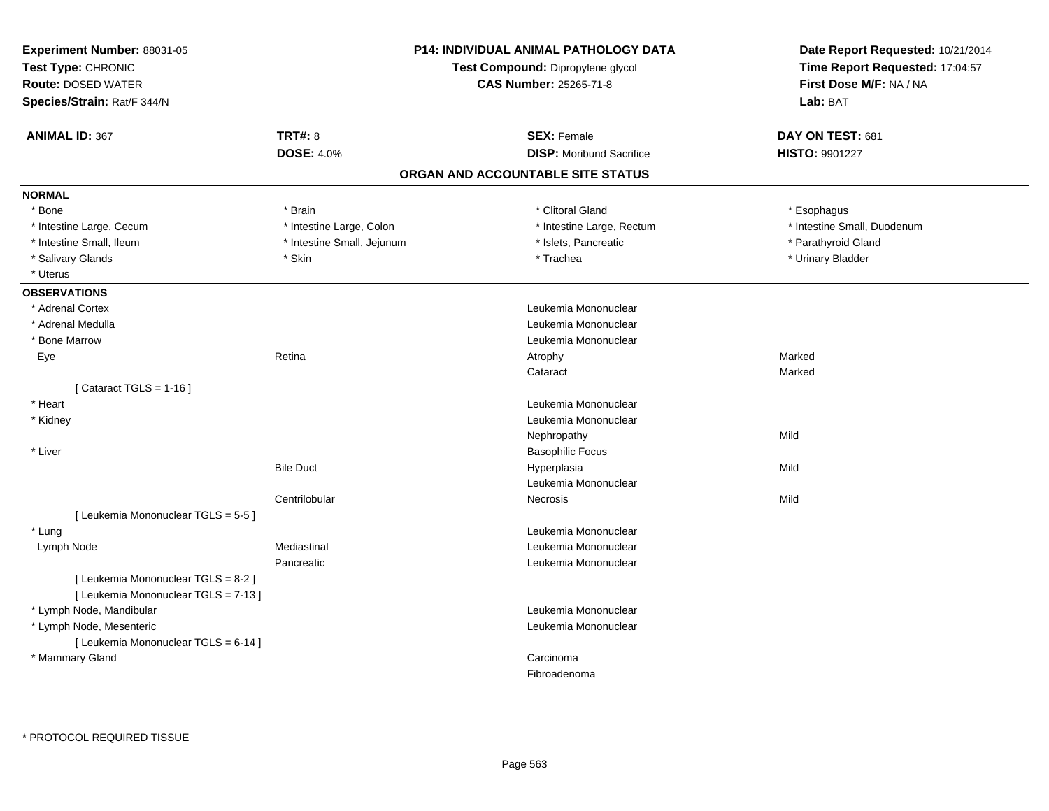**Experiment Number:** 88031-05
**Test Type:** CHRONIC
**Route:** DOSED WATER
**Species/Strain:** Rat/F 344/N

**P14: INDIVIDUAL ANIMAL PATHOLOGY DATA**
**Test Compound:** Dipropylene glycol
**CAS Number:** 25265-71-8

**Date Report Requested:** 10/21/2014
**Time Report Requested:** 17:04:57
**First Dose M/F:** NA / NA
**Lab:** BAT

| **ANIMAL ID:** 367 | **TRT#:** 8 | **SEX:** Female | **DAY ON TEST:** 681 |
|---|---|---|---|
| | **DOSE:** 4.0% | **DISP:** Moribund Sacrifice | **HISTO:** 9901227 |

## ORGAN AND ACCOUNTABLE SITE STATUS

**NORMAL**

| | | | |
|---|---|---|---|
| * Bone | * Brain | * Clitoral Gland | * Esophagus |
| * Intestine Large, Cecum | * Intestine Large, Colon | * Intestine Large, Rectum | * Intestine Small, Duodenum |
| * Intestine Small, Ileum | * Intestine Small, Jejunum | * Islets, Pancreatic | * Parathyroid Gland |
| * Salivary Glands | * Skin | * Trachea | * Urinary Bladder |
| * Uterus | | | |

**OBSERVATIONS**

| | | | |
|---|---|---|---|
| * Adrenal Cortex | | Leukemia Mononuclear | |
| * Adrenal Medulla | | Leukemia Mononuclear | |
| * Bone Marrow | | Leukemia Mononuclear | |
| Eye | Retina | Atrophy | Marked |
| | | Cataract | Marked |
| [ Cataract TGLS = 1-16 ] | | | |
| * Heart | | Leukemia Mononuclear | |
| * Kidney | | Leukemia Mononuclear | |
| | | Nephropathy | Mild |
| * Liver | | Basophilic Focus | |
| | Bile Duct | Hyperplasia | Mild |
| | | Leukemia Mononuclear | |
| | Centrilobular | Necrosis | Mild |
| [ Leukemia Mononuclear TGLS = 5-5 ] | | | |
| * Lung | | Leukemia Mononuclear | |
| Lymph Node | Mediastinal | Leukemia Mononuclear | |
| | Pancreatic | Leukemia Mononuclear | |
| [ Leukemia Mononuclear TGLS = 8-2 ] | | | |
| [ Leukemia Mononuclear TGLS = 7-13 ] | | | |
| * Lymph Node, Mandibular | | Leukemia Mononuclear | |
| * Lymph Node, Mesenteric | | Leukemia Mononuclear | |
| [ Leukemia Mononuclear TGLS = 6-14 ] | | | |
| * Mammary Gland | | Carcinoma | |
| | | Fibroadenoma | |

* PROTOCOL REQUIRED TISSUE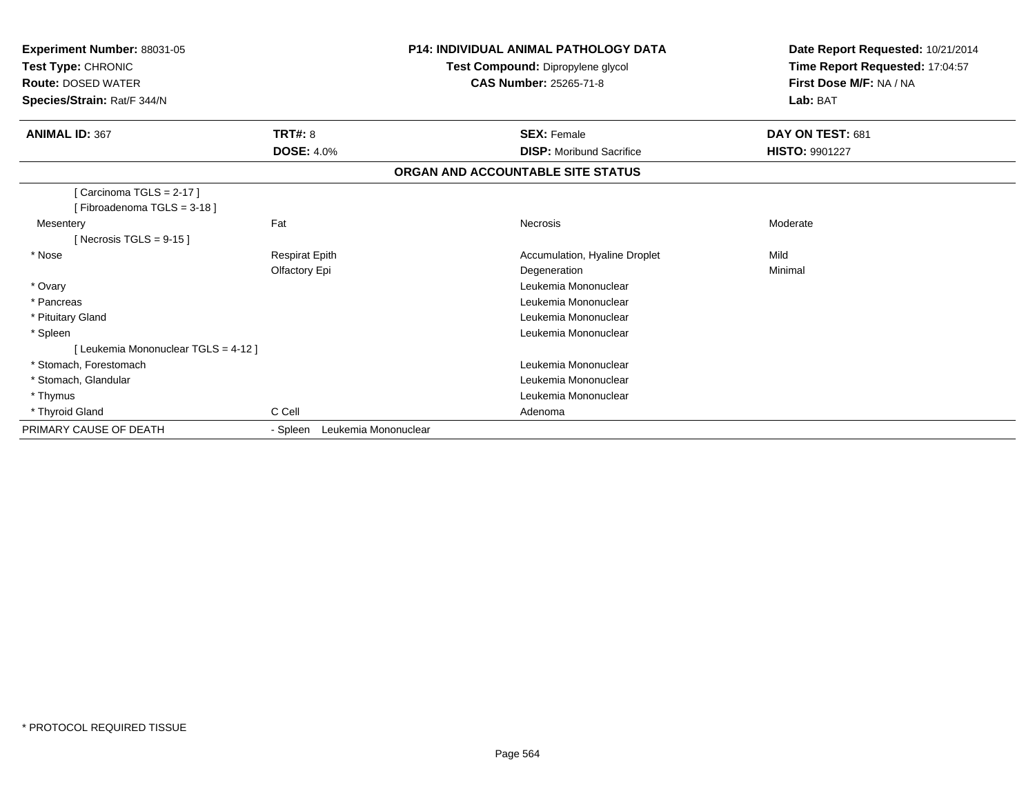**Experiment Number:** 88031-05
**Test Type:** CHRONIC
**Route:** DOSED WATER
**Species/Strain:** Rat/F 344/N

**P14: INDIVIDUAL ANIMAL PATHOLOGY DATA**
**Test Compound:** Dipropylene glycol
**CAS Number:** 25265-71-8

**Date Report Requested:** 10/21/2014
**Time Report Requested:** 17:04:57
**First Dose M/F:** NA / NA
**Lab:** BAT

| **ANIMAL ID:** 367 | **TRT#:** 8 | **SEX:** Female | **DAY ON TEST:** 681 |
|---|---|---|---|
| | **DOSE:** 4.0% | **DISP:** Moribund Sacrifice | **HISTO:** 9901227 |

## ORGAN AND ACCOUNTABLE SITE STATUS

| | | | |
|---|---|---|---|
| [ Carcinoma TGLS = 2-17 ] | | | |
| [ Fibroadenoma TGLS = 3-18 ] | | | |
| Mesentery | Fat | Necrosis | Moderate |
| [ Necrosis TGLS = 9-15 ] | | | |
| * Nose | Respirat Epith | Accumulation, Hyaline Droplet | Mild |
| | Olfactory Epi | Degeneration | Minimal |
| * Ovary | | Leukemia Mononuclear | |
| * Pancreas | | Leukemia Mononuclear | |
| * Pituitary Gland | | Leukemia Mononuclear | |
| * Spleen | | Leukemia Mononuclear | |
| [ Leukemia Mononuclear TGLS = 4-12 ] | | | |
| * Stomach, Forestomach | | Leukemia Mononuclear | |
| * Stomach, Glandular | | Leukemia Mononuclear | |
| * Thymus | | Leukemia Mononuclear | |
| * Thyroid Gland | C Cell | Adenoma | |
| PRIMARY CAUSE OF DEATH | - Spleen Leukemia Mononuclear | | |

* PROTOCOL REQUIRED TISSUE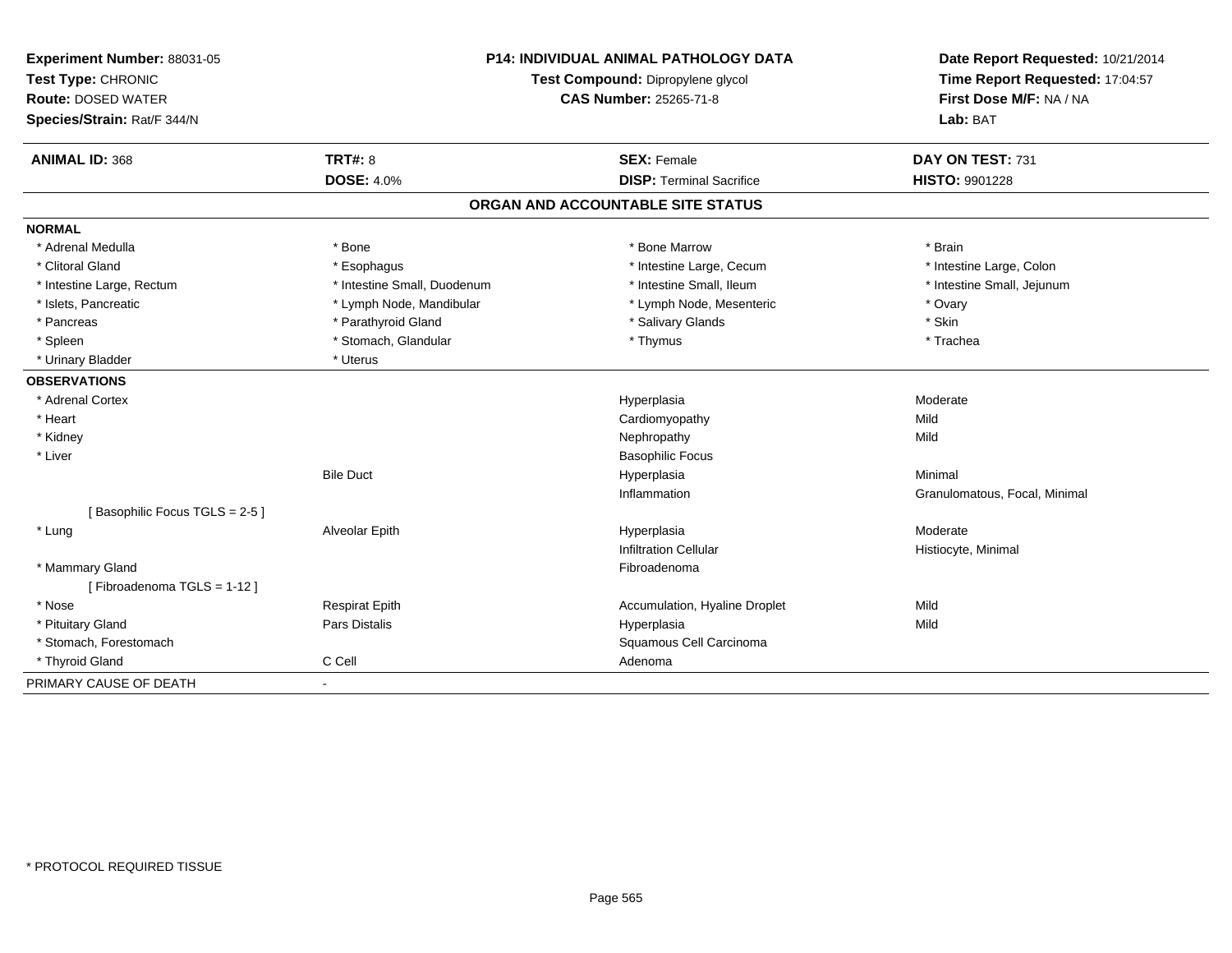**Experiment Number:** 88031-05
**Test Type:** CHRONIC
**Route:** DOSED WATER
**Species/Strain:** Rat/F 344/N

**P14: INDIVIDUAL ANIMAL PATHOLOGY DATA**
**Test Compound:** Dipropylene glycol
**CAS Number:** 25265-71-8

**Date Report Requested:** 10/21/2014
**Time Report Requested:** 17:04:57
**First Dose M/F:** NA / NA
**Lab:** BAT

| **ANIMAL ID:** 368 | **TRT#:** 8 | **SEX:** Female | **DAY ON TEST:** 731 |
|---|---|---|---|
| | **DOSE:** 4.0% | **DISP:** Terminal Sacrifice | **HISTO:** 9901228 |

## ORGAN AND ACCOUNTABLE SITE STATUS

| | | | |
|---|---|---|---|
| **NORMAL** | | | |
| * Adrenal Medulla | * Bone | * Bone Marrow | * Brain |
| * Clitoral Gland | * Esophagus | * Intestine Large, Cecum | * Intestine Large, Colon |
| * Intestine Large, Rectum | * Intestine Small, Duodenum | * Intestine Small, Ileum | * Intestine Small, Jejunum |
| * Islets, Pancreatic | * Lymph Node, Mandibular | * Lymph Node, Mesenteric | * Ovary |
| * Pancreas | * Parathyroid Gland | * Salivary Glands | * Skin |
| * Spleen | * Stomach, Glandular | * Thymus | * Trachea |
| * Urinary Bladder | * Uterus | | |
| **OBSERVATIONS** | | | |
| * Adrenal Cortex | | Hyperplasia | Moderate |
| * Heart | | Cardiomyopathy | Mild |
| * Kidney | | Nephropathy | Mild |
| * Liver | | Basophilic Focus | |
| | Bile Duct | Hyperplasia | Minimal |
| | | Inflammation | Granulomatous, Focal, Minimal |
| [ Basophilic Focus TGLS = 2-5 ] | | | |
| * Lung | Alveolar Epith | Hyperplasia | Moderate |
| | | Infiltration Cellular | Histiocyte, Minimal |
| * Mammary Gland | | Fibroadenoma | |
| [ Fibroadenoma TGLS = 1-12 ] | | | |
| * Nose | Respirat Epith | Accumulation, Hyaline Droplet | Mild |
| * Pituitary Gland | Pars Distalis | Hyperplasia | Mild |
| * Stomach, Forestomach | | Squamous Cell Carcinoma | |
| * Thyroid Gland | C Cell | Adenoma | |
| PRIMARY CAUSE OF DEATH | - | | |

* PROTOCOL REQUIRED TISSUE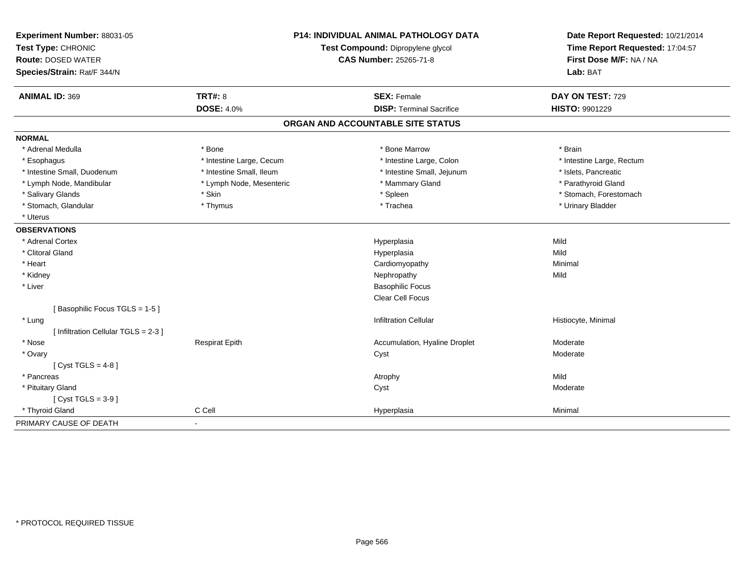**Experiment Number:** 88031-05
**Test Type:** CHRONIC
**Route:** DOSED WATER
**Species/Strain:** Rat/F 344/N

**P14: INDIVIDUAL ANIMAL PATHOLOGY DATA**
**Test Compound:** Dipropylene glycol
**CAS Number:** 25265-71-8

**Date Report Requested:** 10/21/2014
**Time Report Requested:** 17:04:57
**First Dose M/F:** NA / NA
**Lab:** BAT

| **ANIMAL ID:** 369 | **TRT#:** 8 | **SEX:** Female | **DAY ON TEST:** 729 |
|---|---|---|---|
| | **DOSE:** 4.0% | **DISP:** Terminal Sacrifice | **HISTO:** 9901229 |

## ORGAN AND ACCOUNTABLE SITE STATUS

**NORMAL**

| | | | |
|---|---|---|---|
| * Adrenal Medulla | * Bone | * Bone Marrow | * Brain |
| * Esophagus | * Intestine Large, Cecum | * Intestine Large, Colon | * Intestine Large, Rectum |
| * Intestine Small, Duodenum | * Intestine Small, Ileum | * Intestine Small, Jejunum | * Islets, Pancreatic |
| * Lymph Node, Mandibular | * Lymph Node, Mesenteric | * Mammary Gland | * Parathyroid Gland |
| * Salivary Glands | * Skin | * Spleen | * Stomach, Forestomach |
| * Stomach, Glandular | * Thymus | * Trachea | * Urinary Bladder |
| * Uterus | | | |

**OBSERVATIONS**

| | | | |
|---|---|---|---|
| * Adrenal Cortex | | Hyperplasia | Mild |
| * Clitoral Gland | | Hyperplasia | Mild |
| * Heart | | Cardiomyopathy | Minimal |
| * Kidney | | Nephropathy | Mild |
| * Liver | | Basophilic Focus | |
| | | Clear Cell Focus | |
| [ Basophilic Focus TGLS = 1-5 ] | | | |
| * Lung | | Infiltration Cellular | Histiocyte, Minimal |
| [ Infiltration Cellular TGLS = 2-3 ] | | | |
| * Nose | Respirat Epith | Accumulation, Hyaline Droplet | Moderate |
| * Ovary | | Cyst | Moderate |
| [ Cyst TGLS = 4-8 ] | | | |
| * Pancreas | | Atrophy | Mild |
| * Pituitary Gland | | Cyst | Moderate |
| [ Cyst TGLS = 3-9 ] | | | |
| * Thyroid Gland | C Cell | Hyperplasia | Minimal |

PRIMARY CAUSE OF DEATH -

* PROTOCOL REQUIRED TISSUE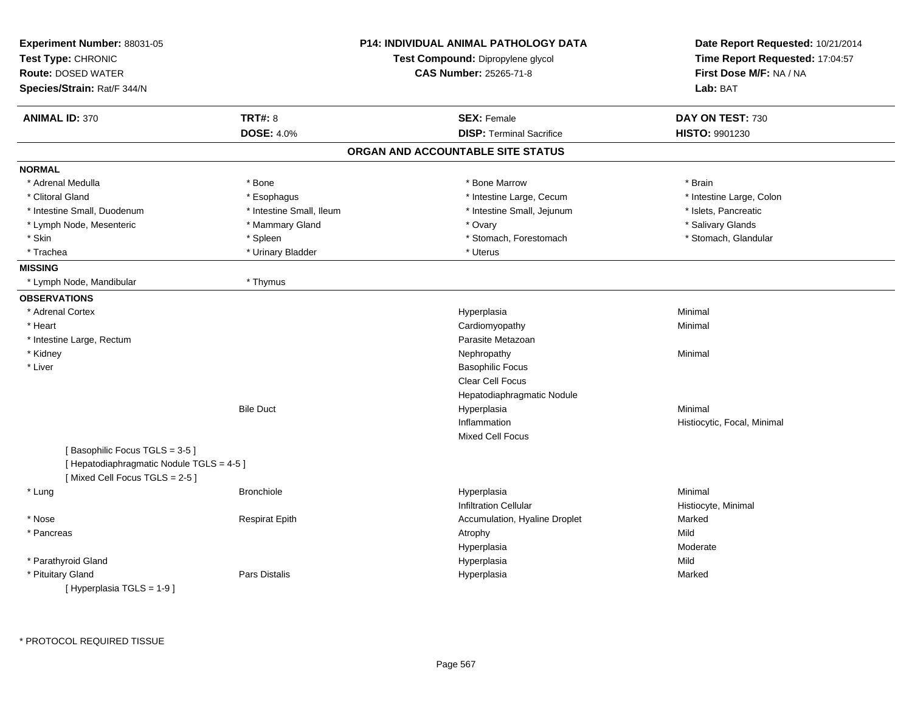**Experiment Number:** 88031-05
**Test Type:** CHRONIC
**Route:** DOSED WATER
**Species/Strain:** Rat/F 344/N

**P14: INDIVIDUAL ANIMAL PATHOLOGY DATA**
**Test Compound:** Dipropylene glycol
**CAS Number:** 25265-71-8

**Date Report Requested:** 10/21/2014
**Time Report Requested:** 17:04:57
**First Dose M/F:** NA / NA
**Lab:** BAT

| **ANIMAL ID:** 370 | **TRT#:** 8 | **SEX:** Female | **DAY ON TEST:** 730 |
|---|---|---|---|
| | **DOSE:** 4.0% | **DISP:** Terminal Sacrifice | **HISTO:** 9901230 |

## ORGAN AND ACCOUNTABLE SITE STATUS

**NORMAL**

| | | | |
|---|---|---|---|
| * Adrenal Medulla | * Bone | * Bone Marrow | * Brain |
| * Clitoral Gland | * Esophagus | * Intestine Large, Cecum | * Intestine Large, Colon |
| * Intestine Small, Duodenum | * Intestine Small, Ileum | * Intestine Small, Jejunum | * Islets, Pancreatic |
| * Lymph Node, Mesenteric | * Mammary Gland | * Ovary | * Salivary Glands |
| * Skin | * Spleen | * Stomach, Forestomach | * Stomach, Glandular |
| * Trachea | * Urinary Bladder | * Uterus | |

**MISSING**

| | |
|---|---|
| * Lymph Node, Mandibular | * Thymus |

**OBSERVATIONS**

| Organ | Site | Observation | Qualifier |
|---|---|---|---|
| * Adrenal Cortex | | Hyperplasia | Minimal |
| * Heart | | Cardiomyopathy | Minimal |
| * Intestine Large, Rectum | | Parasite Metazoan | |
| * Kidney | | Nephropathy | Minimal |
| * Liver | | Basophilic Focus | |
| | | Clear Cell Focus | |
| | | Hepatodiaphragmatic Nodule | |
| | Bile Duct | Hyperplasia | Minimal |
| | | Inflammation | Histiocytic, Focal, Minimal |
| | | Mixed Cell Focus | |
| [ Basophilic Focus TGLS = 3-5 ] | | | |
| [ Hepatodiaphragmatic Nodule TGLS = 4-5 ] | | | |
| [ Mixed Cell Focus TGLS = 2-5 ] | | | |
| * Lung | Bronchiole | Hyperplasia | Minimal |
| | | Infiltration Cellular | Histiocyte, Minimal |
| * Nose | Respirat Epith | Accumulation, Hyaline Droplet | Marked |
| * Pancreas | | Atrophy | Mild |
| | | Hyperplasia | Moderate |
| * Parathyroid Gland | | Hyperplasia | Mild |
| * Pituitary Gland | Pars Distalis | Hyperplasia | Marked |
| [ Hyperplasia TGLS = 1-9 ] | | | |

\* PROTOCOL REQUIRED TISSUE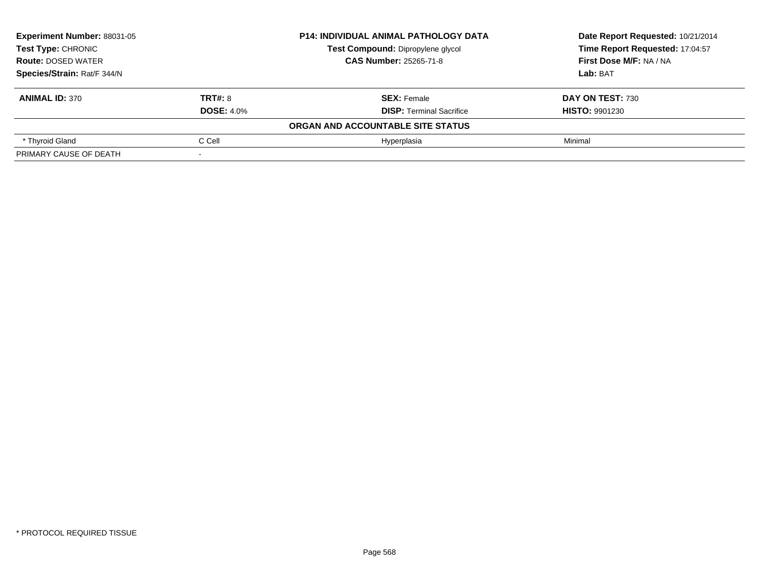**Experiment Number:** 88031-05
**Test Type:** CHRONIC
**Route:** DOSED WATER
**Species/Strain:** Rat/F 344/N

**P14: INDIVIDUAL ANIMAL PATHOLOGY DATA**
**Test Compound:** Dipropylene glycol
**CAS Number:** 25265-71-8

**Date Report Requested:** 10/21/2014
**Time Report Requested:** 17:04:57
**First Dose M/F:** NA / NA
**Lab:** BAT

| **ANIMAL ID:** 370 | **TRT#:** 8 | **SEX:** Female | **DAY ON TEST:** 730 |
|---|---|---|---|
| | **DOSE:** 4.0% | **DISP:** Terminal Sacrifice | **HISTO:** 9901230 |
| | | **ORGAN AND ACCOUNTABLE SITE STATUS** | |
| * Thyroid Gland | C Cell | Hyperplasia | Minimal |
| PRIMARY CAUSE OF DEATH | - | | |

* PROTOCOL REQUIRED TISSUE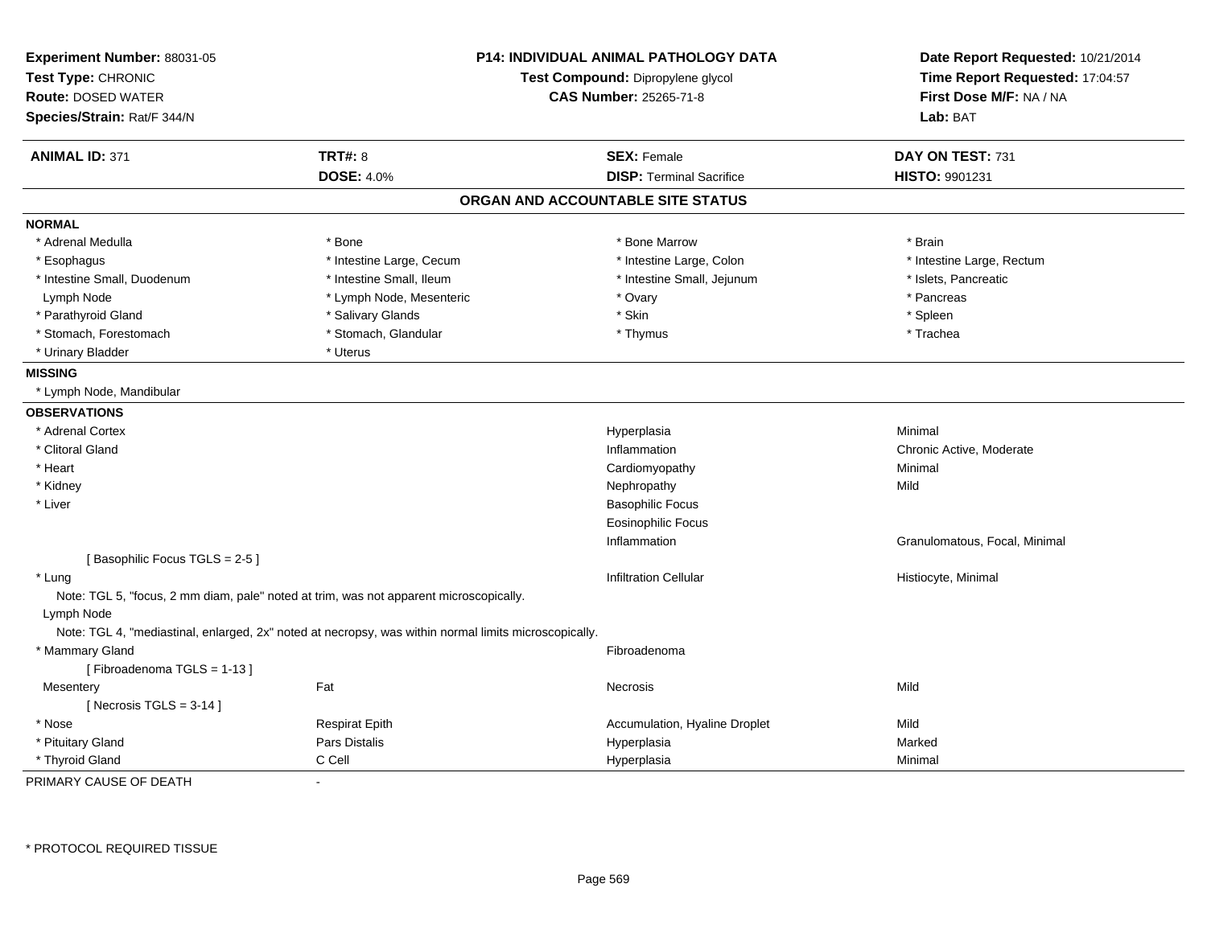**Experiment Number:** 88031-05
**Test Type:** CHRONIC
**Route:** DOSED WATER
**Species/Strain:** Rat/F 344/N

**P14: INDIVIDUAL ANIMAL PATHOLOGY DATA**
**Test Compound:** Dipropylene glycol
**CAS Number:** 25265-71-8

**Date Report Requested:** 10/21/2014
**Time Report Requested:** 17:04:57
**First Dose M/F:** NA / NA
**Lab:** BAT

| **ANIMAL ID:** 371 | **TRT#:** 8 | **SEX:** Female | **DAY ON TEST:** 731 |
|---|---|---|---|
| | **DOSE:** 4.0% | **DISP:** Terminal Sacrifice | **HISTO:** 9901231 |

## ORGAN AND ACCOUNTABLE SITE STATUS

**NORMAL**

| | | | |
|---|---|---|---|
| * Adrenal Medulla | * Bone | * Bone Marrow | * Brain |
| * Esophagus | * Intestine Large, Cecum | * Intestine Large, Colon | * Intestine Large, Rectum |
| * Intestine Small, Duodenum | * Intestine Small, Ileum | * Intestine Small, Jejunum | * Islets, Pancreatic |
| Lymph Node | * Lymph Node, Mesenteric | * Ovary | * Pancreas |
| * Parathyroid Gland | * Salivary Glands | * Skin | * Spleen |
| * Stomach, Forestomach | * Stomach, Glandular | * Thymus | * Trachea |
| * Urinary Bladder | * Uterus | | |

**MISSING**

* Lymph Node, Mandibular

**OBSERVATIONS**

| | | | |
|---|---|---|---|
| * Adrenal Cortex | | Hyperplasia | Minimal |
| * Clitoral Gland | | Inflammation | Chronic Active, Moderate |
| * Heart | | Cardiomyopathy | Minimal |
| * Kidney | | Nephropathy | Mild |
| * Liver | | Basophilic Focus | |
| | | Eosinophilic Focus | |
| | | Inflammation | Granulomatous, Focal, Minimal |
| [ Basophilic Focus TGLS = 2-5 ] | | | |
| * Lung | | Infiltration Cellular | Histiocyte, Minimal |
| Note: TGL 5, "focus, 2 mm diam, pale" noted at trim, was not apparent microscopically. | | | |
| Lymph Node | | | |
| Note: TGL 4, "mediastinal, enlarged, 2x" noted at necropsy, was within normal limits microscopically. | | | |
| * Mammary Gland | | Fibroadenoma | |
| [ Fibroadenoma TGLS = 1-13 ] | | | |
| Mesentery | Fat | Necrosis | Mild |
| [ Necrosis TGLS = 3-14 ] | | | |
| * Nose | Respirat Epith | Accumulation, Hyaline Droplet | Mild |
| * Pituitary Gland | Pars Distalis | Hyperplasia | Marked |
| * Thyroid Gland | C Cell | Hyperplasia | Minimal |

PRIMARY CAUSE OF DEATH -

\* PROTOCOL REQUIRED TISSUE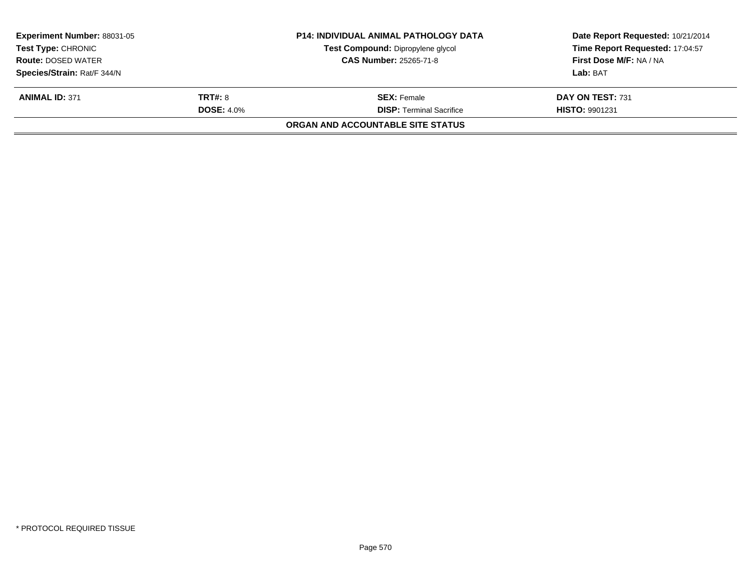| **Experiment Number:** 88031-05 | **P14: INDIVIDUAL ANIMAL PATHOLOGY DATA** | **Date Report Requested:** 10/21/2014 |
|---|---|---|
| **Test Type:** CHRONIC | **Test Compound:** Dipropylene glycol | **Time Report Requested:** 17:04:57 |
| **Route:** DOSED WATER | **CAS Number:** 25265-71-8 | **First Dose M/F:** NA / NA |
| **Species/Strain:** Rat/F 344/N | | **Lab:** BAT |

| **ANIMAL ID:** 371 | **TRT#:** 8 | **SEX:** Female | **DAY ON TEST:** 731 |
|---|---|---|---|
| | **DOSE:** 4.0% | **DISP:** Terminal Sacrifice | **HISTO:** 9901231 |

**ORGAN AND ACCOUNTABLE SITE STATUS**

* PROTOCOL REQUIRED TISSUE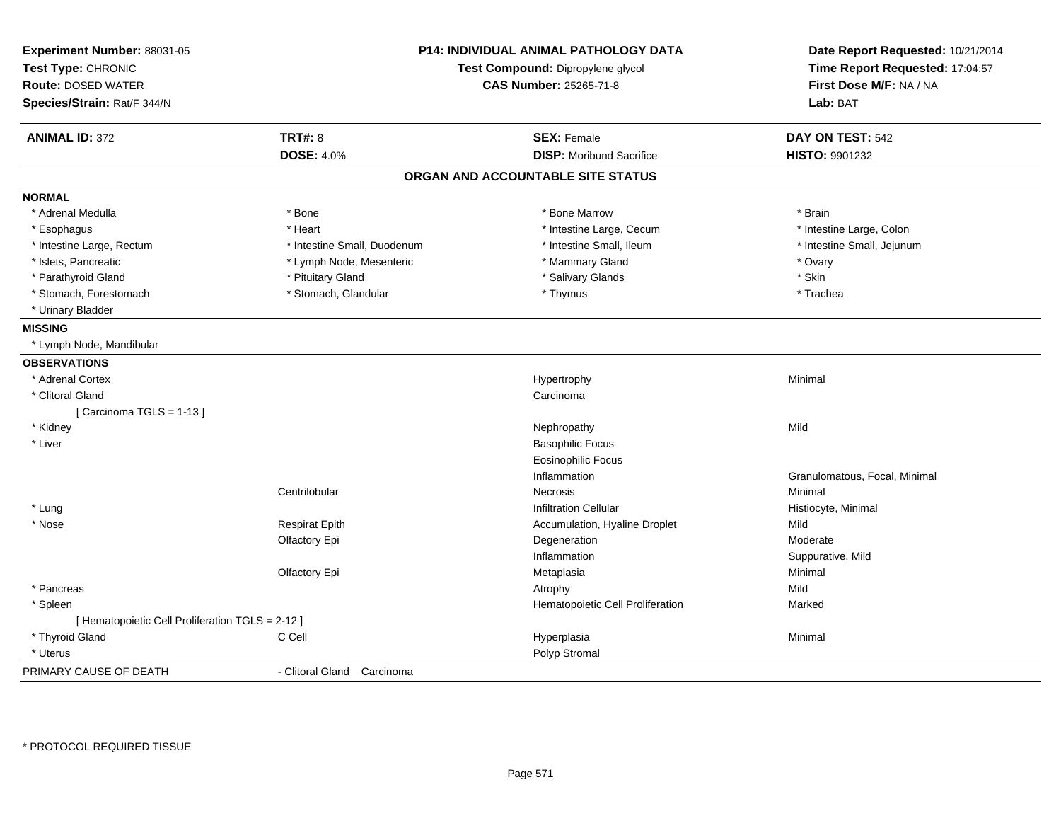**Experiment Number:** 88031-05
**Test Type:** CHRONIC
**Route:** DOSED WATER
**Species/Strain:** Rat/F 344/N

**P14: INDIVIDUAL ANIMAL PATHOLOGY DATA**
**Test Compound:** Dipropylene glycol
**CAS Number:** 25265-71-8

**Date Report Requested:** 10/21/2014
**Time Report Requested:** 17:04:57
**First Dose M/F:** NA / NA
**Lab:** BAT

| **ANIMAL ID:** 372 | **TRT#:** 8 | **SEX:** Female | **DAY ON TEST:** 542 |
|---|---|---|---|
| | **DOSE:** 4.0% | **DISP:** Moribund Sacrifice | **HISTO:** 9901232 |

## ORGAN AND ACCOUNTABLE SITE STATUS

**NORMAL**

| | | | |
|---|---|---|---|
| * Adrenal Medulla | * Bone | * Bone Marrow | * Brain |
| * Esophagus | * Heart | * Intestine Large, Cecum | * Intestine Large, Colon |
| * Intestine Large, Rectum | * Intestine Small, Duodenum | * Intestine Small, Ileum | * Intestine Small, Jejunum |
| * Islets, Pancreatic | * Lymph Node, Mesenteric | * Mammary Gland | * Ovary |
| * Parathyroid Gland | * Pituitary Gland | * Salivary Glands | * Skin |
| * Stomach, Forestomach | * Stomach, Glandular | * Thymus | * Trachea |
| * Urinary Bladder | | | |

**MISSING**

* Lymph Node, Mandibular

**OBSERVATIONS**

| | | | |
|---|---|---|---|
| * Adrenal Cortex | | Hypertrophy | Minimal |
| * Clitoral Gland | | Carcinoma | |
| [ Carcinoma TGLS = 1-13 ] | | | |
| * Kidney | | Nephropathy | Mild |
| * Liver | | Basophilic Focus | |
| | | Eosinophilic Focus | |
| | | Inflammation | Granulomatous, Focal, Minimal |
| | Centrilobular | Necrosis | Minimal |
| * Lung | | Infiltration Cellular | Histiocyte, Minimal |
| * Nose | Respirat Epith | Accumulation, Hyaline Droplet | Mild |
| | Olfactory Epi | Degeneration | Moderate |
| | | Inflammation | Suppurative, Mild |
| | Olfactory Epi | Metaplasia | Minimal |
| * Pancreas | | Atrophy | Mild |
| * Spleen | | Hematopoietic Cell Proliferation | Marked |
| [ Hematopoietic Cell Proliferation TGLS = 2-12 ] | | | |
| * Thyroid Gland | C Cell | Hyperplasia | Minimal |
| * Uterus | | Polyp Stromal | |

PRIMARY CAUSE OF DEATH - Clitoral Gland Carcinoma

* PROTOCOL REQUIRED TISSUE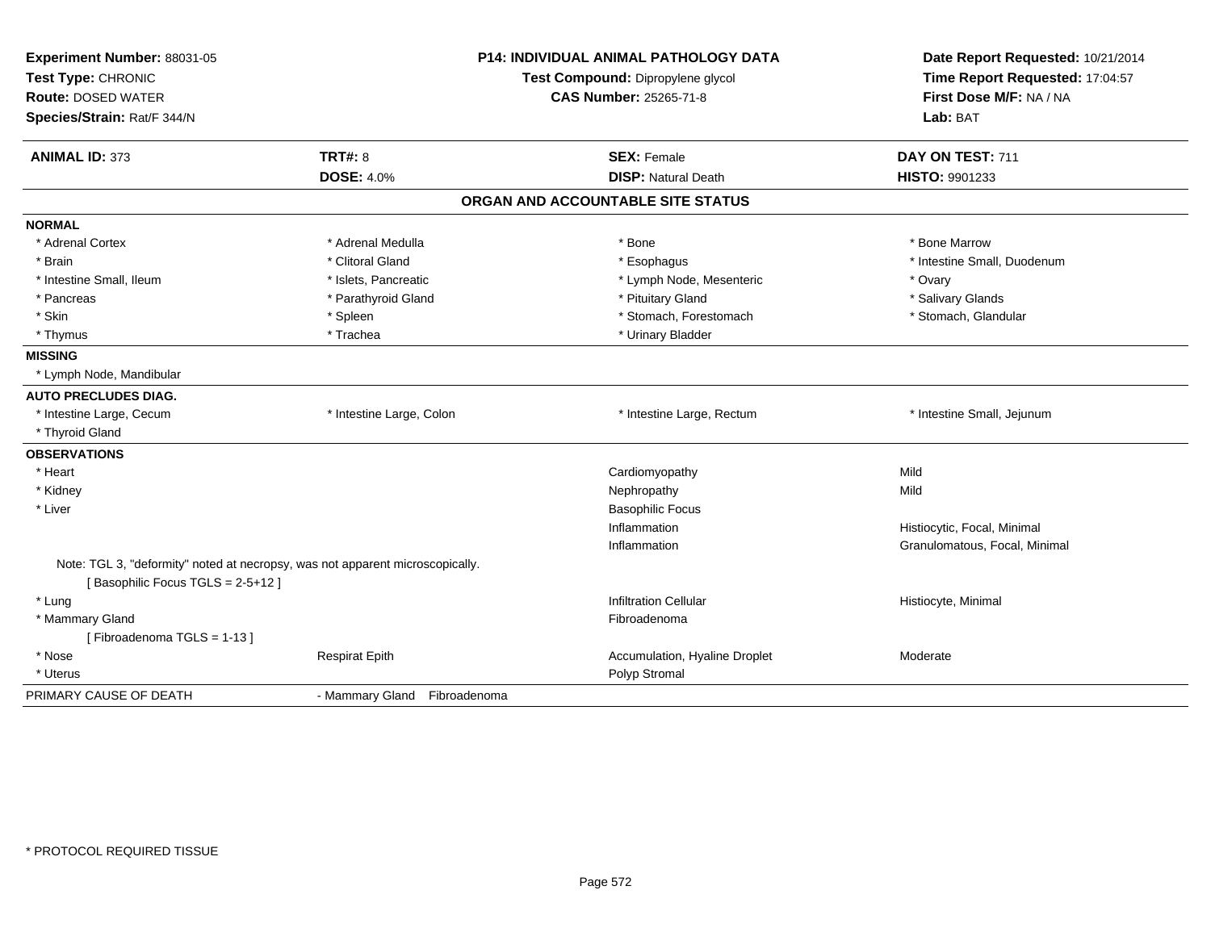**Experiment Number:** 88031-05
**Test Type:** CHRONIC
**Route:** DOSED WATER
**Species/Strain:** Rat/F 344/N

**P14: INDIVIDUAL ANIMAL PATHOLOGY DATA**
**Test Compound:** Dipropylene glycol
**CAS Number:** 25265-71-8

**Date Report Requested:** 10/21/2014
**Time Report Requested:** 17:04:57
**First Dose M/F:** NA / NA
**Lab:** BAT

| **ANIMAL ID:** 373 | **TRT#:** 8 | **SEX:** Female | **DAY ON TEST:** 711 |
|---|---|---|---|
| | **DOSE:** 4.0% | **DISP:** Natural Death | **HISTO:** 9901233 |

## ORGAN AND ACCOUNTABLE SITE STATUS

| | | | |
|---|---|---|---|
| **NORMAL** | | | |
| * Adrenal Cortex | * Adrenal Medulla | * Bone | * Bone Marrow |
| * Brain | * Clitoral Gland | * Esophagus | * Intestine Small, Duodenum |
| * Intestine Small, Ileum | * Islets, Pancreatic | * Lymph Node, Mesenteric | * Ovary |
| * Pancreas | * Parathyroid Gland | * Pituitary Gland | * Salivary Glands |
| * Skin | * Spleen | * Stomach, Forestomach | * Stomach, Glandular |
| * Thymus | * Trachea | * Urinary Bladder | |
| **MISSING** | | | |
| * Lymph Node, Mandibular | | | |
| **AUTO PRECLUDES DIAG.** | | | |
| * Intestine Large, Cecum | * Intestine Large, Colon | * Intestine Large, Rectum | * Intestine Small, Jejunum |
| * Thyroid Gland | | | |
| **OBSERVATIONS** | | | |
| * Heart | | Cardiomyopathy | Mild |
| * Kidney | | Nephropathy | Mild |
| * Liver | | Basophilic Focus | |
| | | Inflammation | Histiocytic, Focal, Minimal |
| | | Inflammation | Granulomatous, Focal, Minimal |
| Note: TGL 3, "deformity" noted at necropsy, was not apparent microscopically. | | | |
| [ Basophilic Focus TGLS = 2-5+12 ] | | | |
| * Lung | | Infiltration Cellular | Histiocyte, Minimal |
| * Mammary Gland | | Fibroadenoma | |
| [ Fibroadenoma TGLS = 1-13 ] | | | |
| * Nose | Respirat Epith | Accumulation, Hyaline Droplet | Moderate |
| * Uterus | | Polyp Stromal | |
| PRIMARY CAUSE OF DEATH | - Mammary Gland Fibroadenoma | | |

* PROTOCOL REQUIRED TISSUE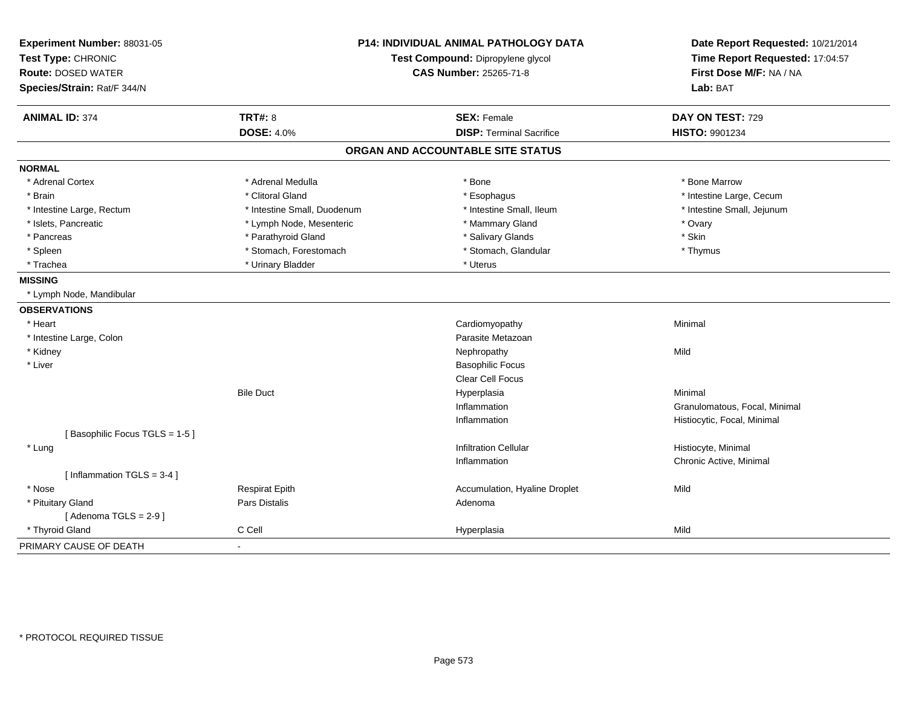**Experiment Number:** 88031-05
**Test Type:** CHRONIC
**Route:** DOSED WATER
**Species/Strain:** Rat/F 344/N

**P14: INDIVIDUAL ANIMAL PATHOLOGY DATA**
**Test Compound:** Dipropylene glycol
**CAS Number:** 25265-71-8

**Date Report Requested:** 10/21/2014
**Time Report Requested:** 17:04:57
**First Dose M/F:** NA / NA
**Lab:** BAT

| **ANIMAL ID:** 374 | **TRT#:** 8 | **SEX:** Female | **DAY ON TEST:** 729 |
|---|---|---|---|
| | **DOSE:** 4.0% | **DISP:** Terminal Sacrifice | **HISTO:** 9901234 |

## ORGAN AND ACCOUNTABLE SITE STATUS

| | | | |
|---|---|---|---|
| **NORMAL** | | | |
| * Adrenal Cortex | * Adrenal Medulla | * Bone | * Bone Marrow |
| * Brain | * Clitoral Gland | * Esophagus | * Intestine Large, Cecum |
| * Intestine Large, Rectum | * Intestine Small, Duodenum | * Intestine Small, Ileum | * Intestine Small, Jejunum |
| * Islets, Pancreatic | * Lymph Node, Mesenteric | * Mammary Gland | * Ovary |
| * Pancreas | * Parathyroid Gland | * Salivary Glands | * Skin |
| * Spleen | * Stomach, Forestomach | * Stomach, Glandular | * Thymus |
| * Trachea | * Urinary Bladder | * Uterus | |
| **MISSING** | | | |
| * Lymph Node, Mandibular | | | |
| **OBSERVATIONS** | | | |
| * Heart | | Cardiomyopathy | Minimal |
| * Intestine Large, Colon | | Parasite Metazoan | |
| * Kidney | | Nephropathy | Mild |
| * Liver | | Basophilic Focus | |
| | | Clear Cell Focus | |
| | Bile Duct | Hyperplasia | Minimal |
| | | Inflammation | Granulomatous, Focal, Minimal |
| | | Inflammation | Histiocytic, Focal, Minimal |
| [ Basophilic Focus TGLS = 1-5 ] | | | |
| * Lung | | Infiltration Cellular | Histiocyte, Minimal |
| | | Inflammation | Chronic Active, Minimal |
| [ Inflammation TGLS = 3-4 ] | | | |
| * Nose | Respirat Epith | Accumulation, Hyaline Droplet | Mild |
| * Pituitary Gland | Pars Distalis | Adenoma | |
| [ Adenoma TGLS = 2-9 ] | | | |
| * Thyroid Gland | C Cell | Hyperplasia | Mild |
| PRIMARY CAUSE OF DEATH | - | | |

* PROTOCOL REQUIRED TISSUE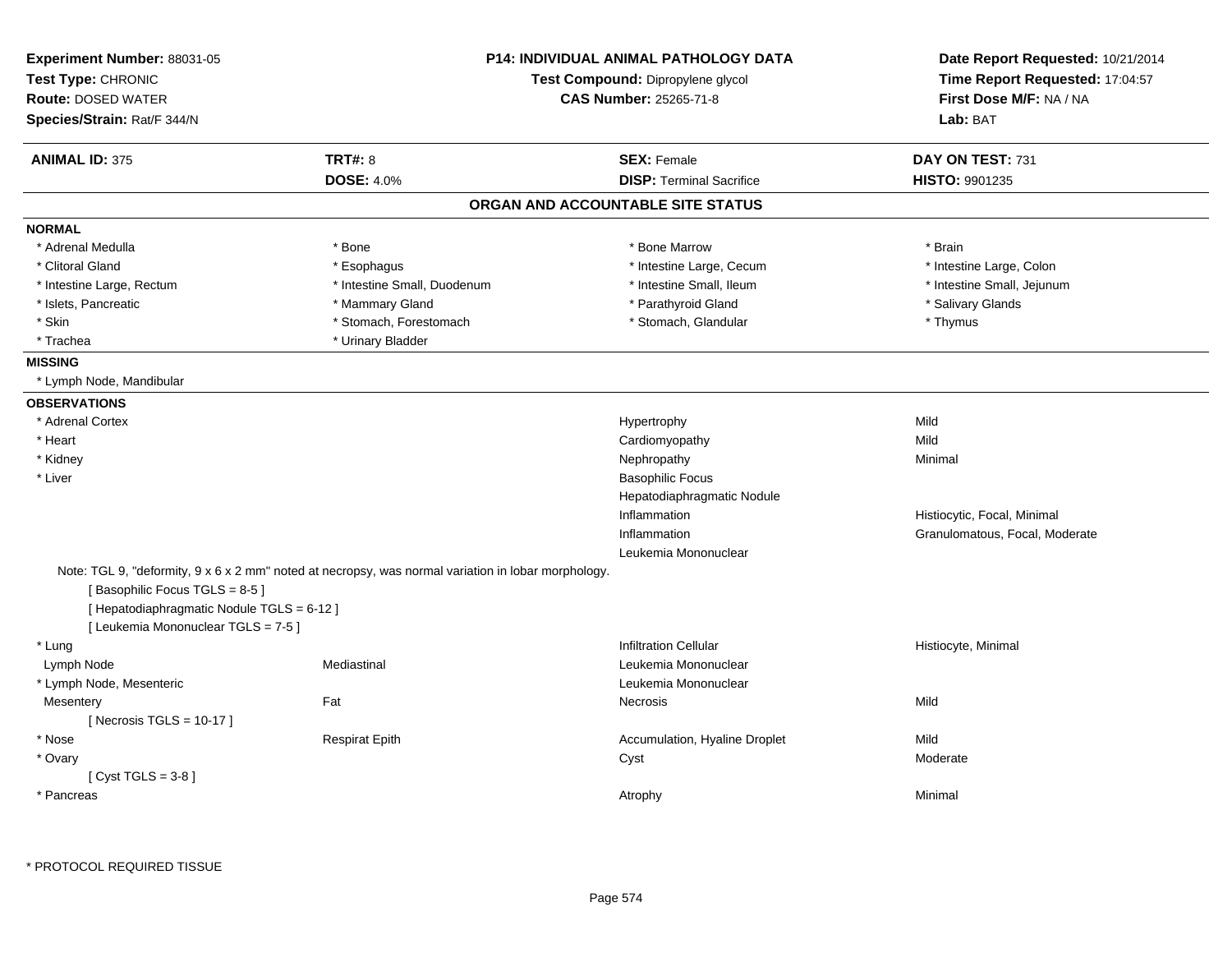**Experiment Number:** 88031-05
**Test Type:** CHRONIC
**Route:** DOSED WATER
**Species/Strain:** Rat/F 344/N

**P14: INDIVIDUAL ANIMAL PATHOLOGY DATA**
**Test Compound:** Dipropylene glycol
**CAS Number:** 25265-71-8

**Date Report Requested:** 10/21/2014
**Time Report Requested:** 17:04:57
**First Dose M/F:** NA / NA
**Lab:** BAT

| **ANIMAL ID:** 375 | **TRT#:** 8 | **SEX:** Female | **DAY ON TEST:** 731 |
|---|---|---|---|
| | **DOSE:** 4.0% | **DISP:** Terminal Sacrifice | **HISTO:** 9901235 |

## ORGAN AND ACCOUNTABLE SITE STATUS

**NORMAL**

| | | | |
|---|---|---|---|
| * Adrenal Medulla | * Bone | * Bone Marrow | * Brain |
| * Clitoral Gland | * Esophagus | * Intestine Large, Cecum | * Intestine Large, Colon |
| * Intestine Large, Rectum | * Intestine Small, Duodenum | * Intestine Small, Ileum | * Intestine Small, Jejunum |
| * Islets, Pancreatic | * Mammary Gland | * Parathyroid Gland | * Salivary Glands |
| * Skin | * Stomach, Forestomach | * Stomach, Glandular | * Thymus |
| * Trachea | * Urinary Bladder | | |

**MISSING**

* Lymph Node, Mandibular

**OBSERVATIONS**

| | | | |
|---|---|---|---|
| * Adrenal Cortex | | Hypertrophy | Mild |
| * Heart | | Cardiomyopathy | Mild |
| * Kidney | | Nephropathy | Minimal |
| * Liver | | Basophilic Focus | |
| | | Hepatodiaphragmatic Nodule | |
| | | Inflammation | Histiocytic, Focal, Minimal |
| | | Inflammation | Granulomatous, Focal, Moderate |
| | | Leukemia Mononuclear | |

Note: TGL 9, "deformity, 9 x 6 x 2 mm" noted at necropsy, was normal variation in lobar morphology.
[ Basophilic Focus TGLS = 8-5 ]
[ Hepatodiaphragmatic Nodule TGLS = 6-12 ]
[ Leukemia Mononuclear TGLS = 7-5 ]

| | | | |
|---|---|---|---|
| * Lung | | Infiltration Cellular | Histiocyte, Minimal |
| Lymph Node | Mediastinal | Leukemia Mononuclear | |
| * Lymph Node, Mesenteric | | Leukemia Mononuclear | |
| Mesentery | Fat | Necrosis | Mild |

[ Necrosis TGLS = 10-17 ]

| | | | |
|---|---|---|---|
| * Nose | Respirat Epith | Accumulation, Hyaline Droplet | Mild |
| * Ovary | | Cyst | Moderate |

[ Cyst TGLS = 3-8 ]

| | | | |
|---|---|---|---|
| * Pancreas | | Atrophy | Minimal |

* PROTOCOL REQUIRED TISSUE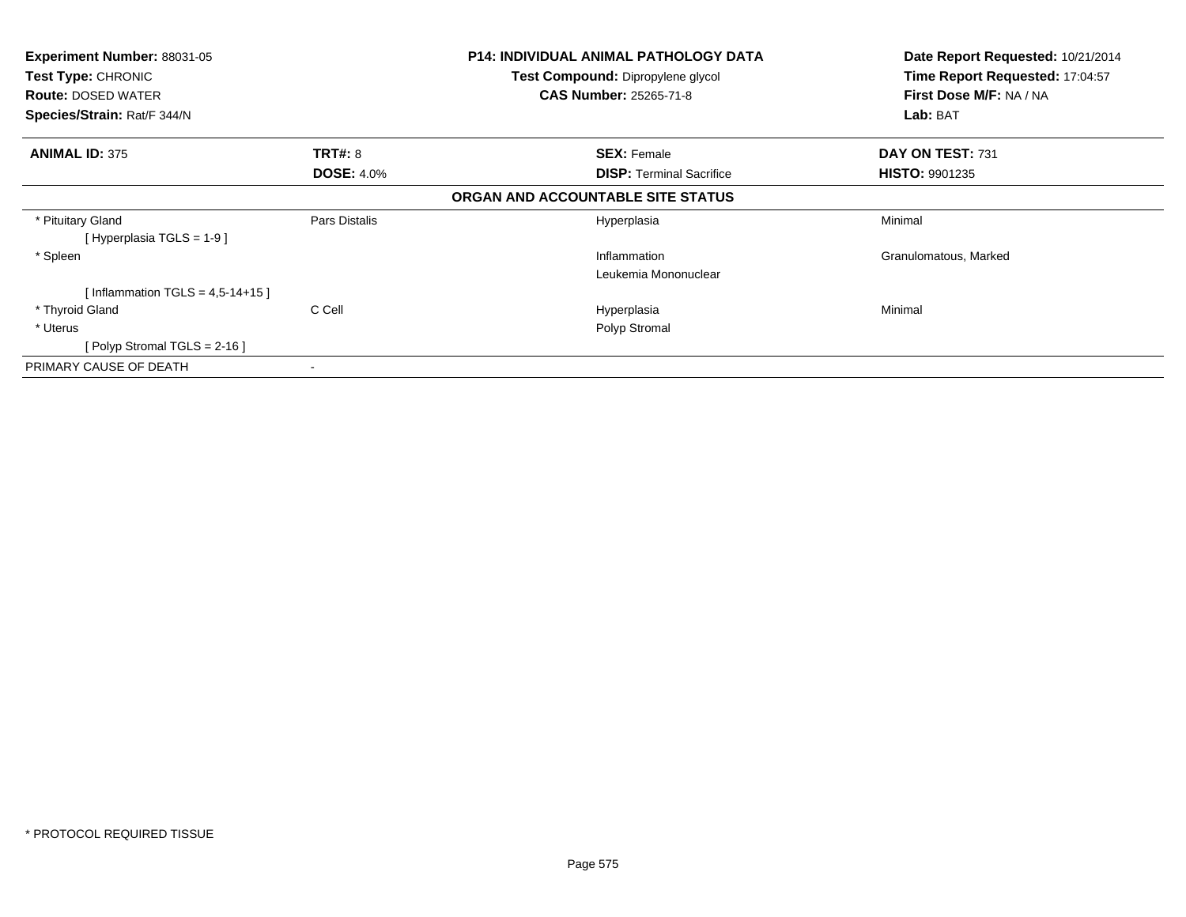| **Experiment Number:** 88031-05 | **P14: INDIVIDUAL ANIMAL PATHOLOGY DATA** | **Date Report Requested:** 10/21/2014 |
|---|---|---|
| **Test Type:** CHRONIC | **Test Compound:** Dipropylene glycol | **Time Report Requested:** 17:04:57 |
| **Route:** DOSED WATER | **CAS Number:** 25265-71-8 | **First Dose M/F:** NA / NA |
| **Species/Strain:** Rat/F 344/N | | **Lab:** BAT |

| **ANIMAL ID:** 375 | **TRT#:** 8 | **SEX:** Female | **DAY ON TEST:** 731 |
|---|---|---|---|
| | **DOSE:** 4.0% | **DISP:** Terminal Sacrifice | **HISTO:** 9901235 |
| **ORGAN AND ACCOUNTABLE SITE STATUS** | | | |
| * Pituitary Gland | Pars Distalis | Hyperplasia | Minimal |
| [ Hyperplasia TGLS = 1-9 ] | | | |
| * Spleen | | Inflammation | Granulomatous, Marked |
| | | Leukemia Mononuclear | |
| [ Inflammation TGLS = 4,5-14+15 ] | | | |
| * Thyroid Gland | C Cell | Hyperplasia | Minimal |
| * Uterus | | Polyp Stromal | |
| [ Polyp Stromal TGLS = 2-16 ] | | | |
| PRIMARY CAUSE OF DEATH | - | | |

* PROTOCOL REQUIRED TISSUE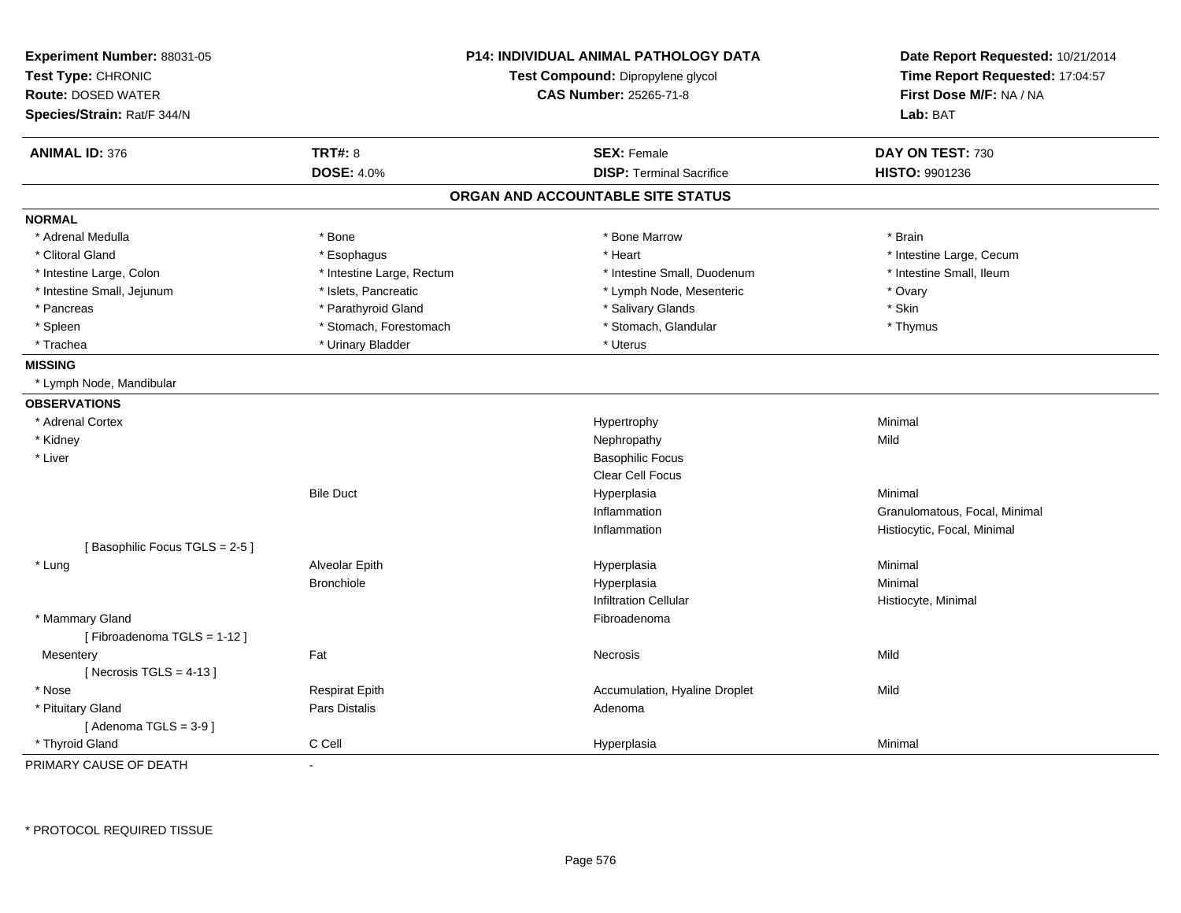**Experiment Number:** 88031-05
**Test Type:** CHRONIC
**Route:** DOSED WATER
**Species/Strain:** Rat/F 344/N

**P14: INDIVIDUAL ANIMAL PATHOLOGY DATA**
**Test Compound:** Dipropylene glycol
**CAS Number:** 25265-71-8

**Date Report Requested:** 10/21/2014
**Time Report Requested:** 17:04:57
**First Dose M/F:** NA / NA
**Lab:** BAT

| **ANIMAL ID:** 376 | **TRT#:** 8 | **SEX:** Female | **DAY ON TEST:** 730 |
|---|---|---|---|
| | **DOSE:** 4.0% | **DISP:** Terminal Sacrifice | **HISTO:** 9901236 |

## ORGAN AND ACCOUNTABLE SITE STATUS

**NORMAL**

| | | | |
|---|---|---|---|
| * Adrenal Medulla | * Bone | * Bone Marrow | * Brain |
| * Clitoral Gland | * Esophagus | * Heart | * Intestine Large, Cecum |
| * Intestine Large, Colon | * Intestine Large, Rectum | * Intestine Small, Duodenum | * Intestine Small, Ileum |
| * Intestine Small, Jejunum | * Islets, Pancreatic | * Lymph Node, Mesenteric | * Ovary |
| * Pancreas | * Parathyroid Gland | * Salivary Glands | * Skin |
| * Spleen | * Stomach, Forestomach | * Stomach, Glandular | * Thymus |
| * Trachea | * Urinary Bladder | * Uterus | |

**MISSING**

* Lymph Node, Mandibular

**OBSERVATIONS**

| Organ | Site | Observation | Qualifier |
|---|---|---|---|
| * Adrenal Cortex | | Hypertrophy | Minimal |
| * Kidney | | Nephropathy | Mild |
| * Liver | | Basophilic Focus | |
| | | Clear Cell Focus | |
| | Bile Duct | Hyperplasia | Minimal |
| | | Inflammation | Granulomatous, Focal, Minimal |
| | | Inflammation | Histiocytic, Focal, Minimal |
| [ Basophilic Focus TGLS = 2-5 ] | | | |
| * Lung | Alveolar Epith | Hyperplasia | Minimal |
| | Bronchiole | Hyperplasia | Minimal |
| | | Infiltration Cellular | Histiocyte, Minimal |
| * Mammary Gland | | Fibroadenoma | |
| [ Fibroadenoma TGLS = 1-12 ] | | | |
| Mesentery | Fat | Necrosis | Mild |
| [ Necrosis TGLS = 4-13 ] | | | |
| * Nose | Respirat Epith | Accumulation, Hyaline Droplet | Mild |
| * Pituitary Gland | Pars Distalis | Adenoma | |
| [ Adenoma TGLS = 3-9 ] | | | |
| * Thyroid Gland | C Cell | Hyperplasia | Minimal |

PRIMARY CAUSE OF DEATH -

\* PROTOCOL REQUIRED TISSUE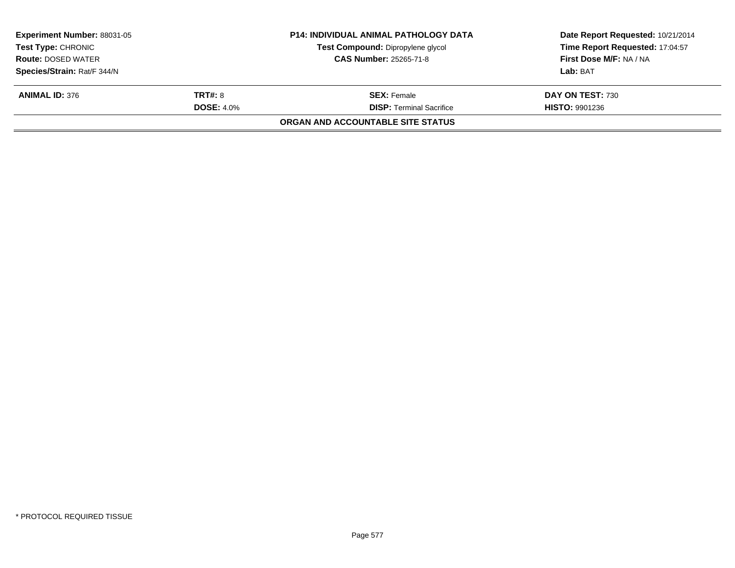| Experiment Number: 88031-05 | P14: INDIVIDUAL ANIMAL PATHOLOGY DATA | Date Report Requested: 10/21/2014 |
|---|---|---|
| Test Type: CHRONIC | Test Compound: Dipropylene glycol | Time Report Requested: 17:04:57 |
| Route: DOSED WATER | CAS Number: 25265-71-8 | First Dose M/F: NA / NA |
| Species/Strain: Rat/F 344/N | | Lab: BAT |

| ANIMAL ID: 376 | TRT#: 8 | SEX: Female | DAY ON TEST: 730 |
|---|---|---|---|
| | DOSE: 4.0% | DISP: Terminal Sacrifice | HISTO: 9901236 |

**ORGAN AND ACCOUNTABLE SITE STATUS**

* PROTOCOL REQUIRED TISSUE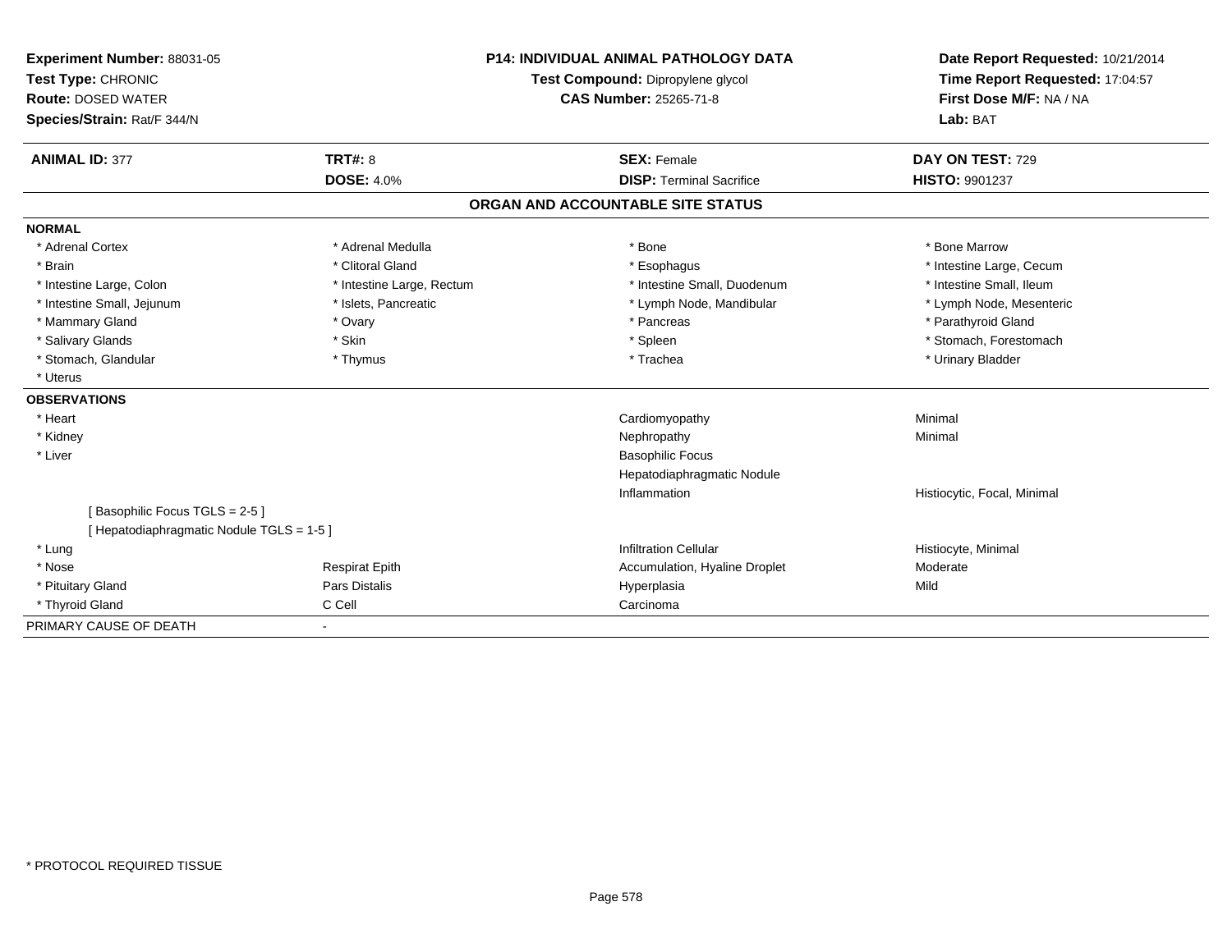**Experiment Number:** 88031-05
**Test Type:** CHRONIC
**Route:** DOSED WATER
**Species/Strain:** Rat/F 344/N

**P14: INDIVIDUAL ANIMAL PATHOLOGY DATA**
**Test Compound:** Dipropylene glycol
**CAS Number:** 25265-71-8

**Date Report Requested:** 10/21/2014
**Time Report Requested:** 17:04:57
**First Dose M/F:** NA / NA
**Lab:** BAT

| **ANIMAL ID:** 377 | **TRT#:** 8 | **SEX:** Female | **DAY ON TEST:** 729 |
|---|---|---|---|
| | **DOSE:** 4.0% | **DISP:** Terminal Sacrifice | **HISTO:** 9901237 |

## ORGAN AND ACCOUNTABLE SITE STATUS

**NORMAL**

| | | | |
|---|---|---|---|
| * Adrenal Cortex | * Adrenal Medulla | * Bone | * Bone Marrow |
| * Brain | * Clitoral Gland | * Esophagus | * Intestine Large, Cecum |
| * Intestine Large, Colon | * Intestine Large, Rectum | * Intestine Small, Duodenum | * Intestine Small, Ileum |
| * Intestine Small, Jejunum | * Islets, Pancreatic | * Lymph Node, Mandibular | * Lymph Node, Mesenteric |
| * Mammary Gland | * Ovary | * Pancreas | * Parathyroid Gland |
| * Salivary Glands | * Skin | * Spleen | * Stomach, Forestomach |
| * Stomach, Glandular | * Thymus | * Trachea | * Urinary Bladder |
| * Uterus | | | |

**OBSERVATIONS**

| | | | |
|---|---|---|---|
| * Heart | | Cardiomyopathy | Minimal |
| * Kidney | | Nephropathy | Minimal |
| * Liver | | Basophilic Focus | |
| | | Hepatodiaphragmatic Nodule | |
| | | Inflammation | Histiocytic, Focal, Minimal |
| [ Basophilic Focus TGLS = 2-5 ] | | | |
| [ Hepatodiaphragmatic Nodule TGLS = 1-5 ] | | | |
| * Lung | | Infiltration Cellular | Histiocyte, Minimal |
| * Nose | Respirat Epith | Accumulation, Hyaline Droplet | Moderate |
| * Pituitary Gland | Pars Distalis | Hyperplasia | Mild |
| * Thyroid Gland | C Cell | Carcinoma | |

PRIMARY CAUSE OF DEATH -

* PROTOCOL REQUIRED TISSUE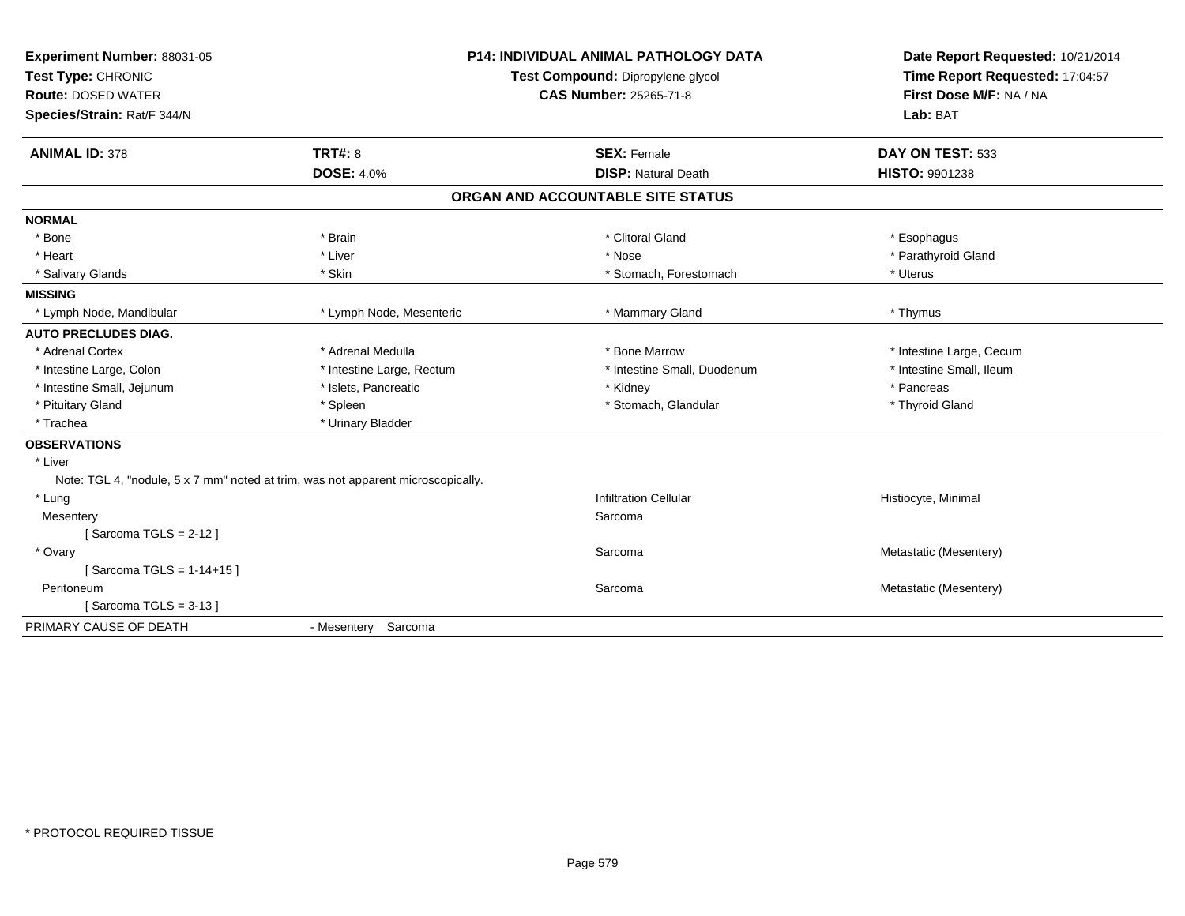**Experiment Number:** 88031-05
**Test Type:** CHRONIC
**Route:** DOSED WATER
**Species/Strain:** Rat/F 344/N

**P14: INDIVIDUAL ANIMAL PATHOLOGY DATA**
**Test Compound:** Dipropylene glycol
**CAS Number:** 25265-71-8

**Date Report Requested:** 10/21/2014
**Time Report Requested:** 17:04:57
**First Dose M/F:** NA / NA
**Lab:** BAT

| **ANIMAL ID:** 378 | **TRT#:** 8 | **SEX:** Female | **DAY ON TEST:** 533 |
|---|---|---|---|
| | **DOSE:** 4.0% | **DISP:** Natural Death | **HISTO:** 9901238 |

## ORGAN AND ACCOUNTABLE SITE STATUS

**NORMAL**

| | | | |
|---|---|---|---|
| * Bone | * Brain | * Clitoral Gland | * Esophagus |
| * Heart | * Liver | * Nose | * Parathyroid Gland |
| * Salivary Glands | * Skin | * Stomach, Forestomach | * Uterus |

**MISSING**

| | | | |
|---|---|---|---|
| * Lymph Node, Mandibular | * Lymph Node, Mesenteric | * Mammary Gland | * Thymus |

**AUTO PRECLUDES DIAG.**

| | | | |
|---|---|---|---|
| * Adrenal Cortex | * Adrenal Medulla | * Bone Marrow | * Intestine Large, Cecum |
| * Intestine Large, Colon | * Intestine Large, Rectum | * Intestine Small, Duodenum | * Intestine Small, Ileum |
| * Intestine Small, Jejunum | * Islets, Pancreatic | * Kidney | * Pancreas |
| * Pituitary Gland | * Spleen | * Stomach, Glandular | * Thyroid Gland |
| * Trachea | * Urinary Bladder | | |

**OBSERVATIONS**

* Liver
  Note: TGL 4, "nodule, 5 x 7 mm" noted at trim, was not apparent microscopically.

| | | |
|---|---|---|
| * Lung | Infiltration Cellular | Histiocyte, Minimal |
| Mesentery | Sarcoma | |
| [ Sarcoma TGLS = 2-12 ] | | |
| * Ovary | Sarcoma | Metastatic (Mesentery) |
| [ Sarcoma TGLS = 1-14+15 ] | | |
| Peritoneum | Sarcoma | Metastatic (Mesentery) |
| [ Sarcoma TGLS = 3-13 ] | | |

PRIMARY CAUSE OF DEATH - Mesentery Sarcoma

* PROTOCOL REQUIRED TISSUE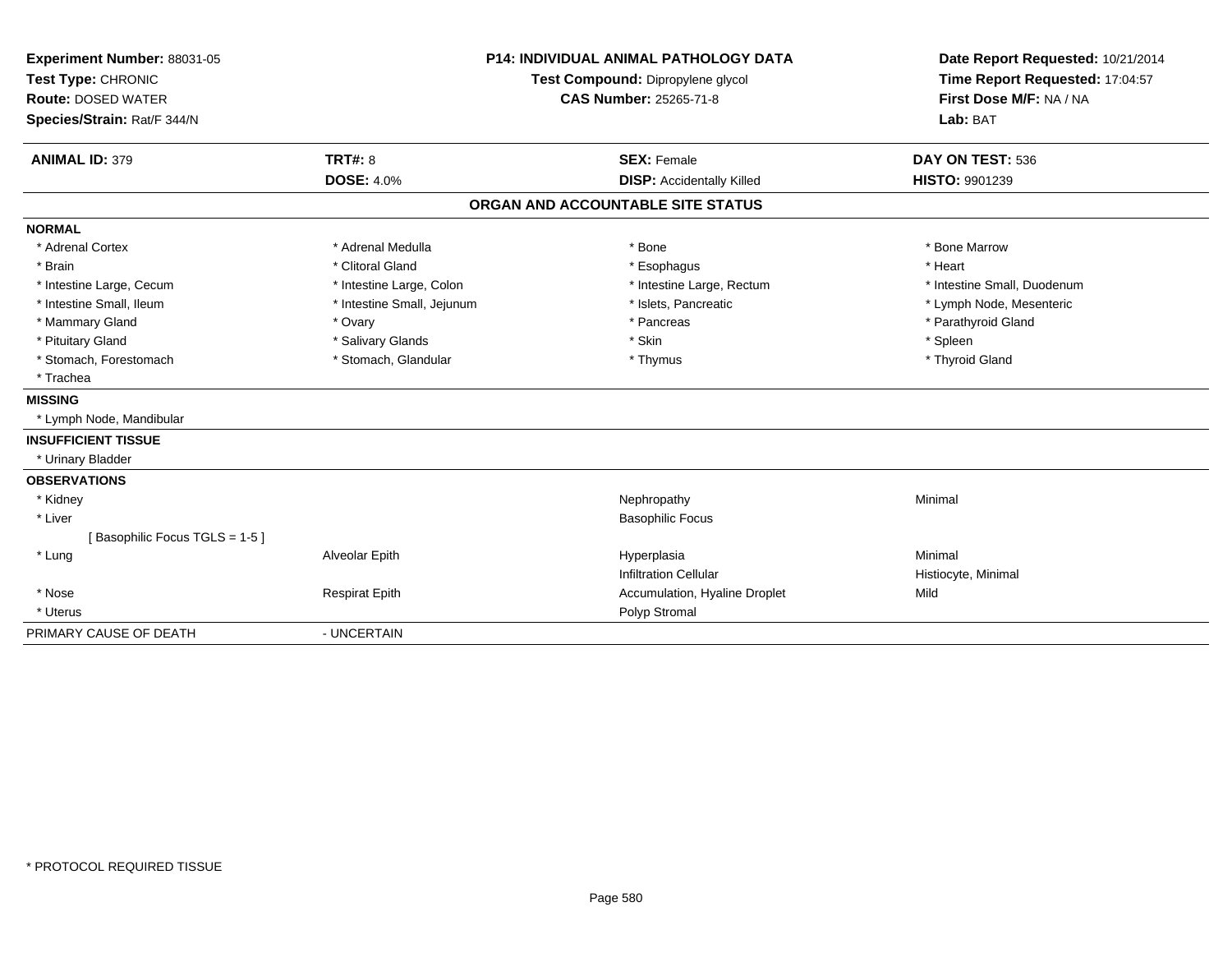**Experiment Number:** 88031-05
**Test Type:** CHRONIC
**Route:** DOSED WATER
**Species/Strain:** Rat/F 344/N

**P14: INDIVIDUAL ANIMAL PATHOLOGY DATA**
**Test Compound:** Dipropylene glycol
**CAS Number:** 25265-71-8

**Date Report Requested:** 10/21/2014
**Time Report Requested:** 17:04:57
**First Dose M/F:** NA / NA
**Lab:** BAT

| **ANIMAL ID:** 379 | **TRT#:** 8 | **SEX:** Female | **DAY ON TEST:** 536 |
|---|---|---|---|
| | **DOSE:** 4.0% | **DISP:** Accidentally Killed | **HISTO:** 9901239 |

## ORGAN AND ACCOUNTABLE SITE STATUS

| | | | |
|---|---|---|---|
| **NORMAL** | | | |
| * Adrenal Cortex | * Adrenal Medulla | * Bone | * Bone Marrow |
| * Brain | * Clitoral Gland | * Esophagus | * Heart |
| * Intestine Large, Cecum | * Intestine Large, Colon | * Intestine Large, Rectum | * Intestine Small, Duodenum |
| * Intestine Small, Ileum | * Intestine Small, Jejunum | * Islets, Pancreatic | * Lymph Node, Mesenteric |
| * Mammary Gland | * Ovary | * Pancreas | * Parathyroid Gland |
| * Pituitary Gland | * Salivary Glands | * Skin | * Spleen |
| * Stomach, Forestomach | * Stomach, Glandular | * Thymus | * Thyroid Gland |
| * Trachea | | | |
| **MISSING** | | | |
| * Lymph Node, Mandibular | | | |
| **INSUFFICIENT TISSUE** | | | |
| * Urinary Bladder | | | |
| **OBSERVATIONS** | | | |
| * Kidney | | Nephropathy | Minimal |
| * Liver | | Basophilic Focus | |
| [ Basophilic Focus TGLS = 1-5 ] | | | |
| * Lung | Alveolar Epith | Hyperplasia | Minimal |
| | | Infiltration Cellular | Histiocyte, Minimal |
| * Nose | Respirat Epith | Accumulation, Hyaline Droplet | Mild |
| * Uterus | | Polyp Stromal | |
| PRIMARY CAUSE OF DEATH | - UNCERTAIN | | |

* PROTOCOL REQUIRED TISSUE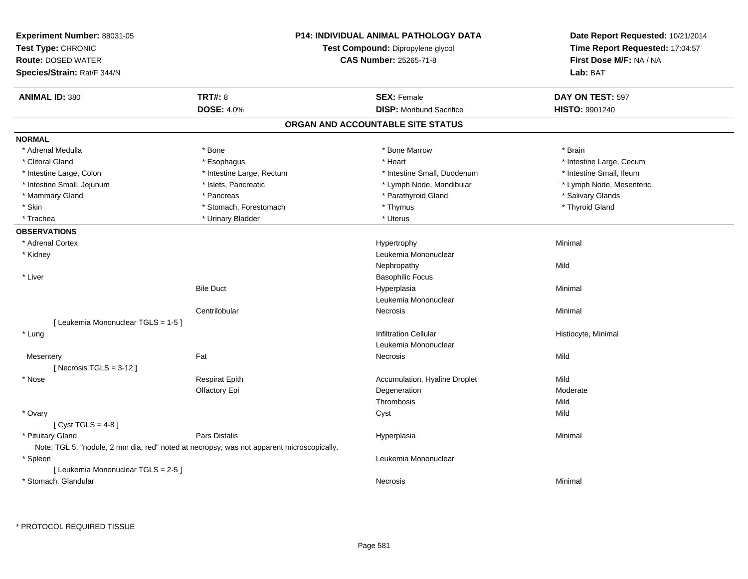**Experiment Number:** 88031-05
**Test Type:** CHRONIC
**Route:** DOSED WATER
**Species/Strain:** Rat/F 344/N

**P14: INDIVIDUAL ANIMAL PATHOLOGY DATA**
**Test Compound:** Dipropylene glycol
**CAS Number:** 25265-71-8

**Date Report Requested:** 10/21/2014
**Time Report Requested:** 17:04:57
**First Dose M/F:** NA / NA
**Lab:** BAT

| **ANIMAL ID:** 380 | **TRT#:** 8 | **SEX:** Female | **DAY ON TEST:** 597 |
|---|---|---|---|
| | **DOSE:** 4.0% | **DISP:** Moribund Sacrifice | **HISTO:** 9901240 |

## ORGAN AND ACCOUNTABLE SITE STATUS

**NORMAL**

| | | | |
|---|---|---|---|
| * Adrenal Medulla | * Bone | * Bone Marrow | * Brain |
| * Clitoral Gland | * Esophagus | * Heart | * Intestine Large, Cecum |
| * Intestine Large, Colon | * Intestine Large, Rectum | * Intestine Small, Duodenum | * Intestine Small, Ileum |
| * Intestine Small, Jejunum | * Islets, Pancreatic | * Lymph Node, Mandibular | * Lymph Node, Mesenteric |
| * Mammary Gland | * Pancreas | * Parathyroid Gland | * Salivary Glands |
| * Skin | * Stomach, Forestomach | * Thymus | * Thyroid Gland |
| * Trachea | * Urinary Bladder | * Uterus | |

**OBSERVATIONS**

| | | | |
|---|---|---|---|
| * Adrenal Cortex | | Hypertrophy | Minimal |
| * Kidney | | Leukemia Mononuclear | |
| | | Nephropathy | Mild |
| * Liver | | Basophilic Focus | |
| | Bile Duct | Hyperplasia | Minimal |
| | | Leukemia Mononuclear | |
| | Centrilobular | Necrosis | Minimal |
| [ Leukemia Mononuclear TGLS = 1-5 ] | | | |
| * Lung | | Infiltration Cellular | Histiocyte, Minimal |
| | | Leukemia Mononuclear | |
| Mesentery | Fat | Necrosis | Mild |
| [ Necrosis TGLS = 3-12 ] | | | |
| * Nose | Respirat Epith | Accumulation, Hyaline Droplet | Mild |
| | Olfactory Epi | Degeneration | Moderate |
| | | Thrombosis | Mild |
| * Ovary | | Cyst | Mild |
| [ Cyst TGLS = 4-8 ] | | | |
| * Pituitary Gland | Pars Distalis | Hyperplasia | Minimal |
| Note: TGL 5, "nodule, 2 mm dia, red" noted at necropsy, was not apparent microscopically. | | | |
| * Spleen | | Leukemia Mononuclear | |
| [ Leukemia Mononuclear TGLS = 2-5 ] | | | |
| * Stomach, Glandular | | Necrosis | Minimal |

* PROTOCOL REQUIRED TISSUE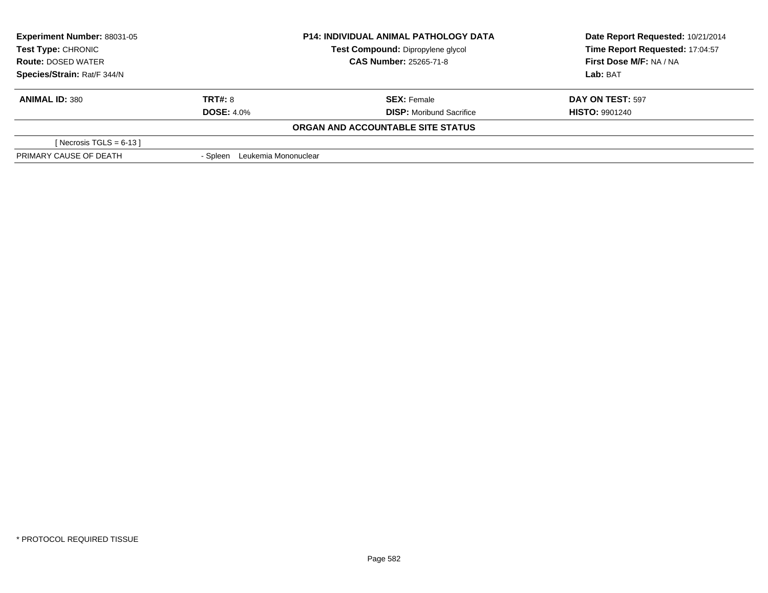| Experiment Number: 88031-05 | P14: INDIVIDUAL ANIMAL PATHOLOGY DATA | Date Report Requested: 10/21/2014 |
|---|---|---|
| Test Type: CHRONIC | Test Compound: Dipropylene glycol | Time Report Requested: 17:04:57 |
| Route: DOSED WATER | CAS Number: 25265-71-8 | First Dose M/F: NA / NA |
| Species/Strain: Rat/F 344/N | | Lab: BAT |

| ANIMAL ID: 380 | TRT#: 8 | SEX: Female | DAY ON TEST: 597 |
|---|---|---|---|
| | DOSE: 4.0% | DISP: Moribund Sacrifice | HISTO: 9901240 |

**ORGAN AND ACCOUNTABLE SITE STATUS**

| | |
|---|---|
| [ Necrosis TGLS = 6-13 ] | |
| PRIMARY CAUSE OF DEATH | - Spleen Leukemia Mononuclear |

* PROTOCOL REQUIRED TISSUE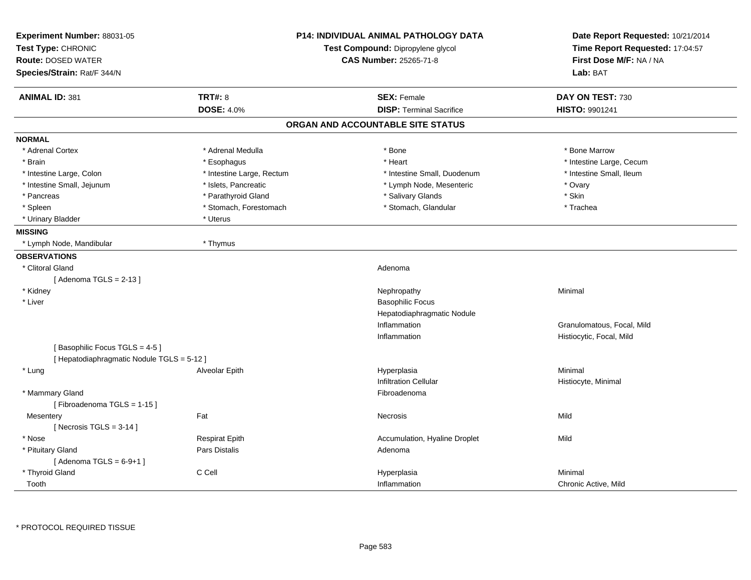**Experiment Number:** 88031-05
**Test Type:** CHRONIC
**Route:** DOSED WATER
**Species/Strain:** Rat/F 344/N

**P14: INDIVIDUAL ANIMAL PATHOLOGY DATA**
**Test Compound:** Dipropylene glycol
**CAS Number:** 25265-71-8

**Date Report Requested:** 10/21/2014
**Time Report Requested:** 17:04:57
**First Dose M/F:** NA / NA
**Lab:** BAT

| **ANIMAL ID:** 381 | **TRT#:** 8 | **SEX:** Female | **DAY ON TEST:** 730 |
|---|---|---|---|
| | **DOSE:** 4.0% | **DISP:** Terminal Sacrifice | **HISTO:** 9901241 |

## ORGAN AND ACCOUNTABLE SITE STATUS

**NORMAL**

| | | | |
|---|---|---|---|
| * Adrenal Cortex | * Adrenal Medulla | * Bone | * Bone Marrow |
| * Brain | * Esophagus | * Heart | * Intestine Large, Cecum |
| * Intestine Large, Colon | * Intestine Large, Rectum | * Intestine Small, Duodenum | * Intestine Small, Ileum |
| * Intestine Small, Jejunum | * Islets, Pancreatic | * Lymph Node, Mesenteric | * Ovary |
| * Pancreas | * Parathyroid Gland | * Salivary Glands | * Skin |
| * Spleen | * Stomach, Forestomach | * Stomach, Glandular | * Trachea |
| * Urinary Bladder | * Uterus | | |

**MISSING**

| | |
|---|---|
| * Lymph Node, Mandibular | * Thymus |

**OBSERVATIONS**

| Organ | Site | Observation | Severity |
|---|---|---|---|
| * Clitoral Gland | | Adenoma | |
| [ Adenoma TGLS = 2-13 ] | | | |
| * Kidney | | Nephropathy | Minimal |
| * Liver | | Basophilic Focus | |
| | | Hepatodiaphragmatic Nodule | |
| | | Inflammation | Granulomatous, Focal, Mild |
| | | Inflammation | Histiocytic, Focal, Mild |
| [ Basophilic Focus TGLS = 4-5 ] | | | |
| [ Hepatodiaphragmatic Nodule TGLS = 5-12 ] | | | |
| * Lung | Alveolar Epith | Hyperplasia | Minimal |
| | | Infiltration Cellular | Histiocyte, Minimal |
| * Mammary Gland | | Fibroadenoma | |
| [ Fibroadenoma TGLS = 1-15 ] | | | |
| Mesentery | Fat | Necrosis | Mild |
| [ Necrosis TGLS = 3-14 ] | | | |
| * Nose | Respirat Epith | Accumulation, Hyaline Droplet | Mild |
| * Pituitary Gland | Pars Distalis | Adenoma | |
| [ Adenoma TGLS = 6-9+1 ] | | | |
| * Thyroid Gland | C Cell | Hyperplasia | Minimal |
| Tooth | | Inflammation | Chronic Active, Mild |

* PROTOCOL REQUIRED TISSUE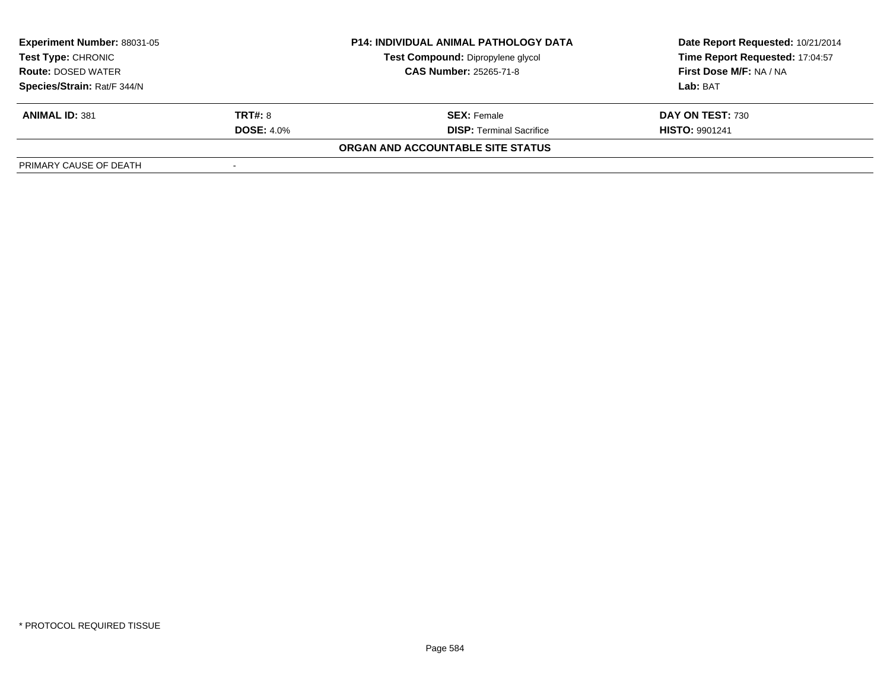| **Experiment Number:** 88031-05 | **P14: INDIVIDUAL ANIMAL PATHOLOGY DATA** | **Date Report Requested:** 10/21/2014 |
|---|---|---|
| **Test Type:** CHRONIC | **Test Compound:** Dipropylene glycol | **Time Report Requested:** 17:04:57 |
| **Route:** DOSED WATER | **CAS Number:** 25265-71-8 | **First Dose M/F:** NA / NA |
| **Species/Strain:** Rat/F 344/N | | **Lab:** BAT |

| **ANIMAL ID:** 381 | **TRT#:** 8 | **SEX:** Female | **DAY ON TEST:** 730 |
|---|---|---|---|
| | **DOSE:** 4.0% | **DISP:** Terminal Sacrifice | **HISTO:** 9901241 |

**ORGAN AND ACCOUNTABLE SITE STATUS**

| PRIMARY CAUSE OF DEATH | - |
|---|---|

\* PROTOCOL REQUIRED TISSUE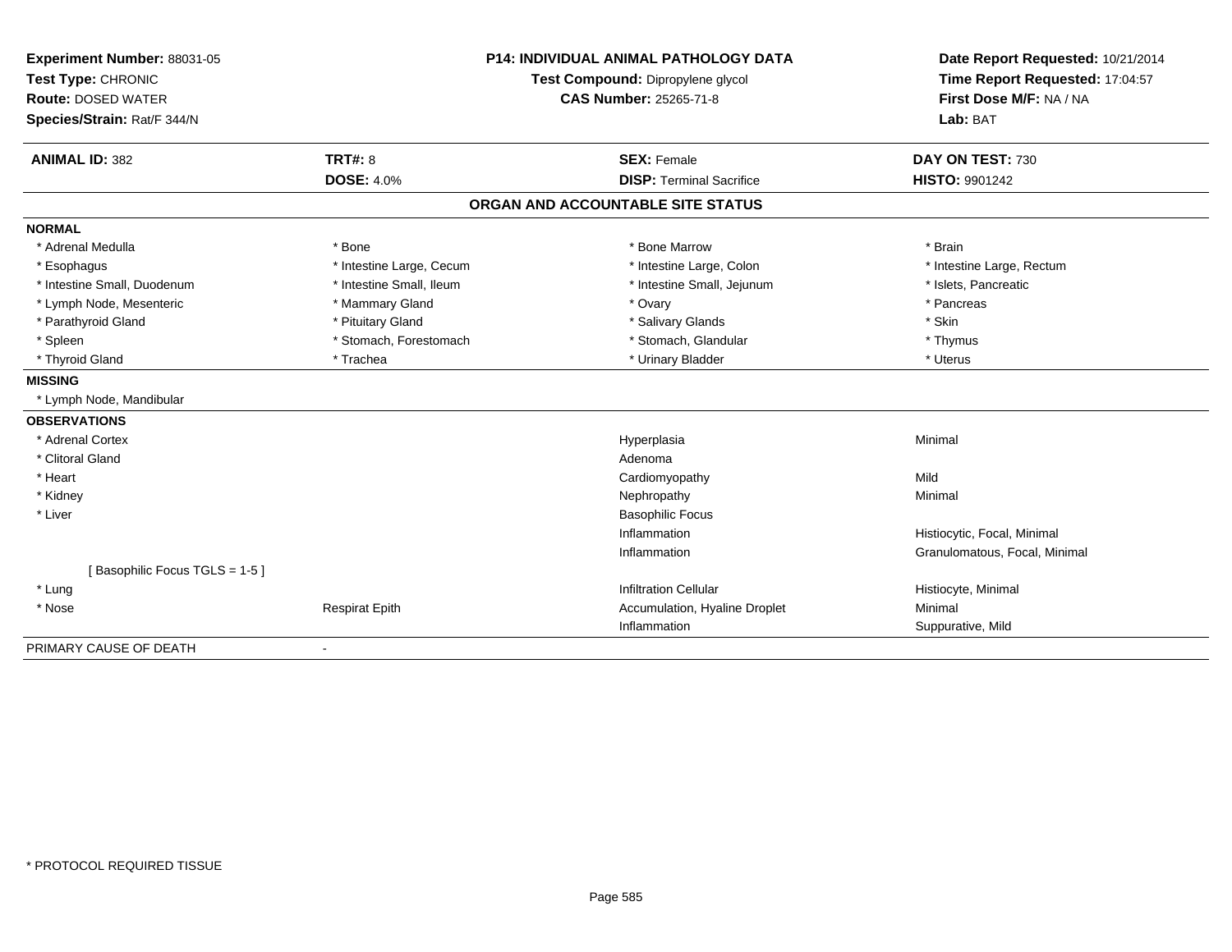**Experiment Number:** 88031-05
**Test Type:** CHRONIC
**Route:** DOSED WATER
**Species/Strain:** Rat/F 344/N

**P14: INDIVIDUAL ANIMAL PATHOLOGY DATA**
**Test Compound:** Dipropylene glycol
**CAS Number:** 25265-71-8

**Date Report Requested:** 10/21/2014
**Time Report Requested:** 17:04:57
**First Dose M/F:** NA / NA
**Lab:** BAT

| **ANIMAL ID:** 382 | **TRT#:** 8 | **SEX:** Female | **DAY ON TEST:** 730 |
|---|---|---|---|
| | **DOSE:** 4.0% | **DISP:** Terminal Sacrifice | **HISTO:** 9901242 |

## ORGAN AND ACCOUNTABLE SITE STATUS

| | | | |
|---|---|---|---|
| **NORMAL** | | | |
| * Adrenal Medulla | * Bone | * Bone Marrow | * Brain |
| * Esophagus | * Intestine Large, Cecum | * Intestine Large, Colon | * Intestine Large, Rectum |
| * Intestine Small, Duodenum | * Intestine Small, Ileum | * Intestine Small, Jejunum | * Islets, Pancreatic |
| * Lymph Node, Mesenteric | * Mammary Gland | * Ovary | * Pancreas |
| * Parathyroid Gland | * Pituitary Gland | * Salivary Glands | * Skin |
| * Spleen | * Stomach, Forestomach | * Stomach, Glandular | * Thymus |
| * Thyroid Gland | * Trachea | * Urinary Bladder | * Uterus |
| **MISSING** | | | |
| * Lymph Node, Mandibular | | | |
| **OBSERVATIONS** | | | |
| * Adrenal Cortex | | Hyperplasia | Minimal |
| * Clitoral Gland | | Adenoma | |
| * Heart | | Cardiomyopathy | Mild |
| * Kidney | | Nephropathy | Minimal |
| * Liver | | Basophilic Focus | |
| | | Inflammation | Histiocytic, Focal, Minimal |
| | | Inflammation | Granulomatous, Focal, Minimal |
| [ Basophilic Focus TGLS = 1-5 ] | | | |
| * Lung | | Infiltration Cellular | Histiocyte, Minimal |
| * Nose | Respirat Epith | Accumulation, Hyaline Droplet | Minimal |
| | | Inflammation | Suppurative, Mild |
| PRIMARY CAUSE OF DEATH | - | | |

* PROTOCOL REQUIRED TISSUE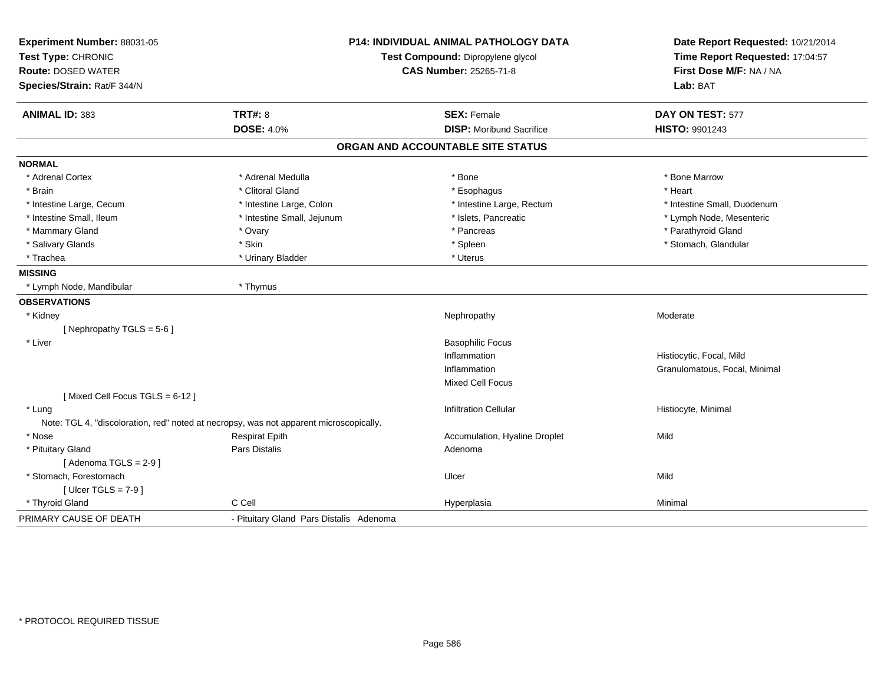**Experiment Number:** 88031-05
**Test Type:** CHRONIC
**Route:** DOSED WATER
**Species/Strain:** Rat/F 344/N

**P14: INDIVIDUAL ANIMAL PATHOLOGY DATA**
**Test Compound:** Dipropylene glycol
**CAS Number:** 25265-71-8

**Date Report Requested:** 10/21/2014
**Time Report Requested:** 17:04:57
**First Dose M/F:** NA / NA
**Lab:** BAT

| **ANIMAL ID:** 383 | **TRT#:** 8 | **SEX:** Female | **DAY ON TEST:** 577 |
|---|---|---|---|
| | **DOSE:** 4.0% | **DISP:** Moribund Sacrifice | **HISTO:** 9901243 |

## ORGAN AND ACCOUNTABLE SITE STATUS

**NORMAL**

| | | | |
|---|---|---|---|
| * Adrenal Cortex | * Adrenal Medulla | * Bone | * Bone Marrow |
| * Brain | * Clitoral Gland | * Esophagus | * Heart |
| * Intestine Large, Cecum | * Intestine Large, Colon | * Intestine Large, Rectum | * Intestine Small, Duodenum |
| * Intestine Small, Ileum | * Intestine Small, Jejunum | * Islets, Pancreatic | * Lymph Node, Mesenteric |
| * Mammary Gland | * Ovary | * Pancreas | * Parathyroid Gland |
| * Salivary Glands | * Skin | * Spleen | * Stomach, Glandular |
| * Trachea | * Urinary Bladder | * Uterus | |

**MISSING**

| | |
|---|---|
| * Lymph Node, Mandibular | * Thymus |

**OBSERVATIONS**

| | | | |
|---|---|---|---|
| * Kidney | | Nephropathy | Moderate |
| [ Nephropathy TGLS = 5-6 ] | | | |
| * Liver | | Basophilic Focus | |
| | | Inflammation | Histiocytic, Focal, Mild |
| | | Inflammation | Granulomatous, Focal, Minimal |
| | | Mixed Cell Focus | |
| [ Mixed Cell Focus TGLS = 6-12 ] | | | |
| * Lung | | Infiltration Cellular | Histiocyte, Minimal |
| Note: TGL 4, "discoloration, red" noted at necropsy, was not apparent microscopically. | | | |
| * Nose | Respirat Epith | Accumulation, Hyaline Droplet | Mild |
| * Pituitary Gland | Pars Distalis | Adenoma | |
| [ Adenoma TGLS = 2-9 ] | | | |
| * Stomach, Forestomach | | Ulcer | Mild |
| [ Ulcer TGLS = 7-9 ] | | | |
| * Thyroid Gland | C Cell | Hyperplasia | Minimal |

PRIMARY CAUSE OF DEATH - Pituitary Gland Pars Distalis Adenoma

\* PROTOCOL REQUIRED TISSUE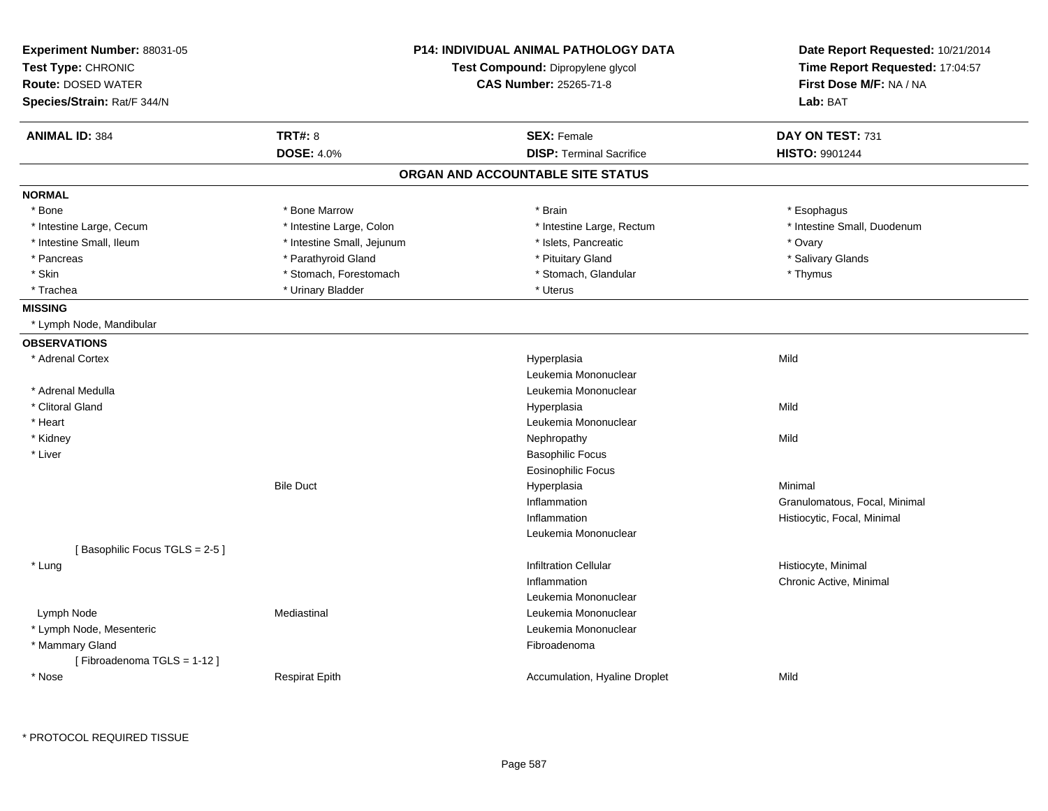**Experiment Number:** 88031-05
**Test Type:** CHRONIC
**Route:** DOSED WATER
**Species/Strain:** Rat/F 344/N

**P14: INDIVIDUAL ANIMAL PATHOLOGY DATA**
**Test Compound:** Dipropylene glycol
**CAS Number:** 25265-71-8

**Date Report Requested:** 10/21/2014
**Time Report Requested:** 17:04:57
**First Dose M/F:** NA / NA
**Lab:** BAT

| **ANIMAL ID:** 384 | **TRT#:** 8 | **SEX:** Female | **DAY ON TEST:** 731 |
|---|---|---|---|
| | **DOSE:** 4.0% | **DISP:** Terminal Sacrifice | **HISTO:** 9901244 |

## ORGAN AND ACCOUNTABLE SITE STATUS

**NORMAL**

| | | | |
|---|---|---|---|
| * Bone | * Bone Marrow | * Brain | * Esophagus |
| * Intestine Large, Cecum | * Intestine Large, Colon | * Intestine Large, Rectum | * Intestine Small, Duodenum |
| * Intestine Small, Ileum | * Intestine Small, Jejunum | * Islets, Pancreatic | * Ovary |
| * Pancreas | * Parathyroid Gland | * Pituitary Gland | * Salivary Glands |
| * Skin | * Stomach, Forestomach | * Stomach, Glandular | * Thymus |
| * Trachea | * Urinary Bladder | * Uterus | |

**MISSING**

* Lymph Node, Mandibular

**OBSERVATIONS**

| | | | |
|---|---|---|---|
| * Adrenal Cortex | | Hyperplasia | Mild |
| | | Leukemia Mononuclear | |
| * Adrenal Medulla | | Leukemia Mononuclear | |
| * Clitoral Gland | | Hyperplasia | Mild |
| * Heart | | Leukemia Mononuclear | |
| * Kidney | | Nephropathy | Mild |
| * Liver | | Basophilic Focus | |
| | | Eosinophilic Focus | |
| | Bile Duct | Hyperplasia | Minimal |
| | | Inflammation | Granulomatous, Focal, Minimal |
| | | Inflammation | Histiocytic, Focal, Minimal |
| | | Leukemia Mononuclear | |
| [ Basophilic Focus TGLS = 2-5 ] | | | |
| * Lung | | Infiltration Cellular | Histiocyte, Minimal |
| | | Inflammation | Chronic Active, Minimal |
| | | Leukemia Mononuclear | |
| Lymph Node | Mediastinal | Leukemia Mononuclear | |
| * Lymph Node, Mesenteric | | Leukemia Mononuclear | |
| * Mammary Gland | | Fibroadenoma | |
| [ Fibroadenoma TGLS = 1-12 ] | | | |
| * Nose | Respirat Epith | Accumulation, Hyaline Droplet | Mild |

* PROTOCOL REQUIRED TISSUE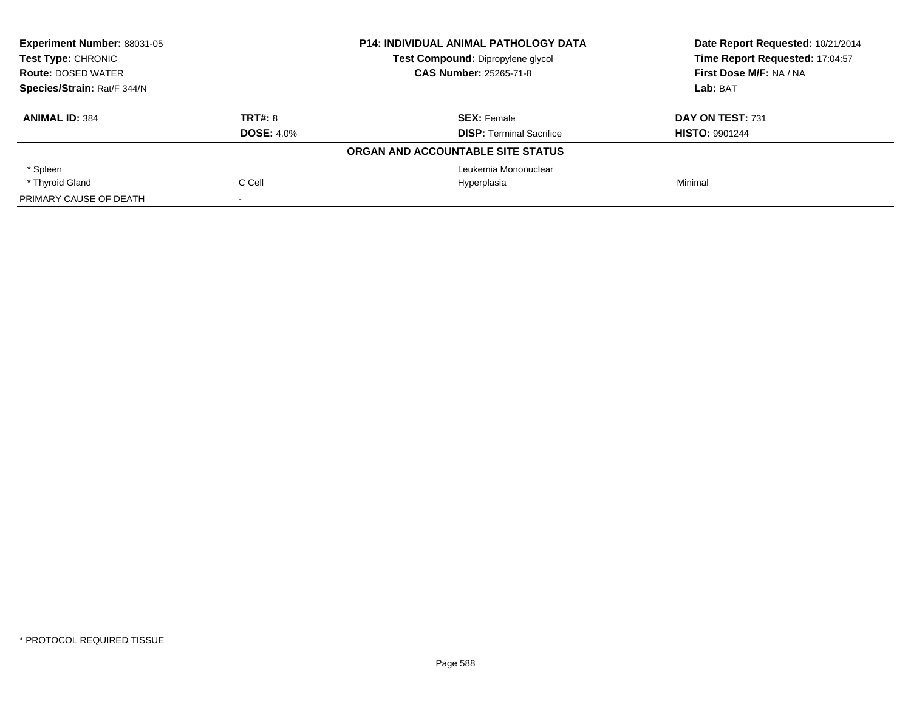**Experiment Number:** 88031-05
**Test Type:** CHRONIC
**Route:** DOSED WATER
**Species/Strain:** Rat/F 344/N

**P14: INDIVIDUAL ANIMAL PATHOLOGY DATA**
**Test Compound:** Dipropylene glycol
**CAS Number:** 25265-71-8

**Date Report Requested:** 10/21/2014
**Time Report Requested:** 17:04:57
**First Dose M/F:** NA / NA
**Lab:** BAT

| **ANIMAL ID:** 384 | **TRT#:** 8 | **SEX:** Female | **DAY ON TEST:** 731 |
|---|---|---|---|
| | **DOSE:** 4.0% | **DISP:** Terminal Sacrifice | **HISTO:** 9901244 |

**ORGAN AND ACCOUNTABLE SITE STATUS**

| | | | |
|---|---|---|---|
| * Spleen | | Leukemia Mononuclear | |
| * Thyroid Gland | C Cell | Hyperplasia | Minimal |
| PRIMARY CAUSE OF DEATH | - | | |

* PROTOCOL REQUIRED TISSUE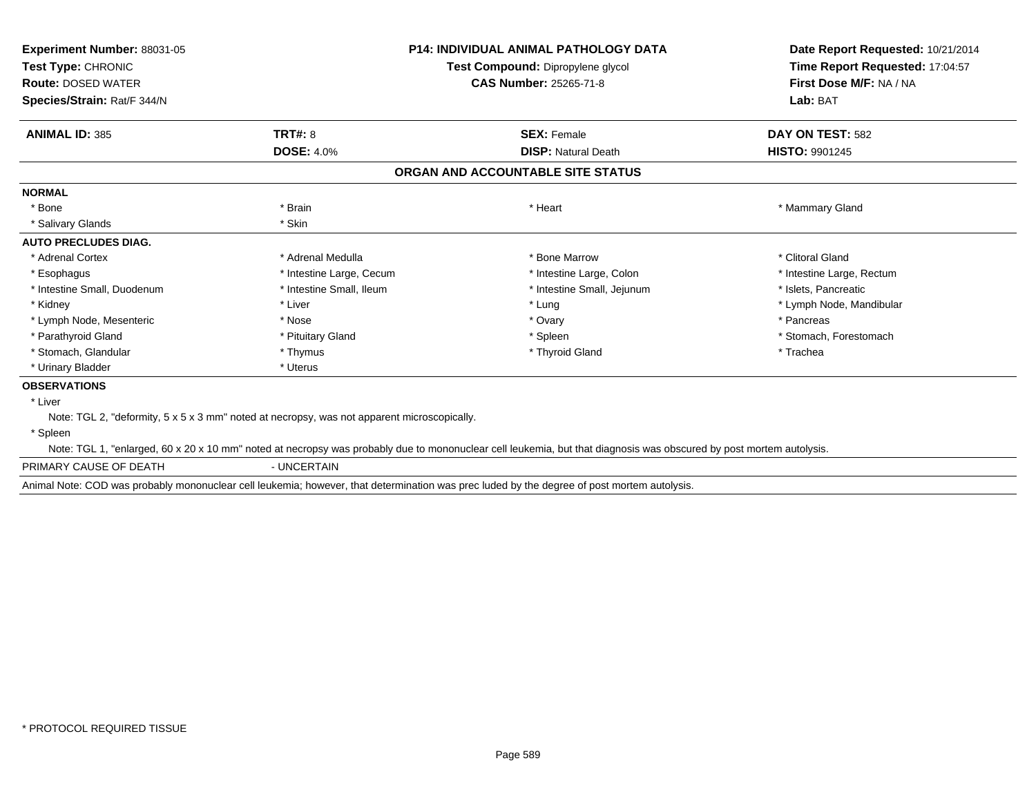**Experiment Number:** 88031-05
**Test Type:** CHRONIC
**Route:** DOSED WATER
**Species/Strain:** Rat/F 344/N

**P14: INDIVIDUAL ANIMAL PATHOLOGY DATA**
**Test Compound:** Dipropylene glycol
**CAS Number:** 25265-71-8

**Date Report Requested:** 10/21/2014
**Time Report Requested:** 17:04:57
**First Dose M/F:** NA / NA
**Lab:** BAT

| **ANIMAL ID:** 385 | **TRT#:** 8 | **SEX:** Female | **DAY ON TEST:** 582 |
|---|---|---|---|
| | **DOSE:** 4.0% | **DISP:** Natural Death | **HISTO:** 9901245 |

## ORGAN AND ACCOUNTABLE SITE STATUS

**NORMAL**

| | | | |
|---|---|---|---|
| * Bone | * Brain | * Heart | * Mammary Gland |
| * Salivary Glands | * Skin | | |

**AUTO PRECLUDES DIAG.**

| | | | |
|---|---|---|---|
| * Adrenal Cortex | * Adrenal Medulla | * Bone Marrow | * Clitoral Gland |
| * Esophagus | * Intestine Large, Cecum | * Intestine Large, Colon | * Intestine Large, Rectum |
| * Intestine Small, Duodenum | * Intestine Small, Ileum | * Intestine Small, Jejunum | * Islets, Pancreatic |
| * Kidney | * Liver | * Lung | * Lymph Node, Mandibular |
| * Lymph Node, Mesenteric | * Nose | * Ovary | * Pancreas |
| * Parathyroid Gland | * Pituitary Gland | * Spleen | * Stomach, Forestomach |
| * Stomach, Glandular | * Thymus | * Thyroid Gland | * Trachea |
| * Urinary Bladder | * Uterus | | |

**OBSERVATIONS**

* Liver
  Note: TGL 2, "deformity, 5 x 5 x 3 mm" noted at necropsy, was not apparent microscopically.
* Spleen
  Note: TGL 1, "enlarged, 60 x 20 x 10 mm" noted at necropsy was probably due to mononuclear cell leukemia, but that diagnosis was obscured by post mortem autolysis.

PRIMARY CAUSE OF DEATH - UNCERTAIN

Animal Note: COD was probably mononuclear cell leukemia; however, that determination was prec luded by the degree of post mortem autolysis.

* PROTOCOL REQUIRED TISSUE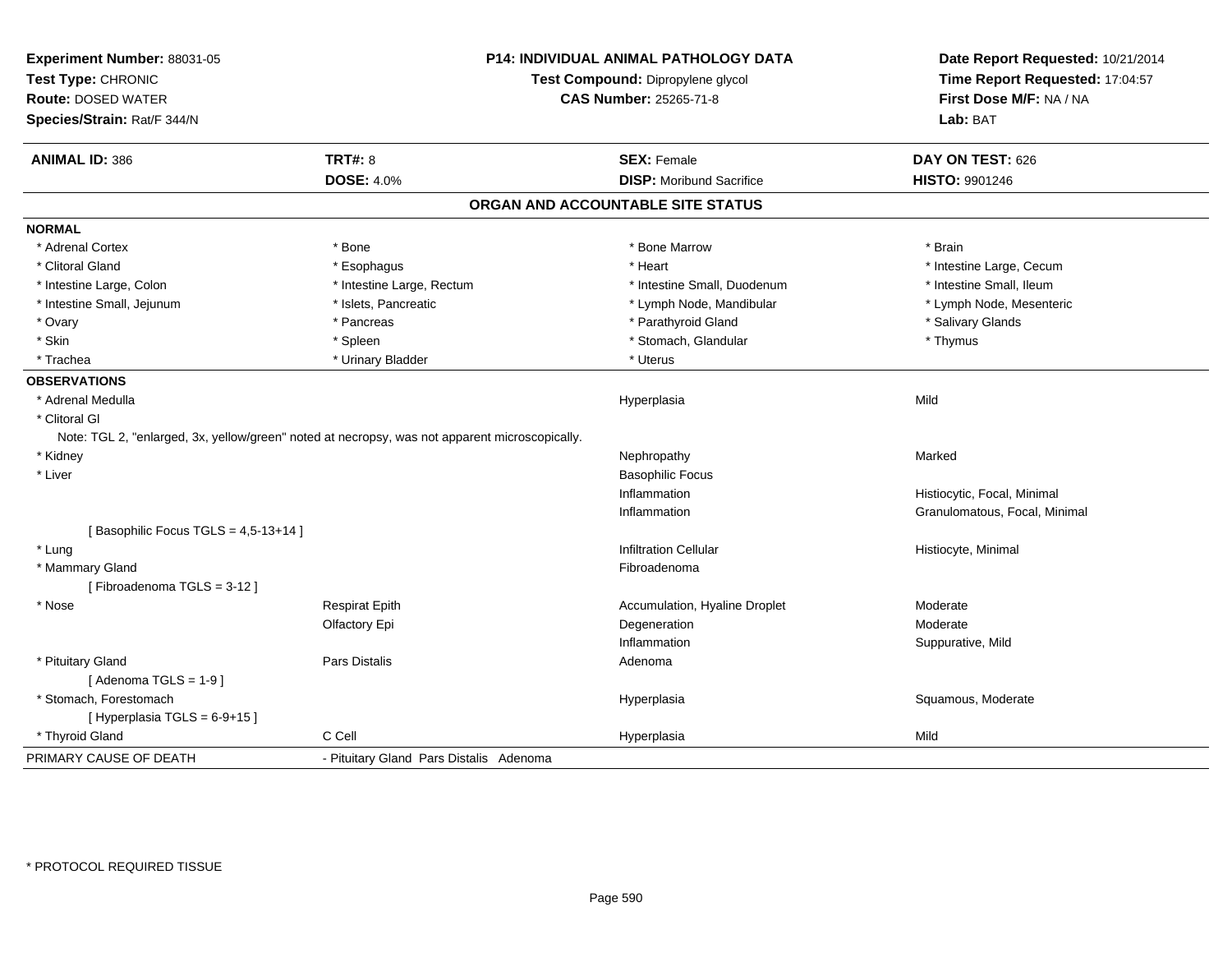**Experiment Number:** 88031-05
**Test Type:** CHRONIC
**Route:** DOSED WATER
**Species/Strain:** Rat/F 344/N

**P14: INDIVIDUAL ANIMAL PATHOLOGY DATA**
**Test Compound:** Dipropylene glycol
**CAS Number:** 25265-71-8

**Date Report Requested:** 10/21/2014
**Time Report Requested:** 17:04:57
**First Dose M/F:** NA / NA
**Lab:** BAT

| **ANIMAL ID:** 386 | **TRT#:** 8 | **SEX:** Female | **DAY ON TEST:** 626 |
|---|---|---|---|
| | **DOSE:** 4.0% | **DISP:** Moribund Sacrifice | **HISTO:** 9901246 |

## ORGAN AND ACCOUNTABLE SITE STATUS

**NORMAL**

| | | | |
|---|---|---|---|
| * Adrenal Cortex | * Bone | * Bone Marrow | * Brain |
| * Clitoral Gland | * Esophagus | * Heart | * Intestine Large, Cecum |
| * Intestine Large, Colon | * Intestine Large, Rectum | * Intestine Small, Duodenum | * Intestine Small, Ileum |
| * Intestine Small, Jejunum | * Islets, Pancreatic | * Lymph Node, Mandibular | * Lymph Node, Mesenteric |
| * Ovary | * Pancreas | * Parathyroid Gland | * Salivary Glands |
| * Skin | * Spleen | * Stomach, Glandular | * Thymus |
| * Trachea | * Urinary Bladder | * Uterus | |

**OBSERVATIONS**

| | | | |
|---|---|---|---|
| * Adrenal Medulla | | Hyperplasia | Mild |
| * Clitoral Gl | | | |
| Note: TGL 2, "enlarged, 3x, yellow/green" noted at necropsy, was not apparent microscopically. | | | |
| * Kidney | | Nephropathy | Marked |
| * Liver | | Basophilic Focus | |
| | | Inflammation | Histiocytic, Focal, Minimal |
| | | Inflammation | Granulomatous, Focal, Minimal |
| [ Basophilic Focus TGLS = 4,5-13+14 ] | | | |
| * Lung | | Infiltration Cellular | Histiocyte, Minimal |
| * Mammary Gland | | Fibroadenoma | |
| [ Fibroadenoma TGLS = 3-12 ] | | | |
| * Nose | Respirat Epith | Accumulation, Hyaline Droplet | Moderate |
| | Olfactory Epi | Degeneration | Moderate |
| | | Inflammation | Suppurative, Mild |
| * Pituitary Gland | Pars Distalis | Adenoma | |
| [ Adenoma TGLS = 1-9 ] | | | |
| * Stomach, Forestomach | | Hyperplasia | Squamous, Moderate |
| [ Hyperplasia TGLS = 6-9+15 ] | | | |
| * Thyroid Gland | C Cell | Hyperplasia | Mild |

PRIMARY CAUSE OF DEATH - Pituitary Gland Pars Distalis Adenoma

\* PROTOCOL REQUIRED TISSUE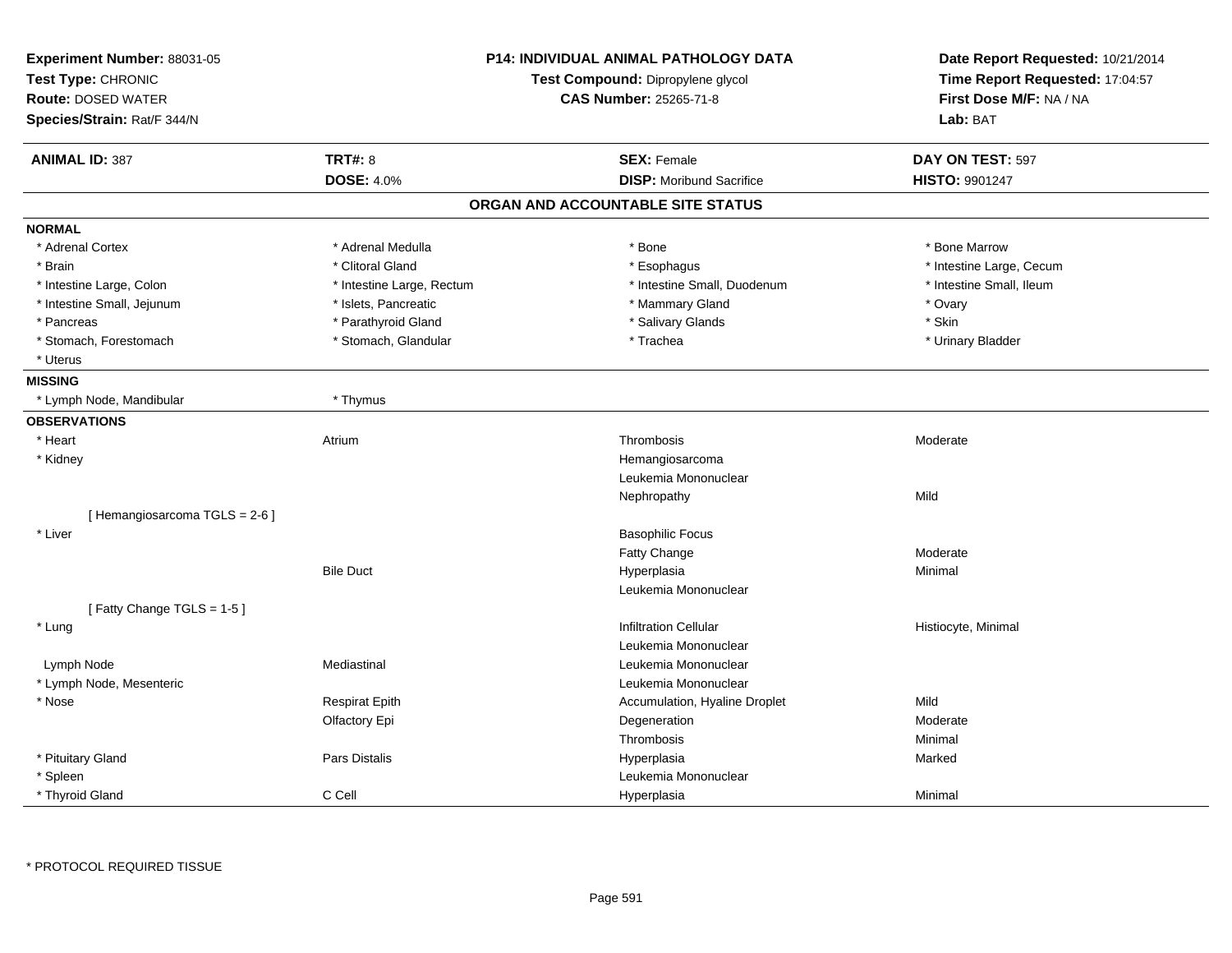**Experiment Number:** 88031-05
**Test Type:** CHRONIC
**Route:** DOSED WATER
**Species/Strain:** Rat/F 344/N

**P14: INDIVIDUAL ANIMAL PATHOLOGY DATA**
**Test Compound:** Dipropylene glycol
**CAS Number:** 25265-71-8

**Date Report Requested:** 10/21/2014
**Time Report Requested:** 17:04:57
**First Dose M/F:** NA / NA
**Lab:** BAT

| **ANIMAL ID:** 387 | **TRT#:** 8 | **SEX:** Female | **DAY ON TEST:** 597 |
|---|---|---|---|
| | **DOSE:** 4.0% | **DISP:** Moribund Sacrifice | **HISTO:** 9901247 |

## ORGAN AND ACCOUNTABLE SITE STATUS

**NORMAL**

| | | | |
|---|---|---|---|
| * Adrenal Cortex | * Adrenal Medulla | * Bone | * Bone Marrow |
| * Brain | * Clitoral Gland | * Esophagus | * Intestine Large, Cecum |
| * Intestine Large, Colon | * Intestine Large, Rectum | * Intestine Small, Duodenum | * Intestine Small, Ileum |
| * Intestine Small, Jejunum | * Islets, Pancreatic | * Mammary Gland | * Ovary |
| * Pancreas | * Parathyroid Gland | * Salivary Glands | * Skin |
| * Stomach, Forestomach | * Stomach, Glandular | * Trachea | * Urinary Bladder |
| * Uterus | | | |

**MISSING**

| | |
|---|---|
| * Lymph Node, Mandibular | * Thymus |

**OBSERVATIONS**

| | | | |
|---|---|---|---|
| * Heart | Atrium | Thrombosis | Moderate |
| * Kidney | | Hemangiosarcoma | |
| | | Leukemia Mononuclear | |
| | | Nephropathy | Mild |
| [ Hemangiosarcoma TGLS = 2-6 ] | | | |
| * Liver | | Basophilic Focus | |
| | | Fatty Change | Moderate |
| | Bile Duct | Hyperplasia | Minimal |
| | | Leukemia Mononuclear | |
| [ Fatty Change TGLS = 1-5 ] | | | |
| * Lung | | Infiltration Cellular | Histiocyte, Minimal |
| | | Leukemia Mononuclear | |
| Lymph Node | Mediastinal | Leukemia Mononuclear | |
| * Lymph Node, Mesenteric | | Leukemia Mononuclear | |
| * Nose | Respirat Epith | Accumulation, Hyaline Droplet | Mild |
| | Olfactory Epi | Degeneration | Moderate |
| | | Thrombosis | Minimal |
| * Pituitary Gland | Pars Distalis | Hyperplasia | Marked |
| * Spleen | | Leukemia Mononuclear | |
| * Thyroid Gland | C Cell | Hyperplasia | Minimal |

* PROTOCOL REQUIRED TISSUE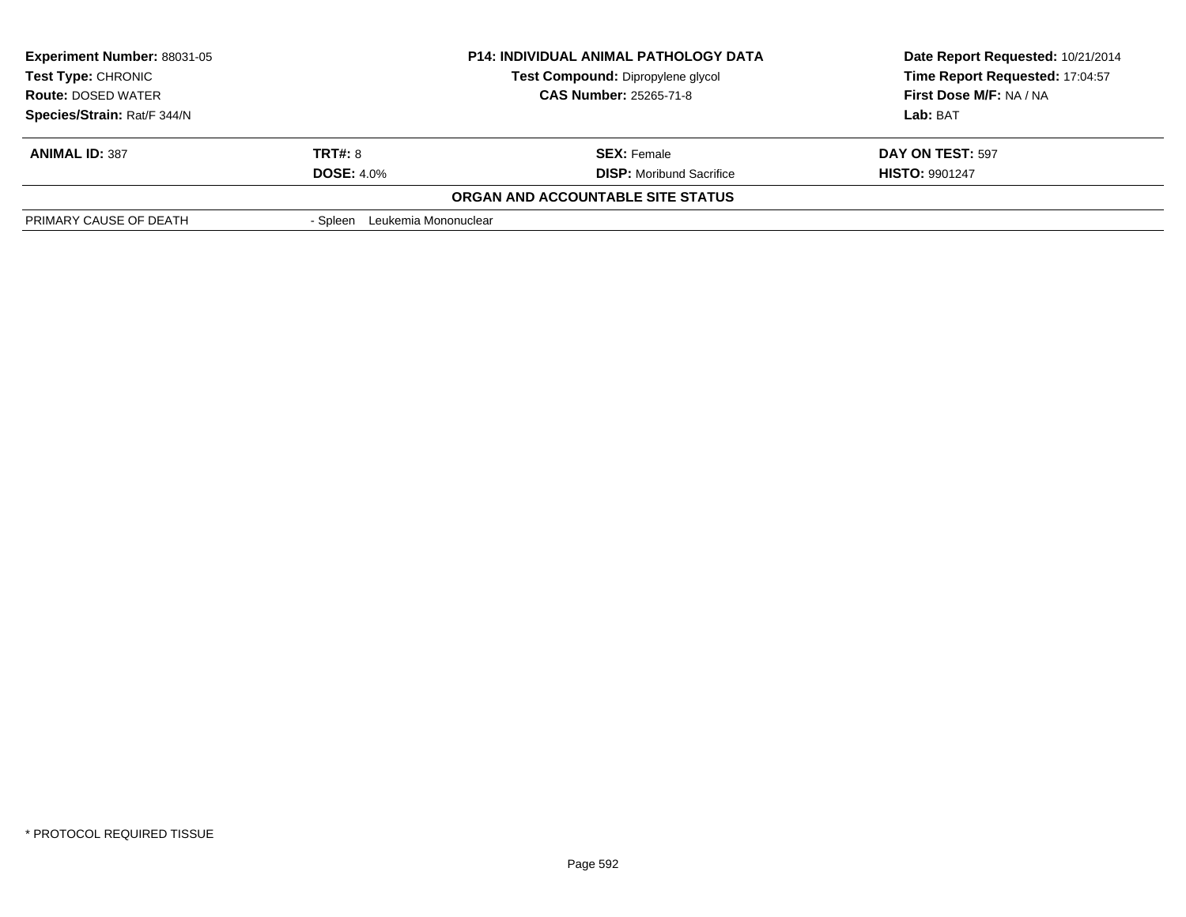| **Experiment Number:** 88031-05 | **P14: INDIVIDUAL ANIMAL PATHOLOGY DATA** | **Date Report Requested:** 10/21/2014 |
|---|---|---|
| **Test Type:** CHRONIC | **Test Compound:** Dipropylene glycol | **Time Report Requested:** 17:04:57 |
| **Route:** DOSED WATER | **CAS Number:** 25265-71-8 | **First Dose M/F:** NA / NA |
| **Species/Strain:** Rat/F 344/N | | **Lab:** BAT |

| **ANIMAL ID:** 387 | **TRT#:** 8 | **SEX:** Female | **DAY ON TEST:** 597 |
|---|---|---|---|
| | **DOSE:** 4.0% | **DISP:** Moribund Sacrifice | **HISTO:** 9901247 |

**ORGAN AND ACCOUNTABLE SITE STATUS**

| | |
|---|---|
| PRIMARY CAUSE OF DEATH | - Spleen Leukemia Mononuclear |

* PROTOCOL REQUIRED TISSUE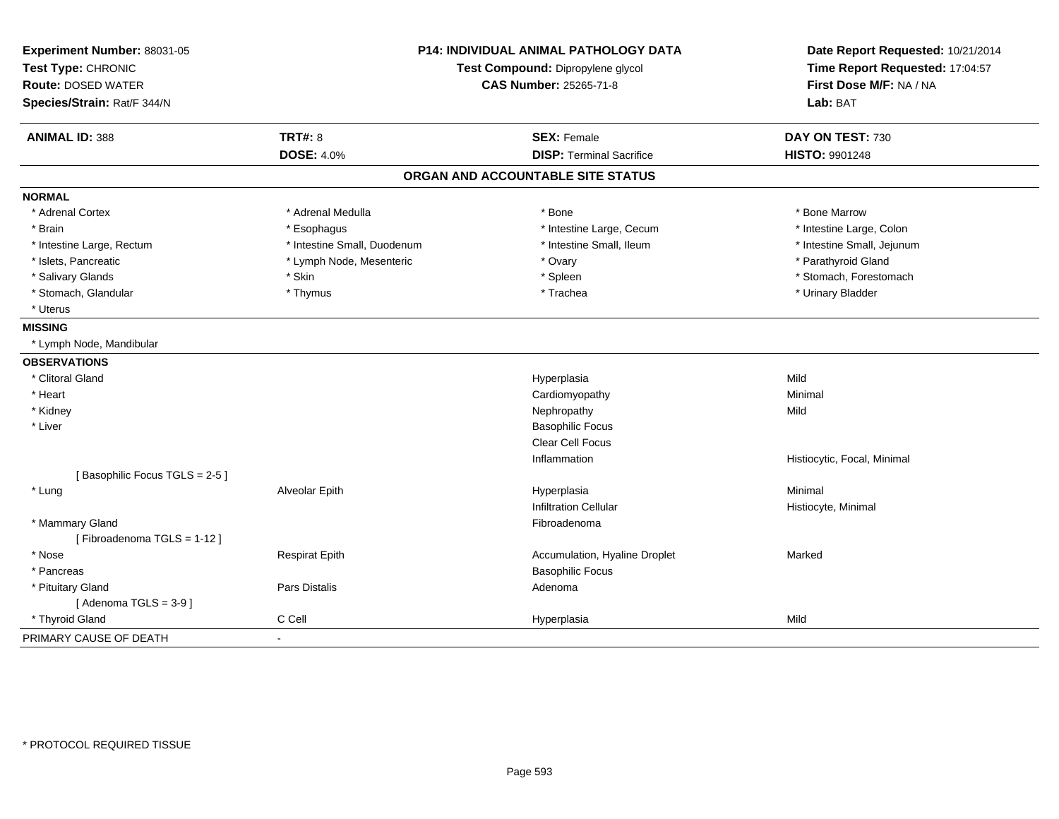**Experiment Number:** 88031-05
**Test Type:** CHRONIC
**Route:** DOSED WATER
**Species/Strain:** Rat/F 344/N

**P14: INDIVIDUAL ANIMAL PATHOLOGY DATA**
**Test Compound:** Dipropylene glycol
**CAS Number:** 25265-71-8

**Date Report Requested:** 10/21/2014
**Time Report Requested:** 17:04:57
**First Dose M/F:** NA / NA
**Lab:** BAT

| **ANIMAL ID:** 388 | **TRT#:** 8 | **SEX:** Female | **DAY ON TEST:** 730 |
|---|---|---|---|
| | **DOSE:** 4.0% | **DISP:** Terminal Sacrifice | **HISTO:** 9901248 |

## ORGAN AND ACCOUNTABLE SITE STATUS

**NORMAL**

| | | | |
|---|---|---|---|
| * Adrenal Cortex | * Adrenal Medulla | * Bone | * Bone Marrow |
| * Brain | * Esophagus | * Intestine Large, Cecum | * Intestine Large, Colon |
| * Intestine Large, Rectum | * Intestine Small, Duodenum | * Intestine Small, Ileum | * Intestine Small, Jejunum |
| * Islets, Pancreatic | * Lymph Node, Mesenteric | * Ovary | * Parathyroid Gland |
| * Salivary Glands | * Skin | * Spleen | * Stomach, Forestomach |
| * Stomach, Glandular | * Thymus | * Trachea | * Urinary Bladder |
| * Uterus | | | |

**MISSING**

* Lymph Node, Mandibular

**OBSERVATIONS**

| | | | |
|---|---|---|---|
| * Clitoral Gland | | Hyperplasia | Mild |
| * Heart | | Cardiomyopathy | Minimal |
| * Kidney | | Nephropathy | Mild |
| * Liver | | Basophilic Focus | |
| | | Clear Cell Focus | |
| | | Inflammation | Histiocytic, Focal, Minimal |
| [ Basophilic Focus TGLS = 2-5 ] | | | |
| * Lung | Alveolar Epith | Hyperplasia | Minimal |
| | | Infiltration Cellular | Histiocyte, Minimal |
| * Mammary Gland | | Fibroadenoma | |
| [ Fibroadenoma TGLS = 1-12 ] | | | |
| * Nose | Respirat Epith | Accumulation, Hyaline Droplet | Marked |
| * Pancreas | | Basophilic Focus | |
| * Pituitary Gland | Pars Distalis | Adenoma | |
| [ Adenoma TGLS = 3-9 ] | | | |
| * Thyroid Gland | C Cell | Hyperplasia | Mild |

PRIMARY CAUSE OF DEATH -

* PROTOCOL REQUIRED TISSUE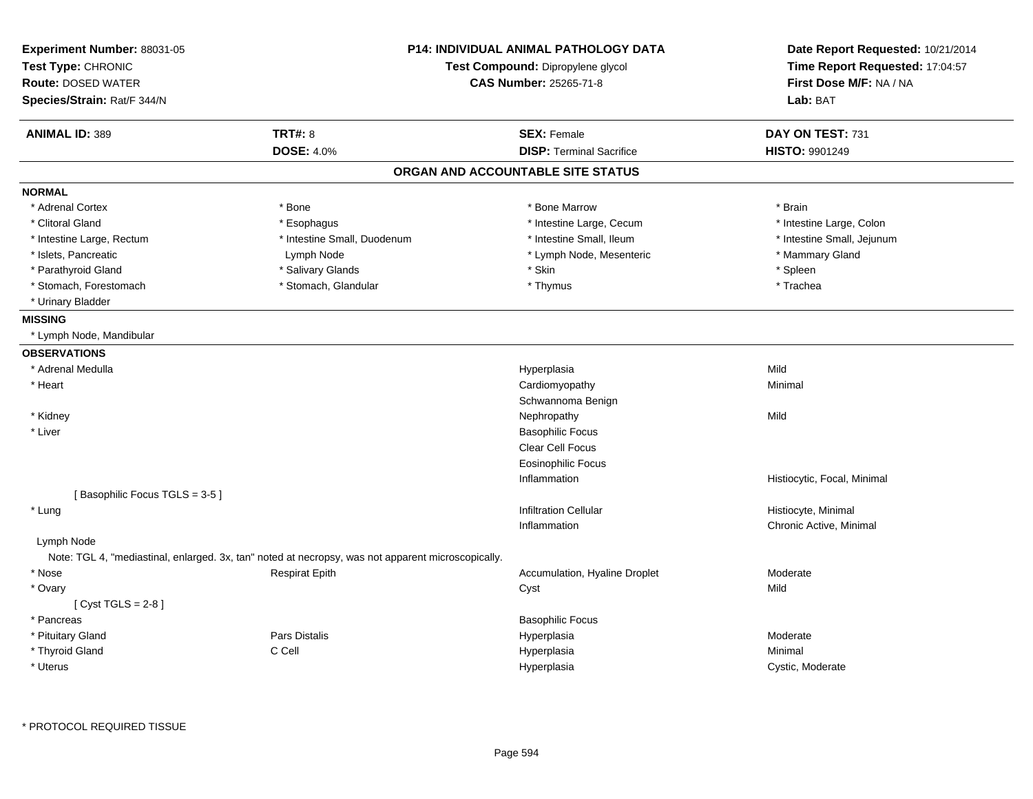**Experiment Number:** 88031-05
**Test Type:** CHRONIC
**Route:** DOSED WATER
**Species/Strain:** Rat/F 344/N

**P14: INDIVIDUAL ANIMAL PATHOLOGY DATA**
**Test Compound:** Dipropylene glycol
**CAS Number:** 25265-71-8

**Date Report Requested:** 10/21/2014
**Time Report Requested:** 17:04:57
**First Dose M/F:** NA / NA
**Lab:** BAT

| **ANIMAL ID:** 389 | **TRT#:** 8 | **SEX:** Female | **DAY ON TEST:** 731 |
|---|---|---|---|
| | **DOSE:** 4.0% | **DISP:** Terminal Sacrifice | **HISTO:** 9901249 |

## ORGAN AND ACCOUNTABLE SITE STATUS

**NORMAL**

| | | | |
|---|---|---|---|
| * Adrenal Cortex | * Bone | * Bone Marrow | * Brain |
| * Clitoral Gland | * Esophagus | * Intestine Large, Cecum | * Intestine Large, Colon |
| * Intestine Large, Rectum | * Intestine Small, Duodenum | * Intestine Small, Ileum | * Intestine Small, Jejunum |
| * Islets, Pancreatic | Lymph Node | * Lymph Node, Mesenteric | * Mammary Gland |
| * Parathyroid Gland | * Salivary Glands | * Skin | * Spleen |
| * Stomach, Forestomach | * Stomach, Glandular | * Thymus | * Trachea |
| * Urinary Bladder | | | |

**MISSING**

* Lymph Node, Mandibular

**OBSERVATIONS**

| | | | |
|---|---|---|---|
| * Adrenal Medulla | | Hyperplasia | Mild |
| * Heart | | Cardiomyopathy | Minimal |
| | | Schwannoma Benign | |
| * Kidney | | Nephropathy | Mild |
| * Liver | | Basophilic Focus | |
| | | Clear Cell Focus | |
| | | Eosinophilic Focus | |
| | | Inflammation | Histiocytic, Focal, Minimal |
| [ Basophilic Focus TGLS = 3-5 ] | | | |
| * Lung | | Infiltration Cellular | Histiocyte, Minimal |
| | | Inflammation | Chronic Active, Minimal |
| Lymph Node | | | |
| Note: TGL 4, "mediastinal, enlarged. 3x, tan" noted at necropsy, was not apparent microscopically. | | | |
| * Nose | Respirat Epith | Accumulation, Hyaline Droplet | Moderate |
| * Ovary | | Cyst | Mild |
| [ Cyst TGLS = 2-8 ] | | | |
| * Pancreas | | Basophilic Focus | |
| * Pituitary Gland | Pars Distalis | Hyperplasia | Moderate |
| * Thyroid Gland | C Cell | Hyperplasia | Minimal |
| * Uterus | | Hyperplasia | Cystic, Moderate |

* PROTOCOL REQUIRED TISSUE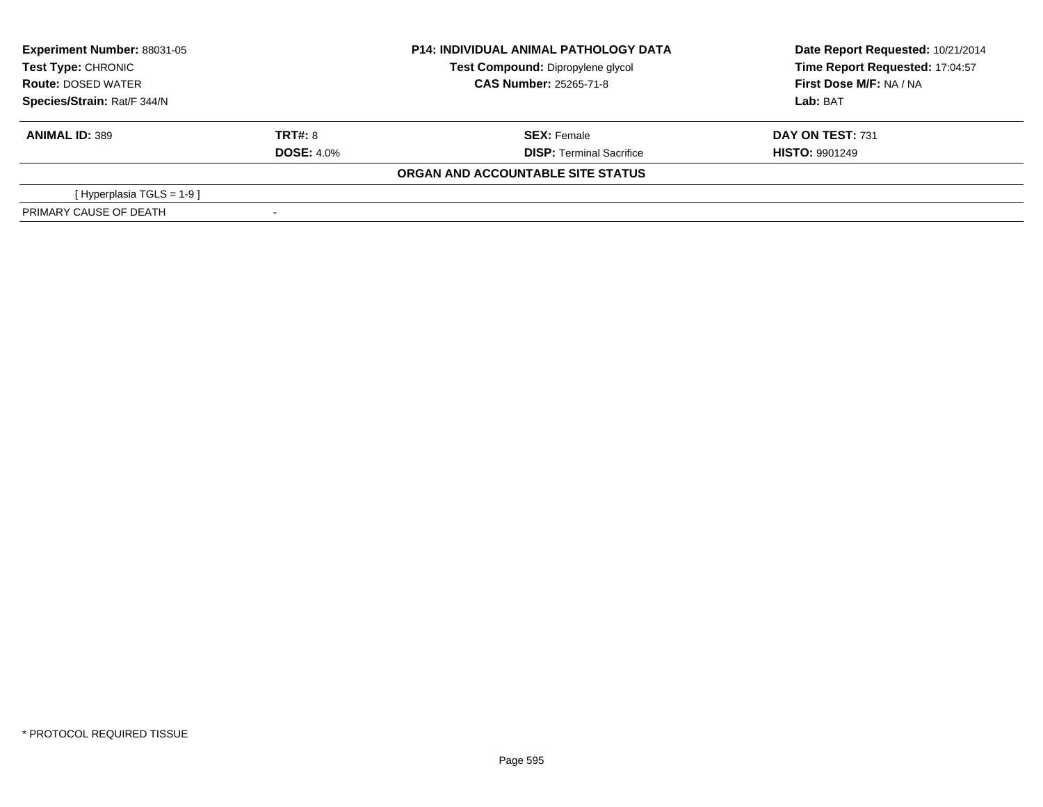**Experiment Number:** 88031-05
**Test Type:** CHRONIC
**Route:** DOSED WATER
**Species/Strain:** Rat/F 344/N

**P14: INDIVIDUAL ANIMAL PATHOLOGY DATA**
**Test Compound:** Dipropylene glycol
**CAS Number:** 25265-71-8

**Date Report Requested:** 10/21/2014
**Time Report Requested:** 17:04:57
**First Dose M/F:** NA / NA
**Lab:** BAT

| **ANIMAL ID:** 389 | **TRT#:** 8 | **SEX:** Female | **DAY ON TEST:** 731 |
|---|---|---|---|
| | **DOSE:** 4.0% | **DISP:** Terminal Sacrifice | **HISTO:** 9901249 |

**ORGAN AND ACCOUNTABLE SITE STATUS**

| | |
|---|---|
| [ Hyperplasia TGLS = 1-9 ] | |
| PRIMARY CAUSE OF DEATH | - |

* PROTOCOL REQUIRED TISSUE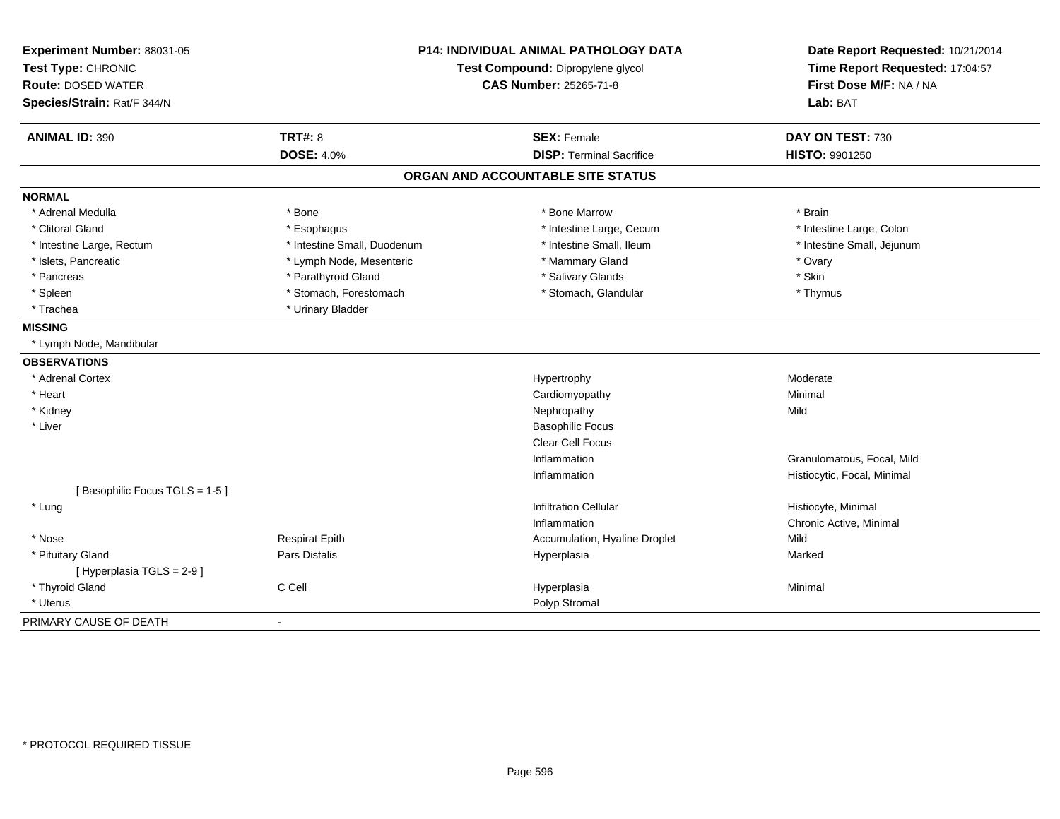**Experiment Number:** 88031-05
**Test Type:** CHRONIC
**Route:** DOSED WATER
**Species/Strain:** Rat/F 344/N

**P14: INDIVIDUAL ANIMAL PATHOLOGY DATA**
**Test Compound:** Dipropylene glycol
**CAS Number:** 25265-71-8

**Date Report Requested:** 10/21/2014
**Time Report Requested:** 17:04:57
**First Dose M/F:** NA / NA
**Lab:** BAT

| **ANIMAL ID:** 390 | **TRT#:** 8 | **SEX:** Female | **DAY ON TEST:** 730 |
|---|---|---|---|
| | **DOSE:** 4.0% | **DISP:** Terminal Sacrifice | **HISTO:** 9901250 |

## ORGAN AND ACCOUNTABLE SITE STATUS

**NORMAL**

| | | | |
|---|---|---|---|
| * Adrenal Medulla | * Bone | * Bone Marrow | * Brain |
| * Clitoral Gland | * Esophagus | * Intestine Large, Cecum | * Intestine Large, Colon |
| * Intestine Large, Rectum | * Intestine Small, Duodenum | * Intestine Small, Ileum | * Intestine Small, Jejunum |
| * Islets, Pancreatic | * Lymph Node, Mesenteric | * Mammary Gland | * Ovary |
| * Pancreas | * Parathyroid Gland | * Salivary Glands | * Skin |
| * Spleen | * Stomach, Forestomach | * Stomach, Glandular | * Thymus |
| * Trachea | * Urinary Bladder | | |

**MISSING**

* Lymph Node, Mandibular

**OBSERVATIONS**

| | | | |
|---|---|---|---|
| * Adrenal Cortex | | Hypertrophy | Moderate |
| * Heart | | Cardiomyopathy | Minimal |
| * Kidney | | Nephropathy | Mild |
| * Liver | | Basophilic Focus | |
| | | Clear Cell Focus | |
| | | Inflammation | Granulomatous, Focal, Mild |
| | | Inflammation | Histiocytic, Focal, Minimal |
| [ Basophilic Focus TGLS = 1-5 ] | | | |
| * Lung | | Infiltration Cellular | Histiocyte, Minimal |
| | | Inflammation | Chronic Active, Minimal |
| * Nose | Respirat Epith | Accumulation, Hyaline Droplet | Mild |
| * Pituitary Gland | Pars Distalis | Hyperplasia | Marked |
| [ Hyperplasia TGLS = 2-9 ] | | | |
| * Thyroid Gland | C Cell | Hyperplasia | Minimal |
| * Uterus | | Polyp Stromal | |

PRIMARY CAUSE OF DEATH -

* PROTOCOL REQUIRED TISSUE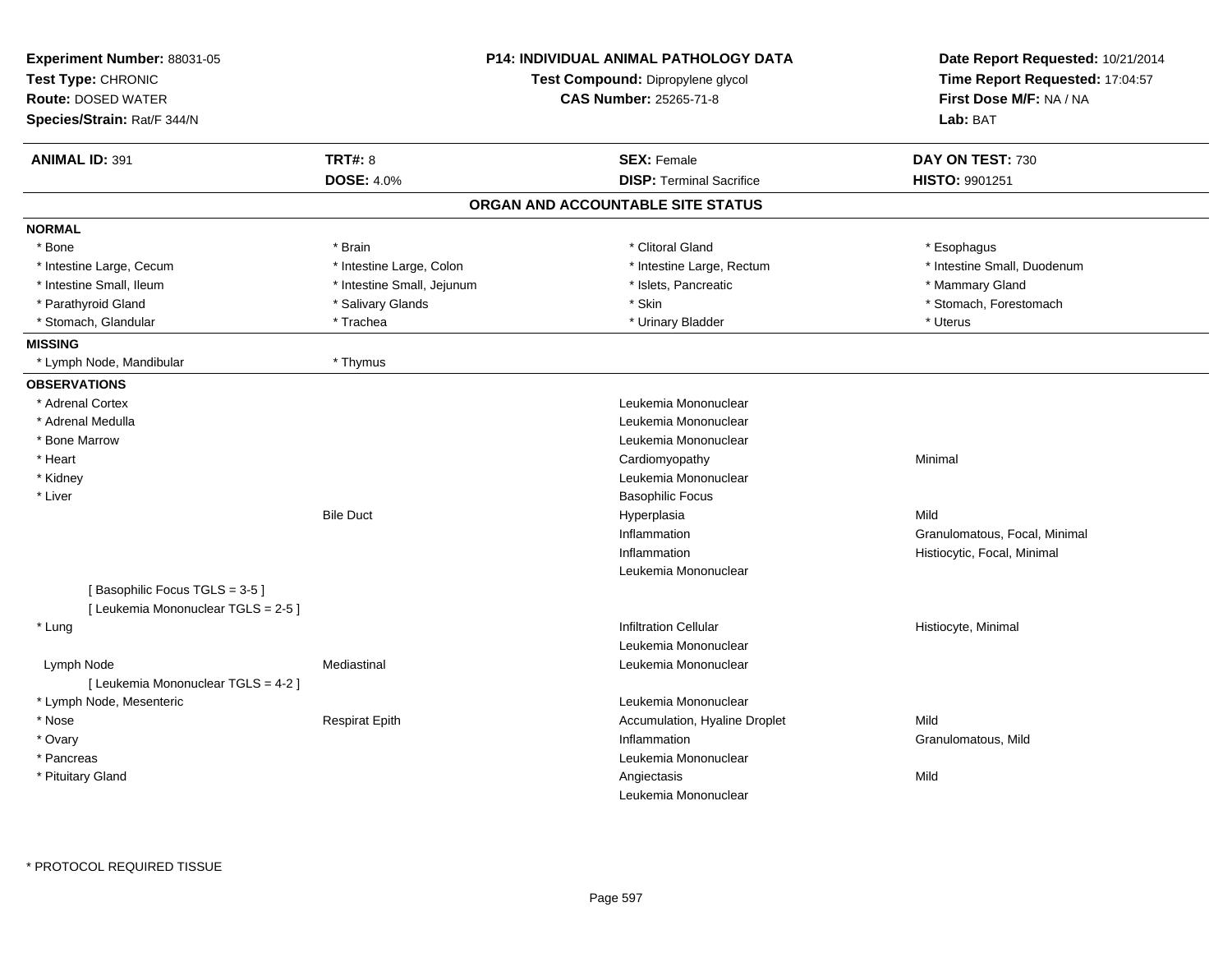**Experiment Number:** 88031-05
**Test Type:** CHRONIC
**Route:** DOSED WATER
**Species/Strain:** Rat/F 344/N

**P14: INDIVIDUAL ANIMAL PATHOLOGY DATA**
**Test Compound:** Dipropylene glycol
**CAS Number:** 25265-71-8

**Date Report Requested:** 10/21/2014
**Time Report Requested:** 17:04:57
**First Dose M/F:** NA / NA
**Lab:** BAT

| **ANIMAL ID:** 391 | **TRT#:** 8 | **SEX:** Female | **DAY ON TEST:** 730 |
|---|---|---|---|
| | **DOSE:** 4.0% | **DISP:** Terminal Sacrifice | **HISTO:** 9901251 |

## ORGAN AND ACCOUNTABLE SITE STATUS

**NORMAL**

| | | | |
|---|---|---|---|
| * Bone | * Brain | * Clitoral Gland | * Esophagus |
| * Intestine Large, Cecum | * Intestine Large, Colon | * Intestine Large, Rectum | * Intestine Small, Duodenum |
| * Intestine Small, Ileum | * Intestine Small, Jejunum | * Islets, Pancreatic | * Mammary Gland |
| * Parathyroid Gland | * Salivary Glands | * Skin | * Stomach, Forestomach |
| * Stomach, Glandular | * Trachea | * Urinary Bladder | * Uterus |

**MISSING**

| | |
|---|---|
| * Lymph Node, Mandibular | * Thymus |

**OBSERVATIONS**

| | | | |
|---|---|---|---|
| * Adrenal Cortex | | Leukemia Mononuclear | |
| * Adrenal Medulla | | Leukemia Mononuclear | |
| * Bone Marrow | | Leukemia Mononuclear | |
| * Heart | | Cardiomyopathy | Minimal |
| * Kidney | | Leukemia Mononuclear | |
| * Liver | | Basophilic Focus | |
| | Bile Duct | Hyperplasia | Mild |
| | | Inflammation | Granulomatous, Focal, Minimal |
| | | Inflammation | Histiocytic, Focal, Minimal |
| | | Leukemia Mononuclear | |
| [ Basophilic Focus TGLS = 3-5 ] | | | |
| [ Leukemia Mononuclear TGLS = 2-5 ] | | | |
| * Lung | | Infiltration Cellular | Histiocyte, Minimal |
| | | Leukemia Mononuclear | |
| Lymph Node | Mediastinal | Leukemia Mononuclear | |
| [ Leukemia Mononuclear TGLS = 4-2 ] | | | |
| * Lymph Node, Mesenteric | | Leukemia Mononuclear | |
| * Nose | Respirat Epith | Accumulation, Hyaline Droplet | Mild |
| * Ovary | | Inflammation | Granulomatous, Mild |
| * Pancreas | | Leukemia Mononuclear | |
| * Pituitary Gland | | Angiectasis | Mild |
| | | Leukemia Mononuclear | |

* PROTOCOL REQUIRED TISSUE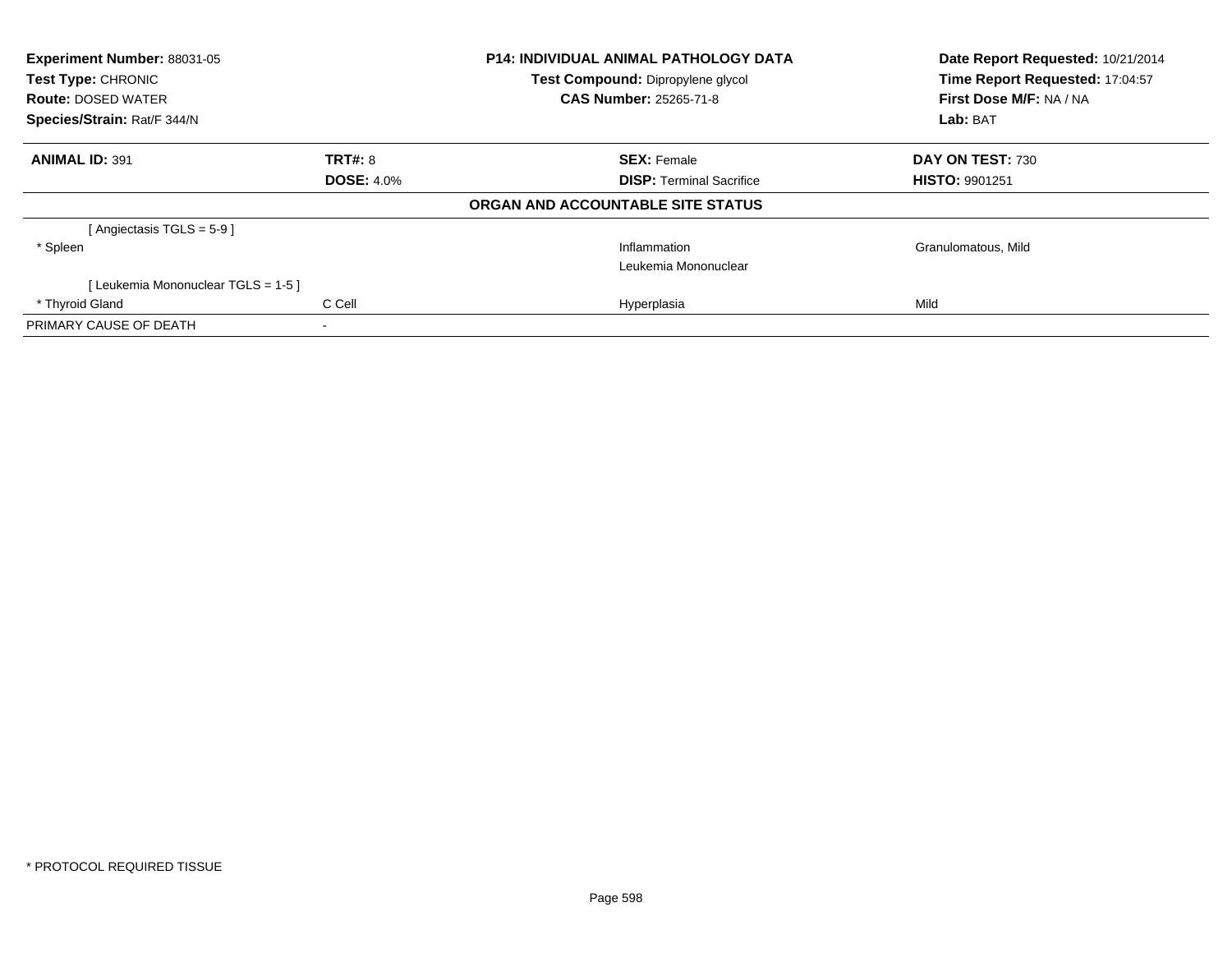| **Experiment Number:** 88031-05 | **P14: INDIVIDUAL ANIMAL PATHOLOGY DATA** | **Date Report Requested:** 10/21/2014 |
|---|---|---|
| **Test Type:** CHRONIC | **Test Compound:** Dipropylene glycol | **Time Report Requested:** 17:04:57 |
| **Route:** DOSED WATER | **CAS Number:** 25265-71-8 | **First Dose M/F:** NA / NA |
| **Species/Strain:** Rat/F 344/N | | **Lab:** BAT |

| **ANIMAL ID:** 391 | **TRT#:** 8 | **SEX:** Female | **DAY ON TEST:** 730 |
|---|---|---|---|
| | **DOSE:** 4.0% | **DISP:** Terminal Sacrifice | **HISTO:** 9901251 |

**ORGAN AND ACCOUNTABLE SITE STATUS**

| | | | |
|---|---|---|---|
| [ Angiectasis TGLS = 5-9 ] | | | |
| * Spleen | | Inflammation | Granulomatous, Mild |
| | | Leukemia Mononuclear | |
| [ Leukemia Mononuclear TGLS = 1-5 ] | | | |
| * Thyroid Gland | C Cell | Hyperplasia | Mild |
| PRIMARY CAUSE OF DEATH | - | | |

* PROTOCOL REQUIRED TISSUE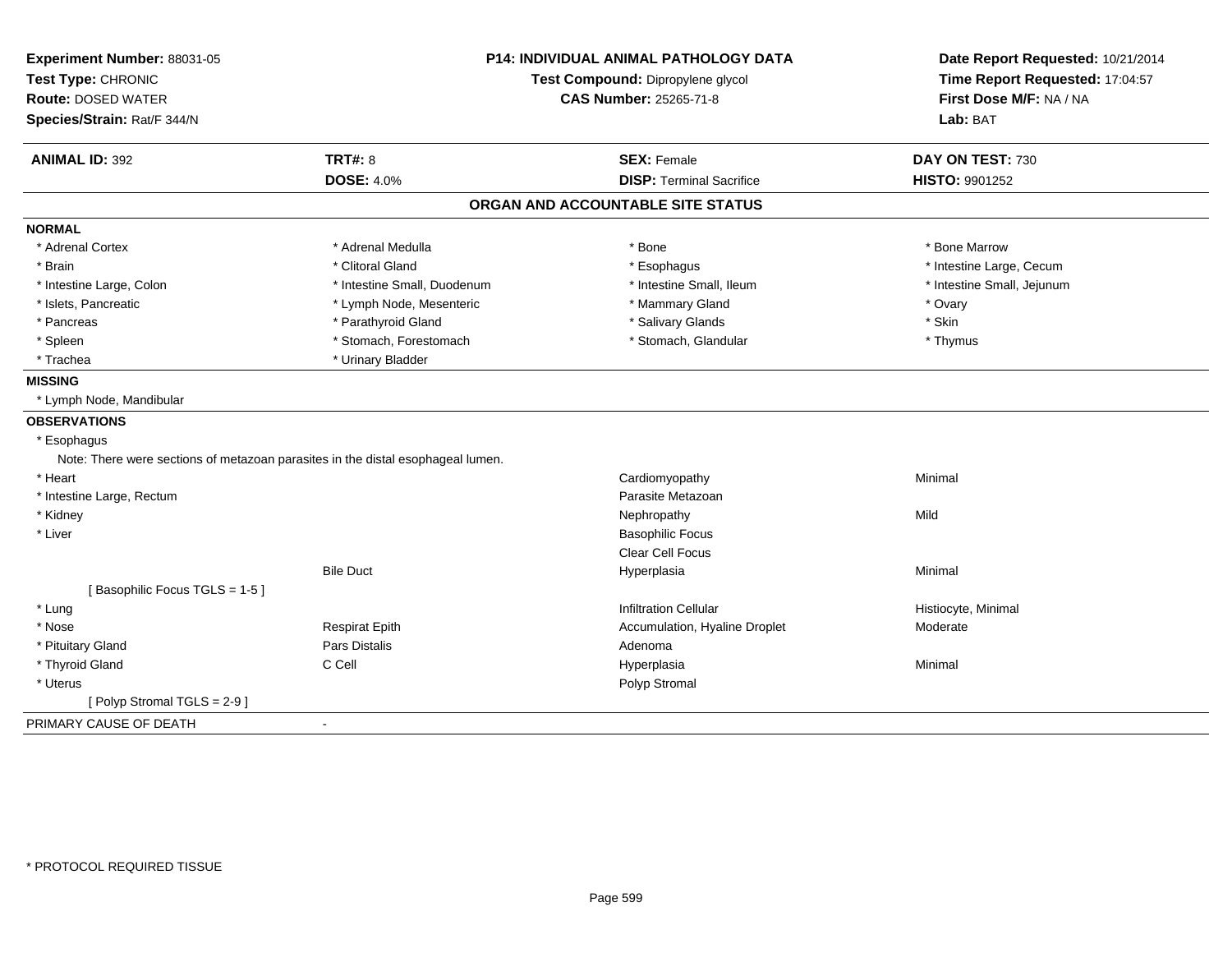**Experiment Number:** 88031-05
**Test Type:** CHRONIC
**Route:** DOSED WATER
**Species/Strain:** Rat/F 344/N

**P14: INDIVIDUAL ANIMAL PATHOLOGY DATA**
**Test Compound:** Dipropylene glycol
**CAS Number:** 25265-71-8

**Date Report Requested:** 10/21/2014
**Time Report Requested:** 17:04:57
**First Dose M/F:** NA / NA
**Lab:** BAT

| **ANIMAL ID:** 392 | **TRT#:** 8 | **SEX:** Female | **DAY ON TEST:** 730 |
|---|---|---|---|
| | **DOSE:** 4.0% | **DISP:** Terminal Sacrifice | **HISTO:** 9901252 |

## ORGAN AND ACCOUNTABLE SITE STATUS

**NORMAL**

| | | | |
|---|---|---|---|
| * Adrenal Cortex | * Adrenal Medulla | * Bone | * Bone Marrow |
| * Brain | * Clitoral Gland | * Esophagus | * Intestine Large, Cecum |
| * Intestine Large, Colon | * Intestine Small, Duodenum | * Intestine Small, Ileum | * Intestine Small, Jejunum |
| * Islets, Pancreatic | * Lymph Node, Mesenteric | * Mammary Gland | * Ovary |
| * Pancreas | * Parathyroid Gland | * Salivary Glands | * Skin |
| * Spleen | * Stomach, Forestomach | * Stomach, Glandular | * Thymus |
| * Trachea | * Urinary Bladder | | |

**MISSING**

* Lymph Node, Mandibular

**OBSERVATIONS**

* Esophagus
  Note: There were sections of metazoan parasites in the distal esophageal lumen.

| | | | |
|---|---|---|---|
| * Heart | | Cardiomyopathy | Minimal |
| * Intestine Large, Rectum | | Parasite Metazoan | |
| * Kidney | | Nephropathy | Mild |
| * Liver | | Basophilic Focus | |
| | | Clear Cell Focus | |
| | Bile Duct | Hyperplasia | Minimal |
| [ Basophilic Focus TGLS = 1-5 ] | | | |
| * Lung | | Infiltration Cellular | Histiocyte, Minimal |
| * Nose | Respirat Epith | Accumulation, Hyaline Droplet | Moderate |
| * Pituitary Gland | Pars Distalis | Adenoma | |
| * Thyroid Gland | C Cell | Hyperplasia | Minimal |
| * Uterus | | Polyp Stromal | |
| [ Polyp Stromal TGLS = 2-9 ] | | | |

PRIMARY CAUSE OF DEATH -

* PROTOCOL REQUIRED TISSUE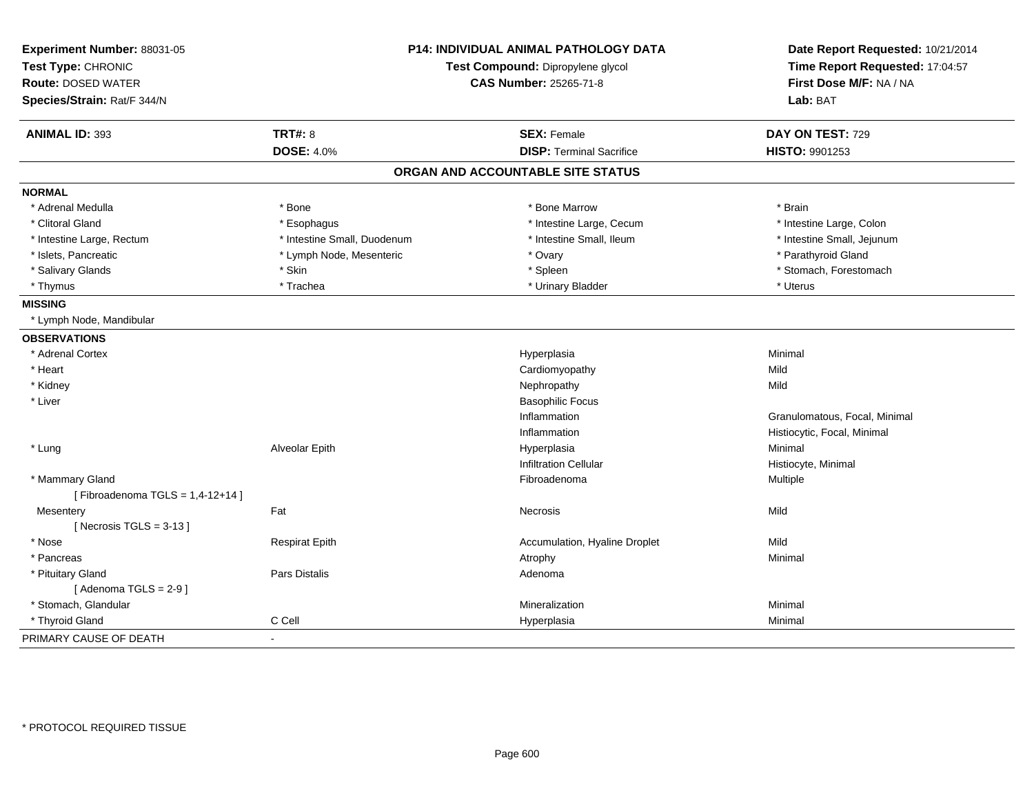**Experiment Number:** 88031-05
**Test Type:** CHRONIC
**Route:** DOSED WATER
**Species/Strain:** Rat/F 344/N

**P14: INDIVIDUAL ANIMAL PATHOLOGY DATA**
**Test Compound:** Dipropylene glycol
**CAS Number:** 25265-71-8

**Date Report Requested:** 10/21/2014
**Time Report Requested:** 17:04:57
**First Dose M/F:** NA / NA
**Lab:** BAT

| **ANIMAL ID:** 393 | **TRT#:** 8 | **SEX:** Female | **DAY ON TEST:** 729 |
|---|---|---|---|
| | **DOSE:** 4.0% | **DISP:** Terminal Sacrifice | **HISTO:** 9901253 |

## ORGAN AND ACCOUNTABLE SITE STATUS

| | | | |
|---|---|---|---|
| **NORMAL** | | | |
| * Adrenal Medulla | * Bone | * Bone Marrow | * Brain |
| * Clitoral Gland | * Esophagus | * Intestine Large, Cecum | * Intestine Large, Colon |
| * Intestine Large, Rectum | * Intestine Small, Duodenum | * Intestine Small, Ileum | * Intestine Small, Jejunum |
| * Islets, Pancreatic | * Lymph Node, Mesenteric | * Ovary | * Parathyroid Gland |
| * Salivary Glands | * Skin | * Spleen | * Stomach, Forestomach |
| * Thymus | * Trachea | * Urinary Bladder | * Uterus |
| **MISSING** | | | |
| * Lymph Node, Mandibular | | | |
| **OBSERVATIONS** | | | |
| * Adrenal Cortex | | Hyperplasia | Minimal |
| * Heart | | Cardiomyopathy | Mild |
| * Kidney | | Nephropathy | Mild |
| * Liver | | Basophilic Focus | |
| | | Inflammation | Granulomatous, Focal, Minimal |
| | | Inflammation | Histiocytic, Focal, Minimal |
| * Lung | Alveolar Epith | Hyperplasia | Minimal |
| | | Infiltration Cellular | Histiocyte, Minimal |
| * Mammary Gland | | Fibroadenoma | Multiple |
| [ Fibroadenoma TGLS = 1,4-12+14 ] | | | |
| Mesentery | Fat | Necrosis | Mild |
| [ Necrosis TGLS = 3-13 ] | | | |
| * Nose | Respirat Epith | Accumulation, Hyaline Droplet | Mild |
| * Pancreas | | Atrophy | Minimal |
| * Pituitary Gland | Pars Distalis | Adenoma | |
| [ Adenoma TGLS = 2-9 ] | | | |
| * Stomach, Glandular | | Mineralization | Minimal |
| * Thyroid Gland | C Cell | Hyperplasia | Minimal |
| PRIMARY CAUSE OF DEATH | - | | |

* PROTOCOL REQUIRED TISSUE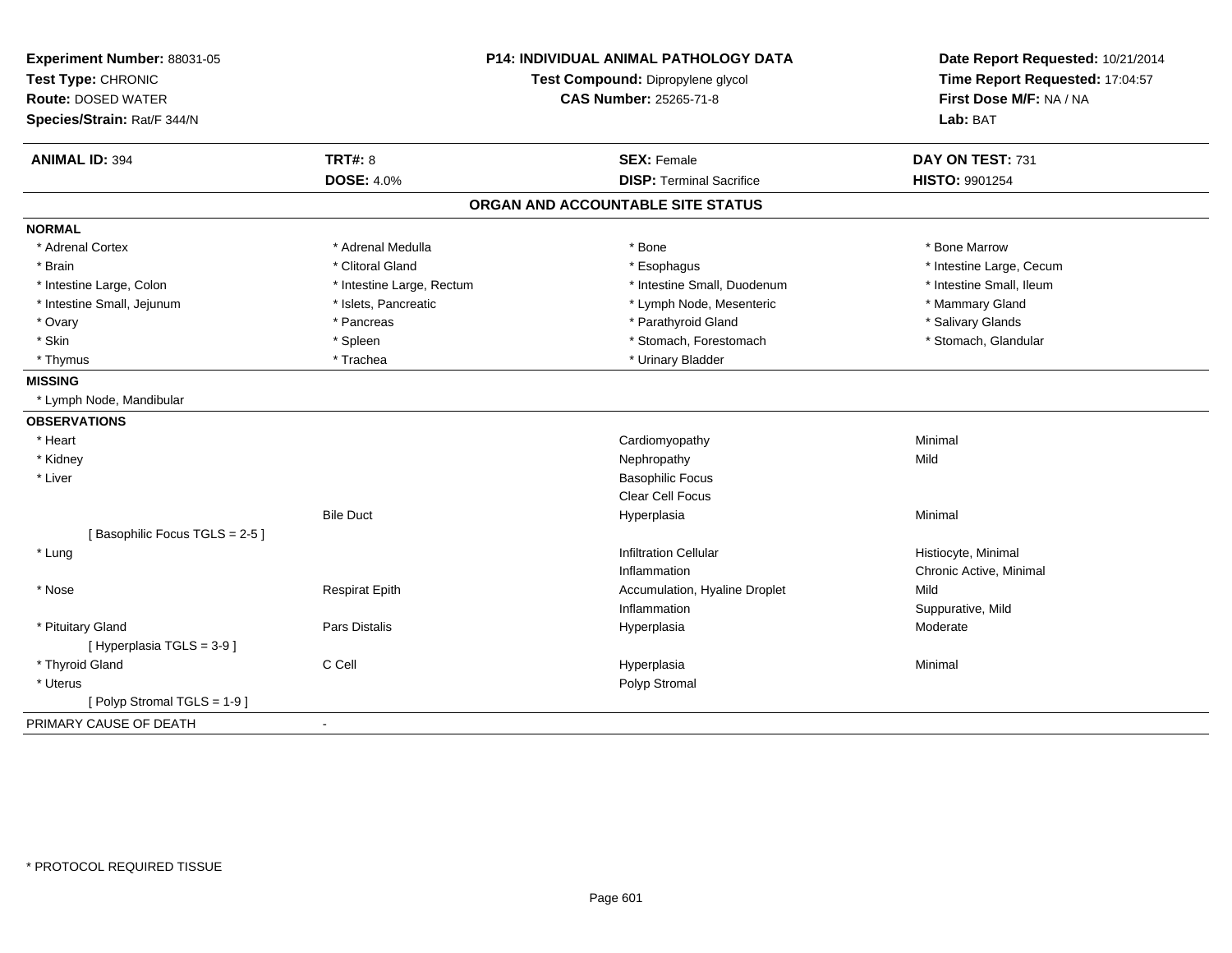**Experiment Number:** 88031-05
**Test Type:** CHRONIC
**Route:** DOSED WATER
**Species/Strain:** Rat/F 344/N

**P14: INDIVIDUAL ANIMAL PATHOLOGY DATA**
**Test Compound:** Dipropylene glycol
**CAS Number:** 25265-71-8

**Date Report Requested:** 10/21/2014
**Time Report Requested:** 17:04:57
**First Dose M/F:** NA / NA
**Lab:** BAT

| **ANIMAL ID:** 394 | **TRT#:** 8 | **SEX:** Female | **DAY ON TEST:** 731 |
|---|---|---|---|
| | **DOSE:** 4.0% | **DISP:** Terminal Sacrifice | **HISTO:** 9901254 |

## ORGAN AND ACCOUNTABLE SITE STATUS

**NORMAL**

| | | | |
|---|---|---|---|
| * Adrenal Cortex | * Adrenal Medulla | * Bone | * Bone Marrow |
| * Brain | * Clitoral Gland | * Esophagus | * Intestine Large, Cecum |
| * Intestine Large, Colon | * Intestine Large, Rectum | * Intestine Small, Duodenum | * Intestine Small, Ileum |
| * Intestine Small, Jejunum | * Islets, Pancreatic | * Lymph Node, Mesenteric | * Mammary Gland |
| * Ovary | * Pancreas | * Parathyroid Gland | * Salivary Glands |
| * Skin | * Spleen | * Stomach, Forestomach | * Stomach, Glandular |
| * Thymus | * Trachea | * Urinary Bladder | |

**MISSING**

* Lymph Node, Mandibular

**OBSERVATIONS**

| | | | |
|---|---|---|---|
| * Heart | | Cardiomyopathy | Minimal |
| * Kidney | | Nephropathy | Mild |
| * Liver | | Basophilic Focus | |
| | | Clear Cell Focus | |
| | Bile Duct | Hyperplasia | Minimal |
| [ Basophilic Focus TGLS = 2-5 ] | | | |
| * Lung | | Infiltration Cellular | Histiocyte, Minimal |
| | | Inflammation | Chronic Active, Minimal |
| * Nose | Respirat Epith | Accumulation, Hyaline Droplet | Mild |
| | | Inflammation | Suppurative, Mild |
| * Pituitary Gland | Pars Distalis | Hyperplasia | Moderate |
| [ Hyperplasia TGLS = 3-9 ] | | | |
| * Thyroid Gland | C Cell | Hyperplasia | Minimal |
| * Uterus | | Polyp Stromal | |
| [ Polyp Stromal TGLS = 1-9 ] | | | |

PRIMARY CAUSE OF DEATH -

\* PROTOCOL REQUIRED TISSUE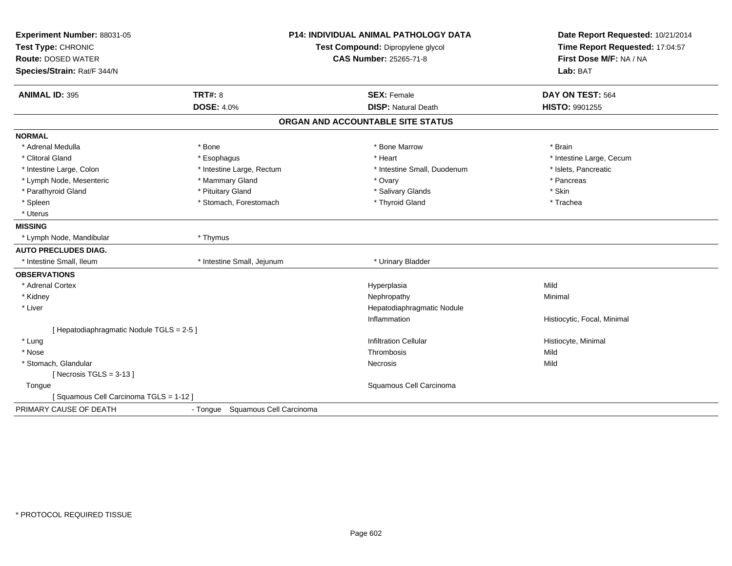**Experiment Number:** 88031-05
**Test Type:** CHRONIC
**Route:** DOSED WATER
**Species/Strain:** Rat/F 344/N

**P14: INDIVIDUAL ANIMAL PATHOLOGY DATA**
**Test Compound:** Dipropylene glycol
**CAS Number:** 25265-71-8

**Date Report Requested:** 10/21/2014
**Time Report Requested:** 17:04:57
**First Dose M/F:** NA / NA
**Lab:** BAT

| **ANIMAL ID:** 395 | **TRT#:** 8 | **SEX:** Female | **DAY ON TEST:** 564 |
|---|---|---|---|
| | **DOSE:** 4.0% | **DISP:** Natural Death | **HISTO:** 9901255 |

## ORGAN AND ACCOUNTABLE SITE STATUS

**NORMAL**

| | | | |
|---|---|---|---|
| * Adrenal Medulla | * Bone | * Bone Marrow | * Brain |
| * Clitoral Gland | * Esophagus | * Heart | * Intestine Large, Cecum |
| * Intestine Large, Colon | * Intestine Large, Rectum | * Intestine Small, Duodenum | * Islets, Pancreatic |
| * Lymph Node, Mesenteric | * Mammary Gland | * Ovary | * Pancreas |
| * Parathyroid Gland | * Pituitary Gland | * Salivary Glands | * Skin |
| * Spleen | * Stomach, Forestomach | * Thyroid Gland | * Trachea |
| * Uterus | | | |

**MISSING**

| | |
|---|---|
| * Lymph Node, Mandibular | * Thymus |

**AUTO PRECLUDES DIAG.**

| | | |
|---|---|---|
| * Intestine Small, Ileum | * Intestine Small, Jejunum | * Urinary Bladder |

**OBSERVATIONS**

| | | |
|---|---|---|
| * Adrenal Cortex | Hyperplasia | Mild |
| * Kidney | Nephropathy | Minimal |
| * Liver | Hepatodiaphragmatic Nodule | |
| | Inflammation | Histiocytic, Focal, Minimal |
| [ Hepatodiaphragmatic Nodule TGLS = 2-5 ] | | |
| * Lung | Infiltration Cellular | Histiocyte, Minimal |
| * Nose | Thrombosis | Mild |
| * Stomach, Glandular | Necrosis | Mild |
| [ Necrosis TGLS = 3-13 ] | | |
| Tongue | Squamous Cell Carcinoma | |
| [ Squamous Cell Carcinoma TGLS = 1-12 ] | | |

PRIMARY CAUSE OF DEATH - Tongue Squamous Cell Carcinoma

* PROTOCOL REQUIRED TISSUE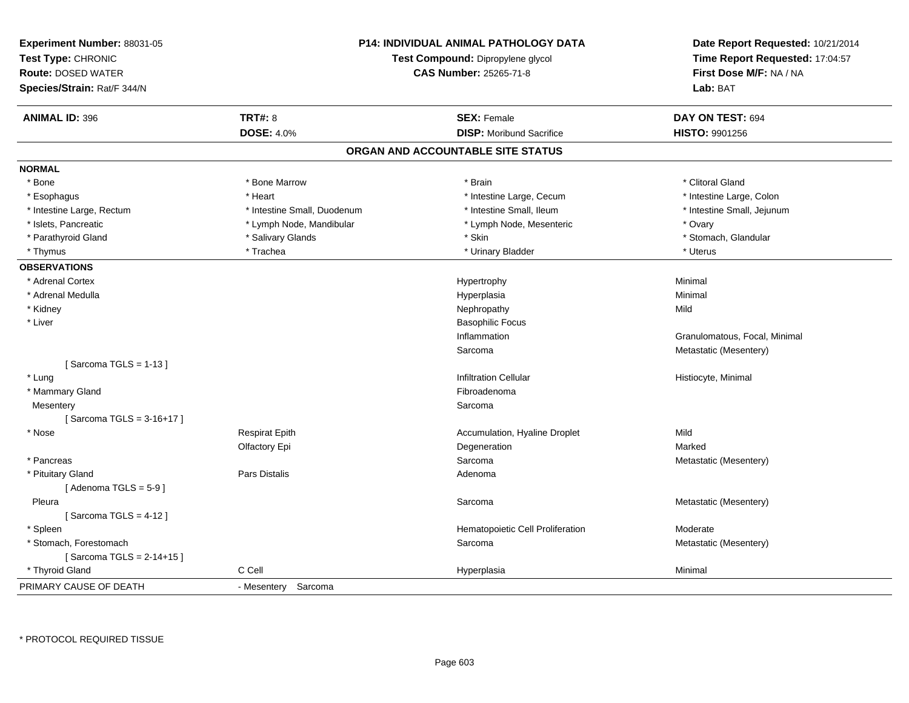**Experiment Number:** 88031-05
**Test Type:** CHRONIC
**Route:** DOSED WATER
**Species/Strain:** Rat/F 344/N

**P14: INDIVIDUAL ANIMAL PATHOLOGY DATA**
**Test Compound:** Dipropylene glycol
**CAS Number:** 25265-71-8

**Date Report Requested:** 10/21/2014
**Time Report Requested:** 17:04:57
**First Dose M/F:** NA / NA
**Lab:** BAT

| **ANIMAL ID:** 396 | **TRT#:** 8 | **SEX:** Female | **DAY ON TEST:** 694 |
|---|---|---|---|
| | **DOSE:** 4.0% | **DISP:** Moribund Sacrifice | **HISTO:** 9901256 |

## ORGAN AND ACCOUNTABLE SITE STATUS

**NORMAL**

| | | | |
|---|---|---|---|
| * Bone | * Bone Marrow | * Brain | * Clitoral Gland |
| * Esophagus | * Heart | * Intestine Large, Cecum | * Intestine Large, Colon |
| * Intestine Large, Rectum | * Intestine Small, Duodenum | * Intestine Small, Ileum | * Intestine Small, Jejunum |
| * Islets, Pancreatic | * Lymph Node, Mandibular | * Lymph Node, Mesenteric | * Ovary |
| * Parathyroid Gland | * Salivary Glands | * Skin | * Stomach, Glandular |
| * Thymus | * Trachea | * Urinary Bladder | * Uterus |

**OBSERVATIONS**

| | | | |
|---|---|---|---|
| * Adrenal Cortex | | Hypertrophy | Minimal |
| * Adrenal Medulla | | Hyperplasia | Minimal |
| * Kidney | | Nephropathy | Mild |
| * Liver | | Basophilic Focus | |
| | | Inflammation | Granulomatous, Focal, Minimal |
| | | Sarcoma | Metastatic (Mesentery) |
| [ Sarcoma TGLS = 1-13 ] | | | |
| * Lung | | Infiltration Cellular | Histiocyte, Minimal |
| * Mammary Gland | | Fibroadenoma | |
| Mesentery | | Sarcoma | |
| [ Sarcoma TGLS = 3-16+17 ] | | | |
| * Nose | Respirat Epith | Accumulation, Hyaline Droplet | Mild |
| | Olfactory Epi | Degeneration | Marked |
| * Pancreas | | Sarcoma | Metastatic (Mesentery) |
| * Pituitary Gland | Pars Distalis | Adenoma | |
| [ Adenoma TGLS = 5-9 ] | | | |
| Pleura | | Sarcoma | Metastatic (Mesentery) |
| [ Sarcoma TGLS = 4-12 ] | | | |
| * Spleen | | Hematopoietic Cell Proliferation | Moderate |
| * Stomach, Forestomach | | Sarcoma | Metastatic (Mesentery) |
| [ Sarcoma TGLS = 2-14+15 ] | | | |
| * Thyroid Gland | C Cell | Hyperplasia | Minimal |

PRIMARY CAUSE OF DEATH - Mesentery Sarcoma

* PROTOCOL REQUIRED TISSUE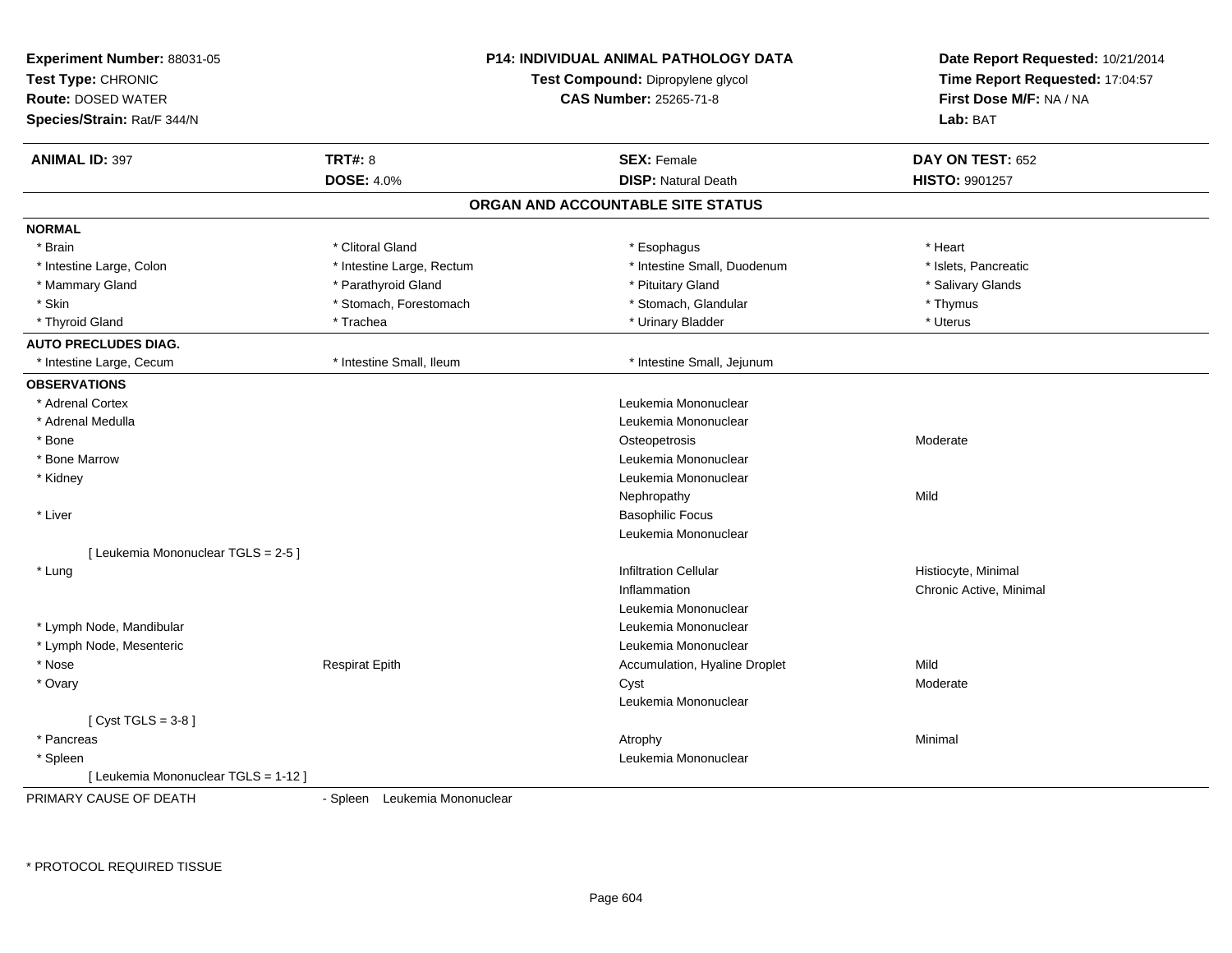**Experiment Number:** 88031-05
**Test Type:** CHRONIC
**Route:** DOSED WATER
**Species/Strain:** Rat/F 344/N

**P14: INDIVIDUAL ANIMAL PATHOLOGY DATA**
**Test Compound:** Dipropylene glycol
**CAS Number:** 25265-71-8

**Date Report Requested:** 10/21/2014
**Time Report Requested:** 17:04:57
**First Dose M/F:** NA / NA
**Lab:** BAT

| **ANIMAL ID:** 397 | **TRT#:** 8 | **SEX:** Female | **DAY ON TEST:** 652 |
|---|---|---|---|
| | **DOSE:** 4.0% | **DISP:** Natural Death | **HISTO:** 9901257 |

## ORGAN AND ACCOUNTABLE SITE STATUS

**NORMAL**

| | | | |
|---|---|---|---|
| * Brain | * Clitoral Gland | * Esophagus | * Heart |
| * Intestine Large, Colon | * Intestine Large, Rectum | * Intestine Small, Duodenum | * Islets, Pancreatic |
| * Mammary Gland | * Parathyroid Gland | * Pituitary Gland | * Salivary Glands |
| * Skin | * Stomach, Forestomach | * Stomach, Glandular | * Thymus |
| * Thyroid Gland | * Trachea | * Urinary Bladder | * Uterus |

**AUTO PRECLUDES DIAG.**

| | | |
|---|---|---|
| * Intestine Large, Cecum | * Intestine Small, Ileum | * Intestine Small, Jejunum |

**OBSERVATIONS**

| | | | |
|---|---|---|---|
| * Adrenal Cortex | | Leukemia Mononuclear | |
| * Adrenal Medulla | | Leukemia Mononuclear | |
| * Bone | | Osteopetrosis | Moderate |
| * Bone Marrow | | Leukemia Mononuclear | |
| * Kidney | | Leukemia Mononuclear | |
| | | Nephropathy | Mild |
| * Liver | | Basophilic Focus | |
| | | Leukemia Mononuclear | |
| [ Leukemia Mononuclear TGLS = 2-5 ] | | | |
| * Lung | | Infiltration Cellular | Histiocyte, Minimal |
| | | Inflammation | Chronic Active, Minimal |
| | | Leukemia Mononuclear | |
| * Lymph Node, Mandibular | | Leukemia Mononuclear | |
| * Lymph Node, Mesenteric | | Leukemia Mononuclear | |
| * Nose | Respirat Epith | Accumulation, Hyaline Droplet | Mild |
| * Ovary | | Cyst | Moderate |
| | | Leukemia Mononuclear | |
| [ Cyst TGLS = 3-8 ] | | | |
| * Pancreas | | Atrophy | Minimal |
| * Spleen | | Leukemia Mononuclear | |
| [ Leukemia Mononuclear TGLS = 1-12 ] | | | |

PRIMARY CAUSE OF DEATH - Spleen Leukemia Mononuclear

* PROTOCOL REQUIRED TISSUE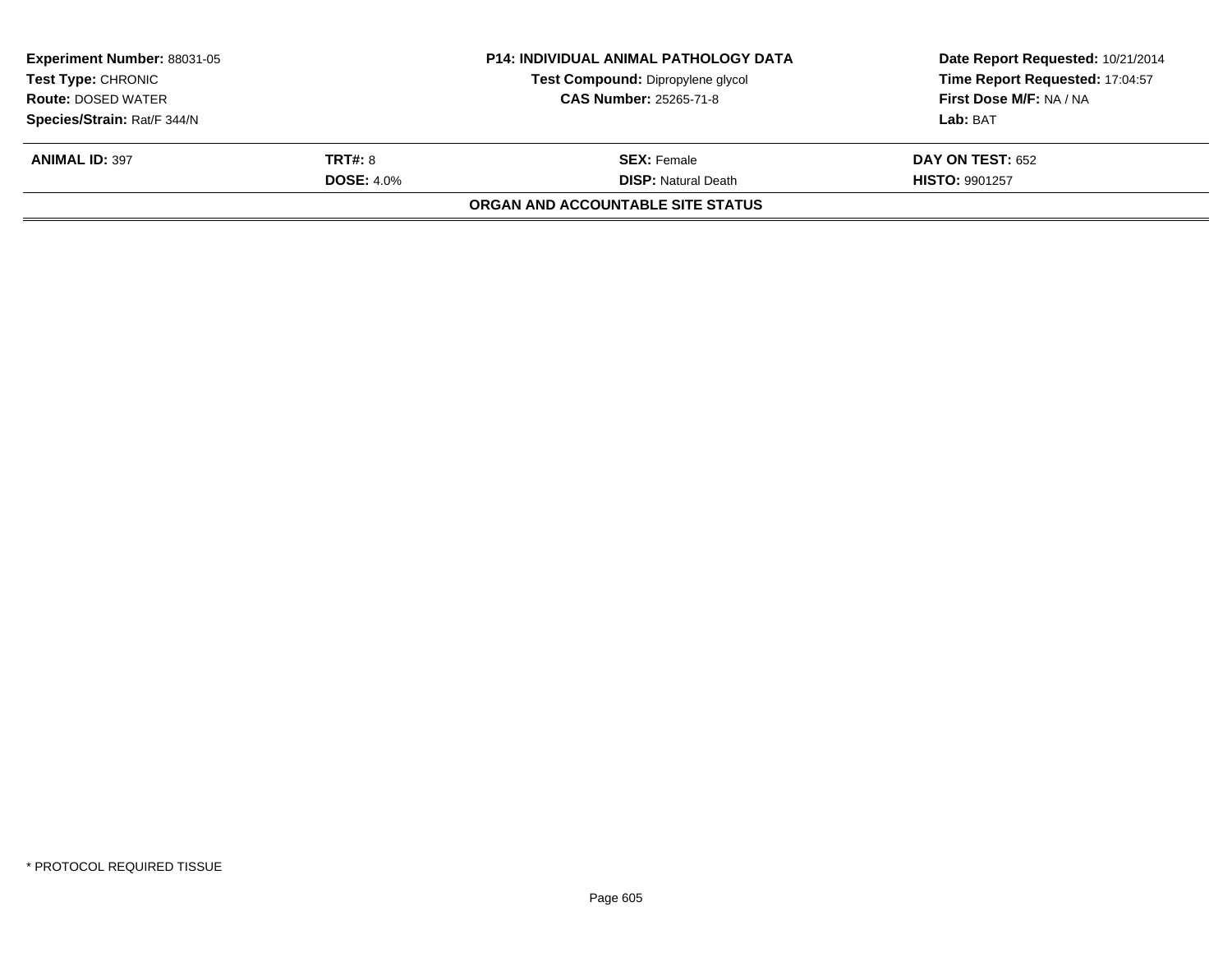**Experiment Number:** 88031-05
**Test Type:** CHRONIC
**Route:** DOSED WATER
**Species/Strain:** Rat/F 344/N

**P14: INDIVIDUAL ANIMAL PATHOLOGY DATA**
**Test Compound:** Dipropylene glycol
**CAS Number:** 25265-71-8

**Date Report Requested:** 10/21/2014
**Time Report Requested:** 17:04:57
**First Dose M/F:** NA / NA
**Lab:** BAT

| **ANIMAL ID:** 397 | **TRT#:** 8 | **SEX:** Female | **DAY ON TEST:** 652 |
|---|---|---|---|
| | **DOSE:** 4.0% | **DISP:** Natural Death | **HISTO:** 9901257 |

**ORGAN AND ACCOUNTABLE SITE STATUS**

* PROTOCOL REQUIRED TISSUE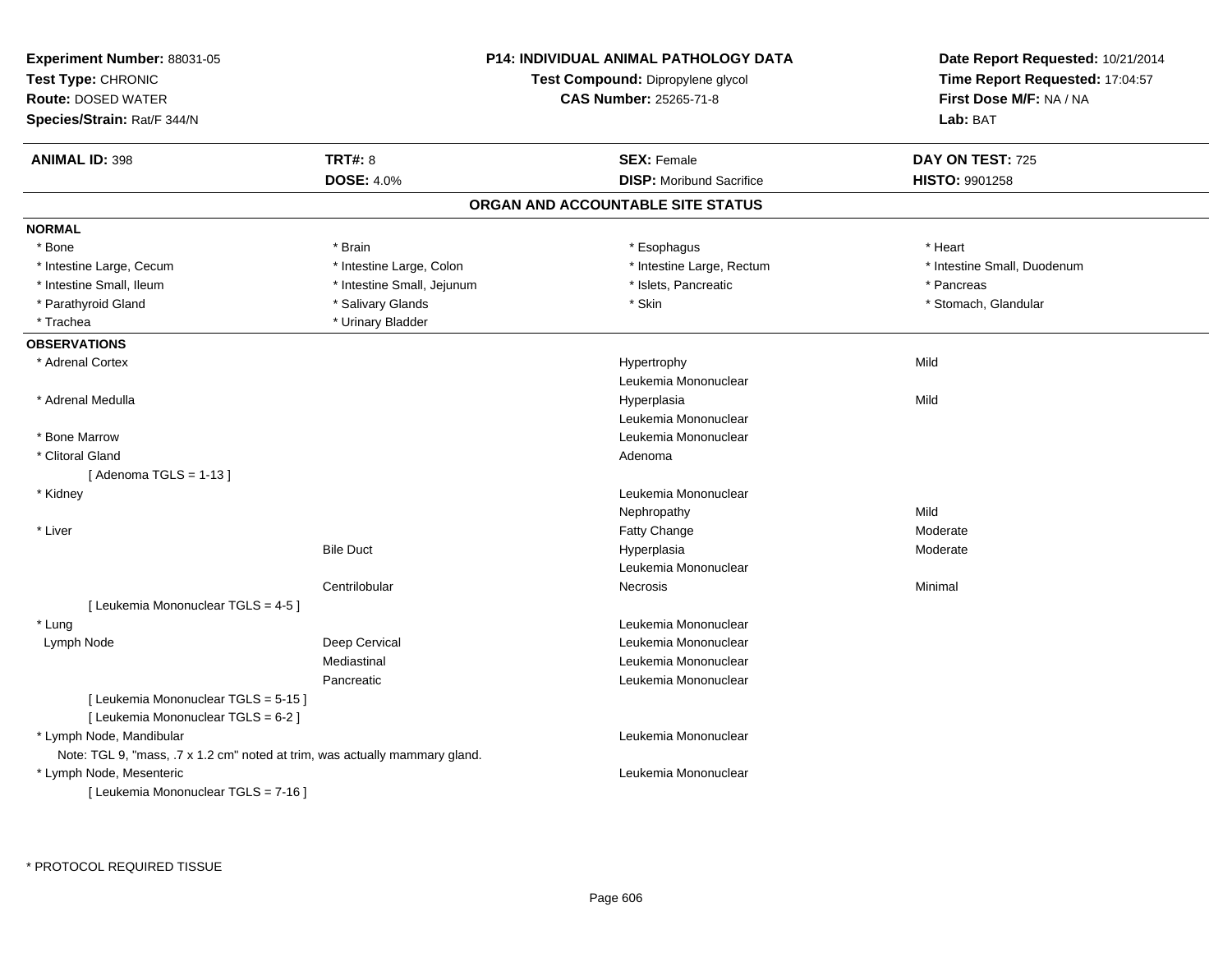**Experiment Number:** 88031-05
**Test Type:** CHRONIC
**Route:** DOSED WATER
**Species/Strain:** Rat/F 344/N

**P14: INDIVIDUAL ANIMAL PATHOLOGY DATA**
**Test Compound:** Dipropylene glycol
**CAS Number:** 25265-71-8

**Date Report Requested:** 10/21/2014
**Time Report Requested:** 17:04:57
**First Dose M/F:** NA / NA
**Lab:** BAT

| **ANIMAL ID:** 398 | **TRT#:** 8 | **SEX:** Female | **DAY ON TEST:** 725 |
|---|---|---|---|
| | **DOSE:** 4.0% | **DISP:** Moribund Sacrifice | **HISTO:** 9901258 |

## ORGAN AND ACCOUNTABLE SITE STATUS

**NORMAL**

| | | | |
|---|---|---|---|
| * Bone | * Brain | * Esophagus | * Heart |
| * Intestine Large, Cecum | * Intestine Large, Colon | * Intestine Large, Rectum | * Intestine Small, Duodenum |
| * Intestine Small, Ileum | * Intestine Small, Jejunum | * Islets, Pancreatic | * Pancreas |
| * Parathyroid Gland | * Salivary Glands | * Skin | * Stomach, Glandular |
| * Trachea | * Urinary Bladder | | |

**OBSERVATIONS**

| | | | |
|---|---|---|---|
| * Adrenal Cortex | | Hypertrophy | Mild |
| | | Leukemia Mononuclear | |
| * Adrenal Medulla | | Hyperplasia | Mild |
| | | Leukemia Mononuclear | |
| * Bone Marrow | | Leukemia Mononuclear | |
| * Clitoral Gland | | Adenoma | |
| [ Adenoma TGLS = 1-13 ] | | | |
| * Kidney | | Leukemia Mononuclear | |
| | | Nephropathy | Mild |
| * Liver | | Fatty Change | Moderate |
| | Bile Duct | Hyperplasia | Moderate |
| | | Leukemia Mononuclear | |
| | Centrilobular | Necrosis | Minimal |
| [ Leukemia Mononuclear TGLS = 4-5 ] | | | |
| * Lung | | Leukemia Mononuclear | |
| Lymph Node | Deep Cervical | Leukemia Mononuclear | |
| | Mediastinal | Leukemia Mononuclear | |
| | Pancreatic | Leukemia Mononuclear | |
| [ Leukemia Mononuclear TGLS = 5-15 ] | | | |
| [ Leukemia Mononuclear TGLS = 6-2 ] | | | |
| * Lymph Node, Mandibular | | Leukemia Mononuclear | |
| Note: TGL 9, "mass, .7 x 1.2 cm" noted at trim, was actually mammary gland. | | | |
| * Lymph Node, Mesenteric | | Leukemia Mononuclear | |
| [ Leukemia Mononuclear TGLS = 7-16 ] | | | |

\* PROTOCOL REQUIRED TISSUE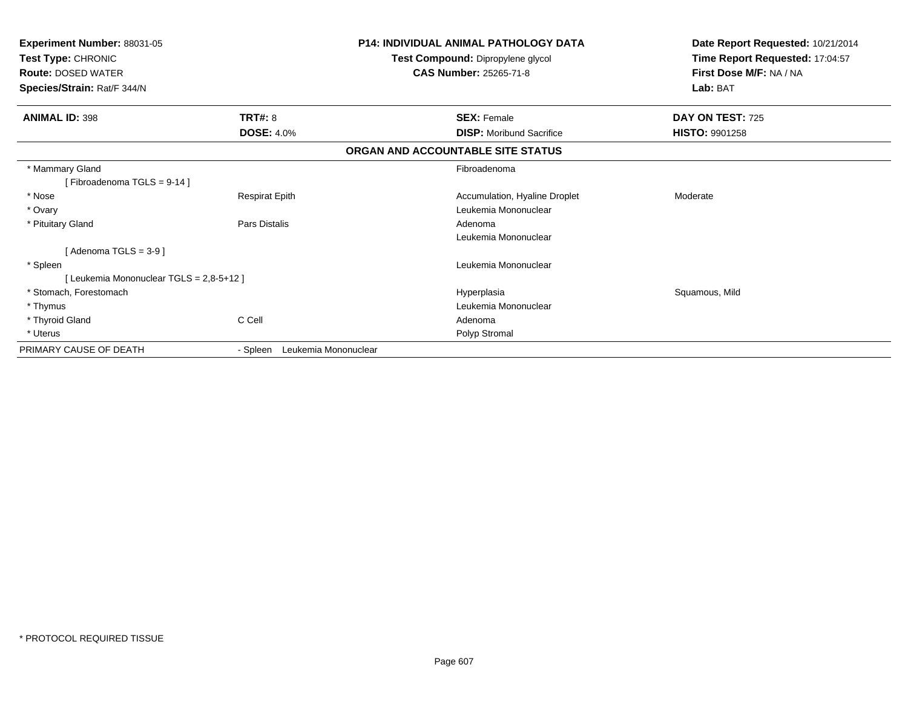**Experiment Number:** 88031-05
**Test Type:** CHRONIC
**Route:** DOSED WATER
**Species/Strain:** Rat/F 344/N

**P14: INDIVIDUAL ANIMAL PATHOLOGY DATA**
**Test Compound:** Dipropylene glycol
**CAS Number:** 25265-71-8

**Date Report Requested:** 10/21/2014
**Time Report Requested:** 17:04:57
**First Dose M/F:** NA / NA
**Lab:** BAT

| **ANIMAL ID:** 398 | **TRT#:** 8 | **SEX:** Female | **DAY ON TEST:** 725 |
|---|---|---|---|
| | **DOSE:** 4.0% | **DISP:** Moribund Sacrifice | **HISTO:** 9901258 |

**ORGAN AND ACCOUNTABLE SITE STATUS**

| | | | |
|---|---|---|---|
| * Mammary Gland | | Fibroadenoma | |
| [ Fibroadenoma TGLS = 9-14 ] | | | |
| * Nose | Respirat Epith | Accumulation, Hyaline Droplet | Moderate |
| * Ovary | | Leukemia Mononuclear | |
| * Pituitary Gland | Pars Distalis | Adenoma | |
| | | Leukemia Mononuclear | |
| [ Adenoma TGLS = 3-9 ] | | | |
| * Spleen | | Leukemia Mononuclear | |
| [ Leukemia Mononuclear TGLS = 2,8-5+12 ] | | | |
| * Stomach, Forestomach | | Hyperplasia | Squamous, Mild |
| * Thymus | | Leukemia Mononuclear | |
| * Thyroid Gland | C Cell | Adenoma | |
| * Uterus | | Polyp Stromal | |
| PRIMARY CAUSE OF DEATH | - Spleen Leukemia Mononuclear | | |

* PROTOCOL REQUIRED TISSUE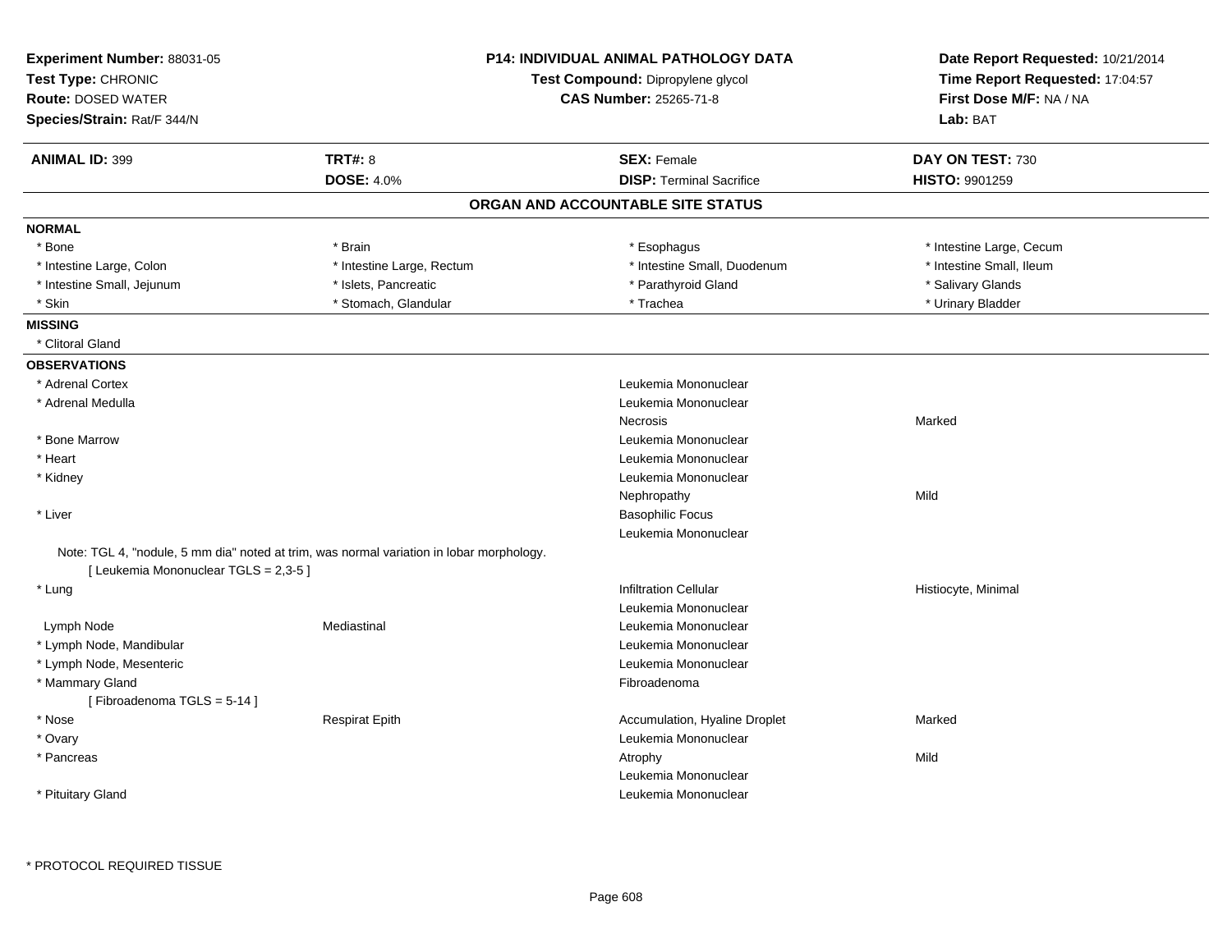**Experiment Number:** 88031-05
**Test Type:** CHRONIC
**Route:** DOSED WATER
**Species/Strain:** Rat/F 344/N

**P14: INDIVIDUAL ANIMAL PATHOLOGY DATA**
**Test Compound:** Dipropylene glycol
**CAS Number:** 25265-71-8

**Date Report Requested:** 10/21/2014
**Time Report Requested:** 17:04:57
**First Dose M/F:** NA / NA
**Lab:** BAT

| **ANIMAL ID:** 399 | **TRT#:** 8 | **SEX:** Female | **DAY ON TEST:** 730 |
|---|---|---|---|
| | **DOSE:** 4.0% | **DISP:** Terminal Sacrifice | **HISTO:** 9901259 |

## ORGAN AND ACCOUNTABLE SITE STATUS

**NORMAL**

| | | | |
|---|---|---|---|
| * Bone | * Brain | * Esophagus | * Intestine Large, Cecum |
| * Intestine Large, Colon | * Intestine Large, Rectum | * Intestine Small, Duodenum | * Intestine Small, Ileum |
| * Intestine Small, Jejunum | * Islets, Pancreatic | * Parathyroid Gland | * Salivary Glands |
| * Skin | * Stomach, Glandular | * Trachea | * Urinary Bladder |

**MISSING**

* Clitoral Gland

**OBSERVATIONS**

| Organ | Site | Observation | Severity |
|---|---|---|---|
| * Adrenal Cortex | | Leukemia Mononuclear | |
| * Adrenal Medulla | | Leukemia Mononuclear | |
| | | Necrosis | Marked |
| * Bone Marrow | | Leukemia Mononuclear | |
| * Heart | | Leukemia Mononuclear | |
| * Kidney | | Leukemia Mononuclear | |
| | | Nephropathy | Mild |
| * Liver | | Basophilic Focus | |
| | | Leukemia Mononuclear | |

Note: TGL 4, "nodule, 5 mm dia" noted at trim, was normal variation in lobar morphology.
[ Leukemia Mononuclear TGLS = 2,3-5 ]

| Organ | Site | Observation | Severity |
|---|---|---|---|
| * Lung | | Infiltration Cellular | Histiocyte, Minimal |
| | | Leukemia Mononuclear | |
| Lymph Node | Mediastinal | Leukemia Mononuclear | |
| * Lymph Node, Mandibular | | Leukemia Mononuclear | |
| * Lymph Node, Mesenteric | | Leukemia Mononuclear | |
| * Mammary Gland | | Fibroadenoma | |

[ Fibroadenoma TGLS = 5-14 ]

| Organ | Site | Observation | Severity |
|---|---|---|---|
| * Nose | Respirat Epith | Accumulation, Hyaline Droplet | Marked |
| * Ovary | | Leukemia Mononuclear | |
| * Pancreas | | Atrophy | Mild |
| | | Leukemia Mononuclear | |
| * Pituitary Gland | | Leukemia Mononuclear | |

\* PROTOCOL REQUIRED TISSUE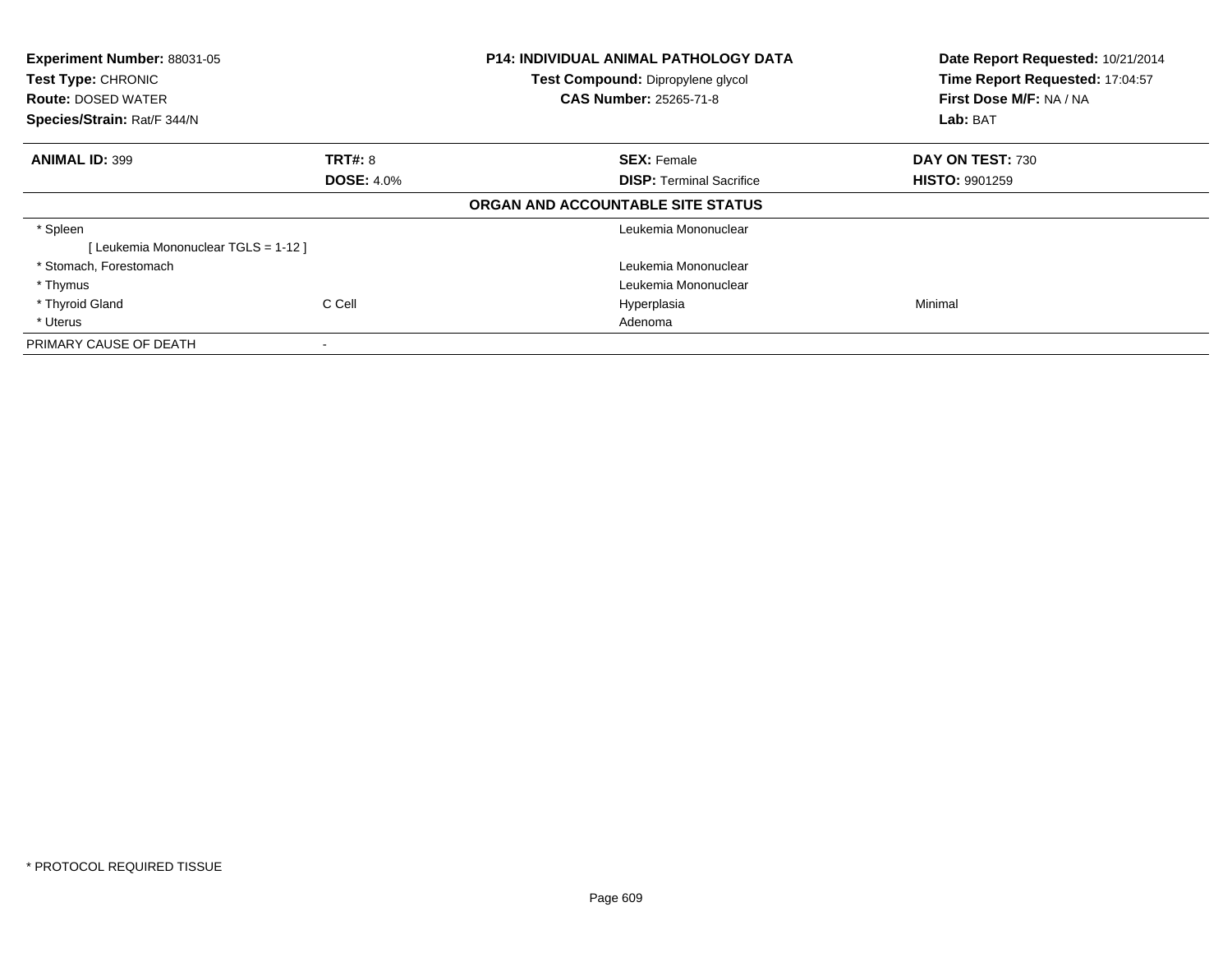**Experiment Number:** 88031-05
**Test Type:** CHRONIC
**Route:** DOSED WATER
**Species/Strain:** Rat/F 344/N

**P14: INDIVIDUAL ANIMAL PATHOLOGY DATA**
**Test Compound:** Dipropylene glycol
**CAS Number:** 25265-71-8

**Date Report Requested:** 10/21/2014
**Time Report Requested:** 17:04:57
**First Dose M/F:** NA / NA
**Lab:** BAT

| **ANIMAL ID:** 399 | **TRT#:** 8 | **SEX:** Female | **DAY ON TEST:** 730 |
|---|---|---|---|
| | **DOSE:** 4.0% | **DISP:** Terminal Sacrifice | **HISTO:** 9901259 |

**ORGAN AND ACCOUNTABLE SITE STATUS**

| | | | |
|---|---|---|---|
| * Spleen | | Leukemia Mononuclear | |
| [ Leukemia Mononuclear TGLS = 1-12 ] | | | |
| * Stomach, Forestomach | | Leukemia Mononuclear | |
| * Thymus | | Leukemia Mononuclear | |
| * Thyroid Gland | C Cell | Hyperplasia | Minimal |
| * Uterus | | Adenoma | |
| PRIMARY CAUSE OF DEATH | - | | |

* PROTOCOL REQUIRED TISSUE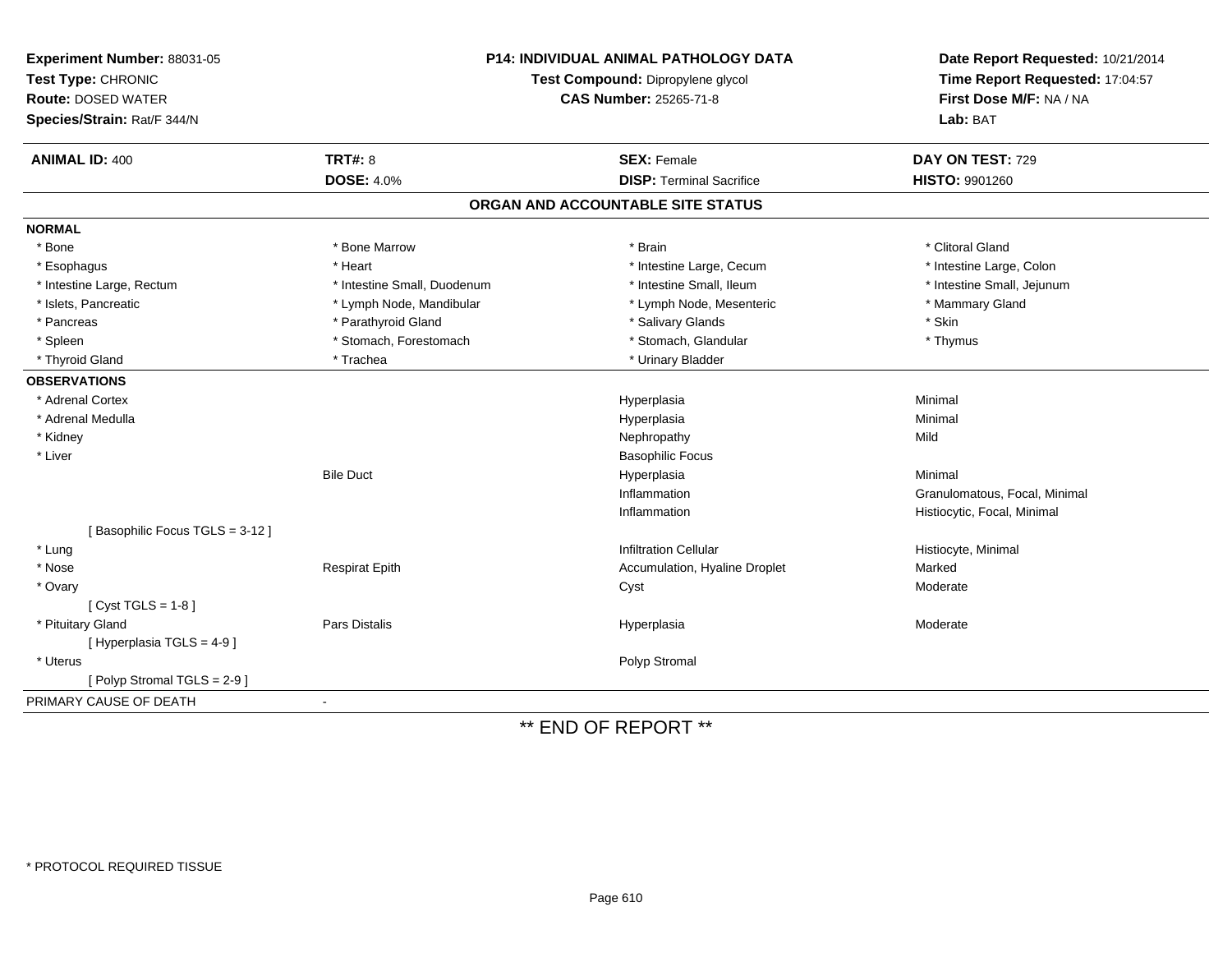**Experiment Number:** 88031-05
**Test Type:** CHRONIC
**Route:** DOSED WATER
**Species/Strain:** Rat/F 344/N

**P14: INDIVIDUAL ANIMAL PATHOLOGY DATA**
**Test Compound:** Dipropylene glycol
**CAS Number:** 25265-71-8

**Date Report Requested:** 10/21/2014
**Time Report Requested:** 17:04:57
**First Dose M/F:** NA / NA
**Lab:** BAT

| | | | |
|---|---|---|---|
| **ANIMAL ID:** 400 | **TRT#:** 8 | **SEX:** Female | **DAY ON TEST:** 729 |
| | **DOSE:** 4.0% | **DISP:** Terminal Sacrifice | **HISTO:** 9901260 |

## ORGAN AND ACCOUNTABLE SITE STATUS

**NORMAL**

| | | | |
|---|---|---|---|
| * Bone | * Bone Marrow | * Brain | * Clitoral Gland |
| * Esophagus | * Heart | * Intestine Large, Cecum | * Intestine Large, Colon |
| * Intestine Large, Rectum | * Intestine Small, Duodenum | * Intestine Small, Ileum | * Intestine Small, Jejunum |
| * Islets, Pancreatic | * Lymph Node, Mandibular | * Lymph Node, Mesenteric | * Mammary Gland |
| * Pancreas | * Parathyroid Gland | * Salivary Glands | * Skin |
| * Spleen | * Stomach, Forestomach | * Stomach, Glandular | * Thymus |
| * Thyroid Gland | * Trachea | * Urinary Bladder | |

**OBSERVATIONS**

| | | | |
|---|---|---|---|
| * Adrenal Cortex | | Hyperplasia | Minimal |
| * Adrenal Medulla | | Hyperplasia | Minimal |
| * Kidney | | Nephropathy | Mild |
| * Liver | | Basophilic Focus | |
| | Bile Duct | Hyperplasia | Minimal |
| | | Inflammation | Granulomatous, Focal, Minimal |
| | | Inflammation | Histiocytic, Focal, Minimal |
| [ Basophilic Focus TGLS = 3-12 ] | | | |
| * Lung | | Infiltration Cellular | Histiocyte, Minimal |
| * Nose | Respirat Epith | Accumulation, Hyaline Droplet | Marked |
| * Ovary | | Cyst | Moderate |
| [ Cyst TGLS = 1-8 ] | | | |
| * Pituitary Gland | Pars Distalis | Hyperplasia | Moderate |
| [ Hyperplasia TGLS = 4-9 ] | | | |
| * Uterus | | Polyp Stromal | |
| [ Polyp Stromal TGLS = 2-9 ] | | | |

PRIMARY CAUSE OF DEATH -

** END OF REPORT **

* PROTOCOL REQUIRED TISSUE